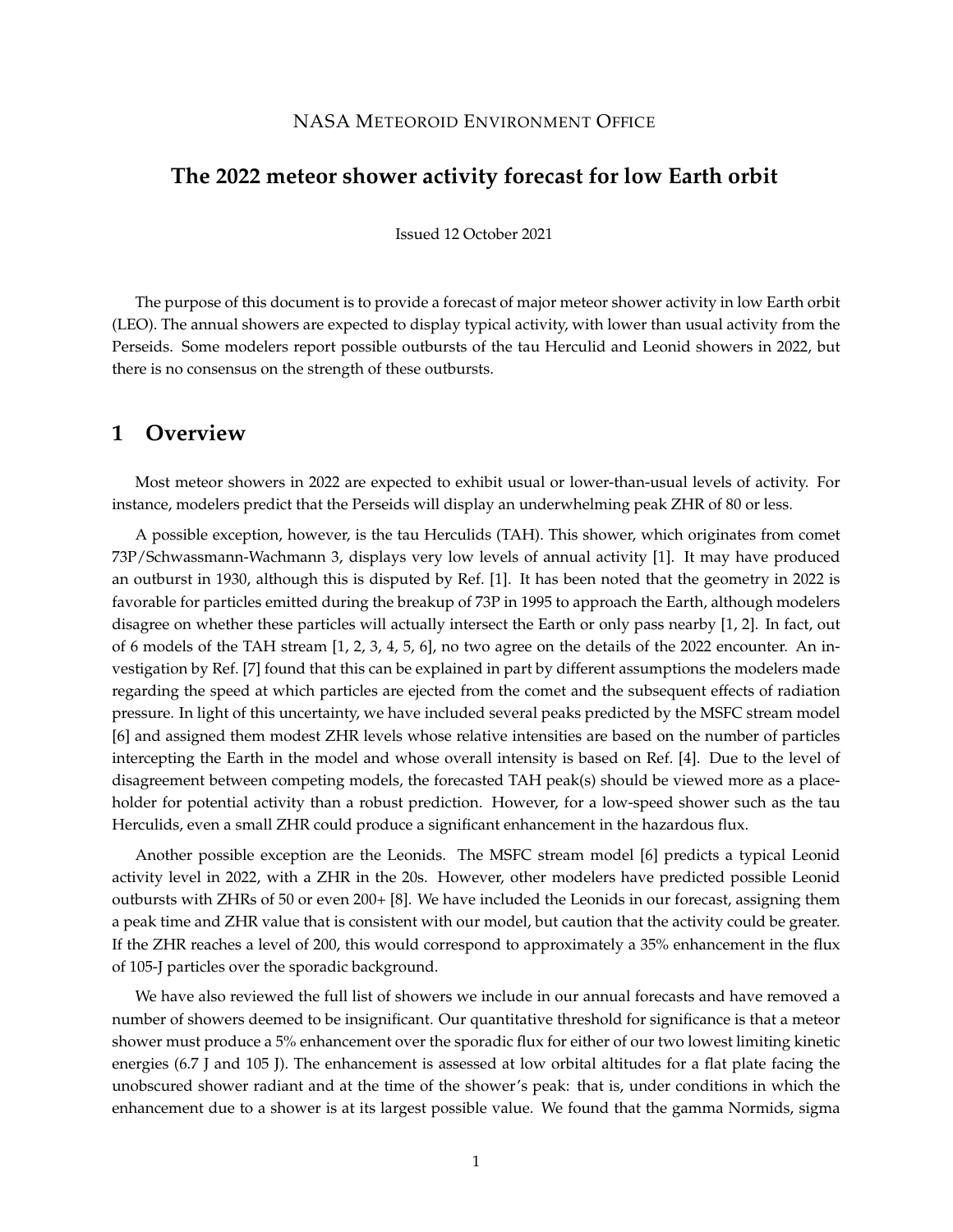NASA Meteoroid Environment Office

# The 2022 meteor shower activity forecast for low Earth orbit

Issued 12 October 2021

The purpose of this document is to provide a forecast of major meteor shower activity in low Earth orbit (LEO). The annual showers are expected to display typical activity, with lower than usual activity from the Perseids. Some modelers report possible outbursts of the tau Herculid and Leonid showers in 2022, but there is no consensus on the strength of these outbursts.

## 1 Overview

Most meteor showers in 2022 are expected to exhibit usual or lower-than-usual levels of activity. For instance, modelers predict that the Perseids will display an underwhelming peak ZHR of 80 or less.

A possible exception, however, is the tau Herculids (TAH). This shower, which originates from comet 73P/Schwassmann-Wachmann 3, displays very low levels of annual activity [1]. It may have produced an outburst in 1930, although this is disputed by Ref. [1]. It has been noted that the geometry in 2022 is favorable for particles emitted during the breakup of 73P in 1995 to approach the Earth, although modelers disagree on whether these particles will actually intersect the Earth or only pass nearby [1, 2]. In fact, out of 6 models of the TAH stream [1, 2, 3, 4, 5, 6], no two agree on the details of the 2022 encounter. An investigation by Ref. [7] found that this can be explained in part by different assumptions the modelers made regarding the speed at which particles are ejected from the comet and the subsequent effects of radiation pressure. In light of this uncertainty, we have included several peaks predicted by the MSFC stream model [6] and assigned them modest ZHR levels whose relative intensities are based on the number of particles intercepting the Earth in the model and whose overall intensity is based on Ref. [4]. Due to the level of disagreement between competing models, the forecasted TAH peak(s) should be viewed more as a placeholder for potential activity than a robust prediction. However, for a low-speed shower such as the tau Herculids, even a small ZHR could produce a significant enhancement in the hazardous flux.

Another possible exception are the Leonids. The MSFC stream model [6] predicts a typical Leonid activity level in 2022, with a ZHR in the 20s. However, other modelers have predicted possible Leonid outbursts with ZHRs of 50 or even 200+ [8]. We have included the Leonids in our forecast, assigning them a peak time and ZHR value that is consistent with our model, but caution that the activity could be greater. If the ZHR reaches a level of 200, this would correspond to approximately a 35% enhancement in the flux of 105-J particles over the sporadic background.

We have also reviewed the full list of showers we include in our annual forecasts and have removed a number of showers deemed to be insignificant. Our quantitative threshold for significance is that a meteor shower must produce a 5% enhancement over the sporadic flux for either of our two lowest limiting kinetic energies (6.7 J and 105 J). The enhancement is assessed at low orbital altitudes for a flat plate facing the unobscured shower radiant and at the time of the shower's peak: that is, under conditions in which the enhancement due to a shower is at its largest possible value. We found that the gamma Normids, sigma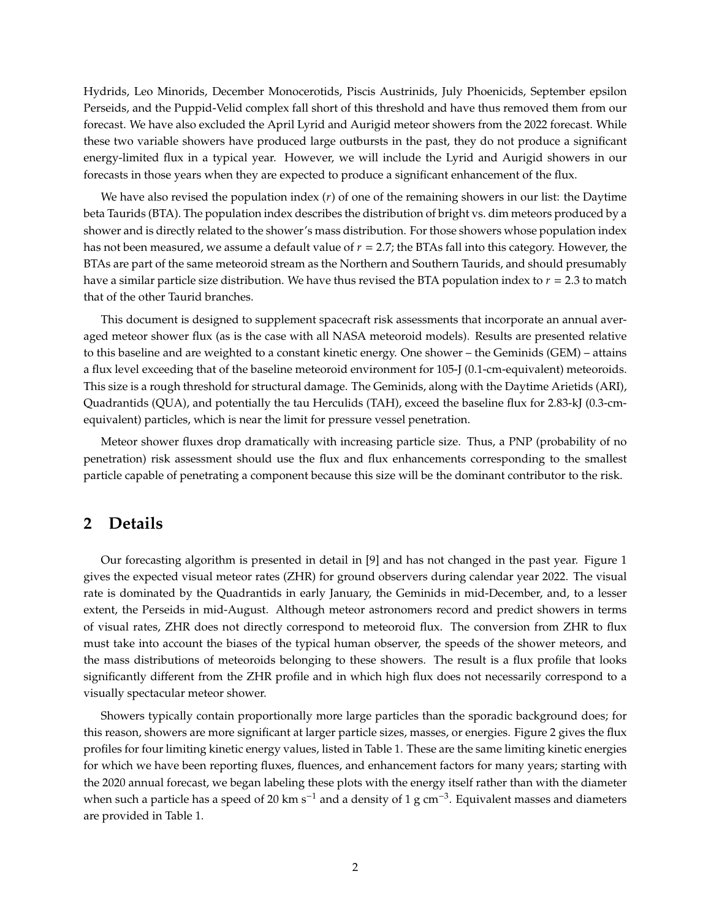Hydrids, Leo Minorids, December Monocerotids, Piscis Austrinids, July Phoenicids, September epsilon Perseids, and the Puppid-Velid complex fall short of this threshold and have thus removed them from our forecast. We have also excluded the April Lyrid and Aurigid meteor showers from the 2022 forecast. While these two variable showers have produced large outbursts in the past, they do not produce a significant energy-limited flux in a typical year. However, we will include the Lyrid and Aurigid showers in our forecasts in those years when they are expected to produce a significant enhancement of the flux.

We have also revised the population index ($r$) of one of the remaining showers in our list: the Daytime beta Taurids (BTA). The population index describes the distribution of bright vs. dim meteors produced by a shower and is directly related to the shower's mass distribution. For those showers whose population index has not been measured, we assume a default value of $r = 2.7$; the BTAs fall into this category. However, the BTAs are part of the same meteoroid stream as the Northern and Southern Taurids, and should presumably have a similar particle size distribution. We have thus revised the BTA population index to $r = 2.3$ to match that of the other Taurid branches.

This document is designed to supplement spacecraft risk assessments that incorporate an annual averaged meteor shower flux (as is the case with all NASA meteoroid models). Results are presented relative to this baseline and are weighted to a constant kinetic energy. One shower – the Geminids (GEM) – attains a flux level exceeding that of the baseline meteoroid environment for 105-J (0.1-cm-equivalent) meteoroids. This size is a rough threshold for structural damage. The Geminids, along with the Daytime Arietids (ARI), Quadrantids (QUA), and potentially the tau Herculids (TAH), exceed the baseline flux for 2.83-kJ (0.3-cm-equivalent) particles, which is near the limit for pressure vessel penetration.

Meteor shower fluxes drop dramatically with increasing particle size. Thus, a PNP (probability of no penetration) risk assessment should use the flux and flux enhancements corresponding to the smallest particle capable of penetrating a component because this size will be the dominant contributor to the risk.

## 2 Details

Our forecasting algorithm is presented in detail in [9] and has not changed in the past year. Figure 1 gives the expected visual meteor rates (ZHR) for ground observers during calendar year 2022. The visual rate is dominated by the Quadrantids in early January, the Geminids in mid-December, and, to a lesser extent, the Perseids in mid-August. Although meteor astronomers record and predict showers in terms of visual rates, ZHR does not directly correspond to meteoroid flux. The conversion from ZHR to flux must take into account the biases of the typical human observer, the speeds of the shower meteors, and the mass distributions of meteoroids belonging to these showers. The result is a flux profile that looks significantly different from the ZHR profile and in which high flux does not necessarily correspond to a visually spectacular meteor shower.

Showers typically contain proportionally more large particles than the sporadic background does; for this reason, showers are more significant at larger particle sizes, masses, or energies. Figure 2 gives the flux profiles for four limiting kinetic energy values, listed in Table 1. These are the same limiting kinetic energies for which we have been reporting fluxes, fluences, and enhancement factors for many years; starting with the 2020 annual forecast, we began labeling these plots with the energy itself rather than with the diameter when such a particle has a speed of 20 km $s^{-1}$ and a density of 1 g $cm^{-3}$. Equivalent masses and diameters are provided in Table 1.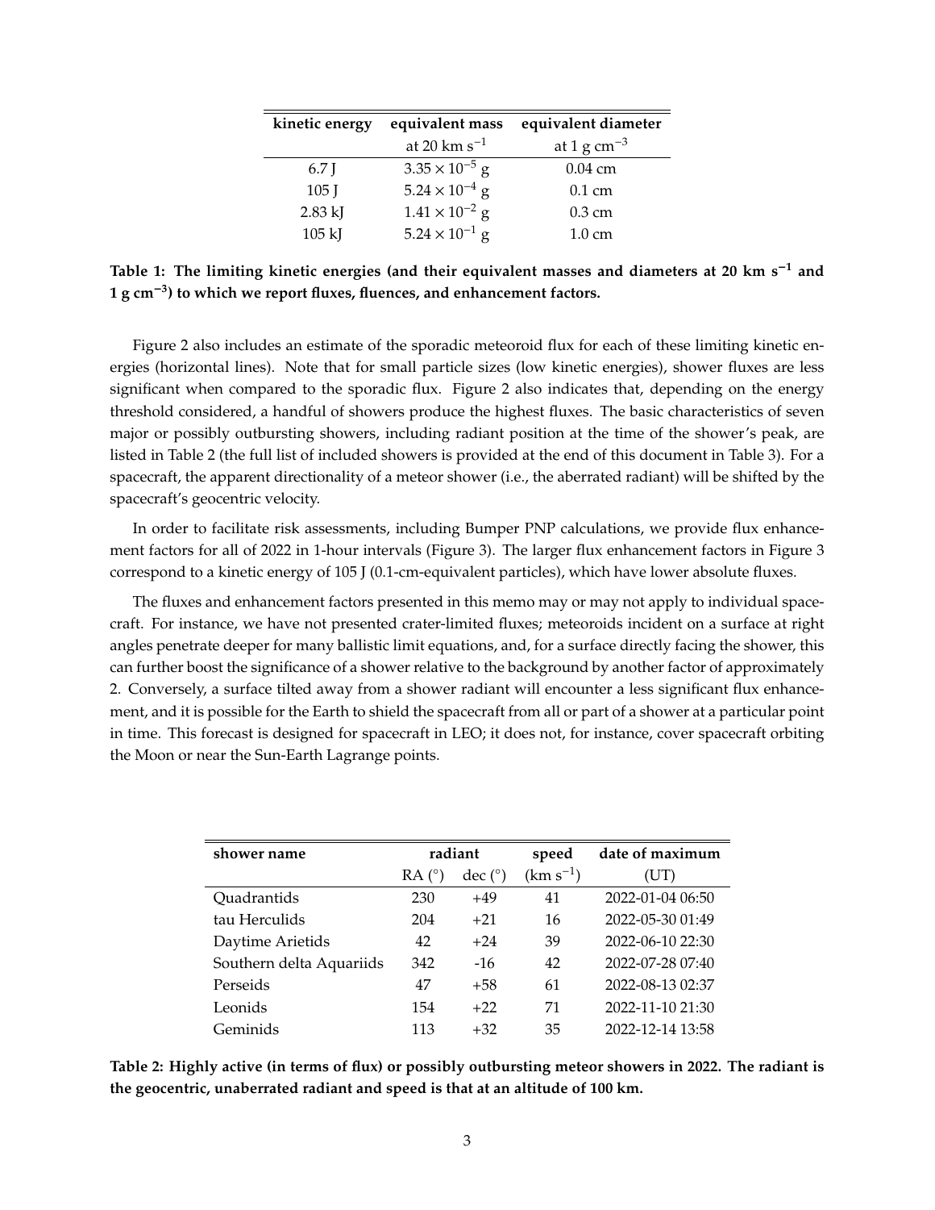| kinetic energy | equivalent mass | equivalent diameter |
|---|---|---|
| | at 20 km $s^{-1}$ | at 1 g $cm^{-3}$ |
| 6.7 J | $3.35 \times 10^{-5}$ g | 0.04 cm |
| 105 J | $5.24 \times 10^{-4}$ g | 0.1 cm |
| 2.83 kJ | $1.41 \times 10^{-2}$ g | 0.3 cm |
| 105 kJ | $5.24 \times 10^{-1}$ g | 1.0 cm |

**Table 1: The limiting kinetic energies (and their equivalent masses and diameters at 20 km $s^{-1}$ and 1 g $cm^{-3}$) to which we report fluxes, fluences, and enhancement factors.**

Figure 2 also includes an estimate of the sporadic meteoroid flux for each of these limiting kinetic energies (horizontal lines). Note that for small particle sizes (low kinetic energies), shower fluxes are less significant when compared to the sporadic flux. Figure 2 also indicates that, depending on the energy threshold considered, a handful of showers produce the highest fluxes. The basic characteristics of seven major or possibly outbursting showers, including radiant position at the time of the shower's peak, are listed in Table 2 (the full list of included showers is provided at the end of this document in Table 3). For a spacecraft, the apparent directionality of a meteor shower (i.e., the aberrated radiant) will be shifted by the spacecraft's geocentric velocity.

In order to facilitate risk assessments, including Bumper PNP calculations, we provide flux enhancement factors for all of 2022 in 1-hour intervals (Figure 3). The larger flux enhancement factors in Figure 3 correspond to a kinetic energy of 105 J (0.1-cm-equivalent particles), which have lower absolute fluxes.

The fluxes and enhancement factors presented in this memo may or may not apply to individual spacecraft. For instance, we have not presented crater-limited fluxes; meteoroids incident on a surface at right angles penetrate deeper for many ballistic limit equations, and, for a surface directly facing the shower, this can further boost the significance of a shower relative to the background by another factor of approximately 2. Conversely, a surface tilted away from a shower radiant will encounter a less significant flux enhancement, and it is possible for the Earth to shield the spacecraft from all or part of a shower at a particular point in time. This forecast is designed for spacecraft in LEO; it does not, for instance, cover spacecraft orbiting the Moon or near the Sun-Earth Lagrange points.

| shower name | radiant | | speed | date of maximum |
|---|---|---|---|---|
| | RA (°) | dec (°) | (km $s^{-1}$) | (UT) |
| Quadrantids | 230 | +49 | 41 | 2022-01-04 06:50 |
| tau Herculids | 204 | +21 | 16 | 2022-05-30 01:49 |
| Daytime Arietids | 42 | +24 | 39 | 2022-06-10 22:30 |
| Southern delta Aquariids | 342 | -16 | 42 | 2022-07-28 07:40 |
| Perseids | 47 | +58 | 61 | 2022-08-13 02:37 |
| Leonids | 154 | +22 | 71 | 2022-11-10 21:30 |
| Geminids | 113 | +32 | 35 | 2022-12-14 13:58 |

**Table 2: Highly active (in terms of flux) or possibly outbursting meteor showers in 2022. The radiant is the geocentric, unaberrated radiant and speed is that at an altitude of 100 km.**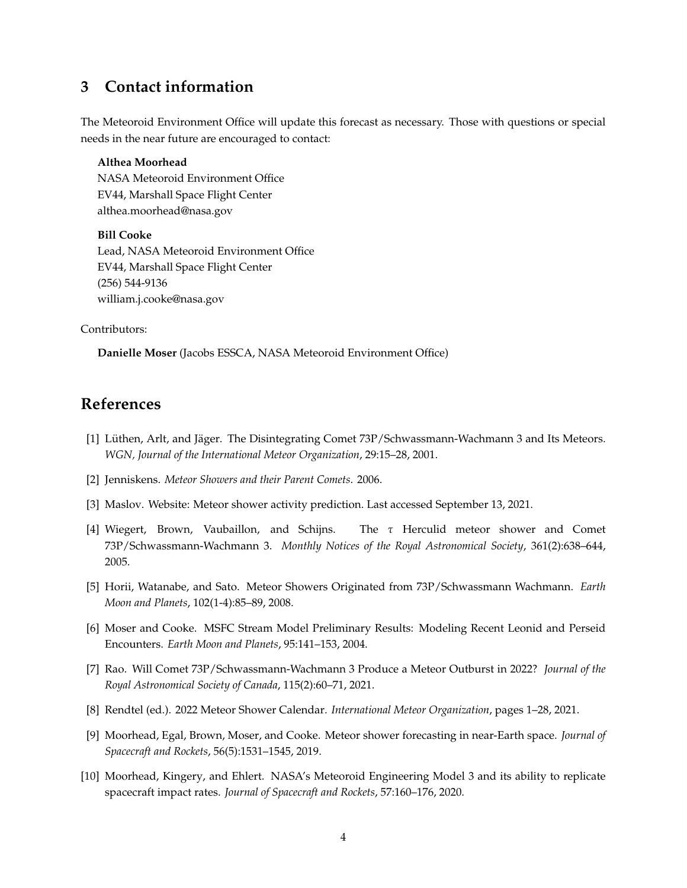## 3 Contact information

The Meteoroid Environment Office will update this forecast as necessary. Those with questions or special needs in the near future are encouraged to contact:

**Althea Moorhead**
NASA Meteoroid Environment Office
EV44, Marshall Space Flight Center
althea.moorhead@nasa.gov

**Bill Cooke**
Lead, NASA Meteoroid Environment Office
EV44, Marshall Space Flight Center
(256) 544-9136
william.j.cooke@nasa.gov

Contributors:

**Danielle Moser** (Jacobs ESSCA, NASA Meteoroid Environment Office)

## References

[1] Lüthen, Arlt, and Jäger. The Disintegrating Comet 73P/Schwassmann-Wachmann 3 and Its Meteors. *WGN, Journal of the International Meteor Organization*, 29:15–28, 2001.

[2] Jenniskens. *Meteor Showers and their Parent Comets*. 2006.

[3] Maslov. Website: Meteor shower activity prediction. Last accessed September 13, 2021.

[4] Wiegert, Brown, Vaubaillon, and Schijns. The $\tau$ Herculid meteor shower and Comet 73P/Schwassmann-Wachmann 3. *Monthly Notices of the Royal Astronomical Society*, 361(2):638–644, 2005.

[5] Horii, Watanabe, and Sato. Meteor Showers Originated from 73P/Schwassmann Wachmann. *Earth Moon and Planets*, 102(1-4):85–89, 2008.

[6] Moser and Cooke. MSFC Stream Model Preliminary Results: Modeling Recent Leonid and Perseid Encounters. *Earth Moon and Planets*, 95:141–153, 2004.

[7] Rao. Will Comet 73P/Schwassmann-Wachmann 3 Produce a Meteor Outburst in 2022? *Journal of the Royal Astronomical Society of Canada*, 115(2):60–71, 2021.

[8] Rendtel (ed.). 2022 Meteor Shower Calendar. *International Meteor Organization*, pages 1–28, 2021.

[9] Moorhead, Egal, Brown, Moser, and Cooke. Meteor shower forecasting in near-Earth space. *Journal of Spacecraft and Rockets*, 56(5):1531–1545, 2019.

[10] Moorhead, Kingery, and Ehlert. NASA's Meteoroid Engineering Model 3 and its ability to replicate spacecraft impact rates. *Journal of Spacecraft and Rockets*, 57:160–176, 2020.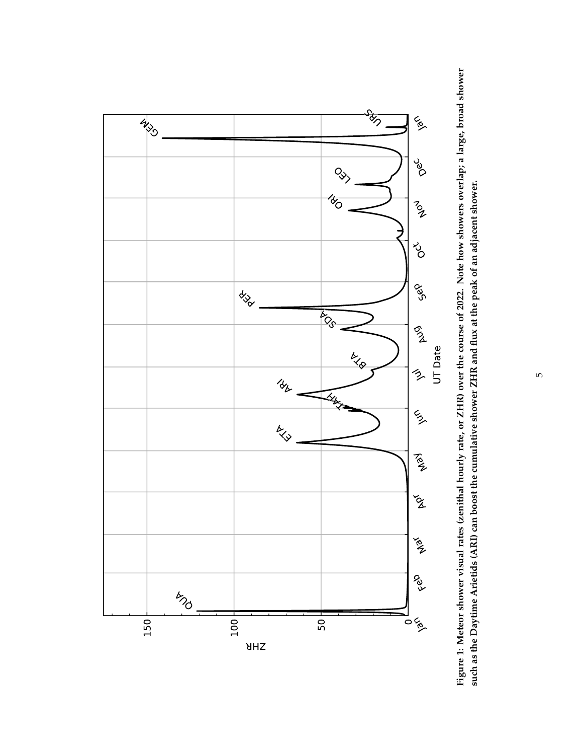**Figure 1: Meteor shower visual rates (zenithal hourly rate, or ZHR) over the course of 2022. Note how showers overlap; a large, broad shower such as the Daytime Arietids (ARI) can boost the cumulative shower ZHR and flux at the peak of an adjacent shower.**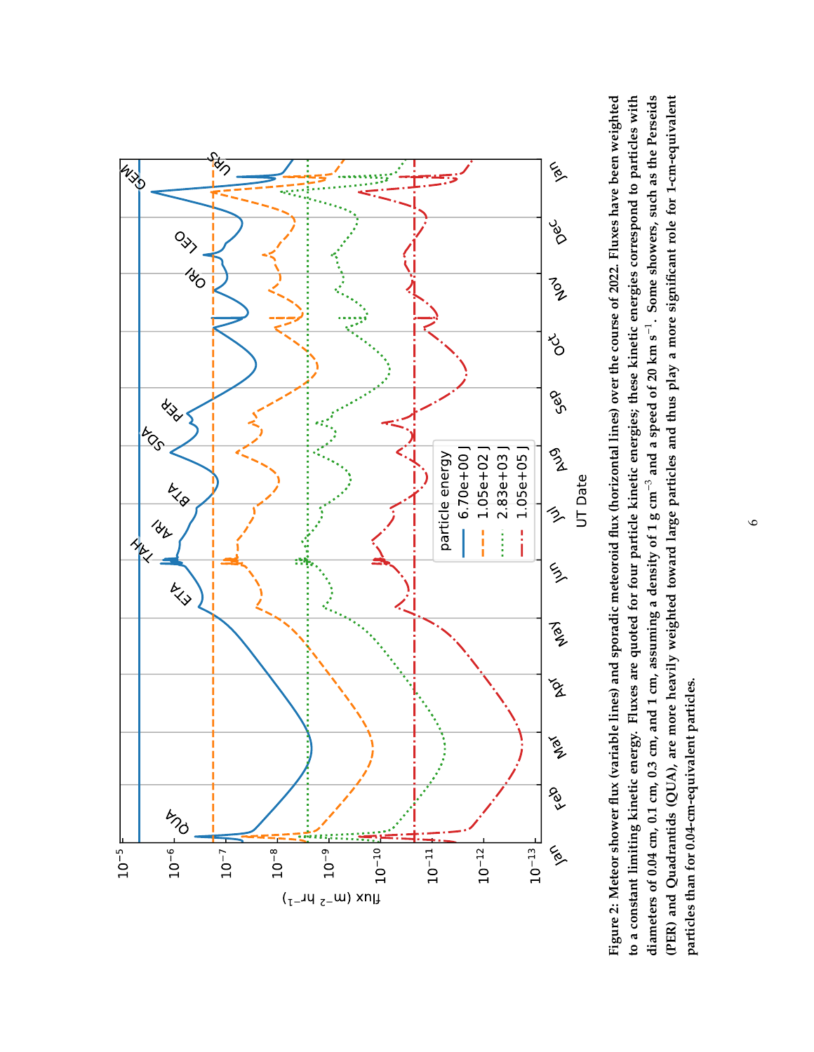Figure 2: Meteor shower flux (variable lines) and sporadic meteoroid flux (horizontal lines) over the course of 2022. Fluxes have been weighted to a constant limiting kinetic energy. Fluxes are quoted for four particle kinetic energies; these kinetic energies correspond to particles with diameters of 0.04 cm, 0.1 cm, 0.3 cm, and 1 cm, assuming a density of 1 g cm$^{-3}$ and a speed of 20 km s$^{-1}$. Some showers, such as the Perseids (PER) and Quadrantids (QUA), are more heavily weighted toward large particles and thus play a more significant role for 1-cm-equivalent particles than for 0.04-cm-equivalent particles.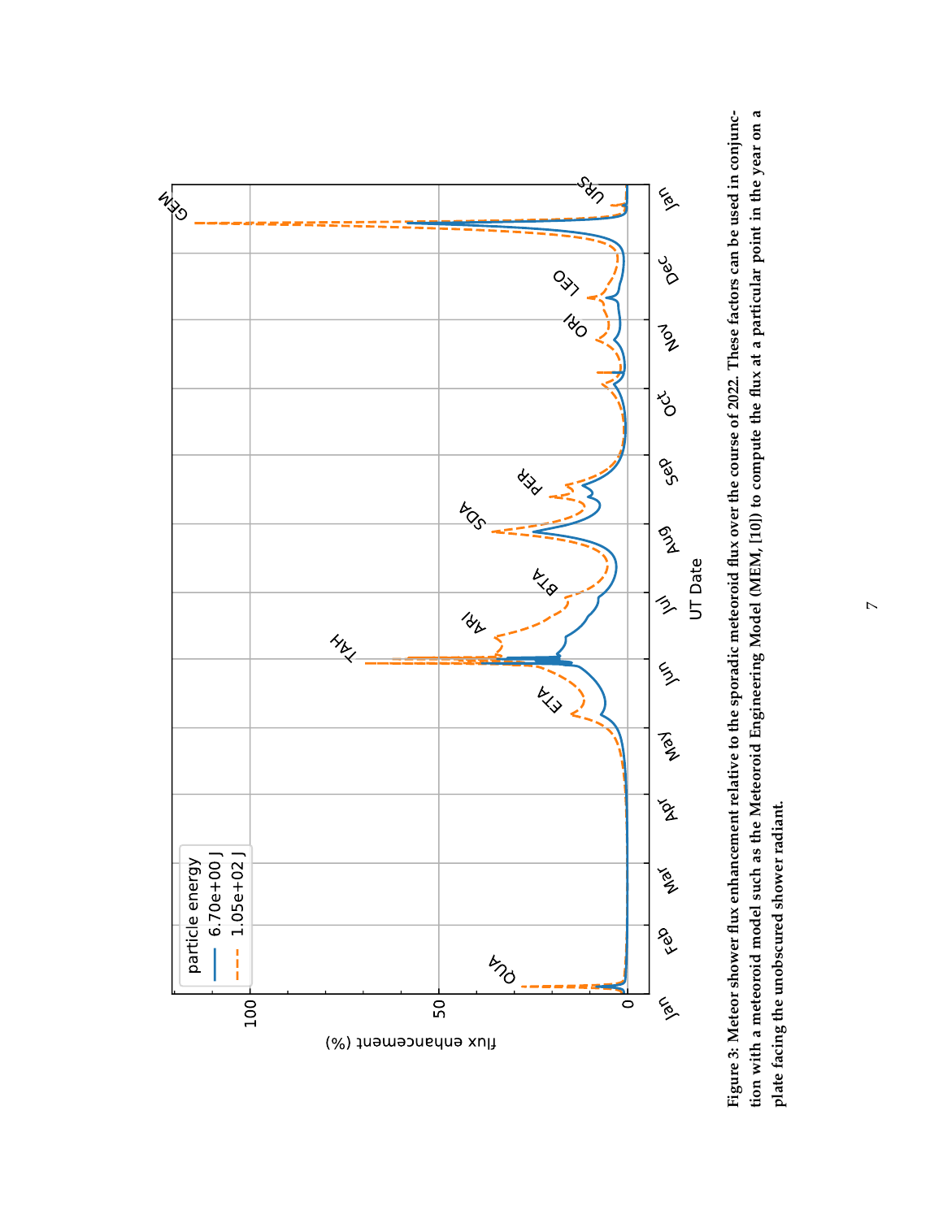**Figure 3: Meteor shower flux enhancement relative to the sporadic meteoroid flux over the course of 2022. These factors can be used in conjunction with a meteoroid model such as the Meteoroid Engineering Model (MEM, [10]) to compute the flux at a particular point in the year on a plate facing the unobscured shower radiant.**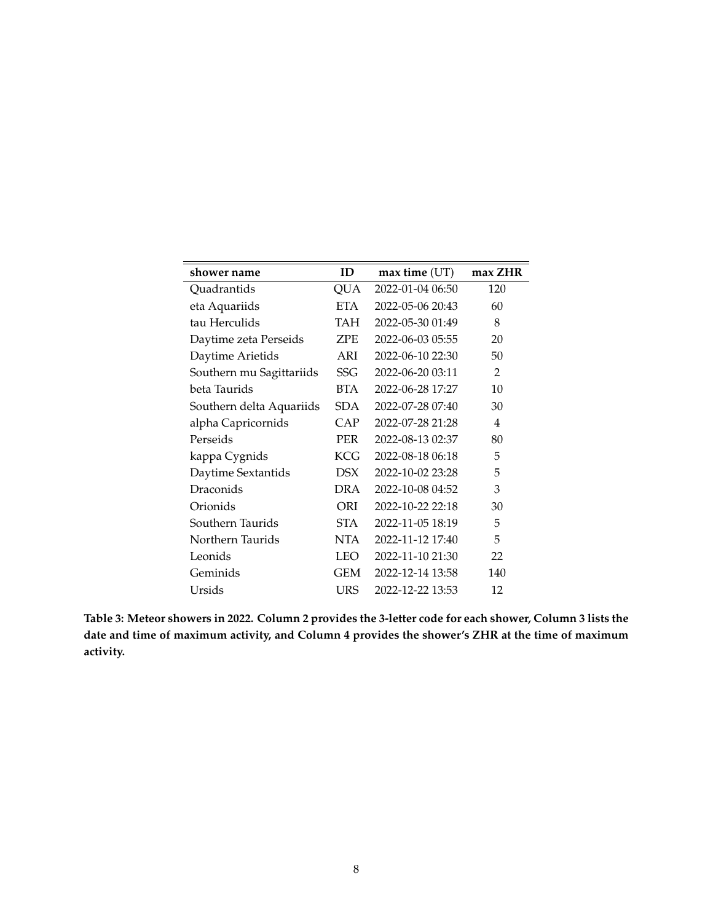| shower name | ID | max time (UT) | max ZHR |
|---|---|---|---|
| Quadrantids | QUA | 2022-01-04 06:50 | 120 |
| eta Aquariids | ETA | 2022-05-06 20:43 | 60 |
| tau Herculids | TAH | 2022-05-30 01:49 | 8 |
| Daytime zeta Perseids | ZPE | 2022-06-03 05:55 | 20 |
| Daytime Arietids | ARI | 2022-06-10 22:30 | 50 |
| Southern mu Sagittariids | SSG | 2022-06-20 03:11 | 2 |
| beta Taurids | BTA | 2022-06-28 17:27 | 10 |
| Southern delta Aquariids | SDA | 2022-07-28 07:40 | 30 |
| alpha Capricornids | CAP | 2022-07-28 21:28 | 4 |
| Perseids | PER | 2022-08-13 02:37 | 80 |
| kappa Cygnids | KCG | 2022-08-18 06:18 | 5 |
| Daytime Sextantids | DSX | 2022-10-02 23:28 | 5 |
| Draconids | DRA | 2022-10-08 04:52 | 3 |
| Orionids | ORI | 2022-10-22 22:18 | 30 |
| Southern Taurids | STA | 2022-11-05 18:19 | 5 |
| Northern Taurids | NTA | 2022-11-12 17:40 | 5 |
| Leonids | LEO | 2022-11-10 21:30 | 22 |
| Geminids | GEM | 2022-12-14 13:58 | 140 |
| Ursids | URS | 2022-12-22 13:53 | 12 |

**Table 3: Meteor showers in 2022. Column 2 provides the 3-letter code for each shower, Column 3 lists the date and time of maximum activity, and Column 4 provides the shower's ZHR at the time of maximum activity.**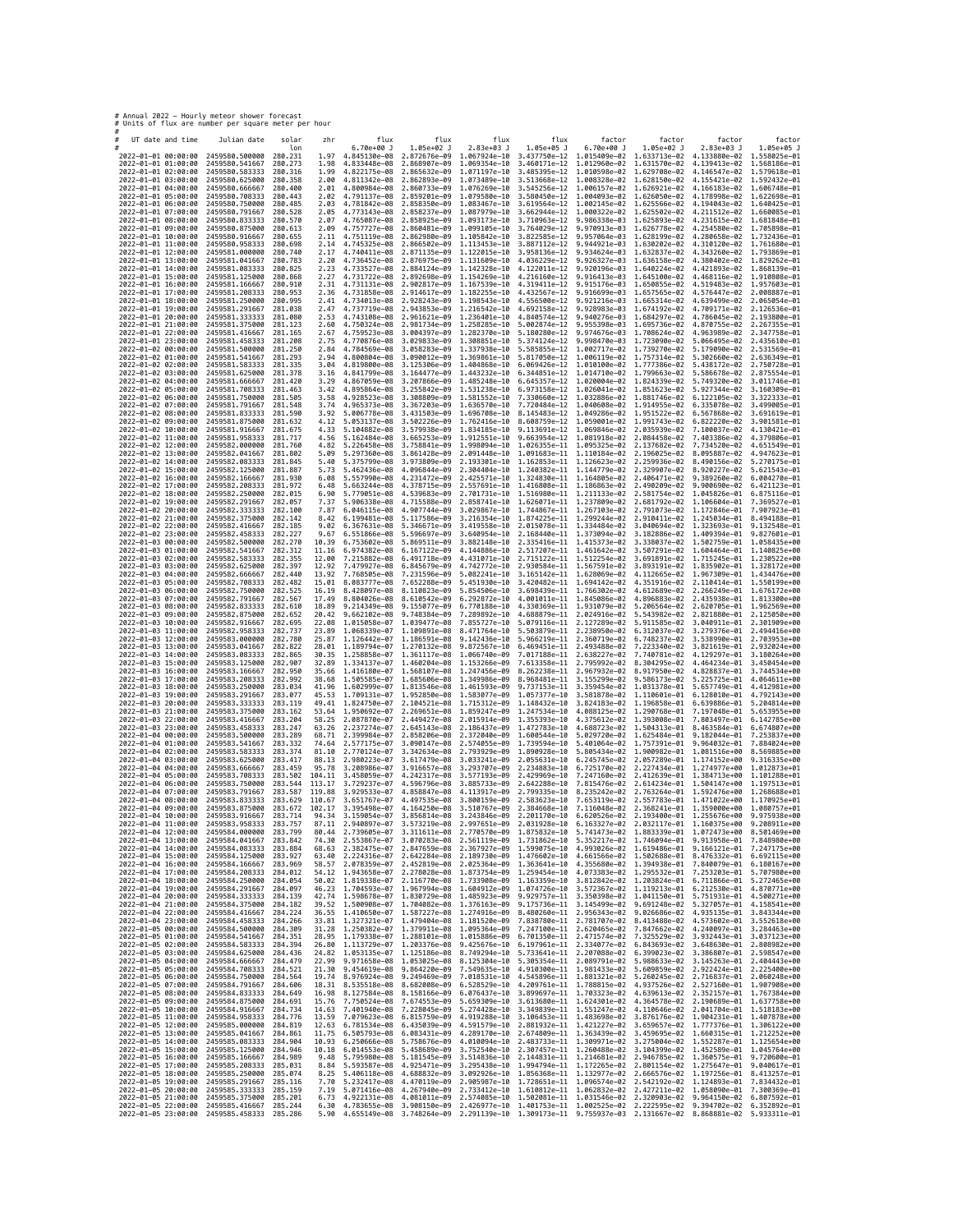```
# Annual 2022 - Hourly meteor shower forecast
# Units of flux are number per square meter per hour
#
#   UT date and time     Julian date    solar    zhr          flux          flux          flux          flux        factor        factor        factor        factor
#                                         lon            6.70e+00 J    1.05e+02 J    2.83e+03 J    1.05e+05 J    6.70e+00 J    1.05e+02 J    2.83e+03 J    1.05e+05 J
#
  2022-01-01 00:00:00  2459580.500000  280.231   1.97  4.845130e-08  2.872676e-09  1.067924e-10  3.437750e-12  1.015409e-02  1.633713e-02  4.133880e-02  1.558025e-01
  2022-01-01 01:00:00  2459580.541667  280.273   1.98  4.833448e-08  2.868907e-09  1.069354e-10  3.460171e-12  1.012960e-02  1.631570e-02  4.139413e-02  1.568186e-01
  2022-01-01 02:00:00  2459580.583333  280.316   1.99  4.822175e-08  2.865632e-09  1.071197e-10  3.485395e-12  1.010598e-02  1.629708e-02  4.146547e-02  1.579618e-01
  2022-01-01 03:00:00  2459580.625000  280.358   2.00  4.811342e-08  2.862893e-09  1.073489e-10  3.513668e-12  1.008328e-02  1.628150e-02  4.155421e-02  1.592432e-01
  2022-01-01 04:00:00  2459580.666667  280.400   2.01  4.800984e-08  2.860733e-09  1.076269e-10  3.545256e-12  1.006157e-02  1.626921e-02  4.166183e-02  1.606748e-01
  2022-01-01 05:00:00  2459580.708333  280.443   2.02  4.791137e-08  2.859201e-09  1.079580e-10  3.580450e-12  1.004093e-02  1.626050e-02  4.178998e-02  1.622698e-01
  2022-01-01 06:00:00  2459580.750000  280.485   2.03  4.781842e-08  2.858350e-09  1.083467e-10  3.619564e-12  1.002145e-02  1.625566e-02  4.194043e-02  1.640425e-01
  2022-01-01 07:00:00  2459580.791667  280.528   2.05  4.773143e-08  2.858237e-09  1.087979e-10  3.662944e-12  1.000322e-02  1.625502e-02  4.211512e-02  1.660085e-01
  2022-01-01 08:00:00  2459580.833333  280.570   2.07  4.765087e-08  2.858925e-09  1.093173e-10  3.710963e-12  9.986338e-03  1.625893e-02  4.231615e-02  1.681848e-01
  2022-01-01 09:00:00  2459580.875000  280.613   2.09  4.757727e-08  2.860481e-09  1.099105e-10  3.764029e-12  9.970913e-03  1.626778e-02  4.254580e-02  1.705898e-01
  2022-01-01 10:00:00  2459580.916667  280.655   2.11  4.751119e-08  2.862980e-09  1.105842e-10  3.822585e-12  9.957064e-03  1.628199e-02  4.280658e-02  1.732436e-01
  2022-01-01 11:00:00  2459580.958333  280.698   2.14  4.745325e-08  2.866502e-09  1.113453e-10  3.887112e-12  9.944921e-03  1.630202e-02  4.310120e-02  1.761680e-01
  2022-01-01 12:00:00  2459581.000000  280.740   2.17  4.740411e-08  2.871135e-09  1.122015e-10  3.958136e-12  9.934624e-03  1.632837e-02  4.343260e-02  1.793869e-01
  2022-01-01 13:00:00  2459581.041667  280.783   2.20  4.736452e-08  2.876975e-09  1.131609e-10  4.036229e-12  9.926327e-03  1.636158e-02  4.380402e-02  1.829262e-01
  2022-01-01 14:00:00  2459581.083333  280.825   2.23  4.733527e-08  2.884124e-09  1.142328e-10  4.122011e-12  9.920196e-03  1.640224e-02  4.421893e-02  1.868139e-01
  2022-01-01 15:00:00  2459581.125000  280.868   2.27  4.731722e-08  2.892698e-09  1.154269e-10  4.216160e-12  9.916413e-03  1.645100e-02  4.468116e-02  1.910808e-01
  2022-01-01 16:00:00  2459581.166667  280.910   2.31  4.731131e-08  2.902817e-09  1.167539e-10  4.319411e-12  9.915176e-03  1.650855e-02  4.519483e-02  1.957603e-01
  2022-01-01 17:00:00  2459581.208333  280.953   2.36  4.731858e-08  2.914617e-09  1.182255e-10  4.432567e-12  9.916699e-03  1.657565e-02  4.576447e-02  2.008887e-01
  2022-01-01 18:00:00  2459581.250000  280.995   2.41  4.734013e-08  2.928243e-09  1.198543e-10  4.556500e-12  9.921216e-03  1.665314e-02  4.639499e-02  2.065054e-01
  2022-01-01 19:00:00  2459581.291667  281.038   2.47  4.737719e-08  2.943853e-09  1.216542e-10  4.692158e-12  9.928983e-03  1.674192e-02  4.709171e-02  2.126536e-01
  2022-01-01 20:00:00  2459581.333333  281.080   2.53  4.743108e-08  2.961621e-09  1.236401e-10  4.840574e-12  9.940276e-03  1.684297e-02  4.786045e-02  2.193800e-01
  2022-01-01 21:00:00  2459581.375000  281.123   2.60  4.750324e-08  2.981734e-09  1.258285e-10  5.002874e-12  9.955398e-03  1.695736e-02  4.870755e-02  2.267355e-01
  2022-01-01 22:00:00  2459581.416667  281.165   2.67  4.759523e-08  3.004397e-09  1.282370e-10  5.180280e-12  9.974676e-03  1.708624e-02  4.963989e-02  2.347758e-01
  2022-01-01 23:00:00  2459581.458333  281.208   2.75  4.770876e-08  3.029833e-09  1.308851e-10  5.374124e-12  9.998470e-03  1.723090e-02  5.066495e-02  2.435610e-01
  2022-01-02 00:00:00  2459581.500000  281.250   2.84  4.784569e-08  3.058283e-09  1.337938e-10  5.585855e-12  1.002717e-02  1.739270e-02  5.179090e-02  2.531569e-01
  2022-01-02 01:00:00  2459581.541667  281.293   2.94  4.800804e-08  3.090012e-09  1.369861e-10  5.817050e-12  1.006119e-02  1.757314e-02  5.302660e-02  2.636349e-01
  2022-01-02 02:00:00  2459581.583333  281.335   3.04  4.819800e-08  3.125306e-09  1.404868e-10  6.069426e-12  1.010100e-02  1.777386e-02  5.438172e-02  2.750728e-01
  2022-01-02 03:00:00  2459581.625000  281.378   3.16  4.841799e-08  3.164477e-09  1.443232e-10  6.344851e-12  1.014710e-02  1.799663e-02  5.586678e-02  2.875554e-01
  2022-01-02 04:00:00  2459581.666667  281.420   3.29  4.867059e-08  3.207866e-09  1.485248e-10  6.645357e-12  1.020004e-02  1.824339e-02  5.749320e-02  3.011746e-01
  2022-01-02 05:00:00  2459581.708333  281.463   3.42  4.895864e-08  3.255842e-09  1.531238e-10  6.973158e-12  1.026041e-02  1.851623e-02  5.927344e-02  3.160309e-01
  2022-01-02 06:00:00  2459581.750000  281.505   3.58  4.928523e-08  3.308809e-09  1.581552e-10  7.330660e-12  1.032886e-02  1.881746e-02  6.122105e-02  3.322333e-01
  2022-01-02 07:00:00  2459581.791667  281.548   3.74  4.965373e-08  3.367203e-09  1.636570e-10  7.720484e-12  1.040608e-02  1.914955e-02  6.335078e-02  3.499005e-01
  2022-01-02 08:00:00  2459581.833333  281.590   3.92  5.006778e-08  3.431503e-09  1.696708e-10  8.145483e-12  1.049286e-02  1.951522e-02  6.567868e-02  3.691619e-01
  2022-01-02 09:00:00  2459581.875000  281.632   4.12  5.053137e-08  3.502226e-09  1.762416e-10  8.608759e-12  1.059001e-02  1.991743e-02  6.822220e-02  3.901581e-01
  2022-01-02 10:00:00  2459581.916667  281.675   4.33  5.104882e-08  3.579938e-09  1.834185e-10  9.113691e-12  1.069846e-02  2.035939e-02  7.100037e-02  4.130421e-01
  2022-01-02 11:00:00  2459581.958333  281.717   4.56  5.162484e-08  3.665253e-09  1.912551e-10  9.663954e-12  1.081918e-02  2.084458e-02  7.403386e-02  4.379806e-01
  2022-01-02 12:00:00  2459582.000000  281.760   4.82  5.226458e-08  3.758841e-09  1.998094e-10  1.026355e-11  1.095325e-02  2.137682e-02  7.734520e-02  4.651540e-01
  2022-01-02 13:00:00  2459582.041667  281.802   5.09  5.297360e-08  3.861428e-09  2.091448e-10  1.091683e-11  1.110184e-02  2.196025e-02  8.095887e-02  4.947623e-01
  2022-01-02 14:00:00  2459582.083333  281.845   5.40  5.375799e-08  3.973809e-09  2.193301e-10  1.162853e-11  1.126623e-02  2.259936e-02  8.490156e-02  5.270175e-01
  2022-01-02 15:00:00  2459582.125000  281.887   5.73  5.462436e-08  4.096844e-09  2.304404e-10  1.240382e-11  1.144779e-02  2.329907e-02  8.920227e-02  5.621543e-01
  2022-01-02 16:00:00  2459582.166667  281.930   6.08  5.557990e-08  4.231472e-09  2.425571e-10  1.324830e-11  1.164805e-02  2.406471e-02  9.389260e-02  6.004270e-01
  2022-01-02 17:00:00  2459582.208333  281.972   6.48  5.663244e-08  4.378715e-09  2.557691e-10  1.416808e-11  1.186863e-02  2.490209e-02  9.900690e-02  6.421123e-01
  2022-01-02 18:00:00  2459582.250000  282.015   6.90  5.779051e-08  4.539683e-09  2.701731e-10  1.516980e-11  1.211133e-02  2.581754e-02  1.045826e-01  6.875116e-01
  2022-01-02 19:00:00  2459582.291667  282.057   7.37  5.906338e-08  4.715588e-09  2.858741e-10  1.626071e-11  1.237809e-02  2.681792e-02  1.106604e-01  7.369527e-01
  2022-01-02 20:00:00  2459582.333333  282.100   7.87  6.046115e-08  4.907744e-09  3.029867e-10  1.744867e-11  1.267103e-02  2.791073e-02  1.172846e-01  7.907923e-01
  2022-01-02 21:00:00  2459582.375000  282.142   8.42  6.199481e-08  5.117586e-09  3.216354e-10  1.874225e-11  1.299244e-02  2.910411e-02  1.245034e-01  8.494188e-01
  2022-01-02 22:00:00  2459582.416667  282.185   9.02  6.367631e-08  5.346671e-09  3.419558e-10  2.015078e-11  1.334484e-02  3.040694e-02  1.323693e-01  9.132548e-01
  2022-01-02 23:00:00  2459582.458333  282.227   9.67  6.551866e-08  5.596697e-09  3.640954e-10  2.168440e-11  1.373094e-02  3.182886e-02  1.409394e-01  9.827601e-01
  2022-01-03 00:00:00  2459582.500000  282.270  10.39  6.753602e-08  5.869511e-09  3.882148e-10  2.335416e-11  1.415373e-02  3.338037e-02  1.502759e-01  1.058435e+00
  2022-01-03 01:00:00  2459582.541667  282.312  11.16  6.974382e-08  6.167122e-09  4.144886e-10  2.517207e-11  1.461642e-02  3.507291e-02  1.604464e-01  1.140825e+00
  2022-01-03 02:00:00  2459582.583333  282.355  12.00  7.215882e-08  6.491718e-09  4.431071e-10  2.715122e-11  1.512254e-02  3.691891e-02  1.715245e-01  1.230522e+00
  2022-01-03 03:00:00  2459582.625000  282.397  12.92  7.479927e-08  6.845679e-09  4.742772e-10  2.930584e-11  1.567591e-02  3.893191e-02  1.835902e-01  1.328172e+00
  2022-01-03 04:00:00  2459582.666667  282.440  13.92  7.768505e-08  7.231596e-09  5.082241e-10  3.165142e-11  1.628069e-02  4.112665e-02  1.967309e-01  1.434476e+00
  2022-01-03 05:00:00  2459582.708333  282.482  15.01  8.083777e-08  7.652288e-09  5.451930e-10  3.420482e-11  1.694142e-02  4.351916e-02  2.110414e-01  1.550199e+00
  2022-01-03 06:00:00  2459582.750000  282.525  16.19  8.428097e-08  8.110823e-09  5.854506e-10  3.698439e-11  1.766302e-02  4.612689e-02  2.266249e-01  1.676172e+00
  2022-01-03 07:00:00  2459582.791667  282.567  17.49  8.804026e-08  8.610542e-09  6.292872e-10  4.001011e-11  1.845086e-02  4.896883e-02  2.435938e-01  1.813300e+00
  2022-01-03 08:00:00  2459582.833333  282.610  18.89  9.214349e-08  9.155077e-09  6.770188e-10  4.330369e-11  1.931079e-02  5.206564e-02  2.620705e-01  1.962569e+00
  2022-01-03 09:00:00  2459582.875000  282.652  20.42  9.662102e-08  9.748384e-09  7.289892e-10  4.688879e-11  2.024916e-02  5.543982e-02  2.821880e-01  2.125050e+00
  2022-01-03 10:00:00  2459582.916667  282.695  22.08  1.015058e-07  1.039477e-08  7.855727e-10  5.079116e-11  2.127289e-02  5.911585e-02  3.040911e-01  2.301909e+00
  2022-01-03 11:00:00  2459582.958333  282.737  23.89  1.068339e-07  1.109891e-08  8.471764e-10  5.503879e-11  2.238950e-02  6.312037e-02  3.279376e-01  2.494416e+00
  2022-01-03 12:00:00  2459583.000000  282.780  25.87  1.126442e-07  1.186591e-08  9.142436e-10  5.966219e-11  2.360719e-02  6.748237e-02  3.538990e-01  2.703953e+00
  2022-01-03 13:00:00  2459583.041667  282.822  28.01  1.189794e-07  1.270132e-08  9.872567e-10  6.469451e-11  2.493488e-02  7.223340e-02  3.821619e-01  2.932024e+00
  2022-01-03 14:00:00  2459583.083333  282.865  30.35  1.258858e-07  1.361117e-08  1.066740e-09  7.017188e-11  2.638227e-02  7.740781e-02  4.129297e-01  3.180264e+00
  2022-01-03 15:00:00  2459583.125000  282.907  32.89  1.334137e-07  1.460204e-08  1.153266e-09  7.613358e-11  2.795992e-02  8.304295e-02  4.464234e-01  3.450454e+00
  2022-01-03 16:00:00  2459583.166667  282.950  35.66  1.416180e-07  1.568107e-08  1.247456e-09  8.262238e-11  2.967932e-02  8.917950e-02  4.828837e-01  3.744534e+00
  2022-01-03 17:00:00  2459583.208333  282.992  38.68  1.505585e-07  1.685606e-08  1.349986e-09  8.968481e-11  3.155299e-02  9.586173e-02  5.225725e-01  4.064611e+00
  2022-01-03 18:00:00  2459583.250000  283.034  41.96  1.602999e-07  1.813546e-08  1.461593e-09  9.737153e-11  3.359454e-02  1.031378e-01  5.657749e-01  4.412981e+00
  2022-01-03 19:00:00  2459583.291667  283.077  45.53  1.709131e-07  1.952850e-08  1.583077e-09  1.057377e-10  3.581878e-02  1.110601e-01  6.128010e-01  4.792143e+00
  2022-01-03 20:00:00  2459583.333333  283.119  49.41  1.824750e-07  2.104521e-08  1.715312e-09  1.148432e-10  3.824183e-02  1.196858e-01  6.639886e-01  5.204814e+00
  2022-01-03 21:00:00  2459583.375000  283.162  53.64  1.950692e-07  2.269651e-08  1.859247e-09  1.247534e-10  4.088125e-02  1.290768e-01  7.197048e-01  5.653955e+00
  2022-01-03 22:00:00  2459583.416667  283.204  58.25  2.087870e-07  2.449427e-08  2.015914e-09  1.355393e-10  4.375612e-02  1.393008e-01  7.803497e-01  6.142785e+00
  2022-01-03 23:00:00  2459583.458333  283.247  63.26  2.237274e-07  2.645143e-08  2.186437e-09  1.472783e-10  4.688723e-02  1.504313e-01  8.463584e-01  6.674807e+00
  2022-01-04 00:00:00  2459583.500000  283.289  68.71  2.399984e-07  2.858206e-08  2.372040e-09  1.600543e-10  5.029720e-02  1.625484e-01  9.182044e-01  7.253837e+00
  2022-01-04 01:00:00  2459583.541667  283.332  74.64  2.577175e-07  3.090147e-08  2.574055e-09  1.739594e-10  5.401064e-02  1.757391e-01  9.964032e-01  7.884024e+00
  2022-01-04 02:00:00  2459583.583333  283.374  81.10  2.770124e-07  3.342634e-08  2.793929e-09  1.890928e-10  5.805434e-02  1.900982e-01  1.081516e+00  8.569885e+00
  2022-01-04 03:00:00  2459583.625000  283.417  88.13  2.980223e-07  3.617479e-08  3.033241e-09  2.055631e-10  6.245745e-02  2.057289e-01  1.174152e+00  9.316335e+00
  2022-01-04 04:00:00  2459583.666667  283.459  95.78  3.208986e-07  3.916657e-08  3.293707e-09  2.234883e-10  6.725170e-02  2.227434e-01  1.274977e+00  1.012873e+01
  2022-01-04 05:00:00  2459583.708333  283.502 104.11  3.458059e-07  4.242317e-08  3.577193e-09  2.429969e-10  7.247160e-02  2.412639e-01  1.384713e+00  1.101288e+01
  2022-01-04 06:00:00  2459583.750000  283.544 113.17  3.729237e-07  4.596796e-08  3.885733e-09  2.642288e-10  7.815476e-02  2.614234e-01  1.504147e+00  1.197513e+01
  2022-01-04 07:00:00  2459583.791667  283.587 119.88  3.929533e-07  4.868847e-08  4.113917e-09  2.799135e-10  8.235242e-02  2.763264e-01  1.592476e+00  1.268088e+01
  2022-01-04 08:00:00  2459583.833333  283.629 110.67  3.651767e-07  4.497535e-08  3.800159e-09  2.583623e-10  7.653119e-02  2.557783e-01  1.471022e+00  1.170925e+01
  2022-01-04 09:00:00  2459583.875000  283.672 102.17  3.395498e-07  4.164250e-08  3.510767e-09  2.384668e-10  7.116048e-02  2.368241e-01  1.359000e+00  1.080757e+01
  2022-01-04 10:00:00  2459583.916667  283.714  94.34  3.159054e-07  3.856814e-08  3.243846e-09  2.201170e-10  6.620526e-02  2.193400e-01  1.255676e+00  9.975938e+00
  2022-01-04 11:00:00  2459583.958333  283.757  87.11  2.940897e-07  3.573219e-08  2.997651e-09  2.031928e-10  6.163327e-02  2.032117e-01  1.160375e+00  9.208911e+00
  2022-01-04 12:00:00  2459584.000000  283.799  80.44  2.739605e-07  3.311611e-08  2.770570e-09  1.875832e-10  5.741473e-02  1.883339e-01  1.072473e+00  8.501469e+00
  2022-01-04 13:00:00  2459584.041667  283.842  74.30  2.553867e-07  3.070283e-08  2.561119e-09  1.731862e-10  5.352217e-02  1.746094e-01  9.913958e-01  7.848980e+00
  2022-01-04 14:00:00  2459584.083333  283.884  68.63  2.382475e-07  2.847659e-08  2.367927e-09  1.599075e-10  4.993026e-02  1.619486e-01  9.166121e-01  7.247175e+00
  2022-01-04 15:00:00  2459584.125000  283.927  63.40  2.224316e-07  2.642284e-08  2.189730e-09  1.476602e-10  4.661566e-02  1.502688e-01  8.476332e-01  6.692115e+00
  2022-01-04 16:00:00  2459584.166667  283.969  58.57  2.078359e-07  2.452819e-08  2.025364e-09  1.363641e-10  4.355680e-02  1.394938e-01  7.840079e-01  6.180167e+00
  2022-01-04 17:00:00  2459584.208333  284.012  54.12  1.943658e-07  2.278028e-08  1.873754e-09  1.259454e-10  4.073383e-02  1.295532e-01  7.253203e-01  5.707980e+00
  2022-01-04 18:00:00  2459584.250000  284.054  50.02  1.819338e-07  2.116770e-08  1.733908e-09  1.163359e-10  3.812842e-02  1.203824e-01  6.711866e-01  5.272465e+00
  2022-01-04 19:00:00  2459584.291667  284.097  46.23  1.704593e-07  1.967994e-08  1.604912e-09  1.074726e-10  3.572367e-02  1.119213e-01  6.212530e-01  4.870771e+00
  2022-01-04 20:00:00  2459584.333333  284.139  42.74  1.598678e-07  1.830729e-08  1.485923e-09  9.929757e-11  3.350398e-02  1.041150e-01  5.751931e-01  4.500271e+00
  2022-01-04 21:00:00  2459584.375000  284.182  39.52  1.500908e-07  1.704082e-08  1.376163e-09  9.175736e-11  3.145499e-02  9.691248e-02  5.327057e-01  4.158541e+00
  2022-01-04 22:00:00  2459584.416667  284.224  36.55  1.410650e-07  1.587227e-08  1.274916e-09  8.480260e-11  2.956343e-02  9.026686e-02  4.935135e-01  3.843344e+00
  2022-01-04 23:00:00  2459584.458333  284.266  33.81  1.327321e-07  1.479404e-08  1.181520e-09  7.838700e-11  2.781707e-02  8.413488e-02  4.573602e-01  3.552618e+00
  2022-01-05 00:00:00  2459584.500000  284.309  31.28  1.250382e-07  1.379911e-08  1.095364e-09  7.247100e-11  2.620465e-02  7.847662e-02  4.240097e-01  3.284503e+00
  2022-01-05 01:00:00  2459584.541667  284.351  28.95  1.179338e-07  1.288101e-08  1.015886e-09  6.701350e-11  2.471574e-02  7.325529e-02  3.932443e-01  3.037123e+00
  2022-01-05 02:00:00  2459584.583333  284.394  26.80  1.113729e-07  1.203376e-08  9.425676e-10  6.197961e-11  2.334077e-02  6.843693e-02  3.648630e-01  2.808982e+00
  2022-01-05 03:00:00  2459584.625000  284.436  24.82  1.053135e-07  1.125186e-08  8.749294e-10  5.733641e-11  2.207088e-02  6.399023e-02  3.386807e-01  2.598547e+00
  2022-01-05 04:00:00  2459584.666667  284.479  22.99  9.971658e-08  1.053025e-08  8.125304e-10  5.305354e-11  2.089791e-02  5.988633e-02  3.145263e-01  2.404443e+00
  2022-01-05 05:00:00  2459584.708333  284.521  21.30  9.454619e-08  9.864220e-09  7.549635e-10  4.910300e-11  1.981433e-02  5.609859e-02  2.922424e-01  2.225400e+00
  2022-01-05 06:00:00  2459584.750000  284.564  19.74  8.976924e-08  9.249469e-09  7.018531e-10  4.545896e-11  1.881321e-02  5.260245e-02  2.716837e-01  2.060248e+00
  2022-01-05 07:00:00  2459584.791667  284.606  18.31  8.535518e-08  8.682008e-09  6.528529e-10  4.209761e-11  1.788815e-02  4.937526e-02  2.527160e-01  1.907908e+00
  2022-01-05 08:00:00  2459584.833333  284.649  16.98  8.127584e-08  8.158166e-09  6.076437e-10  3.899697e-11  1.703323e-02  4.639613e-02  2.352157e-01  1.767384e+00
  2022-01-05 09:00:00  2459584.875000  284.691  15.76  7.750524e-08  7.674553e-09  5.659309e-10  3.613680e-11  1.624301e-02  4.364578e-02  2.190689e-01  1.637758e+00
  2022-01-05 10:00:00  2459584.916667  284.734  14.63  7.401940e-08  7.228045e-09  5.274428e-10  3.349839e-11  1.551247e-02  4.110646e-02  2.041704e-01  1.518183e+00
  2022-01-05 11:00:00  2459584.958333  284.776  13.59  7.079623e-08  6.815759e-09  4.919288e-10  3.106453e-11  1.483698e-02  3.876176e-02  1.904231e-01  1.407878e+00
  2022-01-05 12:00:00  2459585.000000  284.819  12.63  6.781534e-08  6.435039e-09  4.591579e-10  2.881932e-11  1.421227e-02  3.659657e-02  1.777376e-01  1.306122e+00
  2022-01-05 13:00:00  2459585.041667  284.861  11.75  6.505793e-08  6.083431e-09  4.289170e-10  2.674809e-11  1.363439e-02  3.459695e-02  1.660315e-01  1.212252e+00
  2022-01-05 14:00:00  2459585.083333  284.904  10.93  6.250666e-08  5.758676e-09  4.010094e-10  2.483733e-11  1.309971e-02  3.275004e-02  1.552287e-01  1.125654e+00
  2022-01-05 15:00:00  2459585.125000  284.946  10.18  6.014553e-08  5.458689e-09  3.752540e-10  2.307457e-11  1.260488e-02  3.104399e-02  1.452589e-01  1.045764e+00
  2022-01-05 16:00:00  2459585.166667  284.989   9.48  5.795980e-08  5.181545e-09  3.514836e-10  2.144831e-11  1.214681e-02  2.946785e-02  1.360575e-01  9.720600e-01
  2022-01-05 17:00:00  2459585.208333  285.031   8.84  5.593587e-08  4.925471e-09  3.295438e-10  1.994794e-11  1.172265e-02  2.801154e-02  1.275647e-01  9.040617e-01
  2022-01-05 18:00:00  2459585.250000  285.074   8.25  5.406118e-08  4.688832e-09  3.092926e-10  1.856368e-11  1.132977e-02  2.666576e-02  1.197256e-01  8.413257e-01
  2022-01-05 19:00:00  2459585.291667  285.116   7.70  5.232417e-08  4.470119e-09  2.905987e-10  1.728651e-11  1.096574e-02  2.542192e-02  1.124893e-01  7.834432e-01
  2022-01-05 20:00:00  2459585.333333  285.159   7.19  5.071416e-08  4.267940e-09  2.733412e-10  1.610812e-11  1.062832e-02  2.427211e-02  1.058090e-01  7.300369e-01
  2022-01-05 21:00:00  2459585.375000  285.201   6.73  4.922131e-08  4.081011e-09  2.574085e-10  1.502081e-11  1.031546e-02  2.320903e-02  9.964150e-02  6.807592e-01
  2022-01-05 22:00:00  2459585.416667  285.244   6.30  4.783655e-08  3.908150e-09  2.426977e-10  1.401753e-11  1.002525e-02  2.222595e-02  9.394702e-02  6.352892e-01
  2022-01-05 23:00:00  2459585.458333  285.286   5.90  4.655149e-08  3.748264e-09  2.291139e-10  1.309173e-11  9.755937e-03  2.131667e-02  8.868881e-02  5.933311e-01
```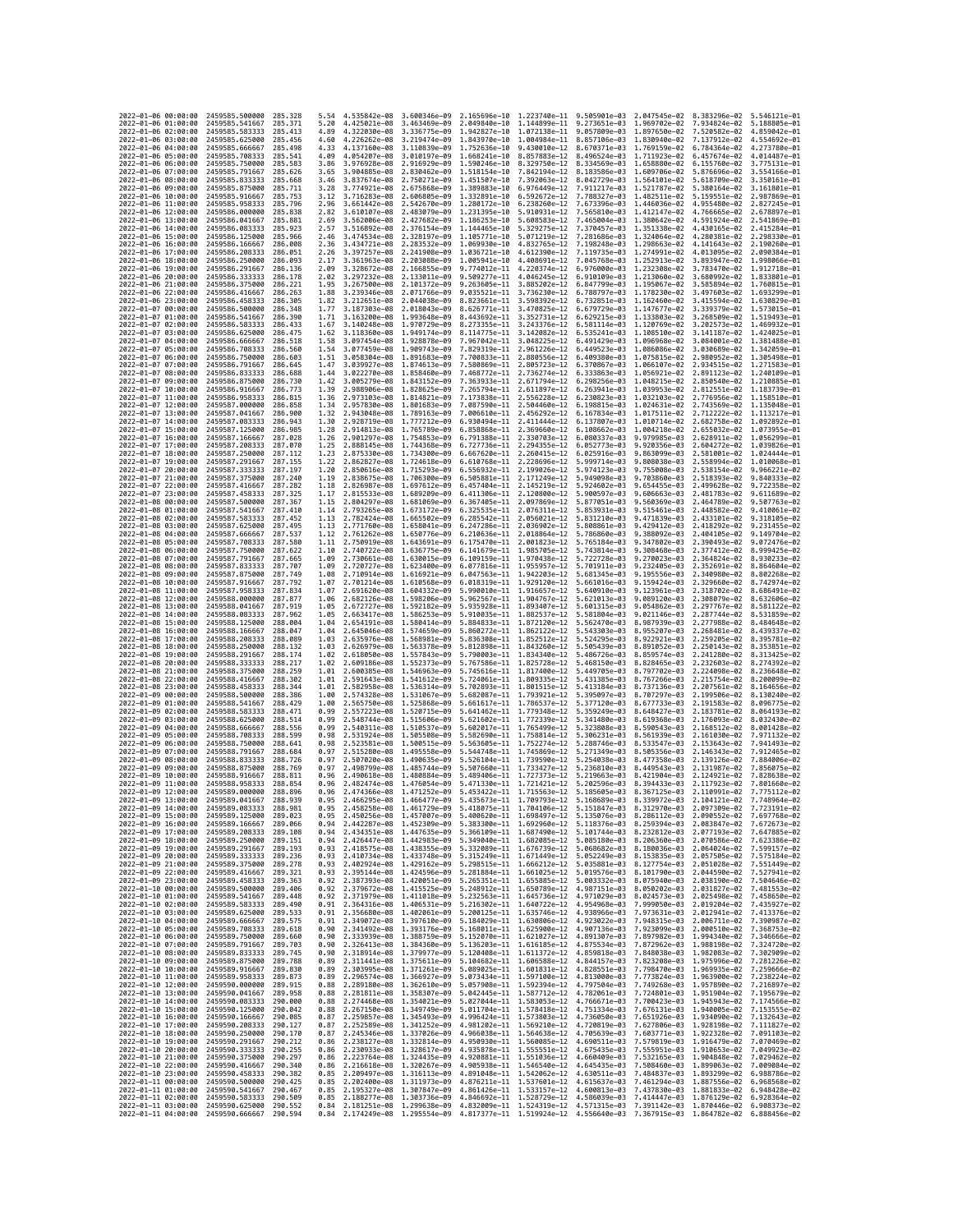| | | | | | | | | | | | |
|---|---|---|---|---|---|---|---|---|---|---|---|
| 2022-01-06 00:00:00 | 2459585.500000 | 285.328 | 5.54 | 4.535842e-08 | 3.600346e-09 | 2.165696e-10 | 1.223740e-11 | 9.505901e-03 | 2.047545e-02 | 8.383296e-02 | 5.546121e-01 |
| 2022-01-06 01:00:00 | 2459585.541667 | 285.371 | 5.20 | 4.425021e-08 | 3.463469e-09 | 2.049840e-10 | 1.144899e-11 | 9.273651e-03 | 1.969702e-02 | 7.934824e-02 | 5.188805e-01 |
| 2022-01-06 02:00:00 | 2459585.583333 | 285.413 | 4.89 | 4.322030e-08 | 3.336775e-09 | 1.942827e-10 | 1.072138e-11 | 9.057809e-03 | 1.897650e-02 | 7.520582e-02 | 4.859042e-01 |
| 2022-01-06 03:00:00 | 2459585.625000 | 285.456 | 4.60 | 4.226262e-08 | 3.219474e-09 | 1.843970e-10 | 1.004984e-11 | 8.857106e-03 | 1.830940e-02 | 7.137912e-02 | 4.554692e-01 |
| 2022-01-06 04:00:00 | 2459585.666667 | 285.498 | 4.33 | 4.137160e-08 | 3.110839e-09 | 1.752636e-10 | 9.430010e-12 | 8.670371e-03 | 1.769159e-02 | 6.784364e-02 | 4.273780e-01 |
| 2022-01-06 05:00:00 | 2459585.708333 | 285.541 | 4.09 | 4.054207e-08 | 3.010197e-09 | 1.668241e-10 | 8.857883e-12 | 8.496524e-03 | 1.711923e-02 | 6.457674e-02 | 4.014487e-01 |
| 2022-01-06 06:00:00 | 2459585.750000 | 285.583 | 3.86 | 3.976928e-08 | 2.916929e-09 | 1.590246e-10 | 8.329750e-12 | 8.334569e-03 | 1.658880e-02 | 6.155760e-02 | 3.775131e-01 |
| 2022-01-06 07:00:00 | 2459585.791667 | 285.626 | 3.65 | 3.904885e-08 | 2.830462e-09 | 1.518154e-10 | 7.842194e-12 | 8.183586e-03 | 1.609706e-02 | 5.876696e-02 | 3.554166e-01 |
| 2022-01-06 08:00:00 | 2459585.833333 | 285.668 | 3.46 | 3.837674e-08 | 2.750271e-09 | 1.451507e-10 | 7.392063e-12 | 8.042729e-03 | 1.564101e-02 | 5.618709e-02 | 3.350161e-01 |
| 2022-01-06 09:00:00 | 2459585.875000 | 285.711 | 3.28 | 3.774921e-08 | 2.675868e-09 | 1.389883e-10 | 6.976449e-12 | 7.911217e-03 | 1.521787e-02 | 5.380164e-02 | 3.161801e-01 |
| 2022-01-06 10:00:00 | 2459585.916667 | 285.753 | 3.12 | 3.716283e-08 | 2.606805e-09 | 1.332891e-10 | 6.592672e-12 | 7.788327e-03 | 1.482511e-02 | 5.159551e-02 | 2.987869e-01 |
| 2022-01-06 11:00:00 | 2459585.958333 | 285.796 | 2.96 | 3.661442e-08 | 2.542670e-09 | 1.280172e-10 | 6.238260e-12 | 7.673396e-03 | 1.446036e-02 | 4.955480e-02 | 2.827245e-01 |
| 2022-01-06 12:00:00 | 2459586.000000 | 285.838 | 2.82 | 3.610107e-08 | 2.483079e-09 | 1.231395e-10 | 5.910931e-12 | 7.565810e-03 | 1.412147e-02 | 4.766665e-02 | 2.678897e-01 |
| 2022-01-06 13:00:00 | 2459586.041667 | 285.881 | 2.69 | 3.562006e-08 | 2.427682e-09 | 1.186253e-10 | 5.608583e-12 | 7.465004e-03 | 1.380642e-02 | 4.591924e-02 | 2.541869e-01 |
| 2022-01-06 14:00:00 | 2459586.083333 | 285.923 | 2.57 | 3.516892e-08 | 2.376154e-09 | 1.144465e-10 | 5.329275e-12 | 7.370457e-03 | 1.351338e-02 | 4.430165e-02 | 2.415284e-01 |
| 2022-01-06 15:00:00 | 2459586.125000 | 285.966 | 2.46 | 3.474534e-08 | 2.328197e-09 | 1.105771e-10 | 5.071219e-12 | 7.281686e-03 | 1.324064e-02 | 4.280381e-02 | 2.298330e-01 |
| 2022-01-06 16:00:00 | 2459586.166667 | 286.008 | 2.36 | 3.434721e-08 | 2.283532e-09 | 1.069930e-10 | 4.832765e-12 | 7.198248e-03 | 1.298663e-02 | 4.141643e-02 | 2.190260e-01 |
| 2022-01-06 17:00:00 | 2459586.208333 | 286.051 | 2.26 | 3.397257e-08 | 2.241908e-09 | 1.036721e-10 | 4.612390e-12 | 7.119735e-03 | 1.274991e-02 | 4.013095e-02 | 2.090384e-01 |
| 2022-01-06 18:00:00 | 2459586.250000 | 286.093 | 2.17 | 3.361963e-08 | 2.203088e-09 | 1.005941e-10 | 4.408691e-12 | 7.045768e-03 | 1.252913e-02 | 3.893947e-02 | 1.998066e-01 |
| 2022-01-06 19:00:00 | 2459586.291667 | 286.136 | 2.09 | 3.328672e-08 | 2.166855e-09 | 9.774012e-11 | 4.220374e-12 | 6.976000e-03 | 1.232308e-02 | 3.783470e-02 | 1.912718e-01 |
| 2022-01-06 20:00:00 | 2459586.333333 | 286.178 | 2.02 | 3.297232e-08 | 2.133011e-09 | 9.509277e-11 | 4.046245e-12 | 6.910109e-03 | 1.213060e-02 | 3.680992e-02 | 1.833801e-01 |
| 2022-01-06 21:00:00 | 2459586.375000 | 286.221 | 1.95 | 3.267500e-08 | 2.101372e-09 | 9.263605e-11 | 3.885202e-12 | 6.847799e-03 | 1.195067e-02 | 3.585894e-02 | 1.760815e-01 |
| 2022-01-06 22:00:00 | 2459586.416667 | 286.263 | 1.88 | 3.239346e-08 | 2.071766e-09 | 9.035521e-11 | 3.736230e-12 | 6.788797e-03 | 1.178230e-02 | 3.497603e-02 | 1.693299e-01 |
| 2022-01-06 23:00:00 | 2459586.458333 | 286.305 | 1.82 | 3.212651e-08 | 2.044038e-09 | 8.823661e-11 | 3.598392e-12 | 6.732851e-03 | 1.162460e-02 | 3.415594e-02 | 1.630829e-01 |
| 2022-01-07 00:00:00 | 2459586.500000 | 286.348 | 1.77 | 3.187303e-08 | 2.018043e-09 | 8.626771e-11 | 3.470825e-12 | 6.679729e-03 | 1.147677e-02 | 3.339379e-02 | 1.573015e-01 |
| 2022-01-07 01:00:00 | 2459586.541667 | 286.390 | 1.71 | 3.163200e-08 | 1.993648e-09 | 8.443692e-11 | 3.352731e-12 | 6.629215e-03 | 1.133803e-02 | 3.268509e-02 | 1.519493e-01 |
| 2022-01-07 02:00:00 | 2459586.583333 | 286.433 | 1.67 | 3.140248e-08 | 1.970729e-09 | 8.273355e-11 | 3.243376e-12 | 6.581114e-03 | 1.120769e-02 | 3.202573e-02 | 1.469932e-01 |
| 2022-01-07 03:00:00 | 2459586.625000 | 286.475 | 1.62 | 3.118360e-08 | 1.949174e-09 | 8.114775e-11 | 3.142082e-12 | 6.535241e-03 | 1.108510e-02 | 3.141187e-02 | 1.424025e-01 |
| 2022-01-07 04:00:00 | 2459586.666667 | 286.518 | 1.58 | 3.097454e-08 | 1.928878e-09 | 7.967042e-11 | 3.048225e-12 | 6.491429e-03 | 1.096968e-02 | 3.084001e-02 | 1.381488e-01 |
| 2022-01-07 05:00:00 | 2459586.708333 | 286.560 | 1.54 | 3.077459e-08 | 1.909743e-09 | 7.829319e-11 | 2.961226e-12 | 6.449523e-03 | 1.086086e-02 | 3.030689e-02 | 1.342059e-01 |
| 2022-01-07 06:00:00 | 2459586.750000 | 286.603 | 1.51 | 3.058304e-08 | 1.891683e-09 | 7.700833e-11 | 2.880556e-12 | 6.409380e-03 | 1.075815e-02 | 2.980952e-02 | 1.305498e-01 |
| 2022-01-07 07:00:00 | 2459586.791667 | 286.645 | 1.47 | 3.039927e-08 | 1.874613e-09 | 7.580869e-11 | 2.805723e-12 | 6.370867e-03 | 1.066107e-02 | 2.934515e-02 | 1.271583e-01 |
| 2022-01-07 08:00:00 | 2459586.833333 | 286.688 | 1.44 | 3.022270e-08 | 1.858460e-09 | 7.468772e-11 | 2.736274e-12 | 6.333863e-03 | 1.056921e-02 | 2.891123e-02 | 1.240109e-01 |
| 2022-01-07 09:00:00 | 2459586.875000 | 286.730 | 1.42 | 3.005279e-08 | 1.843152e-09 | 7.363933e-11 | 2.671794e-12 | 6.298256e-03 | 1.048215e-02 | 2.850540e-02 | 1.210885e-01 |
| 2022-01-07 10:00:00 | 2459586.916667 | 286.773 | 1.39 | 2.988906e-08 | 1.828625e-09 | 7.265794e-11 | 2.611897e-12 | 6.263941e-03 | 1.039953e-02 | 2.812551e-02 | 1.183739e-01 |
| 2022-01-07 11:00:00 | 2459586.958333 | 286.815 | 1.36 | 2.973103e-08 | 1.814821e-09 | 7.173838e-11 | 2.556228e-12 | 6.230823e-03 | 1.032103e-02 | 2.776956e-02 | 1.158510e-01 |
| 2022-01-07 12:00:00 | 2459587.000000 | 286.858 | 1.34 | 2.957830e-08 | 1.801683e-09 | 7.087590e-11 | 2.504460e-12 | 6.198815e-03 | 1.024631e-02 | 2.743569e-02 | 1.135048e-01 |
| 2022-01-07 13:00:00 | 2459587.041667 | 286.900 | 1.32 | 2.943048e-08 | 1.789163e-09 | 7.006610e-11 | 2.456292e-12 | 6.167834e-03 | 1.017511e-02 | 2.712222e-02 | 1.113217e-01 |
| 2022-01-07 14:00:00 | 2459587.083333 | 286.943 | 1.30 | 2.928719e-08 | 1.777212e-09 | 6.930494e-11 | 2.411444e-12 | 6.137807e-03 | 1.010714e-02 | 2.682758e-02 | 1.092892e-01 |
| 2022-01-07 15:00:00 | 2459587.125000 | 286.985 | 1.28 | 2.914813e-08 | 1.765789e-09 | 6.858868e-11 | 2.369660e-12 | 6.108662e-03 | 1.004218e-02 | 2.655032e-02 | 1.073955e-01 |
| 2022-01-07 16:00:00 | 2459587.166667 | 287.028 | 1.26 | 2.901297e-08 | 1.754853e-09 | 6.791388e-11 | 2.330703e-12 | 6.080337e-03 | 9.979985e-03 | 2.628911e-02 | 1.056299e-01 |
| 2022-01-07 17:00:00 | 2459587.208333 | 287.070 | 1.25 | 2.888145e-08 | 1.744368e-09 | 6.727736e-11 | 2.294355e-12 | 6.052773e-03 | 9.920356e-03 | 2.604272e-02 | 1.039826e-01 |
| 2022-01-07 18:00:00 | 2459587.250000 | 287.112 | 1.23 | 2.875330e-08 | 1.734300e-09 | 6.667620e-11 | 2.260415e-12 | 6.025916e-03 | 9.863099e-03 | 2.581001e-02 | 1.024444e-01 |
| 2022-01-07 19:00:00 | 2459587.291667 | 287.155 | 1.22 | 2.862827e-08 | 1.724618e-09 | 6.610768e-11 | 2.228696e-12 | 5.999714e-03 | 9.808038e-03 | 2.558994e-02 | 1.010068e-01 |
| 2022-01-07 20:00:00 | 2459587.333333 | 287.197 | 1.20 | 2.850616e-08 | 1.715293e-09 | 6.556932e-11 | 2.199026e-12 | 5.974123e-03 | 9.755008e-03 | 2.538154e-02 | 9.966221e-02 |
| 2022-01-07 21:00:00 | 2459587.375000 | 287.240 | 1.19 | 2.838675e-08 | 1.706300e-09 | 6.505881e-11 | 2.171249e-12 | 5.949098e-03 | 9.703860e-03 | 2.518393e-02 | 9.840333e-02 |
| 2022-01-07 22:00:00 | 2459587.416667 | 287.282 | 1.18 | 2.826987e-08 | 1.697612e-09 | 6.457404e-11 | 2.145219e-12 | 5.924602e-03 | 9.654455e-03 | 2.499628e-02 | 9.722358e-02 |
| 2022-01-07 23:00:00 | 2459587.458333 | 287.325 | 1.17 | 2.815533e-08 | 1.689209e-09 | 6.411306e-11 | 2.120800e-12 | 5.900597e-03 | 9.606663e-03 | 2.481783e-02 | 9.611689e-02 |
| 2022-01-08 00:00:00 | 2459587.500000 | 287.367 | 1.15 | 2.804297e-08 | 1.681069e-09 | 6.367405e-11 | 2.097869e-12 | 5.877051e-03 | 9.560369e-03 | 2.464789e-02 | 9.507763e-02 |
| 2022-01-08 01:00:00 | 2459587.541667 | 287.410 | 1.14 | 2.793265e-08 | 1.673172e-09 | 6.325535e-11 | 2.076311e-12 | 5.853931e-03 | 9.515461e-03 | 2.448582e-02 | 9.410061e-02 |
| 2022-01-08 02:00:00 | 2459587.583333 | 287.452 | 1.13 | 2.782424e-08 | 1.665502e-09 | 6.285542e-11 | 2.056021e-12 | 5.831210e-03 | 9.471839e-03 | 2.433101e-02 | 9.318105e-02 |
| 2022-01-08 03:00:00 | 2459587.625000 | 287.495 | 1.13 | 2.771760e-08 | 1.658041e-09 | 6.247286e-11 | 2.036902e-12 | 5.808861e-03 | 9.429412e-03 | 2.418292e-02 | 9.231455e-02 |
| 2022-01-08 04:00:00 | 2459587.666667 | 287.537 | 1.12 | 2.761262e-08 | 1.650776e-09 | 6.210636e-11 | 2.018864e-12 | 5.786860e-03 | 9.388092e-03 | 2.404105e-02 | 9.149704e-02 |
| 2022-01-08 05:00:00 | 2459587.708333 | 287.580 | 1.11 | 2.750919e-08 | 1.643691e-09 | 6.175470e-11 | 2.001823e-12 | 5.765184e-03 | 9.347802e-03 | 2.390493e-02 | 9.072476e-02 |
| 2022-01-08 06:00:00 | 2459587.750000 | 287.622 | 1.10 | 2.740722e-08 | 1.636775e-09 | 6.141679e-11 | 1.985705e-12 | 5.743814e-03 | 9.308468e-03 | 2.377412e-02 | 8.999425e-02 |
| 2022-01-08 07:00:00 | 2459587.791667 | 287.665 | 1.09 | 2.730661e-08 | 1.630015e-09 | 6.109159e-11 | 1.970438e-12 | 5.722728e-03 | 9.270023e-03 | 2.364824e-02 | 8.930233e-02 |
| 2022-01-08 08:00:00 | 2459587.833333 | 287.707 | 1.09 | 2.720727e-08 | 1.623400e-09 | 6.077816e-11 | 1.955957e-12 | 5.701911e-03 | 9.232405e-03 | 2.352691e-02 | 8.864604e-02 |
| 2022-01-08 09:00:00 | 2459587.875000 | 287.749 | 1.08 | 2.710914e-08 | 1.616921e-09 | 6.047563e-11 | 1.942203e-12 | 5.681345e-03 | 9.195556e-03 | 2.340980e-02 | 8.802268e-02 |
| 2022-01-08 10:00:00 | 2459587.916667 | 287.792 | 1.07 | 2.701214e-08 | 1.610568e-09 | 6.018319e-11 | 1.929120e-12 | 5.661016e-03 | 9.159424e-03 | 2.329660e-02 | 8.742974e-02 |
| 2022-01-08 11:00:00 | 2459587.958333 | 287.834 | 1.07 | 2.691620e-08 | 1.604332e-09 | 5.990010e-11 | 1.916657e-12 | 5.640910e-03 | 9.123961e-03 | 2.318702e-02 | 8.686491e-02 |
| 2022-01-08 12:00:00 | 2459588.000000 | 287.877 | 1.06 | 2.682126e-08 | 1.598206e-09 | 5.962567e-11 | 1.904767e-12 | 5.621013e-03 | 9.089120e-03 | 2.308079e-02 | 8.632606e-02 |
| 2022-01-08 13:00:00 | 2459588.041667 | 287.919 | 1.05 | 2.672727e-08 | 1.592182e-09 | 5.935928e-11 | 1.893407e-12 | 5.601315e-03 | 9.054862e-03 | 2.297767e-02 | 8.581122e-02 |
| 2022-01-08 14:00:00 | 2459588.083333 | 287.962 | 1.05 | 2.663417e-08 | 1.586253e-09 | 5.910035e-11 | 1.882537e-12 | 5.581804e-03 | 9.021146e-03 | 2.287744e-02 | 8.531859e-02 |
| 2022-01-08 15:00:00 | 2459588.125000 | 288.004 | 1.04 | 2.654191e-08 | 1.580414e-09 | 5.884833e-11 | 1.872120e-12 | 5.562470e-03 | 8.987939e-03 | 2.277988e-02 | 8.484648e-02 |
| 2022-01-08 16:00:00 | 2459588.166667 | 288.047 | 1.04 | 2.645046e-08 | 1.574659e-09 | 5.860272e-11 | 1.862122e-12 | 5.543303e-03 | 8.955207e-03 | 2.268481e-02 | 8.439337e-02 |
| 2022-01-08 17:00:00 | 2459588.208333 | 288.089 | 1.03 | 2.635976e-08 | 1.568981e-09 | 5.836308e-11 | 1.852512e-12 | 5.524295e-03 | 8.922921e-03 | 2.259205e-02 | 8.395781e-02 |
| 2022-01-08 18:00:00 | 2459588.250000 | 288.132 | 1.03 | 2.626979e-08 | 1.563378e-09 | 5.812898e-11 | 1.843260e-12 | 5.505439e-03 | 8.891052e-03 | 2.250143e-02 | 8.353851e-02 |
| 2022-01-08 19:00:00 | 2459588.291667 | 288.174 | 1.02 | 2.618050e-08 | 1.557843e-09 | 5.790003e-11 | 1.834340e-12 | 5.486726e-03 | 8.859574e-03 | 2.241280e-02 | 8.313425e-02 |
| 2022-01-08 20:00:00 | 2459588.333333 | 288.217 | 1.02 | 2.609186e-08 | 1.552373e-09 | 5.767586e-11 | 1.825728e-12 | 5.468150e-03 | 8.828465e-03 | 2.232603e-02 | 8.274392e-02 |
| 2022-01-08 21:00:00 | 2459588.375000 | 288.259 | 1.01 | 2.600385e-08 | 1.546963e-09 | 5.745616e-11 | 1.817400e-12 | 5.449705e-03 | 8.797702e-03 | 2.224098e-02 | 8.236648e-02 |
| 2022-01-08 22:00:00 | 2459588.416667 | 288.302 | 1.01 | 2.591643e-08 | 1.541612e-09 | 5.724061e-11 | 1.809335e-12 | 5.431385e-03 | 8.767266e-03 | 2.215754e-02 | 8.200099e-02 |
| 2022-01-08 23:00:00 | 2459588.458333 | 288.344 | 1.00 | 2.582958e-08 | 1.536314e-09 | 5.702893e-11 | 1.801515e-12 | 5.413184e-03 | 8.737136e-03 | 2.207561e-02 | 8.164656e-02 |
| 2022-01-09 00:00:00 | 2459588.500000 | 288.386 | 1.00 | 2.574328e-08 | 1.531067e-09 | 5.682087e-11 | 1.793921e-12 | 5.395097e-03 | 8.707297e-03 | 2.199506e-02 | 8.130240e-02 |
| 2022-01-09 01:00:00 | 2459588.541667 | 288.429 | 1.00 | 2.565750e-08 | 1.525868e-09 | 5.661617e-11 | 1.786537e-12 | 5.377120e-03 | 8.677733e-03 | 2.191583e-02 | 8.096775e-02 |
| 2022-01-09 02:00:00 | 2459588.583333 | 288.471 | 0.99 | 2.557223e-08 | 1.520715e-09 | 5.641462e-11 | 1.779348e-12 | 5.359249e-03 | 8.648427e-03 | 2.183781e-02 | 8.064193e-02 |
| 2022-01-09 03:00:00 | 2459588.625000 | 288.514 | 0.99 | 2.548744e-08 | 1.515606e-09 | 5.621602e-11 | 1.772339e-12 | 5.341480e-03 | 8.619368e-03 | 2.176093e-02 | 8.032430e-02 |
| 2022-01-09 04:00:00 | 2459588.666667 | 288.556 | 0.99 | 2.540311e-08 | 1.510537e-09 | 5.602017e-11 | 1.765499e-12 | 5.323808e-03 | 8.590543e-03 | 2.168512e-02 | 8.001428e-02 |
| 2022-01-09 05:00:00 | 2459588.708333 | 288.599 | 0.98 | 2.531924e-08 | 1.505508e-09 | 5.582690e-11 | 1.758814e-12 | 5.306231e-03 | 8.561939e-03 | 2.161030e-02 | 7.971132e-02 |
| 2022-01-09 06:00:00 | 2459588.750000 | 288.641 | 0.98 | 2.523581e-08 | 1.500515e-09 | 5.563605e-11 | 1.752274e-12 | 5.288746e-03 | 8.533547e-03 | 2.153643e-02 | 7.941493e-02 |
| 2022-01-09 07:00:00 | 2459588.791667 | 288.684 | 0.97 | 2.515280e-08 | 1.495558e-09 | 5.544748e-11 | 1.745869e-12 | 5.271349e-03 | 8.505356e-03 | 2.146343e-02 | 7.912465e-02 |
| 2022-01-09 08:00:00 | 2459588.833333 | 288.726 | 0.97 | 2.507020e-08 | 1.490635e-09 | 5.526104e-11 | 1.739590e-12 | 5.254038e-03 | 8.477358e-03 | 2.139126e-02 | 7.884006e-02 |
| 2022-01-09 09:00:00 | 2459588.875000 | 288.769 | 0.97 | 2.498799e-08 | 1.485744e-09 | 5.507660e-11 | 1.733427e-12 | 5.236810e-03 | 8.449543e-03 | 2.131987e-02 | 7.856075e-02 |
| 2022-01-09 10:00:00 | 2459588.916667 | 288.811 | 0.96 | 2.490618e-08 | 1.480884e-09 | 5.489406e-11 | 1.727373e-12 | 5.219663e-03 | 8.421904e-03 | 2.124921e-02 | 7.828638e-02 |
| 2022-01-09 11:00:00 | 2459588.958333 | 288.854 | 0.96 | 2.482474e-08 | 1.476054e-09 | 5.471330e-11 | 1.721421e-12 | 5.202596e-03 | 8.394433e-03 | 2.117923e-02 | 7.801660e-02 |
| 2022-01-09 12:00:00 | 2459589.000000 | 288.896 | 0.96 | 2.474366e-08 | 1.471252e-09 | 5.453422e-11 | 1.715563e-12 | 5.185605e-03 | 8.367125e-03 | 2.110991e-02 | 7.775112e-02 |
| 2022-01-09 13:00:00 | 2459589.041667 | 288.939 | 0.95 | 2.466295e-08 | 1.466477e-09 | 5.435673e-11 | 1.709793e-12 | 5.168689e-03 | 8.339972e-03 | 2.104121e-02 | 7.748964e-02 |
| 2022-01-09 14:00:00 | 2459589.083333 | 288.981 | 0.95 | 2.458258e-08 | 1.461729e-09 | 5.418075e-11 | 1.704106e-12 | 5.151847e-03 | 8.312970e-03 | 2.097309e-02 | 7.723191e-02 |
| 2022-01-09 15:00:00 | 2459589.125000 | 289.023 | 0.95 | 2.450256e-08 | 1.457007e-09 | 5.400620e-11 | 1.698497e-12 | 5.135076e-03 | 8.286112e-03 | 2.090552e-02 | 7.697768e-02 |
| 2022-01-09 16:00:00 | 2459589.166667 | 289.066 | 0.94 | 2.442287e-08 | 1.452309e-09 | 5.383300e-11 | 1.692960e-12 | 5.118376e-03 | 8.259394e-03 | 2.083847e-02 | 7.672673e-02 |
| 2022-01-09 17:00:00 | 2459589.208333 | 289.108 | 0.94 | 2.434351e-08 | 1.447635e-09 | 5.366109e-11 | 1.687490e-12 | 5.101744e-03 | 8.232812e-03 | 2.077193e-02 | 7.647885e-02 |
| 2022-01-09 18:00:00 | 2459589.250000 | 289.151 | 0.94 | 2.426447e-08 | 1.442983e-09 | 5.349040e-11 | 1.682085e-12 | 5.085180e-03 | 8.206360e-03 | 2.070586e-02 | 7.623386e-02 |
| 2022-01-09 19:00:00 | 2459589.291667 | 289.193 | 0.93 | 2.418575e-08 | 1.438355e-09 | 5.332089e-11 | 1.676739e-12 | 5.068682e-03 | 8.180036e-03 | 2.064024e-02 | 7.599157e-02 |
| 2022-01-09 20:00:00 | 2459589.333333 | 289.236 | 0.93 | 2.410734e-08 | 1.433748e-09 | 5.315249e-11 | 1.671449e-12 | 5.052249e-03 | 8.153835e-03 | 2.057505e-02 | 7.575184e-02 |
| 2022-01-09 21:00:00 | 2459589.375000 | 289.278 | 0.93 | 2.402924e-08 | 1.429162e-09 | 5.298515e-11 | 1.666212e-12 | 5.035881e-03 | 8.127754e-03 | 2.051028e-02 | 7.551449e-02 |
| 2022-01-09 22:00:00 | 2459589.416667 | 289.321 | 0.92 | 2.395144e-08 | 1.424596e-09 | 5.281884e-11 | 1.661025e-12 | 5.019576e-03 | 8.101790e-03 | 2.044590e-02 | 7.527941e-02 |
| 2022-01-09 23:00:00 | 2459589.458333 | 289.363 | 0.92 | 2.387393e-08 | 1.420051e-09 | 5.265351e-11 | 1.655885e-12 | 5.003332e-03 | 8.075940e-03 | 2.038190e-02 | 7.504646e-02 |
| 2022-01-10 00:00:00 | 2459589.500000 | 289.406 | 0.92 | 2.379672e-08 | 1.415525e-09 | 5.248912e-11 | 1.650789e-12 | 4.987151e-03 | 8.050202e-03 | 2.031827e-02 | 7.481553e-02 |
| 2022-01-10 01:00:00 | 2459589.541667 | 289.448 | 0.92 | 2.371979e-08 | 1.411018e-09 | 5.232563e-11 | 1.645736e-12 | 4.971029e-03 | 8.024573e-03 | 2.025498e-02 | 7.458650e-02 |
| 2022-01-10 02:00:00 | 2459589.583333 | 289.490 | 0.91 | 2.364316e-08 | 1.406531e-09 | 5.216302e-11 | 1.640722e-12 | 4.954968e-03 | 7.999050e-03 | 2.019204e-02 | 7.435927e-02 |
| 2022-01-10 03:00:00 | 2459589.625000 | 289.533 | 0.91 | 2.356680e-08 | 1.402061e-09 | 5.200125e-11 | 1.635746e-12 | 4.938966e-03 | 7.973631e-03 | 2.012941e-02 | 7.413376e-02 |
| 2022-01-10 04:00:00 | 2459589.666667 | 289.575 | 0.91 | 2.349072e-08 | 1.397610e-09 | 5.184029e-11 | 1.630806e-12 | 4.923022e-03 | 7.948315e-03 | 2.006711e-02 | 7.390987e-02 |
| 2022-01-10 05:00:00 | 2459589.708333 | 289.618 | 0.90 | 2.341492e-08 | 1.393176e-09 | 5.168011e-11 | 1.625900e-12 | 4.907136e-03 | 7.923099e-03 | 2.000510e-02 | 7.368753e-02 |
| 2022-01-10 06:00:00 | 2459589.750000 | 289.660 | 0.90 | 2.333939e-08 | 1.388759e-09 | 5.152070e-11 | 1.621027e-12 | 4.891307e-03 | 7.897982e-03 | 1.994340e-02 | 7.346666e-02 |
| 2022-01-10 07:00:00 | 2459589.791667 | 289.703 | 0.90 | 2.326413e-08 | 1.384360e-09 | 5.136203e-11 | 1.616185e-12 | 4.875534e-03 | 7.872962e-03 | 1.988198e-02 | 7.324720e-02 |
| 2022-01-10 08:00:00 | 2459589.833333 | 289.745 | 0.90 | 2.318914e-08 | 1.379977e-09 | 5.120408e-11 | 1.611372e-12 | 4.859818e-03 | 7.848038e-03 | 1.982083e-02 | 7.302909e-02 |
| 2022-01-10 09:00:00 | 2459589.875000 | 289.788 | 0.89 | 2.311441e-08 | 1.375611e-09 | 5.104682e-11 | 1.606588e-12 | 4.844157e-03 | 7.823208e-03 | 1.975996e-02 | 7.281226e-02 |
| 2022-01-10 10:00:00 | 2459589.916667 | 289.830 | 0.89 | 2.303995e-08 | 1.371261e-09 | 5.089025e-11 | 1.601831e-12 | 4.828551e-03 | 7.798470e-03 | 1.969935e-02 | 7.259666e-02 |
| 2022-01-10 11:00:00 | 2459589.958333 | 289.873 | 0.89 | 2.296574e-08 | 1.366927e-09 | 5.073434e-11 | 1.597100e-12 | 4.813000e-03 | 7.773824e-03 | 1.963900e-02 | 7.238224e-02 |
| 2022-01-10 12:00:00 | 2459590.000000 | 289.915 | 0.88 | 2.289180e-08 | 1.362610e-09 | 5.057908e-11 | 1.592394e-12 | 4.797504e-03 | 7.749268e-03 | 1.957890e-02 | 7.216897e-02 |
| 2022-01-10 13:00:00 | 2459590.041667 | 289.958 | 0.88 | 2.281811e-08 | 1.358307e-09 | 5.042445e-11 | 1.587712e-12 | 4.782061e-03 | 7.724801e-03 | 1.951904e-02 | 7.195679e-02 |
| 2022-01-10 14:00:00 | 2459590.083333 | 290.000 | 0.88 | 2.274468e-08 | 1.354021e-09 | 5.027044e-11 | 1.583053e-12 | 4.766671e-03 | 7.700423e-03 | 1.945943e-02 | 7.174566e-02 |
| 2022-01-10 15:00:00 | 2459590.125000 | 290.042 | 0.88 | 2.267150e-08 | 1.349749e-09 | 5.011704e-11 | 1.578418e-12 | 4.751334e-03 | 7.676131e-03 | 1.940005e-02 | 7.153555e-02 |
| 2022-01-10 16:00:00 | 2459590.166667 | 290.085 | 0.87 | 2.259857e-08 | 1.345493e-09 | 4.996424e-11 | 1.573803e-12 | 4.736050e-03 | 7.651926e-03 | 1.934090e-02 | 7.132643e-02 |
| 2022-01-10 17:00:00 | 2459590.208333 | 290.127 | 0.87 | 2.252589e-08 | 1.341252e-09 | 4.981202e-11 | 1.569210e-12 | 4.720819e-03 | 7.627806e-03 | 1.928198e-02 | 7.111827e-02 |
| 2022-01-10 18:00:00 | 2459590.250000 | 290.170 | 0.87 | 2.245346e-08 | 1.337026e-09 | 4.966038e-11 | 1.564638e-12 | 4.705639e-03 | 7.603771e-03 | 1.922328e-02 | 7.091103e-02 |
| 2022-01-10 19:00:00 | 2459590.291667 | 290.212 | 0.86 | 2.238127e-08 | 1.332814e-09 | 4.950930e-11 | 1.560085e-12 | 4.690511e-03 | 7.579819e-03 | 1.916479e-02 | 7.070469e-02 |
| 2022-01-10 20:00:00 | 2459590.333333 | 290.255 | 0.86 | 2.230933e-08 | 1.328617e-09 | 4.935878e-11 | 1.555551e-12 | 4.675435e-03 | 7.555951e-03 | 1.910653e-02 | 7.049923e-02 |
| 2022-01-10 21:00:00 | 2459590.375000 | 290.297 | 0.86 | 2.223764e-08 | 1.324435e-09 | 4.920881e-11 | 1.551036e-12 | 4.660409e-03 | 7.532165e-03 | 1.904848e-02 | 7.029462e-02 |
| 2022-01-10 22:00:00 | 2459590.416667 | 290.340 | 0.86 | 2.216618e-08 | 1.320267e-09 | 4.905938e-11 | 1.546540e-12 | 4.645435e-03 | 7.508460e-03 | 1.899063e-02 | 7.009084e-02 |
| 2022-01-10 23:00:00 | 2459590.458333 | 290.382 | 0.85 | 2.209497e-08 | 1.316113e-09 | 4.891048e-11 | 1.542062e-12 | 4.630511e-03 | 7.484837e-03 | 1.893299e-02 | 6.988786e-02 |
| 2022-01-11 00:00:00 | 2459590.500000 | 290.425 | 0.85 | 2.202400e-08 | 1.311973e-09 | 4.876211e-11 | 1.537601e-12 | 4.615637e-03 | 7.461294e-03 | 1.887556e-02 | 6.968568e-02 |
| 2022-01-11 01:00:00 | 2459590.541667 | 290.467 | 0.85 | 2.195327e-08 | 1.307847e-09 | 4.861426e-11 | 1.533157e-12 | 4.600813e-03 | 7.437830e-03 | 1.881833e-02 | 6.948428e-02 |
| 2022-01-11 02:00:00 | 2459590.583333 | 290.509 | 0.85 | 2.188277e-08 | 1.303736e-09 | 4.846692e-11 | 1.528729e-12 | 4.586039e-03 | 7.414447e-03 | 1.876129e-02 | 6.928364e-02 |
| 2022-01-11 03:00:00 | 2459590.625000 | 290.552 | 0.84 | 2.181251e-08 | 1.299638e-09 | 4.832009e-11 | 1.524319e-12 | 4.571315e-03 | 7.391142e-03 | 1.870446e-02 | 6.908373e-02 |
| 2022-01-11 04:00:00 | 2459590.666667 | 290.594 | 0.84 | 2.174249e-08 | 1.295554e-09 | 4.817377e-11 | 1.519924e-12 | 4.556640e-03 | 7.367915e-03 | 1.864782e-02 | 6.888456e-02 |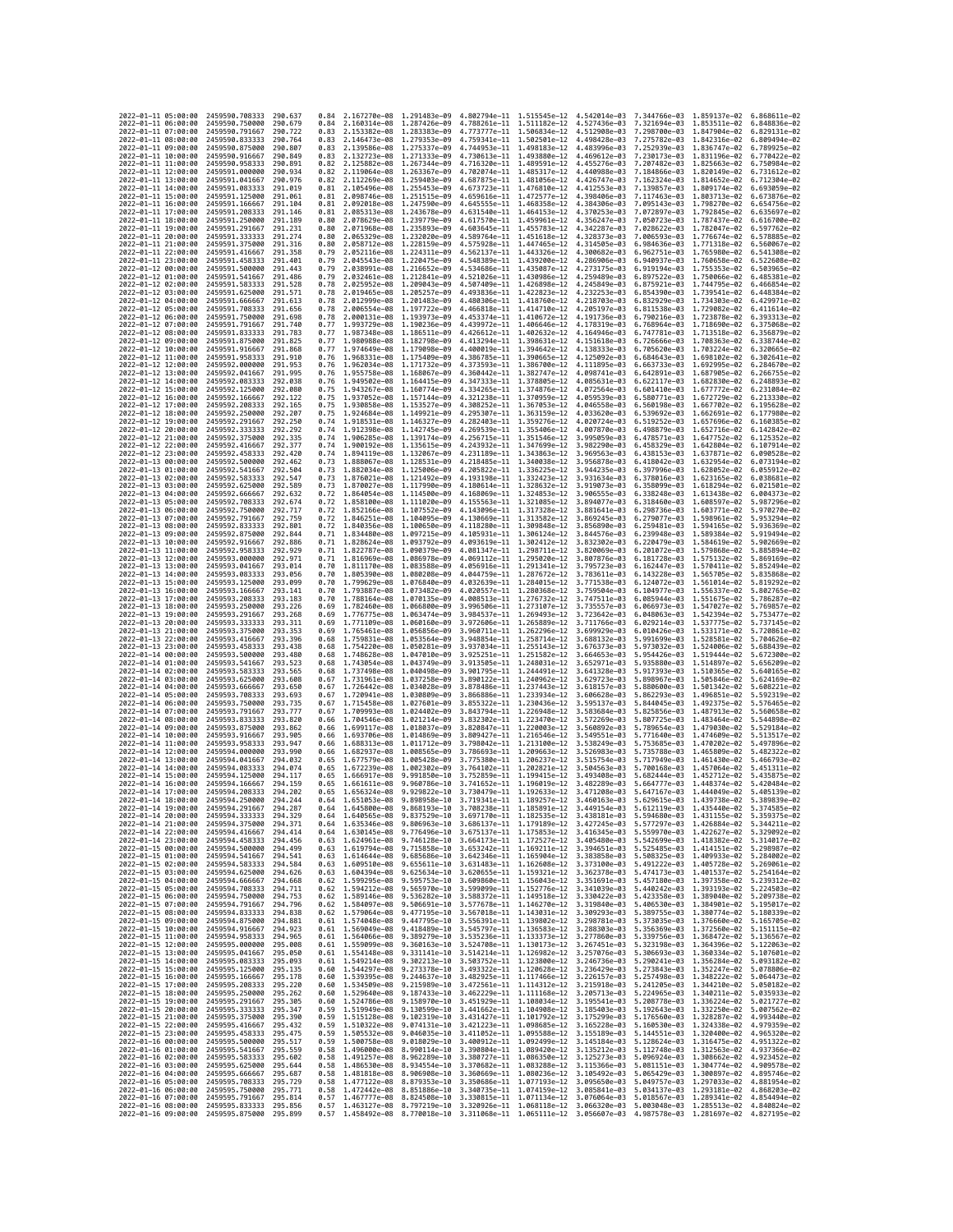| | | | | | | | | | | | |
|---|---|---|---|---|---|---|---|---|---|---|---|
| 2022-01-11 05:00:00 | 2459590.708333 | 290.637 | 0.84 | 2.167270e-08 | 1.291483e-09 | 4.802794e-11 | 1.515545e-12 | 4.542014e-03 | 7.344766e-03 | 1.859137e-02 | 6.868611e-02 |
| 2022-01-11 06:00:00 | 2459590.750000 | 290.679 | 0.84 | 2.160314e-08 | 1.287426e-09 | 4.788261e-11 | 1.511182e-12 | 4.527436e-03 | 7.321694e-03 | 1.853511e-02 | 6.848836e-02 |
| 2022-01-11 07:00:00 | 2459590.791667 | 290.722 | 0.83 | 2.153382e-08 | 1.283383e-09 | 4.773777e-11 | 1.506834e-12 | 4.512908e-03 | 7.298700e-03 | 1.847904e-02 | 6.829131e-02 |
| 2022-01-11 08:00:00 | 2459590.833333 | 290.764 | 0.83 | 2.146473e-08 | 1.279353e-09 | 4.759341e-11 | 1.502501e-12 | 4.498428e-03 | 7.275782e-03 | 1.842316e-02 | 6.809494e-02 |
| 2022-01-11 09:00:00 | 2459590.875000 | 290.807 | 0.83 | 2.139586e-08 | 1.275337e-09 | 4.744953e-11 | 1.498183e-12 | 4.483996e-03 | 7.252939e-03 | 1.836747e-02 | 6.789925e-02 |
| 2022-01-11 10:00:00 | 2459590.916667 | 290.849 | 0.83 | 2.132723e-08 | 1.271333e-09 | 4.730613e-11 | 1.493880e-12 | 4.469612e-03 | 7.230173e-03 | 1.831196e-02 | 6.770422e-02 |
| 2022-01-11 11:00:00 | 2459590.958333 | 290.891 | 0.82 | 2.125882e-08 | 1.267344e-09 | 4.716320e-11 | 1.489591e-12 | 4.455276e-03 | 7.207482e-03 | 1.825663e-02 | 6.750984e-02 |
| 2022-01-11 12:00:00 | 2459591.000000 | 290.934 | 0.82 | 2.119064e-08 | 1.263367e-09 | 4.702074e-11 | 1.485317e-12 | 4.440988e-03 | 7.184866e-03 | 1.820149e-02 | 6.731612e-02 |
| 2022-01-11 13:00:00 | 2459591.041667 | 290.976 | 0.82 | 2.112269e-08 | 1.259403e-09 | 4.687875e-11 | 1.481056e-12 | 4.426747e-03 | 7.162324e-03 | 1.814652e-02 | 6.712304e-02 |
| 2022-01-11 14:00:00 | 2459591.083333 | 291.019 | 0.81 | 2.105496e-08 | 1.255453e-09 | 4.673723e-11 | 1.476810e-12 | 4.412553e-03 | 7.139857e-03 | 1.809174e-02 | 6.693059e-02 |
| 2022-01-11 15:00:00 | 2459591.125000 | 291.061 | 0.81 | 2.098746e-08 | 1.251515e-09 | 4.659616e-11 | 1.472577e-12 | 4.398406e-03 | 7.117463e-03 | 1.803713e-02 | 6.673876e-02 |
| 2022-01-11 16:00:00 | 2459591.166667 | 291.104 | 0.81 | 2.092018e-08 | 1.247590e-09 | 4.645555e-11 | 1.468358e-12 | 4.384306e-03 | 7.095143e-03 | 1.798270e-02 | 6.654756e-02 |
| 2022-01-11 17:00:00 | 2459591.208333 | 291.146 | 0.81 | 2.085313e-08 | 1.243678e-09 | 4.631540e-11 | 1.464153e-12 | 4.370253e-03 | 7.072897e-03 | 1.792845e-02 | 6.635697e-02 |
| 2022-01-11 18:00:00 | 2459591.250000 | 291.189 | 0.80 | 2.078629e-08 | 1.239779e-09 | 4.617570e-11 | 1.459961e-12 | 4.356247e-03 | 7.050723e-03 | 1.787437e-02 | 6.616700e-02 |
| 2022-01-11 19:00:00 | 2459591.291667 | 291.231 | 0.80 | 2.071968e-08 | 1.235893e-09 | 4.603645e-11 | 1.455783e-12 | 4.342287e-03 | 7.028622e-03 | 1.782047e-02 | 6.597762e-02 |
| 2022-01-11 20:00:00 | 2459591.333333 | 291.274 | 0.80 | 2.065329e-08 | 1.232020e-09 | 4.589764e-11 | 1.451618e-12 | 4.328373e-03 | 7.006593e-03 | 1.776674e-02 | 6.578885e-02 |
| 2022-01-11 21:00:00 | 2459591.375000 | 291.316 | 0.80 | 2.058712e-08 | 1.228159e-09 | 4.575928e-11 | 1.447465e-12 | 4.314505e-03 | 6.984636e-03 | 1.771318e-02 | 6.560067e-02 |
| 2022-01-11 22:00:00 | 2459591.416667 | 291.358 | 0.79 | 2.052116e-08 | 1.224311e-09 | 4.562137e-11 | 1.443326e-12 | 4.300682e-03 | 6.962751e-03 | 1.765980e-02 | 6.541308e-02 |
| 2022-01-11 23:00:00 | 2459591.458333 | 291.401 | 0.79 | 2.045543e-08 | 1.220475e-09 | 4.548389e-11 | 1.439200e-12 | 4.286906e-03 | 6.940937e-03 | 1.760658e-02 | 6.522608e-02 |
| 2022-01-12 00:00:00 | 2459591.500000 | 291.443 | 0.79 | 2.038991e-08 | 1.216652e-09 | 4.534686e-11 | 1.435087e-12 | 4.273175e-03 | 6.919194e-03 | 1.755353e-02 | 6.503965e-02 |
| 2022-01-12 01:00:00 | 2459591.541667 | 291.486 | 0.79 | 2.032461e-08 | 1.212841e-09 | 4.521026e-11 | 1.430986e-12 | 4.259489e-03 | 6.897522e-03 | 1.750066e-02 | 6.485381e-02 |
| 2022-01-12 02:00:00 | 2459591.583333 | 291.528 | 0.78 | 2.025952e-08 | 1.209043e-09 | 4.507409e-11 | 1.426898e-12 | 4.245849e-03 | 6.875921e-03 | 1.744795e-02 | 6.466854e-02 |
| 2022-01-12 03:00:00 | 2459591.625000 | 291.571 | 0.78 | 2.019465e-08 | 1.205257e-09 | 4.493836e-11 | 1.422823e-12 | 4.232253e-03 | 6.854390e-03 | 1.739541e-02 | 6.448384e-02 |
| 2022-01-12 04:00:00 | 2459591.666667 | 291.613 | 0.78 | 2.012999e-08 | 1.201483e-09 | 4.480306e-11 | 1.418760e-12 | 4.218703e-03 | 6.832929e-03 | 1.734303e-02 | 6.429971e-02 |
| 2022-01-12 05:00:00 | 2459591.708333 | 291.656 | 0.78 | 2.006554e-08 | 1.197722e-09 | 4.466818e-11 | 1.414710e-12 | 4.205197e-03 | 6.811538e-03 | 1.729082e-02 | 6.411614e-02 |
| 2022-01-12 06:00:00 | 2459591.750000 | 291.698 | 0.78 | 2.000131e-08 | 1.193973e-09 | 4.453374e-11 | 1.410672e-12 | 4.191736e-03 | 6.790216e-03 | 1.723878e-02 | 6.393313e-02 |
| 2022-01-12 07:00:00 | 2459591.791667 | 291.740 | 0.77 | 1.993729e-08 | 1.190236e-09 | 4.439972e-11 | 1.406646e-12 | 4.178319e-03 | 6.768964e-03 | 1.718690e-02 | 6.375068e-02 |
| 2022-01-12 08:00:00 | 2459591.833333 | 291.783 | 0.77 | 1.987348e-08 | 1.186511e-09 | 4.426612e-11 | 1.402632e-12 | 4.164946e-03 | 6.747781e-03 | 1.713518e-02 | 6.356878e-02 |
| 2022-01-12 09:00:00 | 2459591.875000 | 291.825 | 0.77 | 1.980988e-08 | 1.182798e-09 | 4.413294e-11 | 1.398631e-12 | 4.151618e-03 | 6.726666e-03 | 1.708363e-02 | 6.338744e-02 |
| 2022-01-12 10:00:00 | 2459591.916667 | 291.868 | 0.77 | 1.974649e-08 | 1.179098e-09 | 4.400019e-11 | 1.394642e-12 | 4.138333e-03 | 6.705620e-03 | 1.703224e-02 | 6.320665e-02 |
| 2022-01-12 11:00:00 | 2459591.958333 | 291.910 | 0.76 | 1.968331e-08 | 1.175409e-09 | 4.386785e-11 | 1.390665e-12 | 4.125092e-03 | 6.684643e-03 | 1.698102e-02 | 6.302641e-02 |
| 2022-01-12 12:00:00 | 2459592.000000 | 291.953 | 0.76 | 1.962034e-08 | 1.171732e-09 | 4.373593e-11 | 1.386700e-12 | 4.111895e-03 | 6.663733e-03 | 1.692995e-02 | 6.284670e-02 |
| 2022-01-12 13:00:00 | 2459592.041667 | 291.995 | 0.76 | 1.955758e-08 | 1.168067e-09 | 4.360442e-11 | 1.382747e-12 | 4.098741e-03 | 6.642891e-03 | 1.687905e-02 | 6.266755e-02 |
| 2022-01-12 14:00:00 | 2459592.083333 | 292.038 | 0.76 | 1.949502e-08 | 1.164415e-09 | 4.347333e-11 | 1.378805e-12 | 4.085631e-03 | 6.622117e-03 | 1.682830e-02 | 6.248893e-02 |
| 2022-01-12 15:00:00 | 2459592.125000 | 292.080 | 0.75 | 1.943267e-08 | 1.160774e-09 | 4.334265e-11 | 1.374876e-12 | 4.072564e-03 | 6.601410e-03 | 1.677772e-02 | 6.231084e-02 |
| 2022-01-12 16:00:00 | 2459592.166667 | 292.122 | 0.75 | 1.937052e-08 | 1.157144e-09 | 4.321238e-11 | 1.370959e-12 | 4.059539e-03 | 6.580771e-03 | 1.672729e-02 | 6.213330e-02 |
| 2022-01-12 17:00:00 | 2459592.208333 | 292.165 | 0.75 | 1.930858e-08 | 1.153527e-09 | 4.308252e-11 | 1.367053e-12 | 4.046558e-03 | 6.560198e-03 | 1.667702e-02 | 6.195628e-02 |
| 2022-01-12 18:00:00 | 2459592.250000 | 292.207 | 0.75 | 1.924684e-08 | 1.149921e-09 | 4.295307e-11 | 1.363159e-12 | 4.033620e-03 | 6.539692e-03 | 1.662691e-02 | 6.177980e-02 |
| 2022-01-12 19:00:00 | 2459592.291667 | 292.250 | 0.74 | 1.918531e-08 | 1.146327e-09 | 4.282403e-11 | 1.359276e-12 | 4.020724e-03 | 6.519252e-03 | 1.657696e-02 | 6.160385e-02 |
| 2022-01-12 20:00:00 | 2459592.333333 | 292.292 | 0.74 | 1.912398e-08 | 1.142745e-09 | 4.269539e-11 | 1.355406e-12 | 4.007870e-03 | 6.498879e-03 | 1.652716e-02 | 6.142842e-02 |
| 2022-01-12 21:00:00 | 2459592.375000 | 292.335 | 0.74 | 1.906285e-08 | 1.139174e-09 | 4.256715e-11 | 1.351546e-12 | 3.995059e-03 | 6.478571e-03 | 1.647752e-02 | 6.125352e-02 |
| 2022-01-12 22:00:00 | 2459592.416667 | 292.377 | 0.74 | 1.900192e-08 | 1.135615e-09 | 4.243932e-11 | 1.347699e-12 | 3.982290e-03 | 6.458329e-03 | 1.642804e-02 | 6.107914e-02 |
| 2022-01-12 23:00:00 | 2459592.458333 | 292.420 | 0.74 | 1.894119e-08 | 1.132067e-09 | 4.231189e-11 | 1.343863e-12 | 3.969563e-03 | 6.438153e-03 | 1.637871e-02 | 6.090528e-02 |
| 2022-01-13 00:00:00 | 2459592.500000 | 292.462 | 0.73 | 1.888067e-08 | 1.128531e-09 | 4.218485e-11 | 1.340038e-12 | 3.956878e-03 | 6.418042e-03 | 1.632954e-02 | 6.073194e-02 |
| 2022-01-13 01:00:00 | 2459592.541667 | 292.504 | 0.73 | 1.882034e-08 | 1.125006e-09 | 4.205822e-11 | 1.336225e-12 | 3.944235e-03 | 6.397996e-03 | 1.628052e-02 | 6.055912e-02 |
| 2022-01-13 02:00:00 | 2459592.583333 | 292.547 | 0.73 | 1.876021e-08 | 1.121492e-09 | 4.193198e-11 | 1.332423e-12 | 3.931634e-03 | 6.378016e-03 | 1.623165e-02 | 6.038681e-02 |
| 2022-01-13 03:00:00 | 2459592.625000 | 292.589 | 0.73 | 1.870027e-08 | 1.117990e-09 | 4.180614e-11 | 1.328632e-12 | 3.919073e-03 | 6.358099e-03 | 1.618294e-02 | 6.021501e-02 |
| 2022-01-13 04:00:00 | 2459592.666667 | 292.632 | 0.72 | 1.864054e-08 | 1.114500e-09 | 4.168069e-11 | 1.324853e-12 | 3.906555e-03 | 6.338248e-03 | 1.613438e-02 | 6.004373e-02 |
| 2022-01-13 05:00:00 | 2459592.708333 | 292.674 | 0.72 | 1.858100e-08 | 1.111020e-09 | 4.155563e-11 | 1.321085e-12 | 3.894077e-03 | 6.318460e-03 | 1.608597e-02 | 5.987296e-02 |
| 2022-01-13 06:00:00 | 2459592.750000 | 292.717 | 0.72 | 1.852166e-08 | 1.107552e-09 | 4.143096e-11 | 1.317328e-12 | 3.881641e-03 | 6.298736e-03 | 1.603771e-02 | 5.970270e-02 |
| 2022-01-13 07:00:00 | 2459592.791667 | 292.759 | 0.72 | 1.846251e-08 | 1.104095e-09 | 4.130669e-11 | 1.313582e-12 | 3.869245e-03 | 6.279077e-03 | 1.598961e-02 | 5.953294e-02 |
| 2022-01-13 08:00:00 | 2459592.833333 | 292.801 | 0.72 | 1.840356e-08 | 1.100650e-09 | 4.118280e-11 | 1.309848e-12 | 3.856890e-03 | 6.259481e-03 | 1.594165e-02 | 5.936369e-02 |
| 2022-01-13 09:00:00 | 2459592.875000 | 292.844 | 0.71 | 1.834480e-08 | 1.097215e-09 | 4.105931e-11 | 1.306124e-12 | 3.844576e-03 | 6.239948e-03 | 1.589384e-02 | 5.919494e-02 |
| 2022-01-13 10:00:00 | 2459592.916667 | 292.886 | 0.71 | 1.828624e-08 | 1.093792e-09 | 4.093619e-11 | 1.302412e-12 | 3.832302e-03 | 6.220479e-03 | 1.584619e-02 | 5.902669e-02 |
| 2022-01-13 11:00:00 | 2459592.958333 | 292.929 | 0.71 | 1.822787e-08 | 1.090379e-09 | 4.081347e-11 | 1.298711e-12 | 3.820069e-03 | 6.201072e-03 | 1.579868e-02 | 5.885894e-02 |
| 2022-01-13 12:00:00 | 2459593.000000 | 292.971 | 0.71 | 1.816969e-08 | 1.086978e-09 | 4.069112e-11 | 1.295020e-12 | 3.807876e-03 | 6.181728e-03 | 1.575132e-02 | 5.869169e-02 |
| 2022-01-13 13:00:00 | 2459593.041667 | 293.014 | 0.70 | 1.811170e-08 | 1.083588e-09 | 4.056916e-11 | 1.291341e-12 | 3.795723e-03 | 6.162447e-03 | 1.570411e-02 | 5.852494e-02 |
| 2022-01-13 14:00:00 | 2459593.083333 | 293.056 | 0.70 | 1.805390e-08 | 1.080208e-09 | 4.044759e-11 | 1.287672e-12 | 3.783611e-03 | 6.143228e-03 | 1.565705e-02 | 5.835868e-02 |
| 2022-01-13 15:00:00 | 2459593.125000 | 293.099 | 0.70 | 1.799629e-08 | 1.076840e-09 | 4.032639e-11 | 1.284015e-12 | 3.771538e-03 | 6.124072e-03 | 1.561014e-02 | 5.819292e-02 |
| 2022-01-13 16:00:00 | 2459593.166667 | 293.141 | 0.70 | 1.793887e-08 | 1.073482e-09 | 4.020557e-11 | 1.280368e-12 | 3.759504e-03 | 6.104977e-03 | 1.556337e-02 | 5.802765e-02 |
| 2022-01-13 17:00:00 | 2459593.208333 | 293.183 | 0.70 | 1.788164e-08 | 1.070135e-09 | 4.008513e-11 | 1.276732e-12 | 3.747511e-03 | 6.085944e-03 | 1.551675e-02 | 5.786287e-02 |
| 2022-01-13 18:00:00 | 2459593.250000 | 293.226 | 0.69 | 1.782460e-08 | 1.066800e-09 | 3.996506e-11 | 1.273107e-12 | 3.735557e-03 | 6.066973e-03 | 1.547027e-02 | 5.769857e-02 |
| 2022-01-13 19:00:00 | 2459593.291667 | 293.268 | 0.69 | 1.776775e-08 | 1.063474e-09 | 3.984537e-11 | 1.269493e-12 | 3.723642e-03 | 6.048063e-03 | 1.542394e-02 | 5.753477e-02 |
| 2022-01-13 20:00:00 | 2459593.333333 | 293.311 | 0.69 | 1.771109e-08 | 1.060160e-09 | 3.972606e-11 | 1.265889e-12 | 3.711766e-03 | 6.029214e-03 | 1.537775e-02 | 5.737145e-02 |
| 2022-01-13 21:00:00 | 2459593.375000 | 293.353 | 0.69 | 1.765461e-08 | 1.056856e-09 | 3.960711e-11 | 1.262296e-12 | 3.699929e-03 | 6.010426e-03 | 1.533171e-02 | 5.720861e-02 |
| 2022-01-13 22:00:00 | 2459593.416667 | 293.396 | 0.68 | 1.759831e-08 | 1.053564e-09 | 3.948854e-11 | 1.258714e-12 | 3.688132e-03 | 5.991699e-03 | 1.528581e-02 | 5.704626e-02 |
| 2022-01-13 23:00:00 | 2459593.458333 | 293.438 | 0.68 | 1.754220e-08 | 1.050281e-09 | 3.937034e-11 | 1.255143e-12 | 3.676373e-03 | 5.973032e-03 | 1.524006e-02 | 5.688439e-02 |
| 2022-01-14 00:00:00 | 2459593.500000 | 293.480 | 0.68 | 1.748628e-08 | 1.047010e-09 | 3.925251e-11 | 1.251582e-12 | 3.664653e-03 | 5.954426e-03 | 1.519444e-02 | 5.672300e-02 |
| 2022-01-14 01:00:00 | 2459593.541667 | 293.523 | 0.68 | 1.743054e-08 | 1.043749e-09 | 3.913505e-11 | 1.248031e-12 | 3.652971e-03 | 5.935880e-03 | 1.514897e-02 | 5.656209e-02 |
| 2022-01-14 02:00:00 | 2459593.583333 | 293.565 | 0.68 | 1.737498e-08 | 1.040498e-09 | 3.901795e-11 | 1.244491e-12 | 3.641328e-03 | 5.917393e-03 | 1.510365e-02 | 5.640165e-02 |
| 2022-01-14 03:00:00 | 2459593.625000 | 293.608 | 0.67 | 1.731961e-08 | 1.037258e-09 | 3.890122e-11 | 1.240962e-12 | 3.629723e-03 | 5.898967e-03 | 1.505846e-02 | 5.624169e-02 |
| 2022-01-14 04:00:00 | 2459593.666667 | 293.650 | 0.67 | 1.726442e-08 | 1.034028e-09 | 3.878486e-11 | 1.237443e-12 | 3.618157e-03 | 5.880600e-03 | 1.501342e-02 | 5.608221e-02 |
| 2022-01-14 05:00:00 | 2459593.708333 | 293.693 | 0.67 | 1.720941e-08 | 1.030809e-09 | 3.866886e-11 | 1.233934e-12 | 3.606628e-03 | 5.862293e-03 | 1.496851e-02 | 5.592319e-02 |
| 2022-01-14 06:00:00 | 2459593.750000 | 293.735 | 0.67 | 1.715458e-08 | 1.027601e-09 | 3.855322e-11 | 1.230436e-12 | 3.595137e-03 | 5.844045e-03 | 1.492375e-02 | 5.576465e-02 |
| 2022-01-14 07:00:00 | 2459593.791667 | 293.777 | 0.67 | 1.709993e-08 | 1.024402e-09 | 3.843794e-11 | 1.226948e-12 | 3.583684e-03 | 5.825856e-03 | 1.487913e-02 | 5.560658e-02 |
| 2022-01-14 08:00:00 | 2459593.833333 | 293.820 | 0.66 | 1.704546e-08 | 1.021214e-09 | 3.832302e-11 | 1.223470e-12 | 3.572269e-03 | 5.807725e-03 | 1.483464e-02 | 5.544898e-02 |
| 2022-01-14 09:00:00 | 2459593.875000 | 293.862 | 0.66 | 1.699117e-08 | 1.018037e-09 | 3.820847e-11 | 1.220003e-12 | 3.560892e-03 | 5.789654e-03 | 1.479030e-02 | 5.529184e-02 |
| 2022-01-14 10:00:00 | 2459593.916667 | 293.905 | 0.66 | 1.693706e-08 | 1.014869e-09 | 3.809427e-11 | 1.216546e-12 | 3.549551e-03 | 5.771640e-03 | 1.474609e-02 | 5.513517e-02 |
| 2022-01-14 11:00:00 | 2459593.958333 | 293.947 | 0.66 | 1.688313e-08 | 1.011712e-09 | 3.798042e-11 | 1.213100e-12 | 3.538249e-03 | 5.753685e-03 | 1.470202e-02 | 5.497896e-02 |
| 2022-01-14 12:00:00 | 2459594.000000 | 293.990 | 0.66 | 1.682937e-08 | 1.008565e-09 | 3.786693e-11 | 1.209663e-12 | 3.526983e-03 | 5.735788e-03 | 1.465809e-02 | 5.482322e-02 |
| 2022-01-14 13:00:00 | 2459594.041667 | 294.032 | 0.65 | 1.677579e-08 | 1.005428e-09 | 3.775380e-11 | 1.206237e-12 | 3.515754e-03 | 5.717949e-03 | 1.461430e-02 | 5.466793e-02 |
| 2022-01-14 14:00:00 | 2459594.083333 | 294.074 | 0.65 | 1.672239e-08 | 1.002302e-09 | 3.764102e-11 | 1.202821e-12 | 3.504563e-03 | 5.700168e-03 | 1.457064e-02 | 5.451311e-02 |
| 2022-01-14 15:00:00 | 2459594.125000 | 294.117 | 0.65 | 1.666917e-08 | 9.991850e-10 | 3.752859e-11 | 1.199415e-12 | 3.493408e-03 | 5.682444e-03 | 1.452712e-02 | 5.435875e-02 |
| 2022-01-14 16:00:00 | 2459594.166667 | 294.159 | 0.65 | 1.661611e-08 | 9.960786e-10 | 3.741652e-11 | 1.196019e-12 | 3.482289e-03 | 5.664777e-03 | 1.448374e-02 | 5.420484e-02 |
| 2022-01-14 17:00:00 | 2459594.208333 | 294.202 | 0.65 | 1.656324e-08 | 9.929822e-10 | 3.730479e-11 | 1.192633e-12 | 3.471208e-03 | 5.647167e-03 | 1.444049e-02 | 5.405139e-02 |
| 2022-01-14 18:00:00 | 2459594.250000 | 294.244 | 0.64 | 1.651053e-08 | 9.898958e-10 | 3.719341e-11 | 1.189257e-12 | 3.460163e-03 | 5.629615e-03 | 1.439738e-02 | 5.389839e-02 |
| 2022-01-14 19:00:00 | 2459594.291667 | 294.287 | 0.64 | 1.645800e-08 | 9.868193e-10 | 3.708238e-11 | 1.185891e-12 | 3.449154e-03 | 5.612119e-03 | 1.435440e-02 | 5.374585e-02 |
| 2022-01-14 20:00:00 | 2459594.333333 | 294.329 | 0.64 | 1.640565e-08 | 9.837529e-10 | 3.697170e-11 | 1.182535e-12 | 3.438181e-03 | 5.594680e-03 | 1.431155e-02 | 5.359375e-02 |
| 2022-01-14 21:00:00 | 2459594.375000 | 294.371 | 0.64 | 1.635346e-08 | 9.806963e-10 | 3.686137e-11 | 1.179189e-12 | 3.427245e-03 | 5.577297e-03 | 1.426884e-02 | 5.344211e-02 |
| 2022-01-14 22:00:00 | 2459594.416667 | 294.414 | 0.64 | 1.630145e-08 | 9.776496e-10 | 3.675137e-11 | 1.175853e-12 | 3.416345e-03 | 5.559970e-03 | 1.422627e-02 | 5.329092e-02 |
| 2022-01-14 23:00:00 | 2459594.458333 | 294.456 | 0.63 | 1.624961e-08 | 9.746128e-10 | 3.664173e-11 | 1.172527e-12 | 3.405480e-03 | 5.542699e-03 | 1.418382e-02 | 5.314017e-02 |
| 2022-01-15 00:00:00 | 2459594.500000 | 294.499 | 0.63 | 1.619794e-08 | 9.715858e-10 | 3.653242e-11 | 1.169211e-12 | 3.394651e-03 | 5.525485e-03 | 1.414151e-02 | 5.298987e-02 |
| 2022-01-15 01:00:00 | 2459594.541667 | 294.541 | 0.63 | 1.614644e-08 | 9.685686e-10 | 3.642346e-11 | 1.165904e-12 | 3.383858e-03 | 5.508325e-03 | 1.409933e-02 | 5.284002e-02 |
| 2022-01-15 02:00:00 | 2459594.583333 | 294.584 | 0.63 | 1.609510e-08 | 9.655611e-10 | 3.631483e-11 | 1.162608e-12 | 3.373100e-03 | 5.491222e-03 | 1.405728e-02 | 5.269061e-02 |
| 2022-01-15 03:00:00 | 2459594.625000 | 294.626 | 0.63 | 1.604394e-08 | 9.625634e-10 | 3.620655e-11 | 1.159321e-12 | 3.362378e-03 | 5.474173e-03 | 1.401537e-02 | 5.254164e-02 |
| 2022-01-15 04:00:00 | 2459594.666667 | 294.668 | 0.62 | 1.599295e-08 | 9.595753e-10 | 3.609860e-11 | 1.156043e-12 | 3.351691e-03 | 5.457180e-03 | 1.397358e-02 | 5.239312e-02 |
| 2022-01-15 05:00:00 | 2459594.708333 | 294.711 | 0.62 | 1.594212e-08 | 9.565970e-10 | 3.599099e-11 | 1.152776e-12 | 3.341039e-03 | 5.440242e-03 | 1.393193e-02 | 5.224503e-02 |
| 2022-01-15 06:00:00 | 2459594.750000 | 294.753 | 0.62 | 1.589146e-08 | 9.536282e-10 | 3.588372e-11 | 1.149518e-12 | 3.330422e-03 | 5.423358e-03 | 1.389040e-02 | 5.209738e-02 |
| 2022-01-15 07:00:00 | 2459594.791667 | 294.796 | 0.62 | 1.584097e-08 | 9.506691e-10 | 3.577678e-11 | 1.146270e-12 | 3.319840e-03 | 5.406530e-03 | 1.384901e-02 | 5.195017e-02 |
| 2022-01-15 08:00:00 | 2459594.833333 | 294.838 | 0.62 | 1.579064e-08 | 9.477195e-10 | 3.567018e-11 | 1.143031e-12 | 3.309293e-03 | 5.389755e-03 | 1.380774e-02 | 5.180339e-02 |
| 2022-01-15 09:00:00 | 2459594.875000 | 294.881 | 0.61 | 1.574048e-08 | 9.447795e-10 | 3.556391e-11 | 1.139802e-12 | 3.298781e-03 | 5.373035e-03 | 1.376660e-02 | 5.165705e-02 |
| 2022-01-15 10:00:00 | 2459594.916667 | 294.923 | 0.61 | 1.569049e-08 | 9.418489e-10 | 3.545797e-11 | 1.136583e-12 | 3.288303e-03 | 5.356369e-03 | 1.372560e-02 | 5.151115e-02 |
| 2022-01-15 11:00:00 | 2459594.958333 | 294.965 | 0.61 | 1.564066e-08 | 9.389279e-10 | 3.535236e-11 | 1.133373e-12 | 3.277860e-03 | 5.339756e-03 | 1.368472e-02 | 5.136567e-02 |
| 2022-01-15 12:00:00 | 2459595.000000 | 295.008 | 0.61 | 1.559099e-08 | 9.360163e-10 | 3.524708e-11 | 1.130173e-12 | 3.267451e-03 | 5.323198e-03 | 1.364396e-02 | 5.122063e-02 |
| 2022-01-15 13:00:00 | 2459595.041667 | 295.050 | 0.61 | 1.554148e-08 | 9.331141e-10 | 3.514214e-11 | 1.126982e-12 | 3.257076e-03 | 5.306693e-03 | 1.360334e-02 | 5.107601e-02 |
| 2022-01-15 14:00:00 | 2459595.083333 | 295.093 | 0.61 | 1.549214e-08 | 9.302213e-10 | 3.503752e-11 | 1.123800e-12 | 3.246736e-03 | 5.290241e-03 | 1.356284e-02 | 5.093182e-02 |
| 2022-01-15 15:00:00 | 2459595.125000 | 295.135 | 0.60 | 1.544297e-08 | 9.273378e-10 | 3.493322e-11 | 1.120628e-12 | 3.236429e-03 | 5.273843e-03 | 1.352247e-02 | 5.078806e-02 |
| 2022-01-15 16:00:00 | 2459595.166667 | 295.178 | 0.60 | 1.539395e-08 | 9.244637e-10 | 3.482925e-11 | 1.117466e-12 | 3.226157e-03 | 5.257498e-03 | 1.348222e-02 | 5.064473e-02 |
| 2022-01-15 17:00:00 | 2459595.208333 | 295.220 | 0.60 | 1.534509e-08 | 9.215989e-10 | 3.472561e-11 | 1.114312e-12 | 3.215918e-03 | 5.241205e-03 | 1.344210e-02 | 5.050182e-02 |
| 2022-01-15 18:00:00 | 2459595.250000 | 295.262 | 0.60 | 1.529640e-08 | 9.187433e-10 | 3.462229e-11 | 1.111168e-12 | 3.205713e-03 | 5.224965e-03 | 1.340211e-02 | 5.035933e-02 |
| 2022-01-15 19:00:00 | 2459595.291667 | 295.305 | 0.60 | 1.524786e-08 | 9.158970e-10 | 3.451929e-11 | 1.108034e-12 | 3.195541e-03 | 5.208778e-03 | 1.336224e-02 | 5.021727e-02 |
| 2022-01-15 20:00:00 | 2459595.333333 | 295.347 | 0.59 | 1.519949e-08 | 9.130599e-10 | 3.441662e-11 | 1.104908e-12 | 3.185403e-03 | 5.192643e-03 | 1.332250e-02 | 5.007562e-02 |
| 2022-01-15 21:00:00 | 2459595.375000 | 295.390 | 0.59 | 1.515128e-08 | 9.102319e-10 | 3.431427e-11 | 1.101792e-12 | 3.175299e-03 | 5.176560e-03 | 1.328287e-02 | 4.993440e-02 |
| 2022-01-15 22:00:00 | 2459595.416667 | 295.432 | 0.59 | 1.510322e-08 | 9.074131e-10 | 3.421223e-11 | 1.098685e-12 | 3.165228e-03 | 5.160530e-03 | 1.324338e-02 | 4.979359e-02 |
| 2022-01-15 23:00:00 | 2459595.458333 | 295.475 | 0.59 | 1.505532e-08 | 9.046035e-10 | 3.411052e-11 | 1.095588e-12 | 3.155189e-03 | 5.144551e-03 | 1.320400e-02 | 4.965320e-02 |
| 2022-01-16 00:00:00 | 2459595.500000 | 295.517 | 0.59 | 1.500758e-08 | 9.018029e-10 | 3.400912e-11 | 1.092499e-12 | 3.145184e-03 | 5.128624e-03 | 1.316475e-02 | 4.951322e-02 |
| 2022-01-16 01:00:00 | 2459595.541667 | 295.559 | 0.58 | 1.496000e-08 | 8.990114e-10 | 3.390804e-11 | 1.089420e-12 | 3.135212e-03 | 5.112748e-03 | 1.312563e-02 | 4.937366e-02 |
| 2022-01-16 02:00:00 | 2459595.583333 | 295.602 | 0.58 | 1.491257e-08 | 8.962289e-10 | 3.380727e-11 | 1.086350e-12 | 3.125273e-03 | 5.096924e-03 | 1.308662e-02 | 4.923452e-02 |
| 2022-01-16 03:00:00 | 2459595.625000 | 295.644 | 0.58 | 1.486530e-08 | 8.934554e-10 | 3.370682e-11 | 1.083288e-12 | 3.115366e-03 | 5.081151e-03 | 1.304774e-02 | 4.909578e-02 |
| 2022-01-16 04:00:00 | 2459595.666667 | 295.687 | 0.58 | 1.481818e-08 | 8.906908e-10 | 3.360669e-11 | 1.080236e-12 | 3.105492e-03 | 5.065429e-03 | 1.300897e-02 | 4.895746e-02 |
| 2022-01-16 05:00:00 | 2459595.708333 | 295.729 | 0.58 | 1.477122e-08 | 8.879353e-10 | 3.350686e-11 | 1.077193e-12 | 3.095650e-03 | 5.049757e-03 | 1.297033e-02 | 4.881954e-02 |
| 2022-01-16 06:00:00 | 2459595.750000 | 295.771 | 0.58 | 1.472442e-08 | 8.851886e-10 | 3.340735e-11 | 1.074159e-12 | 3.085841e-03 | 5.034137e-03 | 1.293181e-02 | 4.868203e-02 |
| 2022-01-16 07:00:00 | 2459595.791667 | 295.814 | 0.57 | 1.467777e-08 | 8.824508e-10 | 3.330815e-11 | 1.071134e-12 | 3.076064e-03 | 5.018567e-03 | 1.289341e-02 | 4.854494e-02 |
| 2022-01-16 08:00:00 | 2459595.833333 | 295.856 | 0.57 | 1.463127e-08 | 8.797219e-10 | 3.320926e-11 | 1.068118e-12 | 3.066320e-03 | 5.003048e-03 | 1.285513e-02 | 4.840824e-02 |
| 2022-01-16 09:00:00 | 2459595.875000 | 295.899 | 0.57 | 1.458492e-08 | 8.770018e-10 | 3.311068e-11 | 1.065111e-12 | 3.056607e-03 | 4.987578e-03 | 1.281697e-02 | 4.827195e-02 |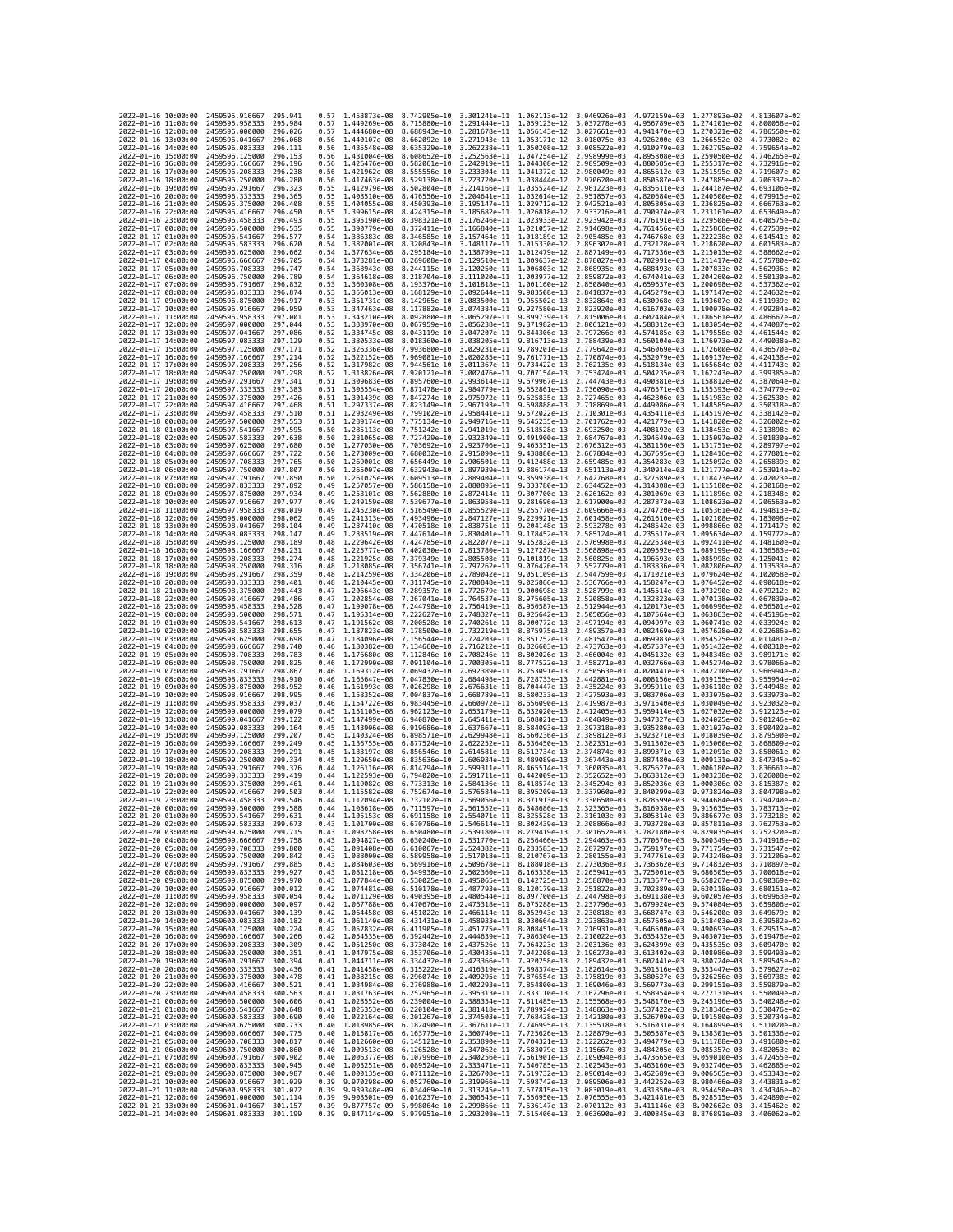| | | | | | | | | | | | | |
|---|---|---|---|---|---|---|---|---|---|---|---|---|
| 2022-01-16 10:00:00 | 2459595.916667 | 295.941 | 0.57 | 1.453873e-08 | 8.742905e-10 | 3.301241e-11 | 1.062113e-12 | 3.046926e-03 | 4.972159e-03 | 1.277893e-02 | 4.813607e-02 |
| 2022-01-16 11:00:00 | 2459595.958333 | 295.984 | 0.57 | 1.449269e-08 | 8.715880e-10 | 3.291444e-11 | 1.059123e-12 | 3.037278e-03 | 4.956789e-03 | 1.274101e-02 | 4.800058e-02 |
| 2022-01-16 12:00:00 | 2459596.000000 | 296.026 | 0.57 | 1.444680e-08 | 8.688943e-10 | 3.281678e-11 | 1.056143e-12 | 3.027661e-03 | 4.941470e-03 | 1.270321e-02 | 4.786550e-02 |
| 2022-01-16 13:00:00 | 2459596.041667 | 296.068 | 0.56 | 1.440107e-08 | 8.662092e-10 | 3.271943e-11 | 1.053171e-12 | 3.018075e-03 | 4.926200e-03 | 1.266552e-02 | 4.773082e-02 |
| 2022-01-16 14:00:00 | 2459596.083333 | 296.111 | 0.56 | 1.435548e-08 | 8.635329e-10 | 3.262238e-11 | 1.050208e-12 | 3.008522e-03 | 4.910979e-03 | 1.262795e-02 | 4.759654e-02 |
| 2022-01-16 15:00:00 | 2459596.125000 | 296.153 | 0.56 | 1.431004e-08 | 8.608652e-10 | 3.252563e-11 | 1.047254e-12 | 2.998999e-03 | 4.895808e-03 | 1.259050e-02 | 4.746265e-02 |
| 2022-01-16 16:00:00 | 2459596.166667 | 296.196 | 0.56 | 1.426476e-08 | 8.582061e-10 | 3.242919e-11 | 1.044308e-12 | 2.989509e-03 | 4.880685e-03 | 1.255317e-02 | 4.732916e-02 |
| 2022-01-16 17:00:00 | 2459596.208333 | 296.238 | 0.56 | 1.421962e-08 | 8.555556e-10 | 3.233304e-11 | 1.041372e-12 | 2.980049e-03 | 4.865612e-03 | 1.251595e-02 | 4.719607e-02 |
| 2022-01-16 18:00:00 | 2459596.250000 | 296.280 | 0.56 | 1.417463e-08 | 8.529138e-10 | 3.223720e-11 | 1.038444e-12 | 2.970620e-03 | 4.850587e-03 | 1.247885e-02 | 4.706337e-02 |
| 2022-01-16 19:00:00 | 2459596.291667 | 296.323 | 0.55 | 1.412979e-08 | 8.502804e-10 | 3.214166e-11 | 1.035524e-12 | 2.961223e-03 | 4.835611e-03 | 1.244187e-02 | 4.693106e-02 |
| 2022-01-16 20:00:00 | 2459596.333333 | 296.365 | 0.55 | 1.408510e-08 | 8.476556e-10 | 3.204641e-11 | 1.032614e-12 | 2.951857e-03 | 4.820684e-03 | 1.240500e-02 | 4.679915e-02 |
| 2022-01-16 21:00:00 | 2459596.375000 | 296.408 | 0.55 | 1.404055e-08 | 8.450393e-10 | 3.195147e-11 | 1.029712e-12 | 2.942521e-03 | 4.805805e-03 | 1.236825e-02 | 4.666763e-02 |
| 2022-01-16 22:00:00 | 2459596.416667 | 296.450 | 0.55 | 1.399615e-08 | 8.424315e-10 | 3.185682e-11 | 1.026818e-12 | 2.933216e-03 | 4.790974e-03 | 1.233161e-02 | 4.653649e-02 |
| 2022-01-16 23:00:00 | 2459596.458333 | 296.493 | 0.55 | 1.395190e-08 | 8.398321e-10 | 3.176246e-11 | 1.023933e-12 | 2.923942e-03 | 4.776191e-03 | 1.229508e-02 | 4.640575e-02 |
| 2022-01-17 00:00:00 | 2459596.500000 | 296.535 | 0.55 | 1.390779e-08 | 8.372411e-10 | 3.166840e-11 | 1.021057e-12 | 2.914698e-03 | 4.761456e-03 | 1.225868e-02 | 4.627539e-02 |
| 2022-01-17 01:00:00 | 2459596.541667 | 296.577 | 0.54 | 1.386383e-08 | 8.346585e-10 | 3.157464e-11 | 1.018189e-12 | 2.905485e-03 | 4.746768e-03 | 1.222238e-02 | 4.614541e-02 |
| 2022-01-17 02:00:00 | 2459596.583333 | 296.620 | 0.54 | 1.382001e-08 | 8.320843e-10 | 3.148117e-11 | 1.015330e-12 | 2.896302e-03 | 4.732128e-03 | 1.218620e-02 | 4.601583e-02 |
| 2022-01-17 03:00:00 | 2459596.625000 | 296.662 | 0.54 | 1.377634e-08 | 8.295184e-10 | 3.138799e-11 | 1.012479e-12 | 2.887149e-03 | 4.717536e-03 | 1.215013e-02 | 4.588662e-02 |
| 2022-01-17 04:00:00 | 2459596.666667 | 296.705 | 0.54 | 1.373281e-08 | 8.269608e-10 | 3.129510e-11 | 1.009637e-12 | 2.878027e-03 | 4.702991e-03 | 1.211417e-02 | 4.575780e-02 |
| 2022-01-17 05:00:00 | 2459596.708333 | 296.747 | 0.54 | 1.368943e-08 | 8.244115e-10 | 3.120250e-11 | 1.006803e-12 | 2.868935e-03 | 4.688493e-03 | 1.207833e-02 | 4.562936e-02 |
| 2022-01-17 06:00:00 | 2459596.750000 | 296.789 | 0.54 | 1.364618e-08 | 8.218704e-10 | 3.111020e-11 | 1.003977e-12 | 2.859872e-03 | 4.674041e-03 | 1.204260e-02 | 4.550130e-02 |
| 2022-01-17 07:00:00 | 2459596.791667 | 296.832 | 0.53 | 1.360308e-08 | 8.193376e-10 | 3.101818e-11 | 1.001160e-12 | 2.850840e-03 | 4.659637e-03 | 1.200698e-02 | 4.537362e-02 |
| 2022-01-17 08:00:00 | 2459596.833333 | 296.874 | 0.53 | 1.356013e-08 | 8.168129e-10 | 3.092644e-11 | 9.983508e-13 | 2.841837e-03 | 4.645279e-03 | 1.197147e-02 | 4.524632e-02 |
| 2022-01-17 09:00:00 | 2459596.875000 | 296.917 | 0.53 | 1.351731e-08 | 8.142965e-10 | 3.083500e-11 | 9.955502e-13 | 2.832864e-03 | 4.630968e-03 | 1.193607e-02 | 4.511939e-02 |
| 2022-01-17 10:00:00 | 2459596.916667 | 296.959 | 0.53 | 1.347463e-08 | 8.117882e-10 | 3.074384e-11 | 9.927580e-13 | 2.823920e-03 | 4.616703e-03 | 1.190078e-02 | 4.499284e-02 |
| 2022-01-17 11:00:00 | 2459596.958333 | 297.001 | 0.53 | 1.343210e-08 | 8.092880e-10 | 3.065297e-11 | 9.899739e-13 | 2.815006e-03 | 4.602484e-03 | 1.186561e-02 | 4.486667e-02 |
| 2022-01-17 12:00:00 | 2459597.000000 | 297.044 | 0.53 | 1.338970e-08 | 8.067959e-10 | 3.056238e-11 | 9.871982e-13 | 2.806121e-03 | 4.588312e-03 | 1.183054e-02 | 4.474087e-02 |
| 2022-01-17 13:00:00 | 2459597.041667 | 297.086 | 0.52 | 1.334745e-08 | 8.043119e-10 | 3.047207e-11 | 9.844306e-13 | 2.797266e-03 | 4.574185e-03 | 1.179558e-02 | 4.461544e-02 |
| 2022-01-17 14:00:00 | 2459597.083333 | 297.129 | 0.52 | 1.330533e-08 | 8.018360e-10 | 3.038205e-11 | 9.816713e-13 | 2.788439e-03 | 4.560104e-03 | 1.176073e-02 | 4.449038e-02 |
| 2022-01-17 15:00:00 | 2459597.125000 | 297.171 | 0.52 | 1.326336e-08 | 7.993680e-10 | 3.029231e-11 | 9.789201e-13 | 2.779642e-03 | 4.546069e-03 | 1.172600e-02 | 4.436570e-02 |
| 2022-01-17 16:00:00 | 2459597.166667 | 297.214 | 0.52 | 1.322152e-08 | 7.969081e-10 | 3.020285e-11 | 9.761771e-13 | 2.770874e-03 | 4.532079e-03 | 1.169137e-02 | 4.424138e-02 |
| 2022-01-17 17:00:00 | 2459597.208333 | 297.256 | 0.52 | 1.317982e-08 | 7.944561e-10 | 3.011367e-11 | 9.734422e-13 | 2.762135e-03 | 4.518134e-03 | 1.165684e-02 | 4.411743e-02 |
| 2022-01-17 18:00:00 | 2459597.250000 | 297.298 | 0.52 | 1.313826e-08 | 7.920121e-10 | 3.002476e-11 | 9.707154e-13 | 2.753424e-03 | 4.504235e-03 | 1.162243e-02 | 4.399385e-02 |
| 2022-01-17 19:00:00 | 2459597.291667 | 297.341 | 0.51 | 1.309683e-08 | 7.895760e-10 | 2.993614e-11 | 9.679967e-13 | 2.744743e-03 | 4.490381e-03 | 1.158812e-02 | 4.387064e-02 |
| 2022-01-17 20:00:00 | 2459597.333333 | 297.383 | 0.51 | 1.305554e-08 | 7.871478e-10 | 2.984779e-11 | 9.652861e-13 | 2.736090e-03 | 4.476571e-03 | 1.155393e-02 | 4.374779e-02 |
| 2022-01-17 21:00:00 | 2459597.375000 | 297.426 | 0.51 | 1.301439e-08 | 7.847274e-10 | 2.975972e-11 | 9.625835e-13 | 2.727465e-03 | 4.462806e-03 | 1.151983e-02 | 4.362530e-02 |
| 2022-01-17 22:00:00 | 2459597.416667 | 297.468 | 0.51 | 1.297337e-08 | 7.823149e-10 | 2.967193e-11 | 9.598888e-13 | 2.718869e-03 | 4.449086e-03 | 1.148585e-02 | 4.350318e-02 |
| 2022-01-17 23:00:00 | 2459597.458333 | 297.510 | 0.51 | 1.293249e-08 | 7.799102e-10 | 2.958441e-11 | 9.572022e-13 | 2.710301e-03 | 4.435411e-03 | 1.145197e-02 | 4.338142e-02 |
| 2022-01-18 00:00:00 | 2459597.500000 | 297.553 | 0.51 | 1.289174e-08 | 7.775134e-10 | 2.949716e-11 | 9.545235e-13 | 2.701762e-03 | 4.421779e-03 | 1.141820e-02 | 4.326002e-02 |
| 2022-01-18 01:00:00 | 2459597.541667 | 297.595 | 0.50 | 1.285113e-08 | 7.751242e-10 | 2.941019e-11 | 9.518528e-13 | 2.693250e-03 | 4.408192e-03 | 1.138453e-02 | 4.313898e-02 |
| 2022-01-18 02:00:00 | 2459597.583333 | 297.638 | 0.50 | 1.281065e-08 | 7.727429e-10 | 2.932349e-11 | 9.491900e-13 | 2.684767e-03 | 4.394649e-03 | 1.135097e-02 | 4.301830e-02 |
| 2022-01-18 03:00:00 | 2459597.625000 | 297.680 | 0.50 | 1.277030e-08 | 7.703692e-10 | 2.923706e-11 | 9.465351e-13 | 2.676312e-03 | 4.381150e-03 | 1.131751e-02 | 4.289797e-02 |
| 2022-01-18 04:00:00 | 2459597.666667 | 297.722 | 0.50 | 1.273009e-08 | 7.680032e-10 | 2.915090e-11 | 9.438880e-13 | 2.667884e-03 | 4.367695e-03 | 1.128416e-02 | 4.277801e-02 |
| 2022-01-18 05:00:00 | 2459597.708333 | 297.765 | 0.50 | 1.269001e-08 | 7.656449e-10 | 2.906501e-11 | 9.412488e-13 | 2.659485e-03 | 4.354283e-03 | 1.125092e-02 | 4.265839e-02 |
| 2022-01-18 06:00:00 | 2459597.750000 | 297.807 | 0.50 | 1.265007e-08 | 7.632943e-10 | 2.897939e-11 | 9.386174e-13 | 2.651113e-03 | 4.340914e-03 | 1.121777e-02 | 4.253914e-02 |
| 2022-01-18 07:00:00 | 2459597.791667 | 297.850 | 0.50 | 1.261025e-08 | 7.609513e-10 | 2.889404e-11 | 9.359938e-13 | 2.642768e-03 | 4.327589e-03 | 1.118473e-02 | 4.242023e-02 |
| 2022-01-18 08:00:00 | 2459597.833333 | 297.892 | 0.49 | 1.257057e-08 | 7.586158e-10 | 2.880895e-11 | 9.333780e-13 | 2.634452e-03 | 4.314308e-03 | 1.115180e-02 | 4.230168e-02 |
| 2022-01-18 09:00:00 | 2459597.875000 | 297.934 | 0.49 | 1.253101e-08 | 7.562880e-10 | 2.872414e-11 | 9.307700e-13 | 2.626162e-03 | 4.301069e-03 | 1.111896e-02 | 4.218348e-02 |
| 2022-01-18 10:00:00 | 2459597.916667 | 297.977 | 0.49 | 1.249159e-08 | 7.539677e-10 | 2.863958e-11 | 9.281696e-13 | 2.617900e-03 | 4.287873e-03 | 1.108623e-02 | 4.206563e-02 |
| 2022-01-18 11:00:00 | 2459597.958333 | 298.019 | 0.49 | 1.245230e-08 | 7.516549e-10 | 2.855529e-11 | 9.255770e-13 | 2.609666e-03 | 4.274720e-03 | 1.105361e-02 | 4.194813e-02 |
| 2022-01-18 12:00:00 | 2459598.000000 | 298.062 | 0.49 | 1.241313e-08 | 7.493496e-10 | 2.847127e-11 | 9.229921e-13 | 2.601458e-03 | 4.261610e-03 | 1.102108e-02 | 4.183098e-02 |
| 2022-01-18 13:00:00 | 2459598.041667 | 298.104 | 0.49 | 1.237410e-08 | 7.470518e-10 | 2.838751e-11 | 9.204148e-13 | 2.593278e-03 | 4.248542e-03 | 1.098866e-02 | 4.171417e-02 |
| 2022-01-18 14:00:00 | 2459598.083333 | 298.147 | 0.49 | 1.233519e-08 | 7.447614e-10 | 2.830401e-11 | 9.178452e-13 | 2.585124e-03 | 4.235517e-03 | 1.095634e-02 | 4.159772e-02 |
| 2022-01-18 15:00:00 | 2459598.125000 | 298.189 | 0.48 | 1.229642e-08 | 7.424785e-10 | 2.822077e-11 | 9.152832e-13 | 2.576998e-03 | 4.222534e-03 | 1.092411e-02 | 4.148160e-02 |
| 2022-01-18 16:00:00 | 2459598.166667 | 298.231 | 0.48 | 1.225777e-08 | 7.402030e-10 | 2.813780e-11 | 9.127287e-13 | 2.568898e-03 | 4.209592e-03 | 1.089199e-02 | 4.136583e-02 |
| 2022-01-18 17:00:00 | 2459598.208333 | 298.274 | 0.48 | 1.221925e-08 | 7.379349e-10 | 2.805508e-11 | 9.101819e-13 | 2.560825e-03 | 4.196693e-03 | 1.085998e-02 | 4.125041e-02 |
| 2022-01-18 18:00:00 | 2459598.250000 | 298.316 | 0.48 | 1.218085e-08 | 7.356741e-10 | 2.797262e-11 | 9.076426e-13 | 2.552779e-03 | 4.183836e-03 | 1.082806e-02 | 4.113533e-02 |
| 2022-01-18 19:00:00 | 2459598.291667 | 298.359 | 0.48 | 1.214259e-08 | 7.334206e-10 | 2.789042e-11 | 9.051109e-13 | 2.544759e-03 | 4.171021e-03 | 1.079624e-02 | 4.102058e-02 |
| 2022-01-18 20:00:00 | 2459598.333333 | 298.401 | 0.48 | 1.210445e-08 | 7.311745e-10 | 2.780848e-11 | 9.025866e-13 | 2.536766e-03 | 4.158247e-03 | 1.076452e-02 | 4.090618e-02 |
| 2022-01-18 21:00:00 | 2459598.375000 | 298.443 | 0.47 | 1.206643e-08 | 7.289357e-10 | 2.772679e-11 | 9.000698e-13 | 2.528799e-03 | 4.145514e-03 | 1.073290e-02 | 4.079212e-02 |
| 2022-01-18 22:00:00 | 2459598.416667 | 298.486 | 0.47 | 1.202854e-08 | 7.267041e-10 | 2.764537e-11 | 8.975605e-13 | 2.520858e-03 | 4.132823e-03 | 1.070138e-02 | 4.067839e-02 |
| 2022-01-18 23:00:00 | 2459598.458333 | 298.528 | 0.47 | 1.199078e-08 | 7.244798e-10 | 2.756419e-11 | 8.950587e-13 | 2.512944e-03 | 4.120173e-03 | 1.066996e-02 | 4.056501e-02 |
| 2022-01-19 00:00:00 | 2459598.500000 | 298.571 | 0.47 | 1.195314e-08 | 7.222627e-10 | 2.748327e-11 | 8.925642e-13 | 2.505056e-03 | 4.107564e-03 | 1.063863e-02 | 4.045196e-02 |
| 2022-01-19 01:00:00 | 2459598.541667 | 298.613 | 0.47 | 1.191562e-08 | 7.200528e-10 | 2.740261e-11 | 8.900772e-13 | 2.497194e-03 | 4.094997e-03 | 1.060741e-02 | 4.033924e-02 |
| 2022-01-19 02:00:00 | 2459598.583333 | 298.655 | 0.47 | 1.187823e-08 | 7.178500e-10 | 2.732219e-11 | 8.875975e-13 | 2.489357e-03 | 4.082469e-03 | 1.057628e-02 | 4.022686e-02 |
| 2022-01-19 03:00:00 | 2459598.625000 | 298.698 | 0.47 | 1.184096e-08 | 7.156544e-10 | 2.724203e-11 | 8.851252e-13 | 2.481547e-03 | 4.069983e-03 | 1.054525e-02 | 4.011481e-02 |
| 2022-01-19 04:00:00 | 2459598.666667 | 298.740 | 0.46 | 1.180382e-08 | 7.134660e-10 | 2.716212e-11 | 8.826603e-13 | 2.473763e-03 | 4.057537e-03 | 1.051432e-02 | 4.000310e-02 |
| 2022-01-19 05:00:00 | 2459598.708333 | 298.783 | 0.46 | 1.176680e-08 | 7.112846e-10 | 2.708246e-11 | 8.802026e-13 | 2.466004e-03 | 4.045132e-03 | 1.048348e-02 | 3.989171e-02 |
| 2022-01-19 06:00:00 | 2459598.750000 | 298.825 | 0.46 | 1.172990e-08 | 7.091104e-10 | 2.700305e-11 | 8.777522e-13 | 2.458271e-03 | 4.032766e-03 | 1.045274e-02 | 3.978066e-02 |
| 2022-01-19 07:00:00 | 2459598.791667 | 298.867 | 0.46 | 1.169312e-08 | 7.069432e-10 | 2.692389e-11 | 8.753091e-13 | 2.450563e-03 | 4.020441e-03 | 1.042210e-02 | 3.966994e-02 |
| 2022-01-19 08:00:00 | 2459598.833333 | 298.910 | 0.46 | 1.165647e-08 | 7.047830e-10 | 2.684498e-11 | 8.728733e-13 | 2.442881e-03 | 4.008156e-03 | 1.039155e-02 | 3.955954e-02 |
| 2022-01-19 09:00:00 | 2459598.875000 | 298.952 | 0.46 | 1.161993e-08 | 7.026298e-10 | 2.676631e-11 | 8.704447e-13 | 2.435224e-03 | 3.995911e-03 | 1.036110e-02 | 3.944948e-02 |
| 2022-01-19 10:00:00 | 2459598.916667 | 298.995 | 0.46 | 1.158352e-08 | 7.004837e-10 | 2.668789e-11 | 8.680233e-13 | 2.427593e-03 | 3.983706e-03 | 1.033075e-02 | 3.933973e-02 |
| 2022-01-19 11:00:00 | 2459598.958333 | 299.037 | 0.46 | 1.154722e-08 | 6.983445e-10 | 2.660972e-11 | 8.656090e-13 | 2.419987e-03 | 3.971540e-03 | 1.030049e-02 | 3.923032e-02 |
| 2022-01-19 12:00:00 | 2459599.000000 | 299.079 | 0.45 | 1.151105e-08 | 6.962123e-10 | 2.653179e-11 | 8.632020e-13 | 2.412405e-03 | 3.959414e-03 | 1.027032e-02 | 3.912123e-02 |
| 2022-01-19 13:00:00 | 2459599.041667 | 299.122 | 0.45 | 1.147499e-08 | 6.940870e-10 | 2.645411e-11 | 8.608021e-13 | 2.404849e-03 | 3.947327e-03 | 1.024025e-02 | 3.901246e-02 |
| 2022-01-19 14:00:00 | 2459599.083333 | 299.164 | 0.45 | 1.143906e-08 | 6.919686e-10 | 2.637667e-11 | 8.584093e-13 | 2.397318e-03 | 3.935280e-03 | 1.021027e-02 | 3.890402e-02 |
| 2022-01-19 15:00:00 | 2459599.125000 | 299.207 | 0.45 | 1.140324e-08 | 6.898571e-10 | 2.629948e-11 | 8.560236e-13 | 2.389812e-03 | 3.923271e-03 | 1.018039e-02 | 3.879590e-02 |
| 2022-01-19 16:00:00 | 2459599.166667 | 299.249 | 0.45 | 1.136755e-08 | 6.877524e-10 | 2.622252e-11 | 8.536450e-13 | 2.382331e-03 | 3.911302e-03 | 1.015060e-02 | 3.868809e-02 |
| 2022-01-19 17:00:00 | 2459599.208333 | 299.291 | 0.45 | 1.133197e-08 | 6.856546e-10 | 2.614581e-11 | 8.512734e-13 | 2.374874e-03 | 3.899371e-03 | 1.012091e-02 | 3.858061e-02 |
| 2022-01-19 18:00:00 | 2459599.250000 | 299.334 | 0.45 | 1.129650e-08 | 6.835636e-10 | 2.606934e-11 | 8.489089e-13 | 2.367443e-03 | 3.887480e-03 | 1.009131e-02 | 3.847345e-02 |
| 2022-01-19 19:00:00 | 2459599.291667 | 299.376 | 0.44 | 1.126116e-08 | 6.814794e-10 | 2.599311e-11 | 8.465514e-13 | 2.360035e-03 | 3.875627e-03 | 1.006180e-02 | 3.836661e-02 |
| 2022-01-19 20:00:00 | 2459599.333333 | 299.419 | 0.44 | 1.122593e-08 | 6.794020e-10 | 2.591711e-11 | 8.442009e-13 | 2.352652e-03 | 3.863812e-03 | 1.003238e-02 | 3.826008e-02 |
| 2022-01-19 21:00:00 | 2459599.375000 | 299.461 | 0.44 | 1.119082e-08 | 6.773313e-10 | 2.584136e-11 | 8.418574e-13 | 2.345294e-03 | 3.852036e-03 | 1.000306e-02 | 3.815387e-02 |
| 2022-01-19 22:00:00 | 2459599.416667 | 299.503 | 0.44 | 1.115582e-08 | 6.752674e-10 | 2.576584e-11 | 8.395209e-13 | 2.337960e-03 | 3.840299e-03 | 9.973824e-03 | 3.804798e-02 |
| 2022-01-19 23:00:00 | 2459599.458333 | 299.546 | 0.44 | 1.112094e-08 | 6.732102e-10 | 2.569056e-11 | 8.371913e-13 | 2.330650e-03 | 3.828599e-03 | 9.944684e-03 | 3.794240e-02 |
| 2022-01-20 00:00:00 | 2459599.500000 | 299.588 | 0.44 | 1.108618e-08 | 6.711597e-10 | 2.561552e-11 | 8.348686e-13 | 2.323365e-03 | 3.816938e-03 | 9.915635e-03 | 3.783713e-02 |
| 2022-01-20 01:00:00 | 2459599.541667 | 299.631 | 0.44 | 1.105153e-08 | 6.691158e-10 | 2.554071e-11 | 8.325528e-13 | 2.316103e-03 | 3.805314e-03 | 9.886677e-03 | 3.773218e-02 |
| 2022-01-20 02:00:00 | 2459599.583333 | 299.673 | 0.43 | 1.101700e-08 | 6.670786e-10 | 2.546614e-11 | 8.302439e-13 | 2.308866e-03 | 3.793728e-03 | 9.857811e-03 | 3.762753e-02 |
| 2022-01-20 03:00:00 | 2459599.625000 | 299.715 | 0.43 | 1.098258e-08 | 6.650480e-10 | 2.539180e-11 | 8.279419e-13 | 2.301652e-03 | 3.782180e-03 | 9.829035e-03 | 3.752320e-02 |
| 2022-01-20 04:00:00 | 2459599.666667 | 299.758 | 0.43 | 1.094827e-08 | 6.630240e-10 | 2.531770e-11 | 8.256466e-13 | 2.294463e-03 | 3.770670e-03 | 9.800349e-03 | 3.741918e-02 |
| 2022-01-20 05:00:00 | 2459599.708333 | 299.800 | 0.43 | 1.091408e-08 | 6.610067e-10 | 2.524382e-11 | 8.233583e-13 | 2.287297e-03 | 3.759197e-03 | 9.771754e-03 | 3.731547e-02 |
| 2022-01-20 06:00:00 | 2459599.750000 | 299.842 | 0.43 | 1.088000e-08 | 6.589958e-10 | 2.517018e-11 | 8.210767e-13 | 2.280155e-03 | 3.747761e-03 | 9.743248e-03 | 3.721206e-02 |
| 2022-01-20 07:00:00 | 2459599.791667 | 299.885 | 0.43 | 1.084603e-08 | 6.569916e-10 | 2.509678e-11 | 8.188018e-13 | 2.273036e-03 | 3.736362e-03 | 9.714832e-03 | 3.710897e-02 |
| 2022-01-20 08:00:00 | 2459599.833333 | 299.927 | 0.43 | 1.081218e-08 | 6.549938e-10 | 2.502360e-11 | 8.165338e-13 | 2.265941e-03 | 3.725001e-03 | 9.686505e-03 | 3.700618e-02 |
| 2022-01-20 09:00:00 | 2459599.875000 | 299.970 | 0.43 | 1.077844e-08 | 6.530025e-10 | 2.495065e-11 | 8.142725e-13 | 2.258870e-03 | 3.713677e-03 | 9.658267e-03 | 3.690369e-02 |
| 2022-01-20 10:00:00 | 2459599.916667 | 300.012 | 0.42 | 1.074481e-08 | 6.510178e-10 | 2.487793e-11 | 8.120179e-13 | 2.251822e-03 | 3.702389e-03 | 9.630118e-03 | 3.680151e-02 |
| 2022-01-20 11:00:00 | 2459599.958333 | 300.054 | 0.42 | 1.071129e-08 | 6.490395e-10 | 2.480544e-11 | 8.097700e-13 | 2.244798e-03 | 3.691138e-03 | 9.602057e-03 | 3.669963e-02 |
| 2022-01-20 12:00:00 | 2459600.000000 | 300.097 | 0.42 | 1.067788e-08 | 6.470676e-10 | 2.473318e-11 | 8.075288e-13 | 2.237796e-03 | 3.679924e-03 | 9.574084e-03 | 3.659806e-02 |
| 2022-01-20 13:00:00 | 2459600.041667 | 300.139 | 0.42 | 1.064458e-08 | 6.451022e-10 | 2.466114e-11 | 8.052943e-13 | 2.230818e-03 | 3.668747e-03 | 9.546200e-03 | 3.649679e-02 |
| 2022-01-20 14:00:00 | 2459600.083333 | 300.182 | 0.42 | 1.061140e-08 | 6.431431e-10 | 2.458933e-11 | 8.030664e-13 | 2.223863e-03 | 3.657605e-03 | 9.518403e-03 | 3.639582e-02 |
| 2022-01-20 15:00:00 | 2459600.125000 | 300.224 | 0.42 | 1.057832e-08 | 6.411905e-10 | 2.451775e-11 | 8.008451e-13 | 2.216931e-03 | 3.646500e-03 | 9.490693e-03 | 3.629515e-02 |
| 2022-01-20 16:00:00 | 2459600.166667 | 300.266 | 0.42 | 1.054535e-08 | 6.392442e-10 | 2.444639e-11 | 7.986304e-13 | 2.210022e-03 | 3.635432e-03 | 9.463071e-03 | 3.619478e-02 |
| 2022-01-20 17:00:00 | 2459600.208333 | 300.309 | 0.42 | 1.051250e-08 | 6.373042e-10 | 2.437526e-11 | 7.964223e-13 | 2.203136e-03 | 3.624399e-03 | 9.435535e-03 | 3.609470e-02 |
| 2022-01-20 18:00:00 | 2459600.250000 | 300.351 | 0.41 | 1.047975e-08 | 6.353706e-10 | 2.430435e-11 | 7.942208e-13 | 2.196273e-03 | 3.613402e-03 | 9.408086e-03 | 3.599493e-02 |
| 2022-01-20 19:00:00 | 2459600.291667 | 300.394 | 0.41 | 1.044711e-08 | 6.334432e-10 | 2.423366e-11 | 7.920258e-13 | 2.189432e-03 | 3.602441e-03 | 9.380724e-03 | 3.589545e-02 |
| 2022-01-20 20:00:00 | 2459600.333333 | 300.436 | 0.41 | 1.041458e-08 | 6.315222e-10 | 2.416319e-11 | 7.898374e-13 | 2.182614e-03 | 3.591516e-03 | 9.353447e-03 | 3.579627e-02 |
| 2022-01-20 21:00:00 | 2459600.375000 | 300.478 | 0.41 | 1.038215e-08 | 6.296074e-10 | 2.409295e-11 | 7.876554e-13 | 2.175819e-03 | 3.580627e-03 | 9.326256e-03 | 3.569738e-02 |
| 2022-01-20 22:00:00 | 2459600.416667 | 300.521 | 0.41 | 1.034984e-08 | 6.276988e-10 | 2.402293e-11 | 7.854800e-13 | 2.169046e-03 | 3.569773e-03 | 9.299151e-03 | 3.559879e-02 |
| 2022-01-20 23:00:00 | 2459600.458333 | 300.563 | 0.41 | 1.031763e-08 | 6.257965e-10 | 2.395313e-11 | 7.833110e-13 | 2.162296e-03 | 3.558954e-03 | 9.272131e-03 | 3.550049e-02 |
| 2022-01-21 00:00:00 | 2459600.500000 | 300.606 | 0.41 | 1.028552e-08 | 6.239004e-10 | 2.388354e-11 | 7.811485e-13 | 2.155568e-03 | 3.548170e-03 | 9.245196e-03 | 3.540248e-02 |
| 2022-01-21 01:00:00 | 2459600.541667 | 300.648 | 0.41 | 1.025353e-08 | 6.220104e-10 | 2.381418e-11 | 7.789924e-13 | 2.148863e-03 | 3.537422e-03 | 9.218346e-03 | 3.530476e-02 |
| 2022-01-21 02:00:00 | 2459600.583333 | 300.690 | 0.40 | 1.022164e-08 | 6.201267e-10 | 2.374503e-11 | 7.768428e-13 | 2.142180e-03 | 3.526709e-03 | 9.191580e-03 | 3.520734e-02 |
| 2022-01-21 03:00:00 | 2459600.625000 | 300.733 | 0.40 | 1.018985e-08 | 6.182490e-10 | 2.367611e-11 | 7.746995e-13 | 2.135518e-03 | 3.516031e-03 | 9.164899e-03 | 3.511020e-02 |
| 2022-01-21 04:00:00 | 2459600.666667 | 300.775 | 0.40 | 1.015817e-08 | 6.163775e-10 | 2.360740e-11 | 7.725626e-13 | 2.128879e-03 | 3.505387e-03 | 9.138301e-03 | 3.501336e-02 |
| 2022-01-21 05:00:00 | 2459600.708333 | 300.817 | 0.40 | 1.012660e-08 | 6.145121e-10 | 2.353890e-11 | 7.704321e-13 | 2.122262e-03 | 3.494779e-03 | 9.111788e-03 | 3.491680e-02 |
| 2022-01-21 06:00:00 | 2459600.750000 | 300.860 | 0.40 | 1.009513e-08 | 6.126528e-10 | 2.347062e-11 | 7.683079e-13 | 2.115667e-03 | 3.484205e-03 | 9.085357e-03 | 3.482053e-02 |
| 2022-01-21 07:00:00 | 2459600.791667 | 300.902 | 0.40 | 1.006377e-08 | 6.107996e-10 | 2.340256e-11 | 7.661901e-13 | 2.109094e-03 | 3.473665e-03 | 9.059010e-03 | 3.472455e-02 |
| 2022-01-21 08:00:00 | 2459600.833333 | 300.945 | 0.40 | 1.003251e-08 | 6.089524e-10 | 2.333471e-11 | 7.640785e-13 | 2.102543e-03 | 3.463160e-03 | 9.032746e-03 | 3.462885e-02 |
| 2022-01-21 09:00:00 | 2459600.875000 | 300.987 | 0.40 | 1.000135e-08 | 6.071112e-10 | 2.326708e-11 | 7.619732e-13 | 2.096014e-03 | 3.452689e-03 | 9.006565e-03 | 3.453343e-02 |
| 2022-01-21 10:00:00 | 2459600.916667 | 301.029 | 0.39 | 9.970298e-09 | 6.052760e-10 | 2.319966e-11 | 7.598742e-13 | 2.089506e-03 | 3.442252e-03 | 8.980466e-03 | 3.443831e-02 |
| 2022-01-21 11:00:00 | 2459600.958333 | 301.072 | 0.39 | 9.939348e-09 | 6.034469e-10 | 2.313245e-11 | 7.577815e-13 | 2.083019e-03 | 3.431850e-03 | 8.954450e-03 | 3.434346e-02 |
| 2022-01-21 12:00:00 | 2459601.000000 | 301.114 | 0.39 | 9.908501e-09 | 6.016237e-10 | 2.306545e-11 | 7.556950e-13 | 2.076555e-03 | 3.421481e-03 | 8.928515e-03 | 3.424890e-02 |
| 2022-01-21 13:00:00 | 2459601.041667 | 301.157 | 0.39 | 9.877757e-09 | 5.998064e-10 | 2.299866e-11 | 7.536147e-13 | 2.070112e-03 | 3.411146e-03 | 8.902662e-03 | 3.415462e-02 |
| 2022-01-21 14:00:00 | 2459601.083333 | 301.199 | 0.39 | 9.847114e-09 | 5.979951e-10 | 2.293208e-11 | 7.515406e-13 | 2.063690e-03 | 3.400845e-03 | 8.876891e-03 | 3.406062e-02 |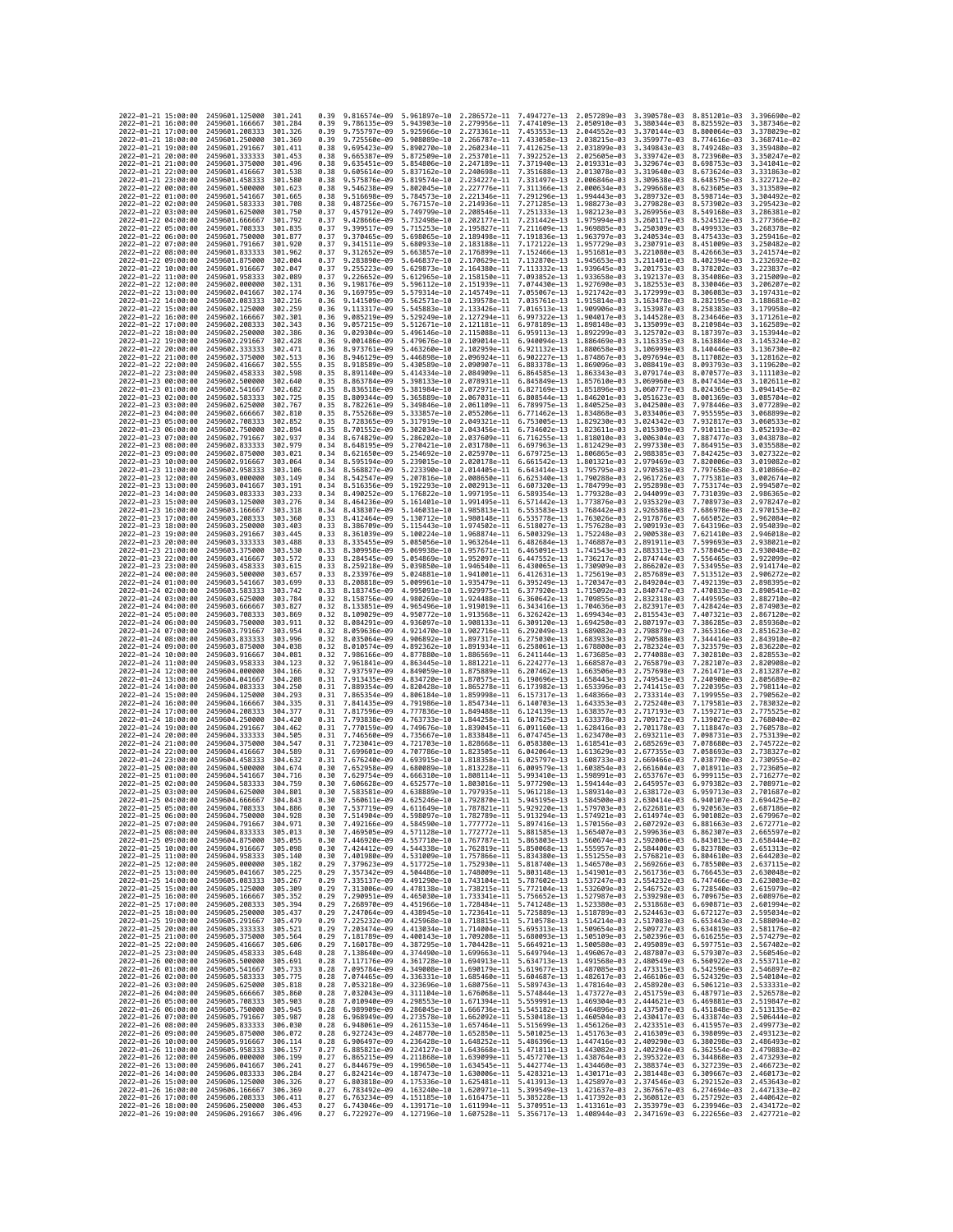| | | | | | | | | | | | |
|---|---|---|---|---|---|---|---|---|---|---|---|
| 2022-01-21 15:00:00 | 2459601.125000 | 301.241 | 0.39 | 9.816574e-09 | 5.961897e-10 | 2.286572e-11 | 7.494727e-13 | 2.057289e-03 | 3.390578e-03 | 8.851201e-03 | 3.396690e-02 |
| 2022-01-21 16:00:00 | 2459601.166667 | 301.284 | 0.39 | 9.786135e-09 | 5.943903e-10 | 2.279956e-11 | 7.474109e-13 | 2.050910e-03 | 3.380344e-03 | 8.825592e-03 | 3.387346e-02 |
| 2022-01-21 17:00:00 | 2459601.208333 | 301.326 | 0.39 | 9.755797e-09 | 5.925966e-10 | 2.273361e-11 | 7.453553e-13 | 2.044552e-03 | 3.370144e-03 | 8.800064e-03 | 3.378029e-02 |
| 2022-01-21 18:00:00 | 2459601.250000 | 301.369 | 0.39 | 9.725560e-09 | 5.908089e-10 | 2.266787e-11 | 7.433058e-13 | 2.038215e-03 | 3.359977e-03 | 8.774616e-03 | 3.368741e-02 |
| 2022-01-21 19:00:00 | 2459601.291667 | 301.411 | 0.38 | 9.695423e-09 | 5.890270e-10 | 2.260234e-11 | 7.412625e-13 | 2.031899e-03 | 3.349843e-03 | 8.749248e-03 | 3.359480e-02 |
| 2022-01-21 20:00:00 | 2459601.333333 | 301.453 | 0.38 | 9.665387e-09 | 5.872509e-10 | 2.253701e-11 | 7.392252e-13 | 2.025605e-03 | 3.339742e-03 | 8.723960e-03 | 3.350247e-02 |
| 2022-01-21 21:00:00 | 2459601.375000 | 301.496 | 0.38 | 9.635451e-09 | 5.854806e-10 | 2.247189e-11 | 7.371940e-13 | 2.019331e-03 | 3.329674e-03 | 8.698753e-03 | 3.341041e-02 |
| 2022-01-21 22:00:00 | 2459601.416667 | 301.538 | 0.38 | 9.605614e-09 | 5.837162e-10 | 2.240698e-11 | 7.351688e-13 | 2.013078e-03 | 3.319640e-03 | 8.673624e-03 | 3.331863e-02 |
| 2022-01-21 23:00:00 | 2459601.458333 | 301.580 | 0.38 | 9.575876e-09 | 5.819574e-10 | 2.234227e-11 | 7.331497e-13 | 2.006846e-03 | 3.309638e-03 | 8.648575e-03 | 3.322712e-02 |
| 2022-01-22 00:00:00 | 2459601.500000 | 301.623 | 0.38 | 9.546238e-09 | 5.802045e-10 | 2.227776e-11 | 7.311366e-13 | 2.000634e-03 | 3.299668e-03 | 8.623605e-03 | 3.313589e-02 |
| 2022-01-22 01:00:00 | 2459601.541667 | 301.665 | 0.38 | 9.516698e-09 | 5.784573e-10 | 2.221346e-11 | 7.291296e-13 | 1.994443e-03 | 3.289732e-03 | 8.598714e-03 | 3.304492e-02 |
| 2022-01-22 02:00:00 | 2459601.583333 | 301.708 | 0.38 | 9.487256e-09 | 5.767157e-10 | 2.214936e-11 | 7.271285e-13 | 1.988273e-03 | 3.279828e-03 | 8.573902e-03 | 3.295423e-02 |
| 2022-01-22 03:00:00 | 2459601.625000 | 301.750 | 0.37 | 9.457912e-09 | 5.749799e-10 | 2.208546e-11 | 7.251333e-13 | 1.982123e-03 | 3.269956e-03 | 8.549168e-03 | 3.286381e-02 |
| 2022-01-22 04:00:00 | 2459601.666667 | 301.792 | 0.37 | 9.428666e-09 | 5.732498e-10 | 2.202177e-11 | 7.231442e-13 | 1.975994e-03 | 3.260117e-03 | 8.524512e-03 | 3.277366e-02 |
| 2022-01-22 05:00:00 | 2459601.708333 | 301.835 | 0.37 | 9.399517e-09 | 5.715253e-10 | 2.195827e-11 | 7.211609e-13 | 1.969885e-03 | 3.250309e-03 | 8.499933e-03 | 3.268378e-02 |
| 2022-01-22 06:00:00 | 2459601.750000 | 301.877 | 0.37 | 9.370465e-09 | 5.698065e-10 | 2.189498e-11 | 7.191836e-13 | 1.963797e-03 | 3.240534e-03 | 8.475433e-03 | 3.259416e-02 |
| 2022-01-22 07:00:00 | 2459601.791667 | 301.920 | 0.37 | 9.341511e-09 | 5.680933e-10 | 2.183188e-11 | 7.172122e-13 | 1.957729e-03 | 3.230791e-03 | 8.451009e-03 | 3.250482e-02 |
| 2022-01-22 08:00:00 | 2459601.833333 | 301.962 | 0.37 | 9.312652e-09 | 5.663857e-10 | 2.176899e-11 | 7.152466e-13 | 1.951681e-03 | 3.221080e-03 | 8.426663e-03 | 3.241574e-02 |
| 2022-01-22 09:00:00 | 2459601.875000 | 302.004 | 0.37 | 9.283890e-09 | 5.646837e-10 | 2.170629e-11 | 7.132870e-13 | 1.945653e-03 | 3.211401e-03 | 8.402394e-03 | 3.232692e-02 |
| 2022-01-22 10:00:00 | 2459601.916667 | 302.047 | 0.37 | 9.255223e-09 | 5.629873e-10 | 2.164380e-11 | 7.113332e-13 | 1.939645e-03 | 3.201753e-03 | 8.378202e-03 | 3.223837e-02 |
| 2022-01-22 11:00:00 | 2459601.958333 | 302.089 | 0.37 | 9.226652e-09 | 5.612965e-10 | 2.158150e-11 | 7.093852e-13 | 1.933658e-03 | 3.192137e-03 | 8.354086e-03 | 3.215009e-02 |
| 2022-01-22 12:00:00 | 2459602.000000 | 302.131 | 0.36 | 9.198176e-09 | 5.596112e-10 | 2.151939e-11 | 7.074430e-13 | 1.927690e-03 | 3.182553e-03 | 8.330046e-03 | 3.206207e-02 |
| 2022-01-22 13:00:00 | 2459602.041667 | 302.174 | 0.36 | 9.169795e-09 | 5.579314e-10 | 2.145749e-11 | 7.055067e-13 | 1.921742e-03 | 3.172999e-03 | 8.306083e-03 | 3.197431e-02 |
| 2022-01-22 14:00:00 | 2459602.083333 | 302.216 | 0.36 | 9.141509e-09 | 5.562571e-10 | 2.139578e-11 | 7.035761e-13 | 1.915814e-03 | 3.163478e-03 | 8.282195e-03 | 3.188681e-02 |
| 2022-01-22 15:00:00 | 2459602.125000 | 302.259 | 0.36 | 9.113317e-09 | 5.545883e-10 | 2.133426e-11 | 7.016513e-13 | 1.909906e-03 | 3.153987e-03 | 8.258383e-03 | 3.179958e-02 |
| 2022-01-22 16:00:00 | 2459602.166667 | 302.301 | 0.36 | 9.085219e-09 | 5.529249e-10 | 2.127294e-11 | 6.997322e-13 | 1.904017e-03 | 3.144528e-03 | 8.234646e-03 | 3.171261e-02 |
| 2022-01-22 17:00:00 | 2459602.208333 | 302.343 | 0.36 | 9.057215e-09 | 5.512671e-10 | 2.121181e-11 | 6.978189e-13 | 1.898148e-03 | 3.135099e-03 | 8.210984e-03 | 3.162589e-02 |
| 2022-01-22 18:00:00 | 2459602.250000 | 302.386 | 0.36 | 9.029304e-09 | 5.496146e-10 | 2.115088e-11 | 6.959113e-13 | 1.892299e-03 | 3.125702e-03 | 8.187397e-03 | 3.153944e-02 |
| 2022-01-22 19:00:00 | 2459602.291667 | 302.428 | 0.36 | 9.001486e-09 | 5.479676e-10 | 2.109014e-11 | 6.940094e-13 | 1.886469e-03 | 3.116335e-03 | 8.163884e-03 | 3.145324e-02 |
| 2022-01-22 20:00:00 | 2459602.333333 | 302.471 | 0.36 | 8.973761e-09 | 5.463260e-10 | 2.102959e-11 | 6.921132e-13 | 1.880658e-03 | 3.106999e-03 | 8.140446e-03 | 3.136730e-02 |
| 2022-01-22 21:00:00 | 2459602.375000 | 302.513 | 0.36 | 8.946129e-09 | 5.446898e-10 | 2.096924e-11 | 6.902227e-13 | 1.874867e-03 | 3.097694e-03 | 8.117082e-03 | 3.128162e-02 |
| 2022-01-22 22:00:00 | 2459602.416667 | 302.555 | 0.35 | 8.918589e-09 | 5.430589e-10 | 2.090907e-11 | 6.883378e-13 | 1.869096e-03 | 3.088419e-03 | 8.093793e-03 | 3.119620e-02 |
| 2022-01-22 23:00:00 | 2459602.458333 | 302.598 | 0.35 | 8.891140e-09 | 5.414334e-10 | 2.084909e-11 | 6.864585e-13 | 1.863343e-03 | 3.079174e-03 | 8.070577e-03 | 3.111103e-02 |
| 2022-01-23 00:00:00 | 2459602.500000 | 302.640 | 0.35 | 8.863784e-09 | 5.398133e-10 | 2.078931e-11 | 6.845849e-13 | 1.857610e-03 | 3.069960e-03 | 8.047434e-03 | 3.102611e-02 |
| 2022-01-23 01:00:00 | 2459602.541667 | 302.682 | 0.35 | 8.836518e-09 | 5.381984e-10 | 2.072971e-11 | 6.827169e-13 | 1.851896e-03 | 3.060777e-03 | 8.024365e-03 | 3.094145e-02 |
| 2022-01-23 02:00:00 | 2459602.583333 | 302.725 | 0.35 | 8.809344e-09 | 5.365889e-10 | 2.067031e-11 | 6.808544e-13 | 1.846201e-03 | 3.051623e-03 | 8.001369e-03 | 3.085704e-02 |
| 2022-01-23 03:00:00 | 2459602.625000 | 302.767 | 0.35 | 8.782261e-09 | 5.349846e-10 | 2.061109e-11 | 6.789975e-13 | 1.840525e-03 | 3.042500e-03 | 7.978446e-03 | 3.077289e-02 |
| 2022-01-23 04:00:00 | 2459602.666667 | 302.810 | 0.35 | 8.755268e-09 | 5.333857e-10 | 2.055206e-11 | 6.771462e-13 | 1.834868e-03 | 3.033406e-03 | 7.955595e-03 | 3.068899e-02 |
| 2022-01-23 05:00:00 | 2459602.708333 | 302.852 | 0.35 | 8.728365e-09 | 5.317919e-10 | 2.049321e-11 | 6.753005e-13 | 1.829230e-03 | 3.024342e-03 | 7.932817e-03 | 3.060533e-02 |
| 2022-01-23 06:00:00 | 2459602.750000 | 302.894 | 0.35 | 8.701552e-09 | 5.302034e-10 | 2.043456e-11 | 6.734602e-13 | 1.823611e-03 | 3.015309e-03 | 7.910111e-03 | 3.052193e-02 |
| 2022-01-23 07:00:00 | 2459602.791667 | 302.937 | 0.34 | 8.674829e-09 | 5.286202e-10 | 2.037609e-11 | 6.716255e-13 | 1.818010e-03 | 3.006304e-03 | 7.887477e-03 | 3.043878e-02 |
| 2022-01-23 08:00:00 | 2459602.833333 | 302.979 | 0.34 | 8.648195e-09 | 5.270421e-10 | 2.031780e-11 | 6.697963e-13 | 1.812429e-03 | 2.997330e-03 | 7.864915e-03 | 3.035588e-02 |
| 2022-01-23 09:00:00 | 2459602.875000 | 303.021 | 0.34 | 8.621650e-09 | 5.254692e-10 | 2.025970e-11 | 6.679725e-13 | 1.806865e-03 | 2.988385e-03 | 7.842425e-03 | 3.027322e-02 |
| 2022-01-23 10:00:00 | 2459602.916667 | 303.064 | 0.34 | 8.595194e-09 | 5.239015e-10 | 2.020178e-11 | 6.661542e-13 | 1.801321e-03 | 2.979469e-03 | 7.820006e-03 | 3.019082e-02 |
| 2022-01-23 11:00:00 | 2459602.958333 | 303.106 | 0.34 | 8.568827e-09 | 5.223390e-10 | 2.014405e-11 | 6.643414e-13 | 1.795795e-03 | 2.970583e-03 | 7.797658e-03 | 3.010866e-02 |
| 2022-01-23 12:00:00 | 2459603.000000 | 303.149 | 0.34 | 8.542547e-09 | 5.207816e-10 | 2.008650e-11 | 6.625340e-13 | 1.790288e-03 | 2.961726e-03 | 7.775381e-03 | 3.002674e-02 |
| 2022-01-23 13:00:00 | 2459603.041667 | 303.191 | 0.34 | 8.516356e-09 | 5.192293e-10 | 2.002913e-11 | 6.607320e-13 | 1.784799e-03 | 2.952898e-03 | 7.753174e-03 | 2.994507e-02 |
| 2022-01-23 14:00:00 | 2459603.083333 | 303.233 | 0.34 | 8.490252e-09 | 5.176822e-10 | 1.997195e-11 | 6.589354e-13 | 1.779328e-03 | 2.944099e-03 | 7.731039e-03 | 2.986365e-02 |
| 2022-01-23 15:00:00 | 2459603.125000 | 303.276 | 0.34 | 8.464236e-09 | 5.161401e-10 | 1.991495e-11 | 6.571442e-13 | 1.773876e-03 | 2.935329e-03 | 7.708973e-03 | 2.978247e-02 |
| 2022-01-23 16:00:00 | 2459603.166667 | 303.318 | 0.34 | 8.438307e-09 | 5.146031e-10 | 1.985813e-11 | 6.553583e-13 | 1.768442e-03 | 2.926588e-03 | 7.686978e-03 | 2.970153e-02 |
| 2022-01-23 17:00:00 | 2459603.208333 | 303.360 | 0.33 | 8.412464e-09 | 5.130712e-10 | 1.980148e-11 | 6.535778e-13 | 1.763026e-03 | 2.917876e-03 | 7.665052e-03 | 2.962084e-02 |
| 2022-01-23 18:00:00 | 2459603.250000 | 303.403 | 0.33 | 8.386709e-09 | 5.115443e-10 | 1.974502e-11 | 6.518027e-13 | 1.757628e-03 | 2.909193e-03 | 7.643196e-03 | 2.954039e-02 |
| 2022-01-23 19:00:00 | 2459603.291667 | 303.445 | 0.33 | 8.361039e-09 | 5.100224e-10 | 1.968874e-11 | 6.500329e-13 | 1.752248e-03 | 2.900538e-03 | 7.621410e-03 | 2.946018e-02 |
| 2022-01-23 20:00:00 | 2459603.333333 | 303.488 | 0.33 | 8.335455e-09 | 5.085056e-10 | 1.963264e-11 | 6.482684e-13 | 1.746887e-03 | 2.891911e-03 | 7.599693e-03 | 2.938021e-02 |
| 2022-01-23 21:00:00 | 2459603.375000 | 303.530 | 0.33 | 8.309958e-09 | 5.069938e-10 | 1.957671e-11 | 6.465091e-13 | 1.741543e-03 | 2.883313e-03 | 7.578045e-03 | 2.930048e-02 |
| 2022-01-23 22:00:00 | 2459603.416667 | 303.572 | 0.33 | 8.284545e-09 | 5.054869e-10 | 1.952097e-11 | 6.447552e-13 | 1.736217e-03 | 2.874744e-03 | 7.556465e-03 | 2.922099e-02 |
| 2022-01-23 23:00:00 | 2459603.458333 | 303.615 | 0.33 | 8.259218e-09 | 5.039850e-10 | 1.946540e-11 | 6.430065e-13 | 1.730909e-03 | 2.866202e-03 | 7.534955e-03 | 2.914174e-02 |
| 2022-01-24 00:00:00 | 2459603.500000 | 303.657 | 0.33 | 8.233976e-09 | 5.024881e-10 | 1.941001e-11 | 6.412631e-13 | 1.725619e-03 | 2.857689e-03 | 7.513512e-03 | 2.906272e-02 |
| 2022-01-24 01:00:00 | 2459603.541667 | 303.699 | 0.33 | 8.208818e-09 | 5.009961e-10 | 1.935479e-11 | 6.395249e-13 | 1.720347e-03 | 2.849204e-03 | 7.492139e-03 | 2.898395e-02 |
| 2022-01-24 02:00:00 | 2459603.583333 | 303.742 | 0.33 | 8.183745e-09 | 4.995091e-10 | 1.929975e-11 | 6.377920e-13 | 1.715092e-03 | 2.840747e-03 | 7.470833e-03 | 2.890541e-02 |
| 2022-01-24 03:00:00 | 2459603.625000 | 303.784 | 0.32 | 8.158756e-09 | 4.980269e-10 | 1.924488e-11 | 6.360642e-13 | 1.709855e-03 | 2.832318e-03 | 7.449595e-03 | 2.882710e-02 |
| 2022-01-24 04:00:00 | 2459603.666667 | 303.827 | 0.32 | 8.133851e-09 | 4.965496e-10 | 1.919019e-11 | 6.343416e-13 | 1.704636e-03 | 2.823917e-03 | 7.428424e-03 | 2.874903e-02 |
| 2022-01-24 05:00:00 | 2459603.708333 | 303.869 | 0.32 | 8.109029e-09 | 4.950772e-10 | 1.913568e-11 | 6.326242e-13 | 1.699434e-03 | 2.815543e-03 | 7.407321e-03 | 2.867120e-02 |
| 2022-01-24 06:00:00 | 2459603.750000 | 303.911 | 0.32 | 8.084291e-09 | 4.936097e-10 | 1.908133e-11 | 6.309120e-13 | 1.694250e-03 | 2.807197e-03 | 7.386285e-03 | 2.859360e-02 |
| 2022-01-24 07:00:00 | 2459603.791667 | 303.954 | 0.32 | 8.059636e-09 | 4.921470e-10 | 1.902716e-11 | 6.292049e-13 | 1.689082e-03 | 2.798879e-03 | 7.365316e-03 | 2.851623e-02 |
| 2022-01-24 08:00:00 | 2459603.833333 | 303.996 | 0.32 | 8.035064e-09 | 4.906892e-10 | 1.897317e-11 | 6.275030e-13 | 1.683933e-03 | 2.790588e-03 | 7.344414e-03 | 2.843910e-02 |
| 2022-01-24 09:00:00 | 2459603.875000 | 304.038 | 0.32 | 8.010574e-09 | 4.892362e-10 | 1.891934e-11 | 6.258061e-13 | 1.678800e-03 | 2.782324e-03 | 7.323579e-03 | 2.836220e-02 |
| 2022-01-24 10:00:00 | 2459603.916667 | 304.081 | 0.32 | 7.986166e-09 | 4.877880e-10 | 1.886569e-11 | 6.241144e-13 | 1.673685e-03 | 2.774088e-03 | 7.302810e-03 | 2.828553e-02 |
| 2022-01-24 11:00:00 | 2459603.958333 | 304.123 | 0.32 | 7.961841e-09 | 4.863445e-10 | 1.881221e-11 | 6.224277e-13 | 1.668587e-03 | 2.765879e-03 | 7.282107e-03 | 2.820908e-02 |
| 2022-01-24 12:00:00 | 2459604.000000 | 304.166 | 0.32 | 7.937597e-09 | 4.849059e-10 | 1.875889e-11 | 6.207462e-13 | 1.663506e-03 | 2.757698e-03 | 7.261471e-03 | 2.813287e-02 |
| 2022-01-24 13:00:00 | 2459604.041667 | 304.208 | 0.31 | 7.913435e-09 | 4.834720e-10 | 1.870575e-11 | 6.190696e-13 | 1.658443e-03 | 2.749543e-03 | 7.240900e-03 | 2.805689e-02 |
| 2022-01-24 14:00:00 | 2459604.083333 | 304.250 | 0.31 | 7.889354e-09 | 4.820428e-10 | 1.865278e-11 | 6.173982e-13 | 1.653396e-03 | 2.741415e-03 | 7.220395e-03 | 2.798114e-02 |
| 2022-01-24 15:00:00 | 2459604.125000 | 304.293 | 0.31 | 7.865354e-09 | 4.806184e-10 | 1.859998e-11 | 6.157317e-13 | 1.648366e-03 | 2.733314e-03 | 7.199955e-03 | 2.790562e-02 |
| 2022-01-24 16:00:00 | 2459604.166667 | 304.335 | 0.31 | 7.841435e-09 | 4.791986e-10 | 1.854734e-11 | 6.140703e-13 | 1.643353e-03 | 2.725240e-03 | 7.179581e-03 | 2.783032e-02 |
| 2022-01-24 17:00:00 | 2459604.208333 | 304.377 | 0.31 | 7.817596e-09 | 4.777836e-10 | 1.849488e-11 | 6.124139e-13 | 1.638357e-03 | 2.717193e-03 | 7.159271e-03 | 2.775525e-02 |
| 2022-01-24 18:00:00 | 2459604.250000 | 304.420 | 0.31 | 7.793838e-09 | 4.763733e-10 | 1.844258e-11 | 6.107625e-13 | 1.633378e-03 | 2.709172e-03 | 7.139027e-03 | 2.768040e-02 |
| 2022-01-24 19:00:00 | 2459604.291667 | 304.462 | 0.31 | 7.770159e-09 | 4.749676e-10 | 1.839045e-11 | 6.091160e-13 | 1.628416e-03 | 2.701178e-03 | 7.118847e-03 | 2.760578e-02 |
| 2022-01-24 20:00:00 | 2459604.333333 | 304.505 | 0.31 | 7.746560e-09 | 4.735667e-10 | 1.833848e-11 | 6.074745e-13 | 1.623470e-03 | 2.693211e-03 | 7.098731e-03 | 2.753139e-02 |
| 2022-01-24 21:00:00 | 2459604.375000 | 304.547 | 0.31 | 7.723041e-09 | 4.721703e-10 | 1.828668e-11 | 6.058380e-13 | 1.618541e-03 | 2.685269e-03 | 7.078680e-03 | 2.745722e-02 |
| 2022-01-24 22:00:00 | 2459604.416667 | 304.589 | 0.31 | 7.699601e-09 | 4.707786e-10 | 1.823505e-11 | 6.042064e-13 | 1.613629e-03 | 2.677355e-03 | 7.058693e-03 | 2.738327e-02 |
| 2022-01-24 23:00:00 | 2459604.458333 | 304.632 | 0.31 | 7.676240e-09 | 4.693915e-10 | 1.818358e-11 | 6.025797e-13 | 1.608733e-03 | 2.669466e-03 | 7.038770e-03 | 2.730955e-02 |
| 2022-01-25 00:00:00 | 2459604.500000 | 304.674 | 0.30 | 7.652958e-09 | 4.680089e-10 | 1.813228e-11 | 6.009579e-13 | 1.603854e-03 | 2.661604e-03 | 7.018911e-03 | 2.723605e-02 |
| 2022-01-25 01:00:00 | 2459604.541667 | 304.716 | 0.30 | 7.629754e-09 | 4.666310e-10 | 1.808114e-11 | 5.993410e-13 | 1.598991e-03 | 2.653767e-03 | 6.999115e-03 | 2.716277e-02 |
| 2022-01-25 02:00:00 | 2459604.583333 | 304.759 | 0.30 | 7.606628e-09 | 4.652577e-10 | 1.803016e-11 | 5.977290e-13 | 1.594144e-03 | 2.645957e-03 | 6.979382e-03 | 2.708971e-02 |
| 2022-01-25 03:00:00 | 2459604.625000 | 304.801 | 0.30 | 7.583581e-09 | 4.638889e-10 | 1.797935e-11 | 5.961218e-13 | 1.589314e-03 | 2.638172e-03 | 6.959713e-03 | 2.701687e-02 |
| 2022-01-25 04:00:00 | 2459604.666667 | 304.843 | 0.30 | 7.560611e-09 | 4.625246e-10 | 1.792870e-11 | 5.945195e-13 | 1.584500e-03 | 2.630414e-03 | 6.940107e-03 | 2.694425e-02 |
| 2022-01-25 05:00:00 | 2459604.708333 | 304.886 | 0.30 | 7.537719e-09 | 4.611649e-10 | 1.787821e-11 | 5.929220e-13 | 1.579703e-03 | 2.622681e-03 | 6.920563e-03 | 2.687186e-02 |
| 2022-01-25 06:00:00 | 2459604.750000 | 304.928 | 0.30 | 7.514904e-09 | 4.598097e-10 | 1.782789e-11 | 5.913294e-13 | 1.574921e-03 | 2.614974e-03 | 6.901082e-03 | 2.679967e-02 |
| 2022-01-25 07:00:00 | 2459604.791667 | 304.971 | 0.30 | 7.492166e-09 | 4.584590e-10 | 1.777772e-11 | 5.897416e-13 | 1.570156e-03 | 2.607292e-03 | 6.881663e-03 | 2.672771e-02 |
| 2022-01-25 08:00:00 | 2459604.833333 | 305.013 | 0.30 | 7.469505e-09 | 4.571128e-10 | 1.772772e-11 | 5.881585e-13 | 1.565407e-03 | 2.599636e-03 | 6.862307e-03 | 2.665597e-02 |
| 2022-01-25 09:00:00 | 2459604.875000 | 305.055 | 0.30 | 7.446920e-09 | 4.557710e-10 | 1.767787e-11 | 5.865803e-13 | 1.560674e-03 | 2.592006e-03 | 6.843013e-03 | 2.658444e-02 |
| 2022-01-25 10:00:00 | 2459604.916667 | 305.098 | 0.30 | 7.424412e-09 | 4.544338e-10 | 1.762819e-11 | 5.850068e-13 | 1.555957e-03 | 2.584400e-03 | 6.823780e-03 | 2.651313e-02 |
| 2022-01-25 11:00:00 | 2459604.958333 | 305.140 | 0.30 | 7.401980e-09 | 4.531009e-10 | 1.757866e-11 | 5.834380e-13 | 1.551255e-03 | 2.576821e-03 | 6.804610e-03 | 2.644203e-02 |
| 2022-01-25 12:00:00 | 2459605.000000 | 305.182 | 0.29 | 7.379623e-09 | 4.517725e-10 | 1.752930e-11 | 5.818740e-13 | 1.546570e-03 | 2.569266e-03 | 6.785500e-03 | 2.637115e-02 |
| 2022-01-25 13:00:00 | 2459605.041667 | 305.225 | 0.29 | 7.357342e-09 | 4.504486e-10 | 1.748009e-11 | 5.803148e-13 | 1.541901e-03 | 2.561736e-03 | 6.766453e-03 | 2.630048e-02 |
| 2022-01-25 14:00:00 | 2459605.083333 | 305.267 | 0.29 | 7.335137e-09 | 4.491290e-10 | 1.743104e-11 | 5.787602e-13 | 1.537247e-03 | 2.554232e-03 | 6.747466e-03 | 2.623003e-02 |
| 2022-01-25 15:00:00 | 2459605.125000 | 305.309 | 0.29 | 7.313006e-09 | 4.478138e-10 | 1.738215e-11 | 5.772104e-13 | 1.532609e-03 | 2.546752e-03 | 6.728540e-03 | 2.615979e-02 |
| 2022-01-25 16:00:00 | 2459605.166667 | 305.352 | 0.29 | 7.290951e-09 | 4.465030e-10 | 1.733341e-11 | 5.756652e-13 | 1.527987e-03 | 2.539298e-03 | 6.709675e-03 | 2.608976e-02 |
| 2022-01-25 17:00:00 | 2459605.208333 | 305.394 | 0.29 | 7.268970e-09 | 4.451966e-10 | 1.728484e-11 | 5.741248e-13 | 1.523380e-03 | 2.531868e-03 | 6.690871e-03 | 2.601994e-02 |
| 2022-01-25 18:00:00 | 2459605.250000 | 305.437 | 0.29 | 7.247064e-09 | 4.438945e-10 | 1.723641e-11 | 5.725889e-13 | 1.518789e-03 | 2.524463e-03 | 6.672127e-03 | 2.595034e-02 |
| 2022-01-25 19:00:00 | 2459605.291667 | 305.479 | 0.29 | 7.225232e-09 | 4.425968e-10 | 1.718815e-11 | 5.710578e-13 | 1.514214e-03 | 2.517083e-03 | 6.653443e-03 | 2.588094e-02 |
| 2022-01-25 20:00:00 | 2459605.333333 | 305.521 | 0.29 | 7.203474e-09 | 4.413034e-10 | 1.714004e-11 | 5.695313e-13 | 1.509654e-03 | 2.509727e-03 | 6.634819e-03 | 2.581176e-02 |
| 2022-01-25 21:00:00 | 2459605.375000 | 305.564 | 0.29 | 7.181789e-09 | 4.400143e-10 | 1.709208e-11 | 5.680093e-13 | 1.505109e-03 | 2.502396e-03 | 6.616255e-03 | 2.574279e-02 |
| 2022-01-25 22:00:00 | 2459605.416667 | 305.606 | 0.29 | 7.160178e-09 | 4.387295e-10 | 1.704428e-11 | 5.664921e-13 | 1.500580e-03 | 2.495089e-03 | 6.597751e-03 | 2.567402e-02 |
| 2022-01-25 23:00:00 | 2459605.458333 | 305.648 | 0.28 | 7.138640e-09 | 4.374490e-10 | 1.699663e-11 | 5.649794e-13 | 1.496067e-03 | 2.487807e-03 | 6.579307e-03 | 2.560546e-02 |
| 2022-01-26 00:00:00 | 2459605.500000 | 305.691 | 0.28 | 7.117176e-09 | 4.361728e-10 | 1.694913e-11 | 5.634713e-13 | 1.491568e-03 | 2.480549e-03 | 6.560922e-03 | 2.553711e-02 |
| 2022-01-26 01:00:00 | 2459605.541667 | 305.733 | 0.28 | 7.095784e-09 | 4.349008e-10 | 1.690179e-11 | 5.619677e-13 | 1.487085e-03 | 2.473315e-03 | 6.542596e-03 | 2.546897e-02 |
| 2022-01-26 02:00:00 | 2459605.583333 | 305.775 | 0.28 | 7.074465e-09 | 4.336331e-10 | 1.685460e-11 | 5.604687e-13 | 1.482617e-03 | 2.466106e-03 | 6.524329e-03 | 2.540104e-02 |
| 2022-01-26 03:00:00 | 2459605.625000 | 305.818 | 0.28 | 7.053218e-09 | 4.323696e-10 | 1.680756e-11 | 5.589743e-13 | 1.478164e-03 | 2.458920e-03 | 6.506121e-03 | 2.533331e-02 |
| 2022-01-26 04:00:00 | 2459605.666667 | 305.860 | 0.28 | 7.032043e-09 | 4.311104e-10 | 1.676068e-11 | 5.574844e-13 | 1.473727e-03 | 2.451759e-03 | 6.487971e-03 | 2.526578e-02 |
| 2022-01-26 05:00:00 | 2459605.708333 | 305.903 | 0.28 | 7.010940e-09 | 4.298553e-10 | 1.671394e-11 | 5.559991e-13 | 1.469304e-03 | 2.444621e-03 | 6.469881e-03 | 2.519847e-02 |
| 2022-01-26 06:00:00 | 2459605.750000 | 305.945 | 0.28 | 6.989909e-09 | 4.286045e-10 | 1.666736e-11 | 5.545182e-13 | 1.464896e-03 | 2.437507e-03 | 6.451848e-03 | 2.513135e-02 |
| 2022-01-26 07:00:00 | 2459605.791667 | 305.987 | 0.28 | 6.968949e-09 | 4.273578e-10 | 1.662092e-11 | 5.530418e-13 | 1.460504e-03 | 2.430417e-03 | 6.433874e-03 | 2.506444e-02 |
| 2022-01-26 08:00:00 | 2459605.833333 | 306.030 | 0.28 | 6.948061e-09 | 4.261153e-10 | 1.657464e-11 | 5.515699e-13 | 1.456126e-03 | 2.423351e-03 | 6.415957e-03 | 2.499773e-02 |
| 2022-01-26 09:00:00 | 2459605.875000 | 306.072 | 0.28 | 6.927243e-09 | 4.248770e-10 | 1.652850e-11 | 5.501025e-13 | 1.451763e-03 | 2.416309e-03 | 6.398099e-03 | 2.493123e-02 |
| 2022-01-26 10:00:00 | 2459605.916667 | 306.114 | 0.28 | 6.906497e-09 | 4.236428e-10 | 1.648252e-11 | 5.486396e-13 | 1.447416e-03 | 2.409290e-03 | 6.380298e-03 | 2.486493e-02 |
| 2022-01-26 11:00:00 | 2459605.958333 | 306.157 | 0.27 | 6.885821e-09 | 4.224127e-10 | 1.643668e-11 | 5.471811e-13 | 1.443082e-03 | 2.402294e-03 | 6.362554e-03 | 2.479883e-02 |
| 2022-01-26 12:00:00 | 2459606.000000 | 306.199 | 0.27 | 6.865215e-09 | 4.211868e-10 | 1.639099e-11 | 5.457270e-13 | 1.438764e-03 | 2.395322e-03 | 6.344868e-03 | 2.473293e-02 |
| 2022-01-26 13:00:00 | 2459606.041667 | 306.241 | 0.27 | 6.844679e-09 | 4.199650e-10 | 1.634545e-11 | 5.442774e-13 | 1.434460e-03 | 2.388374e-03 | 6.327239e-03 | 2.466723e-02 |
| 2022-01-26 14:00:00 | 2459606.083333 | 306.284 | 0.27 | 6.824214e-09 | 4.187473e-10 | 1.630006e-11 | 5.428321e-13 | 1.430171e-03 | 2.381448e-03 | 6.309667e-03 | 2.460173e-02 |
| 2022-01-26 15:00:00 | 2459606.125000 | 306.326 | 0.27 | 6.803818e-09 | 4.175336e-10 | 1.625481e-11 | 5.413913e-13 | 1.425897e-03 | 2.374546e-03 | 6.292152e-03 | 2.453643e-02 |
| 2022-01-26 16:00:00 | 2459606.166667 | 306.369 | 0.27 | 6.783492e-09 | 4.163240e-10 | 1.620971e-11 | 5.399549e-13 | 1.421637e-03 | 2.367667e-03 | 6.274694e-03 | 2.447133e-02 |
| 2022-01-26 17:00:00 | 2459606.208333 | 306.411 | 0.27 | 6.763234e-09 | 4.151185e-10 | 1.616475e-11 | 5.385228e-13 | 1.417392e-03 | 2.360812e-03 | 6.257292e-03 | 2.440642e-02 |
| 2022-01-26 18:00:00 | 2459606.250000 | 306.453 | 0.27 | 6.743046e-09 | 4.139171e-10 | 1.611994e-11 | 5.370951e-13 | 1.413161e-03 | 2.353979e-03 | 6.239946e-03 | 2.434172e-02 |
| 2022-01-26 19:00:00 | 2459606.291667 | 306.496 | 0.27 | 6.722927e-09 | 4.127196e-10 | 1.607528e-11 | 5.356717e-13 | 1.408944e-03 | 2.347169e-03 | 6.222656e-03 | 2.427721e-02 |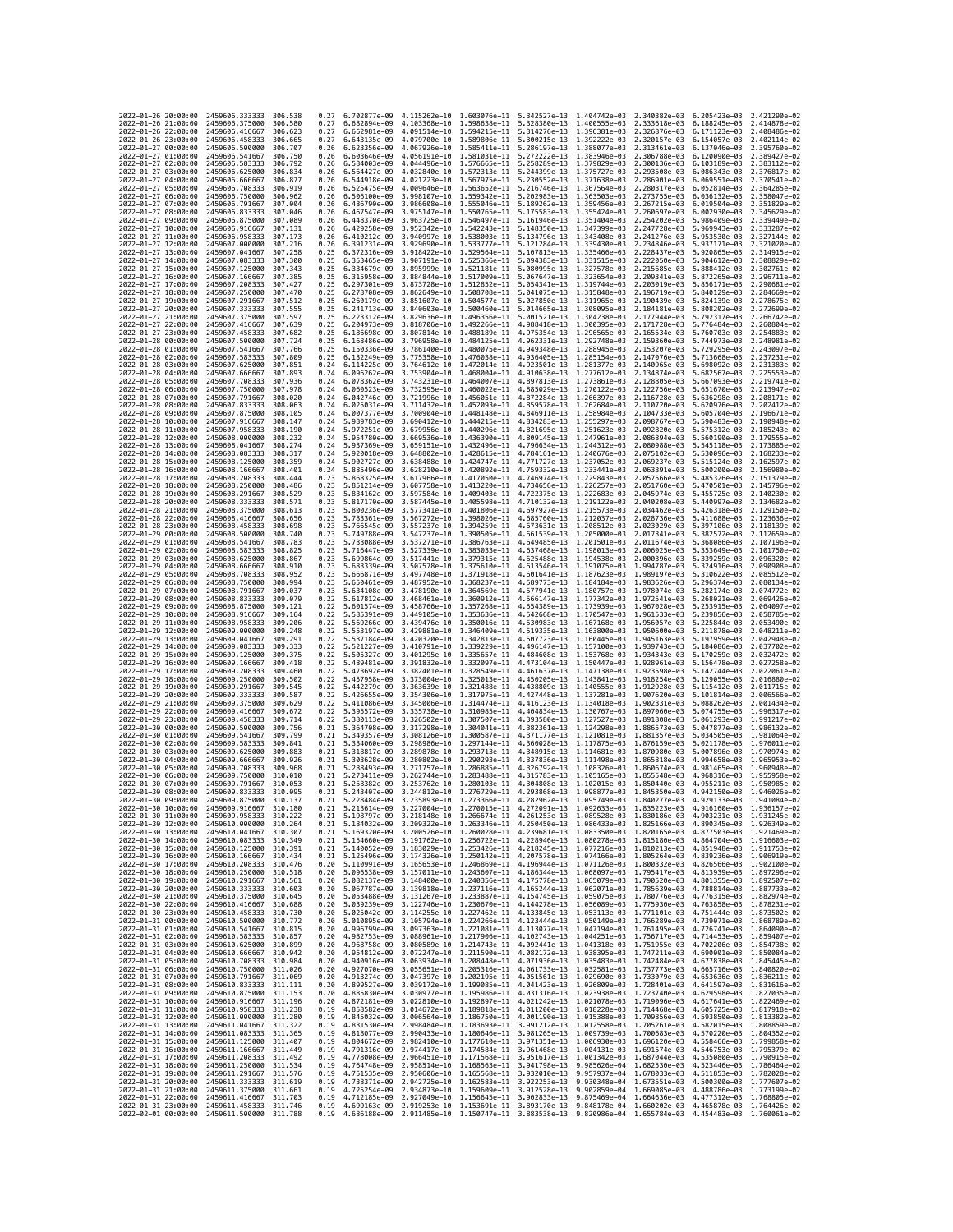| | | | | | | | | | | | |
|---|---|---|---|---|---|---|---|---|---|---|---|
| 2022-01-26 20:00:00 | 2459606.333333 | 306.538 | 0.27 | 6.702877e-09 | 4.115262e-10 | 1.603076e-11 | 5.342527e-13 | 1.404742e-03 | 2.340382e-03 | 6.205423e-03 | 2.421290e-02 |
| 2022-01-26 21:00:00 | 2459606.375000 | 306.580 | 0.27 | 6.682894e-09 | 4.103368e-10 | 1.598638e-11 | 5.328380e-13 | 1.400555e-03 | 2.333618e-03 | 6.188245e-03 | 2.414878e-02 |
| 2022-01-26 22:00:00 | 2459606.416667 | 306.623 | 0.27 | 6.662981e-09 | 4.091514e-10 | 1.594215e-11 | 5.314276e-13 | 1.396381e-03 | 2.326876e-03 | 6.171123e-03 | 2.408486e-02 |
| 2022-01-26 23:00:00 | 2459606.458333 | 306.665 | 0.27 | 6.643135e-09 | 4.079700e-10 | 1.589806e-11 | 5.300215e-13 | 1.392222e-03 | 2.320157e-03 | 6.154057e-03 | 2.402114e-02 |
| 2022-01-27 00:00:00 | 2459606.500000 | 306.707 | 0.26 | 6.623356e-09 | 4.067926e-10 | 1.585411e-11 | 5.286197e-13 | 1.388077e-03 | 2.313461e-03 | 6.137046e-03 | 2.395760e-02 |
| 2022-01-27 01:00:00 | 2459606.541667 | 306.750 | 0.26 | 6.603646e-09 | 4.056191e-10 | 1.581031e-11 | 5.272222e-13 | 1.383946e-03 | 2.306788e-03 | 6.120090e-03 | 2.389427e-02 |
| 2022-01-27 02:00:00 | 2459606.583333 | 306.792 | 0.26 | 6.584003e-09 | 4.044496e-10 | 1.576665e-11 | 5.258289e-13 | 1.379829e-03 | 2.300136e-03 | 6.103189e-03 | 2.383112e-02 |
| 2022-01-27 03:00:00 | 2459606.625000 | 306.834 | 0.26 | 6.564427e-09 | 4.032840e-10 | 1.572313e-11 | 5.244399e-13 | 1.375727e-03 | 2.293508e-03 | 6.086343e-03 | 2.376817e-02 |
| 2022-01-27 04:00:00 | 2459606.666667 | 306.877 | 0.26 | 6.544918e-09 | 4.021223e-10 | 1.567975e-11 | 5.230552e-13 | 1.371638e-03 | 2.286901e-03 | 6.069551e-03 | 2.370541e-02 |
| 2022-01-27 05:00:00 | 2459606.708333 | 306.919 | 0.26 | 6.525475e-09 | 4.009646e-10 | 1.563652e-11 | 5.216746e-13 | 1.367564e-03 | 2.280317e-03 | 6.052814e-03 | 2.364285e-02 |
| 2022-01-27 06:00:00 | 2459606.750000 | 306.962 | 0.26 | 6.506100e-09 | 3.998107e-10 | 1.559342e-11 | 5.202983e-13 | 1.363503e-03 | 2.273755e-03 | 6.036132e-03 | 2.358047e-02 |
| 2022-01-27 07:00:00 | 2459606.791667 | 307.004 | 0.26 | 6.486790e-09 | 3.986608e-10 | 1.555046e-11 | 5.189262e-13 | 1.359456e-03 | 2.267215e-03 | 6.019504e-03 | 2.351829e-02 |
| 2022-01-27 08:00:00 | 2459606.833333 | 307.046 | 0.26 | 6.467547e-09 | 3.975147e-10 | 1.550765e-11 | 5.175583e-13 | 1.355424e-03 | 2.260697e-03 | 6.002930e-03 | 2.345629e-02 |
| 2022-01-27 09:00:00 | 2459606.875000 | 307.089 | 0.26 | 6.448370e-09 | 3.963725e-10 | 1.546497e-11 | 5.161946e-13 | 1.351404e-03 | 2.254202e-03 | 5.986409e-03 | 2.339449e-02 |
| 2022-01-27 10:00:00 | 2459606.916667 | 307.131 | 0.26 | 6.429258e-09 | 3.952342e-10 | 1.542243e-11 | 5.148350e-13 | 1.347399e-03 | 2.247728e-03 | 5.969943e-03 | 2.333287e-02 |
| 2022-01-27 11:00:00 | 2459606.958333 | 307.173 | 0.26 | 6.410212e-09 | 3.940997e-10 | 1.538003e-11 | 5.134796e-13 | 1.343408e-03 | 2.241276e-03 | 5.953530e-03 | 2.327144e-02 |
| 2022-01-27 12:00:00 | 2459607.000000 | 307.216 | 0.26 | 6.391231e-09 | 3.929690e-10 | 1.533777e-11 | 5.121284e-13 | 1.339430e-03 | 2.234846e-03 | 5.937171e-03 | 2.321020e-02 |
| 2022-01-27 13:00:00 | 2459607.041667 | 307.258 | 0.25 | 6.372316e-09 | 3.918422e-10 | 1.529564e-11 | 5.107813e-13 | 1.335466e-03 | 2.228437e-03 | 5.920865e-03 | 2.314915e-02 |
| 2022-01-27 14:00:00 | 2459607.083333 | 307.300 | 0.25 | 6.353465e-09 | 3.907191e-10 | 1.525366e-11 | 5.094383e-13 | 1.331515e-03 | 2.222050e-03 | 5.904612e-03 | 2.308829e-02 |
| 2022-01-27 15:00:00 | 2459607.125000 | 307.343 | 0.25 | 6.334679e-09 | 3.895999e-10 | 1.521181e-11 | 5.080995e-13 | 1.327578e-03 | 2.215685e-03 | 5.888412e-03 | 2.302761e-02 |
| 2022-01-27 16:00:00 | 2459607.166667 | 307.385 | 0.25 | 6.315958e-09 | 3.884844e-10 | 1.517009e-11 | 5.067647e-13 | 1.323654e-03 | 2.209341e-03 | 5.872265e-03 | 2.296711e-02 |
| 2022-01-27 17:00:00 | 2459607.208333 | 307.427 | 0.25 | 6.297301e-09 | 3.873728e-10 | 1.512852e-11 | 5.054341e-13 | 1.319744e-03 | 2.203019e-03 | 5.856171e-03 | 2.290681e-02 |
| 2022-01-27 18:00:00 | 2459607.250000 | 307.470 | 0.25 | 6.278708e-09 | 3.862649e-10 | 1.508708e-11 | 5.041075e-13 | 1.315848e-03 | 2.196719e-03 | 5.840129e-03 | 2.284669e-02 |
| 2022-01-27 19:00:00 | 2459607.291667 | 307.512 | 0.25 | 6.260179e-09 | 3.851607e-10 | 1.504577e-11 | 5.027850e-13 | 1.311965e-03 | 2.190439e-03 | 5.824139e-03 | 2.278675e-02 |
| 2022-01-27 20:00:00 | 2459607.333333 | 307.555 | 0.25 | 6.241713e-09 | 3.840603e-10 | 1.500460e-11 | 5.014665e-13 | 1.308095e-03 | 2.184181e-03 | 5.808202e-03 | 2.272699e-02 |
| 2022-01-27 21:00:00 | 2459607.375000 | 307.597 | 0.25 | 6.223312e-09 | 3.829636e-10 | 1.496356e-11 | 5.001521e-13 | 1.304238e-03 | 2.177944e-03 | 5.792317e-03 | 2.266742e-02 |
| 2022-01-27 22:00:00 | 2459607.416667 | 307.639 | 0.25 | 6.204973e-09 | 3.818706e-10 | 1.492266e-11 | 4.988418e-13 | 1.300395e-03 | 2.171728e-03 | 5.776484e-03 | 2.260804e-02 |
| 2022-01-27 23:00:00 | 2459607.458333 | 307.682 | 0.25 | 6.186698e-09 | 3.807814e-10 | 1.488189e-11 | 4.975354e-13 | 1.296565e-03 | 2.165534e-03 | 5.760703e-03 | 2.254883e-02 |
| 2022-01-28 00:00:00 | 2459607.500000 | 307.724 | 0.25 | 6.168486e-09 | 3.796958e-10 | 1.484125e-11 | 4.962331e-13 | 1.292748e-03 | 2.159360e-03 | 5.744973e-03 | 2.248981e-02 |
| 2022-01-28 01:00:00 | 2459607.541667 | 307.766 | 0.25 | 6.150336e-09 | 3.786140e-10 | 1.480075e-11 | 4.949348e-13 | 1.288945e-03 | 2.153207e-03 | 5.729295e-03 | 2.243097e-02 |
| 2022-01-28 02:00:00 | 2459607.583333 | 307.809 | 0.25 | 6.132249e-09 | 3.775358e-10 | 1.476038e-11 | 4.936405e-13 | 1.285154e-03 | 2.147076e-03 | 5.713668e-03 | 2.237231e-02 |
| 2022-01-28 03:00:00 | 2459607.625000 | 307.851 | 0.24 | 6.114225e-09 | 3.764612e-10 | 1.472014e-11 | 4.923501e-13 | 1.281377e-03 | 2.140965e-03 | 5.698092e-03 | 2.231383e-02 |
| 2022-01-28 04:00:00 | 2459607.666667 | 307.893 | 0.24 | 6.096262e-09 | 3.753904e-10 | 1.468004e-11 | 4.910638e-13 | 1.277612e-03 | 2.134874e-03 | 5.682567e-03 | 2.225553e-02 |
| 2022-01-28 05:00:00 | 2459607.708333 | 307.936 | 0.24 | 6.078362e-09 | 3.743231e-10 | 1.464007e-11 | 4.897813e-13 | 1.273861e-03 | 2.128805e-03 | 5.667093e-03 | 2.219741e-02 |
| 2022-01-28 06:00:00 | 2459607.750000 | 307.978 | 0.24 | 6.060523e-09 | 3.732595e-10 | 1.460022e-11 | 4.885029e-13 | 1.270122e-03 | 2.122756e-03 | 5.651670e-03 | 2.213947e-02 |
| 2022-01-28 07:00:00 | 2459607.791667 | 308.020 | 0.24 | 6.042746e-09 | 3.721996e-10 | 1.456051e-11 | 4.872284e-13 | 1.266397e-03 | 2.116728e-03 | 5.636298e-03 | 2.208171e-02 |
| 2022-01-28 08:00:00 | 2459607.833333 | 308.063 | 0.24 | 6.025031e-09 | 3.711432e-10 | 1.452093e-11 | 4.859578e-13 | 1.262684e-03 | 2.110720e-03 | 5.620976e-03 | 2.202412e-02 |
| 2022-01-28 09:00:00 | 2459607.875000 | 308.105 | 0.24 | 6.007377e-09 | 3.700904e-10 | 1.448148e-11 | 4.846911e-13 | 1.258984e-03 | 2.104733e-03 | 5.605704e-03 | 2.196671e-02 |
| 2022-01-28 10:00:00 | 2459607.916667 | 308.147 | 0.24 | 5.989783e-09 | 3.690412e-10 | 1.444215e-11 | 4.834283e-13 | 1.255297e-03 | 2.098767e-03 | 5.590483e-03 | 2.190948e-02 |
| 2022-01-28 11:00:00 | 2459607.958333 | 308.190 | 0.24 | 5.972251e-09 | 3.679956e-10 | 1.440296e-11 | 4.821695e-13 | 1.251623e-03 | 2.092820e-03 | 5.575312e-03 | 2.185243e-02 |
| 2022-01-28 12:00:00 | 2459608.000000 | 308.232 | 0.24 | 5.954780e-09 | 3.669536e-10 | 1.436390e-11 | 4.809145e-13 | 1.247961e-03 | 2.086894e-03 | 5.560190e-03 | 2.179555e-02 |
| 2022-01-28 13:00:00 | 2459608.041667 | 308.274 | 0.24 | 5.937369e-09 | 3.659151e-10 | 1.432496e-11 | 4.796634e-13 | 1.244312e-03 | 2.080988e-03 | 5.545118e-03 | 2.173885e-02 |
| 2022-01-28 14:00:00 | 2459608.083333 | 308.317 | 0.24 | 5.920018e-09 | 3.648802e-10 | 1.428615e-11 | 4.784161e-13 | 1.240676e-03 | 2.075102e-03 | 5.530096e-03 | 2.168233e-02 |
| 2022-01-28 15:00:00 | 2459608.125000 | 308.359 | 0.24 | 5.902727e-09 | 3.638488e-10 | 1.424747e-11 | 4.771727e-13 | 1.237052e-03 | 2.069237e-03 | 5.515124e-03 | 2.162597e-02 |
| 2022-01-28 16:00:00 | 2459608.166667 | 308.401 | 0.24 | 5.885496e-09 | 3.628210e-10 | 1.420892e-11 | 4.759332e-13 | 1.233441e-03 | 2.063391e-03 | 5.500200e-03 | 2.156980e-02 |
| 2022-01-28 17:00:00 | 2459608.208333 | 308.444 | 0.23 | 5.868325e-09 | 3.617966e-10 | 1.417050e-11 | 4.746974e-13 | 1.229843e-03 | 2.057566e-03 | 5.485326e-03 | 2.151379e-02 |
| 2022-01-28 18:00:00 | 2459608.250000 | 308.486 | 0.23 | 5.851214e-09 | 3.607758e-10 | 1.413220e-11 | 4.734656e-13 | 1.226257e-03 | 2.051760e-03 | 5.470501e-03 | 2.145796e-02 |
| 2022-01-28 19:00:00 | 2459608.291667 | 308.529 | 0.23 | 5.834162e-09 | 3.597584e-10 | 1.409403e-11 | 4.722375e-13 | 1.222683e-03 | 2.045974e-03 | 5.455725e-03 | 2.140230e-02 |
| 2022-01-28 20:00:00 | 2459608.333333 | 308.571 | 0.23 | 5.817170e-09 | 3.587445e-10 | 1.405598e-11 | 4.710132e-13 | 1.219122e-03 | 2.040208e-03 | 5.440997e-03 | 2.134682e-02 |
| 2022-01-28 21:00:00 | 2459608.375000 | 308.613 | 0.23 | 5.800236e-09 | 3.577341e-10 | 1.401806e-11 | 4.697927e-13 | 1.215573e-03 | 2.034462e-03 | 5.426318e-03 | 2.129150e-02 |
| 2022-01-28 22:00:00 | 2459608.416667 | 308.656 | 0.23 | 5.783361e-09 | 3.567272e-10 | 1.398026e-11 | 4.685760e-13 | 1.212037e-03 | 2.028736e-03 | 5.411688e-03 | 2.123636e-02 |
| 2022-01-28 23:00:00 | 2459608.458333 | 308.698 | 0.23 | 5.766545e-09 | 3.557237e-10 | 1.394259e-11 | 4.673631e-13 | 1.208512e-03 | 2.023029e-03 | 5.397106e-03 | 2.118139e-02 |
| 2022-01-29 00:00:00 | 2459608.500000 | 308.740 | 0.23 | 5.749788e-09 | 3.547237e-10 | 1.390505e-11 | 4.661539e-13 | 1.205000e-03 | 2.017341e-03 | 5.382572e-03 | 2.112659e-02 |
| 2022-01-29 01:00:00 | 2459608.541667 | 308.783 | 0.23 | 5.733088e-09 | 3.537271e-10 | 1.386763e-11 | 4.649485e-13 | 1.201501e-03 | 2.011674e-03 | 5.368086e-03 | 2.107196e-02 |
| 2022-01-29 02:00:00 | 2459608.583333 | 308.825 | 0.23 | 5.716447e-09 | 3.527339e-10 | 1.383033e-11 | 4.637468e-13 | 1.198013e-03 | 2.006025e-03 | 5.353649e-03 | 2.101750e-02 |
| 2022-01-29 03:00:00 | 2459608.625000 | 308.867 | 0.23 | 5.699864e-09 | 3.517441e-10 | 1.379315e-11 | 4.625488e-13 | 1.194538e-03 | 2.000396e-03 | 5.339259e-03 | 2.096320e-02 |
| 2022-01-29 04:00:00 | 2459608.666667 | 308.910 | 0.23 | 5.683339e-09 | 3.507578e-10 | 1.375610e-11 | 4.613546e-13 | 1.191075e-03 | 1.994787e-03 | 5.324916e-03 | 2.090908e-02 |
| 2022-01-29 05:00:00 | 2459608.708333 | 308.952 | 0.23 | 5.666871e-09 | 3.497748e-10 | 1.371918e-11 | 4.601641e-13 | 1.187623e-03 | 1.989197e-03 | 5.310622e-03 | 2.085512e-02 |
| 2022-01-29 06:00:00 | 2459608.750000 | 308.994 | 0.23 | 5.650461e-09 | 3.487952e-10 | 1.368237e-11 | 4.589773e-13 | 1.184184e-03 | 1.983626e-03 | 5.296374e-03 | 2.080134e-02 |
| 2022-01-29 07:00:00 | 2459608.791667 | 309.037 | 0.23 | 5.634108e-09 | 3.478190e-10 | 1.364569e-11 | 4.577941e-13 | 1.180757e-03 | 1.978074e-03 | 5.282174e-03 | 2.074772e-02 |
| 2022-01-29 08:00:00 | 2459608.833333 | 309.079 | 0.22 | 5.617812e-09 | 3.468461e-10 | 1.360912e-11 | 4.566147e-13 | 1.177342e-03 | 1.972541e-03 | 5.268021e-03 | 2.069426e-02 |
| 2022-01-29 09:00:00 | 2459608.875000 | 309.121 | 0.22 | 5.601574e-09 | 3.458766e-10 | 1.357268e-11 | 4.554389e-13 | 1.173939e-03 | 1.967028e-03 | 5.253915e-03 | 2.064097e-02 |
| 2022-01-29 10:00:00 | 2459608.916667 | 309.164 | 0.22 | 5.585391e-09 | 3.449105e-10 | 1.353636e-11 | 4.542668e-13 | 1.170547e-03 | 1.961533e-03 | 5.239856e-03 | 2.058785e-02 |
| 2022-01-29 11:00:00 | 2459608.958333 | 309.206 | 0.22 | 5.569266e-09 | 3.439476e-10 | 1.350016e-11 | 4.530983e-13 | 1.167168e-03 | 1.956057e-03 | 5.225844e-03 | 2.053490e-02 |
| 2022-01-29 12:00:00 | 2459609.000000 | 309.248 | 0.22 | 5.553197e-09 | 3.429881e-10 | 1.346409e-11 | 4.519335e-13 | 1.163800e-03 | 1.950600e-03 | 5.211878e-03 | 2.048211e-02 |
| 2022-01-29 13:00:00 | 2459609.041667 | 309.291 | 0.22 | 5.537184e-09 | 3.420320e-10 | 1.342813e-11 | 4.507723e-13 | 1.160445e-03 | 1.945163e-03 | 5.197959e-03 | 2.042948e-02 |
| 2022-01-29 14:00:00 | 2459609.083333 | 309.333 | 0.22 | 5.521227e-09 | 3.410791e-10 | 1.339229e-11 | 4.496147e-13 | 1.157100e-03 | 1.939743e-03 | 5.184086e-03 | 2.037702e-02 |
| 2022-01-29 15:00:00 | 2459609.125000 | 309.375 | 0.22 | 5.505327e-09 | 3.401295e-10 | 1.335657e-11 | 4.484608e-13 | 1.153768e-03 | 1.934343e-03 | 5.170259e-03 | 2.032472e-02 |
| 2022-01-29 16:00:00 | 2459609.166667 | 309.418 | 0.22 | 5.489481e-09 | 3.391832e-10 | 1.332097e-11 | 4.473104e-13 | 1.150447e-03 | 1.928961e-03 | 5.156478e-03 | 2.027258e-02 |
| 2022-01-29 17:00:00 | 2459609.208333 | 309.460 | 0.22 | 5.473692e-09 | 3.382401e-10 | 1.328549e-11 | 4.461637e-13 | 1.147138e-03 | 1.923598e-03 | 5.142744e-03 | 2.022061e-02 |
| 2022-01-29 18:00:00 | 2459609.250000 | 309.502 | 0.22 | 5.457958e-09 | 3.373004e-10 | 1.325013e-11 | 4.450205e-13 | 1.143841e-03 | 1.918254e-03 | 5.129055e-03 | 2.016880e-02 |
| 2022-01-29 19:00:00 | 2459609.291667 | 309.545 | 0.22 | 5.442279e-09 | 3.363639e-10 | 1.321488e-11 | 4.438809e-13 | 1.140555e-03 | 1.912928e-03 | 5.115412e-03 | 2.011715e-02 |
| 2022-01-29 20:00:00 | 2459609.333333 | 309.587 | 0.22 | 5.426655e-09 | 3.354306e-10 | 1.317975e-11 | 4.427448e-13 | 1.137281e-03 | 1.907620e-03 | 5.101814e-03 | 2.006566e-02 |
| 2022-01-29 21:00:00 | 2459609.375000 | 309.629 | 0.22 | 5.411086e-09 | 3.345006e-10 | 1.314474e-11 | 4.416123e-13 | 1.134018e-03 | 1.902331e-03 | 5.088262e-03 | 2.001434e-02 |
| 2022-01-29 22:00:00 | 2459609.416667 | 309.672 | 0.22 | 5.395572e-09 | 3.335738e-10 | 1.310985e-11 | 4.404834e-13 | 1.130767e-03 | 1.897060e-03 | 5.074755e-03 | 1.996317e-02 |
| 2022-01-29 23:00:00 | 2459609.458333 | 309.714 | 0.22 | 5.380113e-09 | 3.326502e-10 | 1.307507e-11 | 4.393580e-13 | 1.127527e-03 | 1.891808e-03 | 5.061293e-03 | 1.991217e-02 |
| 2022-01-30 00:00:00 | 2459609.500000 | 309.756 | 0.21 | 5.364708e-09 | 3.317298e-10 | 1.304041e-11 | 4.382361e-13 | 1.124298e-03 | 1.886573e-03 | 5.047877e-03 | 1.986132e-02 |
| 2022-01-30 01:00:00 | 2459609.541667 | 309.799 | 0.21 | 5.349357e-09 | 3.308126e-10 | 1.300587e-11 | 4.371177e-13 | 1.121081e-03 | 1.881357e-03 | 5.034505e-03 | 1.981064e-02 |
| 2022-01-30 02:00:00 | 2459609.583333 | 309.841 | 0.21 | 5.334060e-09 | 3.298986e-10 | 1.297144e-11 | 4.360028e-13 | 1.117875e-03 | 1.876159e-03 | 5.021178e-03 | 1.976011e-02 |
| 2022-01-30 03:00:00 | 2459609.625000 | 309.883 | 0.21 | 5.318817e-09 | 3.289878e-10 | 1.293713e-11 | 4.348915e-13 | 1.114681e-03 | 1.870980e-03 | 5.007896e-03 | 1.970974e-02 |
| 2022-01-30 04:00:00 | 2459609.666667 | 309.926 | 0.21 | 5.303628e-09 | 3.280802e-10 | 1.290293e-11 | 4.337836e-13 | 1.111498e-03 | 1.865818e-03 | 4.994658e-03 | 1.965953e-02 |
| 2022-01-30 05:00:00 | 2459609.708333 | 309.968 | 0.21 | 5.288493e-09 | 3.271757e-10 | 1.286885e-11 | 4.326792e-13 | 1.108326e-03 | 1.860674e-03 | 4.981465e-03 | 1.960948e-02 |
| 2022-01-30 06:00:00 | 2459609.750000 | 310.010 | 0.21 | 5.273411e-09 | 3.262744e-10 | 1.283488e-11 | 4.315783e-13 | 1.105165e-03 | 1.855548e-03 | 4.968316e-03 | 1.955958e-02 |
| 2022-01-30 07:00:00 | 2459609.791667 | 310.053 | 0.21 | 5.258382e-09 | 3.253762e-10 | 1.280103e-11 | 4.304808e-13 | 1.102015e-03 | 1.850440e-03 | 4.955211e-03 | 1.950985e-02 |
| 2022-01-30 08:00:00 | 2459609.833333 | 310.095 | 0.21 | 5.243407e-09 | 3.244812e-10 | 1.276729e-11 | 4.293868e-13 | 1.098877e-03 | 1.845350e-03 | 4.942150e-03 | 1.946026e-02 |
| 2022-01-30 09:00:00 | 2459609.875000 | 310.137 | 0.21 | 5.228484e-09 | 3.235893e-10 | 1.273366e-11 | 4.282962e-13 | 1.095749e-03 | 1.840277e-03 | 4.929133e-03 | 1.941084e-02 |
| 2022-01-30 10:00:00 | 2459609.916667 | 310.180 | 0.21 | 5.213614e-09 | 3.227004e-10 | 1.270015e-11 | 4.272091e-13 | 1.092633e-03 | 1.835223e-03 | 4.916160e-03 | 1.936157e-02 |
| 2022-01-30 11:00:00 | 2459609.958333 | 310.222 | 0.21 | 5.198797e-09 | 3.218148e-10 | 1.266674e-11 | 4.261253e-13 | 1.089528e-03 | 1.830186e-03 | 4.903231e-03 | 1.931245e-02 |
| 2022-01-30 12:00:00 | 2459610.000000 | 310.264 | 0.21 | 5.184032e-09 | 3.209322e-10 | 1.263346e-11 | 4.250450e-13 | 1.086433e-03 | 1.825166e-03 | 4.890345e-03 | 1.926349e-02 |
| 2022-01-30 13:00:00 | 2459610.041667 | 310.307 | 0.21 | 5.169320e-09 | 3.200526e-10 | 1.260028e-11 | 4.239681e-13 | 1.083350e-03 | 1.820165e-03 | 4.877503e-03 | 1.921469e-02 |
| 2022-01-30 14:00:00 | 2459610.083333 | 310.349 | 0.21 | 5.154660e-09 | 3.191762e-10 | 1.256722e-11 | 4.228946e-13 | 1.080278e-03 | 1.815180e-03 | 4.864704e-03 | 1.916603e-02 |
| 2022-01-30 15:00:00 | 2459610.125000 | 310.391 | 0.21 | 5.140052e-09 | 3.183029e-10 | 1.253426e-11 | 4.218245e-13 | 1.077216e-03 | 1.810213e-03 | 4.851948e-03 | 1.911753e-02 |
| 2022-01-30 16:00:00 | 2459610.166667 | 310.434 | 0.21 | 5.125496e-09 | 3.174326e-10 | 1.250142e-11 | 4.207578e-13 | 1.074166e-03 | 1.805264e-03 | 4.839236e-03 | 1.906919e-02 |
| 2022-01-30 17:00:00 | 2459610.208333 | 310.476 | 0.20 | 5.110991e-09 | 3.165653e-10 | 1.246869e-11 | 4.196944e-13 | 1.071126e-03 | 1.800332e-03 | 4.826566e-03 | 1.902100e-02 |
| 2022-01-30 18:00:00 | 2459610.250000 | 310.518 | 0.20 | 5.096538e-09 | 3.157011e-10 | 1.243607e-11 | 4.186344e-13 | 1.068097e-03 | 1.795417e-03 | 4.813939e-03 | 1.897296e-02 |
| 2022-01-30 19:00:00 | 2459610.291667 | 310.561 | 0.20 | 5.082137e-09 | 3.148400e-10 | 1.240356e-11 | 4.175778e-13 | 1.065079e-03 | 1.790520e-03 | 4.801355e-03 | 1.892507e-02 |
| 2022-01-30 20:00:00 | 2459610.333333 | 310.603 | 0.20 | 5.067787e-09 | 3.139818e-10 | 1.237116e-11 | 4.165244e-13 | 1.062071e-03 | 1.785639e-03 | 4.788814e-03 | 1.887733e-02 |
| 2022-01-30 21:00:00 | 2459610.375000 | 310.645 | 0.20 | 5.053488e-09 | 3.131267e-10 | 1.233887e-11 | 4.154745e-13 | 1.059075e-03 | 1.780776e-03 | 4.776315e-03 | 1.882974e-02 |
| 2022-01-30 22:00:00 | 2459610.416667 | 310.688 | 0.20 | 5.039239e-09 | 3.122746e-10 | 1.230670e-11 | 4.144278e-13 | 1.056089e-03 | 1.775930e-03 | 4.763858e-03 | 1.878231e-02 |
| 2022-01-30 23:00:00 | 2459610.458333 | 310.730 | 0.20 | 5.025042e-09 | 3.114255e-10 | 1.227462e-11 | 4.133845e-13 | 1.053113e-03 | 1.771101e-03 | 4.751444e-03 | 1.873502e-02 |
| 2022-01-31 00:00:00 | 2459610.500000 | 310.772 | 0.20 | 5.010895e-09 | 3.105794e-10 | 1.224266e-11 | 4.123444e-13 | 1.050149e-03 | 1.766289e-03 | 4.739071e-03 | 1.868789e-02 |
| 2022-01-31 01:00:00 | 2459610.541667 | 310.815 | 0.20 | 4.996799e-09 | 3.097363e-10 | 1.221081e-11 | 4.113077e-13 | 1.047194e-03 | 1.761495e-03 | 4.726741e-03 | 1.864090e-02 |
| 2022-01-31 02:00:00 | 2459610.583333 | 310.857 | 0.20 | 4.982753e-09 | 3.088961e-10 | 1.217906e-11 | 4.102743e-13 | 1.044251e-03 | 1.756717e-03 | 4.714453e-03 | 1.859407e-02 |
| 2022-01-31 03:00:00 | 2459610.625000 | 310.899 | 0.20 | 4.968758e-09 | 3.080589e-10 | 1.214743e-11 | 4.092441e-13 | 1.041318e-03 | 1.751955e-03 | 4.702206e-03 | 1.854738e-02 |
| 2022-01-31 04:00:00 | 2459610.666667 | 310.942 | 0.20 | 4.954812e-09 | 3.072247e-10 | 1.211590e-11 | 4.082172e-13 | 1.038395e-03 | 1.747211e-03 | 4.690001e-03 | 1.850084e-02 |
| 2022-01-31 05:00:00 | 2459610.708333 | 310.984 | 0.20 | 4.940916e-09 | 3.063934e-10 | 1.208448e-11 | 4.071936e-13 | 1.035483e-03 | 1.742484e-03 | 4.677838e-03 | 1.845445e-02 |
| 2022-01-31 06:00:00 | 2459610.750000 | 311.026 | 0.20 | 4.927070e-09 | 3.055651e-10 | 1.205316e-11 | 4.061733e-13 | 1.032581e-03 | 1.737773e-03 | 4.665716e-03 | 1.840820e-02 |
| 2022-01-31 07:00:00 | 2459610.791667 | 311.069 | 0.20 | 4.913274e-09 | 3.047397e-10 | 1.202195e-11 | 4.051561e-13 | 1.029690e-03 | 1.733079e-03 | 4.653636e-03 | 1.836211e-02 |
| 2022-01-31 08:00:00 | 2459610.833333 | 311.111 | 0.20 | 4.899527e-09 | 3.039172e-10 | 1.199085e-11 | 4.041423e-13 | 1.026809e-03 | 1.728401e-03 | 4.641597e-03 | 1.831616e-02 |
| 2022-01-31 09:00:00 | 2459610.875000 | 311.153 | 0.20 | 4.885830e-09 | 3.030977e-10 | 1.195986e-11 | 4.031316e-13 | 1.023938e-03 | 1.723740e-03 | 4.629598e-03 | 1.827035e-02 |
| 2022-01-31 10:00:00 | 2459610.916667 | 311.196 | 0.20 | 4.872181e-09 | 3.022810e-10 | 1.192897e-11 | 4.021242e-13 | 1.021078e-03 | 1.719096e-03 | 4.617641e-03 | 1.822469e-02 |
| 2022-01-31 11:00:00 | 2459610.958333 | 311.238 | 0.19 | 4.858582e-09 | 3.014672e-10 | 1.189818e-11 | 4.011200e-13 | 1.018228e-03 | 1.714468e-03 | 4.605725e-03 | 1.817918e-02 |
| 2022-01-31 12:00:00 | 2459611.000000 | 311.280 | 0.19 | 4.845032e-09 | 3.006564e-10 | 1.186750e-11 | 4.001190e-13 | 1.015388e-03 | 1.709856e-03 | 4.593850e-03 | 1.813382e-02 |
| 2022-01-31 13:00:00 | 2459611.041667 | 311.322 | 0.19 | 4.831530e-09 | 2.998484e-10 | 1.183693e-11 | 3.991212e-13 | 1.012558e-03 | 1.705261e-03 | 4.582015e-03 | 1.808859e-02 |
| 2022-01-31 14:00:00 | 2459611.083333 | 311.365 | 0.19 | 4.818077e-09 | 2.990433e-10 | 1.180646e-11 | 3.981265e-13 | 1.009739e-03 | 1.700683e-03 | 4.570220e-03 | 1.804352e-02 |
| 2022-01-31 15:00:00 | 2459611.125000 | 311.407 | 0.19 | 4.804672e-09 | 2.982410e-10 | 1.177610e-11 | 3.971351e-13 | 1.006930e-03 | 1.696120e-03 | 4.558466e-03 | 1.799858e-02 |
| 2022-01-31 16:00:00 | 2459611.166667 | 311.449 | 0.19 | 4.791316e-09 | 2.974417e-10 | 1.174584e-11 | 3.961468e-13 | 1.004131e-03 | 1.691574e-03 | 4.546753e-03 | 1.795379e-02 |
| 2022-01-31 17:00:00 | 2459611.208333 | 311.492 | 0.19 | 4.778008e-09 | 2.966451e-10 | 1.171568e-11 | 3.951617e-13 | 1.001342e-03 | 1.687044e-03 | 4.535080e-03 | 1.790915e-02 |
| 2022-01-31 18:00:00 | 2459611.250000 | 311.534 | 0.19 | 4.764748e-09 | 2.958514e-10 | 1.168563e-11 | 3.941798e-13 | 9.985626e-04 | 1.682530e-03 | 4.523446e-03 | 1.786464e-02 |
| 2022-01-31 19:00:00 | 2459611.291667 | 311.576 | 0.19 | 4.751535e-09 | 2.950606e-10 | 1.165568e-11 | 3.932010e-13 | 9.957937e-04 | 1.678033e-03 | 4.511853e-03 | 1.782028e-02 |
| 2022-01-31 20:00:00 | 2459611.333333 | 311.619 | 0.19 | 4.738371e-09 | 2.942725e-10 | 1.162583e-11 | 3.922253e-13 | 9.930348e-04 | 1.673551e-03 | 4.500300e-03 | 1.777607e-02 |
| 2022-01-31 21:00:00 | 2459611.375000 | 311.661 | 0.19 | 4.725254e-09 | 2.934873e-10 | 1.159609e-11 | 3.912528e-13 | 9.902859e-04 | 1.669085e-03 | 4.488786e-03 | 1.773199e-02 |
| 2022-01-31 22:00:00 | 2459611.416667 | 311.703 | 0.19 | 4.712185e-09 | 2.927049e-10 | 1.156645e-11 | 3.902833e-13 | 9.875469e-04 | 1.664636e-03 | 4.477312e-03 | 1.768805e-02 |
| 2022-01-31 23:00:00 | 2459611.458333 | 311.746 | 0.19 | 4.699163e-09 | 2.919253e-10 | 1.153691e-11 | 3.893170e-13 | 9.848178e-04 | 1.660202e-03 | 4.465878e-03 | 1.764426e-02 |
| 2022-02-01 00:00:00 | 2459611.500000 | 311.788 | 0.19 | 4.686188e-09 | 2.911485e-10 | 1.150747e-11 | 3.883538e-13 | 9.820986e-04 | 1.655784e-03 | 4.454483e-03 | 1.760061e-02 |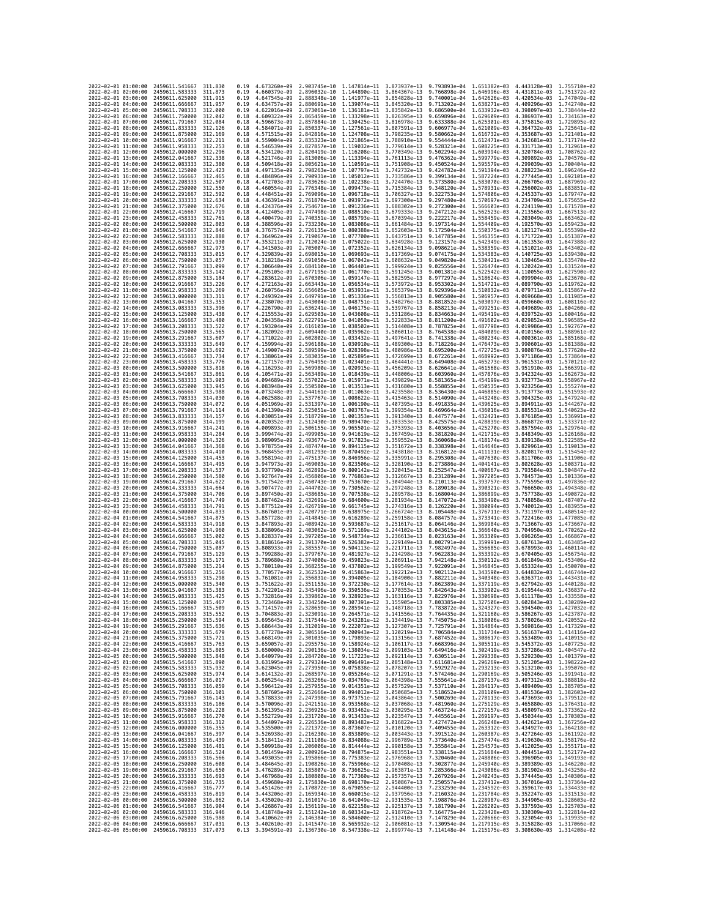| | | | | | | | | | | | |
|---|---|---|---|---|---|---|---|---|---|---|---|
| 2022-02-01 01:00:00 | 2459611.541667 | 311.830 | 0.19 | 4.673260e-09 | 2.903745e-10 | 1.147814e-11 | 3.873937e-13 | 9.793893e-04 | 1.651382e-03 | 4.443128e-03 | 1.755710e-02 |
| 2022-02-01 02:00:00 | 2459611.583333 | 311.873 | 0.19 | 4.660379e-09 | 2.896032e-10 | 1.144890e-11 | 3.864367e-13 | 9.766898e-04 | 1.646996e-03 | 4.431811e-03 | 1.751372e-02 |
| 2022-02-01 03:00:00 | 2459611.625000 | 311.915 | 0.19 | 4.647545e-09 | 2.888348e-10 | 1.141977e-11 | 3.854828e-13 | 9.740001e-04 | 1.642626e-03 | 4.420534e-03 | 1.747049e-02 |
| 2022-02-01 04:00:00 | 2459611.666667 | 311.957 | 0.19 | 4.634757e-09 | 2.880691e-10 | 1.139074e-11 | 3.845320e-13 | 9.713202e-04 | 1.638271e-03 | 4.409296e-03 | 1.742740e-02 |
| 2022-02-01 05:00:00 | 2459611.708333 | 312.000 | 0.19 | 4.622016e-09 | 2.873061e-10 | 1.136181e-11 | 3.835842e-13 | 9.686500e-04 | 1.633932e-03 | 4.398097e-03 | 1.738444e-02 |
| 2022-02-01 06:00:00 | 2459611.750000 | 312.042 | 0.18 | 4.609322e-09 | 2.865459e-10 | 1.133298e-11 | 3.826395e-13 | 9.659896e-04 | 1.629609e-03 | 4.386937e-03 | 1.734163e-02 |
| 2022-02-01 07:00:00 | 2459611.791667 | 312.084 | 0.18 | 4.596673e-09 | 2.857884e-10 | 1.130425e-11 | 3.816978e-13 | 9.633388e-04 | 1.625301e-03 | 4.375815e-03 | 1.729895e-02 |
| 2022-02-01 08:00:00 | 2459611.833333 | 312.126 | 0.18 | 4.584071e-09 | 2.850337e-10 | 1.127561e-11 | 3.807591e-13 | 9.606977e-04 | 1.621009e-03 | 4.364732e-03 | 1.725641e-02 |
| 2022-02-01 09:00:00 | 2459611.875000 | 312.169 | 0.18 | 4.571515e-09 | 2.842816e-10 | 1.124708e-11 | 3.798235e-13 | 9.580662e-04 | 1.616732e-03 | 4.353687e-03 | 1.721401e-02 |
| 2022-02-01 10:00:00 | 2459611.916667 | 312.211 | 0.18 | 4.559004e-09 | 2.835323e-10 | 1.121865e-11 | 3.788910e-13 | 9.554444e-04 | 1.612471e-03 | 4.342681e-03 | 1.717174e-02 |
| 2022-02-01 11:00:00 | 2459611.958333 | 312.253 | 0.18 | 4.546539e-09 | 2.827857e-10 | 1.119032e-11 | 3.779614e-13 | 9.528321e-04 | 1.608225e-03 | 4.331713e-03 | 1.712961e-02 |
| 2022-02-01 12:00:00 | 2459612.000000 | 312.296 | 0.18 | 4.534120e-09 | 2.820419e-10 | 1.116208e-11 | 3.770349e-13 | 9.502294e-04 | 1.603994e-03 | 4.320784e-03 | 1.708762e-02 |
| 2022-02-01 13:00:00 | 2459612.041667 | 312.338 | 0.18 | 4.521746e-09 | 2.813006e-10 | 1.113394e-11 | 3.761113e-13 | 9.476362e-04 | 1.599779e-03 | 4.309892e-03 | 1.704576e-02 |
| 2022-02-01 14:00:00 | 2459612.083333 | 312.380 | 0.18 | 4.509418e-09 | 2.805621e-10 | 1.110591e-11 | 3.751908e-13 | 9.450524e-04 | 1.595579e-03 | 4.299039e-03 | 1.700404e-02 |
| 2022-02-01 15:00:00 | 2459612.125000 | 312.423 | 0.18 | 4.497135e-09 | 2.798263e-10 | 1.107797e-11 | 3.742732e-13 | 9.424782e-04 | 1.591394e-03 | 4.288223e-03 | 1.696246e-02 |
| 2022-02-01 16:00:00 | 2459612.166667 | 312.465 | 0.18 | 4.484896e-09 | 2.790931e-10 | 1.105012e-11 | 3.733586e-13 | 9.399134e-04 | 1.587224e-03 | 4.277445e-03 | 1.692101e-02 |
| 2022-02-01 17:00:00 | 2459612.208333 | 312.507 | 0.18 | 4.472703e-09 | 2.783626e-10 | 1.102238e-11 | 3.724470e-13 | 9.373580e-04 | 1.583070e-03 | 4.266705e-03 | 1.687969e-02 |
| 2022-02-01 18:00:00 | 2459612.250000 | 312.550 | 0.18 | 4.460554e-09 | 2.776348e-10 | 1.099473e-11 | 3.715384e-13 | 9.348120e-04 | 1.578931e-03 | 4.256002e-03 | 1.683851e-02 |
| 2022-02-01 19:00:00 | 2459612.291667 | 312.592 | 0.18 | 4.448451e-09 | 2.769096e-10 | 1.096718e-11 | 3.706327e-13 | 9.322753e-04 | 1.574806e-03 | 4.245337e-03 | 1.679747e-02 |
| 2022-02-01 20:00:00 | 2459612.333333 | 312.634 | 0.18 | 4.436391e-09 | 2.761870e-10 | 1.093972e-11 | 3.697300e-13 | 9.297480e-04 | 1.570697e-03 | 4.234709e-03 | 1.675655e-02 |
| 2022-02-01 21:00:00 | 2459612.375000 | 312.676 | 0.18 | 4.424376e-09 | 2.754671e-10 | 1.091236e-11 | 3.688302e-13 | 9.272300e-04 | 1.566603e-03 | 4.224119e-03 | 1.671578e-02 |
| 2022-02-01 22:00:00 | 2459612.416667 | 312.719 | 0.18 | 4.412405e-09 | 2.747498e-10 | 1.088510e-11 | 3.679333e-13 | 9.247212e-04 | 1.562523e-03 | 4.213565e-03 | 1.667513e-02 |
| 2022-02-01 23:00:00 | 2459612.458333 | 312.761 | 0.18 | 4.400479e-09 | 2.740351e-10 | 1.085793e-11 | 3.670394e-13 | 9.222217e-04 | 1.558459e-03 | 4.203049e-03 | 1.663462e-02 |
| 2022-02-02 00:00:00 | 2459612.500000 | 312.803 | 0.18 | 4.388596e-09 | 2.733230e-10 | 1.083086e-11 | 3.661484e-13 | 9.197314e-04 | 1.554409e-03 | 4.192570e-03 | 1.659423e-02 |
| 2022-02-02 01:00:00 | 2459612.541667 | 312.846 | 0.18 | 4.376757e-09 | 2.726135e-10 | 1.080388e-11 | 3.652603e-13 | 9.172504e-04 | 1.550375e-03 | 4.182127e-03 | 1.655398e-02 |
| 2022-02-02 02:00:00 | 2459612.583333 | 312.888 | 0.17 | 4.364962e-09 | 2.719067e-10 | 1.077700e-11 | 3.643751e-13 | 9.147785e-04 | 1.546355e-03 | 4.171722e-03 | 1.651387e-02 |
| 2022-02-02 03:00:00 | 2459612.625000 | 312.930 | 0.17 | 4.353211e-09 | 2.712024e-10 | 1.075022e-11 | 3.634928e-13 | 9.123157e-04 | 1.542349e-03 | 4.161353e-03 | 1.647388e-02 |
| 2022-02-02 04:00:00 | 2459612.666667 | 312.973 | 0.17 | 4.341503e-09 | 2.705007e-10 | 1.072352e-11 | 3.626134e-13 | 9.098621e-04 | 1.538359e-03 | 4.151021e-03 | 1.643402e-02 |
| 2022-02-02 05:00:00 | 2459612.708333 | 313.015 | 0.17 | 4.329839e-09 | 2.698015e-10 | 1.069693e-11 | 3.617369e-13 | 9.074175e-04 | 1.534383e-03 | 4.140725e-03 | 1.639430e-02 |
| 2022-02-02 06:00:00 | 2459612.750000 | 313.057 | 0.17 | 4.318218e-09 | 2.691050e-10 | 1.067042e-11 | 3.608632e-13 | 9.049820e-04 | 1.530421e-03 | 4.130465e-03 | 1.635470e-02 |
| 2022-02-02 07:00:00 | 2459612.791667 | 313.099 | 0.17 | 4.306640e-09 | 2.684110e-10 | 1.064401e-11 | 3.599924e-13 | 9.025556e-04 | 1.526474e-03 | 4.120242e-03 | 1.631524e-02 |
| 2022-02-02 08:00:00 | 2459612.833333 | 313.142 | 0.17 | 4.295105e-09 | 2.677195e-10 | 1.061770e-11 | 3.591245e-13 | 9.001381e-04 | 1.522542e-03 | 4.110055e-03 | 1.627590e-02 |
| 2022-02-02 09:00:00 | 2459612.875000 | 313.184 | 0.17 | 4.283612e-09 | 2.670306e-10 | 1.059147e-11 | 3.582595e-13 | 8.977297e-04 | 1.518624e-03 | 4.099904e-03 | 1.623670e-02 |
| 2022-02-02 10:00:00 | 2459612.916667 | 313.226 | 0.17 | 4.272163e-09 | 2.663443e-10 | 1.056534e-11 | 3.573972e-13 | 8.953302e-04 | 1.514721e-03 | 4.089790e-03 | 1.619762e-02 |
| 2022-02-02 11:00:00 | 2459612.958333 | 313.269 | 0.17 | 4.260756e-09 | 2.656605e-10 | 1.053931e-11 | 3.565379e-13 | 8.929396e-04 | 1.510832e-03 | 4.079711e-03 | 1.615867e-02 |
| 2022-02-02 12:00:00 | 2459613.000000 | 313.311 | 0.17 | 4.249392e-09 | 2.649791e-10 | 1.051336e-11 | 3.556813e-13 | 8.905580e-04 | 1.506957e-03 | 4.069668e-03 | 1.611985e-02 |
| 2022-02-02 13:00:00 | 2459613.041667 | 313.353 | 0.17 | 4.238070e-09 | 2.643004e-10 | 1.048751e-11 | 3.548276e-13 | 8.881852e-04 | 1.503097e-03 | 4.059660e-03 | 1.608116e-02 |
| 2022-02-02 14:00:00 | 2459613.083333 | 313.396 | 0.17 | 4.226790e-09 | 2.636241e-10 | 1.046175e-11 | 3.539767e-13 | 8.858213e-04 | 1.499251e-03 | 4.049689e-03 | 1.604260e-02 |
| 2022-02-02 15:00:00 | 2459613.125000 | 313.438 | 0.17 | 4.215553e-09 | 2.629503e-10 | 1.043608e-11 | 3.531286e-13 | 8.834663e-04 | 1.495419e-03 | 4.039752e-03 | 1.600416e-02 |
| 2022-02-02 16:00:00 | 2459613.166667 | 313.480 | 0.17 | 4.204358e-09 | 2.622791e-10 | 1.041050e-11 | 3.522833e-13 | 8.811200e-04 | 1.491602e-03 | 4.029852e-03 | 1.596585e-02 |
| 2022-02-02 17:00:00 | 2459613.208333 | 313.522 | 0.17 | 4.193204e-09 | 2.616103e-10 | 1.038502e-11 | 3.514408e-13 | 8.787825e-04 | 1.487798e-03 | 4.019986e-03 | 1.592767e-02 |
| 2022-02-02 18:00:00 | 2459613.250000 | 313.565 | 0.17 | 4.182092e-09 | 2.609440e-10 | 1.035962e-11 | 3.506011e-13 | 8.764538e-04 | 1.484009e-03 | 4.010156e-03 | 1.588961e-02 |
| 2022-02-02 19:00:00 | 2459613.291667 | 313.607 | 0.17 | 4.171022e-09 | 2.602802e-10 | 1.033432e-11 | 3.497641e-13 | 8.741338e-04 | 1.480234e-03 | 4.000361e-03 | 1.585168e-02 |
| 2022-02-02 20:00:00 | 2459613.333333 | 313.649 | 0.17 | 4.159994e-09 | 2.596188e-10 | 1.030910e-11 | 3.489300e-13 | 8.718226e-04 | 1.476473e-03 | 3.990601e-03 | 1.581388e-02 |
| 2022-02-02 21:00:00 | 2459613.375000 | 313.692 | 0.17 | 4.149007e-09 | 2.589599e-10 | 1.028398e-11 | 3.480986e-13 | 8.695200e-04 | 1.472725e-03 | 3.980876e-03 | 1.577620e-02 |
| 2022-02-02 22:00:00 | 2459613.416667 | 313.734 | 0.17 | 4.138061e-09 | 2.583035e-10 | 1.025895e-11 | 3.472699e-13 | 8.672261e-04 | 1.468992e-03 | 3.971186e-03 | 1.573864e-02 |
| 2022-02-02 23:00:00 | 2459613.458333 | 313.776 | 0.16 | 4.127157e-09 | 2.576495e-10 | 1.023401e-11 | 3.464441e-13 | 8.649408e-04 | 1.465273e-03 | 3.961531e-03 | 1.570121e-02 |
| 2022-02-03 00:00:00 | 2459613.500000 | 313.818 | 0.16 | 4.116293e-09 | 2.569980e-10 | 1.020915e-11 | 3.456209e-13 | 8.626641e-04 | 1.461568e-03 | 3.951910e-03 | 1.566391e-02 |
| 2022-02-03 01:00:00 | 2459613.541667 | 313.861 | 0.16 | 4.105471e-09 | 2.563489e-10 | 1.018439e-11 | 3.448006e-13 | 8.603960e-04 | 1.457876e-03 | 3.942324e-03 | 1.562673e-02 |
| 2022-02-03 02:00:00 | 2459613.583333 | 313.903 | 0.16 | 4.094689e-09 | 2.557022e-10 | 1.015971e-11 | 3.439829e-13 | 8.581365e-04 | 1.454199e-03 | 3.932773e-03 | 1.558967e-02 |
| 2022-02-03 03:00:00 | 2459613.625000 | 313.945 | 0.16 | 4.083948e-09 | 2.550580e-10 | 1.013513e-11 | 3.431680e-13 | 8.558855e-04 | 1.450535e-03 | 3.923256e-03 | 1.555274e-02 |
| 2022-02-03 04:00:00 | 2459613.666667 | 313.988 | 0.16 | 4.073248e-09 | 2.544161e-10 | 1.011063e-11 | 3.423558e-13 | 8.536430e-04 | 1.446885e-03 | 3.913773e-03 | 1.551593e-02 |
| 2022-02-03 05:00:00 | 2459613.708333 | 314.030 | 0.16 | 4.062588e-09 | 2.537767e-10 | 1.008622e-11 | 3.415463e-13 | 8.514090e-04 | 1.443248e-03 | 3.904325e-03 | 1.547924e-02 |
| 2022-02-03 06:00:00 | 2459613.750000 | 314.072 | 0.16 | 4.051969e-09 | 2.531397e-10 | 1.006190e-11 | 3.407395e-13 | 8.491835e-04 | 1.439625e-03 | 3.894911e-03 | 1.544267e-02 |
| 2022-02-03 07:00:00 | 2459613.791667 | 314.114 | 0.16 | 4.041390e-09 | 2.525051e-10 | 1.003767e-11 | 3.399354e-13 | 8.469664e-04 | 1.436016e-03 | 3.885531e-03 | 1.540623e-02 |
| 2022-02-03 08:00:00 | 2459613.833333 | 314.157 | 0.16 | 4.030851e-09 | 2.518729e-10 | 1.001353e-11 | 3.391340e-13 | 8.447577e-04 | 1.432421e-03 | 3.876185e-03 | 1.536991e-02 |
| 2022-02-03 09:00:00 | 2459613.875000 | 314.199 | 0.16 | 4.020352e-09 | 2.512430e-10 | 9.989470e-12 | 3.383353e-13 | 8.425575e-04 | 1.428839e-03 | 3.866872e-03 | 1.533371e-02 |
| 2022-02-03 10:00:00 | 2459613.916667 | 314.241 | 0.16 | 4.009893e-09 | 2.506155e-10 | 9.965501e-12 | 3.375393e-13 | 8.403656e-04 | 1.425270e-03 | 3.857594e-03 | 1.529764e-02 |
| 2022-02-03 11:00:00 | 2459613.958333 | 314.284 | 0.16 | 3.999474e-09 | 2.499905e-10 | 9.941619e-12 | 3.367459e-13 | 8.381820e-04 | 1.421715e-03 | 3.848349e-03 | 1.526168e-02 |
| 2022-02-03 12:00:00 | 2459614.000000 | 314.326 | 0.16 | 3.989095e-09 | 2.493677e-10 | 9.917823e-12 | 3.359552e-13 | 8.360068e-04 | 1.418174e-03 | 3.839138e-03 | 1.522585e-02 |
| 2022-02-03 13:00:00 | 2459614.041667 | 314.368 | 0.16 | 3.978755e-09 | 2.487474e-10 | 9.894115e-12 | 3.351672e-13 | 8.338398e-04 | 1.414646e-03 | 3.829961e-03 | 1.519013e-02 |
| 2022-02-03 14:00:00 | 2459614.083333 | 314.410 | 0.16 | 3.968455e-09 | 2.481293e-10 | 9.870492e-12 | 3.343818e-13 | 8.316812e-04 | 1.411131e-03 | 3.820817e-03 | 1.515454e-02 |
| 2022-02-03 15:00:00 | 2459614.125000 | 314.453 | 0.16 | 3.958194e-09 | 2.475137e-10 | 9.846956e-12 | 3.335991e-13 | 8.295308e-04 | 1.407630e-03 | 3.811706e-03 | 1.511906e-02 |
| 2022-02-03 16:00:00 | 2459614.166667 | 314.495 | 0.16 | 3.947973e-09 | 2.469003e-10 | 9.823506e-12 | 3.328190e-13 | 8.273886e-04 | 1.404141e-03 | 3.802628e-03 | 1.508371e-02 |
| 2022-02-03 17:00:00 | 2459614.208333 | 314.537 | 0.16 | 3.937790e-09 | 2.462893e-10 | 9.800142e-12 | 3.320415e-13 | 8.252547e-04 | 1.400667e-03 | 3.793584e-03 | 1.504847e-02 |
| 2022-02-03 18:00:00 | 2459614.250000 | 314.580 | 0.16 | 3.927647e-09 | 2.456806e-10 | 9.776863e-12 | 3.312667e-13 | 8.231289e-04 | 1.397205e-03 | 3.784573e-03 | 1.501336e-02 |
| 2022-02-03 19:00:00 | 2459614.291667 | 314.622 | 0.16 | 3.917542e-09 | 2.450743e-10 | 9.753670e-12 | 3.304944e-13 | 8.210113e-04 | 1.393757e-03 | 3.775595e-03 | 1.497836e-02 |
| 2022-02-03 20:00:00 | 2459614.333333 | 314.664 | 0.16 | 3.907477e-09 | 2.444702e-10 | 9.730562e-12 | 3.297248e-13 | 8.189018e-04 | 1.390321e-03 | 3.766650e-03 | 1.494348e-02 |
| 2022-02-03 21:00:00 | 2459614.375000 | 314.706 | 0.16 | 3.897450e-09 | 2.438685e-10 | 9.707538e-12 | 3.289578e-13 | 8.168004e-04 | 1.386899e-03 | 3.757738e-03 | 1.490872e-02 |
| 2022-02-03 22:00:00 | 2459614.416667 | 314.749 | 0.16 | 3.887462e-09 | 2.432691e-10 | 9.684600e-12 | 3.281934e-13 | 8.147072e-04 | 1.383490e-03 | 3.748858e-03 | 1.487407e-02 |
| 2022-02-03 23:00:00 | 2459614.458333 | 314.791 | 0.15 | 3.877512e-09 | 2.426719e-10 | 9.661745e-12 | 3.274316e-13 | 8.126220e-04 | 1.380094e-03 | 3.740012e-03 | 1.483955e-02 |
| 2022-02-04 00:00:00 | 2459614.500000 | 314.833 | 0.15 | 3.867601e-09 | 2.420771e-10 | 9.638975e-12 | 3.266724e-13 | 8.105448e-04 | 1.376711e-03 | 3.731197e-03 | 1.480514e-02 |
| 2022-02-04 01:00:00 | 2459614.541667 | 314.875 | 0.15 | 3.857728e-09 | 2.414845e-10 | 9.616289e-12 | 3.259158e-13 | 8.084757e-04 | 1.373341e-03 | 3.722416e-03 | 1.477085e-02 |
| 2022-02-04 02:00:00 | 2459614.583333 | 314.918 | 0.15 | 3.847893e-09 | 2.408942e-10 | 9.593687e-12 | 3.251617e-13 | 8.064146e-04 | 1.369984e-03 | 3.713667e-03 | 1.473667e-02 |
| 2022-02-04 03:00:00 | 2459614.625000 | 314.960 | 0.15 | 3.838096e-09 | 2.403062e-10 | 9.571169e-12 | 3.244102e-13 | 8.043615e-04 | 1.366640e-03 | 3.704950e-03 | 1.470262e-02 |
| 2022-02-04 04:00:00 | 2459614.666667 | 315.002 | 0.15 | 3.828337e-09 | 2.397205e-10 | 9.548734e-12 | 3.236613e-13 | 8.023163e-04 | 1.363309e-03 | 3.696265e-03 | 1.466867e-02 |
| 2022-02-04 05:00:00 | 2459614.708333 | 315.045 | 0.15 | 3.818616e-09 | 2.391370e-10 | 9.526382e-12 | 3.229149e-13 | 8.002791e-04 | 1.359991e-03 | 3.687613e-03 | 1.463485e-02 |
| 2022-02-04 06:00:00 | 2459614.750000 | 315.087 | 0.15 | 3.808933e-09 | 2.385557e-10 | 9.504113e-12 | 3.221711e-13 | 7.982497e-04 | 1.356685e-03 | 3.678993e-03 | 1.460114e-02 |
| 2022-02-04 07:00:00 | 2459614.791667 | 315.129 | 0.15 | 3.799288e-09 | 2.379767e-10 | 9.481927e-12 | 3.214298e-13 | 7.962283e-04 | 1.353392e-03 | 3.670405e-03 | 1.456754e-02 |
| 2022-02-04 08:00:00 | 2459614.833333 | 315.171 | 0.15 | 3.789680e-09 | 2.374000e-10 | 9.459823e-12 | 3.206911e-13 | 7.942148e-04 | 1.350112e-03 | 3.661849e-03 | 1.453406e-02 |
| 2022-02-04 09:00:00 | 2459614.875000 | 315.214 | 0.15 | 3.780110e-09 | 2.368255e-10 | 9.437802e-12 | 3.199549e-13 | 7.922091e-04 | 1.346845e-03 | 3.653324e-03 | 1.450070e-02 |
| 2022-02-04 10:00:00 | 2459614.916667 | 315.256 | 0.15 | 3.770577e-09 | 2.362532e-10 | 9.415863e-12 | 3.192212e-13 | 7.902112e-04 | 1.343590e-03 | 3.644832e-03 | 1.446744e-02 |
| 2022-02-04 11:00:00 | 2459614.958333 | 315.298 | 0.15 | 3.761081e-09 | 2.356831e-10 | 9.394005e-12 | 3.184900e-13 | 7.882211e-04 | 1.340348e-03 | 3.636371e-03 | 1.443431e-02 |
| 2022-02-04 12:00:00 | 2459615.000000 | 315.340 | 0.15 | 3.751622e-09 | 2.351153e-10 | 9.372230e-12 | 3.177614e-13 | 7.862389e-04 | 1.337119e-03 | 3.627942e-03 | 1.440128e-02 |
| 2022-02-04 13:00:00 | 2459615.041667 | 315.383 | 0.15 | 3.742201e-09 | 2.345496e-10 | 9.350536e-12 | 3.170353e-13 | 7.842643e-04 | 1.333902e-03 | 3.619544e-03 | 1.436837e-02 |
| 2022-02-04 14:00:00 | 2459615.083333 | 315.425 | 0.15 | 3.732816e-09 | 2.339862e-10 | 9.328923e-12 | 3.163116e-13 | 7.822976e-04 | 1.330698e-03 | 3.611178e-03 | 1.433558e-02 |
| 2022-02-04 15:00:00 | 2459615.125000 | 315.467 | 0.15 | 3.723468e-09 | 2.334250e-10 | 9.307391e-12 | 3.155905e-13 | 7.803385e-04 | 1.327506e-03 | 3.602843e-03 | 1.430289e-02 |
| 2022-02-04 16:00:00 | 2459615.166667 | 315.509 | 0.15 | 3.714157e-09 | 2.328659e-10 | 9.285941e-12 | 3.148718e-13 | 7.783872e-04 | 1.324327e-03 | 3.594540e-03 | 1.427032e-02 |
| 2022-02-04 17:00:00 | 2459615.208333 | 315.552 | 0.15 | 3.704883e-09 | 2.323091e-10 | 9.264571e-12 | 3.141556e-13 | 7.764435e-04 | 1.321160e-03 | 3.586267e-03 | 1.423787e-02 |
| 2022-02-04 18:00:00 | 2459615.250000 | 315.594 | 0.15 | 3.695645e-09 | 2.317544e-10 | 9.243281e-12 | 3.134419e-13 | 7.745075e-04 | 1.318006e-03 | 3.578026e-03 | 1.420552e-02 |
| 2022-02-04 19:00:00 | 2459615.291667 | 315.636 | 0.15 | 3.686443e-09 | 2.312019e-10 | 9.222072e-12 | 3.127307e-13 | 7.725791e-04 | 1.314864e-03 | 3.569816e-03 | 1.417329e-02 |
| 2022-02-04 20:00:00 | 2459615.333333 | 315.679 | 0.15 | 3.677278e-09 | 2.306516e-10 | 9.200943e-12 | 3.120219e-13 | 7.706584e-04 | 1.311734e-03 | 3.561637e-03 | 1.414116e-02 |
| 2022-02-04 21:00:00 | 2459615.375000 | 315.721 | 0.15 | 3.668149e-09 | 2.301035e-10 | 9.179893e-12 | 3.113156e-13 | 7.687452e-04 | 1.308617e-03 | 3.553489e-03 | 1.410915e-02 |
| 2022-02-04 22:00:00 | 2459615.416667 | 315.763 | 0.15 | 3.659057e-09 | 2.295575e-10 | 9.158924e-12 | 3.106117e-13 | 7.668396e-04 | 1.305511e-03 | 3.545372e-03 | 1.407725e-02 |
| 2022-02-04 23:00:00 | 2459615.458333 | 315.805 | 0.14 | 3.650000e-09 | 2.290136e-10 | 9.138034e-12 | 3.099103e-13 | 7.649416e-04 | 1.302419e-03 | 3.537286e-03 | 1.404547e-02 |
| 2022-02-05 00:00:00 | 2459615.500000 | 315.848 | 0.14 | 3.640979e-09 | 2.284720e-10 | 9.117223e-12 | 3.092114e-13 | 7.630511e-04 | 1.299338e-03 | 3.529230e-03 | 1.401379e-02 |
| 2022-02-05 01:00:00 | 2459615.541667 | 315.890 | 0.14 | 3.631995e-09 | 2.279324e-10 | 9.096491e-12 | 3.085148e-13 | 7.611681e-04 | 1.296269e-03 | 3.521205e-03 | 1.398222e-02 |
| 2022-02-05 02:00:00 | 2459615.583333 | 315.932 | 0.14 | 3.623045e-09 | 2.273950e-10 | 9.075838e-12 | 3.078207e-13 | 7.592927e-04 | 1.293213e-03 | 3.513210e-03 | 1.395076e-02 |
| 2022-02-05 03:00:00 | 2459615.625000 | 315.974 | 0.14 | 3.614132e-09 | 2.268597e-10 | 9.055264e-12 | 3.071291e-13 | 7.574246e-04 | 1.290169e-03 | 3.505246e-03 | 1.391941e-02 |
| 2022-02-05 04:00:00 | 2459615.666667 | 316.017 | 0.14 | 3.605254e-09 | 2.263266e-10 | 9.034769e-12 | 3.064398e-13 | 7.555641e-04 | 1.287137e-03 | 3.497312e-03 | 1.388818e-02 |
| 2022-02-05 05:00:00 | 2459615.708333 | 316.059 | 0.14 | 3.596412e-09 | 2.257955e-10 | 9.014351e-12 | 3.057529e-13 | 7.537110e-04 | 1.284117e-03 | 3.489409e-03 | 1.385705e-02 |
| 2022-02-05 06:00:00 | 2459615.750000 | 316.101 | 0.14 | 3.587605e-09 | 2.252666e-10 | 8.994012e-12 | 3.050685e-13 | 7.518652e-04 | 1.281109e-03 | 3.481536e-03 | 1.382603e-02 |
| 2022-02-05 07:00:00 | 2459615.791667 | 316.143 | 0.14 | 3.578833e-09 | 2.247398e-10 | 8.973751e-12 | 3.043864e-13 | 7.500269e-04 | 1.278113e-03 | 3.473693e-03 | 1.379512e-02 |
| 2022-02-05 08:00:00 | 2459615.833333 | 316.186 | 0.14 | 3.570096e-09 | 2.242151e-10 | 8.953568e-12 | 3.037068e-13 | 7.481960e-04 | 1.275129e-03 | 3.465880e-03 | 1.376431e-02 |
| 2022-02-05 09:00:00 | 2459615.875000 | 316.228 | 0.14 | 3.561395e-09 | 2.236925e-10 | 8.933462e-12 | 3.030295e-13 | 7.463724e-04 | 1.272157e-03 | 3.458097e-03 | 1.373362e-02 |
| 2022-02-05 10:00:00 | 2459615.916667 | 316.270 | 0.14 | 3.552729e-09 | 2.231720e-10 | 8.913433e-12 | 3.023547e-13 | 7.445561e-04 | 1.269197e-03 | 3.450344e-03 | 1.370303e-02 |
| 2022-02-05 11:00:00 | 2459615.958333 | 316.312 | 0.14 | 3.544097e-09 | 2.226536e-10 | 8.893482e-12 | 3.016822e-13 | 7.427472e-04 | 1.266248e-03 | 3.442621e-03 | 1.367256e-02 |
| 2022-02-05 12:00:00 | 2459616.000000 | 316.355 | 0.14 | 3.535500e-09 | 2.221372e-10 | 8.873607e-12 | 3.010120e-13 | 7.409455e-04 | 1.263312e-03 | 3.434927e-03 | 1.364218e-02 |
| 2022-02-05 13:00:00 | 2459616.041667 | 316.397 | 0.14 | 3.526938e-09 | 2.216230e-10 | 8.853809e-12 | 3.003443e-13 | 7.391512e-04 | 1.260387e-03 | 3.427264e-03 | 1.361192e-02 |
| 2022-02-05 14:00:00 | 2459616.083333 | 316.439 | 0.14 | 3.518411e-09 | 2.211108e-10 | 8.834088e-12 | 2.996789e-13 | 7.373640e-04 | 1.257474e-03 | 3.419630e-03 | 1.358176e-02 |
| 2022-02-05 15:00:00 | 2459616.125000 | 316.481 | 0.14 | 3.509918e-09 | 2.206006e-10 | 8.814444e-12 | 2.990158e-13 | 7.355841e-04 | 1.254573e-03 | 3.412025e-03 | 1.355171e-02 |
| 2022-02-05 16:00:00 | 2459616.166667 | 316.524 | 0.14 | 3.501459e-09 | 2.200926e-10 | 8.794875e-12 | 2.983551e-13 | 7.338115e-04 | 1.251684e-03 | 3.404451e-03 | 1.352177e-02 |
| 2022-02-05 17:00:00 | 2459616.208333 | 316.566 | 0.14 | 3.493035e-09 | 2.195866e-10 | 8.775383e-12 | 2.976968e-13 | 7.320460e-04 | 1.248806e-03 | 3.396905e-03 | 1.349193e-02 |
| 2022-02-05 18:00:00 | 2459616.250000 | 316.608 | 0.14 | 3.484645e-09 | 2.190826e-10 | 8.755966e-12 | 2.970408e-13 | 7.302877e-04 | 1.245940e-03 | 3.389389e-03 | 1.346220e-02 |
| 2022-02-05 19:00:00 | 2459616.291667 | 316.650 | 0.14 | 3.476289e-09 | 2.185807e-10 | 8.736625e-12 | 2.963871e-13 | 7.285366e-04 | 1.243086e-03 | 3.381902e-03 | 1.343258e-02 |
| 2022-02-05 20:00:00 | 2459616.333333 | 316.693 | 0.14 | 3.467968e-09 | 2.180808e-10 | 8.717360e-12 | 2.957357e-13 | 7.267926e-04 | 1.240243e-03 | 3.374445e-03 | 1.340306e-02 |
| 2022-02-05 21:00:00 | 2459616.375000 | 316.735 | 0.14 | 3.459680e-09 | 2.175830e-10 | 8.698170e-12 | 2.950867e-13 | 7.250557e-04 | 1.237412e-03 | 3.367016e-03 | 1.337364e-02 |
| 2022-02-05 22:00:00 | 2459616.416667 | 316.777 | 0.14 | 3.451426e-09 | 2.170872e-10 | 8.679055e-12 | 2.944400e-13 | 7.233259e-04 | 1.234592e-03 | 3.359617e-03 | 1.334433e-02 |
| 2022-02-05 23:00:00 | 2459616.458333 | 316.819 | 0.14 | 3.443206e-09 | 2.165934e-10 | 8.660015e-12 | 2.937956e-13 | 7.216032e-04 | 1.231784e-03 | 3.352247e-03 | 1.331513e-02 |
| 2022-02-06 00:00:00 | 2459616.500000 | 316.862 | 0.14 | 3.435020e-09 | 2.161017e-10 | 8.641049e-12 | 2.931535e-13 | 7.198876e-04 | 1.228987e-03 | 3.344905e-03 | 1.328603e-02 |
| 2022-02-06 01:00:00 | 2459616.541667 | 316.904 | 0.14 | 3.426867e-09 | 2.156119e-10 | 8.622158e-12 | 2.925137e-13 | 7.181790e-04 | 1.226202e-03 | 3.337593e-03 | 1.325703e-02 |
| 2022-02-06 02:00:00 | 2459616.583333 | 316.946 | 0.14 | 3.418748e-09 | 2.151242e-10 | 8.603342e-12 | 2.918762e-13 | 7.164775e-04 | 1.223428e-03 | 3.330309e-03 | 1.322814e-02 |
| 2022-02-06 03:00:00 | 2459616.625000 | 316.988 | 0.14 | 3.410662e-09 | 2.146384e-10 | 8.584600e-12 | 2.912410e-13 | 7.147829e-04 | 1.220666e-03 | 3.323054e-03 | 1.319935e-02 |
| 2022-02-06 04:00:00 | 2459616.666667 | 317.031 | 0.13 | 3.402610e-09 | 2.141547e-10 | 8.565932e-12 | 2.906081e-13 | 7.130954e-04 | 1.217915e-03 | 3.315828e-03 | 1.317066e-02 |
| 2022-02-06 05:00:00 | 2459616.708333 | 317.073 | 0.13 | 3.394591e-09 | 2.136730e-10 | 8.547338e-12 | 2.899774e-13 | 7.114148e-04 | 1.215175e-03 | 3.308630e-03 | 1.314208e-02 |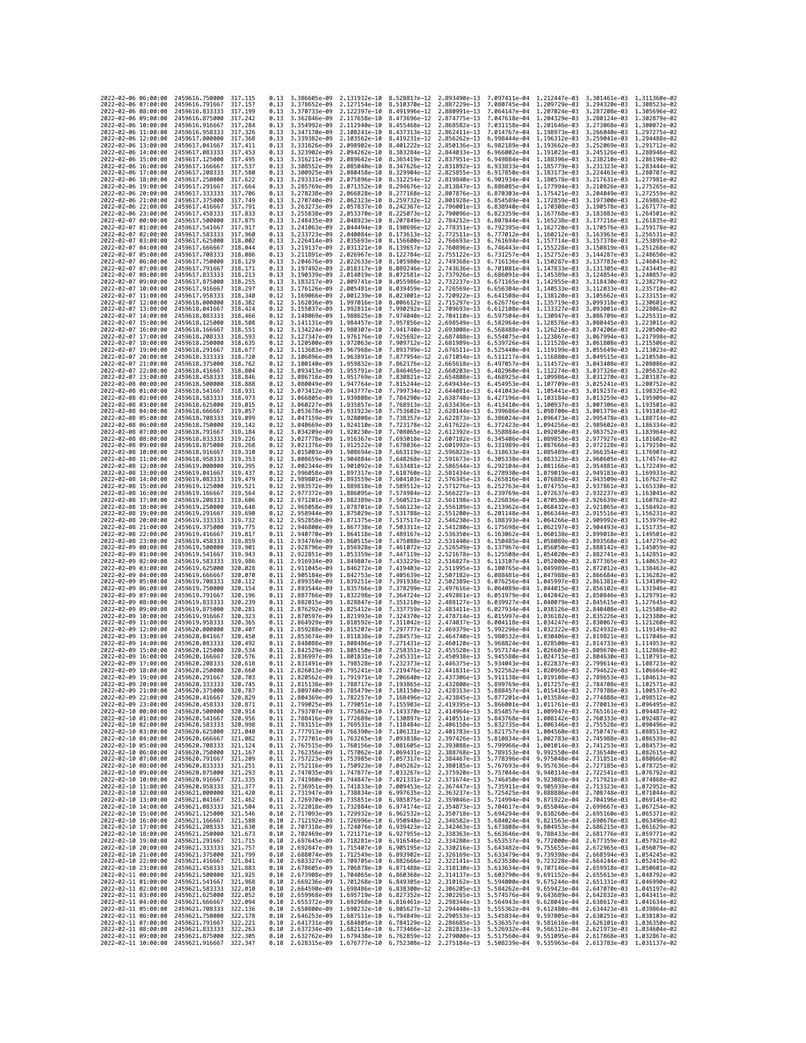| | | | | | | | | | | | |
|---|---|---|---|---|---|---|---|---|---|---|---|
| 2022-02-06 06:00:00 | 2459616.750000 | 317.115 | 0.13 | 3.386605e-09 | 2.131932e-10 | 8.528817e-12 | 2.893490e-13 | 7.097411e-04 | 1.212447e-03 | 3.301461e-03 | 1.311360e-02 |
| 2022-02-06 07:00:00 | 2459616.791667 | 317.157 | 0.13 | 3.378652e-09 | 2.127154e-10 | 8.510370e-12 | 2.887229e-13 | 7.080745e-04 | 1.209729e-03 | 3.294320e-03 | 1.308523e-02 |
| 2022-02-06 08:00:00 | 2459616.833333 | 317.199 | 0.13 | 3.370733e-09 | 2.122397e-10 | 8.491996e-12 | 2.880991e-13 | 7.064147e-04 | 1.207024e-03 | 3.287208e-03 | 1.305696e-02 |
| 2022-02-06 09:00:00 | 2459616.875000 | 317.242 | 0.13 | 3.362846e-09 | 2.117658e-10 | 8.473696e-12 | 2.874775e-13 | 7.047618e-04 | 1.204329e-03 | 3.280124e-03 | 1.302879e-02 |
| 2022-02-06 10:00:00 | 2459616.916667 | 317.284 | 0.13 | 3.354992e-09 | 2.112940e-10 | 8.455468e-12 | 2.868582e-13 | 7.031158e-04 | 1.201646e-03 | 3.273068e-03 | 1.300072e-02 |
| 2022-02-06 11:00:00 | 2459616.958333 | 317.326 | 0.13 | 3.347170e-09 | 2.108241e-10 | 8.437313e-12 | 2.862411e-13 | 7.014767e-04 | 1.198973e-03 | 3.266040e-03 | 1.297275e-02 |
| 2022-02-06 12:00:00 | 2459617.000000 | 317.368 | 0.13 | 3.339382e-09 | 2.103562e-10 | 8.419231e-12 | 2.856262e-13 | 6.998444e-04 | 1.196312e-03 | 3.259041e-03 | 1.294488e-02 |
| 2022-02-06 13:00:00 | 2459617.041667 | 317.411 | 0.13 | 3.331626e-09 | 2.098902e-10 | 8.401222e-12 | 2.850136e-13 | 6.982189e-04 | 1.193662e-03 | 3.252069e-03 | 1.291712e-02 |
| 2022-02-06 14:00:00 | 2459617.083333 | 317.453 | 0.13 | 3.323902e-09 | 2.094262e-10 | 8.383284e-12 | 2.844033e-13 | 6.966002e-04 | 1.191023e-03 | 3.245126e-03 | 1.288946e-02 |
| 2022-02-06 15:00:00 | 2459617.125000 | 317.495 | 0.13 | 3.316211e-09 | 2.089642e-10 | 8.365419e-12 | 2.837951e-13 | 6.949884e-04 | 1.188396e-03 | 3.238210e-03 | 1.286190e-02 |
| 2022-02-06 16:00:00 | 2459617.166667 | 317.537 | 0.13 | 3.308552e-09 | 2.085040e-10 | 8.347626e-12 | 2.831892e-13 | 6.933833e-04 | 1.185779e-03 | 3.231323e-03 | 1.283444e-02 |
| 2022-02-06 17:00:00 | 2459617.208333 | 317.580 | 0.13 | 3.300925e-09 | 2.080458e-10 | 8.329904e-12 | 2.825855e-13 | 6.917850e-04 | 1.183173e-03 | 3.224463e-03 | 1.280707e-02 |
| 2022-02-06 18:00:00 | 2459617.250000 | 317.622 | 0.13 | 3.293331e-09 | 2.075896e-10 | 8.312254e-12 | 2.819840e-13 | 6.901934e-04 | 1.180578e-03 | 3.217631e-03 | 1.277981e-02 |
| 2022-02-06 19:00:00 | 2459617.291667 | 317.664 | 0.13 | 3.285769e-09 | 2.071352e-10 | 8.294676e-12 | 2.813847e-13 | 6.886085e-04 | 1.177994e-03 | 3.210826e-03 | 1.275265e-02 |
| 2022-02-06 20:00:00 | 2459617.333333 | 317.706 | 0.13 | 3.278238e-09 | 2.066828e-10 | 8.277168e-12 | 2.807876e-13 | 6.870303e-04 | 1.175421e-03 | 3.204049e-03 | 1.272559e-02 |
| 2022-02-06 21:00:00 | 2459617.375000 | 317.749 | 0.13 | 3.270740e-09 | 2.062323e-10 | 8.259732e-12 | 2.801928e-13 | 6.854589e-04 | 1.172859e-03 | 3.197300e-03 | 1.269863e-02 |
| 2022-02-06 22:00:00 | 2459617.416667 | 317.791 | 0.13 | 3.263273e-09 | 2.057837e-10 | 8.242367e-12 | 2.796001e-13 | 6.838940e-04 | 1.170308e-03 | 3.190578e-03 | 1.267177e-02 |
| 2022-02-06 23:00:00 | 2459617.458333 | 317.833 | 0.13 | 3.255838e-09 | 2.053370e-10 | 8.225073e-12 | 2.790096e-13 | 6.823359e-04 | 1.167768e-03 | 3.183883e-03 | 1.264501e-02 |
| 2022-02-07 00:00:00 | 2459617.500000 | 317.875 | 0.13 | 3.248435e-09 | 2.048923e-10 | 8.207849e-12 | 2.784212e-13 | 6.807844e-04 | 1.165238e-03 | 3.177216e-03 | 1.261835e-02 |
| 2022-02-07 01:00:00 | 2459617.541667 | 317.917 | 0.13 | 3.241063e-09 | 2.044494e-10 | 8.190696e-12 | 2.778351e-13 | 6.792395e-04 | 1.162720e-03 | 3.170576e-03 | 1.259178e-02 |
| 2022-02-07 02:00:00 | 2459617.583333 | 317.960 | 0.13 | 3.233723e-09 | 2.040084e-10 | 8.173613e-12 | 2.772511e-13 | 6.777012e-04 | 1.160212e-03 | 3.163963e-03 | 1.256531e-02 |
| 2022-02-07 03:00:00 | 2459617.625000 | 318.002 | 0.13 | 3.226414e-09 | 2.035693e-10 | 8.156600e-12 | 2.766693e-13 | 6.761694e-04 | 1.157714e-03 | 3.157378e-03 | 1.253895e-02 |
| 2022-02-07 04:00:00 | 2459617.666667 | 318.044 | 0.13 | 3.219137e-09 | 2.031321e-10 | 8.139657e-12 | 2.760896e-13 | 6.746443e-04 | 1.155228e-03 | 3.150819e-03 | 1.251268e-02 |
| 2022-02-07 05:00:00 | 2459617.708333 | 318.086 | 0.13 | 3.211891e-09 | 2.026967e-10 | 8.122784e-12 | 2.755122e-13 | 6.731257e-04 | 1.152752e-03 | 3.144287e-03 | 1.248650e-02 |
| 2022-02-07 06:00:00 | 2459617.750000 | 318.129 | 0.13 | 3.204676e-09 | 2.022633e-10 | 8.105980e-12 | 2.749368e-13 | 6.716136e-04 | 1.150287e-03 | 3.137783e-03 | 1.246043e-02 |
| 2022-02-07 07:00:00 | 2459617.791667 | 318.171 | 0.13 | 3.197492e-09 | 2.018317e-10 | 8.089246e-12 | 2.743636e-13 | 6.701081e-04 | 1.147833e-03 | 3.131305e-03 | 1.243445e-02 |
| 2022-02-07 08:00:00 | 2459617.833333 | 318.213 | 0.13 | 3.190339e-09 | 2.014019e-10 | 8.072581e-12 | 2.737926e-13 | 6.686091e-04 | 1.145389e-03 | 3.124854e-03 | 1.240857e-02 |
| 2022-02-07 09:00:00 | 2459617.875000 | 318.255 | 0.13 | 3.183217e-09 | 2.009741e-10 | 8.055986e-12 | 2.732237e-13 | 6.671165e-04 | 1.142955e-03 | 3.118430e-03 | 1.238279e-02 |
| 2022-02-07 10:00:00 | 2459617.916667 | 318.297 | 0.13 | 3.176126e-09 | 2.005481e-10 | 8.039459e-12 | 2.726569e-13 | 6.656304e-04 | 1.140533e-03 | 3.112033e-03 | 1.235710e-02 |
| 2022-02-07 11:00:00 | 2459617.958333 | 318.340 | 0.13 | 3.169066e-09 | 2.001239e-10 | 8.023001e-12 | 2.720922e-13 | 6.641508e-04 | 1.138120e-03 | 3.105662e-03 | 1.233151e-02 |
| 2022-02-07 12:00:00 | 2459618.000000 | 318.382 | 0.12 | 3.162036e-09 | 1.997016e-10 | 8.006612e-12 | 2.715297e-13 | 6.626776e-04 | 1.135719e-03 | 3.099318e-03 | 1.230601e-02 |
| 2022-02-07 13:00:00 | 2459618.041667 | 318.424 | 0.12 | 3.155037e-09 | 1.992811e-10 | 7.990292e-12 | 2.709693e-13 | 6.612108e-04 | 1.133327e-03 | 3.093001e-03 | 1.228062e-02 |
| 2022-02-07 14:00:00 | 2459618.083333 | 318.466 | 0.12 | 3.148069e-09 | 1.988625e-10 | 7.974040e-12 | 2.704110e-13 | 6.597504e-04 | 1.130947e-03 | 3.086709e-03 | 1.225531e-02 |
| 2022-02-07 15:00:00 | 2459618.125000 | 318.508 | 0.12 | 3.141131e-09 | 1.984457e-10 | 7.957856e-12 | 2.698549e-13 | 6.582964e-04 | 1.128576e-03 | 3.080445e-03 | 1.223011e-02 |
| 2022-02-07 16:00:00 | 2459618.166667 | 318.551 | 0.12 | 3.134224e-09 | 1.980307e-10 | 7.941740e-12 | 2.693008e-13 | 6.568488e-04 | 1.126216e-03 | 3.074206e-03 | 1.220500e-02 |
| 2022-02-07 17:00:00 | 2459618.208333 | 318.593 | 0.12 | 3.127347e-09 | 1.976176e-10 | 7.925692e-12 | 2.687488e-13 | 6.554075e-04 | 1.123867e-03 | 3.067994e-03 | 1.217998e-02 |
| 2022-02-07 18:00:00 | 2459618.250000 | 318.635 | 0.12 | 3.120500e-09 | 1.972063e-10 | 7.909712e-12 | 2.681989e-13 | 6.539726e-04 | 1.121528e-03 | 3.061808e-03 | 1.215506e-02 |
| 2022-02-07 19:00:00 | 2459618.291667 | 318.677 | 0.12 | 3.113683e-09 | 1.967968e-10 | 7.893799e-12 | 2.676511e-13 | 6.525440e-04 | 1.119199e-03 | 3.055649e-03 | 1.213023e-02 |
| 2022-02-07 20:00:00 | 2459618.333333 | 318.720 | 0.12 | 3.106896e-09 | 1.963891e-10 | 7.877954e-12 | 2.671054e-13 | 6.511217e-04 | 1.116880e-03 | 3.049515e-03 | 1.210550e-02 |
| 2022-02-07 21:00:00 | 2459618.375000 | 318.762 | 0.12 | 3.100140e-09 | 1.959832e-10 | 7.862176e-12 | 2.665618e-13 | 6.497057e-04 | 1.114572e-03 | 3.043408e-03 | 1.208086e-02 |
| 2022-02-07 22:00:00 | 2459618.416667 | 318.804 | 0.12 | 3.093413e-09 | 1.955791e-10 | 7.846465e-12 | 2.660203e-13 | 6.482960e-04 | 1.112274e-03 | 3.037326e-03 | 1.205632e-02 |
| 2022-02-07 23:00:00 | 2459618.458333 | 318.846 | 0.12 | 3.086716e-09 | 1.951769e-10 | 7.830821e-12 | 2.654808e-13 | 6.468925e-04 | 1.109986e-03 | 3.031270e-03 | 1.203187e-02 |
| 2022-02-08 00:00:00 | 2459618.500000 | 318.888 | 0.12 | 3.080049e-09 | 1.947764e-10 | 7.815244e-12 | 2.649434e-13 | 6.454953e-04 | 1.107709e-03 | 3.025241e-03 | 1.200752e-02 |
| 2022-02-08 01:00:00 | 2459618.541667 | 318.931 | 0.12 | 3.073412e-09 | 1.943777e-10 | 7.799734e-12 | 2.644081e-13 | 6.441043e-04 | 1.105441e-03 | 3.019237e-03 | 1.198325e-02 |
| 2022-02-08 02:00:00 | 2459618.583333 | 318.973 | 0.12 | 3.066805e-09 | 1.939808e-10 | 7.784290e-12 | 2.638748e-13 | 6.427196e-04 | 1.103184e-03 | 3.013259e-03 | 1.195909e-02 |
| 2022-02-08 03:00:00 | 2459618.625000 | 319.015 | 0.12 | 3.060227e-09 | 1.935857e-10 | 7.768913e-12 | 2.633436e-13 | 6.413410e-04 | 1.100937e-03 | 3.007306e-03 | 1.193501e-02 |
| 2022-02-08 04:00:00 | 2459618.666667 | 319.057 | 0.12 | 3.053678e-09 | 1.931923e-10 | 7.753602e-12 | 2.628144e-13 | 6.399686e-04 | 1.098700e-03 | 3.001379e-03 | 1.191103e-02 |
| 2022-02-08 05:00:00 | 2459618.708333 | 319.099 | 0.12 | 3.047159e-09 | 1.928008e-10 | 7.738357e-12 | 2.622873e-13 | 6.386024e-04 | 1.096473e-03 | 2.995478e-03 | 1.188714e-02 |
| 2022-02-08 06:00:00 | 2459618.750000 | 319.142 | 0.12 | 3.040669e-09 | 1.924110e-10 | 7.723178e-12 | 2.617622e-13 | 6.372423e-04 | 1.094256e-03 | 2.989602e-03 | 1.186334e-02 |
| 2022-02-08 07:00:00 | 2459618.791667 | 319.184 | 0.12 | 3.034209e-09 | 1.920230e-10 | 7.708065e-12 | 2.612392e-13 | 6.358884e-04 | 1.092050e-03 | 2.983752e-03 | 1.183964e-02 |
| 2022-02-08 08:00:00 | 2459618.833333 | 319.226 | 0.12 | 3.027778e-09 | 1.916367e-10 | 7.693018e-12 | 2.607182e-13 | 6.345406e-04 | 1.089853e-03 | 2.977927e-03 | 1.181602e-02 |
| 2022-02-08 09:00:00 | 2459618.875000 | 319.268 | 0.12 | 3.021376e-09 | 1.912522e-10 | 7.678036e-12 | 2.601992e-13 | 6.331989e-04 | 1.087666e-03 | 2.972128e-03 | 1.179250e-02 |
| 2022-02-08 10:00:00 | 2459618.916667 | 319.310 | 0.12 | 3.015003e-09 | 1.908694e-10 | 7.663119e-12 | 2.596822e-13 | 6.318633e-04 | 1.085489e-03 | 2.966354e-03 | 1.176907e-02 |
| 2022-02-08 11:00:00 | 2459618.958333 | 319.353 | 0.12 | 3.008659e-09 | 1.904884e-10 | 7.648268e-12 | 2.591673e-13 | 6.305338e-04 | 1.083323e-03 | 2.960605e-03 | 1.174574e-02 |
| 2022-02-08 12:00:00 | 2459619.000000 | 319.395 | 0.12 | 3.002344e-09 | 1.901092e-10 | 7.633481e-12 | 2.586544e-13 | 6.292104e-04 | 1.081166e-03 | 2.954881e-03 | 1.172249e-02 |
| 2022-02-08 13:00:00 | 2459619.041667 | 319.437 | 0.12 | 2.996058e-09 | 1.897317e-10 | 7.618760e-12 | 2.581434e-13 | 6.278930e-04 | 1.079019e-03 | 2.949183e-03 | 1.169933e-02 |
| 2022-02-08 14:00:00 | 2459619.083333 | 319.479 | 0.12 | 2.989801e-09 | 1.893559e-10 | 7.604103e-12 | 2.576345e-13 | 6.265816e-04 | 1.076882e-03 | 2.943509e-03 | 1.167627e-02 |
| 2022-02-08 15:00:00 | 2459619.125000 | 319.521 | 0.12 | 2.983572e-09 | 1.889818e-10 | 7.589512e-12 | 2.571276e-13 | 6.252763e-04 | 1.074755e-03 | 2.937861e-03 | 1.165330e-02 |
| 2022-02-08 16:00:00 | 2459619.166667 | 319.564 | 0.12 | 2.977372e-09 | 1.886095e-10 | 7.574984e-12 | 2.566227e-13 | 6.239769e-04 | 1.072637e-03 | 2.932237e-03 | 1.163041e-02 |
| 2022-02-08 17:00:00 | 2459619.208333 | 319.606 | 0.12 | 2.971201e-09 | 1.882389e-10 | 7.560521e-12 | 2.561198e-13 | 6.226836e-04 | 1.070530e-03 | 2.926639e-03 | 1.160762e-02 |
| 2022-02-08 18:00:00 | 2459619.250000 | 319.648 | 0.12 | 2.965058e-09 | 1.878701e-10 | 7.546123e-12 | 2.556189e-13 | 6.213962e-04 | 1.068432e-03 | 2.921065e-03 | 1.158492e-02 |
| 2022-02-08 19:00:00 | 2459619.291667 | 319.690 | 0.12 | 2.958944e-09 | 1.875029e-10 | 7.531788e-12 | 2.551200e-13 | 6.201148e-04 | 1.066344e-03 | 2.915516e-03 | 1.156231e-02 |
| 2022-02-08 20:00:00 | 2459619.333333 | 319.732 | 0.12 | 2.952858e-09 | 1.871375e-10 | 7.517517e-12 | 2.546230e-13 | 6.188393e-04 | 1.064266e-03 | 2.909992e-03 | 1.153979e-02 |
| 2022-02-08 21:00:00 | 2459619.375000 | 319.775 | 0.12 | 2.946800e-09 | 1.867738e-10 | 7.503311e-12 | 2.541280e-13 | 6.175698e-04 | 1.062197e-03 | 2.904493e-03 | 1.151735e-02 |
| 2022-02-08 22:00:00 | 2459619.416667 | 319.817 | 0.12 | 2.940770e-09 | 1.864118e-10 | 7.489167e-12 | 2.536350e-13 | 6.163062e-04 | 1.060138e-03 | 2.899018e-03 | 1.149501e-02 |
| 2022-02-08 23:00:00 | 2459619.458333 | 319.859 | 0.11 | 2.934769e-09 | 1.860515e-10 | 7.475088e-12 | 2.531440e-13 | 6.150485e-04 | 1.058089e-03 | 2.893568e-03 | 1.147275e-02 |
| 2022-02-09 00:00:00 | 2459619.500000 | 319.901 | 0.11 | 2.928796e-09 | 1.856928e-10 | 7.461072e-12 | 2.526549e-13 | 6.137967e-04 | 1.056050e-03 | 2.888142e-03 | 1.145059e-02 |
| 2022-02-09 01:00:00 | 2459619.541667 | 319.943 | 0.11 | 2.922851e-09 | 1.853359e-10 | 7.447119e-12 | 2.521678e-13 | 6.125508e-04 | 1.054020e-03 | 2.882741e-03 | 1.142851e-02 |
| 2022-02-09 02:00:00 | 2459619.583333 | 319.986 | 0.11 | 2.916934e-09 | 1.849807e-10 | 7.433229e-12 | 2.516827e-13 | 6.113107e-04 | 1.052000e-03 | 2.877365e-03 | 1.140653e-02 |
| 2022-02-09 03:00:00 | 2459619.625000 | 320.028 | 0.11 | 2.911045e-09 | 1.846272e-10 | 7.419403e-12 | 2.511995e-13 | 6.100765e-04 | 1.049989e-03 | 2.872012e-03 | 1.138463e-02 |
| 2022-02-09 04:00:00 | 2459619.666667 | 320.070 | 0.11 | 2.905184e-09 | 1.842753e-10 | 7.405639e-12 | 2.507182e-13 | 6.088481e-04 | 1.047988e-03 | 2.866684e-03 | 1.136282e-02 |
| 2022-02-09 05:00:00 | 2459619.708333 | 320.112 | 0.11 | 2.899350e-09 | 1.839251e-10 | 7.391938e-12 | 2.502389e-13 | 6.076256e-04 | 1.045997e-03 | 2.861381e-03 | 1.134109e-02 |
| 2022-02-09 06:00:00 | 2459619.750000 | 320.154 | 0.11 | 2.893544e-09 | 1.835766e-10 | 7.378299e-12 | 2.497616e-13 | 6.064089e-04 | 1.044015e-03 | 2.856102e-03 | 1.131946e-02 |
| 2022-02-09 07:00:00 | 2459619.791667 | 320.196 | 0.11 | 2.887766e-09 | 1.832298e-10 | 7.364724e-12 | 2.492861e-13 | 6.051979e-04 | 1.042042e-03 | 2.850846e-03 | 1.129791e-02 |
| 2022-02-09 08:00:00 | 2459619.833333 | 320.239 | 0.11 | 2.882015e-09 | 1.828847e-10 | 7.351210e-12 | 2.488127e-13 | 6.039927e-04 | 1.040079e-03 | 2.845615e-03 | 1.127645e-02 |
| 2022-02-09 09:00:00 | 2459619.875000 | 320.281 | 0.11 | 2.876292e-09 | 1.825412e-10 | 7.337759e-12 | 2.483411e-13 | 6.027934e-04 | 1.038126e-03 | 2.840408e-03 | 1.125508e-02 |
| 2022-02-09 10:00:00 | 2459619.916667 | 320.323 | 0.11 | 2.870597e-09 | 1.821993e-10 | 7.324370e-12 | 2.478714e-13 | 6.015997e-04 | 1.036182e-03 | 2.835226e-03 | 1.123380e-02 |
| 2022-02-09 11:00:00 | 2459619.958333 | 320.365 | 0.11 | 2.864929e-09 | 1.818592e-10 | 7.311042e-12 | 2.474037e-13 | 6.004118e-04 | 1.034247e-03 | 2.830067e-03 | 1.121260e-02 |
| 2022-02-09 12:00:00 | 2459620.000000 | 320.407 | 0.11 | 2.859288e-09 | 1.815207e-10 | 7.297777e-12 | 2.469379e-13 | 5.992296e-04 | 1.032322e-03 | 2.824932e-03 | 1.119149e-02 |
| 2022-02-09 13:00:00 | 2459620.041667 | 320.450 | 0.11 | 2.853674e-09 | 1.811838e-10 | 7.284573e-12 | 2.464740e-13 | 5.980532e-04 | 1.030406e-03 | 2.819821e-03 | 1.117046e-02 |
| 2022-02-09 14:00:00 | 2459620.083333 | 320.492 | 0.11 | 2.848088e-09 | 1.808486e-10 | 7.271431e-12 | 2.460120e-13 | 5.968824e-04 | 1.028500e-03 | 2.814733e-03 | 1.114953e-02 |
| 2022-02-09 15:00:00 | 2459620.125000 | 320.534 | 0.11 | 2.842529e-09 | 1.805150e-10 | 7.258351e-12 | 2.455520e-13 | 5.957174e-04 | 1.026603e-03 | 2.809670e-03 | 1.112868e-02 |
| 2022-02-09 16:00:00 | 2459620.166667 | 320.576 | 0.11 | 2.836997e-09 | 1.801831e-10 | 7.245331e-12 | 2.450938e-13 | 5.945580e-04 | 1.024715e-03 | 2.804630e-03 | 1.110791e-02 |
| 2022-02-09 17:00:00 | 2459620.208333 | 320.618 | 0.11 | 2.831491e-09 | 1.798528e-10 | 7.232373e-12 | 2.446375e-13 | 5.934043e-04 | 1.022837e-03 | 2.799614e-03 | 1.108723e-02 |
| 2022-02-09 18:00:00 | 2459620.250000 | 320.660 | 0.11 | 2.826013e-09 | 1.795241e-10 | 7.219476e-12 | 2.441831e-13 | 5.922562e-04 | 1.020968e-03 | 2.794622e-03 | 1.106664e-02 |
| 2022-02-09 19:00:00 | 2459620.291667 | 320.703 | 0.11 | 2.820562e-09 | 1.791971e-10 | 7.206640e-12 | 2.437306e-13 | 5.911138e-04 | 1.019108e-03 | 2.789653e-03 | 1.104613e-02 |
| 2022-02-09 20:00:00 | 2459620.333333 | 320.745 | 0.11 | 2.815138e-09 | 1.788717e-10 | 7.193865e-12 | 2.432800e-13 | 5.899769e-04 | 1.017257e-03 | 2.784708e-03 | 1.102571e-02 |
| 2022-02-09 21:00:00 | 2459620.375000 | 320.787 | 0.11 | 2.809740e-09 | 1.785479e-10 | 7.181150e-12 | 2.428313e-13 | 5.888457e-04 | 1.015416e-03 | 2.779786e-03 | 1.100537e-02 |
| 2022-02-09 22:00:00 | 2459620.416667 | 320.829 | 0.11 | 2.804369e-09 | 1.782257e-10 | 7.168496e-12 | 2.423845e-13 | 5.877201e-04 | 1.013584e-03 | 2.774888e-03 | 1.098512e-02 |
| 2022-02-09 23:00:00 | 2459620.458333 | 320.871 | 0.11 | 2.799025e-09 | 1.779051e-10 | 7.155903e-12 | 2.419395e-13 | 5.866001e-04 | 1.011761e-03 | 2.770013e-03 | 1.096495e-02 |
| 2022-02-10 00:00:00 | 2459620.500000 | 320.914 | 0.11 | 2.793707e-09 | 1.775862e-10 | 7.143370e-12 | 2.414964e-13 | 5.854857e-04 | 1.009947e-03 | 2.765161e-03 | 1.094487e-02 |
| 2022-02-10 01:00:00 | 2459620.541667 | 320.956 | 0.11 | 2.788416e-09 | 1.772689e-10 | 7.130897e-12 | 2.410551e-13 | 5.843768e-04 | 1.008142e-03 | 2.760333e-03 | 1.092487e-02 |
| 2022-02-10 02:00:00 | 2459620.583333 | 320.998 | 0.11 | 2.783151e-09 | 1.769531e-10 | 7.118484e-12 | 2.406158e-13 | 5.832735e-04 | 1.006346e-03 | 2.755528e-03 | 1.090496e-02 |
| 2022-02-10 03:00:00 | 2459620.625000 | 321.040 | 0.11 | 2.777913e-09 | 1.766390e-10 | 7.106131e-12 | 2.401783e-13 | 5.821757e-04 | 1.004560e-03 | 2.750747e-03 | 1.088513e-02 |
| 2022-02-10 04:00:00 | 2459620.666667 | 321.082 | 0.11 | 2.772701e-09 | 1.763265e-10 | 7.093838e-12 | 2.397426e-13 | 5.810834e-04 | 1.002783e-03 | 2.745988e-03 | 1.086539e-02 |
| 2022-02-10 05:00:00 | 2459620.708333 | 321.124 | 0.11 | 2.767515e-09 | 1.760156e-10 | 7.081605e-12 | 2.393088e-13 | 5.799966e-04 | 1.001014e-03 | 2.741253e-03 | 1.084573e-02 |
| 2022-02-10 06:00:00 | 2459620.750000 | 321.167 | 0.11 | 2.762356e-09 | 1.757062e-10 | 7.069431e-12 | 2.388768e-13 | 5.789153e-04 | 9.992550e-04 | 2.736540e-03 | 1.082615e-02 |
| 2022-02-10 07:00:00 | 2459620.791667 | 321.209 | 0.11 | 2.757223e-09 | 1.753985e-10 | 7.057317e-12 | 2.384467e-13 | 5.778396e-04 | 9.975048e-04 | 2.731851e-03 | 1.080666e-02 |
| 2022-02-10 08:00:00 | 2459620.833333 | 321.251 | 0.11 | 2.752116e-09 | 1.750923e-10 | 7.045262e-12 | 2.380185e-13 | 5.767693e-04 | 9.957636e-04 | 2.727185e-03 | 1.078725e-02 |
| 2022-02-10 09:00:00 | 2459620.875000 | 321.293 | 0.11 | 2.747035e-09 | 1.747877e-10 | 7.033267e-12 | 2.375920e-13 | 5.757044e-04 | 9.940314e-04 | 2.722541e-03 | 1.076792e-02 |
| 2022-02-10 10:00:00 | 2459620.916667 | 321.335 | 0.11 | 2.741980e-09 | 1.744847e-10 | 7.021331e-12 | 2.371674e-13 | 5.746450e-04 | 9.923082e-04 | 2.717921e-03 | 1.074868e-02 |
| 2022-02-10 11:00:00 | 2459620.958333 | 321.377 | 0.11 | 2.736951e-09 | 1.741833e-10 | 7.009453e-12 | 2.367447e-13 | 5.735911e-04 | 9.905939e-04 | 2.713323e-03 | 1.072952e-02 |
| 2022-02-10 12:00:00 | 2459621.000000 | 321.420 | 0.11 | 2.731947e-09 | 1.738834e-10 | 6.997635e-12 | 2.363237e-13 | 5.725425e-04 | 9.888886e-04 | 2.708748e-03 | 1.071044e-02 |
| 2022-02-10 13:00:00 | 2459621.041667 | 321.462 | 0.11 | 2.726970e-09 | 1.735851e-10 | 6.985875e-12 | 2.359046e-13 | 5.714994e-04 | 9.871922e-04 | 2.704196e-03 | 1.069145e-02 |
| 2022-02-10 14:00:00 | 2459621.083333 | 321.504 | 0.11 | 2.722018e-09 | 1.732884e-10 | 6.974174e-12 | 2.354873e-13 | 5.704617e-04 | 9.855046e-04 | 2.699667e-03 | 1.067254e-02 |
| 2022-02-10 15:00:00 | 2459621.125000 | 321.546 | 0.10 | 2.717093e-09 | 1.729932e-10 | 6.962532e-12 | 2.350718e-13 | 5.694294e-04 | 9.838260e-04 | 2.695160e-03 | 1.065371e-02 |
| 2022-02-10 16:00:00 | 2459621.166667 | 321.588 | 0.10 | 2.712192e-09 | 1.726996e-10 | 6.950948e-12 | 2.346582e-13 | 5.684024e-04 | 9.821563e-04 | 2.690676e-03 | 1.063496e-02 |
| 2022-02-10 17:00:00 | 2459621.208333 | 321.630 | 0.10 | 2.707318e-09 | 1.724076e-10 | 6.939423e-12 | 2.342463e-13 | 5.673808e-04 | 9.804953e-04 | 2.686215e-03 | 1.061629e-02 |
| 2022-02-10 18:00:00 | 2459621.250000 | 321.673 | 0.10 | 2.702469e-09 | 1.721171e-10 | 6.927955e-12 | 2.338363e-13 | 5.663646e-04 | 9.788433e-04 | 2.681776e-03 | 1.059771e-02 |
| 2022-02-10 19:00:00 | 2459621.291667 | 321.715 | 0.10 | 2.697645e-09 | 1.718281e-10 | 6.916546e-12 | 2.334280e-13 | 5.653537e-04 | 9.772000e-04 | 2.677359e-03 | 1.057921e-02 |
| 2022-02-10 20:00:00 | 2459621.333333 | 321.757 | 0.10 | 2.692847e-09 | 1.715407e-10 | 6.905195e-12 | 2.330216e-13 | 5.643482e-04 | 9.755655e-04 | 2.672965e-03 | 1.056079e-02 |
| 2022-02-10 21:00:00 | 2459621.375000 | 321.799 | 0.10 | 2.688074e-09 | 1.712549e-10 | 6.893902e-12 | 2.326169e-13 | 5.633479e-04 | 9.739398e-04 | 2.668594e-03 | 1.054245e-02 |
| 2022-02-10 22:00:00 | 2459621.416667 | 321.841 | 0.10 | 2.683327e-09 | 1.709705e-10 | 6.882666e-12 | 2.322141e-13 | 5.623530e-04 | 9.723228e-04 | 2.664244e-03 | 1.052419e-02 |
| 2022-02-10 23:00:00 | 2459621.458333 | 321.883 | 0.10 | 2.678605e-09 | 1.706878e-10 | 6.871488e-12 | 2.318130e-13 | 5.613634e-04 | 9.707146e-04 | 2.659918e-03 | 1.050601e-02 |
| 2022-02-11 00:00:00 | 2459621.500000 | 321.925 | 0.10 | 2.673908e-09 | 1.704065e-10 | 6.860368e-12 | 2.314137e-13 | 5.603790e-04 | 9.691152e-04 | 2.655613e-03 | 1.048792e-02 |
| 2022-02-11 01:00:00 | 2459621.541667 | 321.968 | 0.10 | 2.669236e-09 | 1.701268e-10 | 6.849305e-12 | 2.310162e-13 | 5.594000e-04 | 9.675244e-04 | 2.651331e-03 | 1.046990e-02 |
| 2022-02-11 02:00:00 | 2459621.583333 | 322.010 | 0.10 | 2.664590e-09 | 1.698486e-10 | 6.838300e-12 | 2.306205e-13 | 5.584262e-04 | 9.659423e-04 | 2.647070e-03 | 1.045197e-02 |
| 2022-02-11 03:00:00 | 2459621.625000 | 322.052 | 0.10 | 2.659968e-09 | 1.695719e-10 | 6.827352e-12 | 2.302265e-13 | 5.574576e-04 | 9.643689e-04 | 2.642832e-03 | 1.043411e-02 |
| 2022-02-11 04:00:00 | 2459621.666667 | 322.094 | 0.10 | 2.655372e-09 | 1.692968e-10 | 6.816461e-12 | 2.298344e-13 | 5.564943e-04 | 9.628041e-04 | 2.638617e-03 | 1.041634e-02 |
| 2022-02-11 05:00:00 | 2459621.708333 | 322.136 | 0.10 | 2.650800e-09 | 1.690232e-10 | 6.805627e-12 | 2.294440e-13 | 5.555362e-04 | 9.612480e-04 | 2.634423e-03 | 1.039864e-02 |
| 2022-02-11 06:00:00 | 2459621.750000 | 322.178 | 0.10 | 2.646253e-09 | 1.687511e-10 | 6.794849e-12 | 2.290553e-13 | 5.545834e-04 | 9.597005e-04 | 2.630251e-03 | 1.038103e-02 |
| 2022-02-11 07:00:00 | 2459621.791667 | 322.221 | 0.10 | 2.641731e-09 | 1.684805e-10 | 6.784129e-12 | 2.286685e-13 | 5.536357e-04 | 9.581616e-04 | 2.626101e-03 | 1.036350e-02 |
| 2022-02-11 08:00:00 | 2459621.833333 | 322.263 | 0.10 | 2.637234e-09 | 1.682114e-10 | 6.773466e-12 | 2.282833e-13 | 5.526932e-04 | 9.566312e-04 | 2.621973e-03 | 1.034604e-02 |
| 2022-02-11 09:00:00 | 2459621.875000 | 322.305 | 0.10 | 2.632762e-09 | 1.679438e-10 | 6.762859e-12 | 2.279000e-13 | 5.517560e-04 | 9.551095e-04 | 2.617868e-03 | 1.032867e-02 |
| 2022-02-11 10:00:00 | 2459621.916667 | 322.347 | 0.10 | 2.628315e-09 | 1.676777e-10 | 6.752308e-12 | 2.275184e-13 | 5.508239e-04 | 9.535963e-04 | 2.613783e-03 | 1.031137e-02 |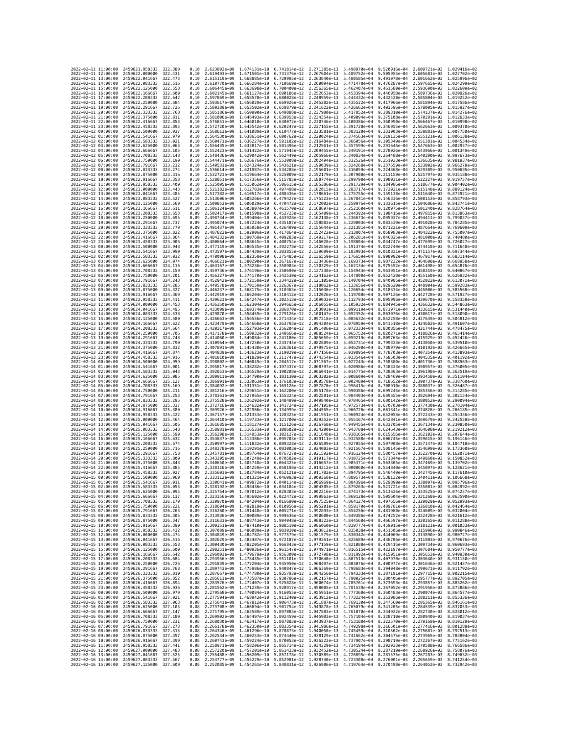| | | | | | | | | | | | |
|---|---|---|---|---|---|---|---|---|---|---|---|
| 2022-02-11 11:00:00 | 2459621.958333 | 322.389 | 0.10 | 2.623892e-09 | 1.674131e-10 | 6.741814e-12 | 2.271385e-13 | 5.498970e-04 | 9.520916e-04 | 2.609721e-03 | 1.029416e-02 |
| 2022-02-11 12:00:00 | 2459622.000000 | 322.431 | 0.10 | 2.619493e-09 | 1.671501e-10 | 6.731376e-12 | 2.267604e-13 | 5.489752e-04 | 9.505955e-04 | 2.605681e-03 | 1.027702e-02 |
| 2022-02-11 13:00:00 | 2459622.041667 | 322.473 | 0.10 | 2.615119e-09 | 1.668885e-10 | 6.720995e-12 | 2.263840e-13 | 5.480585e-04 | 9.491078e-04 | 2.601662e-03 | 1.025996e-02 |
| 2022-02-11 14:00:00 | 2459622.083333 | 322.516 | 0.10 | 2.610770e-09 | 1.666284e-10 | 6.710669e-12 | 2.260094e-13 | 5.471470e-04 | 9.476287e-04 | 2.597665e-03 | 1.024299e-02 |
| 2022-02-11 15:00:00 | 2459622.125000 | 322.558 | 0.10 | 2.606445e-09 | 1.663698e-10 | 6.700400e-12 | 2.256365e-13 | 5.462407e-04 | 9.461580e-04 | 2.593690e-03 | 1.022609e-02 |
| 2022-02-11 16:00:00 | 2459622.166667 | 322.600 | 0.10 | 2.602145e-09 | 1.661127e-10 | 6.690186e-12 | 2.252653e-13 | 5.453394e-04 | 9.446958e-04 | 2.589736e-03 | 1.020926e-02 |
| 2022-02-11 17:00:00 | 2459622.208333 | 322.642 | 0.10 | 2.597869e-09 | 1.658570e-10 | 6.680028e-12 | 2.248959e-13 | 5.444432e-04 | 9.432420e-04 | 2.585804e-03 | 1.019252e-02 |
| 2022-02-11 18:00:00 | 2459622.250000 | 322.684 | 0.10 | 2.593617e-09 | 1.656029e-10 | 6.669926e-12 | 2.245282e-13 | 5.435522e-04 | 9.417966e-04 | 2.581894e-03 | 1.017586e-02 |
| 2022-02-11 19:00:00 | 2459622.291667 | 322.726 | 0.10 | 2.589389e-09 | 1.653502e-10 | 6.659879e-12 | 2.241622e-13 | 5.426662e-04 | 9.403596e-04 | 2.578005e-03 | 1.015927e-02 |
| 2022-02-11 20:00:00 | 2459622.333333 | 322.768 | 0.10 | 2.585186e-09 | 1.650990e-10 | 6.649888e-12 | 2.237980e-13 | 5.417852e-04 | 9.389310e-04 | 2.574137e-03 | 1.014276e-02 |
| 2022-02-11 21:00:00 | 2459622.375000 | 322.811 | 0.10 | 2.581006e-09 | 1.648493e-10 | 6.639953e-12 | 2.234354e-13 | 5.409094e-04 | 9.375108e-04 | 2.570291e-03 | 1.012633e-02 |
| 2022-02-11 22:00:00 | 2459622.416667 | 322.853 | 0.10 | 2.576851e-09 | 1.646010e-10 | 6.630072e-12 | 2.230746e-13 | 5.400386e-04 | 9.360990e-04 | 2.566467e-03 | 1.010998e-02 |
| 2022-02-11 23:00:00 | 2459622.458333 | 322.895 | 0.10 | 2.572720e-09 | 1.643542e-10 | 6.620247e-12 | 2.227155e-13 | 5.391728e-04 | 9.346955e-04 | 2.562663e-03 | 1.009370e-02 |
| 2022-02-12 00:00:00 | 2459622.500000 | 322.937 | 0.10 | 2.568613e-09 | 1.641089e-10 | 6.610477e-12 | 2.223581e-13 | 5.383120e-04 | 9.333003e-04 | 2.558881e-03 | 1.007750e-02 |
| 2022-02-12 01:00:00 | 2459622.541667 | 322.979 | 0.10 | 2.564530e-09 | 1.638651e-10 | 6.600762e-12 | 2.220024e-13 | 5.374563e-04 | 9.319135e-04 | 2.555121e-03 | 1.006138e-02 |
| 2022-02-12 02:00:00 | 2459622.583333 | 323.021 | 0.10 | 2.560471e-09 | 1.636227e-10 | 6.591102e-12 | 2.216484e-13 | 5.366056e-04 | 9.305349e-04 | 2.551381e-03 | 1.004534e-02 |
| 2022-02-12 03:00:00 | 2459622.625000 | 323.063 | 0.10 | 2.556435e-09 | 1.633817e-10 | 6.581496e-12 | 2.212961e-13 | 5.357599e-04 | 9.291646e-04 | 2.547663e-03 | 1.002937e-02 |
| 2022-02-12 04:00:00 | 2459622.666667 | 323.105 | 0.10 | 2.552423e-09 | 1.631422e-10 | 6.571945e-12 | 2.209455e-13 | 5.349191e-04 | 9.278026e-04 | 2.543966e-03 | 1.001349e-02 |
| 2022-02-12 05:00:00 | 2459622.708333 | 323.148 | 0.10 | 2.548436e-09 | 1.629042e-10 | 6.562449e-12 | 2.205966e-13 | 5.340834e-04 | 9.264488e-04 | 2.540290e-03 | 9.997673e-03 |
| 2022-02-12 06:00:00 | 2459622.750000 | 323.190 | 0.10 | 2.544471e-09 | 1.626676e-10 | 6.553008e-12 | 2.202494e-13 | 5.332526e-04 | 9.251033e-04 | 2.536635e-03 | 9.981937e-03 |
| 2022-02-12 07:00:00 | 2459622.791667 | 323.232 | 0.10 | 2.540531e-09 | 1.624324e-10 | 6.543621e-12 | 2.199039e-13 | 5.324268e-04 | 9.237659e-04 | 2.533002e-03 | 9.966278e-03 |
| 2022-02-12 08:00:00 | 2459622.833333 | 323.274 | 0.10 | 2.536614e-09 | 1.621987e-10 | 6.534288e-12 | 2.195601e-13 | 5.316059e-04 | 9.224368e-04 | 2.529389e-03 | 9.950695e-03 |
| 2022-02-12 09:00:00 | 2459622.875000 | 323.316 | 0.10 | 2.532721e-09 | 1.619664e-10 | 6.525009e-12 | 2.192179e-13 | 5.307900e-04 | 9.211159e-04 | 2.525797e-03 | 9.935188e-03 |
| 2022-02-12 10:00:00 | 2459622.916667 | 323.358 | 0.10 | 2.528851e-09 | 1.617356e-10 | 6.515785e-12 | 2.188774e-13 | 5.299790e-04 | 9.198031e-04 | 2.522227e-03 | 9.919757e-03 |
| 2022-02-12 11:00:00 | 2459622.958333 | 323.400 | 0.10 | 2.525005e-09 | 1.615062e-10 | 6.506615e-12 | 2.185386e-13 | 5.291729e-04 | 9.184986e-04 | 2.518677e-03 | 9.904402e-03 |
| 2022-02-12 12:00:00 | 2459623.000000 | 323.443 | 0.10 | 2.521182e-09 | 1.612783e-10 | 6.497498e-12 | 2.182015e-13 | 5.283717e-04 | 9.172021e-04 | 2.515148e-03 | 9.889124e-03 |
| 2022-02-12 13:00:00 | 2459623.041667 | 323.485 | 0.10 | 2.517382e-09 | 1.610517e-10 | 6.488436e-12 | 2.178661e-13 | 5.275755e-04 | 9.159138e-04 | 2.511640e-03 | 9.873921e-03 |
| 2022-02-12 14:00:00 | 2459623.083333 | 323.527 | 0.10 | 2.513606e-09 | 1.608266e-10 | 6.479427e-12 | 2.175323e-13 | 5.267841e-04 | 9.146336e-04 | 2.508153e-03 | 9.858793e-03 |
| 2022-02-12 15:00:00 | 2459623.125000 | 323.569 | 0.10 | 2.509853e-09 | 1.606029e-10 | 6.470472e-12 | 2.172002e-13 | 5.259976e-04 | 9.133615e-04 | 2.504686e-03 | 9.843741e-03 |
| 2022-02-12 16:00:00 | 2459623.166667 | 323.611 | 0.10 | 2.506124e-09 | 1.603807e-10 | 6.461570e-12 | 2.168697e-13 | 5.252160e-04 | 9.120975e-04 | 2.501240e-03 | 9.828764e-03 |
| 2022-02-12 17:00:00 | 2459623.208333 | 323.653 | 0.09 | 2.502417e-09 | 1.601598e-10 | 6.452723e-12 | 2.165409e-13 | 5.244392e-04 | 9.108416e-04 | 2.497815e-03 | 9.813863e-03 |
| 2022-02-12 18:00:00 | 2459623.250000 | 323.695 | 0.09 | 2.498734e-09 | 1.599404e-10 | 6.443928e-12 | 2.162138e-13 | 5.236673e-04 | 9.095937e-04 | 2.494411e-03 | 9.799037e-03 |
| 2022-02-12 19:00:00 | 2459623.291667 | 323.737 | 0.09 | 2.495074e-09 | 1.597224e-10 | 6.435187e-12 | 2.158883e-13 | 5.229003e-04 | 9.083539e-04 | 2.491028e-03 | 9.784285e-03 |
| 2022-02-12 20:00:00 | 2459623.333333 | 323.779 | 0.09 | 2.491437e-09 | 1.595058e-10 | 6.426499e-12 | 2.155644e-13 | 5.221381e-04 | 9.071221e-04 | 2.487664e-03 | 9.769609e-03 |
| 2022-02-12 21:00:00 | 2459623.375000 | 323.822 | 0.09 | 2.487823e-09 | 1.592906e-10 | 6.417864e-12 | 2.152422e-13 | 5.213807e-04 | 9.058983e-04 | 2.484322e-03 | 9.755007e-03 |
| 2022-02-12 22:00:00 | 2459623.416667 | 323.864 | 0.09 | 2.484232e-09 | 1.590769e-10 | 6.409283e-12 | 2.149217e-13 | 5.206281e-04 | 9.046825e-04 | 2.481000e-03 | 9.740480e-03 |
| 2022-02-12 23:00:00 | 2459623.458333 | 323.906 | 0.09 | 2.480664e-09 | 1.588645e-10 | 6.400754e-12 | 2.146028e-13 | 5.198804e-04 | 9.034747e-04 | 2.477699e-03 | 9.726027e-03 |
| 2022-02-13 00:00:00 | 2459623.500000 | 323.948 | 0.09 | 2.477119e-09 | 1.586535e-10 | 6.392278e-12 | 2.142856e-13 | 5.191374e-04 | 9.022749e-04 | 2.474418e-03 | 9.711648e-03 |
| 2022-02-13 01:00:00 | 2459623.541667 | 323.990 | 0.09 | 2.473597e-09 | 1.584439e-10 | 6.383855e-12 | 2.139699e-13 | 5.183993e-04 | 9.010831e-04 | 2.471157e-03 | 9.697344e-03 |
| 2022-02-13 02:00:00 | 2459623.583333 | 324.032 | 0.09 | 2.470098e-09 | 1.582358e-10 | 6.375485e-12 | 2.136559e-13 | 5.176659e-04 | 8.998992e-04 | 2.467917e-03 | 9.683114e-03 |
| 2022-02-13 03:00:00 | 2459623.625000 | 324.074 | 0.09 | 2.466621e-09 | 1.580290e-10 | 6.367167e-12 | 2.133436e-13 | 5.169373e-04 | 8.987232e-04 | 2.464698e-03 | 9.668958e-03 |
| 2022-02-13 04:00:00 | 2459623.666667 | 324.116 | 0.09 | 2.463167e-09 | 1.578236e-10 | 6.358903e-12 | 2.130329e-13 | 5.162134e-04 | 8.975552e-04 | 2.461498e-03 | 9.654876e-03 |
| 2022-02-13 05:00:00 | 2459623.708333 | 324.159 | 0.09 | 2.459736e-09 | 1.576196e-10 | 6.350690e-12 | 2.127238e-13 | 5.154943e-04 | 8.963951e-04 | 2.458319e-03 | 9.640867e-03 |
| 2022-02-13 06:00:00 | 2459623.750000 | 324.201 | 0.09 | 2.456327e-09 | 1.574170e-10 | 6.342530e-12 | 2.124163e-13 | 5.147800e-04 | 8.952428e-04 | 2.455160e-03 | 9.626932e-03 |
| 2022-02-13 07:00:00 | 2459623.791667 | 324.243 | 0.09 | 2.452942e-09 | 1.572158e-10 | 6.334422e-12 | 2.121105e-13 | 5.140704e-04 | 8.940985e-04 | 2.452022e-03 | 9.613071e-03 |
| 2022-02-13 08:00:00 | 2459623.833333 | 324.285 | 0.09 | 2.449578e-09 | 1.570159e-10 | 6.326367e-12 | 2.118062e-13 | 5.133656e-04 | 8.929620e-04 | 2.448904e-03 | 9.599283e-03 |
| 2022-02-13 09:00:00 | 2459623.875000 | 324.327 | 0.09 | 2.446237e-09 | 1.568175e-10 | 6.318363e-12 | 2.115036e-13 | 5.126654e-04 | 8.918334e-04 | 2.445806e-03 | 9.585568e-03 |
| 2022-02-13 10:00:00 | 2459623.916667 | 324.369 | 0.09 | 2.442919e-09 | 1.566204e-10 | 6.310412e-12 | 2.112026e-13 | 5.119700e-04 | 8.907126e-04 | 2.442728e-03 | 9.571927e-03 |
| 2022-02-13 11:00:00 | 2459623.958333 | 324.411 | 0.09 | 2.439623e-09 | 1.564247e-10 | 6.302513e-12 | 2.109032e-13 | 5.112793e-04 | 8.895996e-04 | 2.439670e-03 | 9.558358e-03 |
| 2022-02-13 12:00:00 | 2459624.000000 | 324.453 | 0.09 | 2.436350e-09 | 1.562304e-10 | 6.294665e-12 | 2.106055e-13 | 5.105932e-04 | 8.884945e-04 | 2.436632e-03 | 9.544863e-03 |
| 2022-02-13 13:00:00 | 2459624.041667 | 324.495 | 0.09 | 2.433099e-09 | 1.560374e-10 | 6.286870e-12 | 2.103093e-13 | 5.099119e-04 | 8.873971e-04 | 2.433615e-03 | 9.531440e-03 |
| 2022-02-13 14:00:00 | 2459624.083333 | 324.538 | 0.09 | 2.429870e-09 | 1.558459e-10 | 6.279126e-12 | 2.100147e-13 | 5.092352e-04 | 8.863076e-04 | 2.430617e-03 | 9.518090e-03 |
| 2022-02-13 15:00:00 | 2459624.125000 | 324.580 | 0.09 | 2.426663e-09 | 1.556556e-10 | 6.271434e-12 | 2.097218e-13 | 5.085632e-04 | 8.852258e-04 | 2.427639e-03 | 9.504812e-03 |
| 2022-02-13 16:00:00 | 2459624.166667 | 324.622 | 0.09 | 2.423479e-09 | 1.554668e-10 | 6.263793e-12 | 2.094304e-13 | 5.078959e-04 | 8.841518e-04 | 2.424682e-03 | 9.491607e-03 |
| 2022-02-13 17:00:00 | 2459624.208333 | 324.664 | 0.09 | 2.420317e-09 | 1.552793e-10 | 6.256204e-12 | 2.091406e-13 | 5.072333e-04 | 8.830856e-04 | 2.421744e-03 | 9.478475e-03 |
| 2022-02-13 18:00:00 | 2459624.250000 | 324.706 | 0.09 | 2.417178e-09 | 1.550932e-10 | 6.248666e-12 | 2.088524e-13 | 5.065752e-04 | 8.820271e-04 | 2.418826e-03 | 9.465414e-03 |
| 2022-02-13 19:00:00 | 2459624.291667 | 324.748 | 0.09 | 2.414060e-09 | 1.549084e-10 | 6.241180e-12 | 2.085659e-13 | 5.059219e-04 | 8.809763e-04 | 2.415929e-03 | 9.452426e-03 |
| 2022-02-13 20:00:00 | 2459624.333333 | 324.790 | 0.09 | 2.410964e-09 | 1.547250e-10 | 6.233745e-12 | 2.082809e-13 | 5.052731e-04 | 8.799333e-04 | 2.413050e-03 | 9.439510e-03 |
| 2022-02-13 21:00:00 | 2459624.375000 | 324.832 | 0.09 | 2.407891e-09 | 1.545430e-10 | 6.226361e-12 | 2.079975e-13 | 5.046290e-04 | 8.788979e-04 | 2.410192e-03 | 9.426665e-03 |
| 2022-02-13 22:00:00 | 2459624.416667 | 324.874 | 0.09 | 2.404839e-09 | 1.543623e-10 | 6.219029e-12 | 2.077156e-13 | 5.039895e-04 | 8.778703e-04 | 2.407354e-03 | 9.413893e-03 |
| 2022-02-13 23:00:00 | 2459624.458333 | 324.916 | 0.09 | 2.401810e-09 | 1.541829e-10 | 6.211747e-12 | 2.074354e-13 | 5.033546e-04 | 8.768503e-04 | 2.404535e-03 | 9.401192e-03 |
| 2022-02-14 00:00:00 | 2459624.500000 | 324.959 | 0.09 | 2.398802e-09 | 1.540049e-10 | 6.204517e-12 | 2.071567e-13 | 5.027243e-04 | 8.758380e-04 | 2.401736e-03 | 9.388563e-03 |
| 2022-02-14 01:00:00 | 2459624.541667 | 325.001 | 0.09 | 2.395817e-09 | 1.538282e-10 | 6.197337e-12 | 2.068797e-13 | 5.020986e-04 | 8.748333e-04 | 2.398957e-03 | 9.376005e-03 |
| 2022-02-14 02:00:00 | 2459624.583333 | 325.043 | 0.09 | 2.392853e-09 | 1.536529e-10 | 6.190208e-12 | 2.066041e-13 | 5.014775e-04 | 8.738363e-04 | 2.396198e-03 | 9.363519e-03 |
| 2022-02-14 03:00:00 | 2459624.625000 | 325.085 | 0.09 | 2.389911e-09 | 1.534790e-10 | 6.183130e-12 | 2.063302e-13 | 5.008609e-04 | 8.728469e-04 | 2.393458e-03 | 9.351104e-03 |
| 2022-02-14 04:00:00 | 2459624.666667 | 325.127 | 0.09 | 2.386991e-09 | 1.533063e-10 | 6.176103e-12 | 2.060578e-13 | 5.002489e-04 | 8.718652e-04 | 2.390737e-03 | 9.338760e-03 |
| 2022-02-14 05:00:00 | 2459624.708333 | 325.169 | 0.09 | 2.384092e-09 | 1.531351e-10 | 6.169126e-12 | 2.057870e-13 | 4.996415e-04 | 8.708910e-04 | 2.388037e-03 | 9.326487e-03 |
| 2022-02-14 06:00:00 | 2459624.750000 | 325.211 | 0.09 | 2.381216e-09 | 1.529651e-10 | 6.162200e-12 | 2.055178e-13 | 4.990386e-04 | 8.699245e-04 | 2.385356e-03 | 9.314285e-03 |
| 2022-02-14 07:00:00 | 2459624.791667 | 325.253 | 0.09 | 2.378361e-09 | 1.527965e-10 | 6.155324e-12 | 2.052501e-13 | 4.984403e-04 | 8.689655e-04 | 2.382694e-03 | 9.302154e-03 |
| 2022-02-14 08:00:00 | 2459624.833333 | 325.295 | 0.09 | 2.375528e-09 | 1.526292e-10 | 6.148499e-12 | 2.049840e-13 | 4.978465e-04 | 8.680142e-04 | 2.380052e-03 | 9.290094e-03 |
| 2022-02-14 09:00:00 | 2459624.875000 | 325.337 | 0.09 | 2.372716e-09 | 1.524632e-10 | 6.141724e-12 | 2.047195e-13 | 4.972573e-04 | 8.670703e-04 | 2.377430e-03 | 9.278104e-03 |
| 2022-02-14 10:00:00 | 2459624.916667 | 325.380 | 0.09 | 2.369926e-09 | 1.522986e-10 | 6.134999e-12 | 2.044565e-13 | 4.966726e-04 | 8.661341e-04 | 2.374826e-03 | 9.266185e-03 |
| 2022-02-14 11:00:00 | 2459624.958333 | 325.422 | 0.09 | 2.367157e-09 | 1.521353e-10 | 6.128325e-12 | 2.041951e-13 | 4.960924e-04 | 8.652053e-04 | 2.372243e-03 | 9.254336e-03 |
| 2022-02-14 12:00:00 | 2459625.000000 | 325.464 | 0.09 | 2.364410e-09 | 1.519733e-10 | 6.121700e-12 | 2.039352e-13 | 4.955167e-04 | 8.642841e-04 | 2.369679e-03 | 9.242558e-03 |
| 2022-02-14 13:00:00 | 2459625.041667 | 325.506 | 0.09 | 2.361685e-09 | 1.518127e-10 | 6.115126e-12 | 2.036768e-13 | 4.949455e-04 | 8.633705e-04 | 2.367134e-03 | 9.230850e-03 |
| 2022-02-14 14:00:00 | 2459625.083333 | 325.548 | 0.09 | 2.358981e-09 | 1.516533e-10 | 6.108602e-12 | 2.034200e-13 | 4.943788e-04 | 8.624643e-04 | 2.364608e-03 | 9.219212e-03 |
| 2022-02-14 15:00:00 | 2459625.125000 | 325.590 | 0.09 | 2.356298e-09 | 1.514953e-10 | 6.102127e-12 | 2.031648e-13 | 4.938165e-04 | 8.615656e-04 | 2.362102e-03 | 9.207644e-03 |
| 2022-02-14 16:00:00 | 2459625.166667 | 325.632 | 0.09 | 2.353637e-09 | 1.513386e-10 | 6.095703e-12 | 2.029111e-13 | 4.932588e-04 | 8.606745e-04 | 2.359615e-03 | 9.196146e-03 |
| 2022-02-14 17:00:00 | 2459625.208333 | 325.674 | 0.09 | 2.350997e-09 | 1.511832e-10 | 6.089328e-12 | 2.026589e-13 | 4.927055e-04 | 8.597908e-04 | 2.357147e-03 | 9.184718e-03 |
| 2022-02-14 18:00:00 | 2459625.250000 | 325.716 | 0.09 | 2.348378e-09 | 1.510291e-10 | 6.083003e-12 | 2.024083e-13 | 4.921567e-04 | 8.589145e-04 | 2.354699e-03 | 9.173360e-03 |
| 2022-02-14 19:00:00 | 2459625.291667 | 325.758 | 0.09 | 2.345781e-09 | 1.508764e-10 | 6.076727e-12 | 2.021592e-13 | 4.916124e-04 | 8.580457e-04 | 2.352270e-03 | 9.162071e-03 |
| 2022-02-14 20:00:00 | 2459625.333333 | 325.800 | 0.09 | 2.343205e-09 | 1.507249e-10 | 6.070502e-12 | 2.019117e-13 | 4.910725e-04 | 8.571844e-04 | 2.349860e-03 | 9.150852e-03 |
| 2022-02-14 21:00:00 | 2459625.375000 | 325.843 | 0.09 | 2.340650e-09 | 1.505748e-10 | 6.064325e-12 | 2.016657e-13 | 4.905371e-04 | 8.563305e-04 | 2.347469e-03 | 9.139702e-03 |
| 2022-02-14 22:00:00 | 2459625.416667 | 325.885 | 0.09 | 2.338116e-09 | 1.504259e-10 | 6.058198e-12 | 2.014212e-13 | 4.900060e-04 | 8.554840e-04 | 2.345097e-03 | 9.128621e-03 |
| 2022-02-14 23:00:00 | 2459625.458333 | 325.927 | 0.09 | 2.335603e-09 | 1.502784e-10 | 6.052121e-12 | 2.011782e-13 | 4.894795e-04 | 8.546449e-04 | 2.342745e-03 | 9.117610e-03 |
| 2022-02-15 00:00:00 | 2459625.500000 | 325.969 | 0.09 | 2.333112e-09 | 1.501321e-10 | 6.046093e-12 | 2.009368e-13 | 4.889573e-04 | 8.538132e-04 | 2.340411e-03 | 9.106668e-03 |
| 2022-02-15 01:00:00 | 2459625.541667 | 326.011 | 0.09 | 2.330641e-09 | 1.499872e-10 | 6.040114e-12 | 2.006969e-13 | 4.884396e-04 | 8.529890e-04 | 2.338097e-03 | 9.095796e-03 |
| 2022-02-15 02:00:00 | 2459625.583333 | 326.053 | 0.09 | 2.328192e-09 | 1.498436e-10 | 6.034184e-12 | 2.004585e-13 | 4.879263e-04 | 8.521721e-04 | 2.335801e-03 | 9.084992e-03 |
| 2022-02-15 03:00:00 | 2459625.625000 | 326.095 | 0.09 | 2.325764e-09 | 1.497012e-10 | 6.028303e-12 | 2.002216e-13 | 4.874173e-04 | 8.513626e-04 | 2.333525e-03 | 9.074257e-03 |
| 2022-02-15 04:00:00 | 2459625.666667 | 326.137 | 0.09 | 2.323356e-09 | 1.495602e-10 | 6.022472e-12 | 1.999863e-13 | 4.869128e-04 | 8.505604e-04 | 2.331268e-03 | 9.063590e-03 |
| 2022-02-15 05:00:00 | 2459625.708333 | 326.179 | 0.09 | 2.320970e-09 | 1.494204e-10 | 6.016690e-12 | 1.997525e-13 | 4.864127e-04 | 8.497656e-04 | 2.329029e-03 | 9.052993e-03 |
| 2022-02-15 06:00:00 | 2459625.750000 | 326.221 | 0.09 | 2.318604e-09 | 1.492819e-10 | 6.010956e-12 | 1.995201e-13 | 4.859170e-04 | 8.489781e-04 | 2.326810e-03 | 9.042464e-03 |
| 2022-02-15 07:00:00 | 2459625.791667 | 326.263 | 0.09 | 2.316260e-09 | 1.491448e-10 | 6.005271e-12 | 1.992893e-13 | 4.854256e-04 | 8.481980e-04 | 2.324609e-03 | 9.032004e-03 |
| 2022-02-15 08:00:00 | 2459625.833333 | 326.305 | 0.09 | 2.313936e-09 | 1.490089e-10 | 5.999636e-12 | 1.990600e-13 | 4.849386e-04 | 8.474252e-04 | 2.322428e-03 | 9.021612e-03 |
| 2022-02-15 09:00:00 | 2459625.875000 | 326.347 | 0.09 | 2.311633e-09 | 1.488743e-10 | 5.994048e-12 | 1.988322e-13 | 4.844560e-04 | 8.466597e-04 | 2.320265e-03 | 9.011288e-03 |
| 2022-02-15 10:00:00 | 2459625.916667 | 326.390 | 0.09 | 2.309351e-09 | 1.487410e-10 | 5.988510e-12 | 1.986060e-13 | 4.839777e-04 | 8.459015e-04 | 2.318121e-03 | 9.001033e-03 |
| 2022-02-15 11:00:00 | 2459625.958333 | 326.432 | 0.08 | 2.307089e-09 | 1.486089e-10 | 5.983020e-12 | 1.983812e-13 | 4.835038e-04 | 8.451506e-04 | 2.315996e-03 | 8.990846e-03 |
| 2022-02-15 12:00:00 | 2459626.000000 | 326.474 | 0.08 | 2.304849e-09 | 1.484782e-10 | 5.977579e-12 | 1.981579e-13 | 4.830342e-04 | 8.444069e-04 | 2.313890e-03 | 8.980727e-03 |
| 2022-02-15 13:00:00 | 2459626.041667 | 326.516 | 0.08 | 2.302629e-09 | 1.483487e-10 | 5.972187e-12 | 1.979361e-13 | 4.825689e-04 | 8.436706e-04 | 2.311803e-03 | 8.970676e-03 |
| 2022-02-15 14:00:00 | 2459626.083333 | 326.558 | 0.08 | 2.300430e-09 | 1.482205e-10 | 5.966843e-12 | 1.977159e-13 | 4.821080e-04 | 8.429415e-04 | 2.309734e-03 | 8.960693e-03 |
| 2022-02-15 15:00:00 | 2459626.125000 | 326.600 | 0.08 | 2.298251e-09 | 1.480936e-10 | 5.961547e-12 | 1.974971e-13 | 4.816515e-04 | 8.422197e-04 | 2.307684e-03 | 8.950777e-03 |
| 2022-02-15 16:00:00 | 2459626.166667 | 326.642 | 0.08 | 2.296093e-09 | 1.479679e-10 | 5.956300e-12 | 1.972798e-13 | 4.811992e-04 | 8.415051e-04 | 2.305653e-03 | 8.940930e-03 |
| 2022-02-15 17:00:00 | 2459626.208333 | 326.684 | 0.08 | 2.293956e-09 | 1.478435e-10 | 5.951101e-12 | 1.970640e-13 | 4.807513e-04 | 8.407978e-04 | 2.303640e-03 | 8.931150e-03 |
| 2022-02-15 18:00:00 | 2459626.250000 | 326.726 | 0.08 | 2.291839e-09 | 1.477204e-10 | 5.945950e-12 | 1.968497e-13 | 4.803076e-04 | 8.400977e-04 | 2.301646e-03 | 8.921437e-03 |
| 2022-02-15 19:00:00 | 2459626.291667 | 326.768 | 0.08 | 2.289743e-09 | 1.475986e-10 | 5.940847e-12 | 1.966369e-13 | 4.798683e-04 | 8.394048e-04 | 2.299671e-03 | 8.911792e-03 |
| 2022-02-15 20:00:00 | 2459626.333333 | 326.810 | 0.08 | 2.287667e-09 | 1.474780e-10 | 5.935793e-12 | 1.964256e-13 | 4.794333e-04 | 8.387191e-04 | 2.297715e-03 | 8.902215e-03 |
| 2022-02-15 21:00:00 | 2459626.375000 | 326.852 | 0.08 | 2.285611e-09 | 1.473587e-10 | 5.930786e-12 | 1.962157e-13 | 4.790025e-04 | 8.380406e-04 | 2.295777e-03 | 8.892705e-03 |
| 2022-02-15 22:00:00 | 2459626.416667 | 326.894 | 0.08 | 2.283576e-09 | 1.472407e-10 | 5.925828e-12 | 1.960074e-13 | 4.785761e-04 | 8.373693e-04 | 2.293857e-03 | 8.883262e-03 |
| 2022-02-15 23:00:00 | 2459626.458333 | 326.936 | 0.08 | 2.281562e-09 | 1.471239e-10 | 5.920917e-12 | 1.958005e-13 | 4.781539e-04 | 8.367052e-04 | 2.291956e-03 | 8.873886e-03 |
| 2022-02-16 00:00:00 | 2459626.500000 | 326.979 | 0.08 | 2.279568e-09 | 1.470084e-10 | 5.916055e-12 | 1.955951e-13 | 4.777360e-04 | 8.360483e-04 | 2.290074e-03 | 8.864577e-03 |
| 2022-02-16 01:00:00 | 2459626.541667 | 327.021 | 0.08 | 2.277594e-09 | 1.468942e-10 | 5.911240e-12 | 1.953912e-13 | 4.773224e-04 | 8.353986e-04 | 2.288211e-03 | 8.855336e-03 |
| 2022-02-16 02:00:00 | 2459626.583333 | 327.063 | 0.08 | 2.275641e-09 | 1.467812e-10 | 5.906473e-12 | 1.951887e-13 | 4.769130e-04 | 8.347560e-04 | 2.286365e-03 | 8.846161e-03 |
| 2022-02-16 03:00:00 | 2459626.625000 | 327.105 | 0.08 | 2.273708e-09 | 1.466694e-10 | 5.901754e-12 | 1.949878e-13 | 4.765079e-04 | 8.341205e-04 | 2.284539e-03 | 8.837053e-03 |
| 2022-02-16 04:00:00 | 2459626.666667 | 327.147 | 0.08 | 2.271795e-09 | 1.465589e-10 | 5.897083e-12 | 1.947883e-13 | 4.761070e-04 | 8.334922e-04 | 2.282730e-03 | 8.828012e-03 |
| 2022-02-16 05:00:00 | 2459626.708333 | 327.189 | 0.08 | 2.269902e-09 | 1.464497e-10 | 5.892459e-12 | 1.945903e-13 | 4.757104e-04 | 8.328710e-04 | 2.280940e-03 | 8.819037e-03 |
| 2022-02-16 06:00:00 | 2459626.750000 | 327.231 | 0.08 | 2.268030e-09 | 1.463417e-10 | 5.887883e-12 | 1.943937e-13 | 4.753180e-04 | 8.322570e-04 | 2.279169e-03 | 8.810129e-03 |
| 2022-02-16 07:00:00 | 2459626.791667 | 327.273 | 0.08 | 2.266178e-09 | 1.462350e-10 | 5.883354e-12 | 1.941986e-13 | 4.749298e-04 | 8.316501e-04 | 2.277416e-03 | 8.801288e-03 |
| 2022-02-16 08:00:00 | 2459626.833333 | 327.315 | 0.08 | 2.264346e-09 | 1.461296e-10 | 5.878873e-12 | 1.940050e-13 | 4.745459e-04 | 8.310502e-04 | 2.275681e-03 | 8.792513e-03 |
| 2022-02-16 09:00:00 | 2459626.875000 | 327.357 | 0.08 | 2.262534e-09 | 1.460253e-10 | 5.874440e-12 | 1.938129e-13 | 4.741662e-04 | 8.304575e-04 | 2.273965e-03 | 8.783804e-03 |
| 2022-02-16 10:00:00 | 2459626.916667 | 327.399 | 0.08 | 2.260743e-09 | 1.459224e-10 | 5.870053e-12 | 1.936222e-13 | 4.737907e-04 | 8.298719e-04 | 2.272267e-03 | 8.775162e-03 |
| 2022-02-16 11:00:00 | 2459626.958333 | 327.441 | 0.08 | 2.258971e-09 | 1.458206e-10 | 5.865714e-12 | 1.934329e-13 | 4.734194e-04 | 8.292933e-04 | 2.270588e-03 | 8.766586e-03 |
| 2022-02-16 12:00:00 | 2459627.000000 | 327.483 | 0.08 | 2.257220e-09 | 1.457201e-10 | 5.861423e-12 | 1.932452e-13 | 4.730524e-04 | 8.287219e-04 | 2.268926e-03 | 8.758076e-03 |
| 2022-02-16 13:00:00 | 2459627.041667 | 327.525 | 0.08 | 2.255488e-09 | 1.456209e-10 | 5.857178e-12 | 1.930589e-13 | 4.726895e-04 | 8.281575e-04 | 2.267283e-03 | 8.749632e-03 |
| 2022-02-16 14:00:00 | 2459627.083333 | 327.567 | 0.08 | 2.253777e-09 | 1.455229e-10 | 5.852981e-12 | 1.928740e-13 | 4.723308e-04 | 8.276001e-04 | 2.265659e-03 | 8.741254e-03 |
| 2022-02-16 15:00:00 | 2459627.125000 | 327.609 | 0.08 | 2.252085e-09 | 1.454261e-10 | 5.848831e-12 | 1.926906e-13 | 4.719764e-04 | 8.270498e-04 | 2.264052e-03 | 8.732942e-03 |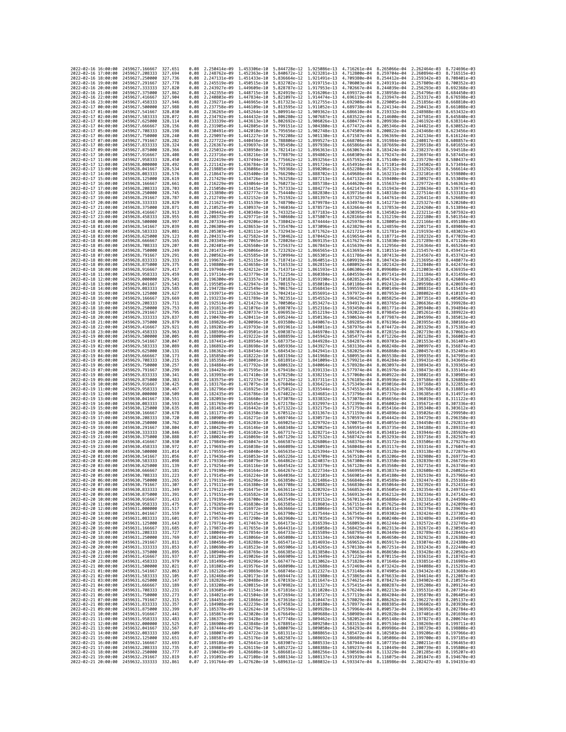| | | | | | | | | | | | |
|---|---|---|---|---|---|---|---|---|---|---|---|
| 2022-02-16 16:00:00 | 2459627.166667 | 327.651 | 0.08 | 2.250414e-09 | 1.453306e-10 | 5.844728e-12 | 1.925086e-13 | 4.716261e-04 | 8.265066e-04 | 2.262464e-03 | 8.724696e-03 |
| 2022-02-16 17:00:00 | 2459627.208333 | 327.694 | 0.08 | 2.248762e-09 | 1.452363e-10 | 5.840672e-12 | 1.923281e-13 | 4.712800e-04 | 8.259704e-04 | 2.260894e-03 | 8.716515e-03 |
| 2022-02-16 18:00:00 | 2459627.250000 | 327.736 | 0.08 | 2.247131e-09 | 1.451433e-10 | 5.836664e-12 | 1.921491e-13 | 4.709380e-04 | 8.254412e-04 | 2.259342e-03 | 8.708401e-03 |
| 2022-02-16 19:00:00 | 2459627.291667 | 327.778 | 0.08 | 2.245519e-09 | 1.450515e-10 | 5.832702e-12 | 1.919715e-13 | 4.706003e-04 | 8.249191e-04 | 2.257809e-03 | 8.700352e-03 |
| 2022-02-16 20:00:00 | 2459627.333333 | 327.820 | 0.08 | 2.243927e-09 | 1.449609e-10 | 5.828787e-12 | 1.917953e-13 | 4.702667e-04 | 8.244039e-04 | 2.256293e-03 | 8.692368e-03 |
| 2022-02-16 21:00:00 | 2459627.375000 | 327.862 | 0.08 | 2.242355e-09 | 1.448715e-10 | 5.824919e-12 | 1.916206e-13 | 4.699372e-04 | 8.238958e-04 | 2.254796e-03 | 8.684450e-03 |
| 2022-02-16 22:00:00 | 2459627.416667 | 327.904 | 0.08 | 2.240803e-09 | 1.447834e-10 | 5.821097e-12 | 1.914474e-13 | 4.696119e-04 | 8.233947e-04 | 2.253317e-03 | 8.676598e-03 |
| 2022-02-16 23:00:00 | 2459627.458333 | 327.946 | 0.08 | 2.239271e-09 | 1.446965e-10 | 5.817323e-12 | 1.912755e-13 | 4.692908e-04 | 8.229005e-04 | 2.251856e-03 | 8.668810e-03 |
| 2022-02-17 00:00:00 | 2459627.500000 | 327.988 | 0.08 | 2.237758e-09 | 1.446109e-10 | 5.813595e-12 | 1.911052e-13 | 4.689738e-04 | 8.224134e-04 | 2.250413e-03 | 8.661088e-03 |
| 2022-02-17 01:00:00 | 2459627.541667 | 328.030 | 0.08 | 2.236265e-09 | 1.445264e-10 | 5.809914e-12 | 1.909362e-13 | 4.686610e-04 | 8.219332e-04 | 2.248988e-03 | 8.653432e-03 |
| 2022-02-17 02:00:00 | 2459627.583333 | 328.072 | 0.08 | 2.234792e-09 | 1.444432e-10 | 5.806280e-12 | 1.907687e-13 | 4.683522e-04 | 8.214600e-04 | 2.247581e-03 | 8.645840e-03 |
| 2022-02-17 03:00:00 | 2459627.625000 | 328.114 | 0.08 | 2.233339e-09 | 1.443613e-10 | 5.802692e-12 | 1.906026e-13 | 4.680477e-04 | 8.209938e-04 | 2.246192e-03 | 8.638314e-03 |
| 2022-02-17 04:00:00 | 2459627.666667 | 328.156 | 0.08 | 2.231905e-09 | 1.442805e-10 | 5.799151e-12 | 1.904380e-13 | 4.677472e-04 | 8.205346e-04 | 2.244821e-03 | 8.630852e-03 |
| 2022-02-17 05:00:00 | 2459627.708333 | 328.198 | 0.08 | 2.230491e-09 | 1.442010e-10 | 5.795656e-12 | 1.902748e-13 | 4.674509e-04 | 8.200822e-04 | 2.243468e-03 | 8.623456e-03 |
| 2022-02-17 06:00:00 | 2459627.750000 | 328.240 | 0.08 | 2.229097e-09 | 1.441227e-10 | 5.792208e-12 | 1.901130e-13 | 4.671587e-04 | 8.196369e-04 | 2.242134e-03 | 8.616124e-03 |
| 2022-02-17 07:00:00 | 2459627.791667 | 328.282 | 0.08 | 2.227722e-09 | 1.440456e-10 | 5.788806e-12 | 1.899527e-13 | 4.668706e-04 | 8.191984e-04 | 2.240817e-03 | 8.608857e-03 |
| 2022-02-17 08:00:00 | 2459627.833333 | 328.324 | 0.08 | 2.226367e-09 | 1.439697e-10 | 5.785450e-12 | 1.897938e-13 | 4.665866e-04 | 8.187669e-04 | 2.239518e-03 | 8.601655e-03 |
| 2022-02-17 09:00:00 | 2459627.875000 | 328.366 | 0.08 | 2.225032e-09 | 1.438950e-10 | 5.782141e-12 | 1.896363e-13 | 4.663067e-04 | 8.183424e-04 | 2.238237e-03 | 8.594518e-03 |
| 2022-02-17 10:00:00 | 2459627.916667 | 328.408 | 0.08 | 2.223716e-09 | 1.438216e-10 | 5.778879e-12 | 1.894802e-13 | 4.660309e-04 | 8.179247e-04 | 2.236974e-03 | 8.587445e-03 |
| 2022-02-17 11:00:00 | 2459627.958333 | 328.450 | 0.08 | 2.222419e-09 | 1.437494e-10 | 5.775662e-12 | 1.893256e-13 | 4.657592e-04 | 8.175140e-04 | 2.235729e-03 | 8.580437e-03 |
| 2022-02-17 12:00:00 | 2459628.000000 | 328.492 | 0.08 | 2.221142e-09 | 1.436784e-10 | 5.772492e-12 | 1.891724e-13 | 4.654916e-04 | 8.171101e-04 | 2.234502e-03 | 8.573494e-03 |
| 2022-02-17 13:00:00 | 2459628.041667 | 328.534 | 0.08 | 2.219885e-09 | 1.436086e-10 | 5.769368e-12 | 1.890206e-13 | 4.652280e-04 | 8.167132e-04 | 2.233292e-03 | 8.566614e-03 |
| 2022-02-17 14:00:00 | 2459628.083333 | 328.576 | 0.08 | 2.218647e-09 | 1.435400e-10 | 5.766290e-12 | 1.888702e-13 | 4.649686e-04 | 8.163231e-04 | 2.232101e-03 | 8.559800e-03 |
| 2022-02-17 15:00:00 | 2459628.125000 | 328.619 | 0.08 | 2.217429e-09 | 1.434726e-10 | 5.763258e-12 | 1.887213e-13 | 4.647132e-04 | 8.159400e-04 | 2.230927e-03 | 8.553049e-03 |
| 2022-02-17 16:00:00 | 2459628.166667 | 328.661 | 0.08 | 2.216229e-09 | 1.434064e-10 | 5.760273e-12 | 1.885738e-13 | 4.644620e-04 | 8.155637e-04 | 2.229772e-03 | 8.546363e-03 |
| 2022-02-17 17:00:00 | 2459628.208333 | 328.703 | 0.08 | 2.215050e-09 | 1.433415e-10 | 5.757333e-12 | 1.884277e-13 | 4.642147e-04 | 8.151943e-04 | 2.228634e-03 | 8.539741e-03 |
| 2022-02-17 18:00:00 | 2459628.250000 | 328.745 | 0.08 | 2.213890e-09 | 1.432777e-10 | 5.754440e-12 | 1.882830e-13 | 4.639716e-04 | 8.148318e-04 | 2.227514e-03 | 8.533183e-03 |
| 2022-02-17 19:00:00 | 2459628.291667 | 328.787 | 0.08 | 2.212749e-09 | 1.432152e-10 | 5.751592e-12 | 1.881397e-13 | 4.637325e-04 | 8.144761e-04 | 2.226411e-03 | 8.526689e-03 |
| 2022-02-17 20:00:00 | 2459628.333333 | 328.829 | 0.08 | 2.211627e-09 | 1.431539e-10 | 5.748790e-12 | 1.879978e-13 | 4.634974e-04 | 8.141273e-04 | 2.225327e-03 | 8.520260e-03 |
| 2022-02-17 21:00:00 | 2459628.375000 | 328.871 | 0.08 | 2.210525e-09 | 1.430937e-10 | 5.746034e-12 | 1.878573e-13 | 4.632664e-04 | 8.137853e-04 | 2.224260e-03 | 8.513894e-03 |
| 2022-02-17 22:00:00 | 2459628.416667 | 328.913 | 0.08 | 2.209442e-09 | 1.430348e-10 | 5.743325e-12 | 1.877183e-13 | 4.630395e-04 | 8.134502e-04 | 2.223211e-03 | 8.507592e-03 |
| 2022-02-17 23:00:00 | 2459628.458333 | 328.955 | 0.08 | 2.208379e-09 | 1.429771e-10 | 5.740660e-12 | 1.875807e-13 | 4.628166e-04 | 8.131219e-04 | 2.222180e-03 | 8.501354e-03 |
| 2022-02-18 00:00:00 | 2459628.500000 | 328.997 | 0.08 | 2.207334e-09 | 1.429206e-10 | 5.738042e-12 | 1.874444e-13 | 4.625978e-04 | 8.128005e-04 | 2.221166e-03 | 8.495180e-03 |
| 2022-02-18 01:00:00 | 2459628.541667 | 329.039 | 0.08 | 2.206309e-09 | 1.428653e-10 | 5.735470e-12 | 1.873096e-13 | 4.623829e-04 | 8.124859e-04 | 2.220171e-03 | 8.489069e-03 |
| 2022-02-18 02:00:00 | 2459628.583333 | 329.081 | 0.08 | 2.205303e-09 | 1.428111e-10 | 5.732943e-12 | 1.871762e-13 | 4.621721e-04 | 8.121781e-04 | 2.219193e-03 | 8.483023e-03 |
| 2022-02-18 03:00:00 | 2459628.625000 | 329.123 | 0.08 | 2.204317e-09 | 1.427582e-10 | 5.730462e-12 | 1.870442e-13 | 4.619654e-04 | 8.118771e-04 | 2.218232e-03 | 8.477039e-03 |
| 2022-02-18 04:00:00 | 2459628.666667 | 329.165 | 0.08 | 2.203349e-09 | 1.427065e-10 | 5.728026e-12 | 1.869135e-13 | 4.617627e-04 | 8.115830e-04 | 2.217289e-03 | 8.471120e-03 |
| 2022-02-18 05:00:00 | 2459628.708333 | 329.207 | 0.08 | 2.202401e-09 | 1.426560e-10 | 5.725637e-12 | 1.867843e-13 | 4.615639e-04 | 8.112956e-04 | 2.216364e-03 | 8.465264e-03 |
| 2022-02-18 06:00:00 | 2459628.750000 | 329.249 | 0.08 | 2.201472e-09 | 1.426066e-10 | 5.723292e-12 | 1.866565e-13 | 4.613693e-04 | 8.110151e-04 | 2.215457e-03 | 8.459471e-03 |
| 2022-02-18 07:00:00 | 2459628.791667 | 329.291 | 0.08 | 2.200562e-09 | 1.425585e-10 | 5.720994e-12 | 1.865301e-13 | 4.611786e-04 | 8.107413e-04 | 2.214567e-03 | 8.453742e-03 |
| 2022-02-18 08:00:00 | 2459628.833333 | 329.333 | 0.08 | 2.199672e-09 | 1.425115e-10 | 5.718741e-12 | 1.864051e-13 | 4.609919e-04 | 8.104743e-04 | 2.213695e-03 | 8.448077e-03 |
| 2022-02-18 09:00:00 | 2459628.875000 | 329.375 | 0.08 | 2.198800e-09 | 1.424658e-10 | 5.716533e-12 | 1.862815e-13 | 4.608092e-04 | 8.102142e-04 | 2.212840e-03 | 8.442474e-03 |
| 2022-02-18 10:00:00 | 2459628.916667 | 329.417 | 0.08 | 2.197948e-09 | 1.424212e-10 | 5.714371e-12 | 1.861593e-13 | 4.606306e-04 | 8.099608e-04 | 2.212003e-03 | 8.436935e-03 |
| 2022-02-18 11:00:00 | 2459628.958333 | 329.459 | 0.08 | 2.197114e-09 | 1.423779e-10 | 5.712254e-12 | 1.860384e-13 | 4.604559e-04 | 8.097141e-04 | 2.211184e-03 | 8.431459e-03 |
| 2022-02-18 12:00:00 | 2459629.000000 | 329.501 | 0.08 | 2.196300e-09 | 1.423357e-10 | 5.710183e-12 | 1.859190e-13 | 4.602852e-04 | 8.094743e-04 | 2.210382e-03 | 8.426046e-03 |
| 2022-02-18 13:00:00 | 2459629.041667 | 329.543 | 0.08 | 2.195505e-09 | 1.422947e-10 | 5.708157e-12 | 1.858010e-13 | 4.601186e-04 | 8.092412e-04 | 2.209598e-03 | 8.420697e-03 |
| 2022-02-18 14:00:00 | 2459629.083333 | 329.585 | 0.08 | 2.194728e-09 | 1.422549e-10 | 5.706176e-12 | 1.856843e-13 | 4.599559e-04 | 8.090149e-04 | 2.208831e-03 | 8.415410e-03 |
| 2022-02-18 15:00:00 | 2459629.125000 | 329.627 | 0.08 | 2.193971e-09 | 1.422163e-10 | 5.704241e-12 | 1.855691e-13 | 4.597972e-04 | 8.087953e-04 | 2.208082e-03 | 8.410187e-03 |
| 2022-02-18 16:00:00 | 2459629.166667 | 329.669 | 0.08 | 2.193233e-09 | 1.421789e-10 | 5.702351e-12 | 1.854552e-13 | 4.596425e-04 | 8.085825e-04 | 2.207351e-03 | 8.405026e-03 |
| 2022-02-18 17:00:00 | 2459629.208333 | 329.711 | 0.08 | 2.192514e-09 | 1.421427e-10 | 5.700506e-12 | 1.853427e-13 | 4.594917e-04 | 8.083765e-04 | 2.206636e-03 | 8.399928e-03 |
| 2022-02-18 18:00:00 | 2459629.250000 | 329.753 | 0.08 | 2.191813e-09 | 1.421076e-10 | 5.698707e-12 | 1.852316e-13 | 4.593450e-04 | 8.081771e-04 | 2.205940e-03 | 8.394894e-03 |
| 2022-02-18 19:00:00 | 2459629.291667 | 329.795 | 0.08 | 2.191132e-09 | 1.420737e-10 | 5.696953e-12 | 1.851219e-13 | 4.592022e-04 | 8.079845e-04 | 2.205261e-03 | 8.389922e-03 |
| 2022-02-18 20:00:00 | 2459629.333333 | 329.837 | 0.08 | 2.190470e-09 | 1.420411e-10 | 5.695244e-12 | 1.850136e-13 | 4.590634e-04 | 8.077987e-04 | 2.204599e-03 | 8.385013e-03 |
| 2022-02-18 21:00:00 | 2459629.375000 | 329.879 | 0.08 | 2.189826e-09 | 1.420096e-10 | 5.693580e-12 | 1.849067e-13 | 4.589285e-04 | 8.076196e-04 | 2.203955e-03 | 8.380166e-03 |
| 2022-02-18 22:00:00 | 2459629.416667 | 329.921 | 0.08 | 2.189202e-09 | 1.419793e-10 | 5.691961e-12 | 1.848011e-13 | 4.587976e-04 | 8.074472e-04 | 2.203329e-03 | 8.375383e-03 |
| 2022-02-18 23:00:00 | 2459629.458333 | 329.963 | 0.08 | 2.188596e-09 | 1.419501e-10 | 5.690387e-12 | 1.846970e-13 | 4.586707e-04 | 8.072815e-04 | 2.202719e-03 | 8.370662e-03 |
| 2022-02-19 00:00:00 | 2459629.500000 | 330.005 | 0.08 | 2.188009e-09 | 1.419222e-10 | 5.688859e-12 | 1.845942e-13 | 4.585477e-04 | 8.071226e-04 | 2.202128e-03 | 8.366003e-03 |
| 2022-02-19 01:00:00 | 2459629.541667 | 330.047 | 0.08 | 2.187441e-09 | 1.418954e-10 | 5.687375e-12 | 1.844928e-13 | 4.584287e-04 | 8.069703e-04 | 2.201553e-03 | 8.361407e-03 |
| 2022-02-19 02:00:00 | 2459629.583333 | 330.089 | 0.08 | 2.186892e-09 | 1.418698e-10 | 5.685936e-12 | 1.843927e-13 | 4.583136e-04 | 8.068248e-04 | 2.200997e-03 | 8.356874e-03 |
| 2022-02-19 03:00:00 | 2459629.625000 | 330.131 | 0.08 | 2.186362e-09 | 1.418454e-10 | 5.684543e-12 | 1.842941e-13 | 4.582025e-04 | 8.066860e-04 | 2.200457e-03 | 8.352403e-03 |
| 2022-02-19 04:00:00 | 2459629.666667 | 330.173 | 0.08 | 2.185850e-09 | 1.418222e-10 | 5.683194e-12 | 1.841968e-13 | 4.580953e-04 | 8.065538e-04 | 2.199935e-03 | 8.347995e-03 |
| 2022-02-19 05:00:00 | 2459629.708333 | 330.215 | 0.08 | 2.185358e-09 | 1.418001e-10 | 5.681891e-12 | 1.841009e-13 | 4.579921e-04 | 8.064284e-04 | 2.199431e-03 | 8.343649e-03 |
| 2022-02-19 06:00:00 | 2459629.750000 | 330.257 | 0.08 | 2.184884e-09 | 1.417792e-10 | 5.680632e-12 | 1.840064e-13 | 4.578928e-04 | 8.063097e-04 | 2.198943e-03 | 8.339365e-03 |
| 2022-02-19 07:00:00 | 2459629.791667 | 330.299 | 0.08 | 2.184429e-09 | 1.417595e-10 | 5.679418e-12 | 1.839133e-13 | 4.577974e-04 | 8.061976e-04 | 2.198473e-03 | 8.335144e-03 |
| 2022-02-19 08:00:00 | 2459629.833333 | 330.341 | 0.08 | 2.183993e-09 | 1.417410e-10 | 5.678250e-12 | 1.838215e-13 | 4.577060e-04 | 8.060922e-04 | 2.198021e-03 | 8.330985e-03 |
| 2022-02-19 09:00:00 | 2459629.875000 | 330.383 | 0.08 | 2.183575e-09 | 1.417237e-10 | 5.677126e-12 | 1.837311e-13 | 4.576185e-04 | 8.059936e-04 | 2.197586e-03 | 8.326888e-03 |
| 2022-02-19 10:00:00 | 2459629.916667 | 330.425 | 0.08 | 2.183176e-09 | 1.417075e-10 | 5.676046e-12 | 1.836421e-13 | 4.575349e-04 | 8.059016e-04 | 2.197168e-03 | 8.322853e-03 |
| 2022-02-19 11:00:00 | 2459629.958333 | 330.467 | 0.08 | 2.182796e-09 | 1.416925e-10 | 5.675012e-12 | 1.835544e-13 | 4.574553e-04 | 8.058162e-04 | 2.196768e-03 | 8.318881e-03 |
| 2022-02-19 12:00:00 | 2459630.000000 | 330.509 | 0.08 | 2.182435e-09 | 1.416786e-10 | 5.674022e-12 | 1.834681e-13 | 4.573796e-04 | 8.057376e-04 | 2.196385e-03 | 8.314971e-03 |
| 2022-02-19 13:00:00 | 2459630.041667 | 330.551 | 0.08 | 2.182093e-09 | 1.416660e-10 | 5.673078e-12 | 1.833832e-13 | 4.573078e-04 | 8.056656e-04 | 2.196019e-03 | 8.311122e-03 |
| 2022-02-19 14:00:00 | 2459630.083333 | 330.593 | 0.08 | 2.181769e-09 | 1.416545e-10 | 5.672178e-12 | 1.832997e-13 | 4.572399e-04 | 8.056002e-04 | 2.195671e-03 | 8.307336e-03 |
| 2022-02-19 15:00:00 | 2459630.125000 | 330.635 | 0.08 | 2.181463e-09 | 1.416442e-10 | 5.671322e-12 | 1.832175e-13 | 4.571759e-04 | 8.055416e-04 | 2.195340e-03 | 8.303612e-03 |
| 2022-02-19 16:00:00 | 2459630.166667 | 330.678 | 0.08 | 2.181177e-09 | 1.416350e-10 | 5.670512e-12 | 1.831367e-13 | 4.571159e-04 | 8.054896e-04 | 2.195026e-03 | 8.299950e-03 |
| 2022-02-19 17:00:00 | 2459630.208333 | 330.720 | 0.08 | 2.180909e-09 | 1.416271e-10 | 5.669746e-12 | 1.830573e-13 | 4.570597e-04 | 8.054442e-04 | 2.194729e-03 | 8.296350e-03 |
| 2022-02-19 18:00:00 | 2459630.250000 | 330.762 | 0.08 | 2.180660e-09 | 1.416203e-10 | 5.669025e-12 | 1.829792e-13 | 4.570075e-04 | 8.054055e-04 | 2.194450e-03 | 8.292811e-03 |
| 2022-02-19 19:00:00 | 2459630.291667 | 330.804 | 0.07 | 2.180429e-09 | 1.416146e-10 | 5.668348e-12 | 1.829025e-13 | 4.569591e-04 | 8.053735e-04 | 2.194188e-03 | 8.289335e-03 |
| 2022-02-19 20:00:00 | 2459630.333333 | 330.846 | 0.07 | 2.180217e-09 | 1.416102e-10 | 5.667717e-12 | 1.828271e-13 | 4.569147e-04 | 8.053481e-04 | 2.193944e-03 | 8.285920e-03 |
| 2022-02-19 21:00:00 | 2459630.375000 | 330.888 | 0.07 | 2.180024e-09 | 1.416069e-10 | 5.667129e-12 | 1.827532e-13 | 4.568742e-04 | 8.053293e-04 | 2.193716e-03 | 8.282567e-03 |
| 2022-02-19 22:00:00 | 2459630.416667 | 330.930 | 0.07 | 2.179849e-09 | 1.416047e-10 | 5.666587e-12 | 1.826806e-13 | 4.568376e-04 | 8.053172e-04 | 2.193506e-03 | 8.279276e-03 |
| 2022-02-19 23:00:00 | 2459630.458333 | 330.972 | 0.07 | 2.179693e-09 | 1.416038e-10 | 5.666089e-12 | 1.826093e-13 | 4.568048e-04 | 8.053117e-04 | 2.193314e-03 | 8.276047e-03 |
| 2022-02-20 00:00:00 | 2459630.500000 | 331.014 | 0.07 | 2.179555e-09 | 1.416040e-10 | 5.665635e-12 | 1.825394e-13 | 4.567760e-04 | 8.053128e-04 | 2.193138e-03 | 8.272879e-03 |
| 2022-02-20 01:00:00 | 2459630.541667 | 331.056 | 0.07 | 2.179436e-09 | 1.416053e-10 | 5.665226e-12 | 1.824709e-13 | 4.567510e-04 | 8.053206e-04 | 2.192980e-03 | 8.269773e-03 |
| 2022-02-20 02:00:00 | 2459630.583333 | 331.098 | 0.07 | 2.179336e-09 | 1.416079e-10 | 5.664862e-12 | 1.824037e-13 | 4.567300e-04 | 8.053350e-04 | 2.192839e-03 | 8.266729e-03 |
| 2022-02-20 03:00:00 | 2459630.625000 | 331.139 | 0.07 | 2.179254e-09 | 1.416116e-10 | 5.664542e-12 | 1.823379e-13 | 4.567128e-04 | 8.053560e-04 | 2.192715e-03 | 8.263746e-03 |
| 2022-02-20 04:00:00 | 2459630.666667 | 331.181 | 0.07 | 2.179190e-09 | 1.416164e-10 | 5.664267e-12 | 1.822734e-13 | 4.566995e-04 | 8.053837e-04 | 2.192608e-03 | 8.260825e-03 |
| 2022-02-20 05:00:00 | 2459630.708333 | 331.223 | 0.07 | 2.179145e-09 | 1.416224e-10 | 5.664036e-12 | 1.822103e-13 | 4.566901e-04 | 8.054180e-04 | 2.192519e-03 | 8.257966e-03 |
| 2022-02-20 06:00:00 | 2459630.750000 | 331.265 | 0.07 | 2.179119e-09 | 1.416296e-10 | 5.663850e-12 | 1.821486e-13 | 4.566846e-04 | 8.054589e-04 | 2.192447e-03 | 8.255168e-03 |
| 2022-02-20 07:00:00 | 2459630.791667 | 331.307 | 0.07 | 2.179111e-09 | 1.416380e-10 | 5.663708e-12 | 1.820882e-13 | 4.566830e-04 | 8.055064e-04 | 2.192392e-03 | 8.252431e-03 |
| 2022-02-20 08:00:00 | 2459630.833333 | 331.349 | 0.07 | 2.179122e-09 | 1.416475e-10 | 5.663611e-12 | 1.820292e-13 | 4.566852e-04 | 8.055605e-04 | 2.192354e-03 | 8.249756e-03 |
| 2022-02-20 09:00:00 | 2459630.875000 | 331.391 | 0.07 | 2.179151e-09 | 1.416582e-10 | 5.663558e-12 | 1.819715e-13 | 4.566913e-04 | 8.056212e-04 | 2.192334e-03 | 8.247142e-03 |
| 2022-02-20 10:00:00 | 2459630.916667 | 331.433 | 0.07 | 2.179199e-09 | 1.416700e-10 | 5.663549e-12 | 1.819152e-13 | 4.567013e-04 | 8.056886e-04 | 2.192331e-03 | 8.244590e-03 |
| 2022-02-20 11:00:00 | 2459630.958333 | 331.475 | 0.07 | 2.179265e-09 | 1.416830e-10 | 5.663585e-12 | 1.818603e-13 | 4.567151e-04 | 8.057625e-04 | 2.192345e-03 | 8.242099e-03 |
| 2022-02-20 12:00:00 | 2459631.000000 | 331.517 | 0.07 | 2.179349e-09 | 1.416972e-10 | 5.663666e-12 | 1.818066e-13 | 4.567329e-04 | 8.058431e-04 | 2.192376e-03 | 8.239670e-03 |
| 2022-02-20 13:00:00 | 2459631.041667 | 331.559 | 0.07 | 2.179452e-09 | 1.417125e-10 | 5.663790e-12 | 1.817544e-13 | 4.567545e-04 | 8.059302e-04 | 2.192424e-03 | 8.237302e-03 |
| 2022-02-20 14:00:00 | 2459631.083333 | 331.601 | 0.07 | 2.179574e-09 | 1.417290e-10 | 5.663960e-12 | 1.817035e-13 | 4.567799e-04 | 8.060240e-04 | 2.192489e-03 | 8.234995e-03 |
| 2022-02-20 15:00:00 | 2459631.125000 | 331.643 | 0.07 | 2.179714e-09 | 1.417467e-10 | 5.664173e-12 | 1.816539e-13 | 4.568093e-04 | 8.061244e-04 | 2.192572e-03 | 8.232749e-03 |
| 2022-02-20 16:00:00 | 2459631.166667 | 331.685 | 0.07 | 2.179872e-09 | 1.417655e-10 | 5.664431e-12 | 1.816058e-13 | 4.568425e-04 | 8.062313e-04 | 2.192672e-03 | 8.230565e-03 |
| 2022-02-20 17:00:00 | 2459631.208333 | 331.727 | 0.07 | 2.180049e-09 | 1.417854e-10 | 5.664733e-12 | 1.815589e-13 | 4.568795e-04 | 8.063449e-04 | 2.192789e-03 | 8.228442e-03 |
| 2022-02-20 18:00:00 | 2459631.250000 | 331.769 | 0.07 | 2.180244e-09 | 1.418066e-10 | 5.665080e-12 | 1.815134e-13 | 4.569204e-04 | 8.064650e-04 | 2.192923e-03 | 8.226380e-03 |
| 2022-02-20 19:00:00 | 2459631.291667 | 331.811 | 0.07 | 2.180458e-09 | 1.418288e-10 | 5.665471e-12 | 1.814693e-13 | 4.569652e-04 | 8.065917e-04 | 2.193074e-03 | 8.224380e-03 |
| 2022-02-20 20:00:00 | 2459631.333333 | 331.853 | 0.07 | 2.180690e-09 | 1.418523e-10 | 5.665906e-12 | 1.814265e-13 | 4.570138e-04 | 8.067251e-04 | 2.193243e-03 | 8.222440e-03 |
| 2022-02-20 21:00:00 | 2459631.375000 | 331.895 | 0.07 | 2.180940e-09 | 1.418769e-10 | 5.666385e-12 | 1.813850e-13 | 4.570663e-04 | 8.068650e-04 | 2.193428e-03 | 8.220562e-03 |
| 2022-02-20 22:00:00 | 2459631.416667 | 331.937 | 0.07 | 2.181209e-09 | 1.419026e-10 | 5.666909e-12 | 1.813449e-13 | 4.571226e-04 | 8.070115e-04 | 2.193631e-03 | 8.218745e-03 |
| 2022-02-20 23:00:00 | 2459631.458333 | 331.979 | 0.07 | 2.181496e-09 | 1.419296e-10 | 5.667477e-12 | 1.813062e-13 | 4.571828e-04 | 8.071646e-04 | 2.193851e-03 | 8.216989e-03 |
| 2022-02-21 00:00:00 | 2459631.500000 | 332.021 | 0.07 | 2.181802e-09 | 1.419576e-10 | 5.668090e-12 | 1.812688e-13 | 4.572469e-04 | 8.073242e-04 | 2.194088e-03 | 8.215293e-03 |
| 2022-02-21 01:00:00 | 2459631.541667 | 332.063 | 0.07 | 2.182126e-09 | 1.419869e-10 | 5.668746e-12 | 1.812327e-13 | 4.573148e-04 | 8.074905e-04 | 2.194342e-03 | 8.213660e-03 |
| 2022-02-21 02:00:00 | 2459631.583333 | 332.105 | 0.07 | 2.182468e-09 | 1.420173e-10 | 5.669447e-12 | 1.811980e-13 | 4.573865e-04 | 8.076633e-04 | 2.194614e-03 | 8.212087e-03 |
| 2022-02-21 03:00:00 | 2459631.625000 | 332.147 | 0.07 | 2.182829e-09 | 1.420488e-10 | 5.670193e-12 | 1.811647e-13 | 4.574621e-04 | 8.078427e-04 | 2.194902e-03 | 8.210575e-03 |
| 2022-02-21 04:00:00 | 2459631.666667 | 332.189 | 0.07 | 2.183208e-09 | 1.420815e-10 | 5.670982e-12 | 1.811327e-13 | 4.575415e-04 | 8.080287e-04 | 2.195208e-03 | 8.209124e-03 |
| 2022-02-21 05:00:00 | 2459631.708333 | 332.231 | 0.07 | 2.183605e-09 | 1.421154e-10 | 5.671816e-12 | 1.811020e-13 | 4.576248e-04 | 8.082213e-04 | 2.195531e-03 | 8.207734e-03 |
| 2022-02-21 06:00:00 | 2459631.750000 | 332.273 | 0.07 | 2.184021e-09 | 1.421504e-10 | 5.672694e-12 | 1.810727e-13 | 4.577119e-04 | 8.084204e-04 | 2.195870e-03 | 8.206405e-03 |
| 2022-02-21 07:00:00 | 2459631.791667 | 332.315 | 0.07 | 2.184455e-09 | 1.421866e-10 | 5.673616e-12 | 1.810447e-13 | 4.578029e-04 | 8.086262e-04 | 2.196227e-03 | 8.205137e-03 |
| 2022-02-21 08:00:00 | 2459631.833333 | 332.357 | 0.07 | 2.184908e-09 | 1.422239e-10 | 5.674583e-12 | 1.810180e-13 | 4.578977e-04 | 8.088385e-04 | 2.196602e-03 | 8.203930e-03 |
| 2022-02-21 09:00:00 | 2459631.875000 | 332.399 | 0.07 | 2.185378e-09 | 1.422624e-10 | 5.675594e-12 | 1.809928e-13 | 4.579964e-04 | 8.090573e-04 | 2.196993e-03 | 8.202784e-03 |
| 2022-02-21 10:00:00 | 2459631.916667 | 332.441 | 0.07 | 2.185867e-09 | 1.423020e-10 | 5.676649e-12 | 1.809688e-13 | 4.580989e-04 | 8.092828e-04 | 2.197401e-03 | 8.201698e-03 |
| 2022-02-21 11:00:00 | 2459631.958333 | 332.483 | 0.07 | 2.186375e-09 | 1.423428e-10 | 5.677748e-12 | 1.809462e-13 | 4.582052e-04 | 8.095148e-04 | 2.197827e-03 | 8.200674e-03 |
| 2022-02-21 12:00:00 | 2459632.000000 | 332.525 | 0.07 | 2.186900e-09 | 1.423848e-10 | 5.678891e-12 | 1.809250e-13 | 4.583153e-04 | 8.097534e-04 | 2.198269e-03 | 8.199711e-03 |
| 2022-02-21 13:00:00 | 2459632.041667 | 332.567 | 0.07 | 2.187444e-09 | 1.424279e-10 | 5.680079e-12 | 1.809050e-13 | 4.584293e-04 | 8.099986e-04 | 2.198729e-03 | 8.198808e-03 |
| 2022-02-21 14:00:00 | 2459632.083333 | 332.609 | 0.07 | 2.188007e-09 | 1.424722e-10 | 5.681311e-12 | 1.808865e-13 | 4.585472e-04 | 8.102503e-04 | 2.199206e-03 | 8.197966e-03 |
| 2022-02-21 15:00:00 | 2459632.125000 | 332.651 | 0.07 | 2.188587e-09 | 1.425176e-10 | 5.682587e-12 | 1.808692e-13 | 4.586689e-04 | 8.105086e-04 | 2.199700e-03 | 8.197185e-03 |
| 2022-02-21 16:00:00 | 2459632.166667 | 332.693 | 0.07 | 2.189186e-09 | 1.425641e-10 | 5.683907e-12 | 1.808533e-13 | 4.587944e-04 | 8.107735e-04 | 2.200211e-03 | 8.196465e-03 |
| 2022-02-21 17:00:00 | 2459632.208333 | 332.735 | 0.07 | 2.189803e-09 | 1.426119e-10 | 5.685272e-12 | 1.808388e-13 | 4.589237e-04 | 8.110449e-04 | 2.200739e-03 | 8.195806e-03 |
| 2022-02-21 18:00:00 | 2459632.250000 | 332.777 | 0.07 | 2.190439e-09 | 1.426608e-10 | 5.686681e-12 | 1.808256e-13 | 4.590569e-04 | 8.113229e-04 | 2.201285e-03 | 8.195207e-03 |
| 2022-02-21 19:00:00 | 2459632.291667 | 332.819 | 0.07 | 2.191092e-09 | 1.427108e-10 | 5.688134e-12 | 1.808137e-13 | 4.591939e-04 | 8.116075e-04 | 2.201847e-03 | 8.194670e-03 |
| 2022-02-21 20:00:00 | 2459632.333333 | 332.861 | 0.07 | 2.191764e-09 | 1.427620e-10 | 5.689631e-12 | 1.808032e-13 | 4.593347e-04 | 8.118986e-04 | 2.202427e-03 | 8.194193e-03 |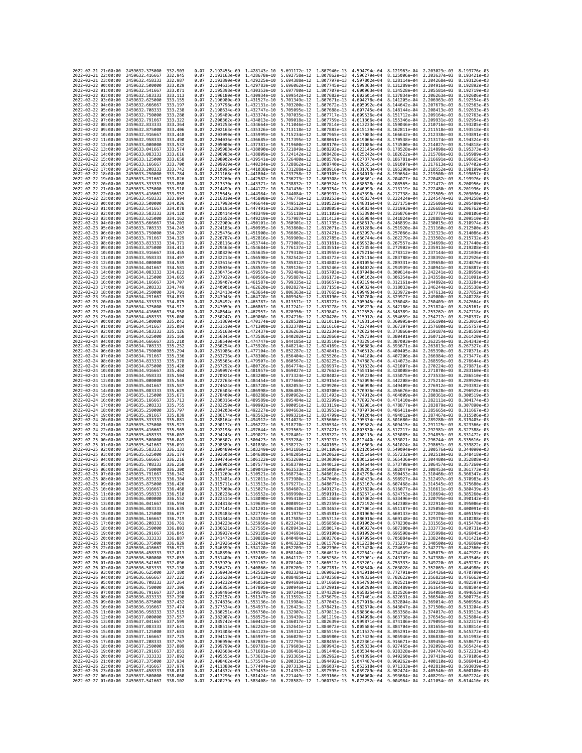| | | | | | | | | | | | |
|---|---|---|---|---|---|---|---|---|---|---|---|
| 2022-02-21 21:00:00 | 2459632.375000 | 332.903 | 0.07 | 2.192455e-09 | 1.428143e-10 | 5.691172e-12 | 1.807940e-13 | 4.594794e-04 | 8.121963e-04 | 2.203023e-03 | 8.193776e-03 |
| 2022-02-21 22:00:00 | 2459632.416667 | 332.945 | 0.07 | 2.193163e-09 | 1.428678e-10 | 5.692758e-12 | 1.807862e-13 | 4.596279e-04 | 8.125006e-04 | 2.203637e-03 | 8.193421e-03 |
| 2022-02-21 23:00:00 | 2459632.458333 | 332.987 | 0.07 | 2.193890e-09 | 1.429225e-10 | 5.694388e-12 | 1.807797e-13 | 4.597802e-04 | 8.128114e-04 | 2.204268e-03 | 8.193126e-03 |
| 2022-02-22 00:00:00 | 2459632.500000 | 333.029 | 0.07 | 2.194635e-09 | 1.429783e-10 | 5.696062e-12 | 1.807745e-13 | 4.599363e-04 | 8.131289e-04 | 2.204916e-03 | 8.192892e-03 |
| 2022-02-22 01:00:00 | 2459632.541667 | 333.071 | 0.07 | 2.195398e-09 | 1.430353e-10 | 5.697780e-12 | 1.807707e-13 | 4.600963e-04 | 8.134528e-04 | 2.205581e-03 | 8.192719e-03 |
| 2022-02-22 02:00:00 | 2459632.583333 | 333.113 | 0.07 | 2.196180e-09 | 1.430934e-10 | 5.699542e-12 | 1.807682e-13 | 4.602601e-04 | 8.137834e-04 | 2.206263e-03 | 8.192606e-03 |
| 2022-02-22 03:00:00 | 2459632.625000 | 333.155 | 0.07 | 2.196980e-09 | 1.431527e-10 | 5.701349e-12 | 1.807671e-13 | 4.604278e-04 | 8.141205e-04 | 2.206963e-03 | 8.192554e-03 |
| 2022-02-22 04:00:00 | 2459632.666667 | 333.197 | 0.07 | 2.197798e-09 | 1.432131e-10 | 5.703200e-12 | 1.807672e-13 | 4.605992e-04 | 8.144642e-04 | 2.207679e-03 | 8.192563e-03 |
| 2022-02-22 05:00:00 | 2459632.708333 | 333.238 | 0.07 | 2.198634e-09 | 1.432747e-10 | 5.705095e-12 | 1.807688e-13 | 4.607745e-04 | 8.148144e-04 | 2.208413e-03 | 8.192633e-03 |
| 2022-02-22 06:00:00 | 2459632.750000 | 333.280 | 0.07 | 2.199489e-09 | 1.433374e-10 | 5.707035e-12 | 1.807717e-13 | 4.609536e-04 | 8.151712e-04 | 2.209164e-03 | 8.192763e-03 |
| 2022-02-22 07:00:00 | 2459632.791667 | 333.322 | 0.07 | 2.200362e-09 | 1.434013e-10 | 5.709018e-12 | 1.807759e-13 | 4.611366e-04 | 8.155346e-04 | 2.209931e-03 | 8.192954e-03 |
| 2022-02-22 08:00:00 | 2459632.833333 | 333.364 | 0.07 | 2.201253e-09 | 1.434664e-10 | 5.711046e-12 | 1.807814e-13 | 4.613233e-04 | 8.159046e-04 | 2.210716e-03 | 8.193205e-03 |
| 2022-02-22 09:00:00 | 2459632.875000 | 333.406 | 0.07 | 2.202163e-09 | 1.435326e-10 | 5.713118e-12 | 1.807883e-13 | 4.615139e-04 | 8.162811e-04 | 2.211518e-03 | 8.193518e-03 |
| 2022-02-22 10:00:00 | 2459632.916667 | 333.448 | 0.07 | 2.203090e-09 | 1.435999e-10 | 5.715234e-12 | 1.807965e-13 | 4.617083e-04 | 8.166642e-04 | 2.212338e-03 | 8.193891e-03 |
| 2022-02-22 11:00:00 | 2459632.958333 | 333.490 | 0.07 | 2.204036e-09 | 1.436685e-10 | 5.717395e-12 | 1.808061e-13 | 4.619066e-04 | 8.170538e-04 | 2.213174e-03 | 8.194324e-03 |
| 2022-02-22 12:00:00 | 2459633.000000 | 333.532 | 0.07 | 2.205000e-09 | 1.437381e-10 | 5.719600e-12 | 1.808170e-13 | 4.621086e-04 | 8.174500e-04 | 2.214027e-03 | 8.194818e-03 |
| 2022-02-22 13:00:00 | 2459633.041667 | 333.574 | 0.07 | 2.205983e-09 | 1.438090e-10 | 5.721849e-12 | 1.808293e-13 | 4.623145e-04 | 8.178528e-04 | 2.214898e-03 | 8.195373e-03 |
| 2022-02-22 14:00:00 | 2459633.083333 | 333.616 | 0.07 | 2.206983e-09 | 1.438809e-10 | 5.724142e-12 | 1.808428e-13 | 4.625242e-04 | 8.182622e-04 | 2.215786e-03 | 8.195989e-03 |
| 2022-02-22 15:00:00 | 2459633.125000 | 333.658 | 0.07 | 2.208002e-09 | 1.439541e-10 | 5.726480e-12 | 1.808578e-13 | 4.627377e-04 | 8.186781e-04 | 2.216691e-03 | 8.196665e-03 |
| 2022-02-22 16:00:00 | 2459633.166667 | 333.700 | 0.07 | 2.209039e-09 | 1.440284e-10 | 5.728862e-12 | 1.808740e-13 | 4.629551e-04 | 8.191007e-04 | 2.217613e-03 | 8.197402e-03 |
| 2022-02-22 17:00:00 | 2459633.208333 | 333.742 | 0.07 | 2.210095e-09 | 1.441038e-10 | 5.731288e-12 | 1.808916e-13 | 4.631763e-04 | 8.195298e-04 | 2.218552e-03 | 8.198199e-03 |
| 2022-02-22 18:00:00 | 2459633.250000 | 333.784 | 0.07 | 2.211168e-09 | 1.441804e-10 | 5.733758e-12 | 1.809105e-13 | 4.634013e-04 | 8.199654e-04 | 2.219508e-03 | 8.199057e-03 |
| 2022-02-22 19:00:00 | 2459633.291667 | 333.826 | 0.07 | 2.212260e-09 | 1.442582e-10 | 5.736273e-12 | 1.809308e-13 | 4.636301e-04 | 8.204077e-04 | 2.220482e-03 | 8.199976e-03 |
| 2022-02-22 20:00:00 | 2459633.333333 | 333.868 | 0.07 | 2.213370e-09 | 1.443371e-10 | 5.738832e-12 | 1.809524e-13 | 4.638628e-04 | 8.208565e-04 | 2.221472e-03 | 8.200956e-03 |
| 2022-02-22 21:00:00 | 2459633.375000 | 333.910 | 0.07 | 2.214499e-09 | 1.444172e-10 | 5.741436e-12 | 1.809754e-13 | 4.640993e-04 | 8.213119e-04 | 2.222480e-03 | 8.201996e-03 |
| 2022-02-22 22:00:00 | 2459633.416667 | 333.952 | 0.07 | 2.215645e-09 | 1.444984e-10 | 5.744084e-12 | 1.809997e-13 | 4.643396e-04 | 8.217738e-04 | 2.223505e-03 | 8.203096e-03 |
| 2022-02-22 23:00:00 | 2459633.458333 | 333.994 | 0.07 | 2.216810e-09 | 1.445808e-10 | 5.746776e-12 | 1.810253e-13 | 4.645837e-04 | 8.222424e-04 | 2.224547e-03 | 8.204258e-03 |
| 2022-02-23 00:00:00 | 2459633.500000 | 334.036 | 0.07 | 2.217993e-09 | 1.446644e-10 | 5.749512e-12 | 1.810522e-13 | 4.648316e-04 | 8.227175e-04 | 2.225606e-03 | 8.205480e-03 |
| 2022-02-23 01:00:00 | 2459633.541667 | 334.078 | 0.07 | 2.219195e-09 | 1.447491e-10 | 5.752293e-12 | 1.810805e-13 | 4.650834e-04 | 8.231993e-04 | 2.226683e-03 | 8.206762e-03 |
| 2022-02-23 02:00:00 | 2459633.583333 | 334.120 | 0.07 | 2.220414e-09 | 1.448349e-10 | 5.755118e-12 | 1.811102e-13 | 4.653390e-04 | 8.236876e-04 | 2.227776e-03 | 8.208106e-03 |
| 2022-02-23 03:00:00 | 2459633.625000 | 334.162 | 0.07 | 2.221652e-09 | 1.449219e-10 | 5.757987e-12 | 1.811412e-13 | 4.655984e-04 | 8.241824e-04 | 2.228887e-03 | 8.209510e-03 |
| 2022-02-23 04:00:00 | 2459633.666667 | 334.203 | 0.07 | 2.222909e-09 | 1.450101e-10 | 5.760901e-12 | 1.811735e-13 | 4.658617e-04 | 8.246839e-04 | 2.230015e-03 | 8.210974e-03 |
| 2022-02-23 05:00:00 | 2459633.708333 | 334.245 | 0.07 | 2.224183e-09 | 1.450995e-10 | 5.763860e-12 | 1.812071e-13 | 4.661288e-04 | 8.251920e-04 | 2.231160e-03 | 8.212500e-03 |
| 2022-02-23 06:00:00 | 2459633.750000 | 334.287 | 0.07 | 2.225476e-09 | 1.451900e-10 | 5.766862e-12 | 1.812421e-13 | 4.663997e-04 | 8.257066e-04 | 2.232323e-03 | 8.214086e-03 |
| 2022-02-23 07:00:00 | 2459633.791667 | 334.329 | 0.07 | 2.226787e-09 | 1.452816e-10 | 5.769909e-12 | 1.812785e-13 | 4.666744e-04 | 8.262279e-04 | 2.233502e-03 | 8.215732e-03 |
| 2022-02-23 08:00:00 | 2459633.833333 | 334.371 | 0.07 | 2.228116e-09 | 1.453744e-10 | 5.773001e-12 | 1.813161e-13 | 4.669530e-04 | 8.267557e-04 | 2.234699e-03 | 8.217440e-03 |
| 2022-02-23 09:00:00 | 2459633.875000 | 334.413 | 0.07 | 2.229463e-09 | 1.454684e-10 | 5.776137e-12 | 1.813551e-13 | 4.672354e-04 | 8.272902e-04 | 2.235913e-03 | 8.219208e-03 |
| 2022-02-23 10:00:00 | 2459633.916667 | 334.455 | 0.07 | 2.230829e-09 | 1.455635e-10 | 5.779318e-12 | 1.813955e-13 | 4.675216e-04 | 8.278312e-04 | 2.237144e-03 | 8.221036e-03 |
| 2022-02-23 11:00:00 | 2459633.958333 | 334.497 | 0.07 | 2.232213e-09 | 1.456598e-10 | 5.782542e-12 | 1.814372e-13 | 4.678116e-04 | 8.283788e-04 | 2.238392e-03 | 8.222926e-03 |
| 2022-02-23 12:00:00 | 2459634.000000 | 334.539 | 0.07 | 2.233615e-09 | 1.457573e-10 | 5.785812e-12 | 1.814802e-13 | 4.681055e-04 | 8.289331e-04 | 2.239658e-03 | 8.224876e-03 |
| 2022-02-23 13:00:00 | 2459634.041667 | 334.581 | 0.07 | 2.235036e-09 | 1.458559e-10 | 5.789126e-12 | 1.815246e-13 | 4.684032e-04 | 8.294939e-04 | 2.240941e-03 | 8.226887e-03 |
| 2022-02-23 14:00:00 | 2459634.083333 | 334.623 | 0.07 | 2.236475e-09 | 1.459557e-10 | 5.792484e-12 | 1.815703e-13 | 4.687048e-04 | 8.300614e-04 | 2.242241e-03 | 8.228958e-03 |
| 2022-02-23 15:00:00 | 2459634.125000 | 334.665 | 0.07 | 2.237932e-09 | 1.460566e-10 | 5.795887e-12 | 1.816173e-13 | 4.690102e-04 | 8.306354e-04 | 2.243558e-03 | 8.231091e-03 |
| 2022-02-23 16:00:00 | 2459634.166667 | 334.707 | 0.07 | 2.239407e-09 | 1.461587e-10 | 5.799335e-12 | 1.816657e-13 | 4.693194e-04 | 8.312161e-04 | 2.244892e-03 | 8.233284e-03 |
| 2022-02-23 17:00:00 | 2459634.208333 | 334.749 | 0.07 | 2.240901e-09 | 1.462620e-10 | 5.802827e-12 | 1.817155e-13 | 4.696324e-04 | 8.318033e-04 | 2.246244e-03 | 8.235538e-03 |
| 2022-02-23 18:00:00 | 2459634.250000 | 334.791 | 0.07 | 2.242413e-09 | 1.463664e-10 | 5.806363e-12 | 1.817665e-13 | 4.699493e-04 | 8.323972e-04 | 2.247613e-03 | 8.237852e-03 |
| 2022-02-23 19:00:00 | 2459634.291667 | 334.833 | 0.07 | 2.243943e-09 | 1.464720e-10 | 5.809945e-12 | 1.818190e-13 | 4.702700e-04 | 8.329977e-04 | 2.249000e-03 | 8.240228e-03 |
| 2022-02-23 20:00:00 | 2459634.333333 | 334.875 | 0.07 | 2.245492e-09 | 1.465787e-10 | 5.813571e-12 | 1.818727e-13 | 4.705945e-04 | 8.336048e-04 | 2.250403e-03 | 8.242664e-03 |
| 2022-02-23 21:00:00 | 2459634.375000 | 334.917 | 0.07 | 2.247059e-09 | 1.466867e-10 | 5.817241e-12 | 1.819278e-13 | 4.709229e-04 | 8.342186e-04 | 2.251824e-03 | 8.245161e-03 |
| 2022-02-23 22:00:00 | 2459634.416667 | 334.958 | 0.07 | 2.248644e-09 | 1.467957e-10 | 5.820956e-12 | 1.819842e-13 | 4.712552e-04 | 8.348389e-04 | 2.253262e-03 | 8.247718e-03 |
| 2022-02-23 23:00:00 | 2459634.458333 | 335.000 | 0.07 | 2.250247e-09 | 1.469060e-10 | 5.824716e-12 | 1.820420e-13 | 4.715912e-04 | 8.354659e-04 | 2.254717e-03 | 8.250337e-03 |
| 2022-02-24 00:00:00 | 2459634.500000 | 335.042 | 0.07 | 2.251869e-09 | 1.470174e-10 | 5.828520e-12 | 1.821011e-13 | 4.719311e-04 | 8.360995e-04 | 2.256190e-03 | 8.253016e-03 |
| 2022-02-24 01:00:00 | 2459634.541667 | 335.084 | 0.07 | 2.253510e-09 | 1.471300e-10 | 5.832370e-12 | 1.821616e-13 | 4.722749e-04 | 8.367397e-04 | 2.257680e-03 | 8.255757e-03 |
| 2022-02-24 02:00:00 | 2459634.583333 | 335.126 | 0.07 | 2.255168e-09 | 1.472437e-10 | 5.836263e-12 | 1.822234e-13 | 4.726224e-04 | 8.373866e-04 | 2.259187e-03 | 8.258558e-03 |
| 2022-02-24 03:00:00 | 2459634.625000 | 335.168 | 0.07 | 2.256845e-09 | 1.473586e-10 | 5.840202e-12 | 1.822866e-13 | 4.729739e-04 | 8.380401e-04 | 2.260712e-03 | 8.261420e-03 |
| 2022-02-24 04:00:00 | 2459634.666667 | 335.210 | 0.07 | 2.258540e-09 | 1.474747e-10 | 5.844185e-12 | 1.823510e-13 | 4.733291e-04 | 8.387003e-04 | 2.262254e-03 | 8.264343e-03 |
| 2022-02-24 05:00:00 | 2459634.708333 | 335.252 | 0.07 | 2.260254e-09 | 1.475920e-10 | 5.848214e-12 | 1.824169e-13 | 4.736883e-04 | 8.393671e-04 | 2.263813e-03 | 8.267327e-03 |
| 2022-02-24 06:00:00 | 2459634.750000 | 335.294 | 0.07 | 2.261986e-09 | 1.477104e-10 | 5.852287e-12 | 1.824841e-13 | 4.740512e-04 | 8.400405e-04 | 2.265390e-03 | 8.270371e-03 |
| 2022-02-24 07:00:00 | 2459634.791667 | 335.336 | 0.07 | 2.263736e-09 | 1.478300e-10 | 5.856404e-12 | 1.825526e-13 | 4.744180e-04 | 8.407206e-04 | 2.266984e-03 | 8.273477e-03 |
| 2022-02-24 08:00:00 | 2459634.833333 | 335.378 | 0.07 | 2.265505e-09 | 1.479507e-10 | 5.860567e-12 | 1.826225e-13 | 4.747887e-04 | 8.414073e-04 | 2.268595e-03 | 8.276644e-03 |
| 2022-02-24 09:00:00 | 2459634.875000 | 335.420 | 0.07 | 2.267292e-09 | 1.480726e-10 | 5.864774e-12 | 1.826937e-13 | 4.751632e-04 | 8.421007e-04 | 2.270224e-03 | 8.279871e-03 |
| 2022-02-24 10:00:00 | 2459634.916667 | 335.462 | 0.07 | 2.269097e-09 | 1.481957e-10 | 5.869027e-12 | 1.827662e-13 | 4.755416e-04 | 8.428008e-04 | 2.271870e-03 | 8.283160e-03 |
| 2022-02-24 11:00:00 | 2459634.958333 | 335.504 | 0.07 | 2.270921e-09 | 1.483200e-10 | 5.873324e-12 | 1.828402e-13 | 4.759238e-04 | 8.435075e-04 | 2.273533e-03 | 8.286510e-03 |
| 2022-02-24 12:00:00 | 2459635.000000 | 335.545 | 0.07 | 2.272763e-09 | 1.484454e-10 | 5.877666e-12 | 1.829154e-13 | 4.763099e-04 | 8.442208e-04 | 2.275214e-03 | 8.289920e-03 |
| 2022-02-24 13:00:00 | 2459635.041667 | 335.587 | 0.07 | 2.274624e-09 | 1.485720e-10 | 5.882053e-12 | 1.829920e-13 | 4.766998e-04 | 8.449409e-04 | 2.276912e-03 | 8.293392e-03 |
| 2022-02-24 14:00:00 | 2459635.083333 | 335.629 | 0.07 | 2.276503e-09 | 1.486998e-10 | 5.886485e-12 | 1.830700e-13 | 4.770936e-04 | 8.456676e-04 | 2.278628e-03 | 8.296925e-03 |
| 2022-02-24 15:00:00 | 2459635.125000 | 335.671 | 0.07 | 2.278400e-09 | 1.488288e-10 | 5.890962e-12 | 1.831493e-13 | 4.774912e-04 | 8.464009e-04 | 2.280361e-03 | 8.300519e-03 |
| 2022-02-24 16:00:00 | 2459635.166667 | 335.713 | 0.07 | 2.280316e-09 | 1.489589e-10 | 5.895484e-12 | 1.832299e-13 | 4.778927e-04 | 8.471410e-04 | 2.282111e-03 | 8.304174e-03 |
| 2022-02-24 17:00:00 | 2459635.208333 | 335.755 | 0.07 | 2.282250e-09 | 1.490902e-10 | 5.900051e-12 | 1.833119e-13 | 4.782981e-04 | 8.478877e-04 | 2.283879e-03 | 8.307890e-03 |
| 2022-02-24 18:00:00 | 2459635.250000 | 335.797 | 0.07 | 2.284203e-09 | 1.492227e-10 | 5.904663e-12 | 1.833953e-13 | 4.787073e-04 | 8.486411e-04 | 2.285665e-03 | 8.311667e-03 |
| 2022-02-24 19:00:00 | 2459635.291667 | 335.839 | 0.07 | 2.286174e-09 | 1.493563e-10 | 5.909321e-12 | 1.834799e-13 | 4.791204e-04 | 8.494012e-04 | 2.287467e-03 | 8.315506e-03 |
| 2022-02-24 20:00:00 | 2459635.333333 | 335.881 | 0.07 | 2.288164e-09 | 1.494912e-10 | 5.914023e-12 | 1.835660e-13 | 4.795374e-04 | 8.501680e-04 | 2.289288e-03 | 8.319405e-03 |
| 2022-02-24 21:00:00 | 2459635.375000 | 335.923 | 0.07 | 2.290172e-09 | 1.496272e-10 | 5.918770e-12 | 1.836534e-13 | 4.799582e-04 | 8.509415e-04 | 2.291125e-03 | 8.323366e-03 |
| 2022-02-24 22:00:00 | 2459635.416667 | 335.965 | 0.07 | 2.292198e-09 | 1.497644e-10 | 5.923563e-12 | 1.837421e-13 | 4.803830e-04 | 8.517217e-04 | 2.292981e-03 | 8.327388e-03 |
| 2022-02-24 23:00:00 | 2459635.458333 | 336.007 | 0.07 | 2.294243e-09 | 1.499027e-10 | 5.928401e-12 | 1.838322e-13 | 4.808115e-04 | 8.525085e-04 | 2.294853e-03 | 8.331472e-03 |
| 2022-02-25 00:00:00 | 2459635.500000 | 336.049 | 0.07 | 2.296307e-09 | 1.500423e-10 | 5.933284e-12 | 1.839237e-13 | 4.812440e-04 | 8.533021e-04 | 2.296744e-03 | 8.335616e-03 |
| 2022-02-25 01:00:00 | 2459635.541667 | 336.091 | 0.07 | 2.298389e-09 | 1.501830e-10 | 5.938212e-12 | 1.840165e-13 | 4.816803e-04 | 8.541024e-04 | 2.298651e-03 | 8.339822e-03 |
| 2022-02-25 02:00:00 | 2459635.583333 | 336.132 | 0.07 | 2.300489e-09 | 1.503249e-10 | 5.943186e-12 | 1.841106e-13 | 4.821205e-04 | 8.549094e-04 | 2.300576e-03 | 8.344090e-03 |
| 2022-02-25 03:00:00 | 2459635.625000 | 336.174 | 0.07 | 2.302608e-09 | 1.504680e-10 | 5.948205e-12 | 1.842062e-13 | 4.825646e-04 | 8.557232e-04 | 2.302519e-03 | 8.348418e-03 |
| 2022-02-25 04:00:00 | 2459635.666667 | 336.216 | 0.07 | 2.304746e-09 | 1.506122e-10 | 5.953269e-12 | 1.843030e-13 | 4.830126e-04 | 8.565436e-04 | 2.304480e-03 | 8.352808e-03 |
| 2022-02-25 05:00:00 | 2459635.708333 | 336.258 | 0.07 | 2.306902e-09 | 1.507577e-10 | 5.958379e-12 | 1.844012e-13 | 4.834644e-04 | 8.573708e-04 | 2.306457e-03 | 8.357260e-03 |
| 2022-02-25 06:00:00 | 2459635.750000 | 336.300 | 0.07 | 2.309076e-09 | 1.509043e-10 | 5.963533e-12 | 1.845008e-13 | 4.839201e-04 | 8.582047e-04 | 2.308453e-03 | 8.361773e-03 |
| 2022-02-25 07:00:00 | 2459635.791667 | 336.342 | 0.07 | 2.311269e-09 | 1.510521e-10 | 5.968734e-12 | 1.846018e-13 | 4.843798e-04 | 8.590453e-04 | 2.310466e-03 | 8.366347e-03 |
| 2022-02-25 08:00:00 | 2459635.833333 | 336.384 | 0.07 | 2.313481e-09 | 1.512011e-10 | 5.973980e-12 | 1.847040e-13 | 4.848433e-04 | 8.598927e-04 | 2.312497e-03 | 8.370983e-03 |
| 2022-02-25 09:00:00 | 2459635.875000 | 336.426 | 0.07 | 2.315711e-09 | 1.513513e-10 | 5.979271e-12 | 1.848077e-13 | 4.853107e-04 | 8.607468e-04 | 2.314545e-03 | 8.375680e-03 |
| 2022-02-25 10:00:00 | 2459635.916667 | 336.468 | 0.07 | 2.317960e-09 | 1.515027e-10 | 5.984607e-12 | 1.849127e-13 | 4.857820e-04 | 8.616077e-04 | 2.316611e-03 | 8.380439e-03 |
| 2022-02-25 11:00:00 | 2459635.958333 | 336.510 | 0.07 | 2.320228e-09 | 1.516552e-10 | 5.989990e-12 | 1.850191e-13 | 4.862571e-04 | 8.624753e-04 | 2.318694e-03 | 8.385260e-03 |
| 2022-02-25 12:00:00 | 2459636.000000 | 336.552 | 0.07 | 2.322514e-09 | 1.518090e-10 | 5.995418e-12 | 1.851268e-13 | 4.867362e-04 | 8.633496e-04 | 2.320795e-03 | 8.390142e-03 |
| 2022-02-25 13:00:00 | 2459636.041667 | 336.594 | 0.07 | 2.324818e-09 | 1.519639e-10 | 6.000891e-12 | 1.852359e-13 | 4.872192e-04 | 8.642308e-04 | 2.322914e-03 | 8.395086e-03 |
| 2022-02-25 14:00:00 | 2459636.083333 | 336.635 | 0.07 | 2.327141e-09 | 1.521201e-10 | 6.006410e-12 | 1.853463e-13 | 4.877061e-04 | 8.651187e-04 | 2.325050e-03 | 8.400091e-03 |
| 2022-02-25 15:00:00 | 2459636.125000 | 336.677 | 0.07 | 2.329483e-09 | 1.522774e-10 | 6.011975e-12 | 1.854581e-13 | 4.881969e-04 | 8.660133e-04 | 2.327204e-03 | 8.405159e-03 |
| 2022-02-25 16:00:00 | 2459636.166667 | 336.719 | 0.07 | 2.331844e-09 | 1.524359e-10 | 6.017585e-12 | 1.855713e-13 | 4.886916e-04 | 8.669148e-04 | 2.329376e-03 | 8.410288e-03 |
| 2022-02-25 17:00:00 | 2459636.208333 | 336.761 | 0.07 | 2.334223e-09 | 1.525956e-10 | 6.023241e-12 | 1.856858e-13 | 4.891902e-04 | 8.678230e-04 | 2.331565e-03 | 8.415478e-03 |
| 2022-02-25 18:00:00 | 2459636.250000 | 336.803 | 0.07 | 2.336621e-09 | 1.527565e-10 | 6.028943e-12 | 1.858017e-13 | 4.896927e-04 | 8.687380e-04 | 2.333773e-03 | 8.420731e-03 |
| 2022-02-25 19:00:00 | 2459636.291667 | 336.845 | 0.07 | 2.339037e-09 | 1.529185e-10 | 6.034691e-12 | 1.859190e-13 | 4.901992e-04 | 8.696598e-04 | 2.335998e-03 | 8.426045e-03 |
| 2022-02-25 20:00:00 | 2459636.333333 | 336.887 | 0.07 | 2.341472e-09 | 1.530818e-10 | 6.040484e-12 | 1.860376e-13 | 4.907095e-04 | 8.705884e-04 | 2.338240e-03 | 8.431421e-03 |
| 2022-02-25 21:00:00 | 2459636.375000 | 336.929 | 0.07 | 2.343926e-09 | 1.532463e-10 | 6.046323e-12 | 1.861576e-13 | 4.912238e-04 | 8.715237e-04 | 2.340500e-03 | 8.436860e-03 |
| 2022-02-25 22:00:00 | 2459636.416667 | 336.971 | 0.07 | 2.346399e-09 | 1.534120e-10 | 6.052209e-12 | 1.862790e-13 | 4.917420e-04 | 8.724659e-04 | 2.342779e-03 | 8.442360e-03 |
| 2022-02-25 23:00:00 | 2459636.458333 | 337.013 | 0.07 | 2.348890e-09 | 1.535788e-10 | 6.058140e-12 | 1.864017e-13 | 4.922641e-04 | 8.734149e-04 | 2.345075e-03 | 8.447922e-03 |
| 2022-02-26 00:00:00 | 2459636.500000 | 337.055 | 0.07 | 2.351400e-09 | 1.537469e-10 | 6.064117e-12 | 1.865258e-13 | 4.927901e-04 | 8.743707e-04 | 2.347388e-03 | 8.453546e-03 |
| 2022-02-26 01:00:00 | 2459636.541667 | 337.096 | 0.07 | 2.353929e-09 | 1.539162e-10 | 6.070140e-12 | 1.866512e-13 | 4.933201e-04 | 8.753333e-04 | 2.349720e-03 | 8.459232e-03 |
| 2022-02-26 02:00:00 | 2459636.583333 | 337.138 | 0.07 | 2.356477e-09 | 1.540866e-10 | 6.076209e-12 | 1.867781e-13 | 4.938540e-04 | 8.763028e-04 | 2.352069e-03 | 8.464980e-03 |
| 2022-02-26 03:00:00 | 2459636.625000 | 337.180 | 0.07 | 2.359043e-09 | 1.542583e-10 | 6.082324e-12 | 1.869063e-13 | 4.943918e-04 | 8.772791e-04 | 2.354436e-03 | 8.470790e-03 |
| 2022-02-26 04:00:00 | 2459636.666667 | 337.222 | 0.07 | 2.361628e-09 | 1.544312e-10 | 6.088485e-12 | 1.870358e-13 | 4.949336e-04 | 8.782622e-04 | 2.356821e-03 | 8.476663e-03 |
| 2022-02-26 05:00:00 | 2459636.708333 | 337.264 | 0.07 | 2.364232e-09 | 1.546052e-10 | 6.094693e-12 | 1.871668e-13 | 4.954793e-04 | 8.792521e-04 | 2.359224e-03 | 8.482597e-03 |
| 2022-02-26 06:00:00 | 2459636.750000 | 337.306 | 0.07 | 2.366855e-09 | 1.547805e-10 | 6.100946e-12 | 1.872991e-13 | 4.960290e-04 | 8.802489e-04 | 2.361645e-03 | 8.488594e-03 |
| 2022-02-26 07:00:00 | 2459636.791667 | 337.348 | 0.07 | 2.369496e-09 | 1.549570e-10 | 6.107246e-12 | 1.874328e-13 | 4.965825e-04 | 8.812526e-04 | 2.364083e-03 | 8.494653e-03 |
| 2022-02-26 08:00:00 | 2459636.833333 | 337.390 | 0.07 | 2.372157e-09 | 1.551347e-10 | 6.113592e-12 | 1.875679e-13 | 4.971401e-04 | 8.822631e-04 | 2.366540e-03 | 8.500775e-03 |
| 2022-02-26 09:00:00 | 2459636.875000 | 337.432 | 0.07 | 2.374836e-09 | 1.553136e-10 | 6.119984e-12 | 1.877043e-13 | 4.977016e-04 | 8.832804e-04 | 2.369014e-03 | 8.506958e-03 |
| 2022-02-26 10:00:00 | 2459636.916667 | 337.474 | 0.07 | 2.377534e-09 | 1.554937e-10 | 6.126423e-12 | 1.878421e-13 | 4.982670e-04 | 8.843047e-04 | 2.371506e-03 | 8.513204e-03 |
| 2022-02-26 11:00:00 | 2459636.958333 | 337.515 | 0.07 | 2.380251e-09 | 1.556750e-10 | 6.132907e-12 | 1.879813e-13 | 4.988364e-04 | 8.853358e-04 | 2.374017e-03 | 8.519513e-03 |
| 2022-02-26 12:00:00 | 2459637.000000 | 337.557 | 0.07 | 2.382987e-09 | 1.558575e-10 | 6.139439e-12 | 1.881219e-13 | 4.994098e-04 | 8.863738e-04 | 2.376545e-03 | 8.525884e-03 |
| 2022-02-26 13:00:00 | 2459637.041667 | 337.599 | 0.07 | 2.385742e-09 | 1.560412e-10 | 6.146017e-12 | 1.882639e-13 | 4.999871e-04 | 8.874186e-04 | 2.379091e-03 | 8.532317e-03 |
| 2022-02-26 14:00:00 | 2459637.083333 | 337.641 | 0.07 | 2.388515e-09 | 1.562262e-10 | 6.152641e-12 | 1.884072e-13 | 5.005684e-04 | 8.884704e-04 | 2.381655e-03 | 8.538814e-03 |
| 2022-02-26 15:00:00 | 2459637.125000 | 337.683 | 0.07 | 2.391308e-09 | 1.564123e-10 | 6.159312e-12 | 1.885519e-13 | 5.011537e-04 | 8.895291e-04 | 2.384238e-03 | 8.545372e-03 |
| 2022-02-26 16:00:00 | 2459637.166667 | 337.725 | 0.07 | 2.394119e-09 | 1.565997e-10 | 6.166029e-12 | 1.886980e-13 | 5.017429e-04 | 8.905946e-04 | 2.386838e-03 | 8.551993e-03 |
| 2022-02-26 17:00:00 | 2459637.208333 | 337.767 | 0.07 | 2.396950e-09 | 1.567883e-10 | 6.172793e-12 | 1.888455e-13 | 5.023361e-04 | 8.916671e-04 | 2.389456e-03 | 8.558677e-03 |
| 2022-02-26 18:00:00 | 2459637.250000 | 337.809 | 0.07 | 2.399799e-09 | 1.569781e-10 | 6.179603e-12 | 1.889943e-13 | 5.029333e-04 | 8.927465e-04 | 2.392092e-03 | 8.565424e-03 |
| 2022-02-26 19:00:00 | 2459637.291667 | 337.851 | 0.07 | 2.402668e-09 | 1.571691e-10 | 6.186461e-12 | 1.891446e-13 | 5.035344e-04 | 8.938328e-04 | 2.394747e-03 | 8.572233e-03 |
| 2022-02-26 20:00:00 | 2459637.333333 | 337.892 | 0.07 | 2.405555e-09 | 1.573613e-10 | 6.193365e-12 | 1.892962e-13 | 5.041396e-04 | 8.949260e-04 | 2.397419e-03 | 8.579106e-03 |
| 2022-02-26 21:00:00 | 2459637.375000 | 337.934 | 0.07 | 2.408462e-09 | 1.575547e-10 | 6.200315e-12 | 1.894492e-13 | 5.047487e-04 | 8.960262e-04 | 2.400110e-03 | 8.586041e-03 |
| 2022-02-26 22:00:00 | 2459637.416667 | 337.976 | 0.07 | 2.411388e-09 | 1.577494e-10 | 6.207313e-12 | 1.896037e-13 | 5.053618e-04 | 8.971333e-04 | 2.402819e-03 | 8.593039e-03 |
| 2022-02-26 23:00:00 | 2459637.458333 | 338.018 | 0.07 | 2.414332e-09 | 1.579453e-10 | 6.214357e-12 | 1.897595e-13 | 5.059789e-04 | 8.982474e-04 | 2.405546e-03 | 8.600100e-03 |
| 2022-02-27 00:00:00 | 2459637.500000 | 338.060 | 0.07 | 2.417296e-09 | 1.581424e-10 | 6.221449e-12 | 1.899166e-13 | 5.066000e-04 | 8.993684e-04 | 2.408291e-03 | 8.607224e-03 |
| 2022-02-27 01:00:00 | 2459637.541667 | 338.102 | 0.07 | 2.420279e-09 | 1.583408e-10 | 6.228587e-12 | 1.900752e-13 | 5.072252e-04 | 9.004964e-04 | 2.411054e-03 | 8.614410e-03 |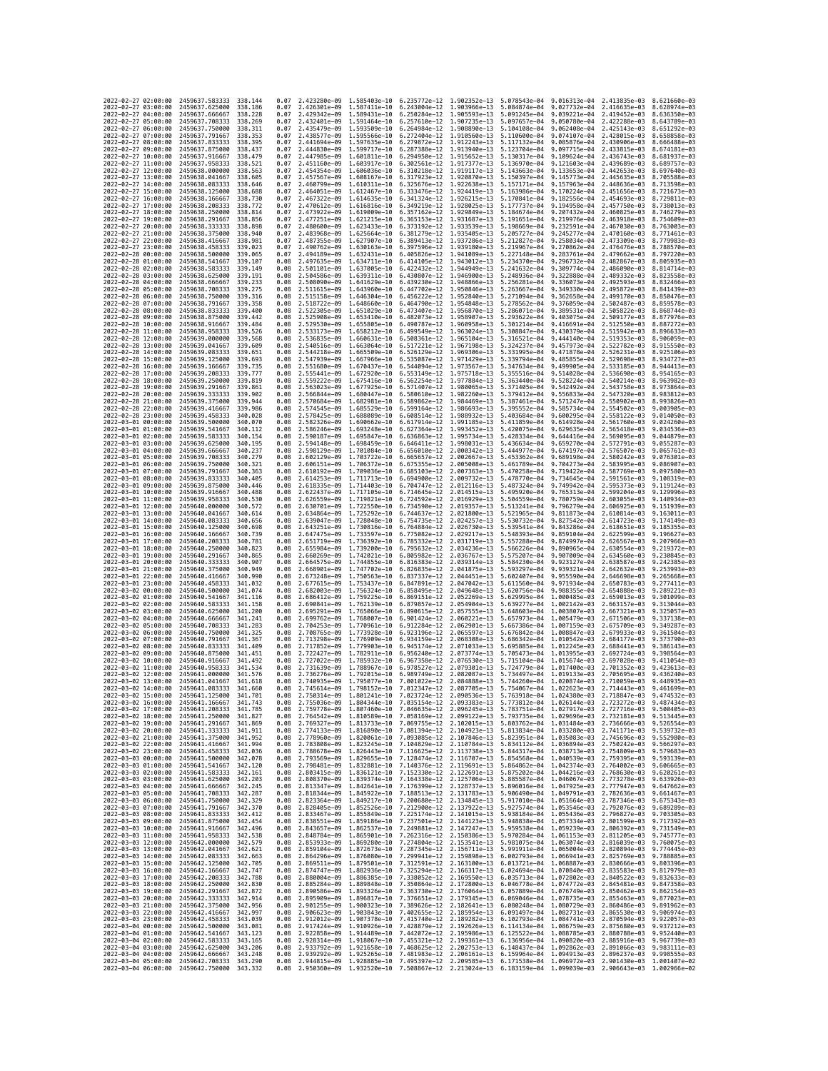| | | | | | | | | | | | |
|---|---|---|---|---|---|---|---|---|---|---|---|
| 2022-02-27 02:00:00 | 2459637.583333 | 338.144 | 0.07 | 2.423280e-09 | 1.585403e-10 | 6.235772e-12 | 1.902352e-13 | 5.078543e-04 | 9.016313e-04 | 2.413835e-03 | 8.621660e-03 |
| 2022-02-27 03:00:00 | 2459637.625000 | 338.186 | 0.07 | 2.426301e-09 | 1.587411e-10 | 6.243004e-12 | 1.903966e-13 | 5.084874e-04 | 9.027732e-04 | 2.416635e-03 | 8.628974e-03 |
| 2022-02-27 04:00:00 | 2459637.666667 | 338.228 | 0.07 | 2.429342e-09 | 1.589431e-10 | 6.250284e-12 | 1.905593e-13 | 5.091245e-04 | 9.039221e-04 | 2.419452e-03 | 8.636350e-03 |
| 2022-02-27 05:00:00 | 2459637.708333 | 338.269 | 0.07 | 2.432401e-09 | 1.591464e-10 | 6.257610e-12 | 1.907235e-13 | 5.097657e-04 | 9.050780e-04 | 2.422288e-03 | 8.643789e-03 |
| 2022-02-27 06:00:00 | 2459637.750000 | 338.311 | 0.07 | 2.435479e-09 | 1.593509e-10 | 6.264984e-12 | 1.908890e-13 | 5.104108e-04 | 9.062408e-04 | 2.425143e-03 | 8.651292e-03 |
| 2022-02-27 07:00:00 | 2459637.791667 | 338.353 | 0.07 | 2.438577e-09 | 1.595566e-10 | 6.272404e-12 | 1.910560e-13 | 5.110600e-04 | 9.074107e-04 | 2.428015e-03 | 8.658858e-03 |
| 2022-02-27 08:00:00 | 2459637.833333 | 338.395 | 0.07 | 2.441694e-09 | 1.597635e-10 | 6.279872e-12 | 1.912243e-13 | 5.117132e-04 | 9.085876e-04 | 2.430906e-03 | 8.666488e-03 |
| 2022-02-27 09:00:00 | 2459637.875000 | 338.437 | 0.07 | 2.444830e-09 | 1.599717e-10 | 6.287388e-12 | 1.913940e-13 | 5.123704e-04 | 9.097715e-04 | 2.433815e-03 | 8.674181e-03 |
| 2022-02-27 10:00:00 | 2459637.916667 | 338.479 | 0.07 | 2.447985e-09 | 1.601811e-10 | 6.294950e-12 | 1.915652e-13 | 5.130317e-04 | 9.109624e-04 | 2.436743e-03 | 8.681937e-03 |
| 2022-02-27 11:00:00 | 2459637.958333 | 338.521 | 0.07 | 2.451160e-09 | 1.603917e-10 | 6.302561e-12 | 1.917377e-13 | 5.136970e-04 | 9.121603e-04 | 2.439689e-03 | 8.689757e-03 |
| 2022-02-27 12:00:00 | 2459638.000000 | 338.563 | 0.07 | 2.454354e-09 | 1.606036e-10 | 6.310218e-12 | 1.919117e-13 | 5.143663e-04 | 9.133653e-04 | 2.442653e-03 | 8.697640e-03 |
| 2022-02-27 13:00:00 | 2459638.041667 | 338.605 | 0.07 | 2.457567e-09 | 1.608167e-10 | 6.317923e-12 | 1.920870e-13 | 5.150397e-04 | 9.145773e-04 | 2.445635e-03 | 8.705588e-03 |
| 2022-02-27 14:00:00 | 2459638.083333 | 338.646 | 0.07 | 2.460799e-09 | 1.610311e-10 | 6.325676e-12 | 1.922638e-13 | 5.157171e-04 | 9.157963e-04 | 2.448636e-03 | 8.713598e-03 |
| 2022-02-27 15:00:00 | 2459638.125000 | 338.688 | 0.07 | 2.464051e-09 | 1.612467e-10 | 6.333476e-12 | 1.924419e-13 | 5.163986e-04 | 9.170224e-04 | 2.451656e-03 | 8.721673e-03 |
| 2022-02-27 16:00:00 | 2459638.166667 | 338.730 | 0.07 | 2.467322e-09 | 1.614635e-10 | 6.341324e-12 | 1.926215e-13 | 5.170841e-04 | 9.182556e-04 | 2.454693e-03 | 8.729811e-03 |
| 2022-02-27 17:00:00 | 2459638.208333 | 338.772 | 0.07 | 2.470612e-09 | 1.616816e-10 | 6.349219e-12 | 1.928025e-13 | 5.177737e-04 | 9.194958e-04 | 2.457750e-03 | 8.738013e-03 |
| 2022-02-27 18:00:00 | 2459638.250000 | 338.814 | 0.07 | 2.473922e-09 | 1.619009e-10 | 6.357162e-12 | 1.929849e-13 | 5.184674e-04 | 9.207432e-04 | 2.460825e-03 | 8.746279e-03 |
| 2022-02-27 19:00:00 | 2459638.291667 | 338.856 | 0.07 | 2.477251e-09 | 1.621215e-10 | 6.365153e-12 | 1.931687e-13 | 5.191651e-04 | 9.219976e-04 | 2.463918e-03 | 8.754609e-03 |
| 2022-02-27 20:00:00 | 2459638.333333 | 338.898 | 0.07 | 2.480600e-09 | 1.623433e-10 | 6.373192e-12 | 1.933539e-13 | 5.198669e-04 | 9.232591e-04 | 2.467030e-03 | 8.763003e-03 |
| 2022-02-27 21:00:00 | 2459638.375000 | 338.940 | 0.07 | 2.483968e-09 | 1.625664e-10 | 6.381279e-12 | 1.935405e-13 | 5.205727e-04 | 9.245277e-04 | 2.470160e-03 | 8.771461e-03 |
| 2022-02-27 22:00:00 | 2459638.416667 | 338.981 | 0.07 | 2.487355e-09 | 1.627907e-10 | 6.389413e-12 | 1.937286e-13 | 5.212827e-04 | 9.258034e-04 | 2.473309e-03 | 8.779983e-03 |
| 2022-02-27 23:00:00 | 2459638.458333 | 339.023 | 0.07 | 2.490762e-09 | 1.630163e-10 | 6.397596e-12 | 1.939180e-13 | 5.219967e-04 | 9.270862e-04 | 2.476476e-03 | 8.788570e-03 |
| 2022-02-28 00:00:00 | 2459638.500000 | 339.065 | 0.07 | 2.494189e-09 | 1.632431e-10 | 6.405826e-12 | 1.941089e-13 | 5.227148e-04 | 9.283761e-04 | 2.479662e-03 | 8.797220e-03 |
| 2022-02-28 01:00:00 | 2459638.541667 | 339.107 | 0.08 | 2.497635e-09 | 1.634711e-10 | 6.414105e-12 | 1.943012e-13 | 5.234370e-04 | 9.296732e-04 | 2.482867e-03 | 8.805935e-03 |
| 2022-02-28 02:00:00 | 2459638.583333 | 339.149 | 0.08 | 2.501101e-09 | 1.637005e-10 | 6.422432e-12 | 1.944949e-13 | 5.241632e-04 | 9.309774e-04 | 2.486090e-03 | 8.814714e-03 |
| 2022-02-28 03:00:00 | 2459638.625000 | 339.191 | 0.08 | 2.504586e-09 | 1.639311e-10 | 6.430807e-12 | 1.946900e-13 | 5.248936e-04 | 9.322888e-04 | 2.489332e-03 | 8.823558e-03 |
| 2022-02-28 04:00:00 | 2459638.666667 | 339.233 | 0.08 | 2.508090e-09 | 1.641629e-10 | 6.439230e-12 | 1.948866e-13 | 5.256281e-04 | 9.336073e-04 | 2.492593e-03 | 8.832466e-03 |
| 2022-02-28 05:00:00 | 2459638.708333 | 339.275 | 0.08 | 2.511615e-09 | 1.643960e-10 | 6.447702e-12 | 1.950846e-13 | 5.263667e-04 | 9.349330e-04 | 2.495872e-03 | 8.841439e-03 |
| 2022-02-28 06:00:00 | 2459638.750000 | 339.316 | 0.08 | 2.515158e-09 | 1.646304e-10 | 6.456222e-12 | 1.952840e-13 | 5.271094e-04 | 9.362658e-04 | 2.499170e-03 | 8.850476e-03 |
| 2022-02-28 07:00:00 | 2459638.791667 | 339.358 | 0.08 | 2.518722e-09 | 1.648660e-10 | 6.464790e-12 | 1.954848e-13 | 5.278562e-04 | 9.376059e-04 | 2.502487e-03 | 8.859578e-03 |
| 2022-02-28 08:00:00 | 2459638.833333 | 339.400 | 0.08 | 2.522305e-09 | 1.651029e-10 | 6.473407e-12 | 1.956870e-13 | 5.286071e-04 | 9.389531e-04 | 2.505822e-03 | 8.868744e-03 |
| 2022-02-28 09:00:00 | 2459638.875000 | 339.442 | 0.08 | 2.525908e-09 | 1.653410e-10 | 6.482073e-12 | 1.958907e-13 | 5.293622e-04 | 9.403075e-04 | 2.509177e-03 | 8.877976e-03 |
| 2022-02-28 10:00:00 | 2459638.916667 | 339.484 | 0.08 | 2.529530e-09 | 1.655805e-10 | 6.490787e-12 | 1.960958e-13 | 5.301214e-04 | 9.416691e-04 | 2.512550e-03 | 8.887272e-03 |
| 2022-02-28 11:00:00 | 2459638.958333 | 339.526 | 0.08 | 2.533173e-09 | 1.658212e-10 | 6.499549e-12 | 1.963024e-13 | 5.308847e-04 | 9.430379e-04 | 2.515942e-03 | 8.896633e-03 |
| 2022-02-28 12:00:00 | 2459639.000000 | 339.568 | 0.08 | 2.536835e-09 | 1.660631e-10 | 6.508361e-12 | 1.965104e-13 | 5.316521e-04 | 9.444140e-04 | 2.519353e-03 | 8.906059e-03 |
| 2022-02-28 13:00:00 | 2459639.041667 | 339.609 | 0.08 | 2.540516e-09 | 1.663064e-10 | 6.517221e-12 | 1.967198e-13 | 5.324237e-04 | 9.457973e-04 | 2.522782e-03 | 8.915550e-03 |
| 2022-02-28 14:00:00 | 2459639.083333 | 339.651 | 0.08 | 2.544218e-09 | 1.665509e-10 | 6.526129e-12 | 1.969306e-13 | 5.331995e-04 | 9.471878e-04 | 2.526231e-03 | 8.925106e-03 |
| 2022-02-28 15:00:00 | 2459639.125000 | 339.693 | 0.08 | 2.547939e-09 | 1.667966e-10 | 6.535087e-12 | 1.971429e-13 | 5.339794e-04 | 9.485855e-04 | 2.529698e-03 | 8.934727e-03 |
| 2022-02-28 16:00:00 | 2459639.166667 | 339.735 | 0.08 | 2.551680e-09 | 1.670437e-10 | 6.544094e-12 | 1.973567e-13 | 5.347634e-04 | 9.499905e-04 | 2.533185e-03 | 8.944413e-03 |
| 2022-02-28 17:00:00 | 2459639.208333 | 339.777 | 0.08 | 2.555441e-09 | 1.672920e-10 | 6.553149e-12 | 1.975718e-13 | 5.355516e-04 | 9.514028e-04 | 2.536690e-03 | 8.954165e-03 |
| 2022-02-28 18:00:00 | 2459639.250000 | 339.819 | 0.08 | 2.559222e-09 | 1.675416e-10 | 6.562254e-12 | 1.977884e-13 | 5.363440e-04 | 9.528224e-04 | 2.540214e-03 | 8.963982e-03 |
| 2022-02-28 19:00:00 | 2459639.291667 | 339.861 | 0.08 | 2.563023e-09 | 1.677925e-10 | 6.571407e-12 | 1.980065e-13 | 5.371405e-04 | 9.542492e-04 | 2.543758e-03 | 8.973864e-03 |
| 2022-02-28 20:00:00 | 2459639.333333 | 339.902 | 0.08 | 2.566844e-09 | 1.680447e-10 | 6.580610e-12 | 1.982260e-13 | 5.379412e-04 | 9.556833e-04 | 2.547320e-03 | 8.983812e-03 |
| 2022-02-28 21:00:00 | 2459639.375000 | 339.944 | 0.08 | 2.570684e-09 | 1.682981e-10 | 6.589862e-12 | 1.984469e-13 | 5.387461e-04 | 9.571247e-04 | 2.550902e-03 | 8.993826e-03 |
| 2022-02-28 22:00:00 | 2459639.416667 | 339.986 | 0.08 | 2.574545e-09 | 1.685529e-10 | 6.599164e-12 | 1.986693e-13 | 5.395552e-04 | 9.585734e-04 | 2.554502e-03 | 9.003905e-03 |
| 2022-02-28 23:00:00 | 2459639.458333 | 340.028 | 0.08 | 2.578425e-09 | 1.688089e-10 | 6.608514e-12 | 1.988932e-13 | 5.403684e-04 | 9.600295e-04 | 2.558122e-03 | 9.014050e-03 |
| 2022-03-01 00:00:00 | 2459639.500000 | 340.070 | 0.08 | 2.582326e-09 | 1.690662e-10 | 6.617914e-12 | 1.991185e-13 | 5.411859e-04 | 9.614928e-04 | 2.561760e-03 | 9.024260e-03 |
| 2022-03-01 01:00:00 | 2459639.541667 | 340.112 | 0.08 | 2.586246e-09 | 1.693248e-10 | 6.627364e-12 | 1.993452e-13 | 5.420075e-04 | 9.629635e-04 | 2.565418e-03 | 9.034536e-03 |
| 2022-03-01 02:00:00 | 2459639.583333 | 340.154 | 0.08 | 2.590187e-09 | 1.695847e-10 | 6.636863e-12 | 1.995734e-13 | 5.428334e-04 | 9.644416e-04 | 2.569095e-03 | 9.044879e-03 |
| 2022-03-01 03:00:00 | 2459639.625000 | 340.195 | 0.08 | 2.594148e-09 | 1.698459e-10 | 6.646411e-12 | 1.998031e-13 | 5.436634e-04 | 9.659270e-04 | 2.572791e-03 | 9.055287e-03 |
| 2022-03-01 04:00:00 | 2459639.666667 | 340.237 | 0.08 | 2.598129e-09 | 1.701084e-10 | 6.656010e-12 | 2.000342e-13 | 5.444977e-04 | 9.674197e-04 | 2.576507e-03 | 9.065761e-03 |
| 2022-03-01 05:00:00 | 2459639.708333 | 340.279 | 0.08 | 2.602129e-09 | 1.703722e-10 | 6.665657e-12 | 2.002667e-13 | 5.453362e-04 | 9.689198e-04 | 2.580242e-03 | 9.076301e-03 |
| 2022-03-01 06:00:00 | 2459639.750000 | 340.321 | 0.08 | 2.606151e-09 | 1.706372e-10 | 6.675355e-12 | 2.005008e-13 | 5.461789e-04 | 9.704273e-04 | 2.583995e-03 | 9.086907e-03 |
| 2022-03-01 07:00:00 | 2459639.791667 | 340.363 | 0.08 | 2.610192e-09 | 1.709036e-10 | 6.685103e-12 | 2.007363e-13 | 5.470258e-04 | 9.719422e-04 | 2.587769e-03 | 9.097580e-03 |
| 2022-03-01 08:00:00 | 2459639.833333 | 340.405 | 0.08 | 2.614253e-09 | 1.711713e-10 | 6.694900e-12 | 2.009732e-13 | 5.478770e-04 | 9.734645e-04 | 2.591561e-03 | 9.108319e-03 |
| 2022-03-01 09:00:00 | 2459639.875000 | 340.446 | 0.08 | 2.618335e-09 | 1.714403e-10 | 6.704747e-12 | 2.012116e-13 | 5.487324e-04 | 9.749942e-04 | 2.595373e-03 | 9.119124e-03 |
| 2022-03-01 10:00:00 | 2459639.916667 | 340.488 | 0.08 | 2.622437e-09 | 1.717105e-10 | 6.714645e-12 | 2.014515e-13 | 5.495920e-04 | 9.765313e-04 | 2.599204e-03 | 9.129996e-03 |
| 2022-03-01 11:00:00 | 2459639.958333 | 340.530 | 0.08 | 2.626559e-09 | 1.719821e-10 | 6.724592e-12 | 2.016929e-13 | 5.504559e-04 | 9.780759e-04 | 2.603055e-03 | 9.140934e-03 |
| 2022-03-01 12:00:00 | 2459640.000000 | 340.572 | 0.08 | 2.630701e-09 | 1.722550e-10 | 6.734590e-12 | 2.019357e-13 | 5.513241e-04 | 9.796279e-04 | 2.606925e-03 | 9.151939e-03 |
| 2022-03-01 13:00:00 | 2459640.041667 | 340.614 | 0.08 | 2.634864e-09 | 1.725292e-10 | 6.744637e-12 | 2.021800e-13 | 5.521965e-04 | 9.811873e-04 | 2.610814e-03 | 9.163011e-03 |
| 2022-03-01 14:00:00 | 2459640.083333 | 340.656 | 0.08 | 2.639047e-09 | 1.728048e-10 | 6.754735e-12 | 2.024257e-13 | 5.530732e-04 | 9.827542e-04 | 2.614723e-03 | 9.174149e-03 |
| 2022-03-01 15:00:00 | 2459640.125000 | 340.698 | 0.08 | 2.643251e-09 | 1.730816e-10 | 6.764884e-12 | 2.026730e-13 | 5.539541e-04 | 9.843286e-04 | 2.618651e-03 | 9.185355e-03 |
| 2022-03-01 16:00:00 | 2459640.166667 | 340.739 | 0.08 | 2.647475e-09 | 1.733597e-10 | 6.775082e-12 | 2.029217e-13 | 5.548393e-04 | 9.859104e-04 | 2.622599e-03 | 9.196627e-03 |
| 2022-03-01 17:00:00 | 2459640.208333 | 340.781 | 0.08 | 2.651719e-09 | 1.736392e-10 | 6.785332e-12 | 2.031719e-13 | 5.557288e-04 | 9.874997e-04 | 2.626567e-03 | 9.207966e-03 |
| 2022-03-01 18:00:00 | 2459640.250000 | 340.823 | 0.08 | 2.655984e-09 | 1.739200e-10 | 6.795632e-12 | 2.034236e-13 | 5.566226e-04 | 9.890965e-04 | 2.630554e-03 | 9.219372e-03 |
| 2022-03-01 19:00:00 | 2459640.291667 | 340.865 | 0.08 | 2.660269e-09 | 1.742021e-10 | 6.805982e-12 | 2.036767e-13 | 5.575207e-04 | 9.907009e-04 | 2.634560e-03 | 9.230845e-03 |
| 2022-03-01 20:00:00 | 2459640.333333 | 340.907 | 0.08 | 2.664575e-09 | 1.744855e-10 | 6.816383e-12 | 2.039314e-13 | 5.584230e-04 | 9.923127e-04 | 2.638587e-03 | 9.242385e-03 |
| 2022-03-01 21:00:00 | 2459640.375000 | 340.949 | 0.08 | 2.668901e-09 | 1.747702e-10 | 6.826835e-12 | 2.041875e-13 | 5.593297e-04 | 9.939321e-04 | 2.642632e-03 | 9.253993e-03 |
| 2022-03-01 22:00:00 | 2459640.416667 | 340.990 | 0.08 | 2.673248e-09 | 1.750563e-10 | 6.837337e-12 | 2.044451e-13 | 5.602407e-04 | 9.955590e-04 | 2.646698e-03 | 9.265668e-03 |
| 2022-03-01 23:00:00 | 2459640.458333 | 341.032 | 0.08 | 2.677615e-09 | 1.753437e-10 | 6.847891e-12 | 2.047042e-13 | 5.611560e-04 | 9.971934e-04 | 2.650783e-03 | 9.277411e-03 |
| 2022-03-02 00:00:00 | 2459640.500000 | 341.074 | 0.08 | 2.682003e-09 | 1.756324e-10 | 6.858495e-12 | 2.049648e-13 | 5.620756e-04 | 9.988355e-04 | 2.654888e-03 | 9.289221e-03 |
| 2022-03-02 01:00:00 | 2459640.541667 | 341.116 | 0.08 | 2.686412e-09 | 1.759225e-10 | 6.869151e-12 | 2.052269e-13 | 5.629995e-04 | 1.000485e-03 | 2.659013e-03 | 9.301099e-03 |
| 2022-03-02 02:00:00 | 2459640.583333 | 341.158 | 0.08 | 2.690841e-09 | 1.762139e-10 | 6.879857e-12 | 2.054904e-13 | 5.639277e-04 | 1.002142e-03 | 2.663157e-03 | 9.313044e-03 |
| 2022-03-02 03:00:00 | 2459640.625000 | 341.200 | 0.08 | 2.695291e-09 | 1.765066e-10 | 6.890615e-12 | 2.057555e-13 | 5.648603e-04 | 1.003807e-03 | 2.667321e-03 | 9.325057e-03 |
| 2022-03-02 04:00:00 | 2459640.666667 | 341.241 | 0.08 | 2.699762e-09 | 1.768007e-10 | 6.901424e-12 | 2.060221e-13 | 5.657973e-04 | 1.005479e-03 | 2.671506e-03 | 9.337138e-03 |
| 2022-03-02 05:00:00 | 2459640.708333 | 341.283 | 0.08 | 2.704253e-09 | 1.770961e-10 | 6.912284e-12 | 2.062901e-13 | 5.667386e-04 | 1.007159e-03 | 2.675709e-03 | 9.349287e-03 |
| 2022-03-02 06:00:00 | 2459640.750000 | 341.325 | 0.08 | 2.708765e-09 | 1.773928e-10 | 6.923196e-12 | 2.065597e-13 | 5.676842e-04 | 1.008847e-03 | 2.679933e-03 | 9.361504e-03 |
| 2022-03-02 07:00:00 | 2459640.791667 | 341.367 | 0.08 | 2.713298e-09 | 1.776909e-10 | 6.934159e-12 | 2.068308e-13 | 5.686342e-04 | 1.010542e-03 | 2.684177e-03 | 9.373790e-03 |
| 2022-03-02 08:00:00 | 2459640.833333 | 341.409 | 0.08 | 2.717852e-09 | 1.779903e-10 | 6.945174e-12 | 2.071033e-13 | 5.695885e-04 | 1.012245e-03 | 2.688441e-03 | 9.386143e-03 |
| 2022-03-02 09:00:00 | 2459640.875000 | 341.451 | 0.08 | 2.722427e-09 | 1.782911e-10 | 6.956240e-12 | 2.073774e-13 | 5.705473e-04 | 1.013955e-03 | 2.692724e-03 | 9.398564e-03 |
| 2022-03-02 10:00:00 | 2459640.916667 | 341.492 | 0.08 | 2.727022e-09 | 1.785932e-10 | 6.967358e-12 | 2.076530e-13 | 5.715104e-04 | 1.015674e-03 | 2.697028e-03 | 9.411054e-03 |
| 2022-03-02 11:00:00 | 2459640.958333 | 341.534 | 0.08 | 2.731639e-09 | 1.788967e-10 | 6.978527e-12 | 2.079301e-13 | 5.724779e-04 | 1.017400e-03 | 2.701352e-03 | 9.423613e-03 |
| 2022-03-02 12:00:00 | 2459641.000000 | 341.576 | 0.08 | 2.736276e-09 | 1.792015e-10 | 6.989749e-12 | 2.082087e-13 | 5.734497e-04 | 1.019133e-03 | 2.705695e-03 | 9.436240e-03 |
| 2022-03-02 13:00:00 | 2459641.041667 | 341.618 | 0.08 | 2.740935e-09 | 1.795077e-10 | 7.001022e-12 | 2.084888e-13 | 5.744260e-04 | 1.020874e-03 | 2.710059e-03 | 9.448935e-03 |
| 2022-03-02 14:00:00 | 2459641.083333 | 341.660 | 0.08 | 2.745614e-09 | 1.798152e-10 | 7.012347e-12 | 2.087705e-13 | 5.754067e-04 | 1.022623e-03 | 2.714443e-03 | 9.461699e-03 |
| 2022-03-02 15:00:00 | 2459641.125000 | 341.701 | 0.08 | 2.750314e-09 | 1.801241e-10 | 7.023724e-12 | 2.090536e-13 | 5.763918e-04 | 1.024380e-03 | 2.718847e-03 | 9.474532e-03 |
| 2022-03-02 16:00:00 | 2459641.166667 | 341.743 | 0.08 | 2.755036e-09 | 1.804344e-10 | 7.035154e-12 | 2.093383e-13 | 5.773812e-04 | 1.026144e-03 | 2.723272e-03 | 9.487434e-03 |
| 2022-03-02 17:00:00 | 2459641.208333 | 341.785 | 0.08 | 2.759778e-09 | 1.807460e-10 | 7.046635e-12 | 2.096245e-13 | 5.783751e-04 | 1.027917e-03 | 2.727716e-03 | 9.500405e-03 |
| 2022-03-02 18:00:00 | 2459641.250000 | 341.827 | 0.08 | 2.764542e-09 | 1.810589e-10 | 7.058169e-12 | 2.099122e-13 | 5.793735e-04 | 1.029696e-03 | 2.732181e-03 | 9.513445e-03 |
| 2022-03-02 19:00:00 | 2459641.291667 | 341.869 | 0.08 | 2.769327e-09 | 1.813733e-10 | 7.069755e-12 | 2.102015e-13 | 5.803762e-04 | 1.031484e-03 | 2.736666e-03 | 9.526554e-03 |
| 2022-03-02 20:00:00 | 2459641.333333 | 341.911 | 0.08 | 2.774133e-09 | 1.816890e-10 | 7.081394e-12 | 2.104923e-13 | 5.813834e-04 | 1.033280e-03 | 2.741171e-03 | 9.539732e-03 |
| 2022-03-02 21:00:00 | 2459641.375000 | 341.952 | 0.08 | 2.778960e-09 | 1.820061e-10 | 7.093085e-12 | 2.107846e-13 | 5.823951e-04 | 1.035083e-03 | 2.745696e-03 | 9.552980e-03 |
| 2022-03-02 22:00:00 | 2459641.416667 | 341.994 | 0.08 | 2.783808e-09 | 1.823245e-10 | 7.104829e-12 | 2.110784e-13 | 5.834112e-04 | 1.036894e-03 | 2.750242e-03 | 9.566297e-03 |
| 2022-03-02 23:00:00 | 2459641.458333 | 342.036 | 0.08 | 2.788678e-09 | 1.826443e-10 | 7.116625e-12 | 2.113738e-13 | 5.844317e-04 | 1.038713e-03 | 2.754809e-03 | 9.579683e-03 |
| 2022-03-03 00:00:00 | 2459641.500000 | 342.078 | 0.08 | 2.793569e-09 | 1.829655e-10 | 7.128474e-12 | 2.116707e-13 | 5.854568e-04 | 1.040539e-03 | 2.759395e-03 | 9.593139e-03 |
| 2022-03-03 01:00:00 | 2459641.541667 | 342.120 | 0.08 | 2.798481e-09 | 1.832881e-10 | 7.140376e-12 | 2.119691e-13 | 5.864862e-04 | 1.042374e-03 | 2.764002e-03 | 9.606665e-03 |
| 2022-03-03 02:00:00 | 2459641.583333 | 342.161 | 0.08 | 2.803415e-09 | 1.836121e-10 | 7.152330e-12 | 2.122691e-13 | 5.875202e-04 | 1.044216e-03 | 2.768630e-03 | 9.620261e-03 |
| 2022-03-03 03:00:00 | 2459641.625000 | 342.203 | 0.08 | 2.808370e-09 | 1.839374e-10 | 7.164338e-12 | 2.125706e-13 | 5.885587e-04 | 1.046067e-03 | 2.773278e-03 | 9.633926e-03 |
| 2022-03-03 04:00:00 | 2459641.666667 | 342.245 | 0.08 | 2.813347e-09 | 1.842641e-10 | 7.176399e-12 | 2.128737e-13 | 5.896016e-04 | 1.047925e-03 | 2.777947e-03 | 9.647662e-03 |
| 2022-03-03 05:00:00 | 2459641.708333 | 342.287 | 0.08 | 2.818344e-09 | 1.845922e-10 | 7.188513e-12 | 2.131783e-13 | 5.906490e-04 | 1.049791e-03 | 2.782636e-03 | 9.661467e-03 |
| 2022-03-03 06:00:00 | 2459641.750000 | 342.329 | 0.08 | 2.823364e-09 | 1.849217e-10 | 7.200680e-12 | 2.134845e-13 | 5.917010e-04 | 1.051664e-03 | 2.787346e-03 | 9.675343e-03 |
| 2022-03-03 07:00:00 | 2459641.791667 | 342.370 | 0.08 | 2.828405e-09 | 1.852526e-10 | 7.212900e-12 | 2.137922e-13 | 5.927574e-04 | 1.053546e-03 | 2.792076e-03 | 9.689289e-03 |
| 2022-03-03 08:00:00 | 2459641.833333 | 342.412 | 0.08 | 2.833467e-09 | 1.855849e-10 | 7.225174e-12 | 2.141015e-13 | 5.938184e-04 | 1.055436e-03 | 2.796827e-03 | 9.703305e-03 |
| 2022-03-03 09:00:00 | 2459641.875000 | 342.454 | 0.08 | 2.838551e-09 | 1.859186e-10 | 7.237501e-12 | 2.144123e-13 | 5.948838e-04 | 1.057334e-03 | 2.801599e-03 | 9.717392e-03 |
| 2022-03-03 10:00:00 | 2459641.916667 | 342.496 | 0.08 | 2.843657e-09 | 1.862537e-10 | 7.249881e-12 | 2.147247e-13 | 5.959538e-04 | 1.059239e-03 | 2.806392e-03 | 9.731549e-03 |
| 2022-03-03 11:00:00 | 2459641.958333 | 342.538 | 0.08 | 2.848784e-09 | 1.865901e-10 | 7.262316e-12 | 2.150386e-13 | 5.970284e-04 | 1.061153e-03 | 2.811205e-03 | 9.745777e-03 |
| 2022-03-03 12:00:00 | 2459642.000000 | 342.579 | 0.08 | 2.853933e-09 | 1.869280e-10 | 7.274804e-12 | 2.153541e-13 | 5.981075e-04 | 1.063074e-03 | 2.816039e-03 | 9.760075e-03 |
| 2022-03-03 13:00:00 | 2459642.041667 | 342.621 | 0.08 | 2.859104e-09 | 1.872673e-10 | 7.287345e-12 | 2.156711e-13 | 5.991911e-04 | 1.065004e-03 | 2.820894e-03 | 9.774445e-03 |
| 2022-03-03 14:00:00 | 2459642.083333 | 342.663 | 0.08 | 2.864296e-09 | 1.876080e-10 | 7.299941e-12 | 2.159898e-13 | 6.002793e-04 | 1.066941e-03 | 2.825769e-03 | 9.788885e-03 |
| 2022-03-03 15:00:00 | 2459642.125000 | 342.705 | 0.08 | 2.869511e-09 | 1.879501e-10 | 7.312591e-12 | 2.163100e-13 | 6.013721e-04 | 1.068887e-03 | 2.830666e-03 | 9.803396e-03 |
| 2022-03-03 16:00:00 | 2459642.166667 | 342.747 | 0.08 | 2.874747e-09 | 1.882936e-10 | 7.325294e-12 | 2.166317e-13 | 6.024694e-04 | 1.070840e-03 | 2.835583e-03 | 9.817979e-03 |
| 2022-03-03 17:00:00 | 2459642.208333 | 342.788 | 0.08 | 2.880004e-09 | 1.886385e-10 | 7.338052e-12 | 2.169550e-13 | 6.035713e-04 | 1.072802e-03 | 2.840522e-03 | 9.832633e-03 |
| 2022-03-03 18:00:00 | 2459642.250000 | 342.830 | 0.08 | 2.885284e-09 | 1.889848e-10 | 7.350864e-12 | 2.172800e-13 | 6.046778e-04 | 1.074772e-03 | 2.845481e-03 | 9.847358e-03 |
| 2022-03-03 19:00:00 | 2459642.291667 | 342.872 | 0.08 | 2.890586e-09 | 1.893326e-10 | 7.363730e-12 | 2.176064e-13 | 6.057889e-04 | 1.076749e-03 | 2.850462e-03 | 9.862154e-03 |
| 2022-03-03 20:00:00 | 2459642.333333 | 342.914 | 0.08 | 2.895909e-09 | 1.896817e-10 | 7.376651e-12 | 2.179345e-13 | 6.069046e-04 | 1.078735e-03 | 2.855463e-03 | 9.877023e-03 |
| 2022-03-03 21:00:00 | 2459642.375000 | 342.956 | 0.08 | 2.901255e-09 | 1.900323e-10 | 7.389626e-12 | 2.182641e-13 | 6.080248e-04 | 1.080729e-03 | 2.860486e-03 | 9.891962e-03 |
| 2022-03-03 22:00:00 | 2459642.416667 | 342.997 | 0.08 | 2.906623e-09 | 1.903843e-10 | 7.402655e-12 | 2.185954e-13 | 6.091497e-04 | 1.082731e-03 | 2.865530e-03 | 9.906974e-03 |
| 2022-03-03 23:00:00 | 2459642.458333 | 343.039 | 0.08 | 2.912012e-09 | 1.907378e-10 | 7.415740e-12 | 2.189282e-13 | 6.102793e-04 | 1.084741e-03 | 2.870594e-03 | 9.922057e-03 |
| 2022-03-04 00:00:00 | 2459642.500000 | 343.081 | 0.08 | 2.917424e-09 | 1.910926e-10 | 7.428879e-12 | 2.192626e-13 | 6.114134e-04 | 1.086759e-03 | 2.875680e-03 | 9.937212e-03 |
| 2022-03-04 01:00:00 | 2459642.541667 | 343.123 | 0.08 | 2.922858e-09 | 1.914489e-10 | 7.442072e-12 | 2.195986e-13 | 6.125522e-04 | 1.088785e-03 | 2.880788e-03 | 9.952440e-03 |
| 2022-03-04 02:00:00 | 2459642.583333 | 343.165 | 0.08 | 2.928314e-09 | 1.918067e-10 | 7.455321e-12 | 2.199361e-13 | 6.136956e-04 | 1.090820e-03 | 2.885916e-03 | 9.967739e-03 |
| 2022-03-04 03:00:00 | 2459642.625000 | 343.206 | 0.08 | 2.933792e-09 | 1.921658e-10 | 7.468625e-12 | 2.202753e-13 | 6.148437e-04 | 1.092862e-03 | 2.891066e-03 | 9.983111e-03 |
| 2022-03-04 04:00:00 | 2459642.666667 | 343.248 | 0.08 | 2.939292e-09 | 1.925265e-10 | 7.481983e-12 | 2.206161e-13 | 6.159964e-04 | 1.094913e-03 | 2.896237e-03 | 9.998555e-03 |
| 2022-03-04 05:00:00 | 2459642.708333 | 343.290 | 0.08 | 2.944815e-09 | 1.928885e-10 | 7.495397e-12 | 2.209585e-13 | 6.171538e-04 | 1.096972e-03 | 2.901430e-03 | 1.001407e-02 |
| 2022-03-04 06:00:00 | 2459642.750000 | 343.332 | 0.08 | 2.950360e-09 | 1.932520e-10 | 7.508867e-12 | 2.213024e-13 | 6.183159e-04 | 1.099039e-03 | 2.906643e-03 | 1.002966e-02 |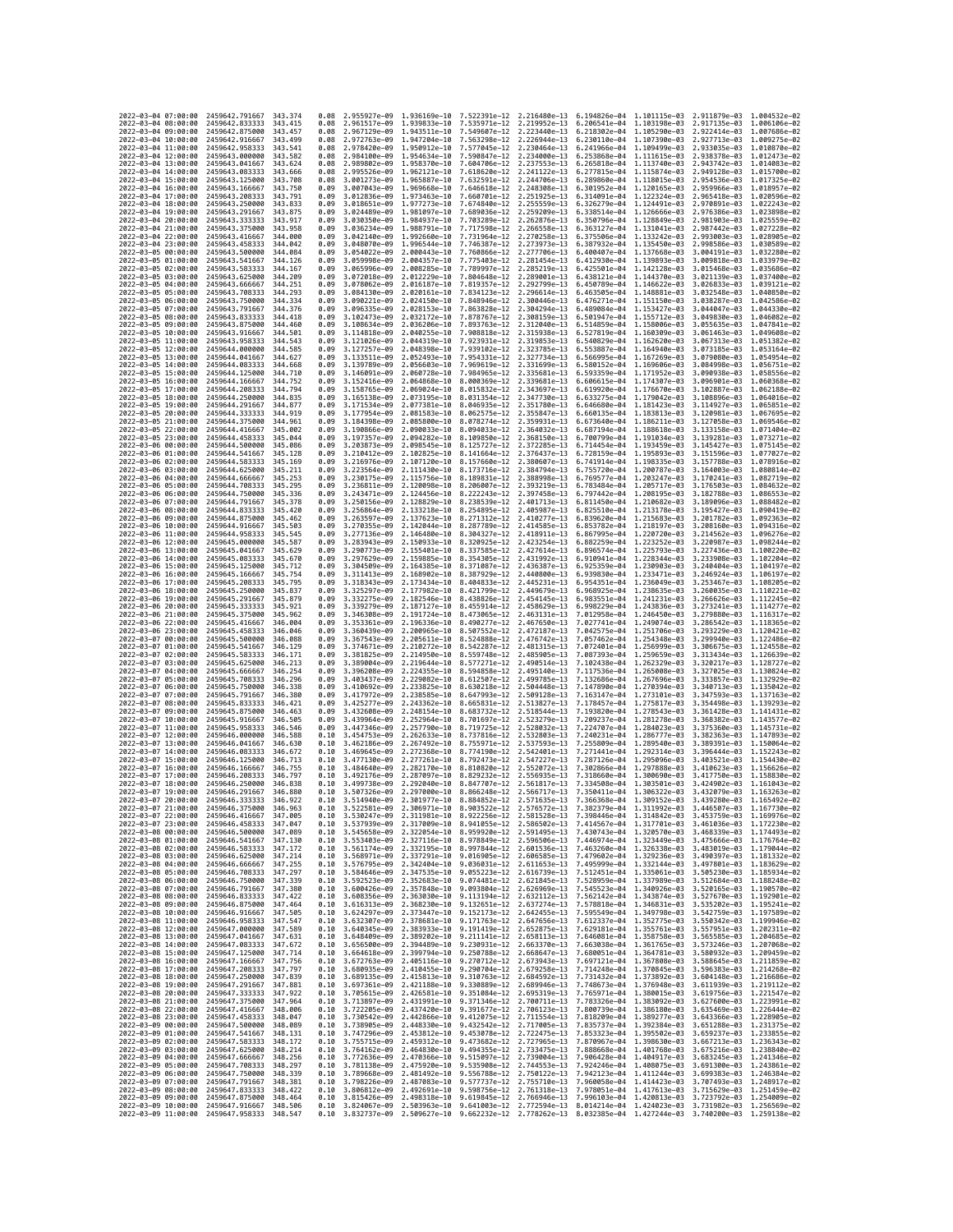| | | | | | | | | | | | |
|---|---|---|---|---|---|---|---|---|---|---|---|
| 2022-03-04 07:00:00 | 2459642.791667 | 343.374 | 0.08 | 2.955927e-09 | 1.936169e-10 | 7.522391e-12 | 2.216480e-13 | 6.194826e-04 | 1.101115e-03 | 2.911879e-03 | 1.004532e-02 |
| 2022-03-04 08:00:00 | 2459642.833333 | 343.415 | 0.08 | 2.961517e-09 | 1.939833e-10 | 7.535971e-12 | 2.219952e-13 | 6.206541e-04 | 1.103198e-03 | 2.917135e-03 | 1.006106e-02 |
| 2022-03-04 09:00:00 | 2459642.875000 | 343.457 | 0.08 | 2.967129e-09 | 1.943511e-10 | 7.549607e-12 | 2.223440e-13 | 6.218302e-04 | 1.105290e-03 | 2.922414e-03 | 1.007686e-02 |
| 2022-03-04 10:00:00 | 2459642.916667 | 343.499 | 0.08 | 2.972763e-09 | 1.947204e-10 | 7.563298e-12 | 2.226944e-13 | 6.230110e-04 | 1.107390e-03 | 2.927713e-03 | 1.009275e-02 |
| 2022-03-04 11:00:00 | 2459642.958333 | 343.541 | 0.08 | 2.978420e-09 | 1.950912e-10 | 7.577045e-12 | 2.230464e-13 | 6.241966e-04 | 1.109499e-03 | 2.933035e-03 | 1.010870e-02 |
| 2022-03-04 12:00:00 | 2459643.000000 | 343.582 | 0.08 | 2.984100e-09 | 1.954634e-10 | 7.590847e-12 | 2.234000e-13 | 6.253868e-04 | 1.111615e-03 | 2.938378e-03 | 1.012473e-02 |
| 2022-03-04 13:00:00 | 2459643.041667 | 343.624 | 0.08 | 2.989802e-09 | 1.958370e-10 | 7.604706e-12 | 2.237553e-13 | 6.265818e-04 | 1.113740e-03 | 2.943742e-03 | 1.014083e-02 |
| 2022-03-04 14:00:00 | 2459643.083333 | 343.666 | 0.08 | 2.995526e-09 | 1.962121e-10 | 7.618620e-12 | 2.241122e-13 | 6.277815e-04 | 1.115874e-03 | 2.949128e-03 | 1.015700e-02 |
| 2022-03-04 15:00:00 | 2459643.125000 | 343.708 | 0.08 | 3.001273e-09 | 1.965887e-10 | 7.632591e-12 | 2.244706e-13 | 6.289860e-04 | 1.118015e-03 | 2.954536e-03 | 1.017325e-02 |
| 2022-03-04 16:00:00 | 2459643.166667 | 343.750 | 0.09 | 3.007043e-09 | 1.969668e-10 | 7.646618e-12 | 2.248308e-13 | 6.301952e-04 | 1.120165e-03 | 2.959966e-03 | 1.018957e-02 |
| 2022-03-04 17:00:00 | 2459643.208333 | 343.791 | 0.09 | 3.012836e-09 | 1.973463e-10 | 7.660701e-12 | 2.251925e-13 | 6.314091e-04 | 1.122324e-03 | 2.965418e-03 | 1.020596e-02 |
| 2022-03-04 18:00:00 | 2459643.250000 | 343.833 | 0.09 | 3.018651e-09 | 1.977273e-10 | 7.674840e-12 | 2.255559e-13 | 6.326279e-04 | 1.124491e-03 | 2.970891e-03 | 1.022243e-02 |
| 2022-03-04 19:00:00 | 2459643.291667 | 343.875 | 0.09 | 3.024489e-09 | 1.981097e-10 | 7.689036e-12 | 2.259209e-13 | 6.338514e-04 | 1.126666e-03 | 2.976386e-03 | 1.023898e-02 |
| 2022-03-04 20:00:00 | 2459643.333333 | 343.917 | 0.09 | 3.030350e-09 | 1.984937e-10 | 7.703289e-12 | 2.262876e-13 | 6.350796e-04 | 1.128849e-03 | 2.981903e-03 | 1.025559e-02 |
| 2022-03-04 21:00:00 | 2459643.375000 | 343.958 | 0.09 | 3.036234e-09 | 1.988791e-10 | 7.717598e-12 | 2.266558e-13 | 6.363127e-04 | 1.131041e-03 | 2.987442e-03 | 1.027228e-02 |
| 2022-03-04 22:00:00 | 2459643.416667 | 344.000 | 0.09 | 3.042140e-09 | 1.992660e-10 | 7.731964e-12 | 2.270258e-13 | 6.375506e-04 | 1.133242e-03 | 2.993003e-03 | 1.028905e-02 |
| 2022-03-04 23:00:00 | 2459643.458333 | 344.042 | 0.09 | 3.048070e-09 | 1.996544e-10 | 7.746387e-12 | 2.273973e-13 | 6.387932e-04 | 1.135450e-03 | 2.998586e-03 | 1.030589e-02 |
| 2022-03-05 00:00:00 | 2459643.500000 | 344.084 | 0.09 | 3.054022e-09 | 2.000443e-10 | 7.760866e-12 | 2.277706e-13 | 6.400407e-04 | 1.137668e-03 | 3.004191e-03 | 1.032280e-02 |
| 2022-03-05 01:00:00 | 2459643.541667 | 344.126 | 0.09 | 3.059998e-09 | 2.004357e-10 | 7.775403e-12 | 2.281454e-13 | 6.412930e-04 | 1.139893e-03 | 3.009818e-03 | 1.033979e-02 |
| 2022-03-05 02:00:00 | 2459643.583333 | 344.167 | 0.09 | 3.065996e-09 | 2.008285e-10 | 7.789997e-12 | 2.285219e-13 | 6.425501e-04 | 1.142128e-03 | 3.015468e-03 | 1.035686e-02 |
| 2022-03-05 03:00:00 | 2459643.625000 | 344.209 | 0.09 | 3.072018e-09 | 2.012229e-10 | 7.804648e-12 | 2.289001e-13 | 6.438121e-04 | 1.144370e-03 | 3.021139e-03 | 1.037400e-02 |
| 2022-03-05 04:00:00 | 2459643.666667 | 344.251 | 0.09 | 3.078062e-09 | 2.016187e-10 | 7.819357e-12 | 2.292799e-13 | 6.450789e-04 | 1.146622e-03 | 3.026833e-03 | 1.039121e-02 |
| 2022-03-05 05:00:00 | 2459643.708333 | 344.293 | 0.09 | 3.084130e-09 | 2.020161e-10 | 7.834123e-12 | 2.296614e-13 | 6.463505e-04 | 1.148881e-03 | 3.032548e-03 | 1.040850e-02 |
| 2022-03-05 06:00:00 | 2459643.750000 | 344.334 | 0.09 | 3.090221e-09 | 2.024150e-10 | 7.848946e-12 | 2.300446e-13 | 6.476271e-04 | 1.151150e-03 | 3.038287e-03 | 1.042586e-02 |
| 2022-03-05 07:00:00 | 2459643.791667 | 344.376 | 0.09 | 3.096335e-09 | 2.028153e-10 | 7.863828e-12 | 2.304294e-13 | 6.489084e-04 | 1.153427e-03 | 3.044047e-03 | 1.044330e-02 |
| 2022-03-05 08:00:00 | 2459643.833333 | 344.418 | 0.09 | 3.102473e-09 | 2.032172e-10 | 7.878767e-12 | 2.308159e-13 | 6.501947e-04 | 1.155712e-03 | 3.049830e-03 | 1.046082e-02 |
| 2022-03-05 09:00:00 | 2459643.875000 | 344.460 | 0.09 | 3.108634e-09 | 2.036206e-10 | 7.893763e-12 | 2.312040e-13 | 6.514859e-04 | 1.158006e-03 | 3.055635e-03 | 1.047841e-02 |
| 2022-03-05 10:00:00 | 2459643.916667 | 344.501 | 0.09 | 3.114818e-09 | 2.040255e-10 | 7.908818e-12 | 2.315938e-13 | 6.527819e-04 | 1.160309e-03 | 3.061463e-03 | 1.049608e-02 |
| 2022-03-05 11:00:00 | 2459643.958333 | 344.543 | 0.09 | 3.121026e-09 | 2.044319e-10 | 7.923931e-12 | 2.319853e-13 | 6.540829e-04 | 1.162620e-03 | 3.067313e-03 | 1.051382e-02 |
| 2022-03-05 12:00:00 | 2459644.000000 | 344.585 | 0.09 | 3.127257e-09 | 2.048398e-10 | 7.939102e-12 | 2.323785e-13 | 6.553887e-04 | 1.164940e-03 | 3.073185e-03 | 1.053164e-02 |
| 2022-03-05 13:00:00 | 2459644.041667 | 344.627 | 0.09 | 3.133511e-09 | 2.052493e-10 | 7.954331e-12 | 2.327734e-13 | 6.566995e-04 | 1.167269e-03 | 3.079080e-03 | 1.054954e-02 |
| 2022-03-05 14:00:00 | 2459644.083333 | 344.668 | 0.09 | 3.139789e-09 | 2.056603e-10 | 7.969619e-12 | 2.331699e-13 | 6.580152e-04 | 1.169606e-03 | 3.084998e-03 | 1.056751e-02 |
| 2022-03-05 15:00:00 | 2459644.125000 | 344.710 | 0.09 | 3.146091e-09 | 2.060728e-10 | 7.984965e-12 | 2.335681e-13 | 6.593359e-04 | 1.171952e-03 | 3.090938e-03 | 1.058556e-02 |
| 2022-03-05 16:00:00 | 2459644.166667 | 344.752 | 0.09 | 3.152416e-09 | 2.064868e-10 | 8.000369e-12 | 2.339681e-13 | 6.606615e-04 | 1.174307e-03 | 3.096901e-03 | 1.060368e-02 |
| 2022-03-05 17:00:00 | 2459644.208333 | 344.794 | 0.09 | 3.158765e-09 | 2.069024e-10 | 8.015832e-12 | 2.343697e-13 | 6.619920e-04 | 1.176670e-03 | 3.102887e-03 | 1.062188e-02 |
| 2022-03-05 18:00:00 | 2459644.250000 | 344.835 | 0.09 | 3.165138e-09 | 2.073195e-10 | 8.031354e-12 | 2.347730e-13 | 6.633275e-04 | 1.179042e-03 | 3.108896e-03 | 1.064016e-02 |
| 2022-03-05 19:00:00 | 2459644.291667 | 344.877 | 0.09 | 3.171534e-09 | 2.077381e-10 | 8.046935e-12 | 2.351780e-13 | 6.646680e-04 | 1.181423e-03 | 3.114927e-03 | 1.065851e-02 |
| 2022-03-05 20:00:00 | 2459644.333333 | 344.919 | 0.09 | 3.177954e-09 | 2.081583e-10 | 8.062575e-12 | 2.355847e-13 | 6.660135e-04 | 1.183813e-03 | 3.120981e-03 | 1.067695e-02 |
| 2022-03-05 21:00:00 | 2459644.375000 | 344.961 | 0.09 | 3.184398e-09 | 2.085800e-10 | 8.078274e-12 | 2.359931e-13 | 6.673640e-04 | 1.186211e-03 | 3.127058e-03 | 1.069546e-02 |
| 2022-03-05 22:00:00 | 2459644.416667 | 345.002 | 0.09 | 3.190866e-09 | 2.090033e-10 | 8.094033e-12 | 2.364032e-13 | 6.687194e-04 | 1.188618e-03 | 3.133158e-03 | 1.071404e-02 |
| 2022-03-05 23:00:00 | 2459644.458333 | 345.044 | 0.09 | 3.197357e-09 | 2.094282e-10 | 8.109850e-12 | 2.368150e-13 | 6.700799e-04 | 1.191034e-03 | 3.139281e-03 | 1.073271e-02 |
| 2022-03-06 00:00:00 | 2459644.500000 | 345.086 | 0.09 | 3.203873e-09 | 2.098545e-10 | 8.125727e-12 | 2.372285e-13 | 6.714454e-04 | 1.193459e-03 | 3.145427e-03 | 1.075145e-02 |
| 2022-03-06 01:00:00 | 2459644.541667 | 345.128 | 0.09 | 3.210412e-09 | 2.102825e-10 | 8.141664e-12 | 2.376437e-13 | 6.728159e-04 | 1.195893e-03 | 3.151596e-03 | 1.077027e-02 |
| 2022-03-06 02:00:00 | 2459644.583333 | 345.169 | 0.09 | 3.216976e-09 | 2.107120e-10 | 8.157660e-12 | 2.380607e-13 | 6.741914e-04 | 1.198335e-03 | 3.157788e-03 | 1.078916e-02 |
| 2022-03-06 03:00:00 | 2459644.625000 | 345.211 | 0.09 | 3.223564e-09 | 2.111430e-10 | 8.173716e-12 | 2.384794e-13 | 6.755720e-04 | 1.200787e-03 | 3.164003e-03 | 1.080814e-02 |
| 2022-03-06 04:00:00 | 2459644.666667 | 345.253 | 0.09 | 3.230175e-09 | 2.115756e-10 | 8.189831e-12 | 2.388998e-13 | 6.769577e-04 | 1.203247e-03 | 3.170241e-03 | 1.082719e-02 |
| 2022-03-06 05:00:00 | 2459644.708333 | 345.295 | 0.09 | 3.236811e-09 | 2.120098e-10 | 8.206007e-12 | 2.393219e-13 | 6.783484e-04 | 1.205717e-03 | 3.176503e-03 | 1.084632e-02 |
| 2022-03-06 06:00:00 | 2459644.750000 | 345.336 | 0.09 | 3.243471e-09 | 2.124456e-10 | 8.222243e-12 | 2.397458e-13 | 6.797442e-04 | 1.208195e-03 | 3.182788e-03 | 1.086553e-02 |
| 2022-03-06 07:00:00 | 2459644.791667 | 345.378 | 0.09 | 3.250156e-09 | 2.128829e-10 | 8.238539e-12 | 2.401713e-13 | 6.811450e-04 | 1.210682e-03 | 3.189096e-03 | 1.088482e-02 |
| 2022-03-06 08:00:00 | 2459644.833333 | 345.420 | 0.09 | 3.256864e-09 | 2.133218e-10 | 8.254895e-12 | 2.405987e-13 | 6.825510e-04 | 1.213178e-03 | 3.195427e-03 | 1.090419e-02 |
| 2022-03-06 09:00:00 | 2459644.875000 | 345.462 | 0.09 | 3.263597e-09 | 2.137623e-10 | 8.271312e-12 | 2.410277e-13 | 6.839620e-04 | 1.215683e-03 | 3.201782e-03 | 1.092363e-02 |
| 2022-03-06 10:00:00 | 2459644.916667 | 345.503 | 0.09 | 3.270355e-09 | 2.142044e-10 | 8.287789e-12 | 2.414585e-13 | 6.853782e-04 | 1.218197e-03 | 3.208160e-03 | 1.094316e-02 |
| 2022-03-06 11:00:00 | 2459644.958333 | 345.545 | 0.09 | 3.277136e-09 | 2.146480e-10 | 8.304327e-12 | 2.418911e-13 | 6.867995e-04 | 1.220720e-03 | 3.214562e-03 | 1.096276e-02 |
| 2022-03-06 12:00:00 | 2459645.000000 | 345.587 | 0.09 | 3.283943e-09 | 2.150933e-10 | 8.320925e-12 | 2.423254e-13 | 6.882259e-04 | 1.223252e-03 | 3.220987e-03 | 1.098244e-02 |
| 2022-03-06 13:00:00 | 2459645.041667 | 345.629 | 0.09 | 3.290773e-09 | 2.155401e-10 | 8.337585e-12 | 2.427614e-13 | 6.896574e-04 | 1.225793e-03 | 3.227436e-03 | 1.100220e-02 |
| 2022-03-06 14:00:00 | 2459645.083333 | 345.670 | 0.09 | 3.297629e-09 | 2.159885e-10 | 8.354305e-12 | 2.431992e-13 | 6.910941e-04 | 1.228344e-03 | 3.233908e-03 | 1.102204e-02 |
| 2022-03-06 15:00:00 | 2459645.125000 | 345.712 | 0.09 | 3.304509e-09 | 2.164385e-10 | 8.371087e-12 | 2.436387e-13 | 6.925359e-04 | 1.230903e-03 | 3.240404e-03 | 1.104197e-02 |
| 2022-03-06 16:00:00 | 2459645.166667 | 345.754 | 0.09 | 3.311413e-09 | 2.168902e-10 | 8.387929e-12 | 2.440800e-13 | 6.939830e-04 | 1.233471e-03 | 3.246924e-03 | 1.106197e-02 |
| 2022-03-06 17:00:00 | 2459645.208333 | 345.795 | 0.09 | 3.318343e-09 | 2.173434e-10 | 8.404833e-12 | 2.445231e-13 | 6.954351e-04 | 1.236049e-03 | 3.253467e-03 | 1.108205e-02 |
| 2022-03-06 18:00:00 | 2459645.250000 | 345.837 | 0.09 | 3.325297e-09 | 2.177982e-10 | 8.421799e-12 | 2.449679e-13 | 6.968925e-04 | 1.238635e-03 | 3.260035e-03 | 1.110221e-02 |
| 2022-03-06 19:00:00 | 2459645.291667 | 345.879 | 0.09 | 3.332275e-09 | 2.182546e-10 | 8.438826e-12 | 2.454145e-13 | 6.983551e-04 | 1.241231e-03 | 3.266626e-03 | 1.112245e-02 |
| 2022-03-06 20:00:00 | 2459645.333333 | 345.921 | 0.09 | 3.339279e-09 | 2.187127e-10 | 8.455914e-12 | 2.458629e-13 | 6.998229e-04 | 1.243836e-03 | 3.273241e-03 | 1.114277e-02 |
| 2022-03-06 21:00:00 | 2459645.375000 | 345.962 | 0.09 | 3.346308e-09 | 2.191724e-10 | 8.473065e-12 | 2.463131e-13 | 7.012958e-04 | 1.246450e-03 | 3.279880e-03 | 1.116317e-02 |
| 2022-03-06 22:00:00 | 2459645.416667 | 346.004 | 0.09 | 3.353361e-09 | 2.196336e-10 | 8.490277e-12 | 2.467650e-13 | 7.027741e-04 | 1.249074e-03 | 3.286542e-03 | 1.118365e-02 |
| 2022-03-06 23:00:00 | 2459645.458333 | 346.046 | 0.09 | 3.360439e-09 | 2.200965e-10 | 8.507552e-12 | 2.472187e-13 | 7.042575e-04 | 1.251706e-03 | 3.293229e-03 | 1.120421e-02 |
| 2022-03-07 00:00:00 | 2459645.500000 | 346.088 | 0.09 | 3.367543e-09 | 2.205611e-10 | 8.524888e-12 | 2.476742e-13 | 7.057462e-04 | 1.254348e-03 | 3.299940e-03 | 1.122486e-02 |
| 2022-03-07 01:00:00 | 2459645.541667 | 346.129 | 0.09 | 3.374671e-09 | 2.210272e-10 | 8.542287e-12 | 2.481315e-13 | 7.072401e-04 | 1.256999e-03 | 3.306675e-03 | 1.124558e-02 |
| 2022-03-07 02:00:00 | 2459645.583333 | 346.171 | 0.09 | 3.381825e-09 | 2.214950e-10 | 8.559748e-12 | 2.485905e-13 | 7.087393e-04 | 1.259659e-03 | 3.313434e-03 | 1.126639e-02 |
| 2022-03-07 03:00:00 | 2459645.625000 | 346.213 | 0.09 | 3.389004e-09 | 2.219644e-10 | 8.577271e-12 | 2.490514e-13 | 7.102438e-04 | 1.262329e-03 | 3.320217e-03 | 1.128727e-02 |
| 2022-03-07 04:00:00 | 2459645.666667 | 346.254 | 0.09 | 3.396208e-09 | 2.224355e-10 | 8.594858e-12 | 2.495140e-13 | 7.117536e-04 | 1.265008e-03 | 3.327025e-03 | 1.130824e-02 |
| 2022-03-07 05:00:00 | 2459645.708333 | 346.296 | 0.09 | 3.403437e-09 | 2.229082e-10 | 8.612507e-12 | 2.499785e-13 | 7.132686e-04 | 1.267696e-03 | 3.333857e-03 | 1.132929e-02 |
| 2022-03-07 06:00:00 | 2459645.750000 | 346.338 | 0.09 | 3.410692e-09 | 2.233825e-10 | 8.630218e-12 | 2.504448e-13 | 7.147890e-04 | 1.270394e-03 | 3.340713e-03 | 1.135042e-02 |
| 2022-03-07 07:00:00 | 2459645.791667 | 346.380 | 0.09 | 3.417972e-09 | 2.238585e-10 | 8.647993e-12 | 2.509128e-13 | 7.163147e-04 | 1.273101e-03 | 3.347593e-03 | 1.137163e-02 |
| 2022-03-07 08:00:00 | 2459645.833333 | 346.421 | 0.09 | 3.425277e-09 | 2.243362e-10 | 8.665831e-12 | 2.513827e-13 | 7.178457e-04 | 1.275817e-03 | 3.354498e-03 | 1.139293e-02 |
| 2022-03-07 09:00:00 | 2459645.875000 | 346.463 | 0.09 | 3.432608e-09 | 2.248154e-10 | 8.683732e-12 | 2.518544e-13 | 7.193820e-04 | 1.278543e-03 | 3.361428e-03 | 1.141431e-02 |
| 2022-03-07 10:00:00 | 2459645.916667 | 346.505 | 0.09 | 3.439964e-09 | 2.252964e-10 | 8.701697e-12 | 2.523279e-13 | 7.209237e-04 | 1.281278e-03 | 3.368382e-03 | 1.143577e-02 |
| 2022-03-07 11:00:00 | 2459645.958333 | 346.546 | 0.09 | 3.447346e-09 | 2.257790e-10 | 8.719725e-12 | 2.528032e-13 | 7.224707e-04 | 1.284023e-03 | 3.375360e-03 | 1.145731e-02 |
| 2022-03-07 12:00:00 | 2459646.000000 | 346.588 | 0.10 | 3.454753e-09 | 2.262633e-10 | 8.737816e-12 | 2.532803e-13 | 7.240231e-04 | 1.286777e-03 | 3.382363e-03 | 1.147893e-02 |
| 2022-03-07 13:00:00 | 2459646.041667 | 346.630 | 0.10 | 3.462186e-09 | 2.267492e-10 | 8.755971e-12 | 2.537593e-13 | 7.255809e-04 | 1.289540e-03 | 3.389391e-03 | 1.150064e-02 |
| 2022-03-07 14:00:00 | 2459646.083333 | 346.672 | 0.10 | 3.469645e-09 | 2.272368e-10 | 8.774190e-12 | 2.542401e-13 | 7.271441e-04 | 1.292314e-03 | 3.396444e-03 | 1.152243e-02 |
| 2022-03-07 15:00:00 | 2459646.125000 | 346.713 | 0.10 | 3.477130e-09 | 2.277261e-10 | 8.792473e-12 | 2.547227e-13 | 7.287126e-04 | 1.295096e-03 | 3.403521e-03 | 1.154430e-02 |
| 2022-03-07 16:00:00 | 2459646.166667 | 346.755 | 0.10 | 3.484640e-09 | 2.282170e-10 | 8.810820e-12 | 2.552072e-13 | 7.302866e-04 | 1.297888e-03 | 3.410623e-03 | 1.156626e-02 |
| 2022-03-07 17:00:00 | 2459646.208333 | 346.797 | 0.10 | 3.492176e-09 | 2.287097e-10 | 8.829232e-12 | 2.556935e-13 | 7.318660e-04 | 1.300690e-03 | 3.417750e-03 | 1.158830e-02 |
| 2022-03-07 18:00:00 | 2459646.250000 | 346.838 | 0.10 | 3.499738e-09 | 2.292040e-10 | 8.847707e-12 | 2.561817e-13 | 7.334508e-04 | 1.303501e-03 | 3.424902e-03 | 1.161043e-02 |
| 2022-03-07 19:00:00 | 2459646.291667 | 346.880 | 0.10 | 3.507326e-09 | 2.297000e-10 | 8.866248e-12 | 2.566717e-13 | 7.350411e-04 | 1.306322e-03 | 3.432079e-03 | 1.163263e-02 |
| 2022-03-07 20:00:00 | 2459646.333333 | 346.922 | 0.10 | 3.514940e-09 | 2.301977e-10 | 8.884852e-12 | 2.571635e-13 | 7.366368e-04 | 1.309152e-03 | 3.439280e-03 | 1.165492e-02 |
| 2022-03-07 21:00:00 | 2459646.375000 | 346.963 | 0.10 | 3.522581e-09 | 2.306971e-10 | 8.903522e-12 | 2.576572e-13 | 7.382379e-04 | 1.311992e-03 | 3.446507e-03 | 1.167730e-02 |
| 2022-03-07 22:00:00 | 2459646.416667 | 347.005 | 0.10 | 3.530247e-09 | 2.311981e-10 | 8.922256e-12 | 2.581528e-13 | 7.398446e-04 | 1.314842e-03 | 3.453759e-03 | 1.169976e-02 |
| 2022-03-07 23:00:00 | 2459646.458333 | 347.047 | 0.10 | 3.537939e-09 | 2.317009e-10 | 8.941055e-12 | 2.586502e-13 | 7.414567e-04 | 1.317701e-03 | 3.461036e-03 | 1.172230e-02 |
| 2022-03-08 00:00:00 | 2459646.500000 | 347.089 | 0.10 | 3.545658e-09 | 2.322054e-10 | 8.959920e-12 | 2.591495e-13 | 7.430743e-04 | 1.320570e-03 | 3.468339e-03 | 1.174493e-02 |
| 2022-03-08 01:00:00 | 2459646.541667 | 347.130 | 0.10 | 3.553403e-09 | 2.327116e-10 | 8.978849e-12 | 2.596506e-13 | 7.446974e-04 | 1.323449e-03 | 3.475666e-03 | 1.176764e-02 |
| 2022-03-08 02:00:00 | 2459646.583333 | 347.172 | 0.10 | 3.561174e-09 | 2.332195e-10 | 8.997844e-12 | 2.601536e-13 | 7.463260e-04 | 1.326338e-03 | 3.483019e-03 | 1.179044e-02 |
| 2022-03-08 03:00:00 | 2459646.625000 | 347.214 | 0.10 | 3.568971e-09 | 2.337291e-10 | 9.016905e-12 | 2.606585e-13 | 7.479602e-04 | 1.329236e-03 | 3.490397e-03 | 1.181332e-02 |
| 2022-03-08 04:00:00 | 2459646.666667 | 347.255 | 0.10 | 3.576795e-09 | 2.342404e-10 | 9.036031e-12 | 2.611653e-13 | 7.495999e-04 | 1.332144e-03 | 3.497801e-03 | 1.183629e-02 |
| 2022-03-08 05:00:00 | 2459646.708333 | 347.297 | 0.10 | 3.584646e-09 | 2.347535e-10 | 9.055223e-12 | 2.616739e-13 | 7.512451e-04 | 1.335061e-03 | 3.505230e-03 | 1.185934e-02 |
| 2022-03-08 06:00:00 | 2459646.750000 | 347.339 | 0.10 | 3.592523e-09 | 2.352683e-10 | 9.074481e-12 | 2.621845e-13 | 7.528959e-04 | 1.337989e-03 | 3.512684e-03 | 1.188248e-02 |
| 2022-03-08 07:00:00 | 2459646.791667 | 347.380 | 0.10 | 3.600426e-09 | 2.357848e-10 | 9.093804e-12 | 2.626969e-13 | 7.545523e-04 | 1.340926e-03 | 3.520165e-03 | 1.190570e-02 |
| 2022-03-08 08:00:00 | 2459646.833333 | 347.422 | 0.10 | 3.608356e-09 | 2.363030e-10 | 9.113194e-12 | 2.632112e-13 | 7.562142e-04 | 1.343874e-03 | 3.527670e-03 | 1.192901e-02 |
| 2022-03-08 09:00:00 | 2459646.875000 | 347.464 | 0.10 | 3.616313e-09 | 2.368230e-10 | 9.132651e-12 | 2.637274e-13 | 7.578818e-04 | 1.346831e-03 | 3.535202e-03 | 1.195241e-02 |
| 2022-03-08 10:00:00 | 2459646.916667 | 347.505 | 0.10 | 3.624297e-09 | 2.373447e-10 | 9.152173e-12 | 2.642455e-13 | 7.595549e-04 | 1.349798e-03 | 3.542759e-03 | 1.197589e-02 |
| 2022-03-08 11:00:00 | 2459646.958333 | 347.547 | 0.10 | 3.632307e-09 | 2.378681e-10 | 9.171763e-12 | 2.647656e-13 | 7.612337e-04 | 1.352775e-03 | 3.550342e-03 | 1.199946e-02 |
| 2022-03-08 12:00:00 | 2459647.000000 | 347.589 | 0.10 | 3.640345e-09 | 2.383933e-10 | 9.191419e-12 | 2.652875e-13 | 7.629181e-04 | 1.355761e-03 | 3.557951e-03 | 1.202311e-02 |
| 2022-03-08 13:00:00 | 2459647.041667 | 347.631 | 0.10 | 3.648409e-09 | 2.389202e-10 | 9.211141e-12 | 2.658113e-13 | 7.646081e-04 | 1.358758e-03 | 3.565585e-03 | 1.204685e-02 |
| 2022-03-08 14:00:00 | 2459647.083333 | 347.672 | 0.10 | 3.656500e-09 | 2.394489e-10 | 9.230931e-12 | 2.663370e-13 | 7.663038e-04 | 1.361765e-03 | 3.573246e-03 | 1.207068e-02 |
| 2022-03-08 15:00:00 | 2459647.125000 | 347.714 | 0.10 | 3.664618e-09 | 2.399794e-10 | 9.250788e-12 | 2.668647e-13 | 7.680051e-04 | 1.364781e-03 | 3.580932e-03 | 1.209459e-02 |
| 2022-03-08 16:00:00 | 2459647.166667 | 347.756 | 0.10 | 3.672763e-09 | 2.405116e-10 | 9.270712e-12 | 2.673943e-13 | 7.697121e-04 | 1.367808e-03 | 3.588645e-03 | 1.211859e-02 |
| 2022-03-08 17:00:00 | 2459647.208333 | 347.797 | 0.10 | 3.680935e-09 | 2.410455e-10 | 9.290704e-12 | 2.679258e-13 | 7.714248e-04 | 1.370845e-03 | 3.596383e-03 | 1.214268e-02 |
| 2022-03-08 18:00:00 | 2459647.250000 | 347.839 | 0.10 | 3.689135e-09 | 2.415813e-10 | 9.310763e-12 | 2.684592e-13 | 7.731432e-04 | 1.373892e-03 | 3.604148e-03 | 1.216686e-02 |
| 2022-03-08 19:00:00 | 2459647.291667 | 347.881 | 0.10 | 3.697361e-09 | 2.421188e-10 | 9.330889e-12 | 2.689946e-13 | 7.748673e-04 | 1.376948e-03 | 3.611939e-03 | 1.219112e-02 |
| 2022-03-08 20:00:00 | 2459647.333333 | 347.922 | 0.10 | 3.705615e-09 | 2.426581e-10 | 9.351084e-12 | 2.695319e-13 | 7.765971e-04 | 1.380015e-03 | 3.619756e-03 | 1.221547e-02 |
| 2022-03-08 21:00:00 | 2459647.375000 | 347.964 | 0.10 | 3.713897e-09 | 2.431991e-10 | 9.371346e-12 | 2.700711e-13 | 7.783326e-04 | 1.383092e-03 | 3.627600e-03 | 1.223991e-02 |
| 2022-03-08 22:00:00 | 2459647.416667 | 348.006 | 0.10 | 3.722205e-09 | 2.437420e-10 | 9.391677e-12 | 2.706123e-13 | 7.800739e-04 | 1.386180e-03 | 3.635469e-03 | 1.226444e-02 |
| 2022-03-08 23:00:00 | 2459647.458333 | 348.047 | 0.10 | 3.730542e-09 | 2.442866e-10 | 9.412075e-12 | 2.711554e-13 | 7.818209e-04 | 1.389277e-03 | 3.643366e-03 | 1.228905e-02 |
| 2022-03-09 00:00:00 | 2459647.500000 | 348.089 | 0.10 | 3.738905e-09 | 2.448330e-10 | 9.432542e-12 | 2.717005e-13 | 7.835737e-04 | 1.392384e-03 | 3.651288e-03 | 1.231375e-02 |
| 2022-03-09 01:00:00 | 2459647.541667 | 348.131 | 0.10 | 3.747296e-09 | 2.453812e-10 | 9.453078e-12 | 2.722475e-13 | 7.853323e-04 | 1.395502e-03 | 3.659237e-03 | 1.233855e-02 |
| 2022-03-09 02:00:00 | 2459647.583333 | 348.172 | 0.10 | 3.755715e-09 | 2.459312e-10 | 9.473682e-12 | 2.727965e-13 | 7.870967e-04 | 1.398630e-03 | 3.667213e-03 | 1.236343e-02 |
| 2022-03-09 03:00:00 | 2459647.625000 | 348.214 | 0.10 | 3.764162e-09 | 2.464830e-10 | 9.494355e-12 | 2.733475e-13 | 7.888668e-04 | 1.401768e-03 | 3.675216e-03 | 1.238840e-02 |
| 2022-03-09 04:00:00 | 2459647.666667 | 348.256 | 0.10 | 3.772636e-09 | 2.470366e-10 | 9.515097e-12 | 2.739004e-13 | 7.906428e-04 | 1.404917e-03 | 3.683245e-03 | 1.241346e-02 |
| 2022-03-09 05:00:00 | 2459647.708333 | 348.297 | 0.10 | 3.781138e-09 | 2.475920e-10 | 9.535908e-12 | 2.744553e-13 | 7.924246e-04 | 1.408075e-03 | 3.691300e-03 | 1.243861e-02 |
| 2022-03-09 06:00:00 | 2459647.750000 | 348.339 | 0.10 | 3.789668e-09 | 2.481492e-10 | 9.556788e-12 | 2.750122e-13 | 7.942123e-04 | 1.411244e-03 | 3.699383e-03 | 1.246384e-02 |
| 2022-03-09 07:00:00 | 2459647.791667 | 348.381 | 0.10 | 3.798226e-09 | 2.487083e-10 | 9.577737e-12 | 2.755710e-13 | 7.960058e-04 | 1.414423e-03 | 3.707493e-03 | 1.248917e-02 |
| 2022-03-09 08:00:00 | 2459647.833333 | 348.422 | 0.10 | 3.806812e-09 | 2.492691e-10 | 9.598756e-12 | 2.761318e-13 | 7.978051e-04 | 1.417613e-03 | 3.715629e-03 | 1.251459e-02 |
| 2022-03-09 09:00:00 | 2459647.875000 | 348.464 | 0.10 | 3.815426e-09 | 2.498318e-10 | 9.619845e-12 | 2.766946e-13 | 7.996103e-04 | 1.420813e-03 | 3.723792e-03 | 1.254009e-02 |
| 2022-03-09 10:00:00 | 2459647.916667 | 348.506 | 0.10 | 3.824067e-09 | 2.503963e-10 | 9.641003e-12 | 2.772594e-13 | 8.014214e-04 | 1.424023e-03 | 3.731982e-03 | 1.256569e-02 |
| 2022-03-09 11:00:00 | 2459647.958333 | 348.547 | 0.10 | 3.832737e-09 | 2.509627e-10 | 9.662232e-12 | 2.778262e-13 | 8.032385e-04 | 1.427244e-03 | 3.740200e-03 | 1.259138e-02 |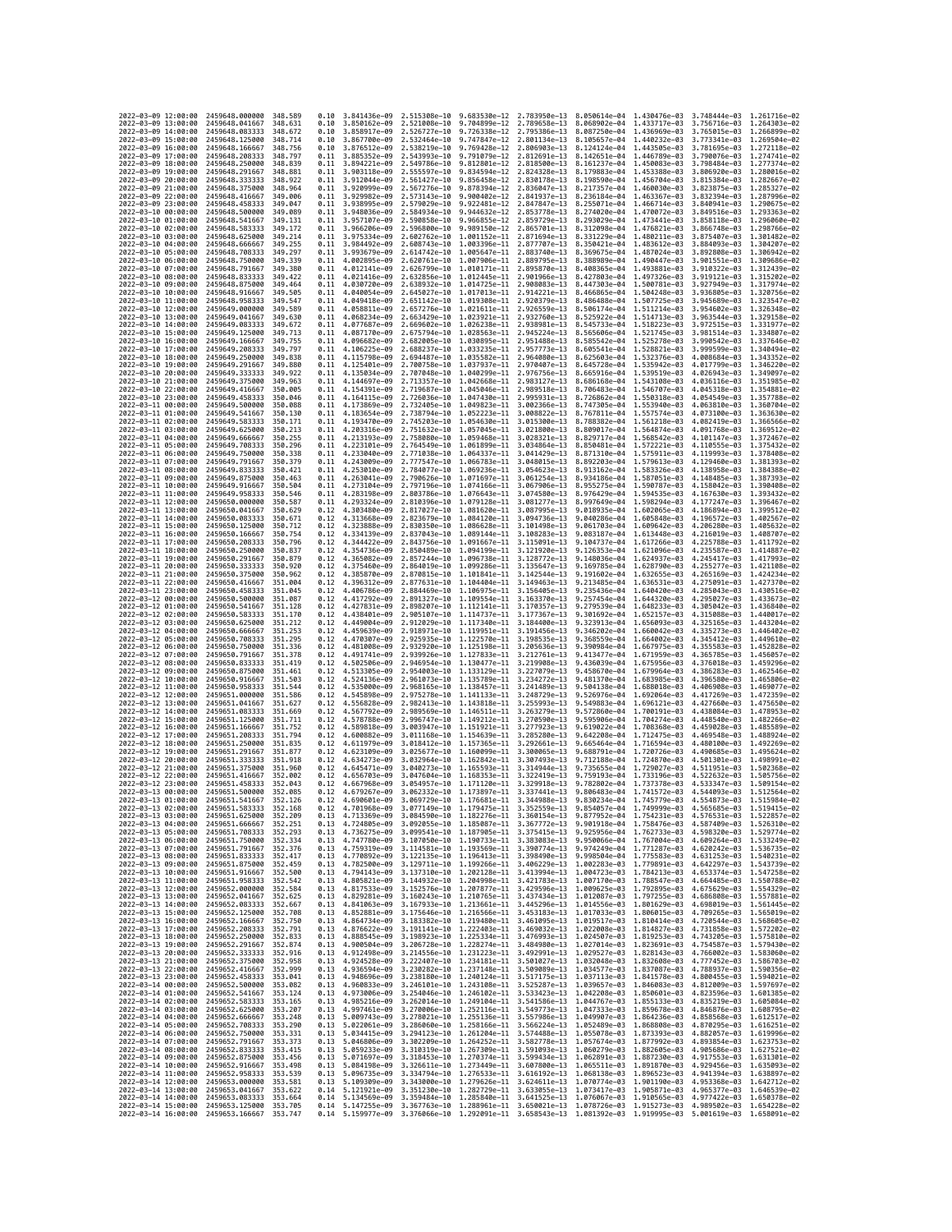```
2022-03-09 12:00:00  2459648.000000  348.589   0.10  3.841436e-09  2.515308e-10  9.683530e-12  2.783950e-13  8.050614e-04  1.430476e-03  3.748444e-03  1.261716e-02
2022-03-09 13:00:00  2459648.041667  348.631   0.10  3.850162e-09  2.521008e-10  9.704899e-12  2.789658e-13  8.068902e-04  1.433717e-03  3.756716e-03  1.264303e-02
2022-03-09 14:00:00  2459648.083333  348.672   0.10  3.858917e-09  2.526727e-10  9.726338e-12  2.795386e-13  8.087250e-04  1.436969e-03  3.765015e-03  1.266899e-02
2022-03-09 15:00:00  2459648.125000  348.714   0.10  3.867700e-09  2.532464e-10  9.747847e-12  2.801134e-13  8.105657e-04  1.440232e-03  3.773341e-03  1.269504e-02
2022-03-09 16:00:00  2459648.166667  348.756   0.10  3.876512e-09  2.538219e-10  9.769428e-12  2.806903e-13  8.124124e-04  1.443505e-03  3.781695e-03  1.272118e-02
2022-03-09 17:00:00  2459648.208333  348.797   0.11  3.885352e-09  2.543993e-10  9.791079e-12  2.812691e-13  8.142651e-04  1.446789e-03  3.790076e-03  1.274741e-02
2022-03-09 18:00:00  2459648.250000  348.839   0.11  3.894221e-09  2.549786e-10  9.812801e-12  2.818500e-13  8.161237e-04  1.450083e-03  3.798484e-03  1.277374e-02
2022-03-09 19:00:00  2459648.291667  348.881   0.11  3.903118e-09  2.555597e-10  9.834594e-12  2.824328e-13  8.179883e-04  1.453388e-03  3.806920e-03  1.280016e-02
2022-03-09 20:00:00  2459648.333333  348.922   0.11  3.912044e-09  2.561427e-10  9.856458e-12  2.830178e-13  8.198590e-04  1.456704e-03  3.815384e-03  1.282667e-02
2022-03-09 21:00:00  2459648.375000  348.964   0.11  3.920999e-09  2.567276e-10  9.878394e-12  2.836047e-13  8.217357e-04  1.460030e-03  3.823875e-03  1.285327e-02
2022-03-09 22:00:00  2459648.416667  349.006   0.11  3.929982e-09  2.573143e-10  9.900402e-12  2.841937e-13  8.236184e-04  1.463367e-03  3.832394e-03  1.287996e-02
2022-03-09 23:00:00  2459648.458333  349.047   0.11  3.938995e-09  2.579029e-10  9.922481e-12  2.847847e-13  8.255071e-04  1.466714e-03  3.840941e-03  1.290675e-02
2022-03-10 00:00:00  2459648.500000  349.089   0.11  3.948036e-09  2.584934e-10  9.944632e-12  2.853778e-13  8.274020e-04  1.470072e-03  3.849516e-03  1.293363e-02
2022-03-10 01:00:00  2459648.541667  349.131   0.11  3.957107e-09  2.590858e-10  9.966855e-12  2.859729e-13  8.293029e-04  1.473441e-03  3.858118e-03  1.296060e-02
2022-03-10 02:00:00  2459648.583333  349.172   0.11  3.966206e-09  2.596800e-10  9.989150e-12  2.865701e-13  8.312098e-04  1.476821e-03  3.866748e-03  1.298766e-02
2022-03-10 03:00:00  2459648.625000  349.214   0.11  3.975334e-09  2.602762e-10  1.001152e-11  2.871694e-13  8.331229e-04  1.480211e-03  3.875407e-03  1.301482e-02
2022-03-10 04:00:00  2459648.666667  349.255   0.11  3.984492e-09  2.608743e-10  1.003396e-11  2.877707e-13  8.350421e-04  1.483612e-03  3.884093e-03  1.304207e-02
2022-03-10 05:00:00  2459648.708333  349.297   0.11  3.993679e-09  2.614742e-10  1.005647e-11  2.883740e-13  8.369675e-04  1.487024e-03  3.892808e-03  1.306942e-02
2022-03-10 06:00:00  2459648.750000  349.339   0.11  4.002895e-09  2.620761e-10  1.007906e-11  2.889795e-13  8.388989e-04  1.490447e-03  3.901551e-03  1.309686e-02
2022-03-10 07:00:00  2459648.791667  349.380   0.11  4.012141e-09  2.626799e-10  1.010171e-11  2.895870e-13  8.408365e-04  1.493881e-03  3.910322e-03  1.312439e-02
2022-03-10 08:00:00  2459648.833333  349.422   0.11  4.021416e-09  2.632856e-10  1.012445e-11  2.901966e-13  8.427803e-04  1.497326e-03  3.919121e-03  1.315202e-02
2022-03-10 09:00:00  2459648.875000  349.464   0.11  4.030720e-09  2.638932e-10  1.014725e-11  2.908083e-13  8.447303e-04  1.500781e-03  3.927949e-03  1.317974e-02
2022-03-10 10:00:00  2459648.916667  349.505   0.11  4.040054e-09  2.645027e-10  1.017013e-11  2.914221e-13  8.466865e-04  1.504248e-03  3.936805e-03  1.320756e-02
2022-03-10 11:00:00  2459648.958333  349.547   0.11  4.049418e-09  2.651142e-10  1.019308e-11  2.920379e-13  8.486488e-04  1.507725e-03  3.945689e-03  1.323547e-02
2022-03-10 12:00:00  2459649.000000  349.589   0.11  4.058811e-09  2.657276e-10  1.021611e-11  2.926559e-13  8.506174e-04  1.511214e-03  3.954602e-03  1.326348e-02
2022-03-10 13:00:00  2459649.041667  349.630   0.11  4.068234e-09  2.663429e-10  1.023921e-11  2.932760e-13  8.525922e-04  1.514713e-03  3.963544e-03  1.329158e-02
2022-03-10 14:00:00  2459649.083333  349.672   0.11  4.077687e-09  2.669602e-10  1.026238e-11  2.938981e-13  8.545733e-04  1.518223e-03  3.972515e-03  1.331977e-02
2022-03-10 15:00:00  2459649.125000  349.713   0.11  4.087170e-09  2.675794e-10  1.028563e-11  2.945224e-13  8.565606e-04  1.521745e-03  3.981514e-03  1.334807e-02
2022-03-10 16:00:00  2459649.166667  349.755   0.11  4.096682e-09  2.682005e-10  1.030895e-11  2.951488e-13  8.585542e-04  1.525278e-03  3.990542e-03  1.337646e-02
2022-03-10 17:00:00  2459649.208333  349.797   0.11  4.106225e-09  2.688237e-10  1.033235e-11  2.957773e-13  8.605541e-04  1.528821e-03  3.999599e-03  1.340494e-02
2022-03-10 18:00:00  2459649.250000  349.838   0.11  4.115798e-09  2.694487e-10  1.035582e-11  2.964080e-13  8.625603e-04  1.532376e-03  4.008684e-03  1.343352e-02
2022-03-10 19:00:00  2459649.291667  349.880   0.11  4.125401e-09  2.700758e-10  1.037937e-11  2.970407e-13  8.645728e-04  1.535942e-03  4.017799e-03  1.346220e-02
2022-03-10 20:00:00  2459649.333333  349.922   0.11  4.135034e-09  2.707048e-10  1.040299e-11  2.976756e-13  8.665916e-04  1.539519e-03  4.026943e-03  1.349097e-02
2022-03-10 21:00:00  2459649.375000  349.963   0.11  4.144697e-09  2.713357e-10  1.042668e-11  2.983127e-13  8.686168e-04  1.543108e-03  4.036116e-03  1.351985e-02
2022-03-10 22:00:00  2459649.416667  350.005   0.11  4.154391e-09  2.719687e-10  1.045046e-11  2.989518e-13  8.706483e-04  1.546707e-03  4.045318e-03  1.354881e-02
2022-03-10 23:00:00  2459649.458333  350.046   0.11  4.164115e-09  2.726036e-10  1.047430e-11  2.995931e-13  8.726862e-04  1.550318e-03  4.054549e-03  1.357788e-02
2022-03-11 00:00:00  2459649.500000  350.088   0.11  4.173869e-09  2.732405e-10  1.049823e-11  3.002366e-13  8.747305e-04  1.553940e-03  4.063810e-03  1.360704e-02
2022-03-11 01:00:00  2459649.541667  350.130   0.11  4.183654e-09  2.738794e-10  1.052223e-11  3.008822e-13  8.767811e-04  1.557574e-03  4.073100e-03  1.363630e-02
2022-03-11 02:00:00  2459649.583333  350.171   0.11  4.193470e-09  2.745203e-10  1.054630e-11  3.015300e-13  8.788382e-04  1.561218e-03  4.082419e-03  1.366566e-02
2022-03-11 03:00:00  2459649.625000  350.213   0.11  4.203316e-09  2.751632e-10  1.057045e-11  3.021800e-13  8.809017e-04  1.564874e-03  4.091768e-03  1.369512e-02
2022-03-11 04:00:00  2459649.666667  350.255   0.11  4.213193e-09  2.758080e-10  1.059468e-11  3.028321e-13  8.829717e-04  1.568542e-03  4.101147e-03  1.372467e-02
2022-03-11 05:00:00  2459649.708333  350.296   0.11  4.223101e-09  2.764549e-10  1.061899e-11  3.034864e-13  8.850481e-04  1.572221e-03  4.110555e-03  1.375432e-02
2022-03-11 06:00:00  2459649.750000  350.338   0.11  4.233040e-09  2.771038e-10  1.064337e-11  3.041429e-13  8.871310e-04  1.575911e-03  4.119993e-03  1.378408e-02
2022-03-11 07:00:00  2459649.791667  350.379   0.11  4.243009e-09  2.777547e-10  1.066783e-11  3.048015e-13  8.892203e-04  1.579613e-03  4.129460e-03  1.381393e-02
2022-03-11 08:00:00  2459649.833333  350.421   0.11  4.253010e-09  2.784077e-10  1.069236e-11  3.054623e-13  8.913162e-04  1.583326e-03  4.138958e-03  1.384388e-02
2022-03-11 09:00:00  2459649.875000  350.463   0.11  4.263041e-09  2.790626e-10  1.071697e-11  3.061254e-13  8.934186e-04  1.587051e-03  4.148485e-03  1.387393e-02
2022-03-11 10:00:00  2459649.916667  350.504   0.11  4.273104e-09  2.797196e-10  1.074166e-11  3.067906e-13  8.955275e-04  1.590787e-03  4.158042e-03  1.390408e-02
2022-03-11 11:00:00  2459649.958333  350.546   0.11  4.283198e-09  2.803786e-10  1.076643e-11  3.074580e-13  8.976429e-04  1.594535e-03  4.167630e-03  1.393432e-02
2022-03-11 12:00:00  2459650.000000  350.587   0.11  4.293324e-09  2.810396e-10  1.079128e-11  3.081277e-13  8.997649e-04  1.598294e-03  4.177247e-03  1.396467e-02
2022-03-11 13:00:00  2459650.041667  350.629   0.12  4.303480e-09  2.817027e-10  1.081620e-11  3.087995e-13  9.018935e-04  1.602065e-03  4.186894e-03  1.399512e-02
2022-03-11 14:00:00  2459650.083333  350.671   0.12  4.313668e-09  2.823679e-10  1.084120e-11  3.094736e-13  9.040286e-04  1.605848e-03  4.196572e-03  1.402567e-02
2022-03-11 15:00:00  2459650.125000  350.712   0.12  4.323888e-09  2.830350e-10  1.086628e-11  3.101498e-13  9.061703e-04  1.609642e-03  4.206280e-03  1.405632e-02
2022-03-11 16:00:00  2459650.166667  350.754   0.12  4.334139e-09  2.837043e-10  1.089144e-11  3.108283e-13  9.083187e-04  1.613448e-03  4.216019e-03  1.408707e-02
2022-03-11 17:00:00  2459650.208333  350.796   0.12  4.344422e-09  2.843756e-10  1.091667e-11  3.115091e-13  9.104737e-04  1.617266e-03  4.225788e-03  1.411792e-02
2022-03-11 18:00:00  2459650.250000  350.837   0.12  4.354736e-09  2.850489e-10  1.094199e-11  3.121920e-13  9.126353e-04  1.621096e-03  4.235587e-03  1.414887e-02
2022-03-11 19:00:00  2459650.291667  350.879   0.12  4.365082e-09  2.857244e-10  1.096738e-11  3.128772e-13  9.148036e-04  1.624937e-03  4.245417e-03  1.417993e-02
2022-03-11 20:00:00  2459650.333333  350.920   0.12  4.375460e-09  2.864019e-10  1.099286e-11  3.135647e-13  9.169785e-04  1.628790e-03  4.255277e-03  1.421108e-02
2022-03-11 21:00:00  2459650.375000  350.962   0.12  4.385870e-09  2.870815e-10  1.101841e-11  3.142544e-13  9.191602e-04  1.632655e-03  4.265169e-03  1.424234e-02
2022-03-11 22:00:00  2459650.416667  351.004   0.12  4.396312e-09  2.877631e-10  1.104404e-11  3.149463e-13  9.213485e-04  1.636531e-03  4.275091e-03  1.427370e-02
2022-03-11 23:00:00  2459650.458333  351.045   0.12  4.406786e-09  2.884469e-10  1.106975e-11  3.156405e-13  9.235436e-04  1.640420e-03  4.285043e-03  1.430516e-02
2022-03-12 00:00:00  2459650.500000  351.087   0.12  4.417292e-09  2.891327e-10  1.109554e-11  3.163370e-13  9.257454e-04  1.644320e-03  4.295027e-03  1.433673e-02
2022-03-12 01:00:00  2459650.541667  351.128   0.12  4.427831e-09  2.898207e-10  1.112141e-11  3.170357e-13  9.279539e-04  1.648233e-03  4.305042e-03  1.436840e-02
2022-03-12 02:00:00  2459650.583333  351.170   0.12  4.438401e-09  2.905107e-10  1.114737e-11  3.177367e-13  9.301692e-04  1.652157e-03  4.315088e-03  1.440017e-02
2022-03-12 03:00:00  2459650.625000  351.212   0.12  4.449004e-09  2.912029e-10  1.117340e-11  3.184400e-13  9.323913e-04  1.656093e-03  4.325165e-03  1.443204e-02
2022-03-12 04:00:00  2459650.666667  351.253   0.12  4.459639e-09  2.918971e-10  1.119951e-11  3.191456e-13  9.346202e-04  1.660042e-03  4.335273e-03  1.446402e-02
2022-03-12 05:00:00  2459650.708333  351.295   0.12  4.470307e-09  2.925935e-10  1.122570e-11  3.198535e-13  9.368559e-04  1.664002e-03  4.345412e-03  1.449610e-02
2022-03-12 06:00:00  2459650.750000  351.336   0.12  4.481008e-09  2.932920e-10  1.125198e-11  3.205636e-13  9.390984e-04  1.667975e-03  4.355583e-03  1.452828e-02
2022-03-12 07:00:00  2459650.791667  351.378   0.12  4.491741e-09  2.939926e-10  1.127833e-11  3.212761e-13  9.413477e-04  1.671959e-03  4.365785e-03  1.456057e-02
2022-03-12 08:00:00  2459650.833333  351.419   0.12  4.502506e-09  2.946954e-10  1.130477e-11  3.219908e-13  9.436039e-04  1.675956e-03  4.376018e-03  1.459296e-02
2022-03-12 09:00:00  2459650.875000  351.461   0.12  4.513305e-09  2.954003e-10  1.133129e-11  3.227079e-13  9.458670e-04  1.679964e-03  4.386283e-03  1.462546e-02
2022-03-12 10:00:00  2459650.916667  351.503   0.12  4.524136e-09  2.961073e-10  1.135789e-11  3.234272e-13  9.481370e-04  1.683985e-03  4.396580e-03  1.465806e-02
2022-03-12 11:00:00  2459650.958333  351.544   0.12  4.535000e-09  2.968165e-10  1.138457e-11  3.241489e-13  9.504138e-04  1.688018e-03  4.406908e-03  1.469077e-02
2022-03-12 12:00:00  2459651.000000  351.586   0.12  4.545898e-09  2.975278e-10  1.141133e-11  3.248729e-13  9.526976e-04  1.692064e-03  4.417269e-03  1.472359e-02
2022-03-12 13:00:00  2459651.041667  351.627   0.12  4.556828e-09  2.982413e-10  1.143818e-11  3.255993e-13  9.549883e-04  1.696121e-03  4.427660e-03  1.475650e-02
2022-03-12 14:00:00  2459651.083333  351.669   0.12  4.567792e-09  2.989569e-10  1.146511e-11  3.263279e-13  9.572860e-04  1.700191e-03  4.438084e-03  1.478953e-02
2022-03-12 15:00:00  2459651.125000  351.711   0.12  4.578788e-09  2.996747e-10  1.149212e-11  3.270590e-13  9.595906e-04  1.704274e-03  4.448540e-03  1.482266e-02
2022-03-12 16:00:00  2459651.166667  351.752   0.12  4.589818e-09  3.003947e-10  1.151921e-11  3.277923e-13  9.619022e-04  1.708368e-03  4.459028e-03  1.485589e-02
2022-03-12 17:00:00  2459651.208333  351.794   0.12  4.600882e-09  3.011168e-10  1.154639e-11  3.285280e-13  9.642208e-04  1.712475e-03  4.469548e-03  1.488924e-02
2022-03-12 18:00:00  2459651.250000  351.835   0.12  4.611979e-09  3.018412e-10  1.157365e-11  3.292661e-13  9.665464e-04  1.716594e-03  4.480100e-03  1.492269e-02
2022-03-12 19:00:00  2459651.291667  351.877   0.12  4.623109e-09  3.025677e-10  1.160099e-11  3.300065e-13  9.688791e-04  1.720726e-03  4.490685e-03  1.495624e-02
2022-03-12 20:00:00  2459651.333333  351.918   0.12  4.634273e-09  3.032964e-10  1.162842e-11  3.307493e-13  9.712188e-04  1.724870e-03  4.501301e-03  1.498991e-02
2022-03-12 21:00:00  2459651.375000  351.960   0.12  4.645471e-09  3.040273e-10  1.165593e-11  3.314944e-13  9.735655e-04  1.729027e-03  4.511951e-03  1.502368e-02
2022-03-12 22:00:00  2459651.416667  352.002   0.12  4.656703e-09  3.047604e-10  1.168353e-11  3.322419e-13  9.759193e-04  1.733196e-03  4.522632e-03  1.505756e-02
2022-03-12 23:00:00  2459651.458333  352.043   0.12  4.667968e-09  3.054957e-10  1.171120e-11  3.329918e-13  9.782802e-04  1.737378e-03  4.533347e-03  1.509154e-02
2022-03-13 00:00:00  2459651.500000  352.085   0.12  4.679267e-09  3.062332e-10  1.173897e-11  3.337441e-13  9.806483e-04  1.741572e-03  4.544093e-03  1.512564e-02
2022-03-13 01:00:00  2459651.541667  352.126   0.12  4.690601e-09  3.069729e-10  1.176681e-11  3.344988e-13  9.830234e-04  1.745779e-03  4.554873e-03  1.515984e-02
2022-03-13 02:00:00  2459651.583333  352.168   0.12  4.701968e-09  3.077149e-10  1.179475e-11  3.352559e-13  9.854057e-04  1.749999e-03  4.565685e-03  1.519415e-02
2022-03-13 03:00:00  2459651.625000  352.209   0.12  4.713369e-09  3.084590e-10  1.182276e-11  3.360154e-13  9.877952e-04  1.754231e-03  4.576531e-03  1.522857e-02
2022-03-13 04:00:00  2459651.666667  352.251   0.13  4.724805e-09  3.092055e-10  1.185087e-11  3.367772e-13  9.901918e-04  1.758476e-03  4.587409e-03  1.526310e-02
2022-03-13 05:00:00  2459651.708333  352.293   0.13  4.736275e-09  3.099541e-10  1.187905e-11  3.375415e-13  9.925956e-04  1.762733e-03  4.598320e-03  1.529774e-02
2022-03-13 06:00:00  2459651.750000  352.334   0.13  4.747780e-09  3.107050e-10  1.190733e-11  3.383083e-13  9.950066e-04  1.767004e-03  4.609264e-03  1.533249e-02
2022-03-13 07:00:00  2459651.791667  352.376   0.13  4.759319e-09  3.114581e-10  1.193569e-11  3.390774e-13  9.974249e-04  1.771287e-03  4.620242e-03  1.536735e-02
2022-03-13 08:00:00  2459651.833333  352.417   0.13  4.770892e-09  3.122135e-10  1.196413e-11  3.398490e-13  9.998504e-04  1.775583e-03  4.631253e-03  1.540231e-02
2022-03-13 09:00:00  2459651.875000  352.459   0.13  4.782500e-09  3.129711e-10  1.199266e-11  3.406229e-13  1.002283e-03  1.779891e-03  4.642297e-03  1.543739e-02
2022-03-13 10:00:00  2459651.916667  352.500   0.13  4.794143e-09  3.137310e-10  1.202128e-11  3.413994e-13  1.004723e-03  1.784213e-03  4.653374e-03  1.547258e-02
2022-03-13 11:00:00  2459651.958333  352.542   0.13  4.805821e-09  3.144932e-10  1.204998e-11  3.421783e-13  1.007170e-03  1.788547e-03  4.664485e-03  1.550788e-02
2022-03-13 12:00:00  2459652.000000  352.584   0.13  4.817533e-09  3.152576e-10  1.207877e-11  3.429596e-13  1.009625e-03  1.792895e-03  4.675629e-03  1.554329e-02
2022-03-13 13:00:00  2459652.041667  352.625   0.13  4.829281e-09  3.160243e-10  1.210765e-11  3.437434e-13  1.012087e-03  1.797255e-03  4.686808e-03  1.557881e-02
2022-03-13 14:00:00  2459652.083333  352.667   0.13  4.841063e-09  3.167933e-10  1.213661e-11  3.445296e-13  1.014556e-03  1.801629e-03  4.698019e-03  1.561445e-02
2022-03-13 15:00:00  2459652.125000  352.708   0.13  4.852881e-09  3.175646e-10  1.216566e-11  3.453183e-13  1.017033e-03  1.806015e-03  4.709265e-03  1.565019e-02
2022-03-13 16:00:00  2459652.166667  352.750   0.13  4.864734e-09  3.183382e-10  1.219480e-11  3.461095e-13  1.019517e-03  1.810414e-03  4.720544e-03  1.568605e-02
2022-03-13 17:00:00  2459652.208333  352.791   0.13  4.876622e-09  3.191141e-10  1.222403e-11  3.469032e-13  1.022008e-03  1.814827e-03  4.731858e-03  1.572202e-02
2022-03-13 18:00:00  2459652.250000  352.833   0.13  4.888545e-09  3.198923e-10  1.225334e-11  3.476993e-13  1.024507e-03  1.819253e-03  4.743205e-03  1.575810e-02
2022-03-13 19:00:00  2459652.291667  352.874   0.13  4.900504e-09  3.206728e-10  1.228274e-11  3.484980e-13  1.027014e-03  1.823691e-03  4.754587e-03  1.579430e-02
2022-03-13 20:00:00  2459652.333333  352.916   0.13  4.912498e-09  3.214556e-10  1.231223e-11  3.492991e-13  1.029527e-03  1.828143e-03  4.766002e-03  1.583060e-02
2022-03-13 21:00:00  2459652.375000  352.958   0.13  4.924528e-09  3.222407e-10  1.234181e-11  3.501027e-13  1.032048e-03  1.832608e-03  4.777452e-03  1.586703e-02
2022-03-13 22:00:00  2459652.416667  352.999   0.13  4.936594e-09  3.230282e-10  1.237148e-11  3.509089e-13  1.034577e-03  1.837087e-03  4.788937e-03  1.590356e-02
2022-03-13 23:00:00  2459652.458333  353.041   0.13  4.948696e-09  3.238180e-10  1.240124e-11  3.517175e-13  1.037113e-03  1.841578e-03  4.800455e-03  1.594021e-02
2022-03-14 00:00:00  2459652.500000  353.082   0.13  4.960833e-09  3.246101e-10  1.243108e-11  3.525287e-13  1.039657e-03  1.846083e-03  4.812009e-03  1.597697e-02
2022-03-14 01:00:00  2459652.541667  353.124   0.13  4.973006e-09  3.254046e-10  1.246102e-11  3.533423e-13  1.042208e-03  1.850601e-03  4.823596e-03  1.601385e-02
2022-03-14 02:00:00  2459652.583333  353.165   0.13  4.985216e-09  3.262014e-10  1.249104e-11  3.541586e-13  1.044767e-03  1.855133e-03  4.835219e-03  1.605084e-02
2022-03-14 03:00:00  2459652.625000  353.207   0.13  4.997461e-09  3.270006e-10  1.252116e-11  3.549773e-13  1.047333e-03  1.859678e-03  4.846876e-03  1.608795e-02
2022-03-14 04:00:00  2459652.666667  353.248   0.13  5.009743e-09  3.278021e-10  1.255136e-11  3.557986e-13  1.049907e-03  1.864236e-03  4.858568e-03  1.612517e-02
2022-03-14 05:00:00  2459652.708333  353.290   0.13  5.022061e-09  3.286060e-10  1.258166e-11  3.566224e-13  1.052489e-03  1.868808e-03  4.870295e-03  1.616251e-02
2022-03-14 06:00:00  2459652.750000  353.331   0.13  5.034415e-09  3.294123e-10  1.261204e-11  3.574488e-13  1.055078e-03  1.873393e-03  4.882057e-03  1.619996e-02
2022-03-14 07:00:00  2459652.791667  353.373   0.13  5.046806e-09  3.302209e-10  1.264252e-11  3.582778e-13  1.057674e-03  1.877992e-03  4.893854e-03  1.623753e-02
2022-03-14 08:00:00  2459652.833333  353.415   0.13  5.059233e-09  3.310319e-10  1.267309e-11  3.591093e-13  1.060279e-03  1.882605e-03  4.905686e-03  1.627521e-02
2022-03-14 09:00:00  2459652.875000  353.456   0.13  5.071697e-09  3.318453e-10  1.270374e-11  3.599434e-13  1.062891e-03  1.887230e-03  4.917553e-03  1.631301e-02
2022-03-14 10:00:00  2459652.916667  353.498   0.13  5.084198e-09  3.326611e-10  1.273449e-11  3.607800e-13  1.065511e-03  1.891870e-03  4.929456e-03  1.635093e-02
2022-03-14 11:00:00  2459652.958333  353.539   0.13  5.096735e-09  3.334794e-10  1.276533e-11  3.616192e-13  1.068138e-03  1.896523e-03  4.941394e-03  1.638897e-02
2022-03-14 12:00:00  2459653.000000  353.581   0.13  5.109309e-09  3.343000e-10  1.279626e-11  3.624611e-13  1.070774e-03  1.901190e-03  4.953368e-03  1.642712e-02
2022-03-14 13:00:00  2459653.041667  353.622   0.14  5.121921e-09  3.351230e-10  1.282729e-11  3.633055e-13  1.073417e-03  1.905871e-03  4.965377e-03  1.646539e-02
2022-03-14 14:00:00  2459653.083333  353.664   0.14  5.134569e-09  3.359484e-10  1.285840e-11  3.641525e-13  1.076067e-03  1.910565e-03  4.977422e-03  1.650378e-02
2022-03-14 15:00:00  2459653.125000  353.705   0.14  5.147255e-09  3.367763e-10  1.288961e-11  3.650021e-13  1.078726e-03  1.915273e-03  4.989502e-03  1.654228e-02
2022-03-14 16:00:00  2459653.166667  353.747   0.14  5.159977e-09  3.376066e-10  1.292091e-11  3.658543e-13  1.081392e-03  1.919995e-03  5.001619e-03  1.658091e-02
```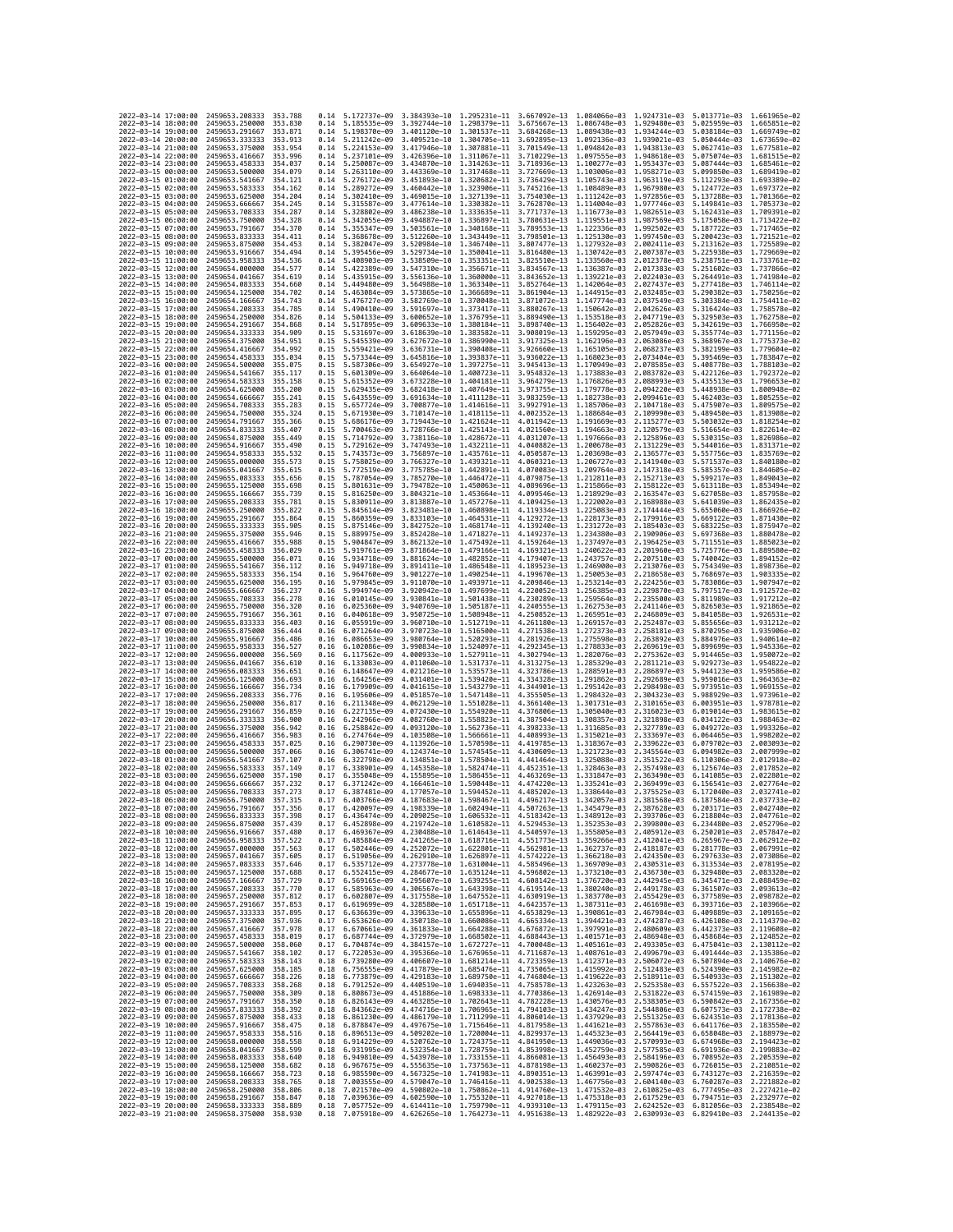| | | | | | | | | | | | |
|---|---|---|---|---|---|---|---|---|---|---|---|
| 2022-03-14 17:00:00 | 2459653.208333 | 353.788 | 0.14 | 5.172737e-09 | 3.384393e-10 | 1.295231e-11 | 3.667092e-13 | 1.084066e-03 | 1.924731e-03 | 5.013771e-03 | 1.661965e-02 |
| 2022-03-14 18:00:00 | 2459653.250000 | 353.830 | 0.14 | 5.185535e-09 | 3.392744e-10 | 1.298379e-11 | 3.675667e-13 | 1.086748e-03 | 1.929480e-03 | 5.025959e-03 | 1.665851e-02 |
| 2022-03-14 19:00:00 | 2459653.291667 | 353.871 | 0.14 | 5.198370e-09 | 3.401120e-10 | 1.301537e-11 | 3.684268e-13 | 1.089438e-03 | 1.934244e-03 | 5.038184e-03 | 1.669749e-02 |
| 2022-03-14 20:00:00 | 2459653.333333 | 353.913 | 0.14 | 5.211242e-09 | 3.409521e-10 | 1.304705e-11 | 3.692895e-13 | 1.092136e-03 | 1.939021e-03 | 5.050444e-03 | 1.673659e-02 |
| 2022-03-14 21:00:00 | 2459653.375000 | 353.954 | 0.14 | 5.224153e-09 | 3.417946e-10 | 1.307881e-11 | 3.701549e-13 | 1.094842e-03 | 1.943813e-03 | 5.062741e-03 | 1.677581e-02 |
| 2022-03-14 22:00:00 | 2459653.416667 | 353.996 | 0.14 | 5.237101e-09 | 3.426396e-10 | 1.311067e-11 | 3.710229e-13 | 1.097555e-03 | 1.948618e-03 | 5.075074e-03 | 1.681515e-02 |
| 2022-03-14 23:00:00 | 2459653.458333 | 354.037 | 0.14 | 5.250087e-09 | 3.434870e-10 | 1.314263e-11 | 3.718936e-13 | 1.100277e-03 | 1.953437e-03 | 5.087444e-03 | 1.685461e-02 |
| 2022-03-15 00:00:00 | 2459653.500000 | 354.079 | 0.14 | 5.263110e-09 | 3.443369e-10 | 1.317468e-11 | 3.727669e-13 | 1.103006e-03 | 1.958271e-03 | 5.099850e-03 | 1.689419e-02 |
| 2022-03-15 01:00:00 | 2459653.541667 | 354.121 | 0.14 | 5.276172e-09 | 3.451893e-10 | 1.320682e-11 | 3.736429e-13 | 1.105743e-03 | 1.963119e-03 | 5.112293e-03 | 1.693389e-02 |
| 2022-03-15 02:00:00 | 2459653.583333 | 354.162 | 0.14 | 5.289272e-09 | 3.460442e-10 | 1.323906e-11 | 3.745216e-13 | 1.108489e-03 | 1.967980e-03 | 5.124772e-03 | 1.697372e-02 |
| 2022-03-15 03:00:00 | 2459653.625000 | 354.204 | 0.14 | 5.302410e-09 | 3.469015e-10 | 1.327139e-11 | 3.754030e-13 | 1.111242e-03 | 1.972856e-03 | 5.137288e-03 | 1.701366e-02 |
| 2022-03-15 04:00:00 | 2459653.666667 | 354.245 | 0.14 | 5.315587e-09 | 3.477614e-10 | 1.330382e-11 | 3.762870e-13 | 1.114004e-03 | 1.977746e-03 | 5.149841e-03 | 1.705373e-02 |
| 2022-03-15 05:00:00 | 2459653.708333 | 354.287 | 0.14 | 5.328802e-09 | 3.486238e-10 | 1.333635e-11 | 3.771737e-13 | 1.116773e-03 | 1.982651e-03 | 5.162431e-03 | 1.709391e-02 |
| 2022-03-15 06:00:00 | 2459653.750000 | 354.328 | 0.14 | 5.342055e-09 | 3.494887e-10 | 1.336897e-11 | 3.780631e-13 | 1.119551e-03 | 1.987569e-03 | 5.175058e-03 | 1.713422e-02 |
| 2022-03-15 07:00:00 | 2459653.791667 | 354.370 | 0.14 | 5.355347e-09 | 3.503561e-10 | 1.340168e-11 | 3.789553e-13 | 1.122336e-03 | 1.992502e-03 | 5.187722e-03 | 1.717465e-02 |
| 2022-03-15 08:00:00 | 2459653.833333 | 354.411 | 0.14 | 5.368678e-09 | 3.512260e-10 | 1.343449e-11 | 3.798501e-13 | 1.125130e-03 | 1.997450e-03 | 5.200423e-03 | 1.721521e-02 |
| 2022-03-15 09:00:00 | 2459653.875000 | 354.453 | 0.14 | 5.382047e-09 | 3.520984e-10 | 1.346740e-11 | 3.807477e-13 | 1.127932e-03 | 2.002411e-03 | 5.213162e-03 | 1.725589e-02 |
| 2022-03-15 10:00:00 | 2459653.916667 | 354.494 | 0.14 | 5.395456e-09 | 3.529734e-10 | 1.350041e-11 | 3.816480e-13 | 1.130742e-03 | 2.007387e-03 | 5.225938e-03 | 1.729669e-02 |
| 2022-03-15 11:00:00 | 2459653.958333 | 354.536 | 0.14 | 5.408903e-09 | 3.538509e-10 | 1.353351e-11 | 3.825510e-13 | 1.133560e-03 | 2.012378e-03 | 5.238751e-03 | 1.733761e-02 |
| 2022-03-15 12:00:00 | 2459654.000000 | 354.577 | 0.14 | 5.422389e-09 | 3.547310e-10 | 1.356671e-11 | 3.834567e-13 | 1.136387e-03 | 2.017383e-03 | 5.251602e-03 | 1.737866e-02 |
| 2022-03-15 13:00:00 | 2459654.041667 | 354.619 | 0.14 | 5.435915e-09 | 3.556136e-10 | 1.360000e-11 | 3.843652e-13 | 1.139221e-03 | 2.022403e-03 | 5.264491e-03 | 1.741984e-02 |
| 2022-03-15 14:00:00 | 2459654.083333 | 354.660 | 0.14 | 5.449480e-09 | 3.564988e-10 | 1.363340e-11 | 3.852764e-13 | 1.142064e-03 | 2.027437e-03 | 5.277418e-03 | 1.746114e-02 |
| 2022-03-15 15:00:00 | 2459654.125000 | 354.702 | 0.14 | 5.463084e-09 | 3.573865e-10 | 1.366689e-11 | 3.861904e-13 | 1.144915e-03 | 2.032485e-03 | 5.290382e-03 | 1.750256e-02 |
| 2022-03-15 16:00:00 | 2459654.166667 | 354.743 | 0.14 | 5.476727e-09 | 3.582769e-10 | 1.370048e-11 | 3.871072e-13 | 1.147774e-03 | 2.037549e-03 | 5.303384e-03 | 1.754411e-02 |
| 2022-03-15 17:00:00 | 2459654.208333 | 354.785 | 0.14 | 5.490410e-09 | 3.591697e-10 | 1.373417e-11 | 3.880267e-13 | 1.150642e-03 | 2.042626e-03 | 5.316424e-03 | 1.758578e-02 |
| 2022-03-15 18:00:00 | 2459654.250000 | 354.826 | 0.14 | 5.504133e-09 | 3.600652e-10 | 1.376795e-11 | 3.889490e-13 | 1.153518e-03 | 2.047719e-03 | 5.329503e-03 | 1.762758e-02 |
| 2022-03-15 19:00:00 | 2459654.291667 | 354.868 | 0.14 | 5.517895e-09 | 3.609633e-10 | 1.380184e-11 | 3.898740e-13 | 1.156402e-03 | 2.052826e-03 | 5.342619e-03 | 1.766950e-02 |
| 2022-03-15 20:00:00 | 2459654.333333 | 354.909 | 0.14 | 5.531697e-09 | 3.618639e-10 | 1.383582e-11 | 3.908019e-13 | 1.159295e-03 | 2.057949e-03 | 5.355774e-03 | 1.771156e-02 |
| 2022-03-15 21:00:00 | 2459654.375000 | 354.951 | 0.15 | 5.545539e-09 | 3.627672e-10 | 1.386990e-11 | 3.917325e-13 | 1.162196e-03 | 2.063086e-03 | 5.368967e-03 | 1.775373e-02 |
| 2022-03-15 22:00:00 | 2459654.416667 | 354.992 | 0.15 | 5.559421e-09 | 3.636731e-10 | 1.390408e-11 | 3.926660e-13 | 1.165105e-03 | 2.068237e-03 | 5.382199e-03 | 1.779604e-02 |
| 2022-03-15 23:00:00 | 2459654.458333 | 355.034 | 0.15 | 5.573344e-09 | 3.645816e-10 | 1.393837e-11 | 3.936022e-13 | 1.168023e-03 | 2.073404e-03 | 5.395469e-03 | 1.783847e-02 |
| 2022-03-16 00:00:00 | 2459654.500000 | 355.075 | 0.15 | 5.587306e-09 | 3.654927e-10 | 1.397275e-11 | 3.945413e-13 | 1.170949e-03 | 2.078585e-03 | 5.408778e-03 | 1.788103e-02 |
| 2022-03-16 01:00:00 | 2459654.541667 | 355.117 | 0.15 | 5.601309e-09 | 3.664064e-10 | 1.400723e-11 | 3.954832e-13 | 1.173883e-03 | 2.083782e-03 | 5.422126e-03 | 1.792372e-02 |
| 2022-03-16 02:00:00 | 2459654.583333 | 355.158 | 0.15 | 5.615352e-09 | 3.673228e-10 | 1.404181e-11 | 3.964279e-13 | 1.176826e-03 | 2.088993e-03 | 5.435513e-03 | 1.796653e-02 |
| 2022-03-16 03:00:00 | 2459654.625000 | 355.200 | 0.15 | 5.629435e-09 | 3.682418e-10 | 1.407649e-11 | 3.973755e-13 | 1.179778e-03 | 2.094220e-03 | 5.448938e-03 | 1.800948e-02 |
| 2022-03-16 04:00:00 | 2459654.666667 | 355.241 | 0.15 | 5.643559e-09 | 3.691634e-10 | 1.411128e-11 | 3.983259e-13 | 1.182738e-03 | 2.099461e-03 | 5.462403e-03 | 1.805255e-02 |
| 2022-03-16 05:00:00 | 2459654.708333 | 355.283 | 0.15 | 5.657724e-09 | 3.700877e-10 | 1.414616e-11 | 3.992791e-13 | 1.185706e-03 | 2.104718e-03 | 5.475907e-03 | 1.809575e-02 |
| 2022-03-16 06:00:00 | 2459654.750000 | 355.324 | 0.15 | 5.671930e-09 | 3.710147e-10 | 1.418115e-11 | 4.002352e-13 | 1.188684e-03 | 2.109990e-03 | 5.489450e-03 | 1.813908e-02 |
| 2022-03-16 07:00:00 | 2459654.791667 | 355.366 | 0.15 | 5.686176e-09 | 3.719443e-10 | 1.421624e-11 | 4.011942e-13 | 1.191669e-03 | 2.115277e-03 | 5.503032e-03 | 1.818254e-02 |
| 2022-03-16 08:00:00 | 2459654.833333 | 355.407 | 0.15 | 5.700463e-09 | 3.728766e-10 | 1.425143e-11 | 4.021560e-13 | 1.194663e-03 | 2.120579e-03 | 5.516654e-03 | 1.822614e-02 |
| 2022-03-16 09:00:00 | 2459654.875000 | 355.449 | 0.15 | 5.714792e-09 | 3.738116e-10 | 1.428672e-11 | 4.031207e-13 | 1.197666e-03 | 2.125896e-03 | 5.530315e-03 | 1.826986e-02 |
| 2022-03-16 10:00:00 | 2459654.916667 | 355.490 | 0.15 | 5.729162e-09 | 3.747493e-10 | 1.432211e-11 | 4.040882e-13 | 1.200678e-03 | 2.131229e-03 | 5.544016e-03 | 1.831371e-02 |
| 2022-03-16 11:00:00 | 2459654.958333 | 355.532 | 0.15 | 5.743573e-09 | 3.756897e-10 | 1.435761e-11 | 4.050587e-13 | 1.203698e-03 | 2.136577e-03 | 5.557756e-03 | 1.835769e-02 |
| 2022-03-16 12:00:00 | 2459655.000000 | 355.573 | 0.15 | 5.758025e-09 | 3.766327e-10 | 1.439321e-11 | 4.060321e-13 | 1.206727e-03 | 2.141940e-03 | 5.571537e-03 | 1.840180e-02 |
| 2022-03-16 13:00:00 | 2459655.041667 | 355.615 | 0.15 | 5.772519e-09 | 3.775785e-10 | 1.442891e-11 | 4.070083e-13 | 1.209764e-03 | 2.147318e-03 | 5.585357e-03 | 1.844605e-02 |
| 2022-03-16 14:00:00 | 2459655.083333 | 355.656 | 0.15 | 5.787054e-09 | 3.785270e-10 | 1.446472e-11 | 4.079875e-13 | 1.212811e-03 | 2.152713e-03 | 5.599217e-03 | 1.849043e-02 |
| 2022-03-16 15:00:00 | 2459655.125000 | 355.698 | 0.15 | 5.801631e-09 | 3.794782e-10 | 1.450063e-11 | 4.089696e-13 | 1.215866e-03 | 2.158122e-03 | 5.613118e-03 | 1.853494e-02 |
| 2022-03-16 16:00:00 | 2459655.166667 | 355.739 | 0.15 | 5.816250e-09 | 3.804321e-10 | 1.453664e-11 | 4.099546e-13 | 1.218929e-03 | 2.163547e-03 | 5.627058e-03 | 1.857958e-02 |
| 2022-03-16 17:00:00 | 2459655.208333 | 355.781 | 0.15 | 5.830911e-09 | 3.813887e-10 | 1.457276e-11 | 4.109425e-13 | 1.222002e-03 | 2.168988e-03 | 5.641039e-03 | 1.862435e-02 |
| 2022-03-16 18:00:00 | 2459655.250000 | 355.822 | 0.15 | 5.845614e-09 | 3.823481e-10 | 1.460898e-11 | 4.119334e-13 | 1.225083e-03 | 2.174444e-03 | 5.655060e-03 | 1.866926e-02 |
| 2022-03-16 19:00:00 | 2459655.291667 | 355.864 | 0.15 | 5.860359e-09 | 3.833103e-10 | 1.464531e-11 | 4.129272e-13 | 1.228173e-03 | 2.179916e-03 | 5.669122e-03 | 1.871430e-02 |
| 2022-03-16 20:00:00 | 2459655.333333 | 355.905 | 0.15 | 5.875146e-09 | 3.842752e-10 | 1.468174e-11 | 4.139240e-13 | 1.231272e-03 | 2.185403e-03 | 5.683225e-03 | 1.875947e-02 |
| 2022-03-16 21:00:00 | 2459655.375000 | 355.946 | 0.15 | 5.889975e-09 | 3.852428e-10 | 1.471827e-11 | 4.149237e-13 | 1.234380e-03 | 2.190906e-03 | 5.697368e-03 | 1.880478e-02 |
| 2022-03-16 22:00:00 | 2459655.416667 | 355.988 | 0.15 | 5.904847e-09 | 3.862132e-10 | 1.475492e-11 | 4.159264e-13 | 1.237497e-03 | 2.196425e-03 | 5.711551e-03 | 1.885023e-02 |
| 2022-03-16 23:00:00 | 2459655.458333 | 356.029 | 0.15 | 5.919761e-09 | 3.871864e-10 | 1.479166e-11 | 4.169321e-13 | 1.240622e-03 | 2.201960e-03 | 5.725776e-03 | 1.889580e-02 |
| 2022-03-17 00:00:00 | 2459655.500000 | 356.071 | 0.15 | 5.934718e-09 | 3.881624e-10 | 1.482852e-11 | 4.179407e-13 | 1.243757e-03 | 2.207510e-03 | 5.740042e-03 | 1.894152e-02 |
| 2022-03-17 01:00:00 | 2459655.541667 | 356.112 | 0.15 | 5.949718e-09 | 3.891411e-10 | 1.486548e-11 | 4.189523e-13 | 1.246900e-03 | 2.213076e-03 | 5.754349e-03 | 1.898736e-02 |
| 2022-03-17 02:00:00 | 2459655.583333 | 356.154 | 0.16 | 5.964760e-09 | 3.901227e-10 | 1.490254e-11 | 4.199670e-13 | 1.250053e-03 | 2.218658e-03 | 5.768697e-03 | 1.903335e-02 |
| 2022-03-17 03:00:00 | 2459655.625000 | 356.195 | 0.16 | 5.979845e-09 | 3.911070e-10 | 1.493971e-11 | 4.209846e-13 | 1.253214e-03 | 2.224256e-03 | 5.783086e-03 | 1.907947e-02 |
| 2022-03-17 04:00:00 | 2459655.666667 | 356.237 | 0.16 | 5.994974e-09 | 3.920942e-10 | 1.497699e-11 | 4.220052e-13 | 1.256385e-03 | 2.229870e-03 | 5.797517e-03 | 1.912572e-02 |
| 2022-03-17 05:00:00 | 2459655.708333 | 356.278 | 0.16 | 6.010145e-09 | 3.930841e-10 | 1.501438e-11 | 4.230289e-13 | 1.259564e-03 | 2.235500e-03 | 5.811989e-03 | 1.917212e-02 |
| 2022-03-17 06:00:00 | 2459655.750000 | 356.320 | 0.16 | 6.025360e-09 | 3.940769e-10 | 1.505187e-11 | 4.240555e-13 | 1.262753e-03 | 2.241146e-03 | 5.826503e-03 | 1.921865e-02 |
| 2022-03-17 07:00:00 | 2459655.791667 | 356.361 | 0.16 | 6.040618e-09 | 3.950725e-10 | 1.508948e-11 | 4.250852e-13 | 1.265951e-03 | 2.246809e-03 | 5.841058e-03 | 1.926531e-02 |
| 2022-03-17 08:00:00 | 2459655.833333 | 356.403 | 0.16 | 6.055919e-09 | 3.960710e-10 | 1.512719e-11 | 4.261180e-13 | 1.269157e-03 | 2.252487e-03 | 5.855656e-03 | 1.931212e-02 |
| 2022-03-17 09:00:00 | 2459655.875000 | 356.444 | 0.16 | 6.071264e-09 | 3.970723e-10 | 1.516500e-11 | 4.271538e-13 | 1.272373e-03 | 2.258181e-03 | 5.870295e-03 | 1.935906e-02 |
| 2022-03-17 10:00:00 | 2459655.916667 | 356.486 | 0.16 | 6.086653e-09 | 3.980764e-10 | 1.520293e-11 | 4.281926e-13 | 1.275598e-03 | 2.263892e-03 | 5.884976e-03 | 1.940614e-02 |
| 2022-03-17 11:00:00 | 2459655.958333 | 356.527 | 0.16 | 6.102086e-09 | 3.990834e-10 | 1.524097e-11 | 4.292345e-13 | 1.278833e-03 | 2.269619e-03 | 5.899699e-03 | 1.945336e-02 |
| 2022-03-17 12:00:00 | 2459656.000000 | 356.569 | 0.16 | 6.117562e-09 | 4.000933e-10 | 1.527911e-11 | 4.302794e-13 | 1.282076e-03 | 2.275362e-03 | 5.914465e-03 | 1.950072e-02 |
| 2022-03-17 13:00:00 | 2459656.041667 | 356.610 | 0.16 | 6.133083e-09 | 4.011060e-10 | 1.531737e-11 | 4.313275e-13 | 1.285329e-03 | 2.281121e-03 | 5.929273e-03 | 1.954822e-02 |
| 2022-03-17 14:00:00 | 2459656.083333 | 356.651 | 0.16 | 6.148647e-09 | 4.021216e-10 | 1.535573e-11 | 4.323786e-13 | 1.288591e-03 | 2.286897e-03 | 5.944123e-03 | 1.959586e-02 |
| 2022-03-17 15:00:00 | 2459656.125000 | 356.693 | 0.16 | 6.164256e-09 | 4.031401e-10 | 1.539420e-11 | 4.334328e-13 | 1.291862e-03 | 2.292689e-03 | 5.959016e-03 | 1.964363e-02 |
| 2022-03-17 16:00:00 | 2459656.166667 | 356.734 | 0.16 | 6.179909e-09 | 4.041615e-10 | 1.543279e-11 | 4.344901e-13 | 1.295142e-03 | 2.298498e-03 | 5.973951e-03 | 1.969155e-02 |
| 2022-03-17 17:00:00 | 2459656.208333 | 356.776 | 0.16 | 6.195606e-09 | 4.051857e-10 | 1.547148e-11 | 4.355505e-13 | 1.298432e-03 | 2.304323e-03 | 5.988929e-03 | 1.973961e-02 |
| 2022-03-17 18:00:00 | 2459656.250000 | 356.817 | 0.16 | 6.211348e-09 | 4.062129e-10 | 1.551028e-11 | 4.366140e-13 | 1.301731e-03 | 2.310165e-03 | 6.003951e-03 | 1.978781e-02 |
| 2022-03-17 19:00:00 | 2459656.291667 | 356.859 | 0.16 | 6.227135e-09 | 4.072430e-10 | 1.554920e-11 | 4.376806e-13 | 1.305040e-03 | 2.316023e-03 | 6.019014e-03 | 1.983615e-02 |
| 2022-03-17 20:00:00 | 2459656.333333 | 356.900 | 0.16 | 6.242966e-09 | 4.082760e-10 | 1.558823e-11 | 4.387504e-13 | 1.308357e-03 | 2.321898e-03 | 6.034122e-03 | 1.988463e-02 |
| 2022-03-17 21:00:00 | 2459656.375000 | 356.942 | 0.16 | 6.258842e-09 | 4.093120e-10 | 1.562736e-11 | 4.398233e-13 | 1.311685e-03 | 2.327789e-03 | 6.049272e-03 | 1.993326e-02 |
| 2022-03-17 22:00:00 | 2459656.416667 | 356.983 | 0.16 | 6.274764e-09 | 4.103508e-10 | 1.566661e-11 | 4.408993e-13 | 1.315021e-03 | 2.333697e-03 | 6.064465e-03 | 1.998202e-02 |
| 2022-03-17 23:00:00 | 2459656.458333 | 357.025 | 0.16 | 6.290730e-09 | 4.113926e-10 | 1.570598e-11 | 4.419785e-13 | 1.318367e-03 | 2.339622e-03 | 6.079702e-03 | 2.003093e-02 |
| 2022-03-18 00:00:00 | 2459656.500000 | 357.066 | 0.16 | 6.306741e-09 | 4.124374e-10 | 1.574545e-11 | 4.430609e-13 | 1.321723e-03 | 2.345564e-03 | 6.094982e-03 | 2.007999e-02 |
| 2022-03-18 01:00:00 | 2459656.541667 | 357.107 | 0.16 | 6.322798e-09 | 4.134851e-10 | 1.578504e-11 | 4.441464e-13 | 1.325088e-03 | 2.351522e-03 | 6.110306e-03 | 2.012918e-02 |
| 2022-03-18 02:00:00 | 2459656.583333 | 357.149 | 0.17 | 6.338901e-09 | 4.145358e-10 | 1.582474e-11 | 4.452351e-13 | 1.328463e-03 | 2.357498e-03 | 6.125674e-03 | 2.017852e-02 |
| 2022-03-18 03:00:00 | 2459656.625000 | 357.190 | 0.17 | 6.355048e-09 | 4.155895e-10 | 1.586455e-11 | 4.463269e-13 | 1.331847e-03 | 2.363490e-03 | 6.141085e-03 | 2.022801e-02 |
| 2022-03-18 04:00:00 | 2459656.666667 | 357.232 | 0.17 | 6.371242e-09 | 4.166461e-10 | 1.590448e-11 | 4.474220e-13 | 1.335241e-03 | 2.369499e-03 | 6.156541e-03 | 2.027764e-02 |
| 2022-03-18 05:00:00 | 2459656.708333 | 357.273 | 0.17 | 6.387481e-09 | 4.177057e-10 | 1.594452e-11 | 4.485202e-13 | 1.338644e-03 | 2.375525e-03 | 6.172040e-03 | 2.032741e-02 |
| 2022-03-18 06:00:00 | 2459656.750000 | 357.315 | 0.17 | 6.403766e-09 | 4.187683e-10 | 1.598467e-11 | 4.496217e-13 | 1.342057e-03 | 2.381568e-03 | 6.187584e-03 | 2.037733e-02 |
| 2022-03-18 07:00:00 | 2459656.791667 | 357.356 | 0.17 | 6.420097e-09 | 4.198339e-10 | 1.602494e-11 | 4.507263e-13 | 1.345479e-03 | 2.387628e-03 | 6.203171e-03 | 2.042740e-02 |
| 2022-03-18 08:00:00 | 2459656.833333 | 357.398 | 0.17 | 6.436474e-09 | 4.209025e-10 | 1.606532e-11 | 4.518342e-13 | 1.348912e-03 | 2.393706e-03 | 6.218804e-03 | 2.047761e-02 |
| 2022-03-18 09:00:00 | 2459656.875000 | 357.439 | 0.17 | 6.452898e-09 | 4.219742e-10 | 1.610582e-11 | 4.529453e-13 | 1.352353e-03 | 2.399800e-03 | 6.234480e-03 | 2.052796e-02 |
| 2022-03-18 10:00:00 | 2459656.916667 | 357.480 | 0.17 | 6.469367e-09 | 4.230488e-10 | 1.614643e-11 | 4.540597e-13 | 1.355805e-03 | 2.405912e-03 | 6.250201e-03 | 2.057847e-02 |
| 2022-03-18 11:00:00 | 2459656.958333 | 357.522 | 0.17 | 6.485884e-09 | 4.241265e-10 | 1.618716e-11 | 4.551773e-13 | 1.359266e-03 | 2.412041e-03 | 6.265967e-03 | 2.062912e-02 |
| 2022-03-18 12:00:00 | 2459657.000000 | 357.563 | 0.17 | 6.502446e-09 | 4.252072e-10 | 1.622801e-11 | 4.562981e-13 | 1.362737e-03 | 2.418187e-03 | 6.281778e-03 | 2.067991e-02 |
| 2022-03-18 13:00:00 | 2459657.041667 | 357.605 | 0.17 | 6.519056e-09 | 4.262910e-10 | 1.626897e-11 | 4.574222e-13 | 1.366218e-03 | 2.424350e-03 | 6.297633e-03 | 2.073086e-02 |
| 2022-03-18 14:00:00 | 2459657.083333 | 357.646 | 0.17 | 6.535712e-09 | 4.273778e-10 | 1.631004e-11 | 4.585496e-13 | 1.369709e-03 | 2.430531e-03 | 6.313534e-03 | 2.078195e-02 |
| 2022-03-18 15:00:00 | 2459657.125000 | 357.688 | 0.17 | 6.552415e-09 | 4.284677e-10 | 1.635124e-11 | 4.596802e-13 | 1.373210e-03 | 2.436730e-03 | 6.329480e-03 | 2.083320e-02 |
| 2022-03-18 16:00:00 | 2459657.166667 | 357.729 | 0.17 | 6.569165e-09 | 4.295607e-10 | 1.639255e-11 | 4.608142e-13 | 1.376720e-03 | 2.442945e-03 | 6.345471e-03 | 2.088459e-02 |
| 2022-03-18 17:00:00 | 2459657.208333 | 357.770 | 0.17 | 6.585963e-09 | 4.306567e-10 | 1.643398e-11 | 4.619514e-13 | 1.380240e-03 | 2.449178e-03 | 6.361507e-03 | 2.093613e-02 |
| 2022-03-18 18:00:00 | 2459657.250000 | 357.812 | 0.17 | 6.602807e-09 | 4.317558e-10 | 1.647552e-11 | 4.630919e-13 | 1.383770e-03 | 2.455429e-03 | 6.377589e-03 | 2.098782e-02 |
| 2022-03-18 19:00:00 | 2459657.291667 | 357.853 | 0.17 | 6.619699e-09 | 4.328580e-10 | 1.651718e-11 | 4.642357e-13 | 1.387311e-03 | 2.461698e-03 | 6.393716e-03 | 2.103966e-02 |
| 2022-03-18 20:00:00 | 2459657.333333 | 357.895 | 0.17 | 6.636639e-09 | 4.339633e-10 | 1.655896e-11 | 4.653829e-13 | 1.390861e-03 | 2.467984e-03 | 6.409889e-03 | 2.109165e-02 |
| 2022-03-18 21:00:00 | 2459657.375000 | 357.936 | 0.17 | 6.653626e-09 | 4.350718e-10 | 1.660086e-11 | 4.665334e-13 | 1.394421e-03 | 2.474287e-03 | 6.426108e-03 | 2.114379e-02 |
| 2022-03-18 22:00:00 | 2459657.416667 | 357.978 | 0.17 | 6.670661e-09 | 4.361833e-10 | 1.664288e-11 | 4.676872e-13 | 1.397991e-03 | 2.480609e-03 | 6.442373e-03 | 2.119608e-02 |
| 2022-03-18 23:00:00 | 2459657.458333 | 358.019 | 0.17 | 6.687744e-09 | 4.372979e-10 | 1.668502e-11 | 4.688443e-13 | 1.401571e-03 | 2.486948e-03 | 6.458684e-03 | 2.124852e-02 |
| 2022-03-19 00:00:00 | 2459657.500000 | 358.060 | 0.17 | 6.704874e-09 | 4.384157e-10 | 1.672727e-11 | 4.700048e-13 | 1.405161e-03 | 2.493305e-03 | 6.475041e-03 | 2.130112e-02 |
| 2022-03-19 01:00:00 | 2459657.541667 | 358.102 | 0.17 | 6.722053e-09 | 4.395366e-10 | 1.676965e-11 | 4.711687e-13 | 1.408761e-03 | 2.499679e-03 | 6.491444e-03 | 2.135386e-02 |
| 2022-03-19 02:00:00 | 2459657.583333 | 358.143 | 0.18 | 6.739280e-09 | 4.406607e-10 | 1.681214e-11 | 4.723359e-13 | 1.412371e-03 | 2.506072e-03 | 6.507894e-03 | 2.140676e-02 |
| 2022-03-19 03:00:00 | 2459657.625000 | 358.185 | 0.18 | 6.756555e-09 | 4.417879e-10 | 1.685476e-11 | 4.735065e-13 | 1.415992e-03 | 2.512483e-03 | 6.524390e-03 | 2.145982e-02 |
| 2022-03-19 04:00:00 | 2459657.666667 | 358.226 | 0.18 | 6.773879e-09 | 4.429183e-10 | 1.689750e-11 | 4.746804e-13 | 1.419622e-03 | 2.518911e-03 | 6.540933e-03 | 2.151302e-02 |
| 2022-03-19 05:00:00 | 2459657.708333 | 358.268 | 0.18 | 6.791252e-09 | 4.440519e-10 | 1.694035e-11 | 4.758578e-13 | 1.423263e-03 | 2.525358e-03 | 6.557522e-03 | 2.156638e-02 |
| 2022-03-19 06:00:00 | 2459657.750000 | 358.309 | 0.18 | 6.808673e-09 | 4.451886e-10 | 1.698333e-11 | 4.770386e-13 | 1.426914e-03 | 2.531822e-03 | 6.574159e-03 | 2.161989e-02 |
| 2022-03-19 07:00:00 | 2459657.791667 | 358.350 | 0.18 | 6.826143e-09 | 4.463285e-10 | 1.702643e-11 | 4.782228e-13 | 1.430576e-03 | 2.538305e-03 | 6.590842e-03 | 2.167356e-02 |
| 2022-03-19 08:00:00 | 2459657.833333 | 358.392 | 0.18 | 6.843662e-09 | 4.474716e-10 | 1.706965e-11 | 4.794103e-13 | 1.434247e-03 | 2.544806e-03 | 6.607573e-03 | 2.172738e-02 |
| 2022-03-19 09:00:00 | 2459657.875000 | 358.433 | 0.18 | 6.861230e-09 | 4.486179e-10 | 1.711299e-11 | 4.806014e-13 | 1.437929e-03 | 2.551325e-03 | 6.624351e-03 | 2.178136e-02 |
| 2022-03-19 10:00:00 | 2459657.916667 | 358.475 | 0.18 | 6.878847e-09 | 4.497675e-10 | 1.715646e-11 | 4.817958e-13 | 1.441621e-03 | 2.557863e-03 | 6.641176e-03 | 2.183550e-02 |
| 2022-03-19 11:00:00 | 2459657.958333 | 358.516 | 0.18 | 6.896513e-09 | 4.509202e-10 | 1.720004e-11 | 4.829937e-13 | 1.445323e-03 | 2.564419e-03 | 6.658048e-03 | 2.188979e-02 |
| 2022-03-19 12:00:00 | 2459658.000000 | 358.558 | 0.18 | 6.914229e-09 | 4.520762e-10 | 1.724375e-11 | 4.841950e-13 | 1.449036e-03 | 2.570993e-03 | 6.674968e-03 | 2.194423e-02 |
| 2022-03-19 13:00:00 | 2459658.041667 | 358.599 | 0.18 | 6.931995e-09 | 4.532354e-10 | 1.728759e-11 | 4.853998e-13 | 1.452759e-03 | 2.577585e-03 | 6.691936e-03 | 2.199883e-02 |
| 2022-03-19 14:00:00 | 2459658.083333 | 358.640 | 0.18 | 6.949810e-09 | 4.543978e-10 | 1.733155e-11 | 4.866081e-13 | 1.456493e-03 | 2.584196e-03 | 6.708952e-03 | 2.205359e-02 |
| 2022-03-19 15:00:00 | 2459658.125000 | 358.682 | 0.18 | 6.967675e-09 | 4.555635e-10 | 1.737563e-11 | 4.878198e-13 | 1.460237e-03 | 2.590826e-03 | 6.726015e-03 | 2.210851e-02 |
| 2022-03-19 16:00:00 | 2459658.166667 | 358.723 | 0.18 | 6.985590e-09 | 4.567325e-10 | 1.741983e-11 | 4.890351e-13 | 1.463991e-03 | 2.597474e-03 | 6.743127e-03 | 2.216359e-02 |
| 2022-03-19 17:00:00 | 2459658.208333 | 358.765 | 0.18 | 7.003555e-09 | 4.579047e-10 | 1.746416e-11 | 4.902538e-13 | 1.467756e-03 | 2.604140e-03 | 6.760287e-03 | 2.221882e-02 |
| 2022-03-19 18:00:00 | 2459658.250000 | 358.806 | 0.18 | 7.021570e-09 | 4.590802e-10 | 1.750862e-11 | 4.914760e-13 | 1.471532e-03 | 2.610825e-03 | 6.777495e-03 | 2.227421e-02 |
| 2022-03-19 19:00:00 | 2459658.291667 | 358.847 | 0.18 | 7.039636e-09 | 4.602590e-10 | 1.755320e-11 | 4.927018e-13 | 1.475318e-03 | 2.617529e-03 | 6.794751e-03 | 2.232977e-02 |
| 2022-03-19 20:00:00 | 2459658.333333 | 358.889 | 0.18 | 7.057752e-09 | 4.614411e-10 | 1.759790e-11 | 4.939310e-13 | 1.479115e-03 | 2.624252e-03 | 6.812056e-03 | 2.238548e-02 |
| 2022-03-19 21:00:00 | 2459658.375000 | 358.930 | 0.18 | 7.075918e-09 | 4.626265e-10 | 1.764273e-11 | 4.951638e-13 | 1.482922e-03 | 2.630993e-03 | 6.829410e-03 | 2.244135e-02 |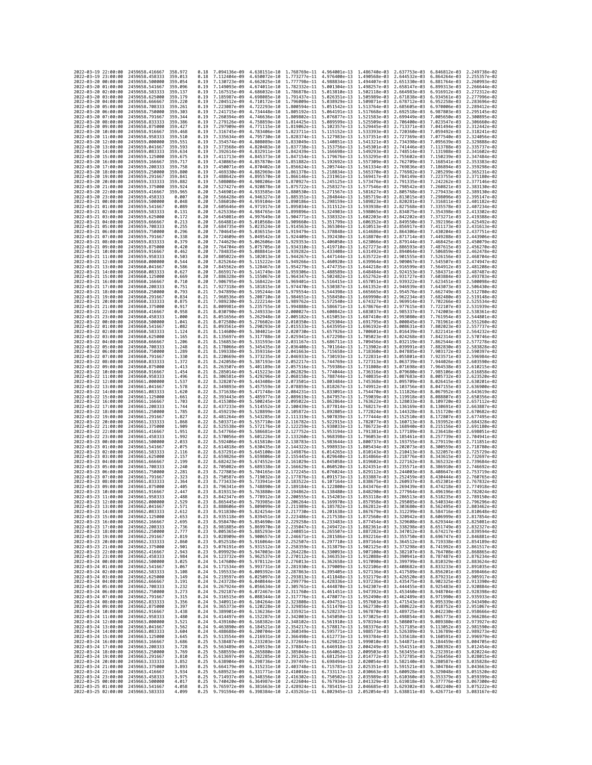| | | | | | | | | | | | |
|---|---|---|---|---|---|---|---|---|---|---|---|
| 2022-03-19 22:00:00 | 2459658.416667 | 358.972 | 0.18 | 7.094136e-09 | 4.638151e-10 | 1.768769e-11 | 4.964001e-13 | 1.486740e-03 | 2.637753e-03 | 6.846812e-03 | 2.249738e-02 |
| 2022-03-19 23:00:00 | 2459658.458333 | 359.013 | 0.18 | 7.112404e-09 | 4.650072e-10 | 1.773277e-11 | 4.976400e-13 | 1.490568e-03 | 2.644532e-03 | 6.864264e-03 | 2.255357e-02 |
| 2022-03-20 00:00:00 | 2459658.500000 | 359.054 | 0.19 | 7.130723e-09 | 4.662025e-10 | 1.777798e-11 | 4.988834e-13 | 1.494407e-03 | 2.651330e-03 | 6.881764e-03 | 2.260993e-02 |
| 2022-03-20 01:00:00 | 2459658.541667 | 359.096 | 0.19 | 7.149093e-09 | 4.674011e-10 | 1.782332e-11 | 5.001304e-13 | 1.498257e-03 | 2.658147e-03 | 6.899313e-03 | 2.266644e-02 |
| 2022-03-20 02:00:00 | 2459658.583333 | 359.137 | 0.19 | 7.167515e-09 | 4.686032e-10 | 1.786878e-11 | 5.013810e-13 | 1.502118e-03 | 2.664983e-03 | 6.916912e-03 | 2.272312e-02 |
| 2022-03-20 03:00:00 | 2459658.625000 | 359.179 | 0.19 | 7.185987e-09 | 4.698085e-10 | 1.791437e-11 | 5.026351e-13 | 1.505989e-03 | 2.671838e-03 | 6.934561e-03 | 2.277996e-02 |
| 2022-03-20 04:00:00 | 2459658.666667 | 359.220 | 0.19 | 7.204512e-09 | 4.710172e-10 | 1.796009e-11 | 5.038929e-13 | 1.509871e-03 | 2.678712e-03 | 6.952258e-03 | 2.283696e-02 |
| 2022-03-20 05:00:00 | 2459658.708333 | 359.261 | 0.19 | 7.223087e-09 | 4.722293e-10 | 1.800594e-11 | 5.051542e-13 | 1.513764e-03 | 2.685605e-03 | 6.970006e-03 | 2.289412e-02 |
| 2022-03-20 06:00:00 | 2459658.750000 | 359.303 | 0.19 | 7.241715e-09 | 4.734448e-10 | 1.805192e-11 | 5.064191e-13 | 1.517668e-03 | 2.692518e-03 | 6.987803e-03 | 2.295145e-02 |
| 2022-03-20 07:00:00 | 2459658.791667 | 359.344 | 0.19 | 7.260394e-09 | 4.746636e-10 | 1.809802e-11 | 5.076877e-13 | 1.521583e-03 | 2.699449e-03 | 7.005650e-03 | 2.300895e-02 |
| 2022-03-20 08:00:00 | 2459658.833333 | 359.386 | 0.19 | 7.279126e-09 | 4.758859e-10 | 1.814425e-11 | 5.089599e-13 | 1.525509e-03 | 2.706400e-03 | 7.023547e-03 | 2.306660e-02 |
| 2022-03-20 09:00:00 | 2459658.875000 | 359.427 | 0.19 | 7.297909e-09 | 4.771115e-10 | 1.819062e-11 | 5.102357e-13 | 1.529445e-03 | 2.713371e-03 | 7.041494e-03 | 2.312442e-02 |
| 2022-03-20 10:00:00 | 2459658.916667 | 359.468 | 0.19 | 7.316745e-09 | 4.783406e-10 | 1.823711e-11 | 5.115152e-13 | 1.533393e-03 | 2.720360e-03 | 7.059492e-03 | 2.318241e-02 |
| 2022-03-20 11:00:00 | 2459658.958333 | 359.510 | 0.19 | 7.335634e-09 | 4.795730e-10 | 1.828374e-11 | 5.127983e-13 | 1.537351e-03 | 2.727369e-03 | 7.077540e-03 | 2.324056e-02 |
| 2022-03-20 12:00:00 | 2459659.000000 | 359.551 | 0.19 | 7.354574e-09 | 4.808089e-10 | 1.833049e-11 | 5.140851e-13 | 1.541321e-03 | 2.734398e-03 | 7.095639e-03 | 2.329888e-02 |
| 2022-03-20 13:00:00 | 2459659.041667 | 359.593 | 0.19 | 7.373568e-09 | 4.820483e-10 | 1.837738e-11 | 5.153756e-13 | 1.545301e-03 | 2.741446e-03 | 7.113788e-03 | 2.335737e-02 |
| 2022-03-20 14:00:00 | 2459659.083333 | 359.634 | 0.19 | 7.392614e-09 | 4.832911e-10 | 1.842439e-11 | 5.166698e-13 | 1.549293e-03 | 2.748514e-03 | 7.131988e-03 | 2.341602e-02 |
| 2022-03-20 15:00:00 | 2459659.125000 | 359.675 | 0.19 | 7.411713e-09 | 4.845373e-10 | 1.847154e-11 | 5.179676e-13 | 1.553295e-03 | 2.755602e-03 | 7.150239e-03 | 2.347484e-02 |
| 2022-03-20 16:00:00 | 2459659.166667 | 359.717 | 0.19 | 7.430865e-09 | 4.857870e-10 | 1.851882e-11 | 5.192692e-13 | 1.557309e-03 | 2.762709e-03 | 7.168541e-03 | 2.353383e-02 |
| 2022-03-20 17:00:00 | 2459659.208333 | 359.758 | 0.19 | 7.450071e-09 | 4.870402e-10 | 1.856624e-11 | 5.205744e-13 | 1.561334e-03 | 2.769836e-03 | 7.186894e-03 | 2.359298e-02 |
| 2022-03-20 18:00:00 | 2459659.250000 | 359.800 | 0.19 | 7.469330e-09 | 4.882969e-10 | 1.861378e-11 | 5.218834e-13 | 1.565370e-03 | 2.776982e-03 | 7.205299e-03 | 2.365231e-02 |
| 2022-03-20 19:00:00 | 2459659.291667 | 359.841 | 0.19 | 7.488642e-09 | 4.895570e-10 | 1.866146e-11 | 5.231961e-13 | 1.569417e-03 | 2.784149e-03 | 7.223755e-03 | 2.371180e-02 |
| 2022-03-20 20:00:00 | 2459659.333333 | 359.882 | 0.19 | 7.508008e-09 | 4.908206e-10 | 1.870927e-11 | 5.245125e-13 | 1.573476e-03 | 2.791335e-03 | 7.242262e-03 | 2.377146e-02 |
| 2022-03-20 21:00:00 | 2459659.375000 | 359.924 | 0.20 | 7.527427e-09 | 4.920878e-10 | 1.875722e-11 | 5.258327e-13 | 1.577546e-03 | 2.798542e-03 | 7.260821e-03 | 2.383130e-02 |
| 2022-03-20 22:00:00 | 2459659.416667 | 359.965 | 0.20 | 7.546901e-09 | 4.933585e-10 | 1.880530e-11 | 5.271567e-13 | 1.581627e-03 | 2.805768e-03 | 7.279433e-03 | 2.389130e-02 |
| 2022-03-20 23:00:00 | 2459659.458333 | 0.007 | 0.20 | 7.566428e-09 | 4.946327e-10 | 1.885351e-11 | 5.284844e-13 | 1.585719e-03 | 2.813015e-03 | 7.298096e-03 | 2.395147e-02 |
| 2022-03-21 00:00:00 | 2459659.500000 | 0.048 | 0.20 | 7.586010e-09 | 4.959104e-10 | 1.890186e-11 | 5.298159e-13 | 1.589823e-03 | 2.820281e-03 | 7.316811e-03 | 2.401182e-02 |
| 2022-03-21 01:00:00 | 2459659.541667 | 0.089 | 0.20 | 7.605646e-09 | 4.971917e-10 | 1.895034e-11 | 5.311512e-13 | 1.593938e-03 | 2.827568e-03 | 7.335578e-03 | 2.407234e-02 |
| 2022-03-21 02:00:00 | 2459659.583333 | 0.131 | 0.20 | 7.625336e-09 | 4.984765e-10 | 1.899896e-11 | 5.324903e-13 | 1.598065e-03 | 2.834875e-03 | 7.354398e-03 | 2.413302e-02 |
| 2022-03-21 03:00:00 | 2459659.625000 | 0.172 | 0.20 | 7.645081e-09 | 4.997649e-10 | 1.904771e-11 | 5.338332e-13 | 1.602203e-03 | 2.842202e-03 | 7.373271e-03 | 2.419388e-02 |
| 2022-03-21 04:00:00 | 2459659.666667 | 0.213 | 0.20 | 7.664881e-09 | 5.010568e-10 | 1.909660e-11 | 5.351799e-13 | 1.606352e-03 | 2.849550e-03 | 7.392196e-03 | 2.425492e-02 |
| 2022-03-21 05:00:00 | 2459659.708333 | 0.255 | 0.20 | 7.684735e-09 | 5.023524e-10 | 1.914563e-11 | 5.365304e-13 | 1.610513e-03 | 2.856917e-03 | 7.411173e-03 | 2.431613e-02 |
| 2022-03-21 06:00:00 | 2459659.750000 | 0.296 | 0.20 | 7.704645e-09 | 5.036515e-10 | 1.919479e-11 | 5.378848e-13 | 1.614686e-03 | 2.864306e-03 | 7.430204e-03 | 2.437751e-02 |
| 2022-03-21 07:00:00 | 2459659.791667 | 0.338 | 0.20 | 7.724609e-09 | 5.049542e-10 | 1.924409e-11 | 5.392430e-13 | 1.618870e-03 | 2.871714e-03 | 7.449288e-03 | 2.443906e-02 |
| 2022-03-21 08:00:00 | 2459659.833333 | 0.379 | 0.20 | 7.744629e-09 | 5.062606e-10 | 1.929353e-11 | 5.406050e-13 | 1.623066e-03 | 2.879144e-03 | 7.468425e-03 | 2.450079e-02 |
| 2022-03-21 09:00:00 | 2459659.875000 | 0.420 | 0.20 | 7.764704e-09 | 5.075705e-10 | 1.934310e-11 | 5.419710e-13 | 1.627273e-03 | 2.886593e-03 | 7.487615e-03 | 2.456270e-02 |
| 2022-03-21 10:00:00 | 2459659.916667 | 0.462 | 0.20 | 7.784835e-09 | 5.088841e-10 | 1.939282e-11 | 5.433408e-13 | 1.631492e-03 | 2.894064e-03 | 7.506859e-03 | 2.462478e-02 |
| 2022-03-21 11:00:00 | 2459659.958333 | 0.503 | 0.20 | 7.805022e-09 | 5.102013e-10 | 1.944267e-11 | 5.447144e-13 | 1.635722e-03 | 2.901555e-03 | 7.526156e-03 | 2.468704e-02 |
| 2022-03-21 12:00:00 | 2459660.000000 | 0.544 | 0.20 | 7.825264e-09 | 5.115222e-10 | 1.949266e-11 | 5.460920e-13 | 1.639964e-03 | 2.909067e-03 | 7.545507e-03 | 2.474947e-02 |
| 2022-03-21 13:00:00 | 2459660.041667 | 0.586 | 0.20 | 7.845562e-09 | 5.128467e-10 | 1.954279e-11 | 5.474735e-13 | 1.644218e-03 | 2.916599e-03 | 7.564912e-03 | 2.481208e-02 |
| 2022-03-21 14:00:00 | 2459660.083333 | 0.627 | 0.20 | 7.865917e-09 | 5.141749e-10 | 1.959306e-11 | 5.488589e-13 | 1.648484e-03 | 2.924153e-03 | 7.584371e-03 | 2.487487e-02 |
| 2022-03-21 15:00:00 | 2459660.125000 | 0.669 | 0.20 | 7.886328e-09 | 5.155067e-10 | 1.964347e-11 | 5.502482e-13 | 1.652762e-03 | 2.931727e-03 | 7.603884e-03 | 2.493783e-02 |
| 2022-03-21 16:00:00 | 2459660.166667 | 0.710 | 0.20 | 7.906795e-09 | 5.168422e-10 | 1.969401e-11 | 5.516415e-13 | 1.657051e-03 | 2.939322e-03 | 7.623451e-03 | 2.500098e-02 |
| 2022-03-21 17:00:00 | 2459660.208333 | 0.751 | 0.21 | 7.927318e-09 | 5.181815e-10 | 1.974470e-11 | 5.530387e-13 | 1.661352e-03 | 2.946939e-03 | 7.643073e-03 | 2.506430e-02 |
| 2022-03-21 18:00:00 | 2459660.250000 | 0.793 | 0.21 | 7.947899e-09 | 5.195244e-10 | 1.979554e-11 | 5.544398e-13 | 1.665665e-03 | 2.954576e-03 | 7.662749e-03 | 2.512780e-02 |
| 2022-03-21 19:00:00 | 2459660.291667 | 0.834 | 0.21 | 7.968536e-09 | 5.208710e-10 | 1.984651e-11 | 5.558450e-13 | 1.669990e-03 | 2.962234e-03 | 7.682480e-03 | 2.519148e-02 |
| 2022-03-21 20:00:00 | 2459660.333333 | 0.875 | 0.21 | 7.989230e-09 | 5.222214e-10 | 1.989762e-11 | 5.572540e-13 | 1.674327e-03 | 2.969914e-03 | 7.702266e-03 | 2.525534e-02 |
| 2022-03-21 21:00:00 | 2459660.375000 | 0.917 | 0.21 | 8.009981e-09 | 5.235755e-10 | 1.994888e-11 | 5.586671e-13 | 1.678676e-03 | 2.977615e-03 | 7.722107e-03 | 2.531939e-02 |
| 2022-03-21 22:00:00 | 2459660.416667 | 0.958 | 0.21 | 8.030790e-09 | 5.249333e-10 | 2.000027e-11 | 5.600842e-13 | 1.683037e-03 | 2.985337e-03 | 7.742003e-03 | 2.538361e-02 |
| 2022-03-21 23:00:00 | 2459660.458333 | 1.000 | 0.21 | 8.051656e-09 | 5.262948e-10 | 2.005182e-11 | 5.615053e-13 | 1.687410e-03 | 2.993080e-03 | 7.761954e-03 | 2.544801e-02 |
| 2022-03-22 00:00:00 | 2459660.500000 | 1.041 | 0.21 | 8.072580e-09 | 5.276602e-10 | 2.010350e-11 | 5.629304e-13 | 1.691795e-03 | 3.000845e-03 | 7.781961e-03 | 2.551260e-02 |
| 2022-03-22 01:00:00 | 2459660.541667 | 1.082 | 0.21 | 8.093561e-09 | 5.290293e-10 | 2.015533e-11 | 5.643595e-13 | 1.696192e-03 | 3.008631e-03 | 7.802023e-03 | 2.557737e-02 |
| 2022-03-22 02:00:00 | 2459660.583333 | 1.124 | 0.21 | 8.114600e-09 | 5.304021e-10 | 2.020730e-11 | 5.657926e-13 | 1.700601e-03 | 3.016439e-03 | 7.822141e-03 | 2.564232e-02 |
| 2022-03-22 03:00:00 | 2459660.625000 | 1.165 | 0.21 | 8.135697e-09 | 5.317788e-10 | 2.025941e-11 | 5.672298e-13 | 1.705023e-03 | 3.024268e-03 | 7.842314e-03 | 2.570746e-02 |
| 2022-03-22 04:00:00 | 2459660.666667 | 1.206 | 0.21 | 8.156853e-09 | 5.331593e-10 | 2.031167e-11 | 5.686711e-13 | 1.709456e-03 | 3.032119e-03 | 7.862544e-03 | 2.577278e-02 |
| 2022-03-22 05:00:00 | 2459660.708333 | 1.248 | 0.21 | 8.178066e-09 | 5.345435e-10 | 2.036408e-11 | 5.701164e-13 | 1.713902e-03 | 3.039991e-03 | 7.882830e-03 | 2.583828e-02 |
| 2022-03-22 06:00:00 | 2459660.750000 | 1.289 | 0.21 | 8.199338e-09 | 5.359316e-10 | 2.041663e-11 | 5.715658e-13 | 1.718360e-03 | 3.047885e-03 | 7.903172e-03 | 2.590397e-02 |
| 2022-03-22 07:00:00 | 2459660.791667 | 1.330 | 0.21 | 8.220669e-09 | 5.373235e-10 | 2.046933e-11 | 5.730193e-13 | 1.722831e-03 | 3.055801e-03 | 7.923571e-03 | 2.596984e-02 |
| 2022-03-22 08:00:00 | 2459660.833333 | 1.372 | 0.21 | 8.242058e-09 | 5.387193e-10 | 2.052217e-11 | 5.744769e-13 | 1.727313e-03 | 3.063739e-03 | 7.944026e-03 | 2.603590e-02 |
| 2022-03-22 09:00:00 | 2459660.875000 | 1.413 | 0.21 | 8.263507e-09 | 5.401189e-10 | 2.057516e-11 | 5.759386e-13 | 1.731808e-03 | 3.071698e-03 | 7.964538e-03 | 2.610215e-02 |
| 2022-03-22 10:00:00 | 2459660.916667 | 1.454 | 0.21 | 8.285014e-09 | 5.415223e-10 | 2.062829e-11 | 5.774044e-13 | 1.736316e-03 | 3.079680e-03 | 7.985106e-03 | 2.616858e-02 |
| 2022-03-22 11:00:00 | 2459660.958333 | 1.496 | 0.21 | 8.306581e-09 | 5.429296e-10 | 2.068158e-11 | 5.788744e-13 | 1.740835e-03 | 3.087683e-03 | 8.005732e-03 | 2.623520e-02 |
| 2022-03-22 12:00:00 | 2459661.000000 | 1.537 | 0.22 | 8.328207e-09 | 5.443408e-10 | 2.073501e-11 | 5.803484e-13 | 1.745368e-03 | 3.095709e-03 | 8.026415e-03 | 2.630201e-02 |
| 2022-03-22 13:00:00 | 2459661.041667 | 1.578 | 0.22 | 8.349893e-09 | 5.457559e-10 | 2.078859e-11 | 5.818267e-13 | 1.749912e-03 | 3.103756e-03 | 8.047155e-03 | 2.636900e-02 |
| 2022-03-22 14:00:00 | 2459661.083333 | 1.620 | 0.22 | 8.371638e-09 | 5.471748e-10 | 2.084231e-11 | 5.833091e-13 | 1.754470e-03 | 3.111826e-03 | 8.067952e-03 | 2.643619e-02 |
| 2022-03-22 15:00:00 | 2459661.125000 | 1.661 | 0.22 | 8.393443e-09 | 5.485977e-10 | 2.089619e-11 | 5.847957e-13 | 1.759039e-03 | 3.119918e-03 | 8.088807e-03 | 2.650356e-02 |
| 2022-03-22 16:00:00 | 2459661.166667 | 1.703 | 0.22 | 8.415308e-09 | 5.500245e-10 | 2.095022e-11 | 5.862864e-13 | 1.763622e-03 | 3.128033e-03 | 8.109720e-03 | 2.657112e-02 |
| 2022-03-22 17:00:00 | 2459661.208333 | 1.744 | 0.22 | 8.437233e-09 | 5.514552e-10 | 2.100439e-11 | 5.877814e-13 | 1.768217e-03 | 3.136169e-03 | 8.130691e-03 | 2.663887e-02 |
| 2022-03-22 18:00:00 | 2459661.250000 | 1.785 | 0.22 | 8.459219e-09 | 5.528899e-10 | 2.105872e-11 | 5.892805e-13 | 1.772824e-03 | 3.144328e-03 | 8.151720e-03 | 2.670682e-02 |
| 2022-03-22 19:00:00 | 2459661.291667 | 1.827 | 0.22 | 8.481264e-09 | 5.543285e-10 | 2.111319e-11 | 5.907839e-13 | 1.777444e-03 | 3.152510e-03 | 8.172807e-03 | 2.677495e-02 |
| 2022-03-22 20:00:00 | 2459661.333333 | 1.868 | 0.22 | 8.503371e-09 | 5.557710e-10 | 2.116782e-11 | 5.922915e-13 | 1.782077e-03 | 3.160713e-03 | 8.193952e-03 | 2.684328e-02 |
| 2022-03-22 21:00:00 | 2459661.375000 | 1.909 | 0.22 | 8.525538e-09 | 5.572176e-10 | 2.122259e-11 | 5.938033e-13 | 1.786723e-03 | 3.168940e-03 | 8.215156e-03 | 2.691180e-02 |
| 2022-03-22 22:00:00 | 2459661.416667 | 1.951 | 0.22 | 8.547766e-09 | 5.586681e-10 | 2.127752e-11 | 5.953194e-13 | 1.791381e-03 | 3.177189e-03 | 8.236418e-03 | 2.698051e-02 |
| 2022-03-22 23:00:00 | 2459661.458333 | 1.992 | 0.22 | 8.570056e-09 | 5.601226e-10 | 2.133260e-11 | 5.968398e-13 | 1.796053e-03 | 3.185461e-03 | 8.257739e-03 | 2.704941e-02 |
| 2022-03-23 00:00:00 | 2459661.500000 | 2.033 | 0.22 | 8.592406e-09 | 5.615810e-10 | 2.138783e-11 | 5.983644e-13 | 1.800737e-03 | 3.193755e-03 | 8.279119e-03 | 2.711851e-02 |
| 2022-03-23 01:00:00 | 2459661.541667 | 2.075 | 0.22 | 8.614818e-09 | 5.630435e-10 | 2.144322e-11 | 5.998933e-13 | 1.805434e-03 | 3.202073e-03 | 8.300559e-03 | 2.718780e-02 |
| 2022-03-23 02:00:00 | 2459661.583333 | 2.116 | 0.22 | 8.637291e-09 | 5.645100e-10 | 2.149876e-11 | 6.014265e-13 | 1.810143e-03 | 3.210413e-03 | 8.322057e-03 | 2.725729e-02 |
| 2022-03-23 03:00:00 | 2459661.625000 | 2.157 | 0.22 | 8.659826e-09 | 5.659806e-10 | 2.155445e-11 | 6.029640e-13 | 1.814866e-03 | 3.218776e-03 | 8.343615e-03 | 2.732697e-02 |
| 2022-03-23 04:00:00 | 2459661.666667 | 2.199 | 0.22 | 8.682423e-09 | 5.674552e-10 | 2.161029e-11 | 6.045058e-13 | 1.819602e-03 | 3.227162e-03 | 8.365232e-03 | 2.739684e-02 |
| 2022-03-23 05:00:00 | 2459661.708333 | 2.240 | 0.22 | 8.705082e-09 | 5.689338e-10 | 2.166629e-11 | 6.060520e-13 | 1.824351e-03 | 3.235571e-03 | 8.386910e-03 | 2.746692e-02 |
| 2022-03-23 06:00:00 | 2459661.750000 | 2.281 | 0.23 | 8.727803e-09 | 5.704165e-10 | 2.172245e-11 | 6.076024e-13 | 1.829112e-03 | 3.244003e-03 | 8.408647e-03 | 2.753719e-02 |
| 2022-03-23 07:00:00 | 2459661.791667 | 2.323 | 0.23 | 8.750587e-09 | 5.719032e-10 | 2.177876e-11 | 6.091573e-13 | 1.833887e-03 | 3.252459e-03 | 8.430444e-03 | 2.760765e-02 |
| 2022-03-23 08:00:00 | 2459661.833333 | 2.364 | 0.23 | 8.773433e-09 | 5.733941e-10 | 2.183522e-11 | 6.107164e-13 | 1.838675e-03 | 3.260937e-03 | 8.452301e-03 | 2.767832e-02 |
| 2022-03-23 09:00:00 | 2459661.875000 | 2.405 | 0.23 | 8.796341e-09 | 5.748890e-10 | 2.189184e-11 | 6.122800e-13 | 1.843476e-03 | 3.269439e-03 | 8.474218e-03 | 2.774918e-02 |
| 2022-03-23 10:00:00 | 2459661.916667 | 2.447 | 0.23 | 8.819313e-09 | 5.763880e-10 | 2.194862e-11 | 6.138480e-13 | 1.848290e-03 | 3.277964e-03 | 8.496196e-03 | 2.782024e-02 |
| 2022-03-23 11:00:00 | 2459661.958333 | 2.488 | 0.23 | 8.842347e-09 | 5.778912e-10 | 2.200555e-11 | 6.154203e-13 | 1.853118e-03 | 3.286513e-03 | 8.518235e-03 | 2.789150e-02 |
| 2022-03-23 12:00:00 | 2459662.000000 | 2.529 | 0.23 | 8.865445e-09 | 5.793985e-10 | 2.206264e-11 | 6.169970e-13 | 1.857958e-03 | 3.295085e-03 | 8.540334e-03 | 2.796296e-02 |
| 2022-03-23 13:00:00 | 2459662.041667 | 2.571 | 0.23 | 8.888606e-09 | 5.809099e-10 | 2.211989e-11 | 6.185782e-13 | 1.862812e-03 | 3.303680e-03 | 8.562495e-03 | 2.803462e-02 |
| 2022-03-23 14:00:00 | 2459662.083333 | 2.612 | 0.23 | 8.911830e-09 | 5.824254e-10 | 2.217730e-11 | 6.201638e-13 | 1.867679e-03 | 3.312299e-03 | 8.584716e-03 | 2.810648e-02 |
| 2022-03-23 15:00:00 | 2459662.125000 | 2.653 | 0.23 | 8.935118e-09 | 5.839451e-10 | 2.223486e-11 | 6.217538e-13 | 1.872560e-03 | 3.320942e-03 | 8.606999e-03 | 2.817854e-02 |
| 2022-03-23 16:00:00 | 2459662.166667 | 2.695 | 0.23 | 8.958470e-09 | 5.854690e-10 | 2.229258e-11 | 6.233483e-13 | 1.877454e-03 | 3.329608e-03 | 8.629344e-03 | 2.825081e-02 |
| 2022-03-23 17:00:00 | 2459662.208333 | 2.736 | 0.23 | 8.981885e-09 | 5.869970e-10 | 2.235047e-11 | 6.249472e-13 | 1.882361e-03 | 3.338298e-03 | 8.651749e-03 | 2.832327e-02 |
| 2022-03-23 18:00:00 | 2459662.250000 | 2.777 | 0.23 | 9.005365e-09 | 5.885293e-10 | 2.240851e-11 | 6.265507e-13 | 1.887282e-03 | 3.347012e-03 | 8.674217e-03 | 2.839594e-02 |
| 2022-03-23 19:00:00 | 2459662.291667 | 2.819 | 0.23 | 9.028909e-09 | 5.900657e-10 | 2.246671e-11 | 6.281586e-13 | 1.892216e-03 | 3.355750e-03 | 8.696747e-03 | 2.846881e-02 |
| 2022-03-23 20:00:00 | 2459662.333333 | 2.860 | 0.23 | 9.052518e-09 | 5.916064e-10 | 2.252507e-11 | 6.297710e-13 | 1.897164e-03 | 3.364512e-03 | 8.719338e-03 | 2.854189e-02 |
| 2022-03-23 21:00:00 | 2459662.375000 | 2.901 | 0.23 | 9.076191e-09 | 5.931512e-10 | 2.258359e-11 | 6.313879e-13 | 1.902125e-03 | 3.373298e-03 | 8.741992e-03 | 2.861517e-02 |
| 2022-03-23 22:00:00 | 2459662.416667 | 2.943 | 0.23 | 9.099929e-09 | 5.947003e-10 | 2.264228e-11 | 6.330093e-13 | 1.907100e-03 | 3.382107e-03 | 8.764708e-03 | 2.868865e-02 |
| 2022-03-23 23:00:00 | 2459662.458333 | 2.984 | 0.23 | 9.123732e-09 | 5.962537e-10 | 2.270112e-11 | 6.346353e-13 | 1.912088e-03 | 3.390941e-03 | 8.787487e-03 | 2.876234e-02 |
| 2022-03-24 00:00:00 | 2459662.500000 | 3.025 | 0.24 | 9.147600e-09 | 5.978112e-10 | 2.276013e-11 | 6.362658e-13 | 1.917090e-03 | 3.399799e-03 | 8.810329e-03 | 2.883624e-02 |
| 2022-03-24 01:00:00 | 2459662.541667 | 3.067 | 0.24 | 9.171534e-09 | 5.993731e-10 | 2.281930e-11 | 6.379009e-13 | 1.922106e-03 | 3.408682e-03 | 8.833233e-03 | 2.891035e-02 |
| 2022-03-24 02:00:00 | 2459662.583333 | 3.108 | 0.24 | 9.195533e-09 | 6.009392e-10 | 2.287863e-11 | 6.395405e-13 | 1.927136e-03 | 3.417589e-03 | 8.856201e-03 | 2.898466e-02 |
| 2022-03-24 03:00:00 | 2459662.625000 | 3.149 | 0.24 | 9.219597e-09 | 6.025097e-10 | 2.293813e-11 | 6.411848e-13 | 1.932179e-03 | 3.426520e-03 | 8.879231e-03 | 2.905917e-02 |
| 2022-03-24 04:00:00 | 2459662.666667 | 3.191 | 0.24 | 9.243728e-09 | 6.040844e-10 | 2.299779e-11 | 6.428336e-13 | 1.937236e-03 | 3.435475e-03 | 8.902325e-03 | 2.913390e-02 |
| 2022-03-24 05:00:00 | 2459662.708333 | 3.232 | 0.24 | 9.267924e-09 | 6.056634e-10 | 2.305761e-11 | 6.444870e-13 | 1.942307e-03 | 3.444455e-03 | 8.925483e-03 | 2.920884e-02 |
| 2022-03-24 06:00:00 | 2459662.750000 | 3.273 | 0.24 | 9.292187e-09 | 6.072467e-10 | 2.311760e-11 | 6.461451e-13 | 1.947392e-03 | 3.453460e-03 | 8.948704e-03 | 2.928398e-02 |
| 2022-03-24 07:00:00 | 2459662.791667 | 3.316 | 0.24 | 9.316515e-09 | 6.088344e-10 | 2.317776e-11 | 6.478077e-13 | 1.952490e-03 | 3.462489e-03 | 8.971990e-03 | 2.935933e-02 |
| 2022-03-24 08:00:00 | 2459662.833333 | 3.356 | 0.24 | 9.340911e-09 | 6.104264e-10 | 2.323808e-11 | 6.494751e-13 | 1.957603e-03 | 3.471543e-03 | 8.995339e-03 | 2.943490e-02 |
| 2022-03-24 09:00:00 | 2459662.875000 | 3.397 | 0.24 | 9.365373e-09 | 6.120228e-10 | 2.329856e-11 | 6.511470e-13 | 1.962730e-03 | 3.480622e-03 | 9.018752e-03 | 2.951067e-02 |
| 2022-03-24 10:00:00 | 2459662.916667 | 3.438 | 0.24 | 9.389901e-09 | 6.136236e-10 | 2.335921e-11 | 6.528237e-13 | 1.967870e-03 | 3.489725e-03 | 9.042230e-03 | 2.958666e-02 |
| 2022-03-24 11:00:00 | 2459662.958333 | 3.480 | 0.24 | 9.414497e-09 | 6.152287e-10 | 2.342003e-11 | 6.545050e-13 | 1.973025e-03 | 3.498854e-03 | 9.065773e-03 | 2.966286e-02 |
| 2022-03-24 12:00:00 | 2459663.000000 | 3.521 | 0.24 | 9.439160e-09 | 6.168382e-10 | 2.348102e-11 | 6.561910e-13 | 1.978194e-03 | 3.508007e-03 | 9.089380e-03 | 2.973927e-02 |
| 2022-03-24 13:00:00 | 2459663.041667 | 3.562 | 0.24 | 9.463890e-09 | 6.184521e-10 | 2.354217e-11 | 6.578817e-13 | 1.983376e-03 | 3.517185e-03 | 9.113052e-03 | 2.981590e-02 |
| 2022-03-24 14:00:00 | 2459663.083333 | 3.604 | 0.24 | 9.488688e-09 | 6.200704e-10 | 2.360349e-11 | 6.595771e-13 | 1.988573e-03 | 3.526389e-03 | 9.136789e-03 | 2.989273e-02 |
| 2022-03-24 15:00:00 | 2459663.125000 | 3.645 | 0.25 | 9.513554e-09 | 6.216931e-10 | 2.366498e-11 | 6.612773e-13 | 1.993784e-03 | 3.535618e-03 | 9.160591e-03 | 2.996979e-02 |
| 2022-03-24 16:00:00 | 2459663.166667 | 3.686 | 0.25 | 9.538487e-09 | 6.233203e-10 | 2.372664e-11 | 6.629822e-13 | 1.999010e-03 | 3.544871e-03 | 9.184459e-03 | 3.004705e-02 |
| 2022-03-24 17:00:00 | 2459663.208333 | 3.728 | 0.25 | 9.563489e-09 | 6.249519e-10 | 2.378847e-11 | 6.646918e-13 | 2.004249e-03 | 3.554151e-03 | 9.208392e-03 | 3.012454e-02 |
| 2022-03-24 18:00:00 | 2459663.250000 | 3.769 | 0.25 | 9.588559e-09 | 6.265880e-10 | 2.385046e-11 | 6.664062e-13 | 2.009503e-03 | 3.563455e-03 | 9.232391e-03 | 3.020224e-02 |
| 2022-03-24 19:00:00 | 2459663.291667 | 3.810 | 0.25 | 9.613697e-09 | 6.282285e-10 | 2.391263e-11 | 6.681254e-13 | 2.014772e-03 | 3.572785e-03 | 9.256456e-03 | 3.028015e-02 |
| 2022-03-24 20:00:00 | 2459663.333333 | 3.852 | 0.25 | 9.638904e-09 | 6.298736e-10 | 2.397497e-11 | 6.698494e-13 | 2.020054e-03 | 3.582140e-03 | 9.280587e-03 | 3.035828e-02 |
| 2022-03-24 21:00:00 | 2459663.375000 | 3.893 | 0.25 | 9.664179e-09 | 6.315231e-10 | 2.403748e-11 | 6.715781e-13 | 2.025351e-03 | 3.591521e-03 | 9.304784e-03 | 3.043663e-02 |
| 2022-03-24 22:00:00 | 2459663.416667 | 3.934 | 0.25 | 9.689523e-09 | 6.331771e-10 | 2.410016e-11 | 6.733117e-13 | 2.030663e-03 | 3.600928e-03 | 9.329048e-03 | 3.051520e-02 |
| 2022-03-24 23:00:00 | 2459663.458333 | 3.975 | 0.25 | 9.714937e-09 | 6.348356e-10 | 2.416302e-11 | 6.750502e-13 | 2.035989e-03 | 3.610360e-03 | 9.353379e-03 | 3.059399e-02 |
| 2022-03-25 00:00:00 | 2459663.500000 | 4.017 | 0.25 | 9.740420e-09 | 6.364987e-10 | 2.422604e-11 | 6.767934e-13 | 2.041329e-03 | 3.619818e-03 | 9.377776e-03 | 3.067300e-02 |
| 2022-03-25 01:00:00 | 2459663.541667 | 4.058 | 0.25 | 9.765972e-09 | 6.381663e-10 | 2.428924e-11 | 6.785415e-13 | 2.046685e-03 | 3.629302e-03 | 9.402240e-03 | 3.075222e-02 |
| 2022-03-25 02:00:00 | 2459663.583333 | 4.099 | 0.25 | 9.791594e-09 | 6.398384e-10 | 2.435261e-11 | 6.802945e-13 | 2.052054e-03 | 3.638811e-03 | 9.426771e-03 | 3.083167e-02 |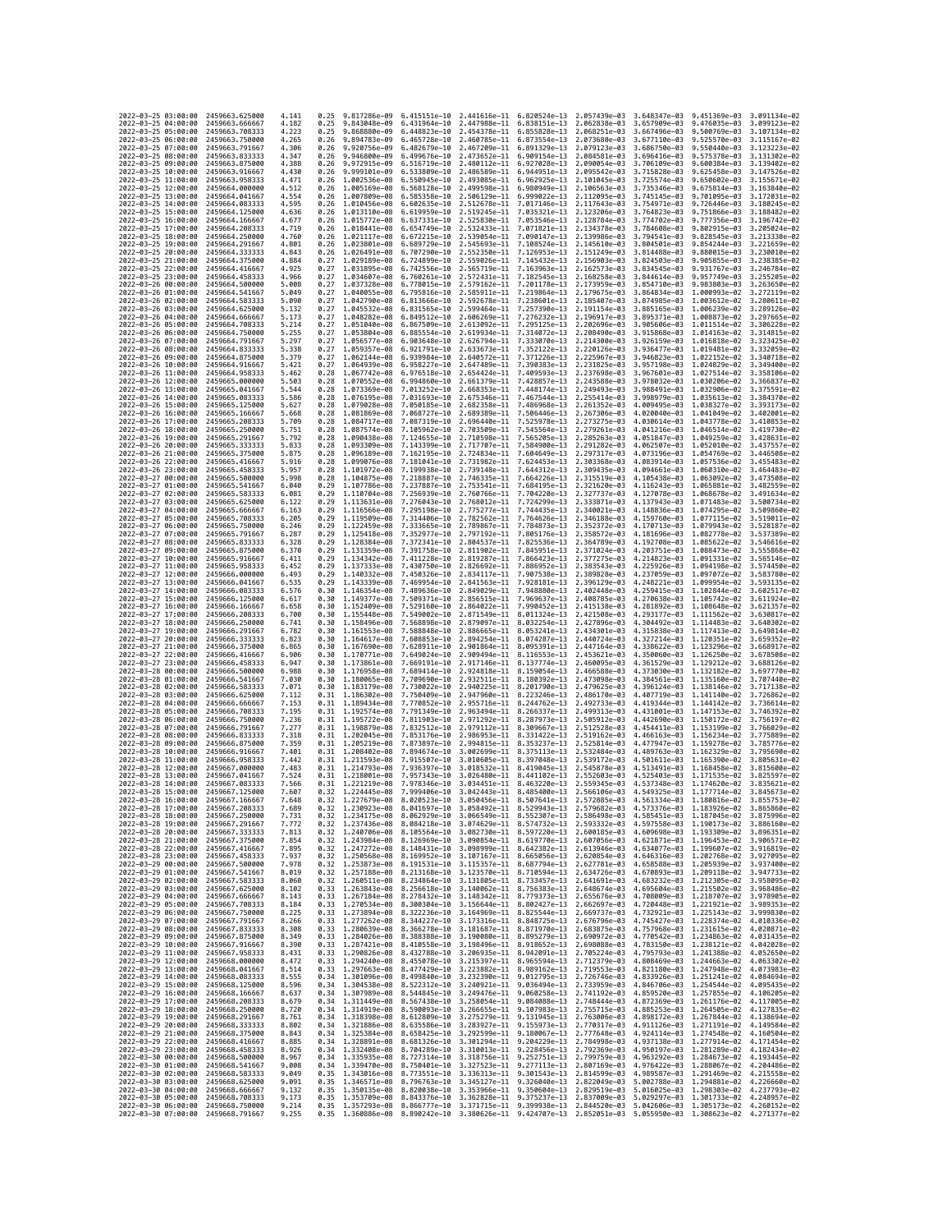| | | | | | | | | | | | |
|---|---|---|---|---|---|---|---|---|---|---|---|
| 2022-03-25 03:00:00 | 2459663.625000 | 4.141 | 0.25 | 9.817286e-09 | 6.415151e-10 | 2.441616e-11 | 6.820524e-13 | 2.057439e-03 | 3.648347e-03 | 9.451369e-03 | 3.091134e-02 |
| 2022-03-25 04:00:00 | 2459663.666667 | 4.182 | 0.25 | 9.843048e-09 | 6.431964e-10 | 2.447988e-11 | 6.838151e-13 | 2.062838e-03 | 3.657909e-03 | 9.476035e-03 | 3.099123e-02 |
| 2022-03-25 05:00:00 | 2459663.708333 | 4.223 | 0.25 | 9.868880e-09 | 6.448823e-10 | 2.454378e-11 | 6.855828e-13 | 2.068251e-03 | 3.667496e-03 | 9.500769e-03 | 3.107134e-02 |
| 2022-03-25 06:00:00 | 2459663.750000 | 4.265 | 0.26 | 9.894783e-09 | 6.465728e-10 | 2.460785e-11 | 6.873554e-13 | 2.073680e-03 | 3.677110e-03 | 9.525570e-03 | 3.115167e-02 |
| 2022-03-25 07:00:00 | 2459663.791667 | 4.306 | 0.26 | 9.920756e-09 | 6.482679e-10 | 2.467209e-11 | 6.891329e-13 | 2.079123e-03 | 3.686750e-03 | 9.550440e-03 | 3.123223e-02 |
| 2022-03-25 08:00:00 | 2459663.833333 | 4.347 | 0.26 | 9.946800e-09 | 6.499676e-10 | 2.473652e-11 | 6.909154e-13 | 2.084581e-03 | 3.696416e-03 | 9.575378e-03 | 3.131302e-02 |
| 2022-03-25 09:00:00 | 2459663.875000 | 4.388 | 0.26 | 9.972915e-09 | 6.516719e-10 | 2.480112e-11 | 6.927028e-13 | 2.090054e-03 | 3.706109e-03 | 9.600384e-03 | 3.139402e-02 |
| 2022-03-25 10:00:00 | 2459663.916667 | 4.430 | 0.26 | 9.999101e-09 | 6.533809e-10 | 2.486589e-11 | 6.944951e-13 | 2.095542e-03 | 3.715828e-03 | 9.625458e-03 | 3.147526e-02 |
| 2022-03-25 11:00:00 | 2459663.958333 | 4.471 | 0.26 | 1.002536e-08 | 6.550945e-10 | 2.493085e-11 | 6.962925e-13 | 2.101045e-03 | 3.725574e-03 | 9.650602e-03 | 3.155671e-02 |
| 2022-03-25 12:00:00 | 2459664.000000 | 4.512 | 0.26 | 1.005169e-08 | 6.568128e-10 | 2.499598e-11 | 6.980949e-13 | 2.106563e-03 | 3.735346e-03 | 9.675814e-03 | 3.163840e-02 |
| 2022-03-25 13:00:00 | 2459664.041667 | 4.554 | 0.26 | 1.007809e-08 | 6.585358e-10 | 2.506129e-11 | 6.999022e-13 | 2.112095e-03 | 3.745145e-03 | 9.701095e-03 | 3.172031e-02 |
| 2022-03-25 14:00:00 | 2459664.083333 | 4.595 | 0.26 | 1.010456e-08 | 6.602635e-10 | 2.512678e-11 | 7.017146e-13 | 2.117643e-03 | 3.754971e-03 | 9.726446e-03 | 3.180245e-02 |
| 2022-03-25 15:00:00 | 2459664.125000 | 4.636 | 0.26 | 1.013110e-08 | 6.619959e-10 | 2.519245e-11 | 7.035321e-13 | 2.123206e-03 | 3.764823e-03 | 9.751866e-03 | 3.188482e-02 |
| 2022-03-25 16:00:00 | 2459664.166667 | 4.677 | 0.26 | 1.015772e-08 | 6.637331e-10 | 2.525830e-11 | 7.053546e-13 | 2.128784e-03 | 3.774702e-03 | 9.777356e-03 | 3.196742e-02 |
| 2022-03-25 17:00:00 | 2459664.208333 | 4.719 | 0.26 | 1.018441e-08 | 6.654749e-10 | 2.532433e-11 | 7.071821e-13 | 2.134378e-03 | 3.784608e-03 | 9.802915e-03 | 3.205024e-02 |
| 2022-03-25 18:00:00 | 2459664.250000 | 4.760 | 0.26 | 1.021117e-08 | 6.672215e-10 | 2.539054e-11 | 7.090147e-13 | 2.139986e-03 | 3.794541e-03 | 9.828545e-03 | 3.213330e-02 |
| 2022-03-25 19:00:00 | 2459664.291667 | 4.801 | 0.26 | 1.023801e-08 | 6.689729e-10 | 2.545693e-11 | 7.108524e-13 | 2.145610e-03 | 3.804501e-03 | 9.854244e-03 | 3.221659e-02 |
| 2022-03-25 20:00:00 | 2459664.333333 | 4.843 | 0.26 | 1.026491e-08 | 6.707290e-10 | 2.552350e-11 | 7.126953e-13 | 2.151249e-03 | 3.814488e-03 | 9.880015e-03 | 3.230010e-02 |
| 2022-03-25 21:00:00 | 2459664.375000 | 4.884 | 0.27 | 1.029189e-08 | 6.724899e-10 | 2.559026e-11 | 7.145432e-13 | 2.156903e-03 | 3.824503e-03 | 9.905855e-03 | 3.238385e-02 |
| 2022-03-25 22:00:00 | 2459664.416667 | 4.925 | 0.27 | 1.031895e-08 | 6.742556e-10 | 2.565719e-11 | 7.163963e-13 | 2.162573e-03 | 3.834545e-03 | 9.931767e-03 | 3.246784e-02 |
| 2022-03-25 23:00:00 | 2459664.458333 | 4.966 | 0.27 | 1.034607e-08 | 6.760261e-10 | 2.572431e-11 | 7.182545e-13 | 2.168258e-03 | 3.844614e-03 | 9.957749e-03 | 3.255205e-02 |
| 2022-03-26 00:00:00 | 2459664.500000 | 5.008 | 0.27 | 1.037328e-08 | 6.778015e-10 | 2.579162e-11 | 7.201178e-13 | 2.173959e-03 | 3.854710e-03 | 9.983803e-03 | 3.263650e-02 |
| 2022-03-26 01:00:00 | 2459664.541667 | 5.049 | 0.27 | 1.040055e-08 | 6.795816e-10 | 2.585911e-11 | 7.219864e-13 | 2.179675e-03 | 3.864834e-03 | 1.000993e-02 | 3.272119e-02 |
| 2022-03-26 02:00:00 | 2459664.583333 | 5.090 | 0.27 | 1.042790e-08 | 6.813666e-10 | 2.592678e-11 | 7.238601e-13 | 2.185407e-03 | 3.874985e-03 | 1.003612e-02 | 3.280611e-02 |
| 2022-03-26 03:00:00 | 2459664.625000 | 5.132 | 0.27 | 1.045532e-08 | 6.831565e-10 | 2.599464e-11 | 7.257390e-13 | 2.191154e-03 | 3.885165e-03 | 1.006239e-02 | 3.289126e-02 |
| 2022-03-26 04:00:00 | 2459664.666667 | 5.173 | 0.27 | 1.048282e-08 | 6.849512e-10 | 2.606269e-11 | 7.276232e-13 | 2.196917e-03 | 3.895371e-03 | 1.008873e-02 | 3.297665e-02 |
| 2022-03-26 05:00:00 | 2459664.708333 | 5.214 | 0.27 | 1.051040e-08 | 6.867509e-10 | 2.613092e-11 | 7.295125e-13 | 2.202696e-03 | 3.905606e-03 | 1.011514e-02 | 3.306228e-02 |
| 2022-03-26 06:00:00 | 2459664.750000 | 5.255 | 0.27 | 1.053804e-08 | 6.885554e-10 | 2.619934e-11 | 7.314072e-13 | 2.208490e-03 | 3.915868e-03 | 1.014163e-02 | 3.314815e-02 |
| 2022-03-26 07:00:00 | 2459664.791667 | 5.297 | 0.27 | 1.056577e-08 | 6.903648e-10 | 2.626794e-11 | 7.333070e-13 | 2.214300e-03 | 3.926159e-03 | 1.016818e-02 | 3.323425e-02 |
| 2022-03-26 08:00:00 | 2459664.833333 | 5.338 | 0.27 | 1.059357e-08 | 6.921791e-10 | 2.633673e-11 | 7.352122e-13 | 2.220126e-03 | 3.936477e-03 | 1.019481e-02 | 3.332059e-02 |
| 2022-03-26 09:00:00 | 2459664.875000 | 5.379 | 0.27 | 1.062144e-08 | 6.939984e-10 | 2.640572e-11 | 7.371226e-13 | 2.225967e-03 | 3.946823e-03 | 1.022152e-02 | 3.340718e-02 |
| 2022-03-26 10:00:00 | 2459664.916667 | 5.421 | 0.27 | 1.064939e-08 | 6.958227e-10 | 2.647489e-11 | 7.390383e-13 | 2.231825e-03 | 3.957198e-03 | 1.024829e-02 | 3.349400e-02 |
| 2022-03-26 11:00:00 | 2459664.958333 | 5.462 | 0.28 | 1.067742e-08 | 6.976518e-10 | 2.654424e-11 | 7.409593e-13 | 2.237698e-03 | 3.967601e-03 | 1.027514e-02 | 3.358106e-02 |
| 2022-03-26 12:00:00 | 2459665.000000 | 5.503 | 0.28 | 1.070552e-08 | 6.994860e-10 | 2.661379e-11 | 7.428857e-13 | 2.243588e-03 | 3.978032e-03 | 1.030206e-02 | 3.366837e-02 |
| 2022-03-26 13:00:00 | 2459665.041667 | 5.544 | 0.28 | 1.073369e-08 | 7.013252e-10 | 2.668353e-11 | 7.448174e-13 | 2.249493e-03 | 3.988491e-03 | 1.032906e-02 | 3.375591e-02 |
| 2022-03-26 14:00:00 | 2459665.083333 | 5.586 | 0.28 | 1.076195e-08 | 7.031693e-10 | 2.675346e-11 | 7.467544e-13 | 2.255414e-03 | 3.998979e-03 | 1.035613e-02 | 3.384370e-02 |
| 2022-03-26 15:00:00 | 2459665.125000 | 5.627 | 0.28 | 1.079028e-08 | 7.050185e-10 | 2.682358e-11 | 7.486968e-13 | 2.261352e-03 | 4.009495e-03 | 1.038327e-02 | 3.393173e-02 |
| 2022-03-26 16:00:00 | 2459665.166667 | 5.668 | 0.28 | 1.081869e-08 | 7.068727e-10 | 2.689389e-11 | 7.506446e-13 | 2.267306e-03 | 4.020040e-03 | 1.041049e-02 | 3.402001e-02 |
| 2022-03-26 17:00:00 | 2459665.208333 | 5.709 | 0.28 | 1.084717e-08 | 7.087319e-10 | 2.696440e-11 | 7.525978e-13 | 2.273275e-03 | 4.030614e-03 | 1.043778e-02 | 3.410853e-02 |
| 2022-03-26 18:00:00 | 2459665.250000 | 5.751 | 0.28 | 1.087574e-08 | 7.105962e-10 | 2.703509e-11 | 7.545564e-13 | 2.279261e-03 | 4.041216e-03 | 1.046514e-02 | 3.419730e-02 |
| 2022-03-26 19:00:00 | 2459665.291667 | 5.792 | 0.28 | 1.090438e-08 | 7.124655e-10 | 2.710598e-11 | 7.565205e-13 | 2.285263e-03 | 4.051847e-03 | 1.049259e-02 | 3.428631e-02 |
| 2022-03-26 20:00:00 | 2459665.333333 | 5.833 | 0.28 | 1.093309e-08 | 7.143399e-10 | 2.717707e-11 | 7.584900e-13 | 2.291282e-03 | 4.062507e-03 | 1.052010e-02 | 3.437557e-02 |
| 2022-03-26 21:00:00 | 2459665.375000 | 5.875 | 0.28 | 1.096189e-08 | 7.162195e-10 | 2.724834e-11 | 7.604649e-13 | 2.297317e-03 | 4.073196e-03 | 1.054769e-02 | 3.446508e-02 |
| 2022-03-26 22:00:00 | 2459665.416667 | 5.916 | 0.28 | 1.099076e-08 | 7.181041e-10 | 2.731982e-11 | 7.624453e-13 | 2.303368e-03 | 4.083914e-03 | 1.057536e-02 | 3.455483e-02 |
| 2022-03-26 23:00:00 | 2459665.458333 | 5.957 | 0.28 | 1.101972e-08 | 7.199938e-10 | 2.739148e-11 | 7.644312e-13 | 2.309435e-03 | 4.094661e-03 | 1.060310e-02 | 3.464483e-02 |
| 2022-03-27 00:00:00 | 2459665.500000 | 5.998 | 0.28 | 1.104875e-08 | 7.218887e-10 | 2.746335e-11 | 7.664226e-13 | 2.315519e-03 | 4.105438e-03 | 1.063092e-02 | 3.473508e-02 |
| 2022-03-27 01:00:00 | 2459665.541667 | 6.040 | 0.29 | 1.107786e-08 | 7.237887e-10 | 2.753541e-11 | 7.684195e-13 | 2.321620e-03 | 4.116243e-03 | 1.065881e-02 | 3.482559e-02 |
| 2022-03-27 02:00:00 | 2459665.583333 | 6.081 | 0.29 | 1.110704e-08 | 7.256939e-10 | 2.760766e-11 | 7.704220e-13 | 2.327737e-03 | 4.127078e-03 | 1.068678e-02 | 3.491634e-02 |
| 2022-03-27 03:00:00 | 2459665.625000 | 6.122 | 0.29 | 1.113631e-08 | 7.276043e-10 | 2.768012e-11 | 7.724299e-13 | 2.333871e-03 | 4.137943e-03 | 1.071483e-02 | 3.500734e-02 |
| 2022-03-27 04:00:00 | 2459665.666667 | 6.163 | 0.29 | 1.116566e-08 | 7.295198e-10 | 2.775277e-11 | 7.744435e-13 | 2.340021e-03 | 4.148836e-03 | 1.074295e-02 | 3.509860e-02 |
| 2022-03-27 05:00:00 | 2459665.708333 | 6.205 | 0.29 | 1.119509e-08 | 7.314406e-10 | 2.782562e-11 | 7.764626e-13 | 2.346188e-03 | 4.159760e-03 | 1.077115e-02 | 3.519011e-02 |
| 2022-03-27 06:00:00 | 2459665.750000 | 6.246 | 0.29 | 1.122459e-08 | 7.333665e-10 | 2.789867e-11 | 7.784873e-13 | 2.352372e-03 | 4.170713e-03 | 1.079943e-02 | 3.528187e-02 |
| 2022-03-27 07:00:00 | 2459665.791667 | 6.287 | 0.29 | 1.125418e-08 | 7.352977e-10 | 2.797192e-11 | 7.805176e-13 | 2.358572e-03 | 4.181696e-03 | 1.082778e-02 | 3.537389e-02 |
| 2022-03-27 08:00:00 | 2459665.833333 | 6.328 | 0.29 | 1.128384e-08 | 7.372341e-10 | 2.804537e-11 | 7.825536e-13 | 2.364789e-03 | 4.192708e-03 | 1.085622e-02 | 3.546616e-02 |
| 2022-03-27 09:00:00 | 2459665.875000 | 6.370 | 0.29 | 1.131359e-08 | 7.391758e-10 | 2.811902e-11 | 7.845951e-13 | 2.371024e-03 | 4.203751e-03 | 1.088473e-02 | 3.555868e-02 |
| 2022-03-27 10:00:00 | 2459665.916667 | 6.411 | 0.29 | 1.134342e-08 | 7.411228e-10 | 2.819287e-11 | 7.866423e-13 | 2.377275e-03 | 4.214823e-03 | 1.091331e-02 | 3.565146e-02 |
| 2022-03-27 11:00:00 | 2459665.958333 | 6.452 | 0.29 | 1.137333e-08 | 7.430750e-10 | 2.826692e-11 | 7.886952e-13 | 2.383543e-03 | 4.225926e-03 | 1.094198e-02 | 3.574450e-02 |
| 2022-03-27 12:00:00 | 2459666.000000 | 6.493 | 0.29 | 1.140332e-08 | 7.450326e-10 | 2.834117e-11 | 7.907538e-13 | 2.389828e-03 | 4.237059e-03 | 1.097072e-02 | 3.583780e-02 |
| 2022-03-27 13:00:00 | 2459666.041667 | 6.535 | 0.29 | 1.143339e-08 | 7.469954e-10 | 2.841563e-11 | 7.928181e-13 | 2.396129e-03 | 4.248221e-03 | 1.099954e-02 | 3.593135e-02 |
| 2022-03-27 14:00:00 | 2459666.083333 | 6.576 | 0.30 | 1.146354e-08 | 7.489636e-10 | 2.849029e-11 | 7.948880e-13 | 2.402448e-03 | 4.259415e-03 | 1.102844e-02 | 3.602517e-02 |
| 2022-03-27 15:00:00 | 2459666.125000 | 6.617 | 0.30 | 1.149377e-08 | 7.509371e-10 | 2.856515e-11 | 7.969637e-13 | 2.408785e-03 | 4.270638e-03 | 1.105742e-02 | 3.611924e-02 |
| 2022-03-27 16:00:00 | 2459666.166667 | 6.658 | 0.30 | 1.152409e-08 | 7.529160e-10 | 2.864022e-11 | 7.990452e-13 | 2.415138e-03 | 4.281892e-03 | 1.108648e-02 | 3.621357e-02 |
| 2022-03-27 17:00:00 | 2459666.208333 | 6.700 | 0.30 | 1.155448e-08 | 7.549002e-10 | 2.871549e-11 | 8.011324e-13 | 2.421508e-03 | 4.293177e-03 | 1.111562e-02 | 3.630817e-02 |
| 2022-03-27 18:00:00 | 2459666.250000 | 6.741 | 0.30 | 1.158496e-08 | 7.568898e-10 | 2.879097e-11 | 8.032254e-13 | 2.427896e-03 | 4.304492e-03 | 1.114483e-02 | 3.640302e-02 |
| 2022-03-27 19:00:00 | 2459666.291667 | 6.782 | 0.30 | 1.161553e-08 | 7.588848e-10 | 2.886665e-11 | 8.053241e-13 | 2.434301e-03 | 4.315838e-03 | 1.117413e-02 | 3.649814e-02 |
| 2022-03-27 20:00:00 | 2459666.333333 | 6.823 | 0.30 | 1.164617e-08 | 7.608853e-10 | 2.894254e-11 | 8.074287e-13 | 2.440724e-03 | 4.327214e-03 | 1.120351e-02 | 3.659352e-02 |
| 2022-03-27 21:00:00 | 2459666.375000 | 6.865 | 0.30 | 1.167690e-08 | 7.628911e-10 | 2.901864e-11 | 8.095391e-13 | 2.447164e-03 | 4.338622e-03 | 1.123296e-02 | 3.668917e-02 |
| 2022-03-27 22:00:00 | 2459666.416667 | 6.906 | 0.30 | 1.170771e-08 | 7.649024e-10 | 2.909494e-11 | 8.116553e-13 | 2.453621e-03 | 4.350060e-03 | 1.126250e-02 | 3.678508e-02 |
| 2022-03-27 23:00:00 | 2459666.458333 | 6.947 | 0.30 | 1.173861e-08 | 7.669191e-10 | 2.917146e-11 | 8.137774e-13 | 2.460095e-03 | 4.361529e-03 | 1.129212e-02 | 3.688126e-02 |
| 2022-03-28 00:00:00 | 2459666.500000 | 6.988 | 0.30 | 1.176958e-08 | 7.689414e-10 | 2.924818e-11 | 8.159054e-13 | 2.466588e-03 | 4.373030e-03 | 1.132182e-02 | 3.697770e-02 |
| 2022-03-28 01:00:00 | 2459666.541667 | 7.030 | 0.30 | 1.180065e-08 | 7.709690e-10 | 2.932511e-11 | 8.180392e-13 | 2.473098e-03 | 4.384561e-03 | 1.135160e-02 | 3.707440e-02 |
| 2022-03-28 02:00:00 | 2459666.583333 | 7.071 | 0.30 | 1.183179e-08 | 7.730022e-10 | 2.940225e-11 | 8.201790e-13 | 2.479625e-03 | 4.396124e-03 | 1.138146e-02 | 3.717138e-02 |
| 2022-03-28 03:00:00 | 2459666.625000 | 7.112 | 0.31 | 1.186302e-08 | 7.750409e-10 | 2.947960e-11 | 8.223246e-13 | 2.486170e-03 | 4.407719e-03 | 1.141140e-02 | 3.726862e-02 |
| 2022-03-28 04:00:00 | 2459666.666667 | 7.153 | 0.31 | 1.189434e-08 | 7.770852e-10 | 2.955716e-11 | 8.244762e-13 | 2.492733e-03 | 4.419344e-03 | 1.144142e-02 | 3.736614e-02 |
| 2022-03-28 05:00:00 | 2459666.708333 | 7.195 | 0.31 | 1.192574e-08 | 7.791349e-10 | 2.963494e-11 | 8.266337e-13 | 2.499313e-03 | 4.431001e-03 | 1.147153e-02 | 3.746392e-02 |
| 2022-03-28 06:00:00 | 2459666.750000 | 7.236 | 0.31 | 1.195722e-08 | 7.811903e-10 | 2.971292e-11 | 8.287973e-13 | 2.505912e-03 | 4.442690e-03 | 1.150172e-02 | 3.756197e-02 |
| 2022-03-28 07:00:00 | 2459666.791667 | 7.277 | 0.31 | 1.198879e-08 | 7.832512e-10 | 2.979112e-11 | 8.309667e-13 | 2.512528e-03 | 4.454411e-03 | 1.153199e-02 | 3.766029e-02 |
| 2022-03-28 08:00:00 | 2459666.833333 | 7.318 | 0.31 | 1.202045e-08 | 7.853176e-10 | 2.986953e-11 | 8.331422e-13 | 2.519162e-03 | 4.466163e-03 | 1.156234e-02 | 3.775889e-02 |
| 2022-03-28 09:00:00 | 2459666.875000 | 7.359 | 0.31 | 1.205219e-08 | 7.873897e-10 | 2.994815e-11 | 8.353237e-13 | 2.525814e-03 | 4.477947e-03 | 1.159278e-02 | 3.785776e-02 |
| 2022-03-28 10:00:00 | 2459666.916667 | 7.401 | 0.31 | 1.208402e-08 | 7.894674e-10 | 3.002699e-11 | 8.375113e-13 | 2.532484e-03 | 4.489763e-03 | 1.162329e-02 | 3.795690e-02 |
| 2022-03-28 11:00:00 | 2459666.958333 | 7.442 | 0.31 | 1.211593e-08 | 7.915507e-10 | 3.010605e-11 | 8.397048e-13 | 2.539172e-03 | 4.501611e-03 | 1.165390e-02 | 3.805631e-02 |
| 2022-03-28 12:00:00 | 2459667.000000 | 7.483 | 0.31 | 1.214793e-08 | 7.936397e-10 | 3.018532e-11 | 8.419045e-13 | 2.545878e-03 | 4.513491e-03 | 1.168458e-02 | 3.815600e-02 |
| 2022-03-28 13:00:00 | 2459667.041667 | 7.524 | 0.31 | 1.218001e-08 | 7.957343e-10 | 3.026480e-11 | 8.441102e-13 | 2.552603e-03 | 4.525403e-03 | 1.171535e-02 | 3.825597e-02 |
| 2022-03-28 14:00:00 | 2459667.083333 | 7.566 | 0.31 | 1.221219e-08 | 7.978346e-10 | 3.034451e-11 | 8.463220e-13 | 2.559345e-03 | 4.537348e-03 | 1.174620e-02 | 3.835621e-02 |
| 2022-03-28 15:00:00 | 2459667.125000 | 7.607 | 0.32 | 1.224445e-08 | 7.999406e-10 | 3.042443e-11 | 8.485400e-13 | 2.566106e-03 | 4.549325e-03 | 1.177714e-02 | 3.845673e-02 |
| 2022-03-28 16:00:00 | 2459667.166667 | 7.648 | 0.32 | 1.227679e-08 | 8.020523e-10 | 3.050456e-11 | 8.507641e-13 | 2.572885e-03 | 4.561334e-03 | 1.180816e-02 | 3.855753e-02 |
| 2022-03-28 17:00:00 | 2459667.208333 | 7.689 | 0.32 | 1.230923e-08 | 8.041697e-10 | 3.058492e-11 | 8.529943e-13 | 2.579682e-03 | 4.573376e-03 | 1.183926e-02 | 3.865860e-02 |
| 2022-03-28 18:00:00 | 2459667.250000 | 7.731 | 0.32 | 1.234175e-08 | 8.062929e-10 | 3.066549e-11 | 8.552307e-13 | 2.586498e-03 | 4.585451e-03 | 1.187045e-02 | 3.875996e-02 |
| 2022-03-28 19:00:00 | 2459667.291667 | 7.772 | 0.32 | 1.237436e-08 | 8.084218e-10 | 3.074629e-11 | 8.574732e-13 | 2.593332e-03 | 4.597558e-03 | 1.190173e-02 | 3.886160e-02 |
| 2022-03-28 20:00:00 | 2459667.333333 | 7.813 | 0.32 | 1.240706e-08 | 8.105564e-10 | 3.082730e-11 | 8.597220e-13 | 2.600185e-03 | 4.609698e-03 | 1.193309e-02 | 3.896351e-02 |
| 2022-03-28 21:00:00 | 2459667.375000 | 7.854 | 0.32 | 1.243984e-08 | 8.126969e-10 | 3.090854e-11 | 8.619770e-13 | 2.607056e-03 | 4.621871e-03 | 1.196453e-02 | 3.906571e-02 |
| 2022-03-28 22:00:00 | 2459667.416667 | 7.895 | 0.32 | 1.247272e-08 | 8.148431e-10 | 3.098999e-11 | 8.642382e-13 | 2.613946e-03 | 4.634077e-03 | 1.199607e-02 | 3.916819e-02 |
| 2022-03-28 23:00:00 | 2459667.458333 | 7.937 | 0.32 | 1.250568e-08 | 8.169952e-10 | 3.107167e-11 | 8.665056e-13 | 2.620854e-03 | 4.646316e-03 | 1.202768e-02 | 3.927095e-02 |
| 2022-03-29 00:00:00 | 2459667.500000 | 7.978 | 0.32 | 1.253873e-08 | 8.191531e-10 | 3.115357e-11 | 8.687794e-13 | 2.627781e-03 | 4.658588e-03 | 1.205939e-02 | 3.937400e-02 |
| 2022-03-29 01:00:00 | 2459667.541667 | 8.019 | 0.32 | 1.257188e-08 | 8.213168e-10 | 3.123570e-11 | 8.710594e-13 | 2.634726e-03 | 4.670893e-03 | 1.209118e-02 | 3.947733e-02 |
| 2022-03-29 02:00:00 | 2459667.583333 | 8.060 | 0.32 | 1.260511e-08 | 8.234864e-10 | 3.131805e-11 | 8.733457e-13 | 2.641691e-03 | 4.683232e-03 | 1.212305e-02 | 3.958095e-02 |
| 2022-03-29 03:00:00 | 2459667.625000 | 8.102 | 0.33 | 1.263843e-08 | 8.256618e-10 | 3.140062e-11 | 8.756383e-13 | 2.648674e-03 | 4.695604e-03 | 1.215502e-02 | 3.968486e-02 |
| 2022-03-29 04:00:00 | 2459667.666667 | 8.143 | 0.33 | 1.267184e-08 | 8.278432e-10 | 3.148342e-11 | 8.779373e-13 | 2.655676e-03 | 4.708009e-03 | 1.218707e-02 | 3.978905e-02 |
| 2022-03-29 05:00:00 | 2459667.708333 | 8.184 | 0.33 | 1.270534e-08 | 8.300304e-10 | 3.156644e-11 | 8.802427e-13 | 2.662697e-03 | 4.720448e-03 | 1.221921e-02 | 3.989353e-02 |
| 2022-03-29 06:00:00 | 2459667.750000 | 8.225 | 0.33 | 1.273894e-08 | 8.322236e-10 | 3.164969e-11 | 8.825544e-13 | 2.669737e-03 | 4.732921e-03 | 1.225143e-02 | 3.999830e-02 |
| 2022-03-29 07:00:00 | 2459667.791667 | 8.266 | 0.33 | 1.277262e-08 | 8.344227e-10 | 3.173316e-11 | 8.848725e-13 | 2.676796e-03 | 4.745427e-03 | 1.228374e-02 | 4.010336e-02 |
| 2022-03-29 08:00:00 | 2459667.833333 | 8.308 | 0.33 | 1.280639e-08 | 8.366278e-10 | 3.181687e-11 | 8.871970e-13 | 2.683875e-03 | 4.757968e-03 | 1.231615e-02 | 4.020871e-02 |
| 2022-03-29 09:00:00 | 2459667.875000 | 8.349 | 0.33 | 1.284026e-08 | 8.388388e-10 | 3.190080e-11 | 8.895279e-13 | 2.690972e-03 | 4.770542e-03 | 1.234863e-02 | 4.031435e-02 |
| 2022-03-29 10:00:00 | 2459667.916667 | 8.390 | 0.33 | 1.287421e-08 | 8.410558e-10 | 3.198496e-11 | 8.918652e-13 | 2.698088e-03 | 4.783150e-03 | 1.238121e-02 | 4.042028e-02 |
| 2022-03-29 11:00:00 | 2459667.958333 | 8.431 | 0.33 | 1.290826e-08 | 8.432788e-10 | 3.206935e-11 | 8.942091e-13 | 2.705224e-03 | 4.795793e-03 | 1.241388e-02 | 4.052650e-02 |
| 2022-03-29 12:00:00 | 2459668.000000 | 8.472 | 0.33 | 1.294240e-08 | 8.455078e-10 | 3.215397e-11 | 8.965594e-13 | 2.712379e-03 | 4.808469e-03 | 1.244663e-02 | 4.063302e-02 |
| 2022-03-29 13:00:00 | 2459668.041667 | 8.514 | 0.33 | 1.297663e-08 | 8.477429e-10 | 3.223882e-11 | 8.989162e-13 | 2.719553e-03 | 4.821180e-03 | 1.247948e-02 | 4.073983e-02 |
| 2022-03-29 14:00:00 | 2459668.083333 | 8.555 | 0.34 | 1.301096e-08 | 8.499840e-10 | 3.232390e-11 | 9.012795e-13 | 2.726746e-03 | 4.833926e-03 | 1.251241e-02 | 4.084694e-02 |
| 2022-03-29 15:00:00 | 2459668.125000 | 8.596 | 0.34 | 1.304538e-08 | 8.522312e-10 | 3.240921e-11 | 9.036494e-13 | 2.733959e-03 | 4.846706e-03 | 1.254544e-02 | 4.095435e-02 |
| 2022-03-29 16:00:00 | 2459668.166667 | 8.637 | 0.34 | 1.307989e-08 | 8.544845e-10 | 3.249476e-11 | 9.060258e-13 | 2.741192e-03 | 4.859520e-03 | 1.257855e-02 | 4.106205e-02 |
| 2022-03-29 17:00:00 | 2459668.208333 | 8.679 | 0.34 | 1.311449e-08 | 8.567438e-10 | 3.258054e-11 | 9.084088e-13 | 2.748444e-03 | 4.872369e-03 | 1.261176e-02 | 4.117005e-02 |
| 2022-03-29 18:00:00 | 2459668.250000 | 8.720 | 0.34 | 1.314919e-08 | 8.590093e-10 | 3.266655e-11 | 9.107983e-13 | 2.755715e-03 | 4.885253e-03 | 1.264505e-02 | 4.127835e-02 |
| 2022-03-29 19:00:00 | 2459668.291667 | 8.761 | 0.34 | 1.318398e-08 | 8.612809e-10 | 3.275279e-11 | 9.131945e-13 | 2.763006e-03 | 4.898172e-03 | 1.267844e-02 | 4.138694e-02 |
| 2022-03-29 20:00:00 | 2459668.333333 | 8.802 | 0.34 | 1.321886e-08 | 8.635586e-10 | 3.283927e-11 | 9.155973e-13 | 2.770317e-03 | 4.911126e-03 | 1.271191e-02 | 4.149584e-02 |
| 2022-03-29 21:00:00 | 2459668.375000 | 8.843 | 0.34 | 1.325384e-08 | 8.658425e-10 | 3.292599e-11 | 9.180067e-13 | 2.777648e-03 | 4.924114e-03 | 1.274548e-02 | 4.160504e-02 |
| 2022-03-29 22:00:00 | 2459668.416667 | 8.885 | 0.34 | 1.328891e-08 | 8.681326e-10 | 3.301294e-11 | 9.204229e-13 | 2.784998e-03 | 4.937138e-03 | 1.277914e-02 | 4.171454e-02 |
| 2022-03-29 23:00:00 | 2459668.458333 | 8.926 | 0.34 | 1.332408e-08 | 8.704289e-10 | 3.310013e-11 | 9.228456e-13 | 2.792369e-03 | 4.950197e-03 | 1.281289e-02 | 4.182434e-02 |
| 2022-03-30 00:00:00 | 2459668.500000 | 8.967 | 0.34 | 1.335935e-08 | 8.727314e-10 | 3.318756e-11 | 9.252751e-13 | 2.799759e-03 | 4.963292e-03 | 1.284673e-02 | 4.193445e-02 |
| 2022-03-30 01:00:00 | 2459668.541667 | 9.008 | 0.34 | 1.339470e-08 | 8.750401e-10 | 3.327523e-11 | 9.277113e-13 | 2.807169e-03 | 4.976422e-03 | 1.288067e-02 | 4.204486e-02 |
| 2022-03-30 02:00:00 | 2459668.583333 | 9.049 | 0.35 | 1.343016e-08 | 8.773551e-10 | 3.336313e-11 | 9.301543e-13 | 2.814599e-03 | 4.989587e-03 | 1.291469e-02 | 4.215558e-02 |
| 2022-03-30 03:00:00 | 2459668.625000 | 9.091 | 0.35 | 1.346571e-08 | 8.796763e-10 | 3.345127e-11 | 9.326040e-13 | 2.822049e-03 | 5.002788e-03 | 1.294881e-02 | 4.226660e-02 |
| 2022-03-30 04:00:00 | 2459668.666667 | 9.132 | 0.35 | 1.350135e-08 | 8.820038e-10 | 3.353966e-11 | 9.350604e-13 | 2.829519e-03 | 5.016025e-03 | 1.298303e-02 | 4.237793e-02 |
| 2022-03-30 05:00:00 | 2459668.708333 | 9.173 | 0.35 | 1.353709e-08 | 8.843376e-10 | 3.362828e-11 | 9.375237e-13 | 2.837009e-03 | 5.029297e-03 | 1.301733e-02 | 4.248957e-02 |
| 2022-03-30 06:00:00 | 2459668.750000 | 9.214 | 0.35 | 1.357293e-08 | 8.866777e-10 | 3.371715e-11 | 9.399938e-13 | 2.844520e-03 | 5.042606e-03 | 1.305173e-02 | 4.260152e-02 |
| 2022-03-30 07:00:00 | 2459668.791667 | 9.255 | 0.35 | 1.360886e-08 | 8.890242e-10 | 3.380626e-11 | 9.424707e-13 | 2.852051e-03 | 5.055950e-03 | 1.308623e-02 | 4.271377e-02 |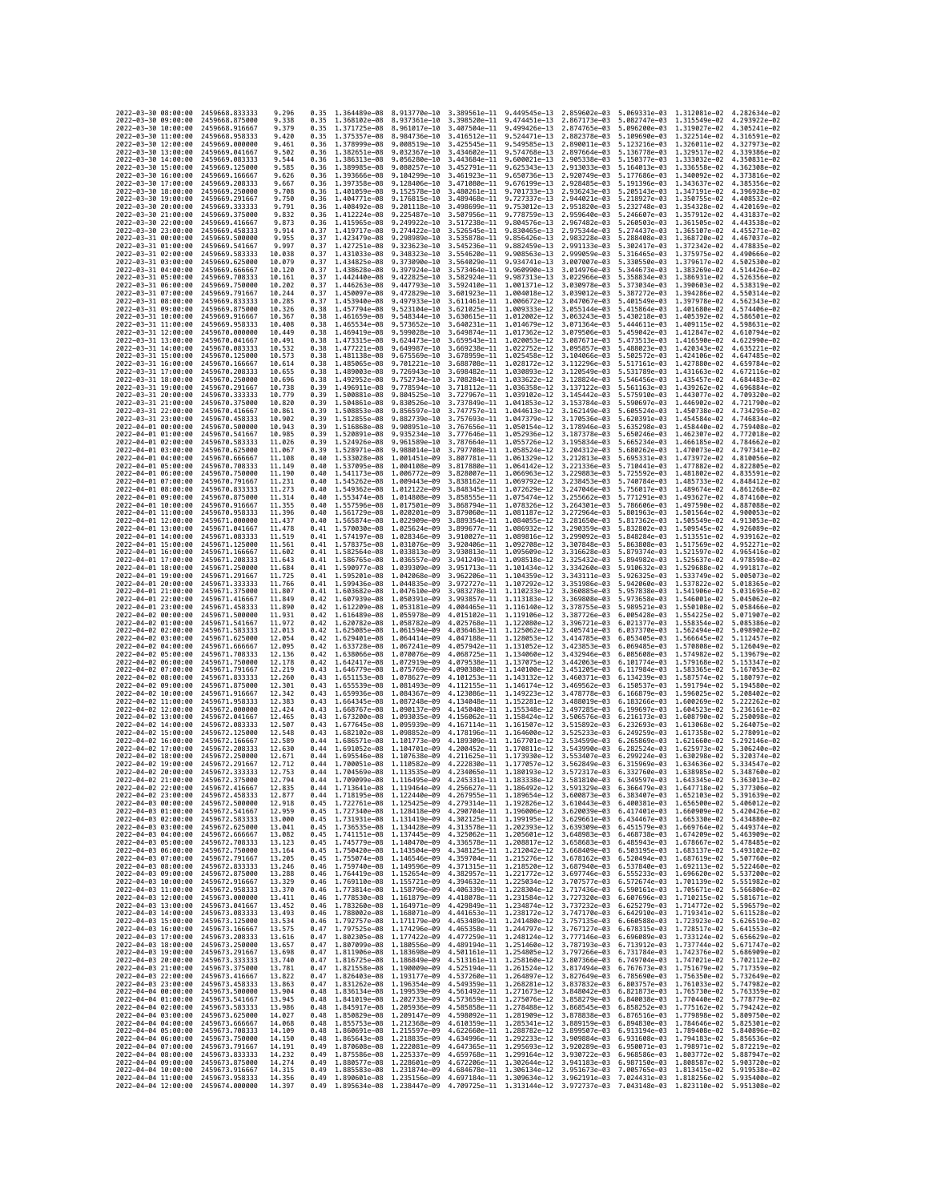| | | | | | | | | | | | |
|---|---|---|---|---|---|---|---|---|---|---|---|
| 2022-03-30 08:00:00 | 2459668.833333 | 9.296 | 0.35 | 1.364489e-08 | 8.913770e-10 | 3.389561e-11 | 9.449545e-13 | 2.859602e-03 | 5.069331e-03 | 1.312081e-02 | 4.282634e-02 |
| 2022-03-30 09:00:00 | 2459668.875000 | 9.338 | 0.35 | 1.368102e-08 | 8.937361e-10 | 3.398520e-11 | 9.474451e-13 | 2.867173e-03 | 5.082747e-03 | 1.315549e-02 | 4.293922e-02 |
| 2022-03-30 10:00:00 | 2459668.916667 | 9.379 | 0.35 | 1.371725e-08 | 8.961017e-10 | 3.407504e-11 | 9.499426e-13 | 2.874765e-03 | 5.096200e-03 | 1.319027e-02 | 4.305241e-02 |
| 2022-03-30 11:00:00 | 2459668.958333 | 9.420 | 0.35 | 1.375357e-08 | 8.984736e-10 | 3.416512e-11 | 9.524471e-13 | 2.882378e-03 | 5.109690e-03 | 1.322514e-02 | 4.316591e-02 |
| 2022-03-30 12:00:00 | 2459669.000000 | 9.461 | 0.36 | 1.378999e-08 | 9.008519e-10 | 3.425545e-11 | 9.549585e-13 | 2.890011e-03 | 5.123216e-03 | 1.326011e-02 | 4.327973e-02 |
| 2022-03-30 13:00:00 | 2459669.041667 | 9.502 | 0.36 | 1.382651e-08 | 9.032367e-10 | 3.434602e-11 | 9.574768e-13 | 2.897664e-03 | 5.136778e-03 | 1.329517e-02 | 4.339386e-02 |
| 2022-03-30 14:00:00 | 2459669.083333 | 9.544 | 0.36 | 1.386313e-08 | 9.056280e-10 | 3.443684e-11 | 9.600021e-13 | 2.905338e-03 | 5.150377e-03 | 1.333032e-02 | 4.350831e-02 |
| 2022-03-30 15:00:00 | 2459669.125000 | 9.585 | 0.36 | 1.389985e-08 | 9.080257e-10 | 3.452791e-11 | 9.625343e-13 | 2.913033e-03 | 5.164013e-03 | 1.336558e-02 | 4.362308e-02 |
| 2022-03-30 16:00:00 | 2459669.166667 | 9.626 | 0.36 | 1.393666e-08 | 9.104299e-10 | 3.461923e-11 | 9.650736e-13 | 2.920749e-03 | 5.177686e-03 | 1.340092e-02 | 4.373816e-02 |
| 2022-03-30 17:00:00 | 2459669.208333 | 9.667 | 0.36 | 1.397358e-08 | 9.128406e-10 | 3.471080e-11 | 9.676199e-13 | 2.928485e-03 | 5.191396e-03 | 1.343637e-02 | 4.385356e-02 |
| 2022-03-30 18:00:00 | 2459669.250000 | 9.708 | 0.36 | 1.401059e-08 | 9.152578e-10 | 3.480261e-11 | 9.701733e-13 | 2.936243e-03 | 5.205143e-03 | 1.347191e-02 | 4.396928e-02 |
| 2022-03-30 19:00:00 | 2459669.291667 | 9.750 | 0.36 | 1.404771e-08 | 9.176815e-10 | 3.489468e-11 | 9.727337e-13 | 2.944021e-03 | 5.218927e-03 | 1.350755e-02 | 4.408532e-02 |
| 2022-03-30 20:00:00 | 2459669.333333 | 9.791 | 0.36 | 1.408492e-08 | 9.201118e-10 | 3.498699e-11 | 9.753012e-13 | 2.951820e-03 | 5.232748e-03 | 1.354328e-02 | 4.420169e-02 |
| 2022-03-30 21:00:00 | 2459669.375000 | 9.832 | 0.36 | 1.412224e-08 | 9.225487e-10 | 3.507956e-11 | 9.778759e-13 | 2.959640e-03 | 5.246607e-03 | 1.357912e-02 | 4.431837e-02 |
| 2022-03-30 22:00:00 | 2459669.416667 | 9.873 | 0.36 | 1.415965e-08 | 9.249922e-10 | 3.517238e-11 | 9.804576e-13 | 2.967482e-03 | 5.260503e-03 | 1.361505e-02 | 4.443538e-02 |
| 2022-03-30 23:00:00 | 2459669.458333 | 9.914 | 0.37 | 1.419717e-08 | 9.274422e-10 | 3.526545e-11 | 9.830465e-13 | 2.975344e-03 | 5.274437e-03 | 1.365107e-02 | 4.455271e-02 |
| 2022-03-31 00:00:00 | 2459669.500000 | 9.955 | 0.37 | 1.423479e-08 | 9.298989e-10 | 3.535878e-11 | 9.856426e-13 | 2.983228e-03 | 5.288408e-03 | 1.368720e-02 | 4.467037e-02 |
| 2022-03-31 01:00:00 | 2459669.541667 | 9.997 | 0.37 | 1.427251e-08 | 9.323623e-10 | 3.545236e-11 | 9.882459e-13 | 2.991133e-03 | 5.302417e-03 | 1.372342e-02 | 4.478835e-02 |
| 2022-03-31 02:00:00 | 2459669.583333 | 10.038 | 0.37 | 1.431033e-08 | 9.348323e-10 | 3.554620e-11 | 9.908563e-13 | 2.999059e-03 | 5.316465e-03 | 1.375975e-02 | 4.490666e-02 |
| 2022-03-31 03:00:00 | 2459669.625000 | 10.079 | 0.37 | 1.434825e-08 | 9.373090e-10 | 3.564029e-11 | 9.934741e-13 | 3.007007e-03 | 5.330550e-03 | 1.379617e-02 | 4.502530e-02 |
| 2022-03-31 04:00:00 | 2459669.666667 | 10.120 | 0.37 | 1.438628e-08 | 9.397924e-10 | 3.573464e-11 | 9.960990e-13 | 3.014976e-03 | 5.344673e-03 | 1.383269e-02 | 4.514426e-02 |
| 2022-03-31 05:00:00 | 2459669.708333 | 10.161 | 0.37 | 1.442440e-08 | 9.422825e-10 | 3.582924e-11 | 9.987313e-13 | 3.022966e-03 | 5.358834e-03 | 1.386931e-02 | 4.526356e-02 |
| 2022-03-31 06:00:00 | 2459669.750000 | 10.202 | 0.37 | 1.446263e-08 | 9.447793e-10 | 3.592410e-11 | 1.001371e-12 | 3.030978e-03 | 5.373034e-03 | 1.390603e-02 | 4.538319e-02 |
| 2022-03-31 07:00:00 | 2459669.791667 | 10.244 | 0.37 | 1.450097e-08 | 9.472829e-10 | 3.601923e-11 | 1.004018e-12 | 3.039012e-03 | 5.387272e-03 | 1.394286e-02 | 4.550314e-02 |
| 2022-03-31 08:00:00 | 2459669.833333 | 10.285 | 0.37 | 1.453940e-08 | 9.497933e-10 | 3.611461e-11 | 1.006672e-12 | 3.047067e-03 | 5.401549e-03 | 1.397978e-02 | 4.562343e-02 |
| 2022-03-31 09:00:00 | 2459669.875000 | 10.326 | 0.38 | 1.457794e-08 | 9.523104e-10 | 3.621025e-11 | 1.009333e-12 | 3.055144e-03 | 5.415864e-03 | 1.401680e-02 | 4.574406e-02 |
| 2022-03-31 10:00:00 | 2459669.916667 | 10.367 | 0.38 | 1.461659e-08 | 9.548344e-10 | 3.630615e-11 | 1.012002e-12 | 3.063243e-03 | 5.430218e-03 | 1.405392e-02 | 4.586501e-02 |
| 2022-03-31 11:00:00 | 2459669.958333 | 10.408 | 0.38 | 1.465534e-08 | 9.573652e-10 | 3.640231e-11 | 1.014679e-12 | 3.071364e-03 | 5.444611e-03 | 1.409115e-02 | 4.598631e-02 |
| 2022-03-31 12:00:00 | 2459670.000000 | 10.449 | 0.38 | 1.469419e-08 | 9.599028e-10 | 3.649874e-11 | 1.017362e-12 | 3.079506e-03 | 5.459042e-03 | 1.412847e-02 | 4.610794e-02 |
| 2022-03-31 13:00:00 | 2459670.041667 | 10.491 | 0.38 | 1.473315e-08 | 9.624473e-10 | 3.659543e-11 | 1.020053e-12 | 3.087671e-03 | 5.473513e-03 | 1.416590e-02 | 4.622990e-02 |
| 2022-03-31 14:00:00 | 2459670.083333 | 10.532 | 0.38 | 1.477221e-08 | 9.649987e-10 | 3.669238e-11 | 1.022752e-12 | 3.095857e-03 | 5.488023e-03 | 1.420343e-02 | 4.635221e-02 |
| 2022-03-31 15:00:00 | 2459670.125000 | 10.573 | 0.38 | 1.481138e-08 | 9.675569e-10 | 3.678959e-11 | 1.025458e-12 | 3.104066e-03 | 5.502572e-03 | 1.424106e-02 | 4.647485e-02 |
| 2022-03-31 16:00:00 | 2459670.166667 | 10.614 | 0.38 | 1.485065e-08 | 9.701221e-10 | 3.688708e-11 | 1.028172e-12 | 3.112296e-03 | 5.517161e-03 | 1.427880e-02 | 4.659784e-02 |
| 2022-03-31 17:00:00 | 2459670.208333 | 10.655 | 0.38 | 1.489003e-08 | 9.726943e-10 | 3.698482e-11 | 1.030893e-12 | 3.120549e-03 | 5.531789e-03 | 1.431663e-02 | 4.672116e-02 |
| 2022-03-31 18:00:00 | 2459670.250000 | 10.696 | 0.38 | 1.492952e-08 | 9.752734e-10 | 3.708284e-11 | 1.033622e-12 | 3.128824e-03 | 5.546456e-03 | 1.435457e-02 | 4.684483e-02 |
| 2022-03-31 19:00:00 | 2459670.291667 | 10.738 | 0.38 | 1.496911e-08 | 9.778594e-10 | 3.718112e-11 | 1.036358e-12 | 3.137122e-03 | 5.561163e-03 | 1.439262e-02 | 4.696884e-02 |
| 2022-03-31 20:00:00 | 2459670.333333 | 10.779 | 0.39 | 1.500881e-08 | 9.804525e-10 | 3.727967e-11 | 1.039102e-12 | 3.145442e-03 | 5.575910e-03 | 1.443077e-02 | 4.709320e-02 |
| 2022-03-31 21:00:00 | 2459670.375000 | 10.820 | 0.39 | 1.504861e-08 | 9.830526e-10 | 3.737849e-11 | 1.041853e-12 | 3.153784e-03 | 5.590697e-03 | 1.446902e-02 | 4.721790e-02 |
| 2022-03-31 22:00:00 | 2459670.416667 | 10.861 | 0.39 | 1.508853e-08 | 9.856597e-10 | 3.747757e-11 | 1.044613e-12 | 3.162149e-03 | 5.605524e-03 | 1.450738e-02 | 4.734295e-02 |
| 2022-03-31 23:00:00 | 2459670.458333 | 10.902 | 0.39 | 1.512855e-08 | 9.882739e-10 | 3.757693e-11 | 1.047379e-12 | 3.170536e-03 | 5.620391e-03 | 1.454584e-02 | 4.746834e-02 |
| 2022-04-01 00:00:00 | 2459670.500000 | 10.943 | 0.39 | 1.516868e-08 | 9.908951e-10 | 3.767656e-11 | 1.050154e-12 | 3.178946e-03 | 5.635298e-03 | 1.458440e-02 | 4.759408e-02 |
| 2022-04-01 01:00:00 | 2459670.541667 | 10.985 | 0.39 | 1.520891e-08 | 9.935234e-10 | 3.777646e-11 | 1.052936e-12 | 3.187378e-03 | 5.650246e-03 | 1.462307e-02 | 4.772018e-02 |
| 2022-04-01 02:00:00 | 2459670.583333 | 11.026 | 0.39 | 1.524926e-08 | 9.961589e-10 | 3.787664e-11 | 1.055726e-12 | 3.195834e-03 | 5.665234e-03 | 1.466185e-02 | 4.784662e-02 |
| 2022-04-01 03:00:00 | 2459670.625000 | 11.067 | 0.39 | 1.528971e-08 | 9.988014e-10 | 3.797708e-11 | 1.058524e-12 | 3.204312e-03 | 5.680262e-03 | 1.470073e-02 | 4.797341e-02 |
| 2022-04-01 04:00:00 | 2459670.666667 | 11.108 | 0.40 | 1.533028e-08 | 1.001451e-09 | 3.807781e-11 | 1.061329e-12 | 3.212813e-03 | 5.695331e-03 | 1.473972e-02 | 4.810056e-02 |
| 2022-04-01 05:00:00 | 2459670.708333 | 11.149 | 0.40 | 1.537095e-08 | 1.004108e-09 | 3.817880e-11 | 1.064142e-12 | 3.221336e-03 | 5.710441e-03 | 1.477882e-02 | 4.822805e-02 |
| 2022-04-01 06:00:00 | 2459670.750000 | 11.190 | 0.40 | 1.541173e-08 | 1.006772e-09 | 3.828007e-11 | 1.066963e-12 | 3.229883e-03 | 5.725592e-03 | 1.481802e-02 | 4.835591e-02 |
| 2022-04-01 07:00:00 | 2459670.791667 | 11.231 | 0.40 | 1.545262e-08 | 1.009443e-09 | 3.838162e-11 | 1.069792e-12 | 3.238453e-03 | 5.740784e-03 | 1.485733e-02 | 4.848412e-02 |
| 2022-04-01 08:00:00 | 2459670.833333 | 11.273 | 0.40 | 1.549362e-08 | 1.012122e-09 | 3.848345e-11 | 1.072629e-12 | 3.247046e-03 | 5.756017e-03 | 1.489674e-02 | 4.861268e-02 |
| 2022-04-01 09:00:00 | 2459670.875000 | 11.314 | 0.40 | 1.553474e-08 | 1.014808e-09 | 3.858555e-11 | 1.075474e-12 | 3.255662e-03 | 5.771291e-03 | 1.493627e-02 | 4.874160e-02 |
| 2022-04-01 10:00:00 | 2459670.916667 | 11.355 | 0.40 | 1.557596e-08 | 1.017501e-09 | 3.868794e-11 | 1.078326e-12 | 3.264301e-03 | 5.786606e-03 | 1.497590e-02 | 4.887088e-02 |
| 2022-04-01 11:00:00 | 2459670.958333 | 11.396 | 0.40 | 1.561729e-08 | 1.020201e-09 | 3.879060e-11 | 1.081187e-12 | 3.272964e-03 | 5.801963e-03 | 1.501564e-02 | 4.900053e-02 |
| 2022-04-01 12:00:00 | 2459671.000000 | 11.437 | 0.40 | 1.565874e-08 | 1.022909e-09 | 3.889354e-11 | 1.084055e-12 | 3.281650e-03 | 5.817362e-03 | 1.505549e-02 | 4.913053e-02 |
| 2022-04-01 13:00:00 | 2459671.041667 | 11.478 | 0.41 | 1.570030e-08 | 1.025624e-09 | 3.899677e-11 | 1.086932e-12 | 3.290359e-03 | 5.832802e-03 | 1.509545e-02 | 4.926089e-02 |
| 2022-04-01 14:00:00 | 2459671.083333 | 11.519 | 0.41 | 1.574197e-08 | 1.028346e-09 | 3.910027e-11 | 1.089816e-12 | 3.299092e-03 | 5.848284e-03 | 1.513551e-02 | 4.939162e-02 |
| 2022-04-01 15:00:00 | 2459671.125000 | 11.561 | 0.41 | 1.578375e-08 | 1.031076e-09 | 3.920406e-11 | 1.092708e-12 | 3.307848e-03 | 5.863808e-03 | 1.517569e-02 | 4.952271e-02 |
| 2022-04-01 16:00:00 | 2459671.166667 | 11.602 | 0.41 | 1.582564e-08 | 1.033813e-09 | 3.930813e-11 | 1.095609e-12 | 3.316628e-03 | 5.879374e-03 | 1.521597e-02 | 4.965416e-02 |
| 2022-04-01 17:00:00 | 2459671.208333 | 11.643 | 0.41 | 1.586765e-08 | 1.036557e-09 | 3.941249e-11 | 1.098518e-12 | 3.325432e-03 | 5.894982e-03 | 1.525637e-02 | 4.978598e-02 |
| 2022-04-01 18:00:00 | 2459671.250000 | 11.684 | 0.41 | 1.590977e-08 | 1.039309e-09 | 3.951713e-11 | 1.101434e-12 | 3.334260e-03 | 5.910632e-03 | 1.529688e-02 | 4.991817e-02 |
| 2022-04-01 19:00:00 | 2459671.291667 | 11.725 | 0.41 | 1.595201e-08 | 1.042068e-09 | 3.962206e-11 | 1.104359e-12 | 3.343111e-03 | 5.926325e-03 | 1.533749e-02 | 5.005073e-02 |
| 2022-04-01 20:00:00 | 2459671.333333 | 11.766 | 0.41 | 1.599436e-08 | 1.044835e-09 | 3.972727e-11 | 1.107292e-12 | 3.351986e-03 | 5.942060e-03 | 1.537822e-02 | 5.018365e-02 |
| 2022-04-01 21:00:00 | 2459671.375000 | 11.807 | 0.41 | 1.603682e-08 | 1.047610e-09 | 3.983278e-11 | 1.110233e-12 | 3.360885e-03 | 5.957838e-03 | 1.541906e-02 | 5.031695e-02 |
| 2022-04-01 22:00:00 | 2459671.416667 | 11.849 | 0.42 | 1.607939e-08 | 1.050391e-09 | 3.993857e-11 | 1.113183e-12 | 3.369808e-03 | 5.973658e-03 | 1.546001e-02 | 5.045062e-02 |
| 2022-04-01 23:00:00 | 2459671.458333 | 11.890 | 0.42 | 1.612209e-08 | 1.053181e-09 | 4.004465e-11 | 1.116140e-12 | 3.378755e-03 | 5.989521e-03 | 1.550108e-02 | 5.058466e-02 |
| 2022-04-02 00:00:00 | 2459671.500000 | 11.931 | 0.42 | 1.616489e-08 | 1.055978e-09 | 4.015102e-11 | 1.119106e-12 | 3.387726e-03 | 6.005428e-03 | 1.554225e-02 | 5.071907e-02 |
| 2022-04-02 01:00:00 | 2459671.541667 | 11.972 | 0.42 | 1.620782e-08 | 1.058782e-09 | 4.025768e-11 | 1.122080e-12 | 3.396721e-03 | 6.021377e-03 | 1.558354e-02 | 5.085386e-02 |
| 2022-04-02 02:00:00 | 2459671.583333 | 12.013 | 0.42 | 1.625085e-08 | 1.061594e-09 | 4.036463e-11 | 1.125062e-12 | 3.405741e-03 | 6.037370e-03 | 1.562494e-02 | 5.098902e-02 |
| 2022-04-02 03:00:00 | 2459671.625000 | 12.054 | 0.42 | 1.629401e-08 | 1.064414e-09 | 4.047188e-11 | 1.128053e-12 | 3.414785e-03 | 6.053405e-03 | 1.566645e-02 | 5.112457e-02 |
| 2022-04-02 04:00:00 | 2459671.666667 | 12.095 | 0.42 | 1.633728e-08 | 1.067241e-09 | 4.057942e-11 | 1.131052e-12 | 3.423853e-03 | 6.069485e-03 | 1.570808e-02 | 5.126049e-02 |
| 2022-04-02 05:00:00 | 2459671.708333 | 12.136 | 0.42 | 1.638066e-08 | 1.070076e-09 | 4.068725e-11 | 1.134060e-12 | 3.432946e-03 | 6.085608e-03 | 1.574982e-02 | 5.139679e-02 |
| 2022-04-02 06:00:00 | 2459671.750000 | 12.178 | 0.42 | 1.642417e-08 | 1.072919e-09 | 4.079538e-11 | 1.137075e-12 | 3.442063e-03 | 6.101774e-03 | 1.579168e-02 | 5.153347e-02 |
| 2022-04-02 07:00:00 | 2459671.791667 | 12.219 | 0.43 | 1.646779e-08 | 1.075769e-09 | 4.090380e-11 | 1.140100e-12 | 3.451205e-03 | 6.117984e-03 | 1.583365e-02 | 5.167053e-02 |
| 2022-04-02 08:00:00 | 2459671.833333 | 12.260 | 0.43 | 1.651153e-08 | 1.078627e-09 | 4.101253e-11 | 1.143132e-12 | 3.460371e-03 | 6.134239e-03 | 1.587574e-02 | 5.180797e-02 |
| 2022-04-02 09:00:00 | 2459671.875000 | 12.301 | 0.43 | 1.655539e-08 | 1.081493e-09 | 4.112155e-11 | 1.146174e-12 | 3.469562e-03 | 6.150537e-03 | 1.591794e-02 | 5.194580e-02 |
| 2022-04-02 10:00:00 | 2459671.916667 | 12.342 | 0.43 | 1.659936e-08 | 1.084367e-09 | 4.123086e-11 | 1.149223e-12 | 3.478778e-03 | 6.166879e-03 | 1.596025e-02 | 5.208402e-02 |
| 2022-04-02 11:00:00 | 2459671.958333 | 12.383 | 0.43 | 1.664345e-08 | 1.087248e-09 | 4.134048e-11 | 1.152281e-12 | 3.488019e-03 | 6.183266e-03 | 1.600269e-02 | 5.222262e-02 |
| 2022-04-02 12:00:00 | 2459672.000000 | 12.424 | 0.43 | 1.668767e-08 | 1.090137e-09 | 4.145040e-11 | 1.155348e-12 | 3.497285e-03 | 6.199697e-03 | 1.604523e-02 | 5.236161e-02 |
| 2022-04-02 13:00:00 | 2459672.041667 | 12.465 | 0.43 | 1.673200e-08 | 1.093033e-09 | 4.156062e-11 | 1.158424e-12 | 3.506576e-03 | 6.216173e-03 | 1.608790e-02 | 5.250098e-02 |
| 2022-04-02 14:00:00 | 2459672.083333 | 12.507 | 0.43 | 1.677645e-08 | 1.095939e-09 | 4.167114e-11 | 1.161507e-12 | 3.515892e-03 | 6.232693e-03 | 1.613068e-02 | 5.264075e-02 |
| 2022-04-02 15:00:00 | 2459672.125000 | 12.548 | 0.43 | 1.682102e-08 | 1.098852e-09 | 4.178196e-11 | 1.164600e-12 | 3.525233e-03 | 6.249259e-03 | 1.617358e-02 | 5.278091e-02 |
| 2022-04-02 16:00:00 | 2459672.166667 | 12.589 | 0.44 | 1.686571e-08 | 1.101773e-09 | 4.189309e-11 | 1.167701e-12 | 3.534599e-03 | 6.265869e-03 | 1.621660e-02 | 5.292146e-02 |
| 2022-04-02 17:00:00 | 2459672.208333 | 12.630 | 0.44 | 1.691052e-08 | 1.104701e-09 | 4.200452e-11 | 1.170811e-12 | 3.543990e-03 | 6.282524e-03 | 1.625973e-02 | 5.306240e-02 |
| 2022-04-02 18:00:00 | 2459672.250000 | 12.671 | 0.44 | 1.695546e-08 | 1.107638e-09 | 4.211625e-11 | 1.173930e-12 | 3.553407e-03 | 6.299224e-03 | 1.630298e-02 | 5.320374e-02 |
| 2022-04-02 19:00:00 | 2459672.291667 | 12.712 | 0.44 | 1.700051e-08 | 1.110582e-09 | 4.222830e-11 | 1.177057e-12 | 3.562849e-03 | 6.315969e-03 | 1.634636e-02 | 5.334547e-02 |
| 2022-04-02 20:00:00 | 2459672.333333 | 12.753 | 0.44 | 1.704569e-08 | 1.113535e-09 | 4.234065e-11 | 1.180193e-12 | 3.572317e-03 | 6.332760e-03 | 1.638985e-02 | 5.348760e-02 |
| 2022-04-02 21:00:00 | 2459672.375000 | 12.794 | 0.44 | 1.709099e-08 | 1.116495e-09 | 4.245331e-11 | 1.183338e-12 | 3.581810e-03 | 6.349597e-03 | 1.643345e-02 | 5.363013e-02 |
| 2022-04-02 22:00:00 | 2459672.416667 | 12.835 | 0.44 | 1.713641e-08 | 1.119464e-09 | 4.256627e-11 | 1.186492e-12 | 3.591329e-03 | 6.366479e-03 | 1.647718e-02 | 5.377306e-02 |
| 2022-04-02 23:00:00 | 2459672.458333 | 12.877 | 0.44 | 1.718195e-08 | 1.122440e-09 | 4.267955e-11 | 1.189654e-12 | 3.600873e-03 | 6.383407e-03 | 1.652103e-02 | 5.391639e-02 |
| 2022-04-03 00:00:00 | 2459672.500000 | 12.918 | 0.45 | 1.722761e-08 | 1.125425e-09 | 4.279314e-11 | 1.192826e-12 | 3.610443e-03 | 6.400381e-03 | 1.656500e-02 | 5.406012e-02 |
| 2022-04-03 01:00:00 | 2459672.541667 | 12.959 | 0.45 | 1.727340e-08 | 1.128418e-09 | 4.290704e-11 | 1.196006e-12 | 3.620039e-03 | 6.417401e-03 | 1.660909e-02 | 5.420426e-02 |
| 2022-04-03 02:00:00 | 2459672.583333 | 13.000 | 0.45 | 1.731931e-08 | 1.131419e-09 | 4.302125e-11 | 1.199195e-12 | 3.629661e-03 | 6.434467e-03 | 1.665330e-02 | 5.434880e-02 |
| 2022-04-03 03:00:00 | 2459672.625000 | 13.041 | 0.45 | 1.736535e-08 | 1.134428e-09 | 4.313578e-11 | 1.202393e-12 | 3.639309e-03 | 6.451579e-03 | 1.669764e-02 | 5.449374e-02 |
| 2022-04-03 04:00:00 | 2459672.666667 | 13.082 | 0.45 | 1.741151e-08 | 1.137445e-09 | 4.325062e-11 | 1.205601e-12 | 3.648983e-03 | 6.468738e-03 | 1.674209e-02 | 5.463909e-02 |
| 2022-04-03 05:00:00 | 2459672.708333 | 13.123 | 0.45 | 1.745779e-08 | 1.140470e-09 | 4.336578e-11 | 1.208817e-12 | 3.658683e-03 | 6.485943e-03 | 1.678667e-02 | 5.478485e-02 |
| 2022-04-03 06:00:00 | 2459672.750000 | 13.164 | 0.45 | 1.750420e-08 | 1.143504e-09 | 4.348125e-11 | 1.212042e-12 | 3.668409e-03 | 6.503195e-03 | 1.683137e-02 | 5.493102e-02 |
| 2022-04-03 07:00:00 | 2459672.791667 | 13.205 | 0.45 | 1.755074e-08 | 1.146546e-09 | 4.359704e-11 | 1.215276e-12 | 3.678162e-03 | 6.520494e-03 | 1.687619e-02 | 5.507760e-02 |
| 2022-04-03 08:00:00 | 2459672.833333 | 13.246 | 0.46 | 1.759740e-08 | 1.149596e-09 | 4.371315e-11 | 1.218520e-12 | 3.687940e-03 | 6.537840e-03 | 1.692113e-02 | 5.522460e-02 |
| 2022-04-03 09:00:00 | 2459672.875000 | 13.288 | 0.46 | 1.764419e-08 | 1.152654e-09 | 4.382957e-11 | 1.221772e-12 | 3.697746e-03 | 6.555233e-03 | 1.696620e-02 | 5.537200e-02 |
| 2022-04-03 10:00:00 | 2459672.916667 | 13.329 | 0.46 | 1.769110e-08 | 1.155721e-09 | 4.394632e-11 | 1.225034e-12 | 3.707577e-03 | 6.572674e-03 | 1.701139e-02 | 5.551982e-02 |
| 2022-04-03 11:00:00 | 2459672.958333 | 13.370 | 0.46 | 1.773814e-08 | 1.158796e-09 | 4.406339e-11 | 1.228304e-12 | 3.717436e-03 | 6.590161e-03 | 1.705671e-02 | 5.566806e-02 |
| 2022-04-03 12:00:00 | 2459673.000000 | 13.411 | 0.46 | 1.778530e-08 | 1.161879e-09 | 4.418078e-11 | 1.231584e-12 | 3.727320e-03 | 6.607696e-03 | 1.710215e-02 | 5.581671e-02 |
| 2022-04-03 13:00:00 | 2459673.041667 | 13.452 | 0.46 | 1.783260e-08 | 1.164971e-09 | 4.429849e-11 | 1.234874e-12 | 3.737232e-03 | 6.625279e-03 | 1.714772e-02 | 5.596579e-02 |
| 2022-04-03 14:00:00 | 2459673.083333 | 13.493 | 0.46 | 1.788002e-08 | 1.168071e-09 | 4.441653e-11 | 1.238172e-12 | 3.747170e-03 | 6.642910e-03 | 1.719341e-02 | 5.611528e-02 |
| 2022-04-03 15:00:00 | 2459673.125000 | 13.534 | 0.46 | 1.792757e-08 | 1.171179e-09 | 4.453489e-11 | 1.241480e-12 | 3.757135e-03 | 6.660588e-03 | 1.723923e-02 | 5.626519e-02 |
| 2022-04-03 16:00:00 | 2459673.166667 | 13.575 | 0.47 | 1.797525e-08 | 1.174296e-09 | 4.465358e-11 | 1.244797e-12 | 3.767127e-03 | 6.678315e-03 | 1.728517e-02 | 5.641553e-02 |
| 2022-04-03 17:00:00 | 2459673.208333 | 13.616 | 0.47 | 1.802305e-08 | 1.177422e-09 | 4.477259e-11 | 1.248124e-12 | 3.777146e-03 | 6.696089e-03 | 1.733124e-02 | 5.656629e-02 |
| 2022-04-03 18:00:00 | 2459673.250000 | 13.657 | 0.47 | 1.807099e-08 | 1.180556e-09 | 4.489194e-11 | 1.251460e-12 | 3.787193e-03 | 6.713912e-03 | 1.737744e-02 | 5.671747e-02 |
| 2022-04-03 19:00:00 | 2459673.291667 | 13.698 | 0.47 | 1.811906e-08 | 1.183698e-09 | 4.501161e-11 | 1.254805e-12 | 3.797266e-03 | 6.731784e-03 | 1.742376e-02 | 5.686909e-02 |
| 2022-04-03 20:00:00 | 2459673.333333 | 13.740 | 0.47 | 1.816725e-08 | 1.186849e-09 | 4.513161e-11 | 1.258160e-12 | 3.807366e-03 | 6.749704e-03 | 1.747021e-02 | 5.702112e-02 |
| 2022-04-03 21:00:00 | 2459673.375000 | 13.781 | 0.47 | 1.821558e-08 | 1.190009e-09 | 4.525194e-11 | 1.261524e-12 | 3.817494e-03 | 6.767673e-03 | 1.751679e-02 | 5.717359e-02 |
| 2022-04-03 22:00:00 | 2459673.416667 | 13.822 | 0.47 | 1.826403e-08 | 1.193177e-09 | 4.537260e-11 | 1.264897e-12 | 3.827649e-03 | 6.785690e-03 | 1.756350e-02 | 5.732649e-02 |
| 2022-04-03 23:00:00 | 2459673.458333 | 13.863 | 0.47 | 1.831262e-08 | 1.196354e-09 | 4.549359e-11 | 1.268281e-12 | 3.837832e-03 | 6.803757e-03 | 1.761033e-02 | 5.747982e-02 |
| 2022-04-04 00:00:00 | 2459673.500000 | 13.904 | 0.48 | 1.836134e-08 | 1.199539e-09 | 4.561492e-11 | 1.271673e-12 | 3.848042e-03 | 6.821873e-03 | 1.765730e-02 | 5.763359e-02 |
| 2022-04-04 01:00:00 | 2459673.541667 | 13.945 | 0.48 | 1.841019e-08 | 1.202733e-09 | 4.573659e-11 | 1.275076e-12 | 3.858279e-03 | 6.840038e-03 | 1.770440e-02 | 5.778779e-02 |
| 2022-04-04 02:00:00 | 2459673.583333 | 13.986 | 0.48 | 1.845917e-08 | 1.205936e-09 | 4.585858e-11 | 1.278488e-12 | 3.868545e-03 | 6.858252e-03 | 1.775162e-02 | 5.794242e-02 |
| 2022-04-04 03:00:00 | 2459673.625000 | 14.027 | 0.48 | 1.850829e-08 | 1.209147e-09 | 4.598092e-11 | 1.281909e-12 | 3.878838e-03 | 6.876516e-03 | 1.779898e-02 | 5.809750e-02 |
| 2022-04-04 04:00:00 | 2459673.666667 | 14.068 | 0.48 | 1.855753e-08 | 1.212368e-09 | 4.610359e-11 | 1.285341e-12 | 3.889159e-03 | 6.894830e-03 | 1.784646e-02 | 5.825301e-02 |
| 2022-04-04 05:00:00 | 2459673.708333 | 14.109 | 0.48 | 1.860691e-08 | 1.215597e-09 | 4.622660e-11 | 1.288782e-12 | 3.899507e-03 | 6.913194e-03 | 1.789408e-02 | 5.840896e-02 |
| 2022-04-04 06:00:00 | 2459673.750000 | 14.150 | 0.48 | 1.865643e-08 | 1.218835e-09 | 4.634996e-11 | 1.292233e-12 | 3.909884e-03 | 6.931608e-03 | 1.794183e-02 | 5.856536e-02 |
| 2022-04-04 07:00:00 | 2459673.791667 | 14.191 | 0.49 | 1.870608e-08 | 1.222081e-09 | 4.647365e-11 | 1.295693e-12 | 3.920289e-03 | 6.950071e-03 | 1.798971e-02 | 5.872219e-02 |
| 2022-04-04 08:00:00 | 2459673.833333 | 14.232 | 0.49 | 1.875586e-08 | 1.225337e-09 | 4.659768e-11 | 1.299164e-12 | 3.930722e-03 | 6.968586e-03 | 1.803772e-02 | 5.887947e-02 |
| 2022-04-04 09:00:00 | 2459673.875000 | 14.274 | 0.49 | 1.880577e-08 | 1.228601e-09 | 4.672206e-11 | 1.302644e-12 | 3.941183e-03 | 6.987150e-03 | 1.808587e-02 | 5.903720e-02 |
| 2022-04-04 10:00:00 | 2459673.916667 | 14.315 | 0.49 | 1.885583e-08 | 1.231874e-09 | 4.684678e-11 | 1.306134e-12 | 3.951673e-03 | 7.005765e-03 | 1.813415e-02 | 5.919538e-02 |
| 2022-04-04 11:00:00 | 2459673.958333 | 14.356 | 0.49 | 1.890601e-08 | 1.235156e-09 | 4.697184e-11 | 1.309634e-12 | 3.962191e-03 | 7.024431e-03 | 1.818256e-02 | 5.935400e-02 |
| 2022-04-04 12:00:00 | 2459674.000000 | 14.397 | 0.49 | 1.895634e-08 | 1.238447e-09 | 4.709725e-11 | 1.313144e-12 | 3.972737e-03 | 7.043148e-03 | 1.823110e-02 | 5.951308e-02 |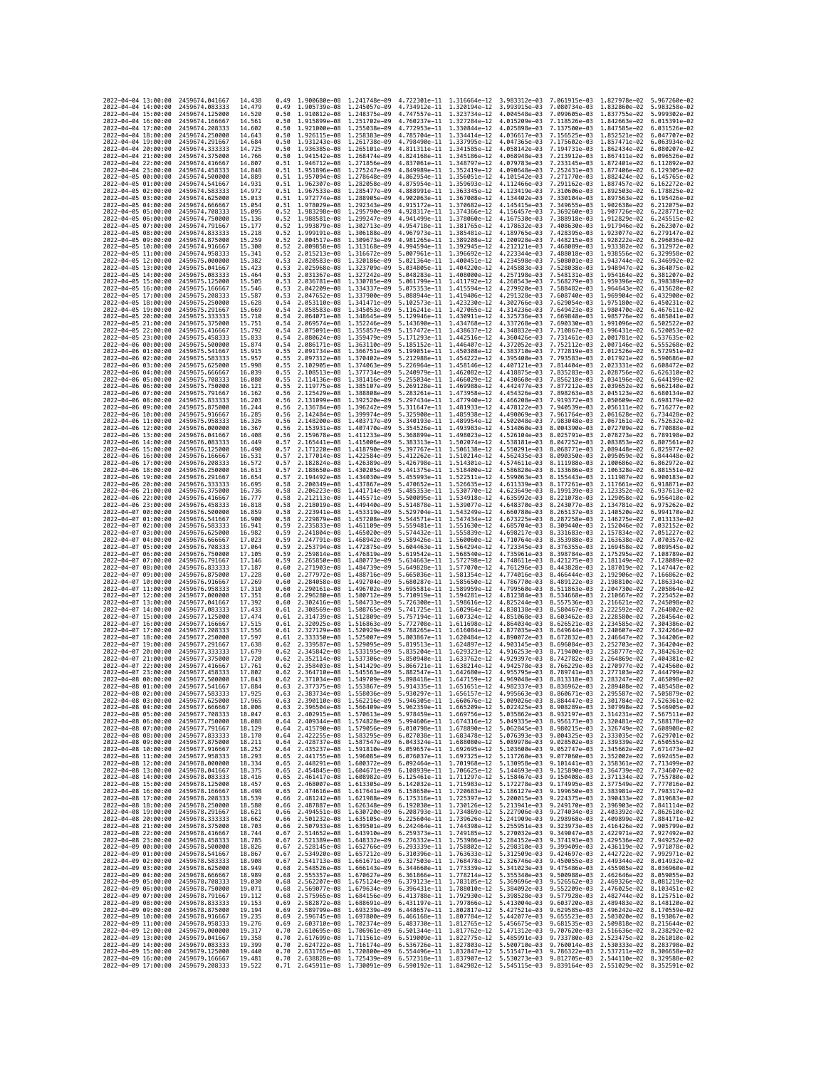| | | | | | | | | | | | |
|---|---|---|---|---|---|---|---|---|---|---|---|
| 2022-04-04 13:00:00 | 2459674.041667 | 14.438 | 0.49 | 1.900680e-08 | 1.241748e-09 | 4.722301e-11 | 1.316664e-12 | 3.983312e-03 | 7.061915e-03 | 1.827978e-02 | 5.967260e-02 |
| 2022-04-04 14:00:00 | 2459674.083333 | 14.479 | 0.49 | 1.905739e-08 | 1.245057e-09 | 4.734912e-11 | 1.320194e-12 | 3.993915e-03 | 7.080734e-03 | 1.832860e-02 | 5.983258e-02 |
| 2022-04-04 15:00:00 | 2459674.125000 | 14.520 | 0.50 | 1.910812e-08 | 1.248375e-09 | 4.747557e-11 | 1.323734e-12 | 4.004548e-03 | 7.099605e-03 | 1.837755e-02 | 5.999302e-02 |
| 2022-04-04 16:00:00 | 2459674.166667 | 14.561 | 0.50 | 1.915899e-08 | 1.251702e-09 | 4.760237e-11 | 1.327284e-12 | 4.015209e-03 | 7.118526e-03 | 1.842663e-02 | 6.015391e-02 |
| 2022-04-04 17:00:00 | 2459674.208333 | 14.602 | 0.50 | 1.921000e-08 | 1.255038e-09 | 4.772953e-11 | 1.330844e-12 | 4.025898e-03 | 7.137500e-03 | 1.847585e-02 | 6.031526e-02 |
| 2022-04-04 18:00:00 | 2459674.250000 | 14.643 | 0.50 | 1.926115e-08 | 1.258383e-09 | 4.785704e-11 | 1.334414e-12 | 4.036617e-03 | 7.156525e-03 | 1.852521e-02 | 6.047707e-02 |
| 2022-04-04 19:00:00 | 2459674.291667 | 14.684 | 0.50 | 1.931243e-08 | 1.261738e-09 | 4.798490e-11 | 1.337995e-12 | 4.047365e-03 | 7.175602e-03 | 1.857471e-02 | 6.063934e-02 |
| 2022-04-04 20:00:00 | 2459674.333333 | 14.725 | 0.50 | 1.936385e-08 | 1.265101e-09 | 4.811311e-11 | 1.341585e-12 | 4.058142e-03 | 7.194731e-03 | 1.862434e-02 | 6.080207e-02 |
| 2022-04-04 21:00:00 | 2459674.375000 | 14.766 | 0.50 | 1.941542e-08 | 1.268474e-09 | 4.824168e-11 | 1.345186e-12 | 4.068948e-03 | 7.213912e-03 | 1.867411e-02 | 6.096526e-02 |
| 2022-04-04 22:00:00 | 2459674.416667 | 14.807 | 0.51 | 1.946712e-08 | 1.271856e-09 | 4.837061e-11 | 1.348797e-12 | 4.079783e-03 | 7.233145e-03 | 1.872401e-02 | 6.112892e-02 |
| 2022-04-04 23:00:00 | 2459674.458333 | 14.848 | 0.51 | 1.951896e-08 | 1.275247e-09 | 4.849989e-11 | 1.352419e-12 | 4.090648e-03 | 7.252431e-03 | 1.877406e-02 | 6.129305e-02 |
| 2022-04-05 00:00:00 | 2459674.500000 | 14.889 | 0.51 | 1.957094e-08 | 1.278648e-09 | 4.862954e-11 | 1.356051e-12 | 4.101542e-03 | 7.271770e-03 | 1.882424e-02 | 6.145765e-02 |
| 2022-04-05 01:00:00 | 2459674.541667 | 14.931 | 0.51 | 1.962307e-08 | 1.282058e-09 | 4.875954e-11 | 1.359693e-12 | 4.112466e-03 | 7.291162e-03 | 1.887457e-02 | 6.162272e-02 |
| 2022-04-05 02:00:00 | 2459674.583333 | 14.972 | 0.51 | 1.967533e-08 | 1.285477e-09 | 4.888991e-11 | 1.363345e-12 | 4.123419e-03 | 7.310606e-03 | 1.892503e-02 | 6.178825e-02 |
| 2022-04-05 03:00:00 | 2459674.625000 | 15.013 | 0.51 | 1.972774e-08 | 1.288905e-09 | 4.902063e-11 | 1.367008e-12 | 4.134402e-03 | 7.330104e-03 | 1.897563e-02 | 6.195426e-02 |
| 2022-04-05 04:00:00 | 2459674.666667 | 15.054 | 0.51 | 1.978029e-08 | 1.292343e-09 | 4.915172e-11 | 1.370682e-12 | 4.145415e-03 | 7.349655e-03 | 1.902638e-02 | 6.212075e-02 |
| 2022-04-05 05:00:00 | 2459674.708333 | 15.095 | 0.52 | 1.983298e-08 | 1.295790e-09 | 4.928317e-11 | 1.374366e-12 | 4.156457e-03 | 7.369260e-03 | 1.907726e-02 | 6.228771e-02 |
| 2022-04-05 06:00:00 | 2459674.750000 | 15.136 | 0.52 | 1.988581e-08 | 1.299247e-09 | 4.941499e-11 | 1.378060e-12 | 4.167530e-03 | 7.388918e-03 | 1.912829e-02 | 6.245515e-02 |
| 2022-04-05 07:00:00 | 2459674.791667 | 15.177 | 0.52 | 1.993879e-08 | 1.302713e-09 | 4.954718e-11 | 1.381765e-12 | 4.178632e-03 | 7.408630e-03 | 1.917946e-02 | 6.262307e-02 |
| 2022-04-05 08:00:00 | 2459674.833333 | 15.218 | 0.52 | 1.999191e-08 | 1.306188e-09 | 4.967973e-11 | 1.385481e-12 | 4.189765e-03 | 7.428395e-03 | 1.923077e-02 | 6.279147e-02 |
| 2022-04-05 09:00:00 | 2459674.875000 | 15.259 | 0.52 | 2.004517e-08 | 1.309673e-09 | 4.981265e-11 | 1.389208e-12 | 4.200928e-03 | 7.448215e-03 | 1.928222e-02 | 6.296036e-02 |
| 2022-04-05 10:00:00 | 2459674.916667 | 15.300 | 0.52 | 2.009858e-08 | 1.313168e-09 | 4.994594e-11 | 1.392945e-12 | 4.212121e-03 | 7.468089e-03 | 1.933382e-02 | 6.312972e-02 |
| 2022-04-05 11:00:00 | 2459674.958333 | 15.341 | 0.52 | 2.015213e-08 | 1.316672e-09 | 5.007961e-11 | 1.396692e-12 | 4.223344e-03 | 7.488018e-03 | 1.938556e-02 | 6.329958e-02 |
| 2022-04-05 12:00:00 | 2459675.000000 | 15.382 | 0.53 | 2.020583e-08 | 1.320186e-09 | 5.021364e-11 | 1.400451e-12 | 4.234598e-03 | 7.508001e-03 | 1.943744e-02 | 6.346992e-02 |
| 2022-04-05 13:00:00 | 2459675.041667 | 15.423 | 0.53 | 2.025968e-08 | 1.323709e-09 | 5.034805e-11 | 1.404220e-12 | 4.245883e-03 | 7.528038e-03 | 1.948947e-02 | 6.364075e-02 |
| 2022-04-05 14:00:00 | 2459675.083333 | 15.464 | 0.53 | 2.031367e-08 | 1.327242e-09 | 5.048283e-11 | 1.408000e-12 | 4.257198e-03 | 7.548131e-03 | 1.954164e-02 | 6.381207e-02 |
| 2022-04-05 15:00:00 | 2459675.125000 | 15.505 | 0.53 | 2.036781e-08 | 1.330785e-09 | 5.061799e-11 | 1.411792e-12 | 4.268543e-03 | 7.568279e-03 | 1.959396e-02 | 6.398389e-02 |
| 2022-04-05 16:00:00 | 2459675.166667 | 15.546 | 0.53 | 2.042209e-08 | 1.334337e-09 | 5.075353e-11 | 1.415594e-12 | 4.279920e-03 | 7.588482e-03 | 1.964643e-02 | 6.415620e-02 |
| 2022-04-05 17:00:00 | 2459675.208333 | 15.587 | 0.53 | 2.047652e-08 | 1.337900e-09 | 5.088944e-11 | 1.419406e-12 | 4.291328e-03 | 7.608740e-03 | 1.969904e-02 | 6.432900e-02 |
| 2022-04-05 18:00:00 | 2459675.250000 | 15.628 | 0.54 | 2.053110e-08 | 1.341471e-09 | 5.102573e-11 | 1.423230e-12 | 4.302766e-03 | 7.629054e-03 | 1.975180e-02 | 6.450231e-02 |
| 2022-04-05 19:00:00 | 2459675.291667 | 15.669 | 0.54 | 2.058583e-08 | 1.345053e-09 | 5.116241e-11 | 1.427065e-12 | 4.314236e-03 | 7.649423e-03 | 1.980470e-02 | 6.467611e-02 |
| 2022-04-05 20:00:00 | 2459675.333333 | 15.710 | 0.54 | 2.064071e-08 | 1.348645e-09 | 5.129946e-11 | 1.430911e-12 | 4.325736e-03 | 7.669848e-03 | 1.985776e-02 | 6.485041e-02 |
| 2022-04-05 21:00:00 | 2459675.375000 | 15.751 | 0.54 | 2.069574e-08 | 1.352246e-09 | 5.143690e-11 | 1.434768e-12 | 4.337268e-03 | 7.690330e-03 | 1.991096e-02 | 6.502522e-02 |
| 2022-04-05 22:00:00 | 2459675.416667 | 15.792 | 0.54 | 2.075091e-08 | 1.355857e-09 | 5.157472e-11 | 1.438637e-12 | 4.348832e-03 | 7.710867e-03 | 1.996431e-02 | 6.520053e-02 |
| 2022-04-05 23:00:00 | 2459675.458333 | 15.833 | 0.54 | 2.080624e-08 | 1.359479e-09 | 5.171293e-11 | 1.442516e-12 | 4.360426e-03 | 7.731461e-03 | 2.001781e-02 | 6.537635e-02 |
| 2022-04-06 00:00:00 | 2459675.500000 | 15.874 | 0.54 | 2.086171e-08 | 1.363110e-09 | 5.185152e-11 | 1.446407e-12 | 4.372052e-03 | 7.752112e-03 | 2.007146e-02 | 6.555268e-02 |
| 2022-04-06 01:00:00 | 2459675.541667 | 15.915 | 0.55 | 2.091734e-08 | 1.366751e-09 | 5.199051e-11 | 1.450308e-12 | 4.383710e-03 | 7.772819e-03 | 2.012526e-02 | 6.572951e-02 |
| 2022-04-06 02:00:00 | 2459675.583333 | 15.957 | 0.55 | 2.097312e-08 | 1.370402e-09 | 5.212988e-11 | 1.454222e-12 | 4.395400e-03 | 7.793583e-03 | 2.017921e-02 | 6.590686e-02 |
| 2022-04-06 03:00:00 | 2459675.625000 | 15.998 | 0.55 | 2.102905e-08 | 1.374063e-09 | 5.226964e-11 | 1.458146e-12 | 4.407121e-03 | 7.814404e-03 | 2.023331e-02 | 6.608472e-02 |
| 2022-04-06 04:00:00 | 2459675.666667 | 16.039 | 0.55 | 2.108513e-08 | 1.377734e-09 | 5.240979e-11 | 1.462082e-12 | 4.418875e-03 | 7.835283e-03 | 2.028756e-02 | 6.626310e-02 |
| 2022-04-06 05:00:00 | 2459675.708333 | 16.080 | 0.55 | 2.114136e-08 | 1.381416e-09 | 5.255034e-11 | 1.466029e-12 | 4.430660e-03 | 7.856218e-03 | 2.034196e-02 | 6.644199e-02 |
| 2022-04-06 06:00:00 | 2459675.750000 | 16.121 | 0.55 | 2.119775e-08 | 1.385107e-09 | 5.269128e-11 | 1.469988e-12 | 4.442477e-03 | 7.877212e-03 | 2.039652e-02 | 6.662140e-02 |
| 2022-04-06 07:00:00 | 2459675.791667 | 16.162 | 0.56 | 2.125429e-08 | 1.388808e-09 | 5.283261e-11 | 1.473958e-12 | 4.454326e-03 | 7.898263e-03 | 2.045123e-02 | 6.680134e-02 |
| 2022-04-06 08:00:00 | 2459675.833333 | 16.203 | 0.56 | 2.131099e-08 | 1.392520e-09 | 5.297434e-11 | 1.477940e-12 | 4.466208e-03 | 7.919372e-03 | 2.050609e-02 | 6.698179e-02 |
| 2022-04-06 09:00:00 | 2459675.875000 | 16.244 | 0.56 | 2.136784e-08 | 1.396242e-09 | 5.311647e-11 | 1.481933e-12 | 4.478122e-03 | 7.940539e-03 | 2.056111e-02 | 6.716277e-02 |
| 2022-04-06 10:00:00 | 2459675.916667 | 16.285 | 0.56 | 2.142484e-08 | 1.399974e-09 | 5.325900e-11 | 1.485938e-12 | 4.490069e-03 | 7.961764e-03 | 2.061628e-02 | 6.734428e-02 |
| 2022-04-06 11:00:00 | 2459675.958333 | 16.326 | 0.56 | 2.148200e-08 | 1.403717e-09 | 5.340193e-11 | 1.489954e-12 | 4.502048e-03 | 7.983048e-03 | 2.067161e-02 | 6.752632e-02 |
| 2022-04-06 12:00:00 | 2459676.000000 | 16.367 | 0.56 | 2.153931e-08 | 1.407470e-09 | 5.354526e-11 | 1.493983e-12 | 4.514060e-03 | 8.004390e-03 | 2.072709e-02 | 6.770888e-02 |
| 2022-04-06 13:00:00 | 2459676.041667 | 16.408 | 0.56 | 2.159678e-08 | 1.411233e-09 | 5.368899e-11 | 1.498023e-12 | 4.526104e-03 | 8.025791e-03 | 2.078273e-02 | 6.789198e-02 |
| 2022-04-06 14:00:00 | 2459676.083333 | 16.449 | 0.57 | 2.165441e-08 | 1.415006e-09 | 5.383313e-11 | 1.502074e-12 | 4.538181e-03 | 8.047252e-03 | 2.083853e-02 | 6.807561e-02 |
| 2022-04-06 15:00:00 | 2459676.125000 | 16.490 | 0.57 | 2.171220e-08 | 1.418790e-09 | 5.397767e-11 | 1.506138e-12 | 4.550291e-03 | 8.068771e-03 | 2.089448e-02 | 6.825977e-02 |
| 2022-04-06 16:00:00 | 2459676.166667 | 16.531 | 0.57 | 2.177014e-08 | 1.422584e-09 | 5.412262e-11 | 1.510214e-12 | 4.562435e-03 | 8.090350e-03 | 2.095059e-02 | 6.844448e-02 |
| 2022-04-06 17:00:00 | 2459676.208333 | 16.572 | 0.57 | 2.182824e-08 | 1.426389e-09 | 5.426798e-11 | 1.514301e-12 | 4.574611e-03 | 8.111988e-03 | 2.100686e-02 | 6.862972e-02 |
| 2022-04-06 18:00:00 | 2459676.250000 | 16.613 | 0.57 | 2.188650e-08 | 1.430205e-09 | 5.441375e-11 | 1.518400e-12 | 4.586820e-03 | 8.133686e-03 | 2.106328e-02 | 6.881551e-02 |
| 2022-04-06 19:00:00 | 2459676.291667 | 16.654 | 0.57 | 2.194492e-08 | 1.434030e-09 | 5.455993e-11 | 1.522511e-12 | 4.599063e-03 | 8.155443e-03 | 2.111987e-02 | 6.900183e-02 |
| 2022-04-06 20:00:00 | 2459676.333333 | 16.695 | 0.58 | 2.200349e-08 | 1.437867e-09 | 5.470652e-11 | 1.526635e-12 | 4.611339e-03 | 8.177261e-03 | 2.117661e-02 | 6.918871e-02 |
| 2022-04-06 21:00:00 | 2459676.375000 | 16.736 | 0.58 | 2.206223e-08 | 1.441714e-09 | 5.485353e-11 | 1.530770e-12 | 4.623649e-03 | 8.199139e-03 | 2.123352e-02 | 6.937613e-02 |
| 2022-04-06 22:00:00 | 2459676.416667 | 16.777 | 0.58 | 2.212113e-08 | 1.445571e-09 | 5.500095e-11 | 1.534918e-12 | 4.635992e-03 | 8.221078e-03 | 2.129058e-02 | 6.956410e-02 |
| 2022-04-06 23:00:00 | 2459676.458333 | 16.818 | 0.58 | 2.218019e-08 | 1.449440e-09 | 5.514878e-11 | 1.539077e-12 | 4.648370e-03 | 8.243077e-03 | 2.134781e-02 | 6.975262e-02 |
| 2022-04-07 00:00:00 | 2459676.500000 | 16.859 | 0.58 | 2.223941e-08 | 1.453319e-09 | 5.529704e-11 | 1.543249e-12 | 4.660780e-03 | 8.265137e-03 | 2.140520e-02 | 6.994170e-02 |
| 2022-04-07 01:00:00 | 2459676.541667 | 16.900 | 0.58 | 2.229879e-08 | 1.457208e-09 | 5.544571e-11 | 1.547434e-12 | 4.673225e-03 | 8.287258e-03 | 2.146275e-02 | 7.013133e-02 |
| 2022-04-07 02:00:00 | 2459676.583333 | 16.941 | 0.59 | 2.235833e-08 | 1.461109e-09 | 5.559481e-11 | 1.551630e-12 | 4.685704e-03 | 8.309440e-03 | 2.152046e-02 | 7.032152e-02 |
| 2022-04-07 03:00:00 | 2459676.625000 | 16.982 | 0.59 | 2.241804e-08 | 1.465020e-09 | 5.574432e-11 | 1.555839e-12 | 4.698217e-03 | 8.331683e-03 | 2.157834e-02 | 7.051227e-02 |
| 2022-04-07 04:00:00 | 2459676.666667 | 17.023 | 0.59 | 2.247791e-08 | 1.468942e-09 | 5.589426e-11 | 1.560060e-12 | 4.710764e-03 | 8.353988e-03 | 2.163638e-02 | 7.070357e-02 |
| 2022-04-07 05:00:00 | 2459676.708333 | 17.064 | 0.59 | 2.253794e-08 | 1.472875e-09 | 5.604463e-11 | 1.564294e-12 | 4.723345e-03 | 8.376355e-03 | 2.169458e-02 | 7.089545e-02 |
| 2022-04-07 06:00:00 | 2459676.750000 | 17.105 | 0.59 | 2.259814e-08 | 1.476819e-09 | 5.619542e-11 | 1.568540e-12 | 4.735961e-03 | 8.398784e-03 | 2.175295e-02 | 7.108789e-02 |
| 2022-04-07 07:00:00 | 2459676.791667 | 17.146 | 0.59 | 2.265850e-08 | 1.480773e-09 | 5.634663e-11 | 1.572798e-12 | 4.748611e-03 | 8.421275e-03 | 2.181149e-02 | 7.128089e-02 |
| 2022-04-07 08:00:00 | 2459676.833333 | 17.187 | 0.60 | 2.271903e-08 | 1.484739e-09 | 5.649828e-11 | 1.577070e-12 | 4.761296e-03 | 8.443828e-03 | 2.187019e-02 | 7.147447e-02 |
| 2022-04-07 09:00:00 | 2459676.875000 | 17.228 | 0.60 | 2.277972e-08 | 1.488716e-09 | 5.665036e-11 | 1.581354e-12 | 4.774016e-03 | 8.466444e-03 | 2.192906e-02 | 7.166862e-02 |
| 2022-04-07 10:00:00 | 2459676.916667 | 17.269 | 0.60 | 2.284058e-08 | 1.492704e-09 | 5.680287e-11 | 1.585650e-12 | 4.786770e-03 | 8.489122e-03 | 2.198810e-02 | 7.186334e-02 |
| 2022-04-07 11:00:00 | 2459676.958333 | 17.310 | 0.60 | 2.290161e-08 | 1.496702e-09 | 5.695581e-11 | 1.589959e-12 | 4.799560e-03 | 8.511863e-03 | 2.204730e-02 | 7.205864e-02 |
| 2022-04-07 12:00:00 | 2459677.000000 | 17.351 | 0.60 | 2.296280e-08 | 1.500712e-09 | 5.710919e-11 | 1.594281e-12 | 4.812384e-03 | 8.534668e-03 | 2.210667e-02 | 7.225452e-02 |
| 2022-04-07 13:00:00 | 2459677.041667 | 17.392 | 0.60 | 2.302416e-08 | 1.504733e-09 | 5.726300e-11 | 1.598616e-12 | 4.825244e-03 | 8.557536e-03 | 2.216621e-02 | 7.245098e-02 |
| 2022-04-07 14:00:00 | 2459677.083333 | 17.433 | 0.61 | 2.308569e-08 | 1.508765e-09 | 5.741725e-11 | 1.602964e-12 | 4.838138e-03 | 8.580467e-03 | 2.222592e-02 | 7.264802e-02 |
| 2022-04-07 15:00:00 | 2459677.125000 | 17.474 | 0.61 | 2.314739e-08 | 1.512809e-09 | 5.757194e-11 | 1.607324e-12 | 4.851068e-03 | 8.603462e-03 | 2.228580e-02 | 7.284564e-02 |
| 2022-04-07 16:00:00 | 2459677.166667 | 17.515 | 0.61 | 2.320925e-08 | 1.516863e-09 | 5.772708e-11 | 1.611698e-12 | 4.864034e-03 | 8.626521e-03 | 2.234585e-02 | 7.304386e-02 |
| 2022-04-07 17:00:00 | 2459677.208333 | 17.556 | 0.61 | 2.327129e-08 | 1.520929e-09 | 5.788265e-11 | 1.616084e-12 | 4.877035e-03 | 8.649644e-03 | 2.240607e-02 | 7.324266e-02 |
| 2022-04-07 18:00:00 | 2459677.250000 | 17.597 | 0.61 | 2.333350e-08 | 1.525007e-09 | 5.803867e-11 | 1.620484e-12 | 4.890072e-03 | 8.672832e-03 | 2.246647e-02 | 7.344206e-02 |
| 2022-04-07 19:00:00 | 2459677.291667 | 17.638 | 0.62 | 2.339587e-08 | 1.529095e-09 | 5.819513e-11 | 1.624897e-12 | 4.903145e-03 | 8.696084e-03 | 2.252703e-02 | 7.364204e-02 |
| 2022-04-07 20:00:00 | 2459677.333333 | 17.679 | 0.62 | 2.345842e-08 | 1.533195e-09 | 5.835204e-11 | 1.629323e-12 | 4.916253e-03 | 8.719400e-03 | 2.258777e-02 | 7.384263e-02 |
| 2022-04-07 21:00:00 | 2459677.375000 | 17.720 | 0.62 | 2.352114e-08 | 1.537306e-09 | 5.850940e-11 | 1.633762e-12 | 4.929397e-03 | 8.742782e-03 | 2.264869e-02 | 7.404381e-02 |
| 2022-04-07 22:00:00 | 2459677.416667 | 17.761 | 0.62 | 2.358403e-08 | 1.541429e-09 | 5.866721e-11 | 1.638214e-12 | 4.942578e-03 | 8.766229e-03 | 2.270977e-02 | 7.424560e-02 |
| 2022-04-07 23:00:00 | 2459677.458333 | 17.802 | 0.62 | 2.364710e-08 | 1.545563e-09 | 5.882547e-11 | 1.642680e-12 | 4.955795e-03 | 8.789741e-03 | 2.277103e-02 | 7.444799e-02 |
| 2022-04-08 00:00:00 | 2459677.500000 | 17.843 | 0.62 | 2.371034e-08 | 1.549709e-09 | 5.898418e-11 | 1.647159e-12 | 4.969048e-03 | 8.813318e-03 | 2.283247e-02 | 7.465098e-02 |
| 2022-04-08 01:00:00 | 2459677.541667 | 17.884 | 0.63 | 2.377375e-08 | 1.553867e-09 | 5.914335e-11 | 1.651651e-12 | 4.982337e-03 | 8.836962e-03 | 2.289408e-02 | 7.485458e-02 |
| 2022-04-08 02:00:00 | 2459677.583333 | 17.925 | 0.63 | 2.383734e-08 | 1.558036e-09 | 5.930297e-11 | 1.656157e-12 | 4.995663e-03 | 8.860671e-03 | 2.295587e-02 | 7.505879e-02 |
| 2022-04-08 03:00:00 | 2459677.625000 | 17.965 | 0.63 | 2.390110e-08 | 1.562216e-09 | 5.946305e-11 | 1.660676e-12 | 5.009026e-03 | 8.884447e-03 | 2.301784e-02 | 7.526361e-02 |
| 2022-04-08 04:00:00 | 2459677.666667 | 18.006 | 0.63 | 2.396504e-08 | 1.566409e-09 | 5.962359e-11 | 1.665209e-12 | 5.022425e-03 | 8.908289e-03 | 2.307998e-02 | 7.546905e-02 |
| 2022-04-08 05:00:00 | 2459677.708333 | 18.047 | 0.63 | 2.402915e-08 | 1.570613e-09 | 5.978459e-11 | 1.669756e-12 | 5.035862e-03 | 8.932197e-03 | 2.314231e-02 | 7.567511e-02 |
| 2022-04-08 06:00:00 | 2459677.750000 | 18.088 | 0.64 | 2.409344e-08 | 1.574828e-09 | 5.994606e-11 | 1.674316e-12 | 5.049335e-03 | 8.956173e-03 | 2.320481e-02 | 7.588178e-02 |
| 2022-04-08 07:00:00 | 2459677.791667 | 18.129 | 0.64 | 2.415790e-08 | 1.579056e-09 | 6.010798e-11 | 1.678890e-12 | 5.062845e-03 | 8.980215e-03 | 2.326749e-02 | 7.608908e-02 |
| 2022-04-08 08:00:00 | 2459677.833333 | 18.170 | 0.64 | 2.422255e-08 | 1.583295e-09 | 6.027038e-11 | 1.683478e-12 | 5.076393e-03 | 9.004325e-03 | 2.333035e-02 | 7.629701e-02 |
| 2022-04-08 09:00:00 | 2459677.875000 | 18.211 | 0.64 | 2.428737e-08 | 1.587547e-09 | 6.043324e-11 | 1.688080e-12 | 5.089978e-03 | 9.028502e-03 | 2.339339e-02 | 7.650555e-02 |
| 2022-04-08 10:00:00 | 2459677.916667 | 18.252 | 0.64 | 2.435237e-08 | 1.591810e-09 | 6.059657e-11 | 1.692695e-12 | 5.103600e-03 | 9.052747e-03 | 2.345662e-02 | 7.671473e-02 |
| 2022-04-08 11:00:00 | 2459677.958333 | 18.293 | 0.65 | 2.441755e-08 | 1.596085e-09 | 6.076037e-11 | 1.697325e-12 | 5.117260e-03 | 9.077060e-03 | 2.352002e-02 | 7.692455e-02 |
| 2022-04-08 12:00:00 | 2459678.000000 | 18.334 | 0.65 | 2.448291e-08 | 1.600372e-09 | 6.092464e-11 | 1.701968e-12 | 5.130958e-03 | 9.101441e-03 | 2.358361e-02 | 7.713499e-02 |
| 2022-04-08 13:00:00 | 2459678.041667 | 18.375 | 0.65 | 2.454845e-08 | 1.604671e-09 | 6.108939e-11 | 1.706625e-12 | 5.144693e-03 | 9.125890e-03 | 2.364739e-02 | 7.734607e-02 |
| 2022-04-08 14:00:00 | 2459678.083333 | 18.416 | 0.65 | 2.461417e-08 | 1.608982e-09 | 6.125461e-11 | 1.711297e-12 | 5.158467e-03 | 9.150408e-03 | 2.371134e-02 | 7.755780e-02 |
| 2022-04-08 15:00:00 | 2459678.125000 | 18.457 | 0.65 | 2.468007e-08 | 1.613305e-09 | 6.142032e-11 | 1.715983e-12 | 5.172278e-03 | 9.174995e-03 | 2.377549e-02 | 7.777016e-02 |
| 2022-04-08 16:00:00 | 2459678.166667 | 18.498 | 0.65 | 2.474616e-08 | 1.617641e-09 | 6.158650e-11 | 1.720683e-12 | 5.186127e-03 | 9.199650e-03 | 2.383981e-02 | 7.798317e-02 |
| 2022-04-08 17:00:00 | 2459678.208333 | 18.539 | 0.66 | 2.481242e-08 | 1.621988e-09 | 6.175316e-11 | 1.725397e-12 | 5.200015e-03 | 9.224375e-03 | 2.390433e-02 | 7.819683e-02 |
| 2022-04-08 18:00:00 | 2459678.250000 | 18.580 | 0.66 | 2.487887e-08 | 1.626348e-09 | 6.192030e-11 | 1.730126e-12 | 5.213941e-03 | 9.249170e-03 | 2.396903e-02 | 7.841114e-02 |
| 2022-04-08 19:00:00 | 2459678.291667 | 18.621 | 0.66 | 2.494551e-08 | 1.630720e-09 | 6.208793e-11 | 1.734869e-12 | 5.227906e-03 | 9.274034e-03 | 2.403392e-02 | 7.862610e-02 |
| 2022-04-08 20:00:00 | 2459678.333333 | 18.662 | 0.66 | 2.501232e-08 | 1.635105e-09 | 6.225604e-11 | 1.739626e-12 | 5.241909e-03 | 9.298968e-03 | 2.409899e-02 | 7.884171e-02 |
| 2022-04-08 21:00:00 | 2459678.375000 | 18.703 | 0.66 | 2.507933e-08 | 1.639501e-09 | 6.242464e-11 | 1.744398e-12 | 5.255951e-03 | 9.323973e-03 | 2.416426e-02 | 7.905799e-02 |
| 2022-04-08 22:00:00 | 2459678.416667 | 18.744 | 0.67 | 2.514652e-08 | 1.643910e-09 | 6.259373e-11 | 1.749185e-12 | 5.270032e-03 | 9.349047e-03 | 2.422971e-02 | 7.927492e-02 |
| 2022-04-08 23:00:00 | 2459678.458333 | 18.785 | 0.67 | 2.521389e-08 | 1.648332e-09 | 6.276332e-11 | 1.753986e-12 | 5.284152e-03 | 9.374193e-03 | 2.429536e-02 | 7.949252e-02 |
| 2022-04-09 00:00:00 | 2459678.500000 | 18.826 | 0.67 | 2.528145e-08 | 1.652766e-09 | 6.293339e-11 | 1.758802e-12 | 5.298310e-03 | 9.399409e-03 | 2.436119e-02 | 7.971078e-02 |
| 2022-04-09 01:00:00 | 2459678.541667 | 18.867 | 0.67 | 2.534920e-08 | 1.657212e-09 | 6.310396e-11 | 1.763633e-12 | 5.312509e-03 | 9.424697e-03 | 2.442722e-02 | 7.992971e-02 |
| 2022-04-09 02:00:00 | 2459678.583333 | 18.908 | 0.67 | 2.541713e-08 | 1.661671e-09 | 6.327503e-11 | 1.768478e-12 | 5.326746e-03 | 9.450055e-03 | 2.449344e-02 | 8.014932e-02 |
| 2022-04-09 03:00:00 | 2459678.625000 | 18.949 | 0.68 | 2.548526e-08 | 1.666143e-09 | 6.344660e-11 | 1.773339e-12 | 5.341023e-03 | 9.475486e-03 | 2.455985e-02 | 8.036960e-02 |
| 2022-04-09 04:00:00 | 2459678.666667 | 18.989 | 0.68 | 2.555357e-08 | 1.670627e-09 | 6.361866e-11 | 1.778214e-12 | 5.355340e-03 | 9.500988e-03 | 2.462646e-02 | 8.059055e-02 |
| 2022-04-09 05:00:00 | 2459678.708333 | 19.030 | 0.68 | 2.562207e-08 | 1.675124e-09 | 6.379123e-11 | 1.783105e-12 | 5.369696e-03 | 9.526562e-03 | 2.469326e-02 | 8.081219e-02 |
| 2022-04-09 06:00:00 | 2459678.750000 | 19.071 | 0.68 | 2.569077e-08 | 1.679634e-09 | 6.396431e-11 | 1.788010e-12 | 5.384092e-03 | 9.552209e-03 | 2.476025e-02 | 8.103451e-02 |
| 2022-04-09 07:00:00 | 2459678.791667 | 19.112 | 0.68 | 2.575965e-08 | 1.684156e-09 | 6.413788e-11 | 1.792930e-12 | 5.398528e-03 | 9.577928e-03 | 2.482744e-02 | 8.125751e-02 |
| 2022-04-09 08:00:00 | 2459678.833333 | 19.153 | 0.69 | 2.582872e-08 | 1.688691e-09 | 6.431197e-11 | 1.797866e-12 | 5.413004e-03 | 9.603720e-03 | 2.489483e-02 | 8.148120e-02 |
| 2022-04-09 09:00:00 | 2459678.875000 | 19.194 | 0.69 | 2.589799e-08 | 1.693239e-09 | 6.448657e-11 | 1.802817e-12 | 5.427521e-03 | 9.629585e-03 | 2.496242e-02 | 8.170559e-02 |
| 2022-04-09 10:00:00 | 2459678.916667 | 19.235 | 0.69 | 2.596745e-08 | 1.697800e-09 | 6.466168e-11 | 1.807784e-12 | 5.442077e-03 | 9.655523e-03 | 2.503020e-02 | 8.193067e-02 |
| 2022-04-09 11:00:00 | 2459678.958333 | 19.276 | 0.69 | 2.603710e-08 | 1.702374e-09 | 6.483730e-11 | 1.812765e-12 | 5.456675e-03 | 9.681535e-03 | 2.509818e-02 | 8.215644e-02 |
| 2022-04-09 12:00:00 | 2459679.000000 | 19.317 | 0.70 | 2.610695e-08 | 1.706961e-09 | 6.501344e-11 | 1.817762e-12 | 5.471312e-03 | 9.707620e-03 | 2.516636e-02 | 8.238292e-02 |
| 2022-04-09 13:00:00 | 2459679.041667 | 19.358 | 0.70 | 2.617699e-08 | 1.711561e-09 | 6.519009e-11 | 1.822775e-12 | 5.485991e-03 | 9.733780e-03 | 2.523475e-02 | 8.261010e-02 |
| 2022-04-09 14:00:00 | 2459679.083333 | 19.399 | 0.70 | 2.624722e-08 | 1.716174e-09 | 6.536726e-11 | 1.827803e-12 | 5.500710e-03 | 9.760014e-03 | 2.530333e-02 | 8.283798e-02 |
| 2022-04-09 15:00:00 | 2459679.125000 | 19.440 | 0.70 | 2.631765e-08 | 1.720800e-09 | 6.554496e-11 | 1.832847e-12 | 5.515471e-03 | 9.786322e-03 | 2.537211e-02 | 8.306658e-02 |
| 2022-04-09 16:00:00 | 2459679.166667 | 19.481 | 0.70 | 2.638828e-08 | 1.725439e-09 | 6.572318e-11 | 1.837907e-12 | 5.530273e-03 | 9.812705e-03 | 2.544110e-02 | 8.329588e-02 |
| 2022-04-09 17:00:00 | 2459679.208333 | 19.522 | 0.71 | 2.645911e-08 | 1.730091e-09 | 6.590192e-11 | 1.842982e-12 | 5.545115e-03 | 9.839164e-03 | 2.551029e-02 | 8.352591e-02 |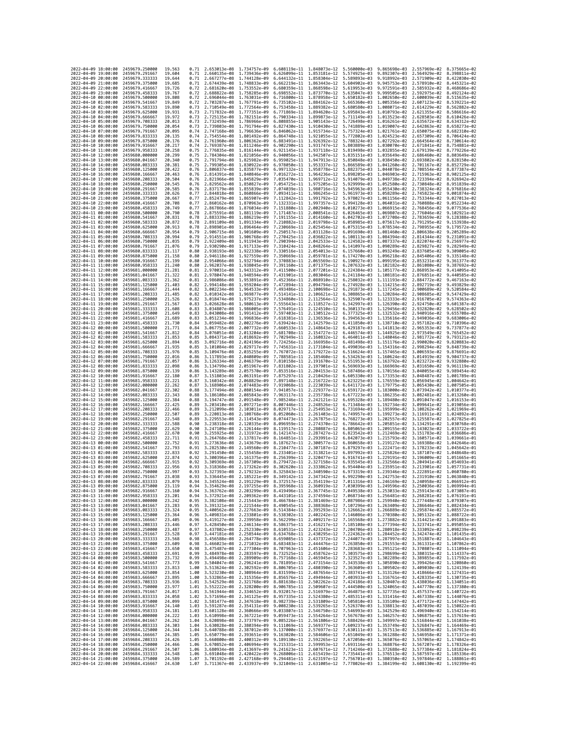| | | | | | | | | | | |
|---|---|---|---|---|---|---|---|---|---|---|
| 2022-04-09 18:00:00 | 2459679.250000 | 19.563 | 0.71 | 2.653013e-08 | 1.734757e-09 | 6.608119e-11 | 1.848073e-12 | 5.560000e-03 | 9.865698e-03 | 2.557969e-02 | 8.375665e-02 |
| 2022-04-09 19:00:00 | 2459679.291667 | 19.604 | 0.71 | 2.660135e-08 | 1.739436e-09 | 6.626099e-11 | 1.853181e-12 | 5.574925e-03 | 9.892307e-03 | 2.564929e-02 | 8.398811e-02 |
| 2022-04-09 20:00:00 | 2459679.333333 | 19.644 | 0.71 | 2.667277e-08 | 1.744128e-09 | 6.644132e-11 | 1.858304e-12 | 5.589893e-03 | 9.918992e-03 | 2.571909e-02 | 8.422030e-02 |
| 2022-04-09 21:00:00 | 2459679.375000 | 19.685 | 0.71 | 2.674439e-08 | 1.748833e-09 | 6.662219e-11 | 1.863443e-12 | 5.604902e-03 | 9.945753e-03 | 2.578910e-02 | 8.445321e-02 |
| 2022-04-09 22:00:00 | 2459679.416667 | 19.726 | 0.72 | 2.681620e-08 | 1.753552e-09 | 6.680359e-11 | 1.868598e-12 | 5.619953e-03 | 9.972591e-03 | 2.585932e-02 | 8.468686e-02 |
| 2022-04-09 23:00:00 | 2459679.458333 | 19.767 | 0.72 | 2.688822e-08 | 1.758285e-09 | 6.698552e-11 | 1.873770e-12 | 5.635047e-03 | 9.999505e-03 | 2.592975e-02 | 8.492124e-02 |
| 2022-04-10 00:00:00 | 2459679.500000 | 19.808 | 0.72 | 2.696044e-08 | 1.763031e-09 | 6.716800e-11 | 1.878958e-12 | 5.650182e-03 | 1.002650e-02 | 2.600039e-02 | 8.515635e-02 |
| 2022-04-10 01:00:00 | 2459679.541667 | 19.849 | 0.72 | 2.703287e-08 | 1.767791e-09 | 6.735102e-11 | 1.884162e-12 | 5.665360e-03 | 1.005356e-02 | 2.607123e-02 | 8.539221e-02 |
| 2022-04-10 02:00:00 | 2459679.583333 | 19.890 | 0.73 | 2.710549e-08 | 1.772564e-09 | 6.753458e-11 | 1.889382e-12 | 5.680580e-03 | 1.008071e-02 | 2.614229e-02 | 8.562882e-02 |
| 2022-04-10 03:00:00 | 2459679.625000 | 19.931 | 0.73 | 2.717832e-08 | 1.777351e-09 | 6.771869e-11 | 1.894620e-12 | 5.695843e-03 | 1.010793e-02 | 2.621355e-02 | 8.586616e-02 |
| 2022-04-10 04:00:00 | 2459679.666667 | 19.972 | 0.73 | 2.725135e-08 | 1.782151e-09 | 6.790334e-11 | 1.899873e-12 | 5.711149e-03 | 1.013523e-02 | 2.628503e-02 | 8.610426e-02 |
| 2022-04-10 05:00:00 | 2459679.708333 | 20.013 | 0.73 | 2.732459e-08 | 1.786966e-09 | 6.808855e-11 | 1.905143e-12 | 5.726498e-03 | 1.016261e-02 | 2.635672e-02 | 8.634312e-02 |
| 2022-04-10 06:00:00 | 2459679.750000 | 20.054 | 0.73 | 2.739803e-08 | 1.791794e-09 | 6.827430e-11 | 1.910430e-12 | 5.741889e-03 | 1.019007e-02 | 2.642863e-02 | 8.658273e-02 |
| 2022-04-10 07:00:00 | 2459679.791667 | 20.095 | 0.74 | 2.747168e-08 | 1.796636e-09 | 6.846062e-11 | 1.915734e-12 | 5.757324e-03 | 1.021761e-02 | 2.650075e-02 | 8.682310e-02 |
| 2022-04-10 08:00:00 | 2459679.833333 | 20.135 | 0.74 | 2.754554e-08 | 1.801492e-09 | 6.864748e-11 | 1.921055e-12 | 5.772802e-03 | 1.024523e-02 | 2.657309e-02 | 8.706424e-02 |
| 2022-04-10 09:00:00 | 2459679.875000 | 20.176 | 0.74 | 2.761960e-08 | 1.806362e-09 | 6.883491e-11 | 1.926392e-12 | 5.788324e-03 | 1.027292e-02 | 2.664564e-02 | 8.730614e-02 |
| 2022-04-10 10:00:00 | 2459679.916667 | 20.217 | 0.74 | 2.769387e-08 | 1.811246e-09 | 6.902290e-11 | 1.931747e-12 | 5.803889e-03 | 1.030070e-02 | 2.671841e-02 | 8.754881e-02 |
| 2022-04-10 11:00:00 | 2459679.958333 | 20.258 | 0.75 | 2.776835e-08 | 1.816144e-09 | 6.921145e-11 | 1.937118e-12 | 5.819498e-03 | 1.032855e-02 | 2.679139e-02 | 8.779226e-02 |
| 2022-04-10 12:00:00 | 2459680.000000 | 20.299 | 0.75 | 2.784304e-08 | 1.821056e-09 | 6.940056e-11 | 1.942507e-12 | 5.835151e-03 | 1.035649e-02 | 2.686460e-02 | 8.803649e-02 |
| 2022-04-10 13:00:00 | 2459680.041667 | 20.340 | 0.75 | 2.791794e-08 | 1.825982e-09 | 6.959025e-11 | 1.947913e-12 | 5.850848e-03 | 1.038450e-02 | 2.693802e-02 | 8.828150e-02 |
| 2022-04-10 14:00:00 | 2459680.083333 | 20.381 | 0.75 | 2.799305e-08 | 1.830922e-09 | 6.978050e-11 | 1.953337e-12 | 5.866589e-03 | 1.041260e-02 | 2.701167e-02 | 8.852729e-02 |
| 2022-04-10 15:00:00 | 2459680.125000 | 20.422 | 0.76 | 2.806837e-08 | 1.835877e-09 | 6.997132e-11 | 1.958778e-12 | 5.882375e-03 | 1.044078e-02 | 2.708554e-02 | 8.877387e-02 |
| 2022-04-10 16:00:00 | 2459680.166667 | 20.463 | 0.76 | 2.814391e-08 | 1.840846e-09 | 7.016272e-11 | 1.964236e-12 | 5.898205e-03 | 1.046903e-02 | 2.715963e-02 | 8.902125e-02 |
| 2022-04-10 17:00:00 | 2459680.208333 | 20.504 | 0.76 | 2.821966e-08 | 1.845829e-09 | 7.035470e-11 | 1.969712e-12 | 5.914079e-03 | 1.049738e-02 | 2.723394e-02 | 8.926942e-02 |
| 2022-04-10 18:00:00 | 2459680.250000 | 20.545 | 0.76 | 2.829562e-08 | 1.850827e-09 | 7.054725e-11 | 1.975205e-12 | 5.929999e-03 | 1.052580e-02 | 2.730848e-02 | 8.951839e-02 |
| 2022-04-10 19:00:00 | 2459680.291667 | 20.585 | 0.76 | 2.837179e-08 | 1.855839e-09 | 7.074039e-11 | 1.980716e-12 | 5.945963e-03 | 1.055430e-02 | 2.738324e-02 | 8.976816e-02 |
| 2022-04-10 20:00:00 | 2459680.333333 | 20.626 | 0.77 | 2.844818e-08 | 1.860866e-09 | 7.093411e-11 | 1.986245e-12 | 5.961973e-03 | 1.058289e-02 | 2.745823e-02 | 9.001874e-02 |
| 2022-04-10 21:00:00 | 2459680.375000 | 20.667 | 0.77 | 2.852479e-08 | 1.865907e-09 | 7.112842e-11 | 1.991792e-12 | 5.978027e-03 | 1.061156e-02 | 2.753344e-02 | 9.027013e-02 |
| 2022-04-10 22:00:00 | 2459680.416667 | 20.708 | 0.77 | 2.860162e-08 | 1.870963e-09 | 7.132331e-11 | 1.997357e-12 | 5.994128e-03 | 1.064031e-02 | 2.760888e-02 | 9.052234e-02 |
| 2022-04-10 23:00:00 | 2459680.458333 | 20.749 | 0.77 | 2.867866e-08 | 1.876034e-09 | 7.151880e-11 | 2.002940e-12 | 6.010273e-03 | 1.066915e-02 | 2.768456e-02 | 9.077536e-02 |
| 2022-04-11 00:00:00 | 2459680.500000 | 20.790 | 0.78 | 2.875591e-08 | 1.881119e-09 | 7.171487e-11 | 2.008541e-12 | 6.026465e-03 | 1.069807e-02 | 2.776046e-02 | 9.102921e-02 |
| 2022-04-11 01:00:00 | 2459680.541667 | 20.831 | 0.78 | 2.883339e-08 | 1.886219e-09 | 7.191155e-11 | 2.014160e-12 | 6.042702e-03 | 1.072708e-02 | 2.783659e-02 | 9.128388e-02 |
| 2022-04-11 02:00:00 | 2459680.583333 | 20.872 | 0.78 | 2.891109e-08 | 1.891334e-09 | 7.210882e-11 | 2.019798e-12 | 6.058985e-03 | 1.075617e-02 | 2.791295e-02 | 9.153938e-02 |
| 2022-04-11 03:00:00 | 2459680.625000 | 20.913 | 0.78 | 2.898901e-08 | 1.896464e-09 | 7.230669e-11 | 2.025454e-12 | 6.075315e-03 | 1.078534e-02 | 2.798955e-02 | 9.179572e-02 |
| 2022-04-11 04:00:00 | 2459680.666667 | 20.954 | 0.79 | 2.906715e-08 | 1.901609e-09 | 7.250517e-11 | 2.031128e-12 | 6.091690e-03 | 1.081460e-02 | 2.806638e-02 | 9.205289e-02 |
| 2022-04-11 05:00:00 | 2459680.708333 | 20.994 | 0.79 | 2.914551e-08 | 1.906768e-09 | 7.270425e-11 | 2.036822e-12 | 6.108113e-03 | 1.084394e-02 | 2.814344e-02 | 9.231091e-02 |
| 2022-04-11 06:00:00 | 2459680.750000 | 21.035 | 0.79 | 2.922409e-08 | 1.911943e-09 | 7.290394e-11 | 2.042533e-12 | 6.124582e-03 | 1.087337e-02 | 2.822074e-02 | 9.256977e-02 |
| 2022-04-11 07:00:00 | 2459680.791667 | 21.076 | 0.79 | 2.930290e-08 | 1.917133e-09 | 7.310424e-11 | 2.048264e-12 | 6.141097e-03 | 1.090289e-02 | 2.829827e-02 | 9.282949e-02 |
| 2022-04-11 08:00:00 | 2459680.833333 | 21.117 | 0.80 | 2.938193e-08 | 1.922338e-09 | 7.330516e-11 | 2.054013e-12 | 6.157660e-03 | 1.093249e-02 | 2.837605e-02 | 9.309005e-02 |
| 2022-04-11 09:00:00 | 2459680.875000 | 21.158 | 0.80 | 2.946118e-08 | 1.927559e-09 | 7.350669e-11 | 2.059781e-12 | 6.174270e-03 | 1.096218e-02 | 2.845406e-02 | 9.335148e-02 |
| 2022-04-11 10:00:00 | 2459680.916667 | 21.199 | 0.80 | 2.954066e-08 | 1.932794e-09 | 7.370883e-11 | 2.065569e-12 | 6.190927e-03 | 1.099195e-02 | 2.853231e-02 | 9.361377e-02 |
| 2022-04-11 11:00:00 | 2459680.958333 | 21.240 | 0.80 | 2.962037e-08 | 1.938045e-09 | 7.391160e-11 | 2.071375e-12 | 6.207632e-03 | 1.102182e-02 | 2.861080e-02 | 9.387692e-02 |
| 2022-04-11 12:00:00 | 2459681.000000 | 21.281 | 0.81 | 2.970031e-08 | 1.943312e-09 | 7.411500e-11 | 2.077201e-12 | 6.224384e-03 | 1.105177e-02 | 2.868953e-02 | 9.414095e-02 |
| 2022-04-11 13:00:00 | 2459681.041667 | 21.322 | 0.81 | 2.978047e-08 | 1.948594e-09 | 7.431901e-11 | 2.083046e-12 | 6.241184e-03 | 1.108181e-02 | 2.876851e-02 | 9.440585e-02 |
| 2022-04-11 14:00:00 | 2459681.083333 | 21.362 | 0.81 | 2.986086e-08 | 1.953891e-09 | 7.452366e-11 | 2.088910e-12 | 6.258032e-03 | 1.111193e-02 | 2.884772e-02 | 9.467163e-02 |
| 2022-04-11 15:00:00 | 2459681.125000 | 21.403 | 0.82 | 2.994148e-08 | 1.959204e-09 | 7.472894e-11 | 2.094794e-12 | 6.274928e-03 | 1.114215e-02 | 2.892719e-02 | 9.493829e-02 |
| 2022-04-11 16:00:00 | 2459681.166667 | 21.444 | 0.82 | 3.002234e-08 | 1.964533e-09 | 7.493486e-11 | 2.100698e-12 | 6.291873e-03 | 1.117245e-02 | 2.900689e-02 | 9.520584e-02 |
| 2022-04-11 17:00:00 | 2459681.208333 | 21.485 | 0.82 | 3.010342e-08 | 1.969877e-09 | 7.514141e-11 | 2.106621e-12 | 6.308865e-03 | 1.120284e-02 | 2.908685e-02 | 9.547429e-02 |
| 2022-04-11 18:00:00 | 2459681.250000 | 21.526 | 0.82 | 3.018474e-08 | 1.975237e-09 | 7.534860e-11 | 2.112564e-12 | 6.325907e-03 | 1.123333e-02 | 2.916705e-02 | 9.574363e-02 |
| 2022-04-11 19:00:00 | 2459681.291667 | 21.567 | 0.83 | 3.026628e-08 | 1.980613e-09 | 7.555643e-11 | 2.118527e-12 | 6.342997e-03 | 1.126390e-02 | 2.924750e-02 | 9.601387e-02 |
| 2022-04-11 20:00:00 | 2459681.333333 | 21.608 | 0.83 | 3.034807e-08 | 1.986005e-09 | 7.576491e-11 | 2.124510e-12 | 6.360137e-03 | 1.129456e-02 | 2.932820e-02 | 9.628502e-02 |
| 2022-04-11 21:00:00 | 2459681.375000 | 21.649 | 0.83 | 3.043008e-08 | 1.991412e-09 | 7.597403e-11 | 2.130512e-12 | 6.377325e-03 | 1.132532e-02 | 2.940916e-02 | 9.655708e-02 |
| 2022-04-11 22:00:00 | 2459681.416667 | 21.690 | 0.83 | 3.051234e-08 | 1.996836e-09 | 7.618381e-11 | 2.136536e-12 | 6.394564e-03 | 1.135616e-02 | 2.949036e-02 | 9.683006e-02 |
| 2022-04-11 23:00:00 | 2459681.458333 | 21.730 | 0.84 | 3.059482e-08 | 2.002276e-09 | 7.639424e-11 | 2.142579e-12 | 6.411850e-03 | 1.138710e-02 | 2.957182e-02 | 9.710396e-02 |
| 2022-04-12 00:00:00 | 2459681.500000 | 21.771 | 0.84 | 3.067755e-08 | 2.007732e-09 | 7.660533e-11 | 2.148643e-12 | 6.429187e-03 | 1.141813e-02 | 2.965353e-02 | 9.737877e-02 |
| 2022-04-12 01:00:00 | 2459681.541667 | 21.812 | 0.84 | 3.076051e-08 | 2.013204e-09 | 7.681708e-11 | 2.154727e-12 | 6.446574e-03 | 1.144925e-02 | 2.973549e-02 | 9.765452e-02 |
| 2022-04-12 02:00:00 | 2459681.583333 | 21.853 | 0.85 | 3.084371e-08 | 2.018692e-09 | 7.702949e-11 | 2.160832e-12 | 6.464011e-03 | 1.148046e-02 | 2.981772e-02 | 9.793121e-02 |
| 2022-04-12 03:00:00 | 2459681.625000 | 21.894 | 0.85 | 3.092716e-08 | 2.024196e-09 | 7.724256e-11 | 2.166958e-12 | 6.481498e-03 | 1.151176e-02 | 2.990020e-02 | 9.820883e-02 |
| 2022-04-12 04:00:00 | 2459681.666667 | 21.935 | 0.85 | 3.101084e-08 | 2.029717e-09 | 7.745631e-11 | 2.173104e-12 | 6.499036e-03 | 1.154316e-02 | 2.998294e-02 | 9.848739e-02 |
| 2022-04-12 05:00:00 | 2459681.708333 | 21.976 | 0.85 | 3.109476e-08 | 2.035255e-09 | 7.767072e-11 | 2.179272e-12 | 6.516624e-03 | 1.157465e-02 | 3.006593e-02 | 9.876691e-02 |
| 2022-04-12 06:00:00 | 2459681.750000 | 22.016 | 0.86 | 3.117893e-08 | 2.040809e-09 | 7.788581e-11 | 2.185460e-12 | 6.534263e-03 | 1.160624e-02 | 3.014919e-02 | 9.904737e-02 |
| 2022-04-12 07:00:00 | 2459681.791667 | 22.057 | 0.86 | 3.126334e-08 | 2.046379e-09 | 7.810158e-11 | 2.191670e-12 | 6.551953e-03 | 1.163792e-02 | 3.023272e-02 | 9.932880e-02 |
| 2022-04-12 08:00:00 | 2459681.833333 | 22.098 | 0.86 | 3.134799e-08 | 2.051967e-09 | 7.831802e-11 | 2.197901e-12 | 6.569693e-03 | 1.166969e-02 | 3.031650e-02 | 9.961119e-02 |
| 2022-04-12 09:00:00 | 2459681.875000 | 22.139 | 0.86 | 3.143289e-08 | 2.057570e-09 | 7.853516e-11 | 2.204153e-12 | 6.587486e-03 | 1.170156e-02 | 3.040055e-02 | 9.989454e-02 |
| 2022-04-12 10:00:00 | 2459681.916667 | 22.180 | 0.87 | 3.151803e-08 | 2.063191e-09 | 7.875297e-11 | 2.210426e-12 | 6.605330e-03 | 1.173353e-02 | 3.048487e-02 | 1.001789e-01 |
| 2022-04-12 11:00:00 | 2459681.958333 | 22.221 | 0.87 | 3.160342e-08 | 2.068829e-09 | 7.897148e-11 | 2.216722e-12 | 6.623225e-03 | 1.176559e-02 | 3.056945e-02 | 1.004642e-01 |
| 2022-04-12 12:00:00 | 2459682.000000 | 22.262 | 0.87 | 3.168906e-08 | 2.074483e-09 | 7.919068e-11 | 2.223039e-12 | 6.641172e-03 | 1.179775e-02 | 3.065430e-02 | 1.007505e-01 |
| 2022-04-12 13:00:00 | 2459682.041667 | 22.302 | 0.88 | 3.177494e-08 | 2.080154e-09 | 7.941057e-11 | 2.229377e-12 | 6.659172e-03 | 1.183000e-02 | 3.073942e-02 | 1.010377e-01 |
| 2022-04-12 14:00:00 | 2459682.083333 | 22.343 | 0.88 | 3.186108e-08 | 2.085843e-09 | 7.963117e-11 | 2.235738e-12 | 6.677223e-03 | 1.186235e-02 | 3.082481e-02 | 1.013260e-01 |
| 2022-04-12 15:00:00 | 2459682.125000 | 22.384 | 0.88 | 3.194747e-08 | 2.091548e-09 | 7.985246e-11 | 2.242121e-12 | 6.695328e-03 | 1.189480e-02 | 3.091047e-02 | 1.016153e-01 |
| 2022-04-12 16:00:00 | 2459682.166667 | 22.425 | 0.89 | 3.203410e-08 | 2.097271e-09 | 8.007446e-11 | 2.248526e-12 | 6.713484e-03 | 1.192734e-02 | 3.099641e-02 | 1.019056e-01 |
| 2022-04-12 17:00:00 | 2459682.208333 | 22.466 | 0.89 | 3.212099e-08 | 2.103011e-09 | 8.029717e-11 | 2.254953e-12 | 6.731694e-03 | 1.195999e-02 | 3.108262e-02 | 1.021969e-01 |
| 2022-04-12 18:00:00 | 2459682.250000 | 22.507 | 0.89 | 3.220813e-08 | 2.108768e-09 | 8.052060e-11 | 2.261403e-12 | 6.749957e-03 | 1.199273e-02 | 3.116911e-02 | 1.024892e-01 |
| 2022-04-12 19:00:00 | 2459682.291667 | 22.548 | 0.89 | 3.229553e-08 | 2.114543e-09 | 8.074473e-11 | 2.267875e-12 | 6.768273e-03 | 1.202557e-02 | 3.125587e-02 | 1.027825e-01 |
| 2022-04-12 20:00:00 | 2459682.333333 | 22.588 | 0.90 | 3.238318e-08 | 2.120335e-09 | 8.096959e-11 | 2.274370e-12 | 6.786642e-03 | 1.205851e-02 | 3.134291e-02 | 1.030768e-01 |
| 2022-04-12 21:00:00 | 2459682.375000 | 22.629 | 0.90 | 3.247109e-08 | 2.126144e-09 | 8.119517e-11 | 2.280887e-12 | 6.805065e-03 | 1.209155e-02 | 3.143023e-02 | 1.033722e-01 |
| 2022-04-12 22:00:00 | 2459682.416667 | 22.670 | 0.90 | 3.255925e-08 | 2.131972e-09 | 8.142147e-11 | 2.287427e-12 | 6.823542e-03 | 1.212469e-02 | 3.151783e-02 | 1.036686e-01 |
| 2022-04-12 23:00:00 | 2459682.458333 | 22.711 | 0.91 | 3.264768e-08 | 2.137817e-09 | 8.164851e-11 | 2.293991e-12 | 6.842073e-03 | 1.215793e-02 | 3.160571e-02 | 1.039661e-01 |
| 2022-04-13 00:00:00 | 2459682.500000 | 22.752 | 0.91 | 3.273636e-08 | 2.143679e-09 | 8.187627e-11 | 2.300577e-12 | 6.860658e-03 | 1.219127e-02 | 3.169388e-02 | 1.042646e-01 |
| 2022-04-13 01:00:00 | 2459682.541667 | 22.793 | 0.91 | 3.282530e-08 | 2.149560e-09 | 8.210477e-11 | 2.307187e-12 | 6.879297e-03 | 1.222471e-02 | 3.178233e-02 | 1.045642e-01 |
| 2022-04-13 02:00:00 | 2459682.583333 | 22.833 | 0.92 | 3.291450e-08 | 2.155458e-09 | 8.233401e-11 | 2.313821e-12 | 6.897992e-03 | 1.225826e-02 | 3.187107e-02 | 1.048648e-01 |
| 2022-04-13 03:00:00 | 2459682.625000 | 22.874 | 0.92 | 3.300396e-08 | 2.161375e-09 | 8.256399e-11 | 2.320477e-12 | 6.916741e-03 | 1.229191e-02 | 3.196009e-02 | 1.051665e-01 |
| 2022-04-13 04:00:00 | 2459682.666667 | 22.915 | 0.92 | 3.309369e-08 | 2.167309e-09 | 8.279472e-11 | 2.327158e-12 | 6.935545e-03 | 1.232566e-02 | 3.204941e-02 | 1.054693e-01 |
| 2022-04-13 05:00:00 | 2459682.708333 | 22.956 | 0.93 | 3.318368e-08 | 2.173262e-09 | 8.302620e-11 | 2.333862e-12 | 6.954404e-03 | 1.235951e-02 | 3.213901e-02 | 1.057731e-01 |
| 2022-04-13 06:00:00 | 2459682.750000 | 22.997 | 0.93 | 3.327393e-08 | 2.179232e-09 | 8.325843e-11 | 2.340590e-12 | 6.973319e-03 | 1.239346e-02 | 3.222891e-02 | 1.060780e-01 |
| 2022-04-13 07:00:00 | 2459682.791667 | 23.038 | 0.93 | 3.336445e-08 | 2.185221e-09 | 8.349142e-11 | 2.347342e-12 | 6.992290e-03 | 1.242753e-02 | 3.231910e-02 | 1.063840e-01 |
| 2022-04-13 08:00:00 | 2459682.833333 | 23.078 | 0.94 | 3.345524e-08 | 2.191229e-09 | 8.372517e-11 | 2.354119e-12 | 7.011316e-03 | 1.246169e-02 | 3.240958e-02 | 1.066912e-01 |
| 2022-04-13 09:00:00 | 2459682.875000 | 23.119 | 0.94 | 3.354629e-08 | 2.197255e-09 | 8.395968e-11 | 2.360919e-12 | 7.030399e-03 | 1.249596e-02 | 3.250036e-02 | 1.069994e-01 |
| 2022-04-13 10:00:00 | 2459682.916667 | 23.160 | 0.94 | 3.363762e-08 | 2.203299e-09 | 8.419496e-11 | 2.367745e-12 | 7.049538e-03 | 1.253033e-02 | 3.259143e-02 | 1.073087e-01 |
| 2022-04-13 11:00:00 | 2459682.958333 | 23.201 | 0.94 | 3.372921e-08 | 2.209362e-09 | 8.443101e-11 | 2.374594e-12 | 7.068734e-03 | 1.256481e-02 | 3.268281e-02 | 1.076191e-01 |
| 2022-04-13 12:00:00 | 2459683.000000 | 23.242 | 0.95 | 3.382108e-08 | 2.215443e-09 | 8.466784e-11 | 2.381469e-12 | 7.087986e-03 | 1.259940e-02 | 3.277448e-02 | 1.079307e-01 |
| 2022-04-13 13:00:00 | 2459683.041667 | 23.283 | 0.95 | 3.391321e-08 | 2.221544e-09 | 8.490545e-11 | 2.388368e-12 | 7.107296e-03 | 1.263409e-02 | 3.286646e-02 | 1.082434e-01 |
| 2022-04-13 14:00:00 | 2459683.083333 | 23.324 | 0.95 | 3.400562e-08 | 2.227663e-09 | 8.514384e-11 | 2.395293e-12 | 7.126662e-03 | 1.266889e-02 | 3.295874e-02 | 1.085572e-01 |
| 2022-04-13 15:00:00 | 2459683.125000 | 23.364 | 0.96 | 3.409831e-08 | 2.233801e-09 | 8.538302e-11 | 2.402242e-12 | 7.146086e-03 | 1.270380e-02 | 3.305132e-02 | 1.088722e-01 |
| 2022-04-13 16:00:00 | 2459683.166667 | 23.405 | 0.96 | 3.419127e-08 | 2.239958e-09 | 8.562299e-11 | 2.409217e-12 | 7.165568e-03 | 1.273882e-02 | 3.314421e-02 | 1.091883e-01 |
| 2022-04-13 17:00:00 | 2459683.208333 | 23.446 | 0.97 | 3.428450e-08 | 2.246134e-09 | 8.586375e-11 | 2.416217e-12 | 7.185108e-03 | 1.277394e-02 | 3.323741e-02 | 1.095055e-01 |
| 2022-04-13 18:00:00 | 2459683.250000 | 23.487 | 0.97 | 3.437802e-08 | 2.252330e-09 | 8.610531e-11 | 2.423243e-12 | 7.204706e-03 | 1.280918e-02 | 3.333092e-02 | 1.098239e-01 |
| 2022-04-13 19:00:00 | 2459683.291667 | 23.528 | 0.97 | 3.447181e-08 | 2.258544e-09 | 8.634768e-11 | 2.430295e-12 | 7.224362e-03 | 1.284452e-02 | 3.342474e-02 | 1.101435e-01 |
| 2022-04-13 20:00:00 | 2459683.333333 | 23.568 | 0.98 | 3.456588e-08 | 2.264778e-09 | 8.659085e-11 | 2.437372e-12 | 7.244077e-03 | 1.287997e-02 | 3.351887e-02 | 1.104643e-01 |
| 2022-04-13 21:00:00 | 2459683.375000 | 23.609 | 0.98 | 3.466023e-08 | 2.271032e-09 | 8.683483e-11 | 2.444476e-12 | 7.263850e-03 | 1.291553e-02 | 3.361331e-02 | 1.107862e-01 |
| 2022-04-13 22:00:00 | 2459683.416667 | 23.650 | 0.98 | 3.475487e-08 | 2.277304e-09 | 8.707963e-11 | 2.451606e-12 | 7.283683e-03 | 1.295121e-02 | 3.370807e-02 | 1.111094e-01 |
| 2022-04-13 23:00:00 | 2459683.458333 | 23.691 | 0.99 | 3.484978e-08 | 2.283597e-09 | 8.732525e-11 | 2.458762e-12 | 7.303575e-03 | 1.298699e-02 | 3.380315e-02 | 1.114337e-01 |
| 2022-04-14 00:00:00 | 2459683.500000 | 23.732 | 0.99 | 3.494498e-08 | 2.289909e-09 | 8.757168e-11 | 2.465945e-12 | 7.323527e-03 | 1.302289e-02 | 3.389855e-02 | 1.117592e-01 |
| 2022-04-14 01:00:00 | 2459683.541667 | 23.773 | 0.99 | 3.504047e-08 | 2.296241e-09 | 8.781895e-11 | 2.473154e-12 | 7.343538e-03 | 1.305890e-02 | 3.399426e-02 | 1.120860e-01 |
| 2022-04-14 02:00:00 | 2459683.583333 | 23.813 | 1.00 | 3.513624e-08 | 2.302592e-09 | 8.806704e-11 | 2.480390e-12 | 7.363609e-03 | 1.309502e-02 | 3.409030e-02 | 1.124139e-01 |
| 2022-04-14 03:00:00 | 2459683.625000 | 23.854 | 1.00 | 3.523230e-08 | 2.308964e-09 | 8.831599e-11 | 2.487654e-12 | 7.383741e-03 | 1.313126e-02 | 3.418666e-02 | 1.127431e-01 |
| 2022-04-14 04:00:00 | 2459683.666667 | 23.895 | 1.00 | 3.532865e-08 | 2.315356e-09 | 8.856576e-11 | 2.494944e-12 | 7.403933e-03 | 1.316761e-02 | 3.428335e-02 | 1.130735e-01 |
| 2022-04-14 05:00:00 | 2459683.708333 | 23.936 | 1.01 | 3.542529e-08 | 2.321768e-09 | 8.881638e-11 | 2.502262e-12 | 7.424186e-03 | 1.320407e-02 | 3.438036e-02 | 1.134051e-01 |
| 2022-04-14 06:00:00 | 2459683.750000 | 23.977 | 1.01 | 3.552222e-08 | 2.328200e-09 | 8.906785e-11 | 2.509607e-12 | 7.444500e-03 | 1.324065e-02 | 3.447770e-02 | 1.137380e-01 |
| 2022-04-14 07:00:00 | 2459683.791667 | 24.017 | 1.01 | 3.561944e-08 | 2.334652e-09 | 8.932017e-11 | 2.516979e-12 | 7.464875e-03 | 1.327735e-02 | 3.457537e-02 | 1.140722e-01 |
| 2022-04-14 08:00:00 | 2459683.833333 | 24.058 | 1.02 | 3.571696e-08 | 2.341125e-09 | 8.957335e-11 | 2.524380e-12 | 7.485311e-03 | 1.331416e-02 | 3.467338e-02 | 1.144076e-01 |
| 2022-04-14 09:00:00 | 2459683.875000 | 24.099 | 1.02 | 3.581477e-08 | 2.347618e-09 | 8.982739e-11 | 2.531809e-12 | 7.505810e-03 | 1.335109e-02 | 3.477172e-02 | 1.147442e-01 |
| 2022-04-14 10:00:00 | 2459683.916667 | 24.140 | 1.03 | 3.591287e-08 | 2.354131e-09 | 9.008230e-11 | 2.539265e-12 | 7.526370e-03 | 1.338813e-02 | 3.487039e-02 | 1.150822e-01 |
| 2022-04-14 11:00:00 | 2459683.958333 | 24.181 | 1.03 | 3.601128e-08 | 2.360666e-09 | 9.033807e-11 | 2.546750e-12 | 7.546993e-03 | 1.342529e-02 | 3.496940e-02 | 1.154214e-01 |
| 2022-04-14 12:00:00 | 2459684.000000 | 24.222 | 1.03 | 3.610998e-08 | 2.367221e-09 | 9.059473e-11 | 2.554264e-12 | 7.567678e-03 | 1.346257e-02 | 3.506875e-02 | 1.157619e-01 |
| 2022-04-14 13:00:00 | 2459684.041667 | 24.262 | 1.04 | 3.620898e-08 | 2.373797e-09 | 9.085226e-11 | 2.561806e-12 | 7.588426e-03 | 1.349997e-02 | 3.516844e-02 | 1.161038e-01 |
| 2022-04-14 14:00:00 | 2459684.083333 | 24.303 | 1.04 | 3.630828e-08 | 2.380394e-09 | 9.111069e-11 | 2.569377e-12 | 7.609237e-03 | 1.353749e-02 | 3.526847e-02 | 1.164469e-01 |
| 2022-04-14 15:00:00 | 2459684.125000 | 24.344 | 1.04 | 3.640788e-08 | 2.387012e-09 | 9.137000e-11 | 2.576977e-12 | 7.630111e-03 | 1.357513e-02 | 3.536885e-02 | 1.167913e-01 |
| 2022-04-14 16:00:00 | 2459684.166667 | 24.385 | 1.05 | 3.650779e-08 | 2.393651e-09 | 9.163020e-11 | 2.584606e-12 | 7.651049e-03 | 1.361288e-02 | 3.546958e-02 | 1.171371e-01 |
| 2022-04-14 17:00:00 | 2459684.208333 | 24.426 | 1.05 | 3.660800e-08 | 2.400312e-09 | 9.189130e-11 | 2.592265e-12 | 7.672050e-03 | 1.365076e-02 | 3.557065e-02 | 1.174842e-01 |
| 2022-04-14 18:00:00 | 2459684.250000 | 24.466 | 1.06 | 3.670852e-08 | 2.406994e-09 | 9.215331e-11 | 2.599953e-12 | 7.693116e-03 | 1.368876e-02 | 3.567207e-02 | 1.178326e-01 |
| 2022-04-14 19:00:00 | 2459684.291667 | 24.507 | 1.06 | 3.680934e-08 | 2.413697e-09 | 9.241623e-11 | 2.607671e-12 | 7.714246e-03 | 1.372688e-02 | 3.577384e-02 | 1.181824e-01 |
| 2022-04-14 20:00:00 | 2459684.333333 | 24.548 | 1.06 | 3.691048e-08 | 2.420422e-09 | 9.268006e-11 | 2.615419e-12 | 7.735441e-03 | 1.376513e-02 | 3.587597e-02 | 1.185336e-01 |
| 2022-04-14 21:00:00 | 2459684.375000 | 24.589 | 1.07 | 3.701192e-08 | 2.427168e-09 | 9.294481e-11 | 2.623197e-12 | 7.756701e-03 | 1.380350e-02 | 3.597846e-02 | 1.188861e-01 |
| 2022-04-14 22:00:00 | 2459684.416667 | 24.630 | 1.07 | 3.711367e-08 | 2.433937e-09 | 9.321049e-11 | 2.631005e-12 | 7.778026e-03 | 1.384199e-02 | 3.608130e-02 | 1.192399e-01 |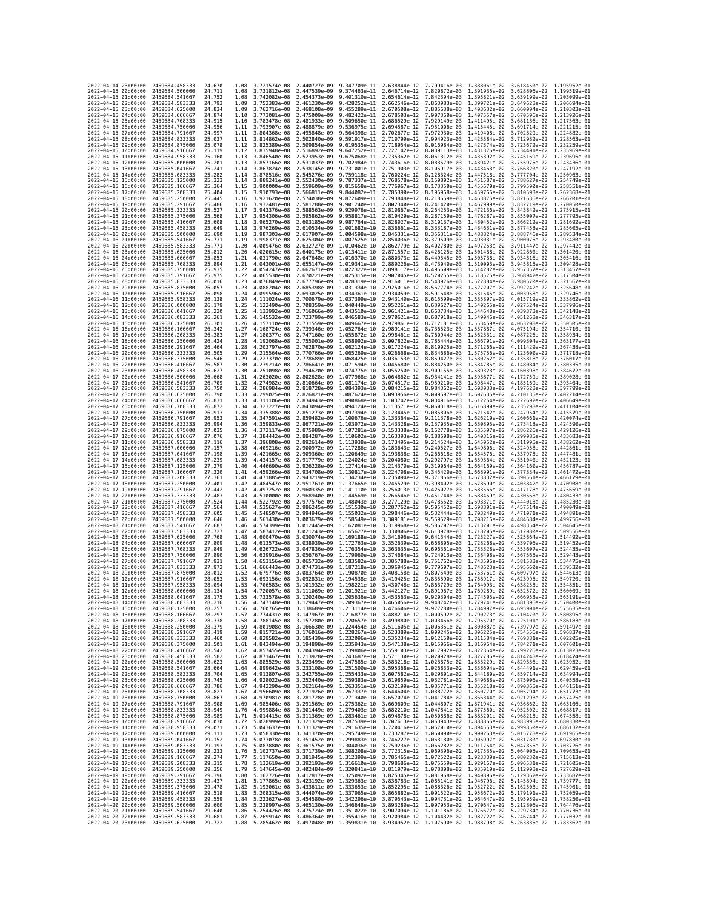| | | | | | | | | | | | |
|---|---|---|---|---|---|---|---|---|---|---|---|
| 2022-04-14 23:00:00 | 2459684.458333 | 24.670 | 1.08 | 3.721574e-08 | 2.440727e-09 | 9.347709e-11 | 2.638844e-12 | 7.799416e-03 | 1.388061e-02 | 3.618450e-02 | 1.195952e-01 |
| 2022-04-15 00:00:00 | 2459684.500000 | 24.711 | 1.08 | 3.731812e-08 | 2.447539e-09 | 9.374463e-11 | 2.646714e-12 | 7.820872e-03 | 1.391935e-02 | 3.628806e-02 | 1.199519e-01 |
| 2022-04-15 01:00:00 | 2459684.541667 | 24.752 | 1.08 | 3.742082e-08 | 2.454373e-09 | 9.401310e-11 | 2.654614e-12 | 7.842394e-03 | 1.395821e-02 | 3.639199e-02 | 1.203099e-01 |
| 2022-04-15 02:00:00 | 2459684.583333 | 24.793 | 1.09 | 3.752383e-08 | 2.461230e-09 | 9.428252e-11 | 2.662546e-12 | 7.863983e-03 | 1.399721e-02 | 3.649628e-02 | 1.206694e-01 |
| 2022-04-15 03:00:00 | 2459684.625000 | 24.834 | 1.09 | 3.762716e-08 | 2.468108e-09 | 9.455289e-11 | 2.670508e-12 | 7.885638e-03 | 1.403632e-02 | 3.660094e-02 | 1.210303e-01 |
| 2022-04-15 04:00:00 | 2459684.666667 | 24.874 | 1.10 | 3.773081e-08 | 2.475009e-09 | 9.482422e-11 | 2.678503e-12 | 7.907360e-03 | 1.407557e-02 | 3.670596e-02 | 1.213926e-01 |
| 2022-04-15 05:00:00 | 2459684.708333 | 24.915 | 1.10 | 3.783478e-08 | 2.481933e-09 | 9.509650e-11 | 2.686529e-12 | 7.929149e-03 | 1.411495e-02 | 3.681136e-02 | 1.217563e-01 |
| 2022-04-15 06:00:00 | 2459684.750000 | 24.956 | 1.11 | 3.793907e-08 | 2.488879e-09 | 9.536975e-11 | 2.694587e-12 | 7.951006e-03 | 1.415445e-02 | 3.691714e-02 | 1.221215e-01 |
| 2022-04-15 07:00:00 | 2459684.791667 | 24.997 | 1.11 | 3.804368e-08 | 2.495848e-09 | 9.564398e-11 | 2.702677e-12 | 7.972930e-03 | 1.419408e-02 | 3.702329e-02 | 1.224882e-01 |
| 2022-04-15 08:00:00 | 2459684.833333 | 25.037 | 1.11 | 3.814862e-08 | 2.502840e-09 | 9.591917e-11 | 2.710799e-12 | 7.994923e-03 | 1.423384e-02 | 3.712982e-02 | 1.228563e-01 |
| 2022-04-15 09:00:00 | 2459684.875000 | 25.078 | 1.12 | 3.825389e-08 | 2.509854e-09 | 9.619535e-11 | 2.718954e-12 | 8.016984e-03 | 1.427374e-02 | 3.723672e-02 | 1.232259e-01 |
| 2022-04-15 10:00:00 | 2459684.916667 | 25.119 | 1.12 | 3.835948e-08 | 2.516892e-09 | 9.647252e-11 | 2.727142e-12 | 8.039113e-03 | 1.431376e-02 | 3.734401e-02 | 1.235969e-01 |
| 2022-04-15 11:00:00 | 2459684.958333 | 25.160 | 1.13 | 3.846540e-08 | 2.523953e-09 | 9.675068e-11 | 2.735362e-12 | 8.061312e-03 | 1.435392e-02 | 3.745169e-02 | 1.239695e-01 |
| 2022-04-15 12:00:00 | 2459685.000000 | 25.201 | 1.13 | 3.857166e-08 | 2.531037e-09 | 9.702984e-11 | 2.743616e-12 | 8.083579e-03 | 1.439421e-02 | 3.755975e-02 | 1.243436e-01 |
| 2022-04-15 13:00:00 | 2459685.041667 | 25.241 | 1.14 | 3.867824e-08 | 2.538145e-09 | 9.731001e-11 | 2.751903e-12 | 8.105917e-03 | 1.443463e-02 | 3.766820e-02 | 1.247192e-01 |
| 2022-04-15 14:00:00 | 2459685.083333 | 25.282 | 1.14 | 3.878516e-08 | 2.545276e-09 | 9.759118e-11 | 2.760224e-12 | 8.128324e-03 | 1.447518e-02 | 3.777704e-02 | 1.250963e-01 |
| 2022-04-15 15:00:00 | 2459685.125000 | 25.323 | 1.14 | 3.889241e-08 | 2.552430e-09 | 9.787337e-11 | 2.768578e-12 | 8.150802e-03 | 1.451587e-02 | 3.788627e-02 | 1.254749e-01 |
| 2022-04-15 16:00:00 | 2459685.166667 | 25.364 | 1.15 | 3.900000e-08 | 2.559609e-09 | 9.815658e-11 | 2.776967e-12 | 8.173350e-03 | 1.455670e-02 | 3.799590e-02 | 1.258551e-01 |
| 2022-04-15 17:00:00 | 2459685.208333 | 25.404 | 1.15 | 3.910793e-08 | 2.566811e-09 | 9.844082e-11 | 2.785390e-12 | 8.195968e-03 | 1.459766e-02 | 3.810593e-02 | 1.262368e-01 |
| 2022-04-15 18:00:00 | 2459685.250000 | 25.445 | 1.16 | 3.921620e-08 | 2.574038e-09 | 9.872609e-11 | 2.793848e-12 | 8.218659e-03 | 1.463875e-02 | 3.821636e-02 | 1.266201e-01 |
| 2022-04-15 19:00:00 | 2459685.291667 | 25.486 | 1.16 | 3.932481e-08 | 2.581288e-09 | 9.901240e-11 | 2.802340e-12 | 8.241420e-03 | 1.467999e-02 | 3.832719e-02 | 1.270050e-01 |
| 2022-04-15 20:00:00 | 2459685.333333 | 25.527 | 1.17 | 3.943376e-08 | 2.588563e-09 | 9.929976e-11 | 2.810867e-12 | 8.264253e-03 | 1.472136e-02 | 3.843842e-02 | 1.273915e-01 |
| 2022-04-15 21:00:00 | 2459685.375000 | 25.568 | 1.17 | 3.954306e-08 | 2.595862e-09 | 9.958817e-11 | 2.819429e-12 | 8.287159e-03 | 1.476287e-02 | 3.855007e-02 | 1.277795e-01 |
| 2022-04-15 22:00:00 | 2459685.416667 | 25.608 | 1.18 | 3.965270e-08 | 2.603185e-09 | 9.987764e-11 | 2.828027e-12 | 8.310137e-03 | 1.480452e-02 | 3.866212e-02 | 1.281692e-01 |
| 2022-04-15 23:00:00 | 2459685.458333 | 25.649 | 1.18 | 3.976269e-08 | 2.610534e-09 | 1.001682e-10 | 2.836661e-12 | 8.333187e-03 | 1.484631e-02 | 3.877458e-02 | 1.285605e-01 |
| 2022-04-16 00:00:00 | 2459685.500000 | 25.690 | 1.19 | 3.987303e-08 | 2.617907e-09 | 1.004598e-10 | 2.845331e-12 | 8.356311e-03 | 1.488824e-02 | 3.888746e-02 | 1.289534e-01 |
| 2022-04-16 01:00:00 | 2459685.541667 | 25.731 | 1.19 | 3.998371e-08 | 2.625304e-09 | 1.007525e-10 | 2.854036e-12 | 8.379509e-03 | 1.493031e-02 | 3.900075e-02 | 1.293480e-01 |
| 2022-04-16 02:00:00 | 2459685.583333 | 25.771 | 1.20 | 4.009476e-08 | 2.632727e-09 | 1.010462e-10 | 2.862779e-12 | 8.402780e-03 | 1.497253e-02 | 3.911447e-02 | 1.297442e-01 |
| 2022-04-16 03:00:00 | 2459685.625000 | 25.812 | 1.20 | 4.020615e-08 | 2.640175e-09 | 1.013411e-10 | 2.871557e-12 | 8.426125e-03 | 1.501488e-02 | 3.922860e-02 | 1.301420e-01 |
| 2022-04-16 04:00:00 | 2459685.666667 | 25.853 | 1.21 | 4.031790e-08 | 2.647648e-09 | 1.016370e-10 | 2.880373e-12 | 8.449545e-03 | 1.505738e-02 | 3.934316e-02 | 1.305416e-01 |
| 2022-04-16 05:00:00 | 2459685.708333 | 25.894 | 1.21 | 4.043001e-08 | 2.655147e-09 | 1.019341e-10 | 2.889226e-12 | 8.473040e-03 | 1.510003e-02 | 3.945815e-02 | 1.309428e-01 |
| 2022-04-16 06:00:00 | 2459685.750000 | 25.935 | 1.22 | 4.054247e-08 | 2.662671e-09 | 1.022322e-10 | 2.898117e-12 | 8.496609e-03 | 1.514282e-02 | 3.957357e-02 | 1.313457e-01 |
| 2022-04-16 07:00:00 | 2459685.791667 | 25.975 | 1.22 | 4.065530e-08 | 2.670221e-09 | 1.025315e-10 | 2.907045e-12 | 8.520255e-03 | 1.518575e-02 | 3.968942e-02 | 1.317504e-01 |
| 2022-04-16 08:00:00 | 2459685.833333 | 26.016 | 1.23 | 4.076849e-08 | 2.677796e-09 | 1.028319e-10 | 2.916011e-12 | 8.543976e-03 | 1.522884e-02 | 3.980570e-02 | 1.321567e-01 |
| 2022-04-16 09:00:00 | 2459685.875000 | 26.057 | 1.23 | 4.088204e-08 | 2.685398e-09 | 1.031334e-10 | 2.925016e-12 | 8.567774e-03 | 1.527207e-02 | 3.992242e-02 | 1.325648e-01 |
| 2022-04-16 10:00:00 | 2459685.916667 | 26.098 | 1.24 | 4.099596e-08 | 2.693025e-09 | 1.034361e-10 | 2.934059e-12 | 8.591648e-03 | 1.531545e-02 | 4.003958e-02 | 1.329746e-01 |
| 2022-04-16 11:00:00 | 2459685.958333 | 26.138 | 1.24 | 4.111024e-08 | 2.700679e-09 | 1.037399e-10 | 2.943140e-12 | 8.615599e-03 | 1.535897e-02 | 4.015719e-02 | 1.333862e-01 |
| 2022-04-16 12:00:00 | 2459686.000000 | 26.179 | 1.25 | 4.122490e-08 | 2.708359e-09 | 1.040449e-10 | 2.952261e-12 | 8.639627e-03 | 1.540265e-02 | 4.027524e-02 | 1.337996e-01 |
| 2022-04-16 13:00:00 | 2459686.041667 | 26.220 | 1.25 | 4.133992e-08 | 2.716066e-09 | 1.043510e-10 | 2.961421e-12 | 8.663734e-03 | 1.544648e-02 | 4.039373e-02 | 1.342148e-01 |
| 2022-04-16 14:00:00 | 2459686.083333 | 26.261 | 1.26 | 4.145532e-08 | 2.723799e-09 | 1.046583e-10 | 2.970621e-12 | 8.687918e-03 | 1.549046e-02 | 4.051268e-02 | 1.346317e-01 |
| 2022-04-16 15:00:00 | 2459686.125000 | 26.301 | 1.26 | 4.157110e-08 | 2.731559e-09 | 1.049667e-10 | 2.979861e-12 | 8.712181e-03 | 1.553459e-02 | 4.063208e-02 | 1.350505e-01 |
| 2022-04-16 16:00:00 | 2459686.166667 | 26.342 | 1.27 | 4.168724e-08 | 2.739346e-09 | 1.052764e-10 | 2.989141e-12 | 8.736523e-03 | 1.557887e-02 | 4.075194e-02 | 1.354710e-01 |
| 2022-04-16 17:00:00 | 2459686.208333 | 26.383 | 1.27 | 4.180377e-08 | 2.747160e-09 | 1.055872e-10 | 2.998461e-12 | 8.760944e-03 | 1.562331e-02 | 4.087226e-02 | 1.358934e-01 |
| 2022-04-16 18:00:00 | 2459686.250000 | 26.424 | 1.28 | 4.192068e-08 | 2.755001e-09 | 1.058992e-10 | 3.007822e-12 | 8.785444e-03 | 1.566791e-02 | 4.099304e-02 | 1.363177e-01 |
| 2022-04-16 19:00:00 | 2459686.291667 | 26.464 | 1.28 | 4.203797e-08 | 2.762870e-09 | 1.062124e-10 | 3.017224e-12 | 8.810025e-03 | 1.571266e-02 | 4.111429e-02 | 1.367438e-01 |
| 2022-04-16 20:00:00 | 2459686.333333 | 26.505 | 1.29 | 4.215564e-08 | 2.770766e-09 | 1.065269e-10 | 3.026668e-12 | 8.834686e-03 | 1.575756e-02 | 4.123600e-02 | 1.371718e-01 |
| 2022-04-16 21:00:00 | 2459686.375000 | 26.546 | 1.29 | 4.227370e-08 | 2.778689e-09 | 1.068425e-10 | 3.036153e-12 | 8.859427e-03 | 1.580262e-02 | 4.135818e-02 | 1.376017e-01 |
| 2022-04-16 22:00:00 | 2459686.416667 | 26.587 | 1.30 | 4.239214e-08 | 2.786641e-09 | 1.071594e-10 | 3.045680e-12 | 8.884250e-03 | 1.584785e-02 | 4.148084e-02 | 1.380335e-01 |
| 2022-04-16 23:00:00 | 2459686.458333 | 26.627 | 1.30 | 4.251098e-08 | 2.794620e-09 | 1.074775e-10 | 3.055250e-12 | 8.909155e-03 | 1.589323e-02 | 4.160398e-02 | 1.384672e-01 |
| 2022-04-17 00:00:00 | 2459686.500000 | 26.668 | 1.31 | 4.263020e-08 | 2.802628e-09 | 1.077968e-10 | 3.064862e-12 | 8.934141e-03 | 1.593877e-02 | 4.172759e-02 | 1.389028e-01 |
| 2022-04-17 01:00:00 | 2459686.541667 | 26.709 | 1.32 | 4.274982e-08 | 2.810664e-09 | 1.081174e-10 | 3.074517e-12 | 8.959210e-03 | 1.598447e-02 | 4.185169e-02 | 1.393404e-01 |
| 2022-04-17 02:00:00 | 2459686.583333 | 26.750 | 1.32 | 4.286984e-08 | 2.818728e-09 | 1.084393e-10 | 3.084215e-12 | 8.984362e-03 | 1.603033e-02 | 4.197628e-02 | 1.397799e-01 |
| 2022-04-17 03:00:00 | 2459686.625000 | 26.790 | 1.33 | 4.299025e-08 | 2.826821e-09 | 1.087624e-10 | 3.093956e-12 | 9.009597e-03 | 1.607635e-02 | 4.210135e-02 | 1.402214e-01 |
| 2022-04-17 04:00:00 | 2459686.666667 | 26.831 | 1.33 | 4.311106e-08 | 2.834943e-09 | 1.090868e-10 | 3.103742e-12 | 9.034916e-03 | 1.612254e-02 | 4.222692e-02 | 1.406649e-01 |
| 2022-04-17 05:00:00 | 2459686.708333 | 26.872 | 1.34 | 4.323227e-08 | 2.843094e-09 | 1.094124e-10 | 3.113571e-12 | 9.060318e-03 | 1.616890e-02 | 4.235298e-02 | 1.411104e-01 |
| 2022-04-17 06:00:00 | 2459686.750000 | 26.913 | 1.34 | 4.335388e-08 | 2.851273e-09 | 1.097394e-10 | 3.123445e-12 | 9.085806e-03 | 1.621542e-02 | 4.247954e-02 | 1.415579e-01 |
| 2022-04-17 07:00:00 | 2459686.791667 | 26.953 | 1.35 | 4.347591e-08 | 2.859482e-09 | 1.100676e-10 | 3.133364e-12 | 9.111378e-03 | 1.626210e-02 | 4.260661e-02 | 1.420074e-01 |
| 2022-04-17 08:00:00 | 2459686.833333 | 26.994 | 1.36 | 4.359833e-08 | 2.867721e-09 | 1.103972e-10 | 3.143328e-12 | 9.137035e-03 | 1.630895e-02 | 4.273418e-02 | 1.424590e-01 |
| 2022-04-17 09:00:00 | 2459686.875000 | 27.035 | 1.36 | 4.372117e-08 | 2.875989e-09 | 1.107281e-10 | 3.153338e-12 | 9.162778e-03 | 1.635597e-02 | 4.286226e-02 | 1.429126e-01 |
| 2022-04-17 10:00:00 | 2459686.916667 | 27.076 | 1.37 | 4.384442e-08 | 2.884287e-09 | 1.110602e-10 | 3.163393e-12 | 9.188608e-03 | 1.640316e-02 | 4.299085e-02 | 1.433683e-01 |
| 2022-04-17 11:00:00 | 2459686.958333 | 27.116 | 1.37 | 4.396808e-08 | 2.892614e-09 | 1.113938e-10 | 3.173495e-12 | 9.214524e-03 | 1.645052e-02 | 4.311995e-02 | 1.438262e-01 |
| 2022-04-17 12:00:00 | 2459687.000000 | 27.157 | 1.38 | 4.409216e-08 | 2.900972e-09 | 1.117286e-10 | 3.183643e-12 | 9.240527e-03 | 1.649806e-02 | 4.324958e-02 | 1.442861e-01 |
| 2022-04-17 13:00:00 | 2459687.041667 | 27.198 | 1.39 | 4.421665e-08 | 2.909360e-09 | 1.120649e-10 | 3.193838e-12 | 9.266618e-03 | 1.654576e-02 | 4.337973e-02 | 1.447481e-01 |
| 2022-04-17 14:00:00 | 2459687.083333 | 27.239 | 1.39 | 4.434157e-08 | 2.917779e-09 | 1.124024e-10 | 3.204080e-12 | 9.292797e-03 | 1.659364e-02 | 4.351040e-02 | 1.452123e-01 |
| 2022-04-17 15:00:00 | 2459687.125000 | 27.279 | 1.40 | 4.446690e-08 | 2.926228e-09 | 1.127414e-10 | 3.214370e-12 | 9.319064e-03 | 1.664169e-02 | 4.364160e-02 | 1.456787e-01 |
| 2022-04-17 16:00:00 | 2459687.166667 | 27.320 | 1.41 | 4.459266e-08 | 2.934708e-09 | 1.130817e-10 | 3.224708e-12 | 9.345420e-03 | 1.668991e-02 | 4.377334e-02 | 1.461472e-01 |
| 2022-04-17 17:00:00 | 2459687.208333 | 27.361 | 1.41 | 4.471885e-08 | 2.943219e-09 | 1.134234e-10 | 3.235094e-12 | 9.371866e-03 | 1.673832e-02 | 4.390561e-02 | 1.466179e-01 |
| 2022-04-17 18:00:00 | 2459687.250000 | 27.401 | 1.42 | 4.484547e-08 | 2.951761e-09 | 1.137665e-10 | 3.245529e-12 | 9.398402e-03 | 1.678690e-02 | 4.403842e-02 | 1.470908e-01 |
| 2022-04-17 19:00:00 | 2459687.291667 | 27.442 | 1.42 | 4.497252e-08 | 2.960335e-09 | 1.141110e-10 | 3.256013e-12 | 9.425027e-03 | 1.683566e-02 | 4.417178e-02 | 1.475659e-01 |
| 2022-04-17 20:00:00 | 2459687.333333 | 27.483 | 1.43 | 4.510000e-08 | 2.968940e-09 | 1.144569e-10 | 3.266546e-12 | 9.451744e-03 | 1.688459e-02 | 4.430568e-02 | 1.480433e-01 |
| 2022-04-17 21:00:00 | 2459687.375000 | 27.524 | 1.44 | 4.522792e-08 | 2.977576e-09 | 1.148043e-10 | 3.277129e-12 | 9.478552e-03 | 1.693371e-02 | 4.444013e-02 | 1.485230e-01 |
| 2022-04-17 22:00:00 | 2459687.416667 | 27.564 | 1.44 | 4.535627e-08 | 2.986245e-09 | 1.151530e-10 | 3.287762e-12 | 9.505452e-03 | 1.698301e-02 | 4.457514e-02 | 1.490049e-01 |
| 2022-04-17 23:00:00 | 2459687.458333 | 27.605 | 1.45 | 4.548507e-08 | 2.994946e-09 | 1.155032e-10 | 3.298446e-12 | 9.532444e-03 | 1.703249e-02 | 4.471071e-02 | 1.494891e-01 |
| 2022-04-18 00:00:00 | 2459687.500000 | 27.646 | 1.46 | 4.561430e-08 | 3.003679e-09 | 1.158549e-10 | 3.309181e-12 | 9.559529e-03 | 1.708216e-02 | 4.484684e-02 | 1.499756e-01 |
| 2022-04-18 01:00:00 | 2459687.541667 | 27.687 | 1.46 | 4.574399e-08 | 3.012445e-09 | 1.162081e-10 | 3.319968e-12 | 9.586707e-03 | 1.713201e-02 | 4.498354e-02 | 1.504645e-01 |
| 2022-04-18 02:00:00 | 2459687.583333 | 27.727 | 1.47 | 4.587412e-08 | 3.021243e-09 | 1.165627e-10 | 3.330806e-12 | 9.613978e-03 | 1.718205e-02 | 4.512080e-02 | 1.509556e-01 |
| 2022-04-18 03:00:00 | 2459687.625000 | 27.768 | 1.48 | 4.600470e-08 | 3.030074e-09 | 1.169188e-10 | 3.341696e-12 | 9.641344e-03 | 1.723227e-02 | 4.525864e-02 | 1.514492e-01 |
| 2022-04-18 04:00:00 | 2459687.666667 | 27.809 | 1.48 | 4.613573e-08 | 3.038939e-09 | 1.172763e-10 | 3.352639e-12 | 9.668805e-03 | 1.728268e-02 | 4.539706e-02 | 1.519452e-01 |
| 2022-04-18 05:00:00 | 2459687.708333 | 27.849 | 1.49 | 4.626722e-08 | 3.047836e-09 | 1.176354e-10 | 3.363635e-12 | 9.696361e-03 | 1.733328e-02 | 4.553607e-02 | 1.524435e-01 |
| 2022-04-18 06:00:00 | 2459687.750000 | 27.890 | 1.50 | 4.639916e-08 | 3.056767e-09 | 1.179960e-10 | 3.374684e-12 | 9.724013e-03 | 1.738408e-02 | 4.567565e-02 | 1.529443e-01 |
| 2022-04-18 07:00:00 | 2459687.791667 | 27.931 | 1.50 | 4.653156e-08 | 3.065732e-09 | 1.183582e-10 | 3.385788e-12 | 9.751762e-03 | 1.743506e-02 | 4.581583e-02 | 1.534475e-01 |
| 2022-04-18 08:00:00 | 2459687.833333 | 27.972 | 1.51 | 4.666443e-08 | 3.074731e-09 | 1.187218e-10 | 3.396945e-12 | 9.779607e-03 | 1.748623e-02 | 4.595660e-02 | 1.539532e-01 |
| 2022-04-18 09:00:00 | 2459687.875000 | 28.012 | 1.52 | 4.679776e-08 | 3.083764e-09 | 1.190870e-10 | 3.408158e-12 | 9.807549e-03 | 1.753761e-02 | 4.609797e-02 | 1.544613e-01 |
| 2022-04-18 10:00:00 | 2459687.916667 | 28.053 | 1.53 | 4.693156e-08 | 3.092831e-09 | 1.194538e-10 | 3.419425e-12 | 9.835590e-03 | 1.758917e-02 | 4.623995e-02 | 1.549720e-01 |
| 2022-04-18 11:00:00 | 2459687.958333 | 28.094 | 1.53 | 4.706583e-08 | 3.101932e-09 | 1.198221e-10 | 3.430748e-12 | 9.863729e-03 | 1.764093e-02 | 4.638253e-02 | 1.554851e-01 |
| 2022-04-18 12:00:00 | 2459688.000000 | 28.134 | 1.54 | 4.720057e-08 | 3.111069e-09 | 1.201921e-10 | 3.442127e-12 | 9.891967e-03 | 1.769289e-02 | 4.652572e-02 | 1.560009e-01 |
| 2022-04-18 13:00:00 | 2459688.041667 | 28.175 | 1.55 | 4.733578e-08 | 3.120240e-09 | 1.205636e-10 | 3.453563e-12 | 9.920304e-03 | 1.774505e-02 | 4.666953e-02 | 1.565191e-01 |
| 2022-04-18 14:00:00 | 2459688.083333 | 28.216 | 1.56 | 4.747148e-08 | 3.129447e-09 | 1.209367e-10 | 3.465056e-12 | 9.948742e-03 | 1.779741e-02 | 4.681396e-02 | 1.570400e-01 |
| 2022-04-18 15:00:00 | 2459688.125000 | 28.257 | 1.56 | 4.760765e-08 | 3.138689e-09 | 1.213114e-10 | 3.476606e-12 | 9.977280e-03 | 1.784997e-02 | 4.695901e-02 | 1.575635e-01 |
| 2022-04-18 16:00:00 | 2459688.166667 | 28.297 | 1.57 | 4.774431e-08 | 3.147967e-09 | 1.216877e-10 | 3.488214e-12 | 1.000592e-02 | 1.790273e-02 | 4.710470e-02 | 1.580895e-01 |
| 2022-04-18 17:00:00 | 2459688.208333 | 28.338 | 1.58 | 4.788145e-08 | 3.157280e-09 | 1.220657e-10 | 3.499880e-12 | 1.003466e-02 | 1.795570e-02 | 4.725101e-02 | 1.586183e-01 |
| 2022-04-18 18:00:00 | 2459688.250000 | 28.379 | 1.59 | 4.801908e-08 | 3.166630e-09 | 1.224454e-10 | 3.511605e-12 | 1.006351e-02 | 1.800887e-02 | 4.739797e-02 | 1.591497e-01 |
| 2022-04-18 19:00:00 | 2459688.291667 | 28.419 | 1.59 | 4.815721e-08 | 3.176016e-09 | 1.228267e-10 | 3.523389e-12 | 1.009245e-02 | 1.806225e-02 | 4.754556e-02 | 1.596837e-01 |
| 2022-04-18 20:00:00 | 2459688.333333 | 28.460 | 1.60 | 4.829582e-08 | 3.185439e-09 | 1.232096e-10 | 3.535234e-12 | 1.012150e-02 | 1.811584e-02 | 4.769381e-02 | 1.602205e-01 |
| 2022-04-18 21:00:00 | 2459688.375000 | 28.501 | 1.61 | 4.843494e-08 | 3.194898e-09 | 1.235943e-10 | 3.547138e-12 | 1.015066e-02 | 1.816964e-02 | 4.784271e-02 | 1.607601e-01 |
| 2022-04-18 22:00:00 | 2459688.416667 | 28.542 | 1.62 | 4.857455e-08 | 3.204394e-09 | 1.239806e-10 | 3.559103e-12 | 1.017992e-02 | 1.822364e-02 | 4.799226e-02 | 1.613023e-01 |
| 2022-04-18 23:00:00 | 2459688.458333 | 28.582 | 1.62 | 4.871467e-08 | 3.213928e-09 | 1.243687e-10 | 3.571130e-12 | 1.020928e-02 | 1.827786e-02 | 4.814248e-02 | 1.618474e-01 |
| 2022-04-19 00:00:00 | 2459688.500000 | 28.623 | 1.63 | 4.885529e-08 | 3.223499e-09 | 1.247585e-10 | 3.583218e-12 | 1.023875e-02 | 1.833229e-02 | 4.829336e-02 | 1.623952e-01 |
| 2022-04-19 01:00:00 | 2459688.541667 | 28.664 | 1.64 | 4.899642e-08 | 3.233108e-09 | 1.251500e-10 | 3.595368e-12 | 1.026833e-02 | 1.838694e-02 | 4.844491e-02 | 1.629459e-01 |
| 2022-04-19 02:00:00 | 2459688.583333 | 28.704 | 1.65 | 4.913807e-08 | 3.242755e-09 | 1.255433e-10 | 3.607582e-12 | 1.029801e-02 | 1.844180e-02 | 4.859714e-02 | 1.634994e-01 |
| 2022-04-19 03:00:00 | 2459688.625000 | 28.745 | 1.66 | 4.928022e-08 | 3.252440e-09 | 1.259383e-10 | 3.619859e-12 | 1.032781e-02 | 1.849688e-02 | 4.875006e-02 | 1.640558e-01 |
| 2022-04-19 04:00:00 | 2459688.666667 | 28.786 | 1.66 | 4.942290e-08 | 3.262164e-09 | 1.263351e-10 | 3.632199e-12 | 1.035771e-02 | 1.855218e-02 | 4.890365e-02 | 1.646151e-01 |
| 2022-04-19 05:00:00 | 2459688.708333 | 28.827 | 1.67 | 4.956609e-08 | 3.271926e-09 | 1.267337e-10 | 3.644604e-12 | 1.038772e-02 | 1.860770e-02 | 4.905794e-02 | 1.651773e-01 |
| 2022-04-19 06:00:00 | 2459688.750000 | 28.867 | 1.68 | 4.970981e-08 | 3.281728e-09 | 1.271340e-10 | 3.657074e-12 | 1.041784e-02 | 1.866344e-02 | 4.921293e-02 | 1.657425e-01 |
| 2022-04-19 07:00:00 | 2459688.791667 | 28.908 | 1.69 | 4.985406e-08 | 3.291569e-09 | 1.275362e-10 | 3.669609e-12 | 1.044807e-02 | 1.871941e-02 | 4.936862e-02 | 1.663106e-01 |
| 2022-04-19 08:00:00 | 2459688.833333 | 28.949 | 1.70 | 4.999884e-08 | 3.301449e-09 | 1.279403e-10 | 3.682210e-12 | 1.047841e-02 | 1.877560e-02 | 4.952502e-02 | 1.668817e-01 |
| 2022-04-19 09:00:00 | 2459688.875000 | 28.989 | 1.71 | 5.014415e-08 | 3.311369e-09 | 1.283461e-10 | 3.694878e-12 | 1.050886e-02 | 1.883201e-02 | 4.968213e-02 | 1.674558e-01 |
| 2022-04-19 10:00:00 | 2459688.916667 | 29.030 | 1.72 | 5.028999e-08 | 3.321329e-09 | 1.287539e-10 | 3.707613e-12 | 1.053943e-02 | 1.888866e-02 | 4.983995e-02 | 1.680330e-01 |
| 2022-04-19 11:00:00 | 2459688.958333 | 29.071 | 1.73 | 5.043637e-08 | 3.331329e-09 | 1.291635e-10 | 3.720416e-12 | 1.057010e-02 | 1.894553e-02 | 4.999850e-02 | 1.686132e-01 |
| 2022-04-19 12:00:00 | 2459689.000000 | 29.111 | 1.73 | 5.058330e-08 | 3.341370e-09 | 1.295749e-10 | 3.733287e-12 | 1.060090e-02 | 1.900263e-02 | 5.015778e-02 | 1.691965e-01 |
| 2022-04-19 13:00:00 | 2459689.041667 | 29.152 | 1.74 | 5.073078e-08 | 3.351452e-09 | 1.299883e-10 | 3.746227e-12 | 1.063180e-02 | 1.905997e-02 | 5.031780e-02 | 1.697830e-01 |
| 2022-04-19 14:00:00 | 2459689.083333 | 29.193 | 1.75 | 5.087880e-08 | 3.361575e-09 | 1.304036e-10 | 3.759236e-12 | 1.066282e-02 | 1.911754e-02 | 5.047855e-02 | 1.703726e-01 |
| 2022-04-19 15:00:00 | 2459689.125000 | 29.233 | 1.76 | 5.102737e-08 | 3.371739e-09 | 1.308208e-10 | 3.772315e-12 | 1.069396e-02 | 1.917535e-02 | 5.064005e-02 | 1.709653e-01 |
| 2022-04-19 16:00:00 | 2459689.166667 | 29.274 | 1.77 | 5.117650e-08 | 3.381945e-09 | 1.312399e-10 | 3.785465e-12 | 1.072522e-02 | 1.923339e-02 | 5.080230e-02 | 1.715613e-01 |
| 2022-04-19 17:00:00 | 2459689.208333 | 29.315 | 1.78 | 5.132619e-08 | 3.392193e-09 | 1.316610e-10 | 3.798686e-12 | 1.075659e-02 | 1.929167e-02 | 5.096531e-02 | 1.721605e-01 |
| 2022-04-19 18:00:00 | 2459689.250000 | 29.356 | 1.79 | 5.147645e-08 | 3.402484e-09 | 1.320841e-10 | 3.811979e-12 | 1.078808e-02 | 1.935019e-02 | 5.112908e-02 | 1.727629e-01 |
| 2022-04-19 19:00:00 | 2459689.291667 | 29.396 | 1.80 | 5.162726e-08 | 3.412817e-09 | 1.325092e-10 | 3.825345e-12 | 1.081968e-02 | 1.940896e-02 | 5.129362e-02 | 1.733687e-01 |
| 2022-04-19 20:00:00 | 2459689.333333 | 29.437 | 1.81 | 5.177865e-08 | 3.423192e-09 | 1.329363e-10 | 3.838783e-12 | 1.085141e-02 | 1.946796e-02 | 5.145894e-02 | 1.739777e-01 |
| 2022-04-19 21:00:00 | 2459689.375000 | 29.478 | 1.82 | 5.193061e-08 | 3.433611e-09 | 1.333653e-10 | 3.852295e-12 | 1.088326e-02 | 1.952722e-02 | 5.162503e-02 | 1.745901e-01 |
| 2022-04-19 22:00:00 | 2459689.416667 | 29.518 | 1.83 | 5.208315e-08 | 3.444074e-09 | 1.337965e-10 | 3.865882e-12 | 1.091522e-02 | 1.958672e-02 | 5.179191e-02 | 1.752059e-01 |
| 2022-04-19 23:00:00 | 2459689.458333 | 29.559 | 1.84 | 5.223627e-08 | 3.454580e-09 | 1.342296e-10 | 3.879543e-12 | 1.094731e-02 | 1.964647e-02 | 5.195959e-02 | 1.758250e-01 |
| 2022-04-20 00:00:00 | 2459689.500000 | 29.600 | 1.85 | 5.238997e-08 | 3.465130e-09 | 1.346648e-10 | 3.893280e-12 | 1.097953e-02 | 1.970647e-02 | 5.212806e-02 | 1.764476e-01 |
| 2022-04-20 01:00:00 | 2459689.541667 | 29.640 | 1.86 | 5.254426e-08 | 3.475724e-09 | 1.351022e-10 | 3.907094e-12 | 1.101186e-02 | 1.976672e-02 | 5.229734e-02 | 1.770736e-01 |
| 2022-04-20 02:00:00 | 2459689.583333 | 29.681 | 1.87 | 5.269914e-08 | 3.486364e-09 | 1.355416e-10 | 3.920984e-12 | 1.104432e-02 | 1.982722e-02 | 5.246744e-02 | 1.777032e-01 |
| 2022-04-20 03:00:00 | 2459689.625000 | 29.722 | 1.88 | 5.285462e-08 | 3.497048e-09 | 1.359831e-10 | 3.934952e-12 | 1.107690e-02 | 1.988798e-02 | 5.263835e-02 | 1.783362e-01 |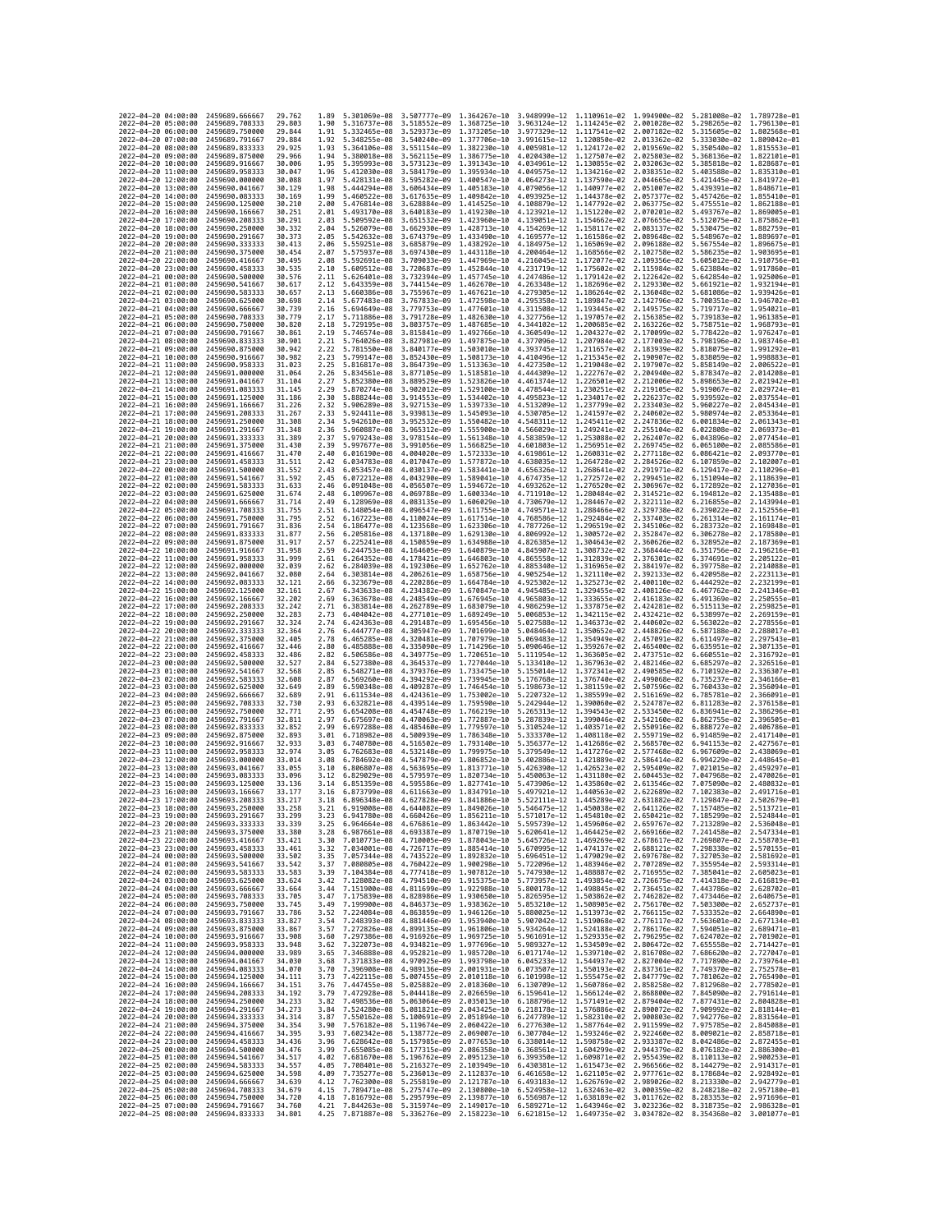| | | | | | | | | | | | |
|---|---|---|---|---|---|---|---|---|---|---|---|
| 2022-04-20 04:00:00 | 2459689.666667 | 29.762 | 1.89 | 5.301069e-08 | 3.507777e-09 | 1.364267e-10 | 3.948999e-12 | 1.110961e-02 | 1.994900e-02 | 5.281008e-02 | 1.789728e-01 |
| 2022-04-20 05:00:00 | 2459689.708333 | 29.803 | 1.90 | 5.316737e-08 | 3.518552e-09 | 1.368725e-10 | 3.963124e-12 | 1.114245e-02 | 2.001028e-02 | 5.298265e-02 | 1.796130e-01 |
| 2022-04-20 06:00:00 | 2459689.750000 | 29.844 | 1.91 | 5.332465e-08 | 3.529373e-09 | 1.373205e-10 | 3.977329e-12 | 1.117541e-02 | 2.007182e-02 | 5.315605e-02 | 1.802568e-01 |
| 2022-04-20 07:00:00 | 2459689.791667 | 29.884 | 1.92 | 5.348255e-08 | 3.540240e-09 | 1.377706e-10 | 3.991615e-12 | 1.120850e-02 | 2.013362e-02 | 5.333030e-02 | 1.809042e-01 |
| 2022-04-20 08:00:00 | 2459689.833333 | 29.925 | 1.93 | 5.364106e-08 | 3.551154e-09 | 1.382230e-10 | 4.005981e-12 | 1.124172e-02 | 2.019569e-02 | 5.350540e-02 | 1.815553e-01 |
| 2022-04-20 09:00:00 | 2459689.875000 | 29.966 | 1.94 | 5.380018e-08 | 3.562115e-09 | 1.386775e-10 | 4.020430e-12 | 1.127507e-02 | 2.025803e-02 | 5.368136e-02 | 1.822101e-01 |
| 2022-04-20 10:00:00 | 2459689.916667 | 30.006 | 1.95 | 5.395993e-08 | 3.573123e-09 | 1.391343e-10 | 4.034961e-12 | 1.130855e-02 | 2.032063e-02 | 5.385818e-02 | 1.828687e-01 |
| 2022-04-20 11:00:00 | 2459689.958333 | 30.047 | 1.96 | 5.412030e-08 | 3.584179e-09 | 1.395934e-10 | 4.049575e-12 | 1.134216e-02 | 2.038351e-02 | 5.403588e-02 | 1.835310e-01 |
| 2022-04-20 12:00:00 | 2459690.000000 | 30.088 | 1.97 | 5.428131e-08 | 3.595282e-09 | 1.400547e-10 | 4.064273e-12 | 1.137590e-02 | 2.044665e-02 | 5.421445e-02 | 1.841972e-01 |
| 2022-04-20 13:00:00 | 2459690.041667 | 30.129 | 1.98 | 5.444294e-08 | 3.606434e-09 | 1.405183e-10 | 4.079056e-12 | 1.140977e-02 | 2.051007e-02 | 5.439391e-02 | 1.848671e-01 |
| 2022-04-20 14:00:00 | 2459690.083333 | 30.169 | 1.99 | 5.460522e-08 | 3.617635e-09 | 1.409842e-10 | 4.093925e-12 | 1.144378e-02 | 2.057377e-02 | 5.457426e-02 | 1.855410e-01 |
| 2022-04-20 15:00:00 | 2459690.125000 | 30.210 | 2.00 | 5.476814e-08 | 3.628884e-09 | 1.414525e-10 | 4.108879e-12 | 1.147792e-02 | 2.063775e-02 | 5.475551e-02 | 1.862188e-01 |
| 2022-04-20 16:00:00 | 2459690.166667 | 30.251 | 2.01 | 5.493170e-08 | 3.640183e-09 | 1.419230e-10 | 4.123921e-12 | 1.151220e-02 | 2.070201e-02 | 5.493767e-02 | 1.869005e-01 |
| 2022-04-20 17:00:00 | 2459690.208333 | 30.291 | 2.03 | 5.509592e-08 | 3.651532e-09 | 1.423960e-10 | 4.139051e-12 | 1.154662e-02 | 2.076655e-02 | 5.512075e-02 | 1.875862e-01 |
| 2022-04-20 18:00:00 | 2459690.250000 | 30.332 | 2.04 | 5.526079e-08 | 3.662930e-09 | 1.428713e-10 | 4.154269e-12 | 1.158117e-02 | 2.083137e-02 | 5.530475e-02 | 1.882759e-01 |
| 2022-04-20 19:00:00 | 2459690.291667 | 30.373 | 2.05 | 5.542632e-08 | 3.674379e-09 | 1.433490e-10 | 4.169577e-12 | 1.161586e-02 | 2.089648e-02 | 5.548967e-02 | 1.889697e-01 |
| 2022-04-20 20:00:00 | 2459690.333333 | 30.413 | 2.06 | 5.559251e-08 | 3.685879e-09 | 1.438292e-10 | 4.184975e-12 | 1.165069e-02 | 2.096188e-02 | 5.567554e-02 | 1.896675e-01 |
| 2022-04-20 21:00:00 | 2459690.375000 | 30.454 | 2.07 | 5.575937e-08 | 3.697430e-09 | 1.443118e-10 | 4.200464e-12 | 1.168566e-02 | 2.102758e-02 | 5.586235e-02 | 1.903695e-01 |
| 2022-04-20 22:00:00 | 2459690.416667 | 30.495 | 2.08 | 5.592691e-08 | 3.709033e-09 | 1.447969e-10 | 4.216045e-12 | 1.172077e-02 | 2.109356e-02 | 5.605012e-02 | 1.910756e-01 |
| 2022-04-20 23:00:00 | 2459690.458333 | 30.535 | 2.10 | 5.609512e-08 | 3.720687e-09 | 1.452844e-10 | 4.231719e-12 | 1.175602e-02 | 2.115984e-02 | 5.623884e-02 | 1.917860e-01 |
| 2022-04-21 00:00:00 | 2459690.500000 | 30.576 | 2.11 | 5.626401e-08 | 3.732394e-09 | 1.457745e-10 | 4.247486e-12 | 1.179142e-02 | 2.122642e-02 | 5.642854e-02 | 1.925006e-01 |
| 2022-04-21 01:00:00 | 2459690.541667 | 30.617 | 2.12 | 5.643359e-08 | 3.744154e-09 | 1.462670e-10 | 4.263348e-12 | 1.182696e-02 | 2.129330e-02 | 5.661921e-02 | 1.932194e-01 |
| 2022-04-21 02:00:00 | 2459690.583333 | 30.657 | 2.13 | 5.660386e-08 | 3.755967e-09 | 1.467621e-10 | 4.279305e-12 | 1.186264e-02 | 2.136048e-02 | 5.681086e-02 | 1.939426e-01 |
| 2022-04-21 03:00:00 | 2459690.625000 | 30.698 | 2.14 | 5.677483e-08 | 3.767833e-09 | 1.472598e-10 | 4.295358e-12 | 1.189847e-02 | 2.142796e-02 | 5.700351e-02 | 1.946702e-01 |
| 2022-04-21 04:00:00 | 2459690.666667 | 30.739 | 2.16 | 5.694649e-08 | 3.779753e-09 | 1.477601e-10 | 4.311508e-12 | 1.193445e-02 | 2.149575e-02 | 5.719717e-02 | 1.954021e-01 |
| 2022-04-21 05:00:00 | 2459690.708333 | 30.779 | 2.17 | 5.711886e-08 | 3.791728e-09 | 1.482630e-10 | 4.327756e-12 | 1.197057e-02 | 2.156385e-02 | 5.739183e-02 | 1.961385e-01 |
| 2022-04-21 06:00:00 | 2459690.750000 | 30.820 | 2.18 | 5.729195e-08 | 3.803757e-09 | 1.487685e-10 | 4.344102e-12 | 1.200685e-02 | 2.163226e-02 | 5.758751e-02 | 1.968793e-01 |
| 2022-04-21 07:00:00 | 2459690.791667 | 30.861 | 2.19 | 5.746574e-08 | 3.815841e-09 | 1.492766e-10 | 4.360549e-12 | 1.204327e-02 | 2.170099e-02 | 5.778422e-02 | 1.976247e-01 |
| 2022-04-21 08:00:00 | 2459690.833333 | 30.901 | 2.21 | 5.764026e-08 | 3.827981e-09 | 1.497875e-10 | 4.377096e-12 | 1.207984e-02 | 2.177003e-02 | 5.798196e-02 | 1.983746e-01 |
| 2022-04-21 09:00:00 | 2459690.875000 | 30.942 | 2.22 | 5.781550e-08 | 3.840177e-09 | 1.503010e-10 | 4.393745e-12 | 1.211657e-02 | 2.183939e-02 | 5.818075e-02 | 1.991292e-01 |
| 2022-04-21 10:00:00 | 2459690.916667 | 30.982 | 2.23 | 5.799147e-08 | 3.852430e-09 | 1.508173e-10 | 4.410496e-12 | 1.215345e-02 | 2.190907e-02 | 5.838059e-02 | 1.998883e-01 |
| 2022-04-21 11:00:00 | 2459690.958333 | 31.023 | 2.25 | 5.816817e-08 | 3.864739e-09 | 1.513363e-10 | 4.427350e-12 | 1.219048e-02 | 2.197907e-02 | 5.858149e-02 | 2.006522e-01 |
| 2022-04-21 12:00:00 | 2459691.000000 | 31.064 | 2.26 | 5.834561e-08 | 3.877105e-09 | 1.518581e-10 | 4.444309e-12 | 1.222767e-02 | 2.204940e-02 | 5.878347e-02 | 2.014208e-01 |
| 2022-04-21 13:00:00 | 2459691.041667 | 31.104 | 2.27 | 5.852380e-08 | 3.889529e-09 | 1.523826e-10 | 4.461374e-12 | 1.226501e-02 | 2.212006e-02 | 5.898653e-02 | 2.021942e-01 |
| 2022-04-21 14:00:00 | 2459691.083333 | 31.145 | 2.29 | 5.870274e-08 | 3.902012e-09 | 1.529100e-10 | 4.478544e-12 | 1.230251e-02 | 2.219105e-02 | 5.919067e-02 | 2.029724e-01 |
| 2022-04-21 15:00:00 | 2459691.125000 | 31.186 | 2.30 | 5.888244e-08 | 3.914553e-09 | 1.534402e-10 | 4.495823e-12 | 1.234017e-02 | 2.226237e-02 | 5.939592e-02 | 2.037554e-01 |
| 2022-04-21 16:00:00 | 2459691.166667 | 31.226 | 2.32 | 5.906289e-08 | 3.927153e-09 | 1.539733e-10 | 4.513209e-12 | 1.237799e-02 | 2.233403e-02 | 5.960227e-02 | 2.045434e-01 |
| 2022-04-21 17:00:00 | 2459691.208333 | 31.267 | 2.33 | 5.924411e-08 | 3.939813e-09 | 1.545093e-10 | 4.530705e-12 | 1.241597e-02 | 2.240602e-02 | 5.980974e-02 | 2.053364e-01 |
| 2022-04-21 18:00:00 | 2459691.250000 | 31.308 | 2.34 | 5.942610e-08 | 3.952532e-09 | 1.550482e-10 | 4.548311e-12 | 1.245411e-02 | 2.247836e-02 | 6.001834e-02 | 2.061343e-01 |
| 2022-04-21 19:00:00 | 2459691.291667 | 31.348 | 2.36 | 5.960887e-08 | 3.965312e-09 | 1.555900e-10 | 4.566029e-12 | 1.249241e-02 | 2.255104e-02 | 6.022808e-02 | 2.069373e-01 |
| 2022-04-21 20:00:00 | 2459691.333333 | 31.389 | 2.37 | 5.979243e-08 | 3.978154e-09 | 1.561348e-10 | 4.583859e-12 | 1.253088e-02 | 2.262407e-02 | 6.043896e-02 | 2.077454e-01 |
| 2022-04-21 21:00:00 | 2459691.375000 | 31.430 | 2.39 | 5.997677e-08 | 3.991056e-09 | 1.566825e-10 | 4.601803e-12 | 1.256951e-02 | 2.269745e-02 | 6.065100e-02 | 2.085586e-01 |
| 2022-04-21 22:00:00 | 2459691.416667 | 31.470 | 2.40 | 6.016190e-08 | 4.004020e-09 | 1.572333e-10 | 4.619861e-12 | 1.260831e-02 | 2.277118e-02 | 6.086421e-02 | 2.093770e-01 |
| 2022-04-21 23:00:00 | 2459691.458333 | 31.511 | 2.42 | 6.034783e-08 | 4.017047e-09 | 1.577872e-10 | 4.638035e-12 | 1.264728e-02 | 2.284526e-02 | 6.107859e-02 | 2.102007e-01 |
| 2022-04-22 00:00:00 | 2459691.500000 | 31.552 | 2.43 | 6.053457e-08 | 4.030137e-09 | 1.583441e-10 | 4.656326e-12 | 1.268641e-02 | 2.291971e-02 | 6.129417e-02 | 2.110296e-01 |
| 2022-04-22 01:00:00 | 2459691.541667 | 31.592 | 2.45 | 6.072212e-08 | 4.043290e-09 | 1.589041e-10 | 4.674735e-12 | 1.272572e-02 | 2.299451e-02 | 6.151094e-02 | 2.118639e-01 |
| 2022-04-22 02:00:00 | 2459691.583333 | 31.633 | 2.46 | 6.091048e-08 | 4.056507e-09 | 1.594672e-10 | 4.693262e-12 | 1.276520e-02 | 2.306967e-02 | 6.172892e-02 | 2.127036e-01 |
| 2022-04-22 03:00:00 | 2459691.625000 | 31.674 | 2.48 | 6.109967e-08 | 4.069788e-09 | 1.600334e-10 | 4.711910e-12 | 1.280484e-02 | 2.314521e-02 | 6.194812e-02 | 2.135488e-01 |
| 2022-04-22 04:00:00 | 2459691.666667 | 31.714 | 2.49 | 6.128969e-08 | 4.083135e-09 | 1.606029e-10 | 4.730679e-12 | 1.284467e-02 | 2.322111e-02 | 6.216855e-02 | 2.143994e-01 |
| 2022-04-22 05:00:00 | 2459691.708333 | 31.755 | 2.51 | 6.148054e-08 | 4.096547e-09 | 1.611755e-10 | 4.749571e-12 | 1.288466e-02 | 2.329738e-02 | 6.239022e-02 | 2.152556e-01 |
| 2022-04-22 06:00:00 | 2459691.750000 | 31.795 | 2.52 | 6.167223e-08 | 4.110024e-09 | 1.617514e-10 | 4.768586e-12 | 1.292484e-02 | 2.337403e-02 | 6.261314e-02 | 2.161174e-01 |
| 2022-04-22 07:00:00 | 2459691.791667 | 31.836 | 2.54 | 6.186477e-08 | 4.123568e-09 | 1.623306e-10 | 4.787726e-12 | 1.296519e-02 | 2.345106e-02 | 6.283732e-02 | 2.169848e-01 |
| 2022-04-22 08:00:00 | 2459691.833333 | 31.877 | 2.56 | 6.205816e-08 | 4.137180e-09 | 1.629130e-10 | 4.806992e-12 | 1.300572e-02 | 2.352847e-02 | 6.306278e-02 | 2.178580e-01 |
| 2022-04-22 09:00:00 | 2459691.875000 | 31.917 | 2.57 | 6.225241e-08 | 4.150859e-09 | 1.634988e-10 | 4.826385e-12 | 1.304643e-02 | 2.360626e-02 | 6.328952e-02 | 2.187369e-01 |
| 2022-04-22 10:00:00 | 2459691.916667 | 31.958 | 2.59 | 6.244753e-08 | 4.164605e-09 | 1.640879e-10 | 4.845907e-12 | 1.308732e-02 | 2.368444e-02 | 6.351756e-02 | 2.196216e-01 |
| 2022-04-22 11:00:00 | 2459691.958333 | 31.999 | 2.61 | 6.264352e-08 | 4.178421e-09 | 1.646803e-10 | 4.865558e-12 | 1.312839e-02 | 2.376301e-02 | 6.374691e-02 | 2.205122e-01 |
| 2022-04-22 12:00:00 | 2459692.000000 | 32.039 | 2.62 | 6.284039e-08 | 4.192306e-09 | 1.652762e-10 | 4.885340e-12 | 1.316965e-02 | 2.384197e-02 | 6.397758e-02 | 2.214088e-01 |
| 2022-04-22 13:00:00 | 2459692.041667 | 32.080 | 2.64 | 6.303814e-08 | 4.206261e-09 | 1.658756e-10 | 4.905254e-12 | 1.321110e-02 | 2.392133e-02 | 6.420958e-02 | 2.223113e-01 |
| 2022-04-22 14:00:00 | 2459692.083333 | 32.121 | 2.66 | 6.323679e-08 | 4.220286e-09 | 1.664784e-10 | 4.925302e-12 | 1.325273e-02 | 2.400110e-02 | 6.444292e-02 | 2.232199e-01 |
| 2022-04-22 15:00:00 | 2459692.125000 | 32.161 | 2.67 | 6.343633e-08 | 4.234382e-09 | 1.670847e-10 | 4.945485e-12 | 1.329455e-02 | 2.408126e-02 | 6.467762e-02 | 2.241346e-01 |
| 2022-04-22 16:00:00 | 2459692.166667 | 32.202 | 2.69 | 6.363678e-08 | 4.248549e-09 | 1.676945e-10 | 4.965803e-12 | 1.333655e-02 | 2.416183e-02 | 6.491369e-02 | 2.250555e-01 |
| 2022-04-22 17:00:00 | 2459692.208333 | 32.242 | 2.71 | 6.383814e-08 | 4.262789e-09 | 1.683079e-10 | 4.986259e-12 | 1.337875e-02 | 2.424281e-02 | 6.515113e-02 | 2.259825e-01 |
| 2022-04-22 18:00:00 | 2459692.250000 | 32.283 | 2.73 | 6.404042e-08 | 4.277101e-09 | 1.689249e-10 | 5.006853e-12 | 1.342115e-02 | 2.432421e-02 | 6.538997e-02 | 2.269159e-01 |
| 2022-04-22 19:00:00 | 2459692.291667 | 32.324 | 2.74 | 6.424363e-08 | 4.291487e-09 | 1.695456e-10 | 5.027588e-12 | 1.346373e-02 | 2.440602e-02 | 6.563022e-02 | 2.278556e-01 |
| 2022-04-22 20:00:00 | 2459692.333333 | 32.364 | 2.76 | 6.444777e-08 | 4.305947e-09 | 1.701699e-10 | 5.048464e-12 | 1.350652e-02 | 2.448826e-02 | 6.587188e-02 | 2.288017e-01 |
| 2022-04-22 21:00:00 | 2459692.375000 | 32.405 | 2.78 | 6.465285e-08 | 4.320481e-09 | 1.707979e-10 | 5.069483e-12 | 1.354949e-02 | 2.457091e-02 | 6.611497e-02 | 2.297543e-01 |
| 2022-04-22 22:00:00 | 2459692.416667 | 32.446 | 2.80 | 6.485888e-08 | 4.335090e-09 | 1.714296e-10 | 5.090646e-12 | 1.359267e-02 | 2.465400e-02 | 6.635951e-02 | 2.307135e-01 |
| 2022-04-22 23:00:00 | 2459692.458333 | 32.486 | 2.82 | 6.506586e-08 | 4.349775e-09 | 1.720651e-10 | 5.111954e-12 | 1.363605e-02 | 2.473751e-02 | 6.660551e-02 | 2.316792e-01 |
| 2022-04-23 00:00:00 | 2459692.500000 | 32.527 | 2.84 | 6.527380e-08 | 4.364537e-09 | 1.727044e-10 | 5.133410e-12 | 1.367963e-02 | 2.482146e-02 | 6.685297e-02 | 2.326516e-01 |
| 2022-04-23 01:00:00 | 2459692.541667 | 32.568 | 2.85 | 6.548271e-08 | 4.379376e-09 | 1.733475e-10 | 5.155014e-12 | 1.372341e-02 | 2.490585e-02 | 6.710192e-02 | 2.336307e-01 |
| 2022-04-23 02:00:00 | 2459692.583333 | 32.608 | 2.87 | 6.569260e-08 | 4.394292e-09 | 1.739945e-10 | 5.176768e-12 | 1.376740e-02 | 2.499068e-02 | 6.735237e-02 | 2.346166e-01 |
| 2022-04-23 03:00:00 | 2459692.625000 | 32.649 | 2.89 | 6.590348e-08 | 4.409287e-09 | 1.746454e-10 | 5.198673e-12 | 1.381159e-02 | 2.507596e-02 | 6.760433e-02 | 2.356094e-01 |
| 2022-04-23 04:00:00 | 2459692.666667 | 32.689 | 2.91 | 6.611534e-08 | 4.424361e-09 | 1.753002e-10 | 5.220732e-12 | 1.385599e-02 | 2.516169e-02 | 6.785781e-02 | 2.366091e-01 |
| 2022-04-23 05:00:00 | 2459692.708333 | 32.730 | 2.93 | 6.632821e-08 | 4.439514e-09 | 1.759590e-10 | 5.242944e-12 | 1.390060e-02 | 2.524787e-02 | 6.811283e-02 | 2.376158e-01 |
| 2022-04-23 06:00:00 | 2459692.750000 | 32.771 | 2.95 | 6.654208e-08 | 4.454748e-09 | 1.766219e-10 | 5.265313e-12 | 1.394543e-02 | 2.533450e-02 | 6.836941e-02 | 2.386296e-01 |
| 2022-04-23 07:00:00 | 2459692.791667 | 32.811 | 2.97 | 6.675697e-08 | 4.470063e-09 | 1.772887e-10 | 5.287839e-12 | 1.399046e-02 | 2.542160e-02 | 6.862755e-02 | 2.396505e-01 |
| 2022-04-23 08:00:00 | 2459692.833333 | 32.852 | 2.99 | 6.697288e-08 | 4.485460e-09 | 1.779597e-10 | 5.310524e-12 | 1.403571e-02 | 2.550916e-02 | 6.888727e-02 | 2.406786e-01 |
| 2022-04-23 09:00:00 | 2459692.875000 | 32.893 | 3.01 | 6.718982e-08 | 4.500939e-09 | 1.786348e-10 | 5.333370e-12 | 1.408118e-02 | 2.559719e-02 | 6.914859e-02 | 2.417140e-01 |
| 2022-04-23 10:00:00 | 2459692.916667 | 32.933 | 3.03 | 6.740780e-08 | 4.516502e-09 | 1.793140e-10 | 5.356377e-12 | 1.412686e-02 | 2.568570e-02 | 6.941153e-02 | 2.427567e-01 |
| 2022-04-23 11:00:00 | 2459692.958333 | 32.974 | 3.05 | 6.762683e-08 | 4.532148e-09 | 1.799975e-10 | 5.379549e-12 | 1.417276e-02 | 2.577468e-02 | 6.967609e-02 | 2.438069e-01 |
| 2022-04-23 12:00:00 | 2459693.000000 | 33.014 | 3.08 | 6.784692e-08 | 4.547879e-09 | 1.806852e-10 | 5.402886e-12 | 1.421889e-02 | 2.586414e-02 | 6.994229e-02 | 2.448645e-01 |
| 2022-04-23 13:00:00 | 2459693.041667 | 33.055 | 3.10 | 6.806807e-08 | 4.563695e-09 | 1.813771e-10 | 5.426390e-12 | 1.426523e-02 | 2.595409e-02 | 7.021015e-02 | 2.459297e-01 |
| 2022-04-23 14:00:00 | 2459693.083333 | 33.096 | 3.12 | 6.829029e-08 | 4.579597e-09 | 1.820734e-10 | 5.450063e-12 | 1.431180e-02 | 2.604453e-02 | 7.047968e-02 | 2.470026e-01 |
| 2022-04-23 15:00:00 | 2459693.125000 | 33.136 | 3.14 | 6.851359e-08 | 4.595586e-09 | 1.827741e-10 | 5.473906e-12 | 1.435860e-02 | 2.613546e-02 | 7.075090e-02 | 2.480832e-01 |
| 2022-04-23 16:00:00 | 2459693.166667 | 33.177 | 3.16 | 6.873799e-08 | 4.611663e-09 | 1.834791e-10 | 5.497921e-12 | 1.440563e-02 | 2.622689e-02 | 7.102383e-02 | 2.491716e-01 |
| 2022-04-23 17:00:00 | 2459693.208333 | 33.217 | 3.18 | 6.896348e-08 | 4.627828e-09 | 1.841886e-10 | 5.522111e-12 | 1.445289e-02 | 2.631882e-02 | 7.129847e-02 | 2.502679e-01 |
| 2022-04-23 18:00:00 | 2459693.250000 | 33.258 | 3.21 | 6.919008e-08 | 4.644082e-09 | 1.849026e-10 | 5.546475e-12 | 1.450038e-02 | 2.641126e-02 | 7.157485e-02 | 2.513721e-01 |
| 2022-04-23 19:00:00 | 2459693.291667 | 33.299 | 3.23 | 6.941780e-08 | 4.660426e-09 | 1.856211e-10 | 5.571017e-12 | 1.454810e-02 | 2.650421e-02 | 7.185299e-02 | 2.524844e-01 |
| 2022-04-23 20:00:00 | 2459693.333333 | 33.339 | 3.25 | 6.964664e-08 | 4.676861e-09 | 1.863442e-10 | 5.595739e-12 | 1.459606e-02 | 2.659767e-02 | 7.213289e-02 | 2.536048e-01 |
| 2022-04-23 21:00:00 | 2459693.375000 | 33.380 | 3.28 | 6.987661e-08 | 4.693387e-09 | 1.870719e-10 | 5.620641e-12 | 1.464425e-02 | 2.669166e-02 | 7.241458e-02 | 2.547334e-01 |
| 2022-04-23 22:00:00 | 2459693.416667 | 33.421 | 3.30 | 7.010771e-08 | 4.710005e-09 | 1.878043e-10 | 5.645726e-12 | 1.469269e-02 | 2.678617e-02 | 7.269807e-02 | 2.558703e-01 |
| 2022-04-23 23:00:00 | 2459693.458333 | 33.461 | 3.32 | 7.034001e-08 | 4.726717e-09 | 1.885414e-10 | 5.670995e-12 | 1.474137e-02 | 2.688121e-02 | 7.298338e-02 | 2.570155e-01 |
| 2022-04-24 00:00:00 | 2459693.500000 | 33.502 | 3.35 | 7.057344e-08 | 4.743522e-09 | 1.892832e-10 | 5.696451e-12 | 1.479029e-02 | 2.697678e-02 | 7.327053e-02 | 2.581692e-01 |
| 2022-04-24 01:00:00 | 2459693.541667 | 33.542 | 3.37 | 7.080805e-08 | 4.760422e-09 | 1.900298e-10 | 5.722096e-12 | 1.483946e-02 | 2.707289e-02 | 7.355954e-02 | 2.593314e-01 |
| 2022-04-24 02:00:00 | 2459693.583333 | 33.583 | 3.39 | 7.104384e-08 | 4.777418e-09 | 1.907812e-10 | 5.747930e-12 | 1.488887e-02 | 2.716955e-02 | 7.385041e-02 | 2.605023e-01 |
| 2022-04-24 03:00:00 | 2459693.625000 | 33.624 | 3.42 | 7.128082e-08 | 4.794510e-09 | 1.915375e-10 | 5.773957e-12 | 1.493854e-02 | 2.726675e-02 | 7.414318e-02 | 2.616819e-01 |
| 2022-04-24 04:00:00 | 2459693.666667 | 33.664 | 3.44 | 7.151900e-08 | 4.811699e-09 | 1.922988e-10 | 5.800178e-12 | 1.498845e-02 | 2.736451e-02 | 7.443786e-02 | 2.628702e-01 |
| 2022-04-24 05:00:00 | 2459693.708333 | 33.705 | 3.47 | 7.175839e-08 | 4.828986e-09 | 1.930650e-10 | 5.826595e-12 | 1.503862e-02 | 2.746282e-02 | 7.473446e-02 | 2.640675e-01 |
| 2022-04-24 06:00:00 | 2459693.750000 | 33.745 | 3.49 | 7.199900e-08 | 4.846373e-09 | 1.938362e-10 | 5.853210e-12 | 1.508905e-02 | 2.756170e-02 | 7.503300e-02 | 2.652737e-01 |
| 2022-04-24 07:00:00 | 2459693.791667 | 33.786 | 3.52 | 7.224084e-08 | 4.863859e-09 | 1.946126e-10 | 5.880025e-12 | 1.513973e-02 | 2.766115e-02 | 7.533352e-02 | 2.664890e-01 |
| 2022-04-24 08:00:00 | 2459693.833333 | 33.827 | 3.54 | 7.248393e-08 | 4.881446e-09 | 1.953940e-10 | 5.907042e-12 | 1.519068e-02 | 2.776117e-02 | 7.563601e-02 | 2.677134e-01 |
| 2022-04-24 09:00:00 | 2459693.875000 | 33.867 | 3.57 | 7.272826e-08 | 4.899135e-09 | 1.961806e-10 | 5.934264e-12 | 1.524188e-02 | 2.786176e-02 | 7.594051e-02 | 2.689471e-01 |
| 2022-04-24 10:00:00 | 2459693.916667 | 33.908 | 3.60 | 7.297386e-08 | 4.916926e-09 | 1.969725e-10 | 5.961691e-12 | 1.529335e-02 | 2.796295e-02 | 7.624702e-02 | 2.701902e-01 |
| 2022-04-24 11:00:00 | 2459693.958333 | 33.948 | 3.62 | 7.322073e-08 | 4.934821e-09 | 1.977696e-10 | 5.989327e-12 | 1.534509e-02 | 2.806472e-02 | 7.655558e-02 | 2.714427e-01 |
| 2022-04-24 12:00:00 | 2459694.000000 | 33.989 | 3.65 | 7.346888e-08 | 4.952820e-09 | 1.985720e-10 | 6.017174e-12 | 1.539710e-02 | 2.816708e-02 | 7.686620e-02 | 2.727047e-01 |
| 2022-04-24 13:00:00 | 2459694.041667 | 34.030 | 3.68 | 7.371833e-08 | 4.970925e-09 | 1.993798e-10 | 6.045233e-12 | 1.544937e-02 | 2.827004e-02 | 7.717890e-02 | 2.739764e-01 |
| 2022-04-24 14:00:00 | 2459694.083333 | 34.070 | 3.70 | 7.396908e-08 | 4.989136e-09 | 2.001931e-10 | 6.073507e-12 | 1.550193e-02 | 2.837361e-02 | 7.749370e-02 | 2.752578e-01 |
| 2022-04-24 15:00:00 | 2459694.125000 | 34.111 | 3.73 | 7.422115e-08 | 5.007455e-09 | 2.010118e-10 | 6.101998e-12 | 1.555475e-02 | 2.847779e-02 | 7.781062e-02 | 2.765490e-01 |
| 2022-04-24 16:00:00 | 2459694.166667 | 34.151 | 3.76 | 7.447455e-08 | 5.025882e-09 | 2.018360e-10 | 6.130709e-12 | 1.560786e-02 | 2.858258e-02 | 7.812968e-02 | 2.778502e-01 |
| 2022-04-24 17:00:00 | 2459694.208333 | 34.192 | 3.79 | 7.472928e-08 | 5.044418e-09 | 2.026659e-10 | 6.159641e-12 | 1.566124e-02 | 2.868800e-02 | 7.845090e-02 | 2.791614e-01 |
| 2022-04-24 18:00:00 | 2459694.250000 | 34.233 | 3.82 | 7.498536e-08 | 5.063064e-09 | 2.035013e-10 | 6.188796e-12 | 1.571491e-02 | 2.879404e-02 | 7.877431e-02 | 2.804828e-01 |
| 2022-04-24 19:00:00 | 2459694.291667 | 34.273 | 3.84 | 7.524280e-08 | 5.081821e-09 | 2.043425e-10 | 6.218178e-12 | 1.576886e-02 | 2.890072e-02 | 7.909992e-02 | 2.818144e-01 |
| 2022-04-24 20:00:00 | 2459694.333333 | 34.314 | 3.87 | 7.550162e-08 | 5.100691e-09 | 2.051894e-10 | 6.247789e-12 | 1.582310e-02 | 2.900803e-02 | 7.942776e-02 | 2.831564e-01 |
| 2022-04-24 21:00:00 | 2459694.375000 | 34.354 | 3.90 | 7.576182e-08 | 5.119674e-09 | 2.060422e-10 | 6.277630e-12 | 1.587764e-02 | 2.911599e-02 | 7.975785e-02 | 2.845088e-01 |
| 2022-04-24 22:00:00 | 2459694.416667 | 34.395 | 3.93 | 7.602342e-08 | 5.138772e-09 | 2.069007e-10 | 6.307704e-12 | 1.593246e-02 | 2.922460e-02 | 8.009021e-02 | 2.858718e-01 |
| 2022-04-24 23:00:00 | 2459694.458333 | 34.436 | 3.96 | 7.628642e-08 | 5.157985e-09 | 2.077653e-10 | 6.338014e-12 | 1.598758e-02 | 2.933387e-02 | 8.042486e-02 | 2.872455e-01 |
| 2022-04-25 00:00:00 | 2459694.500000 | 34.476 | 3.99 | 7.655085e-08 | 5.177315e-09 | 2.086358e-10 | 6.368561e-12 | 1.604299e-02 | 2.944379e-02 | 8.076182e-02 | 2.886300e-01 |
| 2022-04-25 01:00:00 | 2459694.541667 | 34.517 | 4.02 | 7.681670e-08 | 5.196762e-09 | 2.095123e-10 | 6.399350e-12 | 1.609871e-02 | 2.955439e-02 | 8.110113e-02 | 2.900253e-01 |
| 2022-04-25 02:00:00 | 2459694.583333 | 34.557 | 4.05 | 7.708401e-08 | 5.216327e-09 | 2.103949e-10 | 6.430381e-12 | 1.615473e-02 | 2.966566e-02 | 8.144279e-02 | 2.914317e-01 |
| 2022-04-25 03:00:00 | 2459694.625000 | 34.598 | 4.09 | 7.735277e-08 | 5.236013e-09 | 2.112837e-10 | 6.461658e-12 | 1.621105e-02 | 2.977761e-02 | 8.178684e-02 | 2.928492e-01 |
| 2022-04-25 04:00:00 | 2459694.666667 | 34.639 | 4.12 | 7.762300e-08 | 5.255819e-09 | 2.121787e-10 | 6.493183e-12 | 1.626769e-02 | 2.989026e-02 | 8.213330e-02 | 2.942779e-01 |
| 2022-04-25 05:00:00 | 2459694.708333 | 34.679 | 4.15 | 7.789471e-08 | 5.275747e-09 | 2.130800e-10 | 6.524958e-12 | 1.632463e-02 | 3.000359e-02 | 8.248218e-02 | 2.957180e-01 |
| 2022-04-25 06:00:00 | 2459694.750000 | 34.720 | 4.18 | 7.816792e-08 | 5.295799e-09 | 2.139877e-10 | 6.556987e-12 | 1.638189e-02 | 3.011762e-02 | 8.283353e-02 | 2.971696e-01 |
| 2022-04-25 07:00:00 | 2459694.791667 | 34.760 | 4.21 | 7.844263e-08 | 5.315974e-09 | 2.149017e-10 | 6.589271e-12 | 1.643946e-02 | 3.023236e-02 | 8.318735e-02 | 2.986328e-01 |
| 2022-04-25 08:00:00 | 2459694.833333 | 34.801 | 4.25 | 7.871887e-08 | 5.336276e-09 | 2.158223e-10 | 6.621815e-12 | 1.649735e-02 | 3.034782e-02 | 8.354368e-02 | 3.001077e-01 |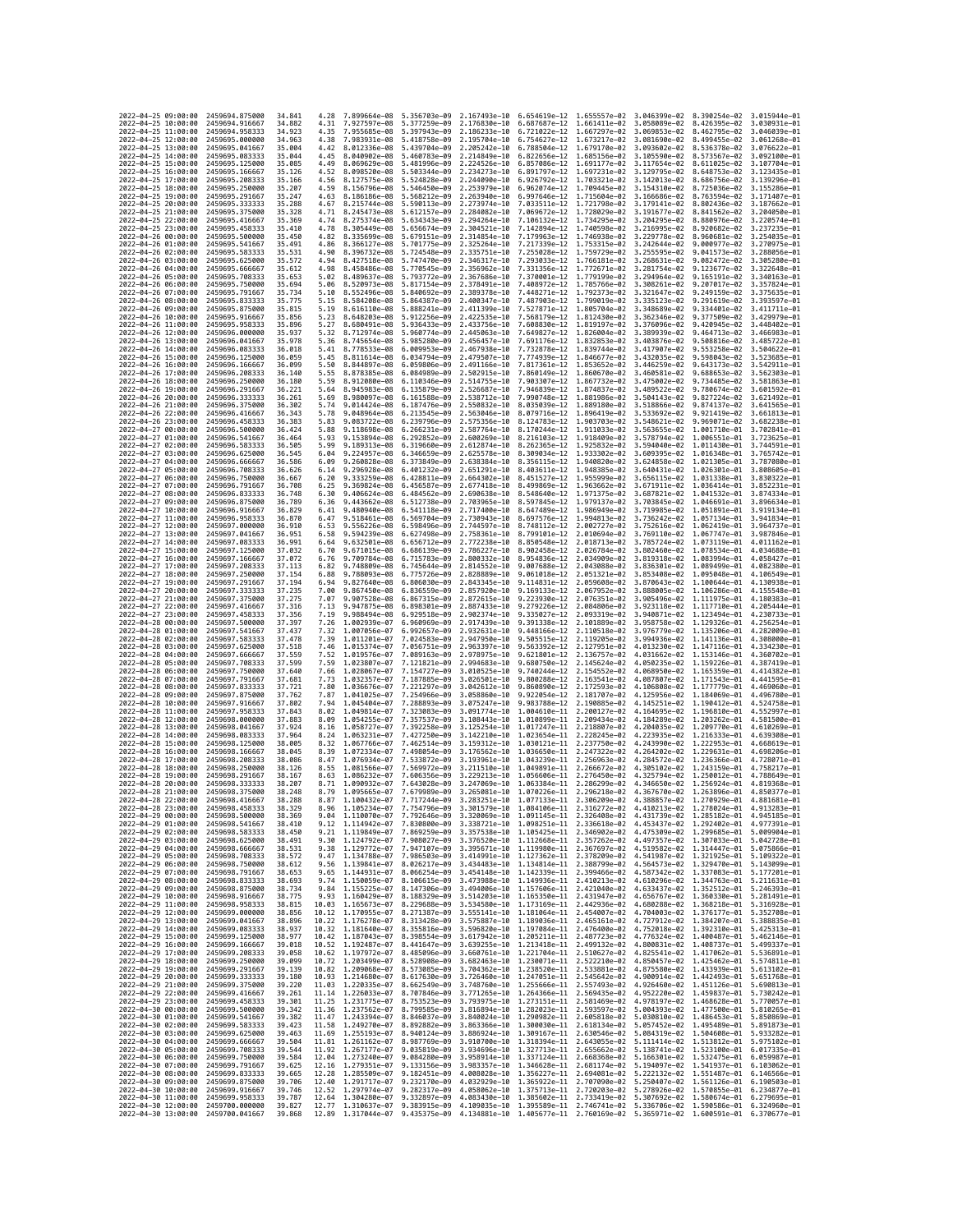| | | | | | | | | | | | |
|---|---|---|---|---|---|---|---|---|---|---|---|
| 2022-04-25 09:00:00 | 2459694.875000 | 34.841 | 4.28 | 7.899664e-08 | 5.356703e-09 | 2.167493e-10 | 6.654619e-12 | 1.655557e-02 | 3.046399e-02 | 8.390254e-02 | 3.015944e-01 |
| 2022-04-25 10:00:00 | 2459694.916667 | 34.882 | 4.31 | 7.927597e-08 | 5.377259e-09 | 2.176830e-10 | 6.687687e-12 | 1.661411e-02 | 3.058089e-02 | 8.426395e-02 | 3.030931e-01 |
| 2022-04-25 11:00:00 | 2459694.958333 | 34.923 | 4.35 | 7.955685e-08 | 5.397943e-09 | 2.186233e-10 | 6.721022e-12 | 1.667297e-02 | 3.069853e-02 | 8.462795e-02 | 3.046039e-01 |
| 2022-04-25 12:00:00 | 2459695.000000 | 34.963 | 4.38 | 7.983931e-08 | 5.418758e-09 | 2.195704e-10 | 6.754627e-12 | 1.673217e-02 | 3.081690e-02 | 8.499455e-02 | 3.061268e-01 |
| 2022-04-25 13:00:00 | 2459695.041667 | 35.004 | 4.42 | 8.012336e-08 | 5.439704e-09 | 2.205242e-10 | 6.788504e-12 | 1.679170e-02 | 3.093602e-02 | 8.536378e-02 | 3.076622e-01 |
| 2022-04-25 14:00:00 | 2459695.083333 | 35.044 | 4.45 | 8.040902e-08 | 5.460783e-09 | 2.214849e-10 | 6.822656e-12 | 1.685156e-02 | 3.105590e-02 | 8.573567e-02 | 3.092100e-01 |
| 2022-04-25 15:00:00 | 2459695.125000 | 35.085 | 4.49 | 8.069629e-08 | 5.481996e-09 | 2.224526e-10 | 6.857086e-12 | 1.691177e-02 | 3.117654e-02 | 8.611025e-02 | 3.107704e-01 |
| 2022-04-25 16:00:00 | 2459695.166667 | 35.126 | 4.52 | 8.098520e-08 | 5.503344e-09 | 2.234273e-10 | 6.891797e-12 | 1.697231e-02 | 3.129795e-02 | 8.648753e-02 | 3.123435e-01 |
| 2022-04-25 17:00:00 | 2459695.208333 | 35.166 | 4.56 | 8.127575e-08 | 5.524828e-09 | 2.244090e-10 | 6.926792e-12 | 1.703321e-02 | 3.142013e-02 | 8.686756e-02 | 3.139296e-01 |
| 2022-04-25 18:00:00 | 2459695.250000 | 35.207 | 4.59 | 8.156796e-08 | 5.546450e-09 | 2.253979e-10 | 6.962074e-12 | 1.709445e-02 | 3.154310e-02 | 8.725036e-02 | 3.155286e-01 |
| 2022-04-25 19:00:00 | 2459695.291667 | 35.247 | 4.63 | 8.186186e-08 | 5.568212e-09 | 2.263940e-10 | 6.997646e-12 | 1.715604e-02 | 3.166686e-02 | 8.763594e-02 | 3.171407e-01 |
| 2022-04-25 20:00:00 | 2459695.333333 | 35.288 | 4.67 | 8.215744e-08 | 5.590113e-09 | 2.273974e-10 | 7.033511e-12 | 1.721798e-02 | 3.179141e-02 | 8.802436e-02 | 3.187662e-01 |
| 2022-04-25 21:00:00 | 2459695.375000 | 35.328 | 4.71 | 8.245473e-08 | 5.612157e-09 | 2.284082e-10 | 7.069672e-12 | 1.728029e-02 | 3.191677e-02 | 8.841562e-02 | 3.204050e-01 |
| 2022-04-25 22:00:00 | 2459695.416667 | 35.369 | 4.74 | 8.275374e-08 | 5.634343e-09 | 2.294264e-10 | 7.106132e-12 | 1.734295e-02 | 3.204295e-02 | 8.880976e-02 | 3.220574e-01 |
| 2022-04-25 23:00:00 | 2459695.458333 | 35.410 | 4.78 | 8.305449e-08 | 5.656674e-09 | 2.304521e-10 | 7.142894e-12 | 1.740598e-02 | 3.216995e-02 | 8.920682e-02 | 3.237235e-01 |
| 2022-04-26 00:00:00 | 2459695.500000 | 35.450 | 4.82 | 8.335699e-08 | 5.679151e-09 | 2.314854e-10 | 7.179963e-12 | 1.746938e-02 | 3.229778e-02 | 8.960681e-02 | 3.254035e-01 |
| 2022-04-26 01:00:00 | 2459695.541667 | 35.491 | 4.86 | 8.366127e-08 | 5.701775e-09 | 2.325264e-10 | 7.217339e-12 | 1.753315e-02 | 3.242644e-02 | 9.000977e-02 | 3.270975e-01 |
| 2022-04-26 02:00:00 | 2459695.583333 | 35.531 | 4.90 | 8.396732e-08 | 5.724548e-09 | 2.335751e-10 | 7.255028e-12 | 1.759729e-02 | 3.255595e-02 | 9.041573e-02 | 3.288056e-01 |
| 2022-04-26 03:00:00 | 2459695.625000 | 35.572 | 4.94 | 8.427518e-08 | 5.747470e-09 | 2.346317e-10 | 7.293033e-12 | 1.766181e-02 | 3.268631e-02 | 9.082472e-02 | 3.305280e-01 |
| 2022-04-26 04:00:00 | 2459695.666667 | 35.612 | 4.98 | 8.458486e-08 | 5.770545e-09 | 2.356962e-10 | 7.331356e-12 | 1.772671e-02 | 3.281754e-02 | 9.123677e-02 | 3.322648e-01 |
| 2022-04-26 05:00:00 | 2459695.708333 | 35.653 | 5.02 | 8.489637e-08 | 5.793772e-09 | 2.367686e-10 | 7.370001e-12 | 1.779199e-02 | 3.294964e-02 | 9.165191e-02 | 3.340163e-01 |
| 2022-04-26 06:00:00 | 2459695.750000 | 35.694 | 5.06 | 8.520973e-08 | 5.817154e-09 | 2.378491e-10 | 7.408972e-12 | 1.785766e-02 | 3.308261e-02 | 9.207017e-02 | 3.357824e-01 |
| 2022-04-26 07:00:00 | 2459695.791667 | 35.734 | 5.10 | 8.552496e-08 | 5.840692e-09 | 2.389378e-10 | 7.448271e-12 | 1.792373e-02 | 3.321647e-02 | 9.249159e-02 | 3.375635e-01 |
| 2022-04-26 08:00:00 | 2459695.833333 | 35.775 | 5.15 | 8.584208e-08 | 5.864387e-09 | 2.400347e-10 | 7.487903e-12 | 1.799019e-02 | 3.335123e-02 | 9.291619e-02 | 3.393597e-01 |
| 2022-04-26 09:00:00 | 2459695.875000 | 35.815 | 5.19 | 8.616110e-08 | 5.888241e-09 | 2.411399e-10 | 7.527871e-12 | 1.805704e-02 | 3.348689e-02 | 9.334401e-02 | 3.411711e-01 |
| 2022-04-26 10:00:00 | 2459695.916667 | 35.856 | 5.23 | 8.648203e-08 | 5.912256e-09 | 2.422535e-10 | 7.568179e-12 | 1.812430e-02 | 3.362346e-02 | 9.377509e-02 | 3.429979e-01 |
| 2022-04-26 11:00:00 | 2459695.958333 | 35.896 | 5.27 | 8.680491e-08 | 5.936433e-09 | 2.433756e-10 | 7.608830e-12 | 1.819197e-02 | 3.376096e-02 | 9.420945e-02 | 3.448402e-01 |
| 2022-04-26 12:00:00 | 2459696.000000 | 35.937 | 5.32 | 8.712974e-08 | 5.960774e-09 | 2.445063e-10 | 7.649827e-12 | 1.826004e-02 | 3.389939e-02 | 9.464713e-02 | 3.466983e-01 |
| 2022-04-26 13:00:00 | 2459696.041667 | 35.978 | 5.36 | 8.745654e-08 | 5.985280e-09 | 2.456457e-10 | 7.691176e-12 | 1.832853e-02 | 3.403876e-02 | 9.508816e-02 | 3.485722e-01 |
| 2022-04-26 14:00:00 | 2459696.083333 | 36.018 | 5.41 | 8.778533e-08 | 6.009953e-09 | 2.467938e-10 | 7.732878e-12 | 1.839744e-02 | 3.417907e-02 | 9.553258e-02 | 3.504622e-01 |
| 2022-04-26 15:00:00 | 2459696.125000 | 36.059 | 5.45 | 8.811614e-08 | 6.034794e-09 | 2.479507e-10 | 7.774939e-12 | 1.846677e-02 | 3.432035e-02 | 9.598043e-02 | 3.523685e-01 |
| 2022-04-26 16:00:00 | 2459696.166667 | 36.099 | 5.50 | 8.844897e-08 | 6.059806e-09 | 2.491166e-10 | 7.817361e-12 | 1.853652e-02 | 3.446259e-02 | 9.643173e-02 | 3.542911e-01 |
| 2022-04-26 17:00:00 | 2459696.208333 | 36.140 | 5.55 | 8.878385e-08 | 6.084989e-09 | 2.502915e-10 | 7.860149e-12 | 1.860670e-02 | 3.460581e-02 | 9.688653e-02 | 3.562303e-01 |
| 2022-04-26 18:00:00 | 2459696.250000 | 36.180 | 5.59 | 8.912080e-08 | 6.110346e-09 | 2.514755e-10 | 7.903307e-12 | 1.867732e-02 | 3.475002e-02 | 9.734485e-02 | 3.581863e-01 |
| 2022-04-26 19:00:00 | 2459696.291667 | 36.221 | 5.64 | 8.945983e-08 | 6.135879e-09 | 2.526687e-10 | 7.946839e-12 | 1.874837e-02 | 3.489522e-02 | 9.780674e-02 | 3.601592e-01 |
| 2022-04-26 20:00:00 | 2459696.333333 | 36.261 | 5.69 | 8.980097e-08 | 6.161588e-09 | 2.538712e-10 | 7.990748e-12 | 1.881986e-02 | 3.504143e-02 | 9.827224e-02 | 3.621492e-01 |
| 2022-04-26 21:00:00 | 2459696.375000 | 36.302 | 5.74 | 9.014424e-08 | 6.187476e-09 | 2.550832e-10 | 8.035039e-12 | 1.889180e-02 | 3.518866e-02 | 9.874137e-02 | 3.641565e-01 |
| 2022-04-26 22:00:00 | 2459696.416667 | 36.343 | 5.78 | 9.048964e-08 | 6.213545e-09 | 2.563046e-10 | 8.079716e-12 | 1.896419e-02 | 3.533692e-02 | 9.921419e-02 | 3.661813e-01 |
| 2022-04-26 23:00:00 | 2459696.458333 | 36.383 | 5.83 | 9.083722e-08 | 6.239796e-09 | 2.575356e-10 | 8.124783e-12 | 1.903703e-02 | 3.548621e-02 | 9.969071e-02 | 3.682238e-01 |
| 2022-04-27 00:00:00 | 2459696.500000 | 36.424 | 5.88 | 9.118698e-08 | 6.266231e-09 | 2.587764e-10 | 8.170244e-12 | 1.911033e-02 | 3.563655e-02 | 1.001710e-01 | 3.702841e-01 |
| 2022-04-27 01:00:00 | 2459696.541667 | 36.464 | 5.93 | 9.153894e-08 | 6.292852e-09 | 2.600269e-10 | 8.216103e-12 | 1.918409e-02 | 3.578794e-02 | 1.006551e-01 | 3.723625e-01 |
| 2022-04-27 02:00:00 | 2459696.583333 | 36.505 | 5.99 | 9.189313e-08 | 6.319660e-09 | 2.612874e-10 | 8.262365e-12 | 1.925832e-02 | 3.594040e-02 | 1.011430e-01 | 3.744591e-01 |
| 2022-04-27 03:00:00 | 2459696.625000 | 36.545 | 6.04 | 9.224957e-08 | 6.346659e-09 | 2.625578e-10 | 8.309034e-12 | 1.933302e-02 | 3.609395e-02 | 1.016348e-01 | 3.765742e-01 |
| 2022-04-27 04:00:00 | 2459696.666667 | 36.586 | 6.09 | 9.260828e-08 | 6.373849e-09 | 2.638384e-10 | 8.356115e-12 | 1.940820e-02 | 3.624858e-02 | 1.021305e-01 | 3.787080e-01 |
| 2022-04-27 05:00:00 | 2459696.708333 | 36.626 | 6.14 | 9.296928e-08 | 6.401232e-09 | 2.651291e-10 | 8.403611e-12 | 1.948385e-02 | 3.640431e-02 | 1.026301e-01 | 3.808605e-01 |
| 2022-04-27 06:00:00 | 2459696.750000 | 36.667 | 6.20 | 9.333259e-08 | 6.428811e-09 | 2.664302e-10 | 8.451527e-12 | 1.955999e-02 | 3.656115e-02 | 1.031338e-01 | 3.830322e-01 |
| 2022-04-27 07:00:00 | 2459696.791667 | 36.708 | 6.25 | 9.369824e-08 | 6.456587e-09 | 2.677418e-10 | 8.499869e-12 | 1.963662e-02 | 3.671911e-02 | 1.036414e-01 | 3.852231e-01 |
| 2022-04-27 08:00:00 | 2459696.833333 | 36.748 | 6.30 | 9.406624e-08 | 6.484562e-09 | 2.690638e-10 | 8.548640e-12 | 1.971375e-02 | 3.687821e-02 | 1.041532e-01 | 3.874334e-01 |
| 2022-04-27 09:00:00 | 2459696.875000 | 36.789 | 6.36 | 9.443662e-08 | 6.512738e-09 | 2.703965e-10 | 8.597845e-12 | 1.979137e-02 | 3.703845e-02 | 1.046691e-01 | 3.896634e-01 |
| 2022-04-27 10:00:00 | 2459696.916667 | 36.829 | 6.41 | 9.480940e-08 | 6.541118e-09 | 2.717400e-10 | 8.647489e-12 | 1.986949e-02 | 3.719985e-02 | 1.051891e-01 | 3.919134e-01 |
| 2022-04-27 11:00:00 | 2459696.958333 | 36.870 | 6.47 | 9.518461e-08 | 6.569704e-09 | 2.730943e-10 | 8.697576e-12 | 1.994813e-02 | 3.736242e-02 | 1.057134e-01 | 3.941834e-01 |
| 2022-04-27 12:00:00 | 2459697.000000 | 36.910 | 6.53 | 9.556226e-08 | 6.598496e-09 | 2.744597e-10 | 8.748112e-12 | 2.002727e-02 | 3.752616e-02 | 1.062419e-01 | 3.964737e-01 |
| 2022-04-27 13:00:00 | 2459697.041667 | 36.951 | 6.58 | 9.594239e-08 | 6.627498e-09 | 2.758361e-10 | 8.799101e-12 | 2.010694e-02 | 3.769110e-02 | 1.067747e-01 | 3.987846e-01 |
| 2022-04-27 14:00:00 | 2459697.083333 | 36.991 | 6.64 | 9.632501e-08 | 6.656712e-09 | 2.772238e-10 | 8.850548e-12 | 2.018713e-02 | 3.785724e-02 | 1.073119e-01 | 4.011162e-01 |
| 2022-04-27 15:00:00 | 2459697.125000 | 37.032 | 6.70 | 9.671015e-08 | 6.686139e-09 | 2.786227e-10 | 8.902458e-12 | 2.026784e-02 | 3.802460e-02 | 1.078534e-01 | 4.034688e-01 |
| 2022-04-27 16:00:00 | 2459697.166667 | 37.072 | 6.76 | 9.709784e-08 | 6.715783e-09 | 2.800332e-10 | 8.954836e-12 | 2.034909e-02 | 3.819318e-02 | 1.083994e-01 | 4.058427e-01 |
| 2022-04-27 17:00:00 | 2459697.208333 | 37.113 | 6.82 | 9.748809e-08 | 6.745644e-09 | 2.814552e-10 | 9.007688e-12 | 2.043088e-02 | 3.836301e-02 | 1.089499e-01 | 4.082380e-01 |
| 2022-04-27 18:00:00 | 2459697.250000 | 37.154 | 6.88 | 9.788093e-08 | 6.775726e-09 | 2.828889e-10 | 9.061018e-12 | 2.051321e-02 | 3.853408e-02 | 1.095048e-01 | 4.106549e-01 |
| 2022-04-27 19:00:00 | 2459697.291667 | 37.194 | 6.94 | 9.827640e-08 | 6.806030e-09 | 2.843345e-10 | 9.114831e-12 | 2.059608e-02 | 3.870643e-02 | 1.100644e-01 | 4.130938e-01 |
| 2022-04-27 20:00:00 | 2459697.333333 | 37.235 | 7.00 | 9.867450e-08 | 6.836559e-09 | 2.857920e-10 | 9.169133e-12 | 2.067952e-02 | 3.888005e-02 | 1.106286e-01 | 4.155548e-01 |
| 2022-04-27 21:00:00 | 2459697.375000 | 37.275 | 7.07 | 9.907528e-08 | 6.867315e-09 | 2.872615e-10 | 9.223930e-12 | 2.076351e-02 | 3.905496e-02 | 1.111975e-01 | 4.180383e-01 |
| 2022-04-27 22:00:00 | 2459697.416667 | 37.316 | 7.13 | 9.947875e-08 | 6.898301e-09 | 2.887433e-10 | 9.279226e-12 | 2.084806e-02 | 3.923118e-02 | 1.117710e-01 | 4.205444e-01 |
| 2022-04-27 23:00:00 | 2459697.458333 | 37.356 | 7.19 | 9.988494e-08 | 6.929518e-09 | 2.902374e-10 | 9.335027e-12 | 2.093319e-02 | 3.940871e-02 | 1.123494e-01 | 4.230733e-01 |
| 2022-04-28 00:00:00 | 2459697.500000 | 37.397 | 7.26 | 1.002939e-07 | 6.960969e-09 | 2.917439e-10 | 9.391338e-12 | 2.101889e-02 | 3.958758e-02 | 1.129326e-01 | 4.256254e-01 |
| 2022-04-28 01:00:00 | 2459697.541667 | 37.437 | 7.32 | 1.007056e-07 | 6.992657e-09 | 2.932631e-10 | 9.448166e-12 | 2.110518e-02 | 3.976779e-02 | 1.135206e-01 | 4.282009e-01 |
| 2022-04-28 02:00:00 | 2459697.583333 | 37.478 | 7.39 | 1.011201e-07 | 7.024583e-09 | 2.947950e-10 | 9.505515e-12 | 2.119205e-02 | 3.994936e-02 | 1.141136e-01 | 4.308000e-01 |
| 2022-04-28 03:00:00 | 2459697.625000 | 37.518 | 7.46 | 1.015374e-07 | 7.056751e-09 | 2.963397e-10 | 9.563392e-12 | 2.127951e-02 | 4.013230e-02 | 1.147116e-01 | 4.334230e-01 |
| 2022-04-28 04:00:00 | 2459697.666667 | 37.559 | 7.52 | 1.019576e-07 | 7.089163e-09 | 2.978975e-10 | 9.621801e-12 | 2.136757e-02 | 4.031662e-02 | 1.153146e-01 | 4.360702e-01 |
| 2022-04-28 05:00:00 | 2459697.708333 | 37.599 | 7.59 | 1.023807e-07 | 7.121821e-09 | 2.994683e-10 | 9.680750e-12 | 2.145624e-02 | 4.050235e-02 | 1.159226e-01 | 4.387419e-01 |
| 2022-04-28 06:00:00 | 2459697.750000 | 37.640 | 7.66 | 1.028067e-07 | 7.154727e-09 | 3.010525e-10 | 9.740244e-12 | 2.154552e-02 | 4.068950e-02 | 1.165359e-01 | 4.414382e-01 |
| 2022-04-28 07:00:00 | 2459697.791667 | 37.681 | 7.73 | 1.032357e-07 | 7.187885e-09 | 3.026501e-10 | 9.800288e-12 | 2.163541e-02 | 4.087807e-02 | 1.171543e-01 | 4.441595e-01 |
| 2022-04-28 08:00:00 | 2459697.833333 | 37.721 | 7.80 | 1.036676e-07 | 7.221297e-09 | 3.042612e-10 | 9.860890e-12 | 2.172593e-02 | 4.106808e-02 | 1.177779e-01 | 4.469060e-01 |
| 2022-04-28 09:00:00 | 2459697.875000 | 37.762 | 7.87 | 1.041025e-07 | 7.254966e-09 | 3.058860e-10 | 9.922054e-12 | 2.181707e-02 | 4.125956e-02 | 1.184069e-01 | 4.496780e-01 |
| 2022-04-28 10:00:00 | 2459697.916667 | 37.802 | 7.94 | 1.045404e-07 | 7.288893e-09 | 3.075247e-10 | 9.983788e-12 | 2.190885e-02 | 4.145251e-02 | 1.190412e-01 | 4.524758e-01 |
| 2022-04-28 11:00:00 | 2459697.958333 | 37.843 | 8.02 | 1.049814e-07 | 7.323083e-09 | 3.091774e-10 | 1.004610e-11 | 2.200127e-02 | 4.164695e-02 | 1.196810e-01 | 4.552997e-01 |
| 2022-04-28 12:00:00 | 2459698.000000 | 37.883 | 8.09 | 1.054255e-07 | 7.357537e-09 | 3.108443e-10 | 1.010899e-11 | 2.209434e-02 | 4.184289e-02 | 1.203262e-01 | 4.581500e-01 |
| 2022-04-28 13:00:00 | 2459698.041667 | 37.924 | 8.16 | 1.058727e-07 | 7.392258e-09 | 3.125254e-10 | 1.017247e-11 | 2.218807e-02 | 4.204035e-02 | 1.209770e-01 | 4.610269e-01 |
| 2022-04-28 14:00:00 | 2459698.083333 | 37.964 | 8.24 | 1.063231e-07 | 7.427250e-09 | 3.142210e-10 | 1.023654e-11 | 2.228245e-02 | 4.223935e-02 | 1.216333e-01 | 4.639308e-01 |
| 2022-04-28 15:00:00 | 2459698.125000 | 38.005 | 8.32 | 1.067766e-07 | 7.462514e-09 | 3.159312e-10 | 1.030121e-11 | 2.237750e-02 | 4.243990e-02 | 1.222953e-01 | 4.668619e-01 |
| 2022-04-28 16:00:00 | 2459698.166667 | 38.045 | 8.39 | 1.072334e-07 | 7.498054e-09 | 3.176562e-10 | 1.036650e-11 | 2.247322e-02 | 4.264202e-02 | 1.229631e-01 | 4.698206e-01 |
| 2022-04-28 17:00:00 | 2459698.208333 | 38.086 | 8.47 | 1.076934e-07 | 7.533872e-09 | 3.193961e-10 | 1.043239e-11 | 2.256963e-02 | 4.284572e-02 | 1.236366e-01 | 4.728071e-01 |
| 2022-04-28 18:00:00 | 2459698.250000 | 38.126 | 8.55 | 1.081566e-07 | 7.569972e-09 | 3.211510e-10 | 1.049891e-11 | 2.266672e-02 | 4.305102e-02 | 1.243159e-01 | 4.758217e-01 |
| 2022-04-28 19:00:00 | 2459698.291667 | 38.167 | 8.63 | 1.086232e-07 | 7.606356e-09 | 3.229213e-10 | 1.056606e-11 | 2.276450e-02 | 4.325794e-02 | 1.250012e-01 | 4.788649e-01 |
| 2022-04-28 20:00:00 | 2459698.333333 | 38.207 | 8.71 | 1.090932e-07 | 7.643028e-09 | 3.247069e-10 | 1.063384e-11 | 2.286299e-02 | 4.346650e-02 | 1.256924e-01 | 4.819368e-01 |
| 2022-04-28 21:00:00 | 2459698.375000 | 38.248 | 8.79 | 1.095665e-07 | 7.679989e-09 | 3.265081e-10 | 1.070226e-11 | 2.296218e-02 | 4.367670e-02 | 1.263896e-01 | 4.850377e-01 |
| 2022-04-28 22:00:00 | 2459698.416667 | 38.288 | 8.87 | 1.100432e-07 | 7.717244e-09 | 3.283251e-10 | 1.077133e-11 | 2.306209e-02 | 4.388857e-02 | 1.270929e-01 | 4.881681e-01 |
| 2022-04-28 23:00:00 | 2459698.458333 | 38.329 | 8.96 | 1.105234e-07 | 7.754796e-09 | 3.301579e-10 | 1.084106e-11 | 2.316272e-02 | 4.410213e-02 | 1.278024e-01 | 4.913283e-01 |
| 2022-04-29 00:00:00 | 2459698.500000 | 38.369 | 9.04 | 1.110070e-07 | 7.792646e-09 | 3.320069e-10 | 1.091145e-11 | 2.326408e-02 | 4.431739e-02 | 1.285182e-01 | 4.945185e-01 |
| 2022-04-29 01:00:00 | 2459698.541667 | 38.410 | 9.12 | 1.114942e-07 | 7.830800e-09 | 3.338721e-10 | 1.098251e-11 | 2.336618e-02 | 4.453437e-02 | 1.292402e-01 | 4.977391e-01 |
| 2022-04-29 02:00:00 | 2459698.583333 | 38.450 | 9.21 | 1.119849e-07 | 7.869259e-09 | 3.357538e-10 | 1.105425e-11 | 2.346902e-02 | 4.475309e-02 | 1.299685e-01 | 5.009904e-01 |
| 2022-04-29 03:00:00 | 2459698.625000 | 38.491 | 9.30 | 1.124792e-07 | 7.908027e-09 | 3.376520e-10 | 1.112668e-11 | 2.357262e-02 | 4.497357e-02 | 1.307033e-01 | 5.042728e-01 |
| 2022-04-29 04:00:00 | 2459698.666667 | 38.531 | 9.38 | 1.129772e-07 | 7.947107e-09 | 3.395671e-10 | 1.119980e-11 | 2.367697e-02 | 4.519582e-02 | 1.314447e-01 | 5.075866e-01 |
| 2022-04-29 05:00:00 | 2459698.708333 | 38.572 | 9.47 | 1.134788e-07 | 7.986503e-09 | 3.414991e-10 | 1.127362e-11 | 2.378209e-02 | 4.541987e-02 | 1.321925e-01 | 5.109322e-01 |
| 2022-04-29 06:00:00 | 2459698.750000 | 38.612 | 9.56 | 1.139841e-07 | 8.026217e-09 | 3.434483e-10 | 1.134814e-11 | 2.388799e-02 | 4.564573e-02 | 1.329470e-01 | 5.143099e-01 |
| 2022-04-29 07:00:00 | 2459698.791667 | 38.653 | 9.65 | 1.144931e-07 | 8.066254e-09 | 3.454148e-10 | 1.142339e-11 | 2.399466e-02 | 4.587342e-02 | 1.337083e-01 | 5.177201e-01 |
| 2022-04-29 08:00:00 | 2459698.833333 | 38.693 | 9.74 | 1.150059e-07 | 8.106615e-09 | 3.473988e-10 | 1.149936e-11 | 2.410213e-02 | 4.610296e-02 | 1.344763e-01 | 5.211631e-01 |
| 2022-04-29 09:00:00 | 2459698.875000 | 38.734 | 9.84 | 1.155225e-07 | 8.147306e-09 | 3.494006e-10 | 1.157606e-11 | 2.421040e-02 | 4.633437e-02 | 1.352512e-01 | 5.246393e-01 |
| 2022-04-29 10:00:00 | 2459698.916667 | 38.775 | 9.93 | 1.160429e-07 | 8.188329e-09 | 3.514203e-10 | 1.165350e-11 | 2.431947e-02 | 4.656767e-02 | 1.360330e-01 | 5.281491e-01 |
| 2022-04-29 11:00:00 | 2459698.958333 | 38.815 | 10.03 | 1.165673e-07 | 8.229688e-09 | 3.534580e-10 | 1.173169e-11 | 2.442936e-02 | 4.680288e-02 | 1.368218e-01 | 5.316928e-01 |
| 2022-04-29 12:00:00 | 2459699.000000 | 38.856 | 10.12 | 1.170955e-07 | 8.271387e-09 | 3.555141e-10 | 1.181064e-11 | 2.454007e-02 | 4.704003e-02 | 1.376177e-01 | 5.352708e-01 |
| 2022-04-29 13:00:00 | 2459699.041667 | 38.896 | 10.22 | 1.176276e-07 | 8.313428e-09 | 3.575887e-10 | 1.189036e-11 | 2.465161e-02 | 4.727912e-02 | 1.384207e-01 | 5.388835e-01 |
| 2022-04-29 14:00:00 | 2459699.083333 | 38.937 | 10.32 | 1.181640e-07 | 8.355816e-09 | 3.596820e-10 | 1.197084e-11 | 2.476400e-02 | 4.752018e-02 | 1.392310e-01 | 5.425313e-01 |
| 2022-04-29 15:00:00 | 2459699.125000 | 38.977 | 10.42 | 1.187043e-07 | 8.398554e-09 | 3.617942e-10 | 1.205211e-11 | 2.487723e-02 | 4.776324e-02 | 1.400487e-01 | 5.462146e-01 |
| 2022-04-29 16:00:00 | 2459699.166667 | 39.018 | 10.52 | 1.192487e-07 | 8.441647e-09 | 3.639255e-10 | 1.213418e-11 | 2.499132e-02 | 4.800831e-02 | 1.408737e-01 | 5.499337e-01 |
| 2022-04-29 17:00:00 | 2459699.208333 | 39.058 | 10.62 | 1.197972e-07 | 8.485096e-09 | 3.660761e-10 | 1.221704e-11 | 2.510627e-02 | 4.825541e-02 | 1.417062e-01 | 5.536891e-01 |
| 2022-04-29 18:00:00 | 2459699.250000 | 39.099 | 10.72 | 1.203499e-07 | 8.528908e-09 | 3.682463e-10 | 1.230071e-11 | 2.522210e-02 | 4.850457e-02 | 1.425462e-01 | 5.574811e-01 |
| 2022-04-29 19:00:00 | 2459699.291667 | 39.139 | 10.82 | 1.209068e-07 | 8.573085e-09 | 3.704362e-10 | 1.238520e-11 | 2.533881e-02 | 4.875580e-02 | 1.433939e-01 | 5.613102e-01 |
| 2022-04-29 20:00:00 | 2459699.333333 | 39.180 | 10.93 | 1.214680e-07 | 8.617630e-09 | 3.726460e-10 | 1.247051e-11 | 2.545642e-02 | 4.900914e-02 | 1.442493e-01 | 5.651768e-01 |
| 2022-04-29 21:00:00 | 2459699.375000 | 39.220 | 11.03 | 1.220335e-07 | 8.662549e-09 | 3.748760e-10 | 1.255666e-11 | 2.557493e-02 | 4.926460e-02 | 1.451126e-01 | 5.690813e-01 |
| 2022-04-29 22:00:00 | 2459699.416667 | 39.261 | 11.14 | 1.226033e-07 | 8.707846e-09 | 3.771265e-10 | 1.264366e-11 | 2.569435e-02 | 4.952220e-02 | 1.459837e-01 | 5.730242e-01 |
| 2022-04-29 23:00:00 | 2459699.458333 | 39.301 | 11.25 | 1.231775e-07 | 8.753523e-09 | 3.793975e-10 | 1.273151e-11 | 2.581469e-02 | 4.978197e-02 | 1.468628e-01 | 5.770057e-01 |
| 2022-04-30 00:00:00 | 2459699.500000 | 39.342 | 11.36 | 1.237562e-07 | 8.799585e-09 | 3.816894e-10 | 1.282023e-11 | 2.593597e-02 | 5.004393e-02 | 1.477500e-01 | 5.810265e-01 |
| 2022-04-30 01:00:00 | 2459699.541667 | 39.382 | 11.47 | 1.243394e-07 | 8.846037e-09 | 3.840024e-10 | 1.290982e-11 | 2.605818e-02 | 5.030810e-02 | 1.486453e-01 | 5.850869e-01 |
| 2022-04-30 02:00:00 | 2459699.583333 | 39.423 | 11.58 | 1.249270e-07 | 8.892882e-09 | 3.863366e-10 | 1.300030e-11 | 2.618134e-02 | 5.057452e-02 | 1.495489e-01 | 5.891873e-01 |
| 2022-04-30 03:00:00 | 2459699.625000 | 39.463 | 11.69 | 1.255193e-07 | 8.940124e-09 | 3.886924e-10 | 1.309167e-11 | 2.630546e-02 | 5.084319e-02 | 1.504608e-01 | 5.933282e-01 |
| 2022-04-30 04:00:00 | 2459699.666667 | 39.504 | 11.81 | 1.261162e-07 | 8.987769e-09 | 3.910700e-10 | 1.318394e-11 | 2.643055e-02 | 5.111414e-02 | 1.513812e-01 | 5.975102e-01 |
| 2022-04-30 05:00:00 | 2459699.708333 | 39.544 | 11.92 | 1.267177e-07 | 9.035819e-09 | 3.934696e-10 | 1.327713e-11 | 2.655662e-02 | 5.138741e-02 | 1.523100e-01 | 6.017335e-01 |
| 2022-04-30 06:00:00 | 2459699.750000 | 39.584 | 12.04 | 1.273240e-07 | 9.084280e-09 | 3.958914e-10 | 1.337124e-11 | 2.668368e-02 | 5.166301e-02 | 1.532475e-01 | 6.059987e-01 |
| 2022-04-30 07:00:00 | 2459699.791667 | 39.625 | 12.16 | 1.279351e-07 | 9.133156e-09 | 3.983357e-10 | 1.346628e-11 | 2.681174e-02 | 5.194097e-02 | 1.541937e-01 | 6.103062e-01 |
| 2022-04-30 08:00:00 | 2459699.833333 | 39.665 | 12.28 | 1.285509e-07 | 9.182451e-09 | 4.008028e-10 | 1.356227e-11 | 2.694081e-02 | 5.222132e-02 | 1.551487e-01 | 6.146566e-01 |
| 2022-04-30 09:00:00 | 2459699.875000 | 39.706 | 12.40 | 1.291717e-07 | 9.232170e-09 | 4.032929e-10 | 1.365922e-11 | 2.707090e-02 | 5.250407e-02 | 1.561126e-01 | 6.190503e-01 |
| 2022-04-30 10:00:00 | 2459699.916667 | 39.746 | 12.52 | 1.297974e-07 | 9.282317e-09 | 4.058062e-10 | 1.375713e-11 | 2.720203e-02 | 5.278926e-02 | 1.570855e-01 | 6.234877e-01 |
| 2022-04-30 11:00:00 | 2459699.958333 | 39.787 | 12.64 | 1.304280e-07 | 9.332897e-09 | 4.083430e-10 | 1.385602e-11 | 2.733419e-02 | 5.307692e-02 | 1.580674e-01 | 6.279695e-01 |
| 2022-04-30 12:00:00 | 2459700.000000 | 39.827 | 12.77 | 1.310637e-07 | 9.383915e-09 | 4.109035e-10 | 1.395589e-11 | 2.746741e-02 | 5.336706e-02 | 1.590586e-01 | 6.324960e-01 |
| 2022-04-30 13:00:00 | 2459700.041667 | 39.868 | 12.89 | 1.317044e-07 | 9.435375e-09 | 4.134881e-10 | 1.405677e-11 | 2.760169e-02 | 5.365971e-02 | 1.600591e-01 | 6.370677e-01 |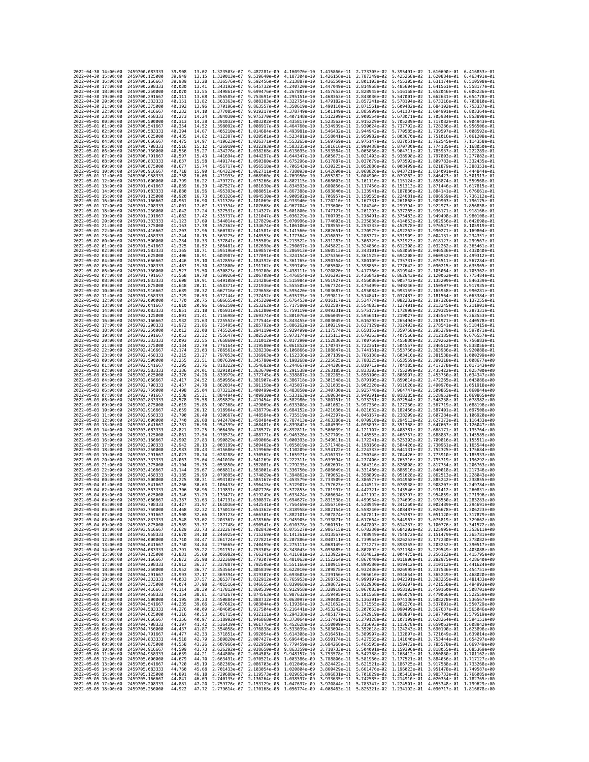```
2022-04-30 14:00:00  2459700.083333   39.908    13.02  1.323503e-07  9.487281e-09  4.160970e-10  1.415866e-11  2.773705e-02  5.395491e-02  1.610690e-01  6.416853e-01
2022-04-30 15:00:00  2459700.125000   39.949    13.15  1.330013e-07  9.539640e-09  4.187304e-10  1.426156e-11  2.787349e-02  5.425268e-02  1.620884e-01  6.463491e-01
2022-04-30 16:00:00  2459700.166667   39.989    13.28  1.336576e-07  9.592456e-09  4.213887e-10  1.436550e-11  2.801103e-02  5.455305e-02  1.631174e-01  6.510598e-01
2022-04-30 17:00:00  2459700.208333   40.030    13.41  1.343192e-07  9.645732e-09  4.240720e-10  1.447049e-11  2.814968e-02  5.485604e-02  1.641561e-01  6.558177e-01
2022-04-30 18:00:00  2459700.250000   40.070    13.55  1.349861e-07  9.699476e-09  4.267807e-10  1.457653e-11  2.828945e-02  5.516168e-02  1.652046e-01  6.606236e-01
2022-04-30 19:00:00  2459700.291667   40.111    13.68  1.356585e-07  9.753691e-09  4.295151e-10  1.468363e-11  2.843036e-02  5.547001e-02  1.662631e-01  6.654778e-01
2022-04-30 20:00:00  2459700.333333   40.151    13.82  1.363363e-07  9.808383e-09  4.322754e-10  1.479182e-11  2.857241e-02  5.578104e-02  1.673316e-01  6.703810e-01
2022-04-30 21:00:00  2459700.375000   40.192    13.96  1.370196e-07  9.863557e-09  4.350619e-10  1.490110e-11  2.871561e-02  5.609482e-02  1.684102e-01  6.753337e-01
2022-04-30 22:00:00  2459700.416667   40.232    14.10  1.377085e-07  9.919217e-09  4.378749e-10  1.501149e-11  2.885999e-02  5.641137e-02  1.694991e-01  6.803364e-01
2022-04-30 23:00:00  2459700.458333   40.273    14.24  1.384030e-07  9.975370e-09  4.407148e-10  1.512299e-11  2.900554e-02  5.673071e-02  1.705984e-01  6.853898e-01
2022-05-01 00:00:00  2459700.500000   40.313    14.38  1.391032e-07  1.003202e-08  4.435817e-10  1.523562e-11  2.915229e-02  5.705289e-02  1.717082e-01  6.904943e-01
2022-05-01 01:00:00  2459700.541667   40.354    14.52  1.398092e-07  1.008917e-08  4.464760e-10  1.534939e-11  2.930024e-02  5.737792e-02  1.728286e-01  6.956506e-01
2022-05-01 02:00:00  2459700.583333   40.394    14.67  1.405210e-07  1.014684e-08  4.493981e-10  1.546432e-11  2.944942e-02  5.770585e-02  1.739597e-01  7.008592e-01
2022-05-01 03:00:00  2459700.625000   40.435    14.82  1.412387e-07  1.020501e-08  4.523481e-10  1.558041e-11  2.959982e-02  5.803670e-02  1.751016e-01  7.061208e-01
2022-05-01 04:00:00  2459700.666667   40.475    14.97  1.419623e-07  1.026371e-08  4.553265e-10  1.569769e-11  2.975147e-02  5.837051e-02  1.762545e-01  7.114358e-01
2022-05-01 05:00:00  2459700.708333   40.516    15.12  1.426919e-07  1.032293e-08  4.583335e-10  1.581616e-11  2.990438e-02  5.870730e-02  1.774185e-01  7.168050e-01
2022-05-01 06:00:00  2459700.750000   40.556    15.27  1.434276e-07  1.038268e-08  4.613695e-10  1.593584e-11  3.005856e-02  5.904711e-02  1.785937e-01  7.222289e-01
2022-05-01 07:00:00  2459700.791667   40.597    15.43  1.441694e-07  1.044297e-08  4.644347e-10  1.605673e-11  3.021403e-02  5.938998e-02  1.797803e-01  7.277082e-01
2022-05-01 08:00:00  2459700.833333   40.637    15.58  1.449174e-07  1.050380e-08  4.675296e-10  1.617887e-11  3.037079e-02  5.973592e-02  1.809783e-01  7.332435e-01
2022-05-01 09:00:00  2459700.875000   40.677    15.74  1.456717e-07  1.056518e-08  4.706543e-10  1.630225e-11  3.052886e-02  6.008499e-02  1.821879e-01  7.388353e-01
2022-05-01 10:00:00  2459700.916667   40.718    15.90  1.464323e-07  1.062711e-08  4.738093e-10  1.642690e-11  3.068826e-02  6.043721e-02  1.834091e-01  7.444844e-01
2022-05-01 11:00:00  2459700.958333   40.758    16.06  1.471993e-07  1.068960e-08  4.769950e-10  1.655282e-11  3.084900e-02  6.079262e-02  1.846423e-01  7.501913e-01
2022-05-01 12:00:00  2459701.000000   40.799    16.22  1.479727e-07  1.075266e-08  4.802115e-10  1.668003e-11  3.101110e-02  6.115124e-02  1.858874e-01  7.559568e-01
2022-05-01 13:00:00  2459701.041667   40.839    16.39  1.487527e-07  1.081630e-08  4.834593e-10  1.680856e-11  3.117456e-02  6.151313e-02  1.871446e-01  7.617815e-01
2022-05-01 14:00:00  2459701.083333   40.880    16.56  1.495393e-07  1.088051e-08  4.867388e-10  1.693840e-11  3.133941e-02  6.187830e-02  1.884141e-01  7.676661e-01
2022-05-01 15:00:00  2459701.125000   40.920    16.73  1.503326e-07  1.094530e-08  4.900502e-10  1.706957e-11  3.150565e-02  6.224681e-02  1.896959e-01  7.736112e-01
2022-05-01 16:00:00  2459701.166667   40.961    16.90  1.511326e-07  1.101069e-08  4.933940e-10  1.720210e-11  3.167331e-02  6.261868e-02  1.909903e-01  7.796175e-01
2022-05-01 17:00:00  2459701.208333   41.001    17.07  1.519394e-07  1.107668e-08  4.967704e-10  1.733600e-11  3.184240e-02  6.299394e-02  1.922973e-01  7.856858e-01
2022-05-01 18:00:00  2459701.250000   41.042    17.24  1.527531e-07  1.114327e-08  5.001800e-10  1.747127e-11  3.201293e-02  6.337265e-02  1.936171e-01  7.918166e-01
2022-05-01 19:00:00  2459701.291667   41.082    17.42  1.535737e-07  1.121047e-08  5.036229e-10  1.760795e-11  3.218491e-02  6.375483e-02  1.949498e-01  7.980108e-01
2022-05-01 20:00:00  2459701.333333   41.123    17.60  1.544014e-07  1.127829e-08  5.070996e-10  1.774603e-11  3.235838e-02  6.414053e-02  1.962956e-01  8.042690e-01
2022-05-01 21:00:00  2459701.375000   41.163    17.78  1.552362e-07  1.134674e-08  5.106106e-10  1.788555e-11  3.253333e-02  6.452978e-02  1.976547e-01  8.105919e-01
2022-05-01 22:00:00  2459701.416667   41.203    17.96  1.560782e-07  1.141581e-08  5.141560e-10  1.802651e-11  3.270979e-02  6.492262e-02  1.990271e-01  8.169804e-01
2022-05-01 23:00:00  2459701.458333   41.244    18.15  1.569275e-07  1.148553e-08  5.177364e-10  1.816893e-11  3.288777e-02  6.531909e-02  2.004131e-01  8.234351e-01
2022-05-02 00:00:00  2459701.500000   41.284    18.33  1.577841e-07  1.155589e-08  5.213522e-10  1.831283e-11  3.306729e-02  6.571923e-02  2.018127e-01  8.299567e-01
2022-05-02 01:00:00  2459701.541667   41.325    18.52  1.586481e-07  1.162690e-08  5.250037e-10  1.845822e-11  3.324836e-02  6.612308e-02  2.032262e-01  8.365461e-01
2022-05-02 02:00:00  2459701.583333   41.365    18.71  1.595196e-07  1.169857e-08  5.286913e-10  1.860513e-11  3.343101e-02  6.653069e-02  2.046536e-01  8.432040e-01
2022-05-02 03:00:00  2459701.625000   41.406    18.91  1.603987e-07  1.177091e-08  5.324154e-10  1.875356e-11  3.361525e-02  6.694208e-02  2.060952e-01  8.499312e-01
2022-05-02 04:00:00  2459701.666667   41.446    19.10  1.612855e-07  1.184392e-08  5.361765e-10  1.890354e-11  3.380109e-02  6.735731e-02  2.075511e-01  8.567284e-01
2022-05-02 05:00:00  2459701.708333   41.487    19.30  1.621800e-07  1.191762e-08  5.399749e-10  1.905508e-11  3.398855e-02  6.777642e-02  2.090215e-01  8.635965e-01
2022-05-02 06:00:00  2459701.750000   41.527    19.50  1.630823e-07  1.199200e-08  5.438111e-10  1.920820e-11  3.417766e-02  6.819944e-02  2.105064e-01  8.705362e-01
2022-05-02 07:00:00  2459701.791667   41.568    19.70  1.639926e-07  1.206708e-08  5.476854e-10  1.936293e-11  3.436842e-02  6.862643e-02  2.120062e-01  8.775484e-01
2022-05-02 08:00:00  2459701.833333   41.608    19.91  1.649108e-07  1.214286e-08  5.515984e-10  1.951927e-11  3.456086e-02  6.905742e-02  2.135209e-01  8.846339e-01
2022-05-02 09:00:00  2459701.875000   41.648    20.11  1.658371e-07  1.221936e-08  5.555505e-10  1.967724e-11  3.475499e-02  6.949246e-02  2.150507e-01  8.917935e-01
2022-05-02 10:00:00  2459701.916667   41.689    20.32  1.667716e-07  1.229658e-08  5.595420e-10  1.983687e-11  3.495084e-02  6.993159e-02  2.165958e-01  8.990281e-01
2022-05-02 11:00:00  2459701.958333   41.729    20.53  1.677144e-07  1.237452e-08  5.635735e-10  1.999817e-11  3.514841e-02  7.037487e-02  2.181564e-01  9.063384e-01
2022-05-02 12:00:00  2459702.000000   41.770    20.75  1.686655e-07  1.245320e-08  5.676453e-10  2.016117e-11  3.534774e-02  7.082232e-02  2.197326e-01  9.137255e-01
2022-05-02 13:00:00  2459702.041667   41.810    20.96  1.696250e-07  1.253262e-08  5.717580e-10  2.032587e-11  3.554883e-02  7.127401e-02  2.213245e-01  9.211901e-01
2022-05-02 14:00:00  2459702.083333   41.851    21.18  1.705931e-07  1.261280e-08  5.759119e-10  2.049231e-11  3.575172e-02  7.172998e-02  2.229325e-01  9.287331e-01
2022-05-02 15:00:00  2459702.125000   41.891    21.41  1.715698e-07  1.269374e-08  5.801076e-10  2.066049e-11  3.595641e-02  7.219027e-02  2.245567e-01  9.363553e-01
2022-05-02 16:00:00  2459702.166667   41.932    21.63  1.725552e-07  1.277544e-08  5.843455e-10  2.083045e-11  3.616292e-02  7.265494e-02  2.261971e-01  9.440578e-01
2022-05-02 17:00:00  2459702.208333   41.972    21.86  1.735495e-07  1.285792e-08  5.886262e-10  2.100219e-11  3.637129e-02  7.312403e-02  2.278541e-01  9.518415e-01
2022-05-02 18:00:00  2459702.250000   42.012    22.08  1.745526e-07  1.294119e-08  5.929499e-10  2.117574e-11  3.658152e-02  7.359758e-02  2.295279e-01  9.597071e-01
2022-05-02 19:00:00  2459702.291667   42.053    22.32  1.755647e-07  1.302526e-08  5.973174e-10  2.135113e-11  3.679363e-02  7.407566e-02  2.312185e-01  9.676557e-01
2022-05-02 20:00:00  2459702.333333   42.093    22.55  1.765860e-07  1.311012e-08  6.017290e-10  2.152836e-11  3.700766e-02  7.455830e-02  2.329262e-01  9.756883e-01
2022-05-02 21:00:00  2459702.375000   42.134    22.79  1.776164e-07  1.319580e-08  6.061852e-10  2.170747e-11  3.722361e-02  7.504557e-02  2.346512e-01  9.838056e-01
2022-05-02 22:00:00  2459702.416667   42.174    23.03  1.786561e-07  1.328230e-08  6.106866e-10  2.188847e-11  3.744151e-02  7.553750e-02  2.363936e-01  9.920088e-01
2022-05-02 23:00:00  2459702.458333   42.215    23.27  1.797053e-07  1.336963e-08  6.152336e-10  2.207139e-11  3.766138e-02  7.603416e-02  2.381538e-01  1.000299e+00
2022-05-03 00:00:00  2459702.500000   42.255    23.51  1.807639e-07  1.345780e-08  6.198268e-10  2.225625e-11  3.788325e-02  7.653559e-02  2.399318e-01  1.008677e+00
2022-05-03 01:00:00  2459702.541667   42.295    23.76  1.818322e-07  1.354682e-08  6.244667e-10  2.244306e-11  3.810712e-02  7.704185e-02  2.417278e-01  1.017143e+00
2022-05-03 02:00:00  2459702.583333   42.336    24.01  1.829101e-07  1.363670e-08  6.291538e-10  2.263185e-11  3.833303e-02  7.755299e-02  2.435422e-01  1.025700e+00
2022-05-03 03:00:00  2459702.625000   42.376    24.26  1.839979e-07  1.372745e-08  6.338887e-10  2.282265e-11  3.856100e-02  7.806907e-02  2.453750e-01  1.034347e+00
2022-05-03 04:00:00  2459702.666667   42.417    24.52  1.850956e-07  1.381907e-08  6.386718e-10  2.301548e-11  3.879105e-02  7.859014e-02  2.472265e-01  1.043086e+00
2022-05-03 05:00:00  2459702.708333   42.457    24.78  1.862034e-07  1.391158e-08  6.435037e-10  2.321035e-11  3.902320e-02  7.911626e-02  2.490970e-01  1.051918e+00
2022-05-03 06:00:00  2459702.750000   42.498    25.04  1.873212e-07  1.400499e-08  6.483850e-10  2.340730e-11  3.925748e-02  7.964747e-02  2.509865e-01  1.060844e+00
2022-05-03 07:00:00  2459702.791667   42.538    25.31  1.884494e-07  1.409930e-08  6.533163e-10  2.360634e-11  3.949391e-02  8.018385e-02  2.528953e-01  1.069865e+00
2022-05-03 08:00:00  2459702.833333   42.578    25.58  1.895879e-07  1.419454e-08  6.582980e-10  2.380751e-11  3.973251e-02  8.072544e-02  2.548238e-01  1.078982e+00
2022-05-03 09:00:00  2459702.875000   42.619    25.85  1.907368e-07  1.429069e-08  6.633308e-10  2.401082e-11  3.997330e-02  8.127230e-02  2.567719e-01  1.088196e+00
2022-05-03 10:00:00  2459702.916667   42.659    26.12  1.918964e-07  1.438779e-08  6.684152e-10  2.421630e-11  4.021632e-02  8.182450e-02  2.587401e-01  1.097508e+00
2022-05-03 11:00:00  2459702.958333   42.700    26.40  1.930667e-07  1.448584e-08  6.735519e-10  2.442397e-11  4.046157e-02  8.238209e-02  2.607284e-01  1.106920e+00
2022-05-03 12:00:00  2459703.000000   42.740    26.68  1.942478e-07  1.458484e-08  6.787413e-10  2.463386e-11  4.070910e-02  8.294513e-02  2.627373e-01  1.116433e+00
2022-05-03 13:00:00  2459703.041667   42.781    26.96  1.954399e-07  1.468481e-08  6.839842e-10  2.484599e-11  4.095893e-02  8.351368e-02  2.647667e-01  1.126047e+00
2022-05-03 14:00:00  2459703.083333   42.821    27.25  1.966430e-07  1.478577e-08  6.892811e-10  2.506039e-11  4.121107e-02  8.408781e-02  2.668171e-01  1.135764e+00
2022-05-03 15:00:00  2459703.125000   42.861    27.54  1.978573e-07  1.488771e-08  6.946326e-10  2.527709e-11  4.146555e-02  8.466757e-02  2.688887e-01  1.145585e+00
2022-05-03 16:00:00  2459703.166667   42.902    27.83  1.990829e-07  1.499066e-08  7.000393e-10  2.549611e-11  4.172241e-02  8.525303e-02  2.709816e-01  1.155511e+00
2022-05-03 17:00:00  2459703.208333   42.942    28.13  2.003199e-07  1.509462e-08  7.055019e-10  2.571748e-11  4.198166e-02  8.584426e-02  2.730961e-01  1.165544e+00
2022-05-03 18:00:00  2459703.250000   42.983    28.43  2.015686e-07  1.519960e-08  7.110209e-10  2.594122e-11  4.224333e-02  8.644131e-02  2.752325e-01  1.175684e+00
2022-05-03 19:00:00  2459703.291667   43.023    28.74  2.028288e-07  1.530562e-08  7.165971e-10  2.616737e-11  4.250746e-02  8.704426e-02  2.773910e-01  1.185933e+00
2022-05-03 20:00:00  2459703.333333   43.063    29.04  2.041010e-07  1.541269e-08  7.222311e-10  2.639594e-11  4.277406e-02  8.765316e-02  2.795719e-01  1.196292e+00
2022-05-03 21:00:00  2459703.375000   43.104    29.35  2.053850e-07  1.552081e-08  7.279235e-10  2.662697e-11  4.304316e-02  8.826808e-02  2.817754e-01  1.206763e+00
2022-05-03 22:00:00  2459703.416667   43.144    29.67  2.066811e-07  1.563001e-08  7.336750e-10  2.686049e-11  4.331480e-02  8.888910e-02  2.840018e-01  1.217346e+00
2022-05-03 23:00:00  2459703.458333   43.185    29.99  2.079895e-07  1.574029e-08  7.394862e-10  2.709652e-11  4.358899e-02  8.951628e-02  2.862513e-01  1.228043e+00
2022-05-04 00:00:00  2459703.500000   43.225    30.31  2.093102e-07  1.585167e-08  7.453579e-10  2.733509e-11  4.386577e-02  9.014968e-02  2.885242e-01  1.238855e+00
2022-05-04 01:00:00  2459703.541667   43.266    30.63  2.106433e-07  1.596415e-08  7.512907e-10  2.757623e-11  4.414517e-02  9.078938e-02  2.908207e-01  1.249784e+00
2022-05-04 02:00:00  2459703.583333   43.306    30.96  2.119891e-07  1.607776e-08  7.572853e-10  2.781997e-11  4.442721e-02  9.143546e-02  2.931412e-01  1.260831e+00
2022-05-04 03:00:00  2459703.625000   43.346    31.29  2.133477e-07  1.619249e-08  7.633424e-10  2.806634e-11  4.471192e-02  9.208797e-02  2.954859e-01  1.271996e+00
2022-05-04 04:00:00  2459703.666667   43.387    31.63  2.147191e-07  1.630837e-08  7.694627e-10  2.831538e-11  4.499934e-02  9.274699e-02  2.978550e-01  1.283283e+00
2022-05-04 05:00:00  2459703.708333   43.427    31.97  2.161036e-07  1.642541e-08  7.756469e-10  2.856710e-11  4.528949e-02  9.341260e-02  3.002489e-01  1.294691e+00
2022-05-04 06:00:00  2459703.750000   43.468    32.32  2.175013e-07  1.654362e-08  7.818958e-10  2.882154e-11  4.558240e-02  9.408487e-02  3.026678e-01  1.306223e+00
2022-05-04 07:00:00  2459703.791667   43.508    32.66  2.189123e-07  1.666301e-08  7.882101e-10  2.907874e-11  4.587811e-02  9.476387e-02  3.051120e-01  1.317879e+00
2022-05-04 08:00:00  2459703.833333   43.548    33.02  2.203367e-07  1.678360e-08  7.945905e-10  2.933871e-11  4.617664e-02  9.544967e-02  3.075819e-01  1.329662e+00
2022-05-04 09:00:00  2459703.875000   43.589    33.37  2.217748e-07  1.690541e-08  8.010378e-10  2.960151e-11  4.647803e-02  9.614237e-02  3.100776e-01  1.341572e+00
2022-05-04 10:00:00  2459703.916667   43.629    33.73  2.232267e-07  1.702843e-08  8.075527e-10  2.986715e-11  4.678230e-02  9.684202e-02  3.125995e-01  1.353611e+00
2022-05-04 11:00:00  2459703.958333   43.670    34.10  2.246925e-07  1.715269e-08  8.141361e-10  3.013567e-11  4.708949e-02  9.754872e-02  3.151479e-01  1.365781e+00
2022-05-04 12:00:00  2459704.000000   43.710    34.47  2.261724e-07  1.727821e-08  8.207886e-10  3.040711e-11  4.739964e-02  9.826253e-02  3.177230e-01  1.378082e+00
2022-05-04 13:00:00  2459704.041667   43.750    34.84  2.276665e-07  1.740499e-08  8.275111e-10  3.068149e-11  4.771277e-02  9.898355e-02  3.203252e-01  1.390517e+00
2022-05-04 14:00:00  2459704.083333   43.791    35.22  2.291751e-07  1.753305e-08  8.343043e-10  3.095885e-11  4.802892e-02  9.971184e-02  3.229549e-01  1.403088e+00
2022-05-04 15:00:00  2459704.125000   43.831    35.60  2.306982e-07  1.766241e-08  8.411691e-10  3.123922e-11  4.834812e-02  1.004475e-01  3.256122e-01  1.415795e+00
2022-05-04 16:00:00  2459704.166667   43.872    35.98  2.322360e-07  1.779307e-08  8.481063e-10  3.152264e-11  4.867040e-02  1.011906e-01  3.282975e-01  1.428640e+00
2022-05-04 17:00:00  2459704.208333   43.912    36.37  2.337887e-07  1.792506e-08  8.551166e-10  3.180915e-11  4.899580e-02  1.019412e-01  3.310112e-01  1.441624e+00
2022-05-04 18:00:00  2459704.250000   43.952    36.77  2.353564e-07  1.805839e-08  8.622010e-10  3.209878e-11  4.932436e-02  1.026995e-01  3.337536e-01  1.454751e+00
2022-05-04 19:00:00  2459704.291667   43.993    37.17  2.369394e-07  1.819307e-08  8.693603e-10  3.239156e-11  4.965610e-02  1.034654e-01  3.365249e-01  1.468020e+00
2022-05-04 20:00:00  2459704.333333   44.033    37.57  2.385377e-07  1.832912e-08  8.765953e-10  3.268753e-11  4.999107e-02  1.042391e-01  3.393255e-01  1.481433e+00
2022-05-04 21:00:00  2459704.375000   44.074    37.98  2.401516e-07  1.846655e-08  8.839068e-10  3.298672e-11  5.032930e-02  1.050207e-01  3.421558e-01  1.494993e+00
2022-05-04 22:00:00  2459704.416667   44.114    38.39  2.417812e-07  1.860539e-08  8.912958e-10  3.328918e-11  5.067083e-02  1.058103e-01  3.450160e-01  1.508701e+00
2022-05-04 23:00:00  2459704.458333   44.154    38.81  2.434267e-07  1.874563e-08  8.987632e-10  3.359495e-11  5.101568e-02  1.066079e-01  3.479066e-01  1.522559e+00
2022-05-05 00:00:00  2459704.500000   44.195    39.23  2.450884e-07  1.888732e-08  9.063097e-10  3.390405e-11  5.136391e-02  1.074136e-01  3.508278e-01  1.536567e+00
2022-05-05 01:00:00  2459704.541667   44.235    39.66  2.467662e-07  1.903044e-08  9.139364e-10  3.421652e-11  5.171555e-02  1.082276e-01  3.537801e-01  1.550729e+00
2022-05-05 02:00:00  2459704.583333   44.276    40.09  2.484605e-07  1.917504e-08  9.216441e-10  3.453242e-11  5.207063e-02  1.090499e-01  3.567637e-01  1.565046e+00
2022-05-05 03:00:00  2459704.625000   44.316    40.53  2.501715e-07  1.932111e-08  9.294338e-10  3.485177e-11  5.242919e-02  1.098807e-01  3.597790e-01  1.579519e+00
2022-05-05 04:00:00  2459704.666667   44.356    40.97  2.518992e-07  1.946868e-08  9.373064e-10  3.517461e-11  5.279128e-02  1.107199e-01  3.628264e-01  1.594151e+00
2022-05-05 05:00:00  2459704.708333   44.397    41.42  2.536439e-07  1.961776e-08  9.452628e-10  3.550099e-11  5.315693e-02  1.115678e-01  3.659063e-01  1.608942e+00
2022-05-05 06:00:00  2459704.750000   44.437    41.87  2.554058e-07  1.976838e-08  9.533039e-10  3.583094e-11  5.352618e-02  1.124243e-01  3.690190e-01  1.623896e+00
2022-05-05 07:00:00  2459704.791667   44.477    42.33  2.571851e-07  1.992054e-08  9.614308e-10  3.616451e-11  5.389907e-02  1.132897e-01  3.721649e-01  1.639014e+00
2022-05-05 08:00:00  2459704.833333   44.518    42.79  2.589820e-07  2.007427e-08  9.696445e-10  3.650174e-11  5.427565e-02  1.141640e-01  3.753444e-01  1.654297e+00
2022-05-05 09:00:00  2459704.875000   44.558    43.26  2.607966e-07  2.022959e-08  9.779459e-10  3.684266e-11  5.465595e-02  1.150472e-01  3.785578e-01  1.669749e+00
2022-05-05 10:00:00  2459704.916667   44.599    43.73  2.626292e-07  2.038650e-08  9.863359e-10  3.718733e-11  5.504001e-02  1.159396e-01  3.818055e-01  1.685369e+00
2022-05-05 11:00:00  2459704.958333   44.639    44.21  2.644800e-07  2.054503e-08  9.948157e-10  3.753578e-11  5.542788e-02  1.168412e-01  3.850880e-01  1.701162e+00
2022-05-05 12:00:00  2459705.000000   44.679    44.70  2.663491e-07  2.070521e-08  1.003386e-09  3.788806e-11  5.581960e-02  1.177521e-01  3.884056e-01  1.717127e+00
2022-05-05 13:00:00  2459705.041667   44.720    45.19  2.682369e-07  2.086703e-08  1.012049e-09  3.824422e-11  5.621521e-02  1.186725e-01  3.917588e-01  1.733268e+00
2022-05-05 14:00:00  2459705.083333   44.760    45.68  2.701433e-07  2.103054e-08  1.020804e-09  3.860429e-11  5.661476e-02  1.196023e-01  3.951478e-01  1.749587e+00
2022-05-05 15:00:00  2459705.125000   44.801    46.18  2.720688e-07  2.119573e-08  1.029653e-09  3.896831e-11  5.701829e-02  1.205418e-01  3.985733e-01  1.766085e+00
2022-05-05 16:00:00  2459705.166667   44.841    46.69  2.740135e-07  2.136264e-08  1.038597e-09  3.933635e-11  5.742585e-02  1.214910e-01  4.020354e-01  1.782765e+00
2022-05-05 17:00:00  2459705.208333   44.881    47.20  2.759776e-07  2.153129e-08  1.047637e-09  3.970844e-11  5.783747e-02  1.224501e-01  4.055348e-01  1.799629e+00
2022-05-05 18:00:00  2459705.250000   44.922    47.72  2.779614e-07  2.170168e-08  1.056774e-09  4.008463e-11  5.825321e-02  1.234192e-01  4.090717e-01  1.816678e+00
```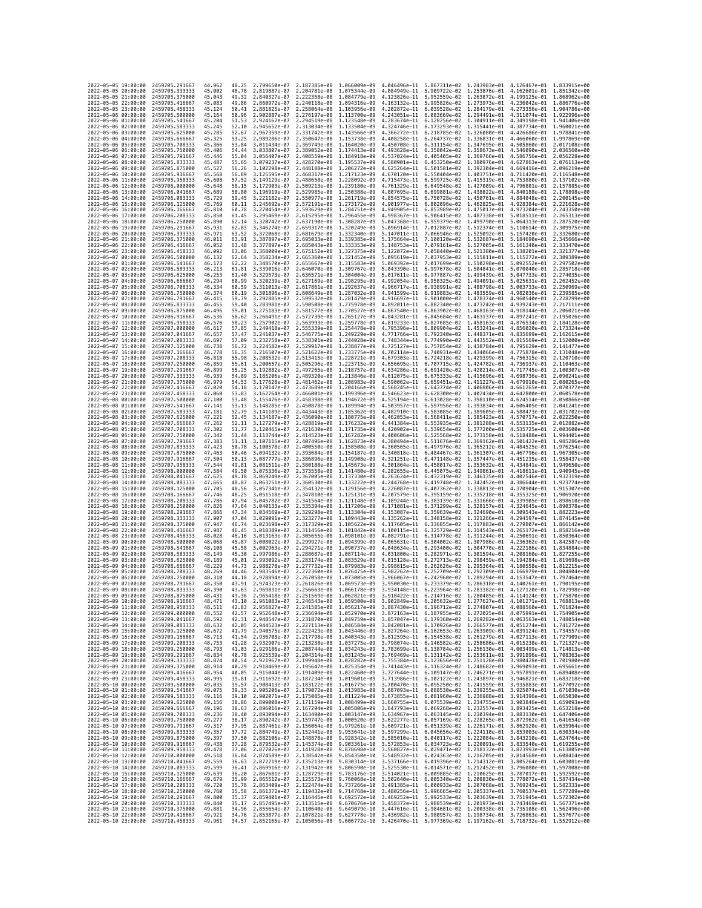| | | | | | | | | | | | | |
|---|---|---|---|---|---|---|---|---|---|---|---|---|
| 2022-05-05 19:00:00 | 2459705.291667 | 44.962 | 48.25 | 2.799650e-07 | 2.187385e-08 | 1.066009e-09 | 4.046496e-11 | 5.867311e-02 | 1.243983e-01 | 4.126467e-01 | 1.833915e+00 |
| 2022-05-05 20:00:00 | 2459705.333333 | 45.002 | 48.78 | 2.819887e-07 | 2.204781e-08 | 1.075344e-09 | 4.084949e-11 | 5.909722e-02 | 1.253876e-01 | 4.162601e-01 | 1.851342e+00 |
| 2022-05-05 21:00:00 | 2459705.375000 | 45.043 | 49.32 | 2.840327e-07 | 2.222358e-08 | 1.084779e-09 | 4.123826e-11 | 5.952559e-02 | 1.263872e-01 | 4.199125e-01 | 1.868962e+00 |
| 2022-05-05 22:00:00 | 2459705.416667 | 45.083 | 49.86 | 2.860972e-07 | 2.240118e-08 | 1.094316e-09 | 4.163132e-11 | 5.995826e-02 | 1.273973e-01 | 4.236042e-01 | 1.886776e+00 |
| 2022-05-05 23:00:00 | 2459705.458333 | 45.124 | 50.41 | 2.881825e-07 | 2.258064e-08 | 1.103956e-09 | 4.202872e-11 | 6.039528e-02 | 1.284179e-01 | 4.273356e-01 | 1.904786e+00 |
| 2022-05-06 00:00:00 | 2459705.500000 | 45.164 | 50.96 | 2.902887e-07 | 2.276197e-08 | 1.113700e-09 | 4.243051e-11 | 6.083669e-02 | 1.294491e-01 | 4.311074e-01 | 1.922996e+00 |
| 2022-05-06 01:00:00 | 2459705.541667 | 45.204 | 51.53 | 2.924162e-07 | 2.294519e-08 | 1.123548e-09 | 4.283674e-11 | 6.128256e-02 | 1.304911e-01 | 4.349198e-01 | 1.941406e+00 |
| 2022-05-06 02:00:00 | 2459705.583333 | 45.245 | 52.10 | 2.945652e-07 | 2.313034e-08 | 1.133504e-09 | 4.324746e-11 | 6.173293e-02 | 1.315441e-01 | 4.387734e-01 | 1.960021e+00 |
| 2022-05-06 03:00:00 | 2459705.625000 | 45.285 | 52.67 | 2.967359e-07 | 2.331742e-08 | 1.143566e-09 | 4.366272e-11 | 6.218785e-02 | 1.326080e-01 | 4.426686e-01 | 1.978841e+00 |
| 2022-05-06 04:00:00 | 2459705.666667 | 45.325 | 53.25 | 2.989286e-07 | 2.350647e-08 | 1.153738e-09 | 4.408258e-11 | 6.264737e-02 | 1.336831e-01 | 4.466060e-01 | 1.997869e+00 |
| 2022-05-06 05:00:00 | 2459705.708333 | 45.366 | 53.84 | 3.011434e-07 | 2.369749e-08 | 1.164020e-09 | 4.450708e-11 | 6.311154e-02 | 1.347695e-01 | 4.505860e-01 | 2.017108e+00 |
| 2022-05-06 06:00:00 | 2459705.750000 | 45.406 | 54.44 | 3.033807e-07 | 2.389052e-08 | 1.174413e-09 | 4.493628e-11 | 6.358042e-02 | 1.358673e-01 | 4.546090e-01 | 2.036560e+00 |
| 2022-05-06 07:00:00 | 2459705.791667 | 45.446 | 55.04 | 3.056407e-07 | 2.408559e-08 | 1.184918e-09 | 4.537024e-11 | 6.405405e-02 | 1.369766e-01 | 4.586756e-01 | 2.056228e+00 |
| 2022-05-06 08:00:00 | 2459705.833333 | 45.487 | 55.65 | 3.079237e-07 | 2.428270e-08 | 1.195537e-09 | 4.580901e-11 | 6.453250e-02 | 1.380976e-01 | 4.627863e-01 | 2.076113e+00 |
| 2022-05-06 09:00:00 | 2459705.875000 | 45.527 | 56.26 | 3.102298e-07 | 2.448188e-08 | 1.206272e-09 | 4.625264e-11 | 6.501581e-02 | 1.392304e-01 | 4.669416e-01 | 2.096219e+00 |
| 2022-05-06 10:00:00 | 2459705.916667 | 45.568 | 56.89 | 3.125595e-07 | 2.468317e-08 | 1.217123e-09 | 4.670120e-11 | 6.550404e-02 | 1.403751e-01 | 4.711420e-01 | 2.116548e+00 |
| 2022-05-06 11:00:00 | 2459705.958333 | 45.608 | 57.52 | 3.149129e-07 | 2.488658e-08 | 1.228092e-09 | 4.715473e-11 | 6.599725e-02 | 1.415319e-01 | 4.753880e-01 | 2.137102e+00 |
| 2022-05-06 12:00:00 | 2459706.000000 | 45.648 | 58.15 | 3.172903e-07 | 2.509213e-08 | 1.239180e-09 | 4.761329e-11 | 6.649548e-02 | 1.427009e-01 | 4.796801e-01 | 2.157885e+00 |
| 2022-05-06 13:00:00 | 2459706.041667 | 45.689 | 58.80 | 3.196919e-07 | 2.529985e-08 | 1.250388e-09 | 4.807695e-11 | 6.699881e-02 | 1.438822e-01 | 4.840188e-01 | 2.178898e+00 |
| 2022-05-06 14:00:00 | 2459706.083333 | 45.729 | 59.45 | 3.221182e-07 | 2.550977e-08 | 1.261719e-09 | 4.854575e-11 | 6.750728e-02 | 1.450761e-01 | 4.884048e-01 | 2.200145e+00 |
| 2022-05-06 15:00:00 | 2459706.125000 | 45.769 | 60.11 | 3.245692e-07 | 2.572191e-08 | 1.273172e-09 | 4.901977e-11 | 6.802096e-02 | 1.462825e-01 | 4.928384e-01 | 2.221628e+00 |
| 2022-05-06 16:00:00 | 2459706.166667 | 45.810 | 60.78 | 3.270454e-07 | 2.593629e-08 | 1.284751e-09 | 4.949905e-11 | 6.853989e-02 | 1.475017e-01 | 4.973204e-01 | 2.243350e+00 |
| 2022-05-06 17:00:00 | 2459706.208333 | 45.850 | 61.45 | 3.295469e-07 | 2.615295e-08 | 1.296455e-09 | 4.998367e-11 | 6.906415e-02 | 1.487338e-01 | 5.018511e-01 | 2.265313e+00 |
| 2022-05-06 18:00:00 | 2459706.250000 | 45.890 | 62.14 | 3.320742e-07 | 2.637190e-08 | 1.308287e-09 | 5.047368e-11 | 6.959379e-02 | 1.499790e-01 | 5.064313e-01 | 2.287520e+00 |
| 2022-05-06 19:00:00 | 2459706.291667 | 45.931 | 62.83 | 3.346274e-07 | 2.659317e-08 | 1.320249e-09 | 5.096914e-11 | 7.012887e-02 | 1.512374e-01 | 5.110614e-01 | 2.309975e+00 |
| 2022-05-06 20:00:00 | 2459706.333333 | 45.971 | 63.52 | 3.372068e-07 | 2.681679e-08 | 1.332340e-09 | 5.147011e-11 | 7.066946e-02 | 1.525092e-01 | 5.157420e-01 | 2.332680e+00 |
| 2022-05-06 21:00:00 | 2459706.375000 | 46.011 | 63.91 | 3.387897e-07 | 2.695033e-08 | 1.339385e-09 | 5.175664e-11 | 7.100120e-02 | 1.532687e-01 | 5.184690e-01 | 2.345666e+00 |
| 2022-05-06 22:00:00 | 2459706.416667 | 46.052 | 63.48 | 3.377897e-07 | 2.685043e-08 | 1.333353e-09 | 5.148753e-11 | 7.079161e-02 | 1.527005e-01 | 5.161340e-01 | 2.333470e+00 |
| 2022-05-06 23:00:00 | 2459706.458333 | 46.092 | 63.06 | 3.368009e-07 | 2.675152e-08 | 1.327375e-09 | 5.122072e-11 | 7.058440e-02 | 1.521380e-01 | 5.138201e-01 | 2.321377e+00 |
| 2022-05-07 00:00:00 | 2459706.500000 | 46.132 | 62.64 | 3.358234e-07 | 2.665360e-08 | 1.321452e-09 | 5.095619e-11 | 7.037953e-02 | 1.515811e-01 | 5.115272e-01 | 2.309389e+00 |
| 2022-05-07 01:00:00 | 2459706.541667 | 46.173 | 62.22 | 3.348570e-07 | 2.655667e-08 | 1.315583e-09 | 5.069392e-11 | 7.017699e-02 | 1.510298e-01 | 5.092552e-01 | 2.297502e+00 |
| 2022-05-07 02:00:00 | 2459706.583333 | 46.213 | 61.81 | 3.339016e-07 | 2.646070e-08 | 1.309767e-09 | 5.043390e-11 | 6.997678e-02 | 1.504841e-01 | 5.070040e-01 | 2.285718e+00 |
| 2022-05-07 03:00:00 | 2459706.625000 | 46.253 | 61.40 | 3.329573e-07 | 2.636571e-08 | 1.304004e-09 | 5.017611e-11 | 6.977887e-02 | 1.499439e-01 | 5.047733e-01 | 2.274035e+00 |
| 2022-05-07 04:00:00 | 2459706.666667 | 46.294 | 60.99 | 3.320239e-07 | 2.627169e-08 | 1.298295e-09 | 4.992054e-11 | 6.958325e-02 | 1.494091e-01 | 5.025631e-01 | 2.262452e+00 |
| 2022-05-07 05:00:00 | 2459706.708333 | 46.334 | 60.59 | 3.311013e-07 | 2.617861e-08 | 1.292637e-09 | 4.966717e-11 | 6.938991e-02 | 1.488798e-01 | 5.003733e-01 | 2.250969e+00 |
| 2022-05-07 06:00:00 | 2459706.750000 | 46.374 | 60.19 | 3.301896e-07 | 2.608649e-08 | 1.287032e-09 | 4.941599e-11 | 6.919883e-02 | 1.483559e-01 | 4.982036e-01 | 2.239585e+00 |
| 2022-05-07 07:00:00 | 2459706.791667 | 46.415 | 59.79 | 3.292885e-07 | 2.599532e-08 | 1.281479e-09 | 4.916697e-11 | 6.901000e-02 | 1.478374e-01 | 4.960540e-01 | 2.228299e+00 |
| 2022-05-07 08:00:00 | 2459706.833333 | 46.455 | 59.40 | 3.283981e-07 | 2.590508e-08 | 1.275978e-09 | 4.892011e-11 | 6.882340e-02 | 1.473242e-01 | 4.939243e-01 | 2.217111e+00 |
| 2022-05-07 09:00:00 | 2459706.875000 | 46.496 | 59.01 | 3.275183e-07 | 2.581577e-08 | 1.270527e-09 | 4.867540e-11 | 6.863902e-02 | 1.468163e-01 | 4.918144e-01 | 2.206021e+00 |
| 2022-05-07 10:00:00 | 2459706.916667 | 46.536 | 58.62 | 3.266491e-07 | 2.572739e-08 | 1.265127e-09 | 4.843281e-11 | 6.845684e-02 | 1.463137e-01 | 4.897241e-01 | 2.195026e+00 |
| 2022-05-07 11:00:00 | 2459706.958333 | 46.576 | 58.23 | 3.257902e-07 | 2.563993e-08 | 1.259778e-09 | 4.819233e-11 | 6.827685e-02 | 1.458163e-01 | 4.876534e-01 | 2.184128e+00 |
| 2022-05-07 12:00:00 | 2459707.000000 | 46.617 | 57.85 | 3.249418e-07 | 2.555339e-08 | 1.254478e-09 | 4.795396e-11 | 6.809904e-02 | 1.453241e-01 | 4.856020e-01 | 2.173324e+00 |
| 2022-05-07 13:00:00 | 2459707.041667 | 46.657 | 57.47 | 3.241037e-07 | 2.546775e-08 | 1.249229e-09 | 4.771766e-11 | 6.792340e-02 | 1.448371e-01 | 4.835699e-01 | 2.162615e+00 |
| 2022-05-07 14:00:00 | 2459707.083333 | 46.697 | 57.09 | 3.232758e-07 | 2.538301e-08 | 1.244028e-09 | 4.748344e-11 | 6.774990e-02 | 1.443552e-01 | 4.815569e-01 | 2.152000e+00 |
| 2022-05-07 15:00:00 | 2459707.125000 | 46.738 | 56.72 | 3.224582e-07 | 2.529917e-08 | 1.238877e-09 | 4.725127e-11 | 6.757854e-02 | 1.438784e-01 | 4.795629e-01 | 2.141477e+00 |
| 2022-05-07 16:00:00 | 2459707.166667 | 46.778 | 56.35 | 3.216507e-07 | 2.521622e-08 | 1.233775e-09 | 4.702114e-11 | 6.740931e-02 | 1.434066e-01 | 4.775878e-01 | 2.131048e+00 |
| 2022-05-07 17:00:00 | 2459707.208333 | 46.818 | 55.98 | 3.208532e-07 | 2.513415e-08 | 1.228721e-09 | 4.679303e-11 | 6.724218e-02 | 1.429399e-01 | 4.756315e-01 | 2.120710e+00 |
| 2022-05-07 18:00:00 | 2459707.250000 | 46.859 | 55.61 | 3.200657e-07 | 2.505296e-08 | 1.223715e-09 | 4.656695e-11 | 6.707715e-02 | 1.424782e-01 | 4.736937e-01 | 2.110463e+00 |
| 2022-05-07 19:00:00 | 2459707.291667 | 46.899 | 55.25 | 3.192882e-07 | 2.497265e-08 | 1.218757e-09 | 4.634286e-11 | 6.691420e-02 | 1.420214e-01 | 4.717745e-01 | 2.100307e+00 |
| 2022-05-07 20:00:00 | 2459707.333333 | 46.939 | 54.89 | 3.185206e-07 | 2.489320e-08 | 1.213846e-09 | 4.612075e-11 | 6.675333e-02 | 1.415696e-01 | 4.698736e-01 | 2.090241e+00 |
| 2022-05-07 21:00:00 | 2459707.375000 | 46.979 | 54.53 | 3.177628e-07 | 2.481462e-08 | 1.208983e-09 | 4.590062e-11 | 6.659451e-02 | 1.411227e-01 | 4.679910e-01 | 2.080265e+00 |
| 2022-05-07 22:00:00 | 2459707.416667 | 47.020 | 54.18 | 3.170147e-07 | 2.473689e-08 | 1.204166e-09 | 4.568245e-11 | 6.643774e-02 | 1.406806e-01 | 4.661265e-01 | 2.070377e+00 |
| 2022-05-07 23:00:00 | 2459707.458333 | 47.060 | 53.83 | 3.162764e-07 | 2.466001e-08 | 1.199396e-09 | 4.546623e-11 | 6.628300e-02 | 1.402434e-01 | 4.642800e-01 | 2.060578e+00 |
| 2022-05-08 00:00:00 | 2459707.500000 | 47.100 | 53.48 | 3.155476e-07 | 2.458398e-08 | 1.194672e-09 | 4.525194e-11 | 6.613028e-02 | 1.398110e-01 | 4.624514e-01 | 2.050866e+00 |
| 2022-05-08 01:00:00 | 2459707.541667 | 47.141 | 53.13 | 3.148285e-07 | 2.450878e-08 | 1.189994e-09 | 4.503957e-11 | 6.597956e-02 | 1.393834e-01 | 4.606405e-01 | 2.041241e+00 |
| 2022-05-08 02:00:00 | 2459707.583333 | 47.181 | 52.79 | 3.141189e-07 | 2.443443e-08 | 1.185362e-09 | 4.482910e-11 | 6.583085e-02 | 1.389605e-01 | 4.588473e-01 | 2.031702e+00 |
| 2022-05-08 03:00:00 | 2459707.625000 | 47.221 | 52.45 | 3.134187e-07 | 2.436090e-08 | 1.180775e-09 | 4.462053e-11 | 6.568411e-02 | 1.385423e-01 | 4.570717e-01 | 2.022250e+00 |
| 2022-05-08 04:00:00 | 2459707.666667 | 47.262 | 52.11 | 3.127279e-07 | 2.428819e-08 | 1.176232e-09 | 4.441384e-11 | 6.553935e-02 | 1.381288e-01 | 4.553135e-01 | 2.012882e+00 |
| 2022-05-08 05:00:00 | 2459707.708333 | 47.302 | 51.77 | 3.120465e-07 | 2.421630e-08 | 1.171735e-09 | 4.420902e-11 | 6.539654e-02 | 1.377200e-01 | 4.535725e-01 | 2.003600e+00 |
| 2022-05-08 06:00:00 | 2459707.750000 | 47.342 | 51.44 | 3.113744e-07 | 2.414523e-08 | 1.167282e-09 | 4.400606e-11 | 6.525568e-02 | 1.373158e-01 | 4.518488e-01 | 1.994401e+00 |
| 2022-05-08 07:00:00 | 2459707.791667 | 47.383 | 51.11 | 3.107115e-07 | 2.407496e-08 | 1.162873e-09 | 4.380494e-11 | 6.511676e-02 | 1.369162e-01 | 4.501422e-01 | 1.985286e+00 |
| 2022-05-08 08:00:00 | 2459707.833333 | 47.423 | 50.78 | 3.100578e-07 | 2.400550e-08 | 1.158508e-09 | 4.360565e-11 | 6.497976e-02 | 1.365212e-01 | 4.484525e-01 | 1.976254e+00 |
| 2022-05-08 09:00:00 | 2459707.875000 | 47.463 | 50.46 | 3.094132e-07 | 2.393684e-08 | 1.154187e-09 | 4.340818e-11 | 6.484467e-02 | 1.361307e-01 | 4.467796e-01 | 1.967305e+00 |
| 2022-05-08 10:00:00 | 2459707.916667 | 47.504 | 50.13 | 3.087777e-07 | 2.386896e-08 | 1.149908e-09 | 4.321251e-11 | 6.471148e-02 | 1.357447e-01 | 4.451235e-01 | 1.958437e+00 |
| 2022-05-08 11:00:00 | 2459707.958333 | 47.544 | 49.81 | 3.081511e-07 | 2.380188e-08 | 1.145673e-09 | 4.301864e-11 | 6.458017e-02 | 1.353632e-01 | 4.434841e-01 | 1.949650e+00 |
| 2022-05-08 12:00:00 | 2459708.000000 | 47.584 | 49.50 | 3.075336e-07 | 2.373558e-08 | 1.141480e-09 | 4.282655e-11 | 6.445075e-02 | 1.349861e-01 | 4.418611e-01 | 1.940945e+00 |
| 2022-05-08 13:00:00 | 2459708.041667 | 47.625 | 49.18 | 3.069249e-07 | 2.367005e-08 | 1.137330e-09 | 4.263624e-11 | 6.432319e-02 | 1.346135e-01 | 4.402546e-01 | 1.932319e+00 |
| 2022-05-08 14:00:00 | 2459708.083333 | 47.665 | 48.87 | 3.063251e-07 | 2.360530e-08 | 1.133222e-09 | 4.244768e-11 | 6.419748e-02 | 1.342452e-01 | 4.386644e-01 | 1.923774e+00 |
| 2022-05-08 15:00:00 | 2459708.125000 | 47.705 | 48.56 | 3.057341e-07 | 2.354132e-08 | 1.129156e-09 | 4.226087e-11 | 6.407362e-02 | 1.338813e-01 | 4.370904e-01 | 1.915307e+00 |
| 2022-05-08 16:00:00 | 2459708.166667 | 47.746 | 48.25 | 3.051518e-07 | 2.347810e-08 | 1.125131e-09 | 4.207579e-11 | 6.395159e-02 | 1.335218e-01 | 4.355325e-01 | 1.906920e+00 |
| 2022-05-08 17:00:00 | 2459708.208333 | 47.786 | 47.94 | 3.045782e-07 | 2.341564e-08 | 1.121148e-09 | 4.189244e-11 | 6.383139e-02 | 1.331666e-01 | 4.339905e-01 | 1.898610e+00 |
| 2022-05-08 18:00:00 | 2459708.250000 | 47.826 | 47.64 | 3.040133e-07 | 2.335394e-08 | 1.117206e-09 | 4.171081e-11 | 6.371299e-02 | 1.328157e-01 | 4.324645e-01 | 1.890378e+00 |
| 2022-05-08 19:00:00 | 2459708.291667 | 47.866 | 47.34 | 3.034569e-07 | 2.329298e-08 | 1.113304e-09 | 4.153087e-11 | 6.359639e-02 | 1.324690e-01 | 4.309543e-01 | 1.882223e+00 |
| 2022-05-08 20:00:00 | 2459708.333333 | 47.907 | 47.04 | 3.029091e-07 | 2.323277e-08 | 1.109443e-09 | 4.135262e-11 | 6.348158e-02 | 1.321266e-01 | 4.294597e-01 | 1.874145e+00 |
| 2022-05-08 21:00:00 | 2459708.375000 | 47.947 | 46.74 | 3.023698e-07 | 2.317329e-08 | 1.105622e-09 | 4.117605e-11 | 6.336855e-02 | 1.317883e-01 | 4.279807e-01 | 1.866142e+00 |
| 2022-05-08 22:00:00 | 2459708.416667 | 47.987 | 46.45 | 3.018389e-07 | 2.311456e-08 | 1.101842e-09 | 4.100115e-11 | 6.325729e-02 | 1.314543e-01 | 4.265172e-01 | 1.858216e+00 |
| 2022-05-08 23:00:00 | 2459708.458333 | 48.028 | 46.16 | 3.013163e-07 | 2.305655e-08 | 1.098101e-09 | 4.082791e-11 | 6.314778e-02 | 1.311244e-01 | 4.250691e-01 | 1.850364e+00 |
| 2022-05-09 00:00:00 | 2459708.500000 | 48.068 | 45.87 | 3.008022e-07 | 2.299927e-08 | 1.094399e-09 | 4.065631e-11 | 6.304002e-02 | 1.307986e-01 | 4.236362e-01 | 1.842587e+00 |
| 2022-05-09 01:00:00 | 2459708.541667 | 48.108 | 45.58 | 3.002963e-07 | 2.294271e-08 | 1.090737e-09 | 4.048634e-11 | 6.293400e-02 | 1.304770e-01 | 4.222186e-01 | 1.834884e+00 |
| 2022-05-09 02:00:00 | 2459708.583333 | 48.149 | 45.30 | 2.997986e-07 | 2.288687e-08 | 1.087114e-09 | 4.031800e-11 | 6.282971e-02 | 1.301594e-01 | 4.208160e-01 | 1.827255e+00 |
| 2022-05-09 03:00:00 | 2459708.625000 | 48.189 | 45.01 | 2.993092e-07 | 2.283174e-08 | 1.083529e-09 | 4.015128e-11 | 6.272713e-02 | 1.298459e-01 | 4.194284e-01 | 1.819698e+00 |
| 2022-05-09 04:00:00 | 2459708.666667 | 48.229 | 44.73 | 2.988278e-07 | 2.277732e-08 | 1.079983e-09 | 3.998615e-11 | 6.262626e-02 | 1.295364e-01 | 4.180558e-01 | 1.812215e+00 |
| 2022-05-09 05:00:00 | 2459708.708333 | 48.269 | 44.46 | 2.983546e-07 | 2.272360e-08 | 1.076475e-09 | 3.982262e-11 | 6.252709e-02 | 1.292309e-01 | 4.166979e-01 | 1.804804e+00 |
| 2022-05-09 06:00:00 | 2459708.750000 | 48.310 | 44.18 | 2.978894e-07 | 2.267058e-08 | 1.073005e-09 | 3.966067e-11 | 6.242960e-02 | 1.289294e-01 | 4.153547e-01 | 1.797464e+00 |
| 2022-05-09 07:00:00 | 2459708.791667 | 48.350 | 43.91 | 2.974323e-07 | 2.261826e-08 | 1.069573e-09 | 3.950030e-11 | 6.233379e-02 | 1.286318e-01 | 4.140261e-01 | 1.790195e+00 |
| 2022-05-09 08:00:00 | 2459708.833333 | 48.390 | 43.63 | 2.969831e-07 | 2.256663e-08 | 1.066178e-09 | 3.934148e-11 | 6.223964e-02 | 1.283382e-01 | 4.127120e-01 | 1.782998e+00 |
| 2022-05-09 09:00:00 | 2459708.875000 | 48.431 | 43.36 | 2.965418e-07 | 2.251569e-08 | 1.062821e-09 | 3.918422e-11 | 6.214716e-02 | 1.280485e-01 | 4.114124e-01 | 1.775870e+00 |
| 2022-05-09 10:00:00 | 2459708.916667 | 48.471 | 43.10 | 2.961083e-07 | 2.246543e-08 | 1.059500e-09 | 3.902849e-11 | 6.205632e-02 | 1.277627e-01 | 4.101271e-01 | 1.768813e+00 |
| 2022-05-09 11:00:00 | 2459708.958333 | 48.511 | 42.83 | 2.956827e-07 | 2.241585e-08 | 1.056217e-09 | 3.887430e-11 | 6.196712e-02 | 1.274807e-01 | 4.088560e-01 | 1.761824e+00 |
| 2022-05-09 12:00:00 | 2459709.000000 | 48.552 | 42.57 | 2.952648e-07 | 2.236694e-08 | 1.052970e-09 | 3.872163e-11 | 6.187955e-02 | 1.272025e-01 | 4.075991e-01 | 1.754905e+00 |
| 2022-05-09 13:00:00 | 2459709.041667 | 48.592 | 42.31 | 2.948547e-07 | 2.231870e-08 | 1.049759e-09 | 3.857047e-11 | 6.179360e-02 | 1.269282e-01 | 4.063563e-01 | 1.748054e+00 |
| 2022-05-09 14:00:00 | 2459709.083333 | 48.632 | 42.05 | 2.944523e-07 | 2.227113e-08 | 1.046584e-09 | 3.842081e-11 | 6.170926e-02 | 1.266577e-01 | 4.051274e-01 | 1.741272e+00 |
| 2022-05-09 15:00:00 | 2459709.125000 | 48.672 | 41.79 | 2.940575e-07 | 2.222423e-08 | 1.043446e-09 | 3.827264e-11 | 6.162653e-02 | 1.263909e-01 | 4.039124e-01 | 1.734557e+00 |
| 2022-05-09 16:00:00 | 2459709.166667 | 48.713 | 41.54 | 2.936703e-07 | 2.217798e-08 | 1.040343e-09 | 3.812595e-11 | 6.154538e-02 | 1.261279e-01 | 4.027113e-01 | 1.727909e+00 |
| 2022-05-09 17:00:00 | 2459709.208333 | 48.753 | 41.28 | 2.932907e-07 | 2.213238e-08 | 1.037275e-09 | 3.798074e-11 | 6.146582e-02 | 1.258686e-01 | 4.015238e-01 | 1.721327e+00 |
| 2022-05-09 18:00:00 | 2459709.250000 | 48.793 | 41.03 | 2.929186e-07 | 2.208744e-08 | 1.034243e-09 | 3.783699e-11 | 6.138784e-02 | 1.256130e-01 | 4.003499e-01 | 1.714813e+00 |
| 2022-05-09 19:00:00 | 2459709.291667 | 48.834 | 40.78 | 2.925539e-07 | 2.204314e-08 | 1.031245e-09 | 3.769469e-11 | 6.131142e-02 | 1.253611e-01 | 3.991896e-01 | 1.708363e+00 |
| 2022-05-09 20:00:00 | 2459709.333333 | 48.874 | 40.54 | 2.921967e-07 | 2.199948e-08 | 1.028282e-09 | 3.755384e-11 | 6.123656e-02 | 1.251128e-01 | 3.980428e-01 | 1.701980e+00 |
| 2022-05-09 21:00:00 | 2459709.375000 | 48.914 | 40.29 | 2.918469e-07 | 2.195647e-08 | 1.025354e-09 | 3.741443e-11 | 6.116324e-02 | 1.248682e-01 | 3.969093e-01 | 1.695661e+00 |
| 2022-05-09 22:00:00 | 2459709.416667 | 48.954 | 40.05 | 2.915044e-07 | 2.191409e-08 | 1.022460e-09 | 3.727644e-11 | 6.109147e-02 | 1.246271e-01 | 3.957891e-01 | 1.689408e+00 |
| 2022-05-09 23:00:00 | 2459709.458333 | 48.995 | 39.81 | 2.911692e-07 | 2.187234e-08 | 1.019601e-09 | 3.713986e-11 | 6.102122e-02 | 1.243897e-01 | 3.946821e-01 | 1.683218e+00 |
| 2022-05-10 00:00:00 | 2459709.500000 | 49.035 | 39.57 | 2.908413e-07 | 2.183122e-08 | 1.016775e-09 | 3.700470e-11 | 6.095250e-02 | 1.241559e-01 | 3.935883e-01 | 1.677092e+00 |
| 2022-05-10 01:00:00 | 2459709.541667 | 49.075 | 39.33 | 2.905206e-07 | 2.179072e-08 | 1.013983e-09 | 3.687093e-11 | 6.088530e-02 | 1.239255e-01 | 3.925074e-01 | 1.671030e+00 |
| 2022-05-10 02:00:00 | 2459709.583333 | 49.116 | 39.10 | 2.902071e-07 | 2.175085e-08 | 1.011224e-09 | 3.673855e-11 | 6.081960e-02 | 1.236988e-01 | 3.914396e-01 | 1.665030e+00 |
| 2022-05-10 03:00:00 | 2459709.625000 | 49.156 | 38.86 | 2.899008e-07 | 2.171159e-08 | 1.008499e-09 | 3.660755e-11 | 6.075539e-02 | 1.234755e-01 | 3.903846e-01 | 1.659093e+00 |
| 2022-05-10 04:00:00 | 2459709.666667 | 49.196 | 38.63 | 2.896016e-07 | 2.167294e-08 | 1.005806e-09 | 3.647793e-11 | 6.069268e-02 | 1.232557e-01 | 3.893425e-01 | 1.653218e+00 |
| 2022-05-10 05:00:00 | 2459709.708333 | 49.236 | 38.40 | 2.893094e-07 | 2.163490e-08 | 1.003147e-09 | 3.634967e-11 | 6.063145e-02 | 1.230394e-01 | 3.883130e-01 | 1.647406e+00 |
| 2022-05-10 06:00:00 | 2459709.750000 | 49.277 | 38.17 | 2.890242e-07 | 2.159747e-08 | 1.000520e-09 | 3.622277e-11 | 6.057169e-02 | 1.228265e-01 | 3.872962e-01 | 1.641654e+00 |
| 2022-05-10 07:00:00 | 2459709.791667 | 49.317 | 37.95 | 2.887461e-07 | 2.156064e-08 | 9.979261e-10 | 3.609721e-11 | 6.051339e-02 | 1.226171e-01 | 3.862920e-01 | 1.635964e+00 |
| 2022-05-10 08:00:00 | 2459709.833333 | 49.357 | 37.72 | 2.884749e-07 | 2.152441e-08 | 9.953641e-10 | 3.597299e-11 | 6.045656e-02 | 1.224110e-01 | 3.853003e-01 | 1.630334e+00 |
| 2022-05-10 09:00:00 | 2459709.875000 | 49.397 | 37.50 | 2.882106e-07 | 2.148878e-08 | 9.928342e-10 | 3.585010e-11 | 6.040117e-02 | 1.222084e-01 | 3.843210e-01 | 1.624764e+00 |
| 2022-05-10 10:00:00 | 2459709.916667 | 49.438 | 37.28 | 2.879532e-07 | 2.145374e-08 | 9.903361e-10 | 3.572853e-11 | 6.034723e-02 | 1.220091e-01 | 3.833540e-01 | 1.619255e+00 |
| 2022-05-10 11:00:00 | 2459709.958333 | 49.478 | 37.06 | 2.877026e-07 | 2.141928e-08 | 9.878698e-10 | 3.560827e-11 | 6.029471e-02 | 1.218132e-01 | 3.823993e-01 | 1.613805e+00 |
| 2022-05-10 12:00:00 | 2459710.000000 | 49.518 | 36.84 | 2.874589e-07 | 2.138542e-08 | 9.854350e-10 | 3.548932e-11 | 6.024363e-02 | 1.216205e-01 | 3.814568e-01 | 1.608414e+00 |
| 2022-05-10 13:00:00 | 2459710.041667 | 49.559 | 36.63 | 2.872219e-07 | 2.135213e-08 | 9.830314e-10 | 3.537166e-11 | 6.019396e-02 | 1.214312e-01 | 3.805264e-01 | 1.603081e+00 |
| 2022-05-10 14:00:00 | 2459710.083333 | 49.599 | 36.41 | 2.869916e-07 | 2.131942e-08 | 9.806590e-10 | 3.525530e-11 | 6.014571e-02 | 1.212452e-01 | 3.796080e-01 | 1.597808e+00 |
| 2022-05-10 15:00:00 | 2459710.125000 | 49.639 | 36.20 | 2.867681e-07 | 2.128729e-08 | 9.783176e-10 | 3.514021e-11 | 6.009885e-02 | 1.210625e-01 | 3.787017e-01 | 1.592592e+00 |
| 2022-05-10 16:00:00 | 2459710.166667 | 49.679 | 35.99 | 2.865512e-07 | 2.125573e-08 | 9.760068e-10 | 3.502640e-11 | 6.005340e-02 | 1.208830e-01 | 3.778072e-01 | 1.587434e+00 |
| 2022-05-10 17:00:00 | 2459710.208333 | 49.720 | 35.78 | 2.863409e-07 | 2.122474e-08 | 9.737266e-10 | 3.491385e-11 | 6.000933e-02 | 1.207068e-01 | 3.769245e-01 | 1.582333e+00 |
| 2022-05-10 18:00:00 | 2459710.250000 | 49.760 | 35.58 | 2.861372e-07 | 2.119432e-08 | 9.714768e-10 | 3.480256e-11 | 5.996665e-02 | 1.205337e-01 | 3.760537e-01 | 1.577289e+00 |
| 2022-05-10 19:00:00 | 2459710.291667 | 49.800 | 35.37 | 2.859401e-07 | 2.116445e-08 | 9.692572e-10 | 3.469252e-11 | 5.992533e-02 | 1.203639e-01 | 3.751945e-01 | 1.572302e+00 |
| 2022-05-10 20:00:00 | 2459710.333333 | 49.840 | 35.17 | 2.857495e-07 | 2.113515e-08 | 9.670676e-10 | 3.458372e-11 | 5.988539e-02 | 1.201973e-01 | 3.743469e-01 | 1.567371e+00 |
| 2022-05-10 21:00:00 | 2459710.375000 | 49.881 | 34.96 | 2.855654e-07 | 2.110640e-08 | 9.649079e-10 | 3.447616e-11 | 5.984681e-02 | 1.200338e-01 | 3.735108e-01 | 1.562496e+00 |
| 2022-05-10 22:00:00 | 2459710.416667 | 49.921 | 34.76 | 2.853877e-07 | 2.107821e-08 | 9.627778e-10 | 3.436982e-11 | 5.980957e-02 | 1.198734e-01 | 3.726863e-01 | 1.557677e+00 |
| 2022-05-10 23:00:00 | 2459710.458333 | 49.961 | 34.57 | 2.852165e-07 | 2.105056e-08 | 9.606772e-10 | 3.426470e-11 | 5.977369e-02 | 1.197162e-01 | 3.718732e-01 | 1.552912e+00 |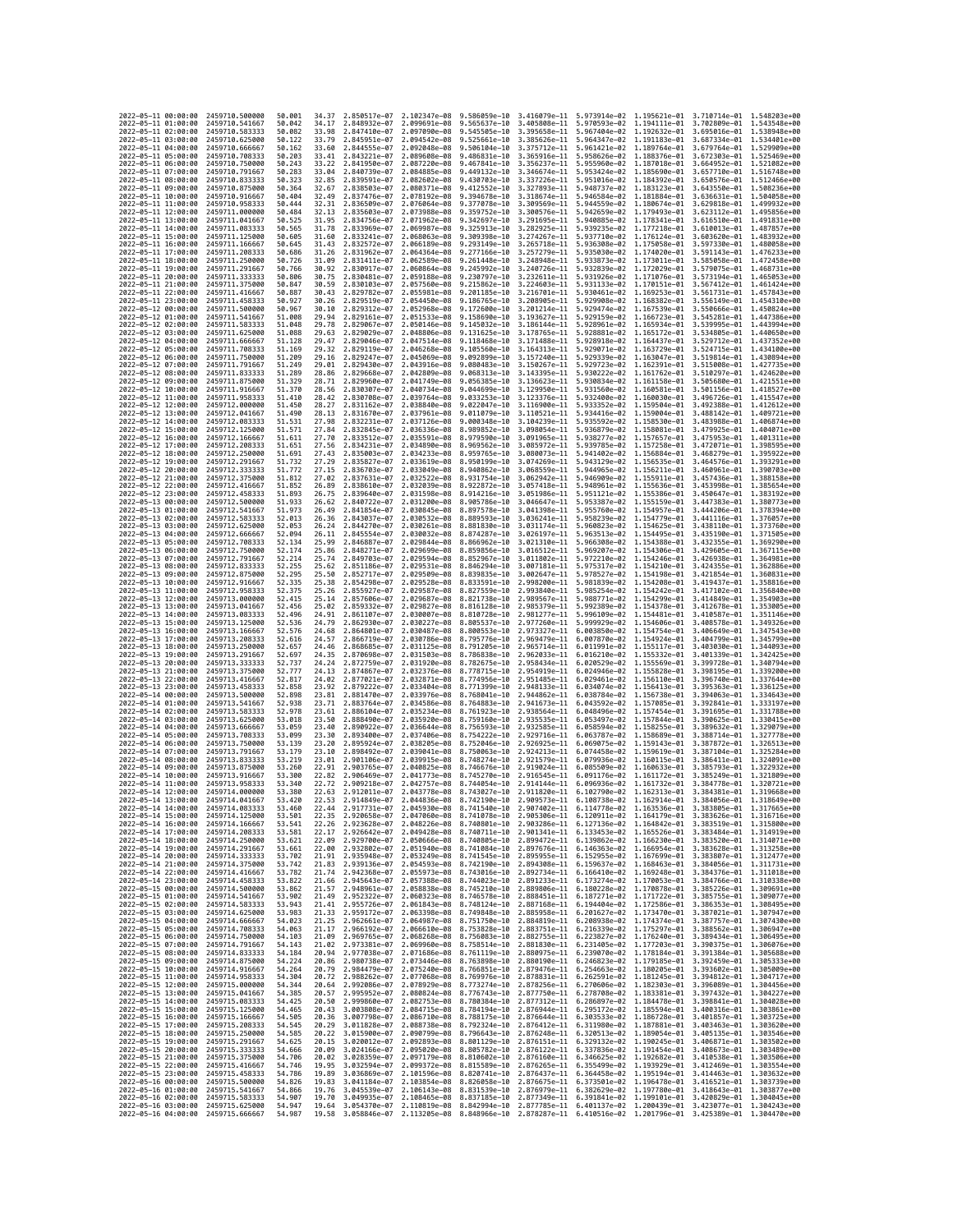| | | | | | | | | | | | | |
|---|---|---|---|---|---|---|---|---|---|---|---|---|
| 2022-05-11 00:00:00 | 2459710.500000 | 50.001 | 34.37 | 2.850517e-07 | 2.102347e-08 | 9.586059e-10 | 3.416079e-11 | 5.973914e-02 | 1.195621e-01 | 3.710714e-01 | 1.548203e+00 |
| 2022-05-11 01:00:00 | 2459710.541667 | 50.042 | 34.17 | 2.848932e-07 | 2.099691e-08 | 9.565637e-10 | 3.405808e-11 | 5.970593e-02 | 1.194111e-01 | 3.702809e-01 | 1.543548e+00 |
| 2022-05-11 02:00:00 | 2459710.583333 | 50.082 | 33.98 | 2.847410e-07 | 2.097090e-08 | 9.545505e-10 | 3.395658e-11 | 5.967404e-02 | 1.192632e-01 | 3.695016e-01 | 1.538948e+00 |
| 2022-05-11 03:00:00 | 2459710.625000 | 50.122 | 33.79 | 2.845951e-07 | 2.094542e-08 | 9.525661e-10 | 3.385626e-11 | 5.964347e-02 | 1.191183e-01 | 3.687334e-01 | 1.534401e+00 |
| 2022-05-11 04:00:00 | 2459710.666667 | 50.162 | 33.60 | 2.844555e-07 | 2.092048e-08 | 9.506104e-10 | 3.375712e-11 | 5.961421e-02 | 1.189764e-01 | 3.679764e-01 | 1.529909e+00 |
| 2022-05-11 05:00:00 | 2459710.708333 | 50.203 | 33.41 | 2.843221e-07 | 2.089608e-08 | 9.486831e-10 | 3.365916e-11 | 5.958626e-02 | 1.188376e-01 | 3.672303e-01 | 1.525469e+00 |
| 2022-05-11 06:00:00 | 2459710.750000 | 50.243 | 33.22 | 2.841950e-07 | 2.087220e-08 | 9.467841e-10 | 3.356237e-11 | 5.955960e-02 | 1.187018e-01 | 3.664952e-01 | 1.521082e+00 |
| 2022-05-11 07:00:00 | 2459710.791667 | 50.283 | 33.04 | 2.840739e-07 | 2.084885e-08 | 9.449132e-10 | 3.346674e-11 | 5.953424e-02 | 1.185690e-01 | 3.657710e-01 | 1.516748e+00 |
| 2022-05-11 08:00:00 | 2459710.833333 | 50.323 | 32.85 | 2.839591e-07 | 2.082602e-08 | 9.430703e-10 | 3.337226e-11 | 5.951016e-02 | 1.184392e-01 | 3.650576e-01 | 1.512466e+00 |
| 2022-05-11 09:00:00 | 2459710.875000 | 50.364 | 32.67 | 2.838503e-07 | 2.080371e-08 | 9.412552e-10 | 3.327893e-11 | 5.948737e-02 | 1.183123e-01 | 3.643550e-01 | 1.508236e+00 |
| 2022-05-11 10:00:00 | 2459710.916667 | 50.404 | 32.49 | 2.837476e-07 | 2.078192e-08 | 9.394678e-10 | 3.318674e-11 | 5.946584e-02 | 1.181884e-01 | 3.636631e-01 | 1.504058e+00 |
| 2022-05-11 11:00:00 | 2459710.958333 | 50.444 | 32.31 | 2.836509e-07 | 2.076064e-08 | 9.377078e-10 | 3.309569e-11 | 5.944559e-02 | 1.180674e-01 | 3.629818e-01 | 1.499932e+00 |
| 2022-05-11 12:00:00 | 2459711.000000 | 50.484 | 32.13 | 2.835603e-07 | 2.073988e-08 | 9.359752e-10 | 3.300576e-11 | 5.942659e-02 | 1.179493e-01 | 3.623112e-01 | 1.495856e+00 |
| 2022-05-11 13:00:00 | 2459711.041667 | 50.525 | 31.95 | 2.834756e-07 | 2.071962e-08 | 9.342697e-10 | 3.291695e-11 | 5.940885e-02 | 1.178341e-01 | 3.616510e-01 | 1.491831e+00 |
| 2022-05-11 14:00:00 | 2459711.083333 | 50.565 | 31.78 | 2.833969e-07 | 2.069987e-08 | 9.325913e-10 | 3.282925e-11 | 5.939235e-02 | 1.177218e-01 | 3.610013e-01 | 1.487857e+00 |
| 2022-05-11 15:00:00 | 2459711.125000 | 50.605 | 31.60 | 2.833241e-07 | 2.068063e-08 | 9.309398e-10 | 3.274267e-11 | 5.937710e-02 | 1.176124e-01 | 3.603620e-01 | 1.483932e+00 |
| 2022-05-11 16:00:00 | 2459711.166667 | 50.645 | 31.43 | 2.832572e-07 | 2.066189e-08 | 9.293149e-10 | 3.265718e-11 | 5.936308e-02 | 1.175058e-01 | 3.597330e-01 | 1.480058e+00 |
| 2022-05-11 17:00:00 | 2459711.208333 | 50.686 | 31.26 | 2.831962e-07 | 2.064364e-08 | 9.277166e-10 | 3.257279e-11 | 5.935030e-02 | 1.174020e-01 | 3.591143e-01 | 1.476233e+00 |
| 2022-05-11 18:00:00 | 2459711.250000 | 50.726 | 31.09 | 2.831411e-07 | 2.062589e-08 | 9.261448e-10 | 3.248948e-11 | 5.933873e-02 | 1.173011e-01 | 3.585058e-01 | 1.472458e+00 |
| 2022-05-11 19:00:00 | 2459711.291667 | 50.766 | 30.92 | 2.830917e-07 | 2.060864e-08 | 9.245992e-10 | 3.240726e-11 | 5.932839e-02 | 1.172029e-01 | 3.579075e-01 | 1.468731e+00 |
| 2022-05-11 20:00:00 | 2459711.333333 | 50.806 | 30.75 | 2.830481e-07 | 2.059188e-08 | 9.230797e-10 | 3.232611e-11 | 5.931926e-02 | 1.171076e-01 | 3.573194e-01 | 1.465053e+00 |
| 2022-05-11 21:00:00 | 2459711.375000 | 50.847 | 30.59 | 2.830103e-07 | 2.057560e-08 | 9.215862e-10 | 3.224603e-11 | 5.931133e-02 | 1.170151e-01 | 3.567412e-01 | 1.461424e+00 |
| 2022-05-11 22:00:00 | 2459711.416667 | 50.887 | 30.43 | 2.829782e-07 | 2.055981e-08 | 9.201185e-10 | 3.216701e-11 | 5.930461e-02 | 1.169253e-01 | 3.561731e-01 | 1.457843e+00 |
| 2022-05-11 23:00:00 | 2459711.458333 | 50.927 | 30.26 | 2.829519e-07 | 2.054450e-08 | 9.186765e-10 | 3.208905e-11 | 5.929908e-02 | 1.168382e-01 | 3.556149e-01 | 1.454310e+00 |
| 2022-05-12 00:00:00 | 2459711.500000 | 50.967 | 30.10 | 2.829312e-07 | 2.052968e-08 | 9.172600e-10 | 3.201214e-11 | 5.929474e-02 | 1.167539e-01 | 3.550666e-01 | 1.450824e+00 |
| 2022-05-12 01:00:00 | 2459711.541667 | 51.008 | 29.94 | 2.829161e-07 | 2.051533e-08 | 9.158690e-10 | 3.193627e-11 | 5.929159e-02 | 1.166723e-01 | 3.545281e-01 | 1.447386e+00 |
| 2022-05-12 02:00:00 | 2459711.583333 | 51.048 | 29.78 | 2.829067e-07 | 2.050146e-08 | 9.145032e-10 | 3.186144e-11 | 5.928961e-02 | 1.165934e-01 | 3.539995e-01 | 1.443994e+00 |
| 2022-05-12 03:00:00 | 2459711.625000 | 51.088 | 29.63 | 2.829029e-07 | 2.048806e-08 | 9.131625e-10 | 3.178765e-11 | 5.928881e-02 | 1.165172e-01 | 3.534805e-01 | 1.440650e+00 |
| 2022-05-12 04:00:00 | 2459711.666667 | 51.128 | 29.47 | 2.829046e-07 | 2.047514e-08 | 9.118468e-10 | 3.171488e-11 | 5.928918e-02 | 1.164437e-01 | 3.529712e-01 | 1.437352e+00 |
| 2022-05-12 05:00:00 | 2459711.708333 | 51.169 | 29.32 | 2.829119e-07 | 2.046268e-08 | 9.105560e-10 | 3.164313e-11 | 5.929071e-02 | 1.163729e-01 | 3.524715e-01 | 1.434100e+00 |
| 2022-05-12 06:00:00 | 2459711.750000 | 51.209 | 29.16 | 2.829247e-07 | 2.045069e-08 | 9.092899e-10 | 3.157240e-11 | 5.929339e-02 | 1.163047e-01 | 3.519814e-01 | 1.430894e+00 |
| 2022-05-12 07:00:00 | 2459711.791667 | 51.249 | 29.01 | 2.829430e-07 | 2.043916e-08 | 9.080483e-10 | 3.150267e-11 | 5.929723e-02 | 1.162391e-01 | 3.515008e-01 | 1.427735e+00 |
| 2022-05-12 08:00:00 | 2459711.833333 | 51.289 | 28.86 | 2.829668e-07 | 2.042809e-08 | 9.068313e-10 | 3.143395e-11 | 5.930222e-02 | 1.161762e-01 | 3.510297e-01 | 1.424620e+00 |
| 2022-05-12 09:00:00 | 2459711.875000 | 51.329 | 28.71 | 2.829960e-07 | 2.041749e-08 | 9.056385e-10 | 3.136623e-11 | 5.930834e-02 | 1.161158e-01 | 3.505680e-01 | 1.421551e+00 |
| 2022-05-12 10:00:00 | 2459711.916667 | 51.370 | 28.56 | 2.830307e-07 | 2.040734e-08 | 9.044699e-10 | 3.129950e-11 | 5.931560e-02 | 1.160581e-01 | 3.501156e-01 | 1.418527e+00 |
| 2022-05-12 11:00:00 | 2459711.958333 | 51.410 | 28.42 | 2.830708e-07 | 2.039764e-08 | 9.033253e-10 | 3.123376e-11 | 5.932400e-02 | 1.160030e-01 | 3.496726e-01 | 1.415547e+00 |
| 2022-05-12 12:00:00 | 2459712.000000 | 51.450 | 28.27 | 2.831162e-07 | 2.038840e-08 | 9.022047e-10 | 3.116900e-11 | 5.933352e-02 | 1.159504e-01 | 3.492388e-01 | 1.412612e+00 |
| 2022-05-12 13:00:00 | 2459712.041667 | 51.490 | 28.13 | 2.831670e-07 | 2.037961e-08 | 9.011079e-10 | 3.110521e-11 | 5.934416e-02 | 1.159004e-01 | 3.488142e-01 | 1.409721e+00 |
| 2022-05-12 14:00:00 | 2459712.083333 | 51.531 | 27.98 | 2.832231e-07 | 2.037126e-08 | 9.000348e-10 | 3.104239e-11 | 5.935592e-02 | 1.158530e-01 | 3.483988e-01 | 1.406874e+00 |
| 2022-05-12 15:00:00 | 2459712.125000 | 51.571 | 27.84 | 2.832845e-07 | 2.036336e-08 | 8.989852e-10 | 3.098054e-11 | 5.936879e-02 | 1.158081e-01 | 3.479925e-01 | 1.404071e+00 |
| 2022-05-12 16:00:00 | 2459712.166667 | 51.611 | 27.70 | 2.833512e-07 | 2.035591e-08 | 8.979590e-10 | 3.091965e-11 | 5.938277e-02 | 1.157657e-01 | 3.475953e-01 | 1.401311e+00 |
| 2022-05-12 17:00:00 | 2459712.208333 | 51.651 | 27.56 | 2.834231e-07 | 2.034890e-08 | 8.969562e-10 | 3.085972e-11 | 5.939785e-02 | 1.157258e-01 | 3.472071e-01 | 1.398595e+00 |
| 2022-05-12 18:00:00 | 2459712.250000 | 51.691 | 27.43 | 2.835003e-07 | 2.034233e-08 | 8.959765e-10 | 3.080073e-11 | 5.941402e-02 | 1.156884e-01 | 3.468279e-01 | 1.395922e+00 |
| 2022-05-12 19:00:00 | 2459712.291667 | 51.732 | 27.29 | 2.835827e-07 | 2.033619e-08 | 8.950199e-10 | 3.074269e-11 | 5.943129e-02 | 1.156535e-01 | 3.464576e-01 | 1.393291e+00 |
| 2022-05-12 20:00:00 | 2459712.333333 | 51.772 | 27.15 | 2.836703e-07 | 2.033049e-08 | 8.940862e-10 | 3.068559e-11 | 5.944965e-02 | 1.156211e-01 | 3.460961e-01 | 1.390703e+00 |
| 2022-05-12 21:00:00 | 2459712.375000 | 51.812 | 27.02 | 2.837631e-07 | 2.032522e-08 | 8.931754e-10 | 3.062942e-11 | 5.946909e-02 | 1.155911e-01 | 3.457436e-01 | 1.388158e+00 |
| 2022-05-12 22:00:00 | 2459712.416667 | 51.852 | 26.89 | 2.838610e-07 | 2.032039e-08 | 8.922872e-10 | 3.057418e-11 | 5.948961e-02 | 1.155636e-01 | 3.453998e-01 | 1.385654e+00 |
| 2022-05-12 23:00:00 | 2459712.458333 | 51.893 | 26.75 | 2.839640e-07 | 2.031598e-08 | 8.914216e-10 | 3.051986e-11 | 5.951121e-02 | 1.155386e-01 | 3.450647e-01 | 1.383192e+00 |
| 2022-05-13 00:00:00 | 2459712.500000 | 51.933 | 26.62 | 2.840722e-07 | 2.031200e-08 | 8.905786e-10 | 3.046647e-11 | 5.953387e-02 | 1.155159e-01 | 3.447383e-01 | 1.380773e+00 |
| 2022-05-13 01:00:00 | 2459712.541667 | 51.973 | 26.49 | 2.841854e-07 | 2.030845e-08 | 8.897578e-10 | 3.041398e-11 | 5.955760e-02 | 1.154957e-01 | 3.444206e-01 | 1.378394e+00 |
| 2022-05-13 02:00:00 | 2459712.583333 | 52.013 | 26.36 | 2.843037e-07 | 2.030532e-08 | 8.889593e-10 | 3.036241e-11 | 5.958239e-02 | 1.154779e-01 | 3.441116e-01 | 1.376057e+00 |
| 2022-05-13 03:00:00 | 2459712.625000 | 52.053 | 26.24 | 2.844270e-07 | 2.030261e-08 | 8.881830e-10 | 3.031174e-11 | 5.960823e-02 | 1.154625e-01 | 3.438110e-01 | 1.373760e+00 |
| 2022-05-13 04:00:00 | 2459712.666667 | 52.094 | 26.11 | 2.845554e-07 | 2.030032e-08 | 8.874287e-10 | 3.026197e-11 | 5.963513e-02 | 1.154495e-01 | 3.435190e-01 | 1.371505e+00 |
| 2022-05-13 05:00:00 | 2459712.708333 | 52.134 | 25.99 | 2.846887e-07 | 2.029844e-08 | 8.866962e-10 | 3.021310e-11 | 5.966308e-02 | 1.154388e-01 | 3.432355e-01 | 1.369290e+00 |
| 2022-05-13 06:00:00 | 2459712.750000 | 52.174 | 25.86 | 2.848271e-07 | 2.029699e-08 | 8.859856e-10 | 3.016512e-11 | 5.969207e-02 | 1.154306e-01 | 3.429605e-01 | 1.367115e+00 |
| 2022-05-13 07:00:00 | 2459712.791667 | 52.214 | 25.74 | 2.849703e-07 | 2.029594e-08 | 8.852967e-10 | 3.011802e-11 | 5.972210e-02 | 1.154246e-01 | 3.426938e-01 | 1.364981e+00 |
| 2022-05-13 08:00:00 | 2459712.833333 | 52.255 | 25.62 | 2.851186e-07 | 2.029531e-08 | 8.846294e-10 | 3.007181e-11 | 5.975317e-02 | 1.154210e-01 | 3.424355e-01 | 1.362886e+00 |
| 2022-05-13 09:00:00 | 2459712.875000 | 52.295 | 25.50 | 2.852717e-07 | 2.029509e-08 | 8.839835e-10 | 3.002647e-11 | 5.978527e-02 | 1.154198e-01 | 3.421854e-01 | 1.360831e+00 |
| 2022-05-13 10:00:00 | 2459712.916667 | 52.335 | 25.38 | 2.854298e-07 | 2.029528e-08 | 8.833591e-10 | 2.998200e-11 | 5.981839e-02 | 1.154208e-01 | 3.419437e-01 | 1.358816e+00 |
| 2022-05-13 11:00:00 | 2459712.958333 | 52.375 | 25.26 | 2.855927e-07 | 2.029587e-08 | 8.827559e-10 | 2.993840e-11 | 5.985254e-02 | 1.154242e-01 | 3.417102e-01 | 1.356840e+00 |
| 2022-05-13 12:00:00 | 2459713.000000 | 52.415 | 25.14 | 2.857606e-07 | 2.029687e-08 | 8.821738e-10 | 2.989567e-11 | 5.988771e-02 | 1.154299e-01 | 3.414849e-01 | 1.354903e+00 |
| 2022-05-13 13:00:00 | 2459713.041667 | 52.456 | 25.02 | 2.859332e-07 | 2.029827e-08 | 8.816128e-10 | 2.985379e-11 | 5.992389e-02 | 1.154378e-01 | 3.412678e-01 | 1.353005e+00 |
| 2022-05-13 14:00:00 | 2459713.083333 | 52.496 | 24.91 | 2.861107e-07 | 2.030007e-08 | 8.810728e-10 | 2.981277e-11 | 5.996109e-02 | 1.154481e-01 | 3.410587e-01 | 1.351146e+00 |
| 2022-05-13 15:00:00 | 2459713.125000 | 52.536 | 24.79 | 2.862930e-07 | 2.030227e-08 | 8.805537e-10 | 2.977260e-11 | 5.999929e-02 | 1.154606e-01 | 3.408578e-01 | 1.349326e+00 |
| 2022-05-13 16:00:00 | 2459713.166667 | 52.576 | 24.68 | 2.864801e-07 | 2.030487e-08 | 8.800553e-10 | 2.973327e-11 | 6.003850e-02 | 1.154754e-01 | 3.406649e-01 | 1.347543e+00 |
| 2022-05-13 17:00:00 | 2459713.208333 | 52.616 | 24.57 | 2.866719e-07 | 2.030786e-08 | 8.795776e-10 | 2.969479e-11 | 6.007870e-02 | 1.154924e-01 | 3.404799e-01 | 1.345799e+00 |
| 2022-05-13 18:00:00 | 2459713.250000 | 52.657 | 24.46 | 2.868685e-07 | 2.031125e-08 | 8.791205e-10 | 2.965714e-11 | 6.011991e-02 | 1.155117e-01 | 3.403030e-01 | 1.344093e+00 |
| 2022-05-13 19:00:00 | 2459713.291667 | 52.697 | 24.35 | 2.870698e-07 | 2.031503e-08 | 8.786838e-10 | 2.962033e-11 | 6.016210e-02 | 1.155332e-01 | 3.401339e-01 | 1.342425e+00 |
| 2022-05-13 20:00:00 | 2459713.333333 | 52.737 | 24.24 | 2.872759e-07 | 2.031920e-08 | 8.782675e-10 | 2.958434e-11 | 6.020529e-02 | 1.155569e-01 | 3.399728e-01 | 1.340794e+00 |
| 2022-05-13 21:00:00 | 2459713.375000 | 52.777 | 24.13 | 2.874867e-07 | 2.032376e-08 | 8.778715e-10 | 2.954919e-11 | 6.024946e-02 | 1.155828e-01 | 3.398195e-01 | 1.339200e+00 |
| 2022-05-13 22:00:00 | 2459713.416667 | 52.817 | 24.02 | 2.877021e-07 | 2.032871e-08 | 8.774956e-10 | 2.951485e-11 | 6.029461e-02 | 1.156110e-01 | 3.396740e-01 | 1.337644e+00 |
| 2022-05-13 23:00:00 | 2459713.458333 | 52.858 | 23.92 | 2.879222e-07 | 2.033404e-08 | 8.771399e-10 | 2.948133e-11 | 6.034074e-02 | 1.156413e-01 | 3.395363e-01 | 1.336125e+00 |
| 2022-05-14 00:00:00 | 2459713.500000 | 52.898 | 23.81 | 2.881470e-07 | 2.033976e-08 | 8.768041e-10 | 2.944862e-11 | 6.038784e-02 | 1.156738e-01 | 3.394063e-01 | 1.334643e+00 |
| 2022-05-14 01:00:00 | 2459713.541667 | 52.938 | 23.71 | 2.883764e-07 | 2.034586e-08 | 8.764883e-10 | 2.941673e-11 | 6.043592e-02 | 1.157085e-01 | 3.392841e-01 | 1.333197e+00 |
| 2022-05-14 02:00:00 | 2459713.583333 | 52.978 | 23.61 | 2.886104e-07 | 2.035234e-08 | 8.761923e-10 | 2.938564e-11 | 6.048496e-02 | 1.157454e-01 | 3.391695e-01 | 1.331788e+00 |
| 2022-05-14 03:00:00 | 2459713.625000 | 53.018 | 23.50 | 2.888490e-07 | 2.035920e-08 | 8.759160e-10 | 2.935535e-11 | 6.053497e-02 | 1.157844e-01 | 3.390625e-01 | 1.330415e+00 |
| 2022-05-14 04:00:00 | 2459713.666667 | 53.059 | 23.40 | 2.890922e-07 | 2.036644e-08 | 8.756593e-10 | 2.932585e-11 | 6.058594e-02 | 1.158255e-01 | 3.389632e-01 | 1.329079e+00 |
| 2022-05-14 05:00:00 | 2459713.708333 | 53.099 | 23.30 | 2.893400e-07 | 2.037406e-08 | 8.754222e-10 | 2.929716e-11 | 6.063787e-02 | 1.158689e-01 | 3.388714e-01 | 1.327778e+00 |
| 2022-05-14 06:00:00 | 2459713.750000 | 53.139 | 23.20 | 2.895924e-07 | 2.038205e-08 | 8.752046e-10 | 2.926925e-11 | 6.069075e-02 | 1.159143e-01 | 3.387872e-01 | 1.326513e+00 |
| 2022-05-14 07:00:00 | 2459713.791667 | 53.179 | 23.10 | 2.898492e-07 | 2.039041e-08 | 8.750063e-10 | 2.924213e-11 | 6.074458e-02 | 1.159619e-01 | 3.387104e-01 | 1.325284e+00 |
| 2022-05-14 08:00:00 | 2459713.833333 | 53.219 | 23.01 | 2.901106e-07 | 2.039915e-08 | 8.748274e-10 | 2.921579e-11 | 6.079936e-02 | 1.160115e-01 | 3.386411e-01 | 1.324091e+00 |
| 2022-05-14 09:00:00 | 2459713.875000 | 53.260 | 22.91 | 2.903765e-07 | 2.040825e-08 | 8.746676e-10 | 2.919024e-11 | 6.085509e-02 | 1.160633e-01 | 3.385793e-01 | 1.322932e+00 |
| 2022-05-14 10:00:00 | 2459713.916667 | 53.300 | 22.82 | 2.906469e-07 | 2.041773e-08 | 8.745270e-10 | 2.916545e-11 | 6.091176e-02 | 1.161172e-01 | 3.385249e-01 | 1.321809e+00 |
| 2022-05-14 11:00:00 | 2459713.958333 | 53.340 | 22.72 | 2.909218e-07 | 2.042757e-08 | 8.744054e-10 | 2.914144e-11 | 6.096936e-02 | 1.161732e-01 | 3.384778e-01 | 1.320721e+00 |
| 2022-05-14 12:00:00 | 2459714.000000 | 53.380 | 22.63 | 2.912011e-07 | 2.043778e-08 | 8.743027e-10 | 2.911820e-11 | 6.102790e-02 | 1.162313e-01 | 3.384381e-01 | 1.319668e+00 |
| 2022-05-14 13:00:00 | 2459714.041667 | 53.420 | 22.53 | 2.914849e-07 | 2.044836e-08 | 8.742190e-10 | 2.909573e-11 | 6.108738e-02 | 1.162914e-01 | 3.384056e-01 | 1.318649e+00 |
| 2022-05-14 14:00:00 | 2459714.083333 | 53.460 | 22.44 | 2.917731e-07 | 2.045930e-08 | 8.741540e-10 | 2.907402e-11 | 6.114778e-02 | 1.163536e-01 | 3.383805e-01 | 1.317665e+00 |
| 2022-05-14 15:00:00 | 2459714.125000 | 53.501 | 22.35 | 2.920658e-07 | 2.047060e-08 | 8.741078e-10 | 2.905306e-11 | 6.120911e-02 | 1.164179e-01 | 3.383626e-01 | 1.316716e+00 |
| 2022-05-14 16:00:00 | 2459714.166667 | 53.541 | 22.26 | 2.923628e-07 | 2.048226e-08 | 8.740801e-10 | 2.903286e-11 | 6.127136e-02 | 1.164842e-01 | 3.383519e-01 | 1.315800e+00 |
| 2022-05-14 17:00:00 | 2459714.208333 | 53.581 | 22.17 | 2.926642e-07 | 2.049428e-08 | 8.740711e-10 | 2.901341e-11 | 6.133453e-02 | 1.165526e-01 | 3.383484e-01 | 1.314919e+00 |
| 2022-05-14 18:00:00 | 2459714.250000 | 53.621 | 22.09 | 2.929700e-07 | 2.050666e-08 | 8.740805e-10 | 2.899472e-11 | 6.139862e-02 | 1.166230e-01 | 3.383520e-01 | 1.314071e+00 |
| 2022-05-14 19:00:00 | 2459714.291667 | 53.661 | 22.00 | 2.932802e-07 | 2.051940e-08 | 8.741084e-10 | 2.897676e-11 | 6.146363e-02 | 1.166954e-01 | 3.383628e-01 | 1.313258e+00 |
| 2022-05-14 20:00:00 | 2459714.333333 | 53.702 | 21.91 | 2.935948e-07 | 2.053249e-08 | 8.741545e-10 | 2.895955e-11 | 6.152955e-02 | 1.167699e-01 | 3.383807e-01 | 1.312477e+00 |
| 2022-05-14 21:00:00 | 2459714.375000 | 53.742 | 21.83 | 2.939136e-07 | 2.054593e-08 | 8.742190e-10 | 2.894308e-11 | 6.159637e-02 | 1.168463e-01 | 3.384056e-01 | 1.311731e+00 |
| 2022-05-14 22:00:00 | 2459714.416667 | 53.782 | 21.74 | 2.942368e-07 | 2.055973e-08 | 8.743016e-10 | 2.892734e-11 | 6.166410e-02 | 1.169248e-01 | 3.384376e-01 | 1.311018e+00 |
| 2022-05-14 23:00:00 | 2459714.458333 | 53.822 | 21.66 | 2.945643e-07 | 2.057388e-08 | 8.744023e-10 | 2.891233e-11 | 6.173274e-02 | 1.170053e-01 | 3.384766e-01 | 1.310338e+00 |
| 2022-05-15 00:00:00 | 2459714.500000 | 53.862 | 21.57 | 2.948961e-07 | 2.058838e-08 | 8.745210e-10 | 2.889806e-11 | 6.180228e-02 | 1.170878e-01 | 3.385226e-01 | 1.309691e+00 |
| 2022-05-15 01:00:00 | 2459714.541667 | 53.902 | 21.49 | 2.952322e-07 | 2.060323e-08 | 8.746578e-10 | 2.888451e-11 | 6.187271e-02 | 1.171722e-01 | 3.385755e-01 | 1.309077e+00 |
| 2022-05-15 02:00:00 | 2459714.583333 | 53.943 | 21.41 | 2.955726e-07 | 2.061843e-08 | 8.748124e-10 | 2.887168e-11 | 6.194404e-02 | 1.172586e-01 | 3.386353e-01 | 1.308495e+00 |
| 2022-05-15 03:00:00 | 2459714.625000 | 53.983 | 21.33 | 2.959172e-07 | 2.063398e-08 | 8.749848e-10 | 2.885958e-11 | 6.201627e-02 | 1.173470e-01 | 3.387021e-01 | 1.307947e+00 |
| 2022-05-15 04:00:00 | 2459714.666667 | 54.023 | 21.25 | 2.962661e-07 | 2.064987e-08 | 8.751750e-10 | 2.884819e-11 | 6.208938e-02 | 1.174374e-01 | 3.387757e-01 | 1.307430e+00 |
| 2022-05-15 05:00:00 | 2459714.708333 | 54.063 | 21.17 | 2.966192e-07 | 2.066610e-08 | 8.753828e-10 | 2.883751e-11 | 6.216339e-02 | 1.175297e-01 | 3.388562e-01 | 1.306947e+00 |
| 2022-05-15 06:00:00 | 2459714.750000 | 54.103 | 21.09 | 2.969765e-07 | 2.068268e-08 | 8.756083e-10 | 2.882755e-11 | 6.223827e-02 | 1.176240e-01 | 3.389434e-01 | 1.306495e+00 |
| 2022-05-15 07:00:00 | 2459714.791667 | 54.143 | 21.02 | 2.973381e-07 | 2.069960e-08 | 8.758514e-10 | 2.881830e-11 | 6.231405e-02 | 1.177203e-01 | 3.390375e-01 | 1.306076e+00 |
| 2022-05-15 08:00:00 | 2459714.833333 | 54.184 | 20.94 | 2.977038e-07 | 2.071686e-08 | 8.761119e-10 | 2.880975e-11 | 6.239070e-02 | 1.178184e-01 | 3.391384e-01 | 1.305688e+00 |
| 2022-05-15 09:00:00 | 2459714.875000 | 54.224 | 20.86 | 2.980738e-07 | 2.073446e-08 | 8.763898e-10 | 2.880190e-11 | 6.246823e-02 | 1.179185e-01 | 3.392459e-01 | 1.305333e+00 |
| 2022-05-15 10:00:00 | 2459714.916667 | 54.264 | 20.79 | 2.984479e-07 | 2.075240e-08 | 8.766851e-10 | 2.879476e-11 | 6.254663e-02 | 1.180205e-01 | 3.393602e-01 | 1.305009e+00 |
| 2022-05-15 11:00:00 | 2459714.958333 | 54.304 | 20.71 | 2.988262e-07 | 2.077068e-08 | 8.769976e-10 | 2.878831e-11 | 6.262591e-02 | 1.181245e-01 | 3.394812e-01 | 1.304717e+00 |
| 2022-05-15 12:00:00 | 2459715.000000 | 54.344 | 20.64 | 2.992086e-07 | 2.078929e-08 | 8.773274e-10 | 2.878256e-11 | 6.270606e-02 | 1.182303e-01 | 3.396089e-01 | 1.304456e+00 |
| 2022-05-15 13:00:00 | 2459715.041667 | 54.385 | 20.57 | 2.995952e-07 | 2.080824e-08 | 8.776743e-10 | 2.877750e-11 | 6.278708e-02 | 1.183381e-01 | 3.397432e-01 | 1.304227e+00 |
| 2022-05-15 14:00:00 | 2459715.083333 | 54.425 | 20.50 | 2.999860e-07 | 2.082753e-08 | 8.780384e-10 | 2.877312e-11 | 6.286897e-02 | 1.184478e-01 | 3.398841e-01 | 1.304028e+00 |
| 2022-05-15 15:00:00 | 2459715.125000 | 54.465 | 20.43 | 3.003808e-07 | 2.084715e-08 | 8.784194e-10 | 2.876944e-11 | 6.295172e-02 | 1.185594e-01 | 3.400316e-01 | 1.303861e+00 |
| 2022-05-15 16:00:00 | 2459715.166667 | 54.505 | 20.36 | 3.007798e-07 | 2.086710e-08 | 8.788175e-10 | 2.876644e-11 | 6.303533e-02 | 1.186728e-01 | 3.401857e-01 | 1.303725e+00 |
| 2022-05-15 17:00:00 | 2459715.208333 | 54.545 | 20.29 | 3.011828e-07 | 2.088738e-08 | 8.792324e-10 | 2.876412e-11 | 6.311980e-02 | 1.187881e-01 | 3.403463e-01 | 1.303620e+00 |
| 2022-05-15 18:00:00 | 2459715.250000 | 54.585 | 20.22 | 3.015900e-07 | 2.090799e-08 | 8.796643e-10 | 2.876248e-11 | 6.320513e-02 | 1.189054e-01 | 3.405135e-01 | 1.303546e+00 |
| 2022-05-15 19:00:00 | 2459715.291667 | 54.625 | 20.15 | 3.020012e-07 | 2.092893e-08 | 8.801129e-10 | 2.876151e-11 | 6.329132e-02 | 1.190245e-01 | 3.406871e-01 | 1.303502e+00 |
| 2022-05-15 20:00:00 | 2459715.333333 | 54.666 | 20.09 | 3.024166e-07 | 2.095020e-08 | 8.805782e-10 | 2.876122e-11 | 6.337836e-02 | 1.191454e-01 | 3.408673e-01 | 1.303489e+00 |
| 2022-05-15 21:00:00 | 2459715.375000 | 54.706 | 20.02 | 3.028359e-07 | 2.097179e-08 | 8.810602e-10 | 2.876160e-11 | 6.346625e-02 | 1.192682e-01 | 3.410538e-01 | 1.303506e+00 |
| 2022-05-15 22:00:00 | 2459715.416667 | 54.746 | 19.95 | 3.032594e-07 | 2.099372e-08 | 8.815589e-10 | 2.876265e-11 | 6.355499e-02 | 1.193929e-01 | 3.412469e-01 | 1.303554e+00 |
| 2022-05-15 23:00:00 | 2459715.458333 | 54.786 | 19.89 | 3.036869e-07 | 2.101596e-08 | 8.820741e-10 | 2.876437e-11 | 6.364458e-02 | 1.195194e-01 | 3.414463e-01 | 1.303632e+00 |
| 2022-05-16 00:00:00 | 2459715.500000 | 54.826 | 19.83 | 3.041184e-07 | 2.103854e-08 | 8.826058e-10 | 2.876675e-11 | 6.373501e-02 | 1.196478e-01 | 3.416521e-01 | 1.303739e+00 |
| 2022-05-16 01:00:00 | 2459715.541667 | 54.866 | 19.76 | 3.045539e-07 | 2.106143e-08 | 8.831539e-10 | 2.876979e-11 | 6.382629e-02 | 1.197780e-01 | 3.418643e-01 | 1.303877e+00 |
| 2022-05-16 02:00:00 | 2459715.583333 | 54.907 | 19.70 | 3.049935e-07 | 2.108465e-08 | 8.837185e-10 | 2.877349e-11 | 6.391841e-02 | 1.199101e-01 | 3.420829e-01 | 1.304045e+00 |
| 2022-05-16 03:00:00 | 2459715.625000 | 54.947 | 19.64 | 3.054370e-07 | 2.110819e-08 | 8.842994e-10 | 2.877785e-11 | 6.401137e-02 | 1.200439e-01 | 3.423077e-01 | 1.304243e+00 |
| 2022-05-16 04:00:00 | 2459715.666667 | 54.987 | 19.58 | 3.058846e-07 | 2.113205e-08 | 8.848966e-10 | 2.878287e-11 | 6.410516e-02 | 1.201796e-01 | 3.425389e-01 | 1.304470e+00 |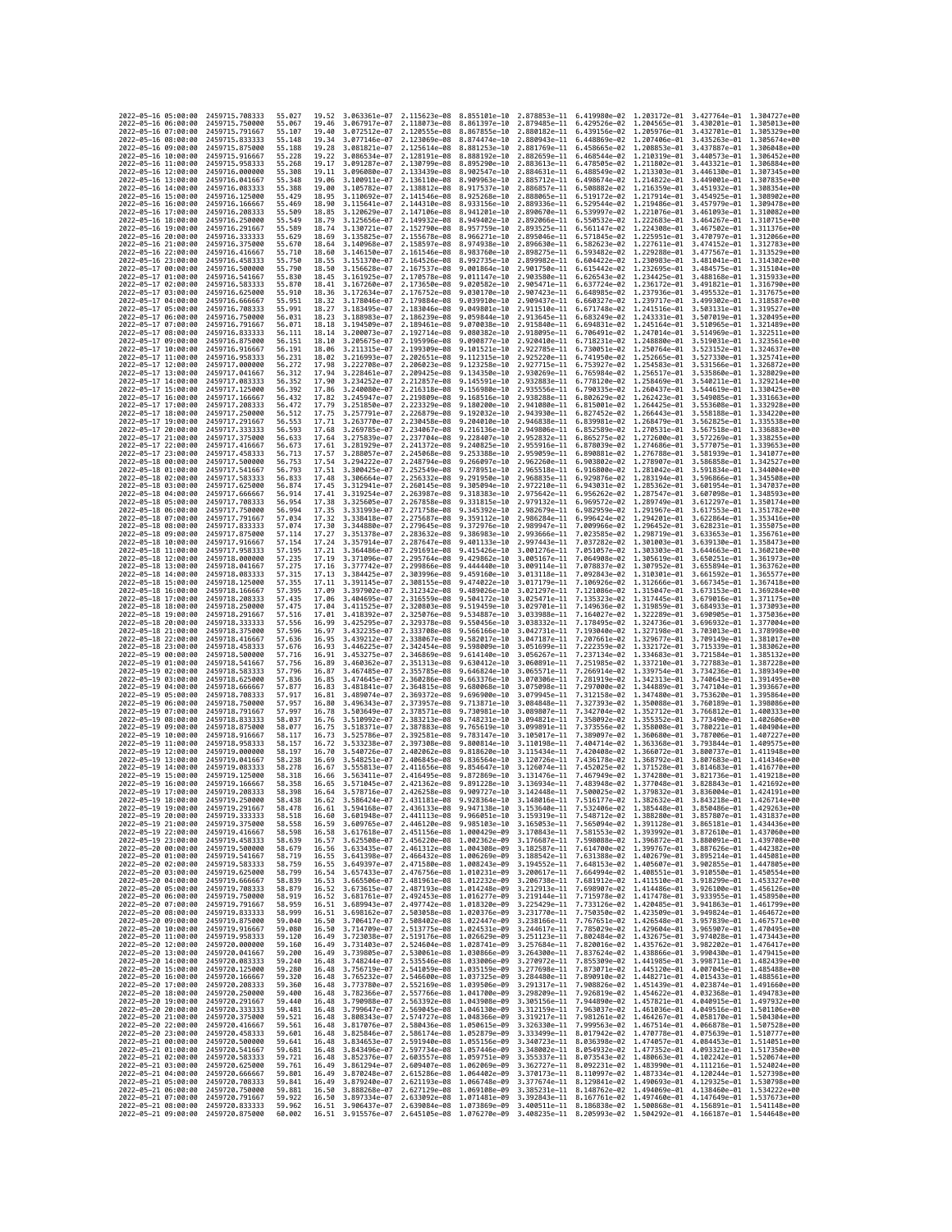```
2022-05-16 05:00:00  2459715.708333  55.027  19.52  3.063361e-07  2.115623e-08  8.855101e-10  2.878853e-11  6.419980e-02  1.203172e-01  3.427764e-01  1.304727e+00
2022-05-16 06:00:00  2459715.750000  55.067  19.46  3.067917e-07  2.118073e-08  8.861397e-10  2.879485e-11  6.429526e-02  1.204565e-01  3.430201e-01  1.305013e+00
2022-05-16 07:00:00  2459715.791667  55.107  19.40  3.072512e-07  2.120555e-08  8.867855e-10  2.880182e-11  6.439156e-02  1.205976e-01  3.432701e-01  1.305329e+00
2022-05-16 08:00:00  2459715.833333  55.148  19.34  3.077146e-07  2.123069e-08  8.874474e-10  2.880943e-11  6.448869e-02  1.207406e-01  3.435263e-01  1.305674e+00
2022-05-16 09:00:00  2459715.875000  55.188  19.28  3.081821e-07  2.125614e-08  8.881253e-10  2.881769e-11  6.458665e-02  1.208853e-01  3.437887e-01  1.306048e+00
2022-05-16 10:00:00  2459715.916667  55.228  19.22  3.086534e-07  2.128191e-08  8.888192e-10  2.882659e-11  6.468544e-02  1.210319e-01  3.440573e-01  1.306452e+00
2022-05-16 11:00:00  2459715.958333  55.268  19.17  3.091287e-07  2.130799e-08  8.895290e-10  2.883613e-11  6.478505e-02  1.211802e-01  3.443321e-01  1.306884e+00
2022-05-16 12:00:00  2459716.000000  55.308  19.11  3.096080e-07  2.133439e-08  8.902547e-10  2.884631e-11  6.488549e-02  1.213303e-01  3.446130e-01  1.307345e+00
2022-05-16 13:00:00  2459716.041667  55.348  19.06  3.100911e-07  2.136110e-08  8.909963e-10  2.885712e-11  6.498674e-02  1.214822e-01  3.449001e-01  1.307835e+00
2022-05-16 14:00:00  2459716.083333  55.388  19.00  3.105782e-07  2.138812e-08  8.917537e-10  2.886857e-11  6.508882e-02  1.216359e-01  3.451932e-01  1.308354e+00
2022-05-16 15:00:00  2459716.125000  55.429  18.95  3.110692e-07  2.141546e-08  8.925268e-10  2.888065e-11  6.519172e-02  1.217914e-01  3.454925e-01  1.308902e+00
2022-05-16 16:00:00  2459716.166667  55.469  18.90  3.115641e-07  2.144310e-08  8.933156e-10  2.889336e-11  6.529544e-02  1.219486e-01  3.457979e-01  1.309478e+00
2022-05-16 17:00:00  2459716.208333  55.509  18.85  3.120629e-07  2.147106e-08  8.941201e-10  2.890670e-11  6.539997e-02  1.221076e-01  3.461093e-01  1.310082e+00
2022-05-16 18:00:00  2459716.250000  55.549  18.79  3.125656e-07  2.149932e-08  8.949402e-10  2.892066e-11  6.550532e-02  1.222683e-01  3.464267e-01  1.310715e+00
2022-05-16 19:00:00  2459716.291667  55.589  18.74  3.130721e-07  2.152790e-08  8.957759e-10  2.893525e-11  6.561147e-02  1.224308e-01  3.467502e-01  1.311376e+00
2022-05-16 20:00:00  2459716.333333  55.629  18.69  3.135825e-07  2.155678e-08  8.966271e-10  2.895046e-11  6.571845e-02  1.225951e-01  3.470797e-01  1.312066e+00
2022-05-16 21:00:00  2459716.375000  55.670  18.64  3.140968e-07  2.158597e-08  8.974938e-10  2.896630e-11  6.582623e-02  1.227611e-01  3.474152e-01  1.312783e+00
2022-05-16 22:00:00  2459716.416667  55.710  18.60  3.146150e-07  2.161546e-08  8.983760e-10  2.898275e-11  6.593482e-02  1.229288e-01  3.477567e-01  1.313529e+00
2022-05-16 23:00:00  2459716.458333  55.750  18.55  3.151370e-07  2.164526e-08  8.992735e-10  2.899982e-11  6.604422e-02  1.230983e-01  3.481041e-01  1.314302e+00
2022-05-17 00:00:00  2459716.500000  55.790  18.50  3.156628e-07  2.167537e-08  9.001864e-10  2.901750e-11  6.615442e-02  1.232695e-01  3.484575e-01  1.315104e+00
2022-05-17 01:00:00  2459716.541667  55.830  18.45  3.161925e-07  2.170578e-08  9.011147e-10  2.903580e-11  6.626543e-02  1.234425e-01  3.488168e-01  1.315933e+00
2022-05-17 02:00:00  2459716.583333  55.870  18.41  3.167260e-07  2.173650e-08  9.020582e-10  2.905471e-11  6.637724e-02  1.236172e-01  3.491821e-01  1.316790e+00
2022-05-17 03:00:00  2459716.625000  55.910  18.36  3.172634e-07  2.176752e-08  9.030170e-10  2.907423e-11  6.648985e-02  1.237936e-01  3.495532e-01  1.317675e+00
2022-05-17 04:00:00  2459716.666667  55.951  18.32  3.178046e-07  2.179884e-08  9.039910e-10  2.909437e-11  6.660327e-02  1.239717e-01  3.499302e-01  1.318587e+00
2022-05-17 05:00:00  2459716.708333  55.991  18.27  3.183495e-07  2.183046e-08  9.049801e-10  2.911510e-11  6.671748e-02  1.241516e-01  3.503131e-01  1.319527e+00
2022-05-17 06:00:00  2459716.750000  56.031  18.23  3.188983e-07  2.186239e-08  9.059844e-10  2.913645e-11  6.683249e-02  1.243331e-01  3.507019e-01  1.320495e+00
2022-05-17 07:00:00  2459716.791667  56.071  18.18  3.194509e-07  2.189461e-08  9.070038e-10  2.915840e-11  6.694831e-02  1.245164e-01  3.510965e-01  1.321489e+00
2022-05-17 08:00:00  2459716.833333  56.111  18.14  3.200073e-07  2.192714e-08  9.080382e-10  2.918095e-11  6.706491e-02  1.247014e-01  3.514969e-01  1.322511e+00
2022-05-17 09:00:00  2459716.875000  56.151  18.10  3.205675e-07  2.195996e-08  9.090877e-10  2.920410e-11  6.718231e-02  1.248880e-01  3.519031e-01  1.323561e+00
2022-05-17 10:00:00  2459716.916667  56.191  18.06  3.211315e-07  2.199309e-08  9.101521e-10  2.922785e-11  6.730051e-02  1.250764e-01  3.523152e-01  1.324637e+00
2022-05-17 11:00:00  2459716.958333  56.231  18.02  3.216993e-07  2.202651e-08  9.112315e-10  2.925220e-11  6.741950e-02  1.252665e-01  3.527330e-01  1.325741e+00
2022-05-17 12:00:00  2459717.000000  56.272  17.98  3.222708e-07  2.206023e-08  9.123258e-10  2.927715e-11  6.753927e-02  1.254583e-01  3.531566e-01  1.326872e+00
2022-05-17 13:00:00  2459717.041667  56.312  17.94  3.228461e-07  2.209425e-08  9.134350e-10  2.930269e-11  6.765984e-02  1.256517e-01  3.535860e-01  1.328029e+00
2022-05-17 14:00:00  2459717.083333  56.352  17.90  3.234252e-07  2.212857e-08  9.145591e-10  2.932883e-11  6.778120e-02  1.258469e-01  3.540211e-01  1.329214e+00
2022-05-17 15:00:00  2459717.125000  56.392  17.86  3.240080e-07  2.216318e-08  9.156980e-10  2.935556e-11  6.790335e-02  1.260437e-01  3.544619e-01  1.330425e+00
2022-05-17 16:00:00  2459717.166667  56.432  17.82  3.245947e-07  2.219809e-08  9.168516e-10  2.938288e-11  6.802629e-02  1.262423e-01  3.549085e-01  1.331663e+00
2022-05-17 17:00:00  2459717.208333  56.472  17.79  3.251850e-07  2.223329e-08  9.180200e-10  2.941080e-11  6.815001e-02  1.264425e-01  3.553608e-01  1.332928e+00
2022-05-17 18:00:00  2459717.250000  56.512  17.75  3.257791e-07  2.226879e-08  9.192032e-10  2.943930e-11  6.827452e-02  1.266443e-01  3.558188e-01  1.334220e+00
2022-05-17 19:00:00  2459717.291667  56.553  17.71  3.263770e-07  2.230458e-08  9.204010e-10  2.946838e-11  6.839981e-02  1.268479e-01  3.562825e-01  1.335538e+00
2022-05-17 20:00:00  2459717.333333  56.593  17.68  3.269785e-07  2.234067e-08  9.216136e-10  2.949806e-11  6.852589e-02  1.270531e-01  3.567518e-01  1.336883e+00
2022-05-17 21:00:00  2459717.375000  56.633  17.64  3.275839e-07  2.237704e-08  9.228407e-10  2.952832e-11  6.865275e-02  1.272600e-01  3.572269e-01  1.338255e+00
2022-05-17 22:00:00  2459717.416667  56.673  17.61  3.281929e-07  2.241372e-08  9.240825e-10  2.955916e-11  6.878039e-02  1.274686e-01  3.577075e-01  1.339653e+00
2022-05-17 23:00:00  2459717.458333  56.713  17.57  3.288057e-07  2.245068e-08  9.253388e-10  2.959059e-11  6.890881e-02  1.276788e-01  3.581939e-01  1.341077e+00
2022-05-18 00:00:00  2459717.500000  56.753  17.54  3.294222e-07  2.248794e-08  9.266097e-10  2.962260e-11  6.903802e-02  1.278907e-01  3.586858e-01  1.342527e+00
2022-05-18 01:00:00  2459717.541667  56.793  17.51  3.300425e-07  2.252549e-08  9.278951e-10  2.965518e-11  6.916800e-02  1.281042e-01  3.591834e-01  1.344004e+00
2022-05-18 02:00:00  2459717.583333  56.833  17.48  3.306664e-07  2.256332e-08  9.291950e-10  2.968835e-11  6.929876e-02  1.283194e-01  3.596866e-01  1.345508e+00
2022-05-18 03:00:00  2459717.625000  56.874  17.45  3.312941e-07  2.260145e-08  9.305094e-10  2.972210e-11  6.943031e-02  1.285362e-01  3.601954e-01  1.347037e+00
2022-05-18 04:00:00  2459717.666667  56.914  17.41  3.319254e-07  2.263987e-08  9.318383e-10  2.975642e-11  6.956262e-02  1.287547e-01  3.607098e-01  1.348593e+00
2022-05-18 05:00:00  2459717.708333  56.954  17.38  3.325605e-07  2.267858e-08  9.331815e-10  2.979132e-11  6.969572e-02  1.289749e-01  3.612297e-01  1.350174e+00
2022-05-18 06:00:00  2459717.750000  56.994  17.35  3.331993e-07  2.271758e-08  9.345392e-10  2.982679e-11  6.982959e-02  1.291967e-01  3.617553e-01  1.351782e+00
2022-05-18 07:00:00  2459717.791667  57.034  17.32  3.338418e-07  2.275687e-08  9.359112e-10  2.986284e-11  6.996424e-02  1.294201e-01  3.622864e-01  1.353416e+00
2022-05-18 08:00:00  2459717.833333  57.074  17.30  3.344880e-07  2.279645e-08  9.372976e-10  2.989947e-11  7.009966e-02  1.296452e-01  3.628231e-01  1.355075e+00
2022-05-18 09:00:00  2459717.875000  57.114  17.27  3.351378e-07  2.283632e-08  9.386983e-10  2.993666e-11  7.023585e-02  1.298719e-01  3.633653e-01  1.356761e+00
2022-05-18 10:00:00  2459717.916667  57.154  17.24  3.357914e-07  2.287647e-08  9.401133e-10  2.997443e-11  7.037282e-02  1.301003e-01  3.639130e-01  1.358473e+00
2022-05-18 11:00:00  2459717.958333  57.195  17.21  3.364486e-07  2.291691e-08  9.415426e-10  3.001276e-11  7.051057e-02  1.303303e-01  3.644663e-01  1.360210e+00
2022-05-18 12:00:00  2459718.000000  57.235  17.19  3.371096e-07  2.295764e-08  9.429862e-10  3.005167e-11  7.064908e-02  1.305619e-01  3.650251e-01  1.361973e+00
2022-05-18 13:00:00  2459718.041667  57.275  17.16  3.377742e-07  2.299866e-08  9.444440e-10  3.009114e-11  7.078837e-02  1.307952e-01  3.655894e-01  1.363762e+00
2022-05-18 14:00:00  2459718.083333  57.315  17.13  3.384425e-07  2.303996e-08  9.459160e-10  3.013118e-11  7.092843e-02  1.310301e-01  3.661592e-01  1.365577e+00
2022-05-18 15:00:00  2459718.125000  57.355  17.11  3.391145e-07  2.308155e-08  9.474022e-10  3.017179e-11  7.106926e-02  1.312666e-01  3.667345e-01  1.367418e+00
2022-05-18 16:00:00  2459718.166667  57.395  17.09  3.397902e-07  2.312342e-08  9.489026e-10  3.021297e-11  7.121086e-02  1.315047e-01  3.673153e-01  1.369284e+00
2022-05-18 17:00:00  2459718.208333  57.435  17.06  3.404695e-07  2.316559e-08  9.504172e-10  3.025471e-11  7.135323e-02  1.317445e-01  3.679016e-01  1.371175e+00
2022-05-18 18:00:00  2459718.250000  57.475  17.04  3.411525e-07  2.320803e-08  9.519459e-10  3.029701e-11  7.149636e-02  1.319859e-01  3.684933e-01  1.373093e+00
2022-05-18 19:00:00  2459718.291667  57.516  17.01  3.418392e-07  2.325076e-08  9.534887e-10  3.033988e-11  7.164027e-02  1.322289e-01  3.690905e-01  1.375036e+00
2022-05-18 20:00:00  2459718.333333  57.556  16.99  3.425295e-07  2.329378e-08  9.550456e-10  3.038332e-11  7.178495e-02  1.324736e-01  3.696932e-01  1.377004e+00
2022-05-18 21:00:00  2459718.375000  57.596  16.97  3.432235e-07  2.333708e-08  9.566166e-10  3.042731e-11  7.193040e-02  1.327198e-01  3.703013e-01  1.378998e+00
2022-05-18 22:00:00  2459718.416667  57.636  16.95  3.439212e-07  2.338067e-08  9.582017e-10  3.047187e-11  7.207661e-02  1.329677e-01  3.709149e-01  1.381017e+00
2022-05-18 23:00:00  2459718.458333  57.676  16.93  3.446225e-07  2.342454e-08  9.598009e-10  3.051699e-11  7.222359e-02  1.332172e-01  3.715339e-01  1.383062e+00
2022-05-19 00:00:00  2459718.500000  57.716  16.91  3.453275e-07  2.346869e-08  9.614140e-10  3.056267e-11  7.237134e-02  1.334683e-01  3.721584e-01  1.385132e+00
2022-05-19 01:00:00  2459718.541667  57.756  16.89  3.460362e-07  2.351313e-08  9.630412e-10  3.060891e-11  7.251985e-02  1.337210e-01  3.727883e-01  1.387228e+00
2022-05-19 02:00:00  2459718.583333  57.796  16.87  3.467485e-07  2.355785e-08  9.646824e-10  3.065571e-11  7.266914e-02  1.339754e-01  3.734236e-01  1.389349e+00
2022-05-19 03:00:00  2459718.625000  57.836  16.85  3.474645e-07  2.360286e-08  9.663376e-10  3.070306e-11  7.281919e-02  1.342313e-01  3.740643e-01  1.391495e+00
2022-05-19 04:00:00  2459718.666667  57.877  16.83  3.481841e-07  2.364815e-08  9.680068e-10  3.075098e-11  7.297000e-02  1.344889e-01  3.747104e-01  1.393667e+00
2022-05-19 05:00:00  2459718.708333  57.917  16.81  3.489074e-07  2.369372e-08  9.696900e-10  3.079945e-11  7.312158e-02  1.347480e-01  3.753620e-01  1.395864e+00
2022-05-19 06:00:00  2459718.750000  57.957  16.80  3.496343e-07  2.373957e-08  9.713871e-10  3.084848e-11  7.327393e-02  1.350088e-01  3.760189e-01  1.398086e+00
2022-05-19 07:00:00  2459718.791667  57.997  16.78  3.503649e-07  2.378571e-08  9.730981e-10  3.089807e-11  7.342704e-02  1.352712e-01  3.766812e-01  1.400333e+00
2022-05-19 08:00:00  2459718.833333  58.037  16.76  3.510992e-07  2.383213e-08  9.748231e-10  3.094821e-11  7.358092e-02  1.355352e-01  3.773490e-01  1.402606e+00
2022-05-19 09:00:00  2459718.875000  58.077  16.75  3.518371e-07  2.387883e-08  9.765619e-10  3.099891e-11  7.373556e-02  1.358008e-01  3.780221e-01  1.404904e+00
2022-05-19 10:00:00  2459718.916667  58.117  16.73  3.525786e-07  2.392581e-08  9.783147e-10  3.105017e-11  7.389097e-02  1.360680e-01  3.787006e-01  1.407227e+00
2022-05-19 11:00:00  2459718.958333  58.157  16.72  3.533238e-07  2.397308e-08  9.800814e-10  3.110198e-11  7.404714e-02  1.363368e-01  3.793844e-01  1.409575e+00
2022-05-19 12:00:00  2459719.000000  58.197  16.70  3.540726e-07  2.402062e-08  9.818620e-10  3.115434e-11  7.420408e-02  1.366072e-01  3.800737e-01  1.411948e+00
2022-05-19 13:00:00  2459719.041667  58.238  16.69  3.548251e-07  2.406845e-08  9.836564e-10  3.120726e-11  7.436178e-02  1.368792e-01  3.807683e-01  1.414346e+00
2022-05-19 14:00:00  2459719.083333  58.278  16.67  3.555813e-07  2.411656e-08  9.854647e-10  3.126074e-11  7.452025e-02  1.371528e-01  3.814683e-01  1.416770e+00
2022-05-19 15:00:00  2459719.125000  58.318  16.66  3.563411e-07  2.416495e-08  9.872869e-10  3.131476e-11  7.467949e-02  1.374280e-01  3.821736e-01  1.419218e+00
2022-05-19 16:00:00  2459719.166667  58.358  16.65  3.571045e-07  2.421362e-08  9.891228e-10  3.136934e-11  7.483948e-02  1.377048e-01  3.828843e-01  1.421692e+00
2022-05-19 17:00:00  2459719.208333  58.398  16.64  3.578716e-07  2.426258e-08  9.909727e-10  3.142448e-11  7.500025e-02  1.379832e-01  3.836004e-01  1.424191e+00
2022-05-19 18:00:00  2459719.250000  58.438  16.62  3.586424e-07  2.431181e-08  9.928364e-10  3.148016e-11  7.516177e-02  1.382632e-01  3.843218e-01  1.426714e+00
2022-05-19 19:00:00  2459719.291667  58.478  16.61  3.594168e-07  2.436133e-08  9.947138e-10  3.153640e-11  7.532406e-02  1.385448e-01  3.850486e-01  1.429263e+00
2022-05-19 20:00:00  2459719.333333  58.518  16.60  3.601948e-07  2.441113e-08  9.966051e-10  3.159319e-11  7.548712e-02  1.388280e-01  3.857807e-01  1.431837e+00
2022-05-19 21:00:00  2459719.375000  58.558  16.59  3.609765e-07  2.446120e-08  9.985103e-10  3.165053e-11  7.565094e-02  1.391128e-01  3.865181e-01  1.434436e+00
2022-05-19 22:00:00  2459719.416667  58.598  16.58  3.617618e-07  2.451156e-08  1.000429e-09  3.170843e-11  7.581553e-02  1.393992e-01  3.872610e-01  1.437060e+00
2022-05-19 23:00:00  2459719.458333  58.639  16.57  3.625508e-07  2.456220e-08  1.002362e-09  3.176687e-11  7.598088e-02  1.396872e-01  3.880091e-01  1.439708e+00
2022-05-20 00:00:00  2459719.500000  58.679  16.56  3.633435e-07  2.461312e-08  1.004308e-09  3.182587e-11  7.614700e-02  1.399767e-01  3.887626e-01  1.442382e+00
2022-05-20 01:00:00  2459719.541667  58.719  16.55  3.641398e-07  2.466432e-08  1.006269e-09  3.188542e-11  7.631388e-02  1.402679e-01  3.895214e-01  1.445081e+00
2022-05-20 02:00:00  2459719.583333  58.759  16.55  3.649397e-07  2.471580e-08  1.008243e-09  3.194552e-11  7.648153e-02  1.405607e-01  3.902855e-01  1.447805e+00
2022-05-20 03:00:00  2459719.625000  58.799  16.54  3.657433e-07  2.476756e-08  1.010231e-09  3.200617e-11  7.664994e-02  1.408551e-01  3.910550e-01  1.450554e+00
2022-05-20 04:00:00  2459719.666667  58.839  16.53  3.665506e-07  2.481961e-08  1.012232e-09  3.206738e-11  7.681912e-02  1.411510e-01  3.918299e-01  1.453327e+00
2022-05-20 05:00:00  2459719.708333  58.879  16.52  3.673615e-07  2.487193e-08  1.014248e-09  3.212913e-11  7.698907e-02  1.414486e-01  3.926100e-01  1.456126e+00
2022-05-20 06:00:00  2459719.750000  58.919  16.52  3.681761e-07  2.492453e-08  1.016277e-09  3.219144e-11  7.715978e-02  1.417478e-01  3.933955e-01  1.458950e+00
2022-05-20 07:00:00  2459719.791667  58.959  16.51  3.689943e-07  2.497742e-08  1.018320e-09  3.225429e-11  7.733126e-02  1.420485e-01  3.941863e-01  1.461799e+00
2022-05-20 08:00:00  2459719.833333  58.999  16.51  3.698162e-07  2.503058e-08  1.020376e-09  3.231770e-11  7.750350e-02  1.423509e-01  3.949824e-01  1.464672e+00
2022-05-20 09:00:00  2459719.875000  59.040  16.50  3.706417e-07  2.508402e-08  1.022447e-09  3.238166e-11  7.767651e-02  1.426548e-01  3.957839e-01  1.467571e+00
2022-05-20 10:00:00  2459719.916667  59.080  16.50  3.714709e-07  2.513775e-08  1.024531e-09  3.244617e-11  7.785029e-02  1.429604e-01  3.965907e-01  1.470495e+00
2022-05-20 11:00:00  2459719.958333  59.120  16.49  3.723038e-07  2.519176e-08  1.026629e-09  3.251123e-11  7.802484e-02  1.432675e-01  3.974028e-01  1.473443e+00
2022-05-20 12:00:00  2459720.000000  59.160  16.49  3.731403e-07  2.524604e-08  1.028741e-09  3.257684e-11  7.820016e-02  1.435762e-01  3.982202e-01  1.476417e+00
2022-05-20 13:00:00  2459720.041667  59.200  16.48  3.739805e-07  2.530061e-08  1.030866e-09  3.264300e-11  7.837624e-02  1.438866e-01  3.990430e-01  1.479415e+00
2022-05-20 14:00:00  2459720.083333  59.240  16.48  3.748244e-07  2.535546e-08  1.033006e-09  3.270972e-11  7.855309e-02  1.441985e-01  3.998711e-01  1.482439e+00
2022-05-20 15:00:00  2459720.125000  59.280  16.48  3.756719e-07  2.541059e-08  1.035159e-09  3.277698e-11  7.873071e-02  1.445120e-01  4.007045e-01  1.485488e+00
2022-05-20 16:00:00  2459720.166667  59.320  16.48  3.765232e-07  2.546600e-08  1.037325e-09  3.284480e-11  7.890910e-02  1.448271e-01  4.015433e-01  1.488561e+00
2022-05-20 17:00:00  2459720.208333  59.360  16.48  3.773780e-07  2.552169e-08  1.039506e-09  3.291317e-11  7.908826e-02  1.451439e-01  4.023874e-01  1.491660e+00
2022-05-20 18:00:00  2459720.250000  59.400  16.48  3.782366e-07  2.557766e-08  1.041700e-09  3.298209e-11  7.926819e-02  1.454622e-01  4.032368e-01  1.494783e+00
2022-05-20 19:00:00  2459720.291667  59.440  16.48  3.790988e-07  2.563392e-08  1.043908e-09  3.305156e-11  7.944890e-02  1.457821e-01  4.040915e-01  1.497932e+00
2022-05-20 20:00:00  2459720.333333  59.481  16.48  3.799647e-07  2.569045e-08  1.046130e-09  3.312159e-11  7.963037e-02  1.461036e-01  4.049516e-01  1.501106e+00
2022-05-20 21:00:00  2459720.375000  59.521  16.48  3.808343e-07  2.574727e-08  1.048366e-09  3.319217e-11  7.981261e-02  1.464267e-01  4.058170e-01  1.504304e+00
2022-05-20 22:00:00  2459720.416667  59.561  16.48  3.817076e-07  2.580436e-08  1.050615e-09  3.326330e-11  7.999563e-02  1.467514e-01  4.066878e-01  1.507528e+00
2022-05-20 23:00:00  2459720.458333  59.601  16.48  3.825846e-07  2.586174e-08  1.052879e-09  3.333499e-11  8.017942e-02  1.470778e-01  4.075639e-01  1.510777e+00
2022-05-21 00:00:00  2459720.500000  59.641  16.48  3.834653e-07  2.591940e-08  1.055156e-09  3.340723e-11  8.036398e-02  1.474057e-01  4.084453e-01  1.514051e+00
2022-05-21 01:00:00  2459720.541667  59.681  16.48  3.843496e-07  2.597734e-08  1.057446e-09  3.348002e-11  8.054932e-02  1.477352e-01  4.093321e-01  1.517350e+00
2022-05-21 02:00:00  2459720.583333  59.721  16.48  3.852376e-07  2.603557e-08  1.059751e-09  3.355337e-11  8.073543e-02  1.480663e-01  4.102242e-01  1.520674e+00
2022-05-21 03:00:00  2459720.625000  59.761  16.49  3.861294e-07  2.609407e-08  1.062069e-09  3.362727e-11  8.092231e-02  1.483990e-01  4.111216e-01  1.524024e+00
2022-05-21 04:00:00  2459720.666667  59.801  16.49  3.870248e-07  2.615286e-08  1.064402e-09  3.370173e-11  8.110997e-02  1.487334e-01  4.120244e-01  1.527398e+00
2022-05-21 05:00:00  2459720.708333  59.841  16.49  3.879240e-07  2.621193e-08  1.066748e-09  3.377674e-11  8.129841e-02  1.490693e-01  4.129325e-01  1.530798e+00
2022-05-21 06:00:00  2459720.750000  59.881  16.50  3.888268e-07  2.627129e-08  1.069108e-09  3.385231e-11  8.148762e-02  1.494069e-01  4.138460e-01  1.534222e+00
2022-05-21 07:00:00  2459720.791667  59.922  16.50  3.897334e-07  2.633092e-08  1.071481e-09  3.392843e-11  8.167761e-02  1.497460e-01  4.147649e-01  1.537673e+00
2022-05-21 08:00:00  2459720.833333  59.962  16.51  3.906437e-07  2.639084e-08  1.073869e-09  3.400511e-11  8.186838e-02  1.500868e-01  4.156891e-01  1.541148e+00
2022-05-21 09:00:00  2459720.875000  60.002  16.51  3.915576e-07  2.645105e-08  1.076270e-09  3.408235e-11  8.205993e-02  1.504292e-01  4.166187e-01  1.544648e+00
```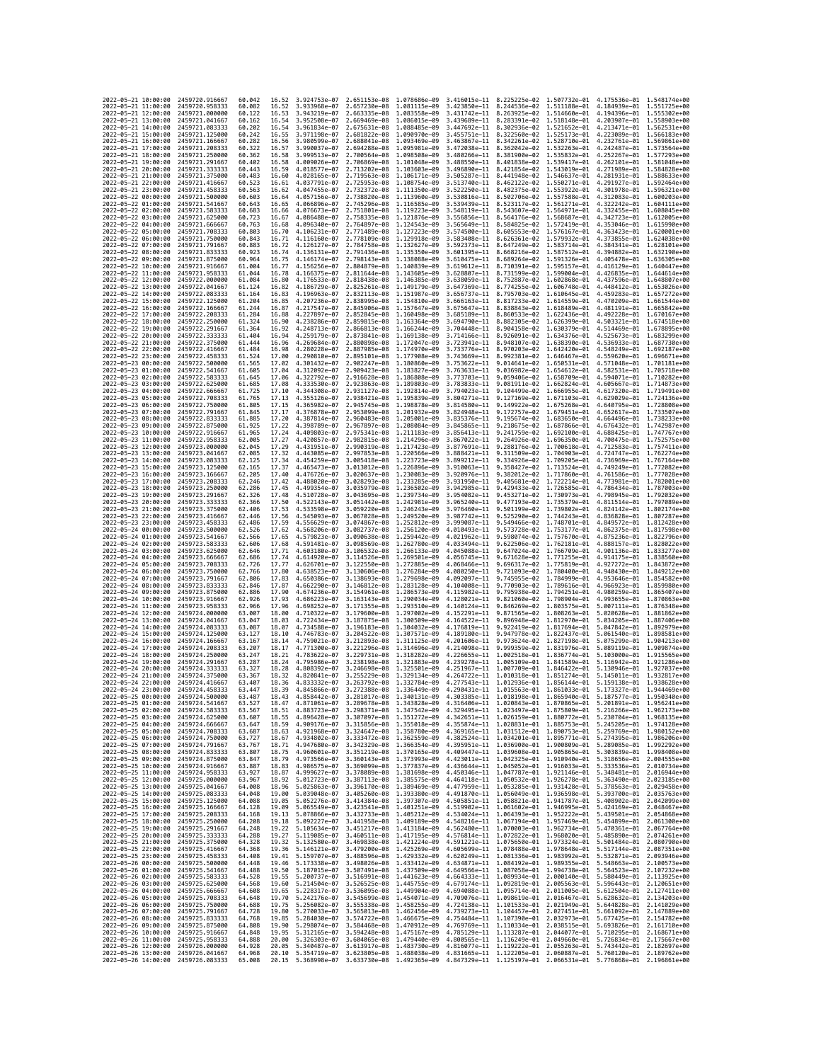| | | | | | | | | | | | |
|---|---|---|---|---|---|---|---|---|---|---|---|
| 2022-05-21 10:00:00 | 2459720.916667 | 60.042 | 16.52 | 3.924753e-07 | 2.651153e-08 | 1.078686e-09 | 3.416015e-11 | 8.225225e-02 | 1.507732e-01 | 4.175536e-01 | 1.548174e+00 |
| 2022-05-21 11:00:00 | 2459720.958333 | 60.082 | 16.52 | 3.933968e-07 | 2.657230e-08 | 1.081115e-09 | 3.423850e-11 | 8.244536e-02 | 1.511188e-01 | 4.184939e-01 | 1.551725e+00 |
| 2022-05-21 12:00:00 | 2459721.000000 | 60.122 | 16.53 | 3.943219e-07 | 2.663335e-08 | 1.083558e-09 | 3.431742e-11 | 8.263925e-02 | 1.514660e-01 | 4.194396e-01 | 1.555302e+00 |
| 2022-05-21 13:00:00 | 2459721.041667 | 60.162 | 16.54 | 3.952508e-07 | 2.669469e-08 | 1.086015e-09 | 3.439689e-11 | 8.283391e-02 | 1.518148e-01 | 4.203907e-01 | 1.558903e+00 |
| 2022-05-21 14:00:00 | 2459721.083333 | 60.202 | 16.54 | 3.961834e-07 | 2.675631e-08 | 1.088485e-09 | 3.447692e-11 | 8.302936e-02 | 1.521652e-01 | 4.213471e-01 | 1.562531e+00 |
| 2022-05-21 15:00:00 | 2459721.125000 | 60.242 | 16.55 | 3.971198e-07 | 2.681822e-08 | 1.090970e-09 | 3.455751e-11 | 8.322560e-02 | 1.525173e-01 | 4.223089e-01 | 1.566183e+00 |
| 2022-05-21 16:00:00 | 2459721.166667 | 60.282 | 16.56 | 3.980599e-07 | 2.688041e-08 | 1.093469e-09 | 3.463867e-11 | 8.342261e-02 | 1.528710e-01 | 4.232761e-01 | 1.569861e+00 |
| 2022-05-21 17:00:00 | 2459721.208333 | 60.322 | 16.57 | 3.990037e-07 | 2.694288e-08 | 1.095981e-09 | 3.472038e-11 | 8.362042e-02 | 1.532263e-01 | 4.242487e-01 | 1.573564e+00 |
| 2022-05-21 18:00:00 | 2459721.250000 | 60.362 | 16.58 | 3.999513e-07 | 2.700564e-08 | 1.098508e-09 | 3.480266e-11 | 8.381900e-02 | 1.535832e-01 | 4.252267e-01 | 1.577293e+00 |
| 2022-05-21 19:00:00 | 2459721.291667 | 60.402 | 16.58 | 4.009026e-07 | 2.706869e-08 | 1.101048e-09 | 3.488550e-11 | 8.401838e-02 | 1.539417e-01 | 4.262101e-01 | 1.581048e+00 |
| 2022-05-21 20:00:00 | 2459721.333333 | 60.443 | 16.59 | 4.018577e-07 | 2.713202e-08 | 1.103603e-09 | 3.496890e-11 | 8.421854e-02 | 1.543019e-01 | 4.271989e-01 | 1.584828e+00 |
| 2022-05-21 21:00:00 | 2459721.375000 | 60.483 | 16.60 | 4.028165e-07 | 2.719563e-08 | 1.106171e-09 | 3.505287e-11 | 8.441948e-02 | 1.546637e-01 | 4.281931e-01 | 1.588633e+00 |
| 2022-05-21 22:00:00 | 2459721.416667 | 60.523 | 16.61 | 4.037791e-07 | 2.725953e-08 | 1.108754e-09 | 3.513740e-11 | 8.462122e-02 | 1.550271e-01 | 4.291927e-01 | 1.592464e+00 |
| 2022-05-21 23:00:00 | 2459721.458333 | 60.563 | 16.62 | 4.047455e-07 | 2.732372e-08 | 1.111350e-09 | 3.522250e-11 | 8.482375e-02 | 1.553922e-01 | 4.301978e-01 | 1.596321e+00 |
| 2022-05-22 00:00:00 | 2459721.500000 | 60.603 | 16.64 | 4.057156e-07 | 2.738820e-08 | 1.113960e-09 | 3.530816e-11 | 8.502706e-02 | 1.557588e-01 | 4.312083e-01 | 1.600203e+00 |
| 2022-05-22 01:00:00 | 2459721.541667 | 60.643 | 16.65 | 4.066896e-07 | 2.745296e-08 | 1.116585e-09 | 3.539439e-11 | 8.523117e-02 | 1.561271e-01 | 4.322242e-01 | 1.604111e+00 |
| 2022-05-22 02:00:00 | 2459721.583333 | 60.683 | 16.66 | 4.076673e-07 | 2.751801e-08 | 1.119223e-09 | 3.548119e-11 | 8.543607e-02 | 1.564971e-01 | 4.332455e-01 | 1.608045e+00 |
| 2022-05-22 03:00:00 | 2459721.625000 | 60.723 | 16.67 | 4.086488e-07 | 2.758335e-08 | 1.121876e-09 | 3.556856e-11 | 8.564176e-02 | 1.568687e-01 | 4.342723e-01 | 1.612005e+00 |
| 2022-05-22 04:00:00 | 2459721.666667 | 60.763 | 16.68 | 4.096340e-07 | 2.764897e-08 | 1.124543e-09 | 3.565649e-11 | 8.584825e-02 | 1.572419e-01 | 4.353046e-01 | 1.615990e+00 |
| 2022-05-22 05:00:00 | 2459721.708333 | 60.803 | 16.70 | 4.106231e-07 | 2.771489e-08 | 1.127223e-09 | 3.574500e-11 | 8.605553e-02 | 1.576167e-01 | 4.363423e-01 | 1.620001e+00 |
| 2022-05-22 06:00:00 | 2459721.750000 | 60.843 | 16.71 | 4.116160e-07 | 2.778109e-08 | 1.129918e-09 | 3.583408e-11 | 8.626361e-02 | 1.579932e-01 | 4.373855e-01 | 1.624038e+00 |
| 2022-05-22 07:00:00 | 2459721.791667 | 60.883 | 16.72 | 4.126127e-07 | 2.784758e-08 | 1.132627e-09 | 3.592373e-11 | 8.647249e-02 | 1.583714e-01 | 4.384341e-01 | 1.628101e+00 |
| 2022-05-22 08:00:00 | 2459721.833333 | 60.923 | 16.74 | 4.136131e-07 | 2.791436e-08 | 1.135350e-09 | 3.601395e-11 | 8.668216e-02 | 1.587512e-01 | 4.394882e-01 | 1.632190e+00 |
| 2022-05-22 09:00:00 | 2459721.875000 | 60.964 | 16.75 | 4.146174e-07 | 2.798143e-08 | 1.138088e-09 | 3.610475e-11 | 8.689264e-02 | 1.591326e-01 | 4.405478e-01 | 1.636305e+00 |
| 2022-05-22 10:00:00 | 2459721.916667 | 61.004 | 16.77 | 4.156256e-07 | 2.804879e-08 | 1.140839e-09 | 3.619612e-11 | 8.710391e-02 | 1.595157e-01 | 4.416129e-01 | 1.640447e+00 |
| 2022-05-22 11:00:00 | 2459721.958333 | 61.044 | 16.78 | 4.166375e-07 | 2.811644e-08 | 1.143605e-09 | 3.628807e-11 | 8.731599e-02 | 1.599004e-01 | 4.426835e-01 | 1.644614e+00 |
| 2022-05-22 12:00:00 | 2459722.000000 | 61.084 | 16.80 | 4.176533e-07 | 2.818438e-08 | 1.146385e-09 | 3.638059e-11 | 8.752887e-02 | 1.602868e-01 | 4.437596e-01 | 1.648807e+00 |
| 2022-05-22 13:00:00 | 2459722.041667 | 61.124 | 16.82 | 4.186729e-07 | 2.825261e-08 | 1.149179e-09 | 3.647369e-11 | 8.774255e-02 | 1.606748e-01 | 4.448412e-01 | 1.653026e+00 |
| 2022-05-22 14:00:00 | 2459722.083333 | 61.164 | 16.83 | 4.196963e-07 | 2.832113e-08 | 1.151987e-09 | 3.656737e-11 | 8.795703e-02 | 1.610645e-01 | 4.459283e-01 | 1.657272e+00 |
| 2022-05-22 15:00:00 | 2459722.125000 | 61.204 | 16.85 | 4.207236e-07 | 2.838995e-08 | 1.154810e-09 | 3.666163e-11 | 8.817233e-02 | 1.614559e-01 | 4.470209e-01 | 1.661544e+00 |
| 2022-05-22 16:00:00 | 2459722.166667 | 61.244 | 16.87 | 4.217547e-07 | 2.845906e-08 | 1.157647e-09 | 3.675647e-11 | 8.838843e-02 | 1.618489e-01 | 4.481191e-01 | 1.665842e+00 |
| 2022-05-22 17:00:00 | 2459722.208333 | 61.284 | 16.88 | 4.227897e-07 | 2.852845e-08 | 1.160498e-09 | 3.685189e-11 | 8.860533e-02 | 1.622436e-01 | 4.492228e-01 | 1.670167e+00 |
| 2022-05-22 18:00:00 | 2459722.250000 | 61.324 | 16.90 | 4.238286e-07 | 2.859815e-08 | 1.163364e-09 | 3.694790e-11 | 8.882305e-02 | 1.626399e-01 | 4.503321e-01 | 1.674518e+00 |
| 2022-05-22 19:00:00 | 2459722.291667 | 61.364 | 16.92 | 4.248713e-07 | 2.866813e-08 | 1.166244e-09 | 3.704448e-11 | 8.904158e-02 | 1.630379e-01 | 4.514469e-01 | 1.678895e+00 |
| 2022-05-22 20:00:00 | 2459722.333333 | 61.404 | 16.94 | 4.259179e-07 | 2.873841e-08 | 1.169138e-09 | 3.714166e-11 | 8.926091e-02 | 1.634376e-01 | 4.525673e-01 | 1.683299e+00 |
| 2022-05-22 21:00:00 | 2459722.375000 | 61.444 | 16.96 | 4.269684e-07 | 2.880898e-08 | 1.172047e-09 | 3.723941e-11 | 8.948107e-02 | 1.638390e-01 | 4.536933e-01 | 1.687730e+00 |
| 2022-05-22 22:00:00 | 2459722.416667 | 61.484 | 16.98 | 4.280228e-07 | 2.887985e-08 | 1.174970e-09 | 3.733776e-11 | 8.970203e-02 | 1.642420e-01 | 4.548249e-01 | 1.692187e+00 |
| 2022-05-22 23:00:00 | 2459722.458333 | 61.524 | 17.00 | 4.290810e-07 | 2.895101e-08 | 1.177908e-09 | 3.743669e-11 | 8.992381e-02 | 1.646467e-01 | 4.559620e-01 | 1.696671e+00 |
| 2022-05-23 00:00:00 | 2459722.500000 | 61.565 | 17.02 | 4.301432e-07 | 2.902247e-08 | 1.180860e-09 | 3.753622e-11 | 9.014641e-02 | 1.650531e-01 | 4.571048e-01 | 1.701181e+00 |
| 2022-05-23 01:00:00 | 2459722.541667 | 61.605 | 17.04 | 4.312092e-07 | 2.909423e-08 | 1.183827e-09 | 3.763633e-11 | 9.036982e-02 | 1.654612e-01 | 4.582531e-01 | 1.705718e+00 |
| 2022-05-23 02:00:00 | 2459722.583333 | 61.645 | 17.06 | 4.322792e-07 | 2.916628e-08 | 1.186808e-09 | 3.773703e-11 | 9.059406e-02 | 1.658709e-01 | 4.594071e-01 | 1.710282e+00 |
| 2022-05-23 03:00:00 | 2459722.625000 | 61.685 | 17.08 | 4.333530e-07 | 2.923863e-08 | 1.189803e-09 | 3.783833e-11 | 9.081911e-02 | 1.662824e-01 | 4.605667e-01 | 1.714873e+00 |
| 2022-05-23 04:00:00 | 2459722.666667 | 61.725 | 17.10 | 4.344308e-07 | 2.931127e-08 | 1.192814e-09 | 3.794023e-11 | 9.104499e-02 | 1.666955e-01 | 4.617320e-01 | 1.719491e+00 |
| 2022-05-23 05:00:00 | 2459722.708333 | 61.765 | 17.13 | 4.355126e-07 | 2.938421e-08 | 1.195839e-09 | 3.804271e-11 | 9.127169e-02 | 1.671103e-01 | 4.629029e-01 | 1.724136e+00 |
| 2022-05-23 06:00:00 | 2459722.750000 | 61.805 | 17.15 | 4.365982e-07 | 2.945745e-08 | 1.198878e-09 | 3.814580e-11 | 9.149922e-02 | 1.675268e-01 | 4.640795e-01 | 1.728808e+00 |
| 2022-05-23 07:00:00 | 2459722.791667 | 61.845 | 17.17 | 4.376878e-07 | 2.953099e-08 | 1.201932e-09 | 3.824948e-11 | 9.172757e-02 | 1.679451e-01 | 4.652617e-01 | 1.733507e+00 |
| 2022-05-23 08:00:00 | 2459722.833333 | 61.885 | 17.20 | 4.387814e-07 | 2.960483e-08 | 1.205001e-09 | 3.835376e-11 | 9.195674e-02 | 1.683650e-01 | 4.664496e-01 | 1.738233e+00 |
| 2022-05-23 09:00:00 | 2459722.875000 | 61.925 | 17.22 | 4.398789e-07 | 2.967897e-08 | 1.208084e-09 | 3.845865e-11 | 9.218675e-02 | 1.687866e-01 | 4.676432e-01 | 1.742987e+00 |
| 2022-05-23 10:00:00 | 2459722.916667 | 61.965 | 17.24 | 4.409803e-07 | 2.975341e-08 | 1.211183e-09 | 3.856413e-11 | 9.241759e-02 | 1.692100e-01 | 4.688425e-01 | 1.747767e+00 |
| 2022-05-23 11:00:00 | 2459722.958333 | 62.005 | 17.27 | 4.420857e-07 | 2.982815e-08 | 1.214296e-09 | 3.867022e-11 | 9.264926e-02 | 1.696350e-01 | 4.700475e-01 | 1.752575e+00 |
| 2022-05-23 12:00:00 | 2459723.000000 | 62.045 | 17.29 | 4.431951e-07 | 2.990319e-08 | 1.217423e-09 | 3.877691e-11 | 9.288176e-02 | 1.700618e-01 | 4.712583e-01 | 1.757411e+00 |
| 2022-05-23 13:00:00 | 2459723.041667 | 62.085 | 17.32 | 4.443085e-07 | 2.997853e-08 | 1.220566e-09 | 3.888421e-11 | 9.311509e-02 | 1.704903e-01 | 4.724747e-01 | 1.762274e+00 |
| 2022-05-23 14:00:00 | 2459723.083333 | 62.125 | 17.34 | 4.454259e-07 | 3.005418e-08 | 1.223723e-09 | 3.899212e-11 | 9.334926e-02 | 1.709205e-01 | 4.736969e-01 | 1.767164e+00 |
| 2022-05-23 15:00:00 | 2459723.125000 | 62.165 | 17.37 | 4.465473e-07 | 3.013012e-08 | 1.226896e-09 | 3.910063e-11 | 9.358427e-02 | 1.713524e-01 | 4.749249e-01 | 1.772082e+00 |
| 2022-05-23 16:00:00 | 2459723.166667 | 62.205 | 17.40 | 4.476726e-07 | 3.020637e-08 | 1.230083e-09 | 3.920976e-11 | 9.382012e-02 | 1.717860e-01 | 4.761586e-01 | 1.777028e+00 |
| 2022-05-23 17:00:00 | 2459723.208333 | 62.246 | 17.42 | 4.488020e-07 | 3.028293e-08 | 1.233285e-09 | 3.931950e-11 | 9.405681e-02 | 1.722214e-01 | 4.773981e-01 | 1.782001e+00 |
| 2022-05-23 18:00:00 | 2459723.250000 | 62.286 | 17.45 | 4.499354e-07 | 3.035979e-08 | 1.236502e-09 | 3.942985e-11 | 9.429433e-02 | 1.726585e-01 | 4.786434e-01 | 1.787003e+00 |
| 2022-05-23 19:00:00 | 2459723.291667 | 62.326 | 17.48 | 4.510728e-07 | 3.043695e-08 | 1.239734e-09 | 3.954082e-11 | 9.453271e-02 | 1.730973e-01 | 4.798945e-01 | 1.792032e+00 |
| 2022-05-23 20:00:00 | 2459723.333333 | 62.366 | 17.50 | 4.522143e-07 | 3.051442e-08 | 1.242981e-09 | 3.965240e-11 | 9.477193e-02 | 1.735379e-01 | 4.811514e-01 | 1.797089e+00 |
| 2022-05-23 21:00:00 | 2459723.375000 | 62.406 | 17.53 | 4.533598e-07 | 3.059220e-08 | 1.246243e-09 | 3.976460e-11 | 9.501199e-02 | 1.739802e-01 | 4.824142e-01 | 1.802174e+00 |
| 2022-05-23 22:00:00 | 2459723.416667 | 62.446 | 17.56 | 4.545093e-07 | 3.067028e-08 | 1.249520e-09 | 3.987742e-11 | 9.525290e-02 | 1.744243e-01 | 4.836828e-01 | 1.807287e+00 |
| 2022-05-23 23:00:00 | 2459723.458333 | 62.486 | 17.59 | 4.556629e-07 | 3.074867e-08 | 1.252812e-09 | 3.999087e-11 | 9.549466e-02 | 1.748701e-01 | 4.849572e-01 | 1.812428e+00 |
| 2022-05-24 00:00:00 | 2459723.500000 | 62.526 | 17.62 | 4.568206e-07 | 3.082737e-08 | 1.256120e-09 | 4.010493e-11 | 9.573728e-02 | 1.753177e-01 | 4.862375e-01 | 1.817598e+00 |
| 2022-05-24 01:00:00 | 2459723.541667 | 62.566 | 17.65 | 4.579823e-07 | 3.090638e-08 | 1.259442e-09 | 4.021962e-11 | 9.598074e-02 | 1.757670e-01 | 4.875236e-01 | 1.822796e+00 |
| 2022-05-24 02:00:00 | 2459723.583333 | 62.606 | 17.68 | 4.591481e-07 | 3.098569e-08 | 1.262780e-09 | 4.033494e-11 | 9.622506e-02 | 1.762181e-01 | 4.888157e-01 | 1.828022e+00 |
| 2022-05-24 03:00:00 | 2459723.625000 | 62.646 | 17.71 | 4.603180e-07 | 3.106532e-08 | 1.266133e-09 | 4.045088e-11 | 9.647024e-02 | 1.766709e-01 | 4.901136e-01 | 1.833277e+00 |
| 2022-05-24 04:00:00 | 2459723.666667 | 62.686 | 17.74 | 4.614920e-07 | 3.114526e-08 | 1.269501e-09 | 4.056745e-11 | 9.671628e-02 | 1.771255e-01 | 4.914175e-01 | 1.838560e+00 |
| 2022-05-24 05:00:00 | 2459723.708333 | 62.726 | 17.77 | 4.626701e-07 | 3.122550e-08 | 1.272885e-09 | 4.068466e-11 | 9.696317e-02 | 1.775819e-01 | 4.927272e-01 | 1.843872e+00 |
| 2022-05-24 06:00:00 | 2459723.750000 | 62.766 | 17.80 | 4.638523e-07 | 3.130606e-08 | 1.276284e-09 | 4.080250e-11 | 9.721093e-02 | 1.780400e-01 | 4.940430e-01 | 1.849212e+00 |
| 2022-05-24 07:00:00 | 2459723.791667 | 62.806 | 17.83 | 4.650386e-07 | 3.138693e-08 | 1.279698e-09 | 4.092097e-11 | 9.745955e-02 | 1.784999e-01 | 4.953646e-01 | 1.854582e+00 |
| 2022-05-24 08:00:00 | 2459723.833333 | 62.846 | 17.87 | 4.662290e-07 | 3.146812e-08 | 1.283128e-09 | 4.104008e-11 | 9.770903e-02 | 1.789616e-01 | 4.966923e-01 | 1.859980e+00 |
| 2022-05-24 09:00:00 | 2459723.875000 | 62.886 | 17.90 | 4.674236e-07 | 3.154961e-08 | 1.286573e-09 | 4.115982e-11 | 9.795938e-02 | 1.794251e-01 | 4.980259e-01 | 1.865407e+00 |
| 2022-05-24 10:00:00 | 2459723.916667 | 62.926 | 17.93 | 4.686223e-07 | 3.163143e-08 | 1.290034e-09 | 4.128021e-11 | 9.821060e-02 | 1.798904e-01 | 4.993655e-01 | 1.870863e+00 |
| 2022-05-24 11:00:00 | 2459723.958333 | 62.966 | 17.96 | 4.698252e-07 | 3.171355e-08 | 1.293510e-09 | 4.140124e-11 | 9.846269e-02 | 1.803575e-01 | 5.007111e-01 | 1.876348e+00 |
| 2022-05-24 12:00:00 | 2459724.000000 | 63.007 | 18.00 | 4.710322e-07 | 3.179600e-08 | 1.297002e-09 | 4.152291e-11 | 9.871565e-02 | 1.808263e-01 | 5.020628e-01 | 1.881862e+00 |
| 2022-05-24 13:00:00 | 2459724.041667 | 63.047 | 18.03 | 4.722434e-07 | 3.187875e-08 | 1.300509e-09 | 4.164522e-11 | 9.896948e-02 | 1.812970e-01 | 5.034205e-01 | 1.887406e+00 |
| 2022-05-24 14:00:00 | 2459724.083333 | 63.087 | 18.07 | 4.734588e-07 | 3.196183e-08 | 1.304032e-09 | 4.176819e-11 | 9.922419e-02 | 1.817694e-01 | 5.047842e-01 | 1.892979e+00 |
| 2022-05-24 15:00:00 | 2459724.125000 | 63.127 | 18.10 | 4.746783e-07 | 3.204522e-08 | 1.307571e-09 | 4.189180e-11 | 9.947978e-02 | 1.822437e-01 | 5.061540e-01 | 1.898581e+00 |
| 2022-05-24 16:00:00 | 2459724.166667 | 63.167 | 18.14 | 4.759021e-07 | 3.212893e-08 | 1.311125e-09 | 4.201606e-11 | 9.973624e-02 | 1.827198e-01 | 5.075299e-01 | 1.904213e+00 |
| 2022-05-24 17:00:00 | 2459724.208333 | 63.207 | 18.17 | 4.771300e-07 | 3.221296e-08 | 1.314696e-09 | 4.214098e-11 | 9.999359e-02 | 1.831976e-01 | 5.089119e-01 | 1.909874e+00 |
| 2022-05-24 18:00:00 | 2459724.250000 | 63.247 | 18.21 | 4.783622e-07 | 3.229731e-08 | 1.318282e-09 | 4.226655e-11 | 1.002518e-01 | 1.836774e-01 | 5.103000e-01 | 1.915565e+00 |
| 2022-05-24 19:00:00 | 2459724.291667 | 63.287 | 18.24 | 4.795986e-07 | 3.238198e-08 | 1.321883e-09 | 4.239278e-11 | 1.005109e-01 | 1.841589e-01 | 5.116942e-01 | 1.921286e+00 |
| 2022-05-24 20:00:00 | 2459724.333333 | 63.327 | 18.28 | 4.808392e-07 | 3.246698e-08 | 1.325501e-09 | 4.251967e-11 | 1.007709e-01 | 1.846422e-01 | 5.130946e-01 | 1.927037e+00 |
| 2022-05-24 21:00:00 | 2459724.375000 | 63.367 | 18.32 | 4.820841e-07 | 3.255229e-08 | 1.329134e-09 | 4.264722e-11 | 1.010318e-01 | 1.851274e-01 | 5.145011e-01 | 1.932817e+00 |
| 2022-05-24 22:00:00 | 2459724.416667 | 63.407 | 18.36 | 4.833332e-07 | 3.263792e-08 | 1.332784e-09 | 4.277543e-11 | 1.012936e-01 | 1.856144e-01 | 5.159138e-01 | 1.938628e+00 |
| 2022-05-24 23:00:00 | 2459724.458333 | 63.447 | 18.39 | 4.845866e-07 | 3.272388e-08 | 1.336449e-09 | 4.290431e-11 | 1.015563e-01 | 1.861033e-01 | 5.173327e-01 | 1.944469e+00 |
| 2022-05-25 00:00:00 | 2459724.500000 | 63.487 | 18.43 | 4.858442e-07 | 3.281017e-08 | 1.340131e-09 | 4.303385e-11 | 1.018198e-01 | 1.865940e-01 | 5.187577e-01 | 1.950340e+00 |
| 2022-05-25 01:00:00 | 2459724.541667 | 63.527 | 18.47 | 4.871061e-07 | 3.289678e-08 | 1.343828e-09 | 4.316406e-11 | 1.020843e-01 | 1.870865e-01 | 5.201891e-01 | 1.956241e+00 |
| 2022-05-25 02:00:00 | 2459724.583333 | 63.567 | 18.51 | 4.883723e-07 | 3.298371e-08 | 1.347542e-09 | 4.329495e-11 | 1.023497e-01 | 1.875809e-01 | 5.216266e-01 | 1.962173e+00 |
| 2022-05-25 03:00:00 | 2459724.625000 | 63.607 | 18.55 | 4.896428e-07 | 3.307097e-08 | 1.351272e-09 | 4.342651e-11 | 1.026159e-01 | 1.880772e-01 | 5.230704e-01 | 1.968135e+00 |
| 2022-05-25 04:00:00 | 2459724.666667 | 63.647 | 18.59 | 4.909176e-07 | 3.315856e-08 | 1.355018e-09 | 4.355874e-11 | 1.028831e-01 | 1.885753e-01 | 5.245205e-01 | 1.974128e+00 |
| 2022-05-25 05:00:00 | 2459724.708333 | 63.687 | 18.63 | 4.921968e-07 | 3.324647e-08 | 1.358780e-09 | 4.369165e-11 | 1.031512e-01 | 1.890753e-01 | 5.259769e-01 | 1.980152e+00 |
| 2022-05-25 06:00:00 | 2459724.750000 | 63.727 | 18.67 | 4.934802e-07 | 3.333472e-08 | 1.362559e-09 | 4.382524e-11 | 1.034201e-01 | 1.895771e-01 | 5.274395e-01 | 1.986206e+00 |
| 2022-05-25 07:00:00 | 2459724.791667 | 63.767 | 18.71 | 4.947680e-07 | 3.342329e-08 | 1.366354e-09 | 4.395951e-11 | 1.036900e-01 | 1.900809e-01 | 5.289085e-01 | 1.992292e+00 |
| 2022-05-25 08:00:00 | 2459724.833333 | 63.807 | 18.75 | 4.960601e-07 | 3.351219e-08 | 1.370165e-09 | 4.409447e-11 | 1.039608e-01 | 1.905865e-01 | 5.303839e-01 | 1.998408e+00 |
| 2022-05-25 09:00:00 | 2459724.875000 | 63.847 | 18.79 | 4.973566e-07 | 3.360143e-08 | 1.373993e-09 | 4.423011e-11 | 1.042325e-01 | 1.910940e-01 | 5.318656e-01 | 2.004555e+00 |
| 2022-05-25 10:00:00 | 2459724.916667 | 63.887 | 18.83 | 4.986575e-07 | 3.369099e-08 | 1.377837e-09 | 4.436644e-11 | 1.045052e-01 | 1.916033e-01 | 5.333536e-01 | 2.010734e+00 |
| 2022-05-25 11:00:00 | 2459724.958333 | 63.927 | 18.87 | 4.999627e-07 | 3.378089e-08 | 1.381698e-09 | 4.450346e-11 | 1.047787e-01 | 1.921146e-01 | 5.348481e-01 | 2.016944e+00 |
| 2022-05-25 12:00:00 | 2459725.000000 | 63.967 | 18.92 | 5.012723e-07 | 3.387113e-08 | 1.385575e-09 | 4.464118e-11 | 1.050532e-01 | 1.926278e-01 | 5.363490e-01 | 2.023185e+00 |
| 2022-05-25 13:00:00 | 2459725.041667 | 64.008 | 18.96 | 5.025863e-07 | 3.396170e-08 | 1.389469e-09 | 4.477959e-11 | 1.053285e-01 | 1.931428e-01 | 5.378563e-01 | 2.029458e+00 |
| 2022-05-25 14:00:00 | 2459725.083333 | 64.048 | 19.00 | 5.039048e-07 | 3.405260e-08 | 1.393380e-09 | 4.491870e-11 | 1.056049e-01 | 1.936598e-01 | 5.393700e-01 | 2.035763e+00 |
| 2022-05-25 15:00:00 | 2459725.125000 | 64.088 | 19.05 | 5.052276e-07 | 3.414384e-08 | 1.397307e-09 | 4.505851e-11 | 1.058821e-01 | 1.941787e-01 | 5.408902e-01 | 2.042099e+00 |
| 2022-05-25 16:00:00 | 2459725.166667 | 64.128 | 19.09 | 5.065549e-07 | 3.423541e-08 | 1.401251e-09 | 4.519902e-11 | 1.061602e-01 | 1.946995e-01 | 5.424169e-01 | 2.048467e+00 |
| 2022-05-25 17:00:00 | 2459725.208333 | 64.168 | 19.13 | 5.078866e-07 | 3.432733e-08 | 1.405212e-09 | 4.534024e-11 | 1.064393e-01 | 1.952222e-01 | 5.439501e-01 | 2.054868e+00 |
| 2022-05-25 18:00:00 | 2459725.250000 | 64.208 | 19.18 | 5.092227e-07 | 3.441958e-08 | 1.409189e-09 | 4.548216e-11 | 1.067194e-01 | 1.957469e-01 | 5.454899e-01 | 2.061300e+00 |
| 2022-05-25 19:00:00 | 2459725.291667 | 64.248 | 19.22 | 5.105634e-07 | 3.451217e-08 | 1.413184e-09 | 4.562480e-11 | 1.070003e-01 | 1.962734e-01 | 5.470361e-01 | 2.067764e+00 |
| 2022-05-25 20:00:00 | 2459725.333333 | 64.288 | 19.27 | 5.119085e-07 | 3.460511e-08 | 1.417195e-09 | 4.576814e-11 | 1.072822e-01 | 1.968020e-01 | 5.485890e-01 | 2.074261e+00 |
| 2022-05-25 21:00:00 | 2459725.375000 | 64.328 | 19.32 | 5.132580e-07 | 3.469838e-08 | 1.421224e-09 | 4.591221e-11 | 1.075650e-01 | 1.973324e-01 | 5.501484e-01 | 2.080790e+00 |
| 2022-05-25 22:00:00 | 2459725.416667 | 64.368 | 19.36 | 5.146121e-07 | 3.479200e-08 | 1.425269e-09 | 4.605699e-11 | 1.078488e-01 | 1.978648e-01 | 5.517144e-01 | 2.087351e+00 |
| 2022-05-25 23:00:00 | 2459725.458333 | 64.408 | 19.41 | 5.159707e-07 | 3.488596e-08 | 1.429332e-09 | 4.620249e-11 | 1.081336e-01 | 1.983992e-01 | 5.532871e-01 | 2.093946e+00 |
| 2022-05-26 00:00:00 | 2459725.500000 | 64.448 | 19.46 | 5.173338e-07 | 3.498026e-08 | 1.433412e-09 | 4.634871e-11 | 1.084192e-01 | 1.989355e-01 | 5.548663e-01 | 2.100573e+00 |
| 2022-05-26 01:00:00 | 2459725.541667 | 64.488 | 19.50 | 5.187015e-07 | 3.507491e-08 | 1.437509e-09 | 4.649566e-11 | 1.087058e-01 | 1.994738e-01 | 5.564523e-01 | 2.107232e+00 |
| 2022-05-26 02:00:00 | 2459725.583333 | 64.528 | 19.55 | 5.200737e-07 | 3.516991e-08 | 1.441623e-09 | 4.664333e-11 | 1.089934e-01 | 2.000140e-01 | 5.580449e-01 | 2.113925e+00 |
| 2022-05-26 03:00:00 | 2459725.625000 | 64.568 | 19.60 | 5.214504e-07 | 3.526525e-08 | 1.445755e-09 | 4.679174e-11 | 1.092819e-01 | 2.005563e-01 | 5.596443e-01 | 2.120651e+00 |
| 2022-05-26 04:00:00 | 2459725.666667 | 64.608 | 19.65 | 5.228317e-07 | 3.536095e-08 | 1.449904e-09 | 4.694088e-11 | 1.095714e-01 | 2.011005e-01 | 5.612504e-01 | 2.127411e+00 |
| 2022-05-26 05:00:00 | 2459725.708333 | 64.648 | 19.70 | 5.242176e-07 | 3.545699e-08 | 1.454071e-09 | 4.709076e-11 | 1.098619e-01 | 2.016467e-01 | 5.628632e-01 | 2.134203e+00 |
| 2022-05-26 06:00:00 | 2459725.750000 | 64.688 | 19.75 | 5.256082e-07 | 3.555338e-08 | 1.458255e-09 | 4.724138e-11 | 1.101533e-01 | 2.021949e-01 | 5.644828e-01 | 2.141029e+00 |
| 2022-05-26 07:00:00 | 2459725.791667 | 64.728 | 19.80 | 5.270033e-07 | 3.565013e-08 | 1.462456e-09 | 4.739273e-11 | 1.104457e-01 | 2.027451e-01 | 5.661092e-01 | 2.147889e+00 |
| 2022-05-26 08:00:00 | 2459725.833333 | 64.768 | 19.85 | 5.284030e-07 | 3.574722e-08 | 1.466675e-09 | 4.754484e-11 | 1.107390e-01 | 2.032973e-01 | 5.677425e-01 | 2.154782e+00 |
| 2022-05-26 09:00:00 | 2459725.875000 | 64.808 | 19.90 | 5.298074e-07 | 3.584468e-08 | 1.470912e-09 | 4.769769e-11 | 1.110334e-01 | 2.038515e-01 | 5.693826e-01 | 2.161710e+00 |
| 2022-05-26 10:00:00 | 2459725.916667 | 64.848 | 19.95 | 5.312165e-07 | 3.594248e-08 | 1.475167e-09 | 4.785129e-11 | 1.113287e-01 | 2.044077e-01 | 5.710295e-01 | 2.168671e+00 |
| 2022-05-26 11:00:00 | 2459725.958333 | 64.888 | 20.00 | 5.326303e-07 | 3.604065e-08 | 1.479440e-09 | 4.800565e-11 | 1.116249e-01 | 2.049660e-01 | 5.726834e-01 | 2.175667e+00 |
| 2022-05-26 12:00:00 | 2459726.000000 | 64.928 | 20.05 | 5.340487e-07 | 3.613917e-08 | 1.483730e-09 | 4.816077e-11 | 1.119222e-01 | 2.055263e-01 | 5.743442e-01 | 2.182697e+00 |
| 2022-05-26 13:00:00 | 2459726.041667 | 64.968 | 20.10 | 5.354719e-07 | 3.623805e-08 | 1.488038e-09 | 4.831665e-11 | 1.122205e-01 | 2.060887e-01 | 5.760120e-01 | 2.189762e+00 |
| 2022-05-26 14:00:00 | 2459726.083333 | 65.008 | 20.15 | 5.368998e-07 | 3.633730e-08 | 1.492365e-09 | 4.847329e-11 | 1.125197e-01 | 2.066531e-01 | 5.776868e-01 | 2.196861e+00 |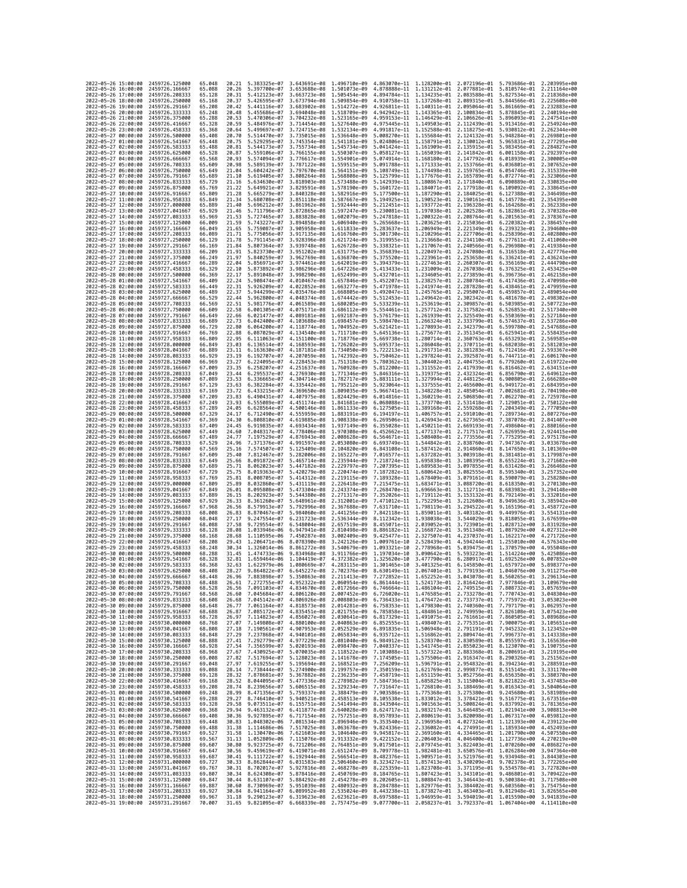| | | | | | | | | | | | | |
|---|---|---|---|---|---|---|---|---|---|---|---|---|
| 2022-05-26 15:00:00 | 2459726.125000 | 65.048 | 20.21 | 5.383325e-07 | 3.643691e-08 | 1.496710e-09 | 4.863070e-11 | 1.128200e-01 | 2.072196e-01 | 5.793686e-01 | 2.203995e+00 |
| 2022-05-26 16:00:00 | 2459726.166667 | 65.088 | 20.26 | 5.397700e-07 | 3.653688e-08 | 1.501073e-09 | 4.878888e-11 | 1.131212e-01 | 2.077881e-01 | 5.810574e-01 | 2.211164e+00 |
| 2022-05-26 17:00:00 | 2459726.208333 | 65.128 | 20.31 | 5.412123e-07 | 3.663723e-08 | 1.505454e-09 | 4.894784e-11 | 1.134235e-01 | 2.083588e-01 | 5.827534e-01 | 2.218368e+00 |
| 2022-05-26 18:00:00 | 2459726.250000 | 65.168 | 20.37 | 5.426595e-07 | 3.673794e-08 | 1.509854e-09 | 4.910758e-11 | 1.137268e-01 | 2.089315e-01 | 5.844566e-01 | 2.225608e+00 |
| 2022-05-26 19:00:00 | 2459726.291667 | 65.208 | 20.42 | 5.441116e-07 | 3.683902e-08 | 1.514272e-09 | 4.926811e-11 | 1.140311e-01 | 2.095064e-01 | 5.861669e-01 | 2.232883e+00 |
| 2022-05-26 20:00:00 | 2459726.333333 | 65.248 | 20.48 | 5.455686e-07 | 3.694048e-08 | 1.518709e-09 | 4.942942e-11 | 1.143365e-01 | 2.100834e-01 | 5.878845e-01 | 2.240194e+00 |
| 2022-05-26 21:00:00 | 2459726.375000 | 65.288 | 20.53 | 5.470306e-07 | 3.704232e-08 | 1.523165e-09 | 4.959153e-11 | 1.146429e-01 | 2.106626e-01 | 5.896093e-01 | 2.247541e+00 |
| 2022-05-26 22:00:00 | 2459726.416667 | 65.328 | 20.59 | 5.484976e-07 | 3.714454e-08 | 1.527640e-09 | 4.975445e-11 | 1.149503e-01 | 2.112439e-01 | 5.913416e-01 | 2.254924e+00 |
| 2022-05-26 23:00:00 | 2459726.458333 | 65.368 | 20.64 | 5.499697e-07 | 3.724715e-08 | 1.532134e-09 | 4.991817e-11 | 1.152588e-01 | 2.118275e-01 | 5.930812e-01 | 2.262344e+00 |
| 2022-05-27 00:00:00 | 2459726.500000 | 65.408 | 20.70 | 5.514470e-07 | 3.735015e-08 | 1.536648e-09 | 5.008270e-11 | 1.155684e-01 | 2.124132e-01 | 5.948284e-01 | 2.269801e+00 |
| 2022-05-27 01:00:00 | 2459726.541667 | 65.448 | 20.75 | 5.529295e-07 | 3.745354e-08 | 1.541181e-09 | 5.024806e-11 | 1.158791e-01 | 2.130012e-01 | 5.965831e-01 | 2.277295e+00 |
| 2022-05-27 02:00:00 | 2459726.583333 | 65.488 | 20.81 | 5.544173e-07 | 3.755734e-08 | 1.545734e-09 | 5.041424e-11 | 1.161909e-01 | 2.135915e-01 | 5.983456e-01 | 2.284827e+00 |
| 2022-05-27 03:00:00 | 2459726.625000 | 65.528 | 20.87 | 5.559106e-07 | 3.766155e-08 | 1.550307e-09 | 5.058127e-11 | 1.165039e-01 | 2.141842e-01 | 6.001158e-01 | 2.292397e+00 |
| 2022-05-27 04:00:00 | 2459726.666667 | 65.568 | 20.93 | 5.574094e-07 | 3.776617e-08 | 1.554901e-09 | 5.074914e-11 | 1.168180e-01 | 2.147792e-01 | 6.018939e-01 | 2.300005e+00 |
| 2022-05-27 05:00:00 | 2459726.708333 | 65.609 | 20.98 | 5.589139e-07 | 3.787122e-08 | 1.559515e-09 | 5.091788e-11 | 1.171333e-01 | 2.153766e-01 | 6.036801e-01 | 2.307652e+00 |
| 2022-05-27 06:00:00 | 2459726.750000 | 65.649 | 21.04 | 5.604242e-07 | 3.797670e-08 | 1.564151e-09 | 5.108749e-11 | 1.174498e-01 | 2.159765e-01 | 6.054746e-01 | 2.315339e+00 |
| 2022-05-27 07:00:00 | 2459726.791667 | 65.689 | 21.10 | 5.619405e-07 | 3.808264e-08 | 1.568808e-09 | 5.125799e-11 | 1.177676e-01 | 2.165789e-01 | 6.072774e-01 | 2.323066e+00 |
| 2022-05-27 08:00:00 | 2459726.833333 | 65.729 | 21.16 | 5.634630e-07 | 3.818903e-08 | 1.573488e-09 | 5.142939e-11 | 1.180867e-01 | 2.171840e-01 | 6.090889e-01 | 2.330835e+00 |
| 2022-05-27 09:00:00 | 2459726.875000 | 65.769 | 21.22 | 5.649921e-07 | 3.829591e-08 | 1.578190e-09 | 5.160172e-11 | 1.184071e-01 | 2.177918e-01 | 6.109092e-01 | 2.338645e+00 |
| 2022-05-27 10:00:00 | 2459726.916667 | 65.809 | 21.28 | 5.665279e-07 | 3.840328e-08 | 1.582916e-09 | 5.177500e-11 | 1.187290e-01 | 2.184025e-01 | 6.127388e-01 | 2.346498e+00 |
| 2022-05-27 11:00:00 | 2459726.958333 | 65.849 | 21.34 | 5.680708e-07 | 3.851118e-08 | 1.587667e-09 | 5.194925e-11 | 1.190523e-01 | 2.190161e-01 | 6.145778e-01 | 2.354395e+00 |
| 2022-05-27 12:00:00 | 2459727.000000 | 65.889 | 21.40 | 5.696212e-07 | 3.861962e-08 | 1.592444e-09 | 5.212451e-11 | 1.193772e-01 | 2.196328e-01 | 6.164268e-01 | 2.362338e+00 |
| 2022-05-27 13:00:00 | 2459727.041667 | 65.929 | 21.46 | 5.711796e-07 | 3.872865e-08 | 1.597247e-09 | 5.230081e-11 | 1.197038e-01 | 2.202528e-01 | 6.182861e-01 | 2.370328e+00 |
| 2022-05-27 14:00:00 | 2459727.083333 | 65.969 | 21.53 | 5.727465e-07 | 3.883828e-08 | 1.602079e-09 | 5.247818e-11 | 1.200322e-01 | 2.208764e-01 | 6.201563e-01 | 2.378367e+00 |
| 2022-05-27 15:00:00 | 2459727.125000 | 66.009 | 21.59 | 5.743227e-07 | 3.894858e-08 | 1.606940e-09 | 5.265668e-11 | 1.203625e-01 | 2.215036e-01 | 6.220382e-01 | 2.386457e+00 |
| 2022-05-27 16:00:00 | 2459727.166667 | 66.049 | 21.65 | 5.759087e-07 | 3.905958e-08 | 1.611833e-09 | 5.283637e-11 | 1.206949e-01 | 2.221349e-01 | 6.239323e-01 | 2.394600e+00 |
| 2022-05-27 17:00:00 | 2459727.208333 | 66.089 | 21.71 | 5.775056e-07 | 3.917135e-08 | 1.616760e-09 | 5.301730e-11 | 1.210296e-01 | 2.227706e-01 | 6.258396e-01 | 2.402800e+00 |
| 2022-05-27 18:00:00 | 2459727.250000 | 66.129 | 21.78 | 5.791145e-07 | 3.928396e-08 | 1.621724e-09 | 5.319955e-11 | 1.213668e-01 | 2.234110e-01 | 6.277611e-01 | 2.411060e+00 |
| 2022-05-27 19:00:00 | 2459727.291667 | 66.169 | 21.84 | 5.807364e-07 | 3.939748e-08 | 1.626728e-09 | 5.338321e-11 | 1.217067e-01 | 2.240566e-01 | 6.296980e-01 | 2.419384e+00 |
| 2022-05-27 20:00:00 | 2459727.333333 | 66.209 | 21.91 | 5.823730e-07 | 3.951202e-08 | 1.631775e-09 | 5.356839e-11 | 1.220497e-01 | 2.247080e-01 | 6.316518e-01 | 2.427776e+00 |
| 2022-05-27 21:00:00 | 2459727.375000 | 66.249 | 21.97 | 5.840259e-07 | 3.962769e-08 | 1.636870e-09 | 5.375520e-11 | 1.223961e-01 | 2.253658e-01 | 6.336241e-01 | 2.436243e+00 |
| 2022-05-27 22:00:00 | 2459727.416667 | 66.289 | 22.04 | 5.856971e-07 | 3.974461e-08 | 1.642019e-09 | 5.394379e-11 | 1.227463e-01 | 2.260307e-01 | 6.356169e-01 | 2.444790e+00 |
| 2022-05-27 23:00:00 | 2459727.458333 | 66.329 | 22.10 | 5.873892e-07 | 3.986296e-08 | 1.647226e-09 | 5.413433e-11 | 1.231009e-01 | 2.267038e-01 | 6.376325e-01 | 2.453425e+00 |
| 2022-05-28 00:00:00 | 2459727.500000 | 66.369 | 22.17 | 5.891048e-07 | 3.998290e-08 | 1.652499e-09 | 5.432701e-11 | 1.234605e-01 | 2.273859e-01 | 6.396736e-01 | 2.462158e+00 |
| 2022-05-28 01:00:00 | 2459727.541667 | 66.409 | 22.24 | 5.908474e-07 | 4.010467e-08 | 1.657846e-09 | 5.452207e-11 | 1.238257e-01 | 2.280784e-01 | 6.417436e-01 | 2.470998e+00 |
| 2022-05-28 02:00:00 | 2459727.583333 | 66.449 | 22.31 | 5.926209e-07 | 4.022852e-08 | 1.663277e-09 | 5.471978e-11 | 1.241974e-01 | 2.287828e-01 | 6.438461e-01 | 2.479959e+00 |
| 2022-05-28 03:00:00 | 2459727.625000 | 66.489 | 22.37 | 5.944299e-07 | 4.035476e-08 | 1.668805e-09 | 5.492047e-11 | 1.245765e-01 | 2.295007e-01 | 6.459857e-01 | 2.489054e+00 |
| 2022-05-28 04:00:00 | 2459727.666667 | 66.529 | 22.44 | 5.962800e-07 | 4.048374e-08 | 1.674442e-09 | 5.512453e-11 | 1.249642e-01 | 2.302342e-01 | 6.481678e-01 | 2.498302e+00 |
| 2022-05-28 05:00:00 | 2459727.708333 | 66.569 | 22.51 | 5.981776e-07 | 4.061589e-08 | 1.680205e-09 | 5.533239e-11 | 1.253619e-01 | 2.309857e-01 | 6.503985e-01 | 2.507723e+00 |
| 2022-05-28 06:00:00 | 2459727.750000 | 66.609 | 22.58 | 6.001305e-07 | 4.075171e-08 | 1.686112e-09 | 5.554461e-11 | 1.257712e-01 | 2.317582e-01 | 6.526853e-01 | 2.517340e+00 |
| 2022-05-28 07:00:00 | 2459727.791667 | 66.649 | 22.66 | 6.021477e-07 | 4.089181e-08 | 1.692187e-09 | 5.576179e-11 | 1.261939e-01 | 2.325549e-01 | 6.550369e-01 | 2.527184e+00 |
| 2022-05-28 08:00:00 | 2459727.833333 | 66.689 | 22.73 | 6.042400e-07 | 4.103688e-08 | 1.698457e-09 | 5.598470e-11 | 1.266324e-01 | 2.333799e-01 | 6.574637e-01 | 2.537286e+00 |
| 2022-05-28 09:00:00 | 2459727.875000 | 66.729 | 22.80 | 6.064200e-07 | 4.118774e-08 | 1.704952e-09 | 5.621421e-11 | 1.270893e-01 | 2.342379e-01 | 6.599780e-01 | 2.547688e+00 |
| 2022-05-28 10:00:00 | 2459727.916667 | 66.769 | 22.88 | 6.087029e-07 | 4.134540e-08 | 1.711710e-09 | 5.645136e-11 | 1.275677e-01 | 2.351345e-01 | 6.625941e-01 | 2.558435e+00 |
| 2022-05-28 11:00:00 | 2459727.958333 | 66.809 | 22.95 | 6.111063e-07 | 4.151100e-08 | 1.718776e-09 | 5.669738e-11 | 1.280714e-01 | 2.360763e-01 | 6.653293e-01 | 2.569585e+00 |
| 2022-05-28 12:00:00 | 2459728.000000 | 66.849 | 23.03 | 6.136514e-07 | 4.168593e-08 | 1.726202e-09 | 5.695373e-11 | 1.286048e-01 | 2.370711e-01 | 6.682038e-01 | 2.581203e+00 |
| 2022-05-28 13:00:00 | 2459728.041667 | 66.889 | 23.11 | 6.163630e-07 | 4.187181e-08 | 1.734050e-09 | 5.722213e-11 | 1.291731e-01 | 2.381283e-01 | 6.712416e-01 | 2.593367e+00 |
| 2022-05-28 14:00:00 | 2459728.083333 | 66.929 | 23.19 | 6.192707e-07 | 4.207059e-08 | 1.742392e-09 | 5.750462e-11 | 1.297824e-01 | 2.392587e-01 | 6.744711e-01 | 2.606170e+00 |
| 2022-05-28 15:00:00 | 2459728.125000 | 66.969 | 23.27 | 6.224095e-07 | 4.228453e-08 | 1.751318e-09 | 5.780362e-11 | 1.304402e-01 | 2.404755e-01 | 6.779260e-01 | 2.619722e+00 |
| 2022-05-28 16:00:00 | 2459728.166667 | 67.009 | 23.35 | 6.258207e-07 | 4.251637e-08 | 1.760928e-09 | 5.812200e-11 | 1.311552e-01 | 2.417939e-01 | 6.816462e-01 | 2.634151e+00 |
| 2022-05-28 17:00:00 | 2459728.208333 | 67.049 | 23.44 | 6.295537e-07 | 4.276930e-08 | 1.771346e-09 | 5.846316e-11 | 1.319375e-01 | 2.432324e-01 | 6.856790e-01 | 2.649612e+00 |
| 2022-05-28 18:00:00 | 2459728.250000 | 67.089 | 23.53 | 6.336665e-07 | 4.304714e-08 | 1.782717e-09 | 5.883111e-11 | 1.327994e-01 | 2.448125e-01 | 6.900805e-01 | 2.666288e+00 |
| 2022-05-28 19:00:00 | 2459728.291667 | 67.129 | 23.63 | 6.382284e-07 | 4.335442e-08 | 1.795212e-09 | 5.923064e-11 | 1.337555e-01 | 2.465600e-01 | 6.949172e-01 | 2.684395e+00 |
| 2022-05-28 20:00:00 | 2459728.333333 | 67.169 | 23.72 | 6.433215e-07 | 4.369650e-08 | 1.809035e-09 | 5.966741e-11 | 1.348228e-01 | 2.485054e-01 | 7.002681e-01 | 2.704190e+00 |
| 2022-05-28 21:00:00 | 2459728.375000 | 67.209 | 23.83 | 6.490431e-07 | 4.407975e-08 | 1.824429e-09 | 6.014816e-11 | 1.360219e-01 | 2.506850e-01 | 7.062270e-01 | 2.725978e+00 |
| 2022-05-28 22:00:00 | 2459728.416667 | 67.249 | 23.93 | 6.555089e-07 | 4.451174e-08 | 1.841681e-09 | 6.068088e-11 | 1.373770e-01 | 2.531418e-01 | 7.129051e-01 | 2.750122e+00 |
| 2022-05-28 23:00:00 | 2459728.458333 | 67.289 | 24.05 | 6.628564e-07 | 4.500146e-08 | 1.861133e-09 | 6.127505e-11 | 1.389168e-01 | 2.559268e-01 | 7.204349e-01 | 2.777050e+00 |
| 2022-05-29 00:00:00 | 2459728.500000 | 67.329 | 24.17 | 6.712490e-07 | 4.555959e-08 | 1.883191e-09 | 6.194197e-11 | 1.406757e-01 | 2.591010e-01 | 7.289734e-01 | 2.807276e+00 |
| 2022-05-29 01:00:00 | 2459728.541667 | 67.369 | 24.30 | 6.808810e-07 | 4.619885e-08 | 1.908338e-09 | 6.269506e-11 | 1.426943e-01 | 2.627365e-01 | 7.387078e-01 | 2.841407e+00 |
| 2022-05-29 02:00:00 | 2459728.583333 | 67.409 | 24.45 | 6.919835e-07 | 4.693434e-08 | 1.937149e-09 | 6.355028e-11 | 1.450211e-01 | 2.669193e-01 | 7.498604e-01 | 2.880166e+00 |
| 2022-05-29 03:00:00 | 2459728.625000 | 67.449 | 24.60 | 7.048317e-07 | 4.778406e-08 | 1.970308e-09 | 6.452662e-11 | 1.477137e-01 | 2.717517e-01 | 7.626959e-01 | 2.924415e+00 |
| 2022-05-29 04:00:00 | 2459728.666667 | 67.489 | 24.77 | 7.197529e-07 | 4.876943e-08 | 2.008628e-09 | 6.564671e-11 | 1.508408e-01 | 2.773556e-01 | 7.775295e-01 | 2.975178e+00 |
| 2022-05-29 05:00:00 | 2459728.708333 | 67.529 | 24.96 | 7.371376e-07 | 4.991597e-08 | 2.053080e-09 | 6.693749e-11 | 1.544842e-01 | 2.838760e-01 | 7.947367e-01 | 3.033678e+00 |
| 2022-05-29 06:00:00 | 2459728.750000 | 67.569 | 25.16 | 7.574507e-07 | 5.125409e-08 | 2.104820e-09 | 6.843108e-11 | 1.587412e-01 | 2.914860e-01 | 8.147650e-01 | 3.101369e+00 |
| 2022-05-29 07:00:00 | 2459728.791667 | 67.609 | 25.40 | 7.812467e-07 | 5.282006e-08 | 2.165227e-09 | 7.016577e-11 | 1.637282e-01 | 3.003918e-01 | 8.381481e-01 | 3.179987e+00 |
| 2022-05-29 08:00:00 | 2459728.833333 | 67.649 | 25.66 | 8.091872e-07 | 5.465714e-08 | 2.235944e-09 | 7.218724e-11 | 1.695838e-01 | 3.108395e-01 | 8.655224e-01 | 3.271602e+00 |
| 2022-05-29 09:00:00 | 2459728.875000 | 67.689 | 25.71 | 8.062023e-07 | 5.447182e-08 | 2.229797e-09 | 7.207395e-11 | 1.689583e-01 | 3.097855e-01 | 8.631428e-01 | 3.266468e+00 |
| 2022-05-29 10:00:00 | 2459728.916667 | 67.729 | 25.75 | 8.019363e-07 | 5.420279e-08 | 2.220474e-09 | 7.187282e-11 | 1.680642e-01 | 3.082555e-01 | 8.595340e-01 | 3.257352e+00 |
| 2022-05-29 11:00:00 | 2459728.958333 | 67.769 | 25.81 | 8.008705e-07 | 5.414312e-08 | 2.219115e-09 | 7.189328e-11 | 1.678409e-01 | 3.079161e-01 | 8.590079e-01 | 3.258280e+00 |
| 2022-05-29 12:00:00 | 2459729.000000 | 67.809 | 25.89 | 8.032860e-07 | 5.431119e-08 | 2.226418e-09 | 7.215475e-11 | 1.683471e-01 | 3.088720e-01 | 8.618350e-01 | 3.270130e+00 |
| 2022-05-29 13:00:00 | 2459729.041667 | 67.849 | 26.01 | 8.095080e-07 | 5.473304e-08 | 2.243374e-09 | 7.268470e-11 | 1.696663e-01 | 3.112711e-01 | 8.683983e-01 | 3.294148e+00 |
| 2022-05-29 14:00:00 | 2459729.083333 | 67.889 | 26.15 | 8.202923e-07 | 5.544380e-08 | 2.271317e-09 | 7.352026e-11 | 1.719112e-01 | 3.153132e-01 | 8.792149e-01 | 3.332016e+00 |
| 2022-05-29 15:00:00 | 2459729.125000 | 67.929 | 26.33 | 8.361260e-07 | 5.648961e-08 | 2.312001e-09 | 7.471012e-11 | 1.752295e-01 | 3.212608e-01 | 8.949636e-01 | 3.385942e+00 |
| 2022-05-29 16:00:00 | 2459729.166667 | 67.968 | 26.56 | 8.579913e-07 | 5.792996e-08 | 2.367688e-09 | 7.631710e-11 | 1.798119e-01 | 3.294522e-01 | 9.165196e-01 | 3.458772e+00 |
| 2022-05-29 17:00:00 | 2459729.208333 | 68.008 | 26.83 | 8.870467e-07 | 5.984060e-08 | 2.441256e-09 | 7.842118e-11 | 1.859011e-01 | 3.403182e-01 | 9.449976e-01 | 3.554131e+00 |
| 2022-05-29 18:00:00 | 2459729.250000 | 68.048 | 27.17 | 9.247554e-07 | 6.231723e-08 | 2.536344e-09 | 8.112342e-11 | 1.938038e-01 | 3.544029e-01 | 9.818055e-01 | 3.676599e+00 |
| 2022-05-29 19:00:00 | 2459729.291667 | 68.088 | 27.58 | 9.729554e-07 | 6.548004e-08 | 2.657519e-09 | 8.455871e-11 | 2.039052e-01 | 3.723901e-01 | 1.028712e+00 | 3.831928e+00 |
| 2022-05-29 20:00:00 | 2459729.333333 | 68.128 | 28.08 | 1.033946e-06 | 6.947941e-08 | 2.810498e-09 | 8.886182e-11 | 2.166872e-01 | 3.951348e-01 | 1.087929e+00 | 4.027312e+00 |
| 2022-05-29 21:00:00 | 2459729.375000 | 68.168 | 28.68 | 1.110595e-06 | 7.450287e-08 | 3.002409e-09 | 9.425477e-11 | 2.327507e-01 | 4.237037e-01 | 1.162217e+00 | 4.271726e+00 |
| 2022-05-29 22:00:00 | 2459729.416667 | 68.208 | 29.43 | 1.206471e-06 | 8.078390e-08 | 3.242126e-09 | 1.009761e-10 | 2.528439e-01 | 4.594244e-01 | 1.255010e+00 | 4.576343e+00 |
| 2022-05-29 23:00:00 | 2459729.458333 | 68.248 | 30.34 | 1.326014e-06 | 8.861272e-08 | 3.540679e-09 | 1.093321e-10 | 2.778968e-01 | 5.039475e-01 | 1.370579e+00 | 4.955048e+00 |
| 2022-05-30 00:00:00 | 2459729.500000 | 68.288 | 31.45 | 1.474733e-06 | 9.834968e-08 | 3.911766e-09 | 1.197034e-10 | 3.090642e-01 | 5.593223e-01 | 1.514224e+00 | 5.425086e+00 |
| 2022-05-30 01:00:00 | 2459729.541667 | 68.328 | 32.81 | 1.659464e-06 | 1.104419e-07 | 4.372382e-09 | 1.325620e-10 | 3.477790e-01 | 6.280917e-01 | 1.692526e+00 | 6.007852e+00 |
| 2022-05-30 02:00:00 | 2459729.583333 | 68.368 | 32.63 | 1.622979e-06 | 1.080069e-07 | 4.283115e-09 | 1.301465e-10 | 3.401325e-01 | 6.145850e-01 | 1.657972e+00 | 5.898377e+00 |
| 2022-05-30 03:00:00 | 2459729.625000 | 68.408 | 27.29 | 8.864822e-07 | 6.645227e-08 | 2.702376e-09 | 8.630149e-11 | 2.067401e-01 | 3.779193e-01 | 1.046076e+00 | 3.911275e+00 |
| 2022-05-30 04:00:00 | 2459729.666667 | 68.448 | 26.96 | 7.883898e-07 | 5.350863e-08 | 2.211413e-09 | 7.272852e-11 | 1.652252e-01 | 3.043078e-01 | 8.560265e-01 | 3.296134e+00 |
| 2022-05-30 05:00:00 | 2459729.708333 | 68.488 | 26.61 | 7.272755e-07 | 4.952322e-08 | 2.060954e-09 | 6.861444e-11 | 1.524173e-01 | 2.816424e-01 | 7.977846e-01 | 3.109679e+00 |
| 2022-05-30 06:00:00 | 2459729.750000 | 68.528 | 26.56 | 7.091103e-07 | 4.834670e-08 | 2.017266e-09 | 6.746664e-11 | 1.486104e-01 | 2.749515e-01 | 7.808732e-01 | 3.057659e+00 |
| 2022-05-30 07:00:00 | 2459729.791667 | 68.568 | 26.60 | 7.045684e-07 | 4.806120e-08 | 2.007452e-09 | 6.726020e-11 | 1.476585e-01 | 2.733278e-01 | 7.770743e-01 | 3.048304e+00 |
| 2022-05-30 08:00:00 | 2459729.833333 | 68.608 | 26.68 | 7.045142e-07 | 4.806926e-08 | 2.008803e-09 | 6.736433e-11 | 1.476472e-01 | 2.733737e-01 | 7.775972e-01 | 3.053023e+00 |
| 2022-05-30 09:00:00 | 2459729.875000 | 68.648 | 26.77 | 7.061164e-07 | 4.818573e-08 | 2.014281e-09 | 6.758353e-11 | 1.479830e-01 | 2.740360e-01 | 7.797179e-01 | 3.062957e+00 |
| 2022-05-30 10:00:00 | 2459729.916667 | 68.688 | 26.87 | 7.085172e-07 | 4.835451e-08 | 2.021755e-09 | 6.785858e-11 | 1.484861e-01 | 2.749959e-01 | 7.826108e-01 | 3.075423e+00 |
| 2022-05-30 11:00:00 | 2459729.958333 | 68.728 | 26.97 | 7.114823e-07 | 4.856027e-08 | 2.030641e-09 | 6.817329e-11 | 1.491075e-01 | 2.761661e-01 | 7.860505e-01 | 3.089686e+00 |
| 2022-05-30 12:00:00 | 2459730.000000 | 68.768 | 27.07 | 7.149808e-07 | 4.880100e-08 | 2.040865e-09 | 6.852555e-11 | 1.498407e-01 | 2.775351e-01 | 7.900075e-01 | 3.105651e+00 |
| 2022-05-30 13:00:00 | 2459730.041667 | 68.808 | 27.18 | 7.190561e-07 | 4.907953e-08 | 2.052529e-09 | 6.891835e-11 | 1.506948e-01 | 2.791191e-01 | 7.945232e-01 | 3.123452e+00 |
| 2022-05-30 14:00:00 | 2459730.083333 | 68.848 | 27.29 | 7.237868e-07 | 4.940101e-08 | 2.065834e-09 | 6.935712e-11 | 1.516862e-01 | 2.809474e-01 | 7.996737e-01 | 3.143338e+00 |
| 2022-05-30 15:00:00 | 2459730.125000 | 68.888 | 27.41 | 7.292779e-07 | 4.977229e-08 | 2.081040e-09 | 6.984912e-11 | 1.528370e-01 | 2.830589e-01 | 8.055597e-01 | 3.165636e+00 |
| 2022-05-30 16:00:00 | 2459730.166667 | 68.928 | 27.54 | 7.356599e-07 | 5.020193e-08 | 2.098470e-09 | 7.040337e-11 | 1.541745e-01 | 2.855023e-01 | 8.123070e-01 | 3.190755e+00 |
| 2022-05-30 17:00:00 | 2459730.208333 | 68.968 | 27.67 | 7.430925e-07 | 5.070035e-08 | 2.118522e-09 | 7.103088e-11 | 1.557322e-01 | 2.883368e-01 | 8.200691e-01 | 3.219195e+00 |
| 2022-05-30 18:00:00 | 2459730.250000 | 69.008 | 27.82 | 7.517694e-07 | 5.128023e-08 | 2.141678e-09 | 7.174505e-11 | 1.575506e-01 | 2.916347e-01 | 8.290326e-01 | 3.251562e+00 |
| 2022-05-30 19:00:00 | 2459730.291667 | 69.048 | 27.97 | 7.619255e-07 | 5.195694e-08 | 2.168521e-09 | 7.256209e-11 | 1.596791e-01 | 2.954832e-01 | 8.394234e-01 | 3.288591e+00 |
| 2022-05-30 20:00:00 | 2459730.333333 | 69.088 | 28.14 | 7.738444e-07 | 5.274900e-08 | 2.199757e-09 | 7.350159e-11 | 1.621769e-01 | 2.999877e-01 | 8.515145e-01 | 3.331170e+00 |
| 2022-05-30 21:00:00 | 2459730.375000 | 69.128 | 28.32 | 7.878681e-07 | 5.367882e-08 | 2.236235e-09 | 7.458719e-11 | 1.651159e-01 | 3.052756e-01 | 8.656350e-01 | 3.380370e+00 |
| 2022-05-30 22:00:00 | 2459730.416667 | 69.168 | 28.52 | 8.044095e-07 | 5.477336e-08 | 2.278982e-09 | 7.584736e-11 | 1.685825e-01 | 3.115004e-01 | 8.821822e-01 | 3.437483e+00 |
| 2022-05-30 23:00:00 | 2459730.458333 | 69.208 | 28.74 | 8.239656e-07 | 5.606515e-08 | 2.329234e-09 | 7.731647e-11 | 1.726810e-01 | 3.188469e-01 | 9.016343e-01 | 3.504064e+00 |
| 2022-05-31 00:00:00 | 2459730.500000 | 69.248 | 28.99 | 8.471356e-07 | 5.759337e-08 | 2.388479e-09 | 7.903586e-11 | 1.775368e-01 | 3.275380e-01 | 9.245680e-01 | 3.581989e+00 |
| 2022-05-31 01:00:00 | 2459730.541667 | 69.288 | 29.27 | 8.746410e-07 | 5.940521e-08 | 2.458513e-09 | 8.105338e-11 | 1.833012e-01 | 3.378421e-01 | 9.516775e-01 | 3.673516e+00 |
| 2022-05-31 02:00:00 | 2459730.583333 | 69.328 | 29.58 | 9.073511e-07 | 6.155716e-08 | 2.541494e-09 | 8.343504e-11 | 1.901563e-01 | 3.500824e-01 | 9.837992e-01 | 3.781456e+00 |
| 2022-05-31 03:00:00 | 2459730.625000 | 69.368 | 29.94 | 9.463132e-07 | 6.411877e-08 | 2.640028e-09 | 8.624717e-11 | 1.983217e-01 | 3.646485e-01 | 1.021941e+00 | 3.908813e+00 |
| 2022-05-31 04:00:00 | 2459730.666667 | 69.408 | 30.36 | 9.927895e-07 | 6.717154e-08 | 2.757251e-09 | 8.957893e-11 | 2.080619e-01 | 3.820098e-01 | 1.067317e+00 | 4.059812e+00 |
| 2022-05-31 05:00:00 | 2459730.708333 | 69.448 | 30.83 | 1.048302e-06 | 7.081534e-08 | 2.896946e-09 | 9.353540e-11 | 2.196958e-01 | 4.027324e-01 | 1.121393e+00 | 4.239123e+00 |
| 2022-05-31 06:00:00 | 2459730.750000 | 69.488 | 31.38 | 1.114686e-06 | 7.517025e-08 | 3.063678e-09 | 9.824336e-11 | 2.336082e-01 | 4.274991e-01 | 1.185934e+00 | 4.452493e+00 |
| 2022-05-31 07:00:00 | 2459730.791667 | 69.527 | 31.58 | 1.130470e-06 | 7.621603e-08 | 3.104640e-09 | 9.945817e-11 | 2.369160e-01 | 4.334465e-01 | 1.201790e+00 | 4.507550e+00 |
| 2022-05-31 08:00:00 | 2459730.833333 | 69.567 | 31.13 | 1.052809e-06 | 7.115076e-08 | 2.913332e-09 | 9.422152e-11 | 2.206403e-01 | 4.046400e-01 | 1.127736e+00 | 4.270219e+00 |
| 2022-05-31 09:00:00 | 2459730.875000 | 69.607 | 30.80 | 9.923725e-07 | 6.721206e-08 | 2.764851e-09 | 9.017501e-11 | 2.079745e-01 | 3.822403e-01 | 1.070260e+00 | 4.086827e+00 |
| 2022-05-31 10:00:00 | 2459730.916667 | 69.647 | 30.56 | 9.459619e-07 | 6.419071e-08 | 2.651247e-09 | 8.709778e-11 | 1.982481e-01 | 3.650576e-01 | 1.026284e+00 | 3.947364e+00 |
| 2022-05-31 11:00:00 | 2459730.958333 | 69.687 | 30.41 | 9.111722e-07 | 6.192944e-08 | 2.566541e-09 | 8.482376e-11 | 1.909571e-01 | 3.521976e-01 | 9.934948e-01 | 3.844303e+00 |
| 2022-05-31 12:00:00 | 2459731.000000 | 69.727 | 30.33 | 8.862844e-07 | 6.031583e-08 | 2.506460e-09 | 8.323427e-11 | 1.857413e-01 | 3.430209e-01 | 9.702378e-01 | 3.772265e+00 |
| 2022-05-31 13:00:00 | 2459731.041667 | 69.767 | 30.31 | 8.702017e-07 | 5.927816e-08 | 2.468278e-09 | 8.225359e-11 | 1.823708e-01 | 3.371195e-01 | 9.554578e-01 | 3.727820e+00 |
| 2022-05-31 14:00:00 | 2459731.083333 | 69.807 | 30.34 | 8.624308e-07 | 5.878416e-08 | 2.450769e-09 | 8.184765e-11 | 1.807423e-01 | 3.343101e-01 | 9.486801e-01 | 3.709422e+00 |
| 2022-05-31 15:00:00 | 2459731.125000 | 69.847 | 30.44 | 8.631107e-07 | 5.884292e-08 | 2.454278e-09 | 8.202605e-11 | 1.808847e-01 | 3.346443e-01 | 9.500384e-01 | 3.717508e+00 |
| 2022-05-31 16:00:00 | 2459731.166667 | 69.887 | 30.60 | 8.730969e-07 | 5.951039e-08 | 2.480932e-09 | 8.284788e-11 | 1.829776e-01 | 3.384402e-01 | 9.603560e-01 | 3.754754e+00 |
| 2022-05-31 17:00:00 | 2459731.208333 | 69.927 | 30.84 | 8.941164e-07 | 6.089952e-08 | 2.535024e-09 | 8.443238e-11 | 1.873827e-01 | 3.463403e-01 | 9.812948e-01 | 3.826565e+00 |
| 2022-05-31 18:00:00 | 2459731.250000 | 69.967 | 31.18 | 9.290123e-07 | 6.319623e-08 | 2.623621e-09 | 8.697588e-11 | 1.946959e-01 | 3.594019e-01 | 1.015590e+00 | 3.941839e+00 |
| 2022-05-31 19:00:00 | 2459731.291667 | 70.007 | 31.65 | 9.821095e-07 | 6.668339e-08 | 2.757475e-09 | 9.077700e-11 | 2.058237e-01 | 3.792337e-01 | 1.067404e+00 | 4.114110e+00 |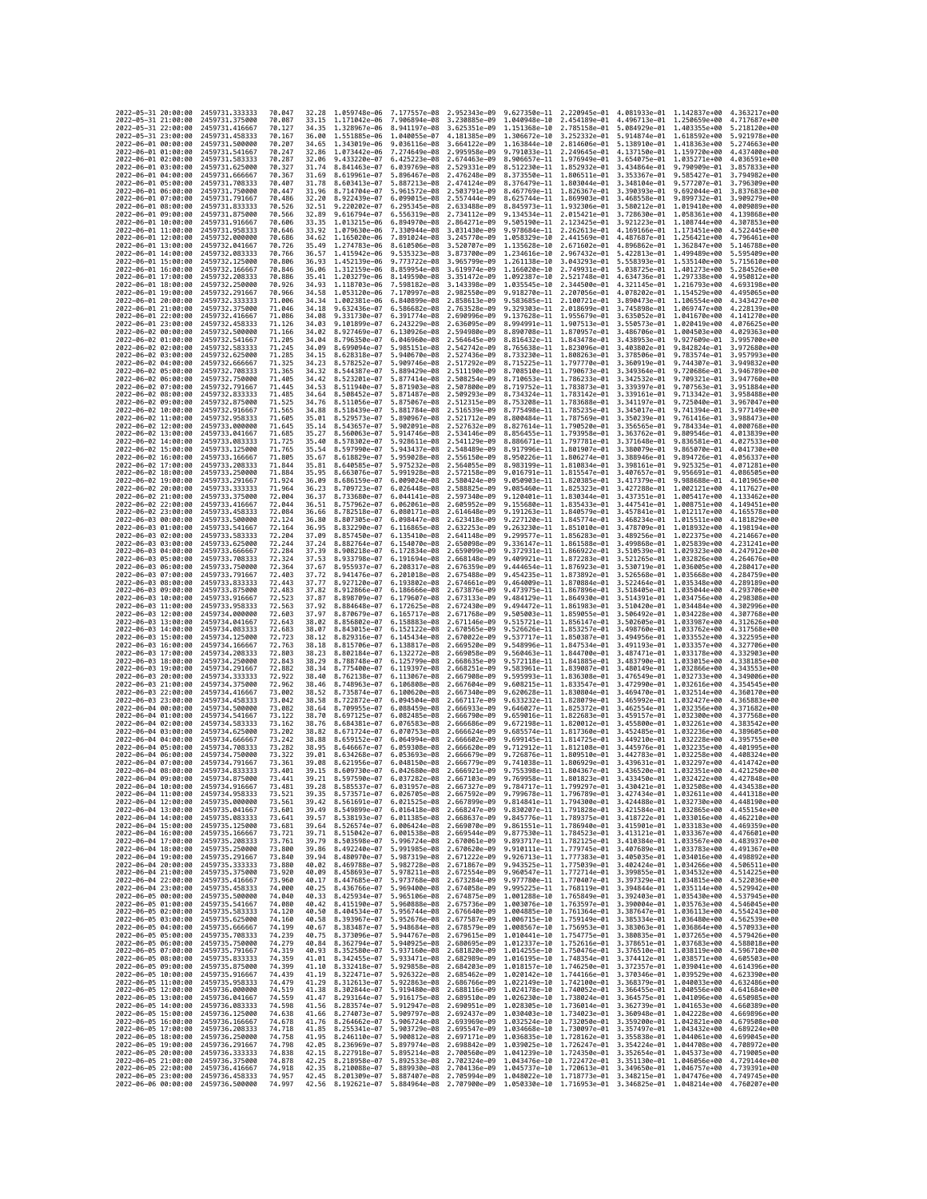| | | | | | | | | | | | | |
|---|---|---|---|---|---|---|---|---|---|---|---|---|
| 2022-05-31 20:00:00 | 2459731.333333 | 70.047 | 32.28 | 1.059748e-06 | 7.177557e-08 | 2.952343e-09 | 9.627350e-11 | 2.220945e-01 | 4.081933e-01 | 1.142837e+00 | 4.363217e+00 |
| 2022-05-31 21:00:00 | 2459731.375000 | 70.087 | 33.15 | 1.171042e-06 | 7.906894e-08 | 3.230885e-09 | 1.040948e-10 | 2.454189e-01 | 4.496713e-01 | 1.250659e+00 | 4.717687e+00 |
| 2022-05-31 22:00:00 | 2459731.416667 | 70.127 | 34.35 | 1.328967e-06 | 8.941197e-08 | 3.625351e-09 | 1.151368e-10 | 2.785158e-01 | 5.084929e-01 | 1.403355e+00 | 5.218120e+00 |
| 2022-05-31 23:00:00 | 2459731.458333 | 70.167 | 36.00 | 1.551885e-06 | 1.040055e-07 | 4.181385e-09 | 1.306672e-10 | 3.252332e-01 | 5.914874e-01 | 1.618592e+00 | 5.921978e+00 |
| 2022-06-01 00:00:00 | 2459731.500000 | 70.207 | 34.65 | 1.343019e-06 | 9.036116e-08 | 3.664422e-09 | 1.163844e-10 | 2.814606e-01 | 5.138910e-01 | 1.418363e+00 | 5.274663e+00 |
| 2022-06-01 01:00:00 | 2459731.541667 | 70.247 | 32.86 | 1.073442e-06 | 7.274649e-08 | 2.995958e-09 | 9.791033e-11 | 2.249645e-01 | 4.137150e-01 | 1.159720e+00 | 4.437400e+00 |
| 2022-06-01 02:00:00 | 2459731.583333 | 70.287 | 32.06 | 9.433220e-07 | 6.425223e-08 | 2.674463e-09 | 8.906657e-11 | 1.976949e-01 | 3.654075e-01 | 1.035271e+00 | 4.036591e+00 |
| 2022-06-01 03:00:00 | 2459731.625000 | 70.327 | 31.74 | 8.841463e-07 | 6.039769e-08 | 2.529331e-09 | 8.512230e-11 | 1.852932e-01 | 3.434864e-01 | 9.790909e-01 | 3.857833e+00 |
| 2022-06-01 04:00:00 | 2459731.666667 | 70.367 | 31.69 | 8.619961e-07 | 5.896467e-08 | 2.476248e-09 | 8.373550e-11 | 1.806511e-01 | 3.353367e-01 | 9.585427e-01 | 3.794982e+00 |
| 2022-06-01 05:00:00 | 2459731.708333 | 70.407 | 31.78 | 8.603413e-07 | 5.887213e-08 | 2.474124e-09 | 8.376479e-11 | 1.803044e-01 | 3.348104e-01 | 9.577207e-01 | 3.796309e+00 |
| 2022-06-01 06:00:00 | 2459731.750000 | 70.447 | 31.96 | 8.714704e-07 | 5.961572e-08 | 2.503791e-09 | 8.467769e-11 | 1.826367e-01 | 3.390393e-01 | 9.692044e-01 | 3.837683e+00 |
| 2022-06-01 07:00:00 | 2459731.791667 | 70.486 | 32.20 | 8.922439e-07 | 6.099015e-08 | 2.557444e-09 | 8.625744e-11 | 1.869903e-01 | 3.468558e-01 | 9.899732e-01 | 3.909279e+00 |
| 2022-06-01 08:00:00 | 2459731.833333 | 70.526 | 32.51 | 9.220202e-07 | 6.295345e-08 | 2.633488e-09 | 8.845973e-11 | 1.932306e-01 | 3.580212e-01 | 1.019410e+00 | 4.009089e+00 |
| 2022-06-01 09:00:00 | 2459731.875000 | 70.566 | 32.89 | 9.616794e-07 | 6.556319e-08 | 2.734112e-09 | 9.134534e-11 | 2.015421e-01 | 3.728630e-01 | 1.058361e+00 | 4.139868e+00 |
| 2022-06-01 10:00:00 | 2459731.916667 | 70.606 | 33.35 | 1.013215e-06 | 6.894970e-08 | 2.864271e-09 | 9.505190e-11 | 2.123425e-01 | 3.921223e-01 | 1.108744e+00 | 4.307853e+00 |
| 2022-06-01 11:00:00 | 2459731.958333 | 70.646 | 33.92 | 1.079630e-06 | 7.330944e-08 | 3.031430e-09 | 9.978684e-11 | 2.262613e-01 | 4.169166e-01 | 1.173451e+00 | 4.522445e+00 |
| 2022-06-01 12:00:00 | 2459732.000000 | 70.686 | 34.62 | 1.165020e-06 | 7.891024e-08 | 3.245770e-09 | 1.058329e-10 | 2.441569e-01 | 4.487687e-01 | 1.256421e+00 | 4.796461e+00 |
| 2022-06-01 13:00:00 | 2459732.041667 | 70.726 | 35.49 | 1.274783e-06 | 8.610506e-08 | 3.520707e-09 | 1.135628e-10 | 2.671602e-01 | 4.896862e-01 | 1.362847e+00 | 5.146788e+00 |
| 2022-06-01 14:00:00 | 2459732.083333 | 70.766 | 36.57 | 1.415942e-06 | 9.535323e-08 | 3.873700e-09 | 1.234616e-10 | 2.967432e-01 | 5.422813e-01 | 1.499489e+00 | 5.595409e+00 |
| 2022-06-01 15:00:00 | 2459732.125000 | 70.806 | 36.93 | 1.452139e-06 | 9.773722e-08 | 3.965799e-09 | 1.261138e-10 | 3.043293e-01 | 5.558393e-01 | 1.535140e+00 | 5.715610e+00 |
| 2022-06-01 16:00:00 | 2459732.166667 | 70.846 | 36.06 | 1.312159e-06 | 8.859954e-08 | 3.619974e-09 | 1.166020e-10 | 2.749931e-01 | 5.038725e-01 | 1.401273e+00 | 5.284526e+00 |
| 2022-06-01 17:00:00 | 2459732.208333 | 70.886 | 35.41 | 1.203279e-06 | 8.149590e-08 | 3.351472e-09 | 1.092387e-10 | 2.521748e-01 | 4.634736e-01 | 1.297338e+00 | 4.950812e+00 |
| 2022-06-01 18:00:00 | 2459732.250000 | 70.926 | 34.93 | 1.118703e-06 | 7.598182e-08 | 3.143398e-09 | 1.035545e-10 | 2.344500e-01 | 4.321145e-01 | 1.216793e+00 | 4.693198e+00 |
| 2022-06-01 19:00:00 | 2459732.291667 | 70.966 | 34.58 | 1.053120e-06 | 7.170997e-08 | 2.982550e-09 | 9.918270e-11 | 2.207056e-01 | 4.078202e-01 | 1.154529e+00 | 4.495065e+00 |
| 2022-06-01 20:00:00 | 2459732.333333 | 71.006 | 34.34 | 1.002381e-06 | 6.840899e-08 | 2.858613e-09 | 9.583685e-11 | 2.100721e-01 | 3.890473e-01 | 1.106554e+00 | 4.343427e+00 |
| 2022-06-01 21:00:00 | 2459732.375000 | 71.046 | 34.18 | 9.632436e-07 | 6.586682e-08 | 2.763528e-09 | 9.329303e-11 | 2.018699e-01 | 3.745898e-01 | 1.069747e+00 | 4.228139e+00 |
| 2022-06-01 22:00:00 | 2459732.416667 | 71.086 | 34.08 | 9.331730e-07 | 6.391774e-08 | 2.690996e-09 | 9.137628e-11 | 1.955679e-01 | 3.635052e-01 | 1.041670e+00 | 4.141270e+00 |
| 2022-06-01 23:00:00 | 2459732.458333 | 71.126 | 34.03 | 9.101899e-07 | 6.243229e-08 | 2.636095e-09 | 8.994991e-11 | 1.907513e-01 | 3.550573e-01 | 1.020419e+00 | 4.076625e+00 |
| 2022-06-02 00:00:00 | 2459732.500000 | 71.166 | 34.02 | 8.927469e-07 | 6.130926e-08 | 2.594980e-09 | 8.890708e-11 | 1.870957e-01 | 3.486706e-01 | 1.004503e+00 | 4.029363e+00 |
| 2022-06-02 01:00:00 | 2459732.541667 | 71.205 | 34.04 | 8.796350e-07 | 6.046960e-08 | 2.564645e-09 | 8.816432e-11 | 1.843478e-01 | 3.438953e-01 | 9.927609e-01 | 3.995700e+00 |
| 2022-06-02 02:00:00 | 2459732.583333 | 71.245 | 34.09 | 8.699094e-07 | 5.985151e-08 | 2.542742e-09 | 8.765638e-11 | 1.823096e-01 | 3.403802e-01 | 9.842824e-01 | 3.972680e+00 |
| 2022-06-02 03:00:00 | 2459732.625000 | 71.285 | 34.15 | 8.628318e-07 | 5.940670e-08 | 2.527436e-09 | 8.733230e-11 | 1.808263e-01 | 3.378506e-01 | 9.783574e-01 | 3.957993e+00 |
| 2022-06-02 04:00:00 | 2459732.666667 | 71.325 | 34.23 | 8.578252e-07 | 5.909746e-08 | 2.517292e-09 | 8.715225e-11 | 1.797770e-01 | 3.360919e-01 | 9.744307e-01 | 3.949832e+00 |
| 2022-06-02 05:00:00 | 2459732.708333 | 71.365 | 34.32 | 8.544387e-07 | 5.889429e-08 | 2.511190e-09 | 8.708510e-11 | 1.790673e-01 | 3.349364e-01 | 9.720686e-01 | 3.946789e+00 |
| 2022-06-02 06:00:00 | 2459732.750000 | 71.405 | 34.42 | 8.523201e-07 | 5.877414e-08 | 2.508254e-09 | 8.710653e-11 | 1.786233e-01 | 3.342532e-01 | 9.709321e-01 | 3.947760e+00 |
| 2022-06-02 07:00:00 | 2459732.791667 | 71.445 | 34.53 | 8.511940e-07 | 5.871903e-08 | 2.507800e-09 | 8.719752e-11 | 1.783873e-01 | 3.339397e-01 | 9.707563e-01 | 3.951884e+00 |
| 2022-06-02 08:00:00 | 2459732.833333 | 71.485 | 34.64 | 8.508452e-07 | 5.871487e-08 | 2.509293e-09 | 8.734324e-11 | 1.783142e-01 | 3.339161e-01 | 9.713342e-01 | 3.958488e+00 |
| 2022-06-02 09:00:00 | 2459732.875000 | 71.525 | 34.76 | 8.511056e-07 | 5.875067e-08 | 2.512315e-09 | 8.753208e-11 | 1.783688e-01 | 3.341197e-01 | 9.725040e-01 | 3.967047e+00 |
| 2022-06-02 10:00:00 | 2459732.916667 | 71.565 | 34.88 | 8.518439e-07 | 5.881784e-08 | 2.516539e-09 | 8.775498e-11 | 1.785235e-01 | 3.345017e-01 | 9.741394e-01 | 3.977149e+00 |
| 2022-06-02 11:00:00 | 2459732.958333 | 71.605 | 35.01 | 8.529573e-07 | 5.890967e-08 | 2.521712e-09 | 8.800484e-11 | 1.787569e-01 | 3.350239e-01 | 9.761416e-01 | 3.988473e+00 |
| 2022-06-02 12:00:00 | 2459733.000000 | 71.645 | 35.14 | 8.543657e-07 | 5.902091e-08 | 2.527632e-09 | 8.827614e-11 | 1.790520e-01 | 3.356565e-01 | 9.784334e-01 | 4.000768e+00 |
| 2022-06-02 13:00:00 | 2459733.041667 | 71.685 | 35.27 | 8.560063e-07 | 5.914746e-08 | 2.534146e-09 | 8.856455e-11 | 1.793958e-01 | 3.363762e-01 | 9.809546e-01 | 4.013839e+00 |
| 2022-06-02 14:00:00 | 2459733.083333 | 71.725 | 35.40 | 8.578302e-07 | 5.928611e-08 | 2.541129e-09 | 8.886671e-11 | 1.797781e-01 | 3.371648e-01 | 9.836581e-01 | 4.027533e+00 |
| 2022-06-02 15:00:00 | 2459733.125000 | 71.765 | 35.54 | 8.597990e-07 | 5.943437e-08 | 2.548489e-09 | 8.917996e-11 | 1.801907e-01 | 3.380079e-01 | 9.865070e-01 | 4.041730e+00 |
| 2022-06-02 16:00:00 | 2459733.166667 | 71.805 | 35.67 | 8.618829e-07 | 5.959028e-08 | 2.556150e-09 | 8.950226e-11 | 1.806274e-01 | 3.388946e-01 | 9.894726e-01 | 4.056337e+00 |
| 2022-06-02 17:00:00 | 2459733.208333 | 71.844 | 35.81 | 8.640585e-07 | 5.975232e-08 | 2.564055e-09 | 8.983199e-11 | 1.810834e-01 | 3.398161e-01 | 9.925325e-01 | 4.071281e+00 |
| 2022-06-02 18:00:00 | 2459733.250000 | 71.884 | 35.95 | 8.663076e-07 | 5.991928e-08 | 2.572158e-09 | 9.016791e-11 | 1.815547e-01 | 3.407657e-01 | 9.956691e-01 | 4.086505e+00 |
| 2022-06-02 19:00:00 | 2459733.291667 | 71.924 | 36.09 | 8.686159e-07 | 6.009024e-08 | 2.580424e-09 | 9.050903e-11 | 1.820385e-01 | 3.417379e-01 | 9.988688e-01 | 4.101965e+00 |
| 2022-06-02 20:00:00 | 2459733.333333 | 71.964 | 36.23 | 8.709723e-07 | 6.026448e-08 | 2.588825e-09 | 9.085460e-11 | 1.825323e-01 | 3.427288e-01 | 1.002121e+00 | 4.117627e+00 |
| 2022-06-02 21:00:00 | 2459733.375000 | 72.004 | 36.37 | 8.733680e-07 | 6.044141e-08 | 2.597340e-09 | 9.120401e-11 | 1.830344e-01 | 3.437351e-01 | 1.005417e+00 | 4.133462e+00 |
| 2022-06-02 22:00:00 | 2459733.416667 | 72.044 | 36.51 | 8.757962e-07 | 6.062061e-08 | 2.605952e-09 | 9.155680e-11 | 1.835433e-01 | 3.447541e-01 | 1.008751e+00 | 4.149451e+00 |
| 2022-06-02 23:00:00 | 2459733.458333 | 72.084 | 36.66 | 8.782518e-07 | 6.080171e-08 | 2.614648e-09 | 9.191263e-11 | 1.840579e-01 | 3.457841e-01 | 1.012117e+00 | 4.165578e+00 |
| 2022-06-03 00:00:00 | 2459733.500000 | 72.124 | 36.80 | 8.807305e-07 | 6.098447e-08 | 2.623418e-09 | 9.227120e-11 | 1.845774e-01 | 3.468234e-01 | 1.015511e+00 | 4.181829e+00 |
| 2022-06-03 01:00:00 | 2459733.541667 | 72.164 | 36.95 | 8.832290e-07 | 6.116865e-08 | 2.632253e-09 | 9.263230e-11 | 1.851010e-01 | 3.478709e-01 | 1.018932e+00 | 4.198194e+00 |
| 2022-06-03 02:00:00 | 2459733.583333 | 72.204 | 37.09 | 8.857450e-07 | 6.135410e-08 | 2.641148e-09 | 9.299577e-11 | 1.856283e-01 | 3.489256e-01 | 1.022375e+00 | 4.214667e+00 |
| 2022-06-03 03:00:00 | 2459733.625000 | 72.244 | 37.24 | 8.882764e-07 | 6.154070e-08 | 2.650098e-09 | 9.336147e-11 | 1.861588e-01 | 3.499868e-01 | 1.025839e+00 | 4.231241e+00 |
| 2022-06-03 04:00:00 | 2459733.666667 | 72.284 | 37.39 | 8.908218e-07 | 6.172834e-08 | 2.659099e-09 | 9.372931e-11 | 1.866922e-01 | 3.510539e-01 | 1.029323e+00 | 4.247912e+00 |
| 2022-06-03 05:00:00 | 2459733.708333 | 72.324 | 37.53 | 8.933798e-07 | 6.191694e-08 | 2.668148e-09 | 9.409921e-11 | 1.872283e-01 | 3.521265e-01 | 1.032826e+00 | 4.264676e+00 |
| 2022-06-03 06:00:00 | 2459733.750000 | 72.364 | 37.67 | 8.955937e-07 | 6.208317e-08 | 2.676359e-09 | 9.444654e-11 | 1.876923e-01 | 3.530719e-01 | 1.036005e+00 | 4.280417e+00 |
| 2022-06-03 07:00:00 | 2459733.791667 | 72.403 | 37.72 | 8.941476e-07 | 6.201018e-08 | 2.675488e-09 | 9.454235e-11 | 1.873892e-01 | 3.526568e-01 | 1.035668e+00 | 4.284759e+00 |
| 2022-06-03 08:00:00 | 2459733.833333 | 72.443 | 37.77 | 8.927120e-07 | 6.193802e-08 | 2.674661e-09 | 9.464009e-11 | 1.870884e-01 | 3.522464e-01 | 1.035348e+00 | 4.289189e+00 |
| 2022-06-03 09:00:00 | 2459733.875000 | 72.483 | 37.82 | 8.912866e-07 | 6.186666e-08 | 2.673876e-09 | 9.473976e-11 | 1.867896e-01 | 3.518405e-01 | 1.035044e+00 | 4.293706e+00 |
| 2022-06-03 10:00:00 | 2459733.916667 | 72.523 | 37.87 | 8.898709e-07 | 6.179607e-08 | 2.673133e-09 | 9.484129e-11 | 1.864930e-01 | 3.514391e-01 | 1.034756e+00 | 4.298308e+00 |
| 2022-06-03 11:00:00 | 2459733.958333 | 72.563 | 37.92 | 8.884648e-07 | 6.172625e-08 | 2.672430e-09 | 9.494472e-11 | 1.861983e-01 | 3.510420e-01 | 1.034484e+00 | 4.302996e+00 |
| 2022-06-03 12:00:00 | 2459734.000000 | 72.603 | 37.97 | 8.870679e-07 | 6.165717e-08 | 2.671768e-09 | 9.505003e-11 | 1.859055e-01 | 3.506492e-01 | 1.034228e+00 | 4.307768e+00 |
| 2022-06-03 13:00:00 | 2459734.041667 | 72.643 | 38.02 | 8.856802e-07 | 6.158883e-08 | 2.671146e-09 | 9.515721e-11 | 1.856147e-01 | 3.502605e-01 | 1.033987e+00 | 4.312626e+00 |
| 2022-06-03 14:00:00 | 2459734.083333 | 72.683 | 38.07 | 8.843015e-07 | 6.152122e-08 | 2.670565e-09 | 9.526626e-11 | 1.853257e-01 | 3.498760e-01 | 1.033762e+00 | 4.317568e+00 |
| 2022-06-03 15:00:00 | 2459734.125000 | 72.723 | 38.12 | 8.829316e-07 | 6.145434e-08 | 2.670022e-09 | 9.537717e-11 | 1.850387e-01 | 3.494956e-01 | 1.033552e+00 | 4.322595e+00 |
| 2022-06-03 16:00:00 | 2459734.166667 | 72.763 | 38.18 | 8.815706e-07 | 6.138817e-08 | 2.669520e-09 | 9.548996e-11 | 1.847534e-01 | 3.491193e-01 | 1.033357e+00 | 4.327706e+00 |
| 2022-06-03 17:00:00 | 2459734.208333 | 72.803 | 38.23 | 8.802184e-07 | 6.132272e-08 | 2.669058e-09 | 9.560463e-11 | 1.844700e-01 | 3.487471e-01 | 1.033178e+00 | 4.332903e+00 |
| 2022-06-03 18:00:00 | 2459734.250000 | 72.843 | 38.29 | 8.788748e-07 | 6.125799e-08 | 2.668635e-09 | 9.572118e-11 | 1.841885e-01 | 3.483790e-01 | 1.033015e+00 | 4.338185e+00 |
| 2022-06-03 19:00:00 | 2459734.291667 | 72.882 | 38.34 | 8.775400e-07 | 6.119397e-08 | 2.668251e-09 | 9.583961e-11 | 1.839087e-01 | 3.480149e-01 | 1.032866e+00 | 4.343553e+00 |
| 2022-06-03 20:00:00 | 2459734.333333 | 72.922 | 38.40 | 8.762138e-07 | 6.113067e-08 | 2.667908e-09 | 9.595993e-11 | 1.836308e-01 | 3.476549e-01 | 1.032733e+00 | 4.349006e+00 |
| 2022-06-03 21:00:00 | 2459734.375000 | 72.962 | 38.46 | 8.748963e-07 | 6.106808e-08 | 2.667604e-09 | 9.608215e-11 | 1.833547e-01 | 3.472990e-01 | 1.032616e+00 | 4.354545e+00 |
| 2022-06-03 22:00:00 | 2459734.416667 | 73.002 | 38.52 | 8.735874e-07 | 6.100620e-08 | 2.667340e-09 | 9.620626e-11 | 1.830804e-01 | 3.469470e-01 | 1.032514e+00 | 4.360170e+00 |
| 2022-06-03 23:00:00 | 2459734.458333 | 73.042 | 38.58 | 8.722872e-07 | 6.094504e-08 | 2.667117e-09 | 9.633232e-11 | 1.828079e-01 | 3.465992e-01 | 1.032427e+00 | 4.365883e+00 |
| 2022-06-04 00:00:00 | 2459734.500000 | 73.082 | 38.64 | 8.709955e-07 | 6.088459e-08 | 2.666933e-09 | 9.646027e-11 | 1.825372e-01 | 3.462554e-01 | 1.032356e+00 | 4.371682e+00 |
| 2022-06-04 01:00:00 | 2459734.541667 | 73.122 | 38.70 | 8.697125e-07 | 6.082485e-08 | 2.666790e-09 | 9.659016e-11 | 1.822683e-01 | 3.459157e-01 | 1.032300e+00 | 4.377568e+00 |
| 2022-06-04 02:00:00 | 2459734.583333 | 73.162 | 38.76 | 8.684381e-07 | 6.076583e-08 | 2.666686e-09 | 9.672198e-11 | 1.820012e-01 | 3.455800e-01 | 1.032261e+00 | 4.383542e+00 |
| 2022-06-04 03:00:00 | 2459734.625000 | 73.202 | 38.82 | 8.671724e-07 | 6.070753e-08 | 2.666624e-09 | 9.685574e-11 | 1.817360e-01 | 3.452485e-01 | 1.032236e+00 | 4.389605e+00 |
| 2022-06-04 04:00:00 | 2459734.666667 | 73.242 | 38.88 | 8.659152e-07 | 6.064994e-08 | 2.666602e-09 | 9.699145e-11 | 1.814725e-01 | 3.449210e-01 | 1.032228e+00 | 4.395755e+00 |
| 2022-06-04 05:00:00 | 2459734.708333 | 73.282 | 38.95 | 8.646667e-07 | 6.059308e-08 | 2.666620e-09 | 9.712912e-11 | 1.812108e-01 | 3.445976e-01 | 1.032235e+00 | 4.401995e+00 |
| 2022-06-04 06:00:00 | 2459734.750000 | 73.322 | 39.01 | 8.634268e-07 | 6.053693e-08 | 2.666679e-09 | 9.726876e-11 | 1.809510e-01 | 3.442783e-01 | 1.032258e+00 | 4.408324e+00 |
| 2022-06-04 07:00:00 | 2459734.791667 | 73.361 | 39.08 | 8.621956e-07 | 6.048150e-08 | 2.666779e-09 | 9.741038e-11 | 1.806929e-01 | 3.439631e-01 | 1.032297e+00 | 4.414742e+00 |
| 2022-06-04 08:00:00 | 2459734.833333 | 73.401 | 39.15 | 8.609730e-07 | 6.042680e-08 | 2.666920e-09 | 9.755398e-11 | 1.804367e-01 | 3.436520e-01 | 1.032351e+00 | 4.421250e+00 |
| 2022-06-04 09:00:00 | 2459734.875000 | 73.441 | 39.21 | 8.597590e-07 | 6.037282e-08 | 2.667103e-09 | 9.769958e-11 | 1.801823e-01 | 3.433450e-01 | 1.032422e+00 | 4.427848e+00 |
| 2022-06-04 10:00:00 | 2459734.916667 | 73.481 | 39.28 | 8.585537e-07 | 6.031957e-08 | 2.667327e-09 | 9.784717e-11 | 1.799297e-01 | 3.430421e-01 | 1.032508e+00 | 4.434538e+00 |
| 2022-06-04 11:00:00 | 2459734.958333 | 73.521 | 39.35 | 8.573571e-07 | 6.026705e-08 | 2.667592e-09 | 9.799678e-11 | 1.796789e-01 | 3.427434e-01 | 1.032611e+00 | 4.441318e+00 |
| 2022-06-04 12:00:00 | 2459735.000000 | 73.561 | 39.42 | 8.561691e-07 | 6.021525e-08 | 2.667899e-09 | 9.814841e-11 | 1.794300e-01 | 3.424488e-01 | 1.032730e+00 | 4.448190e+00 |
| 2022-06-04 13:00:00 | 2459735.041667 | 73.601 | 39.49 | 8.549899e-07 | 6.016418e-08 | 2.668247e-09 | 9.830207e-11 | 1.791828e-01 | 3.421584e-01 | 1.032865e+00 | 4.455154e+00 |
| 2022-06-04 14:00:00 | 2459735.083333 | 73.641 | 39.57 | 8.538193e-07 | 6.011385e-08 | 2.668637e-09 | 9.845776e-11 | 1.789375e-01 | 3.418722e-01 | 1.033016e+00 | 4.462210e+00 |
| 2022-06-04 15:00:00 | 2459735.125000 | 73.681 | 39.64 | 8.526574e-07 | 6.006424e-08 | 2.669070e-09 | 9.861551e-11 | 1.786940e-01 | 3.415901e-01 | 1.033183e+00 | 4.469359e+00 |
| 2022-06-04 16:00:00 | 2459735.166667 | 73.721 | 39.71 | 8.515042e-07 | 6.001538e-08 | 2.669544e-09 | 9.877530e-11 | 1.784523e-01 | 3.413121e-01 | 1.033367e+00 | 4.476601e+00 |
| 2022-06-04 17:00:00 | 2459735.208333 | 73.761 | 39.79 | 8.503598e-07 | 5.996724e-08 | 2.670061e-09 | 9.893717e-11 | 1.782125e-01 | 3.410384e-01 | 1.033567e+00 | 4.483937e+00 |
| 2022-06-04 18:00:00 | 2459735.250000 | 73.800 | 39.86 | 8.492240e-07 | 5.991985e-08 | 2.670620e-09 | 9.910111e-11 | 1.779745e-01 | 3.407689e-01 | 1.033783e+00 | 4.491367e+00 |
| 2022-06-04 19:00:00 | 2459735.291667 | 73.840 | 39.94 | 8.480970e-07 | 5.987319e-08 | 2.671222e-09 | 9.926713e-11 | 1.777383e-01 | 3.405035e-01 | 1.034016e+00 | 4.498892e+00 |
| 2022-06-04 20:00:00 | 2459735.333333 | 73.880 | 40.02 | 8.469788e-07 | 5.982728e-08 | 2.671867e-09 | 9.943525e-11 | 1.775039e-01 | 3.402424e-01 | 1.034266e+00 | 4.506511e+00 |
| 2022-06-04 21:00:00 | 2459735.375000 | 73.920 | 40.09 | 8.458693e-07 | 5.978211e-08 | 2.672554e-09 | 9.960547e-11 | 1.772714e-01 | 3.399855e-01 | 1.034532e+00 | 4.514225e+00 |
| 2022-06-04 22:00:00 | 2459735.416667 | 73.960 | 40.17 | 8.447685e-07 | 5.973768e-08 | 2.673284e-09 | 9.977780e-11 | 1.770407e-01 | 3.397329e-01 | 1.034815e+00 | 4.522036e+00 |
| 2022-06-04 23:00:00 | 2459735.458333 | 74.000 | 40.25 | 8.436766e-07 | 5.969400e-08 | 2.674058e-09 | 9.995225e-11 | 1.768119e-01 | 3.394844e-01 | 1.035114e+00 | 4.529942e+00 |
| 2022-06-05 00:00:00 | 2459735.500000 | 74.040 | 40.33 | 8.425934e-07 | 5.965106e-08 | 2.674875e-09 | 1.001288e-10 | 1.765849e-01 | 3.392403e-01 | 1.035430e+00 | 4.537945e+00 |
| 2022-06-05 01:00:00 | 2459735.541667 | 74.080 | 40.42 | 8.415190e-07 | 5.960888e-08 | 2.675736e-09 | 1.003076e-10 | 1.763597e-01 | 3.390004e-01 | 1.035763e+00 | 4.546046e+00 |
| 2022-06-05 02:00:00 | 2459735.583333 | 74.120 | 40.50 | 8.404534e-07 | 5.956744e-08 | 2.676640e-09 | 1.004885e-10 | 1.761364e-01 | 3.387647e-01 | 1.036113e+00 | 4.554243e+00 |
| 2022-06-05 03:00:00 | 2459735.625000 | 74.160 | 40.58 | 8.393967e-07 | 5.952676e-08 | 2.677587e-09 | 1.006715e-10 | 1.759149e-01 | 3.385334e-01 | 1.036480e+00 | 4.562539e+00 |
| 2022-06-05 04:00:00 | 2459735.666667 | 74.199 | 40.67 | 8.383487e-07 | 5.948684e-08 | 2.678579e-09 | 1.008567e-10 | 1.756953e-01 | 3.383063e-01 | 1.036864e+00 | 4.570933e+00 |
| 2022-06-05 05:00:00 | 2459735.708333 | 74.239 | 40.75 | 8.373096e-07 | 5.944767e-08 | 2.679615e-09 | 1.010441e-10 | 1.754775e-01 | 3.380835e-01 | 1.037265e+00 | 4.579426e+00 |
| 2022-06-05 06:00:00 | 2459735.750000 | 74.279 | 40.84 | 8.362794e-07 | 5.940925e-08 | 2.680695e-09 | 1.012337e-10 | 1.752616e-01 | 3.378651e-01 | 1.037683e+00 | 4.588018e+00 |
| 2022-06-05 07:00:00 | 2459735.791667 | 74.319 | 40.93 | 8.352580e-07 | 5.937160e-08 | 2.681820e-09 | 1.014255e-10 | 1.750476e-01 | 3.376510e-01 | 1.038119e+00 | 4.596710e+00 |
| 2022-06-05 08:00:00 | 2459735.833333 | 74.359 | 41.01 | 8.342455e-07 | 5.933471e-08 | 2.682989e-09 | 1.016195e-10 | 1.748354e-01 | 3.374412e-01 | 1.038571e+00 | 4.605503e+00 |
| 2022-06-05 09:00:00 | 2459735.875000 | 74.399 | 41.10 | 8.332418e-07 | 5.929858e-08 | 2.684203e-09 | 1.018157e-10 | 1.746250e-01 | 3.372357e-01 | 1.039041e+00 | 4.614396e+00 |
| 2022-06-05 10:00:00 | 2459735.916667 | 74.439 | 41.19 | 8.322471e-07 | 5.926322e-08 | 2.685462e-09 | 1.020142e-10 | 1.744166e-01 | 3.370346e-01 | 1.039529e+00 | 4.623390e+00 |
| 2022-06-05 11:00:00 | 2459735.958333 | 74.479 | 41.29 | 8.312613e-07 | 5.922863e-08 | 2.686766e-09 | 1.022149e-10 | 1.742100e-01 | 3.368379e-01 | 1.040033e+00 | 4.632486e+00 |
| 2022-06-05 12:00:00 | 2459736.000000 | 74.519 | 41.38 | 8.302844e-07 | 5.919480e-08 | 2.688116e-09 | 1.024178e-10 | 1.740052e-01 | 3.366455e-01 | 1.040556e+00 | 4.641684e+00 |
| 2022-06-05 13:00:00 | 2459736.041667 | 74.559 | 41.47 | 8.293164e-07 | 5.916175e-08 | 2.689510e-09 | 1.026230e-10 | 1.738024e-01 | 3.364575e-01 | 1.041096e+00 | 4.650985e+00 |
| 2022-06-05 14:00:00 | 2459736.083333 | 74.598 | 41.56 | 8.283574e-07 | 5.912947e-08 | 2.690951e-09 | 1.028305e-10 | 1.736014e-01 | 3.362739e-01 | 1.041653e+00 | 4.660389e+00 |
| 2022-06-05 15:00:00 | 2459736.125000 | 74.638 | 41.66 | 8.274073e-07 | 5.909797e-08 | 2.692437e-09 | 1.030403e-10 | 1.734023e-01 | 3.360948e-01 | 1.042228e+00 | 4.669896e+00 |
| 2022-06-05 16:00:00 | 2459736.166667 | 74.678 | 41.76 | 8.264662e-07 | 5.906724e-08 | 2.693969e-09 | 1.032524e-10 | 1.732050e-01 | 3.359200e-01 | 1.042821e+00 | 4.679508e+00 |
| 2022-06-05 17:00:00 | 2459736.208333 | 74.718 | 41.85 | 8.255341e-07 | 5.903729e-08 | 2.695547e-09 | 1.034668e-10 | 1.730097e-01 | 3.357497e-01 | 1.043432e+00 | 4.689224e+00 |
| 2022-06-05 18:00:00 | 2459736.250000 | 74.758 | 41.95 | 8.246110e-07 | 5.900812e-08 | 2.697171e-09 | 1.036835e-10 | 1.728162e-01 | 3.355838e-01 | 1.044061e+00 | 4.699045e+00 |
| 2022-06-05 19:00:00 | 2459736.291667 | 74.798 | 42.05 | 8.236969e-07 | 5.897974e-08 | 2.698842e-09 | 1.039025e-10 | 1.726247e-01 | 3.354224e-01 | 1.044708e+00 | 4.708972e+00 |
| 2022-06-05 20:00:00 | 2459736.333333 | 74.838 | 42.15 | 8.227918e-07 | 5.895214e-08 | 2.700560e-09 | 1.041239e-10 | 1.724350e-01 | 3.352654e-01 | 1.045373e+00 | 4.719005e+00 |
| 2022-06-05 21:00:00 | 2459736.375000 | 74.878 | 42.25 | 8.218958e-07 | 5.892533e-08 | 2.702324e-09 | 1.043476e-10 | 1.722472e-01 | 3.351130e-01 | 1.046056e+00 | 4.729144e+00 |
| 2022-06-05 22:00:00 | 2459736.416667 | 74.918 | 42.35 | 8.210088e-07 | 5.889930e-08 | 2.704136e-09 | 1.045737e-10 | 1.720613e-01 | 3.349650e-01 | 1.046757e+00 | 4.739391e+00 |
| 2022-06-05 23:00:00 | 2459736.458333 | 74.957 | 42.45 | 8.201308e-07 | 5.887407e-08 | 2.705994e-09 | 1.048022e-10 | 1.718773e-01 | 3.348215e-01 | 1.047476e+00 | 4.749745e+00 |
| 2022-06-06 00:00:00 | 2459736.500000 | 74.997 | 42.56 | 8.192621e-07 | 5.884964e-08 | 2.707900e-09 | 1.050330e-10 | 1.716953e-01 | 3.346825e-01 | 1.048214e+00 | 4.760207e+00 |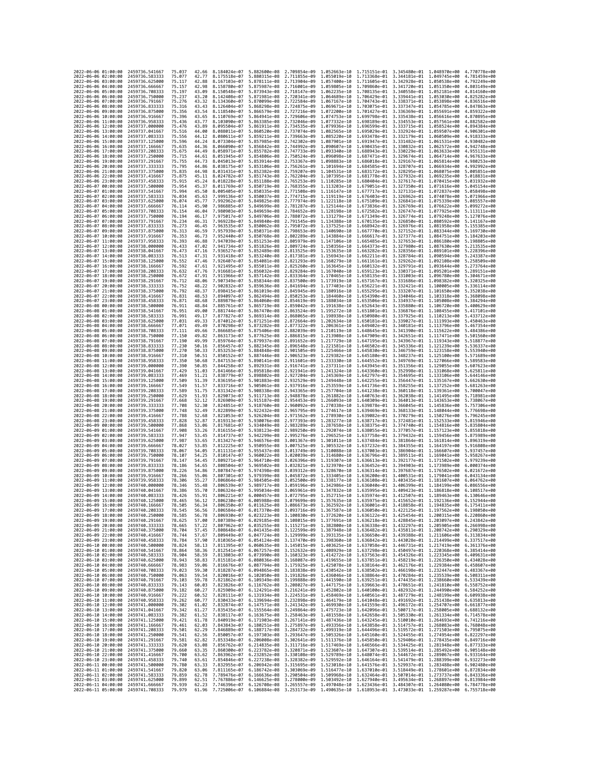| | | | | | | | | | | | |
|---|---|---|---|---|---|---|---|---|---|---|---|
| 2022-06-06 01:00:00 | 2459736.541667 | 75.037 | 42.66 | 8.184024e-07 | 5.882600e-08 | 2.709854e-09 | 1.052663e-10 | 1.715151e-01 | 3.345480e-01 | 1.048970e+00 | 4.770778e+00 |
| 2022-06-06 02:00:00 | 2459736.583333 | 75.077 | 42.77 | 8.175518e-07 | 5.880315e-08 | 2.711855e-09 | 1.055019e-10 | 1.713368e-01 | 3.344181e-01 | 1.049745e+00 | 4.781459e+00 |
| 2022-06-06 03:00:00 | 2459736.625000 | 75.117 | 42.88 | 8.167103e-07 | 5.878111e-08 | 2.713904e-09 | 1.057400e-10 | 1.711605e-01 | 3.342928e-01 | 1.050538e+00 | 4.792249e+00 |
| 2022-06-06 04:00:00 | 2459736.666667 | 75.157 | 42.98 | 8.158780e-07 | 5.875987e-08 | 2.716001e-09 | 1.059805e-10 | 1.709860e-01 | 3.341720e-01 | 1.051350e+00 | 4.803149e+00 |
| 2022-06-06 05:00:00 | 2459736.708333 | 75.197 | 43.09 | 8.150548e-07 | 5.873943e-08 | 2.718147e-09 | 1.062235e-10 | 1.708135e-01 | 3.340558e-01 | 1.052181e+00 | 4.814160e+00 |
| 2022-06-06 06:00:00 | 2459736.750000 | 75.237 | 43.20 | 8.142408e-07 | 5.871981e-08 | 2.720341e-09 | 1.064689e-10 | 1.706429e-01 | 3.339441e-01 | 1.053030e+00 | 4.825282e+00 |
| 2022-06-06 07:00:00 | 2459736.791667 | 75.276 | 43.32 | 8.134360e-07 | 5.870099e-08 | 2.722584e-09 | 1.067167e-10 | 1.704743e-01 | 3.338371e-01 | 1.053898e+00 | 4.836516e+00 |
| 2022-06-06 08:00:00 | 2459736.833333 | 75.316 | 43.43 | 8.126404e-07 | 5.868298e-08 | 2.724875e-09 | 1.069671e-10 | 1.703075e-01 | 3.337347e-01 | 1.054785e+00 | 4.847863e+00 |
| 2022-06-06 09:00:00 | 2459736.875000 | 75.356 | 43.54 | 8.118540e-07 | 5.866579e-08 | 2.727216e-09 | 1.072200e-10 | 1.701427e-01 | 3.336369e-01 | 1.055691e+00 | 4.859322e+00 |
| 2022-06-06 10:00:00 | 2459736.916667 | 75.396 | 43.65 | 8.110769e-07 | 5.864941e-08 | 2.729606e-09 | 1.074753e-10 | 1.699798e-01 | 3.335438e-01 | 1.056616e+00 | 4.870895e+00 |
| 2022-06-06 11:00:00 | 2459736.958333 | 75.436 | 43.77 | 8.103090e-07 | 5.863385e-08 | 2.732046e-09 | 1.077332e-10 | 1.698189e-01 | 3.334553e-01 | 1.057561e+00 | 4.882582e+00 |
| 2022-06-06 12:00:00 | 2459737.000000 | 75.476 | 43.89 | 8.095504e-07 | 5.861911e-08 | 2.734535e-09 | 1.079936e-10 | 1.696599e-01 | 3.333715e-01 | 1.058524e+00 | 4.894384e+00 |
| 2022-06-06 13:00:00 | 2459737.041667 | 75.516 | 44.00 | 8.088011e-07 | 5.860520e-08 | 2.737074e-09 | 1.082565e-10 | 1.695029e-01 | 3.332924e-01 | 1.059507e+00 | 4.906301e+00 |
| 2022-06-06 14:00:00 | 2459737.083333 | 75.556 | 44.12 | 8.080611e-07 | 5.859211e-08 | 2.739663e-09 | 1.085220e-10 | 1.693478e-01 | 3.332179e-01 | 1.060509e+00 | 4.918333e+00 |
| 2022-06-06 15:00:00 | 2459737.125000 | 75.596 | 44.24 | 8.073304e-07 | 5.857985e-08 | 2.742302e-09 | 1.087901e-10 | 1.691947e-01 | 3.331482e-01 | 1.061531e+00 | 4.930482e+00 |
| 2022-06-06 16:00:00 | 2459737.166667 | 75.635 | 44.36 | 8.066090e-07 | 5.856842e-08 | 2.744992e-09 | 1.090607e-10 | 1.690435e-01 | 3.330832e-01 | 1.062572e+00 | 4.942748e+00 |
| 2022-06-06 17:00:00 | 2459737.208333 | 75.675 | 44.49 | 8.058971e-07 | 5.855782e-08 | 2.747733e-09 | 1.093340e-10 | 1.688943e-01 | 3.330229e-01 | 1.063633e+00 | 4.955131e+00 |
| 2022-06-06 18:00:00 | 2459737.250000 | 75.715 | 44.61 | 8.051945e-07 | 5.854806e-08 | 2.750524e-09 | 1.096098e-10 | 1.687471e-01 | 3.329674e-01 | 1.064714e+00 | 4.967633e+00 |
| 2022-06-06 19:00:00 | 2459737.291667 | 75.755 | 44.73 | 8.045013e-07 | 5.853914e-08 | 2.753367e-09 | 1.098883e-10 | 1.686018e-01 | 3.329167e-01 | 1.065814e+00 | 4.980253e+00 |
| 2022-06-06 20:00:00 | 2459737.333333 | 75.795 | 44.86 | 8.038175e-07 | 5.853106e-08 | 2.756261e-09 | 1.101694e-10 | 1.684585e-01 | 3.328707e-01 | 1.066934e+00 | 4.992992e+00 |
| 2022-06-06 21:00:00 | 2459737.375000 | 75.835 | 44.98 | 8.031431e-07 | 5.852382e-08 | 2.759207e-09 | 1.104531e-10 | 1.683172e-01 | 3.328295e-01 | 1.068075e+00 | 5.005851e+00 |
| 2022-06-06 22:00:00 | 2459737.416667 | 75.875 | 45.11 | 8.024782e-07 | 5.851743e-08 | 2.762204e-09 | 1.107395e-10 | 1.681778e-01 | 3.327932e-01 | 1.069235e+00 | 5.018831e+00 |
| 2022-06-06 23:00:00 | 2459737.458333 | 75.915 | 45.24 | 8.018228e-07 | 5.851188e-08 | 2.765253e-09 | 1.110285e-10 | 1.680404e-01 | 3.327617e-01 | 1.070415e+00 | 5.031932e+00 |
| 2022-06-07 00:00:00 | 2459737.500000 | 75.954 | 45.37 | 8.011769e-07 | 5.850719e-08 | 2.768355e-09 | 1.113203e-10 | 1.679051e-01 | 3.327350e-01 | 1.071616e+00 | 5.045154e+00 |
| 2022-06-07 01:00:00 | 2459737.541667 | 75.994 | 45.50 | 8.005405e-07 | 5.850335e-08 | 2.771508e-09 | 1.116147e-10 | 1.677717e-01 | 3.327131e-01 | 1.072837e+00 | 5.058498e+00 |
| 2022-06-07 02:00:00 | 2459737.583333 | 76.034 | 45.63 | 7.999136e-07 | 5.850037e-08 | 2.774715e-09 | 1.119119e-10 | 1.676403e-01 | 3.326962e-01 | 1.074078e+00 | 5.071966e+00 |
| 2022-06-07 03:00:00 | 2459737.625000 | 76.074 | 45.77 | 7.992962e-07 | 5.849825e-08 | 2.777974e-09 | 1.122118e-10 | 1.675109e-01 | 3.326841e-01 | 1.075339e+00 | 5.085557e+00 |
| 2022-06-07 04:00:00 | 2459737.666667 | 76.114 | 45.90 | 7.986885e-07 | 5.849699e-08 | 2.781287e-09 | 1.125144e-10 | 1.673836e-01 | 3.326769e-01 | 1.076622e+00 | 5.099272e+00 |
| 2022-06-07 05:00:00 | 2459737.708333 | 76.154 | 46.04 | 7.980903e-07 | 5.849659e-08 | 2.784652e-09 | 1.128198e-10 | 1.672582e-01 | 3.326747e-01 | 1.077925e+00 | 5.113111e+00 |
| 2022-06-07 06:00:00 | 2459737.750000 | 76.194 | 46.17 | 7.975017e-07 | 5.849706e-08 | 2.788072e-09 | 1.131279e-10 | 1.671349e-01 | 3.326774e-01 | 1.079248e+00 | 5.127076e+00 |
| 2022-06-07 07:00:00 | 2459737.791667 | 76.234 | 46.31 | 7.969228e-07 | 5.849840e-08 | 2.791545e-09 | 1.134388e-10 | 1.670135e-01 | 3.326850e-01 | 1.080592e+00 | 5.141167e+00 |
| 2022-06-07 08:00:00 | 2459737.833333 | 76.273 | 46.45 | 7.963535e-07 | 5.850062e-08 | 2.795072e-09 | 1.137525e-10 | 1.668942e-01 | 3.326976e-01 | 1.081958e+00 | 5.155385e+00 |
| 2022-06-07 09:00:00 | 2459737.875000 | 76.313 | 46.59 | 7.957939e-07 | 5.850371e-08 | 2.798653e-09 | 1.140690e-10 | 1.667770e-01 | 3.327152e-01 | 1.083344e+00 | 5.169730e+00 |
| 2022-06-07 10:00:00 | 2459737.916667 | 76.353 | 46.73 | 7.952440e-07 | 5.850768e-08 | 2.802289e-09 | 1.143884e-10 | 1.666617e-01 | 3.327377e-01 | 1.084751e+00 | 5.184203e+00 |
| 2022-06-07 11:00:00 | 2459737.958333 | 76.393 | 46.88 | 7.947039e-07 | 5.851253e-08 | 2.805979e-09 | 1.147106e-10 | 1.665485e-01 | 3.327653e-01 | 1.086180e+00 | 5.198805e+00 |
| 2022-06-07 12:00:00 | 2459738.000000 | 76.433 | 47.02 | 7.941734e-07 | 5.851826e-08 | 2.809724e-09 | 1.150356e-10 | 1.664373e-01 | 3.327980e-01 | 1.087630e+00 | 5.213535e+00 |
| 2022-06-07 13:00:00 | 2459738.041667 | 76.473 | 47.16 | 7.936527e-07 | 5.852489e-08 | 2.813525e-09 | 1.153635e-10 | 1.663282e-01 | 3.328356e-01 | 1.089101e+00 | 5.228396e+00 |
| 2022-06-07 14:00:00 | 2459738.083333 | 76.513 | 47.31 | 7.931418e-07 | 5.853240e-08 | 2.817381e-09 | 1.156943e-10 | 1.662211e-01 | 3.328784e-01 | 1.090594e+00 | 5.243387e+00 |
| 2022-06-07 15:00:00 | 2459738.125000 | 76.552 | 47.46 | 7.926407e-07 | 5.854081e-08 | 2.821293e-09 | 1.160279e-10 | 1.661161e-01 | 3.329262e-01 | 1.092108e+00 | 5.258509e+00 |
| 2022-06-07 16:00:00 | 2459738.166667 | 76.592 | 47.61 | 7.921495e-07 | 5.855011e-08 | 2.825260e-09 | 1.163645e-10 | 1.660132e-01 | 3.329791e-01 | 1.093644e+00 | 5.273764e+00 |
| 2022-06-07 17:00:00 | 2459738.208333 | 76.632 | 47.76 | 7.916681e-07 | 5.856032e-08 | 2.829284e-09 | 1.167040e-10 | 1.659123e-01 | 3.330371e-01 | 1.095201e+00 | 5.289151e+00 |
| 2022-06-07 18:00:00 | 2459738.250000 | 76.672 | 47.91 | 7.911966e-07 | 5.857142e-08 | 2.833364e-09 | 1.170465e-10 | 1.658135e-01 | 3.331003e-01 | 1.096780e+00 | 5.304671e+00 |
| 2022-06-07 19:00:00 | 2459738.291667 | 76.712 | 48.06 | 7.907349e-07 | 5.858344e-08 | 2.837500e-09 | 1.173919e-10 | 1.657167e-01 | 3.331686e-01 | 1.098382e+00 | 5.320325e+00 |
| 2022-06-07 20:00:00 | 2459738.333333 | 76.752 | 48.22 | 7.902832e-07 | 5.859636e-08 | 2.841694e-09 | 1.177403e-10 | 1.656221e-01 | 3.332421e-01 | 1.100005e+00 | 5.336114e+00 |
| 2022-06-07 21:00:00 | 2459738.375000 | 76.792 | 48.37 | 7.898415e-07 | 5.861019e-08 | 2.845945e-09 | 1.180916e-10 | 1.655295e-01 | 3.333207e-01 | 1.101650e+00 | 5.352038e+00 |
| 2022-06-07 22:00:00 | 2459738.416667 | 76.831 | 48.53 | 7.894097e-07 | 5.862494e-08 | 2.850253e-09 | 1.184460e-10 | 1.654390e-01 | 3.334046e-01 | 1.103318e+00 | 5.368098e+00 |
| 2022-06-07 23:00:00 | 2459738.458333 | 76.871 | 48.68 | 7.889879e-07 | 5.864060e-08 | 2.854619e-09 | 1.188034e-10 | 1.653506e-01 | 3.334937e-01 | 1.105008e+00 | 5.384294e+00 |
| 2022-06-08 00:00:00 | 2459738.500000 | 76.911 | 48.84 | 7.885761e-07 | 5.865719e-08 | 2.859042e-09 | 1.191638e-10 | 1.652643e-01 | 3.335880e-01 | 1.106720e+00 | 5.400629e+00 |
| 2022-06-08 01:00:00 | 2459738.541667 | 76.951 | 49.00 | 7.881744e-07 | 5.867470e-08 | 2.863524e-09 | 1.195272e-10 | 1.651801e-01 | 3.336876e-01 | 1.108455e+00 | 5.417101e+00 |
| 2022-06-08 02:00:00 | 2459738.583333 | 76.991 | 49.17 | 7.877827e-07 | 5.869314e-08 | 2.868065e-09 | 1.198938e-10 | 1.650980e-01 | 3.337925e-01 | 1.110213e+00 | 5.433712e+00 |
| 2022-06-08 03:00:00 | 2459738.625000 | 77.031 | 49.33 | 7.874012e-07 | 5.871251e-08 | 2.872664e-09 | 1.202634e-10 | 1.650181e-01 | 3.339027e-01 | 1.111993e+00 | 5.450463e+00 |
| 2022-06-08 04:00:00 | 2459738.666667 | 77.071 | 49.49 | 7.870298e-07 | 5.873282e-08 | 2.877322e-09 | 1.206361e-10 | 1.649402e-01 | 3.340181e-01 | 1.113796e+00 | 5.467354e+00 |
| 2022-06-08 05:00:00 | 2459738.708333 | 77.110 | 49.66 | 7.866685e-07 | 5.875406e-08 | 2.882039e-09 | 1.210119e-10 | 1.648645e-01 | 3.341390e-01 | 1.115622e+00 | 5.484386e+00 |
| 2022-06-08 06:00:00 | 2459738.750000 | 77.150 | 49.82 | 7.863173e-07 | 5.877625e-08 | 2.886815e-09 | 1.213908e-10 | 1.647909e-01 | 3.342651e-01 | 1.117471e+00 | 5.501560e+00 |
| 2022-06-08 07:00:00 | 2459738.791667 | 77.190 | 49.99 | 7.859764e-07 | 5.879937e-08 | 2.891652e-09 | 1.217729e-10 | 1.647195e-01 | 3.343967e-01 | 1.119343e+00 | 5.518877e+00 |
| 2022-06-08 08:00:00 | 2459738.833333 | 77.230 | 50.16 | 7.856457e-07 | 5.882345e-08 | 2.896548e-09 | 1.221581e-10 | 1.646502e-01 | 3.345336e-01 | 1.121239e+00 | 5.536337e+00 |
| 2022-06-08 09:00:00 | 2459738.875000 | 77.270 | 50.33 | 7.853253e-07 | 5.884848e-08 | 2.901505e-09 | 1.225466e-10 | 1.645830e-01 | 3.346759e-01 | 1.123158e+00 | 5.553940e+00 |
| 2022-06-08 10:00:00 | 2459738.916667 | 77.310 | 50.51 | 7.850152e-07 | 5.887446e-08 | 2.906523e-09 | 1.229382e-10 | 1.645180e-01 | 3.348237e-01 | 1.125100e+00 | 5.571689e+00 |
| 2022-06-08 11:00:00 | 2459738.958333 | 77.350 | 50.68 | 7.847153e-07 | 5.890141e-08 | 2.911601e-09 | 1.233330e-10 | 1.644552e-01 | 3.349769e-01 | 1.127066e+00 | 5.589583e+00 |
| 2022-06-08 12:00:00 | 2459739.000000 | 77.390 | 50.85 | 7.844258e-07 | 5.892931e-08 | 2.916741e-09 | 1.237311e-10 | 1.643945e-01 | 3.351356e-01 | 1.129055e+00 | 5.607623e+00 |
| 2022-06-08 13:00:00 | 2459739.041667 | 77.429 | 51.03 | 7.841466e-07 | 5.895818e-08 | 2.921941e-09 | 1.241324e-10 | 1.643360e-01 | 3.352998e-01 | 1.131068e+00 | 5.625811e+00 |
| 2022-06-08 14:00:00 | 2459739.083333 | 77.469 | 51.21 | 7.838779e-07 | 5.898802e-08 | 2.927204e-09 | 1.245369e-10 | 1.642797e-01 | 3.354695e-01 | 1.133106e+00 | 5.644146e+00 |
| 2022-06-08 15:00:00 | 2459739.125000 | 77.509 | 51.39 | 7.836195e-07 | 5.901883e-08 | 2.932529e-09 | 1.249448e-10 | 1.642255e-01 | 3.356447e-01 | 1.135167e+00 | 5.662630e+00 |
| 2022-06-08 16:00:00 | 2459739.166667 | 77.549 | 51.57 | 7.833716e-07 | 5.905061e-08 | 2.937916e-09 | 1.253559e-10 | 1.641736e-01 | 3.358255e-01 | 1.137252e+00 | 5.681263e+00 |
| 2022-06-08 17:00:00 | 2459739.208333 | 77.589 | 51.75 | 7.831342e-07 | 5.908338e-08 | 2.943365e-09 | 1.257704e-10 | 1.641238e-01 | 3.360118e-01 | 1.139361e+00 | 5.700047e+00 |
| 2022-06-08 18:00:00 | 2459739.250000 | 77.629 | 51.93 | 7.829073e-07 | 5.911713e-08 | 2.948878e-09 | 1.261882e-10 | 1.640763e-01 | 3.362038e-01 | 1.141495e+00 | 5.718981e+00 |
| 2022-06-08 19:00:00 | 2459739.291667 | 77.668 | 52.12 | 7.826909e-07 | 5.915187e-08 | 2.954453e-09 | 1.266093e-10 | 1.640309e-01 | 3.364013e-01 | 1.143653e+00 | 5.738067e+00 |
| 2022-06-08 20:00:00 | 2459739.333333 | 77.708 | 52.30 | 7.824851e-07 | 5.918760e-08 | 2.960092e-09 | 1.270338e-10 | 1.639878e-01 | 3.366045e-01 | 1.145836e+00 | 5.757306e+00 |
| 2022-06-08 21:00:00 | 2459739.375000 | 77.748 | 52.49 | 7.822899e-07 | 5.922432e-08 | 2.965795e-09 | 1.274617e-10 | 1.639469e-01 | 3.368133e-01 | 1.148044e+00 | 5.776698e+00 |
| 2022-06-08 22:00:00 | 2459739.416667 | 77.788 | 52.68 | 7.821053e-07 | 5.926204e-08 | 2.971562e-09 | 1.278930e-10 | 1.639082e-01 | 3.370279e-01 | 1.150276e+00 | 5.796245e+00 |
| 2022-06-08 23:00:00 | 2459739.458333 | 77.828 | 52.87 | 7.819313e-07 | 5.930076e-08 | 2.977393e-09 | 1.283277e-10 | 1.638717e-01 | 3.372481e-01 | 1.152533e+00 | 5.815946e+00 |
| 2022-06-09 00:00:00 | 2459739.500000 | 77.868 | 53.06 | 7.817681e-07 | 5.934049e-08 | 2.983289e-09 | 1.287658e-10 | 1.638375e-01 | 3.374740e-01 | 1.154816e+00 | 5.835804e+00 |
| 2022-06-09 01:00:00 | 2459739.541667 | 77.907 | 53.26 | 7.816155e-07 | 5.938123e-08 | 2.989250e-09 | 1.292074e-10 | 1.638055e-01 | 3.377057e-01 | 1.157123e+00 | 5.855818e+00 |
| 2022-06-09 02:00:00 | 2459739.583333 | 77.947 | 53.45 | 7.814737e-07 | 5.942299e-08 | 2.995276e-09 | 1.296525e-10 | 1.637758e-01 | 3.379432e-01 | 1.159456e+00 | 5.875989e+00 |
| 2022-06-09 03:00:00 | 2459739.625000 | 77.987 | 53.65 | 7.813427e-07 | 5.946576e-08 | 3.001367e-09 | 1.301011e-10 | 1.637484e-01 | 3.381864e-01 | 1.161814e+00 | 5.896319e+00 |
| 2022-06-09 04:00:00 | 2459739.666667 | 78.027 | 53.85 | 7.812225e-07 | 5.950955e-08 | 3.007525e-09 | 1.305532e-10 | 1.637232e-01 | 3.384355e-01 | 1.164197e+00 | 5.916808e+00 |
| 2022-06-09 05:00:00 | 2459739.708333 | 78.067 | 54.05 | 7.811131e-07 | 5.955437e-08 | 3.013749e-09 | 1.310088e-10 | 1.637003e-01 | 3.386904e-01 | 1.166607e+00 | 5.937457e+00 |
| 2022-06-09 06:00:00 | 2459739.750000 | 78.107 | 54.25 | 7.810147e-07 | 5.960022e-08 | 3.020039e-09 | 1.314680e-10 | 1.636796e-01 | 3.389511e-01 | 1.169041e+00 | 5.958267e+00 |
| 2022-06-09 07:00:00 | 2459739.791667 | 78.147 | 54.45 | 7.809271e-07 | 5.964710e-08 | 3.026396e-09 | 1.319307e-10 | 1.636613e-01 | 3.392177e-01 | 1.171502e+00 | 5.979239e+00 |
| 2022-06-09 08:00:00 | 2459739.833333 | 78.186 | 54.65 | 7.808504e-07 | 5.969502e-08 | 3.032821e-09 | 1.323970e-10 | 1.636452e-01 | 3.394903e-01 | 1.173989e+00 | 6.000374e+00 |
| 2022-06-09 09:00:00 | 2459739.875000 | 78.226 | 54.86 | 7.807847e-07 | 5.974398e-08 | 3.039312e-09 | 1.328670e-10 | 1.636314e-01 | 3.397687e-01 | 1.176502e+00 | 6.021672e+00 |
| 2022-06-09 10:00:00 | 2459739.916667 | 78.266 | 55.06 | 7.807301e-07 | 5.979399e-08 | 3.045872e-09 | 1.333405e-10 | 1.636200e-01 | 3.400531e-01 | 1.179041e+00 | 6.043134e+00 |
| 2022-06-09 11:00:00 | 2459739.958333 | 78.306 | 55.27 | 7.806864e-07 | 5.984505e-08 | 3.052500e-09 | 1.338177e-10 | 1.636108e-01 | 3.403435e-01 | 1.181607e+00 | 6.064762e+00 |
| 2022-06-09 12:00:00 | 2459740.000000 | 78.346 | 55.48 | 7.806539e-07 | 5.989717e-08 | 3.059196e-09 | 1.342986e-10 | 1.636040e-01 | 3.406399e-01 | 1.184199e+00 | 6.086556e+00 |
| 2022-06-09 13:00:00 | 2459740.041667 | 78.386 | 55.70 | 7.806324e-07 | 5.995034e-08 | 3.065961e-09 | 1.347832e-10 | 1.635995e-01 | 3.409423e-01 | 1.186818e+00 | 6.108517e+00 |
| 2022-06-09 14:00:00 | 2459740.083333 | 78.426 | 55.91 | 7.806221e-07 | 6.000457e-08 | 3.072795e-09 | 1.352715e-10 | 1.635974e-01 | 3.412507e-01 | 1.189463e+00 | 6.130646e+00 |
| 2022-06-09 15:00:00 | 2459740.125000 | 78.465 | 56.12 | 7.806230e-07 | 6.005988e-08 | 3.079699e-09 | 1.357635e-10 | 1.635975e-01 | 3.415652e-01 | 1.192136e+00 | 6.152944e+00 |
| 2022-06-09 16:00:00 | 2459740.166667 | 78.505 | 56.34 | 7.806350e-07 | 6.011625e-08 | 3.086673e-09 | 1.362592e-10 | 1.636001e-01 | 3.418858e-01 | 1.194835e+00 | 6.175411e+00 |
| 2022-06-09 17:00:00 | 2459740.208333 | 78.545 | 56.56 | 7.806584e-07 | 6.017370e-08 | 3.093716e-09 | 1.367587e-10 | 1.636050e-01 | 3.422125e-01 | 1.197562e+00 | 6.198050e+00 |
| 2022-06-09 18:00:00 | 2459740.250000 | 78.585 | 56.78 | 7.806930e-07 | 6.023223e-08 | 3.100830e-09 | 1.372620e-10 | 1.636122e-01 | 3.425454e-01 | 1.200315e+00 | 6.220860e+00 |
| 2022-06-09 19:00:00 | 2459740.291667 | 78.625 | 57.00 | 7.807389e-07 | 6.029185e-08 | 3.108015e-09 | 1.377691e-10 | 1.636218e-01 | 3.428845e-01 | 1.203097e+00 | 6.243842e+00 |
| 2022-06-09 20:00:00 | 2459740.333333 | 78.665 | 57.22 | 7.807962e-07 | 6.035255e-08 | 3.115271e-09 | 1.382800e-10 | 1.636338e-01 | 3.432297e-01 | 1.205905e+00 | 6.266998e+00 |
| 2022-06-09 21:00:00 | 2459740.375000 | 78.704 | 57.45 | 7.808648e-07 | 6.041435e-08 | 3.122599e-09 | 1.387948e-10 | 1.636482e-01 | 3.435811e-01 | 1.208742e+00 | 6.290329e+00 |
| 2022-06-09 22:00:00 | 2459740.416667 | 78.744 | 57.67 | 7.809449e-07 | 6.047724e-08 | 3.129999e-09 | 1.393135e-10 | 1.636650e-01 | 3.439388e-01 | 1.211606e+00 | 6.313834e+00 |
| 2022-06-09 23:00:00 | 2459740.458333 | 78.784 | 57.90 | 7.810365e-07 | 6.054124e-08 | 3.137470e-09 | 1.398360e-10 | 1.636842e-01 | 3.443028e-01 | 1.214499e+00 | 6.337517e+00 |
| 2022-06-10 00:00:00 | 2459740.500000 | 78.824 | 58.13 | 7.811395e-07 | 6.060635e-08 | 3.145015e-09 | 1.403625e-10 | 1.637058e-01 | 3.446731e-01 | 1.217419e+00 | 6.361376e+00 |
| 2022-06-10 01:00:00 | 2459740.541667 | 78.864 | 58.36 | 7.812541e-07 | 6.067257e-08 | 3.152632e-09 | 1.408929e-10 | 1.637298e-01 | 3.450497e-01 | 1.220368e+00 | 6.385414e+00 |
| 2022-06-10 02:00:00 | 2459740.583333 | 78.904 | 58.59 | 7.813803e-07 | 6.073990e-08 | 3.160323e-09 | 1.414272e-10 | 1.637563e-01 | 3.454326e-01 | 1.223345e+00 | 6.409631e+00 |
| 2022-06-10 03:00:00 | 2459740.625000 | 78.943 | 58.83 | 7.815181e-07 | 6.080836e-08 | 3.168087e-09 | 1.419655e-10 | 1.637851e-01 | 3.458219e-01 | 1.226350e+00 | 6.434028e+00 |
| 2022-06-10 04:00:00 | 2459740.666667 | 78.983 | 59.06 | 7.816676e-07 | 6.087794e-08 | 3.175925e-09 | 1.425078e-10 | 1.638164e-01 | 3.462176e-01 | 1.229384e+00 | 6.458607e+00 |
| 2022-06-10 05:00:00 | 2459740.708333 | 79.023 | 59.30 | 7.818287e-07 | 6.094865e-08 | 3.183838e-09 | 1.430542e-10 | 1.638502e-01 | 3.466198e-01 | 1.232447e+00 | 6.483367e+00 |
| 2022-06-10 06:00:00 | 2459740.750000 | 79.063 | 59.54 | 7.820016e-07 | 6.102050e-08 | 3.191826e-09 | 1.436046e-10 | 1.638864e-01 | 3.470284e-01 | 1.235539e+00 | 6.508311e+00 |
| 2022-06-10 07:00:00 | 2459740.791667 | 79.103 | 59.78 | 7.821862e-07 | 6.109349e-08 | 3.199888e-09 | 1.441590e-10 | 1.639251e-01 | 3.474435e-01 | 1.238660e+00 | 6.533439e+00 |
| 2022-06-10 08:00:00 | 2459740.833333 | 79.143 | 60.03 | 7.823826e-07 | 6.116762e-08 | 3.208027e-09 | 1.447175e-10 | 1.639663e-01 | 3.478651e-01 | 1.241810e+00 | 6.558752e+00 |
| 2022-06-10 09:00:00 | 2459740.875000 | 79.182 | 60.27 | 7.825909e-07 | 6.124291e-08 | 3.216241e-09 | 1.452802e-10 | 1.640100e-01 | 3.482932e-01 | 1.244990e+00 | 6.584252e+00 |
| 2022-06-10 10:00:00 | 2459740.916667 | 79.222 | 60.52 | 7.828111e-07 | 6.131934e-08 | 3.224531e-09 | 1.458469e-10 | 1.640561e-01 | 3.487279e-01 | 1.248199e+00 | 6.609938e+00 |
| 2022-06-10 11:00:00 | 2459740.958333 | 79.262 | 60.77 | 7.830433e-07 | 6.139694e-08 | 3.232898e-09 | 1.464179e-10 | 1.641048e-01 | 3.491692e-01 | 1.251438e+00 | 6.635813e+00 |
| 2022-06-10 12:00:00 | 2459741.000000 | 79.302 | 61.02 | 7.832874e-07 | 6.147571e-08 | 3.241342e-09 | 1.469930e-10 | 1.641559e-01 | 3.496172e-01 | 1.254707e+00 | 6.661877e+00 |
| 2022-06-10 13:00:00 | 2459741.041667 | 79.342 | 61.27 | 7.835435e-07 | 6.155564e-08 | 3.249864e-09 | 1.475723e-10 | 1.642096e-01 | 3.500717e-01 | 1.258005e+00 | 6.688132e+00 |
| 2022-06-10 14:00:00 | 2459741.083333 | 79.382 | 61.52 | 7.838117e-07 | 6.163675e-08 | 3.258463e-09 | 1.481558e-10 | 1.642658e-01 | 3.505330e-01 | 1.261334e+00 | 6.714578e+00 |
| 2022-06-10 15:00:00 | 2459741.125000 | 79.421 | 61.78 | 7.840919e-07 | 6.171903e-08 | 3.267141e-09 | 1.487436e-10 | 1.643245e-01 | 3.510010e-01 | 1.264693e+00 | 6.741216e+00 |
| 2022-06-10 16:00:00 | 2459741.166667 | 79.461 | 62.03 | 7.843843e-07 | 6.180251e-08 | 3.275897e-09 | 1.493356e-10 | 1.643858e-01 | 3.514757e-01 | 1.268083e+00 | 6.768048e+00 |
| 2022-06-10 17:00:00 | 2459741.208333 | 79.501 | 62.29 | 7.846889e-07 | 6.188717e-08 | 3.284732e-09 | 1.499319e-10 | 1.644496e-01 | 3.519572e-01 | 1.271503e+00 | 6.795075e+00 |
| 2022-06-10 18:00:00 | 2459741.250000 | 79.541 | 62.56 | 7.850057e-07 | 6.197303e-08 | 3.293647e-09 | 1.505326e-10 | 1.645160e-01 | 3.524455e-01 | 1.274954e+00 | 6.822297e+00 |
| 2022-06-10 19:00:00 | 2459741.291667 | 79.581 | 62.82 | 7.853348e-07 | 6.206008e-08 | 3.302641e-09 | 1.511376e-10 | 1.645850e-01 | 3.529406e-01 | 1.278435e+00 | 6.849716e+00 |
| 2022-06-10 20:00:00 | 2459741.333333 | 79.620 | 63.08 | 7.856762e-07 | 6.214835e-08 | 3.311716e-09 | 1.517469e-10 | 1.646566e-01 | 3.534425e-01 | 1.281948e+00 | 6.877333e+00 |
| 2022-06-10 21:00:00 | 2459741.375000 | 79.660 | 63.35 | 7.860300e-07 | 6.223782e-08 | 3.320871e-09 | 1.523607e-10 | 1.647307e-01 | 3.539514e-01 | 1.285492e+00 | 6.905148e+00 |
| 2022-06-10 22:00:00 | 2459741.416667 | 79.700 | 63.62 | 7.863962e-07 | 6.232852e-08 | 3.330108e-09 | 1.529789e-10 | 1.648074e-01 | 3.544672e-01 | 1.289067e+00 | 6.933164e+00 |
| 2022-06-10 23:00:00 | 2459741.458333 | 79.740 | 63.61 | 7.854846e-07 | 6.227238e-08 | 3.328382e-09 | 1.529592e-10 | 1.646164e-01 | 3.541479e-01 | 1.288399e+00 | 6.932273e+00 |
| 2022-06-11 00:00:00 | 2459741.500000 | 79.780 | 63.33 | 7.832955e-07 | 6.206942e-08 | 3.315695e-09 | 1.523018e-10 | 1.641576e-01 | 3.529937e-01 | 1.283488e+00 | 6.902480e+00 |
| 2022-06-11 01:00:00 | 2459741.541667 | 79.820 | 63.06 | 7.811165e-07 | 6.186742e-08 | 3.303069e-09 | 1.516477e-10 | 1.637010e-01 | 3.518449e-01 | 1.278601e+00 | 6.872834e+00 |
| 2022-06-11 02:00:00 | 2459741.583333 | 79.859 | 62.78 | 7.789476e-07 | 6.166636e-08 | 3.290504e-09 | 1.509968e-10 | 1.632464e-01 | 3.507014e-01 | 1.273737e+00 | 6.843336e+00 |
| 2022-06-11 03:00:00 | 2459741.625000 | 79.899 | 62.51 | 7.767886e-07 | 6.146625e-08 | 3.278000e-09 | 1.503492e-10 | 1.627940e-01 | 3.495634e-01 | 1.268897e+00 | 6.813984e+00 |
| 2022-06-11 04:00:00 | 2459741.666667 | 79.939 | 62.23 | 7.746396e-07 | 6.126708e-08 | 3.265557e-09 | 1.497048e-10 | 1.623436e-01 | 3.484307e-01 | 1.264080e+00 | 6.784778e+00 |
| 2022-06-11 05:00:00 | 2459741.708333 | 79.979 | 61.96 | 7.725006e-07 | 6.106884e-08 | 3.253173e-09 | 1.490635e-10 | 1.618953e-01 | 3.473033e-01 | 1.259287e+00 | 6.755718e+00 |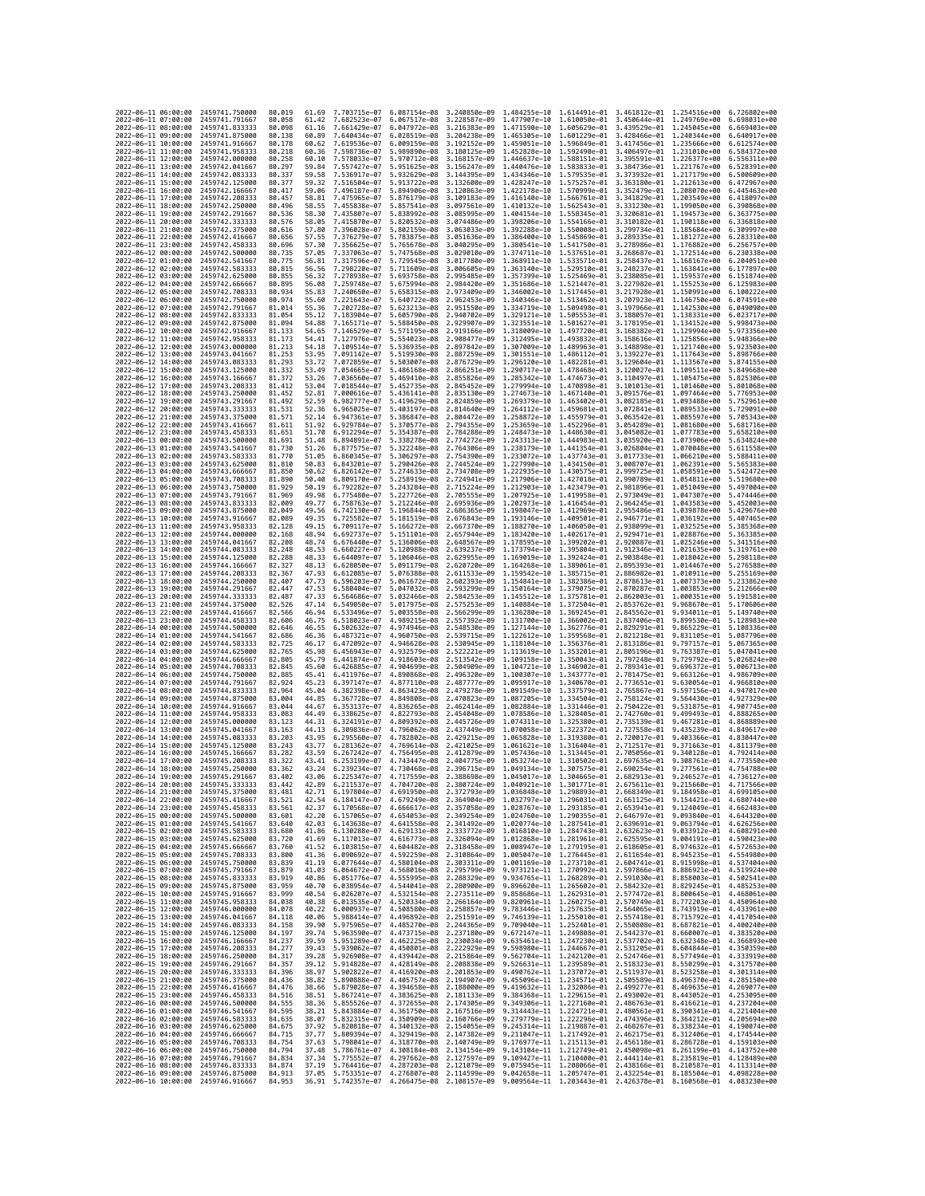```
2022-06-11 06:00:00  2459741.750000  80.019  61.69  7.703715e-07  6.087154e-08  3.240850e-09  1.484255e-10  1.614491e-01  3.461812e-01  1.254516e+00  6.726802e+00
2022-06-11 07:00:00  2459741.791667  80.058  61.42  7.682523e-07  6.067517e-08  3.228587e-09  1.477907e-10  1.610050e-01  3.450644e-01  1.249769e+00  6.698031e+00
2022-06-11 08:00:00  2459741.833333  80.098  61.16  7.661429e-07  6.047972e-08  3.216383e-09  1.471590e-10  1.605629e-01  3.439529e-01  1.245045e+00  6.669403e+00
2022-06-11 09:00:00  2459741.875000  80.138  60.89  7.640434e-07  6.028519e-08  3.204238e-09  1.465305e-10  1.601229e-01  3.428466e-01  1.240344e+00  6.640917e+00
2022-06-11 10:00:00  2459741.916667  80.178  60.62  7.619536e-07  6.009159e-08  3.192152e-09  1.459051e-10  1.596849e-01  3.417456e-01  1.235666e+00  6.612574e+00
2022-06-11 11:00:00  2459741.958333  80.218  60.36  7.598736e-07  5.989890e-08  3.180125e-09  1.452828e-10  1.592490e-01  3.406497e-01  1.231010e+00  6.584372e+00
2022-06-11 12:00:00  2459742.000000  80.258  60.10  7.578033e-07  5.970712e-08  3.168157e-09  1.446637e-10  1.588151e-01  3.395591e-01  1.226377e+00  6.556311e+00
2022-06-11 13:00:00  2459742.041667  80.297  59.84  7.557427e-07  5.951625e-08  3.156247e-09  1.440476e-10  1.583833e-01  3.384736e-01  1.221767e+00  6.528391e+00
2022-06-11 14:00:00  2459742.083333  80.337  59.58  7.536917e-07  5.932629e-08  3.144395e-09  1.434346e-10  1.579535e-01  3.373932e-01  1.217179e+00  6.500609e+00
2022-06-11 15:00:00  2459742.125000  80.377  59.32  7.516504e-07  5.913722e-08  3.132600e-09  1.428247e-10  1.575257e-01  3.363180e-01  1.212613e+00  6.472967e+00
2022-06-11 16:00:00  2459742.166667  80.417  59.06  7.496187e-07  5.894906e-08  3.120863e-09  1.422178e-10  1.570999e-01  3.352479e-01  1.208070e+00  6.445463e+00
2022-06-11 17:00:00  2459742.208333  80.457  58.81  7.475965e-07  5.876179e-08  3.109183e-09  1.416140e-10  1.566761e-01  3.341829e-01  1.203549e+00  6.418097e+00
2022-06-11 18:00:00  2459742.250000  80.496  58.55  7.455838e-07  5.857541e-08  3.097561e-09  1.410132e-10  1.562543e-01  3.331230e-01  1.199050e+00  6.390868e+00
2022-06-11 19:00:00  2459742.291667  80.536  58.30  7.435807e-07  5.838992e-08  3.085995e-09  1.404154e-10  1.558345e-01  3.320681e-01  1.194573e+00  6.363775e+00
2022-06-11 20:00:00  2459742.333333  80.576  58.05  7.415870e-07  5.820532e-08  3.074486e-09  1.398206e-10  1.554166e-01  3.310182e-01  1.190118e+00  6.336818e+00
2022-06-11 21:00:00  2459742.375000  80.616  57.80  7.396028e-07  5.802159e-08  3.063033e-09  1.392288e-10  1.550008e-01  3.299734e-01  1.185684e+00  6.309997e+00
2022-06-11 22:00:00  2459742.416667  80.656  57.55  7.376279e-07  5.783875e-08  3.051636e-09  1.386400e-10  1.545869e-01  3.289335e-01  1.181272e+00  6.283310e+00
2022-06-11 23:00:00  2459742.458333  80.696  57.30  7.356625e-07  5.765678e-08  3.040295e-09  1.380541e-10  1.541750e-01  3.278986e-01  1.176882e+00  6.256757e+00
2022-06-12 00:00:00  2459742.500000  80.735  57.05  7.337063e-07  5.747568e-08  3.029010e-09  1.374711e-10  1.537651e-01  3.268687e-01  1.172514e+00  6.230338e+00
2022-06-12 01:00:00  2459742.541667  80.775  56.81  7.317596e-07  5.729545e-08  3.017780e-09  1.368911e-10  1.533571e-01  3.258437e-01  1.168167e+00  6.204051e+00
2022-06-12 02:00:00  2459742.583333  80.815  56.56  7.298220e-07  5.711609e-08  3.006605e-09  1.363140e-10  1.529510e-01  3.248237e-01  1.163841e+00  6.177897e+00
2022-06-12 03:00:00  2459742.625000  80.855  56.32  7.278938e-07  5.693758e-08  2.995485e-09  1.357399e-10  1.525469e-01  3.238085e-01  1.159537e+00  6.151874e+00
2022-06-12 04:00:00  2459742.666667  80.895  56.08  7.259748e-07  5.675994e-08  2.984420e-09  1.351686e-10  1.521447e-01  3.227982e-01  1.155253e+00  6.125983e+00
2022-06-12 05:00:00  2459742.708333  80.934  55.83  7.240650e-07  5.658315e-08  2.973409e-09  1.346002e-10  1.517445e-01  3.217928e-01  1.150991e+00  6.100222e+00
2022-06-12 06:00:00  2459742.750000  80.974  55.60  7.221643e-07  5.640722e-08  2.962453e-09  1.340346e-10  1.513462e-01  3.207923e-01  1.146750e+00  6.074591e+00
2022-06-12 07:00:00  2459742.791667  81.014  55.36  7.202728e-07  5.623213e-08  2.951550e-09  1.334719e-10  1.509498e-01  3.197966e-01  1.142530e+00  6.049090e+00
2022-06-12 08:00:00  2459742.833333  81.054  55.12  7.183904e-07  5.605790e-08  2.940702e-09  1.329121e-10  1.505553e-01  3.188057e-01  1.138331e+00  6.023717e+00
2022-06-12 09:00:00  2459742.875000  81.094  54.88  7.165171e-07  5.588450e-08  2.929907e-09  1.323551e-10  1.501627e-01  3.178195e-01  1.134152e+00  5.998473e+00
2022-06-12 10:00:00  2459742.916667  81.133  54.65  7.146529e-07  5.571195e-08  2.919166e-09  1.318009e-10  1.497720e-01  3.168382e-01  1.129994e+00  5.973356e+00
2022-06-12 11:00:00  2459742.958333  81.173  54.41  7.127976e-07  5.554023e-08  2.908477e-09  1.312495e-10  1.493832e-01  3.158616e-01  1.125856e+00  5.948366e+00
2022-06-12 12:00:00  2459743.000000  81.213  54.18  7.109514e-07  5.536935e-08  2.897842e-09  1.307009e-10  1.489963e-01  3.148898e-01  1.121740e+00  5.923503e+00
2022-06-12 13:00:00  2459743.041667  81.253  53.95  7.091142e-07  5.519930e-08  2.887259e-09  1.301551e-10  1.486112e-01  3.139227e-01  1.117643e+00  5.898766e+00
2022-06-12 14:00:00  2459743.083333  81.293  53.72  7.072859e-07  5.503007e-08  2.876729e-09  1.296120e-10  1.482281e-01  3.129604e-01  1.113567e+00  5.874155e+00
2022-06-12 15:00:00  2459743.125000  81.332  53.49  7.054665e-07  5.486168e-08  2.866251e-09  1.290717e-10  1.478468e-01  3.120027e-01  1.109511e+00  5.849668e+00
2022-06-12 16:00:00  2459743.166667  81.372  53.26  7.036560e-07  5.469410e-08  2.855826e-09  1.285342e-10  1.474673e-01  3.110497e-01  1.105475e+00  5.825306e+00
2022-06-12 17:00:00  2459743.208333  81.412  53.04  7.018544e-07  5.452735e-08  2.845452e-09  1.279994e-10  1.470898e-01  3.101013e-01  1.101460e+00  5.801068e+00
2022-06-12 18:00:00  2459743.250000  81.452  52.81  7.000616e-07  5.436141e-08  2.835130e-09  1.274673e-10  1.467140e-01  3.091576e-01  1.097464e+00  5.776953e+00
2022-06-12 19:00:00  2459743.291667  81.492  52.59  6.982777e-07  5.419629e-08  2.824859e-09  1.269379e-10  1.463402e-01  3.082185e-01  1.093488e+00  5.752961e+00
2022-06-12 20:00:00  2459743.333333  81.531  52.36  6.965025e-07  5.403197e-08  2.814640e-09  1.264112e-10  1.459681e-01  3.072841e-01  1.089533e+00  5.729091e+00
2022-06-12 21:00:00  2459743.375000  81.571  52.14  6.947361e-07  5.386847e-08  2.804472e-09  1.258872e-10  1.455979e-01  3.063542e-01  1.085597e+00  5.705343e+00
2022-06-12 22:00:00  2459743.416667  81.611  51.92  6.929784e-07  5.370577e-08  2.794355e-09  1.253659e-10  1.452296e-01  3.054289e-01  1.081680e+00  5.681716e+00
2022-06-12 23:00:00  2459743.458333  81.651  51.70  6.912294e-07  5.354387e-08  2.784288e-09  1.248473e-10  1.448630e-01  3.045082e-01  1.077783e+00  5.658210e+00
2022-06-13 00:00:00  2459743.500000  81.691  51.48  6.894891e-07  5.338278e-08  2.774272e-09  1.243313e-10  1.444983e-01  3.035920e-01  1.073906e+00  5.634824e+00
2022-06-13 01:00:00  2459743.541667  81.730  51.26  6.877575e-07  5.322248e-08  2.764306e-09  1.238179e-10  1.441354e-01  3.026804e-01  1.070048e+00  5.611558e+00
2022-06-13 02:00:00  2459743.583333  81.770  51.05  6.860345e-07  5.306297e-08  2.754390e-09  1.233072e-10  1.437743e-01  3.017733e-01  1.066210e+00  5.588411e+00
2022-06-13 03:00:00  2459743.625000  81.810  50.83  6.843201e-07  5.290426e-08  2.744524e-09  1.227990e-10  1.434150e-01  3.008707e-01  1.062391e+00  5.565383e+00
2022-06-13 04:00:00  2459743.666667  81.850  50.62  6.826142e-07  5.274633e-08  2.734708e-09  1.222935e-10  1.430575e-01  2.999725e-01  1.058591e+00  5.542472e+00
2022-06-13 05:00:00  2459743.708333  81.890  50.40  6.809170e-07  5.258919e-08  2.724941e-09  1.217906e-10  1.427018e-01  2.990789e-01  1.054811e+00  5.519680e+00
2022-06-13 06:00:00  2459743.750000  81.929  50.19  6.792282e-07  5.243284e-08  2.715224e-09  1.212903e-10  1.423479e-01  2.981896e-01  1.051049e+00  5.497004e+00
2022-06-13 07:00:00  2459743.791667  81.969  49.98  6.775480e-07  5.227726e-08  2.705555e-09  1.207925e-10  1.419958e-01  2.973049e-01  1.047307e+00  5.474446e+00
2022-06-13 08:00:00  2459743.833333  82.009  49.77  6.758763e-07  5.212246e-08  2.695936e-09  1.202973e-10  1.416454e-01  2.964245e-01  1.043583e+00  5.452003e+00
2022-06-13 09:00:00  2459743.875000  82.049  49.56  6.742130e-07  5.196844e-08  2.686365e-09  1.198047e-10  1.412969e-01  2.955486e-01  1.039878e+00  5.429676e+00
2022-06-13 10:00:00  2459743.916667  82.089  49.35  6.725582e-07  5.181519e-08  2.676843e-09  1.193146e-10  1.409501e-01  2.946771e-01  1.036192e+00  5.407465e+00
2022-06-13 11:00:00  2459743.958333  82.128  49.15  6.709117e-07  5.166272e-08  2.667370e-09  1.188270e-10  1.406050e-01  2.938099e-01  1.032525e+00  5.385368e+00
2022-06-13 12:00:00  2459744.000000  82.168  48.94  6.692737e-07  5.151101e-08  2.657944e-09  1.183420e-10  1.402617e-01  2.929471e-01  1.028876e+00  5.363385e+00
2022-06-13 13:00:00  2459744.041667  82.208  48.74  6.676440e-07  5.136006e-08  2.648567e-09  1.178595e-10  1.399202e-01  2.920887e-01  1.025246e+00  5.341516e+00
2022-06-13 14:00:00  2459744.083333  82.248  48.53  6.660227e-07  5.120988e-08  2.639237e-09  1.173794e-10  1.395804e-01  2.912346e-01  1.021635e+00  5.319761e+00
2022-06-13 15:00:00  2459744.125000  82.288  48.33  6.644097e-07  5.106046e-08  2.629955e-09  1.169019e-10  1.392424e-01  2.903848e-01  1.018042e+00  5.298118e+00
2022-06-13 16:00:00  2459744.166667  82.327  48.13  6.628050e-07  5.091179e-08  2.620720e-09  1.164268e-10  1.389061e-01  2.895393e-01  1.014467e+00  5.276588e+00
2022-06-13 17:00:00  2459744.208333  82.367  47.93  6.612085e-07  5.076388e-08  2.611533e-09  1.159542e-10  1.385715e-01  2.886982e-01  1.010911e+00  5.255169e+00
2022-06-13 18:00:00  2459744.250000  82.407  47.73  6.596203e-07  5.061672e-08  2.602393e-09  1.154841e-10  1.382386e-01  2.878613e-01  1.007373e+00  5.233862e+00
2022-06-13 19:00:00  2459744.291667  82.447  47.53  6.580404e-07  5.047032e-08  2.593299e-09  1.150164e-10  1.379075e-01  2.870287e-01  1.003853e+00  5.212666e+00
2022-06-13 20:00:00  2459744.333333  82.487  47.33  6.564686e-07  5.032466e-08  2.584253e-09  1.145512e-10  1.375781e-01  2.862003e-01  1.000351e+00  5.191581e+00
2022-06-13 21:00:00  2459744.375000  82.526  47.14  6.549050e-07  5.017975e-08  2.575253e-09  1.140884e-10  1.372504e-01  2.853762e-01  9.968670e-01  5.170606e+00
2022-06-13 22:00:00  2459744.416667  82.566  46.94  6.533496e-07  5.003558e-08  2.566299e-09  1.136280e-10  1.369245e-01  2.845562e-01  9.934011e-01  5.149740e+00
2022-06-13 23:00:00  2459744.458333  82.606  46.75  6.518023e-07  4.989215e-08  2.557392e-09  1.131700e-10  1.366002e-01  2.837406e-01  9.899530e-01  5.128983e+00
2022-06-14 00:00:00  2459744.500000  82.646  46.55  6.502632e-07  4.974946e-08  2.548530e-09  1.127144e-10  1.362776e-01  2.829291e-01  9.865229e-01  5.108336e+00
2022-06-14 01:00:00  2459744.541667  82.686  46.36  6.487321e-07  4.960750e-08  2.539715e-09  1.122612e-10  1.359568e-01  2.821218e-01  9.831105e-01  5.087796e+00
2022-06-14 02:00:00  2459744.583333  82.725  46.17  6.472092e-07  4.946628e-08  2.530945e-09  1.118104e-10  1.356376e-01  2.813186e-01  9.797157e-01  5.067365e+00
2022-06-14 03:00:00  2459744.625000  82.765  45.98  6.456943e-07  4.932579e-08  2.522221e-09  1.113619e-10  1.353201e-01  2.805196e-01  9.763387e-01  5.047041e+00
2022-06-14 04:00:00  2459744.666667  82.805  45.79  6.441874e-07  4.918603e-08  2.513542e-09  1.109158e-10  1.350043e-01  2.797248e-01  9.729792e-01  5.026824e+00
2022-06-14 05:00:00  2459744.708333  82.845  45.60  6.426885e-07  4.904699e-08  2.504909e-09  1.104721e-10  1.346902e-01  2.789341e-01  9.696372e-01  5.006713e+00
2022-06-14 06:00:00  2459744.750000  82.885  45.41  6.411976e-07  4.890868e-08  2.496320e-09  1.100307e-10  1.343777e-01  2.781475e-01  9.663126e-01  4.986709e+00
2022-06-14 07:00:00  2459744.791667  82.924  45.23  6.397147e-07  4.877110e-08  2.487777e-09  1.095917e-10  1.340670e-01  2.773651e-01  9.630054e-01  4.966810e+00
2022-06-14 08:00:00  2459744.833333  82.964  45.04  6.382398e-07  4.863423e-08  2.479278e-09  1.091549e-10  1.337579e-01  2.765867e-01  9.597156e-01  4.947017e+00
2022-06-14 09:00:00  2459744.875000  83.004  44.85  6.367728e-07  4.849808e-08  2.470823e-09  1.087205e-10  1.334504e-01  2.758124e-01  9.564430e-01  4.927329e+00
2022-06-14 10:00:00  2459744.916667  83.044  44.67  6.353137e-07  4.836265e-08  2.462414e-09  1.082884e-10  1.331446e-01  2.750422e-01  9.531875e-01  4.907745e+00
2022-06-14 11:00:00  2459744.958333  83.083  44.49  6.338625e-07  4.822793e-08  2.454048e-09  1.078586e-10  1.328405e-01  2.742760e-01  9.499493e-01  4.888265e+00
2022-06-14 12:00:00  2459745.000000  83.123  44.31  6.324191e-07  4.809392e-08  2.445726e-09  1.074311e-10  1.325380e-01  2.735139e-01  9.467281e-01  4.868889e+00
2022-06-14 13:00:00  2459745.041667  83.163  44.13  6.309836e-07  4.796062e-08  2.437449e-09  1.070058e-10  1.322372e-01  2.727558e-01  9.435239e-01  4.849617e+00
2022-06-14 14:00:00  2459745.083333  83.203  43.95  6.295560e-07  4.782802e-08  2.429215e-09  1.065828e-10  1.319380e-01  2.720017e-01  9.403366e-01  4.830447e+00
2022-06-14 15:00:00  2459745.125000  83.243  43.77  6.281362e-07  4.769614e-08  2.421025e-09  1.061621e-10  1.316404e-01  2.712517e-01  9.371663e-01  4.811379e+00
2022-06-14 16:00:00  2459745.166667  83.282  43.59  6.267242e-07  4.756495e-08  2.412879e-09  1.057436e-10  1.313445e-01  2.705056e-01  9.340128e-01  4.792414e+00
2022-06-14 17:00:00  2459745.208333  83.322  43.41  6.253199e-07  4.743447e-08  2.404775e-09  1.053274e-10  1.310502e-01  2.697635e-01  9.308761e-01  4.773550e+00
2022-06-14 18:00:00  2459745.250000  83.362  43.24  6.239234e-07  4.730468e-08  2.396715e-09  1.049134e-10  1.307575e-01  2.690254e-01  9.277561e-01  4.754788e+00
2022-06-14 19:00:00  2459745.291667  83.402  43.06  6.225347e-07  4.717559e-08  2.388698e-09  1.045017e-10  1.304665e-01  2.682913e-01  9.246527e-01  4.736127e+00
2022-06-14 20:00:00  2459745.333333  83.442  42.89  6.211537e-07  4.704720e-08  2.380724e-09  1.040921e-10  1.301771e-01  2.675611e-01  9.215660e-01  4.717566e+00
2022-06-14 21:00:00  2459745.375000  83.481  42.71  6.197804e-07  4.691950e-08  2.372793e-09  1.036848e-10  1.298893e-01  2.668349e-01  9.184958e-01  4.699105e+00
2022-06-14 22:00:00  2459745.416667  83.521  42.54  6.184147e-07  4.679249e-08  2.364904e-09  1.032797e-10  1.296031e-01  2.661125e-01  9.154421e-01  4.680744e+00
2022-06-14 23:00:00  2459745.458333  83.561  42.37  6.170568e-07  4.666617e-08  2.357058e-09  1.028767e-10  1.293185e-01  2.653941e-01  9.124049e-01  4.662483e+00
2022-06-15 00:00:00  2459745.500000  83.601  42.20  6.157065e-07  4.654053e-08  2.349254e-09  1.024760e-10  1.290355e-01  2.646797e-01  9.093840e-01  4.644320e+00
2022-06-15 01:00:00  2459745.541667  83.640  42.03  6.143638e-07  4.641558e-08  2.341492e-09  1.020774e-10  1.287541e-01  2.639691e-01  9.063794e-01  4.626256e+00
2022-06-15 02:00:00  2459745.583333  83.680  41.86  6.130288e-07  4.629131e-08  2.333772e-09  1.016810e-10  1.284743e-01  2.632623e-01  9.033912e-01  4.608291e+00
2022-06-15 03:00:00  2459745.625000  83.720  41.69  6.117013e-07  4.616773e-08  2.326094e-09  1.012868e-10  1.281961e-01  2.625595e-01  9.004191e-01  4.590423e+00
2022-06-15 04:00:00  2459745.666667  83.760  41.52  6.103815e-07  4.604482e-08  2.318458e-09  1.008947e-10  1.279195e-01  2.618605e-01  8.974632e-01  4.572653e+00
2022-06-15 05:00:00  2459745.708333  83.800  41.36  6.090692e-07  4.592259e-08  2.310864e-09  1.005047e-10  1.276445e-01  2.611654e-01  8.945235e-01  4.554980e+00
2022-06-15 06:00:00  2459745.750000  83.839  41.19  6.077644e-07  4.580104e-08  2.303311e-09  1.001169e-10  1.273710e-01  2.604741e-01  8.915998e-01  4.537404e+00
2022-06-15 07:00:00  2459745.791667  83.879  41.03  6.064672e-07  4.568016e-08  2.295799e-09  9.973121e-11  1.270992e-01  2.597866e-01  8.886921e-01  4.519924e+00
2022-06-15 08:00:00  2459745.833333  83.919  40.86  6.051776e-07  4.555995e-08  2.288329e-09  9.934765e-11  1.268289e-01  2.591030e-01  8.858003e-01  4.502541e+00
2022-06-15 09:00:00  2459745.875000  83.959  40.70  6.038954e-07  4.544041e-08  2.280900e-09  9.896620e-11  1.265602e-01  2.584232e-01  8.829245e-01  4.485253e+00
2022-06-15 10:00:00  2459745.916667  83.998  40.54  6.026207e-07  4.532154e-08  2.273511e-09  9.858686e-11  1.262931e-01  2.577472e-01  8.800645e-01  4.468061e+00
2022-06-15 11:00:00  2459745.958333  84.038  40.38  6.013535e-07  4.520334e-08  2.266164e-09  9.820961e-11  1.260275e-01  2.570749e-01  8.772203e-01  4.450964e+00
2022-06-15 12:00:00  2459746.000000  84.078  40.22  6.000937e-07  4.508580e-08  2.258857e-09  9.783446e-11  1.257635e-01  2.564065e-01  8.743919e-01  4.433961e+00
2022-06-15 13:00:00  2459746.041667  84.118  40.06  5.988414e-07  4.496892e-08  2.251591e-09  9.746139e-11  1.255010e-01  2.557418e-01  8.715792e-01  4.417054e+00
2022-06-15 14:00:00  2459746.083333  84.158  39.90  5.975965e-07  4.485270e-08  2.244365e-09  9.709040e-11  1.252401e-01  2.550808e-01  8.687821e-01  4.400240e+00
2022-06-15 15:00:00  2459746.125000  84.197  39.74  5.963590e-07  4.473715e-08  2.237180e-09  9.672147e-11  1.249808e-01  2.544237e-01  8.660007e-01  4.383520e+00
2022-06-15 16:00:00  2459746.166667  84.237  39.59  5.951289e-07  4.462225e-08  2.230034e-09  9.635461e-11  1.247230e-01  2.537702e-01  8.632348e-01  4.366893e+00
2022-06-15 17:00:00  2459746.208333  84.277  39.43  5.939062e-07  4.450801e-08  2.222929e-09  9.598980e-11  1.244667e-01  2.531205e-01  8.604844e-01  4.350359e+00
2022-06-15 18:00:00  2459746.250000  84.317  39.28  5.926908e-07  4.439442e-08  2.215864e-09  9.562704e-11  1.242120e-01  2.524746e-01  8.577494e-01  4.333919e+00
2022-06-15 19:00:00  2459746.291667  84.357  39.12  5.914828e-07  4.428149e-08  2.208838e-09  9.526631e-11  1.239589e-01  2.518323e-01  8.550299e-01  4.317570e+00
2022-06-15 20:00:00  2459746.333333  84.396  38.97  5.902822e-07  4.416920e-08  2.201853e-09  9.490762e-11  1.237072e-01  2.511937e-01  8.523258e-01  4.301314e+00
2022-06-15 21:00:00  2459746.375000  84.436  38.82  5.890888e-07  4.405757e-08  2.194907e-09  9.455096e-11  1.234571e-01  2.505589e-01  8.496370e-01  4.285150e+00
2022-06-15 22:00:00  2459746.416667  84.476  38.66  5.879028e-07  4.394658e-08  2.188000e-09  9.419632e-11  1.232086e-01  2.499277e-01  8.469635e-01  4.269077e+00
2022-06-15 23:00:00  2459746.458333  84.516  38.51  5.867241e-07  4.383625e-08  2.181133e-09  9.384368e-11  1.229615e-01  2.493002e-01  8.443052e-01  4.253095e+00
2022-06-16 00:00:00  2459746.500000  84.555  38.36  5.855526e-07  4.372655e-08  2.174305e-09  9.349306e-11  1.227160e-01  2.486763e-01  8.416621e-01  4.237204e+00
2022-06-16 01:00:00  2459746.541667  84.595  38.21  5.843884e-07  4.361750e-08  2.167516e-09  9.314443e-11  1.224721e-01  2.480561e-01  8.390341e-01  4.221404e+00
2022-06-16 02:00:00  2459746.583333  84.635  38.07  5.832315e-07  4.350909e-08  2.160766e-09  9.279779e-11  1.222296e-01  2.474396e-01  8.364212e-01  4.205694e+00
2022-06-16 03:00:00  2459746.625000  84.675  37.92  5.820818e-07  4.340132e-08  2.154055e-09  9.245314e-11  1.219887e-01  2.468267e-01  8.338234e-01  4.190074e+00
2022-06-16 04:00:00  2459746.666667  84.715  37.77  5.809394e-07  4.329419e-08  2.147382e-09  9.211047e-11  1.217492e-01  2.462175e-01  8.312406e-01  4.174544e+00
2022-06-16 05:00:00  2459746.708333  84.754  37.63  5.798041e-07  4.318770e-08  2.140749e-09  9.176977e-11  1.215113e-01  2.456118e-01  8.286728e-01  4.159103e+00
2022-06-16 06:00:00  2459746.750000  84.794  37.48  5.786761e-07  4.308184e-08  2.134154e-09  9.143104e-11  1.212749e-01  2.450098e-01  8.261199e-01  4.143752e+00
2022-06-16 07:00:00  2459746.791667  84.834  37.34  5.775552e-07  4.297662e-08  2.127597e-09  9.109427e-11  1.210400e-01  2.444114e-01  8.235819e-01  4.128489e+00
2022-06-16 08:00:00  2459746.833333  84.874  37.19  5.764416e-07  4.287203e-08  2.121079e-09  9.075945e-11  1.208066e-01  2.438166e-01  8.210587e-01  4.113314e+00
2022-06-16 09:00:00  2459746.875000  84.913  37.05  5.753351e-07  4.276807e-08  2.114599e-09  9.042658e-11  1.205747e-01  2.432254e-01  8.185504e-01  4.098228e+00
2022-06-16 10:00:00  2459746.916667  84.953  36.91  5.742357e-07  4.266475e-08  2.108157e-09  9.009564e-11  1.203443e-01  2.426378e-01  8.160568e-01  4.083230e+00
```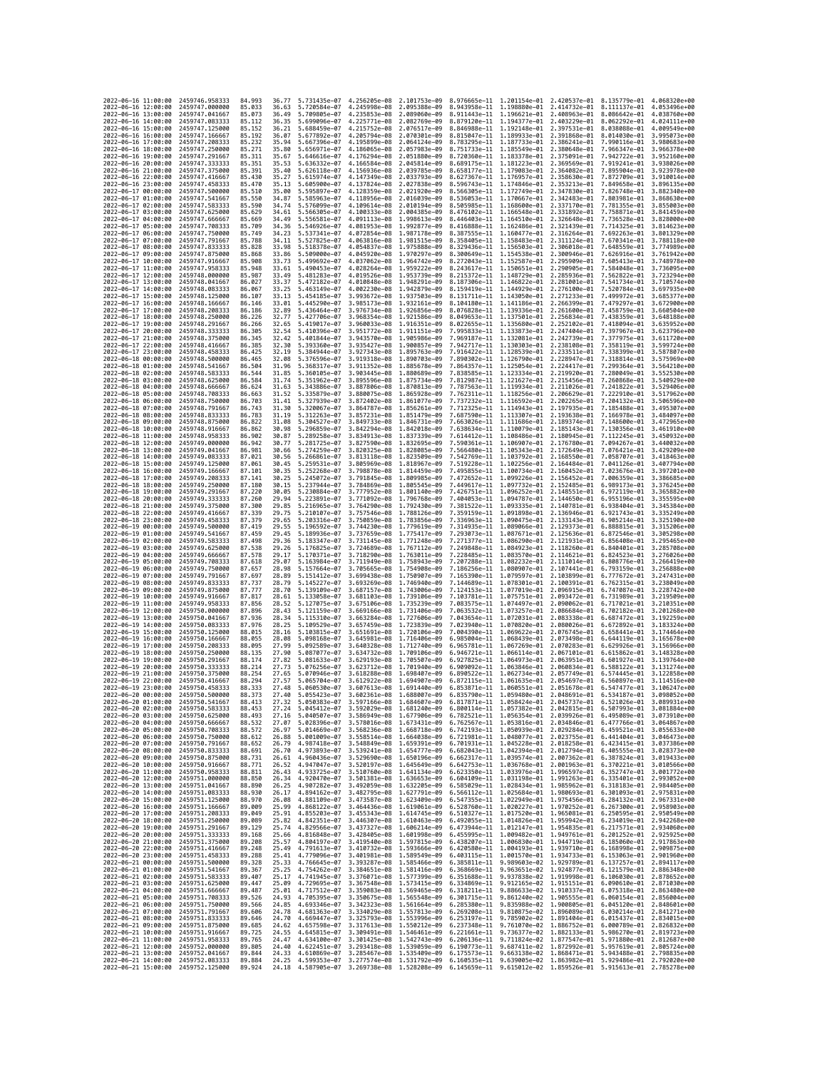| | | | | | | | | | | | |
|---|---|---|---|---|---|---|---|---|---|---|---|
| 2022-06-16 11:00:00 | 2459746.958333 | 84.993 | 36.77 | 5.731435e-07 | 4.256205e-08 | 2.101753e-09 | 8.976665e-11 | 1.201154e-01 | 2.420537e-01 | 8.135779e-01 | 4.068320e+00 |
| 2022-06-16 12:00:00 | 2459747.000000 | 85.033 | 36.63 | 5.720584e-07 | 4.245998e-08 | 2.095388e-09 | 8.943958e-11 | 1.198800e-01 | 2.414732e-01 | 8.111137e-01 | 4.053496e+00 |
| 2022-06-16 13:00:00 | 2459747.041667 | 85.073 | 36.49 | 5.709805e-07 | 4.235853e-08 | 2.089060e-09 | 8.911443e-11 | 1.196621e-01 | 2.408963e-01 | 8.086642e-01 | 4.038760e+00 |
| 2022-06-16 14:00:00 | 2459747.083333 | 85.112 | 36.35 | 5.699096e-07 | 4.225771e-08 | 2.082769e-09 | 8.879120e-11 | 1.194377e-01 | 2.403229e-01 | 8.062292e-01 | 4.024111e+00 |
| 2022-06-16 15:00:00 | 2459747.125000 | 85.152 | 36.21 | 5.688459e-07 | 4.215752e-08 | 2.076517e-09 | 8.846988e-11 | 1.192148e-01 | 2.397531e-01 | 8.038088e-01 | 4.009549e+00 |
| 2022-06-16 16:00:00 | 2459747.166667 | 85.192 | 36.07 | 5.677892e-07 | 4.205794e-08 | 2.070301e-09 | 8.815047e-11 | 1.189933e-01 | 2.391868e-01 | 8.014030e-01 | 3.995073e+00 |
| 2022-06-16 17:00:00 | 2459747.208333 | 85.232 | 35.94 | 5.667396e-07 | 4.195899e-08 | 2.064124e-09 | 8.783295e-11 | 1.187733e-01 | 2.386241e-01 | 7.990116e-01 | 3.980683e+00 |
| 2022-06-16 18:00:00 | 2459747.250000 | 85.271 | 35.80 | 5.656971e-07 | 4.186065e-08 | 2.057983e-09 | 8.751733e-11 | 1.185549e-01 | 2.380648e-01 | 7.966347e-01 | 3.966378e+00 |
| 2022-06-16 19:00:00 | 2459747.291667 | 85.311 | 35.67 | 5.646616e-07 | 4.176294e-08 | 2.051880e-09 | 8.720360e-11 | 1.183378e-01 | 2.375091e-01 | 7.942722e-01 | 3.952160e+00 |
| 2022-06-16 20:00:00 | 2459747.333333 | 85.351 | 35.53 | 5.636332e-07 | 4.166584e-08 | 2.045814e-09 | 8.689175e-11 | 1.181223e-01 | 2.369569e-01 | 7.919241e-01 | 3.938026e+00 |
| 2022-06-16 21:00:00 | 2459747.375000 | 85.391 | 35.40 | 5.626118e-07 | 4.156936e-08 | 2.039785e-09 | 8.658177e-11 | 1.179083e-01 | 2.364082e-01 | 7.895904e-01 | 3.923978e+00 |
| 2022-06-16 22:00:00 | 2459747.416667 | 85.430 | 35.27 | 5.615974e-07 | 4.147349e-08 | 2.033793e-09 | 8.627367e-11 | 1.176957e-01 | 2.358630e-01 | 7.872709e-01 | 3.910014e+00 |
| 2022-06-16 23:00:00 | 2459747.458333 | 85.470 | 35.13 | 5.605900e-07 | 4.137824e-08 | 2.027838e-09 | 8.596743e-11 | 1.174846e-01 | 2.353213e-01 | 7.849658e-01 | 3.896135e+00 |
| 2022-06-17 00:00:00 | 2459747.500000 | 85.510 | 35.00 | 5.595897e-07 | 4.128359e-08 | 2.021920e-09 | 8.566305e-11 | 1.172749e-01 | 2.347830e-01 | 7.826748e-01 | 3.882340e+00 |
| 2022-06-17 01:00:00 | 2459747.541667 | 85.550 | 34.87 | 5.585963e-07 | 4.118956e-08 | 2.016039e-09 | 8.536053e-11 | 1.170667e-01 | 2.342483e-01 | 7.803981e-01 | 3.868630e+00 |
| 2022-06-17 02:00:00 | 2459747.583333 | 85.590 | 34.74 | 5.576099e-07 | 4.109614e-08 | 2.010194e-09 | 8.505985e-11 | 1.168600e-01 | 2.337170e-01 | 7.781355e-01 | 3.855003e+00 |
| 2022-06-17 03:00:00 | 2459747.625000 | 85.629 | 34.61 | 5.566305e-07 | 4.100333e-08 | 2.004385e-09 | 8.476102e-11 | 1.166548e-01 | 2.331892e-01 | 7.758871e-01 | 3.841459e+00 |
| 2022-06-17 04:00:00 | 2459747.666667 | 85.669 | 34.49 | 5.556581e-07 | 4.091113e-08 | 1.998613e-09 | 8.446403e-11 | 1.164510e-01 | 2.326648e-01 | 7.736528e-01 | 3.828000e+00 |
| 2022-06-17 05:00:00 | 2459747.708333 | 85.709 | 34.36 | 5.546926e-07 | 4.081953e-08 | 1.992877e-09 | 8.416888e-11 | 1.162486e-01 | 2.321439e-01 | 7.714325e-01 | 3.814623e+00 |
| 2022-06-17 06:00:00 | 2459747.750000 | 85.749 | 34.23 | 5.537341e-07 | 4.072854e-08 | 1.987178e-09 | 8.387555e-11 | 1.160477e-01 | 2.316264e-01 | 7.692263e-01 | 3.801329e+00 |
| 2022-06-17 07:00:00 | 2459747.791667 | 85.788 | 34.11 | 5.527825e-07 | 4.063816e-08 | 1.981515e-09 | 8.358405e-11 | 1.158483e-01 | 2.311124e-01 | 7.670341e-01 | 3.788118e+00 |
| 2022-06-17 08:00:00 | 2459747.833333 | 85.828 | 33.98 | 5.518378e-07 | 4.054837e-08 | 1.975888e-09 | 8.329436e-11 | 1.156503e-01 | 2.306018e-01 | 7.648559e-01 | 3.774989e+00 |
| 2022-06-17 09:00:00 | 2459747.875000 | 85.868 | 33.86 | 5.509000e-07 | 4.045920e-08 | 1.970297e-09 | 8.300649e-11 | 1.154538e-01 | 2.300946e-01 | 7.626916e-01 | 3.761942e+00 |
| 2022-06-17 10:00:00 | 2459747.916667 | 85.908 | 33.73 | 5.499692e-07 | 4.037062e-08 | 1.964742e-09 | 8.272043e-11 | 1.152587e-01 | 2.295909e-01 | 7.605413e-01 | 3.748978e+00 |
| 2022-06-17 11:00:00 | 2459747.958333 | 85.948 | 33.61 | 5.490453e-07 | 4.028264e-08 | 1.959222e-09 | 8.243617e-11 | 1.150651e-01 | 2.290905e-01 | 7.584048e-01 | 3.736095e+00 |
| 2022-06-17 12:00:00 | 2459748.000000 | 85.987 | 33.49 | 5.481283e-07 | 4.019526e-08 | 1.953739e-09 | 8.215372e-11 | 1.148729e-01 | 2.285936e-01 | 7.562822e-01 | 3.723294e+00 |
| 2022-06-17 13:00:00 | 2459748.041667 | 86.027 | 33.37 | 5.472182e-07 | 4.010848e-08 | 1.948291e-09 | 8.187306e-11 | 1.146822e-01 | 2.281001e-01 | 7.541734e-01 | 3.710574e+00 |
| 2022-06-17 14:00:00 | 2459748.083333 | 86.067 | 33.25 | 5.463149e-07 | 4.002230e-08 | 1.942879e-09 | 8.159419e-11 | 1.144929e-01 | 2.276100e-01 | 7.520784e-01 | 3.697935e+00 |
| 2022-06-17 15:00:00 | 2459748.125000 | 86.107 | 33.13 | 5.454185e-07 | 3.993672e-08 | 1.937503e-09 | 8.131711e-11 | 1.143050e-01 | 2.271233e-01 | 7.499972e-01 | 3.685377e+00 |
| 2022-06-17 16:00:00 | 2459748.166667 | 86.146 | 33.01 | 5.445290e-07 | 3.985173e-08 | 1.932161e-09 | 8.104180e-11 | 1.141186e-01 | 2.266399e-01 | 7.479297e-01 | 3.672900e+00 |
| 2022-06-17 17:00:00 | 2459748.208333 | 86.186 | 32.89 | 5.436464e-07 | 3.976734e-08 | 1.926856e-09 | 8.076828e-11 | 1.139336e-01 | 2.261600e-01 | 7.458759e-01 | 3.660504e+00 |
| 2022-06-17 18:00:00 | 2459748.250000 | 86.226 | 32.77 | 5.427706e-07 | 3.968354e-08 | 1.921586e-09 | 8.049653e-11 | 1.137501e-01 | 2.256834e-01 | 7.438359e-01 | 3.648188e+00 |
| 2022-06-17 19:00:00 | 2459748.291667 | 86.266 | 32.66 | 5.419017e-07 | 3.960033e-08 | 1.916351e-09 | 8.022655e-11 | 1.135680e-01 | 2.252102e-01 | 7.418094e-01 | 3.635952e+00 |
| 2022-06-17 20:00:00 | 2459748.333333 | 86.305 | 32.54 | 5.410396e-07 | 3.951772e-08 | 1.911151e-09 | 7.995833e-11 | 1.133873e-01 | 2.247404e-01 | 7.397967e-01 | 3.623796e+00 |
| 2022-06-17 21:00:00 | 2459748.375000 | 86.345 | 32.42 | 5.401844e-07 | 3.943570e-08 | 1.905986e-09 | 7.969187e-11 | 1.132081e-01 | 2.242739e-01 | 7.377975e-01 | 3.611720e+00 |
| 2022-06-17 22:00:00 | 2459748.416667 | 86.385 | 32.30 | 5.393360e-07 | 3.935427e-08 | 1.900857e-09 | 7.942717e-11 | 1.130303e-01 | 2.238108e-01 | 7.358119e-01 | 3.599724e+00 |
| 2022-06-17 23:00:00 | 2459748.458333 | 86.425 | 32.19 | 5.384944e-07 | 3.927343e-08 | 1.895763e-09 | 7.916422e-11 | 1.128539e-01 | 2.233511e-01 | 7.338399e-01 | 3.587807e+00 |
| 2022-06-18 00:00:00 | 2459748.500000 | 86.465 | 32.08 | 5.376596e-07 | 3.919318e-08 | 1.890703e-09 | 7.890302e-11 | 1.126790e-01 | 2.228947e-01 | 7.318814e-01 | 3.575969e+00 |
| 2022-06-18 01:00:00 | 2459748.541667 | 86.504 | 31.96 | 5.368317e-07 | 3.911352e-08 | 1.885678e-09 | 7.864357e-11 | 1.125054e-01 | 2.224417e-01 | 7.299364e-01 | 3.564210e+00 |
| 2022-06-18 02:00:00 | 2459748.583333 | 86.544 | 31.85 | 5.360105e-07 | 3.903445e-08 | 1.880689e-09 | 7.838585e-11 | 1.123334e-01 | 2.219920e-01 | 7.280049e-01 | 3.552530e+00 |
| 2022-06-18 03:00:00 | 2459748.625000 | 86.584 | 31.74 | 5.351962e-07 | 3.895596e-08 | 1.875734e-09 | 7.812987e-11 | 1.121627e-01 | 2.215456e-01 | 7.260868e-01 | 3.540929e+00 |
| 2022-06-18 04:00:00 | 2459748.666667 | 86.624 | 31.63 | 5.343886e-07 | 3.887806e-08 | 1.870813e-09 | 7.787563e-11 | 1.119934e-01 | 2.211026e-01 | 7.241822e-01 | 3.529406e+00 |
| 2022-06-18 05:00:00 | 2459748.708333 | 86.663 | 31.52 | 5.335879e-07 | 3.880075e-08 | 1.865928e-09 | 7.762311e-11 | 1.118256e-01 | 2.206629e-01 | 7.222910e-01 | 3.517962e+00 |
| 2022-06-18 06:00:00 | 2459748.750000 | 86.703 | 31.41 | 5.327939e-07 | 3.872402e-08 | 1.861077e-09 | 7.737232e-11 | 1.116592e-01 | 2.202265e-01 | 7.204132e-01 | 3.506596e+00 |
| 2022-06-18 07:00:00 | 2459748.791667 | 86.743 | 31.30 | 5.320067e-07 | 3.864787e-08 | 1.856261e-09 | 7.712325e-11 | 1.114943e-01 | 2.197935e-01 | 7.185488e-01 | 3.495307e+00 |
| 2022-06-18 08:00:00 | 2459748.833333 | 86.783 | 31.19 | 5.312263e-07 | 3.857231e-08 | 1.851479e-09 | 7.687590e-11 | 1.113307e-01 | 2.193638e-01 | 7.166978e-01 | 3.484097e+00 |
| 2022-06-18 09:00:00 | 2459748.875000 | 86.822 | 31.08 | 5.304527e-07 | 3.849733e-08 | 1.846731e-09 | 7.663026e-11 | 1.111686e-01 | 2.189374e-01 | 7.148600e-01 | 3.472965e+00 |
| 2022-06-18 10:00:00 | 2459748.916667 | 86.862 | 30.98 | 5.296859e-07 | 3.842294e-08 | 1.842018e-09 | 7.638634e-11 | 1.110079e-01 | 2.185143e-01 | 7.130356e-01 | 3.461910e+00 |
| 2022-06-18 11:00:00 | 2459748.958333 | 86.902 | 30.87 | 5.289258e-07 | 3.834913e-08 | 1.837339e-09 | 7.614412e-11 | 1.108486e-01 | 2.180945e-01 | 7.112245e-01 | 3.450932e+00 |
| 2022-06-18 12:00:00 | 2459749.000000 | 86.942 | 30.77 | 5.281725e-07 | 3.827590e-08 | 1.832695e-09 | 7.590361e-11 | 1.106907e-01 | 2.176780e-01 | 7.094267e-01 | 3.440032e+00 |
| 2022-06-18 13:00:00 | 2459749.041667 | 86.981 | 30.66 | 5.274259e-07 | 3.820325e-08 | 1.828085e-09 | 7.566480e-11 | 1.105343e-01 | 2.172649e-01 | 7.076421e-01 | 3.429209e+00 |
| 2022-06-18 14:00:00 | 2459749.083333 | 87.021 | 30.56 | 5.266861e-07 | 3.813118e-08 | 1.823509e-09 | 7.542769e-11 | 1.103792e-01 | 2.168550e-01 | 7.058707e-01 | 3.418463e+00 |
| 2022-06-18 15:00:00 | 2459749.125000 | 87.061 | 30.45 | 5.259531e-07 | 3.805969e-08 | 1.818967e-09 | 7.519228e-11 | 1.102256e-01 | 2.164484e-01 | 7.041126e-01 | 3.407794e+00 |
| 2022-06-18 16:00:00 | 2459749.166667 | 87.101 | 30.35 | 5.252268e-07 | 3.798878e-08 | 1.814459e-09 | 7.495855e-11 | 1.100734e-01 | 2.160452e-01 | 7.023676e-01 | 3.397201e+00 |
| 2022-06-18 17:00:00 | 2459749.208333 | 87.141 | 30.25 | 5.245072e-07 | 3.791845e-08 | 1.809985e-09 | 7.472652e-11 | 1.099226e-01 | 2.156452e-01 | 7.006359e-01 | 3.386685e+00 |
| 2022-06-18 18:00:00 | 2459749.250000 | 87.180 | 30.15 | 5.237944e-07 | 3.784869e-08 | 1.805545e-09 | 7.449617e-11 | 1.097732e-01 | 2.152485e-01 | 6.989173e-01 | 3.376245e+00 |
| 2022-06-18 19:00:00 | 2459749.291667 | 87.220 | 30.05 | 5.230884e-07 | 3.777952e-08 | 1.801140e-09 | 7.426751e-11 | 1.096252e-01 | 2.148551e-01 | 6.972119e-01 | 3.365882e+00 |
| 2022-06-18 20:00:00 | 2459749.333333 | 87.260 | 29.94 | 5.223891e-07 | 3.771092e-08 | 1.796768e-09 | 7.404053e-11 | 1.094787e-01 | 2.144650e-01 | 6.955196e-01 | 3.355595e+00 |
| 2022-06-18 21:00:00 | 2459749.375000 | 87.300 | 29.85 | 5.216965e-07 | 3.764290e-08 | 1.792430e-09 | 7.381522e-11 | 1.093335e-01 | 2.140781e-01 | 6.938404e-01 | 3.345384e+00 |
| 2022-06-18 22:00:00 | 2459749.416667 | 87.339 | 29.75 | 5.210107e-07 | 3.757546e-08 | 1.788126e-09 | 7.359159e-11 | 1.091898e-01 | 2.136946e-01 | 6.921743e-01 | 3.335249e+00 |
| 2022-06-18 23:00:00 | 2459749.458333 | 87.379 | 29.65 | 5.203316e-07 | 3.750859e-08 | 1.783856e-09 | 7.336963e-11 | 1.090475e-01 | 2.133143e-01 | 6.905214e-01 | 3.325190e+00 |
| 2022-06-19 00:00:00 | 2459749.500000 | 87.419 | 29.55 | 5.196592e-07 | 3.744230e-08 | 1.779619e-09 | 7.314935e-11 | 1.089066e-01 | 2.129373e-01 | 6.888815e-01 | 3.315206e+00 |
| 2022-06-19 01:00:00 | 2459749.541667 | 87.459 | 29.45 | 5.189936e-07 | 3.737659e-08 | 1.775417e-09 | 7.293073e-11 | 1.087671e-01 | 2.125636e-01 | 6.872546e-01 | 3.305298e+00 |
| 2022-06-19 02:00:00 | 2459749.583333 | 87.498 | 29.36 | 5.183347e-07 | 3.731145e-08 | 1.771248e-09 | 7.271377e-11 | 1.086290e-01 | 2.121931e-01 | 6.856408e-01 | 3.295465e+00 |
| 2022-06-19 03:00:00 | 2459749.625000 | 87.538 | 29.26 | 5.176825e-07 | 3.724689e-08 | 1.767112e-09 | 7.249848e-11 | 1.084923e-01 | 2.118260e-01 | 6.840401e-01 | 3.285708e+00 |
| 2022-06-19 04:00:00 | 2459749.666667 | 87.578 | 29.17 | 5.170371e-07 | 3.718290e-08 | 1.763011e-09 | 7.228485e-11 | 1.083570e-01 | 2.114621e-01 | 6.824523e-01 | 3.276026e+00 |
| 2022-06-19 05:00:00 | 2459749.708333 | 87.618 | 29.07 | 5.163984e-07 | 3.711949e-08 | 1.758943e-09 | 7.207288e-11 | 1.082232e-01 | 2.111014e-01 | 6.808776e-01 | 3.266419e+00 |
| 2022-06-19 06:00:00 | 2459749.750000 | 87.657 | 28.98 | 5.157664e-07 | 3.705665e-08 | 1.754908e-09 | 7.186256e-11 | 1.080907e-01 | 2.107441e-01 | 6.793159e-01 | 3.256888e+00 |
| 2022-06-19 07:00:00 | 2459749.791667 | 87.697 | 28.89 | 5.151412e-07 | 3.699438e-08 | 1.750907e-09 | 7.165390e-11 | 1.079597e-01 | 2.103899e-01 | 6.777672e-01 | 3.247431e+00 |
| 2022-06-19 08:00:00 | 2459749.833333 | 87.737 | 28.79 | 5.145227e-07 | 3.693269e-08 | 1.746940e-09 | 7.144689e-11 | 1.078301e-01 | 2.100391e-01 | 6.762315e-01 | 3.238049e+00 |
| 2022-06-19 09:00:00 | 2459749.875000 | 87.777 | 28.70 | 5.139109e-07 | 3.687157e-08 | 1.743006e-09 | 7.124153e-11 | 1.077019e-01 | 2.096915e-01 | 6.747087e-01 | 3.228742e+00 |
| 2022-06-19 10:00:00 | 2459749.916667 | 87.817 | 28.61 | 5.133058e-07 | 3.681103e-08 | 1.739106e-09 | 7.103781e-11 | 1.075751e-01 | 2.093472e-01 | 6.731989e-01 | 3.219509e+00 |
| 2022-06-19 11:00:00 | 2459749.958333 | 87.856 | 28.52 | 5.127075e-07 | 3.675106e-08 | 1.735239e-09 | 7.083575e-11 | 1.074497e-01 | 2.090062e-01 | 6.717021e-01 | 3.210351e+00 |
| 2022-06-19 12:00:00 | 2459750.000000 | 87.896 | 28.43 | 5.121159e-07 | 3.669166e-08 | 1.731406e-09 | 7.063532e-11 | 1.073257e-01 | 2.086684e-01 | 6.702182e-01 | 3.201268e+00 |
| 2022-06-19 13:00:00 | 2459750.041667 | 87.936 | 28.34 | 5.115310e-07 | 3.663284e-08 | 1.727606e-09 | 7.043654e-11 | 1.072031e-01 | 2.083338e-01 | 6.687472e-01 | 3.192259e+00 |
| 2022-06-19 14:00:00 | 2459750.083333 | 87.976 | 28.25 | 5.109529e-07 | 3.657459e-08 | 1.723839e-09 | 7.023940e-11 | 1.070820e-01 | 2.080026e-01 | 6.672892e-01 | 3.183324e+00 |
| 2022-06-19 15:00:00 | 2459750.125000 | 88.015 | 28.16 | 5.103815e-07 | 3.651691e-08 | 1.720106e-09 | 7.004390e-11 | 1.069622e-01 | 2.076745e-01 | 6.658441e-01 | 3.174464e+00 |
| 2022-06-19 16:00:00 | 2459750.166667 | 88.055 | 28.08 | 5.098168e-07 | 3.645981e-08 | 1.716406e-09 | 6.985004e-11 | 1.068439e-01 | 2.073498e-01 | 6.644119e-01 | 3.165678e+00 |
| 2022-06-19 17:00:00 | 2459750.208333 | 88.095 | 27.99 | 5.092589e-07 | 3.640328e-08 | 1.712740e-09 | 6.965781e-11 | 1.067269e-01 | 2.070283e-01 | 6.629926e-01 | 3.156966e+00 |
| 2022-06-19 18:00:00 | 2459750.250000 | 88.135 | 27.90 | 5.087077e-07 | 3.634732e-08 | 1.709106e-09 | 6.946721e-11 | 1.066114e-01 | 2.067101e-01 | 6.615862e-01 | 3.148328e+00 |
| 2022-06-19 19:00:00 | 2459750.291667 | 88.174 | 27.82 | 5.081633e-07 | 3.629193e-08 | 1.705507e-09 | 6.927825e-11 | 1.064973e-01 | 2.063951e-01 | 6.601927e-01 | 3.139764e+00 |
| 2022-06-19 20:00:00 | 2459750.333333 | 88.214 | 27.73 | 5.076256e-07 | 3.623712e-08 | 1.701940e-09 | 6.909092e-11 | 1.063846e-01 | 2.060834e-01 | 6.588122e-01 | 3.131274e+00 |
| 2022-06-19 21:00:00 | 2459750.375000 | 88.254 | 27.65 | 5.070946e-07 | 3.618288e-08 | 1.698407e-09 | 6.890522e-11 | 1.062734e-01 | 2.057749e-01 | 6.574445e-01 | 3.122858e+00 |
| 2022-06-19 22:00:00 | 2459750.416667 | 88.294 | 27.57 | 5.065704e-07 | 3.612922e-08 | 1.694907e-09 | 6.872115e-11 | 1.061635e-01 | 2.054697e-01 | 6.560897e-01 | 3.114516e+00 |
| 2022-06-19 23:00:00 | 2459750.458333 | 88.333 | 27.48 | 5.060530e-07 | 3.607613e-08 | 1.691440e-09 | 6.853871e-11 | 1.060551e-01 | 2.051678e-01 | 6.547477e-01 | 3.106247e+00 |
| 2022-06-20 00:00:00 | 2459750.500000 | 88.373 | 27.40 | 5.055423e-07 | 3.602361e-08 | 1.688007e-09 | 6.835790e-11 | 1.059480e-01 | 2.048691e-01 | 6.534187e-01 | 3.098052e+00 |
| 2022-06-20 01:00:00 | 2459750.541667 | 88.413 | 27.32 | 5.050383e-07 | 3.597166e-08 | 1.684607e-09 | 6.817871e-11 | 1.058424e-01 | 2.045737e-01 | 6.521026e-01 | 3.089931e+00 |
| 2022-06-20 02:00:00 | 2459750.583333 | 88.453 | 27.24 | 5.045412e-07 | 3.592029e-08 | 1.681240e-09 | 6.800114e-11 | 1.057382e-01 | 2.042815e-01 | 6.507993e-01 | 3.081884e+00 |
| 2022-06-20 03:00:00 | 2459750.625000 | 88.493 | 27.16 | 5.040507e-07 | 3.586949e-08 | 1.677906e-09 | 6.782521e-11 | 1.056354e-01 | 2.039926e-01 | 6.495089e-01 | 3.073910e+00 |
| 2022-06-20 04:00:00 | 2459750.666667 | 88.532 | 27.08 | 5.035671e-07 | 3.581927e-08 | 1.674606e-09 | 6.765091e-11 | 1.055340e-01 | 2.037069e-01 | 6.482314e-01 | 3.066010e+00 |
| 2022-06-20 05:00:00 | 2459750.708333 | 88.572 | 27.00 | 5.030902e-07 | 3.576962e-08 | 1.671339e-09 | 6.747824e-11 | 1.054340e-01 | 2.034245e-01 | 6.469669e-01 | 3.058185e+00 |
| 2022-06-20 06:00:00 | 2459750.750000 | 88.612 | 26.92 | 5.026201e-07 | 3.572054e-08 | 1.668104e-09 | 6.730719e-11 | 1.053354e-01 | 2.031454e-01 | 6.457152e-01 | 3.050433e+00 |
| 2022-06-20 07:00:00 | 2459750.791667 | 88.652 | 26.85 | 5.021567e-07 | 3.567204e-08 | 1.664903e-09 | 6.713776e-11 | 1.052383e-01 | 2.028695e-01 | 6.444763e-01 | 3.042755e+00 |
| 2022-06-20 08:00:00 | 2459750.833333 | 88.691 | 26.77 | 5.017000e-07 | 3.562411e-08 | 1.661735e-09 | 6.696995e-11 | 1.051425e-01 | 2.025969e-01 | 6.432504e-01 | 3.035151e+00 |
| 2022-06-20 09:00:00 | 2459750.875000 | 88.731 | 26.70 | 5.012502e-07 | 3.557676e-08 | 1.658600e-09 | 6.680376e-11 | 1.050482e-01 | 2.023275e-01 | 6.420373e-01 | 3.027621e+00 |
| 2022-06-20 10:00:00 | 2459750.916667 | 88.771 | 26.62 | 5.008070e-07 | 3.552998e-08 | 1.655498e-09 | 6.663920e-11 | 1.049553e-01 | 2.020614e-01 | 6.408371e-01 | 3.020164e+00 |
| 2022-06-20 11:00:00 | 2459750.958333 | 88.811 | 26.55 | 5.003707e-07 | 3.548378e-08 | 1.652430e-09 | 6.647625e-11 | 1.048638e-01 | 2.017986e-01 | 6.396498e-01 | 3.012782e+00 |
| 2022-06-20 12:00:00 | 2459751.000000 | 88.850 | 26.48 | 4.999411e-07 | 3.543815e-08 | 1.649394e-09 | 6.631493e-11 | 1.047737e-01 | 2.015391e-01 | 6.384754e-01 | 3.005473e+00 |
| 2022-06-20 13:00:00 | 2459751.041667 | 88.890 | 26.41 | 4.995182e-07 | 3.539309e-08 | 1.646391e-09 | 6.615522e-11 | 1.046850e-01 | 2.012828e-01 | 6.373138e-01 | 2.998237e+00 |
| 2022-06-20 14:00:00 | 2459751.083333 | 88.930 | 26.34 | 4.991021e-07 | 3.534861e-08 | 1.643421e-09 | 6.599714e-11 | 1.045977e-01 | 2.010297e-01 | 6.361651e-01 | 2.991076e+00 |
| 2022-06-20 15:00:00 | 2459751.125000 | 88.970 | 26.27 | 4.986928e-07 | 3.530470e-08 | 1.640484e-09 | 6.584067e-11 | 1.045119e-01 | 2.007800e-01 | 6.350293e-01 | 2.983988e+00 |
| 2022-06-20 16:00:00 | 2459751.166667 | 89.009 | 26.20 | 4.982902e-07 | 3.526136e-08 | 1.637580e-09 | 6.568581e-11 | 1.044274e-01 | 2.005335e-01 | 6.339064e-01 | 2.976974e+00 |
| 2022-06-20 17:00:00 | 2459751.208333 | 89.049 | 26.13 | 4.978943e-07 | 3.521860e-08 | 1.634709e-09 | 6.553257e-11 | 1.043444e-01 | 2.002902e-01 | 6.327963e-01 | 2.970033e+00 |
| 2022-06-20 18:00:00 | 2459751.250000 | 89.089 | 26.06 | 4.975052e-07 | 3.517641e-08 | 1.631871e-09 | 6.538094e-11 | 1.042627e-01 | 2.000502e-01 | 6.316991e-01 | 2.963166e+00 |
| 2022-06-20 19:00:00 | 2459751.291667 | 89.129 | 25.99 | 4.971229e-07 | 3.513480e-08 | 1.629066e-09 | 6.523093e-11 | 1.041825e-01 | 1.998134e-01 | 6.306148e-01 | 2.956373e+00 |
| 2022-06-20 20:00:00 | 2459751.333333 | 89.168 | 25.66 | 4.816848e-07 | 3.428405e-08 | 1.601998e-09 | 6.455995e-11 | 1.009482e-01 | 1.949761e-01 | 6.201252e-01 | 2.925925e+00 |
| 2022-06-20 21:00:00 | 2459751.375000 | 89.208 | 25.57 | 4.804197e-07 | 3.419540e-08 | 1.597815e-09 | 6.438207e-11 | 1.006830e-01 | 1.944719e-01 | 6.185060e-01 | 2.917863e+00 |
| 2022-06-20 22:00:00 | 2459751.416667 | 89.248 | 25.49 | 4.791613e-07 | 3.410732e-08 | 1.593666e-09 | 6.420580e-11 | 1.004193e-01 | 1.939710e-01 | 6.168998e-01 | 2.909875e+00 |
| 2022-06-20 23:00:00 | 2459751.458333 | 89.288 | 25.41 | 4.779096e-07 | 3.401981e-08 | 1.589549e-09 | 6.403115e-11 | 1.001570e-01 | 1.934733e-01 | 6.153063e-01 | 2.901960e+00 |
| 2022-06-21 00:00:00 | 2459751.500000 | 89.328 | 25.33 | 4.766645e-07 | 3.393287e-08 | 1.585466e-09 | 6.385811e-11 | 9.989603e-02 | 1.929789e-01 | 6.137257e-01 | 2.894117e+00 |
| 2022-06-21 01:00:00 | 2459751.541667 | 89.367 | 25.25 | 4.754262e-07 | 3.384651e-08 | 1.581416e-09 | 6.368669e-11 | 9.963651e-02 | 1.924877e-01 | 6.121579e-01 | 2.886348e+00 |
| 2022-06-21 02:00:00 | 2459751.583333 | 89.407 | 25.17 | 4.741945e-07 | 3.376071e-08 | 1.577399e-09 | 6.351688e-11 | 9.937838e-02 | 1.919998e-01 | 6.106030e-01 | 2.878652e+00 |
| 2022-06-21 03:00:00 | 2459751.625000 | 89.447 | 25.09 | 4.729695e-07 | 3.367548e-08 | 1.573415e-09 | 6.334869e-11 | 9.912165e-02 | 1.915151e-01 | 6.090610e-01 | 2.871030e+00 |
| 2022-06-21 04:00:00 | 2459751.666667 | 89.487 | 25.01 | 4.717512e-07 | 3.359083e-08 | 1.569465e-09 | 6.318211e-11 | 9.886633e-02 | 1.910337e-01 | 6.075318e-01 | 2.863480e+00 |
| 2022-06-21 05:00:00 | 2459751.708333 | 89.526 | 24.93 | 4.705395e-07 | 3.350675e-08 | 1.565548e-09 | 6.301715e-11 | 9.861240e-02 | 1.905555e-01 | 6.060154e-01 | 2.856004e+00 |
| 2022-06-21 06:00:00 | 2459751.750000 | 89.566 | 24.85 | 4.693346e-07 | 3.342323e-08 | 1.561664e-09 | 6.285380e-11 | 9.835988e-02 | 1.900805e-01 | 6.045120e-01 | 2.848601e+00 |
| 2022-06-21 07:00:00 | 2459751.791667 | 89.606 | 24.78 | 4.681363e-07 | 3.334029e-08 | 1.557813e-09 | 6.269208e-11 | 9.810875e-02 | 1.896089e-01 | 6.030214e-01 | 2.841271e+00 |
| 2022-06-21 08:00:00 | 2459751.833333 | 89.646 | 24.70 | 4.669447e-07 | 3.325793e-08 | 1.553996e-09 | 6.253197e-11 | 9.785902e-02 | 1.891404e-01 | 6.015437e-01 | 2.834015e+00 |
| 2022-06-21 09:00:00 | 2459751.875000 | 89.685 | 24.62 | 4.657598e-07 | 3.317613e-08 | 1.550212e-09 | 6.237348e-11 | 9.761070e-02 | 1.886752e-01 | 6.000789e-01 | 2.826832e+00 |
| 2022-06-21 10:00:00 | 2459751.916667 | 89.725 | 24.55 | 4.645815e-07 | 3.309491e-08 | 1.546461e-09 | 6.221661e-11 | 9.736377e-02 | 1.882133e-01 | 5.986270e-01 | 2.819723e+00 |
| 2022-06-21 11:00:00 | 2459751.958333 | 89.765 | 24.47 | 4.634100e-07 | 3.301425e-08 | 1.542743e-09 | 6.206136e-11 | 9.711824e-02 | 1.877547e-01 | 5.971880e-01 | 2.812687e+00 |
| 2022-06-21 12:00:00 | 2459752.000000 | 89.805 | 24.40 | 4.622451e-07 | 3.293418e-08 | 1.539059e-09 | 6.190773e-11 | 9.687411e-02 | 1.872992e-01 | 5.957619e-01 | 2.805724e+00 |
| 2022-06-21 13:00:00 | 2459752.041667 | 89.844 | 24.33 | 4.610869e-07 | 3.285467e-08 | 1.535409e-09 | 6.175573e-11 | 9.663138e-02 | 1.868471e-01 | 5.943488e-01 | 2.798835e+00 |
| 2022-06-21 14:00:00 | 2459752.083333 | 89.884 | 24.25 | 4.599353e-07 | 3.277574e-08 | 1.531792e-09 | 6.160535e-11 | 9.639005e-02 | 1.863982e-01 | 5.929486e-01 | 2.792020e+00 |
| 2022-06-21 15:00:00 | 2459752.125000 | 89.924 | 24.18 | 4.587905e-07 | 3.269738e-08 | 1.528208e-09 | 6.145659e-11 | 9.615012e-02 | 1.859526e-01 | 5.915613e-01 | 2.785278e+00 |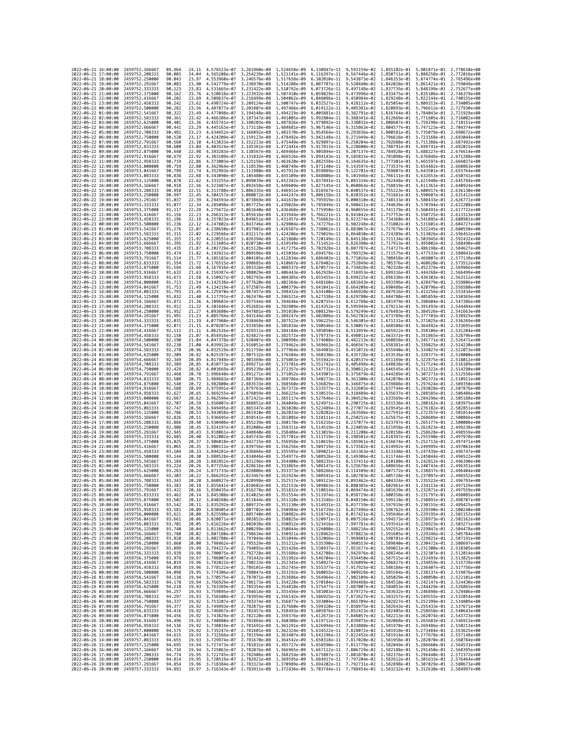| | | | | | | | | | | | |
|---|---|---|---|---|---|---|---|---|---|---|---|
| 2022-06-21 16:00:00 | 2459752.166667 | 89.964 | 24.11 | 4.576523e-07 | 3.261960e-08 | 1.524658e-09 | 6.130947e-11 | 9.591159e-02 | 1.855102e-01 | 5.901871e-01 | 2.778610e+00 |
| 2022-06-21 17:00:00 | 2459752.208333 | 90.003 | 24.04 | 4.565208e-07 | 3.254239e-08 | 1.521141e-09 | 6.116397e-11 | 9.567446e-02 | 1.850711e-01 | 5.888258e-01 | 2.772016e+00 |
| 2022-06-21 18:00:00 | 2459752.250000 | 90.043 | 23.97 | 4.553960e-07 | 3.246576e-08 | 1.517658e-09 | 6.102010e-11 | 9.543873e-02 | 1.846353e-01 | 5.874774e-01 | 2.765496e+00 |
| 2022-06-21 19:00:00 | 2459752.291667 | 90.083 | 23.90 | 4.542779e-07 | 3.238970e-08 | 1.514208e-09 | 6.087787e-11 | 9.520440e-02 | 1.842028e-01 | 5.861421e-01 | 2.759049e+00 |
| 2022-06-21 20:00:00 | 2459752.333333 | 90.123 | 23.83 | 4.531665e-07 | 3.231422e-08 | 1.510792e-09 | 6.073726e-11 | 9.497148e-02 | 1.837735e-01 | 5.848199e-01 | 2.752677e+00 |
| 2022-06-21 21:00:00 | 2459752.375000 | 90.162 | 23.76 | 4.520618e-07 | 3.223932e-08 | 1.507410e-09 | 6.059829e-11 | 9.473996e-02 | 1.833475e-01 | 5.835106e-01 | 2.746379e+00 |
| 2022-06-21 22:00:00 | 2459752.416667 | 90.202 | 23.69 | 4.509637e-07 | 3.216499e-08 | 1.504062e-09 | 6.046096e-11 | 9.450984e-02 | 1.829248e-01 | 5.822144e-01 | 2.740155e+00 |
| 2022-06-21 23:00:00 | 2459752.458333 | 90.242 | 23.62 | 4.498724e-07 | 3.209124e-08 | 1.500747e-09 | 6.032527e-11 | 9.428112e-02 | 1.825054e-01 | 5.809313e-01 | 2.734005e+00 |
| 2022-06-22 00:00:00 | 2459752.500000 | 90.282 | 23.56 | 4.487877e-07 | 3.201807e-08 | 1.497466e-09 | 6.019122e-11 | 9.405381e-02 | 1.820893e-01 | 5.796612e-01 | 2.727930e+00 |
| 2022-06-22 01:00:00 | 2459752.541667 | 90.322 | 23.49 | 4.477098e-07 | 3.194548e-08 | 1.494219e-09 | 6.005881e-11 | 9.382791e-02 | 1.816764e-01 | 5.784043e-01 | 2.721929e+00 |
| 2022-06-22 02:00:00 | 2459752.583333 | 90.361 | 23.42 | 4.466386e-07 | 3.187347e-08 | 1.491005e-09 | 5.992804e-11 | 9.360341e-02 | 1.812669e-01 | 5.771605e-01 | 2.716002e+00 |
| 2022-06-22 03:00:00 | 2459752.625000 | 90.401 | 23.36 | 4.455741e-07 | 3.180203e-08 | 1.487826e-09 | 5.979892e-11 | 9.338032e-02 | 1.808607e-01 | 5.759298e-01 | 2.710151e+00 |
| 2022-06-22 04:00:00 | 2459752.666667 | 90.441 | 23.29 | 4.445163e-07 | 3.173118e-08 | 1.484681e-09 | 5.967146e-11 | 9.315863e-02 | 1.804577e-01 | 5.747123e-01 | 2.704374e+00 |
| 2022-06-22 05:00:00 | 2459752.708333 | 90.481 | 23.23 | 4.434652e-07 | 3.166092e-08 | 1.481570e-09 | 5.954564e-11 | 9.293836e-02 | 1.800581e-01 | 5.735079e-01 | 2.698672e+00 |
| 2022-06-22 06:00:00 | 2459752.750000 | 90.520 | 23.17 | 4.424209e-07 | 3.159123e-08 | 1.478492e-09 | 5.942148e-11 | 9.271949e-02 | 1.796618e-01 | 5.723168e-01 | 2.693044e+00 |
| 2022-06-22 07:00:00 | 2459752.791667 | 90.560 | 23.10 | 4.413833e-07 | 3.152213e-08 | 1.475449e-09 | 5.929897e-11 | 9.250204e-02 | 1.792688e-01 | 5.711388e-01 | 2.687492e+00 |
| 2022-06-22 08:00:00 | 2459752.833333 | 90.600 | 23.04 | 4.403524e-07 | 3.145361e-08 | 1.472441e-09 | 5.917813e-11 | 9.228600e-02 | 1.788791e-01 | 5.699741e-01 | 2.682015e+00 |
| 2022-06-22 09:00:00 | 2459752.875000 | 90.640 | 22.98 | 4.393283e-07 | 3.138567e-08 | 1.469466e-09 | 5.905894e-11 | 9.207137e-02 | 1.784928e-01 | 5.688227e-01 | 2.676614e+00 |
| 2022-06-22 10:00:00 | 2459752.916667 | 90.679 | 22.92 | 4.383109e-07 | 3.131832e-08 | 1.466526e-09 | 5.894143e-11 | 9.185815e-02 | 1.781098e-01 | 5.676846e-01 | 2.671288e+00 |
| 2022-06-22 11:00:00 | 2459752.958333 | 90.719 | 22.86 | 4.373003e-07 | 3.125156e-08 | 1.463620e-09 | 5.882558e-11 | 9.164635e-02 | 1.777301e-01 | 5.665597e-01 | 2.666037e+00 |
| 2022-06-22 12:00:00 | 2459753.000000 | 90.759 | 22.80 | 4.362964e-07 | 3.118539e-08 | 1.460749e-09 | 5.871140e-11 | 9.143597e-02 | 1.773537e-01 | 5.654482e-01 | 2.660863e+00 |
| 2022-06-22 13:00:00 | 2459753.041667 | 90.799 | 22.74 | 4.352993e-07 | 3.111980e-08 | 1.457912e-09 | 5.859889e-11 | 9.122701e-02 | 1.769807e-01 | 5.643501e-01 | 2.655764e+00 |
| 2022-06-22 14:00:00 | 2459753.083333 | 90.838 | 22.68 | 4.343090e-07 | 3.105480e-08 | 1.455109e-09 | 5.848806e-11 | 9.101946e-02 | 1.766111e-01 | 5.632653e-01 | 2.650741e+00 |
| 2022-06-22 15:00:00 | 2459753.125000 | 90.878 | 22.62 | 4.333255e-07 | 3.099039e-08 | 1.452342e-09 | 5.837891e-11 | 9.081334e-02 | 1.762448e-01 | 5.621940e-01 | 2.645794e+00 |
| 2022-06-22 16:00:00 | 2459753.166667 | 90.918 | 22.56 | 4.323487e-07 | 3.092658e-08 | 1.449609e-09 | 5.827145e-11 | 9.060864e-02 | 1.758819e-01 | 5.611361e-01 | 2.640924e+00 |
| 2022-06-22 17:00:00 | 2459753.208333 | 90.958 | 22.51 | 4.313788e-07 | 3.086335e-08 | 1.446911e-09 | 5.816567e-11 | 9.040537e-02 | 1.755223e-01 | 5.600917e-01 | 2.636130e+00 |
| 2022-06-22 18:00:00 | 2459753.250000 | 90.998 | 22.45 | 4.304157e-07 | 3.080072e-08 | 1.444247e-09 | 5.806158e-11 | 9.020352e-02 | 1.751661e-01 | 5.590607e-01 | 2.631412e+00 |
| 2022-06-22 19:00:00 | 2459753.291667 | 91.037 | 22.39 | 4.294593e-07 | 3.073869e-08 | 1.441619e-09 | 5.795919e-11 | 9.000310e-02 | 1.748133e-01 | 5.580433e-01 | 2.626772e+00 |
| 2022-06-22 20:00:00 | 2459753.333333 | 91.077 | 22.34 | 4.285098e-07 | 3.067725e-08 | 1.439026e-09 | 5.785849e-11 | 8.980411e-02 | 1.744639e-01 | 5.570394e-01 | 2.622208e+00 |
| 2022-06-22 21:00:00 | 2459753.375000 | 91.117 | 22.28 | 4.275672e-07 | 3.061640e-08 | 1.436468e-09 | 5.775950e-11 | 8.960655e-02 | 1.741179e-01 | 5.560491e-01 | 2.617722e+00 |
| 2022-06-22 22:00:00 | 2459753.416667 | 91.156 | 22.23 | 4.266313e-07 | 3.055616e-08 | 1.433944e-09 | 5.766221e-11 | 8.941042e-02 | 1.737753e-01 | 5.550725e-01 | 2.613313e+00 |
| 2022-06-22 23:00:00 | 2459753.458333 | 91.196 | 22.18 | 4.257023e-07 | 3.049651e-08 | 1.431457e-09 | 5.756663e-11 | 8.921574e-02 | 1.734360e-01 | 5.541095e-01 | 2.608981e+00 |
| 2022-06-23 00:00:00 | 2459753.500000 | 91.236 | 22.12 | 4.247802e-07 | 3.043746e-08 | 1.429004e-09 | 5.747276e-11 | 8.902248e-02 | 1.731002e-01 | 5.531601e-01 | 2.604727e+00 |
| 2022-06-23 01:00:00 | 2459753.541667 | 91.276 | 22.07 | 4.238650e-07 | 3.037902e-08 | 1.426587e-09 | 5.738062e-11 | 8.883067e-02 | 1.727679e-01 | 5.522245e-01 | 2.600550e+00 |
| 2022-06-23 02:00:00 | 2459753.583333 | 91.315 | 22.02 | 4.229566e-07 | 3.032117e-08 | 1.424206e-09 | 5.729019e-11 | 8.864030e-02 | 1.724389e-01 | 5.513026e-01 | 2.596452e+00 |
| 2022-06-23 03:00:00 | 2459753.625000 | 91.355 | 21.97 | 4.220551e-07 | 3.026394e-08 | 1.421860e-09 | 5.720149e-11 | 8.845138e-02 | 1.721134e-01 | 5.503945e-01 | 2.592432e+00 |
| 2022-06-23 04:00:00 | 2459753.666667 | 91.395 | 21.92 | 4.211605e-07 | 3.020730e-08 | 1.419549e-09 | 5.711452e-11 | 8.826390e-02 | 1.717913e-01 | 5.495002e-01 | 2.588490e+00 |
| 2022-06-23 05:00:00 | 2459753.708333 | 91.435 | 21.87 | 4.202729e-07 | 3.015128e-08 | 1.417275e-09 | 5.702928e-11 | 8.807787e-02 | 1.714727e-01 | 5.486198e-01 | 2.584627e+00 |
| 2022-06-23 06:00:00 | 2459753.750000 | 91.474 | 21.82 | 4.193921e-07 | 3.009586e-08 | 1.415036e-09 | 5.694578e-11 | 8.789329e-02 | 1.711575e-01 | 5.477533e-01 | 2.580843e+00 |
| 2022-06-23 07:00:00 | 2459753.791667 | 91.514 | 21.77 | 4.185183e-07 | 3.004105e-08 | 1.412834e-09 | 5.686403e-11 | 8.771016e-02 | 1.708458e-01 | 5.469007e-01 | 2.577138e+00 |
| 2022-06-23 08:00:00 | 2459753.833333 | 91.554 | 21.72 | 4.176515e-07 | 2.998685e-08 | 1.410667e-09 | 5.678402e-11 | 8.752849e-02 | 1.705376e-01 | 5.460620e-01 | 2.573512e+00 |
| 2022-06-23 09:00:00 | 2459753.875000 | 91.594 | 21.68 | 4.167916e-07 | 2.993326e-08 | 1.408537e-09 | 5.670577e-11 | 8.734828e-02 | 1.702328e-01 | 5.452374e-01 | 2.569966e+00 |
| 2022-06-23 10:00:00 | 2459753.916667 | 91.633 | 21.63 | 4.159387e-07 | 2.988029e-08 | 1.406443e-09 | 5.662928e-11 | 8.716953e-02 | 1.699316e-01 | 5.444268e-01 | 2.566499e+00 |
| 2022-06-23 11:00:00 | 2459753.958333 | 91.673 | 21.58 | 4.150927e-07 | 2.982793e-08 | 1.404385e-09 | 5.655455e-11 | 8.699225e-02 | 1.696338e-01 | 5.436303e-01 | 2.563112e+00 |
| 2022-06-23 12:00:00 | 2459754.000000 | 91.713 | 21.54 | 4.142538e-07 | 2.977620e-08 | 1.402364e-09 | 5.648160e-11 | 8.681643e-02 | 1.693396e-01 | 5.428479e-01 | 2.559806e+00 |
| 2022-06-23 13:00:00 | 2459754.041667 | 91.753 | 21.49 | 4.134219e-07 | 2.972507e-08 | 1.400379e-09 | 5.641041e-11 | 8.664208e-02 | 1.690488e-01 | 5.420796e-01 | 2.556580e+00 |
| 2022-06-23 14:00:00 | 2459754.083333 | 91.793 | 21.45 | 4.125970e-07 | 2.967457e-08 | 1.398432e-09 | 5.634100e-11 | 8.646920e-02 | 1.687616e-01 | 5.413256e-01 | 2.553434e+00 |
| 2022-06-23 15:00:00 | 2459754.125000 | 91.832 | 21.40 | 4.117791e-07 | 2.962470e-08 | 1.396521e-09 | 5.627338e-11 | 8.629780e-02 | 1.684780e-01 | 5.405859e-01 | 2.550369e+00 |
| 2022-06-23 16:00:00 | 2459754.166667 | 91.872 | 21.36 | 4.109683e-07 | 2.957544e-08 | 1.394646e-09 | 5.620755e-11 | 8.612788e-02 | 1.681979e-01 | 5.398604e-01 | 2.547386e+00 |
| 2022-06-23 17:00:00 | 2459754.208333 | 91.912 | 21.32 | 4.101646e-07 | 2.952681e-08 | 1.392809e-09 | 5.614352e-11 | 8.595944e-02 | 1.679213e-01 | 5.391493e-01 | 2.544484e+00 |
| 2022-06-23 18:00:00 | 2459754.250000 | 91.952 | 21.27 | 4.093680e-07 | 2.947881e-08 | 1.391010e-09 | 5.608129e-11 | 8.579249e-02 | 1.676483e-01 | 5.384526e-01 | 2.541663e+00 |
| 2022-06-23 19:00:00 | 2459754.291667 | 91.991 | 21.23 | 4.085784e-07 | 2.943144e-08 | 1.389247e-09 | 5.602086e-11 | 8.562702e-02 | 1.673789e-01 | 5.377703e-01 | 2.538925e+00 |
| 2022-06-23 20:00:00 | 2459754.333333 | 92.031 | 21.19 | 4.077960e-07 | 2.938469e-08 | 1.387522e-09 | 5.596225e-11 | 8.546305e-02 | 1.671131e-01 | 5.371025e-01 | 2.536269e+00 |
| 2022-06-23 21:00:00 | 2459754.375000 | 92.071 | 21.15 | 4.070207e-07 | 2.933858e-08 | 1.385834e-09 | 5.590546e-11 | 8.530057e-02 | 1.668508e-01 | 5.364492e-01 | 2.533695e+00 |
| 2022-06-23 22:00:00 | 2459754.416667 | 92.111 | 21.11 | 4.062526e-07 | 2.929311e-08 | 1.384184e-09 | 5.585050e-11 | 8.513959e-02 | 1.665922e-01 | 5.358106e-01 | 2.531204e+00 |
| 2022-06-23 23:00:00 | 2459754.458333 | 92.150 | 21.07 | 4.054916e-07 | 2.924827e-08 | 1.382572e-09 | 5.579737e-11 | 8.498011e-02 | 1.663372e-01 | 5.351865e-01 | 2.528796e+00 |
| 2022-06-24 00:00:00 | 2459754.500000 | 92.190 | 21.04 | 4.047378e-07 | 2.920407e-08 | 1.380998e-09 | 5.574608e-11 | 8.482213e-02 | 1.660858e-01 | 5.345771e-01 | 2.526471e+00 |
| 2022-06-24 01:00:00 | 2459754.541667 | 92.230 | 21.00 | 4.039912e-07 | 2.916051e-08 | 1.379462e-09 | 5.569663e-11 | 8.466567e-02 | 1.658381e-01 | 5.339825e-01 | 2.524230e+00 |
| 2022-06-24 02:00:00 | 2459754.583333 | 92.270 | 20.96 | 4.032519e-07 | 2.911759e-08 | 1.377964e-09 | 5.564903e-11 | 8.451072e-02 | 1.655940e-01 | 5.334027e-01 | 2.522073e+00 |
| 2022-06-24 03:00:00 | 2459754.625000 | 92.309 | 20.92 | 4.025197e-07 | 2.907532e-08 | 1.376504e-09 | 5.560330e-11 | 8.435728e-02 | 1.653536e-01 | 5.328377e-01 | 2.520000e+00 |
| 2022-06-24 04:00:00 | 2459754.666667 | 92.349 | 20.89 | 4.017949e-07 | 2.903369e-08 | 1.375083e-09 | 5.555942e-11 | 8.420537e-02 | 1.651169e-01 | 5.322875e-01 | 2.518012e+00 |
| 2022-06-24 05:00:00 | 2459754.708333 | 92.389 | 20.85 | 4.010773e-07 | 2.899271e-08 | 1.373701e-09 | 5.551742e-11 | 8.405498e-02 | 1.648838e-01 | 5.317524e-01 | 2.516109e+00 |
| 2022-06-24 06:00:00 | 2459754.750000 | 92.429 | 20.82 | 4.003669e-07 | 2.895239e-08 | 1.372357e-09 | 5.547731e-11 | 8.390612e-02 | 1.646545e-01 | 5.312322e-01 | 2.514290e+00 |
| 2022-06-24 07:00:00 | 2459754.791667 | 92.468 | 20.78 | 3.996640e-07 | 2.891271e-08 | 1.371052e-09 | 5.543907e-11 | 8.375879e-02 | 1.644289e-01 | 5.307271e-01 | 2.512558e+00 |
| 2022-06-24 08:00:00 | 2459754.833333 | 92.508 | 20.75 | 3.989683e-07 | 2.887369e-08 | 1.369786e-09 | 5.540273e-11 | 8.361300e-02 | 1.642070e-01 | 5.302372e-01 | 2.510911e+00 |
| 2022-06-24 09:00:00 | 2459754.875000 | 92.548 | 20.72 | 3.982800e-07 | 2.883533e-08 | 1.368560e-09 | 5.536829e-11 | 8.346875e-02 | 1.639888e-01 | 5.297624e-01 | 2.509350e+00 |
| 2022-06-24 10:00:00 | 2459754.916667 | 92.588 | 20.69 | 3.975991e-07 | 2.879763e-08 | 1.367372e-09 | 5.533577e-11 | 8.332605e-02 | 1.637744e-01 | 5.293028e-01 | 2.507876e+00 |
| 2022-06-24 11:00:00 | 2459754.958333 | 92.627 | 20.65 | 3.969255e-07 | 2.876059e-08 | 1.366225e-09 | 5.530515e-11 | 8.318489e-02 | 1.635637e-01 | 5.288585e-01 | 2.506488e+00 |
| 2022-06-24 12:00:00 | 2459755.000000 | 92.667 | 20.62 | 3.962594e-07 | 2.872421e-08 | 1.365117e-09 | 5.527646e-11 | 8.304529e-02 | 1.633569e-01 | 5.284296e-01 | 2.505188e+00 |
| 2022-06-24 13:00:00 | 2459755.041667 | 92.707 | 20.59 | 3.956007e-07 | 2.868851e-08 | 1.364049e-09 | 5.524971e-11 | 8.290725e-02 | 1.631538e-01 | 5.280162e-01 | 2.503975e+00 |
| 2022-06-24 14:00:00 | 2459755.083333 | 92.747 | 20.56 | 3.949495e-07 | 2.865347e-08 | 1.363020e-09 | 5.522489e-11 | 8.277077e-02 | 1.629545e-01 | 5.276182e-01 | 2.502851e+00 |
| 2022-06-24 15:00:00 | 2459755.125000 | 92.786 | 20.53 | 3.943058e-07 | 2.861910e-08 | 1.362033e-09 | 5.520202e-11 | 8.263586e-02 | 1.627591e-01 | 5.272357e-01 | 2.501814e+00 |
| 2022-06-24 16:00:00 | 2459755.166667 | 92.826 | 20.51 | 3.936695e-07 | 2.858541e-08 | 1.361085e-09 | 5.518111e-11 | 8.250252e-02 | 1.625675e-01 | 5.268689e-01 | 2.500866e+00 |
| 2022-06-24 17:00:00 | 2459755.208333 | 92.866 | 20.48 | 3.930408e-07 | 2.855239e-08 | 1.360178e-09 | 5.516216e-11 | 8.237077e-02 | 1.623797e-01 | 5.265177e-01 | 2.500008e+00 |
| 2022-06-24 18:00:00 | 2459755.250000 | 92.906 | 20.45 | 3.924197e-07 | 2.852006e-08 | 1.359311e-09 | 5.514519e-11 | 8.224059e-02 | 1.621958e-01 | 5.261823e-01 | 2.499238e+00 |
| 2022-06-24 19:00:00 | 2459755.291667 | 92.945 | 20.43 | 3.918061e-07 | 2.848840e-08 | 1.358486e-09 | 5.513019e-11 | 8.211200e-02 | 1.620158e-01 | 5.258628e-01 | 2.498559e+00 |
| 2022-06-24 20:00:00 | 2459755.333333 | 92.985 | 20.40 | 3.912002e-07 | 2.845743e-08 | 1.357701e-09 | 5.511719e-11 | 8.198501e-02 | 1.618397e-01 | 5.255590e-01 | 2.497970e+00 |
| 2022-06-24 21:00:00 | 2459755.375000 | 93.025 | 20.37 | 3.906018e-07 | 2.842715e-08 | 1.356958e-09 | 5.510619e-11 | 8.185961e-02 | 1.616674e-01 | 5.252713e-01 | 2.497471e+00 |
| 2022-06-24 22:00:00 | 2459755.416667 | 93.065 | 20.35 | 3.900111e-07 | 2.839756e-08 | 1.356256e-09 | 5.509719e-11 | 8.173582e-02 | 1.614992e-01 | 5.249995e-01 | 2.497063e+00 |
| 2022-06-24 23:00:00 | 2459755.458333 | 93.104 | 20.33 | 3.894281e-07 | 2.836866e-08 | 1.355595e-09 | 5.509021e-11 | 8.161363e-02 | 1.613348e-01 | 5.247439e-01 | 2.496747e+00 |
| 2022-06-25 00:00:00 | 2459755.500000 | 93.144 | 20.30 | 3.888528e-07 | 2.834046e-08 | 1.354977e-09 | 5.508526e-11 | 8.149306e-02 | 1.611744e-01 | 5.245044e-01 | 2.496522e+00 |
| 2022-06-25 01:00:00 | 2459755.541667 | 93.184 | 20.28 | 3.882852e-07 | 2.831296e-08 | 1.354400e-09 | 5.508235e-11 | 8.137411e-02 | 1.610180e-01 | 5.242812e-01 | 2.496390e+00 |
| 2022-06-25 02:00:00 | 2459755.583333 | 93.224 | 20.26 | 3.877254e-07 | 2.828616e-08 | 1.353865e-09 | 5.508147e-11 | 8.125678e-02 | 1.608656e-01 | 5.240743e-01 | 2.496351e+00 |
| 2022-06-25 03:00:00 | 2459755.625000 | 93.263 | 20.24 | 3.871733e-07 | 2.826006e-08 | 1.353373e-09 | 5.508266e-11 | 8.114109e-02 | 1.607172e-01 | 5.238837e-01 | 2.496404e+00 |
| 2022-06-25 04:00:00 | 2459755.666667 | 93.303 | 20.22 | 3.866291e-07 | 2.823467e-08 | 1.352924e-09 | 5.508591e-11 | 8.102703e-02 | 1.605728e-01 | 5.237097e-01 | 2.496552e+00 |
| 2022-06-25 05:00:00 | 2459755.708333 | 93.343 | 20.20 | 3.860927e-07 | 2.820999e-08 | 1.352517e-09 | 5.509123e-11 | 8.091462e-02 | 1.604324e-01 | 5.235522e-01 | 2.496793e+00 |
| 2022-06-25 06:00:00 | 2459755.750000 | 93.383 | 20.18 | 3.855641e-07 | 2.818602e-08 | 1.352153e-09 | 5.509863e-11 | 8.080385e-02 | 1.602961e-01 | 5.234113e-01 | 2.497129e+00 |
| 2022-06-25 07:00:00 | 2459755.791667 | 93.422 | 20.16 | 3.850435e-07 | 2.816278e-08 | 1.351832e-09 | 5.510814e-11 | 8.069474e-02 | 1.601639e-01 | 5.232871e-01 | 2.497559e+00 |
| 2022-06-25 08:00:00 | 2459755.833333 | 93.462 | 20.14 | 3.845308e-07 | 2.814025e-08 | 1.351554e-09 | 5.511974e-11 | 8.058729e-02 | 1.600358e-01 | 5.231797e-01 | 2.498085e+00 |
| 2022-06-25 09:00:00 | 2459755.875000 | 93.502 | 20.12 | 3.840260e-07 | 2.811844e-08 | 1.351320e-09 | 5.513346e-11 | 8.048150e-02 | 1.599118e-01 | 5.230891e-01 | 2.498707e+00 |
| 2022-06-25 10:00:00 | 2459755.916667 | 93.542 | 20.11 | 3.835292e-07 | 2.809737e-08 | 1.351130e-09 | 5.514931e-11 | 8.037739e-02 | 1.597919e-01 | 5.230155e-01 | 2.499425e+00 |
| 2022-06-25 11:00:00 | 2459755.958333 | 93.581 | 20.09 | 3.830405e-07 | 2.807702e-08 | 1.350984e-09 | 5.516729e-11 | 8.027496e-02 | 1.596762e-01 | 5.229590e-01 | 2.500240e+00 |
| 2022-06-25 12:00:00 | 2459756.000000 | 93.621 | 20.08 | 3.825598e-07 | 2.805740e-08 | 1.350882e-09 | 5.518742e-11 | 8.017421e-02 | 1.595646e-01 | 5.229195e-01 | 2.501152e+00 |
| 2022-06-25 13:00:00 | 2459756.041667 | 93.661 | 20.06 | 3.820871e-07 | 2.803852e-08 | 1.350825e-09 | 5.520971e-11 | 8.007516e-02 | 1.594573e-01 | 5.228973e-01 | 2.502162e+00 |
| 2022-06-25 14:00:00 | 2459756.083333 | 93.701 | 20.05 | 3.816226e-07 | 2.802038e-08 | 1.350812e-09 | 5.523416e-11 | 7.997781e-02 | 1.593541e-01 | 5.228923e-01 | 2.503271e+00 |
| 2022-06-25 15:00:00 | 2459756.125000 | 93.740 | 20.04 | 3.811662e-07 | 2.800299e-08 | 1.350844e-09 | 5.526080e-11 | 7.988216e-02 | 1.592552e-01 | 5.229047e-01 | 2.504478e+00 |
| 2022-06-25 16:00:00 | 2459756.166667 | 93.780 | 20.02 | 3.807180e-07 | 2.798634e-08 | 1.350921e-09 | 5.528962e-11 | 7.978823e-02 | 1.591605e-01 | 5.229346e-01 | 2.505784e+00 |
| 2022-06-25 17:00:00 | 2459756.208333 | 93.820 | 20.01 | 3.802780e-07 | 2.797044e-08 | 1.351044e-09 | 5.532066e-11 | 7.969601e-02 | 1.590701e-01 | 5.229821e-01 | 2.507191e+00 |
| 2022-06-25 18:00:00 | 2459756.250000 | 93.860 | 20.00 | 3.798462e-07 | 2.795529e-08 | 1.351212e-09 | 5.535390e-11 | 7.960553e-02 | 1.589840e-01 | 5.230472e-01 | 2.508697e+00 |
| 2022-06-25 19:00:00 | 2459756.291667 | 93.899 | 19.99 | 3.794227e-07 | 2.794091e-08 | 1.351426e-09 | 5.538937e-11 | 7.951677e-02 | 1.589021e-01 | 5.231300e-01 | 2.510305e+00 |
| 2022-06-25 20:00:00 | 2459756.333333 | 93.939 | 19.98 | 3.790075e-07 | 2.792728e-08 | 1.351686e-09 | 5.542708e-11 | 7.942976e-02 | 1.588246e-01 | 5.232307e-01 | 2.512014e+00 |
| 2022-06-25 21:00:00 | 2459756.375000 | 93.979 | 19.97 | 3.786007e-07 | 2.791442e-08 | 1.351992e-09 | 5.546704e-11 | 7.934450e-02 | 1.587515e-01 | 5.233493e-01 | 2.513825e+00 |
| 2022-06-25 22:00:00 | 2459756.416667 | 94.019 | 19.96 | 3.782022e-07 | 2.790233e-08 | 1.352345e-09 | 5.550927e-11 | 7.926099e-02 | 1.586827e-01 | 5.234859e-01 | 2.515739e+00 |
| 2022-06-25 23:00:00 | 2459756.458333 | 94.058 | 19.96 | 3.778122e-07 | 2.789101e-08 | 1.352745e-09 | 5.555377e-11 | 7.917925e-02 | 1.586184e-01 | 5.236407e-01 | 2.517756e+00 |
| 2022-06-26 00:00:00 | 2459756.500000 | 94.098 | 19.95 | 3.774306e-07 | 2.788047e-08 | 1.353192e-09 | 5.560055e-11 | 7.909928e-02 | 1.585584e-01 | 5.238137e-01 | 2.519876e+00 |
| 2022-06-26 01:00:00 | 2459756.541667 | 94.138 | 19.94 | 3.770575e-07 | 2.787071e-08 | 1.353686e-09 | 5.564964e-11 | 7.902109e-02 | 1.585029e-01 | 5.240050e-01 | 2.522101e+00 |
| 2022-06-26 02:00:00 | 2459756.583333 | 94.178 | 19.94 | 3.766929e-07 | 2.786173e-08 | 1.354228e-09 | 5.570104e-11 | 7.894468e-02 | 1.584518e-01 | 5.242147e-01 | 2.524430e+00 |
| 2022-06-26 03:00:00 | 2459756.625000 | 94.218 | 19.93 | 3.763369e-07 | 2.785354e-08 | 1.354818e-09 | 5.575477e-11 | 7.887007e-02 | 1.584053e-01 | 5.244429e-01 | 2.526865e+00 |
| 2022-06-26 04:00:00 | 2459756.666667 | 94.257 | 19.93 | 3.759895e-07 | 2.784614e-08 | 1.355456e-09 | 5.581083e-11 | 7.879727e-02 | 1.583632e-01 | 5.246898e-01 | 2.529406e+00 |
| 2022-06-26 05:00:00 | 2459756.708333 | 94.297 | 19.93 | 3.756508e-07 | 2.783954e-08 | 1.356142e-09 | 5.586925e-11 | 7.872627e-02 | 1.583257e-01 | 5.249555e-01 | 2.532054e+00 |
| 2022-06-26 06:00:00 | 2459756.750000 | 94.337 | 19.92 | 3.753207e-07 | 2.783374e-08 | 1.356877e-09 | 5.593004e-11 | 7.865709e-02 | 1.582927e-01 | 5.252399e-01 | 2.534809e+00 |
| 2022-06-26 07:00:00 | 2459756.791667 | 94.377 | 19.92 | 3.749993e-07 | 2.782875e-08 | 1.357660e-09 | 5.599320e-11 | 7.858975e-02 | 1.582643e-01 | 5.255433e-01 | 2.537671e+00 |
| 2022-06-26 08:00:00 | 2459756.833333 | 94.416 | 19.92 | 3.746867e-07 | 2.782457e-08 | 1.358493e-09 | 5.605876e-11 | 7.852423e-02 | 1.582405e-01 | 5.258658e-01 | 2.540643e+00 |
| 2022-06-26 09:00:00 | 2459756.875000 | 94.456 | 19.92 | 3.743829e-07 | 2.782120e-08 | 1.359376e-09 | 5.612673e-11 | 7.846057e-02 | 1.582213e-01 | 5.262074e-01 | 2.543723e+00 |
| 2022-06-26 10:00:00 | 2459756.916667 | 94.496 | 19.92 | 3.740880e-07 | 2.781864e-08 | 1.360308e-09 | 5.619712e-11 | 7.839875e-02 | 1.582068e-01 | 5.265683e-01 | 2.546913e+00 |
| 2022-06-26 11:00:00 | 2459756.958333 | 94.536 | 19.92 | 3.738019e-07 | 2.781691e-08 | 1.361291e-09 | 5.626994e-11 | 7.833880e-02 | 1.581970e-01 | 5.269486e-01 | 2.550213e+00 |
| 2022-06-26 12:00:00 | 2459757.000000 | 94.575 | 19.92 | 3.735247e-07 | 2.781601e-08 | 1.362324e-09 | 5.634522e-11 | 7.828072e-02 | 1.581918e-01 | 5.273484e-01 | 2.553625e+00 |
| 2022-06-26 13:00:00 | 2459757.041667 | 94.615 | 19.93 | 3.732566e-07 | 2.781594e-08 | 1.363407e-09 | 5.642296e-11 | 7.822452e-02 | 1.581914e-01 | 5.277678e-01 | 2.557148e+00 |
| 2022-06-26 14:00:00 | 2459757.083333 | 94.655 | 19.93 | 3.729974e-07 | 2.781670e-08 | 1.364542e-09 | 5.650318e-11 | 7.817020e-02 | 1.581958e-01 | 5.282070e-01 | 2.560784e+00 |
| 2022-06-26 15:00:00 | 2459757.125000 | 94.695 | 19.94 | 3.727473e-07 | 2.781831e-08 | 1.365727e-09 | 5.658590e-11 | 7.811779e-02 | 1.582049e-01 | 5.286660e-01 | 2.564533e+00 |
| 2022-06-26 16:00:00 | 2459757.166667 | 94.734 | 19.94 | 3.725063e-07 | 2.782076e-08 | 1.366965e-09 | 5.667112e-11 | 7.806729e-02 | 1.582188e-01 | 5.291450e-01 | 2.568395e+00 |
| 2022-06-26 17:00:00 | 2459757.208333 | 94.774 | 19.95 | 3.722745e-07 | 2.782406e-08 | 1.368254e-09 | 5.675887e-11 | 7.801870e-02 | 1.582376e-01 | 5.296440e-01 | 2.572372e+00 |
| 2022-06-26 18:00:00 | 2459757.250000 | 94.814 | 19.95 | 3.720519e-07 | 2.782821e-08 | 1.369595e-09 | 5.684917e-11 | 7.797204e-02 | 1.582612e-01 | 5.301633e-01 | 2.576464e+00 |
| 2022-06-26 19:00:00 | 2459757.291667 | 94.854 | 19.96 | 3.718384e-07 | 2.783323e-08 | 1.370989e-09 | 5.694202e-11 | 7.792731e-02 | 1.582898e-01 | 5.307029e-01 | 2.580673e+00 |
| 2022-06-26 20:00:00 | 2459757.333333 | 94.893 | 19.97 | 3.716343e-07 | 2.783911e-08 | 1.372436e-09 | 5.703744e-11 | 7.788454e-02 | 1.583232e-01 | 5.312630e-01 | 2.584997e+00 |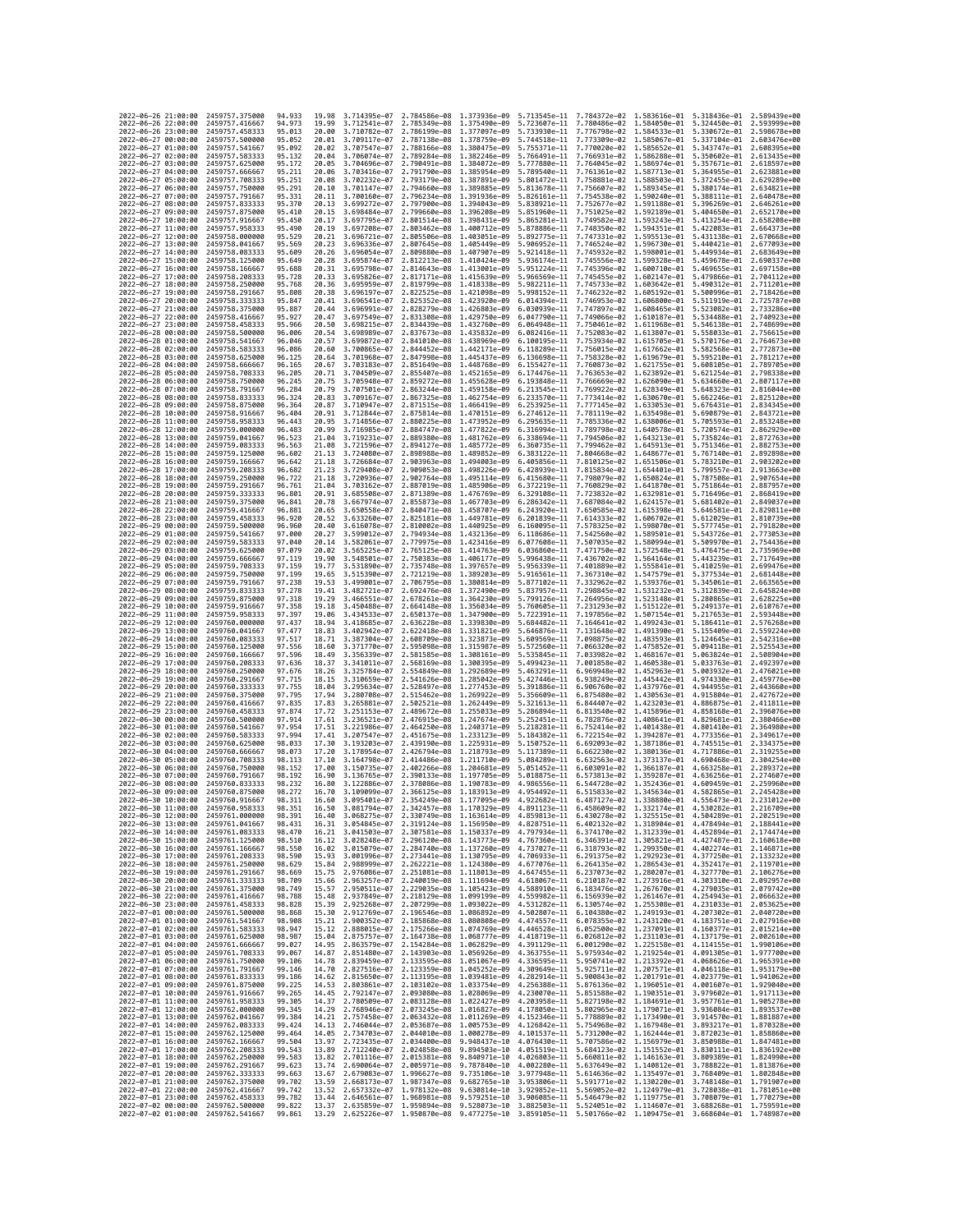| | | | | | | | | | | | |
|---|---|---|---|---|---|---|---|---|---|---|---|
| 2022-06-26 21:00:00 | 2459757.375000 | 94.933 | 19.98 | 3.714395e-07 | 2.784586e-08 | 1.373936e-09 | 5.713545e-11 | 7.784372e-02 | 1.583616e-01 | 5.318436e-01 | 2.589439e+00 |
| 2022-06-26 22:00:00 | 2459757.416667 | 94.973 | 19.99 | 3.712541e-07 | 2.785349e-08 | 1.375490e-09 | 5.723607e-11 | 7.780486e-02 | 1.584050e-01 | 5.324450e-01 | 2.593999e+00 |
| 2022-06-26 23:00:00 | 2459757.458333 | 95.013 | 20.00 | 3.710782e-07 | 2.786199e-08 | 1.377097e-09 | 5.733930e-11 | 7.776798e-02 | 1.584533e-01 | 5.330672e-01 | 2.598678e+00 |
| 2022-06-27 00:00:00 | 2459757.500000 | 95.052 | 20.01 | 3.709117e-07 | 2.787138e-08 | 1.378759e-09 | 5.744518e-11 | 7.773309e-02 | 1.585067e-01 | 5.337104e-01 | 2.603476e+00 |
| 2022-06-27 01:00:00 | 2459757.541667 | 95.092 | 20.02 | 3.707547e-07 | 2.788166e-08 | 1.380475e-09 | 5.755371e-11 | 7.770020e-02 | 1.585652e-01 | 5.343747e-01 | 2.608395e+00 |
| 2022-06-27 02:00:00 | 2459757.583333 | 95.132 | 20.04 | 3.706074e-07 | 2.789284e-08 | 1.382246e-09 | 5.766491e-11 | 7.766931e-02 | 1.586288e-01 | 5.350602e-01 | 2.613435e+00 |
| 2022-06-27 03:00:00 | 2459757.625000 | 95.172 | 20.05 | 3.704696e-07 | 2.790491e-08 | 1.384072e-09 | 5.777880e-11 | 7.764045e-02 | 1.586974e-01 | 5.357671e-01 | 2.618597e+00 |
| 2022-06-27 04:00:00 | 2459757.666667 | 95.211 | 20.06 | 3.703416e-07 | 2.791790e-08 | 1.385954e-09 | 5.789540e-11 | 7.761361e-02 | 1.587713e-01 | 5.364955e-01 | 2.623881e+00 |
| 2022-06-27 05:00:00 | 2459757.708333 | 95.251 | 20.08 | 3.702232e-07 | 2.793179e-08 | 1.387891e-09 | 5.801472e-11 | 7.758881e-02 | 1.588503e-01 | 5.372455e-01 | 2.629289e+00 |
| 2022-06-27 06:00:00 | 2459757.750000 | 95.291 | 20.10 | 3.701147e-07 | 2.794660e-08 | 1.389885e-09 | 5.813678e-11 | 7.756607e-02 | 1.589345e-01 | 5.380174e-01 | 2.634821e+00 |
| 2022-06-27 07:00:00 | 2459757.791667 | 95.331 | 20.11 | 3.700160e-07 | 2.796234e-08 | 1.391936e-09 | 5.826161e-11 | 7.754538e-02 | 1.590240e-01 | 5.388111e-01 | 2.640478e+00 |
| 2022-06-27 08:00:00 | 2459757.833333 | 95.370 | 20.13 | 3.699272e-07 | 2.797900e-08 | 1.394043e-09 | 5.838921e-11 | 7.752677e-02 | 1.591188e-01 | 5.396269e-01 | 2.646261e+00 |
| 2022-06-27 09:00:00 | 2459757.875000 | 95.410 | 20.15 | 3.698484e-07 | 2.799660e-08 | 1.396208e-09 | 5.851960e-11 | 7.751025e-02 | 1.592189e-01 | 5.404650e-01 | 2.652170e+00 |
| 2022-06-27 10:00:00 | 2459757.916667 | 95.450 | 20.17 | 3.697795e-07 | 2.801514e-08 | 1.398431e-09 | 5.865281e-11 | 7.749582e-02 | 1.593243e-01 | 5.413254e-01 | 2.658208e+00 |
| 2022-06-27 11:00:00 | 2459757.958333 | 95.490 | 20.19 | 3.697208e-07 | 2.803462e-08 | 1.400712e-09 | 5.878886e-11 | 7.748350e-02 | 1.594351e-01 | 5.422083e-01 | 2.664373e+00 |
| 2022-06-27 12:00:00 | 2459758.000000 | 95.529 | 20.21 | 3.696721e-07 | 2.805506e-08 | 1.403051e-09 | 5.892775e-11 | 7.747331e-02 | 1.595513e-01 | 5.431138e-01 | 2.670668e+00 |
| 2022-06-27 13:00:00 | 2459758.041667 | 95.569 | 20.23 | 3.696336e-07 | 2.807645e-08 | 1.405449e-09 | 5.906952e-11 | 7.746524e-02 | 1.596730e-01 | 5.440421e-01 | 2.677093e+00 |
| 2022-06-27 14:00:00 | 2459758.083333 | 95.609 | 20.26 | 3.696054e-07 | 2.809880e-08 | 1.407907e-09 | 5.921418e-11 | 7.745932e-02 | 1.598001e-01 | 5.449934e-01 | 2.683649e+00 |
| 2022-06-27 15:00:00 | 2459758.125000 | 95.649 | 20.28 | 3.695874e-07 | 2.812213e-08 | 1.410424e-09 | 5.936174e-11 | 7.745556e-02 | 1.599328e-01 | 5.459678e-01 | 2.690337e+00 |
| 2022-06-27 16:00:00 | 2459758.166667 | 95.688 | 20.31 | 3.695798e-07 | 2.814643e-08 | 1.413001e-09 | 5.951224e-11 | 7.745396e-02 | 1.600710e-01 | 5.469655e-01 | 2.697158e+00 |
| 2022-06-27 17:00:00 | 2459758.208333 | 95.728 | 20.33 | 3.695826e-07 | 2.817171e-08 | 1.415639e-09 | 5.966569e-11 | 7.745455e-02 | 1.602147e-01 | 5.479866e-01 | 2.704112e+00 |
| 2022-06-27 18:00:00 | 2459758.250000 | 95.768 | 20.36 | 3.695959e-07 | 2.819799e-08 | 1.418338e-09 | 5.982211e-11 | 7.745733e-02 | 1.603642e-01 | 5.490312e-01 | 2.711201e+00 |
| 2022-06-27 19:00:00 | 2459758.291667 | 95.808 | 20.38 | 3.696197e-07 | 2.822525e-08 | 1.421098e-09 | 5.998152e-11 | 7.746232e-02 | 1.605192e-01 | 5.500996e-01 | 2.718426e+00 |
| 2022-06-27 20:00:00 | 2459758.333333 | 95.847 | 20.41 | 3.696541e-07 | 2.825352e-08 | 1.423920e-09 | 6.014394e-11 | 7.746953e-02 | 1.606800e-01 | 5.511919e-01 | 2.725787e+00 |
| 2022-06-27 21:00:00 | 2459758.375000 | 95.887 | 20.44 | 3.696991e-07 | 2.828279e-08 | 1.426803e-09 | 6.030939e-11 | 7.747897e-02 | 1.608465e-01 | 5.523082e-01 | 2.733286e+00 |
| 2022-06-27 22:00:00 | 2459758.416667 | 95.927 | 20.47 | 3.697549e-07 | 2.831308e-08 | 1.429750e-09 | 6.047790e-11 | 7.749066e-02 | 1.610187e-01 | 5.534488e-01 | 2.740923e+00 |
| 2022-06-27 23:00:00 | 2459758.458333 | 95.966 | 20.50 | 3.698215e-07 | 2.834439e-08 | 1.432760e-09 | 6.064948e-11 | 7.750461e-02 | 1.611968e-01 | 5.546138e-01 | 2.748699e+00 |
| 2022-06-28 00:00:00 | 2459758.500000 | 96.006 | 20.54 | 3.698989e-07 | 2.837673e-08 | 1.435832e-09 | 6.082416e-11 | 7.752083e-02 | 1.613807e-01 | 5.558033e-01 | 2.756615e+00 |
| 2022-06-28 01:00:00 | 2459758.541667 | 96.046 | 20.57 | 3.699872e-07 | 2.841010e-08 | 1.438969e-09 | 6.100195e-11 | 7.753934e-02 | 1.615705e-01 | 5.570176e-01 | 2.764673e+00 |
| 2022-06-28 02:00:00 | 2459758.583333 | 96.086 | 20.60 | 3.700865e-07 | 2.844452e-08 | 1.442171e-09 | 6.118289e-11 | 7.756015e-02 | 1.617662e-01 | 5.582568e-01 | 2.772873e+00 |
| 2022-06-28 03:00:00 | 2459758.625000 | 96.125 | 20.64 | 3.701968e-07 | 2.847998e-08 | 1.445437e-09 | 6.136698e-11 | 7.758328e-02 | 1.619679e-01 | 5.595210e-01 | 2.781217e+00 |
| 2022-06-28 04:00:00 | 2459758.666667 | 96.165 | 20.67 | 3.703183e-07 | 2.851649e-08 | 1.448768e-09 | 6.155427e-11 | 7.760873e-02 | 1.621755e-01 | 5.608105e-01 | 2.789705e+00 |
| 2022-06-28 05:00:00 | 2459758.708333 | 96.205 | 20.71 | 3.704509e-07 | 2.855407e-08 | 1.452165e-09 | 6.174476e-11 | 7.763653e-02 | 1.623892e-01 | 5.621254e-01 | 2.798338e+00 |
| 2022-06-28 06:00:00 | 2459758.750000 | 96.245 | 20.75 | 3.705948e-07 | 2.859272e-08 | 1.455628e-09 | 6.193848e-11 | 7.766669e-02 | 1.626090e-01 | 5.634660e-01 | 2.807117e+00 |
| 2022-06-28 07:00:00 | 2459758.791667 | 96.284 | 20.79 | 3.707501e-07 | 2.863244e-08 | 1.459158e-09 | 6.213545e-11 | 7.769922e-02 | 1.628349e-01 | 5.648323e-01 | 2.816044e+00 |
| 2022-06-28 08:00:00 | 2459758.833333 | 96.324 | 20.83 | 3.709167e-07 | 2.867325e-08 | 1.462754e-09 | 6.233570e-11 | 7.773414e-02 | 1.630670e-01 | 5.662246e-01 | 2.825120e+00 |
| 2022-06-28 09:00:00 | 2459758.875000 | 96.364 | 20.87 | 3.710947e-07 | 2.871515e-08 | 1.466419e-09 | 6.253925e-11 | 7.777145e-02 | 1.633053e-01 | 5.676431e-01 | 2.834345e+00 |
| 2022-06-28 10:00:00 | 2459758.916667 | 96.404 | 20.91 | 3.712844e-07 | 2.875814e-08 | 1.470151e-09 | 6.274612e-11 | 7.781119e-02 | 1.635498e-01 | 5.690879e-01 | 2.843721e+00 |
| 2022-06-28 11:00:00 | 2459758.958333 | 96.443 | 20.95 | 3.714856e-07 | 2.880225e-08 | 1.473952e-09 | 6.295635e-11 | 7.785336e-02 | 1.638006e-01 | 5.705593e-01 | 2.853248e+00 |
| 2022-06-28 12:00:00 | 2459759.000000 | 96.483 | 20.99 | 3.716985e-07 | 2.884747e-08 | 1.477822e-09 | 6.316994e-11 | 7.789798e-02 | 1.640578e-01 | 5.720574e-01 | 2.862929e+00 |
| 2022-06-28 13:00:00 | 2459759.041667 | 96.523 | 21.04 | 3.719231e-07 | 2.889380e-08 | 1.481762e-09 | 6.338694e-11 | 7.794506e-02 | 1.643213e-01 | 5.735824e-01 | 2.872763e+00 |
| 2022-06-28 14:00:00 | 2459759.083333 | 96.563 | 21.08 | 3.721596e-07 | 2.894127e-08 | 1.485772e-09 | 6.360735e-11 | 7.799462e-02 | 1.645913e-01 | 5.751346e-01 | 2.882753e+00 |
| 2022-06-28 15:00:00 | 2459759.125000 | 96.602 | 21.13 | 3.724080e-07 | 2.898988e-08 | 1.489852e-09 | 6.383122e-11 | 7.804668e-02 | 1.648677e-01 | 5.767140e-01 | 2.892898e+00 |
| 2022-06-28 16:00:00 | 2459759.166667 | 96.642 | 21.18 | 3.726684e-07 | 2.903963e-08 | 1.494003e-09 | 6.405856e-11 | 7.810125e-02 | 1.651506e-01 | 5.783210e-01 | 2.903202e+00 |
| 2022-06-28 17:00:00 | 2459759.208333 | 96.682 | 21.23 | 3.729408e-07 | 2.909053e-08 | 1.498226e-09 | 6.428939e-11 | 7.815834e-02 | 1.654401e-01 | 5.799557e-01 | 2.913663e+00 |
| 2022-06-28 18:00:00 | 2459759.250000 | 96.722 | 21.18 | 3.720936e-07 | 2.902764e-08 | 1.495114e-09 | 6.415680e-11 | 7.798079e-02 | 1.650824e-01 | 5.787508e-01 | 2.907654e+00 |
| 2022-06-28 19:00:00 | 2459759.291667 | 96.761 | 21.04 | 3.703162e-07 | 2.887019e-08 | 1.485906e-09 | 6.372219e-11 | 7.760829e-02 | 1.641870e-01 | 5.751864e-01 | 2.887957e+00 |
| 2022-06-28 20:00:00 | 2459759.333333 | 96.801 | 20.91 | 3.685508e-07 | 2.871389e-08 | 1.476769e-09 | 6.329108e-11 | 7.723832e-02 | 1.632981e-01 | 5.716496e-01 | 2.868419e+00 |
| 2022-06-28 21:00:00 | 2459759.375000 | 96.841 | 20.78 | 3.667974e-07 | 2.855873e-08 | 1.467703e-09 | 6.286342e-11 | 7.687084e-02 | 1.624157e-01 | 5.681402e-01 | 2.849037e+00 |
| 2022-06-28 22:00:00 | 2459759.416667 | 96.881 | 20.65 | 3.650558e-07 | 2.840471e-08 | 1.458707e-09 | 6.243920e-11 | 7.650585e-02 | 1.615398e-01 | 5.646581e-01 | 2.829811e+00 |
| 2022-06-28 23:00:00 | 2459759.458333 | 96.920 | 20.52 | 3.633260e-07 | 2.825181e-08 | 1.449781e-09 | 6.201839e-11 | 7.614333e-02 | 1.606702e-01 | 5.612029e-01 | 2.810739e+00 |
| 2022-06-29 00:00:00 | 2459759.500000 | 96.960 | 20.40 | 3.616078e-07 | 2.810002e-08 | 1.440925e-09 | 6.160095e-11 | 7.578325e-02 | 1.598070e-01 | 5.577745e-01 | 2.791820e+00 |
| 2022-06-29 01:00:00 | 2459759.541667 | 97.000 | 20.27 | 3.599012e-07 | 2.794934e-08 | 1.432136e-09 | 6.118686e-11 | 7.542560e-02 | 1.589501e-01 | 5.543726e-01 | 2.773053e+00 |
| 2022-06-29 02:00:00 | 2459759.583333 | 97.040 | 20.14 | 3.582061e-07 | 2.779975e-08 | 1.423416e-09 | 6.077608e-11 | 7.507035e-02 | 1.580994e-01 | 5.509970e-01 | 2.754436e+00 |
| 2022-06-29 03:00:00 | 2459759.625000 | 97.079 | 20.02 | 3.565225e-07 | 2.765125e-08 | 1.414763e-09 | 6.036860e-11 | 7.471750e-02 | 1.572548e-01 | 5.476475e-01 | 2.735969e+00 |
| 2022-06-29 04:00:00 | 2459759.666667 | 97.119 | 19.90 | 3.548501e-07 | 2.750383e-08 | 1.406177e-09 | 5.996438e-11 | 7.436702e-02 | 1.564164e-01 | 5.443239e-01 | 2.717649e+00 |
| 2022-06-29 05:00:00 | 2459759.708333 | 97.159 | 19.77 | 3.531890e-07 | 2.735748e-08 | 1.397657e-09 | 5.956339e-11 | 7.401889e-02 | 1.555841e-01 | 5.410259e-01 | 2.699476e+00 |
| 2022-06-29 06:00:00 | 2459759.750000 | 97.199 | 19.65 | 3.515390e-07 | 2.721219e-08 | 1.389203e-09 | 5.916561e-11 | 7.367310e-02 | 1.547579e-01 | 5.377534e-01 | 2.681448e+00 |
| 2022-06-29 07:00:00 | 2459759.791667 | 97.238 | 19.53 | 3.499001e-07 | 2.706795e-08 | 1.380814e-09 | 5.877102e-11 | 7.332962e-02 | 1.539376e-01 | 5.345061e-01 | 2.663565e+00 |
| 2022-06-29 08:00:00 | 2459759.833333 | 97.278 | 19.41 | 3.482721e-07 | 2.692476e-08 | 1.372490e-09 | 5.837957e-11 | 7.298845e-02 | 1.531232e-01 | 5.312839e-01 | 2.645824e+00 |
| 2022-06-29 09:00:00 | 2459759.875000 | 97.318 | 19.29 | 3.466551e-07 | 2.678261e-08 | 1.364230e-09 | 5.799126e-11 | 7.264956e-02 | 1.523148e-01 | 5.280865e-01 | 2.628225e+00 |
| 2022-06-29 10:00:00 | 2459759.916667 | 97.358 | 19.18 | 3.450488e-07 | 2.664148e-08 | 1.356034e-09 | 5.760605e-11 | 7.231293e-02 | 1.515122e-01 | 5.249137e-01 | 2.610767e+00 |
| 2022-06-29 11:00:00 | 2459759.958333 | 97.397 | 19.06 | 3.434533e-07 | 2.650137e-08 | 1.347900e-09 | 5.722391e-11 | 7.197856e-02 | 1.507154e-01 | 5.217653e-01 | 2.593448e+00 |
| 2022-06-29 12:00:00 | 2459760.000000 | 97.437 | 18.94 | 3.418685e-07 | 2.636228e-08 | 1.339830e-09 | 5.684482e-11 | 7.164641e-02 | 1.499243e-01 | 5.186411e-01 | 2.576268e+00 |
| 2022-06-29 13:00:00 | 2459760.041667 | 97.477 | 18.83 | 3.402942e-07 | 2.622418e-08 | 1.331821e-09 | 5.646876e-11 | 7.131648e-02 | 1.491390e-01 | 5.155409e-01 | 2.559224e+00 |
| 2022-06-29 14:00:00 | 2459760.083333 | 97.517 | 18.71 | 3.387304e-07 | 2.608709e-08 | 1.323873e-09 | 5.609569e-11 | 7.098875e-02 | 1.483593e-01 | 5.124645e-01 | 2.542316e+00 |
| 2022-06-29 15:00:00 | 2459760.125000 | 97.556 | 18.60 | 3.371770e-07 | 2.595098e-08 | 1.315987e-09 | 5.572560e-11 | 7.066320e-02 | 1.475852e-01 | 5.094118e-01 | 2.525543e+00 |
| 2022-06-29 16:00:00 | 2459760.166667 | 97.596 | 18.49 | 3.356339e-07 | 2.581585e-08 | 1.308161e-09 | 5.535845e-11 | 7.033982e-02 | 1.468167e-01 | 5.063824e-01 | 2.508904e+00 |
| 2022-06-29 17:00:00 | 2459760.208333 | 97.636 | 18.37 | 3.341011e-07 | 2.568169e-08 | 1.300395e-09 | 5.499423e-11 | 7.001858e-02 | 1.460538e-01 | 5.033763e-01 | 2.492397e+00 |
| 2022-06-29 18:00:00 | 2459760.250000 | 97.676 | 18.26 | 3.325784e-07 | 2.554849e-08 | 1.292689e-09 | 5.463291e-11 | 6.969948e-02 | 1.452963e-01 | 5.003932e-01 | 2.476021e+00 |
| 2022-06-29 19:00:00 | 2459760.291667 | 97.715 | 18.15 | 3.310659e-07 | 2.541626e-08 | 1.285042e-09 | 5.427446e-11 | 6.938249e-02 | 1.445442e-01 | 4.974330e-01 | 2.459776e+00 |
| 2022-06-29 20:00:00 | 2459760.333333 | 97.755 | 18.04 | 3.295634e-07 | 2.528497e-08 | 1.277453e-09 | 5.391886e-11 | 6.906760e-02 | 1.437976e-01 | 4.944955e-01 | 2.443660e+00 |
| 2022-06-29 21:00:00 | 2459760.375000 | 97.795 | 17.94 | 3.280708e-07 | 2.515462e-08 | 1.269922e-09 | 5.356609e-11 | 6.875480e-02 | 1.430563e-01 | 4.915804e-01 | 2.427672e+00 |
| 2022-06-29 22:00:00 | 2459760.416667 | 97.835 | 17.83 | 3.265881e-07 | 2.502521e-08 | 1.262449e-09 | 5.321613e-11 | 6.844407e-02 | 1.423203e-01 | 4.886875e-01 | 2.411811e+00 |
| 2022-06-29 23:00:00 | 2459760.458333 | 97.874 | 17.72 | 3.251153e-07 | 2.489672e-08 | 1.255033e-09 | 5.286894e-11 | 6.813540e-02 | 1.415896e-01 | 4.858168e-01 | 2.396076e+00 |
| 2022-06-30 00:00:00 | 2459760.500000 | 97.914 | 17.61 | 3.236521e-07 | 2.476915e-08 | 1.247674e-09 | 5.252451e-11 | 6.782876e-02 | 1.408641e-01 | 4.829681e-01 | 2.380466e+00 |
| 2022-06-30 01:00:00 | 2459760.541667 | 97.954 | 17.51 | 3.221986e-07 | 2.464250e-08 | 1.240371e-09 | 5.218281e-11 | 6.752414e-02 | 1.401438e-01 | 4.801410e-01 | 2.364980e+00 |
| 2022-06-30 02:00:00 | 2459760.583333 | 97.994 | 17.41 | 3.207547e-07 | 2.451675e-08 | 1.233123e-09 | 5.184382e-11 | 6.722154e-02 | 1.394287e-01 | 4.773356e-01 | 2.349617e+00 |
| 2022-06-30 03:00:00 | 2459760.625000 | 98.033 | 17.30 | 3.193203e-07 | 2.439190e-08 | 1.225931e-09 | 5.150752e-11 | 6.692093e-02 | 1.387186e-01 | 4.745515e-01 | 2.334375e+00 |
| 2022-06-30 04:00:00 | 2459760.666667 | 98.073 | 17.20 | 3.178954e-07 | 2.426794e-08 | 1.218793e-09 | 5.117389e-11 | 6.662230e-02 | 1.380136e-01 | 4.717886e-01 | 2.319255e+00 |
| 2022-06-30 05:00:00 | 2459760.708333 | 98.113 | 17.10 | 3.164798e-07 | 2.414486e-08 | 1.211710e-09 | 5.084289e-11 | 6.632563e-02 | 1.373137e-01 | 4.690468e-01 | 2.304254e+00 |
| 2022-06-30 06:00:00 | 2459760.750000 | 98.152 | 17.00 | 3.150735e-07 | 2.402266e-08 | 1.204681e-09 | 5.051452e-11 | 6.603091e-02 | 1.366187e-01 | 4.663258e-01 | 2.289372e+00 |
| 2022-06-30 07:00:00 | 2459760.791667 | 98.192 | 16.90 | 3.136765e-07 | 2.390133e-08 | 1.197705e-09 | 5.018875e-11 | 6.573813e-02 | 1.359287e-01 | 4.636256e-01 | 2.274607e+00 |
| 2022-06-30 08:00:00 | 2459760.833333 | 98.232 | 16.80 | 3.122886e-07 | 2.378086e-08 | 1.190783e-09 | 4.986556e-11 | 6.544728e-02 | 1.352436e-01 | 4.609459e-01 | 2.259960e+00 |
| 2022-06-30 09:00:00 | 2459760.875000 | 98.272 | 16.70 | 3.109099e-07 | 2.366125e-08 | 1.183913e-09 | 4.954492e-11 | 6.515833e-02 | 1.345634e-01 | 4.582865e-01 | 2.245428e+00 |
| 2022-06-30 10:00:00 | 2459760.916667 | 98.311 | 16.60 | 3.095401e-07 | 2.354249e-08 | 1.177095e-09 | 4.922682e-11 | 6.487127e-02 | 1.338880e-01 | 4.556473e-01 | 2.231012e+00 |
| 2022-06-30 11:00:00 | 2459760.958333 | 98.351 | 16.50 | 3.081794e-07 | 2.342457e-08 | 1.170329e-09 | 4.891123e-11 | 6.458609e-02 | 1.332174e-01 | 4.530282e-01 | 2.216709e+00 |
| 2022-06-30 12:00:00 | 2459761.000000 | 98.391 | 16.40 | 3.068275e-07 | 2.330749e-08 | 1.163614e-09 | 4.859813e-11 | 6.430278e-02 | 1.325515e-01 | 4.504289e-01 | 2.202519e+00 |
| 2022-06-30 13:00:00 | 2459761.041667 | 98.431 | 16.31 | 3.054845e-07 | 2.319124e-08 | 1.156950e-09 | 4.828751e-11 | 6.402132e-02 | 1.318904e-01 | 4.478494e-01 | 2.188441e+00 |
| 2022-06-30 14:00:00 | 2459761.083333 | 98.470 | 16.21 | 3.041503e-07 | 2.307581e-08 | 1.150337e-09 | 4.797934e-11 | 6.374170e-02 | 1.312339e-01 | 4.452894e-01 | 2.174474e+00 |
| 2022-06-30 15:00:00 | 2459761.125000 | 98.510 | 16.12 | 3.028248e-07 | 2.296120e-08 | 1.143773e-09 | 4.767360e-11 | 6.346391e-02 | 1.305821e-01 | 4.427487e-01 | 2.160618e+00 |
| 2022-06-30 16:00:00 | 2459761.166667 | 98.550 | 16.03 | 3.015079e-07 | 2.284740e-08 | 1.137260e-09 | 4.737027e-11 | 6.318793e-02 | 1.299350e-01 | 4.402274e-01 | 2.146871e+00 |
| 2022-06-30 17:00:00 | 2459761.208333 | 98.590 | 15.93 | 3.001996e-07 | 2.273441e-08 | 1.130795e-09 | 4.706933e-11 | 6.291375e-02 | 1.292923e-01 | 4.377250e-01 | 2.133232e+00 |
| 2022-06-30 18:00:00 | 2459761.250000 | 98.629 | 15.84 | 2.988999e-07 | 2.262221e-08 | 1.124380e-09 | 4.677076e-11 | 6.264135e-02 | 1.286543e-01 | 4.352417e-01 | 2.119701e+00 |
| 2022-06-30 19:00:00 | 2459761.291667 | 98.669 | 15.75 | 2.976086e-07 | 2.251081e-08 | 1.118013e-09 | 4.647455e-11 | 6.237073e-02 | 1.280207e-01 | 4.327770e-01 | 2.106276e+00 |
| 2022-06-30 20:00:00 | 2459761.333333 | 98.709 | 15.66 | 2.963257e-07 | 2.240019e-08 | 1.111694e-09 | 4.618067e-11 | 6.210187e-02 | 1.273916e-01 | 4.303310e-01 | 2.092957e+00 |
| 2022-06-30 21:00:00 | 2459761.375000 | 98.749 | 15.57 | 2.950511e-07 | 2.229035e-08 | 1.105423e-09 | 4.588910e-11 | 6.183476e-02 | 1.267670e-01 | 4.279035e-01 | 2.079742e+00 |
| 2022-06-30 22:00:00 | 2459761.416667 | 98.788 | 15.48 | 2.937849e-07 | 2.218129e-08 | 1.099199e-09 | 4.559982e-11 | 6.156939e-02 | 1.261467e-01 | 4.254943e-01 | 2.066632e+00 |
| 2022-06-30 23:00:00 | 2459761.458333 | 98.828 | 15.39 | 2.925268e-07 | 2.207299e-08 | 1.093022e-09 | 4.531282e-11 | 6.130574e-02 | 1.255308e-01 | 4.231033e-01 | 2.053625e+00 |
| 2022-07-01 00:00:00 | 2459761.500000 | 98.868 | 15.30 | 2.912769e-07 | 2.196546e-08 | 1.086892e-09 | 4.502807e-11 | 6.104380e-02 | 1.249193e-01 | 4.207302e-01 | 2.040720e+00 |
| 2022-07-01 01:00:00 | 2459761.541667 | 98.908 | 15.21 | 2.900352e-07 | 2.185868e-08 | 1.080808e-09 | 4.474557e-11 | 6.078355e-02 | 1.243120e-01 | 4.183751e-01 | 2.027916e+00 |
| 2022-07-01 02:00:00 | 2459761.583333 | 98.947 | 15.12 | 2.888015e-07 | 2.175266e-08 | 1.074769e-09 | 4.446528e-11 | 6.052500e-02 | 1.237091e-01 | 4.160377e-01 | 2.015214e+00 |
| 2022-07-01 03:00:00 | 2459761.625000 | 98.987 | 15.04 | 2.875757e-07 | 2.164738e-08 | 1.068777e-09 | 4.418719e-11 | 6.026812e-02 | 1.231103e-01 | 4.137179e-01 | 2.002610e+00 |
| 2022-07-01 04:00:00 | 2459761.666667 | 99.027 | 14.95 | 2.863579e-07 | 2.154284e-08 | 1.062829e-09 | 4.391129e-11 | 6.001290e-02 | 1.225158e-01 | 4.114155e-01 | 1.990106e+00 |
| 2022-07-01 05:00:00 | 2459761.708333 | 99.067 | 14.87 | 2.851480e-07 | 2.143903e-08 | 1.056926e-09 | 4.363755e-11 | 5.975934e-02 | 1.219254e-01 | 4.091305e-01 | 1.977700e+00 |
| 2022-07-01 06:00:00 | 2459761.750000 | 99.106 | 14.78 | 2.839459e-07 | 2.133595e-08 | 1.051067e-09 | 4.336595e-11 | 5.950741e-02 | 1.213392e-01 | 4.068626e-01 | 1.965391e+00 |
| 2022-07-01 07:00:00 | 2459761.791667 | 99.146 | 14.70 | 2.827516e-07 | 2.123359e-08 | 1.045252e-09 | 4.309649e-11 | 5.925711e-02 | 1.207571e-01 | 4.046118e-01 | 1.953179e+00 |
| 2022-07-01 08:00:00 | 2459761.833333 | 99.186 | 14.62 | 2.815650e-07 | 2.113195e-08 | 1.039481e-09 | 4.282914e-11 | 5.900843e-02 | 1.201791e-01 | 4.023779e-01 | 1.941062e+00 |
| 2022-07-01 09:00:00 | 2459761.875000 | 99.225 | 14.53 | 2.803861e-07 | 2.103102e-08 | 1.033754e-09 | 4.256388e-11 | 5.876136e-02 | 1.196051e-01 | 4.001607e-01 | 1.929040e+00 |
| 2022-07-01 10:00:00 | 2459761.916667 | 99.265 | 14.45 | 2.792147e-07 | 2.093080e-08 | 1.028069e-09 | 4.230070e-11 | 5.851588e-02 | 1.190351e-01 | 3.979602e-01 | 1.917113e+00 |
| 2022-07-01 11:00:00 | 2459761.958333 | 99.305 | 14.37 | 2.780509e-07 | 2.083128e-08 | 1.022427e-09 | 4.203958e-11 | 5.827198e-02 | 1.184691e-01 | 3.957761e-01 | 1.905278e+00 |
| 2022-07-01 12:00:00 | 2459762.000000 | 99.345 | 14.29 | 2.768946e-07 | 2.073245e-08 | 1.016827e-09 | 4.178050e-11 | 5.802965e-02 | 1.179071e-01 | 3.936084e-01 | 1.893537e+00 |
| 2022-07-01 13:00:00 | 2459762.041667 | 99.384 | 14.21 | 2.757458e-07 | 2.063432e-08 | 1.011269e-09 | 4.152346e-11 | 5.778889e-02 | 1.173490e-01 | 3.914570e-01 | 1.881887e+00 |
| 2022-07-01 14:00:00 | 2459762.083333 | 99.424 | 14.13 | 2.746044e-07 | 2.053687e-08 | 1.005753e-09 | 4.126842e-11 | 5.754968e-02 | 1.167948e-01 | 3.893217e-01 | 1.870328e+00 |
| 2022-07-01 15:00:00 | 2459762.125000 | 99.464 | 14.05 | 2.734703e-07 | 2.044010e-08 | 1.000278e-09 | 4.101537e-11 | 5.731200e-02 | 1.162444e-01 | 3.872023e-01 | 1.858860e+00 |
| 2022-07-01 16:00:00 | 2459762.166667 | 99.504 | 13.97 | 2.723435e-07 | 2.034400e-08 | 9.948437e-10 | 4.076430e-11 | 5.707586e-02 | 1.156979e-01 | 3.850988e-01 | 1.847481e+00 |
| 2022-07-01 17:00:00 | 2459762.208333 | 99.543 | 13.89 | 2.712240e-07 | 2.024858e-08 | 9.894503e-10 | 4.051519e-11 | 5.684123e-02 | 1.151552e-01 | 3.830111e-01 | 1.836192e+00 |
| 2022-07-01 18:00:00 | 2459762.250000 | 99.583 | 13.82 | 2.701116e-07 | 2.015381e-08 | 9.840971e-10 | 4.026803e-11 | 5.660811e-02 | 1.146163e-01 | 3.809389e-01 | 1.824990e+00 |
| 2022-07-01 19:00:00 | 2459762.291667 | 99.623 | 13.74 | 2.690064e-07 | 2.005971e-08 | 9.787840e-10 | 4.002280e-11 | 5.637649e-02 | 1.140812e-01 | 3.788822e-01 | 1.813876e+00 |
| 2022-07-01 20:00:00 | 2459762.333333 | 99.663 | 13.67 | 2.679083e-07 | 1.996627e-08 | 9.735106e-10 | 3.977948e-11 | 5.614636e-02 | 1.135497e-01 | 3.768409e-01 | 1.802848e+00 |
| 2022-07-01 21:00:00 | 2459762.375000 | 99.702 | 13.59 | 2.668173e-07 | 1.987347e-08 | 9.682765e-10 | 3.953806e-11 | 5.591771e-02 | 1.130220e-01 | 3.748148e-01 | 1.791907e+00 |
| 2022-07-01 22:00:00 | 2459762.416667 | 99.742 | 13.52 | 2.657332e-07 | 1.978132e-08 | 9.630814e-10 | 3.929852e-11 | 5.569052e-02 | 1.124979e-01 | 3.728038e-01 | 1.781051e+00 |
| 2022-07-01 23:00:00 | 2459762.458333 | 99.782 | 13.44 | 2.646561e-07 | 1.968981e-08 | 9.579251e-10 | 3.906085e-11 | 5.546479e-02 | 1.119775e-01 | 3.708079e-01 | 1.770279e+00 |
| 2022-07-02 00:00:00 | 2459762.500000 | 99.822 | 13.37 | 2.635859e-07 | 1.959894e-08 | 9.528073e-10 | 3.882503e-11 | 5.524051e-02 | 1.114607e-01 | 3.688268e-01 | 1.759591e+00 |
| 2022-07-02 01:00:00 | 2459762.541667 | 99.861 | 13.29 | 2.625226e-07 | 1.950870e-08 | 9.477275e-10 | 3.859105e-11 | 5.501766e-02 | 1.109475e-01 | 3.668604e-01 | 1.748987e+00 |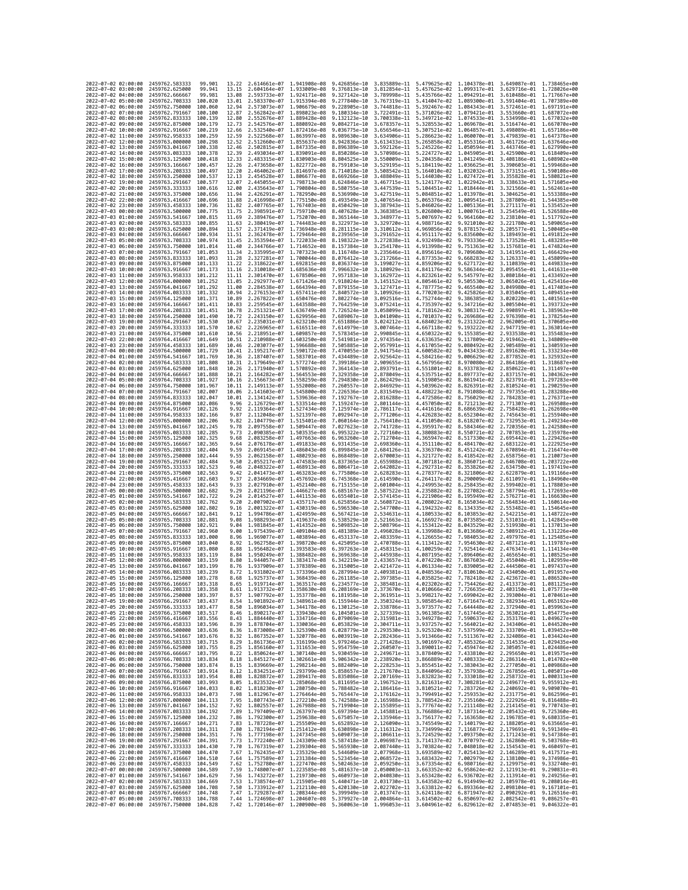| | | | | | | | | | | | |
|---|---|---|---|---|---|---|---|---|---|---|---|
| 2022-07-02 02:00:00 | 2459762.583333 | 99.901 | 13.22 | 2.614661e-07 | 1.941908e-08 | 9.426856e-10 | 3.835889e-11 | 5.479625e-02 | 1.104378e-01 | 3.649087e-01 | 1.738465e+00 |
| 2022-07-02 03:00:00 | 2459762.625000 | 99.941 | 13.15 | 2.604164e-07 | 1.933009e-08 | 9.376813e-10 | 3.812854e-11 | 5.457625e-02 | 1.099317e-01 | 3.629716e-01 | 1.728026e+00 |
| 2022-07-02 04:00:00 | 2459762.666667 | 99.981 | 13.08 | 2.593733e-07 | 1.924171e-08 | 9.327142e-10 | 3.789998e-11 | 5.435766e-02 | 1.094291e-01 | 3.610488e-01 | 1.717667e+00 |
| 2022-07-02 05:00:00 | 2459762.708333 | 100.020 | 13.01 | 2.583370e-07 | 1.915394e-08 | 9.277840e-10 | 3.767319e-11 | 5.414047e-02 | 1.089300e-01 | 3.591404e-01 | 1.707389e+00 |
| 2022-07-02 06:00:00 | 2459762.750000 | 100.060 | 12.94 | 2.573073e-07 | 1.906679e-08 | 9.228905e-10 | 3.744818e-11 | 5.392467e-02 | 1.084343e-01 | 3.572461e-01 | 1.697191e+00 |
| 2022-07-02 07:00:00 | 2459762.791667 | 100.100 | 12.87 | 2.562842e-07 | 1.898023e-08 | 9.180334e-10 | 3.722491e-11 | 5.371026e-02 | 1.079421e-01 | 3.553660e-01 | 1.687072e+00 |
| 2022-07-02 08:00:00 | 2459762.833333 | 100.139 | 12.80 | 2.552676e-07 | 1.889428e-08 | 9.132123e-10 | 3.700338e-11 | 5.349721e-02 | 1.074533e-01 | 3.534998e-01 | 1.677032e+00 |
| 2022-07-02 09:00:00 | 2459762.875000 | 100.179 | 12.73 | 2.542576e-07 | 1.880892e-08 | 9.084271e-10 | 3.678357e-11 | 5.328553e-02 | 1.069678e-01 | 3.516474e-01 | 1.667070e+00 |
| 2022-07-02 10:00:00 | 2459762.916667 | 100.219 | 12.66 | 2.532540e-07 | 1.872416e-08 | 9.036775e-10 | 3.656546e-11 | 5.307521e-02 | 1.064857e-01 | 3.498089e-01 | 1.657186e+00 |
| 2022-07-02 11:00:00 | 2459762.958333 | 100.259 | 12.59 | 2.522568e-07 | 1.863997e-08 | 8.989630e-10 | 3.634906e-11 | 5.286623e-02 | 1.060070e-01 | 3.479839e-01 | 1.647378e+00 |
| 2022-07-02 12:00:00 | 2459763.000000 | 100.298 | 12.52 | 2.512660e-07 | 1.855637e-08 | 8.942836e-10 | 3.613433e-11 | 5.265858e-02 | 1.055316e-01 | 3.461726e-01 | 1.637646e+00 |
| 2022-07-02 13:00:00 | 2459763.041667 | 100.338 | 12.46 | 2.502815e-07 | 1.847335e-08 | 8.896389e-10 | 3.592126e-11 | 5.245226e-02 | 1.050594e-01 | 3.443746e-01 | 1.627990e+00 |
| 2022-07-02 14:00:00 | 2459763.083333 | 100.378 | 12.39 | 2.493034e-07 | 1.839091e-08 | 8.850286e-10 | 3.570986e-11 | 5.224727e-02 | 1.045905e-01 | 3.425900e-01 | 1.618409e+00 |
| 2022-07-02 15:00:00 | 2459763.125000 | 100.418 | 12.33 | 2.483315e-07 | 1.830903e-08 | 8.804525e-10 | 3.550009e-11 | 5.204358e-02 | 1.041249e-01 | 3.408186e-01 | 1.608902e+00 |
| 2022-07-02 16:00:00 | 2459763.166667 | 100.457 | 12.26 | 2.473658e-07 | 1.822772e-08 | 8.759103e-10 | 3.529195e-11 | 5.184119e-02 | 1.036625e-01 | 3.390603e-01 | 1.599468e+00 |
| 2022-07-02 17:00:00 | 2459763.208333 | 100.497 | 12.20 | 2.464062e-07 | 1.814697e-08 | 8.714018e-10 | 3.508542e-11 | 5.164010e-02 | 1.032032e-01 | 3.373151e-01 | 1.590108e+00 |
| 2022-07-02 18:00:00 | 2459763.250000 | 100.537 | 12.13 | 2.454528e-07 | 1.806677e-08 | 8.669266e-10 | 3.488049e-11 | 5.144030e-02 | 1.027472e-01 | 3.355828e-01 | 1.580821e+00 |
| 2022-07-02 19:00:00 | 2459763.291667 | 100.577 | 12.07 | 2.445055e-07 | 1.798713e-08 | 8.624846e-10 | 3.467715e-11 | 5.124177e-02 | 1.022942e-01 | 3.338633e-01 | 1.571605e+00 |
| 2022-07-02 20:00:00 | 2459763.333333 | 100.616 | 12.00 | 2.435643e-07 | 1.790804e-08 | 8.580755e-10 | 3.447539e-11 | 5.104451e-02 | 1.018444e-01 | 3.321566e-01 | 1.562461e+00 |
| 2022-07-02 21:00:00 | 2459763.375000 | 100.656 | 11.94 | 2.426291e-07 | 1.782950e-08 | 8.536990e-10 | 3.427519e-11 | 5.084851e-02 | 1.013978e-01 | 3.304625e-01 | 1.553388e+00 |
| 2022-07-02 22:00:00 | 2459763.416667 | 100.696 | 11.88 | 2.416998e-07 | 1.775150e-08 | 8.493549e-10 | 3.407654e-11 | 5.065376e-02 | 1.009541e-01 | 3.287809e-01 | 1.544385e+00 |
| 2022-07-02 23:00:00 | 2459763.458333 | 100.736 | 11.82 | 2.407765e-07 | 1.767403e-08 | 8.450429e-10 | 3.387943e-11 | 5.046026e-02 | 1.005136e-01 | 3.271117e-01 | 1.535452e+00 |
| 2022-07-03 00:00:00 | 2459763.500000 | 100.775 | 11.75 | 2.398591e-07 | 1.759710e-08 | 8.407628e-10 | 3.368385e-11 | 5.026800e-02 | 1.000761e-01 | 3.254549e-01 | 1.526588e+00 |
| 2022-07-03 01:00:00 | 2459763.541667 | 100.815 | 11.69 | 2.389476e-07 | 1.752070e-08 | 8.365144e-10 | 3.348977e-11 | 5.007697e-02 | 9.964160e-02 | 3.238104e-01 | 1.517792e+00 |
| 2022-07-03 02:00:00 | 2459763.583333 | 100.855 | 11.63 | 2.380419e-07 | 1.744483e-08 | 8.322973e-10 | 3.329720e-11 | 4.988716e-02 | 9.921010e-02 | 3.221780e-01 | 1.509065e+00 |
| 2022-07-03 03:00:00 | 2459763.625000 | 100.894 | 11.57 | 2.371419e-07 | 1.736948e-08 | 8.281115e-10 | 3.310612e-11 | 4.969856e-02 | 9.878157e-02 | 3.205577e-01 | 1.500405e+00 |
| 2022-07-03 04:00:00 | 2459763.666667 | 100.934 | 11.51 | 2.362478e-07 | 1.729464e-08 | 8.239565e-10 | 3.291652e-11 | 4.951117e-02 | 9.835600e-02 | 3.189493e-01 | 1.491812e+00 |
| 2022-07-03 05:00:00 | 2459763.708333 | 100.974 | 11.45 | 2.353594e-07 | 1.722033e-08 | 8.198322e-10 | 3.272838e-11 | 4.932498e-02 | 9.793336e-02 | 3.173528e-01 | 1.483285e+00 |
| 2022-07-03 06:00:00 | 2459763.750000 | 101.014 | 11.40 | 2.344766e-07 | 1.714652e-08 | 8.157384e-10 | 3.254170e-11 | 4.913998e-02 | 9.751363e-02 | 3.157681e-01 | 1.474824e+00 |
| 2022-07-03 07:00:00 | 2459763.791667 | 101.053 | 11.34 | 2.335995e-07 | 1.707323e-08 | 8.116748e-10 | 3.235646e-11 | 4.895616e-02 | 9.709680e-02 | 3.141951e-01 | 1.466429e+00 |
| 2022-07-03 08:00:00 | 2459763.833333 | 101.093 | 11.28 | 2.327281e-07 | 1.700044e-08 | 8.076412e-10 | 3.217266e-11 | 4.877353e-02 | 9.668283e-02 | 3.126337e-01 | 1.458099e+00 |
| 2022-07-03 09:00:00 | 2459763.875000 | 101.133 | 11.22 | 2.318622e-07 | 1.692815e-08 | 8.036374e-10 | 3.199027e-11 | 4.859206e-02 | 9.627172e-02 | 3.110839e-01 | 1.449833e+00 |
| 2022-07-03 10:00:00 | 2459763.916667 | 101.173 | 11.16 | 2.310018e-07 | 1.685636e-08 | 7.996632e-10 | 3.180929e-11 | 4.841176e-02 | 9.586344e-02 | 3.095455e-01 | 1.441631e+00 |
| 2022-07-03 11:00:00 | 2459763.958333 | 101.212 | 11.11 | 2.301470e-07 | 1.678506e-08 | 7.957183e-10 | 3.162972e-11 | 4.823261e-02 | 9.545797e-02 | 3.080184e-01 | 1.433492e+00 |
| 2022-07-03 12:00:00 | 2459764.000000 | 101.252 | 11.05 | 2.292977e-07 | 1.671426e-08 | 7.918024e-10 | 3.145152e-11 | 4.805461e-02 | 9.505530e-02 | 3.065026e-01 | 1.425416e+00 |
| 2022-07-03 13:00:00 | 2459764.041667 | 101.292 | 11.00 | 2.284538e-07 | 1.664394e-08 | 7.879155e-10 | 3.127471e-11 | 4.787775e-02 | 9.465540e-02 | 3.049980e-01 | 1.417403e+00 |
| 2022-07-03 14:00:00 | 2459764.083333 | 101.332 | 10.94 | 2.276153e-07 | 1.657411e-08 | 7.840572e-10 | 3.109926e-11 | 4.770203e-02 | 9.425826e-02 | 3.035045e-01 | 1.409451e+00 |
| 2022-07-03 15:00:00 | 2459764.125000 | 101.371 | 10.89 | 2.267822e-07 | 1.650476e-08 | 7.802274e-10 | 3.092516e-11 | 4.752744e-02 | 9.386385e-02 | 3.020220e-01 | 1.401561e+00 |
| 2022-07-03 16:00:00 | 2459764.166667 | 101.411 | 10.83 | 2.259545e-07 | 1.643588e-08 | 7.764259e-10 | 3.075241e-11 | 4.735397e-02 | 9.347216e-02 | 3.005504e-01 | 1.393732e+00 |
| 2022-07-03 17:00:00 | 2459764.208333 | 101.451 | 10.78 | 2.251321e-07 | 1.636749e-08 | 7.726524e-10 | 3.058099e-11 | 4.718162e-02 | 9.308317e-02 | 2.990897e-01 | 1.385963e+00 |
| 2022-07-03 18:00:00 | 2459764.250000 | 101.490 | 10.72 | 2.243150e-07 | 1.629956e-08 | 7.689067e-10 | 3.041090e-11 | 4.701037e-02 | 9.269686e-02 | 2.976398e-01 | 1.378254e+00 |
| 2022-07-03 19:00:00 | 2459764.291667 | 101.530 | 10.67 | 2.235031e-07 | 1.623210e-08 | 7.651886e-10 | 3.024212e-11 | 4.684023e-02 | 9.231322e-02 | 2.962005e-01 | 1.370605e+00 |
| 2022-07-03 20:00:00 | 2459764.333333 | 101.570 | 10.62 | 2.226965e-07 | 1.616511e-08 | 7.614979e-10 | 3.007464e-11 | 4.667118e-02 | 9.193222e-02 | 2.947719e-01 | 1.363014e+00 |
| 2022-07-03 21:00:00 | 2459764.375000 | 101.610 | 10.56 | 2.218951e-07 | 1.609857e-08 | 7.578345e-10 | 2.990845e-11 | 4.650322e-02 | 9.155385e-02 | 2.933538e-01 | 1.355483e+00 |
| 2022-07-03 22:00:00 | 2459764.416667 | 101.649 | 10.51 | 2.210988e-07 | 1.603250e-08 | 7.541981e-10 | 2.974354e-11 | 4.633635e-02 | 9.117809e-02 | 2.919462e-01 | 1.348009e+00 |
| 2022-07-03 23:00:00 | 2459764.458333 | 101.689 | 10.46 | 2.203077e-07 | 1.596688e-08 | 7.505885e-10 | 2.957991e-11 | 4.617055e-02 | 9.080492e-02 | 2.905489e-01 | 1.340593e+00 |
| 2022-07-04 00:00:00 | 2459764.500000 | 101.729 | 10.41 | 2.195217e-07 | 1.590172e-08 | 7.470055e-10 | 2.941754e-11 | 4.600582e-02 | 9.043433e-02 | 2.891620e-01 | 1.333234e+00 |
| 2022-07-04 01:00:00 | 2459764.541667 | 101.769 | 10.36 | 2.187407e-07 | 1.583701e-08 | 7.434489e-10 | 2.925642e-11 | 4.584216e-02 | 9.006629e-02 | 2.877852e-01 | 1.325932e+00 |
| 2022-07-04 02:00:00 | 2459764.583333 | 101.808 | 10.31 | 2.179649e-07 | 1.577274e-08 | 7.399186e-10 | 2.909655e-11 | 4.567956e-02 | 8.970080e-02 | 2.864186e-01 | 1.318687e+00 |
| 2022-07-04 03:00:00 | 2459764.625000 | 101.848 | 10.26 | 2.171940e-07 | 1.570892e-08 | 7.364143e-10 | 2.893791e-11 | 4.551801e-02 | 8.933783e-02 | 2.850622e-01 | 1.311497e+00 |
| 2022-07-04 04:00:00 | 2459764.666667 | 101.888 | 10.21 | 2.164282e-07 | 1.564553e-08 | 7.329358e-10 | 2.878049e-11 | 4.535751e-02 | 8.897737e-02 | 2.837157e-01 | 1.304362e+00 |
| 2022-07-04 05:00:00 | 2459764.708333 | 101.927 | 10.16 | 2.156673e-07 | 1.558259e-08 | 7.294830e-10 | 2.862429e-11 | 4.519805e-02 | 8.861941e-02 | 2.823791e-01 | 1.297282e+00 |
| 2022-07-04 06:00:00 | 2459764.750000 | 101.967 | 10.11 | 2.149113e-07 | 1.552008e-08 | 7.260557e-10 | 2.846929e-11 | 4.503962e-02 | 8.826391e-02 | 2.810524e-01 | 1.290259e+00 |
| 2022-07-04 07:00:00 | 2459764.791667 | 102.007 | 10.06 | 2.141603e-07 | 1.545800e-08 | 7.226536e-10 | 2.831549e-11 | 4.488223e-02 | 8.791088e-02 | 2.797355e-01 | 1.283288e+00 |
| 2022-07-04 08:00:00 | 2459764.833333 | 102.047 | 10.01 | 2.134142e-07 | 1.539636e-08 | 7.192767e-10 | 2.816288e-11 | 4.472586e-02 | 8.756029e-02 | 2.784283e-01 | 1.276371e+00 |
| 2022-07-04 09:00:00 | 2459764.875000 | 102.086 | 9.96 | 2.126729e-07 | 1.533514e-08 | 7.159247e-10 | 2.801144e-11 | 4.457050e-02 | 8.721213e-02 | 2.771307e-01 | 1.269508e+00 |
| 2022-07-04 10:00:00 | 2459764.916667 | 102.126 | 9.92 | 2.119364e-07 | 1.527434e-08 | 7.125974e-10 | 2.786117e-11 | 4.441616e-02 | 8.686639e-02 | 2.758428e-01 | 1.262698e+00 |
| 2022-07-04 11:00:00 | 2459764.958333 | 102.166 | 9.87 | 2.112048e-07 | 1.521397e-08 | 7.092947e-10 | 2.771206e-11 | 4.426283e-02 | 8.652304e-02 | 2.745643e-01 | 1.255940e+00 |
| 2022-07-04 12:00:00 | 2459765.000000 | 102.206 | 9.82 | 2.104779e-07 | 1.515401e-08 | 7.060164e-10 | 2.756410e-11 | 4.411050e-02 | 8.618207e-02 | 2.732953e-01 | 1.249234e+00 |
| 2022-07-04 13:00:00 | 2459765.041667 | 102.245 | 9.78 | 2.097558e-07 | 1.509447e-08 | 7.027623e-10 | 2.741728e-11 | 4.395917e-02 | 8.584346e-02 | 2.720356e-01 | 1.242580e+00 |
| 2022-07-04 14:00:00 | 2459765.083333 | 102.285 | 9.73 | 2.090385e-07 | 1.503535e-08 | 6.995322e-10 | 2.727160e-11 | 4.380883e-02 | 8.550721e-02 | 2.707853e-01 | 1.235978e+00 |
| 2022-07-04 15:00:00 | 2459765.125000 | 102.325 | 9.68 | 2.083258e-07 | 1.497663e-08 | 6.963260e-10 | 2.712704e-11 | 4.365947e-02 | 8.517330e-02 | 2.695442e-01 | 1.229426e+00 |
| 2022-07-04 16:00:00 | 2459765.166667 | 102.365 | 9.64 | 2.076178e-07 | 1.491833e-08 | 6.931435e-10 | 2.698360e-11 | 4.351110e-02 | 8.484170e-02 | 2.683122e-01 | 1.222925e+00 |
| 2022-07-04 17:00:00 | 2459765.208333 | 102.404 | 9.59 | 2.069145e-07 | 1.486043e-08 | 6.899845e-10 | 2.684126e-11 | 4.336370e-02 | 8.451242e-02 | 2.670894e-01 | 1.216474e+00 |
| 2022-07-04 18:00:00 | 2459765.250000 | 102.444 | 9.55 | 2.062158e-07 | 1.480293e-08 | 6.868489e-10 | 2.670003e-11 | 4.321727e-02 | 8.418542e-02 | 2.658756e-01 | 1.210073e+00 |
| 2022-07-04 19:00:00 | 2459765.291667 | 102.484 | 9.50 | 2.055217e-07 | 1.474583e-08 | 6.837365e-10 | 2.655988e-11 | 4.307181e-02 | 8.386071e-02 | 2.646708e-01 | 1.203722e+00 |
| 2022-07-04 20:00:00 | 2459765.333333 | 102.523 | 9.46 | 2.048322e-07 | 1.468913e-08 | 6.806471e-10 | 2.642082e-11 | 4.292731e-02 | 8.353826e-02 | 2.634750e-01 | 1.197419e+00 |
| 2022-07-04 21:00:00 | 2459765.375000 | 102.563 | 9.42 | 2.041473e-07 | 1.463283e-08 | 6.775806e-10 | 2.628283e-11 | 4.278377e-02 | 8.321806e-02 | 2.622879e-01 | 1.191166e+00 |
| 2022-07-04 22:00:00 | 2459765.416667 | 102.603 | 9.37 | 2.034669e-07 | 1.457692e-08 | 6.745368e-10 | 2.614590e-11 | 4.264117e-02 | 8.290009e-02 | 2.611097e-01 | 1.184960e+00 |
| 2022-07-04 23:00:00 | 2459765.458333 | 102.643 | 9.33 | 2.027910e-07 | 1.452140e-08 | 6.715155e-10 | 2.601004e-11 | 4.249953e-02 | 8.258435e-02 | 2.599402e-01 | 1.178803e+00 |
| 2022-07-05 00:00:00 | 2459765.500000 | 102.682 | 9.29 | 2.021196e-07 | 1.446627e-08 | 6.685167e-10 | 2.587522e-11 | 4.235882e-02 | 8.227082e-02 | 2.587794e-01 | 1.172693e+00 |
| 2022-07-05 01:00:00 | 2459765.541667 | 102.722 | 9.24 | 2.014527e-07 | 1.441153e-08 | 6.655401e-10 | 2.574145e-11 | 4.221906e-02 | 8.195949e-02 | 2.576271e-01 | 1.166630e+00 |
| 2022-07-05 02:00:00 | 2459765.583333 | 102.762 | 9.20 | 2.007902e-07 | 1.435717e-08 | 6.625856e-10 | 2.560872e-11 | 4.208022e-02 | 8.165034e-02 | 2.564834e-01 | 1.160614e+00 |
| 2022-07-05 03:00:00 | 2459765.625000 | 102.802 | 9.16 | 2.001322e-07 | 1.430319e-08 | 6.596530e-10 | 2.547700e-11 | 4.194232e-02 | 8.134335e-02 | 2.553482e-01 | 1.154645e+00 |
| 2022-07-05 04:00:00 | 2459765.666667 | 102.841 | 9.12 | 1.994786e-07 | 1.424959e-08 | 6.567421e-10 | 2.534631e-11 | 4.180533e-02 | 8.103853e-02 | 2.542215e-01 | 1.148722e+00 |
| 2022-07-05 05:00:00 | 2459765.708333 | 102.881 | 9.08 | 1.988293e-07 | 1.419637e-08 | 6.538529e-10 | 2.521663e-11 | 4.166927e-02 | 8.073585e-02 | 2.531031e-01 | 1.142845e+00 |
| 2022-07-05 06:00:00 | 2459765.750000 | 102.921 | 9.04 | 1.981845e-07 | 1.414352e-08 | 6.509852e-10 | 2.508796e-11 | 4.153412e-02 | 8.043529e-02 | 2.519930e-01 | 1.137013e+00 |
| 2022-07-05 07:00:00 | 2459765.791667 | 102.960 | 9.00 | 1.975439e-07 | 1.409104e-08 | 6.481389e-10 | 2.496028e-11 | 4.139988e-02 | 8.013686e-02 | 2.508912e-01 | 1.131226e+00 |
| 2022-07-05 08:00:00 | 2459765.833333 | 103.000 | 8.96 | 1.969077e-07 | 1.403894e-08 | 6.453137e-10 | 2.483359e-11 | 4.126655e-02 | 7.984053e-02 | 2.497976e-01 | 1.125485e+00 |
| 2022-07-05 09:00:00 | 2459765.875000 | 103.040 | 8.92 | 1.962758e-07 | 1.398720e-08 | 6.425095e-10 | 2.470788e-11 | 4.113412e-02 | 7.954630e-02 | 2.487121e-01 | 1.119787e+00 |
| 2022-07-05 10:00:00 | 2459765.916667 | 103.080 | 8.88 | 1.956482e-07 | 1.393583e-08 | 6.397263e-10 | 2.458315e-11 | 4.100259e-02 | 7.925414e-02 | 2.476347e-01 | 1.114134e+00 |
| 2022-07-05 11:00:00 | 2459765.958333 | 103.119 | 8.84 | 1.950249e-07 | 1.388482e-08 | 6.369638e-10 | 2.445938e-11 | 4.087195e-02 | 7.896406e-02 | 2.465654e-01 | 1.108525e+00 |
| 2022-07-05 12:00:00 | 2459766.000000 | 103.159 | 8.80 | 1.944057e-07 | 1.383417e-08 | 6.342219e-10 | 2.433657e-11 | 4.074220e-02 | 7.867603e-02 | 2.455040e-01 | 1.102959e+00 |
| 2022-07-05 13:00:00 | 2459766.041667 | 103.199 | 8.76 | 1.937909e-07 | 1.378389e-08 | 6.315005e-10 | 2.421472e-11 | 4.061334e-02 | 7.839005e-02 | 2.444506e-01 | 1.097437e+00 |
| 2022-07-05 14:00:00 | 2459766.083333 | 103.239 | 8.72 | 1.931802e-07 | 1.373396e-08 | 6.287994e-10 | 2.409381e-11 | 4.048536e-02 | 7.810610e-02 | 2.434050e-01 | 1.091957e+00 |
| 2022-07-05 15:00:00 | 2459766.125000 | 103.278 | 8.68 | 1.925737e-07 | 1.368439e-08 | 6.261185e-10 | 2.397385e-11 | 4.035825e-02 | 7.782418e-02 | 2.423672e-01 | 1.086520e+00 |
| 2022-07-05 16:00:00 | 2459766.166667 | 103.318 | 8.65 | 1.919714e-07 | 1.363517e-08 | 6.234577e-10 | 2.385481e-11 | 4.023202e-02 | 7.754426e-02 | 2.413373e-01 | 1.081125e+00 |
| 2022-07-05 17:00:00 | 2459766.208333 | 103.358 | 8.61 | 1.913732e-07 | 1.358630e-08 | 6.208168e-10 | 2.373670e-11 | 4.010666e-02 | 7.726635e-02 | 2.403150e-01 | 1.075773e+00 |
| 2022-07-05 18:00:00 | 2459766.250000 | 103.397 | 8.57 | 1.907792e-07 | 1.353778e-08 | 6.181958e-10 | 2.361951e-11 | 3.998217e-02 | 7.699042e-02 | 2.393004e-01 | 1.070461e+00 |
| 2022-07-05 19:00:00 | 2459766.291667 | 103.437 | 8.54 | 1.901892e-07 | 1.348961e-08 | 6.155944e-10 | 2.350324e-11 | 3.985854e-02 | 7.671647e-02 | 2.382934e-01 | 1.065192e+00 |
| 2022-07-05 20:00:00 | 2459766.333333 | 103.477 | 8.50 | 1.896034e-07 | 1.344178e-08 | 6.130125e-10 | 2.338786e-11 | 3.973577e-02 | 7.644448e-02 | 2.372940e-01 | 1.059963e+00 |
| 2022-07-05 21:00:00 | 2459766.375000 | 103.517 | 8.46 | 1.890217e-07 | 1.339430e-08 | 6.104501e-10 | 2.327339e-11 | 3.961385e-02 | 7.617445e-02 | 2.363021e-01 | 1.054775e+00 |
| 2022-07-05 22:00:00 | 2459766.416667 | 103.556 | 8.43 | 1.884440e-07 | 1.334716e-08 | 6.079069e-10 | 2.315981e-11 | 3.949278e-02 | 7.590637e-02 | 2.353176e-01 | 1.049627e+00 |
| 2022-07-05 23:00:00 | 2459766.458333 | 103.596 | 8.39 | 1.878704e-07 | 1.330036e-08 | 6.053829e-10 | 2.304711e-11 | 3.937257e-02 | 7.564021e-02 | 2.343406e-01 | 1.044520e+00 |
| 2022-07-06 00:00:00 | 2459766.500000 | 103.636 | 8.36 | 1.873008e-07 | 1.325390e-08 | 6.028779e-10 | 2.293530e-11 | 3.925320e-02 | 7.537599e-02 | 2.333709e-01 | 1.039452e+00 |
| 2022-07-06 01:00:00 | 2459766.541667 | 103.676 | 8.32 | 1.867352e-07 | 1.320778e-08 | 6.003919e-10 | 2.282436e-11 | 3.913466e-02 | 7.511367e-02 | 2.324086e-01 | 1.034424e+00 |
| 2022-07-06 02:00:00 | 2459766.583333 | 103.715 | 8.29 | 1.861736e-07 | 1.316199e-08 | 5.979246e-10 | 2.271428e-11 | 3.901697e-02 | 7.485326e-02 | 2.314535e-01 | 1.029435e+00 |
| 2022-07-06 03:00:00 | 2459766.625000 | 103.755 | 8.25 | 1.856160e-07 | 1.311653e-08 | 5.954759e-10 | 2.260507e-11 | 3.890011e-02 | 7.459474e-02 | 2.305057e-01 | 1.024486e+00 |
| 2022-07-06 04:00:00 | 2459766.666667 | 103.795 | 8.22 | 1.850624e-07 | 1.307140e-08 | 5.930459e-10 | 2.249671e-11 | 3.878409e-02 | 7.433810e-02 | 2.295650e-01 | 1.019575e+00 |
| 2022-07-06 05:00:00 | 2459766.708333 | 103.834 | 8.18 | 1.845127e-07 | 1.302661e-08 | 5.906342e-10 | 2.238920e-11 | 3.866889e-02 | 7.408333e-02 | 2.286314e-01 | 1.014702e+00 |
| 2022-07-06 06:00:00 | 2459766.750000 | 103.874 | 8.15 | 1.839669e-07 | 1.298214e-08 | 5.882409e-10 | 2.228253e-11 | 3.855451e-02 | 7.383043e-02 | 2.277050e-01 | 1.009868e+00 |
| 2022-07-06 07:00:00 | 2459766.791667 | 103.914 | 8.12 | 1.834251e-07 | 1.293799e-08 | 5.858657e-10 | 2.217670e-11 | 3.844096e-02 | 7.357938e-02 | 2.267856e-01 | 1.005071e+00 |
| 2022-07-06 08:00:00 | 2459766.833333 | 103.954 | 8.08 | 1.828872e-07 | 1.289417e-08 | 5.835086e-10 | 2.207169e-11 | 3.832823e-02 | 7.333018e-02 | 2.258732e-01 | 1.000313e+00 |
| 2022-07-06 09:00:00 | 2459766.875000 | 103.993 | 8.05 | 1.823532e-07 | 1.285068e-08 | 5.811695e-10 | 2.196752e-11 | 3.821631e-02 | 7.308281e-02 | 2.249677e-01 | 9.955912e-01 |
| 2022-07-06 10:00:00 | 2459766.916667 | 104.033 | 8.01 | 1.818230e-07 | 1.280750e-08 | 5.788482e-10 | 2.186416e-11 | 3.810521e-02 | 7.283726e-02 | 2.240692e-01 | 9.909070e-01 |
| 2022-07-06 11:00:00 | 2459766.958333 | 104.073 | 7.98 | 1.812967e-07 | 1.276464e-08 | 5.765447e-10 | 2.176162e-11 | 3.799491e-02 | 7.259353e-02 | 2.231775e-01 | 9.862596e-01 |
| 2022-07-06 12:00:00 | 2459767.000000 | 104.113 | 7.95 | 1.807743e-07 | 1.272210e-08 | 5.742588e-10 | 2.165988e-11 | 3.788542e-02 | 7.235160e-02 | 2.222926e-01 | 9.816488e-01 |
| 2022-07-06 13:00:00 | 2459767.041667 | 104.152 | 7.92 | 1.802557e-07 | 1.267988e-08 | 5.719904e-10 | 2.155895e-11 | 3.777674e-02 | 7.211148e-02 | 2.214145e-01 | 9.770743e-01 |
| 2022-07-06 14:00:00 | 2459767.083333 | 104.192 | 7.89 | 1.797409e-07 | 1.263797e-08 | 5.697394e-10 | 2.145881e-11 | 3.766886e-02 | 7.187314e-02 | 2.205432e-01 | 9.725360e-01 |
| 2022-07-06 15:00:00 | 2459767.125000 | 104.232 | 7.86 | 1.792300e-07 | 1.259638e-08 | 5.675057e-10 | 2.135946e-11 | 3.756177e-02 | 7.163658e-02 | 2.196785e-01 | 9.680335e-01 |
| 2022-07-06 16:00:00 | 2459767.166667 | 104.271 | 7.83 | 1.787228e-07 | 1.255509e-08 | 5.652892e-10 | 2.126090e-11 | 3.745549e-02 | 7.140179e-02 | 2.188205e-01 | 9.635665e-01 |
| 2022-07-06 17:00:00 | 2459767.208333 | 104.311 | 7.80 | 1.782194e-07 | 1.251412e-08 | 5.630898e-10 | 2.116312e-11 | 3.734999e-02 | 7.116877e-02 | 2.179691e-01 | 9.591349e-01 |
| 2022-07-06 18:00:00 | 2459767.250000 | 104.351 | 7.76 | 1.777198e-07 | 1.247345e-08 | 5.609073e-10 | 2.106611e-11 | 3.724529e-02 | 7.093750e-02 | 2.171243e-01 | 9.547384e-01 |
| 2022-07-06 19:00:00 | 2459767.291667 | 104.391 | 7.73 | 1.772240e-07 | 1.243309e-08 | 5.587418e-10 | 2.096987e-11 | 3.714137e-02 | 7.070797e-02 | 2.162860e-01 | 9.503768e-01 |
| 2022-07-06 20:00:00 | 2459767.333333 | 104.430 | 7.70 | 1.767319e-07 | 1.239304e-08 | 5.565930e-10 | 2.087440e-11 | 3.703824e-02 | 7.048018e-02 | 2.154543e-01 | 9.460497e-01 |
| 2022-07-06 21:00:00 | 2459767.375000 | 104.470 | 7.67 | 1.762435e-07 | 1.235329e-08 | 5.544609e-10 | 2.077968e-11 | 3.693589e-02 | 7.025413e-02 | 2.146289e-01 | 9.417571e-01 |
| 2022-07-06 22:00:00 | 2459767.416667 | 104.510 | 7.64 | 1.757589e-07 | 1.231384e-08 | 5.523454e-10 | 2.068572e-11 | 3.683432e-02 | 7.002979e-02 | 2.138100e-01 | 9.374986e-01 |
| 2022-07-06 23:00:00 | 2459767.458333 | 104.549 | 7.62 | 1.752780e-07 | 1.227470e-08 | 5.502463e-10 | 2.059250e-11 | 3.673354e-02 | 6.980716e-02 | 2.129975e-01 | 9.332740e-01 |
| 2022-07-07 00:00:00 | 2459767.500000 | 104.589 | 7.59 | 1.748007e-07 | 1.223585e-08 | 5.481637e-10 | 2.050003e-11 | 3.663352e-02 | 6.958624e-02 | 2.121913e-01 | 9.290831e-01 |
| 2022-07-07 01:00:00 | 2459767.541667 | 104.629 | 7.56 | 1.743272e-07 | 1.219730e-08 | 5.460973e-10 | 2.040830e-11 | 3.653428e-02 | 6.936702e-02 | 2.113914e-01 | 9.249256e-01 |
| 2022-07-07 02:00:00 | 2459767.583333 | 104.669 | 7.53 | 1.738574e-07 | 1.215905e-08 | 5.440471e-10 | 2.031730e-11 | 3.643582e-02 | 6.914949e-02 | 2.105978e-01 | 9.208014e-01 |
| 2022-07-07 03:00:00 | 2459767.625000 | 104.708 | 7.50 | 1.733912e-07 | 1.212110e-08 | 5.420130e-10 | 2.022702e-11 | 3.633812e-02 | 6.893364e-02 | 2.098104e-01 | 9.167101e-01 |
| 2022-07-07 04:00:00 | 2459767.666667 | 104.748 | 7.47 | 1.729287e-07 | 1.208344e-08 | 5.399949e-10 | 2.013747e-11 | 3.624118e-02 | 6.871947e-02 | 2.090292e-01 | 9.126516e-01 |
| 2022-07-07 05:00:00 | 2459767.708333 | 104.788 | 7.44 | 1.724698e-07 | 1.204607e-08 | 5.379927e-10 | 2.004864e-11 | 3.614502e-02 | 6.850697e-02 | 2.082542e-01 | 9.086257e-01 |
| 2022-07-07 06:00:00 | 2459767.750000 | 104.828 | 7.42 | 1.720146e-07 | 1.200900e-08 | 5.360063e-10 | 1.996053e-11 | 3.604961e-02 | 6.829612e-02 | 2.074853e-01 | 9.046322e-01 |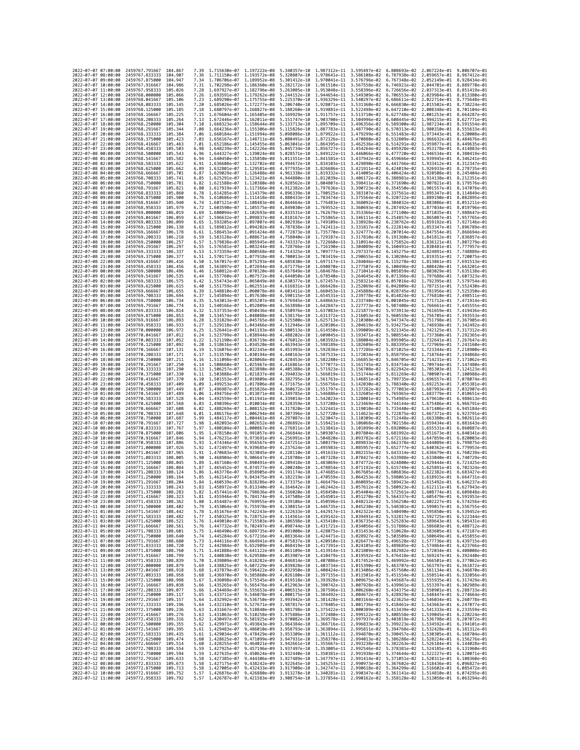| | | | | | | | | | | | |
|---|---|---|---|---|---|---|---|---|---|---|---|
| 2022-07-07 07:00:00 | 2459767.791667 | 104.867 | 7.39 | 1.715630e-07 | 1.197222e-08 | 5.340357e-10 | 1.987312e-11 | 3.595497e-02 | 6.808693e-02 | 2.067224e-01 | 9.006707e-01 |
| 2022-07-07 08:00:00 | 2459767.833333 | 104.907 | 7.36 | 1.711150e-07 | 1.193572e-08 | 5.320807e-10 | 1.978641e-11 | 3.586108e-02 | 6.787938e-02 | 2.059657e-01 | 8.967412e-01 |
| 2022-07-07 09:00:00 | 2459767.875000 | 104.947 | 7.34 | 1.706706e-07 | 1.189952e-08 | 5.301412e-10 | 1.970041e-11 | 3.576796e-02 | 6.767348e-02 | 2.052149e-01 | 8.928434e-01 |
| 2022-07-07 10:00:00 | 2459767.916667 | 104.986 | 7.31 | 1.702298e-07 | 1.186360e-08 | 5.282172e-10 | 1.961510e-11 | 3.567558e-02 | 6.746921e-02 | 2.044701e-01 | 8.889770e-01 |
| 2022-07-07 11:00:00 | 2459767.958333 | 105.026 | 7.28 | 1.697927e-07 | 1.182796e-08 | 5.263085e-10 | 1.953048e-11 | 3.558396e-02 | 6.726656e-02 | 2.037313e-01 | 8.851419e-01 |
| 2022-07-07 12:00:00 | 2459768.000000 | 105.066 | 7.26 | 1.693591e-07 | 1.179262e-08 | 5.244152e-10 | 1.944654e-11 | 3.549309e-02 | 6.706553e-02 | 2.029984e-01 | 8.813380e-01 |
| 2022-07-07 13:00:00 | 2459768.041667 | 105.106 | 7.23 | 1.689290e-07 | 1.175755e-08 | 5.225370e-10 | 1.936329e-11 | 3.540297e-02 | 6.686611e-02 | 2.022714e-01 | 8.775648e-01 |
| 2022-07-07 14:00:00 | 2459768.083333 | 105.145 | 7.20 | 1.685026e-07 | 1.172277e-08 | 5.206740e-10 | 1.928071e-11 | 3.531360e-02 | 6.666830e-02 | 2.015502e-01 | 8.738224e-01 |
| 2022-07-07 15:00:00 | 2459768.125000 | 105.185 | 7.18 | 1.680797e-07 | 1.168827e-08 | 5.188260e-10 | 1.919881e-11 | 3.522498e-02 | 6.647210e-02 | 2.008348e-01 | 8.701104e-01 |
| 2022-07-07 16:00:00 | 2459768.166667 | 105.225 | 7.15 | 1.676604e-07 | 1.165405e-08 | 5.169929e-10 | 1.911757e-11 | 3.513710e-02 | 6.627748e-02 | 2.001253e-01 | 8.664287e-01 |
| 2022-07-07 17:00:00 | 2459768.208333 | 105.264 | 7.13 | 1.672446e-07 | 1.162011e-08 | 5.151747e-10 | 1.903700e-11 | 3.504996e-02 | 6.608445e-02 | 1.994215e-01 | 8.627771e-01 |
| 2022-07-07 18:00:00 | 2459768.250000 | 105.304 | 7.10 | 1.668323e-07 | 1.158644e-08 | 5.133713e-10 | 1.895709e-11 | 3.496356e-02 | 6.589300e-02 | 1.987234e-01 | 8.591554e-01 |
| 2022-07-07 19:00:00 | 2459768.291667 | 105.344 | 7.08 | 1.664236e-07 | 1.155306e-08 | 5.115826e-10 | 1.887783e-11 | 3.487790e-02 | 6.570313e-02 | 1.980310e-01 | 8.555633e-01 |
| 2022-07-07 20:00:00 | 2459768.333333 | 105.384 | 7.06 | 1.660184e-07 | 1.151994e-08 | 5.098086e-10 | 1.879922e-11 | 3.479299e-02 | 6.551483e-02 | 1.973443e-01 | 8.520008e-01 |
| 2022-07-07 21:00:00 | 2459768.375000 | 105.423 | 7.03 | 1.656167e-07 | 1.148711e-08 | 5.080491e-10 | 1.872126e-11 | 3.470880e-02 | 6.532809e-02 | 1.966632e-01 | 8.484676e-01 |
| 2022-07-07 22:00:00 | 2459768.416667 | 105.463 | 7.01 | 1.652186e-07 | 1.145455e-08 | 5.063041e-10 | 1.864395e-11 | 3.462536e-02 | 6.514291e-02 | 1.959877e-01 | 8.449635e-01 |
| 2022-07-07 23:00:00 | 2459768.458333 | 105.503 | 6.98 | 1.648239e-07 | 1.142226e-08 | 5.045734e-10 | 1.856727e-11 | 3.454264e-02 | 6.495928e-02 | 1.953178e-01 | 8.414883e-01 |
| 2022-07-08 00:00:00 | 2459768.500000 | 105.543 | 6.96 | 1.644327e-07 | 1.139024e-08 | 5.028571e-10 | 1.849122e-11 | 3.446066e-02 | 6.477720e-02 | 1.946534e-01 | 8.380419e-01 |
| 2022-07-08 01:00:00 | 2459768.541667 | 105.582 | 6.94 | 1.640450e-07 | 1.135850e-08 | 5.011551e-10 | 1.841581e-11 | 3.437942e-02 | 6.459666e-02 | 1.939945e-01 | 8.346241e-01 |
| 2022-07-08 02:00:00 | 2459768.583333 | 105.622 | 6.91 | 1.636608e-07 | 1.132702e-08 | 4.994672e-10 | 1.834103e-11 | 3.429890e-02 | 6.441766e-02 | 1.933412e-01 | 8.312347e-01 |
| 2022-07-08 03:00:00 | 2459768.625000 | 105.662 | 6.89 | 1.632801e-07 | 1.129581e-08 | 4.977935e-10 | 1.826686e-11 | 3.421911e-02 | 6.424019e-02 | 1.926933e-01 | 8.278735e-01 |
| 2022-07-08 04:00:00 | 2459768.666667 | 105.701 | 6.87 | 1.629029e-07 | 1.126488e-08 | 4.961338e-10 | 1.819332e-11 | 3.414005e-02 | 6.406424e-02 | 1.920508e-01 | 8.245404e-01 |
| 2022-07-08 05:00:00 | 2459768.708333 | 105.741 | 6.85 | 1.625291e-07 | 1.123421e-08 | 4.944880e-10 | 1.812039e-11 | 3.406172e-02 | 6.388981e-02 | 1.914138e-01 | 8.212351e-01 |
| 2022-07-08 06:00:00 | 2459768.750000 | 105.781 | 6.82 | 1.621588e-07 | 1.120380e-08 | 4.928562e-10 | 1.804807e-11 | 3.398411e-02 | 6.371690e-02 | 1.907821e-01 | 8.179576e-01 |
| 2022-07-08 07:00:00 | 2459768.791667 | 105.821 | 6.80 | 1.617919e-07 | 1.117366e-08 | 4.912382e-10 | 1.797636e-11 | 3.390723e-02 | 6.354550e-02 | 1.901557e-01 | 8.147076e-01 |
| 2022-07-08 08:00:00 | 2459768.833333 | 105.860 | 6.78 | 1.614285e-07 | 1.114379e-08 | 4.896339e-10 | 1.790525e-11 | 3.383107e-02 | 6.337561e-02 | 1.895347e-01 | 8.114849e-01 |
| 2022-07-08 09:00:00 | 2459768.875000 | 105.900 | 6.76 | 1.610686e-07 | 1.111418e-08 | 4.880433e-10 | 1.783474e-11 | 3.375564e-02 | 6.320722e-02 | 1.889190e-01 | 8.082895e-01 |
| 2022-07-08 10:00:00 | 2459768.916667 | 105.940 | 6.74 | 1.607121e-07 | 1.108483e-08 | 4.864664e-10 | 1.776483e-11 | 3.368092e-02 | 6.304032e-02 | 1.883086e-01 | 8.051211e-01 |
| 2022-07-08 11:00:00 | 2459768.958333 | 105.979 | 6.72 | 1.603590e-07 | 1.105575e-08 | 4.849030e-10 | 1.769552e-11 | 3.360693e-02 | 6.287492e-02 | 1.877034e-01 | 8.019796e-01 |
| 2022-07-08 12:00:00 | 2459769.000000 | 106.019 | 6.69 | 1.600094e-07 | 1.102693e-08 | 4.833531e-10 | 1.762679e-11 | 3.353366e-02 | 6.271100e-02 | 1.871035e-01 | 7.988647e-01 |
| 2022-07-08 13:00:00 | 2459769.041667 | 106.059 | 6.67 | 1.596632e-07 | 1.099837e-08 | 4.818167e-10 | 1.755865e-11 | 3.346111e-02 | 6.254857e-02 | 1.865087e-01 | 7.957765e-01 |
| 2022-07-08 14:00:00 | 2459769.083333 | 106.099 | 6.65 | 1.593205e-07 | 1.097007e-08 | 4.802936e-10 | 1.749109e-11 | 3.338928e-02 | 6.238762e-02 | 1.859192e-01 | 7.927146e-01 |
| 2022-07-08 15:00:00 | 2459769.125000 | 106.138 | 6.63 | 1.589812e-07 | 1.094202e-08 | 4.787838e-10 | 1.742411e-11 | 3.331817e-02 | 6.222814e-02 | 1.853347e-01 | 7.896789e-01 |
| 2022-07-08 16:00:00 | 2459769.166667 | 106.178 | 6.61 | 1.586453e-07 | 1.091424e-08 | 4.772873e-10 | 1.735770e-11 | 3.324777e-02 | 6.207014e-02 | 1.847554e-01 | 7.866694e-01 |
| 2022-07-08 17:00:00 | 2459769.208333 | 106.218 | 6.59 | 1.583128e-07 | 1.088671e-08 | 4.758040e-10 | 1.729187e-11 | 3.317810e-02 | 6.191360e-02 | 1.841812e-01 | 7.836857e-01 |
| 2022-07-08 18:00:00 | 2459769.250000 | 106.257 | 6.57 | 1.579838e-07 | 1.085945e-08 | 4.743337e-10 | 1.722660e-11 | 3.310914e-02 | 6.175852e-02 | 1.836121e-01 | 7.807279e-01 |
| 2022-07-08 19:00:00 | 2459769.291667 | 106.297 | 6.55 | 1.576581e-07 | 1.083244e-08 | 4.728766e-10 | 1.716190e-11 | 3.304089e-02 | 6.160491e-02 | 1.830481e-01 | 7.777957e-01 |
| 2022-07-08 20:00:00 | 2459769.333333 | 106.337 | 6.53 | 1.573359e-07 | 1.080568e-08 | 4.714325e-10 | 1.709777e-11 | 3.297337e-02 | 6.145275e-02 | 1.824891e-01 | 7.748889e-01 |
| 2022-07-08 21:00:00 | 2459769.375000 | 106.377 | 6.51 | 1.570171e-07 | 1.077918e-08 | 4.700013e-10 | 1.703419e-11 | 3.290655e-02 | 6.130204e-02 | 1.819351e-01 | 7.720075e-01 |
| 2022-07-08 22:00:00 | 2459769.416667 | 106.416 | 6.50 | 1.567017e-07 | 1.075293e-08 | 4.685830e-10 | 1.697117e-11 | 3.284046e-02 | 6.115278e-02 | 1.813861e-01 | 7.691513e-01 |
| 2022-07-08 23:00:00 | 2459769.458333 | 106.456 | 6.48 | 1.563897e-07 | 1.072694e-08 | 4.671776e-10 | 1.690870e-11 | 3.277507e-02 | 6.100496e-02 | 1.808420e-01 | 7.663201e-01 |
| 2022-07-09 00:00:00 | 2459769.500000 | 106.496 | 6.46 | 1.560812e-07 | 1.070120e-08 | 4.657849e-10 | 1.684678e-11 | 3.271041e-02 | 6.085859e-02 | 1.803029e-01 | 7.635138e-01 |
| 2022-07-09 01:00:00 | 2459769.541667 | 106.535 | 6.44 | 1.557760e-07 | 1.067572e-08 | 4.644050e-10 | 1.678540e-11 | 3.264645e-02 | 6.071366e-02 | 1.797688e-01 | 7.607323e-01 |
| 2022-07-09 02:00:00 | 2459769.583333 | 106.575 | 6.42 | 1.554743e-07 | 1.065049e-08 | 4.630377e-10 | 1.672457e-11 | 3.258321e-02 | 6.057016e-02 | 1.792395e-01 | 7.579754e-01 |
| 2022-07-09 03:00:00 | 2459769.625000 | 106.615 | 6.40 | 1.551759e-07 | 1.062551e-08 | 4.616831e-10 | 1.666428e-11 | 3.252069e-02 | 6.042809e-02 | 1.787151e-01 | 7.552430e-01 |
| 2022-07-09 04:00:00 | 2459769.666667 | 106.655 | 6.39 | 1.548810e-07 | 1.060078e-08 | 4.603411e-10 | 1.660453e-11 | 3.245888e-02 | 6.028745e-02 | 1.781956e-01 | 7.525350e-01 |
| 2022-07-09 05:00:00 | 2459769.708333 | 106.694 | 6.37 | 1.545894e-07 | 1.057630e-08 | 4.590115e-10 | 1.654531e-11 | 3.239778e-02 | 6.014824e-02 | 1.776810e-01 | 7.498511e-01 |
| 2022-07-09 06:00:00 | 2459769.750000 | 106.734 | 6.35 | 1.543013e-07 | 1.055207e-08 | 4.576945e-10 | 1.648663e-11 | 3.233740e-02 | 6.001045e-02 | 1.771712e-01 | 7.471914e-01 |
| 2022-07-09 07:00:00 | 2459769.791667 | 106.774 | 6.33 | 1.540166e-07 | 1.052809e-08 | 4.563898e-10 | 1.642847e-11 | 3.227773e-02 | 5.987408e-02 | 1.766661e-01 | 7.445555e-01 |
| 2022-07-09 08:00:00 | 2459769.833333 | 106.814 | 6.32 | 1.537353e-07 | 1.050436e-08 | 4.550976e-10 | 1.637083e-11 | 3.221877e-02 | 5.973913e-02 | 1.761659e-01 | 7.419436e-01 |
| 2022-07-09 09:00:00 | 2459769.875000 | 106.853 | 6.30 | 1.534574e-07 | 1.048088e-08 | 4.538176e-10 | 1.631372e-11 | 3.216053e-02 | 5.960559e-02 | 1.756705e-01 | 7.393553e-01 |
| 2022-07-09 10:00:00 | 2459769.916667 | 106.893 | 6.28 | 1.531829e-07 | 1.045765e-08 | 4.525500e-10 | 1.625713e-11 | 3.210300e-02 | 5.947347e-02 | 1.751798e-01 | 7.367905e-01 |
| 2022-07-09 11:00:00 | 2459769.958333 | 106.933 | 6.27 | 1.529118e-07 | 1.043466e-08 | 4.512946e-10 | 1.620106e-11 | 3.204619e-02 | 5.934275e-02 | 1.746938e-01 | 7.342492e-01 |
| 2022-07-09 12:00:00 | 2459770.000000 | 106.972 | 6.25 | 1.526441e-07 | 1.041193e-08 | 4.500513e-10 | 1.614550e-11 | 3.199009e-02 | 5.921345e-02 | 1.742125e-01 | 7.317312e-01 |
| 2022-07-09 13:00:00 | 2459770.041667 | 107.012 | 6.24 | 1.523799e-07 | 1.038944e-08 | 4.488202e-10 | 1.609045e-11 | 3.193471e-02 | 5.908554e-02 | 1.737360e-01 | 7.292365e-01 |
| 2022-07-09 14:00:00 | 2459770.083333 | 107.052 | 6.22 | 1.521190e-07 | 1.036719e-08 | 4.476012e-10 | 1.603592e-11 | 3.188004e-02 | 5.895905e-02 | 1.732641e-01 | 7.267647e-01 |
| 2022-07-09 15:00:00 | 2459770.125000 | 107.092 | 6.20 | 1.518616e-07 | 1.034520e-08 | 4.463943e-10 | 1.598189e-11 | 3.182609e-02 | 5.883395e-02 | 1.727969e-01 | 7.243160e-01 |
| 2022-07-09 16:00:00 | 2459770.166667 | 107.131 | 6.19 | 1.516076e-07 | 1.032345e-08 | 4.451993e-10 | 1.592836e-11 | 3.177286e-02 | 5.871025e-02 | 1.723344e-01 | 7.218900e-01 |
| 2022-07-09 17:00:00 | 2459770.208333 | 107.171 | 6.17 | 1.513570e-07 | 1.030194e-08 | 4.440163e-10 | 1.587533e-11 | 3.172034e-02 | 5.858795e-02 | 1.718764e-01 | 7.194868e-01 |
| 2022-07-09 18:00:00 | 2459770.250000 | 107.211 | 6.16 | 1.511098e-07 | 1.028068e-08 | 4.428453e-10 | 1.582280e-11 | 3.166853e-02 | 5.846705e-02 | 1.714231e-01 | 7.171062e-01 |
| 2022-07-09 19:00:00 | 2459770.291667 | 107.250 | 6.14 | 1.508660e-07 | 1.025967e-08 | 4.416861e-10 | 1.577077e-11 | 3.161745e-02 | 5.834754e-02 | 1.709744e-01 | 7.147480e-01 |
| 2022-07-09 20:00:00 | 2459770.333333 | 107.290 | 6.13 | 1.506257e-07 | 1.023890e-08 | 4.405388e-10 | 1.571923e-11 | 3.156708e-02 | 5.822942e-02 | 1.705303e-01 | 7.124123e-01 |
| 2022-07-09 21:00:00 | 2459770.375000 | 107.330 | 6.11 | 1.503888e-07 | 1.021837e-08 | 4.394033e-10 | 1.566819e-11 | 3.151744e-02 | 5.811269e-02 | 1.700907e-01 | 7.100988e-01 |
| 2022-07-09 22:00:00 | 2459770.416667 | 107.370 | 6.10 | 1.501553e-07 | 1.019809e-08 | 4.382795e-10 | 1.561763e-11 | 3.146851e-02 | 5.799735e-02 | 1.696557e-01 | 7.078074e-01 |
| 2022-07-09 23:00:00 | 2459770.458333 | 107.409 | 6.09 | 1.499253e-07 | 1.017806e-08 | 4.371675e-10 | 1.556756e-11 | 3.142030e-02 | 5.788340e-02 | 1.692253e-01 | 7.055381e-01 |
| 2022-07-10 00:00:00 | 2459770.500000 | 107.449 | 6.07 | 1.496987e-07 | 1.015826e-08 | 4.360672e-10 | 1.551797e-11 | 3.137282e-02 | 5.777083e-02 | 1.687993e-01 | 7.032907e-01 |
| 2022-07-10 01:00:00 | 2459770.541667 | 107.489 | 6.06 | 1.494756e-07 | 1.013871e-08 | 4.349785e-10 | 1.546886e-11 | 3.132605e-02 | 5.765965e-02 | 1.683779e-01 | 7.010651e-01 |
| 2022-07-10 02:00:00 | 2459770.583333 | 107.528 | 6.04 | 1.492559e-07 | 1.011941e-08 | 4.339014e-10 | 1.542023e-11 | 3.128001e-02 | 5.754985e-02 | 1.679610e-01 | 6.988613e-01 |
| 2022-07-10 03:00:00 | 2459770.625000 | 107.568 | 6.03 | 1.490396e-07 | 1.010034e-08 | 4.328359e-10 | 1.537208e-11 | 3.123469e-02 | 5.744144e-02 | 1.675486e-01 | 6.966791e-01 |
| 2022-07-10 04:00:00 | 2459770.666667 | 107.608 | 6.02 | 1.488269e-07 | 1.008152e-08 | 4.317820e-10 | 1.532441e-11 | 3.119010e-02 | 5.733440e-02 | 1.671406e-01 | 6.945184e-01 |
| 2022-07-10 05:00:00 | 2459770.708333 | 107.648 | 6.01 | 1.486176e-07 | 1.006294e-08 | 4.307396e-10 | 1.527720e-11 | 3.114623e-02 | 5.722875e-02 | 1.667371e-01 | 6.923791e-01 |
| 2022-07-10 06:00:00 | 2459770.750000 | 107.687 | 5.99 | 1.484117e-07 | 1.004461e-08 | 4.297087e-10 | 1.523047e-11 | 3.110309e-02 | 5.712448e-02 | 1.663380e-01 | 6.902611e-01 |
| 2022-07-10 07:00:00 | 2459770.791667 | 107.727 | 5.98 | 1.482093e-07 | 1.002652e-08 | 4.286892e-10 | 1.518421e-11 | 3.106068e-02 | 5.702158e-02 | 1.659434e-01 | 6.881643e-01 |
| 2022-07-10 08:00:00 | 2459770.833333 | 107.767 | 5.97 | 1.480104e-07 | 1.000867e-08 | 4.276811e-10 | 1.513841e-11 | 3.101899e-02 | 5.692006e-02 | 1.655531e-01 | 6.860887e-01 |
| 2022-07-10 09:00:00 | 2459770.875000 | 107.806 | 5.95 | 1.478150e-07 | 9.991057e-09 | 4.266844e-10 | 1.509307e-11 | 3.097804e-02 | 5.681992e-02 | 1.651673e-01 | 6.840341e-01 |
| 2022-07-10 10:00:00 | 2459770.916667 | 107.846 | 5.94 | 1.476231e-07 | 9.973691e-09 | 4.256991e-10 | 1.504820e-11 | 3.093782e-02 | 5.672116e-02 | 1.647859e-01 | 6.820003e-01 |
| 2022-07-10 11:00:00 | 2459770.958333 | 107.886 | 5.93 | 1.474346e-07 | 9.956567e-09 | 4.247251e-10 | 1.500379e-11 | 3.089833e-02 | 5.662378e-02 | 1.644089e-01 | 6.799875e-01 |
| 2022-07-10 12:00:00 | 2459771.000000 | 107.926 | 5.92 | 1.472497e-07 | 9.939685e-09 | 4.237624e-10 | 1.495983e-11 | 3.085957e-02 | 5.652777e-02 | 1.640362e-01 | 6.779953e-01 |
| 2022-07-10 13:00:00 | 2459771.041667 | 107.965 | 5.91 | 1.470683e-07 | 9.923045e-09 | 4.228110e-10 | 1.491633e-11 | 3.082155e-02 | 5.643314e-02 | 1.636679e-01 | 6.760239e-01 |
| 2022-07-10 14:00:00 | 2459771.083333 | 108.005 | 5.90 | 1.468904e-07 | 9.906647e-09 | 4.218708e-10 | 1.487328e-11 | 3.078427e-02 | 5.633988e-02 | 1.633040e-01 | 6.740729e-01 |
| 2022-07-10 15:00:00 | 2459771.125000 | 108.045 | 5.89 | 1.467160e-07 | 9.890491e-09 | 4.209418e-10 | 1.483069e-11 | 3.074772e-02 | 5.624800e-02 | 1.629444e-01 | 6.721425e-01 |
| 2022-07-10 16:00:00 | 2459771.166667 | 108.084 | 5.87 | 1.465452e-07 | 9.874577e-09 | 4.200240e-10 | 1.478854e-11 | 3.071192e-02 | 5.615749e-02 | 1.625891e-01 | 6.702324e-01 |
| 2022-07-10 17:00:00 | 2459771.208333 | 108.124 | 5.86 | 1.463778e-07 | 9.858905e-09 | 4.191174e-10 | 1.474685e-11 | 3.067685e-02 | 5.606836e-02 | 1.622382e-01 | 6.683427e-01 |
| 2022-07-10 18:00:00 | 2459771.250000 | 108.164 | 5.85 | 1.462141e-07 | 9.843475e-09 | 4.182219e-10 | 1.470559e-11 | 3.064253e-02 | 5.598061e-02 | 1.618915e-01 | 6.664731e-01 |
| 2022-07-10 19:00:00 | 2459771.291667 | 108.204 | 5.84 | 1.460539e-07 | 9.828286e-09 | 4.173375e-10 | 1.466479e-11 | 3.060895e-02 | 5.589423e-02 | 1.615492e-01 | 6.646237e-01 |
| 2022-07-10 20:00:00 | 2459771.333333 | 108.243 | 5.83 | 1.458972e-07 | 9.813340e-09 | 4.164642e-10 | 1.462442e-11 | 3.057612e-02 | 5.580923e-02 | 1.612111e-01 | 6.627943e-01 |
| 2022-07-10 21:00:00 | 2459771.375000 | 108.283 | 5.82 | 1.457441e-07 | 9.798636e-09 | 4.156020e-10 | 1.458450e-11 | 3.054404e-02 | 5.572561e-02 | 1.608774e-01 | 6.609848e-01 |
| 2022-07-10 22:00:00 | 2459771.416667 | 108.323 | 5.81 | 1.455946e-07 | 9.784174e-09 | 4.147508e-10 | 1.454501e-11 | 3.051270e-02 | 5.564337e-02 | 1.605479e-01 | 6.591953e-01 |
| 2022-07-10 23:00:00 | 2459771.458333 | 108.362 | 5.80 | 1.454487e-07 | 9.769955e-09 | 4.139106e-10 | 1.450596e-11 | 3.048212e-02 | 5.556250e-02 | 1.602227e-01 | 6.574256e-01 |
| 2022-07-11 00:00:00 | 2459771.500000 | 108.402 | 5.79 | 1.453064e-07 | 9.755978e-09 | 4.130815e-10 | 1.446735e-11 | 3.045230e-02 | 5.548301e-02 | 1.599017e-01 | 6.556755e-01 |
| 2022-07-11 01:00:00 | 2459771.541667 | 108.442 | 5.78 | 1.451676e-07 | 9.742243e-09 | 4.122633e-10 | 1.442917e-11 | 3.042322e-02 | 5.540490e-02 | 1.595850e-01 | 6.539452e-01 |
| 2022-07-11 02:00:00 | 2459771.583333 | 108.482 | 5.77 | 1.450325e-07 | 9.728752e-09 | 4.114561e-10 | 1.439142e-11 | 3.039491e-02 | 5.532817e-02 | 1.592725e-01 | 6.522344e-01 |
| 2022-07-11 03:00:00 | 2459771.625000 | 108.521 | 5.76 | 1.449010e-07 | 9.715503e-09 | 4.106598e-10 | 1.435410e-11 | 3.036735e-02 | 5.525283e-02 | 1.589643e-01 | 6.505431e-01 |
| 2022-07-11 04:00:00 | 2459771.666667 | 108.561 | 5.76 | 1.447732e-07 | 9.702497e-09 | 4.098744e-10 | 1.431721e-11 | 3.034056e-02 | 5.517886e-02 | 1.586603e-01 | 6.488712e-01 |
| 2022-07-11 05:00:00 | 2459771.708333 | 108.601 | 5.75 | 1.446490e-07 | 9.689735e-09 | 4.091000e-10 | 1.428075e-11 | 3.031453e-02 | 5.510628e-02 | 1.583605e-01 | 6.472187e-01 |
| 2022-07-11 06:00:00 | 2459771.750000 | 108.640 | 5.74 | 1.445284e-07 | 9.677216e-09 | 4.083364e-10 | 1.424471e-11 | 3.028927e-02 | 5.503509e-02 | 1.580649e-01 | 6.455855e-01 |
| 2022-07-11 07:00:00 | 2459771.791667 | 108.680 | 5.73 | 1.444116e-07 | 9.664941e-09 | 4.075837e-10 | 1.420910e-11 | 3.026477e-02 | 5.496528e-02 | 1.577736e-01 | 6.439715e-01 |
| 2022-07-11 08:00:00 | 2459771.833333 | 108.720 | 5.72 | 1.442984e-07 | 9.652909e-09 | 4.068419e-10 | 1.417391e-11 | 3.024105e-02 | 5.489685e-02 | 1.574864e-01 | 6.423766e-01 |
| 2022-07-11 09:00:00 | 2459771.875000 | 108.760 | 5.71 | 1.441888e-07 | 9.641122e-09 | 4.061109e-10 | 1.413914e-11 | 3.021809e-02 | 5.482982e-02 | 1.572034e-01 | 6.408008e-01 |
| 2022-07-11 10:00:00 | 2459771.916667 | 108.799 | 5.71 | 1.440830e-07 | 9.629580e-09 | 4.053907e-10 | 1.410479e-11 | 3.019592e-02 | 5.476418e-02 | 1.569247e-01 | 6.392440e-01 |
| 2022-07-11 11:00:00 | 2459771.958333 | 108.839 | 5.70 | 1.439809e-07 | 9.618282e-09 | 4.046814e-10 | 1.407086e-11 | 3.017452e-02 | 5.469992e-02 | 1.566501e-01 | 6.377062e-01 |
| 2022-07-11 12:00:00 | 2459772.000000 | 108.879 | 5.69 | 1.438825e-07 | 9.607229e-09 | 4.039828e-10 | 1.403734e-11 | 3.015390e-02 | 5.463707e-02 | 1.563797e-01 | 6.361872e-01 |
| 2022-07-11 13:00:00 | 2459772.041667 | 108.918 | 5.68 | 1.437879e-07 | 9.596422e-09 | 4.032950e-10 | 1.400424e-11 | 3.013406e-02 | 5.457560e-02 | 1.561134e-01 | 6.346870e-01 |
| 2022-07-11 14:00:00 | 2459772.083333 | 108.958 | 5.68 | 1.436970e-07 | 9.585860e-09 | 4.026180e-10 | 1.397155e-11 | 3.011501e-02 | 5.451554e-02 | 1.558514e-01 | 6.332056e-01 |
| 2022-07-11 15:00:00 | 2459772.125000 | 108.998 | 5.67 | 1.436098e-07 | 9.575544e-09 | 4.019518e-10 | 1.393928e-11 | 3.009675e-02 | 5.445687e-02 | 1.555935e-01 | 6.317429e-01 |
| 2022-07-11 16:00:00 | 2459772.166667 | 109.038 | 5.66 | 1.435265e-07 | 9.565476e-09 | 4.012963e-10 | 1.390742e-11 | 3.007928e-02 | 5.439961e-02 | 1.553397e-01 | 6.302989e-01 |
| 2022-07-11 17:00:00 | 2459772.208333 | 109.077 | 5.66 | 1.434469e-07 | 9.555653e-09 | 4.006515e-10 | 1.387596e-11 | 3.006260e-02 | 5.434375e-02 | 1.550901e-01 | 6.288733e-01 |
| 2022-07-11 18:00:00 | 2459772.250000 | 109.117 | 5.65 | 1.433711e-07 | 9.546078e-09 | 4.000175e-10 | 1.384492e-11 | 3.004672e-02 | 5.428929e-02 | 1.548447e-01 | 6.274664e-01 |
| 2022-07-11 19:00:00 | 2459772.291667 | 109.157 | 5.64 | 1.432992e-07 | 9.536750e-09 | 3.993942e-10 | 1.381428e-11 | 3.003164e-02 | 5.423625e-02 | 1.546034e-01 | 6.260778e-01 |
| 2022-07-11 20:00:00 | 2459772.333333 | 109.196 | 5.64 | 1.432310e-07 | 9.527671e-09 | 3.987817e-10 | 1.378405e-11 | 3.001736e-02 | 5.418461e-02 | 1.543663e-01 | 6.247077e-01 |
| 2022-07-11 21:00:00 | 2459772.375000 | 109.236 | 5.63 | 1.431667e-07 | 9.518840e-09 | 3.981798e-10 | 1.375422e-11 | 3.000389e-02 | 5.413439e-02 | 1.541333e-01 | 6.233559e-01 |
| 2022-07-11 22:00:00 | 2459772.416667 | 109.276 | 5.63 | 1.431063e-07 | 9.510258e-09 | 3.975886e-10 | 1.372480e-11 | 2.999122e-02 | 5.408558e-02 | 1.539045e-01 | 6.220224e-01 |
| 2022-07-11 23:00:00 | 2459772.458333 | 109.316 | 5.62 | 1.430497e-07 | 9.501925e-09 | 3.970082e-10 | 1.369578e-11 | 2.997937e-02 | 5.403819e-02 | 1.536798e-01 | 6.207072e-01 |
| 2022-07-12 00:00:00 | 2459772.500000 | 109.355 | 5.62 | 1.429971e-07 | 9.493843e-09 | 3.964384e-10 | 1.366716e-11 | 2.996833e-02 | 5.399223e-02 | 1.534592e-01 | 6.194101e-01 |
| 2022-07-12 01:00:00 | 2459772.541667 | 109.395 | 5.61 | 1.429483e-07 | 9.486010e-09 | 3.958793e-10 | 1.363894e-11 | 2.995811e-02 | 5.394768e-02 | 1.532428e-01 | 6.181312e-01 |
| 2022-07-12 02:00:00 | 2459772.583333 | 109.435 | 5.61 | 1.429034e-07 | 9.478429e-09 | 3.953309e-10 | 1.361112e-11 | 2.994870e-02 | 5.390457e-02 | 1.530305e-01 | 6.168704e-01 |
| 2022-07-12 03:00:00 | 2459772.625000 | 109.474 | 5.60 | 1.428625e-07 | 9.471099e-09 | 3.947931e-10 | 1.358370e-11 | 2.994013e-02 | 5.386288e-02 | 1.528224e-01 | 6.156276e-01 |
| 2022-07-12 04:00:00 | 2459772.666667 | 109.514 | 5.60 | 1.428255e-07 | 9.464021e-09 | 3.942661e-10 | 1.355667e-11 | 2.993238e-02 | 5.382263e-02 | 1.526184e-01 | 6.144028e-01 |
| 2022-07-12 05:00:00 | 2459772.708333 | 109.554 | 5.59 | 1.427925e-07 | 9.457196e-09 | 3.937497e-10 | 1.353005e-11 | 2.992546e-02 | 5.378381e-02 | 1.524185e-01 | 6.131960e-01 |
| 2022-07-12 06:00:00 | 2459772.750000 | 109.594 | 5.59 | 1.427635e-07 | 9.450624e-09 | 3.932440e-10 | 1.350381e-11 | 2.991938e-02 | 5.374644e-02 | 1.522227e-01 | 6.120071e-01 |
| 2022-07-12 07:00:00 | 2459772.791667 | 109.633 | 5.58 | 1.427385e-07 | 9.444306e-09 | 3.927489e-10 | 1.347797e-11 | 2.991414e-02 | 5.371051e-02 | 1.520311e-01 | 6.108360e-01 |
| 2022-07-12 08:00:00 | 2459772.833333 | 109.673 | 5.58 | 1.427175e-07 | 9.438242e-09 | 3.922645e-10 | 1.345253e-11 | 2.990973e-02 | 5.367602e-02 | 1.518436e-01 | 6.096827e-01 |
| 2022-07-12 09:00:00 | 2459772.875000 | 109.713 | 5.58 | 1.427005e-07 | 9.432433e-09 | 3.917908e-10 | 1.342747e-11 | 2.990618e-02 | 5.364299e-02 | 1.516602e-01 | 6.085472e-01 |
| 2022-07-12 10:00:00 | 2459772.916667 | 109.752 | 5.57 | 1.426876e-07 | 9.426880e-09 | 3.913278e-10 | 1.340281e-11 | 2.990347e-02 | 5.361141e-02 | 1.514810e-01 | 6.074295e-01 |
| 2022-07-12 11:00:00 | 2459772.958333 | 109.792 | 5.57 | 1.426787e-07 | 9.421583e-09 | 3.908754e-10 | 1.337854e-11 | 2.990162e-02 | 5.358128e-02 | 1.513058e-01 | 6.063294e-01 |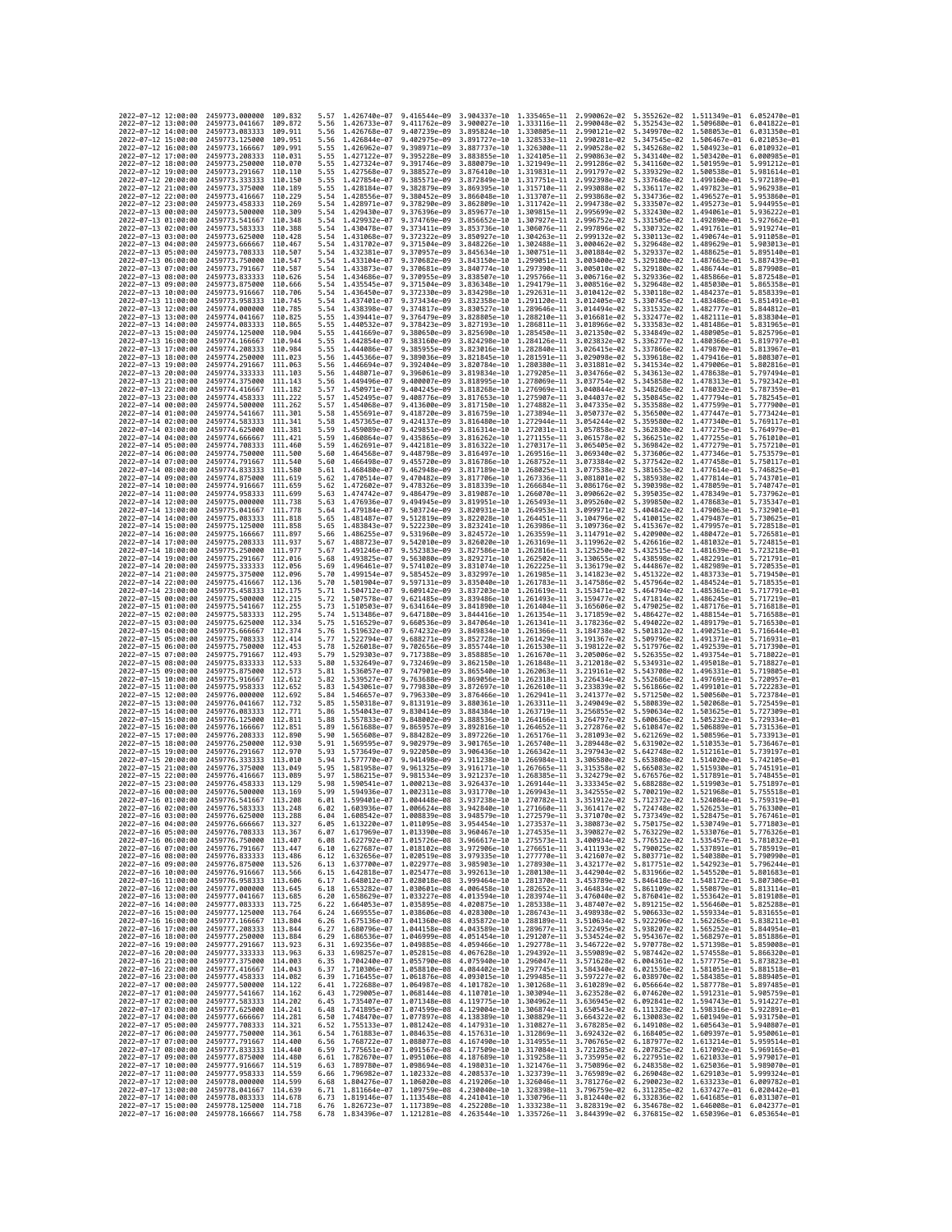| | | | | | | | | | | | |
|---|---|---|---|---|---|---|---|---|---|---|---|
| 2022-07-12 12:00:00 | 2459773.000000 | 109.832 | 5.57 | 1.426740e-07 | 9.416544e-09 | 3.904337e-10 | 1.335465e-11 | 2.990062e-02 | 5.355262e-02 | 1.511349e-01 | 6.052470e-01 |
| 2022-07-12 13:00:00 | 2459773.041667 | 109.872 | 5.56 | 1.426733e-07 | 9.411762e-09 | 3.900027e-10 | 1.333116e-11 | 2.990048e-02 | 5.352543e-02 | 1.509680e-01 | 6.041822e-01 |
| 2022-07-12 14:00:00 | 2459773.083333 | 109.911 | 5.56 | 1.426768e-07 | 9.407239e-09 | 3.895824e-10 | 1.330805e-11 | 2.990121e-02 | 5.349970e-02 | 1.508053e-01 | 6.031350e-01 |
| 2022-07-12 15:00:00 | 2459773.125000 | 109.951 | 5.56 | 1.426844e-07 | 9.402975e-09 | 3.891727e-10 | 1.328533e-11 | 2.990281e-02 | 5.347545e-02 | 1.506467e-01 | 6.021053e-01 |
| 2022-07-12 16:00:00 | 2459773.166667 | 109.991 | 5.55 | 1.426962e-07 | 9.398971e-09 | 3.887737e-10 | 1.326300e-11 | 2.990528e-02 | 5.345268e-02 | 1.504923e-01 | 6.010932e-01 |
| 2022-07-12 17:00:00 | 2459773.208333 | 110.031 | 5.55 | 1.427122e-07 | 9.395228e-09 | 3.883855e-10 | 1.324105e-11 | 2.990863e-02 | 5.343140e-02 | 1.503420e-01 | 6.000985e-01 |
| 2022-07-12 18:00:00 | 2459773.250000 | 110.070 | 5.55 | 1.427324e-07 | 9.391746e-09 | 3.880079e-10 | 1.321949e-11 | 2.991286e-02 | 5.341160e-02 | 1.501959e-01 | 5.991212e-01 |
| 2022-07-12 19:00:00 | 2459773.291667 | 110.110 | 5.55 | 1.427568e-07 | 9.388527e-09 | 3.876410e-10 | 1.319831e-11 | 2.991797e-02 | 5.339329e-02 | 1.500538e-01 | 5.981614e-01 |
| 2022-07-12 20:00:00 | 2459773.333333 | 110.150 | 5.55 | 1.427854e-07 | 9.385571e-09 | 3.872849e-10 | 1.317751e-11 | 2.992398e-02 | 5.337648e-02 | 1.499160e-01 | 5.972189e-01 |
| 2022-07-12 21:00:00 | 2459773.375000 | 110.189 | 5.55 | 1.428184e-07 | 9.382879e-09 | 3.869395e-10 | 1.315710e-11 | 2.993088e-02 | 5.336117e-02 | 1.497823e-01 | 5.962938e-01 |
| 2022-07-12 22:00:00 | 2459773.416667 | 110.229 | 5.54 | 1.428556e-07 | 9.380452e-09 | 3.866048e-10 | 1.313707e-11 | 2.993868e-02 | 5.334736e-02 | 1.496527e-01 | 5.953860e-01 |
| 2022-07-12 23:00:00 | 2459773.458333 | 110.269 | 5.54 | 1.428971e-07 | 9.378290e-09 | 3.862809e-10 | 1.311742e-11 | 2.994738e-02 | 5.333507e-02 | 1.495273e-01 | 5.944955e-01 |
| 2022-07-13 00:00:00 | 2459773.500000 | 110.309 | 5.54 | 1.429430e-07 | 9.376396e-09 | 3.859677e-10 | 1.309815e-11 | 2.995699e-02 | 5.332430e-02 | 1.494061e-01 | 5.936222e-01 |
| 2022-07-13 01:00:00 | 2459773.541667 | 110.348 | 5.54 | 1.429932e-07 | 9.374769e-09 | 3.856652e-10 | 1.307927e-11 | 2.996752e-02 | 5.331505e-02 | 1.492890e-01 | 5.927662e-01 |
| 2022-07-13 02:00:00 | 2459773.583333 | 110.388 | 5.54 | 1.430478e-07 | 9.373411e-09 | 3.853736e-10 | 1.306076e-11 | 2.997896e-02 | 5.330732e-02 | 1.491761e-01 | 5.919274e-01 |
| 2022-07-13 03:00:00 | 2459773.625000 | 110.428 | 5.54 | 1.431068e-07 | 9.372322e-09 | 3.850927e-10 | 1.304263e-11 | 2.999132e-02 | 5.330113e-02 | 1.490674e-01 | 5.911058e-01 |
| 2022-07-13 04:00:00 | 2459773.666667 | 110.467 | 5.54 | 1.431702e-07 | 9.371504e-09 | 3.848226e-10 | 1.302488e-11 | 3.000462e-02 | 5.329648e-02 | 1.489629e-01 | 5.903013e-01 |
| 2022-07-13 05:00:00 | 2459773.708333 | 110.507 | 5.54 | 1.432381e-07 | 9.370957e-09 | 3.845634e-10 | 1.300751e-11 | 3.001884e-02 | 5.329337e-02 | 1.488625e-01 | 5.895140e-01 |
| 2022-07-13 06:00:00 | 2459773.750000 | 110.547 | 5.54 | 1.433104e-07 | 9.370682e-09 | 3.843150e-10 | 1.299051e-11 | 3.003400e-02 | 5.329180e-02 | 1.487663e-01 | 5.887439e-01 |
| 2022-07-13 07:00:00 | 2459773.791667 | 110.587 | 5.54 | 1.433873e-07 | 9.370681e-09 | 3.840774e-10 | 1.297390e-11 | 3.005010e-02 | 5.329180e-02 | 1.486744e-01 | 5.879908e-01 |
| 2022-07-13 08:00:00 | 2459773.833333 | 110.626 | 5.54 | 1.434686e-07 | 9.370955e-09 | 3.838507e-10 | 1.295766e-11 | 3.006716e-02 | 5.329336e-02 | 1.485866e-01 | 5.872548e-01 |
| 2022-07-13 09:00:00 | 2459773.875000 | 110.666 | 5.54 | 1.435545e-07 | 9.371504e-09 | 3.836348e-10 | 1.294179e-11 | 3.008516e-02 | 5.329648e-02 | 1.485030e-01 | 5.865358e-01 |
| 2022-07-13 10:00:00 | 2459773.916667 | 110.706 | 5.54 | 1.436450e-07 | 9.372330e-09 | 3.834298e-10 | 1.292631e-11 | 3.010412e-02 | 5.330118e-02 | 1.484237e-01 | 5.858339e-01 |
| 2022-07-13 11:00:00 | 2459773.958333 | 110.745 | 5.54 | 1.437401e-07 | 9.373434e-09 | 3.832358e-10 | 1.291120e-11 | 3.012405e-02 | 5.330745e-02 | 1.483486e-01 | 5.851491e-01 |
| 2022-07-13 12:00:00 | 2459774.000000 | 110.785 | 5.54 | 1.438398e-07 | 9.374817e-09 | 3.830527e-10 | 1.289646e-11 | 3.014494e-02 | 5.331532e-02 | 1.482777e-01 | 5.844812e-01 |
| 2022-07-13 13:00:00 | 2459774.041667 | 110.825 | 5.55 | 1.439441e-07 | 9.376479e-09 | 3.828805e-10 | 1.288210e-11 | 3.016681e-02 | 5.332477e-02 | 1.482111e-01 | 5.838304e-01 |
| 2022-07-13 14:00:00 | 2459774.083333 | 110.865 | 5.55 | 1.440532e-07 | 9.378423e-09 | 3.827193e-10 | 1.286811e-11 | 3.018966e-02 | 5.333583e-02 | 1.481486e-01 | 5.831965e-01 |
| 2022-07-13 15:00:00 | 2459774.125000 | 110.904 | 5.55 | 1.441669e-07 | 9.380650e-09 | 3.825690e-10 | 1.285450e-11 | 3.021350e-02 | 5.334849e-02 | 1.480905e-01 | 5.825796e-01 |
| 2022-07-13 16:00:00 | 2459774.166667 | 110.944 | 5.55 | 1.442854e-07 | 9.383160e-09 | 3.824298e-10 | 1.284126e-11 | 3.023832e-02 | 5.336277e-02 | 1.480366e-01 | 5.819797e-01 |
| 2022-07-13 17:00:00 | 2459774.208333 | 110.984 | 5.55 | 1.444086e-07 | 9.385955e-09 | 3.823016e-10 | 1.282840e-11 | 3.026415e-02 | 5.337866e-02 | 1.479870e-01 | 5.813967e-01 |
| 2022-07-13 18:00:00 | 2459774.250000 | 111.023 | 5.56 | 1.445366e-07 | 9.389036e-09 | 3.821845e-10 | 1.281591e-11 | 3.029098e-02 | 5.339618e-02 | 1.479416e-01 | 5.808307e-01 |
| 2022-07-13 19:00:00 | 2459774.291667 | 111.063 | 5.56 | 1.446694e-07 | 9.392404e-09 | 3.820784e-10 | 1.280380e-11 | 3.031881e-02 | 5.341534e-02 | 1.479006e-01 | 5.802816e-01 |
| 2022-07-13 20:00:00 | 2459774.333333 | 111.103 | 5.56 | 1.448071e-07 | 9.396061e-09 | 3.819834e-10 | 1.279205e-11 | 3.034766e-02 | 5.343613e-02 | 1.478638e-01 | 5.797494e-01 |
| 2022-07-13 21:00:00 | 2459774.375000 | 111.143 | 5.56 | 1.449496e-07 | 9.400007e-09 | 3.818995e-10 | 1.278069e-11 | 3.037754e-02 | 5.345858e-02 | 1.478313e-01 | 5.792342e-01 |
| 2022-07-13 22:00:00 | 2459774.416667 | 111.182 | 5.57 | 1.450971e-07 | 9.404245e-09 | 3.818268e-10 | 1.276969e-11 | 3.040844e-02 | 5.348268e-02 | 1.478032e-01 | 5.787359e-01 |
| 2022-07-13 23:00:00 | 2459774.458333 | 111.222 | 5.57 | 1.452495e-07 | 9.408776e-09 | 3.817653e-10 | 1.275907e-11 | 3.044037e-02 | 5.350845e-02 | 1.477794e-01 | 5.782545e-01 |
| 2022-07-14 00:00:00 | 2459774.500000 | 111.262 | 5.57 | 1.454068e-07 | 9.413600e-09 | 3.817150e-10 | 1.274882e-11 | 3.047335e-02 | 5.353588e-02 | 1.477599e-01 | 5.777900e-01 |
| 2022-07-14 01:00:00 | 2459774.541667 | 111.301 | 5.58 | 1.455691e-07 | 9.418720e-09 | 3.816759e-10 | 1.273894e-11 | 3.050737e-02 | 5.356500e-02 | 1.477447e-01 | 5.773424e-01 |
| 2022-07-14 02:00:00 | 2459774.583333 | 111.341 | 5.58 | 1.457365e-07 | 9.424137e-09 | 3.816480e-10 | 1.272944e-11 | 3.054244e-02 | 5.359580e-02 | 1.477340e-01 | 5.769117e-01 |
| 2022-07-14 03:00:00 | 2459774.625000 | 111.381 | 5.59 | 1.459089e-07 | 9.429851e-09 | 3.816314e-10 | 1.272031e-11 | 3.057858e-02 | 5.362830e-02 | 1.477275e-01 | 5.764979e-01 |
| 2022-07-14 04:00:00 | 2459774.666667 | 111.421 | 5.59 | 1.460864e-07 | 9.435865e-09 | 3.816262e-10 | 1.271155e-11 | 3.061578e-02 | 5.366251e-02 | 1.477255e-01 | 5.761010e-01 |
| 2022-07-14 05:00:00 | 2459774.708333 | 111.460 | 5.59 | 1.462691e-07 | 9.442181e-09 | 3.816322e-10 | 1.270317e-11 | 3.065405e-02 | 5.369842e-02 | 1.477279e-01 | 5.757210e-01 |
| 2022-07-14 06:00:00 | 2459774.750000 | 111.500 | 5.60 | 1.464568e-07 | 9.448798e-09 | 3.816497e-10 | 1.269516e-11 | 3.069340e-02 | 5.373606e-02 | 1.477346e-01 | 5.753579e-01 |
| 2022-07-14 07:00:00 | 2459774.791667 | 111.540 | 5.60 | 1.466498e-07 | 9.455720e-09 | 3.816786e-10 | 1.268752e-11 | 3.073384e-02 | 5.377542e-02 | 1.477458e-01 | 5.750117e-01 |
| 2022-07-14 08:00:00 | 2459774.833333 | 111.580 | 5.61 | 1.468480e-07 | 9.462948e-09 | 3.817189e-10 | 1.268025e-11 | 3.077538e-02 | 5.381653e-02 | 1.477614e-01 | 5.746825e-01 |
| 2022-07-14 09:00:00 | 2459774.875000 | 111.619 | 5.62 | 1.470514e-07 | 9.470482e-09 | 3.817706e-10 | 1.267336e-11 | 3.081801e-02 | 5.385938e-02 | 1.477814e-01 | 5.743701e-01 |
| 2022-07-14 10:00:00 | 2459774.916667 | 111.659 | 5.62 | 1.472602e-07 | 9.478326e-09 | 3.818339e-10 | 1.266684e-11 | 3.086176e-02 | 5.390398e-02 | 1.478059e-01 | 5.740747e-01 |
| 2022-07-14 11:00:00 | 2459774.958333 | 111.699 | 5.63 | 1.474742e-07 | 9.486479e-09 | 3.819087e-10 | 1.266070e-11 | 3.090662e-02 | 5.395035e-02 | 1.478349e-01 | 5.737962e-01 |
| 2022-07-14 12:00:00 | 2459775.000000 | 111.738 | 5.63 | 1.476936e-07 | 9.494945e-09 | 3.819951e-10 | 1.265493e-11 | 3.095260e-02 | 5.399850e-02 | 1.478683e-01 | 5.735347e-01 |
| 2022-07-14 13:00:00 | 2459775.041667 | 111.778 | 5.64 | 1.479184e-07 | 9.503724e-09 | 3.820931e-10 | 1.264953e-11 | 3.099971e-02 | 5.404842e-02 | 1.479063e-01 | 5.732901e-01 |
| 2022-07-14 14:00:00 | 2459775.083333 | 111.818 | 5.65 | 1.481487e-07 | 9.512819e-09 | 3.822028e-10 | 1.264451e-11 | 3.104796e-02 | 5.410015e-02 | 1.479487e-01 | 5.730625e-01 |
| 2022-07-14 15:00:00 | 2459775.125000 | 111.858 | 5.65 | 1.483843e-07 | 9.522230e-09 | 3.823241e-10 | 1.263986e-11 | 3.109736e-02 | 5.415367e-02 | 1.479957e-01 | 5.728518e-01 |
| 2022-07-14 16:00:00 | 2459775.166667 | 111.897 | 5.66 | 1.486255e-07 | 9.531960e-09 | 3.824572e-10 | 1.263559e-11 | 3.114791e-02 | 5.420900e-02 | 1.480472e-01 | 5.726581e-01 |
| 2022-07-14 17:00:00 | 2459775.208333 | 111.937 | 5.67 | 1.488723e-07 | 9.542010e-09 | 3.826020e-10 | 1.263169e-11 | 3.119962e-02 | 5.426616e-02 | 1.481032e-01 | 5.724815e-01 |
| 2022-07-14 18:00:00 | 2459775.250000 | 111.977 | 5.67 | 1.491246e-07 | 9.552383e-09 | 3.827586e-10 | 1.262816e-11 | 3.125250e-02 | 5.432515e-02 | 1.481639e-01 | 5.723218e-01 |
| 2022-07-14 19:00:00 | 2459775.291667 | 112.016 | 5.68 | 1.493825e-07 | 9.563080e-09 | 3.829271e-10 | 1.262502e-11 | 3.130655e-02 | 5.438598e-02 | 1.482291e-01 | 5.721791e-01 |
| 2022-07-14 20:00:00 | 2459775.333333 | 112.056 | 5.69 | 1.496461e-07 | 9.574102e-09 | 3.831074e-10 | 1.262225e-11 | 3.136179e-02 | 5.444867e-02 | 1.482989e-01 | 5.720535e-01 |
| 2022-07-14 21:00:00 | 2459775.375000 | 112.096 | 5.70 | 1.499154e-07 | 9.585452e-09 | 3.832997e-10 | 1.261985e-11 | 3.141823e-02 | 5.451322e-02 | 1.483733e-01 | 5.719450e-01 |
| 2022-07-14 22:00:00 | 2459775.416667 | 112.136 | 5.70 | 1.501904e-07 | 9.597131e-09 | 3.835040e-10 | 1.261783e-11 | 3.147586e-02 | 5.457964e-02 | 1.484524e-01 | 5.718535e-01 |
| 2022-07-14 23:00:00 | 2459775.458333 | 112.175 | 5.71 | 1.504712e-07 | 9.609142e-09 | 3.837203e-10 | 1.261619e-11 | 3.153471e-02 | 5.464794e-02 | 1.485361e-01 | 5.717791e-01 |
| 2022-07-15 00:00:00 | 2459775.500000 | 112.215 | 5.72 | 1.507578e-07 | 9.621485e-09 | 3.839486e-10 | 1.261493e-11 | 3.159477e-02 | 5.471814e-02 | 1.486245e-01 | 5.717219e-01 |
| 2022-07-15 01:00:00 | 2459775.541667 | 112.255 | 5.73 | 1.510503e-07 | 9.634164e-09 | 3.841890e-10 | 1.261404e-11 | 3.165606e-02 | 5.479025e-02 | 1.487176e-01 | 5.716818e-01 |
| 2022-07-15 02:00:00 | 2459775.583333 | 112.295 | 5.74 | 1.513486e-07 | 9.647180e-09 | 3.844416e-10 | 1.261354e-11 | 3.171859e-02 | 5.486427e-02 | 1.488154e-01 | 5.716588e-01 |
| 2022-07-15 03:00:00 | 2459775.625000 | 112.334 | 5.75 | 1.516529e-07 | 9.660536e-09 | 3.847064e-10 | 1.261341e-11 | 3.178236e-02 | 5.494022e-02 | 1.489179e-01 | 5.716530e-01 |
| 2022-07-15 04:00:00 | 2459775.666667 | 112.374 | 5.76 | 1.519632e-07 | 9.674232e-09 | 3.849834e-10 | 1.261366e-11 | 3.184738e-02 | 5.501812e-02 | 1.490251e-01 | 5.716644e-01 |
| 2022-07-15 05:00:00 | 2459775.708333 | 112.414 | 5.77 | 1.522794e-07 | 9.688271e-09 | 3.852728e-10 | 1.261429e-11 | 3.191367e-02 | 5.509796e-02 | 1.491371e-01 | 5.716931e-01 |
| 2022-07-15 06:00:00 | 2459775.750000 | 112.453 | 5.78 | 1.526018e-07 | 9.702656e-09 | 3.855744e-10 | 1.261530e-11 | 3.198122e-02 | 5.517976e-02 | 1.492539e-01 | 5.717390e-01 |
| 2022-07-15 07:00:00 | 2459775.791667 | 112.493 | 5.79 | 1.529303e-07 | 9.717388e-09 | 3.858885e-10 | 1.261670e-11 | 3.205006e-02 | 5.526355e-02 | 1.493754e-01 | 5.718022e-01 |
| 2022-07-15 08:00:00 | 2459775.833333 | 112.533 | 5.80 | 1.532649e-07 | 9.732469e-09 | 3.862150e-10 | 1.261848e-11 | 3.212018e-02 | 5.534931e-02 | 1.495018e-01 | 5.718827e-01 |
| 2022-07-15 09:00:00 | 2459775.875000 | 112.573 | 5.81 | 1.536057e-07 | 9.747901e-09 | 3.865540e-10 | 1.262063e-11 | 3.219161e-02 | 5.543708e-02 | 1.496331e-01 | 5.719805e-01 |
| 2022-07-15 10:00:00 | 2459775.916667 | 112.612 | 5.82 | 1.539527e-07 | 9.763688e-09 | 3.869056e-10 | 1.262318e-11 | 3.226434e-02 | 5.552686e-02 | 1.497691e-01 | 5.720957e-01 |
| 2022-07-15 11:00:00 | 2459775.958333 | 112.652 | 5.83 | 1.543061e-07 | 9.779830e-09 | 3.872697e-10 | 1.262610e-11 | 3.233839e-02 | 5.561866e-02 | 1.499101e-01 | 5.722283e-01 |
| 2022-07-15 12:00:00 | 2459776.000000 | 112.692 | 5.84 | 1.546657e-07 | 9.796330e-09 | 3.876466e-10 | 1.262941e-11 | 3.241377e-02 | 5.571250e-02 | 1.500560e-01 | 5.723784e-01 |
| 2022-07-15 13:00:00 | 2459776.041667 | 112.732 | 5.85 | 1.550318e-07 | 9.811191e-09 | 3.880361e-10 | 1.263311e-11 | 3.249049e-02 | 5.580839e-02 | 1.502068e-01 | 5.725459e-01 |
| 2022-07-15 14:00:00 | 2459776.083333 | 112.771 | 5.86 | 1.554043e-07 | 9.830414e-09 | 3.884384e-10 | 1.263719e-11 | 3.256855e-02 | 5.590634e-02 | 1.503625e-01 | 5.727309e-01 |
| 2022-07-15 15:00:00 | 2459776.125000 | 112.811 | 5.88 | 1.557833e-07 | 9.848002e-09 | 3.888536e-10 | 1.264166e-11 | 3.264797e-02 | 5.600636e-02 | 1.505232e-01 | 5.729334e-01 |
| 2022-07-15 16:00:00 | 2459776.166667 | 112.851 | 5.89 | 1.561688e-07 | 9.865957e-09 | 3.892816e-10 | 1.264652e-11 | 3.272876e-02 | 5.610847e-02 | 1.506889e-01 | 5.731536e-01 |
| 2022-07-15 17:00:00 | 2459776.208333 | 112.890 | 5.90 | 1.565608e-07 | 9.884282e-09 | 3.897226e-10 | 1.265176e-11 | 3.281093e-02 | 5.621269e-02 | 1.508596e-01 | 5.733913e-01 |
| 2022-07-15 18:00:00 | 2459776.250000 | 112.930 | 5.91 | 1.569595e-07 | 9.902979e-09 | 3.901765e-10 | 1.265740e-11 | 3.289448e-02 | 5.631902e-02 | 1.510353e-01 | 5.736467e-01 |
| 2022-07-15 19:00:00 | 2459776.291667 | 112.970 | 5.93 | 1.573649e-07 | 9.922050e-09 | 3.906436e-10 | 1.266342e-11 | 3.297943e-02 | 5.642748e-02 | 1.512161e-01 | 5.739197e-01 |
| 2022-07-15 20:00:00 | 2459776.333333 | 113.010 | 5.94 | 1.577770e-07 | 9.941498e-09 | 3.911238e-10 | 1.266984e-11 | 3.306580e-02 | 5.653808e-02 | 1.514020e-01 | 5.742105e-01 |
| 2022-07-15 21:00:00 | 2459776.375000 | 113.049 | 5.95 | 1.581958e-07 | 9.961325e-09 | 3.916171e-10 | 1.267665e-11 | 3.315358e-02 | 5.665083e-02 | 1.515930e-01 | 5.745191e-01 |
| 2022-07-15 22:00:00 | 2459776.416667 | 113.089 | 5.97 | 1.586215e-07 | 9.981534e-09 | 3.921237e-10 | 1.268385e-11 | 3.324279e-02 | 5.676576e-02 | 1.517891e-01 | 5.748455e-01 |
| 2022-07-15 23:00:00 | 2459776.458333 | 113.129 | 5.98 | 1.590541e-07 | 1.000213e-08 | 3.926437e-10 | 1.269144e-11 | 3.333345e-02 | 5.688288e-02 | 1.519903e-01 | 5.751897e-01 |
| 2022-07-16 00:00:00 | 2459776.500000 | 113.169 | 5.99 | 1.594936e-07 | 1.002311e-08 | 3.931770e-10 | 1.269943e-11 | 3.342555e-02 | 5.700219e-02 | 1.521968e-01 | 5.755518e-01 |
| 2022-07-16 01:00:00 | 2459776.541667 | 113.208 | 6.01 | 1.599401e-07 | 1.004448e-08 | 3.937238e-10 | 1.270782e-11 | 3.351912e-02 | 5.712372e-02 | 1.524084e-01 | 5.759319e-01 |
| 2022-07-16 02:00:00 | 2459776.583333 | 113.248 | 6.02 | 1.603936e-07 | 1.006624e-08 | 3.942840e-10 | 1.271660e-11 | 3.361417e-02 | 5.724748e-02 | 1.526253e-01 | 5.763300e-01 |
| 2022-07-16 03:00:00 | 2459776.625000 | 113.288 | 6.04 | 1.608542e-07 | 1.008839e-08 | 3.948579e-10 | 1.272579e-11 | 3.371070e-02 | 5.737349e-02 | 1.528475e-01 | 5.767461e-01 |
| 2022-07-16 04:00:00 | 2459776.666667 | 113.327 | 6.05 | 1.613220e-07 | 1.011095e-08 | 3.954454e-10 | 1.273537e-11 | 3.380873e-02 | 5.750175e-02 | 1.530749e-01 | 5.771803e-01 |
| 2022-07-16 05:00:00 | 2459776.708333 | 113.367 | 6.07 | 1.617969e-07 | 1.013390e-08 | 3.960467e-10 | 1.274535e-11 | 3.390827e-02 | 5.763229e-02 | 1.533076e-01 | 5.776326e-01 |
| 2022-07-16 06:00:00 | 2459776.750000 | 113.407 | 6.08 | 1.622792e-07 | 1.015726e-08 | 3.966617e-10 | 1.275573e-11 | 3.400934e-02 | 5.776512e-02 | 1.535457e-01 | 5.781032e-01 |
| 2022-07-16 07:00:00 | 2459776.791667 | 113.447 | 6.10 | 1.627687e-07 | 1.018102e-08 | 3.972906e-10 | 1.276651e-11 | 3.411193e-02 | 5.790025e-02 | 1.537891e-01 | 5.785919e-01 |
| 2022-07-16 08:00:00 | 2459776.833333 | 113.486 | 6.12 | 1.632656e-07 | 1.020519e-08 | 3.979335e-10 | 1.277770e-11 | 3.421607e-02 | 5.803771e-02 | 1.540380e-01 | 5.790990e-01 |
| 2022-07-16 09:00:00 | 2459776.875000 | 113.526 | 6.13 | 1.637700e-07 | 1.022977e-08 | 3.985903e-10 | 1.278930e-11 | 3.432177e-02 | 5.817751e-02 | 1.542923e-01 | 5.796244e-01 |
| 2022-07-16 10:00:00 | 2459776.916667 | 113.566 | 6.15 | 1.642818e-07 | 1.025477e-08 | 3.992613e-10 | 1.280130e-11 | 3.442904e-02 | 5.831966e-02 | 1.545520e-01 | 5.801683e-01 |
| 2022-07-16 11:00:00 | 2459776.958333 | 113.606 | 6.17 | 1.648012e-07 | 1.028018e-08 | 3.999464e-10 | 1.281370e-11 | 3.453789e-02 | 5.846418e-02 | 1.548172e-01 | 5.807306e-01 |
| 2022-07-16 12:00:00 | 2459777.000000 | 113.645 | 6.18 | 1.653282e-07 | 1.030601e-08 | 4.006458e-10 | 1.282652e-11 | 3.464834e-02 | 5.861109e-02 | 1.550879e-01 | 5.813114e-01 |
| 2022-07-16 13:00:00 | 2459777.041667 | 113.685 | 6.20 | 1.658629e-07 | 1.033227e-08 | 4.013594e-10 | 1.283974e-11 | 3.476040e-02 | 5.876041e-02 | 1.553642e-01 | 5.819108e-01 |
| 2022-07-16 14:00:00 | 2459777.083333 | 113.725 | 6.22 | 1.664053e-07 | 1.035895e-08 | 4.020875e-10 | 1.285338e-11 | 3.487407e-02 | 5.891215e-02 | 1.556460e-01 | 5.825288e-01 |
| 2022-07-16 15:00:00 | 2459777.125000 | 113.764 | 6.24 | 1.669555e-07 | 1.038606e-08 | 4.028300e-10 | 1.286743e-11 | 3.498938e-02 | 5.906633e-02 | 1.559334e-01 | 5.831655e-01 |
| 2022-07-16 16:00:00 | 2459777.166667 | 113.804 | 6.26 | 1.675136e-07 | 1.041360e-08 | 4.035872e-10 | 1.288189e-11 | 3.510634e-02 | 5.922296e-02 | 1.562265e-01 | 5.838211e-01 |
| 2022-07-16 17:00:00 | 2459777.208333 | 113.844 | 6.27 | 1.680796e-07 | 1.044158e-08 | 4.043589e-10 | 1.289677e-11 | 3.522495e-02 | 5.938207e-02 | 1.565252e-01 | 5.844954e-01 |
| 2022-07-16 18:00:00 | 2459777.250000 | 113.884 | 6.29 | 1.686536e-07 | 1.046999e-08 | 4.051454e-10 | 1.291207e-11 | 3.534524e-02 | 5.954367e-02 | 1.568297e-01 | 5.851886e-01 |
| 2022-07-16 19:00:00 | 2459777.291667 | 113.923 | 6.31 | 1.692356e-07 | 1.049885e-08 | 4.059466e-10 | 1.292778e-11 | 3.546722e-02 | 5.970778e-02 | 1.571398e-01 | 5.859008e-01 |
| 2022-07-16 20:00:00 | 2459777.333333 | 113.963 | 6.33 | 1.698257e-07 | 1.052815e-08 | 4.067628e-10 | 1.294392e-11 | 3.559089e-02 | 5.987442e-02 | 1.574558e-01 | 5.866320e-01 |
| 2022-07-16 21:00:00 | 2459777.375000 | 114.003 | 6.35 | 1.704240e-07 | 1.055790e-08 | 4.075940e-10 | 1.296047e-11 | 3.571628e-02 | 6.004361e-02 | 1.577775e-01 | 5.873823e-01 |
| 2022-07-16 22:00:00 | 2459777.416667 | 114.043 | 6.37 | 1.710306e-07 | 1.058810e-08 | 4.084402e-10 | 1.297745e-11 | 3.584340e-02 | 6.021536e-02 | 1.581051e-01 | 5.881518e-01 |
| 2022-07-16 23:00:00 | 2459777.458333 | 114.082 | 6.39 | 1.716455e-07 | 1.061876e-08 | 4.093015e-10 | 1.299485e-11 | 3.597227e-02 | 6.038970e-02 | 1.584385e-01 | 5.889405e-01 |
| 2022-07-17 00:00:00 | 2459777.500000 | 114.122 | 6.41 | 1.722688e-07 | 1.064987e-08 | 4.101782e-10 | 1.301268e-11 | 3.610289e-02 | 6.056664e-02 | 1.587778e-01 | 5.897485e-01 |
| 2022-07-17 01:00:00 | 2459777.541667 | 114.162 | 6.43 | 1.729005e-07 | 1.068144e-08 | 4.110701e-10 | 1.303094e-11 | 3.623528e-02 | 6.074620e-02 | 1.591231e-01 | 5.905759e-01 |
| 2022-07-17 02:00:00 | 2459777.583333 | 114.202 | 6.45 | 1.735407e-07 | 1.071348e-08 | 4.119775e-10 | 1.304962e-11 | 3.636945e-02 | 6.092841e-02 | 1.594743e-01 | 5.914227e-01 |
| 2022-07-17 03:00:00 | 2459777.625000 | 114.241 | 6.48 | 1.741895e-07 | 1.074599e-08 | 4.129004e-10 | 1.306874e-11 | 3.650543e-02 | 6.111328e-02 | 1.598316e-01 | 5.922891e-01 |
| 2022-07-17 04:00:00 | 2459777.666667 | 114.281 | 6.50 | 1.748470e-07 | 1.077897e-08 | 4.138389e-10 | 1.308829e-11 | 3.664322e-02 | 6.130083e-02 | 1.601949e-01 | 5.931750e-01 |
| 2022-07-17 05:00:00 | 2459777.708333 | 114.321 | 6.52 | 1.755133e-07 | 1.081242e-08 | 4.147931e-10 | 1.310827e-11 | 3.678285e-02 | 6.149108e-02 | 1.605643e-01 | 5.940807e-01 |
| 2022-07-17 06:00:00 | 2459777.750000 | 114.361 | 6.54 | 1.761883e-07 | 1.084635e-08 | 4.157631e-10 | 1.312869e-11 | 3.692432e-02 | 6.168405e-02 | 1.609397e-01 | 5.950061e-01 |
| 2022-07-17 07:00:00 | 2459777.791667 | 114.400 | 6.56 | 1.768722e-07 | 1.088077e-08 | 4.167490e-10 | 1.314955e-11 | 3.706765e-02 | 6.187977e-02 | 1.613214e-01 | 5.959514e-01 |
| 2022-07-17 08:00:00 | 2459777.833333 | 114.440 | 6.59 | 1.775651e-07 | 1.091567e-08 | 4.177509e-10 | 1.317084e-11 | 3.721285e-02 | 6.207825e-02 | 1.617092e-01 | 5.969165e-01 |
| 2022-07-17 09:00:00 | 2459777.875000 | 114.480 | 6.61 | 1.782670e-07 | 1.095106e-08 | 4.187689e-10 | 1.319258e-11 | 3.735995e-02 | 6.227951e-02 | 1.621033e-01 | 5.979017e-01 |
| 2022-07-17 10:00:00 | 2459777.916667 | 114.519 | 6.63 | 1.789780e-07 | 1.098694e-08 | 4.198031e-10 | 1.321476e-11 | 3.750896e-02 | 6.248358e-02 | 1.625036e-01 | 5.989070e-01 |
| 2022-07-17 11:00:00 | 2459777.958333 | 114.559 | 6.66 | 1.796982e-07 | 1.102332e-08 | 4.208537e-10 | 1.323739e-11 | 3.765989e-02 | 6.269048e-02 | 1.629103e-01 | 5.999324e-01 |
| 2022-07-17 12:00:00 | 2459778.000000 | 114.599 | 6.68 | 1.804276e-07 | 1.106020e-08 | 4.219206e-10 | 1.326046e-11 | 3.781276e-02 | 6.290023e-02 | 1.633233e-01 | 6.009782e-01 |
| 2022-07-17 13:00:00 | 2459778.041667 | 114.639 | 6.71 | 1.811664e-07 | 1.109759e-08 | 4.230040e-10 | 1.328398e-11 | 3.796759e-02 | 6.311285e-02 | 1.637427e-01 | 6.020442e-01 |
| 2022-07-17 14:00:00 | 2459778.083333 | 114.678 | 6.73 | 1.819146e-07 | 1.113548e-08 | 4.241041e-10 | 1.330796e-11 | 3.812440e-02 | 6.332836e-02 | 1.641685e-01 | 6.031307e-01 |
| 2022-07-17 15:00:00 | 2459778.125000 | 114.718 | 6.76 | 1.826723e-07 | 1.117389e-08 | 4.252208e-10 | 1.333238e-11 | 3.828319e-02 | 6.354678e-02 | 1.646008e-01 | 6.042377e-01 |
| 2022-07-17 16:00:00 | 2459778.166667 | 114.758 | 6.78 | 1.834396e-07 | 1.121281e-08 | 4.263544e-10 | 1.335726e-11 | 3.844399e-02 | 6.376815e-02 | 1.650396e-01 | 6.053654e-01 |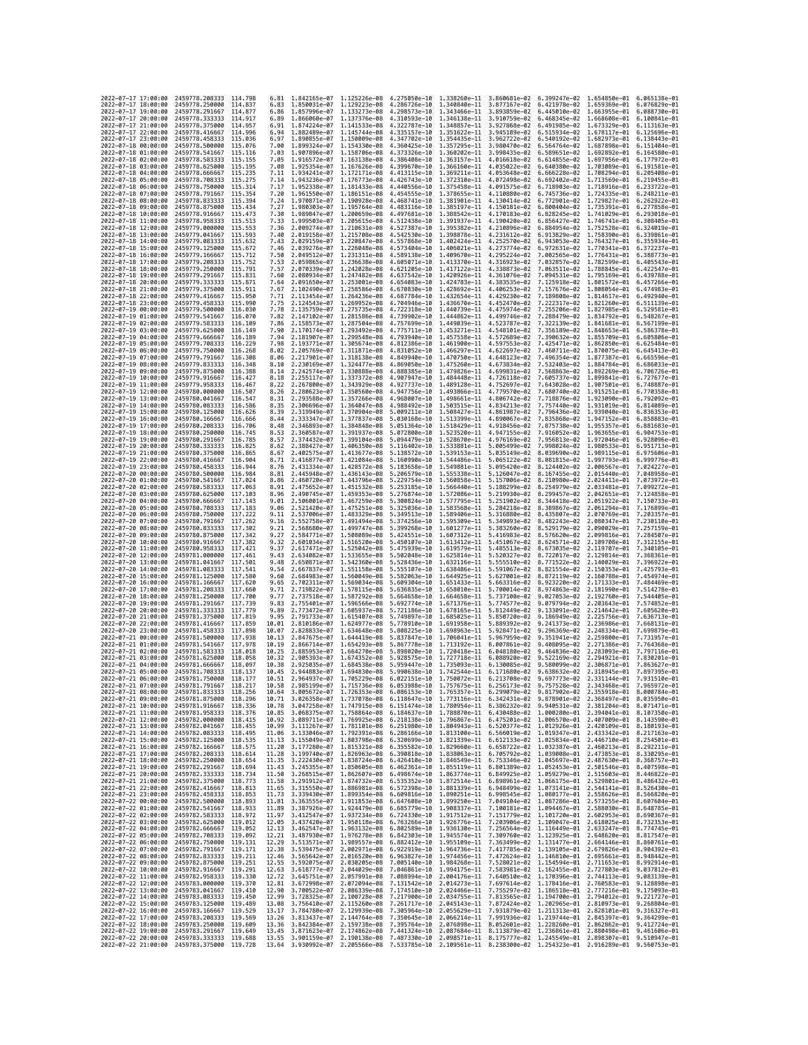| | | | | | | | | | | | | |
|---|---|---|---|---|---|---|---|---|---|---|---|---|
| 2022-07-17 17:00:00 | 2459778.208333 | 114.798 | 6.81 | 1.842165e-07 | 1.125226e-08 | 4.275050e-10 | 1.338260e-11 | 3.860681e-02 | 6.399247e-02 | 1.654850e-01 | 6.065138e-01 |
| 2022-07-17 18:00:00 | 2459778.250000 | 114.837 | 6.83 | 1.850031e-07 | 1.129223e-08 | 4.286726e-10 | 1.340840e-11 | 3.877167e-02 | 6.421978e-02 | 1.659369e-01 | 6.076829e-01 |
| 2022-07-17 19:00:00 | 2459778.291667 | 114.877 | 6.86 | 1.857996e-07 | 1.133273e-08 | 4.298573e-10 | 1.343466e-11 | 3.893859e-02 | 6.445010e-02 | 1.663955e-01 | 6.088730e-01 |
| 2022-07-17 20:00:00 | 2459778.333333 | 114.917 | 6.89 | 1.866060e-07 | 1.137376e-08 | 4.310593e-10 | 1.346138e-11 | 3.910759e-02 | 6.468345e-02 | 1.668608e-01 | 6.100841e-01 |
| 2022-07-17 21:00:00 | 2459778.375000 | 114.957 | 6.91 | 1.874224e-07 | 1.141533e-08 | 4.322787e-10 | 1.348857e-11 | 3.927868e-02 | 6.491985e-02 | 1.673329e-01 | 6.113163e-01 |
| 2022-07-17 22:00:00 | 2459778.416667 | 114.996 | 6.94 | 1.882489e-07 | 1.145744e-08 | 4.335157e-10 | 1.351622e-11 | 3.945189e-02 | 6.515934e-02 | 1.678117e-01 | 6.125696e-01 |
| 2022-07-17 23:00:00 | 2459778.458333 | 115.036 | 6.97 | 1.890855e-07 | 1.150009e-08 | 4.347702e-10 | 1.354435e-11 | 3.962722e-02 | 6.540192e-02 | 1.682973e-01 | 6.138433e-01 |
| 2022-07-18 00:00:00 | 2459778.500000 | 115.076 | 7.00 | 1.899324e-07 | 1.154330e-08 | 4.360425e-10 | 1.357295e-11 | 3.980470e-02 | 6.564764e-02 | 1.687898e-01 | 6.151404e-01 |
| 2022-07-18 01:00:00 | 2459778.541667 | 115.116 | 7.03 | 1.907896e-07 | 1.158706e-08 | 4.373326e-10 | 1.360202e-11 | 3.998435e-02 | 6.589651e-02 | 1.692892e-01 | 6.164580e-01 |
| 2022-07-18 02:00:00 | 2459778.583333 | 115.155 | 7.05 | 1.916572e-07 | 1.163138e-08 | 4.386408e-10 | 1.363157e-11 | 4.016618e-02 | 6.614855e-02 | 1.697956e-01 | 6.177972e-01 |
| 2022-07-18 03:00:00 | 2459778.625000 | 115.195 | 7.08 | 1.925354e-07 | 1.167626e-08 | 4.399670e-10 | 1.366160e-11 | 4.035022e-02 | 6.640380e-02 | 1.703089e-01 | 6.191581e-01 |
| 2022-07-18 04:00:00 | 2459778.666667 | 115.235 | 7.11 | 1.934241e-07 | 1.172171e-08 | 4.413115e-10 | 1.369211e-11 | 4.053648e-02 | 6.666228e-02 | 1.708294e-01 | 6.205408e-01 |
| 2022-07-18 05:00:00 | 2459778.708333 | 115.275 | 7.14 | 1.943236e-07 | 1.176773e-08 | 4.426743e-10 | 1.372310e-11 | 4.072498e-02 | 6.692402e-02 | 1.713569e-01 | 6.219455e-01 |
| 2022-07-18 06:00:00 | 2459778.750000 | 115.314 | 7.17 | 1.952338e-07 | 1.181433e-08 | 4.440556e-10 | 1.375458e-11 | 4.091575e-02 | 6.718903e-02 | 1.718916e-01 | 6.233722e-01 |
| 2022-07-18 07:00:00 | 2459778.791667 | 115.354 | 7.20 | 1.961550e-07 | 1.186151e-08 | 4.454555e-10 | 1.378655e-11 | 4.110880e-02 | 6.745736e-02 | 1.724335e-01 | 6.248211e-01 |
| 2022-07-18 08:00:00 | 2459778.833333 | 115.394 | 7.24 | 1.970871e-07 | 1.190928e-08 | 4.468741e-10 | 1.381901e-11 | 4.130414e-02 | 6.772901e-02 | 1.729827e-01 | 6.262922e-01 |
| 2022-07-18 09:00:00 | 2459778.875000 | 115.434 | 7.27 | 1.980303e-07 | 1.195764e-08 | 4.483116e-10 | 1.385197e-11 | 4.150181e-02 | 6.800404e-02 | 1.735391e-01 | 6.277858e-01 |
| 2022-07-18 10:00:00 | 2459778.916667 | 115.473 | 7.30 | 1.989847e-07 | 1.200659e-08 | 4.497681e-10 | 1.388542e-11 | 4.170183e-02 | 6.828245e-02 | 1.741029e-01 | 6.293018e-01 |
| 2022-07-18 11:00:00 | 2459778.958333 | 115.513 | 7.33 | 1.999503e-07 | 1.205615e-08 | 4.512438e-10 | 1.391937e-11 | 4.190420e-02 | 6.856427e-02 | 1.746741e-01 | 6.308405e-01 |
| 2022-07-18 12:00:00 | 2459779.000000 | 115.553 | 7.36 | 2.009274e-07 | 1.210631e-08 | 4.527387e-10 | 1.395382e-11 | 4.210896e-02 | 6.884954e-02 | 1.752528e-01 | 6.324019e-01 |
| 2022-07-18 13:00:00 | 2459779.041667 | 115.593 | 7.40 | 2.019158e-07 | 1.215708e-08 | 4.542530e-10 | 1.398878e-11 | 4.231612e-02 | 6.913829e-02 | 1.758390e-01 | 6.339861e-01 |
| 2022-07-18 14:00:00 | 2459779.083333 | 115.632 | 7.43 | 2.029159e-07 | 1.220847e-08 | 4.557868e-10 | 1.402424e-11 | 4.252570e-02 | 6.943053e-02 | 1.764327e-01 | 6.355934e-01 |
| 2022-07-18 15:00:00 | 2459779.125000 | 115.672 | 7.46 | 2.039276e-07 | 1.226048e-08 | 4.573404e-10 | 1.406021e-11 | 4.273774e-02 | 6.972631e-02 | 1.770341e-01 | 6.372237e-01 |
| 2022-07-18 16:00:00 | 2459779.166667 | 115.712 | 7.50 | 2.049512e-07 | 1.231311e-08 | 4.589138e-10 | 1.409670e-11 | 4.295224e-02 | 7.002565e-02 | 1.776431e-01 | 6.388773e-01 |
| 2022-07-18 17:00:00 | 2459779.208333 | 115.752 | 7.53 | 2.059865e-07 | 1.236638e-08 | 4.605071e-10 | 1.413370e-11 | 4.316923e-02 | 7.032857e-02 | 1.782599e-01 | 6.405543e-01 |
| 2022-07-18 18:00:00 | 2459779.250000 | 115.791 | 7.57 | 2.070339e-07 | 1.242028e-08 | 4.621205e-10 | 1.417122e-11 | 4.338873e-02 | 7.063511e-02 | 1.788845e-01 | 6.422547e-01 |
| 2022-07-18 19:00:00 | 2459779.291667 | 115.831 | 7.60 | 2.080934e-07 | 1.247482e-08 | 4.637542e-10 | 1.420926e-11 | 4.361076e-02 | 7.094531e-02 | 1.795169e-01 | 6.439788e-01 |
| 2022-07-18 20:00:00 | 2459779.333333 | 115.871 | 7.64 | 2.091650e-07 | 1.253001e-08 | 4.654083e-10 | 1.424783e-11 | 4.383535e-02 | 7.125918e-02 | 1.801572e-01 | 6.457266e-01 |
| 2022-07-18 21:00:00 | 2459779.375000 | 115.911 | 7.67 | 2.102490e-07 | 1.258586e-08 | 4.670830e-10 | 1.428692e-11 | 4.406253e-02 | 7.157676e-02 | 1.808054e-01 | 6.474983e-01 |
| 2022-07-18 22:00:00 | 2459779.416667 | 115.950 | 7.71 | 2.113454e-07 | 1.264236e-08 | 4.687784e-10 | 1.432654e-11 | 4.429230e-02 | 7.189808e-02 | 1.814617e-01 | 6.492940e-01 |
| 2022-07-18 23:00:00 | 2459779.458333 | 115.990 | 7.75 | 2.124543e-07 | 1.269952e-08 | 4.704946e-10 | 1.436670e-11 | 4.452470e-02 | 7.222317e-02 | 1.821260e-01 | 6.511139e-01 |
| 2022-07-19 00:00:00 | 2459779.500000 | 116.030 | 7.78 | 2.135759e-07 | 1.275735e-08 | 4.722318e-10 | 1.440739e-11 | 4.475974e-02 | 7.255206e-02 | 1.827985e-01 | 6.529581e-01 |
| 2022-07-19 01:00:00 | 2459779.541667 | 116.070 | 7.82 | 2.147102e-07 | 1.281586e-08 | 4.739902e-10 | 1.444862e-11 | 4.499746e-02 | 7.288479e-02 | 1.834792e-01 | 6.548267e-01 |
| 2022-07-19 02:00:00 | 2459779.583333 | 116.109 | 7.86 | 2.158573e-07 | 1.287504e-08 | 4.757699e-10 | 1.449039e-11 | 4.523787e-02 | 7.322139e-02 | 1.841681e-01 | 6.567199e-01 |
| 2022-07-19 03:00:00 | 2459779.625000 | 116.149 | 7.90 | 2.170174e-07 | 1.293492e-08 | 4.775711e-10 | 1.453271e-11 | 4.548101e-02 | 7.356189e-02 | 1.848653e-01 | 6.586378e-01 |
| 2022-07-19 04:00:00 | 2459779.666667 | 116.189 | 7.94 | 2.181907e-07 | 1.299548e-08 | 4.793940e-10 | 1.457558e-11 | 4.572689e-02 | 7.390632e-02 | 1.855709e-01 | 6.605806e-01 |
| 2022-07-19 05:00:00 | 2459779.708333 | 116.229 | 7.98 | 2.193771e-07 | 1.305674e-08 | 4.812386e-10 | 1.461900e-11 | 4.597553e-02 | 7.425471e-02 | 1.862850e-01 | 6.625484e-01 |
| 2022-07-19 06:00:00 | 2459779.750000 | 116.268 | 8.02 | 2.205769e-07 | 1.311871e-08 | 4.831052e-10 | 1.466297e-11 | 4.622697e-02 | 7.460711e-02 | 1.870075e-01 | 6.645413e-01 |
| 2022-07-19 07:00:00 | 2459779.791667 | 116.308 | 8.06 | 2.217901e-07 | 1.318138e-08 | 4.849940e-10 | 1.470750e-11 | 4.648123e-02 | 7.496354e-02 | 1.877387e-01 | 6.665596e-01 |
| 2022-07-19 08:00:00 | 2459779.833333 | 116.348 | 8.10 | 2.230169e-07 | 1.324477e-08 | 4.869050e-10 | 1.475260e-11 | 4.673834e-02 | 7.532403e-02 | 1.884784e-01 | 6.686033e-01 |
| 2022-07-19 09:00:00 | 2459779.875000 | 116.388 | 8.14 | 2.242574e-07 | 1.330888e-08 | 4.888385e-10 | 1.479826e-11 | 4.699831e-02 | 7.568863e-02 | 1.892269e-01 | 6.706726e-01 |
| 2022-07-19 10:00:00 | 2459779.916667 | 116.427 | 8.18 | 2.255117e-07 | 1.337372e-08 | 4.907947e-10 | 1.484448e-11 | 4.726118e-02 | 7.605737e-02 | 1.899841e-01 | 6.727677e-01 |
| 2022-07-19 11:00:00 | 2459779.958333 | 116.467 | 8.22 | 2.267800e-07 | 1.343929e-08 | 4.927737e-10 | 1.489128e-11 | 4.752697e-02 | 7.643028e-02 | 1.907501e-01 | 6.748887e-01 |
| 2022-07-19 12:00:00 | 2459780.000000 | 116.507 | 8.26 | 2.280623e-07 | 1.350560e-08 | 4.947756e-10 | 1.493866e-11 | 4.779570e-02 | 7.680740e-02 | 1.915251e-01 | 6.770358e-01 |
| 2022-07-19 13:00:00 | 2459780.041667 | 116.547 | 8.31 | 2.293588e-07 | 1.357266e-08 | 4.968007e-10 | 1.498661e-11 | 4.806742e-02 | 7.718876e-02 | 1.923090e-01 | 6.792092e-01 |
| 2022-07-19 14:00:00 | 2459780.083333 | 116.586 | 8.35 | 2.306696e-07 | 1.364047e-08 | 4.988492e-10 | 1.503515e-11 | 4.834213e-02 | 7.757440e-02 | 1.931019e-01 | 6.814089e-01 |
| 2022-07-19 15:00:00 | 2459780.125000 | 116.626 | 8.39 | 2.319949e-07 | 1.370904e-08 | 5.009211e-10 | 1.508427e-11 | 4.861987e-02 | 7.796436e-02 | 1.939040e-01 | 6.836353e-01 |
| 2022-07-19 16:00:00 | 2459780.166667 | 116.666 | 8.44 | 2.333347e-07 | 1.377837e-08 | 5.030168e-10 | 1.513399e-11 | 4.890067e-02 | 7.835868e-02 | 1.947152e-01 | 6.858883e-01 |
| 2022-07-19 17:00:00 | 2459780.208333 | 116.706 | 8.48 | 2.346893e-07 | 1.384848e-08 | 5.051364e-10 | 1.518429e-11 | 4.918456e-02 | 7.875738e-02 | 1.955357e-01 | 6.881683e-01 |
| 2022-07-19 18:00:00 | 2459780.250000 | 116.745 | 8.53 | 2.360587e-07 | 1.391937e-08 | 5.072800e-10 | 1.523520e-11 | 4.947155e-02 | 7.916052e-02 | 1.963655e-01 | 6.904753e-01 |
| 2022-07-19 19:00:00 | 2459780.291667 | 116.785 | 8.57 | 2.374432e-07 | 1.399104e-08 | 5.094479e-10 | 1.528670e-11 | 4.976169e-02 | 7.956813e-02 | 1.972046e-01 | 6.928096e-01 |
| 2022-07-19 20:00:00 | 2459780.333333 | 116.825 | 8.62 | 2.388427e-07 | 1.406350e-08 | 5.116402e-10 | 1.533881e-11 | 5.005499e-02 | 7.998024e-02 | 1.980533e-01 | 6.951713e-01 |
| 2022-07-19 21:00:00 | 2459780.375000 | 116.865 | 8.67 | 2.402575e-07 | 1.413677e-08 | 5.138572e-10 | 1.539153e-11 | 5.035149e-02 | 8.039690e-02 | 1.989115e-01 | 6.975606e-01 |
| 2022-07-19 22:00:00 | 2459780.416667 | 116.904 | 8.71 | 2.416877e-07 | 1.421084e-08 | 5.160990e-10 | 1.544486e-11 | 5.065122e-02 | 8.081815e-02 | 1.997793e-01 | 6.999776e-01 |
| 2022-07-19 23:00:00 | 2459780.458333 | 116.944 | 8.76 | 2.431334e-07 | 1.428572e-08 | 5.183658e-10 | 1.549881e-11 | 5.095420e-02 | 8.124402e-02 | 2.006567e-01 | 7.024227e-01 |
| 2022-07-20 00:00:00 | 2459780.500000 | 116.984 | 8.81 | 2.445948e-07 | 1.436143e-08 | 5.206579e-10 | 1.555338e-11 | 5.126047e-02 | 8.167455e-02 | 2.015440e-01 | 7.048958e-01 |
| 2022-07-20 01:00:00 | 2459780.541667 | 117.024 | 8.86 | 2.460720e-07 | 1.443796e-08 | 5.229754e-10 | 1.560858e-11 | 5.157006e-02 | 8.210980e-02 | 2.024411e-01 | 7.073972e-01 |
| 2022-07-20 02:00:00 | 2459780.583333 | 117.063 | 8.91 | 2.475652e-07 | 1.451532e-08 | 5.253185e-10 | 1.566440e-11 | 5.188299e-02 | 8.254979e-02 | 2.033481e-01 | 7.099272e-01 |
| 2022-07-20 03:00:00 | 2459780.625000 | 117.103 | 8.96 | 2.490745e-07 | 1.459353e-08 | 5.276874e-10 | 1.572086e-11 | 5.219930e-02 | 8.299457e-02 | 2.042651e-01 | 7.124858e-01 |
| 2022-07-20 04:00:00 | 2459780.666667 | 117.143 | 9.01 | 2.506001e-07 | 1.467259e-08 | 5.300824e-10 | 1.577795e-11 | 5.251902e-02 | 8.344418e-02 | 2.051922e-01 | 7.150733e-01 |
| 2022-07-20 05:00:00 | 2459780.708333 | 117.183 | 9.06 | 2.521420e-07 | 1.475251e-08 | 5.325036e-10 | 1.583568e-11 | 5.284218e-02 | 8.389867e-02 | 2.061294e-01 | 7.176899e-01 |
| 2022-07-20 06:00:00 | 2459780.750000 | 117.222 | 9.11 | 2.537006e-07 | 1.483329e-08 | 5.349513e-10 | 1.589406e-11 | 5.316880e-02 | 8.435807e-02 | 2.070769e-01 | 7.203357e-01 |
| 2022-07-20 07:00:00 | 2459780.791667 | 117.262 | 9.16 | 2.552758e-07 | 1.491494e-08 | 5.374256e-10 | 1.595309e-11 | 5.349893e-02 | 8.482243e-02 | 2.080347e-01 | 7.230110e-01 |
| 2022-07-20 08:00:00 | 2459780.833333 | 117.302 | 9.21 | 2.568680e-07 | 1.499747e-08 | 5.399268e-10 | 1.601277e-11 | 5.383260e-02 | 8.529179e-02 | 2.090029e-01 | 7.257159e-01 |
| 2022-07-20 09:00:00 | 2459780.875000 | 117.342 | 9.27 | 2.584771e-07 | 1.508089e-08 | 5.424551e-10 | 1.607312e-11 | 5.416983e-02 | 8.576620e-02 | 2.099816e-01 | 7.284507e-01 |
| 2022-07-20 10:00:00 | 2459780.916667 | 117.382 | 9.32 | 2.601034e-07 | 1.516520e-08 | 5.450107e-10 | 1.613412e-11 | 5.451067e-02 | 8.624571e-02 | 2.109708e-01 | 7.312155e-01 |
| 2022-07-20 11:00:00 | 2459780.958333 | 117.421 | 9.37 | 2.617471e-07 | 1.525042e-08 | 5.475939e-10 | 1.619579e-11 | 5.485513e-02 | 8.673035e-02 | 2.119707e-01 | 7.340105e-01 |
| 2022-07-20 12:00:00 | 2459781.000000 | 117.461 | 9.43 | 2.634082e-07 | 1.533655e-08 | 5.502048e-10 | 1.625814e-11 | 5.520327e-02 | 8.722017e-02 | 2.129814e-01 | 7.368361e-01 |
| 2022-07-20 13:00:00 | 2459781.041667 | 117.501 | 9.48 | 2.650871e-07 | 1.542360e-08 | 5.528436e-10 | 1.632116e-11 | 5.555510e-02 | 8.771522e-02 | 2.140029e-01 | 7.396922e-01 |
| 2022-07-20 14:00:00 | 2459781.083333 | 117.541 | 9.54 | 2.667837e-07 | 1.551158e-08 | 5.555107e-10 | 1.638486e-11 | 5.591067e-02 | 8.821554e-02 | 2.150353e-01 | 7.425793e-01 |
| 2022-07-20 15:00:00 | 2459781.125000 | 117.580 | 9.60 | 2.684983e-07 | 1.560049e-08 | 5.582063e-10 | 1.644925e-11 | 5.627001e-02 | 8.872119e-02 | 2.160788e-01 | 7.454974e-01 |
| 2022-07-20 16:00:00 | 2459781.166667 | 117.620 | 9.65 | 2.702311e-07 | 1.569034e-08 | 5.609304e-10 | 1.651433e-11 | 5.663316e-02 | 8.923220e-02 | 2.171333e-01 | 7.484469e-01 |
| 2022-07-20 17:00:00 | 2459781.208333 | 117.660 | 9.71 | 2.719822e-07 | 1.578115e-08 | 5.636835e-10 | 1.658010e-11 | 5.700014e-02 | 8.974863e-02 | 2.181990e-01 | 7.514278e-01 |
| 2022-07-20 18:00:00 | 2459781.250000 | 117.700 | 9.77 | 2.737518e-07 | 1.587292e-08 | 5.664658e-10 | 1.664658e-11 | 5.737100e-02 | 9.027053e-02 | 2.192760e-01 | 7.544405e-01 |
| 2022-07-20 19:00:00 | 2459781.291667 | 117.739 | 9.83 | 2.755401e-07 | 1.596566e-08 | 5.692774e-10 | 1.671376e-11 | 5.774577e-02 | 9.079794e-02 | 2.203643e-01 | 7.574852e-01 |
| 2022-07-20 20:00:00 | 2459781.333333 | 117.779 | 9.89 | 2.773472e-07 | 1.605937e-08 | 5.721186e-10 | 1.678165e-11 | 5.812449e-02 | 9.133091e-02 | 2.214642e-01 | 7.605620e-01 |
| 2022-07-20 21:00:00 | 2459781.375000 | 117.819 | 9.95 | 2.791733e-07 | 1.615407e-08 | 5.749897e-10 | 1.685025e-11 | 5.850720e-02 | 9.186949e-02 | 2.225756e-01 | 7.636713e-01 |
| 2022-07-20 22:00:00 | 2459781.416667 | 117.859 | 10.01 | 2.810186e-07 | 1.624977e-08 | 5.778910e-10 | 1.691958e-11 | 5.889392e-02 | 9.241373e-02 | 2.236986e-01 | 7.668131e-01 |
| 2022-07-20 23:00:00 | 2459781.458333 | 117.898 | 10.07 | 2.828833e-07 | 1.634648e-08 | 5.808225e-10 | 1.698963e-11 | 5.928471e-02 | 9.296369e-02 | 2.248334e-01 | 7.699879e-01 |
| 2022-07-21 00:00:00 | 2459781.500000 | 117.938 | 10.13 | 2.847675e-07 | 1.644419e-08 | 5.837847e-10 | 1.706041e-11 | 5.967959e-02 | 9.351941e-02 | 2.259800e-01 | 7.731957e-01 |
| 2022-07-21 01:00:00 | 2459781.541667 | 117.978 | 10.19 | 2.866714e-07 | 1.654293e-08 | 5.867778e-10 | 1.713192e-11 | 6.007861e-02 | 9.408095e-02 | 2.271386e-01 | 7.764368e-01 |
| 2022-07-21 02:00:00 | 2459781.583333 | 118.018 | 10.25 | 2.885953e-07 | 1.664270e-08 | 5.898020e-10 | 1.720418e-11 | 6.048180e-02 | 9.464836e-02 | 2.283093e-01 | 7.797116e-01 |
| 2022-07-21 03:00:00 | 2459781.625000 | 118.058 | 10.32 | 2.905393e-07 | 1.674352e-08 | 5.928575e-10 | 1.727718e-11 | 6.088920e-02 | 9.522169e-02 | 2.294921e-01 | 7.830201e-01 |
| 2022-07-21 04:00:00 | 2459781.666667 | 118.097 | 10.38 | 2.925035e-07 | 1.684538e-08 | 5.959447e-10 | 1.735093e-11 | 6.130085e-02 | 9.580099e-02 | 2.306871e-01 | 7.863627e-01 |
| 2022-07-21 05:00:00 | 2459781.708333 | 118.137 | 10.45 | 2.944883e-07 | 1.694830e-08 | 5.990636e-10 | 1.742544e-11 | 6.171680e-02 | 9.638632e-02 | 2.318945e-01 | 7.897395e-01 |
| 2022-07-21 06:00:00 | 2459781.750000 | 118.177 | 10.51 | 2.964937e-07 | 1.705229e-08 | 6.022151e-10 | 1.750072e-11 | 6.213708e-02 | 9.697773e-02 | 2.331144e-01 | 7.931510e-01 |
| 2022-07-21 07:00:00 | 2459781.791667 | 118.217 | 10.58 | 2.985199e-07 | 1.715736e-08 | 6.053988e-10 | 1.757675e-11 | 6.256173e-02 | 9.757528e-02 | 2.343468e-01 | 7.965972e-01 |
| 2022-07-21 08:00:00 | 2459781.833333 | 118.256 | 10.64 | 3.005672e-07 | 1.726353e-08 | 6.086153e-10 | 1.765357e-11 | 6.299079e-02 | 9.817902e-02 | 2.355918e-01 | 8.000784e-01 |
| 2022-07-21 09:00:00 | 2459781.875000 | 118.296 | 10.71 | 3.026358e-07 | 1.737078e-08 | 6.118647e-10 | 1.773116e-11 | 6.342431e-02 | 9.878901e-02 | 2.368497e-01 | 8.035950e-01 |
| 2022-07-21 10:00:00 | 2459781.916667 | 118.336 | 10.78 | 3.047258e-07 | 1.747915e-08 | 6.151474e-10 | 1.780954e-11 | 6.386232e-02 | 9.940531e-02 | 2.381204e-01 | 8.071471e-01 |
| 2022-07-21 11:00:00 | 2459781.958333 | 118.376 | 10.85 | 3.068375e-07 | 1.758864e-08 | 6.184637e-10 | 1.788870e-11 | 6.430488e-02 | 1.000280e-01 | 2.394041e-01 | 8.107350e-01 |
| 2022-07-21 12:00:00 | 2459782.000000 | 118.415 | 10.92 | 3.089711e-07 | 1.769925e-08 | 6.218138e-10 | 1.796867e-11 | 6.475201e-02 | 1.006570e-01 | 2.407009e-01 | 8.143590e-01 |
| 2022-07-21 13:00:00 | 2459782.041667 | 118.455 | 10.99 | 3.111267e-07 | 1.781101e-08 | 6.251980e-10 | 1.804943e-11 | 6.520377e-02 | 1.012926e-01 | 2.420109e-01 | 8.180193e-01 |
| 2022-07-21 14:00:00 | 2459782.083333 | 118.495 | 11.06 | 3.133046e-07 | 1.792391e-08 | 6.286166e-10 | 1.813100e-11 | 6.566019e-02 | 1.019347e-01 | 2.433342e-01 | 8.217163e-01 |
| 2022-07-21 15:00:00 | 2459782.125000 | 118.535 | 11.13 | 3.155049e-07 | 1.803798e-08 | 6.320699e-10 | 1.821339e-11 | 6.612133e-02 | 1.025834e-01 | 2.446710e-01 | 8.254501e-01 |
| 2022-07-21 16:00:00 | 2459782.166667 | 118.575 | 11.20 | 3.177280e-07 | 1.815321e-08 | 6.355582e-10 | 1.829660e-11 | 6.658722e-02 | 1.032387e-01 | 2.460213e-01 | 8.292211e-01 |
| 2022-07-21 17:00:00 | 2459782.208333 | 118.614 | 11.28 | 3.199740e-07 | 1.826963e-08 | 6.390818e-10 | 1.838063e-11 | 6.705792e-02 | 1.039008e-01 | 2.473853e-01 | 8.330295e-01 |
| 2022-07-21 18:00:00 | 2459782.250000 | 118.654 | 11.35 | 3.222430e-07 | 1.838724e-08 | 6.426410e-10 | 1.846549e-11 | 6.753346e-02 | 1.045697e-01 | 2.487630e-01 | 8.368757e-01 |
| 2022-07-21 19:00:00 | 2459782.291667 | 118.694 | 11.43 | 3.245355e-07 | 1.850605e-08 | 6.462361e-10 | 1.855119e-11 | 6.801389e-02 | 1.052453e-01 | 2.501546e-01 | 8.407598e-01 |
| 2022-07-21 20:00:00 | 2459782.333333 | 118.734 | 11.50 | 3.268515e-07 | 1.862607e-08 | 6.498674e-10 | 1.863774e-11 | 6.849925e-02 | 1.059279e-01 | 2.515603e-01 | 8.446822e-01 |
| 2022-07-21 21:00:00 | 2459782.375000 | 118.773 | 11.58 | 3.291912e-07 | 1.874732e-08 | 6.535352e-10 | 1.872514e-11 | 6.898961e-02 | 1.066175e-01 | 2.529801e-01 | 8.486432e-01 |
| 2022-07-21 22:00:00 | 2459782.416667 | 118.813 | 11.65 | 3.315550e-07 | 1.886981e-08 | 6.572398e-10 | 1.881339e-11 | 6.948499e-02 | 1.073141e-01 | 2.544141e-01 | 8.526430e-01 |
| 2022-07-21 23:00:00 | 2459782.458333 | 118.853 | 11.73 | 3.339430e-07 | 1.899354e-08 | 6.609816e-10 | 1.890251e-11 | 6.998545e-02 | 1.080177e-01 | 2.558626e-01 | 8.566820e-01 |
| 2022-07-22 00:00:00 | 2459782.500000 | 118.893 | 11.81 | 3.363555e-07 | 1.911853e-08 | 6.647608e-10 | 1.899250e-11 | 7.049104e-02 | 1.087286e-01 | 2.573255e-01 | 8.607604e-01 |
| 2022-07-22 01:00:00 | 2459782.541667 | 118.933 | 11.89 | 3.387926e-07 | 1.924479e-08 | 6.685779e-10 | 1.908337e-11 | 7.100181e-02 | 1.094467e-01 | 2.588030e-01 | 8.648785e-01 |
| 2022-07-22 02:00:00 | 2459782.583333 | 118.972 | 11.97 | 3.412547e-07 | 1.937234e-08 | 6.724330e-10 | 1.917512e-11 | 7.151779e-02 | 1.101720e-01 | 2.602953e-01 | 8.690367e-01 |
| 2022-07-22 03:00:00 | 2459782.625000 | 119.012 | 12.05 | 3.437420e-07 | 1.950118e-08 | 6.763266e-10 | 1.926776e-11 | 7.203906e-02 | 1.109047e-01 | 2.618025e-01 | 8.732353e-01 |
| 2022-07-22 04:00:00 | 2459782.666667 | 119.052 | 12.13 | 3.462547e-07 | 1.963132e-08 | 6.802589e-10 | 1.936130e-11 | 7.256564e-02 | 1.116449e-01 | 2.633247e-01 | 8.774745e-01 |
| 2022-07-22 05:00:00 | 2459782.708333 | 119.092 | 12.21 | 3.487930e-07 | 1.976278e-08 | 6.842303e-10 | 1.945574e-11 | 7.309760e-02 | 1.123925e-01 | 2.648620e-01 | 8.817547e-01 |
| 2022-07-22 06:00:00 | 2459782.750000 | 119.131 | 12.29 | 3.513571e-07 | 1.989557e-08 | 6.882412e-10 | 1.955109e-11 | 7.363499e-02 | 1.131477e-01 | 2.664146e-01 | 8.860761e-01 |
| 2022-07-22 07:00:00 | 2459782.791667 | 119.171 | 12.38 | 3.539475e-07 | 2.002971e-08 | 6.922919e-10 | 1.964736e-11 | 7.417785e-02 | 1.139105e-01 | 2.679826e-01 | 8.904392e-01 |
| 2022-07-22 08:00:00 | 2459782.833333 | 119.211 | 12.46 | 3.565642e-07 | 2.016520e-08 | 6.963827e-10 | 1.974456e-11 | 7.472624e-02 | 1.146810e-01 | 2.695661e-01 | 8.948442e-01 |
| 2022-07-22 09:00:00 | 2459782.875000 | 119.251 | 12.55 | 3.592075e-07 | 2.030205e-08 | 7.005140e-10 | 1.984268e-11 | 7.528021e-02 | 1.154594e-01 | 2.711653e-01 | 8.992914e-01 |
| 2022-07-22 10:00:00 | 2459782.916667 | 119.291 | 12.63 | 3.618777e-07 | 2.044029e-08 | 7.046861e-10 | 1.994175e-11 | 7.583981e-02 | 1.162455e-01 | 2.727803e-01 | 9.037812e-01 |
| 2022-07-22 11:00:00 | 2459782.958333 | 119.330 | 12.72 | 3.645751e-07 | 2.057991e-08 | 7.088994e-10 | 2.004176e-11 | 7.640510e-02 | 1.170396e-01 | 2.744113e-01 | 9.083139e-01 |
| 2022-07-22 12:00:00 | 2459783.000000 | 119.370 | 12.81 | 3.672998e-07 | 2.072094e-08 | 7.131542e-10 | 2.014273e-11 | 7.697614e-02 | 1.178416e-01 | 2.760583e-01 | 9.128898e-01 |
| 2022-07-22 13:00:00 | 2459783.041667 | 119.410 | 12.90 | 3.700522e-07 | 2.086339e-08 | 7.174510e-10 | 2.024466e-11 | 7.755297e-02 | 1.186518e-01 | 2.777216e-01 | 9.175093e-01 |
| 2022-07-22 14:00:00 | 2459783.083333 | 119.450 | 12.99 | 3.728325e-07 | 2.100728e-08 | 7.217900e-10 | 2.034755e-11 | 7.813565e-02 | 1.194700e-01 | 2.794012e-01 | 9.221727e-01 |
| 2022-07-22 15:00:00 | 2459783.125000 | 119.489 | 13.08 | 3.756410e-07 | 2.115260e-08 | 7.261717e-10 | 2.045143e-11 | 7.872424e-02 | 1.202965e-01 | 2.810973e-01 | 9.268804e-01 |
| 2022-07-22 16:00:00 | 2459783.166667 | 119.529 | 13.17 | 3.784780e-07 | 2.129939e-08 | 7.305964e-10 | 2.055629e-11 | 7.931879e-02 | 1.211313e-01 | 2.828101e-01 | 9.316327e-01 |
| 2022-07-22 17:00:00 | 2459783.208333 | 119.569 | 13.26 | 3.813437e-07 | 2.144764e-08 | 7.350645e-10 | 2.066214e-11 | 7.991936e-02 | 1.219744e-01 | 2.845397e-01 | 9.364299e-01 |
| 2022-07-22 18:00:00 | 2459783.250000 | 119.609 | 13.36 | 3.842384e-07 | 2.159738e-08 | 7.395764e-10 | 2.076898e-11 | 8.052601e-02 | 1.228260e-01 | 2.862862e-01 | 9.412724e-01 |
| 2022-07-22 19:00:00 | 2459783.291667 | 119.649 | 13.45 | 3.871623e-07 | 2.174862e-08 | 7.441324e-10 | 2.087684e-11 | 8.113879e-02 | 1.236861e-01 | 2.880498e-01 | 9.461606e-01 |
| 2022-07-22 20:00:00 | 2459783.333333 | 119.688 | 13.55 | 3.901159e-07 | 2.190138e-08 | 7.487330e-10 | 2.098571e-11 | 8.175777e-02 | 1.245549e-01 | 2.898307e-01 | 9.510947e-01 |
| 2022-07-22 21:00:00 | 2459783.375000 | 119.728 | 13.64 | 3.930992e-07 | 2.205566e-08 | 7.533785e-10 | 2.109561e-11 | 8.238300e-02 | 1.254323e-01 | 2.916289e-01 | 9.560753e-01 |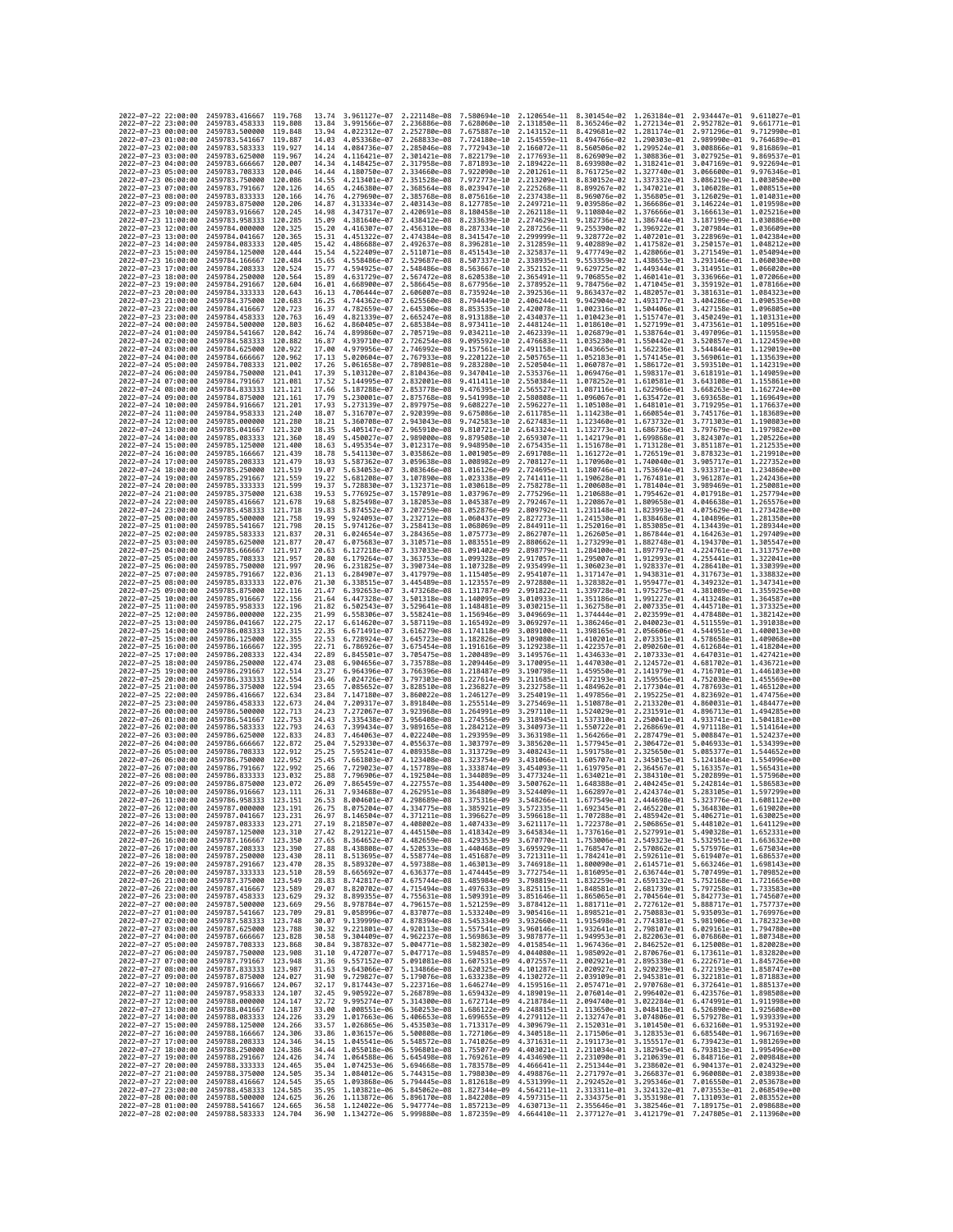| | | | | | | | | | | | |
|---|---|---|---|---|---|---|---|---|---|---|---|
| 2022-07-22 22:00:00 | 2459783.416667 | 119.768 | 13.74 | 3.961127e-07 | 2.221148e-08 | 7.580694e-10 | 2.120654e-11 | 8.301454e-02 | 1.263184e-01 | 2.934447e-01 | 9.611027e-01 |
| 2022-07-22 23:00:00 | 2459783.458333 | 119.808 | 13.84 | 3.991566e-07 | 2.236886e-08 | 7.628060e-10 | 2.131850e-11 | 8.365246e-02 | 1.272134e-01 | 2.952782e-01 | 9.661771e-01 |
| 2022-07-23 00:00:00 | 2459783.500000 | 119.848 | 13.94 | 4.022312e-07 | 2.252780e-08 | 7.675887e-10 | 2.143152e-11 | 8.429681e-02 | 1.281174e-01 | 2.971296e-01 | 9.712990e-01 |
| 2022-07-23 01:00:00 | 2459783.541667 | 119.887 | 14.03 | 4.053368e-07 | 2.268833e-08 | 7.724180e-10 | 2.154559e-11 | 8.494766e-02 | 1.290303e-01 | 2.989990e-01 | 9.764689e-01 |
| 2022-07-23 02:00:00 | 2459783.583333 | 119.927 | 14.14 | 4.084736e-07 | 2.285046e-08 | 7.772943e-10 | 2.166072e-11 | 8.560506e-02 | 1.299524e-01 | 3.008866e-01 | 9.816869e-01 |
| 2022-07-23 03:00:00 | 2459783.625000 | 119.967 | 14.24 | 4.116421e-07 | 2.301421e-08 | 7.822179e-10 | 2.177693e-11 | 8.626909e-02 | 1.308836e-01 | 3.027925e-01 | 9.869537e-01 |
| 2022-07-23 04:00:00 | 2459783.666667 | 120.007 | 14.34 | 4.148425e-07 | 2.317958e-08 | 7.871893e-10 | 2.189422e-11 | 8.693980e-02 | 1.318241e-01 | 3.047169e-01 | 9.922694e-01 |
| 2022-07-23 05:00:00 | 2459783.708333 | 120.046 | 14.44 | 4.180750e-07 | 2.334660e-08 | 7.922090e-10 | 2.201261e-11 | 8.761725e-02 | 1.327740e-01 | 3.066600e-01 | 9.976346e-01 |
| 2022-07-23 06:00:00 | 2459783.750000 | 120.086 | 14.55 | 4.213401e-07 | 2.351528e-08 | 7.972773e-10 | 2.213209e-11 | 8.830152e-02 | 1.337332e-01 | 3.086219e-01 | 1.003050e+00 |
| 2022-07-23 07:00:00 | 2459783.791667 | 120.126 | 14.65 | 4.246380e-07 | 2.368564e-08 | 8.023947e-10 | 2.225268e-11 | 8.899267e-02 | 1.347021e-01 | 3.106028e-01 | 1.008515e+00 |
| 2022-07-23 08:00:00 | 2459783.833333 | 120.166 | 14.76 | 4.279690e-07 | 2.385768e-08 | 8.075616e-10 | 2.237438e-11 | 8.969076e-02 | 1.356805e-01 | 3.126029e-01 | 1.014031e+00 |
| 2022-07-23 09:00:00 | 2459783.875000 | 120.206 | 14.87 | 4.313334e-07 | 2.403143e-08 | 8.127785e-10 | 2.249721e-11 | 9.039586e-02 | 1.366686e-01 | 3.146224e-01 | 1.019598e+00 |
| 2022-07-23 10:00:00 | 2459783.916667 | 120.245 | 14.98 | 4.347317e-07 | 2.420691e-08 | 8.180458e-10 | 2.262118e-11 | 9.110804e-02 | 1.376666e-01 | 3.166613e-01 | 1.025216e+00 |
| 2022-07-23 11:00:00 | 2459783.958333 | 120.285 | 15.09 | 4.381640e-07 | 2.438412e-08 | 8.233639e-10 | 2.274629e-11 | 9.182736e-02 | 1.386744e-01 | 3.187199e-01 | 1.030886e+00 |
| 2022-07-23 12:00:00 | 2459784.000000 | 120.325 | 15.20 | 4.416307e-07 | 2.456310e-08 | 8.287334e-10 | 2.287256e-11 | 9.255390e-02 | 1.396922e-01 | 3.207984e-01 | 1.036609e+00 |
| 2022-07-23 13:00:00 | 2459784.041667 | 120.365 | 15.31 | 4.451322e-07 | 2.474384e-08 | 8.341547e-10 | 2.299999e-11 | 9.328772e-02 | 1.407201e-01 | 3.228969e-01 | 1.042384e+00 |
| 2022-07-23 14:00:00 | 2459784.083333 | 120.405 | 15.42 | 4.486688e-07 | 2.492637e-08 | 8.396281e-10 | 2.312859e-11 | 9.402889e-02 | 1.417582e-01 | 3.250157e-01 | 1.048212e+00 |
| 2022-07-23 15:00:00 | 2459784.125000 | 120.444 | 15.54 | 4.522409e-07 | 2.511071e-08 | 8.451543e-10 | 2.325837e-11 | 9.477749e-02 | 1.428066e-01 | 3.271549e-01 | 1.054094e+00 |
| 2022-07-23 16:00:00 | 2459784.166667 | 120.484 | 15.65 | 4.558486e-07 | 2.529687e-08 | 8.507337e-10 | 2.338935e-11 | 9.553359e-02 | 1.438653e-01 | 3.293146e-01 | 1.060030e+00 |
| 2022-07-23 17:00:00 | 2459784.208333 | 120.524 | 15.77 | 4.594925e-07 | 2.548486e-08 | 8.563667e-10 | 2.352152e-11 | 9.629725e-02 | 1.449344e-01 | 3.314951e-01 | 1.066020e+00 |
| 2022-07-23 18:00:00 | 2459784.250000 | 120.564 | 15.89 | 4.631729e-07 | 2.567472e-08 | 8.620538e-10 | 2.365491e-11 | 9.706855e-02 | 1.460141e-01 | 3.336966e-01 | 1.072066e+00 |
| 2022-07-23 19:00:00 | 2459784.291667 | 120.604 | 16.01 | 4.668900e-07 | 2.586645e-08 | 8.677956e-10 | 2.378952e-11 | 9.784756e-02 | 1.471045e-01 | 3.359192e-01 | 1.078166e+00 |
| 2022-07-23 20:00:00 | 2459784.333333 | 120.643 | 16.13 | 4.706444e-07 | 2.606007e-08 | 8.735924e-10 | 2.392536e-11 | 9.863437e-02 | 1.482057e-01 | 3.381631e-01 | 1.084323e+00 |
| 2022-07-23 21:00:00 | 2459784.375000 | 120.683 | 16.25 | 4.744362e-07 | 2.625560e-08 | 8.794449e-10 | 2.406244e-11 | 9.942904e-02 | 1.493177e-01 | 3.404286e-01 | 1.090535e+00 |
| 2022-07-23 22:00:00 | 2459784.416667 | 120.723 | 16.37 | 4.782659e-07 | 2.645306e-08 | 8.853535e-10 | 2.420078e-11 | 1.002316e-01 | 1.504406e-01 | 3.427158e-01 | 1.096805e+00 |
| 2022-07-23 23:00:00 | 2459784.458333 | 120.763 | 16.49 | 4.821339e-07 | 2.665247e-08 | 8.913188e-10 | 2.434037e-11 | 1.010423e-01 | 1.515747e-01 | 3.450249e-01 | 1.103131e+00 |
| 2022-07-24 00:00:00 | 2459784.500000 | 120.803 | 16.62 | 4.860405e-07 | 2.685384e-08 | 8.973411e-10 | 2.448124e-11 | 1.018610e-01 | 1.527199e-01 | 3.473561e-01 | 1.109516e+00 |
| 2022-07-24 01:00:00 | 2459784.541667 | 120.842 | 16.74 | 4.899860e-07 | 2.705719e-08 | 9.034211e-10 | 2.462339e-11 | 1.026879e-01 | 1.538764e-01 | 3.497096e-01 | 1.115958e+00 |
| 2022-07-24 02:00:00 | 2459784.583333 | 120.882 | 16.87 | 4.939710e-07 | 2.726254e-08 | 9.095592e-10 | 2.476683e-11 | 1.035230e-01 | 1.550442e-01 | 3.520857e-01 | 1.122459e+00 |
| 2022-07-24 03:00:00 | 2459784.625000 | 120.922 | 17.00 | 4.979956e-07 | 2.746992e-08 | 9.157561e-10 | 2.491158e-11 | 1.043665e-01 | 1.562236e-01 | 3.544844e-01 | 1.129019e+00 |
| 2022-07-24 04:00:00 | 2459784.666667 | 120.962 | 17.13 | 5.020604e-07 | 2.767933e-08 | 9.220122e-10 | 2.505765e-11 | 1.052183e-01 | 1.574145e-01 | 3.569061e-01 | 1.135639e+00 |
| 2022-07-24 05:00:00 | 2459784.708333 | 121.002 | 17.26 | 5.061658e-07 | 2.789081e-08 | 9.283280e-10 | 2.520504e-11 | 1.060787e-01 | 1.586172e-01 | 3.593510e-01 | 1.142319e+00 |
| 2022-07-24 06:00:00 | 2459784.750000 | 121.041 | 17.39 | 5.103120e-07 | 2.810436e-08 | 9.347041e-10 | 2.535376e-11 | 1.069476e-01 | 1.598317e-01 | 3.618191e-01 | 1.149059e+00 |
| 2022-07-24 07:00:00 | 2459784.791667 | 121.081 | 17.52 | 5.144995e-07 | 2.832001e-08 | 9.411411e-10 | 2.550384e-11 | 1.078252e-01 | 1.610581e-01 | 3.643108e-01 | 1.155861e+00 |
| 2022-07-24 08:00:00 | 2459784.833333 | 121.121 | 17.66 | 5.187288e-07 | 2.853778e-08 | 9.476395e-10 | 2.565527e-11 | 1.087116e-01 | 1.622966e-01 | 3.668263e-01 | 1.162724e+00 |
| 2022-07-24 09:00:00 | 2459784.875000 | 121.161 | 17.79 | 5.230001e-07 | 2.875768e-08 | 9.541998e-10 | 2.580808e-11 | 1.096067e-01 | 1.635472e-01 | 3.693658e-01 | 1.169649e+00 |
| 2022-07-24 10:00:00 | 2459784.916667 | 121.201 | 17.93 | 5.273139e-07 | 2.897975e-08 | 9.608227e-10 | 2.596227e-11 | 1.105108e-01 | 1.648101e-01 | 3.719295e-01 | 1.176637e+00 |
| 2022-07-24 11:00:00 | 2459784.958333 | 121.240 | 18.07 | 5.316707e-07 | 2.920399e-08 | 9.675086e-10 | 2.611785e-11 | 1.114238e-01 | 1.660854e-01 | 3.745176e-01 | 1.183689e+00 |
| 2022-07-24 12:00:00 | 2459785.000000 | 121.280 | 18.21 | 5.360708e-07 | 2.943043e-08 | 9.742583e-10 | 2.627483e-11 | 1.123460e-01 | 1.673732e-01 | 3.771303e-01 | 1.190803e+00 |
| 2022-07-24 13:00:00 | 2459785.041667 | 121.320 | 18.35 | 5.405147e-07 | 2.965910e-08 | 9.810721e-10 | 2.643324e-11 | 1.132773e-01 | 1.686736e-01 | 3.797679e-01 | 1.197982e+00 |
| 2022-07-24 14:00:00 | 2459785.083333 | 121.360 | 18.49 | 5.450027e-07 | 2.989000e-08 | 9.879508e-10 | 2.659307e-11 | 1.142179e-01 | 1.699868e-01 | 3.824307e-01 | 1.205226e+00 |
| 2022-07-24 15:00:00 | 2459785.125000 | 121.400 | 18.63 | 5.495354e-07 | 3.012317e-08 | 9.948950e-10 | 2.675435e-11 | 1.151678e-01 | 1.713128e-01 | 3.851187e-01 | 1.212535e+00 |
| 2022-07-24 16:00:00 | 2459785.166667 | 121.439 | 18.78 | 5.541130e-07 | 3.035862e-08 | 1.001905e-09 | 2.691708e-11 | 1.161272e-01 | 1.726519e-01 | 3.878323e-01 | 1.219910e+00 |
| 2022-07-24 17:00:00 | 2459785.208333 | 121.479 | 18.93 | 5.587362e-07 | 3.059638e-08 | 1.008982e-09 | 2.708127e-11 | 1.170960e-01 | 1.740040e-01 | 3.905717e-01 | 1.227352e+00 |
| 2022-07-24 18:00:00 | 2459785.250000 | 121.519 | 19.07 | 5.634053e-07 | 3.083646e-08 | 1.016126e-09 | 2.724695e-11 | 1.180746e-01 | 1.753694e-01 | 3.933371e-01 | 1.234860e+00 |
| 2022-07-24 19:00:00 | 2459785.291667 | 121.559 | 19.22 | 5.681208e-07 | 3.107890e-08 | 1.023338e-09 | 2.741411e-11 | 1.190628e-01 | 1.767481e-01 | 3.961287e-01 | 1.242436e+00 |
| 2022-07-24 20:00:00 | 2459785.333333 | 121.599 | 19.37 | 5.728830e-07 | 3.132371e-08 | 1.030618e-09 | 2.758278e-11 | 1.200608e-01 | 1.781404e-01 | 3.989469e-01 | 1.250081e+00 |
| 2022-07-24 21:00:00 | 2459785.375000 | 121.638 | 19.53 | 5.776925e-07 | 3.157091e-08 | 1.037967e-09 | 2.775296e-11 | 1.210688e-01 | 1.795462e-01 | 4.017918e-01 | 1.257794e+00 |
| 2022-07-24 22:00:00 | 2459785.416667 | 121.678 | 19.68 | 5.825498e-07 | 3.182053e-08 | 1.045387e-09 | 2.792467e-11 | 1.220867e-01 | 1.809658e-01 | 4.046638e-01 | 1.265576e+00 |
| 2022-07-24 23:00:00 | 2459785.458333 | 121.718 | 19.83 | 5.874552e-07 | 3.207259e-08 | 1.052876e-09 | 2.809792e-11 | 1.231148e-01 | 1.823993e-01 | 4.075629e-01 | 1.273428e+00 |
| 2022-07-25 00:00:00 | 2459785.500000 | 121.758 | 19.99 | 5.924093e-07 | 3.232712e-08 | 1.060437e-09 | 2.827273e-11 | 1.241530e-01 | 1.838468e-01 | 4.104896e-01 | 1.281350e+00 |
| 2022-07-25 01:00:00 | 2459785.541667 | 121.798 | 20.15 | 5.974126e-07 | 3.258413e-08 | 1.068069e-09 | 2.844911e-11 | 1.252016e-01 | 1.853085e-01 | 4.134439e-01 | 1.289344e+00 |
| 2022-07-25 02:00:00 | 2459785.583333 | 121.837 | 20.31 | 6.024654e-07 | 3.284365e-08 | 1.075773e-09 | 2.862707e-11 | 1.262605e-01 | 1.867844e-01 | 4.164263e-01 | 1.297409e+00 |
| 2022-07-25 03:00:00 | 2459785.625000 | 121.877 | 20.47 | 6.075683e-07 | 3.310571e-08 | 1.083551e-09 | 2.880662e-11 | 1.273299e-01 | 1.882748e-01 | 4.194370e-01 | 1.305547e+00 |
| 2022-07-25 04:00:00 | 2459785.666667 | 121.917 | 20.63 | 6.127218e-07 | 3.337033e-08 | 1.091402e-09 | 2.898779e-11 | 1.284100e-01 | 1.897797e-01 | 4.224761e-01 | 1.313757e+00 |
| 2022-07-25 05:00:00 | 2459785.708333 | 121.957 | 20.80 | 6.179264e-07 | 3.363753e-08 | 1.099328e-09 | 2.917057e-11 | 1.295007e-01 | 1.912993e-01 | 4.255441e-01 | 1.322041e+00 |
| 2022-07-25 06:00:00 | 2459785.750000 | 121.997 | 20.96 | 6.231825e-07 | 3.390734e-08 | 1.107328e-09 | 2.935499e-11 | 1.306023e-01 | 1.928337e-01 | 4.286410e-01 | 1.330399e+00 |
| 2022-07-25 07:00:00 | 2459785.791667 | 122.036 | 21.13 | 6.284907e-07 | 3.417979e-08 | 1.115405e-09 | 2.954107e-11 | 1.317147e-01 | 1.943831e-01 | 4.317673e-01 | 1.338832e+00 |
| 2022-07-25 08:00:00 | 2459785.833333 | 122.076 | 21.30 | 6.338515e-07 | 3.445489e-08 | 1.123557e-09 | 2.972880e-11 | 1.328382e-01 | 1.959477e-01 | 4.349232e-01 | 1.347341e+00 |
| 2022-07-25 09:00:00 | 2459785.875000 | 122.116 | 21.47 | 6.392653e-07 | 3.473268e-08 | 1.131787e-09 | 2.991822e-11 | 1.339728e-01 | 1.975275e-01 | 4.381089e-01 | 1.355925e+00 |
| 2022-07-25 10:00:00 | 2459785.916667 | 122.156 | 21.64 | 6.447328e-07 | 3.501318e-08 | 1.140095e-09 | 3.010933e-11 | 1.351186e-01 | 1.991227e-01 | 4.413248e-01 | 1.364587e+00 |
| 2022-07-25 11:00:00 | 2459785.958333 | 122.196 | 21.82 | 6.502543e-07 | 3.529641e-08 | 1.148481e-09 | 3.030215e-11 | 1.362758e-01 | 2.007335e-01 | 4.445710e-01 | 1.373325e+00 |
| 2022-07-25 12:00:00 | 2459786.000000 | 122.235 | 21.99 | 6.558306e-07 | 3.558241e-08 | 1.156946e-09 | 3.049669e-11 | 1.374444e-01 | 2.023599e-01 | 4.478480e-01 | 1.382142e+00 |
| 2022-07-25 13:00:00 | 2459786.041667 | 122.275 | 22.17 | 6.614620e-07 | 3.587119e-08 | 1.165492e-09 | 3.069297e-11 | 1.386246e-01 | 2.040023e-01 | 4.511559e-01 | 1.391038e+00 |
| 2022-07-25 14:00:00 | 2459786.083333 | 122.315 | 22.35 | 6.671491e-07 | 3.616279e-08 | 1.174118e-09 | 3.089100e-11 | 1.398165e-01 | 2.056606e-01 | 4.544951e-01 | 1.400013e+00 |
| 2022-07-25 15:00:00 | 2459786.125000 | 122.355 | 22.53 | 6.728924e-07 | 3.645723e-08 | 1.182826e-09 | 3.109080e-11 | 1.410201e-01 | 2.073351e-01 | 4.578658e-01 | 1.409068e+00 |
| 2022-07-25 16:00:00 | 2459786.166667 | 122.395 | 22.71 | 6.786926e-07 | 3.675454e-08 | 1.191616e-09 | 3.129238e-11 | 1.422357e-01 | 2.090260e-01 | 4.612684e-01 | 1.418204e+00 |
| 2022-07-25 17:00:00 | 2459786.208333 | 122.434 | 22.89 | 6.845501e-07 | 3.705475e-08 | 1.200489e-09 | 3.149576e-11 | 1.434633e-01 | 2.107333e-01 | 4.647031e-01 | 1.427421e+00 |
| 2022-07-25 18:00:00 | 2459786.250000 | 122.474 | 23.08 | 6.904656e-07 | 3.735788e-08 | 1.209446e-09 | 3.170095e-11 | 1.447030e-01 | 2.124572e-01 | 4.681702e-01 | 1.436721e+00 |
| 2022-07-25 19:00:00 | 2459786.291667 | 122.514 | 23.27 | 6.964396e-07 | 3.766396e-08 | 1.218487e-09 | 3.190798e-11 | 1.459550e-01 | 2.141979e-01 | 4.716701e-01 | 1.446103e+00 |
| 2022-07-25 20:00:00 | 2459786.333333 | 122.554 | 23.46 | 7.024726e-07 | 3.797303e-08 | 1.227614e-09 | 3.211685e-11 | 1.472193e-01 | 2.159556e-01 | 4.752030e-01 | 1.455569e+00 |
| 2022-07-25 21:00:00 | 2459786.375000 | 122.594 | 23.65 | 7.085652e-07 | 3.828510e-08 | 1.236827e-09 | 3.232758e-11 | 1.484962e-01 | 2.177304e-01 | 4.787693e-01 | 1.465120e+00 |
| 2022-07-25 22:00:00 | 2459786.416667 | 122.634 | 23.84 | 7.147180e-07 | 3.860022e-08 | 1.246127e-09 | 3.254019e-11 | 1.497856e-01 | 2.195225e-01 | 4.823692e-01 | 1.474756e+00 |
| 2022-07-25 23:00:00 | 2459786.458333 | 122.673 | 24.04 | 7.209317e-07 | 3.891840e-08 | 1.255514e-09 | 3.275469e-11 | 1.510878e-01 | 2.213320e-01 | 4.860031e-01 | 1.484477e+00 |
| 2022-07-26 00:00:00 | 2459786.500000 | 122.713 | 24.23 | 7.272067e-07 | 3.923968e-08 | 1.264991e-09 | 3.297110e-11 | 1.524029e-01 | 2.231591e-01 | 4.896713e-01 | 1.494285e+00 |
| 2022-07-26 01:00:00 | 2459786.541667 | 122.753 | 24.43 | 7.335438e-07 | 3.956408e-08 | 1.274556e-09 | 3.318945e-11 | 1.537310e-01 | 2.250041e-01 | 4.933741e-01 | 1.504181e+00 |
| 2022-07-26 02:00:00 | 2459786.583333 | 122.793 | 24.63 | 7.399434e-07 | 3.989165e-08 | 1.284212e-09 | 3.340973e-11 | 1.550722e-01 | 2.268669e-01 | 4.971118e-01 | 1.514164e+00 |
| 2022-07-26 03:00:00 | 2459786.625000 | 122.833 | 24.83 | 7.464063e-07 | 4.022240e-08 | 1.293959e-09 | 3.363198e-11 | 1.564266e-01 | 2.287479e-01 | 5.008847e-01 | 1.524237e+00 |
| 2022-07-26 04:00:00 | 2459786.666667 | 122.872 | 25.04 | 7.529330e-07 | 4.055637e-08 | 1.303797e-09 | 3.385620e-11 | 1.577945e-01 | 2.306472e-01 | 5.046933e-01 | 1.534399e+00 |
| 2022-07-26 05:00:00 | 2459786.708333 | 122.912 | 25.25 | 7.595241e-07 | 4.089358e-08 | 1.313729e-09 | 3.408243e-11 | 1.591758e-01 | 2.325650e-01 | 5.085377e-01 | 1.544652e+00 |
| 2022-07-26 06:00:00 | 2459786.750000 | 122.952 | 25.45 | 7.661803e-07 | 4.123408e-08 | 1.323754e-09 | 3.431066e-11 | 1.605707e-01 | 2.345015e-01 | 5.124184e-01 | 1.554996e+00 |
| 2022-07-26 07:00:00 | 2459786.791667 | 122.992 | 25.66 | 7.729023e-07 | 4.157789e-08 | 1.333874e-09 | 3.454093e-11 | 1.619795e-01 | 2.364567e-01 | 5.163357e-01 | 1.565431e+00 |
| 2022-07-26 08:00:00 | 2459786.833333 | 123.032 | 25.88 | 7.796906e-07 | 4.192504e-08 | 1.344089e-09 | 3.477324e-11 | 1.634021e-01 | 2.384310e-01 | 5.202899e-01 | 1.575960e+00 |
| 2022-07-26 09:00:00 | 2459786.875000 | 123.072 | 26.09 | 7.865459e-07 | 4.227557e-08 | 1.354400e-09 | 3.500762e-11 | 1.648388e-01 | 2.404245e-01 | 5.242814e-01 | 1.586583e+00 |
| 2022-07-26 10:00:00 | 2459786.916667 | 123.111 | 26.31 | 7.934688e-07 | 4.262951e-08 | 1.364809e-09 | 3.524409e-11 | 1.662897e-01 | 2.424374e-01 | 5.283105e-01 | 1.597299e+00 |
| 2022-07-26 11:00:00 | 2459786.958333 | 123.151 | 26.53 | 8.004601e-07 | 4.298689e-08 | 1.375316e-09 | 3.548266e-11 | 1.677549e-01 | 2.444698e-01 | 5.323776e-01 | 1.608112e+00 |
| 2022-07-26 12:00:00 | 2459787.000000 | 123.191 | 26.75 | 8.075204e-07 | 4.334775e-08 | 1.385921e-09 | 3.572335e-11 | 1.692345e-01 | 2.465220e-01 | 5.364830e-01 | 1.619020e+00 |
| 2022-07-26 13:00:00 | 2459787.041667 | 123.231 | 26.97 | 8.146504e-07 | 4.371211e-08 | 1.396627e-09 | 3.596618e-11 | 1.707288e-01 | 2.485942e-01 | 5.406271e-01 | 1.630025e+00 |
| 2022-07-26 14:00:00 | 2459787.083333 | 123.271 | 27.19 | 8.218507e-07 | 4.408002e-08 | 1.407433e-09 | 3.621117e-11 | 1.722378e-01 | 2.506865e-01 | 5.448102e-01 | 1.641129e+00 |
| 2022-07-26 15:00:00 | 2459787.125000 | 123.310 | 27.42 | 8.291221e-07 | 4.445150e-08 | 1.418342e-09 | 3.645834e-11 | 1.737616e-01 | 2.527991e-01 | 5.490328e-01 | 1.652331e+00 |
| 2022-07-26 16:00:00 | 2459787.166667 | 123.350 | 27.65 | 8.364652e-07 | 4.482659e-08 | 1.429353e-09 | 3.670770e-11 | 1.753006e-01 | 2.549323e-01 | 5.532951e-01 | 1.663632e+00 |
| 2022-07-26 17:00:00 | 2459787.208333 | 123.390 | 27.88 | 8.438806e-07 | 4.520533e-08 | 1.440468e-09 | 3.695929e-11 | 1.768547e-01 | 2.570862e-01 | 5.575976e-01 | 1.675034e+00 |
| 2022-07-26 18:00:00 | 2459787.250000 | 123.430 | 28.11 | 8.513695e-07 | 4.558774e-08 | 1.451687e-09 | 3.721311e-11 | 1.784241e-01 | 2.592611e-01 | 5.619407e-01 | 1.686537e+00 |
| 2022-07-26 19:00:00 | 2459787.291667 | 123.470 | 28.35 | 8.589320e-07 | 4.597388e-08 | 1.463013e-09 | 3.746918e-11 | 1.800090e-01 | 2.614571e-01 | 5.663246e-01 | 1.698143e+00 |
| 2022-07-26 20:00:00 | 2459787.333333 | 123.510 | 28.59 | 8.665692e-07 | 4.636377e-08 | 1.474445e-09 | 3.772754e-11 | 1.816095e-01 | 2.636744e-01 | 5.707499e-01 | 1.709852e+00 |
| 2022-07-26 21:00:00 | 2459787.375000 | 123.549 | 28.83 | 8.742817e-07 | 4.675744e-08 | 1.485984e-09 | 3.798819e-11 | 1.832259e-01 | 2.659132e-01 | 5.752168e-01 | 1.721665e+00 |
| 2022-07-26 22:00:00 | 2459787.416667 | 123.589 | 29.07 | 8.820702e-07 | 4.715494e-08 | 1.497633e-09 | 3.825115e-11 | 1.848581e-01 | 2.681739e-01 | 5.797258e-01 | 1.733583e+00 |
| 2022-07-26 23:00:00 | 2459787.458333 | 123.629 | 29.32 | 8.899355e-07 | 4.755631e-08 | 1.509391e-09 | 3.851646e-11 | 1.865065e-01 | 2.704564e-01 | 5.842773e-01 | 1.745607e+00 |
| 2022-07-27 00:00:00 | 2459787.500000 | 123.669 | 29.56 | 8.978784e-07 | 4.796157e-08 | 1.521259e-09 | 3.878412e-11 | 1.881711e-01 | 2.727612e-01 | 5.888717e-01 | 1.757737e+00 |
| 2022-07-27 01:00:00 | 2459787.541667 | 123.709 | 29.81 | 9.058996e-07 | 4.837077e-08 | 1.533240e-09 | 3.905416e-11 | 1.898521e-01 | 2.750883e-01 | 5.935093e-01 | 1.769976e+00 |
| 2022-07-27 02:00:00 | 2459787.583333 | 123.748 | 30.07 | 9.139999e-07 | 4.878394e-08 | 1.545334e-09 | 3.932660e-11 | 1.915498e-01 | 2.774381e-01 | 5.981906e-01 | 1.782323e+00 |
| 2022-07-27 03:00:00 | 2459787.625000 | 123.788 | 30.32 | 9.221801e-07 | 4.920113e-08 | 1.557541e-09 | 3.960146e-11 | 1.932641e-01 | 2.798107e-01 | 6.029161e-01 | 1.794780e+00 |
| 2022-07-27 04:00:00 | 2459787.666667 | 123.828 | 30.58 | 9.304409e-07 | 4.962237e-08 | 1.569863e-09 | 3.987877e-11 | 1.949953e-01 | 2.822063e-01 | 6.076860e-01 | 1.807348e+00 |
| 2022-07-27 05:00:00 | 2459787.708333 | 123.868 | 30.84 | 9.387832e-07 | 5.004771e-08 | 1.582302e-09 | 4.015854e-11 | 1.967436e-01 | 2.846252e-01 | 6.125008e-01 | 1.820028e+00 |
| 2022-07-27 06:00:00 | 2459787.750000 | 123.908 | 31.10 | 9.472077e-07 | 5.047717e-08 | 1.594857e-09 | 4.044080e-11 | 1.985092e-01 | 2.870676e-01 | 6.173611e-01 | 1.832820e+00 |
| 2022-07-27 07:00:00 | 2459787.791667 | 123.948 | 31.36 | 9.557152e-07 | 5.091081e-08 | 1.607531e-09 | 4.072557e-11 | 2.002921e-01 | 2.895338e-01 | 6.222671e-01 | 1.845726e+00 |
| 2022-07-27 08:00:00 | 2459787.833333 | 123.987 | 31.63 | 9.643066e-07 | 5.134866e-08 | 1.620325e-09 | 4.101287e-11 | 2.020927e-01 | 2.920239e-01 | 6.272193e-01 | 1.858747e+00 |
| 2022-07-27 09:00:00 | 2459787.875000 | 124.027 | 31.90 | 9.729827e-07 | 5.179076e-08 | 1.633240e-09 | 4.130272e-11 | 2.039109e-01 | 2.945381e-01 | 6.322181e-01 | 1.871883e+00 |
| 2022-07-27 10:00:00 | 2459787.916667 | 124.067 | 32.17 | 9.817443e-07 | 5.223716e-08 | 1.646274e-09 | 4.159516e-11 | 2.057471e-01 | 2.970768e-01 | 6.372641e-01 | 1.885137e+00 |
| 2022-07-27 11:00:00 | 2459787.958333 | 124.107 | 32.45 | 9.905922e-07 | 5.268789e-08 | 1.659432e-09 | 4.189019e-11 | 2.076014e-01 | 2.996402e-01 | 6.423576e-01 | 1.898508e+00 |
| 2022-07-27 12:00:00 | 2459788.000000 | 124.147 | 32.72 | 9.995274e-07 | 5.314300e-08 | 1.672714e-09 | 4.218784e-11 | 2.094740e-01 | 3.022284e-01 | 6.474991e-01 | 1.911998e+00 |
| 2022-07-27 13:00:00 | 2459788.041667 | 124.187 | 33.00 | 1.008551e-06 | 5.360253e-08 | 1.686122e-09 | 4.248815e-11 | 2.113650e-01 | 3.048418e-01 | 6.526890e-01 | 1.925608e+00 |
| 2022-07-27 14:00:00 | 2459788.083333 | 124.226 | 33.29 | 1.017663e-06 | 5.406653e-08 | 1.699655e-09 | 4.279112e-11 | 2.132747e-01 | 3.074806e-01 | 6.579278e-01 | 1.939339e+00 |
| 2022-07-27 15:00:00 | 2459788.125000 | 124.266 | 33.57 | 1.026865e-06 | 5.453503e-08 | 1.713317e-09 | 4.309679e-11 | 2.152031e-01 | 3.101450e-01 | 6.632160e-01 | 1.953192e+00 |
| 2022-07-27 16:00:00 | 2459788.166667 | 124.306 | 33.86 | 1.036157e-06 | 5.500808e-08 | 1.727106e-09 | 4.340518e-11 | 2.171506e-01 | 3.128353e-01 | 6.685540e-01 | 1.967169e+00 |
| 2022-07-27 17:00:00 | 2459788.208333 | 124.346 | 34.15 | 1.045541e-06 | 5.548572e-08 | 1.741026e-09 | 4.371631e-11 | 2.191173e-01 | 3.155517e-01 | 6.739423e-01 | 1.981269e+00 |
| 2022-07-27 18:00:00 | 2459788.250000 | 124.386 | 34.44 | 1.055018e-06 | 5.596801e-08 | 1.755077e-09 | 4.403021e-11 | 2.211034e-01 | 3.182945e-01 | 6.793813e-01 | 1.995496e+00 |
| 2022-07-27 19:00:00 | 2459788.291667 | 124.426 | 34.74 | 1.064588e-06 | 5.645498e-08 | 1.769261e-09 | 4.434690e-11 | 2.231090e-01 | 3.210639e-01 | 6.848716e-01 | 2.009848e+00 |
| 2022-07-27 20:00:00 | 2459788.333333 | 124.465 | 35.04 | 1.074253e-06 | 5.694668e-08 | 1.783578e-09 | 4.466641e-11 | 2.251344e-01 | 3.238602e-01 | 6.904137e-01 | 2.024329e+00 |
| 2022-07-27 21:00:00 | 2459788.375000 | 124.505 | 35.34 | 1.084012e-06 | 5.744315e-08 | 1.798030e-09 | 4.498876e-11 | 2.271797e-01 | 3.266837e-01 | 6.960080e-01 | 2.038938e+00 |
| 2022-07-27 22:00:00 | 2459788.416667 | 124.545 | 35.65 | 1.093868e-06 | 5.794445e-08 | 1.812618e-09 | 4.531399e-11 | 2.292452e-01 | 3.295346e-01 | 7.016550e-01 | 2.053678e+00 |
| 2022-07-27 23:00:00 | 2459788.458333 | 124.585 | 35.95 | 1.103821e-06 | 5.845062e-08 | 1.827344e-09 | 4.564211e-11 | 2.313311e-01 | 3.324132e-01 | 7.073553e-01 | 2.068549e+00 |
| 2022-07-28 00:00:00 | 2459788.500000 | 124.625 | 36.26 | 1.113872e-06 | 5.896170e-08 | 1.842208e-09 | 4.597315e-11 | 2.334375e-01 | 3.353198e-01 | 7.131093e-01 | 2.083552e+00 |
| 2022-07-28 01:00:00 | 2459788.541667 | 124.665 | 36.58 | 1.124022e-06 | 5.947774e-08 | 1.857213e-09 | 4.630713e-11 | 2.355646e-01 | 3.382546e-01 | 7.189175e-01 | 2.098688e+00 |
| 2022-07-28 02:00:00 | 2459788.583333 | 124.704 | 36.90 | 1.134272e-06 | 5.999880e-08 | 1.872359e-09 | 4.664410e-11 | 2.377127e-01 | 3.412179e-01 | 7.247805e-01 | 2.113960e+00 |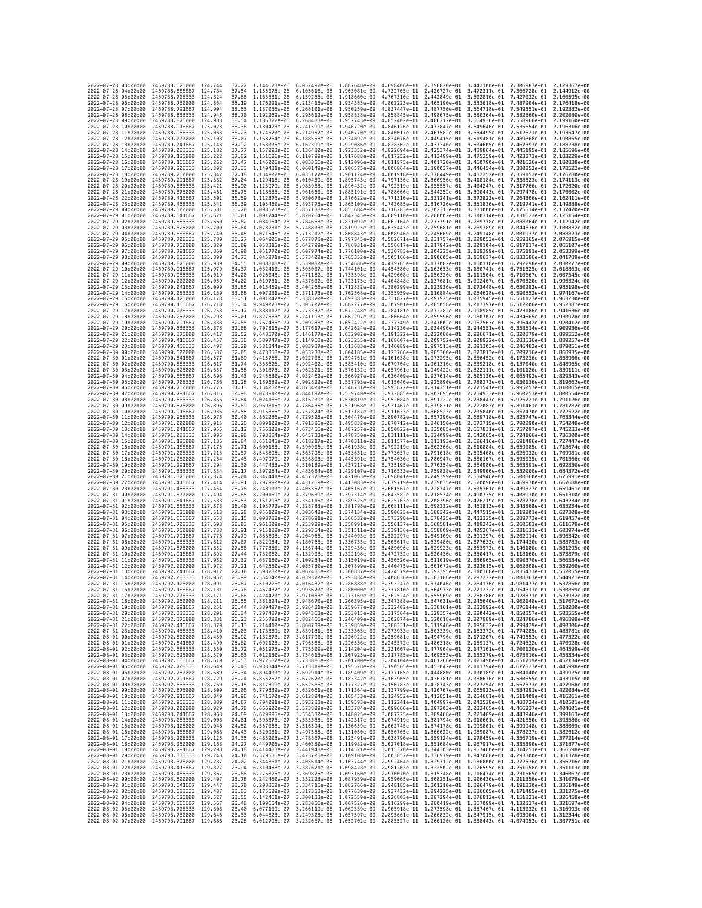| | | | | | | | | | | | | |
|---|---|---|---|---|---|---|---|---|---|---|---|---|
| 2022-07-28 03:00:00 | 2459788.625000 | 124.744 | 37.22 | 1.144623e-06 | 6.052492e-08 | 1.887648e-09 | 4.698406e-11 | 2.398820e-01 | 3.442100e-01 | 7.306987e-01 | 2.129367e+00 |
| 2022-07-28 04:00:00 | 2459788.666667 | 124.784 | 37.54 | 1.155075e-06 | 6.105616e-08 | 1.903081e-09 | 4.732705e-11 | 2.420727e-01 | 3.472311e-01 | 7.366728e-01 | 2.144912e+00 |
| 2022-07-28 05:00:00 | 2459788.708333 | 124.824 | 37.86 | 1.165631e-06 | 6.159255e-08 | 1.918660e-09 | 4.767310e-11 | 2.442849e-01 | 3.502816e-01 | 7.427032e-01 | 2.160595e+00 |
| 2022-07-28 06:00:00 | 2459788.750000 | 124.864 | 38.19 | 1.176291e-06 | 6.213415e-08 | 1.934385e-09 | 4.802223e-11 | 2.465190e-01 | 3.533618e-01 | 7.487904e-01 | 2.176418e+00 |
| 2022-07-28 07:00:00 | 2459788.791667 | 124.904 | 38.53 | 1.187056e-06 | 6.268101e-08 | 1.950259e-09 | 4.837447e-11 | 2.487750e-01 | 3.564718e-01 | 7.549351e-01 | 2.192382e+00 |
| 2022-07-28 08:00:00 | 2459788.833333 | 124.943 | 38.70 | 1.192269e-06 | 6.295612e-08 | 1.958838e-09 | 4.858845e-11 | 2.498675e-01 | 3.580364e-01 | 7.582560e-01 | 2.202080e+00 |
| 2022-07-28 09:00:00 | 2459788.875000 | 124.983 | 38.54 | 1.186322e-06 | 6.268483e-08 | 1.952743e-09 | 4.852402e-11 | 2.486212e-01 | 3.564936e-01 | 7.558966e-01 | 2.199160e+00 |
| 2022-07-28 10:00:00 | 2459788.916667 | 125.023 | 38.38 | 1.180423e-06 | 6.241599e-08 | 1.946720e-09 | 4.846126e-11 | 2.473847e-01 | 3.549646e-01 | 7.535654e-01 | 2.196316e+00 |
| 2022-07-28 11:00:00 | 2459788.958333 | 125.063 | 38.23 | 1.174570e-06 | 6.214957e-08 | 1.940770e-09 | 4.840017e-11 | 2.461582e-01 | 3.534495e-01 | 7.512621e-01 | 2.193547e+00 |
| 2022-07-28 12:00:00 | 2459789.000000 | 125.103 | 38.07 | 1.168764e-06 | 6.188558e-08 | 1.934892e-09 | 4.834076e-11 | 2.449415e-01 | 3.519481e-01 | 7.489868e-01 | 2.190855e+00 |
| 2022-07-28 13:00:00 | 2459789.041667 | 125.143 | 37.92 | 1.163005e-06 | 6.162399e-08 | 1.929086e-09 | 4.828302e-11 | 2.437346e-01 | 3.504605e-01 | 7.467393e-01 | 2.188238e+00 |
| 2022-07-28 14:00:00 | 2459789.083333 | 125.182 | 37.77 | 1.157293e-06 | 6.136480e-08 | 1.923352e-09 | 4.822694e-11 | 2.425374e-01 | 3.489864e-01 | 7.445195e-01 | 2.185696e+00 |
| 2022-07-28 15:00:00 | 2459789.125000 | 125.222 | 37.62 | 1.151626e-06 | 6.110799e-08 | 1.917688e-09 | 4.817252e-11 | 2.413499e-01 | 3.475259e-01 | 7.423273e-01 | 2.183229e+00 |
| 2022-07-28 16:00:00 | 2459789.166667 | 125.262 | 37.47 | 1.146006e-06 | 6.085356e-08 | 1.912096e-09 | 4.811975e-11 | 2.401720e-01 | 3.460790e-01 | 7.401626e-01 | 2.180838e+00 |
| 2022-07-28 17:00:00 | 2459789.208333 | 125.302 | 37.33 | 1.140431e-06 | 6.060149e-08 | 1.906575e-09 | 4.806864e-11 | 2.390037e-01 | 3.446454e-01 | 7.380252e-01 | 2.178522e+00 |
| 2022-07-28 18:00:00 | 2459789.250000 | 125.342 | 37.18 | 1.134902e-06 | 6.035177e-08 | 1.901124e-09 | 4.801918e-11 | 2.378449e-01 | 3.432252e-01 | 7.359152e-01 | 2.176280e+00 |
| 2022-07-28 19:00:00 | 2459789.291667 | 125.382 | 37.04 | 1.129418e-06 | 6.010439e-08 | 1.895743e-09 | 4.797136e-11 | 2.366956e-01 | 3.418184e-01 | 7.338323e-01 | 2.174113e+00 |
| 2022-07-28 20:00:00 | 2459789.333333 | 125.421 | 36.90 | 1.123979e-06 | 5.985933e-08 | 1.890432e-09 | 4.792519e-11 | 2.355557e-01 | 3.404247e-01 | 7.317766e-01 | 2.172020e+00 |
| 2022-07-28 21:00:00 | 2459789.375000 | 125.461 | 36.75 | 1.118585e-06 | 5.961660e-08 | 1.885191e-09 | 4.788066e-11 | 2.344252e-01 | 3.390443e-01 | 7.297478e-01 | 2.170002e+00 |
| 2022-07-28 22:00:00 | 2459789.416667 | 125.501 | 36.59 | 1.112376e-06 | 5.930678e-08 | 1.876622e-09 | 4.771316e-11 | 2.331241e-01 | 3.372823e-01 | 7.264306e-01 | 2.162411e+00 |
| 2022-07-28 23:00:00 | 2459789.458333 | 125.541 | 36.39 | 1.105450e-06 | 5.893775e-08 | 1.865109e-09 | 4.743685e-11 | 2.316726e-01 | 3.351836e-01 | 7.219741e-01 | 2.149888e+00 |
| 2022-07-29 00:00:00 | 2459789.500000 | 125.581 | 36.20 | 1.098573e-06 | 5.857138e-08 | 1.853684e-09 | 4.716283e-11 | 2.302313e-01 | 3.331000e-01 | 7.175514e-01 | 2.137470e+00 |
| 2022-07-29 01:00:00 | 2459789.541667 | 125.621 | 36.01 | 1.091744e-06 | 5.820764e-08 | 1.842345e-09 | 4.689110e-11 | 2.288002e-01 | 3.310314e-01 | 7.131622e-01 | 2.125154e+00 |
| 2022-07-29 02:00:00 | 2459789.583333 | 125.660 | 35.82 | 1.084964e-06 | 5.784653e-08 | 1.831092e-09 | 4.662164e-11 | 2.273791e-01 | 3.289778e-01 | 7.088064e-01 | 2.112942e+00 |
| 2022-07-29 03:00:00 | 2459789.625000 | 125.700 | 35.64 | 1.078231e-06 | 5.748803e-08 | 1.819925e-09 | 4.635443e-11 | 2.259681e-01 | 3.269389e-01 | 7.044836e-01 | 2.100832e+00 |
| 2022-07-29 04:00:00 | 2459789.666667 | 125.740 | 35.45 | 1.071545e-06 | 5.713212e-08 | 1.808843e-09 | 4.608946e-11 | 2.245669e-01 | 3.249148e-01 | 7.001937e-01 | 2.088823e+00 |
| 2022-07-29 05:00:00 | 2459789.708333 | 125.780 | 35.27 | 1.064906e-06 | 5.677878e-08 | 1.797845e-09 | 4.582671e-11 | 2.231757e-01 | 3.229053e-01 | 6.959365e-01 | 2.076915e+00 |
| 2022-07-29 06:00:00 | 2459789.750000 | 125.820 | 35.09 | 1.058315e-06 | 5.642799e-08 | 1.786931e-09 | 4.556617e-11 | 2.217942e-01 | 3.209104e-01 | 6.917117e-01 | 2.065107e+00 |
| 2022-07-29 07:00:00 | 2459789.791667 | 125.860 | 34.90 | 1.051770e-06 | 5.607974e-08 | 1.776100e-09 | 4.530783e-11 | 2.204225e-01 | 3.189299e-01 | 6.875191e-01 | 2.053399e+00 |
| 2022-07-29 08:00:00 | 2459789.833333 | 125.899 | 34.73 | 1.045271e-06 | 5.573402e-08 | 1.765352e-09 | 4.505166e-11 | 2.190605e-01 | 3.169637e-01 | 6.833586e-01 | 2.041789e+00 |
| 2022-07-29 09:00:00 | 2459789.875000 | 125.939 | 34.55 | 1.038818e-06 | 5.539080e-08 | 1.754686e-09 | 4.479765e-11 | 2.177082e-01 | 3.150118e-01 | 6.792298e-01 | 2.030277e+00 |
| 2022-07-29 10:00:00 | 2459789.916667 | 125.979 | 34.37 | 1.032410e-06 | 5.505007e-08 | 1.744101e-09 | 4.454580e-11 | 2.163653e-01 | 3.130741e-01 | 6.751325e-01 | 2.018863e+00 |
| 2022-07-29 11:00:00 | 2459789.958333 | 126.019 | 34.20 | 1.026048e-06 | 5.471182e-08 | 1.733598e-09 | 4.429608e-11 | 2.150320e-01 | 3.111504e-01 | 6.710667e-01 | 2.007545e+00 |
| 2022-07-29 12:00:00 | 2459790.000000 | 126.059 | 34.02 | 1.019731e-06 | 5.437602e-08 | 1.723175e-09 | 4.404848e-11 | 2.137081e-01 | 3.092407e-01 | 6.670320e-01 | 1.996324e+00 |
| 2022-07-29 13:00:00 | 2459790.041667 | 126.099 | 33.85 | 1.013459e-06 | 5.404266e-08 | 1.712832e-09 | 4.380299e-11 | 2.123936e-01 | 3.073448e-01 | 6.630282e-01 | 1.985198e+00 |
| 2022-07-29 14:00:00 | 2459790.083333 | 126.139 | 33.68 | 1.007231e-06 | 5.371173e-08 | 1.702568e-09 | 4.355959e-11 | 2.110884e-01 | 3.054628e-01 | 6.590552e-01 | 1.974167e+00 |
| 2022-07-29 15:00:00 | 2459790.125000 | 126.178 | 33.51 | 1.001047e-06 | 5.338320e-08 | 1.692383e-09 | 4.331827e-11 | 2.097925e-01 | 3.035945e-01 | 6.551127e-01 | 1.963230e+00 |
| 2022-07-29 16:00:00 | 2459790.166667 | 126.218 | 33.34 | 9.949073e-07 | 5.305707e-08 | 1.682277e-09 | 4.307901e-11 | 2.085058e-01 | 3.017397e-01 | 6.512006e-01 | 1.952387e+00 |
| 2022-07-29 17:00:00 | 2459790.208333 | 126.258 | 33.17 | 9.888112e-07 | 5.273332e-08 | 1.672248e-09 | 4.284181e-11 | 2.072282e-01 | 2.998985e-01 | 6.473186e-01 | 1.941636e+00 |
| 2022-07-29 18:00:00 | 2459790.250000 | 126.298 | 33.01 | 9.827583e-07 | 5.241193e-08 | 1.662297e-09 | 4.260664e-11 | 2.059596e-01 | 2.980707e-01 | 6.434665e-01 | 1.930978e+00 |
| 2022-07-29 19:00:00 | 2459790.291667 | 126.338 | 32.85 | 9.767485e-07 | 5.209288e-08 | 1.652422e-09 | 4.237349e-11 | 2.047002e-01 | 2.962563e-01 | 6.396442e-01 | 1.920412e+00 |
| 2022-07-29 20:00:00 | 2459790.333333 | 126.378 | 32.68 | 9.707815e-07 | 5.177617e-08 | 1.642624e-09 | 4.214236e-11 | 2.034496e-01 | 2.944551e-01 | 6.358514e-01 | 1.909936e+00 |
| 2022-07-29 21:00:00 | 2459790.375000 | 126.417 | 32.52 | 9.648570e-07 | 5.146177e-08 | 1.632902e-09 | 4.191322e-11 | 2.022080e-01 | 2.926671e-01 | 6.320879e-01 | 1.899552e+00 |
| 2022-07-29 22:00:00 | 2459790.416667 | 126.457 | 32.36 | 9.589747e-07 | 5.114968e-08 | 1.623255e-09 | 4.168607e-11 | 2.009752e-01 | 2.908922e-01 | 6.283536e-01 | 1.889257e+00 |
| 2022-07-29 23:00:00 | 2459790.458333 | 126.497 | 32.20 | 9.531344e-07 | 5.083987e-08 | 1.613683e-09 | 4.146089e-11 | 1.997513e-01 | 2.891303e-01 | 6.246482e-01 | 1.879051e+00 |
| 2022-07-30 00:00:00 | 2459790.500000 | 126.537 | 32.05 | 9.473358e-07 | 5.053233e-08 | 1.604185e-09 | 4.123766e-11 | 1.985360e-01 | 2.873813e-01 | 6.209716e-01 | 1.868935e+00 |
| 2022-07-30 01:00:00 | 2459790.541667 | 126.577 | 31.89 | 9.415786e-07 | 5.022706e-08 | 1.594761e-09 | 4.101638e-11 | 1.973295e-01 | 2.856452e-01 | 6.173236e-01 | 1.858906e+00 |
| 2022-07-30 02:00:00 | 2459790.583333 | 126.617 | 31.74 | 9.358626e-07 | 4.992402e-08 | 1.585410e-09 | 4.079704e-11 | 1.961316e-01 | 2.839218e-01 | 6.137040e-01 | 1.848965e+00 |
| 2022-07-30 03:00:00 | 2459790.625000 | 126.657 | 31.58 | 9.301875e-07 | 4.962321e-08 | 1.576132e-09 | 4.057961e-11 | 1.949422e-01 | 2.822111e-01 | 6.101126e-01 | 1.839111e+00 |
| 2022-07-30 04:00:00 | 2459790.666667 | 126.696 | 31.43 | 9.245530e-07 | 4.932462e-08 | 1.566927e-09 | 4.036409e-11 | 1.937614e-01 | 2.805130e-01 | 6.065492e-01 | 1.829343e+00 |
| 2022-07-30 05:00:00 | 2459790.708333 | 126.736 | 31.28 | 9.189589e-07 | 4.902822e-08 | 1.557793e-09 | 4.015046e-11 | 1.925890e-01 | 2.788273e-01 | 6.030136e-01 | 1.819662e+00 |
| 2022-07-30 06:00:00 | 2459790.750000 | 126.776 | 31.13 | 9.134050e-07 | 4.873401e-08 | 1.548731e-09 | 3.993872e-11 | 1.914251e-01 | 2.771541e-01 | 5.995057e-01 | 1.810065e+00 |
| 2022-07-30 07:00:00 | 2459790.791667 | 126.816 | 30.98 | 9.078910e-07 | 4.844197e-08 | 1.539740e-09 | 3.972885e-11 | 1.902695e-01 | 2.754933e-01 | 5.960253e-01 | 1.800554e+00 |
| 2022-07-30 08:00:00 | 2459790.833333 | 126.856 | 30.84 | 9.024166e-07 | 4.815209e-08 | 1.530819e-09 | 3.952084e-11 | 1.891222e-01 | 2.738447e-01 | 5.925721e-01 | 1.791126e+00 |
| 2022-07-30 09:00:00 | 2459790.875000 | 126.896 | 30.69 | 8.969815e-07 | 4.786435e-08 | 1.521968e-09 | 3.931467e-11 | 1.879831e-01 | 2.722083e-01 | 5.891461e-01 | 1.781782e+00 |
| 2022-07-30 10:00:00 | 2459790.916667 | 126.936 | 30.55 | 8.915856e-07 | 4.757874e-08 | 1.513187e-09 | 3.911033e-11 | 1.868523e-01 | 2.705840e-01 | 5.857470e-01 | 1.772522e+00 |
| 2022-07-30 11:00:00 | 2459790.958333 | 126.975 | 30.40 | 8.862286e-07 | 4.729525e-08 | 1.504476e-09 | 3.890782e-11 | 1.857296e-01 | 2.689718e-01 | 5.823747e-01 | 1.763344e+00 |
| 2022-07-30 12:00:00 | 2459791.000000 | 127.015 | 30.26 | 8.809102e-07 | 4.701386e-08 | 1.495832e-09 | 3.870712e-11 | 1.846150e-01 | 2.673715e-01 | 5.790290e-01 | 1.754248e+00 |
| 2022-07-30 13:00:00 | 2459791.041667 | 127.055 | 30.12 | 8.756302e-07 | 4.673456e-08 | 1.487257e-09 | 3.850822e-11 | 1.835085e-01 | 2.657831e-01 | 5.757097e-01 | 1.745233e+00 |
| 2022-07-30 14:00:00 | 2459791.083333 | 127.095 | 29.98 | 8.703884e-07 | 4.645733e-08 | 1.478750e-09 | 3.831111e-11 | 1.824099e-01 | 2.642065e-01 | 5.724166e-01 | 1.736300e+00 |
| 2022-07-30 15:00:00 | 2459791.125000 | 127.135 | 29.84 | 8.651845e-07 | 4.618217e-08 | 1.470311e-09 | 3.811577e-11 | 1.813193e-01 | 2.626416e-01 | 5.691496e-01 | 1.727447e+00 |
| 2022-07-30 16:00:00 | 2459791.166667 | 127.175 | 29.71 | 8.600183e-07 | 4.590906e-08 | 1.461938e-09 | 3.792219e-11 | 1.802366e-01 | 2.610884e-01 | 5.659085e-01 | 1.718674e+00 |
| 2022-07-30 17:00:00 | 2459791.208333 | 127.215 | 29.57 | 8.548895e-07 | 4.563798e-08 | 1.453631e-09 | 3.773037e-11 | 1.791618e-01 | 2.595468e-01 | 5.626932e-01 | 1.709981e+00 |
| 2022-07-30 18:00:00 | 2459791.250000 | 127.254 | 29.43 | 8.497979e-07 | 4.536893e-08 | 1.445391e-09 | 3.754030e-11 | 1.780947e-01 | 2.580167e-01 | 5.595035e-01 | 1.701366e+00 |
| 2022-07-30 19:00:00 | 2459791.291667 | 127.294 | 29.30 | 8.447433e-07 | 4.510189e-08 | 1.437217e-09 | 3.735195e-11 | 1.770354e-01 | 2.564980e-01 | 5.563391e-01 | 1.692830e+00 |
| 2022-07-30 20:00:00 | 2459791.333333 | 127.334 | 29.17 | 8.397254e-07 | 4.483684e-08 | 1.429107e-09 | 3.716533e-11 | 1.759838e-01 | 2.549906e-01 | 5.532000e-01 | 1.684372e+00 |
| 2022-07-30 21:00:00 | 2459791.375000 | 127.374 | 29.04 | 8.347441e-07 | 4.457378e-08 | 1.421063e-09 | 3.698041e-11 | 1.749399e-01 | 2.534946e-01 | 5.500860e-01 | 1.675991e+00 |
| 2022-07-30 22:00:00 | 2459791.416667 | 127.414 | 28.91 | 8.297990e-07 | 4.431269e-08 | 1.413083e-09 | 3.679719e-11 | 1.739035e-01 | 2.520098e-01 | 5.469970e-01 | 1.667688e+00 |
| 2022-07-30 23:00:00 | 2459791.458333 | 127.454 | 28.78 | 8.248900e-07 | 4.405357e-08 | 1.405167e-09 | 3.661567e-11 | 1.728747e-01 | 2.505361e-01 | 5.439327e-01 | 1.659461e+00 |
| 2022-07-31 00:00:00 | 2459791.500000 | 127.494 | 28.65 | 8.200169e-07 | 4.379639e-08 | 1.397314e-09 | 3.643582e-11 | 1.718534e-01 | 2.490735e-01 | 5.408930e-01 | 1.651310e+00 |
| 2022-07-31 01:00:00 | 2459791.541667 | 127.533 | 28.53 | 8.151793e-07 | 4.354115e-08 | 1.389525e-09 | 3.625763e-11 | 1.708396e-01 | 2.476219e-01 | 5.378778e-01 | 1.643234e+00 |
| 2022-07-31 02:00:00 | 2459791.583333 | 127.573 | 28.40 | 8.103772e-07 | 4.328783e-08 | 1.381798e-09 | 3.608111e-11 | 1.698332e-01 | 2.461813e-01 | 5.348868e-01 | 1.635234e+00 |
| 2022-07-31 03:00:00 | 2459791.625000 | 127.613 | 28.28 | 8.056102e-07 | 4.303642e-08 | 1.374134e-09 | 3.590623e-11 | 1.688342e-01 | 2.447515e-01 | 5.319201e-01 | 1.627308e+00 |
| 2022-07-31 04:00:00 | 2459791.666667 | 127.653 | 28.15 | 8.008782e-07 | 4.278691e-08 | 1.366532e-09 | 3.573298e-11 | 1.678425e-01 | 2.433325e-01 | 5.289773e-01 | 1.619457e+00 |
| 2022-07-31 05:00:00 | 2459791.708333 | 127.693 | 28.03 | 7.961809e-07 | 4.253929e-08 | 1.358991e-09 | 3.556137e-11 | 1.668581e-01 | 2.419243e-01 | 5.260583e-01 | 1.611679e+00 |
| 2022-07-31 06:00:00 | 2459791.750000 | 127.733 | 27.91 | 7.915182e-07 | 4.229354e-08 | 1.351511e-09 | 3.539136e-11 | 1.658809e-01 | 2.405267e-01 | 5.231631e-01 | 1.603974e+00 |
| 2022-07-31 07:00:00 | 2459791.791667 | 127.773 | 27.79 | 7.868898e-07 | 4.204966e-08 | 1.344093e-09 | 3.522297e-11 | 1.649109e-01 | 2.391397e-01 | 5.202914e-01 | 1.596342e+00 |
| 2022-07-31 08:00:00 | 2459791.833333 | 127.812 | 27.67 | 7.822954e-07 | 4.180763e-08 | 1.336735e-09 | 3.505617e-11 | 1.639480e-01 | 2.377633e-01 | 5.174430e-01 | 1.588783e+00 |
| 2022-07-31 09:00:00 | 2459791.875000 | 127.852 | 27.56 | 7.777350e-07 | 4.156744e-08 | 1.329436e-09 | 3.489096e-11 | 1.629923e-01 | 2.363973e-01 | 5.146180e-01 | 1.581295e+00 |
| 2022-07-31 10:00:00 | 2459791.916667 | 127.892 | 27.44 | 7.732082e-07 | 4.132908e-08 | 1.322198e-09 | 3.472732e-11 | 1.620436e-01 | 2.350417e-01 | 5.118160e-01 | 1.573879e+00 |
| 2022-07-31 11:00:00 | 2459791.958333 | 127.932 | 27.32 | 7.687150e-07 | 4.109254e-08 | 1.315019e-09 | 3.456526e-11 | 1.611019e-01 | 2.336965e-01 | 5.090370e-01 | 1.566534e+00 |
| 2022-07-31 12:00:00 | 2459792.000000 | 127.972 | 27.21 | 7.642550e-07 | 4.085780e-08 | 1.307899e-09 | 3.440475e-11 | 1.601672e-01 | 2.323615e-01 | 5.062808e-01 | 1.559260e+00 |
| 2022-07-31 13:00:00 | 2459792.041667 | 128.012 | 27.10 | 7.598280e-07 | 4.062486e-08 | 1.300837e-09 | 3.424579e-11 | 1.592395e-01 | 2.310368e-01 | 5.035473e-01 | 1.552055e+00 |
| 2022-07-31 14:00:00 | 2459792.083333 | 128.052 | 26.99 | 7.554340e-07 | 4.039370e-08 | 1.293834e-09 | 3.408836e-11 | 1.583186e-01 | 2.297222e-01 | 5.008363e-01 | 1.544921e+00 |
| 2022-07-31 15:00:00 | 2459792.125000 | 128.091 | 26.87 | 7.510726e-07 | 4.016432e-08 | 1.286888e-09 | 3.393247e-11 | 1.574046e-01 | 2.284176e-01 | 4.981477e-01 | 1.537856e+00 |
| 2022-07-31 16:00:00 | 2459792.166667 | 128.131 | 26.76 | 7.467437e-07 | 3.993670e-08 | 1.280000e-09 | 3.377810e-11 | 1.564973e-01 | 2.271232e-01 | 4.954813e-01 | 1.530859e+00 |
| 2022-07-31 17:00:00 | 2459792.208333 | 128.171 | 26.66 | 7.424470e-07 | 3.971083e-08 | 1.273169e-09 | 3.362524e-11 | 1.555969e-01 | 2.258386e-01 | 4.928371e-01 | 1.523932e+00 |
| 2022-07-31 18:00:00 | 2459792.250000 | 128.211 | 26.55 | 7.381824e-07 | 3.948670e-08 | 1.266395e-09 | 3.347388e-11 | 1.547031e-01 | 2.245640e-01 | 4.902148e-01 | 1.517072e+00 |
| 2022-07-31 19:00:00 | 2459792.291667 | 128.251 | 26.44 | 7.339497e-07 | 3.926431e-08 | 1.259677e-09 | 3.332402e-11 | 1.538161e-01 | 2.232992e-01 | 4.876144e-01 | 1.510280e+00 |
| 2022-07-31 20:00:00 | 2459792.333333 | 128.291 | 26.34 | 7.297487e-07 | 3.904363e-08 | 1.253015e-09 | 3.317564e-11 | 1.529357e-01 | 2.220442e-01 | 4.850357e-01 | 1.503555e+00 |
| 2022-07-31 21:00:00 | 2459792.375000 | 128.331 | 26.23 | 7.255792e-07 | 3.882466e-08 | 1.246409e-09 | 3.302874e-11 | 1.520618e-01 | 2.207989e-01 | 4.824786e-01 | 1.496898e+00 |
| 2022-07-31 22:00:00 | 2459792.416667 | 128.370 | 26.13 | 7.214410e-07 | 3.860739e-08 | 1.239859e-09 | 3.288331e-11 | 1.511946e-01 | 2.195632e-01 | 4.799429e-01 | 1.490306e+00 |
| 2022-07-31 23:00:00 | 2459792.458333 | 128.410 | 26.03 | 7.173339e-07 | 3.839181e-08 | 1.233363e-09 | 3.273933e-11 | 1.503339e-01 | 2.183372e-01 | 4.774285e-01 | 1.483781e+00 |
| 2022-08-01 00:00:00 | 2459792.500000 | 128.450 | 25.92 | 7.132576e-07 | 3.817790e-08 | 1.226922e-09 | 3.259681e-11 | 1.494796e-01 | 2.171207e-01 | 4.749353e-01 | 1.477322e+00 |
| 2022-08-01 01:00:00 | 2459792.541667 | 128.490 | 25.82 | 7.092123e-07 | 3.796566e-08 | 1.220536e-09 | 3.245572e-11 | 1.486318e-01 | 2.159137e-01 | 4.724632e-01 | 1.470928e+00 |
| 2022-08-01 02:00:00 | 2459792.583333 | 128.530 | 25.72 | 7.051975e-07 | 3.775509e-08 | 1.214204e-09 | 3.231607e-11 | 1.477904e-01 | 2.147161e-01 | 4.700120e-01 | 1.464599e+00 |
| 2022-08-01 03:00:00 | 2459792.625000 | 128.570 | 25.63 | 7.012130e-07 | 3.754615e-08 | 1.207925e-09 | 3.217785e-11 | 1.469553e-01 | 2.135279e-01 | 4.675816e-01 | 1.458334e+00 |
| 2022-08-01 04:00:00 | 2459792.666667 | 128.610 | 25.53 | 6.972587e-07 | 3.733886e-08 | 1.201700e-09 | 3.204104e-11 | 1.461266e-01 | 2.123490e-01 | 4.651719e-01 | 1.452134e+00 |
| 2022-08-01 05:00:00 | 2459792.708333 | 128.649 | 25.43 | 6.933344e-07 | 3.713319e-08 | 1.195528e-09 | 3.190565e-11 | 1.453042e-01 | 2.111794e-01 | 4.627827e-01 | 1.445998e+00 |
| 2022-08-01 06:00:00 | 2459792.750000 | 128.689 | 25.34 | 6.894400e-07 | 3.692914e-08 | 1.189409e-09 | 3.177165e-11 | 1.444880e-01 | 2.100189e-01 | 4.604140e-01 | 1.439925e+00 |
| 2022-08-01 07:00:00 | 2459792.791667 | 128.729 | 25.24 | 6.855752e-07 | 3.672670e-08 | 1.183342e-09 | 3.163905e-11 | 1.436781e-01 | 2.088676e-01 | 4.580655e-01 | 1.433915e+00 |
| 2022-08-01 08:00:00 | 2459792.833333 | 128.769 | 25.15 | 6.817399e-07 | 3.652586e-08 | 1.177327e-09 | 3.150783e-11 | 1.428743e-01 | 2.077254e-01 | 4.557373e-01 | 1.427968e+00 |
| 2022-08-01 09:00:00 | 2459792.875000 | 128.809 | 25.06 | 6.779339e-07 | 3.632661e-08 | 1.171364e-09 | 3.137799e-11 | 1.420767e-01 | 2.065923e-01 | 4.534291e-01 | 1.422084e+00 |
| 2022-08-01 10:00:00 | 2459792.916667 | 128.849 | 24.96 | 6.741570e-07 | 3.612894e-08 | 1.165453e-09 | 3.124952e-11 | 1.412851e-01 | 2.054681e-01 | 4.511409e-01 | 1.416261e+00 |
| 2022-08-01 11:00:00 | 2459792.958333 | 128.889 | 24.87 | 6.704091e-07 | 3.593283e-08 | 1.159593e-09 | 3.112241e-11 | 1.404997e-01 | 2.043528e-01 | 4.488724e-01 | 1.410501e+00 |
| 2022-08-01 12:00:00 | 2459793.000000 | 128.929 | 24.78 | 6.666900e-07 | 3.573829e-08 | 1.153784e-09 | 3.099666e-11 | 1.397203e-01 | 2.032465e-01 | 4.466237e-01 | 1.404801e+00 |
| 2022-08-01 13:00:00 | 2459793.041667 | 128.968 | 24.69 | 6.629995e-07 | 3.554530e-08 | 1.148025e-09 | 3.087225e-11 | 1.389468e-01 | 2.021489e-01 | 4.443946e-01 | 1.399163e+00 |
| 2022-08-01 14:00:00 | 2459793.083333 | 129.008 | 24.61 | 6.593375e-07 | 3.535385e-08 | 1.142317e-09 | 3.074919e-11 | 1.381794e-01 | 2.010601e-01 | 4.421850e-01 | 1.393586e+00 |
| 2022-08-01 15:00:00 | 2459793.125000 | 129.048 | 24.52 | 6.557038e-07 | 3.516394e-08 | 1.136659e-09 | 3.062745e-11 | 1.374178e-01 | 1.999801e-01 | 4.399948e-01 | 1.388069e+00 |
| 2022-08-01 16:00:00 | 2459793.166667 | 129.088 | 24.43 | 6.520981e-07 | 3.497555e-08 | 1.131050e-09 | 3.050705e-11 | 1.366622e-01 | 1.989087e-01 | 4.378237e-01 | 1.382612e+00 |
| 2022-08-01 17:00:00 | 2459793.208333 | 129.128 | 24.35 | 6.485205e-07 | 3.478867e-08 | 1.125491e-09 | 3.038796e-11 | 1.359124e-01 | 1.978459e-01 | 4.356719e-01 | 1.377214e+00 |
| 2022-08-01 18:00:00 | 2459793.250000 | 129.168 | 24.27 | 6.449706e-07 | 3.460330e-08 | 1.119982e-09 | 3.027018e-11 | 1.351684e-01 | 1.967917e-01 | 4.335390e-01 | 1.371877e+00 |
| 2022-08-01 19:00:00 | 2459793.291667 | 129.208 | 24.18 | 6.414483e-07 | 3.441943e-08 | 1.114521e-09 | 3.015370e-11 | 1.344303e-01 | 1.957460e-01 | 4.314251e-01 | 1.366598e+00 |
| 2022-08-01 20:00:00 | 2459793.333333 | 129.248 | 24.10 | 6.379536e-07 | 3.423705e-08 | 1.109108e-09 | 3.003852e-11 | 1.336979e-01 | 1.947088e-01 | 4.293300e-01 | 1.361378e+00 |
| 2022-08-01 21:00:00 | 2459793.375000 | 129.287 | 24.02 | 6.344861e-07 | 3.405614e-08 | 1.103744e-09 | 2.992464e-11 | 1.329712e-01 | 1.936800e-01 | 4.272536e-01 | 1.356216e+00 |
| 2022-08-01 22:00:00 | 2459793.416667 | 129.327 | 23.94 | 6.310458e-07 | 3.387671e-08 | 1.098428e-09 | 2.981203e-11 | 1.322502e-01 | 1.926595e-01 | 4.251958e-01 | 1.351113e+00 |
| 2022-08-01 23:00:00 | 2459793.458333 | 129.367 | 23.86 | 6.276325e-07 | 3.369875e-08 | 1.093160e-09 | 2.970070e-11 | 1.315348e-01 | 1.916474e-01 | 4.231565e-01 | 1.346067e+00 |
| 2022-08-02 00:00:00 | 2459793.500000 | 129.407 | 23.78 | 6.242460e-07 | 3.352223e-08 | 1.087939e-09 | 2.959065e-11 | 1.308251e-01 | 1.906436e-01 | 4.211356e-01 | 1.341079e+00 |
| 2022-08-02 01:00:00 | 2459793.541667 | 129.447 | 23.70 | 6.208862e-07 | 3.334716e-08 | 1.082766e-09 | 2.948185e-11 | 1.301210e-01 | 1.896479e-01 | 4.191330e-01 | 1.336149e+00 |
| 2022-08-02 02:00:00 | 2459793.583333 | 129.487 | 23.63 | 6.175529e-07 | 3.317353e-08 | 1.077639e-09 | 2.937432e-11 | 1.294225e-01 | 1.886605e-01 | 4.171485e-01 | 1.331275e+00 |
| 2022-08-02 03:00:00 | 2459793.625000 | 129.527 | 23.55 | 6.142461e-07 | 3.300133e-08 | 1.072559e-09 | 2.926803e-11 | 1.287294e-01 | 1.876812e-01 | 4.151821e-01 | 1.326458e+00 |
| 2022-08-02 04:00:00 | 2459793.666667 | 129.567 | 23.48 | 6.109654e-07 | 3.283056e-08 | 1.067526e-09 | 2.916299e-11 | 1.280419e-01 | 1.867099e-01 | 4.132337e-01 | 1.321697e+00 |
| 2022-08-02 05:00:00 | 2459793.708333 | 129.606 | 23.40 | 6.077109e-07 | 3.266119e-08 | 1.062539e-09 | 2.905918e-11 | 1.273598e-01 | 1.857467e-01 | 4.113032e-01 | 1.316993e+00 |
| 2022-08-02 06:00:00 | 2459793.750000 | 129.646 | 23.33 | 6.044823e-07 | 3.249323e-08 | 1.057597e-09 | 2.895661e-11 | 1.266832e-01 | 1.847915e-01 | 4.093904e-01 | 1.312344e+00 |
| 2022-08-02 07:00:00 | 2459793.791667 | 129.686 | 23.26 | 6.012795e-07 | 3.232667e-08 | 1.052702e-09 | 2.885527e-11 | 1.260120e-01 | 1.838443e-01 | 4.074953e-01 | 1.307751e+00 |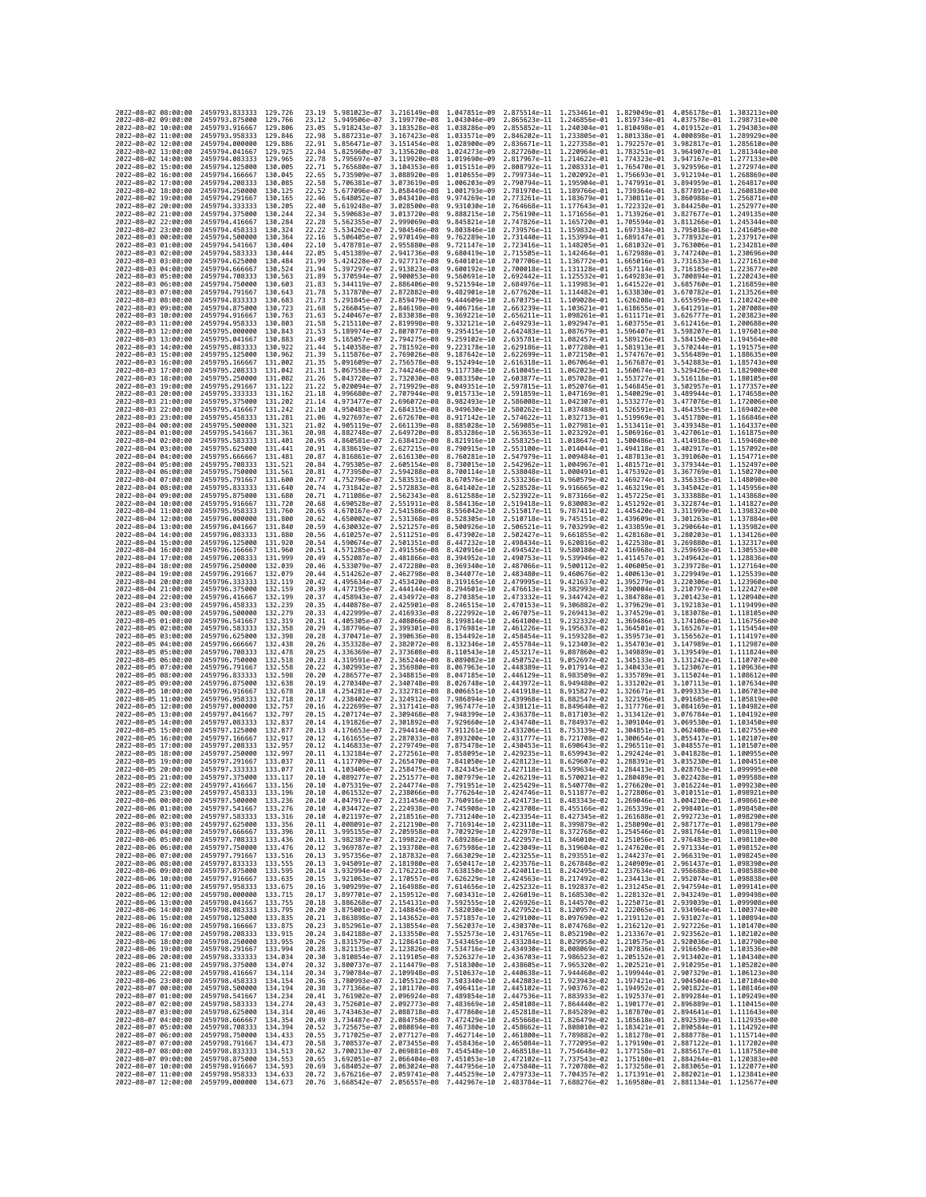| | | | | | | | | | | | |
|---|---|---|---|---|---|---|---|---|---|---|---|
| 2022-08-02 08:00:00 | 2459793.833333 | 129.726 | 23.19 | 5.981023e-07 | 3.216149e-08 | 1.047851e-09 | 2.875514e-11 | 1.253461e-01 | 1.829049e-01 | 4.056178e-01 | 1.303213e+00 |
| 2022-08-02 09:00:00 | 2459793.875000 | 129.766 | 23.12 | 5.949506e-07 | 3.199770e-08 | 1.043046e-09 | 2.865623e-11 | 1.246856e-01 | 1.819734e-01 | 4.037578e-01 | 1.298731e+00 |
| 2022-08-02 10:00:00 | 2459793.916667 | 129.806 | 23.05 | 5.918243e-07 | 3.183528e-08 | 1.038286e-09 | 2.855852e-11 | 1.240304e-01 | 1.810498e-01 | 4.019152e-01 | 1.294303e+00 |
| 2022-08-02 11:00:00 | 2459793.958333 | 129.846 | 22.98 | 5.887231e-07 | 3.167423e-08 | 1.033571e-09 | 2.846202e-11 | 1.233805e-01 | 1.801338e-01 | 4.000898e-01 | 1.289929e+00 |
| 2022-08-02 12:00:00 | 2459794.000000 | 129.886 | 22.91 | 5.856471e-07 | 3.151454e-08 | 1.028900e-09 | 2.836671e-11 | 1.227358e-01 | 1.792257e-01 | 3.982817e-01 | 1.285610e+00 |
| 2022-08-02 13:00:00 | 2459794.041667 | 129.925 | 22.84 | 5.825960e-07 | 3.135620e-08 | 1.024273e-09 | 2.827260e-11 | 1.220964e-01 | 1.783251e-01 | 3.964907e-01 | 1.281344e+00 |
| 2022-08-02 14:00:00 | 2459794.083333 | 129.965 | 22.78 | 5.795697e-07 | 3.119920e-08 | 1.019690e-09 | 2.817967e-11 | 1.214622e-01 | 1.774323e-01 | 3.947167e-01 | 1.277133e+00 |
| 2022-08-02 15:00:00 | 2459794.125000 | 130.005 | 22.71 | 5.765680e-07 | 3.104353e-08 | 1.015151e-09 | 2.808792e-11 | 1.208331e-01 | 1.765470e-01 | 3.929596e-01 | 1.272974e+00 |
| 2022-08-02 16:00:00 | 2459794.166667 | 130.045 | 22.65 | 5.735909e-07 | 3.088920e-08 | 1.010655e-09 | 2.799734e-11 | 1.202092e-01 | 1.756693e-01 | 3.912194e-01 | 1.268869e+00 |
| 2022-08-02 17:00:00 | 2459794.208333 | 130.085 | 22.58 | 5.706381e-07 | 3.073619e-08 | 1.006203e-09 | 2.790794e-11 | 1.195904e-01 | 1.747991e-01 | 3.894959e-01 | 1.264817e+00 |
| 2022-08-02 18:00:00 | 2459794.250000 | 130.125 | 22.52 | 5.677096e-07 | 3.058449e-08 | 1.001793e-09 | 2.781970e-11 | 1.189766e-01 | 1.739364e-01 | 3.877891e-01 | 1.260818e+00 |
| 2022-08-02 19:00:00 | 2459794.291667 | 130.165 | 22.46 | 5.648052e-07 | 3.043410e-08 | 9.974269e-10 | 2.773261e-11 | 1.183679e-01 | 1.730811e-01 | 3.860988e-01 | 1.256871e+00 |
| 2022-08-02 20:00:00 | 2459794.333333 | 130.205 | 22.40 | 5.619248e-07 | 3.028500e-08 | 9.931030e-10 | 2.764668e-11 | 1.177643e-01 | 1.722332e-01 | 3.844250e-01 | 1.252977e+00 |
| 2022-08-02 21:00:00 | 2459794.375000 | 130.244 | 22.34 | 5.590683e-07 | 3.013720e-08 | 9.888215e-10 | 2.756190e-11 | 1.171656e-01 | 1.713926e-01 | 3.827677e-01 | 1.249135e+00 |
| 2022-08-02 22:00:00 | 2459794.416667 | 130.284 | 22.28 | 5.562355e-07 | 2.999069e-08 | 9.845821e-10 | 2.747826e-11 | 1.165720e-01 | 1.705594e-01 | 3.811266e-01 | 1.245344e+00 |
| 2022-08-02 23:00:00 | 2459794.458333 | 130.324 | 22.22 | 5.534262e-07 | 2.984546e-08 | 9.803846e-10 | 2.739576e-11 | 1.159832e-01 | 1.697334e-01 | 3.795018e-01 | 1.241605e+00 |
| 2022-08-03 00:00:00 | 2459794.500000 | 130.364 | 22.16 | 5.506405e-07 | 2.970149e-08 | 9.762289e-10 | 2.731440e-11 | 1.153994e-01 | 1.689147e-01 | 3.778932e-01 | 1.237917e+00 |
| 2022-08-03 01:00:00 | 2459794.541667 | 130.404 | 22.10 | 5.478781e-07 | 2.955880e-08 | 9.721147e-10 | 2.723416e-11 | 1.148205e-01 | 1.681032e-01 | 3.763006e-01 | 1.234281e+00 |
| 2022-08-03 02:00:00 | 2459794.583333 | 130.444 | 22.05 | 5.451389e-07 | 2.941736e-08 | 9.680419e-10 | 2.715505e-11 | 1.142464e-01 | 1.672988e-01 | 3.747240e-01 | 1.230696e+00 |
| 2022-08-03 03:00:00 | 2459794.625000 | 130.484 | 21.99 | 5.424228e-07 | 2.927717e-08 | 9.640101e-10 | 2.707706e-11 | 1.136772e-01 | 1.665016e-01 | 3.731633e-01 | 1.227161e+00 |
| 2022-08-03 04:00:00 | 2459794.666667 | 130.524 | 21.94 | 5.397297e-07 | 2.913823e-08 | 9.600192e-10 | 2.700018e-11 | 1.131128e-01 | 1.657114e-01 | 3.716185e-01 | 1.223677e+00 |
| 2022-08-03 05:00:00 | 2459794.708333 | 130.563 | 21.89 | 5.370594e-07 | 2.900053e-08 | 9.560691e-10 | 2.692442e-11 | 1.125532e-01 | 1.649283e-01 | 3.700894e-01 | 1.220243e+00 |
| 2022-08-03 06:00:00 | 2459794.750000 | 130.603 | 21.83 | 5.344119e-07 | 2.886406e-08 | 9.521594e-10 | 2.684976e-11 | 1.119983e-01 | 1.641522e-01 | 3.685760e-01 | 1.216859e+00 |
| 2022-08-03 07:00:00 | 2459794.791667 | 130.643 | 21.78 | 5.317870e-07 | 2.872882e-08 | 9.482901e-10 | 2.677620e-11 | 1.114482e-01 | 1.633830e-01 | 3.670782e-01 | 1.213526e+00 |
| 2022-08-03 08:00:00 | 2459794.833333 | 130.683 | 21.73 | 5.291845e-07 | 2.859479e-08 | 9.444609e-10 | 2.670375e-11 | 1.109028e-01 | 1.626208e-01 | 3.655959e-01 | 1.210242e+00 |
| 2022-08-03 09:00:00 | 2459794.875000 | 130.723 | 21.68 | 5.266045e-07 | 2.846198e-08 | 9.406716e-10 | 2.663239e-11 | 1.103621e-01 | 1.618655e-01 | 3.641291e-01 | 1.207008e+00 |
| 2022-08-03 10:00:00 | 2459794.916667 | 130.763 | 21.63 | 5.240467e-07 | 2.833038e-08 | 9.369221e-10 | 2.656211e-11 | 1.098261e-01 | 1.611171e-01 | 3.626777e-01 | 1.203823e+00 |
| 2022-08-03 11:00:00 | 2459794.958333 | 130.803 | 21.58 | 5.215110e-07 | 2.819998e-08 | 9.332121e-10 | 2.649293e-11 | 1.092947e-01 | 1.603755e-01 | 3.612416e-01 | 1.200688e+00 |
| 2022-08-03 12:00:00 | 2459795.000000 | 130.843 | 21.53 | 5.189974e-07 | 2.807077e-08 | 9.295415e-10 | 2.642483e-11 | 1.087679e-01 | 1.596407e-01 | 3.598207e-01 | 1.197601e+00 |
| 2022-08-03 13:00:00 | 2459795.041667 | 130.883 | 21.49 | 5.165057e-07 | 2.794275e-08 | 9.259102e-10 | 2.635781e-11 | 1.082457e-01 | 1.589126e-01 | 3.584150e-01 | 1.194564e+00 |
| 2022-08-03 14:00:00 | 2459795.083333 | 130.922 | 21.44 | 5.140358e-07 | 2.781592e-08 | 9.223178e-10 | 2.629186e-11 | 1.077280e-01 | 1.581913e-01 | 3.570244e-01 | 1.191575e+00 |
| 2022-08-03 15:00:00 | 2459795.125000 | 130.962 | 21.39 | 5.115876e-07 | 2.769026e-08 | 9.187642e-10 | 2.622699e-11 | 1.072150e-01 | 1.574767e-01 | 3.556489e-01 | 1.188635e+00 |
| 2022-08-03 16:00:00 | 2459795.166667 | 131.002 | 21.35 | 5.091609e-07 | 2.756578e-08 | 9.152494e-10 | 2.616318e-11 | 1.067064e-01 | 1.567687e-01 | 3.542883e-01 | 1.185743e+00 |
| 2022-08-03 17:00:00 | 2459795.208333 | 131.042 | 21.31 | 5.067558e-07 | 2.744246e-08 | 9.117730e-10 | 2.610045e-11 | 1.062023e-01 | 1.560674e-01 | 3.529426e-01 | 1.182900e+00 |
| 2022-08-03 18:00:00 | 2459795.250000 | 131.082 | 21.26 | 5.043720e-07 | 2.732030e-08 | 9.083350e-10 | 2.603877e-11 | 1.057028e-01 | 1.553727e-01 | 3.516118e-01 | 1.180105e+00 |
| 2022-08-03 19:00:00 | 2459795.291667 | 131.122 | 21.22 | 5.020094e-07 | 2.719929e-08 | 9.049351e-10 | 2.597815e-11 | 1.052076e-01 | 1.546845e-01 | 3.502957e-01 | 1.177357e+00 |
| 2022-08-03 20:00:00 | 2459795.333333 | 131.162 | 21.18 | 4.996680e-07 | 2.707944e-08 | 9.015733e-10 | 2.591859e-11 | 1.047169e-01 | 1.540029e-01 | 3.489944e-01 | 1.174658e+00 |
| 2022-08-03 21:00:00 | 2459795.375000 | 131.202 | 21.14 | 4.973477e-07 | 2.696072e-08 | 8.982493e-10 | 2.586008e-11 | 1.042307e-01 | 1.533277e-01 | 3.477076e-01 | 1.172006e+00 |
| 2022-08-03 22:00:00 | 2459795.416667 | 131.242 | 21.10 | 4.950483e-07 | 2.684315e-08 | 8.949630e-10 | 2.580262e-11 | 1.037488e-01 | 1.526591e-01 | 3.464355e-01 | 1.169402e+00 |
| 2022-08-03 23:00:00 | 2459795.458333 | 131.281 | 21.06 | 4.927697e-07 | 2.672670e-08 | 8.917142e-10 | 2.574622e-11 | 1.032713e-01 | 1.519969e-01 | 3.451780e-01 | 1.166846e+00 |
| 2022-08-04 00:00:00 | 2459795.500000 | 131.321 | 21.02 | 4.905119e-07 | 2.661139e-08 | 8.885028e-10 | 2.569085e-11 | 1.027981e-01 | 1.513411e-01 | 3.439348e-01 | 1.164337e+00 |
| 2022-08-04 01:00:00 | 2459795.541667 | 131.361 | 20.98 | 4.882748e-07 | 2.649720e-08 | 8.853286e-10 | 2.563653e-11 | 1.023292e-01 | 1.506916e-01 | 3.427061e-01 | 1.161875e+00 |
| 2022-08-04 02:00:00 | 2459795.583333 | 131.401 | 20.95 | 4.860581e-07 | 2.638412e-08 | 8.821916e-10 | 2.558325e-11 | 1.018647e-01 | 1.500486e-01 | 3.414918e-01 | 1.159460e+00 |
| 2022-08-04 03:00:00 | 2459795.625000 | 131.441 | 20.91 | 4.838619e-07 | 2.627215e-08 | 8.790915e-10 | 2.553100e-11 | 1.014044e-01 | 1.494118e-01 | 3.402917e-01 | 1.157092e+00 |
| 2022-08-04 04:00:00 | 2459795.666667 | 131.481 | 20.87 | 4.816861e-07 | 2.616130e-08 | 8.760281e-10 | 2.547979e-11 | 1.009484e-01 | 1.487813e-01 | 3.391060e-01 | 1.154771e+00 |
| 2022-08-04 05:00:00 | 2459795.708333 | 131.521 | 20.84 | 4.795305e-07 | 2.605154e-08 | 8.730015e-10 | 2.542962e-11 | 1.004967e-01 | 1.481571e-01 | 3.379344e-01 | 1.152497e+00 |
| 2022-08-04 06:00:00 | 2459795.750000 | 131.561 | 20.81 | 4.773950e-07 | 2.594288e-08 | 8.700114e-10 | 2.538048e-11 | 1.000491e-01 | 1.475392e-01 | 3.367769e-01 | 1.150270e+00 |
| 2022-08-04 07:00:00 | 2459795.791667 | 131.600 | 20.77 | 4.752796e-07 | 2.583531e-08 | 8.670576e-10 | 2.533236e-11 | 9.960579e-02 | 1.469274e-01 | 3.356335e-01 | 1.148090e+00 |
| 2022-08-04 08:00:00 | 2459795.833333 | 131.640 | 20.74 | 4.731842e-07 | 2.572883e-08 | 8.641402e-10 | 2.528528e-11 | 9.916665e-02 | 1.463219e-01 | 3.345042e-01 | 1.145956e+00 |
| 2022-08-04 09:00:00 | 2459795.875000 | 131.680 | 20.71 | 4.711086e-07 | 2.562343e-08 | 8.612588e-10 | 2.523922e-11 | 9.873166e-02 | 1.457225e-01 | 3.333888e-01 | 1.143868e+00 |
| 2022-08-04 10:00:00 | 2459795.916667 | 131.720 | 20.68 | 4.690528e-07 | 2.551911e-08 | 8.584136e-10 | 2.519418e-11 | 9.830083e-02 | 1.451292e-01 | 3.322874e-01 | 1.141827e+00 |
| 2022-08-04 11:00:00 | 2459795.958333 | 131.760 | 20.65 | 4.670167e-07 | 2.541586e-08 | 8.556042e-10 | 2.515017e-11 | 9.787411e-02 | 1.445420e-01 | 3.311999e-01 | 1.139832e+00 |
| 2022-08-04 12:00:00 | 2459796.000000 | 131.800 | 20.62 | 4.650002e-07 | 2.531368e-08 | 8.528305e-10 | 2.510718e-11 | 9.745151e-02 | 1.439609e-01 | 3.301263e-01 | 1.137884e+00 |
| 2022-08-04 13:00:00 | 2459796.041667 | 131.840 | 20.59 | 4.630032e-07 | 2.521257e-08 | 8.500926e-10 | 2.506521e-11 | 9.703299e-02 | 1.433859e-01 | 3.290664e-01 | 1.135982e+00 |
| 2022-08-04 14:00:00 | 2459796.083333 | 131.880 | 20.56 | 4.610257e-07 | 2.511251e-08 | 8.473902e-10 | 2.502427e-11 | 9.661855e-02 | 1.428168e-01 | 3.280203e-01 | 1.134126e+00 |
| 2022-08-04 15:00:00 | 2459796.125000 | 131.920 | 20.54 | 4.590674e-07 | 2.501351e-08 | 8.447232e-10 | 2.498434e-11 | 9.620816e-02 | 1.422538e-01 | 3.269880e-01 | 1.132317e+00 |
| 2022-08-04 16:00:00 | 2459796.166667 | 131.960 | 20.51 | 4.571285e-07 | 2.491556e-08 | 8.420916e-10 | 2.494542e-11 | 9.580180e-02 | 1.416968e-01 | 3.259693e-01 | 1.130553e+00 |
| 2022-08-04 17:00:00 | 2459796.208333 | 131.999 | 20.49 | 4.552087e-07 | 2.481866e-08 | 8.394952e-10 | 2.490753e-11 | 9.539946e-02 | 1.411457e-01 | 3.249642e-01 | 1.128836e+00 |
| 2022-08-04 18:00:00 | 2459796.250000 | 132.039 | 20.46 | 4.533079e-07 | 2.472280e-08 | 8.369340e-10 | 2.487066e-11 | 9.500112e-02 | 1.406005e-01 | 3.239728e-01 | 1.127164e+00 |
| 2022-08-04 19:00:00 | 2459796.291667 | 132.079 | 20.44 | 4.514262e-07 | 2.462798e-08 | 8.344077e-10 | 2.483480e-11 | 9.460676e-02 | 1.400613e-01 | 3.229949e-01 | 1.125539e+00 |
| 2022-08-04 20:00:00 | 2459796.333333 | 132.119 | 20.42 | 4.495634e-07 | 2.453420e-08 | 8.319165e-10 | 2.479995e-11 | 9.421637e-02 | 1.395279e-01 | 3.220306e-01 | 1.123960e+00 |
| 2022-08-04 21:00:00 | 2459796.375000 | 132.159 | 20.39 | 4.477195e-07 | 2.444144e-08 | 8.294601e-10 | 2.476613e-11 | 9.382993e-02 | 1.390004e-01 | 3.210797e-01 | 1.122427e+00 |
| 2022-08-04 22:00:00 | 2459796.416667 | 132.199 | 20.37 | 4.458943e-07 | 2.434972e-08 | 8.270385e-10 | 2.473332e-11 | 9.344742e-02 | 1.384788e-01 | 3.201423e-01 | 1.120940e+00 |
| 2022-08-04 23:00:00 | 2459796.458333 | 132.239 | 20.35 | 4.440878e-07 | 2.425901e-08 | 8.246515e-10 | 2.470153e-11 | 9.306882e-02 | 1.379629e-01 | 3.192183e-01 | 1.119499e+00 |
| 2022-08-05 00:00:00 | 2459796.500000 | 132.279 | 20.33 | 4.422999e-07 | 2.416933e-08 | 8.222992e-10 | 2.467075e-11 | 9.269413e-02 | 1.374529e-01 | 3.183078e-01 | 1.118105e+00 |
| 2022-08-05 01:00:00 | 2459796.541667 | 132.319 | 20.31 | 4.405305e-07 | 2.408066e-08 | 8.199814e-10 | 2.464100e-11 | 9.232332e-02 | 1.369486e-01 | 3.174106e-01 | 1.116756e+00 |
| 2022-08-05 02:00:00 | 2459796.583333 | 132.358 | 20.29 | 4.387796e-07 | 2.399301e-08 | 8.176981e-10 | 2.461226e-11 | 9.195637e-02 | 1.364501e-01 | 3.165267e-01 | 1.115454e+00 |
| 2022-08-05 03:00:00 | 2459796.625000 | 132.398 | 20.28 | 4.370471e-07 | 2.390636e-08 | 8.154492e-10 | 2.458454e-11 | 9.159328e-02 | 1.359573e-01 | 3.156562e-01 | 1.114197e+00 |
| 2022-08-05 04:00:00 | 2459796.666667 | 132.438 | 20.26 | 4.353328e-07 | 2.382072e-08 | 8.132346e-10 | 2.455784e-11 | 9.123403e-02 | 1.354703e-01 | 3.147989e-01 | 1.112987e+00 |
| 2022-08-05 05:00:00 | 2459796.708333 | 132.478 | 20.25 | 4.336369e-07 | 2.373608e-08 | 8.110543e-10 | 2.453217e-11 | 9.087860e-02 | 1.349889e-01 | 3.139549e-01 | 1.111824e+00 |
| 2022-08-05 06:00:00 | 2459796.750000 | 132.518 | 20.23 | 4.319591e-07 | 2.365244e-08 | 8.089082e-10 | 2.450752e-11 | 9.052697e-02 | 1.345133e-01 | 3.131242e-01 | 1.110707e+00 |
| 2022-08-05 07:00:00 | 2459796.791667 | 132.558 | 20.22 | 4.302993e-07 | 2.356980e-08 | 8.067963e-10 | 2.448389e-11 | 9.017914e-02 | 1.340433e-01 | 3.123067e-01 | 1.109636e+00 |
| 2022-08-05 08:00:00 | 2459796.833333 | 132.598 | 20.21 | 4.286577e-07 | 2.348815e-08 | 8.047185e-10 | 2.446129e-11 | 8.983509e-02 | 1.335789e-01 | 3.115024e-01 | 1.108612e+00 |
| 2022-08-05 09:00:00 | 2459796.875000 | 132.638 | 20.19 | 4.270340e-07 | 2.340748e-08 | 8.026748e-10 | 2.443972e-11 | 8.949480e-02 | 1.331202e-01 | 3.107113e-01 | 1.107634e+00 |
| 2022-08-05 10:00:00 | 2459796.916667 | 132.678 | 20.18 | 4.254281e-07 | 2.332781e-08 | 8.006651e-10 | 2.441918e-11 | 8.915827e-02 | 1.326671e-01 | 3.099333e-01 | 1.106703e+00 |
| 2022-08-05 11:00:00 | 2459796.958333 | 132.718 | 20.17 | 4.238402e-07 | 2.324912e-08 | 7.986894e-10 | 2.439968e-11 | 8.882547e-02 | 1.322196e-01 | 3.091685e-01 | 1.105819e+00 |
| 2022-08-05 12:00:00 | 2459797.000000 | 132.757 | 20.16 | 4.222699e-07 | 2.317141e-08 | 7.967477e-10 | 2.438121e-11 | 8.849640e-02 | 1.317776e-01 | 3.084169e-01 | 1.104982e+00 |
| 2022-08-05 13:00:00 | 2459797.041667 | 132.797 | 20.15 | 4.207174e-07 | 2.309468e-08 | 7.948399e-10 | 2.436378e-11 | 8.817103e-02 | 1.313412e-01 | 3.076784e-01 | 1.104192e+00 |
| 2022-08-05 14:00:00 | 2459797.083333 | 132.837 | 20.14 | 4.191826e-07 | 2.301892e-08 | 7.929660e-10 | 2.434740e-11 | 8.784937e-02 | 1.309104e-01 | 3.069530e-01 | 1.103450e+00 |
| 2022-08-05 15:00:00 | 2459797.125000 | 132.877 | 20.13 | 4.176653e-07 | 2.294414e-08 | 7.911261e-10 | 2.433206e-11 | 8.753139e-02 | 1.304851e-01 | 3.062408e-01 | 1.102755e+00 |
| 2022-08-05 16:00:00 | 2459797.166667 | 132.917 | 20.12 | 4.161655e-07 | 2.287033e-08 | 7.893200e-10 | 2.431777e-11 | 8.721708e-02 | 1.300654e-01 | 3.055417e-01 | 1.102107e+00 |
| 2022-08-05 17:00:00 | 2459797.208333 | 132.957 | 20.12 | 4.146833e-07 | 2.279749e-08 | 7.875478e-10 | 2.430453e-11 | 8.690643e-02 | 1.296511e-01 | 3.048557e-01 | 1.101507e+00 |
| 2022-08-05 18:00:00 | 2459797.250000 | 132.997 | 20.11 | 4.132184e-07 | 2.272561e-08 | 7.858095e-10 | 2.429235e-11 | 8.659943e-02 | 1.292424e-01 | 3.041828e-01 | 1.100955e+00 |
| 2022-08-05 19:00:00 | 2459797.291667 | 133.037 | 20.11 | 4.117709e-07 | 2.265470e-08 | 7.841050e-10 | 2.428123e-11 | 8.629607e-02 | 1.288391e-01 | 3.035230e-01 | 1.100451e+00 |
| 2022-08-05 20:00:00 | 2459797.333333 | 133.077 | 20.11 | 4.103406e-07 | 2.258475e-08 | 7.824345e-10 | 2.427118e-11 | 8.599634e-02 | 1.284413e-01 | 3.028763e-01 | 1.099995e+00 |
| 2022-08-05 21:00:00 | 2459797.375000 | 133.117 | 20.10 | 4.089277e-07 | 2.251577e-08 | 7.807979e-10 | 2.426219e-11 | 8.570021e-02 | 1.280489e-01 | 3.022428e-01 | 1.099588e+00 |
| 2022-08-05 22:00:00 | 2459797.416667 | 133.156 | 20.10 | 4.075319e-07 | 2.244774e-08 | 7.791951e-10 | 2.425429e-11 | 8.540770e-02 | 1.276620e-01 | 3.016224e-01 | 1.099230e+00 |
| 2022-08-05 23:00:00 | 2459797.458333 | 133.196 | 20.10 | 4.061532e-07 | 2.238066e-08 | 7.776264e-10 | 2.424746e-11 | 8.511877e-02 | 1.272806e-01 | 3.010151e-01 | 1.098921e+00 |
| 2022-08-06 00:00:00 | 2459797.500000 | 133.236 | 20.10 | 4.047917e-07 | 2.231454e-08 | 7.760916e-10 | 2.424173e-11 | 8.483343e-02 | 1.269046e-01 | 3.004210e-01 | 1.098661e+00 |
| 2022-08-06 01:00:00 | 2459797.541667 | 133.276 | 20.10 | 4.034472e-07 | 2.224938e-08 | 7.745908e-10 | 2.423708e-11 | 8.455166e-02 | 1.265339e-01 | 2.998401e-01 | 1.098450e+00 |
| 2022-08-06 02:00:00 | 2459797.583333 | 133.316 | 20.10 | 4.021197e-07 | 2.218516e-08 | 7.731240e-10 | 2.423354e-11 | 8.427345e-02 | 1.261688e-01 | 2.992723e-01 | 1.098290e+00 |
| 2022-08-06 03:00:00 | 2459797.625000 | 133.356 | 20.11 | 4.008091e-07 | 2.212190e-08 | 7.716914e-10 | 2.423110e-11 | 8.399879e-02 | 1.258090e-01 | 2.987177e-01 | 1.098179e+00 |
| 2022-08-06 04:00:00 | 2459797.666667 | 133.396 | 20.11 | 3.995155e-07 | 2.205958e-08 | 7.702929e-10 | 2.422978e-11 | 8.372768e-02 | 1.254546e-01 | 2.981764e-01 | 1.098119e+00 |
| 2022-08-06 05:00:00 | 2459797.708333 | 133.436 | 20.11 | 3.982387e-07 | 2.199822e-08 | 7.689286e-10 | 2.422957e-11 | 8.346010e-02 | 1.251056e-01 | 2.976483e-01 | 1.098110e+00 |
| 2022-08-06 06:00:00 | 2459797.750000 | 133.476 | 20.12 | 3.969787e-07 | 2.193780e-08 | 7.675986e-10 | 2.423049e-11 | 8.319604e-02 | 1.247620e-01 | 2.971334e-01 | 1.098152e+00 |
| 2022-08-06 07:00:00 | 2459797.791667 | 133.516 | 20.13 | 3.957356e-07 | 2.187832e-08 | 7.663029e-10 | 2.423255e-11 | 8.293551e-02 | 1.244237e-01 | 2.966319e-01 | 1.098245e+00 |
| 2022-08-06 08:00:00 | 2459797.833333 | 133.555 | 20.13 | 3.945091e-07 | 2.181980e-08 | 7.650417e-10 | 2.423576e-11 | 8.267848e-02 | 1.240909e-01 | 2.961437e-01 | 1.098390e+00 |
| 2022-08-06 09:00:00 | 2459797.875000 | 133.595 | 20.14 | 3.932994e-07 | 2.176221e-08 | 7.638150e-10 | 2.424011e-11 | 8.242495e-02 | 1.237634e-01 | 2.956688e-01 | 1.098588e+00 |
| 2022-08-06 10:00:00 | 2459797.916667 | 133.635 | 20.15 | 3.921063e-07 | 2.170557e-08 | 7.626229e-10 | 2.424563e-11 | 8.217492e-02 | 1.234413e-01 | 2.952074e-01 | 1.098838e+00 |
| 2022-08-06 11:00:00 | 2459797.958333 | 133.675 | 20.16 | 3.909299e-07 | 2.164988e-08 | 7.614656e-10 | 2.425232e-11 | 8.192837e-02 | 1.231245e-01 | 2.947594e-01 | 1.099141e+00 |
| 2022-08-06 12:00:00 | 2459798.000000 | 133.715 | 20.17 | 3.897701e-07 | 2.159512e-08 | 7.603431e-10 | 2.426019e-11 | 8.168530e-02 | 1.228132e-01 | 2.943249e-01 | 1.099498e+00 |
| 2022-08-06 13:00:00 | 2459798.041667 | 133.755 | 20.18 | 3.886268e-07 | 2.154131e-08 | 7.592555e-10 | 2.426926e-11 | 8.144570e-02 | 1.225071e-01 | 2.939039e-01 | 1.099908e+00 |
| 2022-08-06 14:00:00 | 2459798.083333 | 133.795 | 20.20 | 3.875001e-07 | 2.148845e-08 | 7.582030e-10 | 2.427952e-11 | 8.120957e-02 | 1.222065e-01 | 2.934964e-01 | 1.100374e+00 |
| 2022-08-06 15:00:00 | 2459798.125000 | 133.835 | 20.21 | 3.863898e-07 | 2.143652e-08 | 7.571857e-10 | 2.429100e-11 | 8.097690e-02 | 1.219112e-01 | 2.931027e-01 | 1.100894e+00 |
| 2022-08-06 16:00:00 | 2459798.166667 | 133.875 | 20.23 | 3.852961e-07 | 2.138554e-08 | 7.562037e-10 | 2.430370e-11 | 8.074768e-02 | 1.216212e-01 | 2.927226e-01 | 1.101470e+00 |
| 2022-08-06 17:00:00 | 2459798.208333 | 133.915 | 20.24 | 3.842188e-07 | 2.133550e-08 | 7.552573e-10 | 2.431765e-11 | 8.052190e-02 | 1.213367e-01 | 2.923562e-01 | 1.102102e+00 |
| 2022-08-06 18:00:00 | 2459798.250000 | 133.955 | 20.26 | 3.831579e-07 | 2.128641e-08 | 7.543465e-10 | 2.433284e-11 | 8.029958e-02 | 1.210575e-01 | 2.920036e-01 | 1.102790e+00 |
| 2022-08-06 19:00:00 | 2459798.291667 | 133.994 | 20.28 | 3.821135e-07 | 2.123826e-08 | 7.534716e-10 | 2.434930e-11 | 8.008069e-02 | 1.207836e-01 | 2.916650e-01 | 1.103536e+00 |
| 2022-08-06 20:00:00 | 2459798.333333 | 134.034 | 20.30 | 3.810854e-07 | 2.119105e-08 | 7.526327e-10 | 2.436703e-11 | 7.986523e-02 | 1.205152e-01 | 2.913402e-01 | 1.104340e+00 |
| 2022-08-06 21:00:00 | 2459798.375000 | 134.074 | 20.32 | 3.800737e-07 | 2.114479e-08 | 7.518300e-10 | 2.438605e-11 | 7.965320e-02 | 1.202521e-01 | 2.910295e-01 | 1.105202e+00 |
| 2022-08-06 22:00:00 | 2459798.416667 | 134.114 | 20.34 | 3.790784e-07 | 2.109948e-08 | 7.510637e-10 | 2.440638e-11 | 7.944460e-02 | 1.199944e-01 | 2.907329e-01 | 1.106123e+00 |
| 2022-08-06 23:00:00 | 2459798.458333 | 134.154 | 20.36 | 3.780993e-07 | 2.105512e-08 | 7.503340e-10 | 2.442803e-11 | 7.923943e-02 | 1.197421e-01 | 2.904504e-01 | 1.107104e+00 |
| 2022-08-07 00:00:00 | 2459798.500000 | 134.194 | 20.38 | 3.771366e-07 | 2.101170e-08 | 7.496411e-10 | 2.445102e-11 | 7.903767e-02 | 1.194952e-01 | 2.901822e-01 | 1.108146e+00 |
| 2022-08-07 01:00:00 | 2459798.541667 | 134.234 | 20.41 | 3.761902e-07 | 2.096924e-08 | 7.489854e-10 | 2.447536e-11 | 7.883933e-02 | 1.192537e-01 | 2.899284e-01 | 1.109249e+00 |
| 2022-08-07 02:00:00 | 2459798.583333 | 134.274 | 20.43 | 3.752601e-07 | 2.092773e-08 | 7.483669e-10 | 2.450108e-11 | 7.864440e-02 | 1.190177e-01 | 2.896889e-01 | 1.110415e+00 |
| 2022-08-07 03:00:00 | 2459798.625000 | 134.314 | 20.46 | 3.743463e-07 | 2.088718e-08 | 7.477860e-10 | 2.452818e-11 | 7.845289e-02 | 1.187870e-01 | 2.894641e-01 | 1.111643e+00 |
| 2022-08-07 04:00:00 | 2459798.666667 | 134.354 | 20.49 | 3.734487e-07 | 2.084758e-08 | 7.472429e-10 | 2.455668e-11 | 7.826479e-02 | 1.185618e-01 | 2.892539e-01 | 1.112935e+00 |
| 2022-08-07 05:00:00 | 2459798.708333 | 134.394 | 20.52 | 3.725675e-07 | 2.080894e-08 | 7.467380e-10 | 2.458662e-11 | 7.808010e-02 | 1.183421e-01 | 2.890584e-01 | 1.114292e+00 |
| 2022-08-07 06:00:00 | 2459798.750000 | 134.433 | 20.55 | 3.717025e-07 | 2.077127e-08 | 7.462714e-10 | 2.461800e-11 | 7.789882e-02 | 1.181278e-01 | 2.888778e-01 | 1.115714e+00 |
| 2022-08-07 07:00:00 | 2459798.791667 | 134.473 | 20.58 | 3.708537e-07 | 2.073455e-08 | 7.458436e-10 | 2.465084e-11 | 7.772095e-02 | 1.179190e-01 | 2.887122e-01 | 1.117202e+00 |
| 2022-08-07 08:00:00 | 2459798.833333 | 134.513 | 20.62 | 3.700213e-07 | 2.069881e-08 | 7.454548e-10 | 2.468518e-11 | 7.754648e-02 | 1.177158e-01 | 2.885617e-01 | 1.118758e+00 |
| 2022-08-07 09:00:00 | 2459798.875000 | 134.553 | 20.65 | 3.692051e-07 | 2.066404e-08 | 7.451053e-10 | 2.472102e-11 | 7.737543e-02 | 1.175180e-01 | 2.884264e-01 | 1.120383e+00 |
| 2022-08-07 10:00:00 | 2459798.916667 | 134.593 | 20.69 | 3.684052e-07 | 2.063024e-08 | 7.447956e-10 | 2.475840e-11 | 7.720780e-02 | 1.173258e-01 | 2.883065e-01 | 1.122077e+00 |
| 2022-08-07 11:00:00 | 2459798.958333 | 134.633 | 20.72 | 3.676216e-07 | 2.059741e-08 | 7.445259e-10 | 2.479733e-11 | 7.704357e-02 | 1.171391e-01 | 2.882021e-01 | 1.123841e+00 |
| 2022-08-07 12:00:00 | 2459799.000000 | 134.673 | 20.76 | 3.668542e-07 | 2.056557e-08 | 7.442967e-10 | 2.483784e-11 | 7.688276e-02 | 1.169580e-01 | 2.881134e-01 | 1.125677e+00 |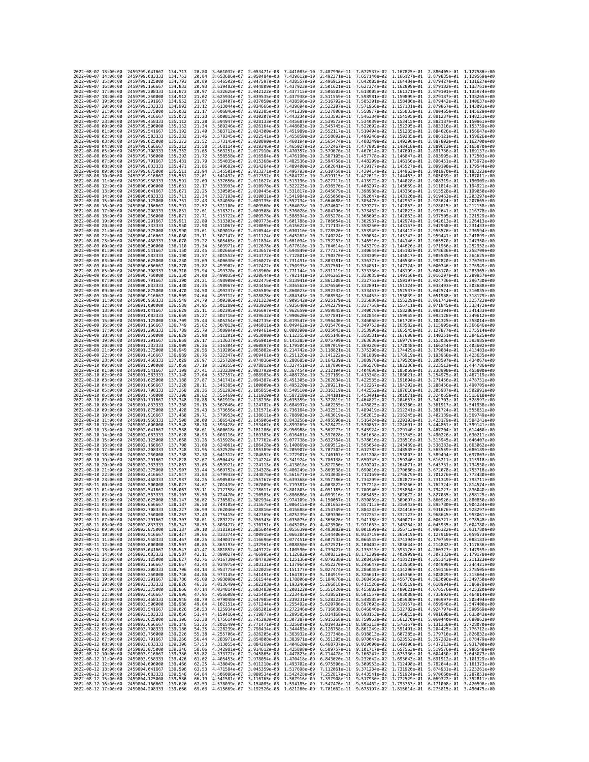| | | | | | | | | | | | |
|---|---|---|---|---|---|---|---|---|---|---|---|
| 2022-08-07 13:00:00 | 2459799.041667 | 134.713 | 20.80 | 3.661032e-07 | 2.053471e-08 | 7.441083e-10 | 2.487996e-11 | 7.672537e-02 | 1.167825e-01 | 2.880405e-01 | 1.127586e+00 |
| 2022-08-07 14:00:00 | 2459799.083333 | 134.753 | 20.84 | 3.653686e-07 | 2.050484e-08 | 7.439612e-10 | 2.492371e-11 | 7.657140e-02 | 1.166127e-01 | 2.879835e-01 | 1.129569e+00 |
| 2022-08-07 15:00:00 | 2459799.125000 | 134.793 | 20.89 | 3.646502e-07 | 2.047597e-08 | 7.438557e-10 | 2.496912e-11 | 7.642085e-02 | 1.164484e-01 | 2.879427e-01 | 1.131627e+00 |
| 2022-08-07 16:00:00 | 2459799.166667 | 134.833 | 20.93 | 3.639482e-07 | 2.044809e-08 | 7.437923e-10 | 2.501621e-11 | 7.627374e-02 | 1.162899e-01 | 2.879182e-01 | 1.133761e+00 |
| 2022-08-07 17:00:00 | 2459799.208333 | 134.873 | 20.97 | 3.632626e-07 | 2.042122e-08 | 7.437715e-10 | 2.506503e-11 | 7.613005e-02 | 1.161371e-01 | 2.879101e-01 | 1.135974e+00 |
| 2022-08-07 18:00:00 | 2459799.250000 | 134.912 | 21.02 | 3.625934e-07 | 2.039535e-08 | 7.437938e-10 | 2.511559e-11 | 7.598981e-02 | 1.159899e-01 | 2.879187e-01 | 1.138265e+00 |
| 2022-08-07 19:00:00 | 2459799.291667 | 134.952 | 21.07 | 3.619407e-07 | 2.037050e-08 | 7.438596e-10 | 2.516792e-11 | 7.585301e-02 | 1.158486e-01 | 2.879442e-01 | 1.140637e+00 |
| 2022-08-07 20:00:00 | 2459799.333333 | 134.992 | 21.12 | 3.613044e-07 | 2.034666e-08 | 7.439694e-10 | 2.522207e-11 | 7.571966e-02 | 1.157131e-01 | 2.879867e-01 | 1.143091e+00 |
| 2022-08-07 21:00:00 | 2459799.375000 | 135.032 | 21.17 | 3.606846e-07 | 2.032385e-08 | 7.441239e-10 | 2.527806e-11 | 7.558977e-02 | 1.155833e-01 | 2.880465e-01 | 1.145629e+00 |
| 2022-08-07 22:00:00 | 2459799.416667 | 135.072 | 21.23 | 3.600813e-07 | 2.030207e-08 | 7.443234e-10 | 2.533593e-11 | 7.546334e-02 | 1.154595e-01 | 2.881237e-01 | 1.148251e+00 |
| 2022-08-07 23:00:00 | 2459799.458333 | 135.112 | 21.28 | 3.594947e-07 | 2.028133e-08 | 7.445687e-10 | 2.539572e-11 | 7.534039e-02 | 1.153415e-01 | 2.882187e-01 | 1.150961e+00 |
| 2022-08-08 00:00:00 | 2459799.500000 | 135.152 | 21.34 | 3.589246e-07 | 2.026164e-08 | 7.448603e-10 | 2.545745e-11 | 7.522092e-02 | 1.152295e-01 | 2.883316e-01 | 1.153759e+00 |
| 2022-08-08 01:00:00 | 2459799.541667 | 135.192 | 21.40 | 3.583712e-07 | 2.024300e-08 | 7.451989e-10 | 2.552117e-11 | 7.510494e-02 | 1.151235e-01 | 2.884626e-01 | 1.156647e+00 |
| 2022-08-08 02:00:00 | 2459799.583333 | 135.232 | 21.46 | 3.578345e-07 | 2.022541e-08 | 7.455850e-10 | 2.558692e-11 | 7.499246e-02 | 1.150235e-01 | 2.886121e-01 | 1.159626e+00 |
| 2022-08-08 03:00:00 | 2459799.625000 | 135.272 | 21.52 | 3.573145e-07 | 2.020890e-08 | 7.460194e-10 | 2.565474e-11 | 7.488349e-02 | 1.149296e-01 | 2.887802e-01 | 1.162700e+00 |
| 2022-08-08 04:00:00 | 2459799.666667 | 135.312 | 21.58 | 3.568114e-07 | 2.019346e-08 | 7.465027e-10 | 2.572467e-11 | 7.477805e-02 | 1.148418e-01 | 2.889673e-01 | 1.165870e+00 |
| 2022-08-08 05:00:00 | 2459799.708333 | 135.352 | 21.65 | 3.563251e-07 | 2.017910e-08 | 7.470357e-10 | 2.579676e-11 | 7.467614e-02 | 1.147601e-01 | 2.891736e-01 | 1.169137e+00 |
| 2022-08-08 06:00:00 | 2459799.750000 | 135.392 | 21.72 | 3.558558e-07 | 2.016584e-08 | 7.476190e-10 | 2.587105e-11 | 7.457778e-02 | 1.146847e-01 | 2.893995e-01 | 1.172503e+00 |
| 2022-08-08 07:00:00 | 2459799.791667 | 135.431 | 21.79 | 3.554035e-07 | 2.015368e-08 | 7.482536e-10 | 2.594758e-11 | 7.448299e-02 | 1.146156e-01 | 2.896451e-01 | 1.175972e+00 |
| 2022-08-08 08:00:00 | 2459799.833333 | 135.471 | 21.86 | 3.549682e-07 | 2.014264e-08 | 7.489400e-10 | 2.602641e-11 | 7.439177e-02 | 1.145527e-01 | 2.899108e-01 | 1.179544e+00 |
| 2022-08-08 09:00:00 | 2459799.875000 | 135.511 | 21.94 | 3.545501e-07 | 2.013271e-08 | 7.496793e-10 | 2.610758e-11 | 7.430414e-02 | 1.144963e-01 | 2.901970e-01 | 1.183223e+00 |
| 2022-08-08 10:00:00 | 2459799.916667 | 135.551 | 22.01 | 3.541492e-07 | 2.012392e-08 | 7.504722e-10 | 2.619115e-11 | 7.422012e-02 | 1.144463e-01 | 2.905039e-01 | 1.187011e+00 |
| 2022-08-08 11:00:00 | 2459799.958333 | 135.591 | 22.09 | 3.537656e-07 | 2.011627e-08 | 7.513196e-10 | 2.627717e-11 | 7.413972e-02 | 1.144028e-01 | 2.908319e-01 | 1.190909e+00 |
| 2022-08-08 12:00:00 | 2459800.000000 | 135.631 | 22.17 | 3.533993e-07 | 2.010978e-08 | 7.522225e-10 | 2.636570e-11 | 7.406297e-02 | 1.143659e-01 | 2.911814e-01 | 1.194921e+00 |
| 2022-08-08 13:00:00 | 2459800.041667 | 135.671 | 22.25 | 3.530505e-07 | 2.010445e-08 | 7.531817e-10 | 2.645679e-11 | 7.398988e-02 | 1.143356e-01 | 2.915528e-01 | 1.199050e+00 |
| 2022-08-08 14:00:00 | 2459800.083333 | 135.711 | 22.34 | 3.527193e-07 | 2.010031e-08 | 7.541984e-10 | 2.655050e-11 | 7.392047e-02 | 1.143120e-01 | 2.919463e-01 | 1.203297e+00 |
| 2022-08-08 15:00:00 | 2459800.125000 | 135.751 | 22.43 | 3.524058e-07 | 2.009735e-08 | 7.552734e-10 | 2.664688e-11 | 7.385476e-02 | 1.142952e-01 | 2.923624e-01 | 1.207665e+00 |
| 2022-08-08 16:00:00 | 2459800.166667 | 135.791 | 22.52 | 3.521100e-07 | 2.009560e-08 | 7.564078e-10 | 2.674602e-11 | 7.379277e-02 | 1.142853e-01 | 2.928015e-01 | 1.212158e+00 |
| 2022-08-08 17:00:00 | 2459800.208333 | 135.831 | 22.61 | 3.518321e-07 | 2.009508e-08 | 7.576028e-10 | 2.684796e-11 | 7.373452e-02 | 1.142823e-01 | 2.932641e-01 | 1.216778e+00 |
| 2022-08-08 18:00:00 | 2459800.250000 | 135.871 | 22.71 | 3.515722e-07 | 2.009578e-08 | 7.588594e-10 | 2.695278e-11 | 7.368005e-02 | 1.142863e-01 | 2.937505e-01 | 1.221529e+00 |
| 2022-08-08 19:00:00 | 2459800.291667 | 135.911 | 22.80 | 3.513303e-07 | 2.009773e-08 | 7.601788e-10 | 2.706054e-11 | 7.362937e-02 | 1.142974e-01 | 2.942613e-01 | 1.226413e+00 |
| 2022-08-08 20:00:00 | 2459800.333333 | 135.950 | 22.90 | 3.511067e-07 | 2.010095e-08 | 7.615622e-10 | 2.717133e-11 | 7.358250e-02 | 1.143157e-01 | 2.947968e-01 | 1.231433e+00 |
| 2022-08-08 21:00:00 | 2459800.375000 | 135.990 | 23.01 | 3.509015e-07 | 2.010544e-08 | 7.630110e-10 | 2.728520e-11 | 7.353949e-02 | 1.143412e-01 | 2.953576e-01 | 1.236594e+00 |
| 2022-08-08 22:00:00 | 2459800.416667 | 136.030 | 23.11 | 3.507147e-07 | 2.011124e-08 | 7.645262e-10 | 2.740224e-11 | 7.350034e-02 | 1.143742e-01 | 2.959441e-01 | 1.241899e+00 |
| 2022-08-08 23:00:00 | 2459800.458333 | 136.070 | 23.22 | 3.505465e-07 | 2.011834e-08 | 7.661094e-10 | 2.752253e-11 | 7.346510e-02 | 1.144146e-01 | 2.965570e-01 | 1.247350e+00 |
| 2022-08-09 00:00:00 | 2459800.500000 | 136.110 | 23.34 | 3.503971e-07 | 2.012678e-08 | 7.677618e-10 | 2.764614e-11 | 7.343379e-02 | 1.144626e-01 | 2.971966e-01 | 1.252952e+00 |
| 2022-08-09 01:00:00 | 2459800.541667 | 136.150 | 23.45 | 3.502666e-07 | 2.013657e-08 | 7.694849e-10 | 2.777317e-11 | 7.340644e-02 | 1.145182e-01 | 2.978636e-01 | 1.258709e+00 |
| 2022-08-09 02:00:00 | 2459800.583333 | 136.190 | 23.57 | 3.501552e-07 | 2.014772e-08 | 7.712801e-10 | 2.790370e-11 | 7.338309e-02 | 1.145817e-01 | 2.985585e-01 | 1.264625e+00 |
| 2022-08-09 03:00:00 | 2459800.625000 | 136.230 | 23.69 | 3.500630e-07 | 2.016027e-08 | 7.731491e-10 | 2.803781e-11 | 7.336377e-02 | 1.146530e-01 | 2.992820e-01 | 1.270703e+00 |
| 2022-08-09 04:00:00 | 2459800.666667 | 136.270 | 23.82 | 3.499902e-07 | 2.017422e-08 | 7.750933e-10 | 2.817561e-11 | 7.334851e-02 | 1.147324e-01 | 3.000346e-01 | 1.276949e+00 |
| 2022-08-09 05:00:00 | 2459800.708333 | 136.310 | 23.94 | 3.499370e-07 | 2.018960e-08 | 7.771144e-10 | 2.831719e-11 | 7.333736e-02 | 1.148199e-01 | 3.008170e-01 | 1.283365e+00 |
| 2022-08-09 06:00:00 | 2459800.750000 | 136.350 | 24.08 | 3.499035e-07 | 2.020644e-08 | 7.792141e-10 | 2.846265e-11 | 7.333035e-02 | 1.149156e-01 | 3.016297e-01 | 1.289957e+00 |
| 2022-08-09 07:00:00 | 2459800.791667 | 136.390 | 24.21 | 3.498900e-07 | 2.022475e-08 | 7.813941e-10 | 2.861208e-11 | 7.332752e-02 | 1.150197e-01 | 3.024736e-01 | 1.296730e+00 |
| 2022-08-09 08:00:00 | 2459800.833333 | 136.430 | 24.35 | 3.498967e-07 | 2.024456e-08 | 7.836562e-10 | 2.876560e-11 | 7.332891e-02 | 1.151324e-01 | 3.033493e-01 | 1.303688e+00 |
| 2022-08-09 09:00:00 | 2459800.875000 | 136.470 | 24.50 | 3.499237e-07 | 2.026589e-08 | 7.860023e-10 | 2.892332e-11 | 7.333457e-02 | 1.152537e-01 | 3.042574e-01 | 1.310835e+00 |
| 2022-08-09 10:00:00 | 2459800.916667 | 136.509 | 24.64 | 3.499712e-07 | 2.028878e-08 | 7.884343e-10 | 2.908534e-11 | 7.334453e-02 | 1.153839e-01 | 3.051988e-01 | 1.318179e+00 |
| 2022-08-09 11:00:00 | 2459800.958333 | 136.549 | 24.79 | 3.500396e-07 | 2.031323e-08 | 7.909542e-10 | 2.925179e-11 | 7.335886e-02 | 1.155229e-01 | 3.061743e-01 | 1.325722e+00 |
| 2022-08-09 12:00:00 | 2459801.000000 | 136.589 | 24.95 | 3.501289e-07 | 2.033929e-08 | 7.935640e-10 | 2.942279e-11 | 7.337758e-02 | 1.156711e-01 | 3.071845e-01 | 1.333472e+00 |
| 2022-08-09 13:00:00 | 2459801.041667 | 136.629 | 25.11 | 3.502395e-07 | 2.036697e-08 | 7.962659e-10 | 2.959845e-11 | 7.340076e-02 | 1.158286e-01 | 3.082304e-01 | 1.341433e+00 |
| 2022-08-09 14:00:00 | 2459801.083333 | 136.669 | 25.27 | 3.503716e-07 | 2.039632e-08 | 7.990620e-10 | 2.977891e-11 | 7.342844e-02 | 1.159955e-01 | 3.093128e-01 | 1.349612e+00 |
| 2022-08-09 15:00:00 | 2459801.125000 | 136.709 | 25.44 | 3.505254e-07 | 2.042735e-08 | 8.019547e-10 | 2.996430e-11 | 7.346068e-02 | 1.161720e-01 | 3.104325e-01 | 1.358014e+00 |
| 2022-08-09 16:00:00 | 2459801.166667 | 136.749 | 25.62 | 3.507013e-07 | 2.046011e-08 | 8.049462e-10 | 3.015476e-11 | 7.349753e-02 | 1.163582e-01 | 3.115905e-01 | 1.366646e+00 |
| 2022-08-09 17:00:00 | 2459801.208333 | 136.789 | 25.79 | 3.508994e-07 | 2.049461e-08 | 8.080390e-10 | 3.035043e-11 | 7.353906e-02 | 1.165545e-01 | 3.127877e-01 | 1.375514e+00 |
| 2022-08-09 18:00:00 | 2459801.250000 | 136.829 | 25.98 | 3.511201e-07 | 2.053090e-08 | 8.112355e-10 | 3.055146e-11 | 7.358531e-02 | 1.167608e-01 | 3.140251e-01 | 1.384625e+00 |
| 2022-08-09 19:00:00 | 2459801.291667 | 136.869 | 26.17 | 3.513637e-07 | 2.056901e-08 | 8.145385e-10 | 3.075799e-11 | 7.363636e-02 | 1.169776e-01 | 3.153036e-01 | 1.393985e+00 |
| 2022-08-09 20:00:00 | 2459801.333333 | 136.909 | 26.36 | 3.516304e-07 | 2.060897e-08 | 8.179504e-10 | 3.097019e-11 | 7.369226e-02 | 1.172048e-01 | 3.166244e-01 | 1.403602e+00 |
| 2022-08-09 21:00:00 | 2459801.375000 | 136.949 | 26.56 | 3.519206e-07 | 2.065082e-08 | 8.214742e-10 | 3.118821e-11 | 7.375308e-02 | 1.174429e-01 | 3.179884e-01 | 1.413483e+00 |
| 2022-08-09 22:00:00 | 2459801.416667 | 136.989 | 26.76 | 3.522347e-07 | 2.069461e-08 | 8.251126e-10 | 3.141222e-11 | 7.381889e-02 | 1.176919e-01 | 3.193968e-01 | 1.423635e+00 |
| 2022-08-09 23:00:00 | 2459801.458333 | 137.029 | 26.97 | 3.525728e-07 | 2.074036e-08 | 8.288685e-10 | 3.164239e-11 | 7.388976e-02 | 1.179520e-01 | 3.208507e-01 | 1.434067e+00 |
| 2022-08-10 00:00:00 | 2459801.500000 | 137.069 | 27.19 | 3.529355e-07 | 2.078812e-08 | 8.327451e-10 | 3.187890e-11 | 7.396576e-02 | 1.182236e-01 | 3.223513e-01 | 1.444786e+00 |
| 2022-08-10 01:00:00 | 2459801.541667 | 137.109 | 27.41 | 3.533230e-07 | 2.083792e-08 | 8.367454e-10 | 3.212194e-11 | 7.404698e-02 | 1.185069e-01 | 3.238998e-01 | 1.455800e+00 |
| 2022-08-10 02:00:00 | 2459801.583333 | 137.148 | 27.64 | 3.537357e-07 | 2.088983e-08 | 8.408728e-10 | 3.237169e-11 | 7.413348e-02 | 1.188021e-01 | 3.254975e-01 | 1.467119e+00 |
| 2022-08-10 03:00:00 | 2459801.625000 | 137.188 | 27.87 | 3.541741e-07 | 2.094387e-08 | 8.451305e-10 | 3.262834e-11 | 7.422535e-02 | 1.191094e-01 | 3.271456e-01 | 1.478751e+00 |
| 2022-08-10 04:00:00 | 2459801.666667 | 137.228 | 28.11 | 3.546385e-07 | 2.100009e-08 | 8.495220e-10 | 3.289211e-11 | 7.432267e-02 | 1.194292e-01 | 3.288456e-01 | 1.490705e+00 |
| 2022-08-10 05:00:00 | 2459801.708333 | 137.268 | 28.36 | 3.551293e-07 | 2.105855e-08 | 8.540510e-10 | 3.316319e-11 | 7.442552e-02 | 1.197616e-01 | 3.305987e-01 | 1.502991e+00 |
| 2022-08-10 06:00:00 | 2459801.750000 | 137.308 | 28.62 | 3.556469e-07 | 2.111929e-08 | 8.587210e-10 | 3.344181e-11 | 7.453401e-02 | 1.201071e-01 | 3.324065e-01 | 1.515618e+00 |
| 2022-08-10 07:00:00 | 2459801.791667 | 137.348 | 28.88 | 3.561919e-07 | 2.118236e-08 | 8.635359e-10 | 3.372819e-11 | 7.464822e-02 | 1.204657e-01 | 3.342703e-01 | 1.528597e+00 |
| 2022-08-10 08:00:00 | 2459801.833333 | 137.388 | 29.15 | 3.567646e-07 | 2.124782e-08 | 8.684997e-10 | 3.402255e-11 | 7.476825e-02 | 1.208380e-01 | 3.361917e-01 | 1.541938e+00 |
| 2022-08-10 09:00:00 | 2459801.875000 | 137.428 | 29.43 | 3.573656e-07 | 2.131571e-08 | 8.736164e-10 | 3.432513e-11 | 7.489419e-02 | 1.212241e-01 | 3.381724e-01 | 1.555651e+00 |
| 2022-08-10 10:00:00 | 2459801.916667 | 137.468 | 29.71 | 3.579953e-07 | 2.138611e-08 | 8.788903e-10 | 3.463619e-11 | 7.502615e-02 | 1.216245e-01 | 3.402139e-01 | 1.569749e+00 |
| 2022-08-10 11:00:00 | 2459801.958333 | 137.508 | 30.00 | 3.586542e-07 | 2.145906e-08 | 8.843256e-10 | 3.495596e-11 | 7.516424e-02 | 1.220393e-01 | 3.423179e-01 | 1.584241e+00 |
| 2022-08-10 12:00:00 | 2459802.000000 | 137.548 | 30.30 | 3.593428e-07 | 2.153462e-08 | 8.899269e-10 | 3.528472e-11 | 7.530857e-02 | 1.224691e-01 | 3.444861e-01 | 1.599141e+00 |
| 2022-08-10 13:00:00 | 2459802.041667 | 137.588 | 30.61 | 3.600618e-07 | 2.161286e-08 | 8.956988e-10 | 3.562273e-11 | 7.545924e-02 | 1.229140e-01 | 3.467204e-01 | 1.614460e+00 |
| 2022-08-10 14:00:00 | 2459802.083333 | 137.628 | 30.93 | 3.608116e-07 | 2.169383e-08 | 9.016461e-10 | 3.597028e-11 | 7.561638e-02 | 1.233745e-01 | 3.490226e-01 | 1.630211e+00 |
| 2022-08-10 15:00:00 | 2459802.125000 | 137.668 | 31.26 | 3.615928e-07 | 2.177762e-08 | 9.077738e-10 | 3.632764e-11 | 7.578010e-02 | 1.238510e-01 | 3.513945e-01 | 1.646407e+00 |
| 2022-08-10 16:00:00 | 2459802.166667 | 137.708 | 31.60 | 3.624061e-07 | 2.186428e-08 | 9.140869e-10 | 3.669512e-11 | 7.595054e-02 | 1.243439e-01 | 3.538383e-01 | 1.663062e+00 |
| 2022-08-10 17:00:00 | 2459802.208333 | 137.748 | 31.95 | 3.632520e-07 | 2.195389e-08 | 9.205907e-10 | 3.707302e-11 | 7.612782e-02 | 1.248535e-01 | 3.563559e-01 | 1.680189e+00 |
| 2022-08-10 18:00:00 | 2459802.250000 | 137.788 | 32.30 | 3.641312e-07 | 2.204652e-08 | 9.272907e-10 | 3.746167e-11 | 7.631208e-02 | 1.253803e-01 | 3.589494e-01 | 1.697803e+00 |
| 2022-08-10 19:00:00 | 2459802.291667 | 137.828 | 32.67 | 3.650443e-07 | 2.214224e-08 | 9.341924e-10 | 3.786138e-11 | 7.650345e-02 | 1.259246e-01 | 3.616211e-01 | 1.715918e+00 |
| 2022-08-10 20:00:00 | 2459802.333333 | 137.867 | 33.05 | 3.659921e-07 | 2.224113e-08 | 9.413018e-10 | 3.827250e-11 | 7.670207e-02 | 1.264871e-01 | 3.643731e-01 | 1.734550e+00 |
| 2022-08-10 21:00:00 | 2459802.375000 | 137.907 | 33.44 | 3.669752e-07 | 2.234328e-08 | 9.486249e-10 | 3.869538e-11 | 7.690810e-02 | 1.270680e-01 | 3.672078e-01 | 1.753716e+00 |
| 2022-08-10 22:00:00 | 2459802.416667 | 137.947 | 33.84 | 3.679943e-07 | 2.244876e-08 | 9.561677e-10 | 3.913038e-11 | 7.712169e-02 | 1.276679e-01 | 3.701276e-01 | 1.773430e+00 |
| 2022-08-10 23:00:00 | 2459802.458333 | 137.987 | 34.25 | 3.690503e-07 | 2.255767e-08 | 9.639368e-10 | 3.957786e-11 | 7.734299e-02 | 1.282872e-01 | 3.731349e-01 | 1.793711e+00 |
| 2022-08-11 00:00:00 | 2459802.500000 | 138.027 | 34.67 | 3.701439e-07 | 2.267009e-08 | 9.719387e-10 | 4.003822e-11 | 7.757218e-02 | 1.289266e-01 | 3.762324e-01 | 1.814574e+00 |
| 2022-08-11 01:00:00 | 2459802.541667 | 138.067 | 35.11 | 3.712758e-07 | 2.278611e-08 | 9.801803e-10 | 4.051185e-11 | 7.780940e-02 | 1.295864e-01 | 3.794227e-01 | 1.836040e+00 |
| 2022-08-11 02:00:00 | 2459802.583333 | 138.107 | 35.56 | 3.724470e-07 | 2.290583e-08 | 9.886686e-10 | 4.099916e-11 | 7.805485e-02 | 1.302672e-01 | 3.827085e-01 | 1.858125e+00 |
| 2022-08-11 03:00:00 | 2459802.625000 | 138.147 | 36.02 | 3.736582e-07 | 2.302934e-08 | 9.974109e-10 | 4.150057e-11 | 7.830869e-02 | 1.309697e-01 | 3.860926e-01 | 1.880850e+00 |
| 2022-08-11 04:00:00 | 2459802.666667 | 138.187 | 36.50 | 3.749105e-07 | 2.315675e-08 | 1.006415e-09 | 4.201653e-11 | 7.857113e-02 | 1.316943e-01 | 3.895780e-01 | 1.904234e+00 |
| 2022-08-11 05:00:00 | 2459802.708333 | 138.227 | 36.99 | 3.762046e-07 | 2.328816e-08 | 1.015688e-09 | 4.254749e-11 | 7.884233e-02 | 1.324416e-01 | 3.931676e-01 | 1.928297e+00 |
| 2022-08-11 06:00:00 | 2459802.750000 | 138.267 | 37.49 | 3.775415e-07 | 2.342369e-08 | 1.025239e-09 | 4.309390e-11 | 7.912252e-02 | 1.332123e-01 | 3.968645e-01 | 1.953061e+00 |
| 2022-08-11 07:00:00 | 2459802.791667 | 138.307 | 38.01 | 3.789222e-07 | 2.356343e-08 | 1.035075e-09 | 4.365626e-11 | 7.941188e-02 | 1.340071e-01 | 4.006721e-01 | 1.978548e+00 |
| 2022-08-11 08:00:00 | 2459802.833333 | 138.347 | 38.55 | 3.803477e-07 | 2.370751e-08 | 1.045205e-09 | 4.423506e-11 | 7.971063e-02 | 1.348264e-01 | 4.045935e-01 | 2.004780e+00 |
| 2022-08-11 09:00:00 | 2459802.875000 | 138.387 | 39.10 | 3.818191e-07 | 2.385604e-08 | 1.055639e-09 | 4.483082e-11 | 8.001899e-02 | 1.356712e-01 | 4.086322e-01 | 2.031780e+00 |
| 2022-08-11 10:00:00 | 2459802.916667 | 138.427 | 39.66 | 3.833374e-07 | 2.400915e-08 | 1.066384e-09 | 4.544406e-11 | 8.033719e-02 | 1.365419e-01 | 4.127918e-01 | 2.059573e+00 |
| 2022-08-11 11:00:00 | 2459802.958333 | 138.467 | 40.25 | 3.849037e-07 | 2.416696e-08 | 1.077451e-09 | 4.607533e-11 | 8.066545e-02 | 1.374394e-01 | 4.170759e-01 | 2.088183e+00 |
| 2022-08-11 12:00:00 | 2459803.000000 | 138.507 | 40.85 | 3.865193e-07 | 2.432961e-08 | 1.088850e-09 | 4.672521e-11 | 8.100402e-02 | 1.383644e-01 | 4.214882e-01 | 2.117636e+00 |
| 2022-08-11 13:00:00 | 2459803.041667 | 138.547 | 41.47 | 3.881852e-07 | 2.449722e-08 | 1.100590e-09 | 4.739427e-11 | 8.135315e-02 | 1.393176e-01 | 4.260327e-01 | 2.147959e+00 |
| 2022-08-11 14:00:00 | 2459803.083333 | 138.587 | 42.11 | 3.899027e-07 | 2.466995e-08 | 1.112682e-09 | 4.808312e-11 | 8.171309e-02 | 1.402999e-01 | 4.307133e-01 | 2.179178e+00 |
| 2022-08-11 15:00:00 | 2459803.125000 | 138.627 | 42.76 | 3.916730e-07 | 2.484793e-08 | 1.125136e-09 | 4.879238e-11 | 8.208410e-02 | 1.413121e-01 | 4.355343e-01 | 2.211323e+00 |
| 2022-08-11 16:00:00 | 2459803.166667 | 138.667 | 43.44 | 3.934975e-07 | 2.503131e-08 | 1.137964e-09 | 4.952270e-11 | 8.246647e-02 | 1.423550e-01 | 4.404999e-01 | 2.244421e+00 |
| 2022-08-11 17:00:00 | 2459803.208333 | 138.706 | 44.14 | 3.953775e-07 | 2.522025e-08 | 1.151177e-09 | 5.027474e-11 | 8.286048e-02 | 1.434296e-01 | 4.456146e-01 | 2.278505e+00 |
| 2022-08-11 18:00:00 | 2459803.250000 | 138.746 | 44.86 | 3.973145e-07 | 2.541491e-08 | 1.164787e-09 | 5.104919e-11 | 8.326641e-02 | 1.445366e-01 | 4.508829e-01 | 2.313604e+00 |
| 2022-08-11 19:00:00 | 2459803.291667 | 138.786 | 45.60 | 3.993098e-07 | 2.561544e-08 | 1.178806e-09 | 5.184676e-11 | 8.368456e-02 | 1.456770e-01 | 4.563096e-01 | 2.349750e+00 |
| 2022-08-11 20:00:00 | 2459803.333333 | 138.826 | 46.36 | 4.013649e-07 | 2.582203e-08 | 1.193246e-09 | 5.266818e-11 | 8.411526e-02 | 1.468519e-01 | 4.618994e-01 | 2.386978e+00 |
| 2022-08-11 21:00:00 | 2459803.375000 | 138.866 | 47.14 | 4.034814e-07 | 2.603483e-08 | 1.208122e-09 | 5.351420e-11 | 8.455882e-02 | 1.480621e-01 | 4.676576e-01 | 2.425320e+00 |
| 2022-08-11 22:00:00 | 2459803.416667 | 138.906 | 47.95 | 4.056608e-07 | 2.625405e-08 | 1.223445e-09 | 5.438561e-11 | 8.501557e-02 | 1.493088e-01 | 4.735892e-01 | 2.464814e+00 |
| 2022-08-11 23:00:00 | 2459803.458333 | 138.946 | 48.79 | 4.079048e-07 | 2.647985e-08 | 1.239231e-09 | 5.528322e-11 | 8.548585e-02 | 1.505930e-01 | 4.796997e-01 | 2.505494e+00 |
| 2022-08-12 00:00:00 | 2459803.500000 | 138.986 | 49.64 | 4.102151e-07 | 2.671244e-08 | 1.255492e-09 | 5.620786e-11 | 8.597003e-02 | 1.519157e-01 | 4.859946e-01 | 2.547400e+00 |
| 2022-08-12 01:00:00 | 2459803.541667 | 139.026 | 50.53 | 4.125934e-07 | 2.695201e-08 | 1.272246e-09 | 5.716038e-11 | 8.646846e-02 | 1.532782e-01 | 4.924797e-01 | 2.590569e+00 |
| 2022-08-12 02:00:00 | 2459803.583333 | 139.066 | 51.44 | 4.150416e-07 | 2.719877e-08 | 1.289505e-09 | 5.814168e-11 | 8.698153e-02 | 1.546815e-01 | 4.991608e-01 | 2.635043e+00 |
| 2022-08-12 03:00:00 | 2459803.625000 | 139.106 | 52.38 | 4.175614e-07 | 2.745293e-08 | 1.307287e-09 | 5.915268e-11 | 8.750962e-02 | 1.561270e-01 | 5.060440e-01 | 2.680862e+00 |
| 2022-08-12 04:00:00 | 2459803.666667 | 139.146 | 53.35 | 4.201549e-07 | 2.771471e-08 | 1.325607e-09 | 6.019432e-11 | 8.805313e-02 | 1.576157e-01 | 5.131358e-01 | 2.728070e+00 |
| 2022-08-12 05:00:00 | 2459803.708333 | 139.186 | 54.35 | 4.228239e-07 | 2.798434e-08 | 1.344483e-09 | 6.126758e-11 | 8.861249e-02 | 1.591491e-01 | 5.204425e-01 | 2.776712e+00 |
| 2022-08-12 06:00:00 | 2459803.750000 | 139.226 | 55.38 | 4.255706e-07 | 2.826205e-08 | 1.363932e-09 | 6.237348e-11 | 8.918813e-02 | 1.607285e-01 | 5.279710e-01 | 2.826832e+00 |
| 2022-08-12 07:00:00 | 2459803.791667 | 139.266 | 56.44 | 4.283971e-07 | 2.854808e-08 | 1.383971e-09 | 6.351305e-11 | 8.978047e-02 | 1.623552e-01 | 5.357282e-01 | 2.878479e+00 |
| 2022-08-12 08:00:00 | 2459803.833333 | 139.306 | 57.53 | 4.313055e-07 | 2.884269e-08 | 1.404620e-09 | 6.468737e-11 | 9.039000e-02 | 1.640306e-01 | 5.437213e-01 | 2.931700e+00 |
| 2022-08-12 09:00:00 | 2459803.875000 | 139.346 | 58.66 | 4.342981e-07 | 2.914612e-08 | 1.425898e-09 | 6.589757e-11 | 9.101717e-02 | 1.657563e-01 | 5.519576e-01 | 2.986548e+00 |
| 2022-08-12 10:00:00 | 2459803.916667 | 139.386 | 59.82 | 4.373772e-07 | 2.945865e-08 | 1.447823e-09 | 6.714478e-11 | 9.166247e-02 | 1.675336e-01 | 5.604450e-01 | 3.043073e+00 |
| 2022-08-12 11:00:00 | 2459803.958333 | 139.426 | 61.02 | 4.405453e-07 | 2.978054e-08 | 1.470418e-09 | 6.843020e-11 | 9.232642e-02 | 1.693643e-01 | 5.691912e-01 | 3.101329e+00 |
| 2022-08-12 12:00:00 | 2459804.000000 | 139.466 | 62.25 | 4.438049e-07 | 3.011210e-08 | 1.493702e-09 | 6.975506e-11 | 9.300953e-02 | 1.712498e-01 | 5.782044e-01 | 3.161373e+00 |
| 2022-08-12 13:00:00 | 2459804.041667 | 139.506 | 63.53 | 4.471584e-07 | 3.045359e-08 | 1.517698e-09 | 7.112061e-11 | 9.371234e-02 | 1.731920e-01 | 5.874931e-01 | 3.223261e+00 |
| 2022-08-12 14:00:00 | 2459804.083333 | 139.546 | 64.84 | 4.506086e-07 | 3.080534e-08 | 1.542428e-09 | 7.252817e-11 | 9.443541e-02 | 1.751924e-01 | 5.970660e-01 | 3.287053e+00 |
| 2022-08-12 15:00:00 | 2459804.125000 | 139.586 | 66.19 | 4.541581e-07 | 3.116765e-08 | 1.567916e-09 | 7.397908e-11 | 9.517930e-02 | 1.772529e-01 | 6.069322e-01 | 3.352811e+00 |
| 2022-08-12 16:00:00 | 2459804.166667 | 139.626 | 67.59 | 4.578099e-07 | 3.154085e-08 | 1.594185e-09 | 7.547476e-11 | 9.594462e-02 | 1.793753e-01 | 6.171008e-01 | 3.420596e+00 |
| 2022-08-12 17:00:00 | 2459804.208333 | 139.666 | 69.03 | 4.615669e-07 | 3.192526e-08 | 1.621260e-09 | 7.701662e-11 | 9.673197e-02 | 1.815614e-01 | 6.275815e-01 | 3.490475e+00 |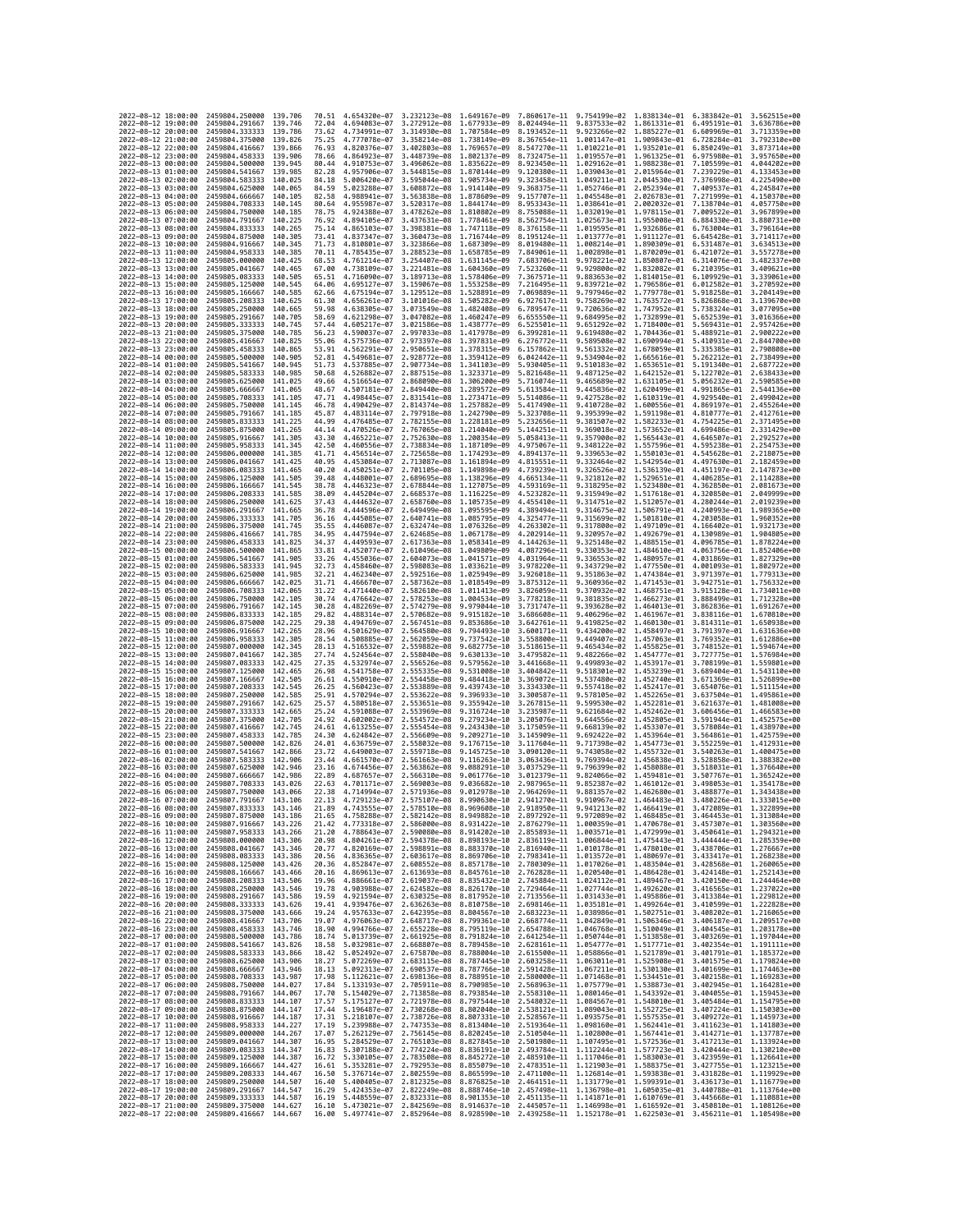```
2022-08-12 18:00:00  2459804.250000  139.706   70.51  4.654320e-07  3.232123e-08  1.649167e-09  7.860617e-11  9.754199e-02  1.838134e-01  6.383842e-01  3.562515e+00
2022-08-12 19:00:00  2459804.291667  139.746   72.04  4.694083e-07  3.272912e-08  1.677933e-09  8.024494e-11  9.837533e-02  1.861331e-01  6.495191e-01  3.636786e+00
2022-08-12 20:00:00  2459804.333333  139.786   73.62  4.734991e-07  3.314930e-08  1.707584e-09  8.193452e-11  9.923266e-02  1.885227e-01  6.609969e-01  3.713359e+00
2022-08-12 21:00:00  2459804.375000  139.826   75.25  4.777078e-07  3.358214e-08  1.738149e-09  8.367654e-11  1.001147e-01  1.909843e-01  6.728284e-01  3.792310e+00
2022-08-12 22:00:00  2459804.416667  139.866   76.93  4.820376e-07  3.402803e-08  1.769657e-09  8.547270e-11  1.010221e-01  1.935201e-01  6.850249e-01  3.873714e+00
2022-08-12 23:00:00  2459804.458333  139.906   78.66  4.864923e-07  3.448739e-08  1.802137e-09  8.732475e-11  1.019557e-01  1.961325e-01  6.975980e-01  3.957650e+00
2022-08-13 00:00:00  2459804.500000  139.945   80.44  4.910753e-07  3.496062e-08  1.835622e-09  8.923450e-11  1.029162e-01  1.988238e-01  7.105599e-01  4.044202e+00
2022-08-13 01:00:00  2459804.541667  139.985   82.28  4.957906e-07  3.544815e-08  1.870144e-09  9.120380e-11  1.039043e-01  2.015964e-01  7.239229e-01  4.133453e+00
2022-08-13 02:00:00  2459804.583333  140.025   84.18  5.006420e-07  3.595044e-08  1.905734e-09  9.323458e-11  1.049211e-01  2.044530e-01  7.376998e-01  4.225490e+00
2022-08-13 03:00:00  2459804.625000  140.065   84.59  5.023288e-07  3.608872e-08  1.914140e-09  9.368375e-11  1.052746e-01  2.052394e-01  7.409537e-01  4.245847e+00
2022-08-13 04:00:00  2459804.666667  140.105   82.58  4.988941e-07  3.563838e-08  1.878609e-09  9.157707e-11  1.045548e-01  2.026783e-01  7.271999e-01  4.150370e+00
2022-08-13 05:00:00  2459804.708333  140.145   80.64  4.955987e-07  3.520317e-08  1.844174e-09  8.953343e-11  1.038641e-01  2.002032e-01  7.138704e-01  4.057750e+00
2022-08-13 06:00:00  2459804.750000  140.185   78.75  4.924388e-07  3.478262e-08  1.810802e-09  8.755088e-11  1.032019e-01  1.978115e-01  7.009522e-01  3.967899e+00
2022-08-13 07:00:00  2459804.791667  140.225   76.92  4.894105e-07  3.437631e-08  1.778461e-09  8.562754e-11  1.025673e-01  1.955008e-01  6.884330e-01  3.880731e+00
2022-08-13 08:00:00  2459804.833333  140.265   75.14  4.865103e-07  3.398381e-08  1.747118e-09  8.376158e-11  1.019595e-01  1.932686e-01  6.763004e-01  3.796164e+00
2022-08-13 09:00:00  2459804.875000  140.305   73.41  4.837347e-07  3.360473e-08  1.716744e-09  8.195124e-11  1.013777e-01  1.911127e-01  6.645428e-01  3.714117e+00
2022-08-13 10:00:00  2459804.916667  140.345   71.73  4.810801e-07  3.323866e-08  1.687309e-09  8.019480e-11  1.008214e-01  1.890309e-01  6.531487e-01  3.634513e+00
2022-08-13 11:00:00  2459804.958333  140.385   70.11  4.785435e-07  3.288523e-08  1.658785e-09  7.849061e-11  1.002898e-01  1.870209e-01  6.421072e-01  3.557278e+00
2022-08-13 12:00:00  2459805.000000  140.425   68.53  4.761214e-07  3.254407e-08  1.631145e-09  7.683706e-11  9.978221e-02  1.850807e-01  6.314076e-01  3.482337e+00
2022-08-13 13:00:00  2459805.041667  140.465   67.00  4.738109e-07  3.221481e-08  1.604360e-09  7.523260e-11  9.929800e-02  1.832082e-01  6.210395e-01  3.409621e+00
2022-08-13 14:00:00  2459805.083333  140.505   65.51  4.716090e-07  3.189713e-08  1.578406e-09  7.367571e-11  9.883653e-02  1.814015e-01  6.109929e-01  3.339061e+00
2022-08-13 15:00:00  2459805.125000  140.545   64.06  4.695127e-07  3.159067e-08  1.553258e-09  7.216495e-11  9.839721e-02  1.796586e-01  6.012582e-01  3.270592e+00
2022-08-13 16:00:00  2459805.166667  140.585   62.66  4.675194e-07  3.129512e-08  1.528891e-09  7.069889e-11  9.797946e-02  1.779778e-01  5.918258e-01  3.204149e+00
2022-08-13 17:00:00  2459805.208333  140.625   61.30  4.656261e-07  3.101016e-08  1.505282e-09  6.927617e-11  9.758269e-02  1.763572e-01  5.826868e-01  3.139670e+00
2022-08-13 18:00:00  2459805.250000  140.665   59.98  4.638305e-07  3.073549e-08  1.482408e-09  6.789547e-11  9.720636e-02  1.747952e-01  5.738324e-01  3.077095e+00
2022-08-13 19:00:00  2459805.291667  140.705   58.69  4.621298e-07  3.047082e-08  1.460247e-09  6.655550e-11  9.684995e-02  1.732899e-01  5.652539e-01  3.016366e+00
2022-08-13 20:00:00  2459805.333333  140.745   57.44  4.605217e-07  3.021586e-08  1.438777e-09  6.525501e-11  9.651292e-02  1.718400e-01  5.569431e-01  2.957426e+00
2022-08-13 21:00:00  2459805.375000  140.785   56.23  4.590037e-07  2.997033e-08  1.417978e-09  6.399281e-11  9.619480e-02  1.704436e-01  5.488921e-01  2.900222e+00
2022-08-13 22:00:00  2459805.416667  140.825   55.06  4.575736e-07  2.973397e-08  1.397831e-09  6.276772e-11  9.589508e-02  1.690994e-01  5.410931e-01  2.844700e+00
2022-08-13 23:00:00  2459805.458333  140.865   53.91  4.562291e-07  2.950651e-08  1.378315e-09  6.157862e-11  9.561332e-02  1.678059e-01  5.335385e-01  2.790808e+00
2022-08-14 00:00:00  2459805.500000  140.905   52.81  4.549681e-07  2.928772e-08  1.359412e-09  6.042442e-11  9.534904e-02  1.665616e-01  5.262212e-01  2.738499e+00
2022-08-14 01:00:00  2459805.541667  140.945   51.73  4.537885e-07  2.907734e-08  1.341103e-09  5.930405e-11  9.510183e-02  1.653651e-01  5.191340e-01  2.687722e+00
2022-08-14 02:00:00  2459805.583333  140.985   50.68  4.526882e-07  2.887515e-08  1.323371e-09  5.821648e-11  9.487125e-02  1.642152e-01  5.122702e-01  2.638433e+00
2022-08-14 03:00:00  2459805.625000  141.025   49.66  4.516654e-07  2.868090e-08  1.306200e-09  5.716074e-11  9.465689e-02  1.631105e-01  5.056232e-01  2.590585e+00
2022-08-14 04:00:00  2459805.666667  141.065   48.67  4.507181e-07  2.849440e-08  1.289572e-09  5.613584e-11  9.445836e-02  1.620499e-01  4.991865e-01  2.544136e+00
2022-08-14 05:00:00  2459805.708333  141.105   47.71  4.498445e-07  2.831541e-08  1.273471e-09  5.514086e-11  9.427528e-02  1.610319e-01  4.929540e-01  2.499042e+00
2022-08-14 06:00:00  2459805.750000  141.145   46.78  4.490429e-07  2.814374e-08  1.257882e-09  5.417490e-11  9.410728e-02  1.600556e-01  4.869197e-01  2.455264e+00
2022-08-14 07:00:00  2459805.791667  141.185   45.87  4.483114e-07  2.797918e-08  1.242790e-09  5.323708e-11  9.395399e-02  1.591198e-01  4.810777e-01  2.412761e+00
2022-08-14 08:00:00  2459805.833333  141.225   44.99  4.476485e-07  2.782155e-08  1.228181e-09  5.232656e-11  9.381507e-02  1.582233e-01  4.754225e-01  2.371495e+00
2022-08-14 09:00:00  2459805.875000  141.265   44.14  4.470526e-07  2.767065e-08  1.214040e-09  5.144251e-11  9.369018e-02  1.573652e-01  4.699486e-01  2.331429e+00
2022-08-14 10:00:00  2459805.916667  141.305   43.30  4.465221e-07  2.752630e-08  1.200354e-09  5.058413e-11  9.357900e-02  1.565443e-01  4.646507e-01  2.292527e+00
2022-08-14 11:00:00  2459805.958333  141.345   42.50  4.460556e-07  2.738834e-08  1.187109e-09  4.975067e-11  9.348122e-02  1.557596e-01  4.595238e-01  2.254753e+00
2022-08-14 12:00:00  2459806.000000  141.385   41.71  4.456514e-07  2.725658e-08  1.174293e-09  4.894137e-11  9.339653e-02  1.550103e-01  4.545628e-01  2.218075e+00
2022-08-14 13:00:00  2459806.041667  141.425   40.95  4.453084e-07  2.713087e-08  1.161894e-09  4.815551e-11  9.332464e-02  1.542954e-01  4.497630e-01  2.182459e+00
2022-08-14 14:00:00  2459806.083333  141.465   40.20  4.450251e-07  2.701105e-08  1.149898e-09  4.739239e-11  9.326526e-02  1.536139e-01  4.451197e-01  2.147873e+00
2022-08-14 15:00:00  2459806.125000  141.505   39.48  4.448001e-07  2.689695e-08  1.138296e-09  4.665134e-11  9.321812e-02  1.529651e-01  4.406285e-01  2.114288e+00
2022-08-14 16:00:00  2459806.166667  141.545   38.78  4.446323e-07  2.678844e-08  1.127075e-09  4.593169e-11  9.318295e-02  1.523480e-01  4.362850e-01  2.081673e+00
2022-08-14 17:00:00  2459806.208333  141.585   38.09  4.445204e-07  2.668537e-08  1.116225e-09  4.523282e-11  9.315949e-02  1.517618e-01  4.320850e-01  2.049999e+00
2022-08-14 18:00:00  2459806.250000  141.625   37.43  4.444632e-07  2.658760e-08  1.105735e-09  4.455410e-11  9.314751e-02  1.512057e-01  4.280244e-01  2.019239e+00
2022-08-14 19:00:00  2459806.291667  141.665   36.78  4.444596e-07  2.649499e-08  1.095595e-09  4.389494e-11  9.314675e-02  1.506791e-01  4.240993e-01  1.989365e+00
2022-08-14 20:00:00  2459806.333333  141.705   36.15  4.445085e-07  2.640741e-08  1.085795e-09  4.325477e-11  9.315699e-02  1.501810e-01  4.203058e-01  1.960352e+00
2022-08-14 21:00:00  2459806.375000  141.745   35.55  4.446087e-07  2.632474e-08  1.076326e-09  4.263302e-11  9.317800e-02  1.497109e-01  4.166402e-01  1.932173e+00
2022-08-14 22:00:00  2459806.416667  141.785   34.95  4.447594e-07  2.624685e-08  1.067178e-09  4.202914e-11  9.320957e-02  1.492679e-01  4.130989e-01  1.904805e+00
2022-08-14 23:00:00  2459806.458333  141.825   34.37  4.449593e-07  2.617363e-08  1.058341e-09  4.144263e-11  9.325148e-02  1.488515e-01  4.096785e-01  1.878224e+00
2022-08-15 00:00:00  2459806.500000  141.865   33.81  4.452077e-07  2.610496e-08  1.049809e-09  4.087296e-11  9.330353e-02  1.484610e-01  4.063756e-01  1.852406e+00
2022-08-15 01:00:00  2459806.541667  141.905   33.26  4.455036e-07  2.604073e-08  1.041571e-09  4.031964e-11  9.336553e-02  1.480957e-01  4.031869e-01  1.827329e+00
2022-08-15 02:00:00  2459806.583333  141.945   32.73  4.458460e-07  2.598083e-08  1.033621e-09  3.978220e-11  9.343729e-02  1.477550e-01  4.001093e-01  1.802972e+00
2022-08-15 03:00:00  2459806.625000  141.985   32.21  4.462340e-07  2.592516e-08  1.025949e-09  3.926018e-11  9.351863e-02  1.474384e-01  3.971397e-01  1.779313e+00
2022-08-15 04:00:00  2459806.666667  142.025   31.71  4.466670e-07  2.587362e-08  1.018549e-09  3.875312e-11  9.360936e-02  1.471453e-01  3.942751e-01  1.756332e+00
2022-08-15 05:00:00  2459806.708333  142.065   31.22  4.471440e-07  2.582610e-08  1.011413e-09  3.826059e-11  9.370932e-02  1.468751e-01  3.915128e-01  1.734011e+00
2022-08-15 06:00:00  2459806.750000  142.105   30.74  4.476642e-07  2.578253e-08  1.004534e-09  3.778218e-11  9.381835e-02  1.466273e-01  3.888499e-01  1.712328e+00
2022-08-15 07:00:00  2459806.791667  142.145   30.28  4.482269e-07  2.574279e-08  9.979044e-10  3.731747e-11  9.393628e-02  1.464013e-01  3.862836e-01  1.691267e+00
2022-08-15 08:00:00  2459806.833333  142.185   29.82  4.488314e-07  2.570682e-08  9.915182e-10  3.686608e-11  9.406296e-02  1.461967e-01  3.838116e-01  1.670810e+00
2022-08-15 09:00:00  2459806.875000  142.225   29.38  4.494769e-07  2.567451e-08  9.853686e-10  3.642761e-11  9.419825e-02  1.460130e-01  3.814311e-01  1.650938e+00
2022-08-15 10:00:00  2459806.916667  142.265   28.96  4.501629e-07  2.564580e-08  9.794493e-10  3.600171e-11  9.434200e-02  1.458497e-01  3.791397e-01  1.631636e+00
2022-08-15 11:00:00  2459806.958333  142.305   28.54  4.508885e-07  2.562059e-08  9.737542e-10  3.558800e-11  9.449407e-02  1.457063e-01  3.769352e-01  1.612886e+00
2022-08-15 12:00:00  2459807.000000  142.345   28.13  4.516532e-07  2.559882e-08  9.682775e-10  3.518615e-11  9.465434e-02  1.455825e-01  3.748152e-01  1.594674e+00
2022-08-15 13:00:00  2459807.041667  142.385   27.74  4.524564e-07  2.558040e-08  9.630133e-10  3.479582e-11  9.482266e-02  1.454777e-01  3.727775e-01  1.576984e+00
2022-08-15 14:00:00  2459807.083333  142.425   27.35  4.532974e-07  2.556526e-08  9.579562e-10  3.441668e-11  9.499893e-02  1.453917e-01  3.708199e-01  1.559801e+00
2022-08-15 15:00:00  2459807.125000  142.465   26.98  4.541758e-07  2.555335e-08  9.531008e-10  3.404842e-11  9.518301e-02  1.453239e-01  3.689404e-01  1.543110e+00
2022-08-15 16:00:00  2459807.166667  142.505   26.61  4.550910e-07  2.554458e-08  9.484418e-10  3.369072e-11  9.537480e-02  1.452740e-01  3.671369e-01  1.526899e+00
2022-08-15 17:00:00  2459807.208333  142.545   26.26  4.560423e-07  2.553889e-08  9.439743e-10  3.334330e-11  9.557418e-02  1.452417e-01  3.654076e-01  1.511154e+00
2022-08-15 18:00:00  2459807.250000  142.585   25.91  4.570294e-07  2.553622e-08  9.396933e-10  3.300587e-11  9.578105e-02  1.452265e-01  3.637504e-01  1.495861e+00
2022-08-15 19:00:00  2459807.291667  142.625   25.57  4.580518e-07  2.553651e-08  9.355942e-10  3.267815e-11  9.599530e-02  1.452281e-01  3.621637e-01  1.481008e+00
2022-08-15 20:00:00  2459807.333333  142.665   25.24  4.591088e-07  2.553969e-08  9.316724e-10  3.235987e-11  9.621684e-02  1.452462e-01  3.606456e-01  1.466583e+00
2022-08-15 21:00:00  2459807.375000  142.705   24.92  4.602002e-07  2.554572e-08  9.279234e-10  3.205076e-11  9.644556e-02  1.452805e-01  3.591944e-01  1.452575e+00
2022-08-15 22:00:00  2459807.416667  142.745   24.61  4.613255e-07  2.555454e-08  9.243430e-10  3.175059e-11  9.668139e-02  1.453307e-01  3.578084e-01  1.438970e+00
2022-08-15 23:00:00  2459807.458333  142.785   24.30  4.624842e-07  2.556609e-08  9.209271e-10  3.145909e-11  9.692422e-02  1.453964e-01  3.564861e-01  1.425759e+00
2022-08-16 00:00:00  2459807.500000  142.826   24.01  4.636759e-07  2.558032e-08  9.176715e-10  3.117604e-11  9.717398e-02  1.454773e-01  3.552259e-01  1.412931e+00
2022-08-16 01:00:00  2459807.541667  142.866   23.72  4.649003e-07  2.559718e-08  9.145725e-10  3.090120e-11  9.743058e-02  1.455732e-01  3.540263e-01  1.400475e+00
2022-08-16 02:00:00  2459807.583333  142.906   23.44  4.661570e-07  2.561663e-08  9.116261e-10  3.063436e-11  9.769394e-02  1.456838e-01  3.528858e-01  1.388382e+00
2022-08-16 03:00:00  2459807.625000  142.946   23.16  4.674456e-07  2.563862e-08  9.088291e-10  3.037529e-11  9.796399e-02  1.458088e-01  3.518031e-01  1.376640e+00
2022-08-16 04:00:00  2459807.666667  142.986   22.89  4.687657e-07  2.566310e-08  9.061776e-10  3.012379e-11  9.824066e-02  1.459481e-01  3.507767e-01  1.365242e+00
2022-08-16 05:00:00  2459807.708333  143.026   22.63  4.701171e-07  2.569003e-08  9.036682e-10  2.987965e-11  9.852387e-02  1.461012e-01  3.498053e-01  1.354178e+00
2022-08-16 06:00:00  2459807.750000  143.066   22.38  4.714994e-07  2.571936e-08  9.012978e-10  2.964269e-11  9.881357e-02  1.462680e-01  3.488877e-01  1.343438e+00
2022-08-16 07:00:00  2459807.791667  143.106   22.13  4.729123e-07  2.575107e-08  8.990630e-10  2.941270e-11  9.910967e-02  1.464483e-01  3.480226e-01  1.333015e+00
2022-08-16 08:00:00  2459807.833333  143.146   21.89  4.743555e-07  2.578510e-08  8.969608e-10  2.918950e-11  9.941213e-02  1.466419e-01  3.472089e-01  1.322899e+00
2022-08-16 09:00:00  2459807.875000  143.186   21.65  4.758288e-07  2.582142e-08  8.949882e-10  2.897292e-11  9.972089e-02  1.468485e-01  3.464453e-01  1.313084e+00
2022-08-16 10:00:00  2459807.916667  143.226   21.42  4.773318e-07  2.586000e-08  8.931422e-10  2.876279e-11  1.000359e-01  1.470678e-01  3.457307e-01  1.303560e+00
2022-08-16 11:00:00  2459807.958333  143.266   21.20  4.788643e-07  2.590080e-08  8.914202e-10  2.855893e-11  1.003571e-01  1.472999e-01  3.450641e-01  1.294321e+00
2022-08-16 12:00:00  2459808.000000  143.306   20.98  4.804261e-07  2.594378e-08  8.898193e-10  2.836119e-11  1.006844e-01  1.475443e-01  3.444444e-01  1.285359e+00
2022-08-16 13:00:00  2459808.041667  143.346   20.77  4.820169e-07  2.598891e-08  8.883370e-10  2.816940e-11  1.010178e-01  1.478010e-01  3.438706e-01  1.276667e+00
2022-08-16 14:00:00  2459808.083333  143.386   20.56  4.836365e-07  2.603617e-08  8.869706e-10  2.798341e-11  1.013572e-01  1.480697e-01  3.433417e-01  1.268238e+00
2022-08-16 15:00:00  2459808.125000  143.426   20.36  4.852847e-07  2.608552e-08  8.857178e-10  2.780309e-11  1.017026e-01  1.483504e-01  3.428568e-01  1.260065e+00
2022-08-16 16:00:00  2459808.166667  143.466   20.16  4.869613e-07  2.613693e-08  8.845761e-10  2.762828e-11  1.020540e-01  1.486428e-01  3.424148e-01  1.252143e+00
2022-08-16 17:00:00  2459808.208333  143.506   19.96  4.886661e-07  2.619037e-08  8.835432e-10  2.745884e-11  1.024112e-01  1.489467e-01  3.420150e-01  1.244464e+00
2022-08-16 18:00:00  2459808.250000  143.546   19.78  4.903988e-07  2.624582e-08  8.826170e-10  2.729464e-11  1.027744e-01  1.492620e-01  3.416565e-01  1.237022e+00
2022-08-16 19:00:00  2459808.291667  143.586   19.59  4.921594e-07  2.630325e-08  8.817952e-10  2.713556e-11  1.031433e-01  1.495886e-01  3.413384e-01  1.229812e+00
2022-08-16 20:00:00  2459808.333333  143.626   19.41  4.939476e-07  2.636263e-08  8.810758e-10  2.698146e-11  1.035181e-01  1.499264e-01  3.410599e-01  1.222828e+00
2022-08-16 21:00:00  2459808.375000  143.666   19.24  4.957633e-07  2.642395e-08  8.804567e-10  2.683223e-11  1.038986e-01  1.502751e-01  3.408202e-01  1.216065e+00
2022-08-16 22:00:00  2459808.416667  143.706   19.07  4.976063e-07  2.648717e-08  8.799361e-10  2.668774e-11  1.042849e-01  1.506346e-01  3.406187e-01  1.209517e+00
2022-08-16 23:00:00  2459808.458333  143.746   18.90  4.994766e-07  2.655228e-08  8.795119e-10  2.654788e-11  1.046768e-01  1.510049e-01  3.404545e-01  1.203178e+00
2022-08-17 00:00:00  2459808.500000  143.786   18.74  5.013739e-07  2.661925e-08  8.791824e-10  2.641254e-11  1.050744e-01  1.513858e-01  3.403269e-01  1.197044e+00
2022-08-17 01:00:00  2459808.541667  143.826   18.58  5.032981e-07  2.668807e-08  8.789458e-10  2.628161e-11  1.054777e-01  1.517771e-01  3.402354e-01  1.191111e+00
2022-08-17 02:00:00  2459808.583333  143.866   18.42  5.052492e-07  2.675870e-08  8.788004e-10  2.615500e-11  1.058866e-01  1.521789e-01  3.401791e-01  1.185372e+00
2022-08-17 03:00:00  2459808.625000  143.906   18.27  5.072269e-07  2.683115e-08  8.787445e-10  2.603258e-11  1.063011e-01  1.525908e-01  3.401575e-01  1.179824e+00
2022-08-17 04:00:00  2459808.666667  143.946   18.13  5.092313e-07  2.690537e-08  8.787766e-10  2.591428e-11  1.067211e-01  1.530130e-01  3.401699e-01  1.174463e+00
2022-08-17 05:00:00  2459808.708333  143.987   17.98  5.112621e-07  2.698136e-08  8.788951e-10  2.580000e-11  1.071468e-01  1.534451e-01  3.402158e-01  1.169283e+00
2022-08-17 06:00:00  2459808.750000  144.027   17.84  5.133193e-07  2.705911e-08  8.790985e-10  2.568963e-11  1.075779e-01  1.538873e-01  3.402945e-01  1.164281e+00
2022-08-17 07:00:00  2459808.791667  144.067   17.70  5.154029e-07  2.713858e-08  8.793854e-10  2.558310e-11  1.080146e-01  1.543392e-01  3.404055e-01  1.159453e+00
2022-08-17 08:00:00  2459808.833333  144.107   17.57  5.175127e-07  2.721978e-08  8.797544e-10  2.548032e-11  1.084567e-01  1.548010e-01  3.405484e-01  1.154795e+00
2022-08-17 09:00:00  2459808.875000  144.147   17.44  5.196487e-07  2.730268e-08  8.802040e-10  2.538121e-11  1.089043e-01  1.552725e-01  3.407224e-01  1.150303e+00
2022-08-17 10:00:00  2459808.916667  144.187   17.31  5.218107e-07  2.738726e-08  8.807331e-10  2.528567e-11  1.093575e-01  1.557535e-01  3.409272e-01  1.145973e+00
2022-08-17 11:00:00  2459808.958333  144.227   17.19  5.239988e-07  2.747353e-08  8.813404e-10  2.519364e-11  1.098160e-01  1.562441e-01  3.411623e-01  1.141803e+00
2022-08-17 12:00:00  2459809.000000  144.267   17.07  5.262129e-07  2.756145e-08  8.820245e-10  2.510504e-11  1.102800e-01  1.567441e-01  3.414271e-01  1.137787e+00
2022-08-17 13:00:00  2459809.041667  144.307   16.95  5.284529e-07  2.765103e-08  8.827845e-10  2.501980e-11  1.107495e-01  1.572536e-01  3.417213e-01  1.133924e+00
2022-08-17 14:00:00  2459809.083333  144.347   16.83  5.307188e-07  2.774224e-08  8.836191e-10  2.493784e-11  1.112244e-01  1.577723e-01  3.420444e-01  1.130210e+00
2022-08-17 15:00:00  2459809.125000  144.387   16.72  5.330105e-07  2.783508e-08  8.845272e-10  2.485910e-11  1.117046e-01  1.583003e-01  3.423959e-01  1.126641e+00
2022-08-17 16:00:00  2459809.166667  144.427   16.61  5.353281e-07  2.792953e-08  8.855079e-10  2.478351e-11  1.121903e-01  1.588375e-01  3.427755e-01  1.123215e+00
2022-08-17 17:00:00  2459809.208333  144.467   16.50  5.376714e-07  2.802559e-08  8.865599e-10  2.471100e-11  1.126814e-01  1.593838e-01  3.431828e-01  1.119929e+00
2022-08-17 18:00:00  2459809.250000  144.507   16.40  5.400405e-07  2.812325e-08  8.876825e-10  2.464151e-11  1.131779e-01  1.599391e-01  3.436173e-01  1.116779e+00
2022-08-17 19:00:00  2459809.291667  144.547   16.29  5.424353e-07  2.822249e-08  8.888746e-10  2.457498e-11  1.136798e-01  1.605035e-01  3.440788e-01  1.113764e+00
2022-08-17 20:00:00  2459809.333333  144.587   16.19  5.448559e-07  2.832331e-08  8.901353e-10  2.451135e-11  1.141871e-01  1.610769e-01  3.445668e-01  1.110881e+00
2022-08-17 21:00:00  2459809.375000  144.627   16.10  5.473021e-07  2.842569e-08  8.914637e-10  2.445057e-11  1.146998e-01  1.616592e-01  3.450810e-01  1.108126e+00
2022-08-17 22:00:00  2459809.416667  144.667   16.00  5.497741e-07  2.852964e-08  8.928590e-10  2.439258e-11  1.152178e-01  1.622503e-01  3.456211e-01  1.105498e+00
```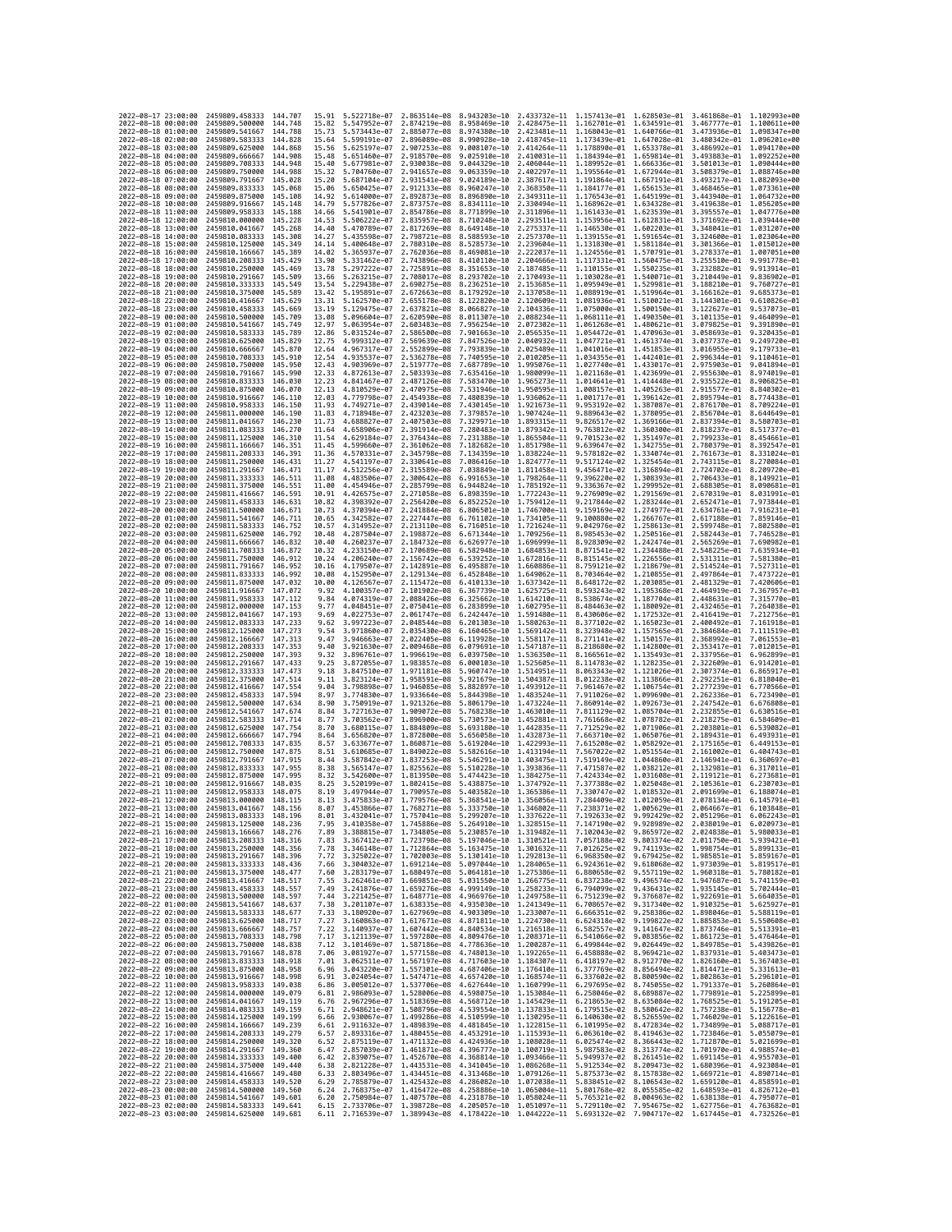| | | | | | | | | | | | |
|---|---|---|---|---|---|---|---|---|---|---|---|
| 2022-08-17 23:00:00 | 2459809.458333 | 144.707 | 15.91 | 5.522718e-07 | 2.863514e-08 | 8.943203e-10 | 2.433732e-11 | 1.157413e-01 | 1.628503e-01 | 3.461868e-01 | 1.102993e+00 |
| 2022-08-18 00:00:00 | 2459809.500000 | 144.748 | 15.82 | 5.547952e-07 | 2.874219e-08 | 8.958469e-10 | 2.428475e-11 | 1.162701e-01 | 1.634591e-01 | 3.467777e-01 | 1.100611e+00 |
| 2022-08-18 01:00:00 | 2459809.541667 | 144.788 | 15.73 | 5.573443e-07 | 2.885077e-08 | 8.974380e-10 | 2.423481e-11 | 1.168043e-01 | 1.640766e-01 | 3.473936e-01 | 1.098347e+00 |
| 2022-08-18 02:00:00 | 2459809.583333 | 144.828 | 15.64 | 5.599191e-07 | 2.896089e-08 | 8.990928e-10 | 2.418745e-11 | 1.173439e-01 | 1.647028e-01 | 3.480342e-01 | 1.096201e+00 |
| 2022-08-18 03:00:00 | 2459809.625000 | 144.868 | 15.56 | 5.625197e-07 | 2.907253e-08 | 9.008107e-10 | 2.414264e-11 | 1.178890e-01 | 1.653378e-01 | 3.486992e-01 | 1.094170e+00 |
| 2022-08-18 04:00:00 | 2459809.666667 | 144.908 | 15.48 | 5.651460e-07 | 2.918570e-08 | 9.025910e-10 | 2.410031e-11 | 1.184394e-01 | 1.659814e-01 | 3.493883e-01 | 1.092252e+00 |
| 2022-08-18 05:00:00 | 2459809.708333 | 144.948 | 15.40 | 5.677981e-07 | 2.930038e-08 | 9.044329e-10 | 2.406044e-11 | 1.189952e-01 | 1.666336e-01 | 3.501013e-01 | 1.090444e+00 |
| 2022-08-18 06:00:00 | 2459809.750000 | 144.988 | 15.32 | 5.704760e-07 | 2.941657e-08 | 9.063359e-10 | 2.402297e-11 | 1.195564e-01 | 1.672944e-01 | 3.508379e-01 | 1.088746e+00 |
| 2022-08-18 07:00:00 | 2459809.791667 | 145.028 | 15.20 | 5.687104e-07 | 2.931541e-08 | 9.024189e-10 | 2.387617e-11 | 1.191864e-01 | 1.667191e-01 | 3.493217e-01 | 1.082093e+00 |
| 2022-08-18 08:00:00 | 2459809.833333 | 145.068 | 15.06 | 5.650425e-07 | 2.912133e-08 | 8.960247e-10 | 2.368350e-11 | 1.184177e-01 | 1.656153e-01 | 3.468465e-01 | 1.073361e+00 |
| 2022-08-18 09:00:00 | 2459809.875000 | 145.108 | 14.92 | 5.614000e-07 | 2.892873e-08 | 8.896890e-10 | 2.349311e-11 | 1.176543e-01 | 1.645199e-01 | 3.443940e-01 | 1.064732e+00 |
| 2022-08-18 10:00:00 | 2459809.916667 | 145.148 | 14.79 | 5.577826e-07 | 2.873757e-08 | 8.834111e-10 | 2.330494e-11 | 1.168962e-01 | 1.634328e-01 | 3.419638e-01 | 1.056205e+00 |
| 2022-08-18 11:00:00 | 2459809.958333 | 145.188 | 14.66 | 5.541901e-07 | 2.854786e-08 | 8.771899e-10 | 2.311896e-11 | 1.161433e-01 | 1.623539e-01 | 3.395557e-01 | 1.047776e+00 |
| 2022-08-18 12:00:00 | 2459810.000000 | 145.228 | 14.53 | 5.506222e-07 | 2.835957e-08 | 8.710248e-10 | 2.293511e-11 | 1.153956e-01 | 1.612831e-01 | 3.371692e-01 | 1.039444e+00 |
| 2022-08-18 13:00:00 | 2459810.041667 | 145.268 | 14.40 | 5.470789e-07 | 2.817269e-08 | 8.649148e-10 | 2.275337e-11 | 1.146530e-01 | 1.602203e-01 | 3.348041e-01 | 1.031207e+00 |
| 2022-08-18 14:00:00 | 2459810.083333 | 145.308 | 14.27 | 5.435598e-07 | 2.798721e-08 | 8.588593e-10 | 2.257370e-11 | 1.139155e-01 | 1.591654e-01 | 3.324600e-01 | 1.023064e+00 |
| 2022-08-18 15:00:00 | 2459810.125000 | 145.349 | 14.14 | 5.400648e-07 | 2.780310e-08 | 8.528573e-10 | 2.239604e-11 | 1.131830e-01 | 1.581184e-01 | 3.301366e-01 | 1.015012e+00 |
| 2022-08-18 16:00:00 | 2459810.166667 | 145.389 | 14.02 | 5.365937e-07 | 2.762036e-08 | 8.469081e-10 | 2.222037e-11 | 1.124556e-01 | 1.570791e-01 | 3.278337e-01 | 1.007051e+00 |
| 2022-08-18 17:00:00 | 2459810.208333 | 145.429 | 13.90 | 5.331462e-07 | 2.743896e-08 | 8.410110e-10 | 2.204666e-11 | 1.117331e-01 | 1.560475e-01 | 3.255510e-01 | 9.991778e-01 |
| 2022-08-18 18:00:00 | 2459810.250000 | 145.469 | 13.78 | 5.297222e-07 | 2.725891e-08 | 8.351653e-10 | 2.187485e-11 | 1.110155e-01 | 1.550235e-01 | 3.232882e-01 | 9.913914e-01 |
| 2022-08-18 19:00:00 | 2459810.291667 | 145.509 | 13.66 | 5.263215e-07 | 2.708017e-08 | 8.293702e-10 | 2.170493e-11 | 1.103028e-01 | 1.540071e-01 | 3.210449e-01 | 9.836902e-01 |
| 2022-08-18 20:00:00 | 2459810.333333 | 145.549 | 13.54 | 5.229438e-07 | 2.690275e-08 | 8.236251e-10 | 2.153685e-11 | 1.095949e-01 | 1.529981e-01 | 3.188210e-01 | 9.760727e-01 |
| 2022-08-18 21:00:00 | 2459810.375000 | 145.589 | 13.42 | 5.195891e-07 | 2.672663e-08 | 8.179292e-10 | 2.137058e-11 | 1.088919e-01 | 1.519964e-01 | 3.166162e-01 | 9.685373e-01 |
| 2022-08-18 22:00:00 | 2459810.416667 | 145.629 | 13.31 | 5.162570e-07 | 2.655178e-08 | 8.122820e-10 | 2.120609e-11 | 1.081936e-01 | 1.510021e-01 | 3.144301e-01 | 9.610826e-01 |
| 2022-08-18 23:00:00 | 2459810.458333 | 145.669 | 13.19 | 5.129475e-07 | 2.637821e-08 | 8.066827e-10 | 2.104336e-11 | 1.075000e-01 | 1.500150e-01 | 3.122627e-01 | 9.537073e-01 |
| 2022-08-19 00:00:00 | 2459810.500000 | 145.709 | 13.08 | 5.096604e-07 | 2.620590e-08 | 8.011307e-10 | 2.088234e-11 | 1.068111e-01 | 1.490350e-01 | 3.101135e-01 | 9.464099e-01 |
| 2022-08-19 01:00:00 | 2459810.541667 | 145.749 | 12.97 | 5.063954e-07 | 2.603483e-08 | 7.956254e-10 | 2.072302e-11 | 1.061268e-01 | 1.480621e-01 | 3.079825e-01 | 9.391890e-01 |
| 2022-08-19 02:00:00 | 2459810.583333 | 145.789 | 12.86 | 5.031524e-07 | 2.586500e-08 | 7.901663e-10 | 2.056535e-11 | 1.054472e-01 | 1.470963e-01 | 3.058693e-01 | 9.320435e-01 |
| 2022-08-19 03:00:00 | 2459810.625000 | 145.829 | 12.75 | 4.999312e-07 | 2.569639e-08 | 7.847526e-10 | 2.040932e-11 | 1.047721e-01 | 1.461374e-01 | 3.037737e-01 | 9.249720e-01 |
| 2022-08-19 04:00:00 | 2459810.666667 | 145.870 | 12.64 | 4.967317e-07 | 2.552899e-08 | 7.793839e-10 | 2.025489e-11 | 1.041016e-01 | 1.451853e-01 | 3.016955e-01 | 9.179733e-01 |
| 2022-08-19 05:00:00 | 2459810.708333 | 145.910 | 12.54 | 4.935537e-07 | 2.536278e-08 | 7.740595e-10 | 2.010205e-11 | 1.034355e-01 | 1.442401e-01 | 2.996344e-01 | 9.110461e-01 |
| 2022-08-19 06:00:00 | 2459810.750000 | 145.950 | 12.43 | 4.903969e-07 | 2.519777e-08 | 7.687789e-10 | 1.995076e-11 | 1.027740e-01 | 1.433017e-01 | 2.975903e-01 | 9.041894e-01 |
| 2022-08-19 07:00:00 | 2459810.791667 | 145.990 | 12.33 | 4.872613e-07 | 2.503393e-08 | 7.635416e-10 | 1.980099e-11 | 1.021168e-01 | 1.423699e-01 | 2.955630e-01 | 8.974019e-01 |
| 2022-08-19 08:00:00 | 2459810.833333 | 146.030 | 12.23 | 4.841467e-07 | 2.487126e-08 | 7.583470e-10 | 1.965273e-11 | 1.014641e-01 | 1.414448e-01 | 2.935522e-01 | 8.906825e-01 |
| 2022-08-19 09:00:00 | 2459810.875000 | 146.070 | 12.13 | 4.810529e-07 | 2.470975e-08 | 7.531946e-10 | 1.950595e-11 | 1.008157e-01 | 1.405263e-01 | 2.915577e-01 | 8.840302e-01 |
| 2022-08-19 10:00:00 | 2459810.916667 | 146.110 | 12.03 | 4.779798e-07 | 2.454938e-08 | 7.480839e-10 | 1.936062e-11 | 1.001717e-01 | 1.396142e-01 | 2.895794e-01 | 8.774438e-01 |
| 2022-08-19 11:00:00 | 2459810.958333 | 146.150 | 11.93 | 4.749271e-07 | 2.439014e-08 | 7.430145e-10 | 1.921673e-11 | 9.953192e-02 | 1.387087e-01 | 2.876170e-01 | 8.709224e-01 |
| 2022-08-19 12:00:00 | 2459811.000000 | 146.190 | 11.83 | 4.718948e-07 | 2.423203e-08 | 7.379857e-10 | 1.907424e-11 | 9.889643e-02 | 1.378095e-01 | 2.856704e-01 | 8.644649e-01 |
| 2022-08-19 13:00:00 | 2459811.041667 | 146.230 | 11.73 | 4.688827e-07 | 2.407503e-08 | 7.329971e-10 | 1.893315e-11 | 9.826517e-02 | 1.369166e-01 | 2.837394e-01 | 8.580703e-01 |
| 2022-08-19 14:00:00 | 2459811.083333 | 146.270 | 11.64 | 4.658906e-07 | 2.391914e-08 | 7.280483e-10 | 1.879342e-11 | 9.763812e-02 | 1.360300e-01 | 2.818237e-01 | 8.517377e-01 |
| 2022-08-19 15:00:00 | 2459811.125000 | 146.310 | 11.54 | 4.629184e-07 | 2.376434e-08 | 7.231388e-10 | 1.865504e-11 | 9.701523e-02 | 1.351497e-01 | 2.799233e-01 | 8.454661e-01 |
| 2022-08-19 16:00:00 | 2459811.166667 | 146.351 | 11.45 | 4.599660e-07 | 2.361062e-08 | 7.182682e-10 | 1.851798e-11 | 9.639647e-02 | 1.342755e-01 | 2.780379e-01 | 8.392547e-01 |
| 2022-08-19 17:00:00 | 2459811.208333 | 146.391 | 11.36 | 4.570331e-07 | 2.345798e-08 | 7.134359e-10 | 1.838224e-11 | 9.578182e-02 | 1.334074e-01 | 2.761673e-01 | 8.331024e-01 |
| 2022-08-19 18:00:00 | 2459811.250000 | 146.431 | 11.27 | 4.541197e-07 | 2.330641e-08 | 7.086416e-10 | 1.824777e-11 | 9.517124e-02 | 1.325454e-01 | 2.743115e-01 | 8.270084e-01 |
| 2022-08-19 19:00:00 | 2459811.291667 | 146.471 | 11.17 | 4.512256e-07 | 2.315589e-08 | 7.038849e-10 | 1.811458e-11 | 9.456471e-02 | 1.316894e-01 | 2.724702e-01 | 8.209720e-01 |
| 2022-08-19 20:00:00 | 2459811.333333 | 146.511 | 11.08 | 4.483506e-07 | 2.300642e-08 | 6.991653e-10 | 1.798264e-11 | 9.396220e-02 | 1.308393e-01 | 2.706433e-01 | 8.149921e-01 |
| 2022-08-19 21:00:00 | 2459811.375000 | 146.551 | 11.00 | 4.454946e-07 | 2.285799e-08 | 6.944824e-10 | 1.785192e-11 | 9.336367e-02 | 1.299952e-01 | 2.688305e-01 | 8.090681e-01 |
| 2022-08-19 22:00:00 | 2459811.416667 | 146.591 | 10.91 | 4.426575e-07 | 2.271058e-08 | 6.898359e-10 | 1.772243e-11 | 9.276909e-02 | 1.291569e-01 | 2.670319e-01 | 8.031991e-01 |
| 2022-08-19 23:00:00 | 2459811.458333 | 146.631 | 10.82 | 4.398392e-07 | 2.256420e-08 | 6.852252e-10 | 1.759412e-11 | 9.217844e-02 | 1.283244e-01 | 2.652471e-01 | 7.973844e-01 |
| 2022-08-20 00:00:00 | 2459811.500000 | 146.671 | 10.73 | 4.370394e-07 | 2.241884e-08 | 6.806501e-10 | 1.746700e-11 | 9.159169e-02 | 1.274977e-01 | 2.634761e-01 | 7.916231e-01 |
| 2022-08-20 01:00:00 | 2459811.541667 | 146.711 | 10.65 | 4.342582e-07 | 2.227447e-08 | 6.761102e-10 | 1.734105e-11 | 9.100880e-02 | 1.266767e-01 | 2.617188e-01 | 7.859146e-01 |
| 2022-08-20 02:00:00 | 2459811.583333 | 146.752 | 10.57 | 4.314952e-07 | 2.213110e-08 | 6.716051e-10 | 1.721624e-11 | 9.042976e-02 | 1.258613e-01 | 2.599748e-01 | 7.802580e-01 |
| 2022-08-20 03:00:00 | 2459811.625000 | 146.792 | 10.48 | 4.287504e-07 | 2.198872e-08 | 6.671344e-10 | 1.709256e-11 | 8.985453e-02 | 1.250516e-01 | 2.582443e-01 | 7.746528e-01 |
| 2022-08-20 04:00:00 | 2459811.666667 | 146.832 | 10.40 | 4.260237e-07 | 2.184732e-08 | 6.626977e-10 | 1.696999e-11 | 8.928309e-02 | 1.242474e-01 | 2.565269e-01 | 7.690982e-01 |
| 2022-08-20 05:00:00 | 2459811.708333 | 146.872 | 10.32 | 4.233150e-07 | 2.170689e-08 | 6.582948e-10 | 1.684853e-11 | 8.871541e-02 | 1.234488e-01 | 2.548225e-01 | 7.635934e-01 |
| 2022-08-20 06:00:00 | 2459811.750000 | 146.912 | 10.24 | 4.206240e-07 | 2.156742e-08 | 6.539252e-10 | 1.672816e-11 | 8.815145e-02 | 1.226556e-01 | 2.531311e-01 | 7.581380e-01 |
| 2022-08-20 07:00:00 | 2459811.791667 | 146.952 | 10.16 | 4.179507e-07 | 2.142891e-08 | 6.495887e-10 | 1.660886e-11 | 8.759121e-02 | 1.218679e-01 | 2.514524e-01 | 7.527311e-01 |
| 2022-08-20 08:00:00 | 2459811.833333 | 146.992 | 10.08 | 4.152950e-07 | 2.129134e-08 | 6.452848e-10 | 1.649062e-11 | 8.703464e-02 | 1.210855e-01 | 2.497864e-01 | 7.473722e-01 |
| 2022-08-20 09:00:00 | 2459811.875000 | 147.032 | 10.00 | 4.126567e-07 | 2.115472e-08 | 6.410133e-10 | 1.637342e-11 | 8.648172e-02 | 1.203085e-01 | 2.481329e-01 | 7.420606e-01 |
| 2022-08-20 10:00:00 | 2459811.916667 | 147.072 | 9.92 | 4.100357e-07 | 2.101902e-08 | 6.367739e-10 | 1.625725e-11 | 8.593243e-02 | 1.195368e-01 | 2.464919e-01 | 7.367957e-01 |
| 2022-08-20 11:00:00 | 2459811.958333 | 147.112 | 9.84 | 4.074319e-07 | 2.088426e-08 | 6.325662e-10 | 1.614210e-11 | 8.538674e-02 | 1.187704e-01 | 2.448631e-01 | 7.315770e-01 |
| 2022-08-20 12:00:00 | 2459812.000000 | 147.153 | 9.77 | 4.048451e-07 | 2.075041e-08 | 6.283899e-10 | 1.602795e-11 | 8.484463e-02 | 1.180092e-01 | 2.432465e-01 | 7.264038e-01 |
| 2022-08-20 13:00:00 | 2459812.041667 | 147.193 | 9.69 | 4.022753e-07 | 2.061747e-08 | 6.242447e-10 | 1.591480e-11 | 8.430606e-02 | 1.172532e-01 | 2.416419e-01 | 7.212756e-01 |
| 2022-08-20 14:00:00 | 2459812.083333 | 147.233 | 9.62 | 3.997223e-07 | 2.048544e-08 | 6.201303e-10 | 1.580263e-11 | 8.377102e-02 | 1.165023e-01 | 2.400492e-01 | 7.161918e-01 |
| 2022-08-20 15:00:00 | 2459812.125000 | 147.273 | 9.54 | 3.971860e-07 | 2.035430e-08 | 6.160465e-10 | 1.569142e-11 | 8.323948e-02 | 1.157565e-01 | 2.384684e-01 | 7.111519e-01 |
| 2022-08-20 16:00:00 | 2459812.166667 | 147.313 | 9.47 | 3.946663e-07 | 2.022405e-08 | 6.119928e-10 | 1.558117e-11 | 8.271141e-02 | 1.150157e-01 | 2.368992e-01 | 7.061553e-01 |
| 2022-08-20 17:00:00 | 2459812.208333 | 147.353 | 9.40 | 3.921630e-07 | 2.009468e-08 | 6.079691e-10 | 1.547187e-11 | 8.218680e-02 | 1.142800e-01 | 2.353417e-01 | 7.012015e-01 |
| 2022-08-20 18:00:00 | 2459812.250000 | 147.393 | 9.32 | 3.896761e-07 | 1.996619e-08 | 6.039750e-10 | 1.536350e-11 | 8.166561e-02 | 1.135493e-01 | 2.337956e-01 | 6.962899e-01 |
| 2022-08-20 19:00:00 | 2459812.291667 | 147.433 | 9.25 | 3.872055e-07 | 1.983857e-08 | 6.000103e-10 | 1.525605e-11 | 8.114783e-02 | 1.128235e-01 | 2.322609e-01 | 6.914201e-01 |
| 2022-08-20 20:00:00 | 2459812.333333 | 147.473 | 9.18 | 3.847510e-07 | 1.971181e-08 | 5.960747e-10 | 1.514951e-11 | 8.063343e-02 | 1.121026e-01 | 2.307374e-01 | 6.865917e-01 |
| 2022-08-20 21:00:00 | 2459812.375000 | 147.514 | 9.11 | 3.823124e-07 | 1.958591e-08 | 5.921679e-10 | 1.504387e-11 | 8.012238e-02 | 1.113866e-01 | 2.292251e-01 | 6.818040e-01 |
| 2022-08-20 22:00:00 | 2459812.416667 | 147.554 | 9.04 | 3.798898e-07 | 1.946085e-08 | 5.882897e-10 | 1.493912e-11 | 7.961467e-02 | 1.106754e-01 | 2.277239e-01 | 6.770566e-01 |
| 2022-08-20 23:00:00 | 2459812.458333 | 147.594 | 8.97 | 3.774830e-07 | 1.933664e-08 | 5.844398e-10 | 1.483524e-11 | 7.911026e-02 | 1.099690e-01 | 2.262336e-01 | 6.723490e-01 |
| 2022-08-21 00:00:00 | 2459812.500000 | 147.634 | 8.90 | 3.750919e-07 | 1.921326e-08 | 5.806179e-10 | 1.473224e-11 | 7.860914e-02 | 1.092673e-01 | 2.247542e-01 | 6.676808e-01 |
| 2022-08-21 01:00:00 | 2459812.541667 | 147.674 | 8.84 | 3.727163e-07 | 1.909072e-08 | 5.768238e-10 | 1.463010e-11 | 7.811129e-02 | 1.085704e-01 | 2.232855e-01 | 6.630516e-01 |
| 2022-08-21 02:00:00 | 2459812.583333 | 147.714 | 8.77 | 3.703562e-07 | 1.896900e-08 | 5.730573e-10 | 1.452881e-11 | 7.761668e-02 | 1.078782e-01 | 2.218275e-01 | 6.584609e-01 |
| 2022-08-21 03:00:00 | 2459812.625000 | 147.754 | 8.70 | 3.680115e-07 | 1.884809e-08 | 5.693180e-10 | 1.442835e-11 | 7.712529e-02 | 1.071906e-01 | 2.203801e-01 | 6.539082e-01 |
| 2022-08-21 04:00:00 | 2459812.666667 | 147.794 | 8.64 | 3.656820e-07 | 1.872800e-08 | 5.656058e-10 | 1.432873e-11 | 7.663710e-02 | 1.065076e-01 | 2.189431e-01 | 6.493931e-01 |
| 2022-08-21 05:00:00 | 2459812.708333 | 147.835 | 8.57 | 3.633677e-07 | 1.860871e-08 | 5.619204e-10 | 1.422993e-11 | 7.615208e-02 | 1.058292e-01 | 2.175165e-01 | 6.449153e-01 |
| 2022-08-21 06:00:00 | 2459812.750000 | 147.875 | 8.51 | 3.610685e-07 | 1.849022e-08 | 5.582616e-10 | 1.413194e-11 | 7.567022e-02 | 1.051554e-01 | 2.161002e-01 | 6.404743e-01 |
| 2022-08-21 07:00:00 | 2459812.791667 | 147.915 | 8.44 | 3.587842e-07 | 1.837253e-08 | 5.546291e-10 | 1.403475e-11 | 7.519149e-02 | 1.044860e-01 | 2.146941e-01 | 6.360697e-01 |
| 2022-08-21 08:00:00 | 2459812.833333 | 147.955 | 8.38 | 3.565147e-07 | 1.825562e-08 | 5.510228e-10 | 1.393836e-11 | 7.471587e-02 | 1.038212e-01 | 2.132981e-01 | 6.317011e-01 |
| 2022-08-21 09:00:00 | 2459812.875000 | 147.995 | 8.32 | 3.542600e-07 | 1.813950e-08 | 5.474423e-10 | 1.384275e-11 | 7.424334e-02 | 1.031608e-01 | 2.119121e-01 | 6.273681e-01 |
| 2022-08-21 10:00:00 | 2459812.916667 | 148.035 | 8.25 | 3.520199e-07 | 1.802415e-08 | 5.438875e-10 | 1.374792e-11 | 7.377388e-02 | 1.025048e-01 | 2.105361e-01 | 6.230703e-01 |
| 2022-08-21 11:00:00 | 2459812.958333 | 148.075 | 8.19 | 3.497944e-07 | 1.790957e-08 | 5.403582e-10 | 1.365386e-11 | 7.330747e-02 | 1.018532e-01 | 2.091699e-01 | 6.188074e-01 |
| 2022-08-21 12:00:00 | 2459813.000000 | 148.115 | 8.13 | 3.475833e-07 | 1.779576e-08 | 5.368541e-10 | 1.356056e-11 | 7.284409e-02 | 1.012059e-01 | 2.078134e-01 | 6.145791e-01 |
| 2022-08-21 13:00:00 | 2459813.041667 | 148.156 | 8.07 | 3.453866e-07 | 1.768271e-08 | 5.333750e-10 | 1.346802e-11 | 7.238371e-02 | 1.005629e-01 | 2.064667e-01 | 6.103848e-01 |
| 2022-08-21 14:00:00 | 2459813.083333 | 148.196 | 8.01 | 3.432041e-07 | 1.757041e-08 | 5.299207e-10 | 1.337622e-11 | 7.192633e-02 | 9.992429e-02 | 2.051296e-01 | 6.062243e-01 |
| 2022-08-21 15:00:00 | 2459813.125000 | 148.236 | 7.95 | 3.410358e-07 | 1.745886e-08 | 5.264910e-10 | 1.328515e-11 | 7.147190e-02 | 9.928989e-02 | 2.038019e-01 | 6.020973e-01 |
| 2022-08-21 16:00:00 | 2459813.166667 | 148.276 | 7.89 | 3.388815e-07 | 1.734805e-08 | 5.230857e-10 | 1.319482e-11 | 7.102043e-02 | 9.865972e-02 | 2.024838e-01 | 5.980033e-01 |
| 2022-08-21 17:00:00 | 2459813.208333 | 148.316 | 7.83 | 3.367412e-07 | 1.723798e-08 | 5.197046e-10 | 1.310521e-11 | 7.057188e-02 | 9.803374e-02 | 2.011750e-01 | 5.939421e-01 |
| 2022-08-21 18:00:00 | 2459813.250000 | 148.356 | 7.78 | 3.346148e-07 | 1.712864e-08 | 5.163475e-10 | 1.301632e-11 | 7.012625e-02 | 9.741193e-02 | 1.998754e-01 | 5.899133e-01 |
| 2022-08-21 19:00:00 | 2459813.291667 | 148.396 | 7.72 | 3.325022e-07 | 1.702003e-08 | 5.130141e-10 | 1.292813e-11 | 6.968350e-02 | 9.679425e-02 | 1.985851e-01 | 5.859167e-01 |
| 2022-08-21 20:00:00 | 2459813.333333 | 148.436 | 7.66 | 3.304032e-07 | 1.691214e-08 | 5.097044e-10 | 1.284065e-11 | 6.924361e-02 | 9.618068e-02 | 1.973039e-01 | 5.819517e-01 |
| 2022-08-21 21:00:00 | 2459813.375000 | 148.477 | 7.60 | 3.283179e-07 | 1.680497e-08 | 5.064181e-10 | 1.275386e-11 | 6.880658e-02 | 9.557119e-02 | 1.960318e-01 | 5.780182e-01 |
| 2022-08-21 22:00:00 | 2459813.416667 | 148.517 | 7.55 | 3.262461e-07 | 1.669851e-08 | 5.031550e-10 | 1.266775e-11 | 6.837238e-02 | 9.496574e-02 | 1.947687e-01 | 5.741159e-01 |
| 2022-08-21 23:00:00 | 2459813.458333 | 148.557 | 7.49 | 3.241876e-07 | 1.659276e-08 | 4.999149e-10 | 1.258233e-11 | 6.794099e-02 | 9.436431e-02 | 1.935145e-01 | 5.702444e-01 |
| 2022-08-22 00:00:00 | 2459813.500000 | 148.597 | 7.44 | 3.221425e-07 | 1.648771e-08 | 4.966976e-10 | 1.249758e-11 | 6.751239e-02 | 9.376687e-02 | 1.922691e-01 | 5.664035e-01 |
| 2022-08-22 01:00:00 | 2459813.541667 | 148.637 | 7.38 | 3.201107e-07 | 1.638335e-08 | 4.935030e-10 | 1.241349e-11 | 6.708657e-02 | 9.317340e-02 | 1.910325e-01 | 5.625927e-01 |
| 2022-08-22 02:00:00 | 2459813.583333 | 148.677 | 7.33 | 3.180920e-07 | 1.627969e-08 | 4.903309e-10 | 1.233007e-11 | 6.666351e-02 | 9.258386e-02 | 1.898046e-01 | 5.588119e-01 |
| 2022-08-22 03:00:00 | 2459813.625000 | 148.717 | 7.27 | 3.160863e-07 | 1.617671e-08 | 4.871811e-10 | 1.224730e-11 | 6.624318e-02 | 9.199822e-02 | 1.885853e-01 | 5.550608e-01 |
| 2022-08-22 04:00:00 | 2459813.666667 | 148.757 | 7.22 | 3.140937e-07 | 1.607442e-08 | 4.840534e-10 | 1.216518e-11 | 6.582557e-02 | 9.141647e-02 | 1.873746e-01 | 5.513391e-01 |
| 2022-08-22 05:00:00 | 2459813.708333 | 148.798 | 7.17 | 3.121139e-07 | 1.597280e-08 | 4.809476e-10 | 1.208371e-11 | 6.541066e-02 | 9.083856e-02 | 1.861723e-01 | 5.476464e-01 |
| 2022-08-22 06:00:00 | 2459813.750000 | 148.838 | 7.12 | 3.101469e-07 | 1.587186e-08 | 4.778636e-10 | 1.200287e-11 | 6.499844e-02 | 9.026449e-02 | 1.849785e-01 | 5.439826e-01 |
| 2022-08-22 07:00:00 | 2459813.791667 | 148.878 | 7.06 | 3.081927e-07 | 1.577158e-08 | 4.748013e-10 | 1.192265e-11 | 6.458888e-02 | 8.969421e-02 | 1.837931e-01 | 5.403473e-01 |
| 2022-08-22 08:00:00 | 2459813.833333 | 148.918 | 7.01 | 3.062511e-07 | 1.567197e-08 | 4.717603e-10 | 1.184307e-11 | 6.418197e-02 | 8.912770e-02 | 1.826160e-01 | 5.367403e-01 |
| 2022-08-22 09:00:00 | 2459813.875000 | 148.958 | 6.96 | 3.043220e-07 | 1.557301e-08 | 4.687406e-10 | 1.176410e-11 | 6.377769e-02 | 8.856494e-02 | 1.814471e-01 | 5.331613e-01 |
| 2022-08-22 10:00:00 | 2459813.916667 | 148.998 | 6.91 | 3.024054e-07 | 1.547471e-08 | 4.657420e-10 | 1.168574e-11 | 6.337602e-02 | 8.800590e-02 | 1.802863e-01 | 5.296101e-01 |
| 2022-08-22 11:00:00 | 2459813.958333 | 149.038 | 6.86 | 3.005012e-07 | 1.537706e-08 | 4.627644e-10 | 1.160799e-11 | 6.297695e-02 | 8.745055e-02 | 1.791337e-01 | 5.260864e-01 |
| 2022-08-22 12:00:00 | 2459814.000000 | 149.079 | 6.81 | 2.986093e-07 | 1.528006e-08 | 4.598075e-10 | 1.153084e-11 | 6.258046e-02 | 8.689887e-02 | 1.779891e-01 | 5.225899e-01 |
| 2022-08-22 13:00:00 | 2459814.041667 | 149.119 | 6.76 | 2.967296e-07 | 1.518369e-08 | 4.568712e-10 | 1.145429e-11 | 6.218653e-02 | 8.635084e-02 | 1.768525e-01 | 5.191205e-01 |
| 2022-08-22 14:00:00 | 2459814.083333 | 149.159 | 6.71 | 2.948621e-07 | 1.508796e-08 | 4.539554e-10 | 1.137833e-11 | 6.179515e-02 | 8.580642e-02 | 1.757238e-01 | 5.156778e-01 |
| 2022-08-22 15:00:00 | 2459814.125000 | 149.199 | 6.66 | 2.930067e-07 | 1.499286e-08 | 4.510599e-10 | 1.130295e-11 | 6.140630e-02 | 8.526559e-02 | 1.746029e-01 | 5.122616e-01 |
| 2022-08-22 16:00:00 | 2459814.166667 | 149.239 | 6.61 | 2.911632e-07 | 1.489839e-08 | 4.481845e-10 | 1.122815e-11 | 6.101995e-02 | 8.472834e-02 | 1.734899e-01 | 5.088717e-01 |
| 2022-08-22 17:00:00 | 2459814.208333 | 149.279 | 6.57 | 2.893316e-07 | 1.480455e-08 | 4.453291e-10 | 1.115393e-11 | 6.063610e-02 | 8.419463e-02 | 1.723846e-01 | 5.055079e-01 |
| 2022-08-22 18:00:00 | 2459814.250000 | 149.320 | 6.52 | 2.875119e-07 | 1.471132e-08 | 4.424936e-10 | 1.108028e-11 | 6.025474e-02 | 8.366443e-02 | 1.712870e-01 | 5.021699e-01 |
| 2022-08-22 19:00:00 | 2459814.291667 | 149.360 | 6.47 | 2.857039e-07 | 1.461871e-08 | 4.396777e-10 | 1.100719e-11 | 5.987583e-02 | 8.313774e-02 | 1.701970e-01 | 4.988574e-01 |
| 2022-08-22 20:00:00 | 2459814.333333 | 149.400 | 6.42 | 2.839075e-07 | 1.452670e-08 | 4.368814e-10 | 1.093466e-11 | 5.949937e-02 | 8.261451e-02 | 1.691145e-01 | 4.955703e-01 |
| 2022-08-22 21:00:00 | 2459814.375000 | 149.440 | 6.38 | 2.821228e-07 | 1.443531e-08 | 4.341045e-10 | 1.086268e-11 | 5.912534e-02 | 8.209473e-02 | 1.680396e-01 | 4.923084e-01 |
| 2022-08-22 22:00:00 | 2459814.416667 | 149.480 | 6.33 | 2.803496e-07 | 1.434451e-08 | 4.313468e-10 | 1.079126e-11 | 5.875373e-02 | 8.157838e-02 | 1.669721e-01 | 4.890714e-01 |
| 2022-08-22 23:00:00 | 2459814.458333 | 149.520 | 6.29 | 2.785879e-07 | 1.425432e-08 | 4.286082e-10 | 1.072038e-11 | 5.838451e-02 | 8.106543e-02 | 1.659120e-01 | 4.858591e-01 |
| 2022-08-23 00:00:00 | 2459814.500000 | 149.560 | 6.24 | 2.768375e-07 | 1.416472e-08 | 4.258886e-10 | 1.065004e-11 | 5.801768e-02 | 8.055585e-02 | 1.648593e-01 | 4.826712e-01 |
| 2022-08-23 01:00:00 | 2459814.541667 | 149.601 | 6.20 | 2.750984e-07 | 1.407570e-08 | 4.231878e-10 | 1.058024e-11 | 5.765321e-02 | 8.004963e-02 | 1.638138e-01 | 4.795077e-01 |
| 2022-08-23 02:00:00 | 2459814.583333 | 149.641 | 6.15 | 2.733706e-07 | 1.398728e-08 | 4.205057e-10 | 1.051097e-11 | 5.729110e-02 | 7.954675e-02 | 1.627756e-01 | 4.763682e-01 |
| 2022-08-23 03:00:00 | 2459814.625000 | 149.681 | 6.11 | 2.716539e-07 | 1.389943e-08 | 4.178422e-10 | 1.044222e-11 | 5.693132e-02 | 7.904717e-02 | 1.617445e-01 | 4.732526e-01 |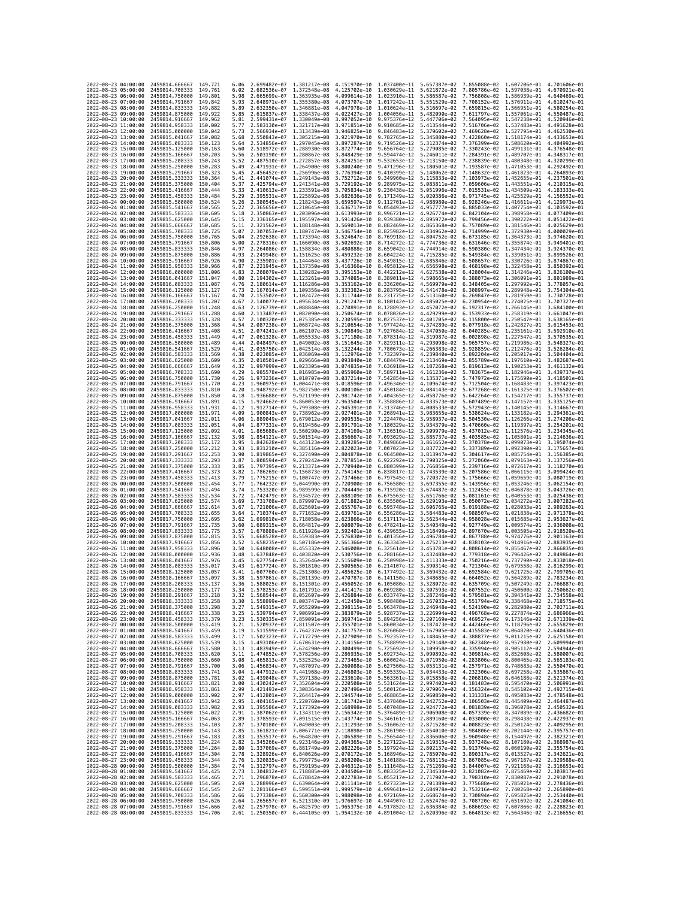| | | | | | | | | | | | |
|---|---|---|---|---|---|---|---|---|---|---|---|
| 2022-08-23 04:00:00 | 2459814.666667 | 149.721 | 6.06 | 2.699482e-07 | 1.381217e-08 | 4.151970e-10 | 1.037400e-11 | 5.657387e-02 | 7.855088e-02 | 1.607206e-01 | 4.701606e-01 |
| 2022-08-23 05:00:00 | 2459814.708333 | 149.761 | 6.02 | 2.682536e-07 | 1.372548e-08 | 4.125702e-10 | 1.030629e-11 | 5.621872e-02 | 7.805786e-02 | 1.597038e-01 | 4.670921e-01 |
| 2022-08-23 06:00:00 | 2459814.750000 | 149.801 | 5.98 | 2.665699e-07 | 1.363935e-08 | 4.099614e-10 | 1.023910e-11 | 5.586587e-02 | 7.756808e-02 | 1.586939e-01 | 4.640469e-01 |
| 2022-08-23 07:00:00 | 2459814.791667 | 149.842 | 5.93 | 2.648971e-07 | 1.355380e-08 | 4.073707e-10 | 1.017242e-11 | 5.551529e-02 | 7.708152e-02 | 1.576911e-01 | 4.610247e-01 |
| 2022-08-23 08:00:00 | 2459814.833333 | 149.882 | 5.89 | 2.632350e-07 | 1.346881e-08 | 4.047978e-10 | 1.010624e-11 | 5.516697e-02 | 7.659815e-02 | 1.566951e-01 | 4.580254e-01 |
| 2022-08-23 09:00:00 | 2459814.875000 | 149.922 | 5.85 | 2.615837e-07 | 1.338437e-08 | 4.022427e-10 | 1.004056e-11 | 5.482090e-02 | 7.611797e-02 | 1.557061e-01 | 4.550487e-01 |
| 2022-08-23 10:00:00 | 2459814.916667 | 149.962 | 5.81 | 2.599431e-07 | 1.330049e-08 | 3.997052e-10 | 9.975376e-12 | 5.447706e-02 | 7.564095e-02 | 1.547238e-01 | 4.520946e-01 |
| 2022-08-23 11:00:00 | 2459814.958333 | 150.002 | 5.77 | 2.583130e-07 | 1.321717e-08 | 3.971851e-10 | 9.910685e-12 | 5.413544e-02 | 7.516706e-02 | 1.537483e-01 | 4.491628e-01 |
| 2022-08-23 12:00:00 | 2459815.000000 | 150.042 | 5.73 | 2.566934e-07 | 1.313439e-08 | 3.946825e-10 | 9.846483e-12 | 5.379602e-02 | 7.469628e-02 | 1.527795e-01 | 4.462530e-01 |
| 2022-08-23 13:00:00 | 2459815.041667 | 150.082 | 5.68 | 2.550843e-07 | 1.305215e-08 | 3.921970e-10 | 9.782765e-12 | 5.345880e-02 | 7.422860e-02 | 1.518174e-01 | 4.433653e-01 |
| 2022-08-23 14:00:00 | 2459815.083333 | 150.123 | 5.64 | 2.534856e-07 | 1.297045e-08 | 3.897287e-10 | 9.719526e-12 | 5.312374e-02 | 7.376399e-02 | 1.508620e-01 | 4.404992e-01 |
| 2022-08-23 15:00:00 | 2459815.125000 | 150.163 | 5.60 | 2.518972e-07 | 1.288930e-08 | 3.872774e-10 | 9.656764e-12 | 5.279085e-02 | 7.330243e-02 | 1.499131e-01 | 4.376548e-01 |
| 2022-08-23 16:00:00 | 2459815.166667 | 150.203 | 5.56 | 2.503190e-07 | 1.280867e-08 | 3.848429e-10 | 9.594474e-12 | 5.246011e-02 | 7.284391e-02 | 1.489707e-01 | 4.348317e-01 |
| 2022-08-23 17:00:00 | 2459815.208333 | 150.243 | 5.52 | 2.487510e-07 | 1.272857e-08 | 3.824251e-10 | 9.532653e-12 | 5.213150e-02 | 7.238839e-02 | 1.480348e-01 | 4.320299e-01 |
| 2022-08-23 18:00:00 | 2459815.250000 | 150.283 | 5.49 | 2.471931e-07 | 1.264900e-08 | 3.800240e-10 | 9.471296e-12 | 5.180501e-02 | 7.193587e-02 | 1.471053e-01 | 4.292492e-01 |
| 2022-08-23 19:00:00 | 2459815.291667 | 150.323 | 5.45 | 2.456452e-07 | 1.256996e-08 | 3.776394e-10 | 9.410399e-12 | 5.148062e-02 | 7.148632e-02 | 1.461823e-01 | 4.264893e-01 |
| 2022-08-23 20:00:00 | 2459815.333333 | 150.364 | 5.41 | 2.441074e-07 | 1.249143e-08 | 3.752712e-10 | 9.349960e-12 | 5.115833e-02 | 7.103973e-02 | 1.452655e-01 | 4.237501e-01 |
| 2022-08-23 21:00:00 | 2459815.375000 | 150.404 | 5.37 | 2.425794e-07 | 1.241341e-08 | 3.729192e-10 | 9.289975e-12 | 5.083811e-02 | 7.059606e-02 | 1.443551e-01 | 4.210315e-01 |
| 2022-08-23 22:00:00 | 2459815.416667 | 150.444 | 5.33 | 2.410613e-07 | 1.233591e-08 | 3.705834e-10 | 9.230438e-12 | 5.051996e-02 | 7.015531e-02 | 1.434509e-01 | 4.183333e-01 |
| 2022-08-23 23:00:00 | 2459815.458333 | 150.484 | 5.29 | 2.395531e-07 | 1.225892e-08 | 3.682636e-10 | 9.171349e-12 | 5.020386e-02 | 6.971745e-02 | 1.425529e-01 | 4.156552e-01 |
| 2022-08-24 00:00:00 | 2459815.500000 | 150.524 | 5.26 | 2.380545e-07 | 1.218243e-08 | 3.659597e-10 | 9.112701e-12 | 4.988980e-02 | 6.928246e-02 | 1.416611e-01 | 4.129973e-01 |
| 2022-08-24 01:00:00 | 2459815.541667 | 150.565 | 5.22 | 2.365656e-07 | 1.210645e-08 | 3.636717e-10 | 9.054493e-12 | 4.957777e-02 | 6.885033e-02 | 1.407754e-01 | 4.103592e-01 |
| 2022-08-24 02:00:00 | 2459815.583333 | 150.605 | 5.18 | 2.350863e-07 | 1.203096e-08 | 3.613993e-10 | 8.996721e-12 | 4.926774e-02 | 6.842104e-02 | 1.398958e-01 | 4.077409e-01 |
| 2022-08-24 03:00:00 | 2459815.625000 | 150.645 | 5.15 | 2.336165e-07 | 1.195597e-08 | 3.591426e-10 | 8.939380e-12 | 4.895972e-02 | 6.799456e-02 | 1.390222e-01 | 4.051422e-01 |
| 2022-08-24 04:00:00 | 2459815.666667 | 150.685 | 5.11 | 2.321562e-07 | 1.188148e-08 | 3.569013e-10 | 8.882469e-12 | 4.865368e-02 | 6.757089e-02 | 1.381546e-01 | 4.025629e-01 |
| 2022-08-24 05:00:00 | 2459815.708333 | 150.725 | 5.07 | 2.307053e-07 | 1.180747e-08 | 3.546754e-10 | 8.825982e-12 | 4.834962e-02 | 6.714999e-02 | 1.372930e-01 | 4.000029e-01 |
| 2022-08-24 06:00:00 | 2459815.750000 | 150.765 | 5.04 | 2.292638e-07 | 1.173394e-08 | 3.524647e-10 | 8.769918e-12 | 4.804752e-02 | 6.673185e-02 | 1.364373e-01 | 3.974620e-01 |
| 2022-08-24 07:00:00 | 2459815.791667 | 150.806 | 5.00 | 2.278316e-07 | 1.166090e-08 | 3.502692e-10 | 8.714272e-12 | 4.774736e-02 | 6.631646e-02 | 1.355874e-01 | 3.949401e-01 |
| 2022-08-24 08:00:00 | 2459815.833333 | 150.846 | 4.97 | 2.264086e-07 | 1.158834e-08 | 3.480888e-10 | 8.659042e-12 | 4.744914e-02 | 6.590380e-02 | 1.347434e-01 | 3.924370e-01 |
| 2022-08-24 09:00:00 | 2459815.875000 | 150.886 | 4.93 | 2.249948e-07 | 1.151625e-08 | 3.459232e-10 | 8.604224e-12 | 4.715285e-02 | 6.549384e-02 | 1.339051e-01 | 3.899526e-01 |
| 2022-08-24 10:00:00 | 2459815.916667 | 150.926 | 4.90 | 2.235901e-07 | 1.144464e-08 | 3.437726e-10 | 8.549815e-12 | 4.685846e-02 | 6.508657e-02 | 1.330726e-01 | 3.874867e-01 |
| 2022-08-24 11:00:00 | 2459815.958333 | 150.966 | 4.87 | 2.221945e-07 | 1.137350e-08 | 3.416366e-10 | 8.495812e-12 | 4.656598e-02 | 6.468198e-02 | 1.322458e-01 | 3.850392e-01 |
| 2022-08-24 12:00:00 | 2459816.000000 | 151.006 | 4.83 | 2.208079e-07 | 1.130282e-08 | 3.395153e-10 | 8.442212e-12 | 4.627538e-02 | 6.428004e-02 | 1.314246e-01 | 3.826100e-01 |
| 2022-08-24 13:00:00 | 2459816.041667 | 151.047 | 4.80 | 2.194302e-07 | 1.123261e-08 | 3.374085e-10 | 8.389011e-12 | 4.598665e-02 | 6.388073e-02 | 1.306091e-01 | 3.801989e-01 |
| 2022-08-24 14:00:00 | 2459816.083333 | 151.087 | 4.76 | 2.180614e-07 | 1.116286e-08 | 3.353162e-10 | 8.336206e-12 | 4.569979e-02 | 6.348405e-02 | 1.297992e-01 | 3.778057e-01 |
| 2022-08-24 15:00:00 | 2459816.125000 | 151.127 | 4.73 | 2.167014e-07 | 1.109356e-08 | 3.332382e-10 | 8.283795e-12 | 4.541478e-02 | 6.308997e-02 | 1.289948e-01 | 3.754304e-01 |
| 2022-08-24 16:00:00 | 2459816.166667 | 151.167 | 4.70 | 2.153502e-07 | 1.102472e-08 | 3.311744e-10 | 8.231775e-12 | 4.513160e-02 | 6.269847e-02 | 1.281959e-01 | 3.730728e-01 |
| 2022-08-24 17:00:00 | 2459816.208333 | 151.207 | 4.67 | 2.140077e-07 | 1.095634e-08 | 3.291247e-10 | 8.180142e-12 | 4.485025e-02 | 6.230954e-02 | 1.274025e-01 | 3.707327e-01 |
| 2022-08-24 18:00:00 | 2459816.250000 | 151.248 | 4.63 | 2.126739e-07 | 1.088840e-08 | 3.270891e-10 | 8.128893e-12 | 4.457072e-02 | 6.192317e-02 | 1.266145e-01 | 3.684100e-01 |
| 2022-08-24 19:00:00 | 2459816.291667 | 151.288 | 4.60 | 2.113487e-07 | 1.082090e-08 | 3.250674e-10 | 8.078026e-12 | 4.429299e-02 | 6.153933e-02 | 1.258319e-01 | 3.661047e-01 |
| 2022-08-24 20:00:00 | 2459816.333333 | 151.328 | 4.57 | 2.100320e-07 | 1.075385e-08 | 3.230595e-10 | 8.027537e-12 | 4.401705e-02 | 6.115800e-02 | 1.250547e-01 | 3.638165e-01 |
| 2022-08-24 21:00:00 | 2459816.375000 | 151.368 | 4.54 | 2.087238e-07 | 1.068724e-08 | 3.210654e-10 | 7.977424e-12 | 4.374289e-02 | 6.077918e-02 | 1.242827e-01 | 3.615453e-01 |
| 2022-08-24 22:00:00 | 2459816.416667 | 151.408 | 4.51 | 2.074241e-07 | 1.062107e-08 | 3.190849e-10 | 7.927684e-12 | 4.347050e-02 | 6.040285e-02 | 1.235161e-01 | 3.592910e-01 |
| 2022-08-24 23:00:00 | 2459816.458333 | 151.449 | 4.47 | 2.061328e-07 | 1.055533e-08 | 3.171180e-10 | 7.878314e-12 | 4.319987e-02 | 6.002898e-02 | 1.227547e-01 | 3.570535e-01 |
| 2022-08-25 00:00:00 | 2459816.500000 | 151.489 | 4.44 | 2.048497e-07 | 1.049002e-08 | 3.151645e-10 | 7.829311e-12 | 4.293098e-02 | 5.965757e-02 | 1.219986e-01 | 3.548327e-01 |
| 2022-08-25 01:00:00 | 2459816.541667 | 151.529 | 4.41 | 2.035750e-07 | 1.042514e-08 | 3.132244e-10 | 7.780673e-12 | 4.266383e-02 | 5.928859e-02 | 1.212476e-01 | 3.526284e-01 |
| 2022-08-25 02:00:00 | 2459816.583333 | 151.569 | 4.38 | 2.023085e-07 | 1.036069e-08 | 3.112976e-10 | 7.732397e-12 | 4.239840e-02 | 5.892204e-02 | 1.205017e-01 | 3.504404e-01 |
| 2022-08-25 03:00:00 | 2459816.625000 | 151.609 | 4.35 | 2.010501e-07 | 1.029666e-08 | 3.093840e-10 | 7.684479e-12 | 4.213469e-02 | 5.855789e-02 | 1.197610e-01 | 3.482687e-01 |
| 2022-08-25 04:00:00 | 2459816.666667 | 151.649 | 4.32 | 1.997999e-07 | 1.023305e-08 | 3.074835e-10 | 7.636918e-12 | 4.187268e-02 | 5.819613e-02 | 1.190253e-01 | 3.461132e-01 |
| 2022-08-25 05:00:00 | 2459816.708333 | 151.690 | 4.29 | 1.985578e-07 | 1.016985e-08 | 3.055960e-10 | 7.589711e-12 | 4.161236e-02 | 5.783675e-02 | 1.182946e-01 | 3.439737e-01 |
| 2022-08-25 06:00:00 | 2459816.750000 | 151.730 | 4.26 | 1.973236e-07 | 1.010707e-08 | 3.037214e-10 | 7.542854e-12 | 4.135371e-02 | 5.747972e-02 | 1.175690e-01 | 3.418501e-01 |
| 2022-08-25 07:00:00 | 2459816.791667 | 151.770 | 4.23 | 1.960975e-07 | 1.004471e-08 | 3.018596e-10 | 7.496346e-12 | 4.109674e-02 | 5.712504e-02 | 1.168483e-01 | 3.397423e-01 |
| 2022-08-25 08:00:00 | 2459816.833333 | 151.810 | 4.20 | 1.948792e-07 | 9.982750e-09 | 3.000106e-10 | 7.450184e-12 | 4.084143e-02 | 5.677268e-02 | 1.161325e-01 | 3.376502e-01 |
| 2022-08-25 09:00:00 | 2459816.875000 | 151.850 | 4.18 | 1.936688e-07 | 9.921199e-09 | 2.981742e-10 | 7.404365e-12 | 4.058776e-02 | 5.642264e-02 | 1.154217e-01 | 3.355737e-01 |
| 2022-08-25 10:00:00 | 2459816.916667 | 151.891 | 4.15 | 1.924662e-07 | 9.860053e-09 | 2.963504e-10 | 7.358886e-12 | 4.033573e-02 | 5.607489e-02 | 1.147157e-01 | 3.335125e-01 |
| 2022-08-25 11:00:00 | 2459816.958333 | 151.931 | 4.12 | 1.912714e-07 | 9.799308e-09 | 2.945391e-10 | 7.313746e-12 | 4.008533e-02 | 5.572943e-02 | 1.140145e-01 | 3.314667e-01 |
| 2022-08-25 12:00:00 | 2459817.000000 | 151.971 | 4.09 | 1.900843e-07 | 9.738962e-09 | 2.927401e-10 | 7.268941e-12 | 3.983655e-02 | 5.538624e-02 | 1.133182e-01 | 3.294361e-01 |
| 2022-08-25 13:00:00 | 2459817.041667 | 152.011 | 4.06 | 1.889049e-07 | 9.679012e-09 | 2.909535e-10 | 7.224470e-12 | 3.958937e-02 | 5.504530e-02 | 1.126266e-01 | 3.274206e-01 |
| 2022-08-25 14:00:00 | 2459817.083333 | 152.051 | 4.04 | 1.877331e-07 | 9.619456e-09 | 2.891791e-10 | 7.180329e-12 | 3.934379e-02 | 5.470660e-02 | 1.119397e-01 | 3.254201e-01 |
| 2022-08-25 15:00:00 | 2459817.125000 | 152.092 | 4.01 | 1.865688e-07 | 9.560290e-09 | 2.874169e-10 | 7.136516e-12 | 3.909979e-02 | 5.437012e-02 | 1.112576e-01 | 3.234345e-01 |
| 2022-08-25 16:00:00 | 2459817.166667 | 152.132 | 3.98 | 1.854121e-07 | 9.501514e-09 | 2.856667e-10 | 7.093029e-12 | 3.885737e-02 | 5.403585e-02 | 1.105801e-01 | 3.214636e-01 |
| 2022-08-25 17:00:00 | 2459817.208333 | 152.172 | 3.95 | 1.842628e-07 | 9.443123e-09 | 2.839285e-10 | 7.049866e-12 | 3.861652e-02 | 5.370378e-02 | 1.099073e-01 | 3.195074e-01 |
| 2022-08-25 18:00:00 | 2459817.250000 | 152.212 | 3.93 | 1.831210e-07 | 9.385116e-09 | 2.822023e-10 | 7.007023e-12 | 3.837722e-02 | 5.337389e-02 | 1.092390e-01 | 3.175657e-01 |
| 2022-08-25 19:00:00 | 2459817.291667 | 152.253 | 3.90 | 1.819865e-07 | 9.327490e-09 | 2.804878e-10 | 6.964500e-12 | 3.813947e-02 | 5.304617e-02 | 1.085754e-01 | 3.156385e-01 |
| 2022-08-25 20:00:00 | 2459817.333333 | 152.293 | 3.87 | 1.808594e-07 | 9.270242e-09 | 2.787851e-10 | 6.922292e-12 | 3.790325e-02 | 5.272060e-02 | 1.079163e-01 | 3.137256e-01 |
| 2022-08-25 21:00:00 | 2459817.375000 | 152.333 | 3.85 | 1.797395e-07 | 9.213371e-09 | 2.770940e-10 | 6.880399e-12 | 3.766856e-02 | 5.239716e-02 | 1.072617e-01 | 3.118270e-01 |
| 2022-08-25 22:00:00 | 2459817.416667 | 152.373 | 3.82 | 1.786269e-07 | 9.156873e-09 | 2.754145e-10 | 6.838817e-12 | 3.743539e-02 | 5.207586e-02 | 1.066115e-01 | 3.099424e-01 |
| 2022-08-25 23:00:00 | 2459817.458333 | 152.413 | 3.79 | 1.775215e-07 | 9.100747e-09 | 2.737466e-10 | 6.797545e-12 | 3.720372e-02 | 5.175666e-02 | 1.059659e-01 | 3.080719e-01 |
| 2022-08-26 00:00:00 | 2459817.500000 | 152.454 | 3.77 | 1.764232e-07 | 9.044990e-09 | 2.720900e-10 | 6.756580e-12 | 3.697355e-02 | 5.143956e-02 | 1.053246e-01 | 3.062154e-01 |
| 2022-08-26 01:00:00 | 2459817.541667 | 152.494 | 3.74 | 1.753320e-07 | 8.989599e-09 | 2.704449e-10 | 6.715920e-12 | 3.674487e-02 | 5.112455e-02 | 1.046878e-01 | 3.043726e-01 |
| 2022-08-26 02:00:00 | 2459817.583333 | 152.534 | 3.72 | 1.742479e-07 | 8.934572e-09 | 2.688109e-10 | 6.675563e-12 | 3.651766e-02 | 5.081161e-02 | 1.040553e-01 | 3.025436e-01 |
| 2022-08-26 03:00:00 | 2459817.625000 | 152.574 | 3.69 | 1.731708e-07 | 8.879907e-09 | 2.671882e-10 | 6.635506e-12 | 3.629193e-02 | 5.050072e-02 | 1.034272e-01 | 3.007282e-01 |
| 2022-08-26 04:00:00 | 2459817.666667 | 152.614 | 3.67 | 1.721006e-07 | 8.825601e-09 | 2.655767e-10 | 6.595748e-12 | 3.606765e-02 | 5.019188e-02 | 1.028033e-01 | 2.989263e-01 |
| 2022-08-26 05:00:00 | 2459817.708333 | 152.655 | 3.64 | 1.710374e-07 | 8.771652e-09 | 2.639761e-10 | 6.556286e-12 | 3.584483e-02 | 4.988507e-02 | 1.021838e-01 | 2.971378e-01 |
| 2022-08-26 06:00:00 | 2459817.750000 | 152.695 | 3.62 | 1.699810e-07 | 8.718058e-09 | 2.623866e-10 | 6.517117e-12 | 3.562344e-02 | 4.958028e-02 | 1.015685e-01 | 2.953627e-01 |
| 2022-08-26 07:00:00 | 2459817.791667 | 152.735 | 3.60 | 1.689315e-07 | 8.664817e-09 | 2.608079e-10 | 6.478241e-12 | 3.540349e-02 | 4.927749e-02 | 1.009574e-01 | 2.936008e-01 |
| 2022-08-26 08:00:00 | 2459817.833333 | 152.775 | 3.57 | 1.678888e-07 | 8.611926e-09 | 2.592401e-10 | 6.439655e-12 | 3.518496e-02 | 4.897670e-02 | 1.003505e-01 | 2.918520e-01 |
| 2022-08-26 09:00:00 | 2459817.875000 | 152.815 | 3.55 | 1.668528e-07 | 8.559383e-09 | 2.576830e-10 | 6.401356e-12 | 3.496784e-02 | 4.867788e-02 | 9.974776e-02 | 2.901163e-01 |
| 2022-08-26 10:00:00 | 2459817.916667 | 152.856 | 3.52 | 1.658235e-07 | 8.507186e-09 | 2.561366e-10 | 6.363343e-12 | 3.475213e-02 | 4.838103e-02 | 9.914916e-02 | 2.883935e-01 |
| 2022-08-26 11:00:00 | 2459817.958333 | 152.896 | 3.50 | 1.648008e-07 | 8.455332e-09 | 2.546008e-10 | 6.325614e-12 | 3.453781e-02 | 4.808614e-02 | 9.855467e-02 | 2.866835e-01 |
| 2022-08-26 12:00:00 | 2459818.000000 | 152.936 | 3.48 | 1.637848e-07 | 8.403820e-09 | 2.530756e-10 | 6.288166e-12 | 3.432488e-02 | 4.779318e-02 | 9.796426e-02 | 2.849864e-01 |
| 2022-08-26 13:00:00 | 2459818.041667 | 152.976 | 3.45 | 1.627754e-07 | 8.352646e-09 | 2.515609e-10 | 6.250998e-12 | 3.411333e-02 | 4.750216e-02 | 9.737790e-02 | 2.833018e-01 |
| 2022-08-26 14:00:00 | 2459818.083333 | 153.017 | 3.43 | 1.617724e-07 | 8.301810e-09 | 2.500565e-10 | 6.214107e-12 | 3.390314e-02 | 4.721304e-02 | 9.679558e-02 | 2.816299e-01 |
| 2022-08-26 15:00:00 | 2459818.125000 | 153.057 | 3.41 | 1.607760e-07 | 8.251308e-09 | 2.485625e-10 | 6.177492e-12 | 3.369432e-02 | 4.692584e-02 | 9.621725e-02 | 2.799705e-01 |
| 2022-08-26 16:00:00 | 2459818.166667 | 153.097 | 3.38 | 1.597861e-07 | 8.201139e-09 | 2.470787e-10 | 6.141150e-12 | 3.348685e-02 | 4.664052e-02 | 9.564289e-02 | 2.783234e-01 |
| 2022-08-26 17:00:00 | 2459818.208333 | 153.137 | 3.36 | 1.588025e-07 | 8.151301e-09 | 2.456052e-10 | 6.105080e-12 | 3.328072e-02 | 4.635709e-02 | 9.507249e-02 | 2.766887e-01 |
| 2022-08-26 18:00:00 | 2459818.250000 | 153.177 | 3.34 | 1.578253e-07 | 8.101791e-09 | 2.441417e-10 | 6.069280e-12 | 3.307593e-02 | 4.607552e-02 | 9.450600e-02 | 2.750662e-01 |
| 2022-08-26 19:00:00 | 2459818.291667 | 153.218 | 3.32 | 1.568544e-07 | 8.052607e-09 | 2.426884e-10 | 6.033747e-12 | 3.287246e-02 | 4.579581e-02 | 9.394341e-02 | 2.734558e-01 |
| 2022-08-26 20:00:00 | 2459818.333333 | 153.258 | 3.30 | 1.558899e-07 | 8.003747e-09 | 2.412450e-10 | 5.998480e-12 | 3.267032e-02 | 4.551794e-02 | 9.338468e-02 | 2.718575e-01 |
| 2022-08-26 21:00:00 | 2459818.375000 | 153.298 | 3.27 | 1.549315e-07 | 7.955209e-09 | 2.398115e-10 | 5.963478e-12 | 3.246948e-02 | 4.524190e-02 | 9.282980e-02 | 2.702711e-01 |
| 2022-08-26 22:00:00 | 2459818.416667 | 153.338 | 3.25 | 1.539794e-07 | 7.906991e-09 | 2.383879e-10 | 5.928737e-12 | 3.226994e-02 | 4.496768e-02 | 9.227874e-02 | 2.686966e-01 |
| 2022-08-26 23:00:00 | 2459818.458333 | 153.379 | 3.23 | 1.530335e-07 | 7.859091e-09 | 2.369741e-10 | 5.894256e-12 | 3.207169e-02 | 4.469527e-02 | 9.173146e-02 | 2.671339e-01 |
| 2022-08-27 00:00:00 | 2459818.500000 | 153.419 | 3.21 | 1.520937e-07 | 7.811507e-09 | 2.355701e-10 | 5.860034e-12 | 3.187473e-02 | 4.442466e-02 | 9.118796e-02 | 2.655829e-01 |
| 2022-08-27 01:00:00 | 2459818.541667 | 153.459 | 3.19 | 1.511599e-07 | 7.764237e-09 | 2.341757e-10 | 5.826068e-12 | 3.167905e-02 | 4.415583e-02 | 9.064820e-02 | 2.640436e-01 |
| 2022-08-27 02:00:00 | 2459818.583333 | 153.499 | 3.17 | 1.502323e-07 | 7.717279e-09 | 2.327909e-10 | 5.792357e-12 | 3.148463e-02 | 4.388877e-02 | 9.011215e-02 | 2.625158e-01 |
| 2022-08-27 03:00:00 | 2459818.625000 | 153.539 | 3.15 | 1.493106e-07 | 7.670631e-09 | 2.314156e-10 | 5.758899e-12 | 3.129148e-02 | 4.362348e-02 | 8.957980e-02 | 2.609994e-01 |
| 2022-08-27 04:00:00 | 2459818.666667 | 153.580 | 3.13 | 1.483949e-07 | 7.624290e-09 | 2.300499e-10 | 5.725692e-12 | 3.109958e-02 | 4.335994e-02 | 8.905112e-02 | 2.594944e-01 |
| 2022-08-27 05:00:00 | 2459818.708333 | 153.620 | 3.11 | 1.474852e-07 | 7.578256e-09 | 2.286935e-10 | 5.692734e-12 | 3.090892e-02 | 4.309814e-02 | 8.852608e-02 | 2.580007e-01 |
| 2022-08-27 06:00:00 | 2459818.750000 | 153.660 | 3.08 | 1.465813e-07 | 7.532525e-09 | 2.273465e-10 | 5.660024e-12 | 3.071950e-02 | 4.283806e-02 | 8.800465e-02 | 2.565183e-01 |
| 2022-08-27 07:00:00 | 2459818.791667 | 153.700 | 3.06 | 1.456834e-07 | 7.487097e-09 | 2.260088e-10 | 5.627560e-12 | 3.053131e-02 | 4.257971e-02 | 8.748683e-02 | 2.550470e-01 |
| 2022-08-27 08:00:00 | 2459818.833333 | 153.741 | 3.04 | 1.447912e-07 | 7.441968e-09 | 2.246803e-10 | 5.595339e-12 | 3.034433e-02 | 4.232306e-02 | 8.697258e-02 | 2.535867e-01 |
| 2022-08-27 09:00:00 | 2459818.875000 | 153.781 | 3.02 | 1.439048e-07 | 7.397138e-09 | 2.233610e-10 | 5.563361e-12 | 3.015858e-02 | 4.206810e-02 | 8.646188e-02 | 2.521374e-01 |
| 2022-08-27 10:00:00 | 2459818.916667 | 153.821 | 3.00 | 1.430242e-07 | 7.352604e-09 | 2.220508e-10 | 5.531624e-12 | 2.997402e-02 | 4.181483e-02 | 8.595470e-02 | 2.506991e-01 |
| 2022-08-27 11:00:00 | 2459818.958333 | 153.861 | 2.99 | 1.421493e-07 | 7.308364e-09 | 2.207496e-10 | 5.500126e-12 | 2.979067e-02 | 4.156324e-02 | 8.545102e-02 | 2.492715e-01 |
| 2022-08-27 12:00:00 | 2459819.000000 | 153.902 | 2.97 | 1.412801e-07 | 7.264417e-09 | 2.194574e-10 | 5.468865e-12 | 2.960850e-02 | 4.131331e-02 | 8.495083e-02 | 2.478548e-01 |
| 2022-08-27 13:00:00 | 2459819.041667 | 153.942 | 2.95 | 1.404165e-07 | 7.220760e-09 | 2.181742e-10 | 5.437840e-12 | 2.942752e-02 | 4.106503e-02 | 8.445409e-02 | 2.464487e-01 |
| 2022-08-27 14:00:00 | 2459819.083333 | 153.982 | 2.93 | 1.395586e-07 | 7.177392e-09 | 2.168998e-10 | 5.407048e-12 | 2.924772e-02 | 4.081839e-02 | 8.396078e-02 | 2.450532e-01 |
| 2022-08-27 15:00:00 | 2459819.125000 | 154.022 | 2.91 | 1.387062e-07 | 7.134311e-09 | 2.156342e-10 | 5.376489e-12 | 2.906908e-02 | 4.057339e-02 | 8.347089e-02 | 2.436682e-01 |
| 2022-08-27 16:00:00 | 2459819.166667 | 154.063 | 2.89 | 1.378593e-07 | 7.091515e-09 | 2.143774e-10 | 5.346161e-12 | 2.889160e-02 | 4.033000e-02 | 8.298438e-02 | 2.422937e-01 |
| 2022-08-27 17:00:00 | 2459819.208333 | 154.103 | 2.87 | 1.370180e-07 | 7.049003e-09 | 2.131293e-10 | 5.316062e-12 | 2.871528e-02 | 4.008823e-02 | 8.250124e-02 | 2.409295e-01 |
| 2022-08-27 18:00:00 | 2459819.250000 | 154.143 | 2.85 | 1.361821e-07 | 7.006771e-09 | 2.118898e-10 | 5.286190e-12 | 2.854010e-02 | 3.984806e-02 | 8.202144e-02 | 2.395757e-01 |
| 2022-08-27 19:00:00 | 2459819.291667 | 154.183 | 2.83 | 1.353517e-07 | 6.964820e-09 | 2.106589e-10 | 5.256544e-12 | 2.836606e-02 | 3.960948e-02 | 8.154497e-02 | 2.382321e-01 |
| 2022-08-27 20:00:00 | 2459819.333333 | 154.224 | 2.82 | 1.345266e-07 | 6.923146e-09 | 2.094365e-10 | 5.227122e-12 | 2.819315e-02 | 3.937248e-02 | 8.107180e-02 | 2.368987e-01 |
| 2022-08-27 21:00:00 | 2459819.375000 | 154.264 | 2.80 | 1.337069e-07 | 6.881749e-09 | 2.082226e-10 | 5.197924e-12 | 2.802137e-02 | 3.913704e-02 | 8.060190e-02 | 2.355754e-01 |
| 2022-08-27 22:00:00 | 2459819.416667 | 154.304 | 2.78 | 1.328926e-07 | 6.840626e-09 | 2.070172e-10 | 5.168946e-12 | 2.785070e-02 | 3.890317e-02 | 8.013527e-02 | 2.342621e-01 |
| 2022-08-27 23:00:00 | 2459819.458333 | 154.344 | 2.76 | 1.320835e-07 | 6.799775e-09 | 2.058200e-10 | 5.140188e-12 | 2.768115e-02 | 3.867085e-02 | 7.967187e-02 | 2.329588e-01 |
| 2022-08-28 00:00:00 | 2459819.500000 | 154.384 | 2.74 | 1.312797e-07 | 6.759195e-09 | 2.046312e-10 | 5.111648e-12 | 2.751269e-02 | 3.844007e-02 | 7.921168e-02 | 2.316653e-01 |
| 2022-08-28 01:00:00 | 2459819.541667 | 154.425 | 2.73 | 1.304812e-07 | 6.718885e-09 | 2.034506e-10 | 5.083325e-12 | 2.734534e-02 | 3.821082e-02 | 7.875469e-02 | 2.303817e-01 |
| 2022-08-28 02:00:00 | 2459819.583333 | 154.465 | 2.71 | 1.296878e-07 | 6.678842e-09 | 2.022783e-10 | 5.055217e-12 | 2.717907e-02 | 3.798310e-02 | 7.830087e-02 | 2.291078e-01 |
| 2022-08-28 03:00:00 | 2459819.625000 | 154.505 | 2.69 | 1.288996e-07 | 6.639064e-09 | 2.011141e-10 | 5.027323e-12 | 2.701389e-02 | 3.775688e-02 | 7.785021e-02 | 2.278436e-01 |
| 2022-08-28 04:00:00 | 2459819.666667 | 154.545 | 2.67 | 1.281166e-07 | 6.599551e-09 | 1.999579e-10 | 4.999641e-12 | 2.684978e-02 | 3.753216e-02 | 7.740268e-02 | 2.265890e-01 |
| 2022-08-28 05:00:00 | 2459819.708333 | 154.586 | 2.66 | 1.273386e-07 | 6.560300e-09 | 1.988098e-10 | 4.972169e-12 | 2.668674e-02 | 3.730894e-02 | 7.695825e-02 | 2.253440e-01 |
| 2022-08-28 06:00:00 | 2459819.750000 | 154.626 | 2.64 | 1.265657e-07 | 6.521310e-09 | 1.976697e-10 | 4.944907e-12 | 2.652476e-02 | 3.708720e-02 | 7.651692e-02 | 2.241084e-01 |
| 2022-08-28 07:00:00 | 2459819.791667 | 154.666 | 2.62 | 1.257978e-07 | 6.482579e-09 | 1.965375e-10 | 4.917852e-12 | 2.636384e-02 | 3.686693e-02 | 7.607866e-02 | 2.228823e-01 |
| 2022-08-28 08:00:00 | 2459819.833333 | 154.706 | 2.61 | 1.250350e-07 | 6.444105e-09 | 1.954132e-10 | 4.891004e-12 | 2.620396e-02 | 3.664813e-02 | 7.564346e-02 | 2.216655e-01 |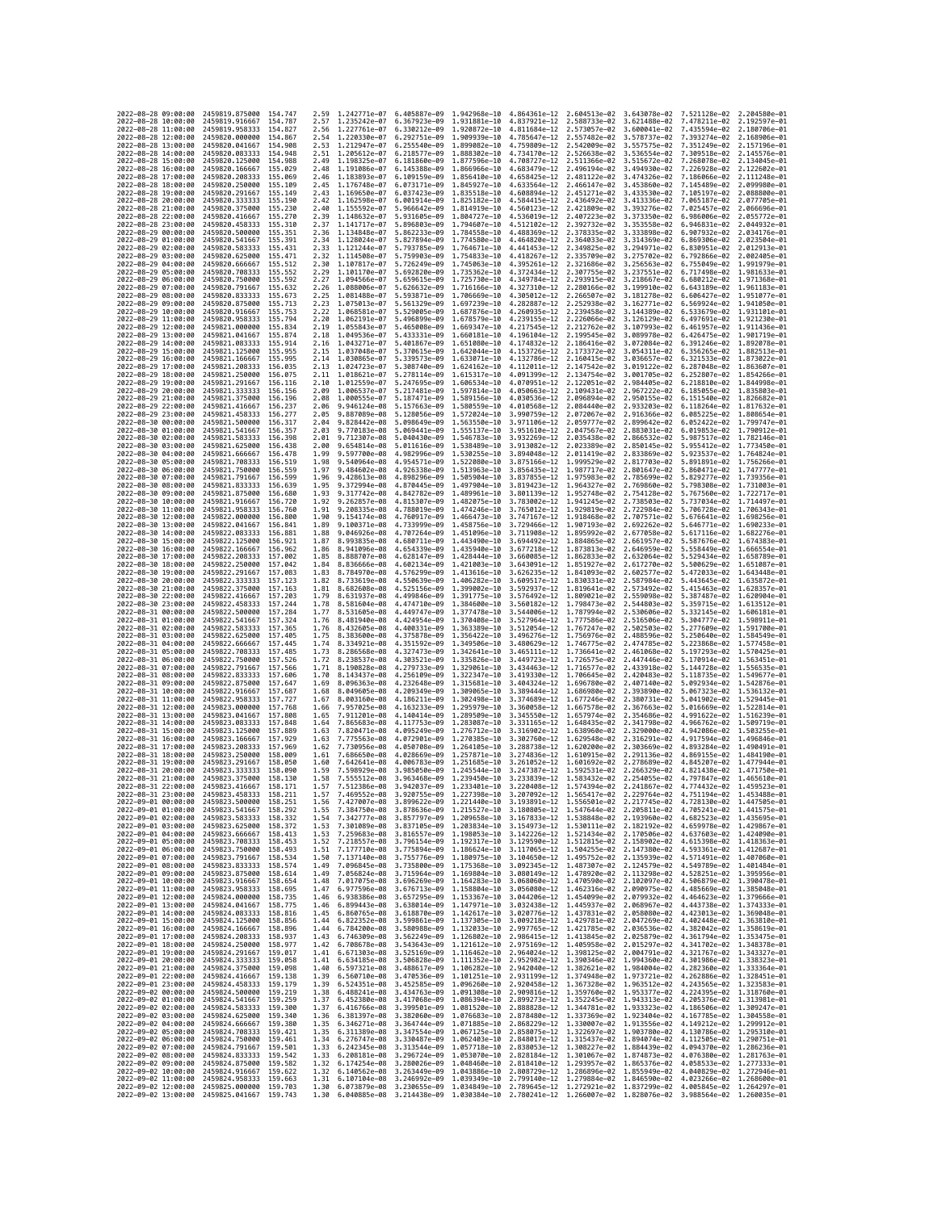| | | | | | | | | | | | |
|---|---|---|---|---|---|---|---|---|---|---|---|
| 2022-08-28 09:00:00 | 2459819.875000 | 154.747 | 2.59 | 1.242771e-07 | 6.405887e-09 | 1.942968e-10 | 4.864361e-12 | 2.604513e-02 | 3.643078e-02 | 7.521128e-02 | 2.204580e-01 |
| 2022-08-28 10:00:00 | 2459819.916667 | 154.787 | 2.57 | 1.235242e-07 | 6.367923e-09 | 1.931881e-10 | 4.837921e-12 | 2.588733e-02 | 3.621488e-02 | 7.478211e-02 | 2.192597e-01 |
| 2022-08-28 11:00:00 | 2459819.958333 | 154.827 | 2.56 | 1.227761e-07 | 6.330212e-09 | 1.920872e-10 | 4.811684e-12 | 2.573057e-02 | 3.600041e-02 | 7.435594e-02 | 2.180706e-01 |
| 2022-08-28 12:00:00 | 2459820.000000 | 154.867 | 2.54 | 1.220330e-07 | 6.292751e-09 | 1.909939e-10 | 4.785647e-12 | 2.557482e-02 | 3.578737e-02 | 7.393274e-02 | 2.168906e-01 |
| 2022-08-28 13:00:00 | 2459820.041667 | 154.908 | 2.53 | 1.212947e-07 | 6.255540e-09 | 1.899082e-10 | 4.759809e-12 | 2.542009e-02 | 3.557575e-02 | 7.351249e-02 | 2.157196e-01 |
| 2022-08-28 14:00:00 | 2459820.083333 | 154.948 | 2.51 | 1.205612e-07 | 6.218577e-09 | 1.888302e-10 | 4.734170e-12 | 2.526638e-02 | 3.536554e-02 | 7.309518e-02 | 2.145576e-01 |
| 2022-08-28 15:00:00 | 2459820.125000 | 154.988 | 2.49 | 1.198325e-07 | 6.181860e-09 | 1.877596e-10 | 4.708727e-12 | 2.511366e-02 | 3.515672e-02 | 7.268078e-02 | 2.134045e-01 |
| 2022-08-28 16:00:00 | 2459820.166667 | 155.029 | 2.48 | 1.191086e-07 | 6.145388e-09 | 1.866966e-10 | 4.683479e-12 | 2.496194e-02 | 3.494930e-02 | 7.226928e-02 | 2.122602e-01 |
| 2022-08-28 17:00:00 | 2459820.208333 | 155.069 | 2.46 | 1.183893e-07 | 6.109159e-09 | 1.856410e-10 | 4.658425e-12 | 2.481122e-02 | 3.474326e-02 | 7.186066e-02 | 2.111248e-01 |
| 2022-08-28 18:00:00 | 2459820.250000 | 155.109 | 2.45 | 1.176748e-07 | 6.073171e-09 | 1.845927e-10 | 4.633564e-12 | 2.466147e-02 | 3.453860e-02 | 7.145489e-02 | 2.099980e-01 |
| 2022-08-28 19:00:00 | 2459820.291667 | 155.149 | 2.43 | 1.169650e-07 | 6.037423e-09 | 1.835518e-10 | 4.608894e-12 | 2.451271e-02 | 3.433530e-02 | 7.105197e-02 | 2.088800e-01 |
| 2022-08-28 20:00:00 | 2459820.333333 | 155.190 | 2.42 | 1.162598e-07 | 6.001914e-09 | 1.825182e-10 | 4.584415e-12 | 2.436492e-02 | 3.413336e-02 | 7.065187e-02 | 2.077705e-01 |
| 2022-08-28 21:00:00 | 2459820.375000 | 155.230 | 2.40 | 1.155592e-07 | 5.966642e-09 | 1.814919e-10 | 4.560123e-12 | 2.421809e-02 | 3.393276e-02 | 7.025457e-02 | 2.066696e-01 |
| 2022-08-28 22:00:00 | 2459820.416667 | 155.270 | 2.39 | 1.148632e-07 | 5.931605e-09 | 1.804727e-10 | 4.536019e-12 | 2.407223e-02 | 3.373350e-02 | 6.986006e-02 | 2.055772e-01 |
| 2022-08-28 23:00:00 | 2459820.458333 | 155.310 | 2.37 | 1.141717e-07 | 5.896803e-09 | 1.794607e-10 | 4.512102e-12 | 2.392732e-02 | 3.353558e-02 | 6.946831e-02 | 2.044932e-01 |
| 2022-08-29 00:00:00 | 2459820.500000 | 155.351 | 2.36 | 1.134848e-07 | 5.862233e-09 | 1.784558e-10 | 4.488369e-12 | 2.378335e-02 | 3.333898e-02 | 6.907932e-02 | 2.034176e-01 |
| 2022-08-29 01:00:00 | 2459820.541667 | 155.391 | 2.34 | 1.128024e-07 | 5.827894e-09 | 1.774580e-10 | 4.464820e-12 | 2.364033e-02 | 3.314369e-02 | 6.869306e-02 | 2.023504e-01 |
| 2022-08-29 02:00:00 | 2459820.583333 | 155.431 | 2.33 | 1.121244e-07 | 5.793785e-09 | 1.764671e-10 | 4.441453e-12 | 2.349825e-02 | 3.294971e-02 | 6.830951e-02 | 2.012913e-01 |
| 2022-08-29 03:00:00 | 2459820.625000 | 155.471 | 2.32 | 1.114508e-07 | 5.759903e-09 | 1.754833e-10 | 4.418267e-12 | 2.335709e-02 | 3.275702e-02 | 6.792866e-02 | 2.002405e-01 |
| 2022-08-29 04:00:00 | 2459820.666667 | 155.512 | 2.30 | 1.107817e-07 | 5.726249e-09 | 1.745063e-10 | 4.395261e-12 | 2.321686e-02 | 3.256563e-02 | 6.755049e-02 | 1.991979e-01 |
| 2022-08-29 05:00:00 | 2459820.708333 | 155.552 | 2.29 | 1.101170e-07 | 5.692820e-09 | 1.735362e-10 | 4.372434e-12 | 2.307755e-02 | 3.237551e-02 | 6.717498e-02 | 1.981633e-01 |
| 2022-08-29 06:00:00 | 2459820.750000 | 155.592 | 2.27 | 1.094566e-07 | 5.659615e-09 | 1.725730e-10 | 4.349784e-12 | 2.293915e-02 | 3.218667e-02 | 6.680212e-02 | 1.971368e-01 |
| 2022-08-29 07:00:00 | 2459820.791667 | 155.632 | 2.26 | 1.088006e-07 | 5.626632e-09 | 1.716166e-10 | 4.327310e-12 | 2.280166e-02 | 3.199910e-02 | 6.643189e-02 | 1.961183e-01 |
| 2022-08-29 08:00:00 | 2459820.833333 | 155.673 | 2.25 | 1.081488e-07 | 5.593871e-09 | 1.706669e-10 | 4.305012e-12 | 2.266507e-02 | 3.181278e-02 | 6.606427e-02 | 1.951077e-01 |
| 2022-08-29 09:00:00 | 2459820.875000 | 155.713 | 2.23 | 1.075013e-07 | 5.561329e-09 | 1.697239e-10 | 4.282887e-12 | 2.252938e-02 | 3.162771e-02 | 6.569924e-02 | 1.941050e-01 |
| 2022-08-29 10:00:00 | 2459820.916667 | 155.753 | 2.22 | 1.068581e-07 | 5.529005e-09 | 1.687876e-10 | 4.260935e-12 | 2.239458e-02 | 3.144389e-02 | 6.533679e-02 | 1.931101e-01 |
| 2022-08-29 11:00:00 | 2459820.958333 | 155.794 | 2.20 | 1.062191e-07 | 5.496899e-09 | 1.678579e-10 | 4.239155e-12 | 2.226066e-02 | 3.126129e-02 | 6.497691e-02 | 1.921230e-01 |
| 2022-08-29 12:00:00 | 2459821.000000 | 155.834 | 2.19 | 1.055843e-07 | 5.465008e-09 | 1.669347e-10 | 4.217545e-12 | 2.212762e-02 | 3.107993e-02 | 6.461957e-02 | 1.911436e-01 |
| 2022-08-29 13:00:00 | 2459821.041667 | 155.874 | 2.18 | 1.049536e-07 | 5.433331e-09 | 1.660181e-10 | 4.196104e-12 | 2.199545e-02 | 3.089978e-02 | 6.426475e-02 | 1.901719e-01 |
| 2022-08-29 14:00:00 | 2459821.083333 | 155.914 | 2.16 | 1.043271e-07 | 5.401867e-09 | 1.651080e-10 | 4.174832e-12 | 2.186416e-02 | 3.072084e-02 | 6.391246e-02 | 1.892078e-01 |
| 2022-08-29 15:00:00 | 2459821.125000 | 155.955 | 2.15 | 1.037048e-07 | 5.370615e-09 | 1.642044e-10 | 4.153726e-12 | 2.173372e-02 | 3.054311e-02 | 6.356265e-02 | 1.882513e-01 |
| 2022-08-29 16:00:00 | 2459821.166667 | 155.995 | 2.14 | 1.030865e-07 | 5.339573e-09 | 1.633071e-10 | 4.132786e-12 | 2.160415e-02 | 3.036657e-02 | 6.321533e-02 | 1.873022e-01 |
| 2022-08-29 17:00:00 | 2459821.208333 | 156.035 | 2.13 | 1.024723e-07 | 5.308740e-09 | 1.624162e-10 | 4.112011e-12 | 2.147542e-02 | 3.019122e-02 | 6.287048e-02 | 1.863607e-01 |
| 2022-08-29 18:00:00 | 2459821.250000 | 156.075 | 2.11 | 1.018621e-07 | 5.278114e-09 | 1.615317e-10 | 4.091399e-12 | 2.134754e-02 | 3.001705e-02 | 6.252807e-02 | 1.854266e-01 |
| 2022-08-29 19:00:00 | 2459821.291667 | 156.116 | 2.10 | 1.012559e-07 | 5.247695e-09 | 1.606534e-10 | 4.070951e-12 | 2.122051e-02 | 2.984405e-02 | 6.218810e-02 | 1.844998e-01 |
| 2022-08-29 20:00:00 | 2459821.333333 | 156.156 | 2.09 | 1.006537e-07 | 5.217481e-09 | 1.597814e-10 | 4.050663e-12 | 2.109431e-02 | 2.967222e-02 | 6.185055e-02 | 1.835803e-01 |
| 2022-08-29 21:00:00 | 2459821.375000 | 156.196 | 2.08 | 1.000555e-07 | 5.187471e-09 | 1.589156e-10 | 4.030536e-12 | 2.096894e-02 | 2.950155e-02 | 6.151540e-02 | 1.826682e-01 |
| 2022-08-29 22:00:00 | 2459821.416667 | 156.237 | 2.06 | 9.946124e-08 | 5.157663e-09 | 1.580559e-10 | 4.010568e-12 | 2.084440e-02 | 2.933203e-02 | 6.118264e-02 | 1.817632e-01 |
| 2022-08-29 23:00:00 | 2459821.458333 | 156.277 | 2.05 | 9.887089e-08 | 5.128056e-09 | 1.572024e-10 | 3.990759e-12 | 2.072067e-02 | 2.916366e-02 | 6.085225e-02 | 1.808654e-01 |
| 2022-08-30 00:00:00 | 2459821.500000 | 156.317 | 2.04 | 9.828442e-08 | 5.098649e-09 | 1.563550e-10 | 3.971106e-12 | 2.059777e-02 | 2.899642e-02 | 6.052422e-02 | 1.799747e-01 |
| 2022-08-30 01:00:00 | 2459821.541667 | 156.357 | 2.03 | 9.770183e-08 | 5.069441e-09 | 1.555137e-10 | 3.951610e-12 | 2.047567e-02 | 2.883031e-02 | 6.019853e-02 | 1.790912e-01 |
| 2022-08-30 02:00:00 | 2459821.583333 | 156.398 | 2.01 | 9.712307e-08 | 5.040430e-09 | 1.546783e-10 | 3.932269e-12 | 2.035438e-02 | 2.866532e-02 | 5.987517e-02 | 1.782146e-01 |
| 2022-08-30 03:00:00 | 2459821.625000 | 156.438 | 2.00 | 9.654814e-08 | 5.011616e-09 | 1.538489e-10 | 3.913082e-12 | 2.023389e-02 | 2.850145e-02 | 5.955412e-02 | 1.773450e-01 |
| 2022-08-30 04:00:00 | 2459821.666667 | 156.478 | 1.99 | 9.597700e-08 | 4.982996e-09 | 1.530255e-10 | 3.894048e-12 | 2.011419e-02 | 2.833869e-02 | 5.923537e-02 | 1.764824e-01 |
| 2022-08-30 05:00:00 | 2459821.708333 | 156.519 | 1.98 | 9.540964e-08 | 4.954571e-09 | 1.522080e-10 | 3.875166e-12 | 1.999529e-02 | 2.817703e-02 | 5.891891e-02 | 1.756266e-01 |
| 2022-08-30 06:00:00 | 2459821.750000 | 156.559 | 1.97 | 9.484602e-08 | 4.926338e-09 | 1.513963e-10 | 3.856435e-12 | 1.987717e-02 | 2.801647e-02 | 5.860471e-02 | 1.747777e-01 |
| 2022-08-30 07:00:00 | 2459821.791667 | 156.599 | 1.96 | 9.428613e-08 | 4.898296e-09 | 1.505904e-10 | 3.837855e-12 | 1.975983e-02 | 2.785699e-02 | 5.829277e-02 | 1.739356e-01 |
| 2022-08-30 08:00:00 | 2459821.833333 | 156.639 | 1.95 | 9.372994e-08 | 4.870445e-09 | 1.497904e-10 | 3.819423e-12 | 1.964327e-02 | 2.769860e-02 | 5.798308e-02 | 1.731003e-01 |
| 2022-08-30 09:00:00 | 2459821.875000 | 156.680 | 1.93 | 9.317742e-08 | 4.842782e-09 | 1.489961e-10 | 3.801139e-12 | 1.952748e-02 | 2.754128e-02 | 5.767560e-02 | 1.722717e-01 |
| 2022-08-30 10:00:00 | 2459821.916667 | 156.720 | 1.92 | 9.262857e-08 | 4.815307e-09 | 1.482075e-10 | 3.783002e-12 | 1.941245e-02 | 2.738503e-02 | 5.737034e-02 | 1.714497e-01 |
| 2022-08-30 11:00:00 | 2459821.958333 | 156.760 | 1.91 | 9.208335e-08 | 4.788019e-09 | 1.474246e-10 | 3.765012e-12 | 1.929819e-02 | 2.722984e-02 | 5.706728e-02 | 1.706343e-01 |
| 2022-08-30 12:00:00 | 2459822.000000 | 156.800 | 1.90 | 9.154174e-08 | 4.760917e-09 | 1.466473e-10 | 3.747167e-12 | 1.918468e-02 | 2.707571e-02 | 5.676641e-02 | 1.698256e-01 |
| 2022-08-30 13:00:00 | 2459822.041667 | 156.841 | 1.89 | 9.100371e-08 | 4.733999e-09 | 1.458756e-10 | 3.729466e-12 | 1.907193e-02 | 2.692262e-02 | 5.646771e-02 | 1.690233e-01 |
| 2022-08-30 14:00:00 | 2459822.083333 | 156.881 | 1.88 | 9.046926e-08 | 4.707264e-09 | 1.451096e-10 | 3.711908e-12 | 1.895992e-02 | 2.677058e-02 | 5.617116e-02 | 1.682276e-01 |
| 2022-08-30 15:00:00 | 2459822.125000 | 156.921 | 1.87 | 8.993835e-08 | 4.680711e-09 | 1.443490e-10 | 3.694492e-12 | 1.884865e-02 | 2.661957e-02 | 5.587676e-02 | 1.674383e-01 |
| 2022-08-30 16:00:00 | 2459822.166667 | 156.962 | 1.86 | 8.941096e-08 | 4.654339e-09 | 1.435940e-10 | 3.677218e-12 | 1.873813e-02 | 2.646959e-02 | 5.558449e-02 | 1.666554e-01 |
| 2022-08-30 17:00:00 | 2459822.208333 | 157.002 | 1.85 | 8.888707e-08 | 4.628147e-09 | 1.428444e-10 | 3.660085e-12 | 1.862833e-02 | 2.632064e-02 | 5.529434e-02 | 1.658789e-01 |
| 2022-08-30 18:00:00 | 2459822.250000 | 157.042 | 1.84 | 8.836666e-08 | 4.602134e-09 | 1.421003e-10 | 3.643091e-12 | 1.851927e-02 | 2.617270e-02 | 5.500629e-02 | 1.651087e-01 |
| 2022-08-30 19:00:00 | 2459822.291667 | 157.083 | 1.83 | 8.784970e-08 | 4.576299e-09 | 1.413616e-10 | 3.626235e-12 | 1.841093e-02 | 2.602577e-02 | 5.472033e-02 | 1.643448e-01 |
| 2022-08-30 20:00:00 | 2459822.333333 | 157.123 | 1.82 | 8.733619e-08 | 4.550639e-09 | 1.406282e-10 | 3.609517e-12 | 1.830331e-02 | 2.587984e-02 | 5.443645e-02 | 1.635872e-01 |
| 2022-08-30 21:00:00 | 2459822.375000 | 157.163 | 1.81 | 8.682608e-08 | 4.525156e-09 | 1.399002e-10 | 3.592937e-12 | 1.819641e-02 | 2.573492e-02 | 5.415463e-02 | 1.628357e-01 |
| 2022-08-30 22:00:00 | 2459822.416667 | 157.203 | 1.79 | 8.631937e-08 | 4.499846e-09 | 1.391775e-10 | 3.576492e-12 | 1.809021e-02 | 2.559098e-02 | 5.387487e-02 | 1.620904e-01 |
| 2022-08-30 23:00:00 | 2459822.458333 | 157.244 | 1.78 | 8.581604e-08 | 4.474710e-09 | 1.384600e-10 | 3.560182e-12 | 1.798473e-02 | 2.544803e-02 | 5.359715e-02 | 1.613512e-01 |
| 2022-08-31 00:00:00 | 2459822.500000 | 157.284 | 1.77 | 8.531605e-08 | 4.449747e-09 | 1.377478e-10 | 3.544006e-12 | 1.787994e-02 | 2.530606e-02 | 5.332145e-02 | 1.606181e-01 |
| 2022-08-31 01:00:00 | 2459822.541667 | 157.324 | 1.76 | 8.481940e-08 | 4.424954e-09 | 1.370408e-10 | 3.527964e-12 | 1.777586e-02 | 2.516506e-02 | 5.304777e-02 | 1.598911e-01 |
| 2022-08-31 02:00:00 | 2459822.583333 | 157.365 | 1.76 | 8.432605e-08 | 4.400331e-09 | 1.363389e-10 | 3.512054e-12 | 1.767247e-02 | 2.502503e-02 | 5.277609e-02 | 1.591700e-01 |
| 2022-08-31 03:00:00 | 2459822.625000 | 157.405 | 1.75 | 8.383600e-08 | 4.375878e-09 | 1.356422e-10 | 3.496276e-12 | 1.756976e-02 | 2.488596e-02 | 5.250640e-02 | 1.584549e-01 |
| 2022-08-31 04:00:00 | 2459822.666667 | 157.445 | 1.74 | 8.334921e-08 | 4.351592e-09 | 1.349506e-10 | 3.480629e-12 | 1.746775e-02 | 2.474785e-02 | 5.223868e-02 | 1.577458e-01 |
| 2022-08-31 05:00:00 | 2459822.708333 | 157.485 | 1.73 | 8.286568e-08 | 4.327473e-09 | 1.342641e-10 | 3.465111e-12 | 1.736641e-02 | 2.461068e-02 | 5.197293e-02 | 1.570425e-01 |
| 2022-08-31 06:00:00 | 2459822.750000 | 157.526 | 1.72 | 8.238537e-08 | 4.303521e-09 | 1.335826e-10 | 3.449723e-12 | 1.726575e-02 | 2.447446e-02 | 5.170914e-02 | 1.563451e-01 |
| 2022-08-31 07:00:00 | 2459822.791667 | 157.566 | 1.71 | 8.190828e-08 | 4.279733e-09 | 1.329061e-10 | 3.434463e-12 | 1.716577e-02 | 2.433918e-02 | 5.144728e-02 | 1.556535e-01 |
| 2022-08-31 08:00:00 | 2459822.833333 | 157.606 | 1.70 | 8.143437e-08 | 4.256109e-09 | 1.322347e-10 | 3.419330e-12 | 1.706645e-02 | 2.420483e-02 | 5.118735e-02 | 1.549677e-01 |
| 2022-08-31 09:00:00 | 2459822.875000 | 157.647 | 1.69 | 8.096363e-08 | 4.232648e-09 | 1.315681e-10 | 3.404324e-12 | 1.696780e-02 | 2.407140e-02 | 5.092934e-02 | 1.542876e-01 |
| 2022-08-31 10:00:00 | 2459822.916667 | 157.687 | 1.68 | 8.049605e-08 | 4.209349e-09 | 1.309065e-10 | 3.389444e-12 | 1.686980e-02 | 2.393890e-02 | 5.067323e-02 | 1.536132e-01 |
| 2022-08-31 11:00:00 | 2459822.958333 | 157.727 | 1.67 | 8.003160e-08 | 4.186211e-09 | 1.302498e-10 | 3.374689e-12 | 1.677246e-02 | 2.380731e-02 | 5.041902e-02 | 1.529445e-01 |
| 2022-08-31 12:00:00 | 2459823.000000 | 157.768 | 1.66 | 7.957025e-08 | 4.163233e-09 | 1.295979e-10 | 3.360058e-12 | 1.667578e-02 | 2.367663e-02 | 5.016669e-02 | 1.522814e-01 |
| 2022-08-31 13:00:00 | 2459823.041667 | 157.808 | 1.65 | 7.911201e-08 | 4.140414e-09 | 1.289509e-10 | 3.345550e-12 | 1.657974e-02 | 2.354686e-02 | 4.991622e-02 | 1.516239e-01 |
| 2022-08-31 14:00:00 | 2459823.083333 | 157.848 | 1.64 | 7.865683e-08 | 4.117753e-09 | 1.283087e-10 | 3.331165e-12 | 1.648435e-02 | 2.341798e-02 | 4.966762e-02 | 1.509719e-01 |
| 2022-08-31 15:00:00 | 2459823.125000 | 157.889 | 1.63 | 7.820471e-08 | 4.095249e-09 | 1.276712e-10 | 3.316902e-12 | 1.638960e-02 | 2.329000e-02 | 4.942086e-02 | 1.503255e-01 |
| 2022-08-31 16:00:00 | 2459823.166667 | 157.929 | 1.63 | 7.775563e-08 | 4.072901e-09 | 1.270385e-10 | 3.302760e-12 | 1.629548e-02 | 2.316291e-02 | 4.917594e-02 | 1.496846e-01 |
| 2022-08-31 17:00:00 | 2459823.208333 | 157.969 | 1.62 | 7.730956e-08 | 4.050708e-09 | 1.264105e-10 | 3.288738e-12 | 1.620200e-02 | 2.303669e-02 | 4.893284e-02 | 1.490491e-01 |
| 2022-08-31 18:00:00 | 2459823.250000 | 158.009 | 1.61 | 7.686650e-08 | 4.028669e-09 | 1.257871e-10 | 3.274836e-12 | 1.610915e-02 | 2.291136e-02 | 4.869155e-02 | 1.484190e-01 |
| 2022-08-31 19:00:00 | 2459823.291667 | 158.050 | 1.60 | 7.642641e-08 | 4.006783e-09 | 1.251685e-10 | 3.261052e-12 | 1.601692e-02 | 2.278689e-02 | 4.845207e-02 | 1.477944e-01 |
| 2022-08-31 20:00:00 | 2459823.333333 | 158.090 | 1.59 | 7.598929e-08 | 3.985050e-09 | 1.245544e-10 | 3.247387e-12 | 1.592531e-02 | 2.266329e-02 | 4.821438e-02 | 1.471750e-01 |
| 2022-08-31 21:00:00 | 2459823.375000 | 158.130 | 1.58 | 7.555512e-08 | 3.963468e-09 | 1.239450e-10 | 3.233839e-12 | 1.583432e-02 | 2.254055e-02 | 4.797847e-02 | 1.465610e-01 |
| 2022-08-31 22:00:00 | 2459823.416667 | 158.171 | 1.57 | 7.512386e-08 | 3.942037e-09 | 1.233401e-10 | 3.220408e-12 | 1.574394e-02 | 2.241867e-02 | 4.774432e-02 | 1.459523e-01 |
| 2022-08-31 23:00:00 | 2459823.458333 | 158.211 | 1.57 | 7.469552e-08 | 3.920755e-09 | 1.227398e-10 | 3.207092e-12 | 1.565417e-02 | 2.229764e-02 | 4.751194e-02 | 1.453488e-01 |
| 2022-09-01 00:00:00 | 2459823.500000 | 158.251 | 1.56 | 7.427007e-08 | 3.899622e-09 | 1.221440e-10 | 3.193891e-12 | 1.556501e-02 | 2.217745e-02 | 4.728130e-02 | 1.447505e-01 |
| 2022-09-01 01:00:00 | 2459823.541667 | 158.292 | 1.55 | 7.384750e-08 | 3.878636e-09 | 1.215527e-10 | 3.180805e-12 | 1.547644e-02 | 2.205811e-02 | 4.705241e-02 | 1.441575e-01 |
| 2022-09-01 02:00:00 | 2459823.583333 | 158.332 | 1.54 | 7.342777e-08 | 3.857797e-09 | 1.209658e-10 | 3.167833e-12 | 1.538848e-02 | 2.193960e-02 | 4.682523e-02 | 1.435695e-01 |
| 2022-09-01 03:00:00 | 2459823.625000 | 158.372 | 1.53 | 7.301089e-08 | 3.837105e-09 | 1.203834e-10 | 3.154973e-12 | 1.530111e-02 | 2.182192e-02 | 4.659978e-02 | 1.429867e-01 |
| 2022-09-01 04:00:00 | 2459823.666667 | 158.413 | 1.53 | 7.259683e-08 | 3.816557e-09 | 1.198053e-10 | 3.142226e-12 | 1.521434e-02 | 2.170506e-02 | 4.637603e-02 | 1.424090e-01 |
| 2022-09-01 05:00:00 | 2459823.708333 | 158.453 | 1.52 | 7.218557e-08 | 3.796154e-09 | 1.192317e-10 | 3.129590e-12 | 1.512815e-02 | 2.158902e-02 | 4.615398e-02 | 1.418363e-01 |
| 2022-09-01 06:00:00 | 2459823.750000 | 158.493 | 1.51 | 7.177710e-08 | 3.775894e-09 | 1.186624e-10 | 3.117065e-12 | 1.504255e-02 | 2.147380e-02 | 4.593361e-02 | 1.412687e-01 |
| 2022-09-01 07:00:00 | 2459823.791667 | 158.534 | 1.50 | 7.137140e-08 | 3.755776e-09 | 1.180975e-10 | 3.104650e-12 | 1.495752e-02 | 2.135939e-02 | 4.571491e-02 | 1.407060e-01 |
| 2022-09-01 08:00:00 | 2459823.833333 | 158.574 | 1.49 | 7.096845e-08 | 3.735800e-09 | 1.175368e-10 | 3.092345e-12 | 1.487307e-02 | 2.124579e-02 | 4.549789e-02 | 1.401484e-01 |
| 2022-09-01 09:00:00 | 2459823.875000 | 158.614 | 1.49 | 7.056824e-08 | 3.715964e-09 | 1.169804e-10 | 3.080149e-12 | 1.478920e-02 | 2.113298e-02 | 4.528251e-02 | 1.395956e-01 |
| 2022-09-01 10:00:00 | 2459823.916667 | 158.654 | 1.48 | 7.017075e-08 | 3.696269e-09 | 1.164283e-10 | 3.068060e-12 | 1.470590e-02 | 2.102097e-02 | 4.506879e-02 | 1.390478e-01 |
| 2022-09-01 11:00:00 | 2459823.958333 | 158.695 | 1.47 | 6.977596e-08 | 3.676713e-09 | 1.158804e-10 | 3.056080e-12 | 1.462316e-02 | 2.090975e-02 | 4.485669e-02 | 1.385048e-01 |
| 2022-09-01 12:00:00 | 2459824.000000 | 158.735 | 1.46 | 6.938386e-08 | 3.657295e-09 | 1.153367e-10 | 3.044206e-12 | 1.454099e-02 | 2.079932e-02 | 4.464623e-02 | 1.379666e-01 |
| 2022-09-01 13:00:00 | 2459824.041667 | 158.775 | 1.46 | 6.899443e-08 | 3.638014e-09 | 1.147971e-10 | 3.032438e-12 | 1.445937e-02 | 2.068967e-02 | 4.443738e-02 | 1.374333e-01 |
| 2022-09-01 14:00:00 | 2459824.083333 | 158.816 | 1.45 | 6.860765e-08 | 3.618870e-09 | 1.142617e-10 | 3.020776e-12 | 1.437831e-02 | 2.058080e-02 | 4.423013e-02 | 1.369048e-01 |
| 2022-09-01 15:00:00 | 2459824.125000 | 158.856 | 1.44 | 6.822352e-08 | 3.599861e-09 | 1.137305e-10 | 3.009218e-12 | 1.429781e-02 | 2.047269e-02 | 4.402448e-02 | 1.363810e-01 |
| 2022-09-01 16:00:00 | 2459824.166667 | 158.896 | 1.43 | 6.784200e-08 | 3.580988e-09 | 1.132033e-10 | 2.997765e-12 | 1.421785e-02 | 2.036536e-02 | 4.382042e-02 | 1.358619e-01 |
| 2022-09-01 17:00:00 | 2459824.208333 | 158.937 | 1.43 | 6.746309e-08 | 3.562249e-09 | 1.126802e-10 | 2.986415e-12 | 1.413845e-02 | 2.025879e-02 | 4.361794e-02 | 1.353475e-01 |
| 2022-09-01 18:00:00 | 2459824.250000 | 158.977 | 1.42 | 6.708678e-08 | 3.543643e-09 | 1.121612e-10 | 2.975169e-12 | 1.405958e-02 | 2.015297e-02 | 4.341702e-02 | 1.348378e-01 |
| 2022-09-01 19:00:00 | 2459824.291667 | 159.017 | 1.41 | 6.671303e-08 | 3.525169e-09 | 1.116462e-10 | 2.964024e-12 | 1.398125e-02 | 2.004791e-02 | 4.321767e-02 | 1.343327e-01 |
| 2022-09-01 20:00:00 | 2459824.333333 | 159.058 | 1.41 | 6.634185e-08 | 3.506828e-09 | 1.111352e-10 | 2.952982e-12 | 1.390346e-02 | 1.994360e-02 | 4.301986e-02 | 1.338323e-01 |
| 2022-09-01 21:00:00 | 2459824.375000 | 159.098 | 1.40 | 6.597321e-08 | 3.488617e-09 | 1.106282e-10 | 2.942040e-12 | 1.382621e-02 | 1.984004e-02 | 4.282360e-02 | 1.333364e-01 |
| 2022-09-01 22:00:00 | 2459824.416667 | 159.138 | 1.39 | 6.560710e-08 | 3.470536e-09 | 1.101251e-10 | 2.931199e-12 | 1.374948e-02 | 1.973721e-02 | 4.262886e-02 | 1.328451e-01 |
| 2022-09-01 23:00:00 | 2459824.458333 | 159.179 | 1.39 | 6.524351e-08 | 3.452585e-09 | 1.096260e-10 | 2.920458e-12 | 1.367328e-02 | 1.963512e-02 | 4.243565e-02 | 1.323583e-01 |
| 2022-09-02 00:00:00 | 2459824.500000 | 159.219 | 1.38 | 6.488241e-08 | 3.434763e-09 | 1.091308e-10 | 2.909816e-12 | 1.359760e-02 | 1.953377e-02 | 4.224395e-02 | 1.318760e-01 |
| 2022-09-02 01:00:00 | 2459824.541667 | 159.259 | 1.37 | 6.452380e-08 | 3.417068e-09 | 1.086394e-10 | 2.899273e-12 | 1.352245e-02 | 1.943313e-02 | 4.205376e-02 | 1.313981e-01 |
| 2022-09-02 02:00:00 | 2459824.583333 | 159.300 | 1.37 | 6.416766e-08 | 3.399501e-09 | 1.081520e-10 | 2.888828e-12 | 1.344781e-02 | 1.933323e-02 | 4.186506e-02 | 1.309247e-01 |
| 2022-09-02 03:00:00 | 2459824.625000 | 159.340 | 1.36 | 6.381397e-08 | 3.382060e-09 | 1.076683e-10 | 2.878480e-12 | 1.337369e-02 | 1.923404e-02 | 4.167785e-02 | 1.304558e-01 |
| 2022-09-02 04:00:00 | 2459824.666667 | 159.380 | 1.35 | 6.346271e-08 | 3.364744e-09 | 1.071885e-10 | 2.868229e-12 | 1.330007e-02 | 1.913556e-02 | 4.149212e-02 | 1.299912e-01 |
| 2022-09-02 05:00:00 | 2459824.708333 | 159.421 | 1.35 | 6.311389e-08 | 3.347554e-09 | 1.067125e-10 | 2.858075e-12 | 1.322697e-02 | 1.903780e-02 | 4.130786e-02 | 1.295310e-01 |
| 2022-09-02 06:00:00 | 2459824.750000 | 159.461 | 1.34 | 6.276747e-08 | 3.330487e-09 | 1.062403e-10 | 2.848017e-12 | 1.315437e-02 | 1.894074e-02 | 4.112505e-02 | 1.290751e-01 |
| 2022-09-02 07:00:00 | 2459824.791667 | 159.501 | 1.33 | 6.242345e-08 | 3.313544e-09 | 1.057718e-10 | 2.838053e-12 | 1.308227e-02 | 1.884439e-02 | 4.094370e-02 | 1.286236e-01 |
| 2022-09-02 08:00:00 | 2459824.833333 | 159.542 | 1.33 | 6.208181e-08 | 3.296724e-09 | 1.053070e-10 | 2.828184e-12 | 1.301067e-02 | 1.874873e-02 | 4.076380e-02 | 1.281763e-01 |
| 2022-09-02 09:00:00 | 2459824.875000 | 159.582 | 1.32 | 6.174254e-08 | 3.280026e-09 | 1.048460e-10 | 2.818410e-12 | 1.293957e-02 | 1.865376e-02 | 4.058533e-02 | 1.277333e-01 |
| 2022-09-02 10:00:00 | 2459824.916667 | 159.622 | 1.32 | 6.140562e-08 | 3.263449e-09 | 1.043886e-10 | 2.808729e-12 | 1.286896e-02 | 1.855949e-02 | 4.040829e-02 | 1.272946e-01 |
| 2022-09-02 11:00:00 | 2459824.958333 | 159.663 | 1.31 | 6.107104e-08 | 3.246992e-09 | 1.039349e-10 | 2.799140e-12 | 1.279884e-02 | 1.846590e-02 | 4.023266e-02 | 1.268600e-01 |
| 2022-09-02 12:00:00 | 2459825.000000 | 159.703 | 1.30 | 6.073879e-08 | 3.230655e-09 | 1.034849e-10 | 2.789645e-12 | 1.272921e-02 | 1.837299e-02 | 4.005845e-02 | 1.264297e-01 |
| 2022-09-02 13:00:00 | 2459825.041667 | 159.743 | 1.30 | 6.040885e-08 | 3.214438e-09 | 1.030384e-10 | 2.780241e-12 | 1.266007e-02 | 1.828076e-02 | 3.988564e-02 | 1.260035e-01 |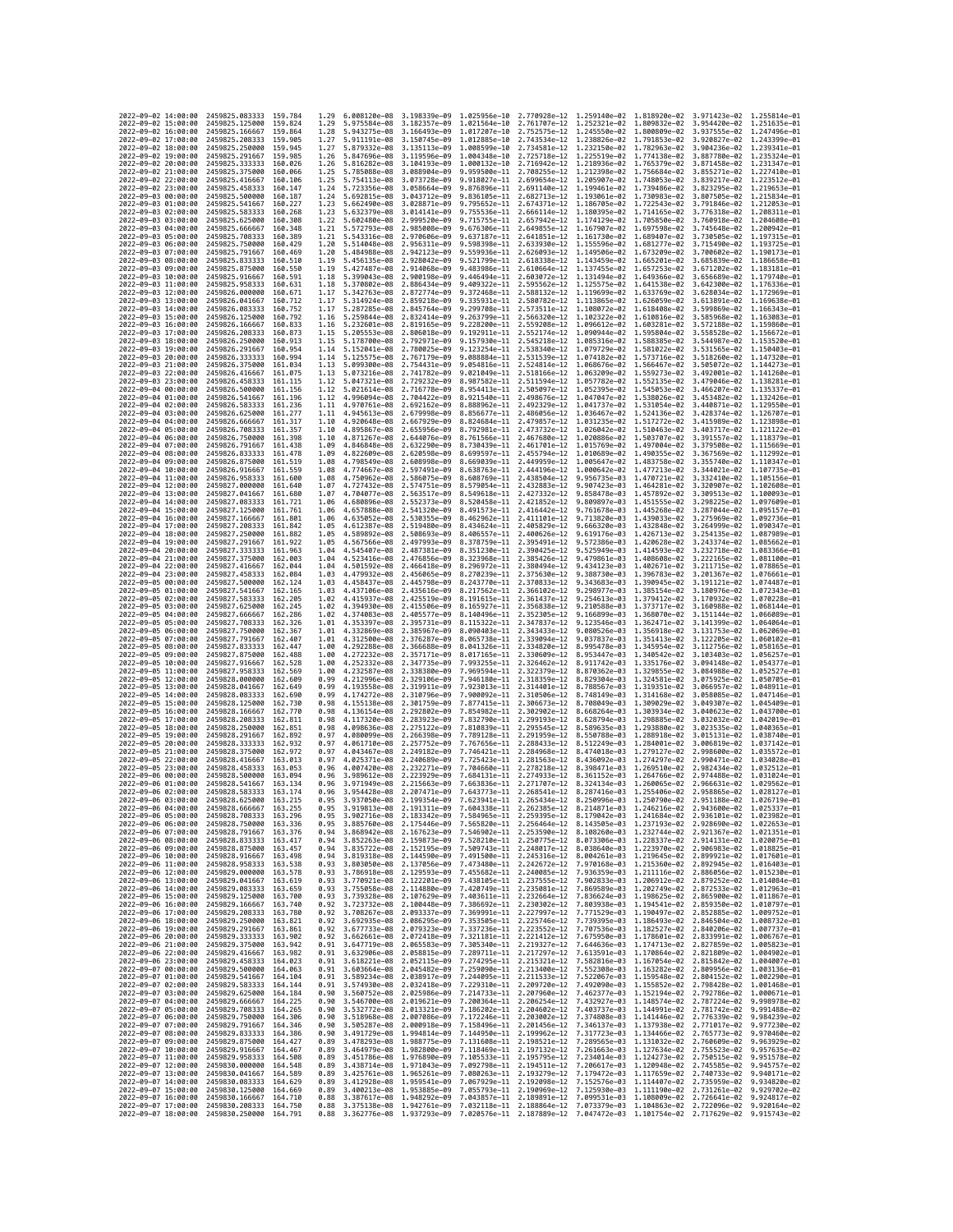| | | | | | | | | | | | |
|---|---|---|---|---|---|---|---|---|---|---|---|
| 2022-09-02 14:00:00 | 2459825.083333 | 159.784 | 1.29 | 6.008120e-08 | 3.198339e-09 | 1.025956e-10 | 2.770928e-12 | 1.259140e-02 | 1.818920e-02 | 3.971423e-02 | 1.255814e-01 |
| 2022-09-02 15:00:00 | 2459825.125000 | 159.824 | 1.29 | 5.975584e-08 | 3.182357e-09 | 1.021564e-10 | 2.761707e-12 | 1.252321e-02 | 1.809832e-02 | 3.954420e-02 | 1.251635e-01 |
| 2022-09-02 16:00:00 | 2459825.166667 | 159.864 | 1.28 | 5.943275e-08 | 3.166493e-09 | 1.017207e-10 | 2.752575e-12 | 1.245550e-02 | 1.800809e-02 | 3.937555e-02 | 1.247496e-01 |
| 2022-09-02 17:00:00 | 2459825.208333 | 159.905 | 1.27 | 5.911191e-08 | 3.150745e-09 | 1.012885e-10 | 2.743534e-12 | 1.238826e-02 | 1.791853e-02 | 3.920827e-02 | 1.243399e-01 |
| 2022-09-02 18:00:00 | 2459825.250000 | 159.945 | 1.27 | 5.879332e-08 | 3.135113e-09 | 1.008599e-10 | 2.734581e-12 | 1.232150e-02 | 1.782963e-02 | 3.904236e-02 | 1.239341e-01 |
| 2022-09-02 19:00:00 | 2459825.291667 | 159.985 | 1.26 | 5.847696e-08 | 3.119596e-09 | 1.004348e-10 | 2.725718e-12 | 1.225519e-02 | 1.774138e-02 | 3.887780e-02 | 1.235324e-01 |
| 2022-09-02 20:00:00 | 2459825.333333 | 160.026 | 1.26 | 5.816282e-08 | 3.104193e-09 | 1.000132e-10 | 2.716942e-12 | 1.218936e-02 | 1.765379e-02 | 3.871458e-02 | 1.231347e-01 |
| 2022-09-02 21:00:00 | 2459825.375000 | 160.066 | 1.25 | 5.785088e-08 | 3.088904e-09 | 9.959500e-11 | 2.708255e-12 | 1.212398e-02 | 1.756684e-02 | 3.855271e-02 | 1.227410e-01 |
| 2022-09-02 22:00:00 | 2459825.416667 | 160.106 | 1.25 | 5.754113e-08 | 3.073728e-09 | 9.918027e-11 | 2.699654e-12 | 1.205907e-02 | 1.748053e-02 | 3.839217e-02 | 1.223512e-01 |
| 2022-09-02 23:00:00 | 2459825.458333 | 160.147 | 1.24 | 5.723356e-08 | 3.058664e-09 | 9.876896e-11 | 2.691140e-12 | 1.199461e-02 | 1.739486e-02 | 3.823295e-02 | 1.219653e-01 |
| 2022-09-03 00:00:00 | 2459825.500000 | 160.187 | 1.24 | 5.692815e-08 | 3.043712e-09 | 9.836105e-11 | 2.682713e-12 | 1.193061e-02 | 1.730983e-02 | 3.807505e-02 | 1.215834e-01 |
| 2022-09-03 01:00:00 | 2459825.541667 | 160.227 | 1.23 | 5.662490e-08 | 3.028871e-09 | 9.795652e-11 | 2.674371e-12 | 1.186705e-02 | 1.722543e-02 | 3.791846e-02 | 1.212053e-01 |
| 2022-09-03 02:00:00 | 2459825.583333 | 160.268 | 1.23 | 5.632379e-08 | 3.014141e-09 | 9.755536e-11 | 2.666114e-12 | 1.180395e-02 | 1.714165e-02 | 3.776318e-02 | 1.208311e-01 |
| 2022-09-03 03:00:00 | 2459825.625000 | 160.308 | 1.22 | 5.602480e-08 | 2.999520e-09 | 9.715755e-11 | 2.657942e-12 | 1.174129e-02 | 1.705850e-02 | 3.760918e-02 | 1.204608e-01 |
| 2022-09-03 04:00:00 | 2459825.666667 | 160.348 | 1.21 | 5.572793e-08 | 2.985008e-09 | 9.676306e-11 | 2.649855e-12 | 1.167907e-02 | 1.697598e-02 | 3.745648e-02 | 1.200942e-01 |
| 2022-09-03 05:00:00 | 2459825.708333 | 160.389 | 1.21 | 5.543316e-08 | 2.970606e-09 | 9.637187e-11 | 2.641851e-12 | 1.161730e-02 | 1.689407e-02 | 3.730505e-02 | 1.197315e-01 |
| 2022-09-03 06:00:00 | 2459825.750000 | 160.429 | 1.20 | 5.514048e-08 | 2.956311e-09 | 9.598398e-11 | 2.633930e-12 | 1.155596e-02 | 1.681277e-02 | 3.715490e-02 | 1.193725e-01 |
| 2022-09-03 07:00:00 | 2459825.791667 | 160.469 | 1.20 | 5.484988e-08 | 2.942123e-09 | 9.559936e-11 | 2.626093e-12 | 1.149506e-02 | 1.673209e-02 | 3.700602e-02 | 1.190173e-01 |
| 2022-09-03 08:00:00 | 2459825.833333 | 160.510 | 1.19 | 5.456135e-08 | 2.928042e-09 | 9.521799e-11 | 2.618338e-12 | 1.143459e-02 | 1.665201e-02 | 3.685839e-02 | 1.186658e-01 |
| 2022-09-03 09:00:00 | 2459825.875000 | 160.550 | 1.19 | 5.427487e-08 | 2.914068e-09 | 9.483986e-11 | 2.610664e-12 | 1.137455e-02 | 1.657253e-02 | 3.671202e-02 | 1.183181e-01 |
| 2022-09-03 10:00:00 | 2459825.916667 | 160.591 | 1.18 | 5.399043e-08 | 2.900198e-09 | 9.446494e-11 | 2.603072e-12 | 1.131494e-02 | 1.649366e-02 | 3.656689e-02 | 1.179740e-01 |
| 2022-09-03 11:00:00 | 2459825.958333 | 160.631 | 1.18 | 5.370802e-08 | 2.886434e-09 | 9.409322e-11 | 2.595562e-12 | 1.125575e-02 | 1.641538e-02 | 3.642300e-02 | 1.176336e-01 |
| 2022-09-03 12:00:00 | 2459826.000000 | 160.671 | 1.17 | 5.342763e-08 | 2.872774e-09 | 9.372468e-11 | 2.588132e-12 | 1.119699e-02 | 1.633769e-02 | 3.628034e-02 | 1.172969e-01 |
| 2022-09-03 13:00:00 | 2459826.041667 | 160.712 | 1.17 | 5.314924e-08 | 2.859218e-09 | 9.335931e-11 | 2.580782e-12 | 1.113865e-02 | 1.626059e-02 | 3.613891e-02 | 1.169638e-01 |
| 2022-09-03 14:00:00 | 2459826.083333 | 160.752 | 1.17 | 5.287285e-08 | 2.845764e-09 | 9.299708e-11 | 2.573511e-12 | 1.108072e-02 | 1.618408e-02 | 3.599869e-02 | 1.166343e-01 |
| 2022-09-03 15:00:00 | 2459826.125000 | 160.792 | 1.16 | 5.259844e-08 | 2.832414e-09 | 9.263799e-11 | 2.566320e-12 | 1.102322e-02 | 1.610816e-02 | 3.585968e-02 | 1.163083e-01 |
| 2022-09-03 16:00:00 | 2459826.166667 | 160.833 | 1.16 | 5.232601e-08 | 2.819165e-09 | 9.228200e-11 | 2.559208e-12 | 1.096612e-02 | 1.603281e-02 | 3.572188e-02 | 1.159860e-01 |
| 2022-09-03 17:00:00 | 2459826.208333 | 160.873 | 1.15 | 5.205553e-08 | 2.806018e-09 | 9.192911e-11 | 2.552174e-12 | 1.090944e-02 | 1.595804e-02 | 3.558528e-02 | 1.156672e-01 |
| 2022-09-03 18:00:00 | 2459826.250000 | 160.913 | 1.15 | 5.178700e-08 | 2.792971e-09 | 9.157930e-11 | 2.545218e-12 | 1.085316e-02 | 1.588385e-02 | 3.544987e-02 | 1.153520e-01 |
| 2022-09-03 19:00:00 | 2459826.291667 | 160.954 | 1.14 | 5.152041e-08 | 2.780025e-09 | 9.123254e-11 | 2.538340e-12 | 1.079729e-02 | 1.581022e-02 | 3.531565e-02 | 1.150403e-01 |
| 2022-09-03 20:00:00 | 2459826.333333 | 160.994 | 1.14 | 5.125575e-08 | 2.767179e-09 | 9.088884e-11 | 2.531539e-12 | 1.074182e-02 | 1.573716e-02 | 3.518260e-02 | 1.147320e-01 |
| 2022-09-03 21:00:00 | 2459826.375000 | 161.034 | 1.13 | 5.099300e-08 | 2.754431e-09 | 9.054816e-11 | 2.524814e-12 | 1.068676e-02 | 1.566467e-02 | 3.505072e-02 | 1.144273e-01 |
| 2022-09-03 22:00:00 | 2459826.416667 | 161.075 | 1.13 | 5.073216e-08 | 2.741782e-09 | 9.021049e-11 | 2.518166e-12 | 1.063209e-02 | 1.559273e-02 | 3.492001e-02 | 1.141260e-01 |
| 2022-09-03 23:00:00 | 2459826.458333 | 161.115 | 1.12 | 5.047321e-08 | 2.729232e-09 | 8.987582e-11 | 2.511594e-12 | 1.057782e-02 | 1.552135e-02 | 3.479046e-02 | 1.138281e-01 |
| 2022-09-04 00:00:00 | 2459826.500000 | 161.156 | 1.12 | 5.021614e-08 | 2.716778e-09 | 8.954413e-11 | 2.505097e-12 | 1.052395e-02 | 1.545053e-02 | 3.466207e-02 | 1.135337e-01 |
| 2022-09-04 01:00:00 | 2459826.541667 | 161.196 | 1.12 | 4.996094e-08 | 2.704422e-09 | 8.921540e-11 | 2.498676e-12 | 1.047047e-02 | 1.538026e-02 | 3.453482e-02 | 1.132426e-01 |
| 2022-09-04 02:00:00 | 2459826.583333 | 161.236 | 1.11 | 4.970761e-08 | 2.692162e-09 | 8.888962e-11 | 2.492329e-12 | 1.041737e-02 | 1.531054e-02 | 3.440871e-02 | 1.129550e-01 |
| 2022-09-04 03:00:00 | 2459826.625000 | 161.277 | 1.11 | 4.945613e-08 | 2.679998e-09 | 8.856677e-11 | 2.486056e-12 | 1.036467e-02 | 1.524136e-02 | 3.428374e-02 | 1.126707e-01 |
| 2022-09-04 04:00:00 | 2459826.666667 | 161.317 | 1.10 | 4.920648e-08 | 2.667929e-09 | 8.824684e-11 | 2.479857e-12 | 1.031235e-02 | 1.517272e-02 | 3.415989e-02 | 1.123898e-01 |
| 2022-09-04 05:00:00 | 2459826.708333 | 161.357 | 1.10 | 4.895867e-08 | 2.655956e-09 | 8.792981e-11 | 2.473732e-12 | 1.026042e-02 | 1.510463e-02 | 3.403717e-02 | 1.121122e-01 |
| 2022-09-04 06:00:00 | 2459826.750000 | 161.398 | 1.10 | 4.871267e-08 | 2.644076e-09 | 8.761566e-11 | 2.467680e-12 | 1.020886e-02 | 1.503707e-02 | 3.391557e-02 | 1.118379e-01 |
| 2022-09-04 07:00:00 | 2459826.791667 | 161.438 | 1.09 | 4.846848e-08 | 2.632290e-09 | 8.730439e-11 | 2.461701e-12 | 1.015769e-02 | 1.497004e-02 | 3.379508e-02 | 1.115669e-01 |
| 2022-09-04 08:00:00 | 2459826.833333 | 161.478 | 1.09 | 4.822609e-08 | 2.620598e-09 | 8.699597e-11 | 2.455794e-12 | 1.010689e-02 | 1.490355e-02 | 3.367569e-02 | 1.112992e-01 |
| 2022-09-04 09:00:00 | 2459826.875000 | 161.519 | 1.08 | 4.798549e-08 | 2.608998e-09 | 8.669039e-11 | 2.449959e-12 | 1.005647e-02 | 1.483758e-02 | 3.355740e-02 | 1.110347e-01 |
| 2022-09-04 10:00:00 | 2459826.916667 | 161.559 | 1.08 | 4.774667e-08 | 2.597491e-09 | 8.638763e-11 | 2.444196e-12 | 1.000642e-02 | 1.477213e-02 | 3.344021e-02 | 1.107735e-01 |
| 2022-09-04 11:00:00 | 2459826.958333 | 161.600 | 1.08 | 4.750962e-08 | 2.586075e-09 | 8.608769e-11 | 2.438504e-12 | 9.956735e-03 | 1.470721e-02 | 3.332410e-02 | 1.105156e-01 |
| 2022-09-04 12:00:00 | 2459827.000000 | 161.640 | 1.07 | 4.727432e-08 | 2.574751e-09 | 8.579054e-11 | 2.432883e-12 | 9.907423e-03 | 1.464281e-02 | 3.320907e-02 | 1.102608e-01 |
| 2022-09-04 13:00:00 | 2459827.041667 | 161.680 | 1.07 | 4.704077e-08 | 2.563517e-09 | 8.549618e-11 | 2.427332e-12 | 9.858478e-03 | 1.457892e-02 | 3.309513e-02 | 1.100093e-01 |
| 2022-09-04 14:00:00 | 2459827.083333 | 161.721 | 1.06 | 4.680896e-08 | 2.552373e-09 | 8.520458e-11 | 2.421852e-12 | 9.809897e-03 | 1.451555e-02 | 3.298225e-02 | 1.097609e-01 |
| 2022-09-04 15:00:00 | 2459827.125000 | 161.761 | 1.06 | 4.657888e-08 | 2.541320e-09 | 8.491573e-11 | 2.416442e-12 | 9.761678e-03 | 1.445268e-02 | 3.287044e-02 | 1.095157e-01 |
| 2022-09-04 16:00:00 | 2459827.166667 | 161.801 | 1.06 | 4.635052e-08 | 2.530355e-09 | 8.462962e-11 | 2.411101e-12 | 9.713820e-03 | 1.439033e-02 | 3.275969e-02 | 1.092736e-01 |
| 2022-09-04 17:00:00 | 2459827.208333 | 161.842 | 1.05 | 4.612387e-08 | 2.519480e-09 | 8.434624e-11 | 2.405829e-12 | 9.666320e-03 | 1.432848e-02 | 3.264999e-02 | 1.090347e-01 |
| 2022-09-04 18:00:00 | 2459827.250000 | 161.882 | 1.05 | 4.589892e-08 | 2.508693e-09 | 8.406557e-11 | 2.400626e-12 | 9.619176e-03 | 1.426713e-02 | 3.254135e-02 | 1.087989e-01 |
| 2022-09-04 19:00:00 | 2459827.291667 | 161.922 | 1.05 | 4.567566e-08 | 2.497993e-09 | 8.378759e-11 | 2.395491e-12 | 9.572386e-03 | 1.420628e-02 | 3.243374e-02 | 1.085662e-01 |
| 2022-09-04 20:00:00 | 2459827.333333 | 161.963 | 1.04 | 4.545407e-08 | 2.487381e-09 | 8.351230e-11 | 2.390425e-12 | 9.525949e-03 | 1.414593e-02 | 3.232718e-02 | 1.083366e-01 |
| 2022-09-04 21:00:00 | 2459827.375000 | 162.003 | 1.04 | 4.523416e-08 | 2.476856e-09 | 8.323968e-11 | 2.385426e-12 | 9.479861e-03 | 1.408608e-02 | 3.222165e-02 | 1.081100e-01 |
| 2022-09-04 22:00:00 | 2459827.416667 | 162.044 | 1.04 | 4.501592e-08 | 2.466418e-09 | 8.296972e-11 | 2.380494e-12 | 9.434123e-03 | 1.402671e-02 | 3.211715e-02 | 1.078865e-01 |
| 2022-09-04 23:00:00 | 2459827.458333 | 162.084 | 1.03 | 4.479932e-08 | 2.456065e-09 | 8.270239e-11 | 2.375630e-12 | 9.388730e-03 | 1.396783e-02 | 3.201367e-02 | 1.076661e-01 |
| 2022-09-05 00:00:00 | 2459827.500000 | 162.124 | 1.03 | 4.458437e-08 | 2.445798e-09 | 8.243770e-11 | 2.370833e-12 | 9.343683e-03 | 1.390945e-02 | 3.191121e-02 | 1.074487e-01 |
| 2022-09-05 01:00:00 | 2459827.541667 | 162.165 | 1.03 | 4.437106e-08 | 2.435616e-09 | 8.217562e-11 | 2.366102e-12 | 9.298977e-03 | 1.385154e-02 | 3.180976e-02 | 1.072343e-01 |
| 2022-09-05 02:00:00 | 2459827.583333 | 162.205 | 1.02 | 4.415937e-08 | 2.425519e-09 | 8.191615e-11 | 2.361437e-12 | 9.254613e-03 | 1.379412e-02 | 3.170932e-02 | 1.070228e-01 |
| 2022-09-05 03:00:00 | 2459827.625000 | 162.245 | 1.02 | 4.394930e-08 | 2.415506e-09 | 8.165927e-11 | 2.356838e-12 | 9.210588e-03 | 1.373717e-02 | 3.160988e-02 | 1.068144e-01 |
| 2022-09-05 04:00:00 | 2459827.666667 | 162.286 | 1.02 | 4.374083e-08 | 2.405577e-09 | 8.140496e-11 | 2.352305e-12 | 9.166899e-03 | 1.368070e-02 | 3.151144e-02 | 1.066089e-01 |
| 2022-09-05 05:00:00 | 2459827.708333 | 162.326 | 1.01 | 4.353397e-08 | 2.395731e-09 | 8.115322e-11 | 2.347837e-12 | 9.123546e-03 | 1.362471e-02 | 3.141399e-02 | 1.064064e-01 |
| 2022-09-05 06:00:00 | 2459827.750000 | 162.367 | 1.01 | 4.332869e-08 | 2.385967e-09 | 8.090403e-11 | 2.343433e-12 | 9.080526e-03 | 1.356918e-02 | 3.131753e-02 | 1.062069e-01 |
| 2022-09-05 07:00:00 | 2459827.791667 | 162.407 | 1.01 | 4.312500e-08 | 2.376287e-09 | 8.065738e-11 | 2.339094e-12 | 9.037837e-03 | 1.351413e-02 | 3.122205e-02 | 1.060102e-01 |
| 2022-09-05 08:00:00 | 2459827.833333 | 162.447 | 1.00 | 4.292288e-08 | 2.366688e-09 | 8.041326e-11 | 2.334820e-12 | 8.995478e-03 | 1.345954e-02 | 3.112756e-02 | 1.058165e-01 |
| 2022-09-05 09:00:00 | 2459827.875000 | 162.488 | 1.00 | 4.272232e-08 | 2.357171e-09 | 8.017165e-11 | 2.330609e-12 | 8.953447e-03 | 1.340542e-02 | 3.103403e-02 | 1.056257e-01 |
| 2022-09-05 10:00:00 | 2459827.916667 | 162.528 | 1.00 | 4.252332e-08 | 2.347735e-09 | 7.993255e-11 | 2.326462e-12 | 8.911742e-03 | 1.335176e-02 | 3.094148e-02 | 1.054377e-01 |
| 2022-09-05 11:00:00 | 2459827.958333 | 162.569 | 1.00 | 4.232587e-08 | 2.338380e-09 | 7.969594e-11 | 2.322379e-12 | 8.870362e-03 | 1.329855e-02 | 3.084988e-02 | 1.052527e-01 |
| 2022-09-05 12:00:00 | 2459828.000000 | 162.609 | 0.99 | 4.212996e-08 | 2.329106e-09 | 7.946180e-11 | 2.318359e-12 | 8.829304e-03 | 1.324581e-02 | 3.075925e-02 | 1.050705e-01 |
| 2022-09-05 13:00:00 | 2459828.041667 | 162.649 | 0.99 | 4.193558e-08 | 2.319911e-09 | 7.923013e-11 | 2.314401e-12 | 8.788567e-03 | 1.319351e-02 | 3.066957e-02 | 1.048911e-01 |
| 2022-09-05 14:00:00 | 2459828.083333 | 162.690 | 0.99 | 4.174272e-08 | 2.310796e-09 | 7.900092e-11 | 2.310506e-12 | 8.748149e-03 | 1.314168e-02 | 3.058085e-02 | 1.047146e-01 |
| 2022-09-05 15:00:00 | 2459828.125000 | 162.730 | 0.98 | 4.155138e-08 | 2.301759e-09 | 7.877415e-11 | 2.306673e-12 | 8.708049e-03 | 1.309029e-02 | 3.049307e-02 | 1.045409e-01 |
| 2022-09-05 16:00:00 | 2459828.166667 | 162.770 | 0.98 | 4.136154e-08 | 2.292802e-09 | 7.854982e-11 | 2.302902e-12 | 8.668264e-03 | 1.303934e-02 | 3.040623e-02 | 1.043700e-01 |
| 2022-09-05 17:00:00 | 2459828.208333 | 162.811 | 0.98 | 4.117320e-08 | 2.283923e-09 | 7.832790e-11 | 2.299193e-12 | 8.628794e-03 | 1.298885e-02 | 3.032032e-02 | 1.042019e-01 |
| 2022-09-05 18:00:00 | 2459828.250000 | 162.851 | 0.98 | 4.098636e-08 | 2.275122e-09 | 7.810839e-11 | 2.295545e-12 | 8.589635e-03 | 1.293880e-02 | 3.023535e-02 | 1.040365e-01 |
| 2022-09-05 19:00:00 | 2459828.291667 | 162.892 | 0.97 | 4.080099e-08 | 2.266398e-09 | 7.789128e-11 | 2.291959e-12 | 8.550788e-03 | 1.288918e-02 | 3.015131e-02 | 1.038740e-01 |
| 2022-09-05 20:00:00 | 2459828.333333 | 162.932 | 0.97 | 4.061710e-08 | 2.257752e-09 | 7.767656e-11 | 2.288433e-12 | 8.512249e-03 | 1.284001e-02 | 3.006819e-02 | 1.037142e-01 |
| 2022-09-05 21:00:00 | 2459828.375000 | 162.972 | 0.97 | 4.043467e-08 | 2.249182e-09 | 7.746421e-11 | 2.284968e-12 | 8.474018e-03 | 1.279127e-02 | 2.998600e-02 | 1.035572e-01 |
| 2022-09-05 22:00:00 | 2459828.416667 | 163.013 | 0.97 | 4.025371e-08 | 2.240689e-09 | 7.725423e-11 | 2.281563e-12 | 8.436092e-03 | 1.274297e-02 | 2.990471e-02 | 1.034028e-01 |
| 2022-09-05 23:00:00 | 2459828.458333 | 163.053 | 0.96 | 4.007420e-08 | 2.232271e-09 | 7.704660e-11 | 2.278218e-12 | 8.398471e-03 | 1.269510e-02 | 2.982434e-02 | 1.032512e-01 |
| 2022-09-06 00:00:00 | 2459828.500000 | 163.094 | 0.96 | 3.989612e-08 | 2.223929e-09 | 7.684131e-11 | 2.274933e-12 | 8.361152e-03 | 1.264766e-02 | 2.974488e-02 | 1.031024e-01 |
| 2022-09-06 01:00:00 | 2459828.541667 | 163.134 | 0.96 | 3.971949e-08 | 2.215663e-09 | 7.663836e-11 | 2.271707e-12 | 8.324134e-03 | 1.260065e-02 | 2.966631e-02 | 1.029562e-01 |
| 2022-09-06 02:00:00 | 2459828.583333 | 163.174 | 0.96 | 3.954428e-08 | 2.207471e-09 | 7.643773e-11 | 2.268541e-12 | 8.287416e-03 | 1.255406e-02 | 2.958865e-02 | 1.028127e-01 |
| 2022-09-06 03:00:00 | 2459828.625000 | 163.215 | 0.95 | 3.937050e-08 | 2.199354e-09 | 7.623941e-11 | 2.265434e-12 | 8.250996e-03 | 1.250790e-02 | 2.951188e-02 | 1.026719e-01 |
| 2022-09-06 04:00:00 | 2459828.666667 | 163.255 | 0.95 | 3.919813e-08 | 2.191311e-09 | 7.604338e-11 | 2.262385e-12 | 8.214871e-03 | 1.246216e-02 | 2.943600e-02 | 1.025337e-01 |
| 2022-09-06 05:00:00 | 2459828.708333 | 163.296 | 0.95 | 3.902716e-08 | 2.183342e-09 | 7.584965e-11 | 2.259395e-12 | 8.179042e-03 | 1.241684e-02 | 2.936101e-02 | 1.023982e-01 |
| 2022-09-06 06:00:00 | 2459828.750000 | 163.336 | 0.95 | 3.885760e-08 | 2.175446e-09 | 7.565820e-11 | 2.256464e-12 | 8.143505e-03 | 1.237193e-02 | 2.928690e-02 | 1.022653e-01 |
| 2022-09-06 07:00:00 | 2459828.791667 | 163.376 | 0.94 | 3.868942e-08 | 2.167623e-09 | 7.546902e-11 | 2.253590e-12 | 8.108260e-03 | 1.232744e-02 | 2.921367e-02 | 1.021351e-01 |
| 2022-09-06 08:00:00 | 2459828.833333 | 163.417 | 0.94 | 3.852263e-08 | 2.159873e-09 | 7.528210e-11 | 2.250775e-12 | 8.073306e-03 | 1.228337e-02 | 2.914131e-02 | 1.020075e-01 |
| 2022-09-06 09:00:00 | 2459828.875000 | 163.457 | 0.94 | 3.835722e-08 | 2.152195e-09 | 7.509743e-11 | 2.248017e-12 | 8.038640e-03 | 1.223970e-02 | 2.906983e-02 | 1.018825e-01 |
| 2022-09-06 10:00:00 | 2459828.916667 | 163.498 | 0.94 | 3.819318e-08 | 2.144590e-09 | 7.491500e-11 | 2.245316e-12 | 8.004261e-03 | 1.219645e-02 | 2.899921e-02 | 1.017601e-01 |
| 2022-09-06 11:00:00 | 2459828.958333 | 163.538 | 0.93 | 3.803050e-08 | 2.137056e-09 | 7.473480e-11 | 2.242672e-12 | 7.970168e-03 | 1.215360e-02 | 2.892945e-02 | 1.016403e-01 |
| 2022-09-06 12:00:00 | 2459829.000000 | 163.578 | 0.93 | 3.786918e-08 | 2.129593e-09 | 7.455682e-11 | 2.240085e-12 | 7.936359e-03 | 1.211116e-02 | 2.886056e-02 | 1.015230e-01 |
| 2022-09-06 13:00:00 | 2459829.041667 | 163.619 | 0.93 | 3.770921e-08 | 2.122201e-09 | 7.438105e-11 | 2.237555e-12 | 7.902833e-03 | 1.206912e-02 | 2.879252e-02 | 1.014084e-01 |
| 2022-09-06 14:00:00 | 2459829.083333 | 163.659 | 0.93 | 3.755058e-08 | 2.114880e-09 | 7.420749e-11 | 2.235081e-12 | 7.869589e-03 | 1.202749e-02 | 2.872533e-02 | 1.012963e-01 |
| 2022-09-06 15:00:00 | 2459829.125000 | 163.700 | 0.93 | 3.739328e-08 | 2.107629e-09 | 7.403611e-11 | 2.232664e-12 | 7.836624e-03 | 1.198625e-02 | 2.865900e-02 | 1.011867e-01 |
| 2022-09-06 16:00:00 | 2459829.166667 | 163.740 | 0.92 | 3.723732e-08 | 2.100448e-09 | 7.386692e-11 | 2.230302e-12 | 7.803938e-03 | 1.194541e-02 | 2.859350e-02 | 1.010797e-01 |
| 2022-09-06 17:00:00 | 2459829.208333 | 163.780 | 0.92 | 3.708267e-08 | 2.093337e-09 | 7.369991e-11 | 2.227997e-12 | 7.771529e-03 | 1.190497e-02 | 2.852885e-02 | 1.009752e-01 |
| 2022-09-06 18:00:00 | 2459829.250000 | 163.821 | 0.92 | 3.692935e-08 | 2.086295e-09 | 7.353505e-11 | 2.225746e-12 | 7.739395e-03 | 1.186493e-02 | 2.846504e-02 | 1.008732e-01 |
| 2022-09-06 19:00:00 | 2459829.291667 | 163.861 | 0.92 | 3.677733e-08 | 2.079323e-09 | 7.337236e-11 | 2.223552e-12 | 7.707536e-03 | 1.182527e-02 | 2.840206e-02 | 1.007737e-01 |
| 2022-09-06 20:00:00 | 2459829.333333 | 163.902 | 0.92 | 3.662661e-08 | 2.072418e-09 | 7.321181e-11 | 2.221412e-12 | 7.675950e-03 | 1.178601e-02 | 2.833991e-02 | 1.006767e-01 |
| 2022-09-06 21:00:00 | 2459829.375000 | 163.942 | 0.91 | 3.647719e-08 | 2.065583e-09 | 7.305340e-11 | 2.219327e-12 | 7.644636e-03 | 1.174713e-02 | 2.827859e-02 | 1.005823e-01 |
| 2022-09-06 22:00:00 | 2459829.416667 | 163.982 | 0.91 | 3.632906e-08 | 2.058815e-09 | 7.289711e-11 | 2.217297e-12 | 7.613591e-03 | 1.170864e-02 | 2.821809e-02 | 1.004902e-01 |
| 2022-09-06 23:00:00 | 2459829.458333 | 164.023 | 0.91 | 3.618221e-08 | 2.052115e-09 | 7.274295e-11 | 2.215321e-12 | 7.582816e-03 | 1.167054e-02 | 2.815842e-02 | 1.004007e-01 |
| 2022-09-07 00:00:00 | 2459829.500000 | 164.063 | 0.91 | 3.603664e-08 | 2.045482e-09 | 7.259090e-11 | 2.213400e-12 | 7.552308e-03 | 1.163282e-02 | 2.809956e-02 | 1.003136e-01 |
| 2022-09-07 01:00:00 | 2459829.541667 | 164.104 | 0.91 | 3.589234e-08 | 2.038917e-09 | 7.244095e-11 | 2.211533e-12 | 7.522067e-03 | 1.159548e-02 | 2.804152e-02 | 1.002290e-01 |
| 2022-09-07 02:00:00 | 2459829.583333 | 164.144 | 0.91 | 3.574930e-08 | 2.032418e-09 | 7.229310e-11 | 2.209720e-12 | 7.492090e-03 | 1.155852e-02 | 2.798428e-02 | 1.001468e-01 |
| 2022-09-07 03:00:00 | 2459829.625000 | 164.184 | 0.90 | 3.560752e-08 | 2.025986e-09 | 7.214733e-11 | 2.207960e-12 | 7.462377e-03 | 1.152194e-02 | 2.792786e-02 | 1.000671e-01 |
| 2022-09-07 04:00:00 | 2459829.666667 | 164.225 | 0.90 | 3.546700e-08 | 2.019621e-09 | 7.200364e-11 | 2.206254e-12 | 7.432927e-03 | 1.148574e-02 | 2.787224e-02 | 9.998978e-02 |
| 2022-09-07 05:00:00 | 2459829.708333 | 164.265 | 0.90 | 3.532772e-08 | 2.013321e-09 | 7.186202e-11 | 2.204602e-12 | 7.403737e-03 | 1.144991e-02 | 2.781742e-02 | 9.991488e-02 |
| 2022-09-07 06:00:00 | 2459829.750000 | 164.306 | 0.90 | 3.518968e-08 | 2.007086e-09 | 7.172246e-11 | 2.203002e-12 | 7.374808e-03 | 1.141446e-02 | 2.776339e-02 | 9.984239e-02 |
| 2022-09-07 07:00:00 | 2459829.791667 | 164.346 | 0.90 | 3.505287e-08 | 2.000918e-09 | 7.158496e-11 | 2.201456e-12 | 7.346137e-03 | 1.137938e-02 | 2.771017e-02 | 9.977230e-02 |
| 2022-09-07 08:00:00 | 2459829.833333 | 164.386 | 0.90 | 3.491729e-08 | 1.994814e-09 | 7.144950e-11 | 2.199962e-12 | 7.317723e-03 | 1.134466e-02 | 2.765773e-02 | 9.970460e-02 |
| 2022-09-07 09:00:00 | 2459829.875000 | 164.427 | 0.89 | 3.478293e-08 | 1.988775e-09 | 7.131608e-11 | 2.198521e-12 | 7.289565e-03 | 1.131032e-02 | 2.760609e-02 | 9.963929e-02 |
| 2022-09-07 10:00:00 | 2459829.916667 | 164.467 | 0.89 | 3.464979e-08 | 1.982800e-09 | 7.118469e-11 | 2.197132e-12 | 7.261663e-03 | 1.127634e-02 | 2.755523e-02 | 9.957635e-02 |
| 2022-09-07 11:00:00 | 2459829.958333 | 164.508 | 0.89 | 3.451786e-08 | 1.976890e-09 | 7.105533e-11 | 2.195795e-12 | 7.234014e-03 | 1.124273e-02 | 2.750515e-02 | 9.951578e-02 |
| 2022-09-07 12:00:00 | 2459830.000000 | 164.548 | 0.89 | 3.438714e-08 | 1.971043e-09 | 7.092798e-11 | 2.194511e-12 | 7.206617e-03 | 1.120948e-02 | 2.745585e-02 | 9.945757e-02 |
| 2022-09-07 13:00:00 | 2459830.041667 | 164.589 | 0.89 | 3.425761e-08 | 1.965261e-09 | 7.080263e-11 | 2.193279e-12 | 7.179472e-03 | 1.117659e-02 | 2.740733e-02 | 9.940171e-02 |
| 2022-09-07 14:00:00 | 2459830.083333 | 164.629 | 0.89 | 3.412928e-08 | 1.959541e-09 | 7.067929e-11 | 2.192098e-12 | 7.152576e-03 | 1.114407e-02 | 2.735959e-02 | 9.934820e-02 |
| 2022-09-07 15:00:00 | 2459830.125000 | 164.669 | 0.89 | 3.400213e-08 | 1.953885e-09 | 7.055793e-11 | 2.190969e-12 | 7.125930e-03 | 1.111190e-02 | 2.731261e-02 | 9.929702e-02 |
| 2022-09-07 16:00:00 | 2459830.166667 | 164.710 | 0.88 | 3.387617e-08 | 1.948292e-09 | 7.043857e-11 | 2.189891e-12 | 7.099531e-03 | 1.108009e-02 | 2.726641e-02 | 9.924817e-02 |
| 2022-09-07 17:00:00 | 2459830.208333 | 164.750 | 0.88 | 3.375138e-08 | 1.942761e-09 | 7.032118e-11 | 2.188864e-12 | 7.073379e-03 | 1.104863e-02 | 2.722096e-02 | 9.920164e-02 |
| 2022-09-07 18:00:00 | 2459830.250000 | 164.791 | 0.88 | 3.362776e-08 | 1.937293e-09 | 7.020576e-11 | 2.187889e-12 | 7.047472e-03 | 1.101754e-02 | 2.717629e-02 | 9.915743e-02 |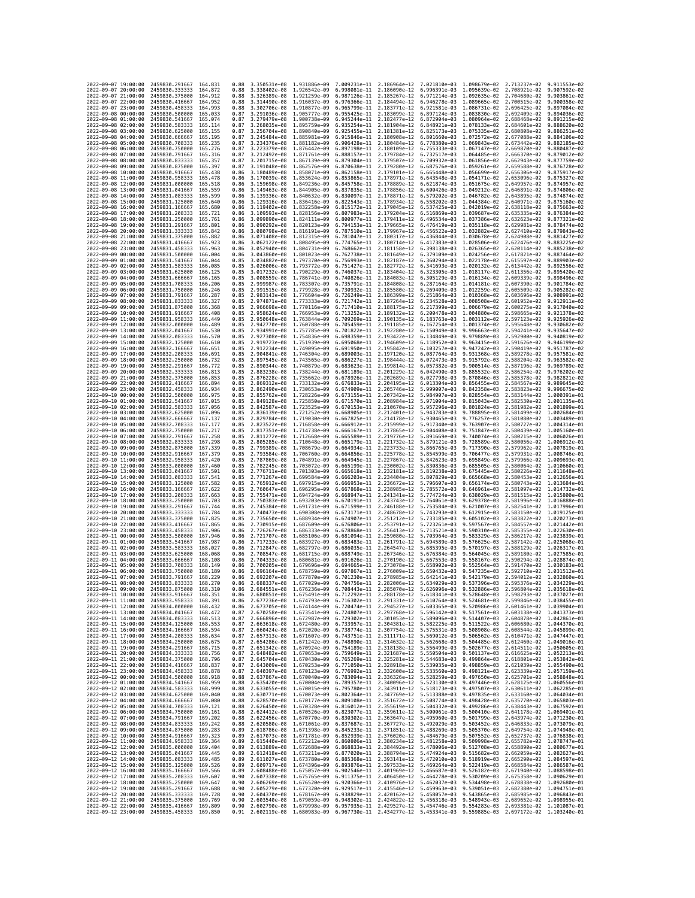| | | | | | | | | | | | |
|---|---|---|---|---|---|---|---|---|---|---|---|
| 2022-09-07 19:00:00 | 2459830.291667 | 164.831 | 0.88 | 3.350531e-08 | 1.931886e-09 | 7.009231e-11 | 2.186964e-12 | 7.021810e-03 | 1.098679e-02 | 2.713237e-02 | 9.911553e-02 |
| 2022-09-07 20:00:00 | 2459830.333333 | 164.872 | 0.88 | 3.338402e-08 | 1.926542e-09 | 6.998081e-11 | 2.186090e-12 | 6.996391e-03 | 1.095639e-02 | 2.708921e-02 | 9.907592e-02 |
| 2022-09-07 21:00:00 | 2459830.375000 | 164.912 | 0.88 | 3.326389e-08 | 1.921259e-09 | 6.987126e-11 | 2.185267e-12 | 6.971214e-03 | 1.092635e-02 | 2.704680e-02 | 9.903861e-02 |
| 2022-09-07 22:00:00 | 2459830.416667 | 164.952 | 0.88 | 3.314490e-08 | 1.916037e-09 | 6.976366e-11 | 2.184494e-12 | 6.946278e-03 | 1.089665e-02 | 2.700515e-02 | 9.900358e-02 |
| 2022-09-07 23:00:00 | 2459830.458333 | 164.993 | 0.88 | 3.302706e-08 | 1.910877e-09 | 6.965799e-11 | 2.183771e-12 | 6.921581e-03 | 1.086731e-02 | 2.696425e-02 | 9.897084e-02 |
| 2022-09-08 00:00:00 | 2459830.500000 | 165.033 | 0.87 | 3.291036e-08 | 1.905777e-09 | 6.955425e-11 | 2.183099e-12 | 6.897124e-03 | 1.083830e-02 | 2.692409e-02 | 9.894036e-02 |
| 2022-09-08 01:00:00 | 2459830.541667 | 165.074 | 0.87 | 3.279479e-08 | 1.900738e-09 | 6.945244e-11 | 2.182477e-12 | 6.872904e-03 | 1.080964e-02 | 2.688468e-02 | 9.891215e-02 |
| 2022-09-08 02:00:00 | 2459830.583333 | 165.114 | 0.87 | 3.268035e-08 | 1.895759e-09 | 6.935254e-11 | 2.181904e-12 | 6.848921e-03 | 1.078133e-02 | 2.684601e-02 | 9.888620e-02 |
| 2022-09-08 03:00:00 | 2459830.625000 | 165.155 | 0.87 | 3.256704e-08 | 1.890840e-09 | 6.925455e-11 | 2.181381e-12 | 6.825173e-03 | 1.075335e-02 | 2.680808e-02 | 9.886251e-02 |
| 2022-09-08 04:00:00 | 2459830.666667 | 165.195 | 0.87 | 3.245484e-08 | 1.885981e-09 | 6.915846e-11 | 2.180908e-12 | 6.801660e-03 | 1.072572e-02 | 2.677088e-02 | 9.884106e-02 |
| 2022-09-08 05:00:00 | 2459830.708333 | 165.235 | 0.87 | 3.234376e-08 | 1.881182e-09 | 6.906428e-11 | 2.180484e-12 | 6.778380e-03 | 1.069843e-02 | 2.673442e-02 | 9.882185e-02 |
| 2022-09-08 06:00:00 | 2459830.750000 | 165.276 | 0.87 | 3.223379e-08 | 1.876442e-09 | 6.897198e-11 | 2.180109e-12 | 6.755333e-03 | 1.067147e-02 | 2.669870e-02 | 9.880487e-02 |
| 2022-09-08 07:00:00 | 2459830.791667 | 165.316 | 0.87 | 3.212492e-08 | 1.871761e-09 | 6.888157e-11 | 2.179784e-12 | 6.732517e-03 | 1.064485e-02 | 2.666370e-02 | 9.879012e-02 |
| 2022-09-08 08:00:00 | 2459830.833333 | 165.357 | 0.87 | 3.201715e-08 | 1.867139e-09 | 6.879304e-11 | 2.179507e-12 | 6.709932e-03 | 1.061856e-02 | 2.662943e-02 | 9.877759e-02 |
| 2022-09-08 09:00:00 | 2459830.875000 | 165.397 | 0.87 | 3.191048e-08 | 1.862576e-09 | 6.870638e-11 | 2.179280e-12 | 6.687576e-03 | 1.059261e-02 | 2.659588e-02 | 9.876728e-02 |
| 2022-09-08 10:00:00 | 2459830.916667 | 165.438 | 0.86 | 3.180489e-08 | 1.858071e-09 | 6.862158e-11 | 2.179101e-12 | 6.665448e-03 | 1.056699e-02 | 2.656306e-02 | 9.875917e-02 |
| 2022-09-08 11:00:00 | 2459830.958333 | 165.478 | 0.86 | 3.170039e-08 | 1.853624e-09 | 6.853865e-11 | 2.178971e-12 | 6.643548e-03 | 1.054171e-02 | 2.653096e-02 | 9.875327e-02 |
| 2022-09-08 12:00:00 | 2459831.000000 | 165.518 | 0.86 | 3.159698e-08 | 1.849236e-09 | 6.845758e-11 | 2.178889e-12 | 6.621874e-03 | 1.051675e-02 | 2.649957e-02 | 9.874957e-02 |
| 2022-09-08 13:00:00 | 2459831.041667 | 165.559 | 0.86 | 3.149463e-08 | 1.844905e-09 | 6.837835e-11 | 2.178856e-12 | 6.600426e-03 | 1.049212e-02 | 2.646891e-02 | 9.874806e-02 |
| 2022-09-08 14:00:00 | 2459831.083333 | 165.599 | 0.86 | 3.139336e-08 | 1.840632e-09 | 6.830097e-11 | 2.178871e-12 | 6.579202e-03 | 1.046782e-02 | 2.643895e-02 | 9.874874e-02 |
| 2022-09-08 15:00:00 | 2459831.125000 | 165.640 | 0.86 | 3.129316e-08 | 1.836416e-09 | 6.822543e-11 | 2.178934e-12 | 6.558202e-03 | 1.044384e-02 | 2.640971e-02 | 9.875160e-02 |
| 2022-09-08 16:00:00 | 2459831.166667 | 165.680 | 0.86 | 3.119402e-08 | 1.832258e-09 | 6.815172e-11 | 2.179045e-12 | 6.537425e-03 | 1.042019e-02 | 2.638118e-02 | 9.875663e-02 |
| 2022-09-08 17:00:00 | 2459831.208333 | 165.721 | 0.86 | 3.109593e-08 | 1.828156e-09 | 6.807983e-11 | 2.179204e-12 | 6.516869e-03 | 1.039687e-02 | 2.635335e-02 | 9.876384e-02 |
| 2022-09-08 18:00:00 | 2459831.250000 | 165.761 | 0.86 | 3.099890e-08 | 1.824111e-09 | 6.800977e-11 | 2.179411e-12 | 6.496534e-03 | 1.037386e-02 | 2.632623e-02 | 9.877321e-02 |
| 2022-09-08 19:00:00 | 2459831.291667 | 165.801 | 0.86 | 3.090292e-08 | 1.820123e-09 | 6.794153e-11 | 2.179665e-12 | 6.476419e-03 | 1.035118e-02 | 2.629981e-02 | 9.878474e-02 |
| 2022-09-08 20:00:00 | 2459831.333333 | 165.842 | 0.86 | 3.080798e-08 | 1.816191e-09 | 6.787510e-11 | 2.179967e-12 | 6.456522e-03 | 1.032882e-02 | 2.627410e-02 | 9.879843e-02 |
| 2022-09-08 21:00:00 | 2459831.375000 | 165.882 | 0.86 | 3.071408e-08 | 1.812315e-09 | 6.781047e-11 | 2.180317e-12 | 6.436844e-03 | 1.030678e-02 | 2.624908e-02 | 9.881427e-02 |
| 2022-09-08 22:00:00 | 2459831.416667 | 165.923 | 0.86 | 3.062122e-08 | 1.808495e-09 | 6.774765e-11 | 2.180714e-12 | 6.417383e-03 | 1.028506e-02 | 2.622476e-02 | 9.883225e-02 |
| 2022-09-08 23:00:00 | 2459831.458333 | 165.963 | 0.86 | 3.052940e-08 | 1.804731e-09 | 6.768662e-11 | 2.181158e-12 | 6.398138e-03 | 1.026365e-02 | 2.620114e-02 | 9.885238e-02 |
| 2022-09-09 00:00:00 | 2459831.500000 | 166.004 | 0.86 | 3.043860e-08 | 1.801023e-09 | 6.762738e-11 | 2.181649e-12 | 6.379109e-03 | 1.024256e-02 | 2.617821e-02 | 9.887464e-02 |
| 2022-09-09 01:00:00 | 2459831.541667 | 166.044 | 0.85 | 3.034882e-08 | 1.797370e-09 | 6.756993e-11 | 2.182187e-12 | 6.360294e-03 | 1.022178e-02 | 2.615597e-02 | 9.889903e-02 |
| 2022-09-09 02:00:00 | 2459831.583333 | 166.085 | 0.85 | 3.026006e-08 | 1.793772e-09 | 6.751427e-11 | 2.182772e-12 | 6.341693e-03 | 1.020132e-02 | 2.613442e-02 | 9.892556e-02 |
| 2022-09-09 03:00:00 | 2459831.625000 | 166.125 | 0.85 | 3.017232e-08 | 1.790229e-09 | 6.746037e-11 | 2.183404e-12 | 6.323305e-03 | 1.018117e-02 | 2.611356e-02 | 9.895420e-02 |
| 2022-09-09 04:00:00 | 2459831.666667 | 166.165 | 0.85 | 3.008559e-08 | 1.786741e-09 | 6.740826e-11 | 2.184083e-12 | 6.305129e-03 | 1.016134e-02 | 2.609339e-02 | 9.898496e-02 |
| 2022-09-09 05:00:00 | 2459831.708333 | 166.206 | 0.85 | 2.999987e-08 | 1.783307e-09 | 6.735791e-11 | 2.184808e-12 | 6.287164e-03 | 1.014181e-02 | 2.607390e-02 | 9.901784e-02 |
| 2022-09-09 06:00:00 | 2459831.750000 | 166.246 | 0.85 | 2.991515e-08 | 1.779928e-09 | 6.730932e-11 | 2.185580e-12 | 6.269409e-03 | 1.012259e-02 | 2.605509e-02 | 9.905282e-02 |
| 2022-09-09 07:00:00 | 2459831.791667 | 166.287 | 0.85 | 2.983143e-08 | 1.776604e-09 | 6.726249e-11 | 2.186399e-12 | 6.251864e-03 | 1.010368e-02 | 2.603696e-02 | 9.908991e-02 |
| 2022-09-09 08:00:00 | 2459831.833333 | 166.327 | 0.85 | 2.974871e-08 | 1.773333e-09 | 6.721742e-11 | 2.187264e-12 | 6.234528e-03 | 1.008508e-02 | 2.601952e-02 | 9.912911e-02 |
| 2022-09-09 09:00:00 | 2459831.875000 | 166.368 | 0.85 | 2.966698e-08 | 1.770116e-09 | 6.717410e-11 | 2.188175e-12 | 6.217399e-03 | 1.006679e-02 | 2.600275e-02 | 9.917040e-02 |
| 2022-09-09 10:00:00 | 2459831.916667 | 166.408 | 0.85 | 2.958624e-08 | 1.766953e-09 | 6.713252e-11 | 2.189132e-12 | 6.200478e-03 | 1.004880e-02 | 2.598665e-02 | 9.921378e-02 |
| 2022-09-09 11:00:00 | 2459831.958333 | 166.449 | 0.85 | 2.950648e-08 | 1.763844e-09 | 6.709269e-11 | 2.190135e-12 | 6.183763e-03 | 1.003112e-02 | 2.597123e-02 | 9.925926e-02 |
| 2022-09-09 12:00:00 | 2459832.000000 | 166.489 | 0.85 | 2.942770e-08 | 1.760788e-09 | 6.705459e-11 | 2.191185e-12 | 6.167254e-03 | 1.001374e-02 | 2.595648e-02 | 9.930682e-02 |
| 2022-09-09 13:00:00 | 2459832.041667 | 166.530 | 0.85 | 2.934991e-08 | 1.757785e-09 | 6.701822e-11 | 2.192280e-12 | 6.150949e-03 | 9.996663e-03 | 2.594241e-02 | 9.935647e-02 |
| 2022-09-09 14:00:00 | 2459832.083333 | 166.570 | 0.85 | 2.927308e-08 | 1.754836e-09 | 6.698359e-11 | 2.193422e-12 | 6.134849e-03 | 9.979889e-03 | 2.592900e-02 | 9.940819e-02 |
| 2022-09-09 15:00:00 | 2459832.125000 | 166.610 | 0.85 | 2.919723e-08 | 1.751939e-09 | 6.695068e-11 | 2.194609e-12 | 6.118952e-03 | 9.963415e-03 | 2.591626e-02 | 9.946199e-02 |
| 2022-09-09 16:00:00 | 2459832.166667 | 166.651 | 0.85 | 2.912234e-08 | 1.749095e-09 | 6.691950e-11 | 2.195842e-12 | 6.103257e-03 | 9.947242e-03 | 2.590419e-02 | 9.951787e-02 |
| 2022-09-09 17:00:00 | 2459832.208333 | 166.691 | 0.85 | 2.904841e-08 | 1.746304e-09 | 6.689003e-11 | 2.197120e-12 | 6.087764e-03 | 9.931368e-03 | 2.589278e-02 | 9.957581e-02 |
| 2022-09-09 18:00:00 | 2459832.250000 | 166.732 | 0.85 | 2.897545e-08 | 1.743565e-09 | 6.686227e-11 | 2.198444e-12 | 6.072473e-03 | 9.915792e-03 | 2.588204e-02 | 9.963582e-02 |
| 2022-09-09 19:00:00 | 2459832.291667 | 166.772 | 0.85 | 2.890344e-08 | 1.740879e-09 | 6.683623e-11 | 2.199814e-12 | 6.057382e-03 | 9.900514e-03 | 2.587196e-02 | 9.969789e-02 |
| 2022-09-09 20:00:00 | 2459832.333333 | 166.813 | 0.85 | 2.883238e-08 | 1.738244e-09 | 6.681189e-11 | 2.201229e-12 | 6.042490e-03 | 9.885532e-03 | 2.586254e-02 | 9.976202e-02 |
| 2022-09-09 21:00:00 | 2459832.375000 | 166.853 | 0.85 | 2.876228e-08 | 1.735662e-09 | 6.678926e-11 | 2.202689e-12 | 6.027798e-03 | 9.870846e-03 | 2.585378e-02 | 9.982821e-02 |
| 2022-09-09 22:00:00 | 2459832.416667 | 166.894 | 0.85 | 2.869312e-08 | 1.733132e-09 | 6.676833e-11 | 2.204195e-12 | 6.013304e-03 | 9.856455e-03 | 2.584567e-02 | 9.989645e-02 |
| 2022-09-09 23:00:00 | 2459832.458333 | 166.934 | 0.85 | 2.862490e-08 | 1.730653e-09 | 6.674909e-11 | 2.205746e-12 | 5.999007e-03 | 9.842358e-03 | 2.583823e-02 | 9.996675e-02 |
| 2022-09-10 00:00:00 | 2459832.500000 | 166.975 | 0.85 | 2.855762e-08 | 1.728226e-09 | 6.673155e-11 | 2.207342e-12 | 5.984907e-03 | 9.828554e-03 | 2.583144e-02 | 1.000391e-01 |
| 2022-09-10 01:00:00 | 2459832.541667 | 167.015 | 0.85 | 2.849128e-08 | 1.725850e-09 | 6.671570e-11 | 2.208984e-12 | 5.971004e-03 | 9.815043e-03 | 2.582530e-02 | 1.001135e-01 |
| 2022-09-10 02:00:00 | 2459832.583333 | 167.056 | 0.85 | 2.842587e-08 | 1.723525e-09 | 6.670153e-11 | 2.210670e-12 | 5.957296e-03 | 9.801824e-03 | 2.581982e-02 | 1.001899e-01 |
| 2022-09-10 03:00:00 | 2459832.625000 | 167.096 | 0.85 | 2.836139e-08 | 1.721252e-09 | 6.668905e-11 | 2.212401e-12 | 5.943783e-03 | 9.788895e-03 | 2.581499e-02 | 1.002684e-01 |
| 2022-09-10 04:00:00 | 2459832.666667 | 167.137 | 0.85 | 2.829784e-08 | 1.719030e-09 | 6.667825e-11 | 2.214178e-12 | 5.930465e-03 | 9.776257e-03 | 2.581080e-02 | 1.003489e-01 |
| 2022-09-10 05:00:00 | 2459832.708333 | 167.177 | 0.85 | 2.823522e-08 | 1.716858e-09 | 6.666912e-11 | 2.215999e-12 | 5.917340e-03 | 9.763907e-03 | 2.580727e-02 | 1.004314e-01 |
| 2022-09-10 06:00:00 | 2459832.750000 | 167.217 | 0.85 | 2.817351e-08 | 1.714738e-09 | 6.666167e-11 | 2.217865e-12 | 5.904408e-03 | 9.751847e-03 | 2.580439e-02 | 1.005160e-01 |
| 2022-09-10 07:00:00 | 2459832.791667 | 167.258 | 0.85 | 2.811272e-08 | 1.712668e-09 | 6.665589e-11 | 2.219776e-12 | 5.891669e-03 | 9.740074e-03 | 2.580215e-02 | 1.006026e-01 |
| 2022-09-10 08:00:00 | 2459832.833333 | 167.298 | 0.85 | 2.805285e-08 | 1.710648e-09 | 6.665179e-11 | 2.221732e-12 | 5.879121e-03 | 9.728589e-03 | 2.580056e-02 | 1.006912e-01 |
| 2022-09-10 09:00:00 | 2459832.875000 | 167.339 | 0.85 | 2.799389e-08 | 1.708679e-09 | 6.664934e-11 | 2.223733e-12 | 5.866765e-03 | 9.717390e-03 | 2.579962e-02 | 1.007819e-01 |
| 2022-09-10 10:00:00 | 2459832.916667 | 167.379 | 0.85 | 2.793584e-08 | 1.706760e-09 | 6.664856e-11 | 2.225778e-12 | 5.854599e-03 | 9.706477e-03 | 2.579931e-02 | 1.008746e-01 |
| 2022-09-10 11:00:00 | 2459832.958333 | 167.420 | 0.85 | 2.787869e-08 | 1.704891e-09 | 6.664945e-11 | 2.227867e-12 | 5.842623e-03 | 9.695849e-03 | 2.579966e-02 | 1.009693e-01 |
| 2022-09-10 12:00:00 | 2459833.000000 | 167.460 | 0.85 | 2.782245e-08 | 1.703072e-09 | 6.665199e-11 | 2.230002e-12 | 5.830836e-03 | 9.685505e-03 | 2.580064e-02 | 1.010660e-01 |
| 2022-09-10 13:00:00 | 2459833.041667 | 167.501 | 0.85 | 2.776711e-08 | 1.701303e-09 | 6.665618e-11 | 2.232181e-12 | 5.819238e-03 | 9.675445e-03 | 2.580226e-02 | 1.011648e-01 |
| 2022-09-10 14:00:00 | 2459833.083333 | 167.541 | 0.85 | 2.771267e-08 | 1.699584e-09 | 6.666203e-11 | 2.234404e-12 | 5.807829e-03 | 9.665668e-03 | 2.580453e-02 | 1.012656e-01 |
| 2022-09-10 15:00:00 | 2459833.125000 | 167.582 | 0.85 | 2.765912e-08 | 1.697915e-09 | 6.666953e-11 | 2.236672e-12 | 5.796607e-03 | 9.656174e-03 | 2.580743e-02 | 1.013684e-01 |
| 2022-09-10 16:00:00 | 2459833.166667 | 167.622 | 0.85 | 2.760647e-08 | 1.696295e-09 | 6.667868e-11 | 2.238985e-12 | 5.785572e-03 | 9.646961e-03 | 2.581097e-02 | 1.014732e-01 |
| 2022-09-10 17:00:00 | 2459833.208333 | 167.663 | 0.85 | 2.755471e-08 | 1.694724e-09 | 6.668947e-11 | 2.241341e-12 | 5.774724e-03 | 9.638029e-03 | 2.581515e-02 | 1.015800e-01 |
| 2022-09-10 18:00:00 | 2459833.250000 | 167.703 | 0.85 | 2.750383e-08 | 1.693203e-09 | 6.670191e-11 | 2.243743e-12 | 5.764061e-03 | 9.629378e-03 | 2.581996e-02 | 1.016888e-01 |
| 2022-09-10 19:00:00 | 2459833.291667 | 167.744 | 0.85 | 2.745384e-08 | 1.691731e-09 | 6.671599e-11 | 2.246188e-12 | 5.753584e-03 | 9.621007e-03 | 2.582541e-02 | 1.017996e-01 |
| 2022-09-10 20:00:00 | 2459833.333333 | 167.784 | 0.85 | 2.740473e-08 | 1.690308e-09 | 6.673171e-11 | 2.248678e-12 | 5.743293e-03 | 9.612915e-03 | 2.583150e-02 | 1.019125e-01 |
| 2022-09-10 21:00:00 | 2459833.375000 | 167.825 | 0.85 | 2.735650e-08 | 1.688934e-09 | 6.674907e-11 | 2.251212e-12 | 5.733185e-03 | 9.605102e-03 | 2.583822e-02 | 1.020273e-01 |
| 2022-09-10 22:00:00 | 2459833.416667 | 167.865 | 0.86 | 2.730915e-08 | 1.687609e-09 | 6.676806e-11 | 2.253791e-12 | 5.723261e-03 | 9.597567e-03 | 2.584557e-02 | 1.021442e-01 |
| 2022-09-10 23:00:00 | 2459833.458333 | 167.906 | 0.86 | 2.726267e-08 | 1.686333e-09 | 6.678868e-11 | 2.256413e-12 | 5.713521e-03 | 9.590310e-03 | 2.585355e-02 | 1.022630e-01 |
| 2022-09-11 00:00:00 | 2459833.500000 | 167.946 | 0.86 | 2.721707e-08 | 1.685106e-09 | 6.681094e-11 | 2.259080e-12 | 5.703964e-03 | 9.583329e-03 | 2.586217e-02 | 1.023839e-01 |
| 2022-09-11 01:00:00 | 2459833.541667 | 167.987 | 0.86 | 2.717233e-08 | 1.683927e-09 | 6.683483e-11 | 2.261791e-12 | 5.694589e-03 | 9.576625e-03 | 2.587142e-02 | 1.025068e-01 |
| 2022-09-11 02:00:00 | 2459833.583333 | 168.027 | 0.86 | 2.712847e-08 | 1.682797e-09 | 6.686035e-11 | 2.264547e-12 | 5.685395e-03 | 9.570197e-03 | 2.588129e-02 | 1.026317e-01 |
| 2022-09-11 03:00:00 | 2459833.625000 | 168.068 | 0.86 | 2.708547e-08 | 1.681715e-09 | 6.688749e-11 | 2.267346e-12 | 5.676384e-03 | 9.564045e-03 | 2.589180e-02 | 1.027585e-01 |
| 2022-09-11 04:00:00 | 2459833.666667 | 168.108 | 0.86 | 2.704333e-08 | 1.680681e-09 | 6.691626e-11 | 2.270190e-12 | 5.667553e-03 | 9.558167e-03 | 2.590294e-02 | 1.028874e-01 |
| 2022-09-11 05:00:00 | 2459833.708333 | 168.149 | 0.86 | 2.700205e-08 | 1.679696e-09 | 6.694665e-11 | 2.273078e-12 | 5.658902e-03 | 9.552564e-03 | 2.591470e-02 | 1.030183e-01 |
| 2022-09-11 06:00:00 | 2459833.750000 | 168.189 | 0.86 | 2.696164e-08 | 1.678759e-09 | 6.697867e-11 | 2.276009e-12 | 5.650432e-03 | 9.547235e-03 | 2.592710e-02 | 1.031512e-01 |
| 2022-09-11 07:00:00 | 2459833.791667 | 168.229 | 0.86 | 2.692207e-08 | 1.677870e-09 | 6.701230e-11 | 2.278985e-12 | 5.642141e-03 | 9.542179e-03 | 2.594012e-02 | 1.032860e-01 |
| 2022-09-11 08:00:00 | 2459833.833333 | 168.270 | 0.86 | 2.688337e-08 | 1.677029e-09 | 6.704756e-11 | 2.282006e-12 | 5.634029e-03 | 9.537396e-03 | 2.595376e-02 | 1.034229e-01 |
| 2022-09-11 09:00:00 | 2459833.875000 | 168.310 | 0.86 | 2.684551e-08 | 1.676236e-09 | 6.708443e-11 | 2.285070e-12 | 5.626096e-03 | 9.532886e-03 | 2.596804e-02 | 1.035618e-01 |
| 2022-09-11 10:00:00 | 2459833.916667 | 168.351 | 0.86 | 2.680851e-08 | 1.675491e-09 | 6.712292e-11 | 2.288178e-12 | 5.618341e-03 | 9.528648e-03 | 2.598293e-02 | 1.037027e-01 |
| 2022-09-11 11:00:00 | 2459833.958333 | 168.391 | 0.86 | 2.677236e-08 | 1.674793e-09 | 6.716302e-11 | 2.291331e-12 | 5.610764e-03 | 9.524681e-03 | 2.599846e-02 | 1.038455e-01 |
| 2022-09-11 12:00:00 | 2459834.000000 | 168.432 | 0.86 | 2.673705e-08 | 1.674144e-09 | 6.720474e-11 | 2.294527e-12 | 5.603365e-03 | 9.520986e-03 | 2.601461e-02 | 1.039904e-01 |
| 2022-09-11 13:00:00 | 2459834.041667 | 168.472 | 0.87 | 2.670258e-08 | 1.673541e-09 | 6.724807e-11 | 2.297768e-12 | 5.596142e-03 | 9.517561e-03 | 2.603138e-02 | 1.041373e-01 |
| 2022-09-11 14:00:00 | 2459834.083333 | 168.513 | 0.87 | 2.666896e-08 | 1.672987e-09 | 6.729302e-11 | 2.301053e-12 | 5.589096e-03 | 9.514407e-03 | 2.604878e-02 | 1.042861e-01 |
| 2022-09-11 15:00:00 | 2459834.125000 | 168.553 | 0.87 | 2.663618e-08 | 1.672480e-09 | 6.733957e-11 | 2.304381e-12 | 5.582225e-03 | 9.511522e-03 | 2.606680e-02 | 1.044370e-01 |
| 2022-09-11 16:00:00 | 2459834.166667 | 168.594 | 0.87 | 2.660424e-08 | 1.672020e-09 | 6.738774e-11 | 2.307754e-12 | 5.575531e-03 | 9.508908e-03 | 2.608544e-02 | 1.045899e-01 |
| 2022-09-11 17:00:00 | 2459834.208333 | 168.634 | 0.87 | 2.657313e-08 | 1.671607e-09 | 6.743751e-11 | 2.311171e-12 | 5.569012e-03 | 9.506562e-03 | 2.610471e-02 | 1.047447e-01 |
| 2022-09-11 18:00:00 | 2459834.250000 | 168.675 | 0.87 | 2.654286e-08 | 1.671242e-09 | 6.748890e-11 | 2.314632e-12 | 5.562668e-03 | 9.504485e-03 | 2.612460e-02 | 1.049016e-01 |
| 2022-09-11 19:00:00 | 2459834.291667 | 168.715 | 0.87 | 2.651342e-08 | 1.670924e-09 | 6.754189e-11 | 2.318138e-12 | 5.556499e-03 | 9.502677e-03 | 2.614511e-02 | 1.050605e-01 |
| 2022-09-11 20:00:00 | 2459834.333333 | 168.756 | 0.87 | 2.648482e-08 | 1.670653e-09 | 6.759649e-11 | 2.321687e-12 | 5.550504e-03 | 9.501137e-03 | 2.616625e-02 | 1.052213e-01 |
| 2022-09-11 21:00:00 | 2459834.375000 | 168.796 | 0.87 | 2.645704e-08 | 1.670430e-09 | 6.765269e-11 | 2.325281e-12 | 5.544683e-03 | 9.499864e-03 | 2.618801e-02 | 1.053842e-01 |
| 2022-09-11 22:00:00 | 2459834.416667 | 168.837 | 0.87 | 2.643009e-08 | 1.670253e-09 | 6.771050e-11 | 2.328918e-12 | 5.539035e-03 | 9.498859e-03 | 2.621039e-02 | 1.055490e-01 |
| 2022-09-11 23:00:00 | 2459834.458333 | 168.878 | 0.87 | 2.640397e-08 | 1.670123e-09 | 6.776992e-11 | 2.332600e-12 | 5.533560e-03 | 9.498121e-03 | 2.623339e-02 | 1.057159e-01 |
| 2022-09-12 00:00:00 | 2459834.500000 | 168.918 | 0.88 | 2.637867e-08 | 1.670040e-09 | 6.783094e-11 | 2.336326e-12 | 5.528259e-03 | 9.497650e-03 | 2.625701e-02 | 1.058848e-01 |
| 2022-09-12 01:00:00 | 2459834.541667 | 168.959 | 0.88 | 2.635420e-08 | 1.670004e-09 | 6.789357e-11 | 2.340096e-12 | 5.523130e-03 | 9.497446e-03 | 2.628125e-02 | 1.060556e-01 |
| 2022-09-12 02:00:00 | 2459834.583333 | 168.999 | 0.88 | 2.633055e-08 | 1.670015e-09 | 6.795780e-11 | 2.343911e-12 | 5.518173e-03 | 9.497507e-03 | 2.630611e-02 | 1.062285e-01 |
| 2022-09-12 03:00:00 | 2459834.625000 | 169.040 | 0.88 | 2.630771e-08 | 1.670073e-09 | 6.802364e-11 | 2.347769e-12 | 5.513388e-03 | 9.497835e-03 | 2.633160e-02 | 1.064034e-01 |
| 2022-09-12 04:00:00 | 2459834.666667 | 169.080 | 0.88 | 2.628570e-08 | 1.670177e-09 | 6.809108e-11 | 2.351672e-12 | 5.508774e-03 | 9.498428e-03 | 2.635770e-02 | 1.065803e-01 |
| 2022-09-12 05:00:00 | 2459834.708333 | 169.121 | 0.88 | 2.626450e-08 | 1.670328e-09 | 6.816012e-11 | 2.355619e-12 | 5.504332e-03 | 9.499286e-03 | 2.638443e-02 | 1.067592e-01 |
| 2022-09-12 06:00:00 | 2459834.750000 | 169.161 | 0.88 | 2.624412e-08 | 1.670526e-09 | 6.823077e-11 | 2.359611e-12 | 5.500061e-03 | 9.500410e-03 | 2.641178e-02 | 1.069401e-01 |
| 2022-09-12 07:00:00 | 2459834.791667 | 169.202 | 0.88 | 2.622456e-08 | 1.670770e-09 | 6.830302e-11 | 2.363647e-12 | 5.495960e-03 | 9.501799e-03 | 2.643974e-02 | 1.071230e-01 |
| 2022-09-12 08:00:00 | 2459834.833333 | 169.242 | 0.88 | 2.620580e-08 | 1.671061e-09 | 6.837687e-11 | 2.367727e-12 | 5.492029e-03 | 9.503452e-03 | 2.646833e-02 | 1.073079e-01 |
| 2022-09-12 09:00:00 | 2459834.875000 | 169.283 | 0.89 | 2.618786e-08 | 1.671398e-09 | 6.845233e-11 | 2.371851e-12 | 5.488269e-03 | 9.505370e-03 | 2.649754e-02 | 1.074948e-01 |
| 2022-09-12 10:00:00 | 2459834.916667 | 169.323 | 0.89 | 2.617073e-08 | 1.671781e-09 | 6.852939e-11 | 2.376020e-12 | 5.484679e-03 | 9.507552e-03 | 2.652737e-02 | 1.076838e-01 |
| 2022-09-12 11:00:00 | 2459834.958333 | 169.364 | 0.89 | 2.615440e-08 | 1.672212e-09 | 6.860806e-11 | 2.380234e-12 | 5.481258e-03 | 9.509998e-03 | 2.655782e-02 | 1.078747e-01 |
| 2022-09-12 12:00:00 | 2459835.000000 | 169.404 | 0.89 | 2.613889e-08 | 1.672688e-09 | 6.868833e-11 | 2.384492e-12 | 5.478006e-03 | 9.512708e-03 | 2.658890e-02 | 1.080677e-01 |
| 2022-09-12 13:00:00 | 2459835.041667 | 169.445 | 0.89 | 2.612418e-08 | 1.673211e-09 | 6.877020e-11 | 2.388794e-12 | 5.474924e-03 | 9.515682e-03 | 2.662059e-02 | 1.082627e-01 |
| 2022-09-12 14:00:00 | 2459835.083333 | 169.485 | 0.89 | 2.611027e-08 | 1.673780e-09 | 6.885368e-11 | 2.393141e-12 | 5.472010e-03 | 9.518919e-03 | 2.665290e-02 | 1.084597e-01 |
| 2022-09-12 15:00:00 | 2459835.125000 | 169.526 | 0.89 | 2.609717e-08 | 1.674396e-09 | 6.893876e-11 | 2.397533e-12 | 5.469264e-03 | 9.522419e-03 | 2.668584e-02 | 1.086587e-01 |
| 2022-09-12 16:00:00 | 2459835.166667 | 169.566 | 0.89 | 2.608488e-08 | 1.675057e-09 | 6.902546e-11 | 2.401969e-12 | 5.466687e-03 | 9.526182e-03 | 2.671940e-02 | 1.088598e-01 |
| 2022-09-12 17:00:00 | 2459835.208333 | 169.607 | 0.90 | 2.607338e-08 | 1.675765e-09 | 6.911375e-11 | 2.406450e-12 | 5.464278e-03 | 9.530209e-03 | 2.675358e-02 | 1.090629e-01 |
| 2022-09-12 18:00:00 | 2459835.250000 | 169.647 | 0.90 | 2.606269e-08 | 1.676520e-09 | 6.920366e-11 | 2.410976e-12 | 5.462037e-03 | 9.534498e-03 | 2.678838e-02 | 1.092680e-01 |
| 2022-09-12 19:00:00 | 2459835.291667 | 169.688 | 0.90 | 2.605279e-08 | 1.677320e-09 | 6.929517e-11 | 2.415546e-12 | 5.459963e-03 | 9.539051e-03 | 2.682380e-02 | 1.094751e-01 |
| 2022-09-12 20:00:00 | 2459835.333333 | 169.728 | 0.90 | 2.604370e-08 | 1.678167e-09 | 6.938829e-11 | 2.420162e-12 | 5.458057e-03 | 9.543865e-03 | 2.685985e-02 | 1.096843e-01 |
| 2022-09-12 21:00:00 | 2459835.375000 | 169.769 | 0.90 | 2.603540e-08 | 1.679059e-09 | 6.948302e-11 | 2.424822e-12 | 5.456318e-03 | 9.548943e-03 | 2.689652e-02 | 1.098955e-01 |
| 2022-09-12 22:00:00 | 2459835.416667 | 169.809 | 0.90 | 2.602790e-08 | 1.679998e-09 | 6.957935e-11 | 2.429527e-12 | 5.454746e-03 | 9.554283e-03 | 2.693381e-02 | 1.101087e-01 |
| 2022-09-12 23:00:00 | 2459835.458333 | 169.850 | 0.91 | 2.602119e-08 | 1.680983e-09 | 6.967730e-11 | 2.434277e-12 | 5.453341e-03 | 9.559885e-03 | 2.697172e-02 | 1.103240e-01 |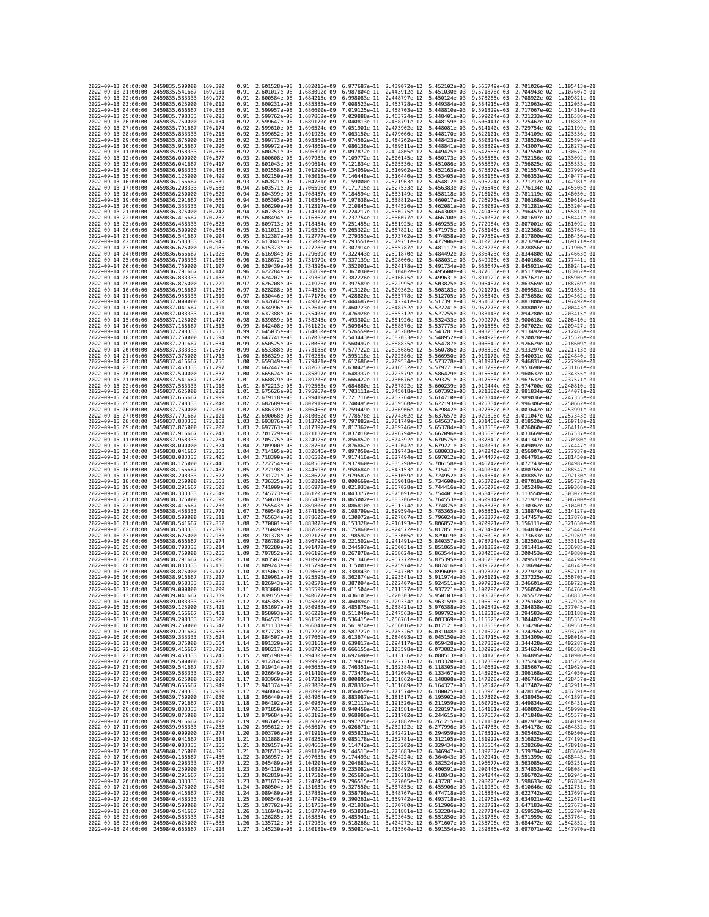| | | | | | | | | | | | |
|---|---|---|---|---|---|---|---|---|---|---|---|
| 2022-09-13 00:00:00 | 2459835.500000 | 169.890 | 0.91 | 2.601528e-08 | 1.682015e-09 | 6.977687e-11 | 2.439072e-12 | 5.452102e-03 | 9.565749e-03 | 2.701026e-02 | 1.105413e-01 |
| 2022-09-13 01:00:00 | 2459835.541667 | 169.931 | 0.91 | 2.601017e-08 | 1.683092e-09 | 6.987804e-11 | 2.443912e-12 | 5.451030e-03 | 9.571876e-03 | 2.704943e-02 | 1.107607e-01 |
| 2022-09-13 02:00:00 | 2459835.583333 | 169.972 | 0.91 | 2.600584e-08 | 1.684215e-09 | 6.998083e-11 | 2.448797e-12 | 5.450124e-03 | 9.578265e-03 | 2.708922e-02 | 1.109821e-01 |
| 2022-09-13 03:00:00 | 2459835.625000 | 170.012 | 0.91 | 2.600231e-08 | 1.685385e-09 | 7.008523e-11 | 2.453728e-12 | 5.449384e-03 | 9.584916e-03 | 2.712963e-02 | 1.112055e-01 |
| 2022-09-13 04:00:00 | 2459835.666667 | 170.053 | 0.91 | 2.599957e-08 | 1.686600e-09 | 7.019125e-11 | 2.458703e-12 | 5.448810e-03 | 9.591829e-03 | 2.717067e-02 | 1.114310e-01 |
| 2022-09-13 05:00:00 | 2459835.708333 | 170.093 | 0.91 | 2.599762e-08 | 1.687862e-09 | 7.029888e-11 | 2.463724e-12 | 5.448401e-03 | 9.599004e-03 | 2.721233e-02 | 1.116586e-01 |
| 2022-09-13 06:00:00 | 2459835.750000 | 170.134 | 0.92 | 2.599647e-08 | 1.689170e-09 | 7.040813e-11 | 2.468791e-12 | 5.448159e-03 | 9.606441e-03 | 2.725462e-02 | 1.118882e-01 |
| 2022-09-13 07:00:00 | 2459835.791667 | 170.174 | 0.92 | 2.599610e-08 | 1.690524e-09 | 7.051901e-11 | 2.473902e-12 | 5.448081e-03 | 9.614140e-03 | 2.729754e-02 | 1.121199e-01 |
| 2022-09-13 08:00:00 | 2459835.833333 | 170.215 | 0.92 | 2.599652e-08 | 1.691923e-09 | 7.063150e-11 | 2.479060e-12 | 5.448170e-03 | 9.622101e-03 | 2.734109e-02 | 1.123536e-01 |
| 2022-09-13 09:00:00 | 2459835.875000 | 170.255 | 0.92 | 2.599773e-08 | 1.693369e-09 | 7.074562e-11 | 2.484262e-12 | 5.448423e-03 | 9.630324e-03 | 2.738526e-02 | 1.125894e-01 |
| 2022-09-13 10:00:00 | 2459835.916667 | 170.296 | 0.92 | 2.599972e-08 | 1.694861e-09 | 7.086136e-11 | 2.489511e-12 | 5.448841e-03 | 9.638809e-03 | 2.743007e-02 | 1.128273e-01 |
| 2022-09-13 11:00:00 | 2459835.958333 | 170.336 | 0.92 | 2.600251e-08 | 1.696399e-09 | 7.097872e-11 | 2.494805e-12 | 5.449425e-03 | 9.647556e-03 | 2.747550e-02 | 1.130672e-01 |
| 2022-09-13 12:00:00 | 2459836.000000 | 170.377 | 0.93 | 2.600608e-08 | 1.697983e-09 | 7.109772e-11 | 2.500145e-12 | 5.450173e-03 | 9.656565e-03 | 2.752156e-02 | 1.133092e-01 |
| 2022-09-13 13:00:00 | 2459836.041667 | 170.417 | 0.93 | 2.601043e-08 | 1.699614e-09 | 7.121834e-11 | 2.505530e-12 | 5.451086e-03 | 9.665837e-03 | 2.756825e-02 | 1.135533e-01 |
| 2022-09-13 14:00:00 | 2459836.083333 | 170.458 | 0.93 | 2.601558e-08 | 1.701290e-09 | 7.134059e-11 | 2.510962e-12 | 5.452163e-03 | 9.675370e-03 | 2.761557e-02 | 1.137995e-01 |
| 2022-09-13 15:00:00 | 2459836.125000 | 170.499 | 0.93 | 2.602150e-08 | 1.703013e-09 | 7.146448e-11 | 2.516440e-12 | 5.453405e-03 | 9.685166e-03 | 2.766353e-02 | 1.140477e-01 |
| 2022-09-13 16:00:00 | 2459836.166667 | 170.539 | 0.93 | 2.602821e-08 | 1.704781e-09 | 7.159000e-11 | 2.521963e-12 | 5.454812e-03 | 9.695224e-03 | 2.771212e-02 | 1.142981e-01 |
| 2022-09-13 17:00:00 | 2459836.208333 | 170.580 | 0.94 | 2.603571e-08 | 1.706596e-09 | 7.171715e-11 | 2.527533e-12 | 5.456383e-03 | 9.705545e-03 | 2.776134e-02 | 1.145505e-01 |
| 2022-09-13 18:00:00 | 2459836.250000 | 170.620 | 0.94 | 2.604399e-08 | 1.708457e-09 | 7.184594e-11 | 2.533149e-12 | 5.458118e-03 | 9.716128e-03 | 2.781119e-02 | 1.148050e-01 |
| 2022-09-13 19:00:00 | 2459836.291667 | 170.661 | 0.94 | 2.605305e-08 | 1.710364e-09 | 7.197638e-11 | 2.538812e-12 | 5.460017e-03 | 9.726973e-03 | 2.786168e-02 | 1.150616e-01 |
| 2022-09-13 20:00:00 | 2459836.333333 | 170.701 | 0.94 | 2.606290e-08 | 1.712317e-09 | 7.210845e-11 | 2.544520e-12 | 5.462081e-03 | 9.738082e-03 | 2.791281e-02 | 1.153204e-01 |
| 2022-09-13 21:00:00 | 2459836.375000 | 170.742 | 0.94 | 2.607353e-08 | 1.714317e-09 | 7.224217e-11 | 2.550275e-12 | 5.464308e-03 | 9.749453e-03 | 2.796457e-02 | 1.155812e-01 |
| 2022-09-13 22:00:00 | 2459836.416667 | 170.782 | 0.95 | 2.608494e-08 | 1.716362e-09 | 7.237754e-11 | 2.556077e-12 | 5.466700e-03 | 9.761087e-03 | 2.801697e-02 | 1.158441e-01 |
| 2022-09-13 23:00:00 | 2459836.458333 | 170.823 | 0.95 | 2.609713e-08 | 1.718454e-09 | 7.251455e-11 | 2.561925e-12 | 5.469255e-03 | 9.772984e-03 | 2.807001e-02 | 1.161092e-01 |
| 2022-09-14 00:00:00 | 2459836.500000 | 170.864 | 0.95 | 2.611011e-08 | 1.720593e-09 | 7.265322e-11 | 2.567821e-12 | 5.471975e-03 | 9.785145e-03 | 2.812368e-02 | 1.163764e-01 |
| 2022-09-14 01:00:00 | 2459836.541667 | 170.904 | 0.95 | 2.612387e-08 | 1.722777e-09 | 7.279353e-11 | 2.573762e-12 | 5.474858e-03 | 9.797569e-03 | 2.817800e-02 | 1.166456e-01 |
| 2022-09-14 02:00:00 | 2459836.583333 | 170.945 | 0.95 | 2.613841e-08 | 1.725008e-09 | 7.293551e-11 | 2.579751e-12 | 5.477906e-03 | 9.810257e-03 | 2.823296e-02 | 1.169171e-01 |
| 2022-09-14 03:00:00 | 2459836.625000 | 170.985 | 0.96 | 2.615373e-08 | 1.727286e-09 | 7.307914e-11 | 2.585787e-12 | 5.481117e-03 | 9.823208e-03 | 2.828856e-02 | 1.171906e-01 |
| 2022-09-14 04:00:00 | 2459836.666667 | 171.026 | 0.96 | 2.616984e-08 | 1.729609e-09 | 7.322443e-11 | 2.591870e-12 | 5.484492e-03 | 9.836423e-03 | 2.834480e-02 | 1.174663e-01 |
| 2022-09-14 05:00:00 | 2459836.708333 | 171.066 | 0.96 | 2.618672e-08 | 1.731979e-09 | 7.337139e-11 | 2.598000e-12 | 5.488031e-03 | 9.849903e-03 | 2.840168e-02 | 1.177441e-01 |
| 2022-09-14 06:00:00 | 2459836.750000 | 171.107 | 0.96 | 2.620439e-08 | 1.734396e-09 | 7.352001e-11 | 2.604178e-12 | 5.491734e-03 | 9.863647e-03 | 2.845921e-02 | 1.180241e-01 |
| 2022-09-14 07:00:00 | 2459836.791667 | 171.147 | 0.96 | 2.622284e-08 | 1.736859e-09 | 7.367030e-11 | 2.610402e-12 | 5.495600e-03 | 9.877655e-03 | 2.851739e-02 | 1.183062e-01 |
| 2022-09-14 08:00:00 | 2459836.833333 | 171.188 | 0.97 | 2.624207e-08 | 1.739369e-09 | 7.382226e-11 | 2.616675e-12 | 5.499631e-03 | 9.891929e-03 | 2.857621e-02 | 1.185905e-01 |
| 2022-09-14 09:00:00 | 2459836.875000 | 171.229 | 0.97 | 2.626208e-08 | 1.741926e-09 | 7.397589e-11 | 2.622995e-12 | 5.503825e-03 | 9.906467e-03 | 2.863569e-02 | 1.188769e-01 |
| 2022-09-14 10:00:00 | 2459836.916667 | 171.269 | 0.97 | 2.628288e-08 | 1.744529e-09 | 7.413120e-11 | 2.629362e-12 | 5.508183e-03 | 9.921271e-03 | 2.869581e-02 | 1.191655e-01 |
| 2022-09-14 11:00:00 | 2459836.958333 | 171.310 | 0.97 | 2.630446e-08 | 1.747178e-09 | 7.428820e-11 | 2.635778e-12 | 5.512705e-03 | 9.936340e-03 | 2.875658e-02 | 1.194562e-01 |
| 2022-09-14 12:00:00 | 2459837.000000 | 171.350 | 0.98 | 2.632682e-08 | 1.749875e-09 | 7.444687e-11 | 2.642241e-12 | 5.517391e-03 | 9.951675e-03 | 2.881800e-02 | 1.197492e-01 |
| 2022-09-14 13:00:00 | 2459837.041667 | 171.391 | 0.98 | 2.634996e-08 | 1.752618e-09 | 7.460723e-11 | 2.648752e-12 | 5.522241e-03 | 9.967276e-03 | 2.888007e-02 | 1.200443e-01 |
| 2022-09-14 14:00:00 | 2459837.083333 | 171.431 | 0.98 | 2.637388e-08 | 1.755408e-09 | 7.476928e-11 | 2.655312e-12 | 5.527255e-03 | 9.983143e-03 | 2.894280e-02 | 1.203415e-01 |
| 2022-09-14 15:00:00 | 2459837.125000 | 171.472 | 0.98 | 2.639859e-08 | 1.758245e-09 | 7.493302e-11 | 2.661920e-12 | 5.532433e-03 | 9.999277e-03 | 2.900618e-02 | 1.206410e-01 |
| 2022-09-14 16:00:00 | 2459837.166667 | 171.513 | 0.99 | 2.642408e-08 | 1.761129e-09 | 7.509845e-11 | 2.668576e-12 | 5.537775e-03 | 1.001568e-02 | 2.907022e-02 | 1.209427e-01 |
| 2022-09-14 17:00:00 | 2459837.208333 | 171.553 | 0.99 | 2.645035e-08 | 1.764060e-09 | 7.526559e-11 | 2.675280e-12 | 5.543281e-03 | 1.003235e-02 | 2.913492e-02 | 1.212465e-01 |
| 2022-09-14 18:00:00 | 2459837.250000 | 171.594 | 0.99 | 2.647741e-08 | 1.767038e-09 | 7.543443e-11 | 2.682033e-12 | 5.548952e-03 | 1.004928e-02 | 2.920028e-02 | 1.215526e-01 |
| 2022-09-14 19:00:00 | 2459837.291667 | 171.634 | 0.99 | 2.650525e-08 | 1.770063e-09 | 7.560497e-11 | 2.688835e-12 | 5.554787e-03 | 1.006649e-02 | 2.926629e-02 | 1.218609e-01 |
| 2022-09-14 20:00:00 | 2459837.333333 | 171.675 | 0.99 | 2.653388e-08 | 1.773135e-09 | 7.577722e-11 | 2.695686e-12 | 5.560786e-03 | 1.008396e-02 | 2.933297e-02 | 1.221713e-01 |
| 2022-09-14 21:00:00 | 2459837.375000 | 171.715 | 1.00 | 2.656329e-08 | 1.776255e-09 | 7.595118e-11 | 2.702586e-12 | 5.566950e-03 | 1.010170e-02 | 2.940031e-02 | 1.224840e-01 |
| 2022-09-14 22:00:00 | 2459837.416667 | 171.756 | 1.00 | 2.659349e-08 | 1.779421e-09 | 7.612686e-11 | 2.709534e-12 | 5.573278e-03 | 1.011971e-02 | 2.946831e-02 | 1.227990e-01 |
| 2022-09-14 23:00:00 | 2459837.458333 | 171.797 | 1.00 | 2.662447e-08 | 1.782635e-09 | 7.630425e-11 | 2.716532e-12 | 5.579771e-03 | 1.013799e-02 | 2.953698e-02 | 1.231161e-01 |
| 2022-09-15 00:00:00 | 2459837.500000 | 171.837 | 1.00 | 2.665624e-08 | 1.785897e-09 | 7.648337e-11 | 2.723579e-12 | 5.586429e-03 | 1.015654e-02 | 2.960632e-02 | 1.234355e-01 |
| 2022-09-15 01:00:00 | 2459837.541667 | 171.878 | 1.01 | 2.668879e-08 | 1.789206e-09 | 7.666422e-11 | 2.730676e-12 | 5.593251e-03 | 1.017536e-02 | 2.967632e-02 | 1.237571e-01 |
| 2022-09-15 02:00:00 | 2459837.583333 | 171.918 | 1.01 | 2.672213e-08 | 1.792563e-09 | 7.684680e-11 | 2.737822e-12 | 5.600239e-03 | 1.019444e-02 | 2.974700e-02 | 1.240810e-01 |
| 2022-09-15 03:00:00 | 2459837.625000 | 171.959 | 1.01 | 2.675626e-08 | 1.795967e-09 | 7.703111e-11 | 2.745018e-12 | 5.607392e-03 | 1.021380e-02 | 2.981834e-02 | 1.244071e-01 |
| 2022-09-15 04:00:00 | 2459837.666667 | 171.999 | 1.02 | 2.679118e-08 | 1.799419e-09 | 7.721716e-11 | 2.752264e-12 | 5.614710e-03 | 1.023344e-02 | 2.989036e-02 | 1.247355e-01 |
| 2022-09-15 05:00:00 | 2459837.708333 | 172.040 | 1.02 | 2.682689e-08 | 1.802919e-09 | 7.740495e-11 | 2.759560e-12 | 5.622193e-03 | 1.025334e-02 | 2.996306e-02 | 1.250662e-01 |
| 2022-09-15 06:00:00 | 2459837.750000 | 172.081 | 1.02 | 2.686339e-08 | 1.806466e-09 | 7.759449e-11 | 2.766906e-12 | 5.629842e-03 | 1.027352e-02 | 3.003642e-02 | 1.253991e-01 |
| 2022-09-15 07:00:00 | 2459837.791667 | 172.121 | 1.02 | 2.690068e-08 | 1.810062e-09 | 7.778578e-11 | 2.774302e-12 | 5.637657e-03 | 1.029396e-02 | 3.011047e-02 | 1.257343e-01 |
| 2022-09-15 08:00:00 | 2459837.833333 | 172.162 | 1.03 | 2.693876e-08 | 1.813705e-09 | 7.797882e-11 | 2.781749e-12 | 5.645637e-03 | 1.031468e-02 | 3.018520e-02 | 1.260718e-01 |
| 2022-09-15 09:00:00 | 2459837.875000 | 172.202 | 1.03 | 2.697763e-08 | 1.817397e-09 | 7.817362e-11 | 2.789246e-12 | 5.653784e-03 | 1.033568e-02 | 3.026060e-02 | 1.264116e-01 |
| 2022-09-15 10:00:00 | 2459837.916667 | 172.243 | 1.03 | 2.701729e-08 | 1.821137e-09 | 7.837018e-11 | 2.796794e-12 | 5.662096e-03 | 1.035695e-02 | 3.033669e-02 | 1.267537e-01 |
| 2022-09-15 11:00:00 | 2459837.958333 | 172.284 | 1.03 | 2.705775e-08 | 1.824925e-09 | 7.856852e-11 | 2.804392e-12 | 5.670575e-03 | 1.037849e-02 | 3.041347e-02 | 1.270980e-01 |
| 2022-09-15 12:00:00 | 2459838.000000 | 172.324 | 1.04 | 2.709900e-08 | 1.828761e-09 | 7.876862e-11 | 2.812042e-12 | 5.679221e-03 | 1.040031e-02 | 3.049092e-02 | 1.274447e-01 |
| 2022-09-15 13:00:00 | 2459838.041667 | 172.365 | 1.04 | 2.714105e-08 | 1.832646e-09 | 7.897050e-11 | 2.819743e-12 | 5.688033e-03 | 1.042240e-02 | 3.056907e-02 | 1.277937e-01 |
| 2022-09-15 14:00:00 | 2459838.083333 | 172.405 | 1.04 | 2.718390e-08 | 1.836580e-09 | 7.917416e-11 | 2.827494e-12 | 5.697012e-03 | 1.044477e-02 | 3.064791e-02 | 1.281450e-01 |
| 2022-09-15 15:00:00 | 2459838.125000 | 172.446 | 1.05 | 2.722754e-08 | 1.840562e-09 | 7.937960e-11 | 2.835298e-12 | 5.706158e-03 | 1.046742e-02 | 3.072743e-02 | 1.284987e-01 |
| 2022-09-15 16:00:00 | 2459838.166667 | 172.487 | 1.05 | 2.727198e-08 | 1.844593e-09 | 7.958684e-11 | 2.843153e-12 | 5.715471e-03 | 1.049034e-02 | 3.080765e-02 | 1.288547e-01 |
| 2022-09-15 17:00:00 | 2459838.208333 | 172.527 | 1.05 | 2.731721e-08 | 1.848672e-09 | 7.979587e-11 | 2.851059e-12 | 5.724952e-03 | 1.051354e-02 | 3.088857e-02 | 1.292130e-01 |
| 2022-09-15 18:00:00 | 2459838.250000 | 172.568 | 1.05 | 2.736325e-08 | 1.852801e-09 | 8.000669e-11 | 2.859018e-12 | 5.734600e-03 | 1.053702e-02 | 3.097018e-02 | 1.295737e-01 |
| 2022-09-15 19:00:00 | 2459838.291667 | 172.608 | 1.06 | 2.741009e-08 | 1.856978e-09 | 8.021933e-11 | 2.867028e-12 | 5.744416e-03 | 1.056078e-02 | 3.105249e-02 | 1.299368e-01 |
| 2022-09-15 20:00:00 | 2459838.333333 | 172.649 | 1.06 | 2.745773e-08 | 1.861205e-09 | 8.043377e-11 | 2.875091e-12 | 5.754401e-03 | 1.058482e-02 | 3.113550e-02 | 1.303022e-01 |
| 2022-09-15 21:00:00 | 2459838.375000 | 172.690 | 1.06 | 2.750618e-08 | 1.865481e-09 | 8.065002e-11 | 2.883206e-12 | 5.764553e-03 | 1.060914e-02 | 3.121921e-02 | 1.306700e-01 |
| 2022-09-15 22:00:00 | 2459838.416667 | 172.730 | 1.07 | 2.755543e-08 | 1.869806e-09 | 8.086810e-11 | 2.891374e-12 | 5.774875e-03 | 1.063373e-02 | 3.130362e-02 | 1.310401e-01 |
| 2022-09-15 23:00:00 | 2459838.458333 | 172.771 | 1.07 | 2.760548e-08 | 1.874180e-09 | 8.108799e-11 | 2.899594e-12 | 5.785365e-03 | 1.065861e-02 | 3.138874e-02 | 1.314127e-01 |
| 2022-09-16 00:00:00 | 2459838.500000 | 172.811 | 1.07 | 2.765634e-08 | 1.878605e-09 | 8.130972e-11 | 2.907867e-12 | 5.796024e-03 | 1.068377e-02 | 3.147457e-02 | 1.317876e-01 |
| 2022-09-16 01:00:00 | 2459838.541667 | 172.852 | 1.08 | 2.770801e-08 | 1.883078e-09 | 8.153328e-11 | 2.916193e-12 | 5.806852e-03 | 1.070921e-02 | 3.156111e-02 | 1.321650e-01 |
| 2022-09-16 02:00:00 | 2459838.583333 | 172.893 | 1.08 | 2.776049e-08 | 1.887602e-09 | 8.175868e-11 | 2.924572e-12 | 5.817851e-03 | 1.073494e-02 | 3.164836e-02 | 1.325447e-01 |
| 2022-09-16 03:00:00 | 2459838.625000 | 172.933 | 1.08 | 2.781378e-08 | 1.892175e-09 | 8.198592e-11 | 2.933005e-12 | 5.829019e-03 | 1.076095e-02 | 3.173633e-02 | 1.329269e-01 |
| 2022-09-16 04:00:00 | 2459838.666667 | 172.974 | 1.09 | 2.786788e-08 | 1.896799e-09 | 8.221502e-11 | 2.941491e-12 | 5.840357e-03 | 1.078724e-02 | 3.182501e-02 | 1.333115e-01 |
| 2022-09-16 05:00:00 | 2459838.708333 | 173.014 | 1.09 | 2.792280e-08 | 1.901472e-09 | 8.244597e-11 | 2.950031e-12 | 5.851865e-03 | 1.081382e-02 | 3.191441e-02 | 1.336985e-01 |
| 2022-09-16 06:00:00 | 2459838.750000 | 173.055 | 1.09 | 2.797852e-08 | 1.906196e-09 | 8.267878e-11 | 2.958624e-12 | 5.863544e-03 | 1.084068e-02 | 3.200453e-02 | 1.340880e-01 |
| 2022-09-16 07:00:00 | 2459838.791667 | 173.096 | 1.10 | 2.803507e-08 | 1.910970e-09 | 8.291346e-11 | 2.967272e-12 | 5.875395e-03 | 1.086783e-02 | 3.209537e-02 | 1.344799e-01 |
| 2022-09-16 08:00:00 | 2459838.833333 | 173.136 | 1.10 | 2.809243e-08 | 1.915794e-09 | 8.315001e-11 | 2.975974e-12 | 5.887416e-03 | 1.089527e-02 | 3.218694e-02 | 1.348743e-01 |
| 2022-09-16 09:00:00 | 2459838.875000 | 173.177 | 1.10 | 2.815061e-08 | 1.920669e-09 | 8.338843e-11 | 2.984730e-12 | 5.899609e-03 | 1.092300e-02 | 3.227923e-02 | 1.352711e-01 |
| 2022-09-16 10:00:00 | 2459838.916667 | 173.217 | 1.11 | 2.820961e-08 | 1.925595e-09 | 8.362874e-11 | 2.993541e-12 | 5.911974e-03 | 1.095101e-02 | 3.237225e-02 | 1.356705e-01 |
| 2022-09-16 11:00:00 | 2459838.958333 | 173.258 | 1.11 | 2.826943e-08 | 1.930571e-09 | 8.387094e-11 | 3.002407e-12 | 5.924511e-03 | 1.097931e-02 | 3.246601e-02 | 1.360723e-01 |
| 2022-09-16 12:00:00 | 2459839.000000 | 173.299 | 1.11 | 2.833008e-08 | 1.935599e-09 | 8.411504e-11 | 3.011327e-12 | 5.937221e-03 | 1.100790e-02 | 3.256050e-02 | 1.364766e-01 |
| 2022-09-16 13:00:00 | 2459839.041667 | 173.339 | 1.12 | 2.839155e-08 | 1.940677e-09 | 8.436103e-11 | 3.020303e-12 | 5.950103e-03 | 1.103678e-02 | 3.265572e-02 | 1.368833e-01 |
| 2022-09-16 14:00:00 | 2459839.083333 | 173.380 | 1.12 | 2.845385e-08 | 1.945807e-09 | 8.460894e-11 | 3.029334e-12 | 5.963159e-03 | 1.106596e-02 | 3.275168e-02 | 1.372926e-01 |
| 2022-09-16 15:00:00 | 2459839.125000 | 173.421 | 1.12 | 2.851697e-08 | 1.950988e-09 | 8.485875e-11 | 3.038421e-12 | 5.976388e-03 | 1.109542e-02 | 3.284838e-02 | 1.377045e-01 |
| 2022-09-16 16:00:00 | 2459839.166667 | 173.461 | 1.13 | 2.858093e-08 | 1.956221e-09 | 8.511049e-11 | 3.047563e-12 | 5.989792e-03 | 1.112518e-02 | 3.294583e-02 | 1.381188e-01 |
| 2022-09-16 17:00:00 | 2459839.208333 | 173.502 | 1.13 | 2.864571e-08 | 1.961505e-09 | 8.536415e-11 | 3.056761e-12 | 6.003369e-03 | 1.115523e-02 | 3.304402e-02 | 1.385357e-01 |
| 2022-09-16 18:00:00 | 2459839.250000 | 173.542 | 1.13 | 2.871133e-08 | 1.966841e-09 | 8.561974e-11 | 3.066016e-12 | 6.017121e-03 | 1.118558e-02 | 3.314296e-02 | 1.389551e-01 |
| 2022-09-16 19:00:00 | 2459839.291667 | 173.583 | 1.14 | 2.877778e-08 | 1.972229e-09 | 8.587727e-11 | 3.075326e-12 | 6.031048e-03 | 1.121622e-02 | 3.324265e-02 | 1.393770e-01 |
| 2022-09-16 20:00:00 | 2459839.333333 | 173.624 | 1.14 | 2.884507e-08 | 1.977669e-09 | 8.613674e-11 | 3.084693e-12 | 6.045150e-03 | 1.124716e-02 | 3.334309e-02 | 1.398016e-01 |
| 2022-09-16 21:00:00 | 2459839.375000 | 173.664 | 1.14 | 2.891320e-08 | 1.983161e-09 | 8.639817e-11 | 3.094117e-12 | 6.059428e-03 | 1.127839e-02 | 3.344428e-02 | 1.402287e-01 |
| 2022-09-16 22:00:00 | 2459839.416667 | 173.705 | 1.15 | 2.898217e-08 | 1.988706e-09 | 8.666155e-11 | 3.103598e-12 | 6.073882e-03 | 1.130993e-02 | 3.354624e-02 | 1.406583e-01 |
| 2022-09-16 23:00:00 | 2459839.458333 | 173.745 | 1.15 | 2.905198e-08 | 1.994303e-09 | 8.692690e-11 | 3.113136e-12 | 6.088513e-03 | 1.134176e-02 | 3.364895e-02 | 1.410906e-01 |
| 2022-09-17 00:00:00 | 2459839.500000 | 173.786 | 1.15 | 2.912264e-08 | 1.999952e-09 | 8.719421e-11 | 3.122731e-12 | 6.103320e-03 | 1.137389e-02 | 3.375243e-02 | 1.415255e-01 |
| 2022-09-17 01:00:00 | 2459839.541667 | 173.827 | 1.16 | 2.919414e-08 | 2.005655e-09 | 8.746351e-11 | 3.132384e-12 | 6.118305e-03 | 1.140632e-02 | 3.385667e-02 | 1.419629e-01 |
| 2022-09-17 02:00:00 | 2459839.583333 | 173.867 | 1.16 | 2.926649e-08 | 2.011410e-09 | 8.773478e-11 | 3.142094e-12 | 6.133467e-03 | 1.143905e-02 | 3.396168e-02 | 1.424030e-01 |
| 2022-09-17 03:00:00 | 2459839.625000 | 173.908 | 1.17 | 2.933969e-08 | 2.017219e-09 | 8.800805e-11 | 3.151862e-12 | 6.148808e-03 | 1.147208e-02 | 3.406746e-02 | 1.428457e-01 |
| 2022-09-17 04:00:00 | 2459839.666667 | 173.949 | 1.17 | 2.941374e-08 | 2.023080e-09 | 8.828332e-11 | 3.161689e-12 | 6.164327e-03 | 1.150542e-02 | 3.417402e-02 | 1.432911e-01 |
| 2022-09-17 05:00:00 | 2459839.708333 | 173.989 | 1.17 | 2.948864e-08 | 2.028996e-09 | 8.856059e-11 | 3.171574e-12 | 6.180025e-03 | 1.153906e-02 | 3.428135e-02 | 1.437391e-01 |
| 2022-09-17 06:00:00 | 2459839.750000 | 174.030 | 1.18 | 2.956440e-08 | 2.034964e-09 | 8.883987e-11 | 3.181517e-12 | 6.195902e-03 | 1.157300e-02 | 3.438945e-02 | 1.441897e-01 |
| 2022-09-17 07:00:00 | 2459839.791667 | 174.071 | 1.18 | 2.964102e-08 | 2.040987e-09 | 8.912117e-11 | 3.191520e-12 | 6.211959e-03 | 1.160725e-02 | 3.449834e-02 | 1.446431e-01 |
| 2022-09-17 08:00:00 | 2459839.833333 | 174.111 | 1.19 | 2.971850e-08 | 2.047063e-09 | 8.940450e-11 | 3.201581e-12 | 6.228197e-03 | 1.164181e-02 | 3.460802e-02 | 1.450990e-01 |
| 2022-09-17 09:00:00 | 2459839.875000 | 174.152 | 1.19 | 2.979684e-08 | 2.053193e-09 | 8.968986e-11 | 3.211702e-12 | 6.244615e-03 | 1.167667e-02 | 3.471848e-02 | 1.455577e-01 |
| 2022-09-17 10:00:00 | 2459839.916667 | 174.192 | 1.19 | 2.987605e-08 | 2.059378e-09 | 8.997726e-11 | 3.221882e-12 | 6.261215e-03 | 1.171184e-02 | 3.482973e-02 | 1.460191e-01 |
| 2022-09-17 11:00:00 | 2459839.958333 | 174.233 | 1.20 | 2.995612e-08 | 2.065617e-09 | 9.026671e-11 | 3.232122e-12 | 6.277996e-03 | 1.174733e-02 | 3.494178e-02 | 1.464832e-01 |
| 2022-09-17 12:00:00 | 2459840.000000 | 174.274 | 1.20 | 3.003706e-08 | 2.071911e-09 | 9.055821e-11 | 3.242421e-12 | 6.294959e-03 | 1.178312e-02 | 3.505462e-02 | 1.469500e-01 |
| 2022-09-17 13:00:00 | 2459840.041667 | 174.314 | 1.21 | 3.011888e-08 | 2.078259e-09 | 9.085178e-11 | 3.252781e-12 | 6.312105e-03 | 1.181922e-02 | 3.516825e-02 | 1.474195e-01 |
| 2022-09-17 14:00:00 | 2459840.083333 | 174.355 | 1.21 | 3.020157e-08 | 2.084663e-09 | 9.114742e-11 | 3.263202e-12 | 6.329434e-03 | 1.185564e-02 | 3.528269e-02 | 1.478918e-01 |
| 2022-09-17 15:00:00 | 2459840.125000 | 174.396 | 1.21 | 3.028513e-08 | 2.091121e-09 | 9.144513e-11 | 3.273683e-12 | 6.346947e-03 | 1.189237e-02 | 3.539794e-02 | 1.483668e-01 |
| 2022-09-17 16:00:00 | 2459840.166667 | 174.436 | 1.22 | 3.036957e-08 | 2.097635e-09 | 9.174493e-11 | 3.284224e-12 | 6.364643e-03 | 1.192941e-02 | 3.551399e-02 | 1.488445e-01 |
| 2022-09-17 17:00:00 | 2459840.208333 | 174.477 | 1.22 | 3.045489e-08 | 2.104204e-09 | 9.204683e-11 | 3.294827e-12 | 6.382524e-03 | 1.196677e-02 | 3.563085e-02 | 1.493251e-01 |
| 2022-09-17 18:00:00 | 2459840.250000 | 174.518 | 1.23 | 3.054110e-08 | 2.110829e-09 | 9.235082e-11 | 3.305492e-12 | 6.400591e-03 | 1.200445e-02 | 3.574853e-02 | 1.498084e-01 |
| 2022-09-17 19:00:00 | 2459840.291667 | 174.558 | 1.23 | 3.062819e-08 | 2.117510e-09 | 9.265693e-11 | 3.316218e-12 | 6.418843e-03 | 1.204244e-02 | 3.586702e-02 | 1.502945e-01 |
| 2022-09-17 20:00:00 | 2459840.333333 | 174.599 | 1.23 | 3.071617e-08 | 2.124246e-09 | 9.296515e-11 | 3.327005e-12 | 6.437281e-03 | 1.208076e-02 | 3.598633e-02 | 1.507834e-01 |
| 2022-09-17 21:00:00 | 2459840.375000 | 174.640 | 1.24 | 3.080504e-08 | 2.131039e-09 | 9.327550e-11 | 3.337855e-12 | 6.455906e-03 | 1.211939e-02 | 3.610646e-02 | 1.512751e-01 |
| 2022-09-17 22:00:00 | 2459840.416667 | 174.680 | 1.24 | 3.089480e-08 | 2.137889e-09 | 9.358798e-11 | 3.348767e-12 | 6.474718e-03 | 1.215834e-02 | 3.622742e-02 | 1.517697e-01 |
| 2022-09-17 23:00:00 | 2459840.458333 | 174.721 | 1.25 | 3.098546e-08 | 2.144795e-09 | 9.390261e-11 | 3.359742e-12 | 6.493718e-03 | 1.219762e-02 | 3.634921e-02 | 1.522671e-01 |
| 2022-09-18 00:00:00 | 2459840.500000 | 174.762 | 1.25 | 3.107702e-08 | 2.151758e-09 | 9.421938e-11 | 3.370780e-12 | 6.512906e-03 | 1.223721e-02 | 3.647183e-02 | 1.527673e-01 |
| 2022-09-18 01:00:00 | 2459840.541667 | 174.802 | 1.26 | 3.116948e-08 | 2.158777e-09 | 9.453831e-11 | 3.381881e-12 | 6.532284e-03 | 1.227714e-02 | 3.659529e-02 | 1.532704e-01 |
| 2022-09-18 02:00:00 | 2459840.583333 | 174.843 | 1.26 | 3.126285e-08 | 2.165854e-09 | 9.485941e-11 | 3.393045e-12 | 6.551850e-03 | 1.231738e-02 | 3.671959e-02 | 1.537764e-01 |
| 2022-09-18 03:00:00 | 2459840.625000 | 174.883 | 1.26 | 3.135712e-08 | 2.172989e-09 | 9.518268e-11 | 3.404272e-12 | 6.571607e-03 | 1.235796e-02 | 3.684472e-02 | 1.542852e-01 |
| 2022-09-18 04:00:00 | 2459840.666667 | 174.924 | 1.27 | 3.145230e-08 | 2.180181e-09 | 9.550814e-11 | 3.415564e-12 | 6.591554e-03 | 1.239886e-02 | 3.697071e-02 | 1.547970e-01 |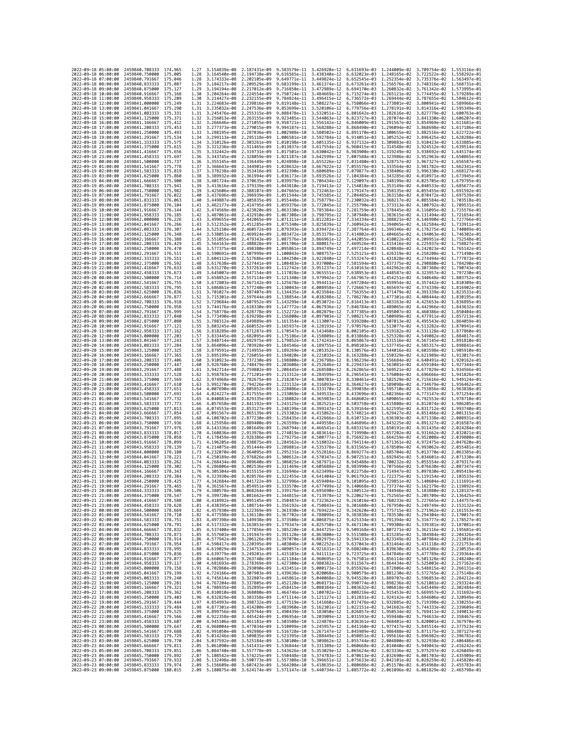| | | | | | | | | | | |
|---|---|---|---|---|---|---|---|---|---|---|
| 2022-09-18 05:00:00 | 2459840.708333 | 174.965 | 1.27 | 3.154839e-08 | 2.187431e-09 | 9.583579e-11 | 3.426920e-12 | 6.611693e-03 | 1.244009e-02 | 3.709754e-02 | 1.553116e-01 |
| 2022-09-18 06:00:00 | 2459840.750000 | 175.005 | 1.28 | 3.164540e-08 | 2.194738e-09 | 9.616565e-11 | 3.438340e-12 | 6.632023e-03 | 1.248165e-02 | 3.722522e-02 | 1.558292e-01 |
| 2022-09-18 07:00:00 | 2459840.791667 | 175.046 | 1.28 | 3.174333e-08 | 2.202105e-09 | 9.649771e-11 | 3.449824e-12 | 6.652545e-03 | 1.252354e-02 | 3.735376e-02 | 1.563497e-01 |
| 2022-09-18 08:00:00 | 2459840.833333 | 175.087 | 1.29 | 3.184217e-08 | 2.209529e-09 | 9.683199e-11 | 3.461374e-12 | 6.673261e-03 | 1.256576e-02 | 3.748316e-02 | 1.568731e-01 |
| 2022-09-18 09:00:00 | 2459840.875000 | 175.127 | 1.29 | 3.194194e-08 | 2.217012e-09 | 9.716850e-11 | 3.472989e-12 | 6.694170e-03 | 1.260832e-02 | 3.761342e-02 | 1.573995e-01 |
| 2022-09-18 10:00:00 | 2459840.916667 | 175.168 | 1.30 | 3.204264e-08 | 2.224554e-09 | 9.750724e-11 | 3.484669e-12 | 6.715274e-03 | 1.265121e-02 | 3.774455e-02 | 1.579289e-01 |
| 2022-09-18 11:00:00 | 2459840.958333 | 175.209 | 1.30 | 3.214427e-08 | 2.232155e-09 | 9.784824e-11 | 3.496415e-12 | 6.736572e-03 | 1.269444e-02 | 3.787655e-02 | 1.584612e-01 |
| 2022-09-18 12:00:00 | 2459841.000000 | 175.249 | 1.31 | 3.224683e-08 | 2.239816e-09 | 9.819148e-11 | 3.508227e-12 | 6.758066e-03 | 1.273801e-02 | 3.800941e-02 | 1.589966e-01 |
| 2022-09-18 13:00:00 | 2459841.041667 | 175.290 | 1.31 | 3.235032e-08 | 2.247536e-09 | 9.853699e-11 | 3.520106e-12 | 6.779756e-03 | 1.278191e-02 | 3.814316e-02 | 1.595349e-01 |
| 2022-09-18 14:00:00 | 2459841.083333 | 175.331 | 1.31 | 3.245476e-08 | 2.255315e-09 | 9.888478e-11 | 3.532051e-12 | 6.801642e-03 | 1.282616e-02 | 3.827779e-02 | 1.600763e-01 |
| 2022-09-18 15:00:00 | 2459841.125000 | 175.371 | 1.32 | 3.256013e-08 | 2.263155e-09 | 9.923485e-11 | 3.544063e-12 | 6.823727e-03 | 1.287074e-02 | 3.841330e-02 | 1.606207e-01 |
| 2022-09-18 16:00:00 | 2459841.166667 | 175.412 | 1.32 | 3.266646e-08 | 2.271055e-09 | 9.958721e-11 | 3.556142e-12 | 6.846009e-03 | 1.291567e-02 | 3.854969e-02 | 1.611681e-01 |
| 2022-09-18 17:00:00 | 2459841.208333 | 175.453 | 1.33 | 3.277373e-08 | 2.279015e-09 | 9.994187e-11 | 3.568288e-12 | 6.868490e-03 | 1.296094e-02 | 3.868698e-02 | 1.617186e-01 |
| 2022-09-18 18:00:00 | 2459841.250000 | 175.493 | 1.33 | 3.288195e-08 | 2.287036e-09 | 1.002988e-10 | 3.580502e-12 | 6.891170e-03 | 1.300655e-02 | 3.882516e-02 | 1.622722e-01 |
| 2022-09-18 19:00:00 | 2459841.291667 | 175.534 | 1.34 | 3.299113e-08 | 2.295118e-09 | 1.006581e-10 | 3.592784e-12 | 6.914051e-03 | 1.305252e-02 | 3.896425e-02 | 1.628288e-01 |
| 2022-09-18 20:00:00 | 2459841.333333 | 175.575 | 1.34 | 3.310126e-08 | 2.303261e-09 | 1.010198e-10 | 3.605135e-12 | 6.937132e-03 | 1.309883e-02 | 3.910423e-02 | 1.633885e-01 |
| 2022-09-18 21:00:00 | 2459841.375000 | 175.615 | 1.35 | 3.321236e-08 | 2.311465e-09 | 1.013837e-10 | 3.617554e-12 | 6.960415e-03 | 1.314548e-02 | 3.924512e-02 | 1.639514e-01 |
| 2022-09-18 22:00:00 | 2459841.416667 | 175.656 | 1.35 | 3.332442e-08 | 2.319731e-09 | 1.017501e-10 | 3.630042e-12 | 6.983900e-03 | 1.319249e-02 | 3.938692e-02 | 1.645174e-01 |
| 2022-09-18 23:00:00 | 2459841.458333 | 175.697 | 1.36 | 3.343745e-08 | 2.328059e-09 | 1.021187e-10 | 3.642599e-12 | 7.007588e-03 | 1.323986e-02 | 3.952963e-02 | 1.650865e-01 |
| 2022-09-19 00:00:00 | 2459841.500000 | 175.737 | 1.36 | 3.355145e-08 | 2.336449e-09 | 1.024898e-10 | 3.655226e-12 | 7.031480e-03 | 1.328757e-02 | 3.967327e-02 | 1.656587e-01 |
| 2022-09-19 01:00:00 | 2459841.541667 | 175.778 | 1.37 | 3.366643e-08 | 2.344901e-09 | 1.028632e-10 | 3.667922e-12 | 7.055576e-03 | 1.333564e-02 | 3.981782e-02 | 1.662341e-01 |
| 2022-09-19 02:00:00 | 2459841.583333 | 175.819 | 1.37 | 3.378238e-08 | 2.353416e-09 | 1.032390e-10 | 3.680689e-12 | 7.079877e-03 | 1.338406e-02 | 3.996330e-02 | 1.668127e-01 |
| 2022-09-19 03:00:00 | 2459841.625000 | 175.860 | 1.38 | 3.389932e-08 | 2.361994e-09 | 1.036173e-10 | 3.693526e-12 | 7.104384e-03 | 1.343285e-02 | 4.010971e-02 | 1.673945e-01 |
| 2022-09-19 04:00:00 | 2459841.666667 | 175.900 | 1.38 | 3.401724e-08 | 2.370635e-09 | 1.039979e-10 | 3.706434e-12 | 7.129097e-03 | 1.348199e-02 | 4.025705e-02 | 1.679795e-01 |
| 2022-09-19 05:00:00 | 2459841.708333 | 175.941 | 1.39 | 3.413616e-08 | 2.379339e-09 | 1.043810e-10 | 3.719413e-12 | 7.154018e-03 | 1.353149e-02 | 4.040533e-02 | 1.685677e-01 |
| 2022-09-19 06:00:00 | 2459841.750000 | 175.982 | 1.39 | 3.425606e-08 | 2.388107e-09 | 1.047665e-10 | 3.732463e-12 | 7.179147e-03 | 1.358135e-02 | 4.055455e-02 | 1.691592e-01 |
| 2022-09-19 07:00:00 | 2459841.791667 | 176.022 | 1.40 | 3.437696e-08 | 2.396939e-09 | 1.051544e-10 | 3.745585e-12 | 7.204485e-03 | 1.363158e-02 | 4.070472e-02 | 1.697539e-01 |
| 2022-09-19 08:00:00 | 2459841.833333 | 176.063 | 1.40 | 3.449887e-08 | 2.405835e-09 | 1.055448e-10 | 3.758779e-12 | 7.230032e-03 | 1.368217e-02 | 4.085584e-02 | 1.703518e-01 |
| 2022-09-19 09:00:00 | 2459841.875000 | 176.104 | 1.41 | 3.462177e-08 | 2.414795e-09 | 1.059376e-10 | 3.772045e-12 | 7.255790e-03 | 1.373313e-02 | 4.100792e-02 | 1.709531e-01 |
| 2022-09-19 10:00:00 | 2459841.916667 | 176.144 | 1.42 | 3.474569e-08 | 2.423820e-09 | 1.063330e-10 | 3.785384e-12 | 7.281759e-03 | 1.378445e-02 | 4.116095e-02 | 1.715576e-01 |
| 2022-09-19 11:00:00 | 2459841.958333 | 176.185 | 1.42 | 3.487061e-08 | 2.432910e-09 | 1.067308e-10 | 3.798795e-12 | 7.307940e-03 | 1.383615e-02 | 4.131494e-02 | 1.721654e-01 |
| 2022-09-19 12:00:00 | 2459842.000000 | 176.226 | 1.43 | 3.499655e-08 | 2.442065e-09 | 1.071311e-10 | 3.812281e-12 | 7.334334e-03 | 1.388821e-02 | 4.146990e-02 | 1.727766e-01 |
| 2022-09-19 13:00:00 | 2459842.041667 | 176.266 | 1.43 | 3.512352e-08 | 2.451285e-09 | 1.075340e-10 | 3.825839e-12 | 7.360942e-03 | 1.394065e-02 | 4.162584e-02 | 1.733911e-01 |
| 2022-09-19 14:00:00 | 2459842.083333 | 176.307 | 1.44 | 3.525150e-08 | 2.460572e-09 | 1.079393e-10 | 3.839472e-12 | 7.387764e-03 | 1.399346e-02 | 4.178275e-02 | 1.740089e-01 |
| 2022-09-19 15:00:00 | 2459842.125000 | 176.348 | 1.44 | 3.538051e-08 | 2.469924e-09 | 1.083472e-10 | 3.853179e-12 | 7.414802e-03 | 1.404665e-02 | 4.194063e-02 | 1.746302e-01 |
| 2022-09-19 16:00:00 | 2459842.166667 | 176.388 | 1.45 | 3.551055e-08 | 2.479343e-09 | 1.087576e-10 | 3.866961e-12 | 7.442055e-03 | 1.410022e-02 | 4.209951e-02 | 1.752548e-01 |
| 2022-09-19 17:00:00 | 2459842.208333 | 176.429 | 1.45 | 3.564163e-08 | 2.488828e-09 | 1.091706e-10 | 3.880817e-12 | 7.469526e-03 | 1.415416e-02 | 4.225937e-02 | 1.758827e-01 |
| 2022-09-19 18:00:00 | 2459842.250000 | 176.470 | 1.46 | 3.577375e-08 | 2.498380e-09 | 1.095861e-10 | 3.894749e-12 | 7.497214e-03 | 1.420848e-02 | 4.242023e-02 | 1.765142e-01 |
| 2022-09-19 19:00:00 | 2459842.291667 | 176.511 | 1.46 | 3.590691e-08 | 2.507999e-09 | 1.100043e-10 | 3.908757e-12 | 7.525121e-03 | 1.426319e-02 | 4.258208e-02 | 1.771490e-01 |
| 2022-09-19 20:00:00 | 2459842.333333 | 176.551 | 1.47 | 3.604112e-08 | 2.517686e-09 | 1.104250e-10 | 3.922840e-12 | 7.553247e-03 | 1.431828e-02 | 4.274494e-02 | 1.777873e-01 |
| 2022-09-19 21:00:00 | 2459842.375000 | 176.592 | 1.48 | 3.617638e-08 | 2.527441e-09 | 1.108483e-10 | 3.937000e-12 | 7.581594e-03 | 1.437375e-02 | 4.290880e-02 | 1.784290e-01 |
| 2022-09-19 22:00:00 | 2459842.416667 | 176.633 | 1.48 | 3.631270e-08 | 2.537263e-09 | 1.112742e-10 | 3.951237e-12 | 7.610163e-03 | 1.442962e-02 | 4.307368e-02 | 1.790743e-01 |
| 2022-09-19 23:00:00 | 2459842.458333 | 176.673 | 1.49 | 3.645007e-08 | 2.547154e-09 | 1.117028e-10 | 3.965551e-12 | 7.638953e-03 | 1.448587e-02 | 4.323957e-02 | 1.797230e-01 |
| 2022-09-20 00:00:00 | 2459842.500000 | 176.714 | 1.49 | 3.658852e-08 | 2.557114e-09 | 1.121340e-10 | 3.979942e-12 | 7.667967e-03 | 1.454251e-02 | 4.340648e-02 | 1.803752e-01 |
| 2022-09-20 01:00:00 | 2459842.541667 | 176.755 | 1.50 | 3.672803e-08 | 2.567142e-09 | 1.125678e-10 | 3.994411e-12 | 7.697204e-03 | 1.459954e-02 | 4.357442e-02 | 1.810309e-01 |
| 2022-09-20 02:00:00 | 2459842.583333 | 176.795 | 1.51 | 3.686861e-08 | 2.577240e-09 | 1.130043e-10 | 4.008958e-12 | 7.726667e-03 | 1.465697e-02 | 4.374339e-02 | 1.816902e-01 |
| 2022-09-20 03:00:00 | 2459842.625000 | 176.836 | 1.51 | 3.701027e-08 | 2.587407e-09 | 1.134435e-10 | 4.023584e-12 | 7.756355e-03 | 1.471479e-02 | 4.391339e-02 | 1.823531e-01 |
| 2022-09-20 04:00:00 | 2459842.666667 | 176.877 | 1.52 | 3.715301e-08 | 2.597644e-09 | 1.138854e-10 | 4.038289e-12 | 7.786270e-03 | 1.477301e-02 | 4.408444e-02 | 1.830195e-01 |
| 2022-09-20 05:00:00 | 2459842.708333 | 176.918 | 1.52 | 3.729684e-08 | 2.607952e-09 | 1.143299e-10 | 4.053072e-12 | 7.816413e-03 | 1.483163e-02 | 4.425653e-02 | 1.836895e-01 |
| 2022-09-20 06:00:00 | 2459842.750000 | 176.958 | 1.53 | 3.744176e-08 | 2.618330e-09 | 1.147772e-10 | 4.067936e-12 | 7.846784e-03 | 1.489065e-02 | 4.442966e-02 | 1.843632e-01 |
| 2022-09-20 07:00:00 | 2459842.791667 | 176.999 | 1.54 | 3.758778e-08 | 2.628778e-09 | 1.152272e-10 | 4.082879e-12 | 7.877385e-03 | 1.495007e-02 | 4.460386e-02 | 1.850404e-01 |
| 2022-09-20 08:00:00 | 2459842.833333 | 177.040 | 1.54 | 3.773490e-08 | 2.639298e-09 | 1.156800e-10 | 4.097903e-12 | 7.908217e-03 | 1.500989e-02 | 4.477911e-02 | 1.857213e-01 |
| 2022-09-20 09:00:00 | 2459842.875000 | 177.080 | 1.55 | 3.788312e-08 | 2.649889e-09 | 1.161354e-10 | 4.113007e-12 | 7.939280e-03 | 1.507013e-02 | 4.495543e-02 | 1.864059e-01 |
| 2022-09-20 10:00:00 | 2459842.916667 | 177.121 | 1.55 | 3.803245e-08 | 2.660552e-09 | 1.165937e-10 | 4.128193e-12 | 7.970576e-03 | 1.513077e-02 | 4.513282e-02 | 1.870941e-01 |
| 2022-09-20 11:00:00 | 2459842.958333 | 177.162 | 1.56 | 3.818289e-08 | 2.671287e-09 | 1.170547e-10 | 4.143460e-12 | 8.002105e-03 | 1.519182e-02 | 4.531128e-02 | 1.877860e-01 |
| 2022-09-20 12:00:00 | 2459843.000000 | 177.203 | 1.57 | 3.833445e-08 | 2.682095e-09 | 1.175186e-10 | 4.158809e-12 | 8.033868e-03 | 1.525328e-02 | 4.549082e-02 | 1.884817e-01 |
| 2022-09-20 13:00:00 | 2459843.041667 | 177.243 | 1.57 | 3.848714e-08 | 2.692975e-09 | 1.179852e-10 | 4.174241e-12 | 8.065867e-03 | 1.531516e-02 | 4.567145e-02 | 1.891810e-01 |
| 2022-09-20 14:00:00 | 2459843.083333 | 177.284 | 1.58 | 3.864096e-08 | 2.703928e-09 | 1.184546e-10 | 4.189755e-12 | 8.098103e-03 | 1.537745e-02 | 4.585317e-02 | 1.898841e-01 |
| 2022-09-20 15:00:00 | 2459843.125000 | 177.325 | 1.58 | 3.879591e-08 | 2.714955e-09 | 1.189269e-10 | 4.205352e-12 | 8.130576e-03 | 1.544016e-02 | 4.603598e-02 | 1.905910e-01 |
| 2022-09-20 16:00:00 | 2459843.166667 | 177.365 | 1.59 | 3.895199e-08 | 2.726055e-09 | 1.194020e-10 | 4.221033e-12 | 8.163288e-03 | 1.550329e-02 | 4.621989e-02 | 1.913017e-01 |
| 2022-09-20 17:00:00 | 2459843.208333 | 177.406 | 1.60 | 3.910923e-08 | 2.737230e-09 | 1.198800e-10 | 4.236798e-12 | 8.196239e-03 | 1.556684e-02 | 4.640491e-02 | 1.920162e-01 |
| 2022-09-20 18:00:00 | 2459843.250000 | 177.447 | 1.60 | 3.926760e-08 | 2.748479e-09 | 1.203608e-10 | 4.252646e-12 | 8.229431e-03 | 1.563081e-02 | 4.659104e-02 | 1.927344e-01 |
| 2022-09-20 19:00:00 | 2459843.291667 | 177.488 | 1.61 | 3.942714e-08 | 2.759802e-09 | 1.208445e-10 | 4.268580e-12 | 8.262865e-03 | 1.569521e-02 | 4.677829e-02 | 1.934566e-01 |
| 2022-09-20 20:00:00 | 2459843.333333 | 177.528 | 1.62 | 3.958783e-08 | 2.771201e-09 | 1.213312e-10 | 4.284599e-12 | 8.296541e-03 | 1.576004e-02 | 4.696666e-02 | 1.941826e-01 |
| 2022-09-20 21:00:00 | 2459843.375000 | 177.569 | 1.62 | 3.974968e-08 | 2.782675e-09 | 1.218207e-10 | 4.300703e-12 | 8.330461e-03 | 1.582529e-02 | 4.715616e-02 | 1.949124e-01 |
| 2022-09-20 22:00:00 | 2459843.416667 | 177.610 | 1.63 | 3.991270e-08 | 2.794226e-09 | 1.223132e-10 | 4.316893e-12 | 8.364627e-03 | 1.589098e-02 | 4.734679e-02 | 1.956462e-01 |
| 2022-09-20 23:00:00 | 2459843.458333 | 177.651 | 1.64 | 4.007690e-08 | 2.805852e-09 | 1.228086e-10 | 4.333170e-12 | 8.399038e-03 | 1.595710e-02 | 4.753856e-02 | 1.963838e-01 |
| 2022-09-21 00:00:00 | 2459843.500000 | 177.691 | 1.64 | 4.024227e-08 | 2.817555e-09 | 1.233069e-10 | 4.349533e-12 | 8.433696e-03 | 1.602366e-02 | 4.773147e-02 | 1.971254e-01 |
| 2022-09-21 01:00:00 | 2459843.541667 | 177.732 | 1.65 | 4.040883e-08 | 2.829335e-09 | 1.238082e-10 | 4.365983e-12 | 8.468602e-03 | 1.609065e-02 | 4.792553e-02 | 1.978710e-01 |
| 2022-09-21 02:00:00 | 2459843.583333 | 177.773 | 1.66 | 4.057658e-08 | 2.841192e-09 | 1.243125e-10 | 4.382521e-12 | 8.503758e-03 | 1.615808e-02 | 4.812074e-02 | 1.986205e-01 |
| 2022-09-21 03:00:00 | 2459843.625000 | 177.813 | 1.66 | 4.074553e-08 | 2.853127e-09 | 1.248199e-10 | 4.399147e-12 | 8.539164e-03 | 1.622595e-02 | 4.831712e-02 | 1.993740e-01 |
| 2022-09-21 04:00:00 | 2459843.666667 | 177.854 | 1.67 | 4.091567e-08 | 2.865139e-09 | 1.253302e-10 | 4.415862e-12 | 8.574821e-03 | 1.629427e-02 | 4.851466e-02 | 2.001315e-01 |
| 2022-09-21 05:00:00 | 2459843.708333 | 177.895 | 1.68 | 4.108702e-08 | 2.877230e-09 | 1.258435e-10 | 4.432666e-12 | 8.610732e-03 | 1.636303e-02 | 4.871338e-02 | 2.008931e-01 |
| 2022-09-21 06:00:00 | 2459843.750000 | 177.936 | 1.68 | 4.125958e-08 | 2.889400e-09 | 1.263599e-10 | 4.449558e-12 | 8.646896e-03 | 1.643225e-02 | 4.891327e-02 | 2.016587e-01 |
| 2022-09-21 07:00:00 | 2459843.791667 | 177.976 | 1.69 | 4.143336e-08 | 2.901649e-09 | 1.268794e-10 | 4.466541e-12 | 8.683315e-03 | 1.650191e-02 | 4.911435e-02 | 2.024284e-01 |
| 2022-09-21 08:00:00 | 2459843.833333 | 178.017 | 1.70 | 4.160836e-08 | 2.913978e-09 | 1.274019e-10 | 4.483614e-12 | 8.719990e-03 | 1.657202e-02 | 4.931662e-02 | 2.032021e-01 |
| 2022-09-21 09:00:00 | 2459843.875000 | 178.058 | 1.71 | 4.178459e-08 | 2.926386e-09 | 1.279275e-10 | 4.500777e-12 | 8.756923e-03 | 1.664259e-02 | 4.952008e-02 | 2.039800e-01 |
| 2022-09-21 10:00:00 | 2459843.916667 | 178.099 | 1.71 | 4.196205e-08 | 2.938875e-09 | 1.284562e-10 | 4.518032e-12 | 8.794114e-03 | 1.671361e-02 | 4.972475e-02 | 2.047620e-01 |
| 2022-09-21 11:00:00 | 2459843.958333 | 178.139 | 1.72 | 4.214075e-08 | 2.951444e-09 | 1.289881e-10 | 4.535378e-12 | 8.831565e-03 | 1.678509e-02 | 4.993062e-02 | 2.055481e-01 |
| 2022-09-21 12:00:00 | 2459844.000000 | 178.180 | 1.73 | 4.232070e-08 | 2.964095e-09 | 1.295231e-10 | 4.552816e-12 | 8.869277e-03 | 1.685704e-02 | 5.013770e-02 | 2.063385e-01 |
| 2022-09-21 13:00:00 | 2459844.041667 | 178.221 | 1.73 | 4.250189e-08 | 2.976826e-09 | 1.300612e-10 | 4.570347e-12 | 8.907251e-03 | 1.692945e-02 | 5.034601e-02 | 2.071330e-01 |
| 2022-09-21 14:00:00 | 2459844.083333 | 178.262 | 1.74 | 4.268434e-08 | 2.989640e-09 | 1.306025e-10 | 4.587971e-12 | 8.945488e-03 | 1.700232e-02 | 5.055554e-02 | 2.079317e-01 |
| 2022-09-21 15:00:00 | 2459844.125000 | 178.302 | 1.75 | 4.286806e-08 | 3.002536e-09 | 1.311469e-10 | 4.605688e-12 | 8.983990e-03 | 1.707566e-02 | 5.076630e-02 | 2.087347e-01 |
| 2022-09-21 16:00:00 | 2459844.166667 | 178.343 | 1.76 | 4.305304e-08 | 3.015515e-09 | 1.316946e-10 | 4.623499e-12 | 9.022758e-03 | 1.714947e-02 | 5.097830e-02 | 2.095419e-01 |
| 2022-09-21 17:00:00 | 2459844.208333 | 178.384 | 1.76 | 4.323930e-08 | 3.028576e-09 | 1.322455e-10 | 4.641404e-12 | 9.061792e-03 | 1.722375e-02 | 5.119154e-02 | 2.103533e-01 |
| 2022-09-21 18:00:00 | 2459844.250000 | 178.425 | 1.77 | 4.342684e-08 | 3.041722e-09 | 1.327996e-10 | 4.659404e-12 | 9.101095e-03 | 1.729851e-02 | 5.140604e-02 | 2.111691e-01 |
| 2022-09-21 19:00:00 | 2459844.291667 | 178.465 | 1.78 | 4.361567e-08 | 3.054951e-09 | 1.333570e-10 | 4.677499e-12 | 9.140668e-03 | 1.737374e-02 | 5.162179e-02 | 2.119892e-01 |
| 2022-09-21 20:00:00 | 2459844.333333 | 178.506 | 1.79 | 4.380578e-08 | 3.068264e-09 | 1.339176e-10 | 4.695690e-12 | 9.180512e-03 | 1.744946e-02 | 5.183880e-02 | 2.128137e-01 |
| 2022-09-21 21:00:00 | 2459844.375000 | 178.547 | 1.79 | 4.399720e-08 | 3.081662e-09 | 1.344815e-10 | 4.713978e-12 | 9.220627e-03 | 1.752565e-02 | 5.205709e-02 | 2.136425e-01 |
| 2022-09-21 22:00:00 | 2459844.416667 | 178.588 | 1.80 | 4.418992e-08 | 3.095145e-09 | 1.350487e-10 | 4.732362e-12 | 9.261016e-03 | 1.760233e-02 | 5.227665e-02 | 2.144757e-01 |
| 2022-09-21 23:00:00 | 2459844.458333 | 178.628 | 1.81 | 4.438395e-08 | 3.108714e-09 | 1.356192e-10 | 4.750843e-12 | 9.301680e-03 | 1.767950e-02 | 5.249749e-02 | 2.153132e-01 |
| 2022-09-22 00:00:00 | 2459844.500000 | 178.669 | 1.82 | 4.457930e-08 | 3.122369e-09 | 1.361930e-10 | 4.769422e-12 | 9.342620e-03 | 1.775715e-02 | 5.271962e-02 | 2.161553e-01 |
| 2022-09-22 01:00:00 | 2459844.541667 | 178.710 | 1.82 | 4.477598e-08 | 3.136110e-09 | 1.367702e-10 | 4.788099e-12 | 9.383838e-03 | 1.783530e-02 | 5.294304e-02 | 2.170017e-01 |
| 2022-09-22 02:00:00 | 2459844.583333 | 178.751 | 1.83 | 4.497398e-08 | 3.149938e-09 | 1.373508e-10 | 4.806875e-12 | 9.425334e-03 | 1.791394e-02 | 5.316777e-02 | 2.178527e-01 |
| 2022-09-22 03:00:00 | 2459844.625000 | 178.791 | 1.84 | 4.517332e-08 | 3.163853e-09 | 1.379347e-10 | 4.825750e-12 | 9.467110e-03 | 1.799308e-02 | 5.339381e-02 | 2.187081e-01 |
| 2022-09-22 04:00:00 | 2459844.666667 | 178.832 | 1.85 | 4.537400e-08 | 3.177856e-09 | 1.385220e-10 | 4.844725e-12 | 9.509168e-03 | 1.807271e-02 | 5.362116e-02 | 2.195681e-01 |
| 2022-09-22 05:00:00 | 2459844.708333 | 178.873 | 1.85 | 4.557603e-08 | 3.191947e-09 | 1.391128e-10 | 4.863800e-12 | 9.551508e-03 | 1.815285e-02 | 5.384984e-02 | 2.204326e-01 |
| 2022-09-22 06:00:00 | 2459844.750000 | 178.914 | 1.86 | 4.577942e-08 | 3.206126e-09 | 1.397070e-10 | 4.882975e-12 | 9.594133e-03 | 1.823349e-02 | 5.407984e-02 | 2.213016e-01 |
| 2022-09-22 07:00:00 | 2459844.791667 | 178.954 | 1.87 | 4.598417e-08 | 3.220395e-09 | 1.403046e-10 | 4.902252e-12 | 9.637043e-03 | 1.831464e-02 | 5.431118e-02 | 2.221753e-01 |
| 2022-09-22 08:00:00 | 2459844.833333 | 178.995 | 1.88 | 4.619029e-08 | 3.234753e-09 | 1.409057e-10 | 4.921631e-12 | 9.680240e-03 | 1.839630e-02 | 5.454386e-02 | 2.230535e-01 |
| 2022-09-22 09:00:00 | 2459844.875000 | 179.036 | 1.89 | 4.639779e-08 | 3.249201e-09 | 1.415103e-10 | 4.941111e-12 | 9.723725e-03 | 1.847846e-02 | 5.477789e-02 | 2.239364e-01 |
| 2022-09-22 10:00:00 | 2459844.916667 | 179.077 | 1.89 | 4.660667e-08 | 3.263740e-09 | 1.421184e-10 | 4.960695e-12 | 9.767501e-03 | 1.856114e-02 | 5.501328e-02 | 2.248240e-01 |
| 2022-09-22 11:00:00 | 2459844.958333 | 179.117 | 1.90 | 4.681693e-08 | 3.278369e-09 | 1.427300e-10 | 4.980382e-12 | 9.811567e-03 | 1.864434e-02 | 5.525003e-02 | 2.257162e-01 |
| 2022-09-22 12:00:00 | 2459845.000000 | 179.158 | 1.91 | 4.702860e-08 | 3.293090e-09 | 1.433451e-10 | 5.000173e-12 | 9.855926e-03 | 1.872806e-02 | 5.548815e-02 | 2.266131e-01 |
| 2022-09-22 13:00:00 | 2459845.041667 | 179.199 | 1.92 | 4.724166e-08 | 3.307903e-09 | 1.439638e-10 | 5.020068e-12 | 9.900579e-03 | 1.881230e-02 | 5.572765e-02 | 2.275148e-01 |
| 2022-09-22 14:00:00 | 2459845.083333 | 179.240 | 1.93 | 4.745614e-08 | 3.322807e-09 | 1.445861e-10 | 5.040068e-12 | 9.945528e-03 | 1.889707e-02 | 5.596853e-02 | 2.284212e-01 |
| 2022-09-22 15:00:00 | 2459845.125000 | 179.281 | 1.94 | 4.767204e-08 | 3.337805e-09 | 1.452120e-10 | 5.060173e-12 | 9.990774e-03 | 1.898236e-02 | 5.621081e-02 | 2.293324e-01 |
| 2022-09-22 16:00:00 | 2459845.166667 | 179.321 | 1.94 | 4.788935e-08 | 3.352895e-09 | 1.458415e-10 | 5.080384e-12 | 1.003632e-02 | 1.906818e-02 | 5.645449e-02 | 2.302484e-01 |
| 2022-09-22 17:00:00 | 2459845.208333 | 179.362 | 1.95 | 4.810810e-08 | 3.368080e-09 | 1.464746e-10 | 5.100702e-12 | 1.008216e-02 | 1.915453e-02 | 5.669957e-02 | 2.311692e-01 |
| 2022-09-22 18:00:00 | 2459845.250000 | 179.403 | 1.96 | 4.832829e-08 | 3.383358e-09 | 1.471114e-10 | 5.121127e-12 | 1.012831e-02 | 1.924142e-02 | 5.694606e-02 | 2.320949e-01 |
| 2022-09-22 19:00:00 | 2459845.291667 | 179.444 | 1.97 | 4.854993e-08 | 3.398732e-09 | 1.477519e-10 | 5.141660e-12 | 1.017476e-02 | 1.932885e-02 | 5.719398e-02 | 2.330255e-01 |
| 2022-09-22 20:00:00 | 2459845.333333 | 179.484 | 1.98 | 4.877301e-08 | 3.414200e-09 | 1.483960e-10 | 5.162301e-12 | 1.022151e-02 | 1.941682e-02 | 5.744333e-02 | 2.339609e-01 |
| 2022-09-22 21:00:00 | 2459845.375000 | 179.525 | 1.99 | 4.899756e-08 | 3.429764e-09 | 1.490439e-10 | 5.183050e-12 | 1.026857e-02 | 1.950534e-02 | 5.769411e-02 | 2.349013e-01 |
| 2022-09-22 22:00:00 | 2459845.416667 | 179.566 | 2.00 | 4.922358e-08 | 3.445424e-09 | 1.496954e-10 | 5.203909e-12 | 1.031593e-02 | 1.959440e-02 | 5.794633e-02 | 2.358467e-01 |
| 2022-09-22 23:00:00 | 2459845.458333 | 179.607 | 2.00 | 4.945106e-08 | 3.461181e-09 | 1.503508e-10 | 5.224878e-12 | 1.036361e-02 | 1.968401e-02 | 5.820001e-02 | 2.367970e-01 |
| 2022-09-23 00:00:00 | 2459845.500000 | 179.647 | 2.01 | 4.968004e-08 | 3.477034e-09 | 1.510099e-10 | 5.245957e-12 | 1.041160e-02 | 1.977417e-02 | 5.845514e-02 | 2.377523e-01 |
| 2022-09-23 01:00:00 | 2459845.541667 | 179.688 | 2.02 | 4.991050e-08 | 3.492986e-09 | 1.516728e-10 | 5.267147e-12 | 1.045989e-02 | 1.986488e-02 | 5.871175e-02 | 2.387127e-01 |
| 2022-09-23 02:00:00 | 2459845.583333 | 179.729 | 2.03 | 5.014246e-08 | 3.509035e-09 | 1.523395e-10 | 5.288449e-12 | 1.050851e-02 | 1.995616e-02 | 5.896982e-02 | 2.396781e-01 |
| 2022-09-23 03:00:00 | 2459845.625000 | 179.770 | 2.04 | 5.037592e-08 | 3.525184e-09 | 1.530100e-10 | 5.309862e-12 | 1.055744e-02 | 2.004800e-02 | 5.922938e-02 | 2.406486e-01 |
| 2022-09-23 04:00:00 | 2459845.666667 | 179.811 | 2.05 | 5.061090e-08 | 3.541431e-09 | 1.536844e-10 | 5.331389e-12 | 1.060668e-02 | 2.014040e-02 | 5.949043e-02 | 2.416242e-01 |
| 2022-09-23 05:00:00 | 2459845.708333 | 179.851 | 2.06 | 5.084740e-08 | 3.557778e-09 | 1.543626e-10 | 5.353029e-12 | 1.065624e-02 | 2.023336e-02 | 5.975297e-02 | 2.426049e-01 |
| 2022-09-23 06:00:00 | 2459845.750000 | 179.892 | 2.07 | 5.108542e-08 | 3.574225e-09 | 1.550448e-10 | 5.374783e-12 | 1.070613e-02 | 2.032690e-02 | 6.001703e-02 | 2.435909e-01 |
| 2022-09-23 07:00:00 | 2459845.791667 | 179.933 | 2.08 | 5.132498e-08 | 3.590773e-09 | 1.557308e-10 | 5.396651e-12 | 1.075633e-02 | 2.042101e-02 | 6.028259e-02 | 2.445820e-01 |
| 2022-09-23 08:00:00 | 2459845.833333 | 179.974 | 2.09 | 5.156609e-08 | 3.607423e-09 | 1.564208e-10 | 5.418635e-12 | 1.080686e-02 | 2.051570e-02 | 6.054968e-02 | 2.455783e-01 |
| 2022-09-23 09:00:00 | 2459845.875000 | 180.015 | 2.09 | 5.180875e-08 | 3.624174e-09 | 1.571147e-10 | 5.440734e-12 | 1.085772e-02 | 2.061096e-02 | 6.081829e-02 | 2.465798e-01 |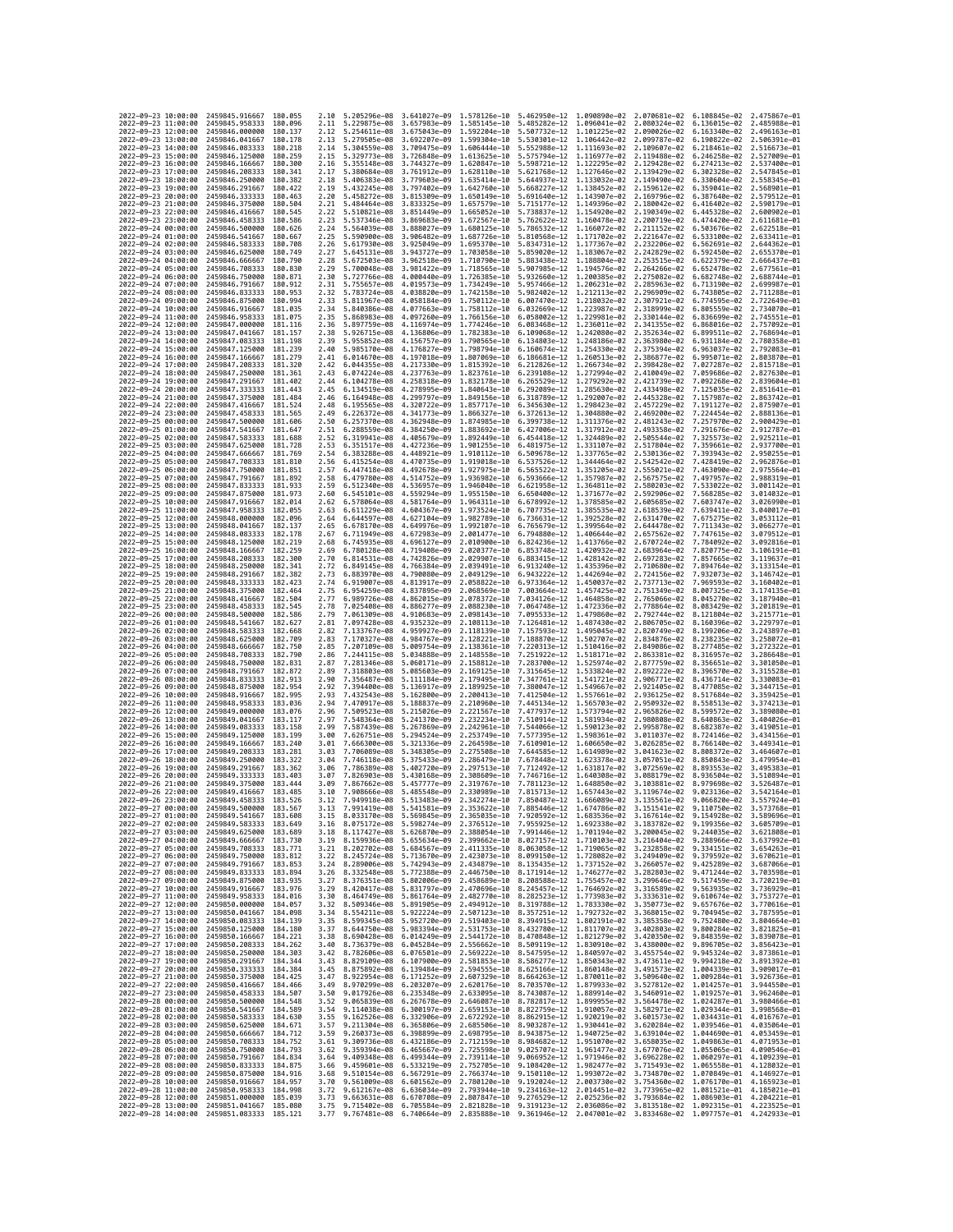| | | | | | | | | | | | |
|---|---|---|---|---|---|---|---|---|---|---|---|
| 2022-09-23 10:00:00 | 2459845.916667 | 180.055 | 2.10 | 5.205296e-08 | 3.641027e-09 | 1.578126e-10 | 5.462950e-12 | 1.098890e-02 | 2.070681e-02 | 6.108845e-02 | 2.475867e-01 |
| 2022-09-23 11:00:00 | 2459845.958333 | 180.096 | 2.11 | 5.229875e-08 | 3.657983e-09 | 1.585145e-10 | 5.485282e-12 | 1.096041e-02 | 2.080324e-02 | 6.136015e-02 | 2.485988e-01 |
| 2022-09-23 12:00:00 | 2459846.000000 | 180.137 | 2.12 | 5.254611e-08 | 3.675043e-09 | 1.592204e-10 | 5.507732e-12 | 1.101225e-02 | 2.090026e-02 | 6.163340e-02 | 2.496163e-01 |
| 2022-09-23 13:00:00 | 2459846.041667 | 180.178 | 2.13 | 5.279505e-08 | 3.692207e-09 | 1.599304e-10 | 5.530301e-12 | 1.106442e-02 | 2.099787e-02 | 6.190822e-02 | 2.506391e-01 |
| 2022-09-23 14:00:00 | 2459846.083333 | 180.218 | 2.14 | 5.304559e-08 | 3.709475e-09 | 1.606444e-10 | 5.552988e-12 | 1.111693e-02 | 2.109607e-02 | 6.218461e-02 | 2.516673e-01 |
| 2022-09-23 15:00:00 | 2459846.125000 | 180.259 | 2.15 | 5.329773e-08 | 3.726848e-09 | 1.613625e-10 | 5.575794e-12 | 1.116977e-02 | 2.119488e-02 | 6.246258e-02 | 2.527009e-01 |
| 2022-09-23 16:00:00 | 2459846.166667 | 180.300 | 2.16 | 5.355148e-08 | 3.744327e-09 | 1.620847e-10 | 5.598721e-12 | 1.122295e-02 | 2.129428e-02 | 6.274213e-02 | 2.537400e-01 |
| 2022-09-23 17:00:00 | 2459846.208333 | 180.341 | 2.17 | 5.380684e-08 | 3.761912e-09 | 1.628110e-10 | 5.621768e-12 | 1.127646e-02 | 2.139429e-02 | 6.302328e-02 | 2.547845e-01 |
| 2022-09-23 18:00:00 | 2459846.250000 | 180.382 | 2.18 | 5.406383e-08 | 3.779603e-09 | 1.635414e-10 | 5.644937e-12 | 1.133032e-02 | 2.149490e-02 | 6.330604e-02 | 2.558345e-01 |
| 2022-09-23 19:00:00 | 2459846.291667 | 180.422 | 2.19 | 5.432245e-08 | 3.797402e-09 | 1.642760e-10 | 5.668227e-12 | 1.138452e-02 | 2.159612e-02 | 6.359041e-02 | 2.568901e-01 |
| 2022-09-23 20:00:00 | 2459846.333333 | 180.463 | 2.20 | 5.458272e-08 | 3.815309e-09 | 1.650149e-10 | 5.691640e-12 | 1.143907e-02 | 2.169796e-02 | 6.387640e-02 | 2.579512e-01 |
| 2022-09-23 21:00:00 | 2459846.375000 | 180.504 | 2.21 | 5.484464e-08 | 3.833325e-09 | 1.657579e-10 | 5.715177e-12 | 1.149396e-02 | 2.180042e-02 | 6.416402e-02 | 2.590179e-01 |
| 2022-09-23 22:00:00 | 2459846.416667 | 180.545 | 2.22 | 5.510821e-08 | 3.851449e-09 | 1.665052e-10 | 5.738837e-12 | 1.154920e-02 | 2.190349e-02 | 6.445328e-02 | 2.600902e-01 |
| 2022-09-23 23:00:00 | 2459846.458333 | 180.586 | 2.23 | 5.537346e-08 | 3.869683e-09 | 1.672567e-10 | 5.762622e-12 | 1.160478e-02 | 2.200719e-02 | 6.474420e-02 | 2.611681e-01 |
| 2022-09-24 00:00:00 | 2459846.500000 | 180.626 | 2.24 | 5.564039e-08 | 3.888027e-09 | 1.680125e-10 | 5.786532e-12 | 1.166072e-02 | 2.211152e-02 | 6.503676e-02 | 2.622518e-01 |
| 2022-09-24 01:00:00 | 2459846.541667 | 180.667 | 2.25 | 5.590900e-08 | 3.906482e-09 | 1.687726e-10 | 5.810568e-12 | 1.171702e-02 | 2.221647e-02 | 6.533100e-02 | 2.633411e-01 |
| 2022-09-24 02:00:00 | 2459846.583333 | 180.708 | 2.26 | 5.617930e-08 | 3.925049e-09 | 1.695370e-10 | 5.834731e-12 | 1.177367e-02 | 2.232206e-02 | 6.562691e-02 | 2.644362e-01 |
| 2022-09-24 03:00:00 | 2459846.625000 | 180.749 | 2.27 | 5.645131e-08 | 3.943727e-09 | 1.703058e-10 | 5.859020e-12 | 1.183067e-02 | 2.242829e-02 | 6.592450e-02 | 2.655370e-01 |
| 2022-09-24 04:00:00 | 2459846.666667 | 180.790 | 2.28 | 5.672503e-08 | 3.962518e-09 | 1.710790e-10 | 5.883438e-12 | 1.188804e-02 | 2.253515e-02 | 6.622379e-02 | 2.666437e-01 |
| 2022-09-24 05:00:00 | 2459846.708333 | 180.830 | 2.29 | 5.700048e-08 | 3.981422e-09 | 1.718565e-10 | 5.907985e-12 | 1.194576e-02 | 2.264266e-02 | 6.652478e-02 | 2.677561e-01 |
| 2022-09-24 06:00:00 | 2459846.750000 | 180.871 | 2.30 | 5.727766e-08 | 4.000440e-09 | 1.726385e-10 | 5.932660e-12 | 1.200385e-02 | 2.275082e-02 | 6.682748e-02 | 2.688744e-01 |
| 2022-09-24 07:00:00 | 2459846.791667 | 180.912 | 2.31 | 5.755657e-08 | 4.019573e-09 | 1.734249e-10 | 5.957466e-12 | 1.206231e-02 | 2.285963e-02 | 6.713190e-02 | 2.699987e-01 |
| 2022-09-24 08:00:00 | 2459846.833333 | 180.953 | 2.32 | 5.783724e-08 | 4.038820e-09 | 1.742158e-10 | 5.982402e-12 | 1.212113e-02 | 2.296909e-02 | 6.743805e-02 | 2.711288e-01 |
| 2022-09-24 09:00:00 | 2459846.875000 | 180.994 | 2.33 | 5.811967e-08 | 4.058184e-09 | 1.750112e-10 | 6.007470e-12 | 1.218032e-02 | 2.307921e-02 | 6.774595e-02 | 2.722649e-01 |
| 2022-09-24 10:00:00 | 2459846.916667 | 181.035 | 2.34 | 5.840386e-08 | 4.077663e-09 | 1.758112e-10 | 6.032669e-12 | 1.223987e-02 | 2.318999e-02 | 6.805559e-02 | 2.734070e-01 |
| 2022-09-24 11:00:00 | 2459846.958333 | 181.075 | 2.35 | 5.868983e-08 | 4.097260e-09 | 1.766156e-10 | 6.058002e-12 | 1.229981e-02 | 2.330144e-02 | 6.836699e-02 | 2.745551e-01 |
| 2022-09-24 12:00:00 | 2459847.000000 | 181.116 | 2.36 | 5.897759e-08 | 4.116974e-09 | 1.774246e-10 | 6.083468e-12 | 1.236011e-02 | 2.341355e-02 | 6.868016e-02 | 2.757092e-01 |
| 2022-09-24 13:00:00 | 2459847.041667 | 181.157 | 2.37 | 5.926715e-08 | 4.136806e-09 | 1.782383e-10 | 6.109068e-12 | 1.242080e-02 | 2.352634e-02 | 6.899511e-02 | 2.768694e-01 |
| 2022-09-24 14:00:00 | 2459847.083333 | 181.198 | 2.39 | 5.955852e-08 | 4.156757e-09 | 1.790565e-10 | 6.134803e-12 | 1.248186e-02 | 2.363980e-02 | 6.931184e-02 | 2.780358e-01 |
| 2022-09-24 15:00:00 | 2459847.125000 | 181.239 | 2.40 | 5.985170e-08 | 4.176827e-09 | 1.798794e-10 | 6.160674e-12 | 1.254330e-02 | 2.375394e-02 | 6.963037e-02 | 2.792083e-01 |
| 2022-09-24 16:00:00 | 2459847.166667 | 181.279 | 2.41 | 6.014670e-08 | 4.197018e-09 | 1.807069e-10 | 6.186681e-12 | 1.260513e-02 | 2.386877e-02 | 6.995071e-02 | 2.803870e-01 |
| 2022-09-24 17:00:00 | 2459847.208333 | 181.320 | 2.42 | 6.044355e-08 | 4.217330e-09 | 1.815392e-10 | 6.212826e-12 | 1.266734e-02 | 2.398428e-02 | 7.027287e-02 | 2.815718e-01 |
| 2022-09-24 18:00:00 | 2459847.250000 | 181.361 | 2.43 | 6.074224e-08 | 4.237763e-09 | 1.823761e-10 | 6.239108e-12 | 1.272994e-02 | 2.410049e-02 | 7.059686e-02 | 2.827630e-01 |
| 2022-09-24 19:00:00 | 2459847.291667 | 181.402 | 2.44 | 6.104278e-08 | 4.258318e-09 | 1.832178e-10 | 6.265529e-12 | 1.279292e-02 | 2.421739e-02 | 7.092268e-02 | 2.839604e-01 |
| 2022-09-24 20:00:00 | 2459847.333333 | 181.443 | 2.45 | 6.134519e-08 | 4.278995e-09 | 1.840643e-10 | 6.292089e-12 | 1.285630e-02 | 2.433498e-02 | 7.125035e-02 | 2.851641e-01 |
| 2022-09-24 21:00:00 | 2459847.375000 | 181.484 | 2.46 | 6.164948e-08 | 4.299797e-09 | 1.849156e-10 | 6.318789e-12 | 1.292007e-02 | 2.445328e-02 | 7.157987e-02 | 2.863742e-01 |
| 2022-09-24 22:00:00 | 2459847.416667 | 181.524 | 2.48 | 6.195565e-08 | 4.320722e-09 | 1.857717e-10 | 6.345630e-12 | 1.298423e-02 | 2.457229e-02 | 7.191127e-02 | 2.875907e-01 |
| 2022-09-24 23:00:00 | 2459847.458333 | 181.565 | 2.49 | 6.226372e-08 | 4.341773e-09 | 1.866327e-10 | 6.372613e-12 | 1.304880e-02 | 2.469200e-02 | 7.224454e-02 | 2.888136e-01 |
| 2022-09-25 00:00:00 | 2459847.500000 | 181.606 | 2.50 | 6.257370e-08 | 4.362948e-09 | 1.874985e-10 | 6.399738e-12 | 1.311376e-02 | 2.481243e-02 | 7.257970e-02 | 2.900429e-01 |
| 2022-09-25 01:00:00 | 2459847.541667 | 181.647 | 2.51 | 6.288559e-08 | 4.384250e-09 | 1.883692e-10 | 6.427006e-12 | 1.317912e-02 | 2.493358e-02 | 7.291676e-02 | 2.912787e-01 |
| 2022-09-25 02:00:00 | 2459847.583333 | 181.688 | 2.52 | 6.319941e-08 | 4.405679e-09 | 1.892449e-10 | 6.454418e-12 | 1.324489e-02 | 2.505544e-02 | 7.325573e-02 | 2.925211e-01 |
| 2022-09-25 03:00:00 | 2459847.625000 | 181.728 | 2.53 | 6.351517e-08 | 4.427236e-09 | 1.901255e-10 | 6.481975e-12 | 1.331107e-02 | 2.517804e-02 | 7.359661e-02 | 2.937700e-01 |
| 2022-09-25 04:00:00 | 2459847.666667 | 181.769 | 2.54 | 6.383288e-08 | 4.448921e-09 | 1.910112e-10 | 6.509678e-12 | 1.337765e-02 | 2.530136e-02 | 7.393943e-02 | 2.950255e-01 |
| 2022-09-25 05:00:00 | 2459847.708333 | 181.810 | 2.56 | 6.415254e-08 | 4.470735e-09 | 1.919018e-10 | 6.537526e-12 | 1.344464e-02 | 2.542542e-02 | 7.428419e-02 | 2.962876e-01 |
| 2022-09-25 06:00:00 | 2459847.750000 | 181.851 | 2.57 | 6.447418e-08 | 4.492678e-09 | 1.927975e-10 | 6.565522e-12 | 1.351205e-02 | 2.555021e-02 | 7.463090e-02 | 2.975564e-01 |
| 2022-09-25 07:00:00 | 2459847.791667 | 181.892 | 2.58 | 6.479780e-08 | 4.514752e-09 | 1.936982e-10 | 6.593666e-12 | 1.357987e-02 | 2.567575e-02 | 7.497957e-02 | 2.988319e-01 |
| 2022-09-25 08:00:00 | 2459847.833333 | 181.933 | 2.59 | 6.512340e-08 | 4.536957e-09 | 1.946040e-10 | 6.621958e-12 | 1.364811e-02 | 2.580203e-02 | 7.533022e-02 | 3.001142e-01 |
| 2022-09-25 09:00:00 | 2459847.875000 | 181.973 | 2.60 | 6.545101e-08 | 4.559294e-09 | 1.955150e-10 | 6.650400e-12 | 1.371677e-02 | 2.592906e-02 | 7.568285e-02 | 3.014032e-01 |
| 2022-09-25 10:00:00 | 2459847.916667 | 182.014 | 2.62 | 6.578064e-08 | 4.581764e-09 | 1.964311e-10 | 6.678992e-12 | 1.378585e-02 | 2.605685e-02 | 7.603747e-02 | 3.026990e-01 |
| 2022-09-25 11:00:00 | 2459847.958333 | 182.055 | 2.63 | 6.611229e-08 | 4.604367e-09 | 1.973524e-10 | 6.707735e-12 | 1.385535e-02 | 2.618539e-02 | 7.639411e-02 | 3.040017e-01 |
| 2022-09-25 12:00:00 | 2459848.000000 | 182.096 | 2.64 | 6.644597e-08 | 4.627104e-09 | 1.982789e-10 | 6.736631e-12 | 1.392528e-02 | 2.631470e-02 | 7.675275e-02 | 3.053112e-01 |
| 2022-09-25 13:00:00 | 2459848.041667 | 182.137 | 2.65 | 6.678170e-08 | 4.649976e-09 | 1.992107e-10 | 6.765679e-12 | 1.399564e-02 | 2.644478e-02 | 7.711343e-02 | 3.066277e-01 |
| 2022-09-25 14:00:00 | 2459848.083333 | 182.178 | 2.67 | 6.711949e-08 | 4.672983e-09 | 2.001477e-10 | 6.794880e-12 | 1.406644e-02 | 2.657562e-02 | 7.747615e-02 | 3.079512e-01 |
| 2022-09-25 15:00:00 | 2459848.125000 | 182.219 | 2.68 | 6.745935e-08 | 4.696127e-09 | 2.010900e-10 | 6.824236e-12 | 1.413766e-02 | 2.670724e-02 | 7.784092e-02 | 3.092816e-01 |
| 2022-09-25 16:00:00 | 2459848.166667 | 182.259 | 2.69 | 6.780128e-08 | 4.719408e-09 | 2.020377e-10 | 6.853748e-12 | 1.420932e-02 | 2.683964e-02 | 7.820775e-02 | 3.106191e-01 |
| 2022-09-25 17:00:00 | 2459848.208333 | 182.300 | 2.70 | 6.814531e-08 | 4.742826e-09 | 2.029907e-10 | 6.883415e-12 | 1.428142e-02 | 2.697283e-02 | 7.857665e-02 | 3.119637e-01 |
| 2022-09-25 18:00:00 | 2459848.250000 | 182.341 | 2.72 | 6.849145e-08 | 4.766384e-09 | 2.039491e-10 | 6.913240e-12 | 1.435396e-02 | 2.710680e-02 | 7.894764e-02 | 3.133154e-01 |
| 2022-09-25 19:00:00 | 2459848.291667 | 182.382 | 2.73 | 6.883970e-08 | 4.790080e-09 | 2.049129e-10 | 6.943222e-12 | 1.442694e-02 | 2.724156e-02 | 7.932073e-02 | 3.146742e-01 |
| 2022-09-25 20:00:00 | 2459848.333333 | 182.423 | 2.74 | 6.919007e-08 | 4.813917e-09 | 2.058822e-10 | 6.973364e-12 | 1.450037e-02 | 2.737713e-02 | 7.969593e-02 | 3.160402e-01 |
| 2022-09-25 21:00:00 | 2459848.375000 | 182.464 | 2.75 | 6.954259e-08 | 4.837895e-09 | 2.068569e-10 | 7.003664e-12 | 1.457425e-02 | 2.751349e-02 | 8.007325e-02 | 3.174135e-01 |
| 2022-09-25 22:00:00 | 2459848.416667 | 182.504 | 2.77 | 6.989726e-08 | 4.862015e-09 | 2.078372e-10 | 7.034126e-12 | 1.464858e-02 | 2.765066e-02 | 8.045270e-02 | 3.187940e-01 |
| 2022-09-25 23:00:00 | 2459848.458333 | 182.545 | 2.78 | 7.025408e-08 | 4.886277e-09 | 2.088230e-10 | 7.064748e-12 | 1.472336e-02 | 2.778864e-02 | 8.083429e-02 | 3.201819e-01 |
| 2022-09-26 00:00:00 | 2459848.500000 | 182.586 | 2.79 | 7.061309e-08 | 4.910683e-09 | 2.098143e-10 | 7.095533e-12 | 1.479860e-02 | 2.792744e-02 | 8.121804e-02 | 3.215771e-01 |
| 2022-09-26 01:00:00 | 2459848.541667 | 182.627 | 2.81 | 7.097428e-08 | 4.935232e-09 | 2.108113e-10 | 7.126481e-12 | 1.487430e-02 | 2.806705e-02 | 8.160396e-02 | 3.229797e-01 |
| 2022-09-26 02:00:00 | 2459848.583333 | 182.668 | 2.82 | 7.133767e-08 | 4.959927e-09 | 2.118139e-10 | 7.157593e-12 | 1.495045e-02 | 2.820749e-02 | 8.199206e-02 | 3.243897e-01 |
| 2022-09-26 03:00:00 | 2459848.625000 | 182.709 | 2.83 | 7.170327e-08 | 4.984767e-09 | 2.128221e-10 | 7.188870e-12 | 1.502707e-02 | 2.834876e-02 | 8.238235e-02 | 3.258072e-01 |
| 2022-09-26 04:00:00 | 2459848.666667 | 182.750 | 2.85 | 7.207109e-08 | 5.009754e-09 | 2.138361e-10 | 7.220313e-12 | 1.510416e-02 | 2.849086e-02 | 8.277485e-02 | 3.272322e-01 |
| 2022-09-26 05:00:00 | 2459848.708333 | 182.790 | 2.86 | 7.244115e-08 | 5.034888e-09 | 2.148558e-10 | 7.251922e-12 | 1.518171e-02 | 2.863381e-02 | 8.316957e-02 | 3.286648e-01 |
| 2022-09-26 06:00:00 | 2459848.750000 | 182.831 | 2.87 | 7.281346e-08 | 5.060171e-09 | 2.158812e-10 | 7.283700e-12 | 1.525974e-02 | 2.877759e-02 | 8.356651e-02 | 3.301050e-01 |
| 2022-09-26 07:00:00 | 2459848.791667 | 182.872 | 2.89 | 7.318803e-08 | 5.085603e-09 | 2.169125e-10 | 7.315645e-12 | 1.533824e-02 | 2.892222e-02 | 8.396570e-02 | 3.315528e-01 |
| 2022-09-26 08:00:00 | 2459848.833333 | 182.913 | 2.90 | 7.356487e-08 | 5.111184e-09 | 2.179495e-10 | 7.347761e-12 | 1.541721e-02 | 2.906771e-02 | 8.436714e-02 | 3.330083e-01 |
| 2022-09-26 09:00:00 | 2459848.875000 | 182.954 | 2.92 | 7.394400e-08 | 5.136917e-09 | 2.189925e-10 | 7.380047e-12 | 1.549667e-02 | 2.921405e-02 | 8.477085e-02 | 3.344715e-01 |
| 2022-09-26 10:00:00 | 2459848.916667 | 182.995 | 2.93 | 7.432543e-08 | 5.162800e-09 | 2.200413e-10 | 7.412504e-12 | 1.557661e-02 | 2.936125e-02 | 8.517684e-02 | 3.359425e-01 |
| 2022-09-26 11:00:00 | 2459848.958333 | 183.036 | 2.94 | 7.470917e-08 | 5.188837e-09 | 2.210960e-10 | 7.445134e-12 | 1.565703e-02 | 2.950932e-02 | 8.558513e-02 | 3.374213e-01 |
| 2022-09-26 12:00:00 | 2459849.000000 | 183.076 | 2.96 | 7.509523e-08 | 5.215026e-09 | 2.221567e-10 | 7.477937e-12 | 1.573794e-02 | 2.965826e-02 | 8.599572e-02 | 3.389080e-01 |
| 2022-09-26 13:00:00 | 2459849.041667 | 183.117 | 2.97 | 7.548364e-08 | 5.241370e-09 | 2.232234e-10 | 7.510914e-12 | 1.581934e-02 | 2.980808e-02 | 8.640863e-02 | 3.404026e-01 |
| 2022-09-26 14:00:00 | 2459849.083333 | 183.158 | 2.99 | 7.587439e-08 | 5.267869e-09 | 2.242961e-10 | 7.544066e-12 | 1.590123e-02 | 2.995878e-02 | 8.682387e-02 | 3.419051e-01 |
| 2022-09-26 15:00:00 | 2459849.125000 | 183.199 | 3.00 | 7.626751e-08 | 5.294524e-09 | 2.253749e-10 | 7.577395e-12 | 1.598361e-02 | 3.011037e-02 | 8.724146e-02 | 3.434156e-01 |
| 2022-09-26 16:00:00 | 2459849.166667 | 183.240 | 3.01 | 7.666300e-08 | 5.321336e-09 | 2.264598e-10 | 7.610901e-12 | 1.606650e-02 | 3.026285e-02 | 8.766140e-02 | 3.449341e-01 |
| 2022-09-26 17:00:00 | 2459849.208333 | 183.281 | 3.03 | 7.706089e-08 | 5.348305e-09 | 2.275508e-10 | 7.644585e-12 | 1.614989e-02 | 3.041623e-02 | 8.808372e-02 | 3.464607e-01 |
| 2022-09-26 18:00:00 | 2459849.250000 | 183.322 | 3.04 | 7.746118e-08 | 5.375433e-09 | 2.286479e-10 | 7.678448e-12 | 1.623378e-02 | 3.057051e-02 | 8.850843e-02 | 3.479954e-01 |
| 2022-09-26 19:00:00 | 2459849.291667 | 183.362 | 3.06 | 7.786389e-08 | 5.402720e-09 | 2.297513e-10 | 7.712492e-12 | 1.631817e-02 | 3.072569e-02 | 8.893553e-02 | 3.495383e-01 |
| 2022-09-26 20:00:00 | 2459849.333333 | 183.403 | 3.07 | 7.826903e-08 | 5.430168e-09 | 2.308609e-10 | 7.746716e-12 | 1.640308e-02 | 3.088179e-02 | 8.936504e-02 | 3.510894e-01 |
| 2022-09-26 21:00:00 | 2459849.375000 | 183.444 | 3.09 | 7.867662e-08 | 5.457777e-09 | 2.319767e-10 | 7.781123e-12 | 1.648850e-02 | 3.103881e-02 | 8.979698e-02 | 3.526487e-01 |
| 2022-09-26 22:00:00 | 2459849.416667 | 183.485 | 3.10 | 7.908666e-08 | 5.485548e-09 | 2.330989e-10 | 7.815713e-12 | 1.657443e-02 | 3.119674e-02 | 9.023136e-02 | 3.542164e-01 |
| 2022-09-26 23:00:00 | 2459849.458333 | 183.526 | 3.12 | 7.949918e-08 | 5.513483e-09 | 2.342274e-10 | 7.850487e-12 | 1.666089e-02 | 3.135561e-02 | 9.066820e-02 | 3.557924e-01 |
| 2022-09-27 00:00:00 | 2459849.500000 | 183.567 | 3.13 | 7.991419e-08 | 5.541581e-09 | 2.353622e-10 | 7.885446e-12 | 1.674786e-02 | 3.151541e-02 | 9.110750e-02 | 3.573768e-01 |
| 2022-09-27 01:00:00 | 2459849.541667 | 183.608 | 3.15 | 8.033170e-08 | 5.569845e-09 | 2.365035e-10 | 7.920592e-12 | 1.683536e-02 | 3.167614e-02 | 9.154928e-02 | 3.589696e-01 |
| 2022-09-27 02:00:00 | 2459849.583333 | 183.649 | 3.16 | 8.075172e-08 | 5.598274e-09 | 2.376512e-10 | 7.955925e-12 | 1.692338e-02 | 3.183782e-02 | 9.199356e-02 | 3.605709e-01 |
| 2022-09-27 03:00:00 | 2459849.625000 | 183.689 | 3.18 | 8.117427e-08 | 5.626870e-09 | 2.388054e-10 | 7.991446e-12 | 1.701194e-02 | 3.200045e-02 | 9.244035e-02 | 3.621808e-01 |
| 2022-09-27 04:00:00 | 2459849.666667 | 183.730 | 3.19 | 8.159936e-08 | 5.655634e-09 | 2.399662e-10 | 8.027157e-12 | 1.710103e-02 | 3.216404e-02 | 9.288966e-02 | 3.637992e-01 |
| 2022-09-27 05:00:00 | 2459849.708333 | 183.771 | 3.21 | 8.202702e-08 | 5.684567e-09 | 2.411335e-10 | 8.063058e-12 | 1.719065e-02 | 3.232858e-02 | 9.334151e-02 | 3.654263e-01 |
| 2022-09-27 06:00:00 | 2459849.750000 | 183.812 | 3.22 | 8.245724e-08 | 5.713670e-09 | 2.423073e-10 | 8.099150e-12 | 1.728082e-02 | 3.249409e-02 | 9.379592e-02 | 3.670621e-01 |
| 2022-09-27 07:00:00 | 2459849.791667 | 183.853 | 3.24 | 8.289006e-08 | 5.742943e-09 | 2.434879e-10 | 8.135435e-12 | 1.737152e-02 | 3.266057e-02 | 9.425289e-02 | 3.687066e-01 |
| 2022-09-27 08:00:00 | 2459849.833333 | 183.894 | 3.26 | 8.332548e-08 | 5.772388e-09 | 2.446750e-10 | 8.171914e-12 | 1.746277e-02 | 3.282803e-02 | 9.471244e-02 | 3.703598e-01 |
| 2022-09-27 09:00:00 | 2459849.875000 | 183.935 | 3.27 | 8.376351e-08 | 5.802006e-09 | 2.458689e-10 | 8.208588e-12 | 1.755457e-02 | 3.299646e-02 | 9.517459e-02 | 3.720219e-01 |
| 2022-09-27 10:00:00 | 2459849.916667 | 183.976 | 3.29 | 8.420417e-08 | 5.831797e-09 | 2.470696e-10 | 8.245457e-12 | 1.764692e-02 | 3.316589e-02 | 9.563935e-02 | 3.736929e-01 |
| 2022-09-27 11:00:00 | 2459849.958333 | 184.016 | 3.30 | 8.464749e-08 | 5.861764e-09 | 2.482770e-10 | 8.282523e-12 | 1.773983e-02 | 3.333631e-02 | 9.610674e-02 | 3.753727e-01 |
| 2022-09-27 12:00:00 | 2459850.000000 | 184.057 | 3.32 | 8.509346e-08 | 5.891905e-09 | 2.494912e-10 | 8.319788e-12 | 1.783330e-02 | 3.350773e-02 | 9.657676e-02 | 3.770616e-01 |
| 2022-09-27 13:00:00 | 2459850.041667 | 184.098 | 3.34 | 8.554211e-08 | 5.922224e-09 | 2.507123e-10 | 8.357251e-12 | 1.792732e-02 | 3.368015e-02 | 9.704945e-02 | 3.787595e-01 |
| 2022-09-27 14:00:00 | 2459850.083333 | 184.139 | 3.35 | 8.599345e-08 | 5.952720e-09 | 2.519403e-10 | 8.394915e-12 | 1.802191e-02 | 3.385358e-02 | 9.752480e-02 | 3.804664e-01 |
| 2022-09-27 15:00:00 | 2459850.125000 | 184.180 | 3.37 | 8.644750e-08 | 5.983394e-09 | 2.531753e-10 | 8.432780e-12 | 1.811707e-02 | 3.402803e-02 | 9.800284e-02 | 3.821825e-01 |
| 2022-09-27 16:00:00 | 2459850.166667 | 184.221 | 3.38 | 8.690428e-08 | 6.014249e-09 | 2.544172e-10 | 8.470848e-12 | 1.821279e-02 | 3.420350e-02 | 9.848359e-02 | 3.839078e-01 |
| 2022-09-27 17:00:00 | 2459850.208333 | 184.262 | 3.40 | 8.736379e-08 | 6.045284e-09 | 2.556662e-10 | 8.509119e-12 | 1.830910e-02 | 3.438000e-02 | 9.896705e-02 | 3.856423e-01 |
| 2022-09-27 18:00:00 | 2459850.250000 | 184.303 | 3.42 | 8.782606e-08 | 6.076501e-09 | 2.569222e-10 | 8.547595e-12 | 1.840597e-02 | 3.455754e-02 | 9.945324e-02 | 3.873861e-01 |
| 2022-09-27 19:00:00 | 2459850.291667 | 184.344 | 3.43 | 8.829109e-08 | 6.107900e-09 | 2.581853e-10 | 8.586277e-12 | 1.850343e-02 | 3.473611e-02 | 9.994218e-02 | 3.891392e-01 |
| 2022-09-27 20:00:00 | 2459850.333333 | 184.384 | 3.45 | 8.875892e-08 | 6.139484e-09 | 2.594555e-10 | 8.625166e-12 | 1.860148e-02 | 3.491573e-02 | 1.004339e-01 | 3.909017e-01 |
| 2022-09-27 21:00:00 | 2459850.375000 | 184.425 | 3.47 | 8.922954e-08 | 6.171252e-09 | 2.607329e-10 | 8.664263e-12 | 1.870011e-02 | 3.509640e-02 | 1.009284e-01 | 3.926736e-01 |
| 2022-09-27 22:00:00 | 2459850.416667 | 184.466 | 3.49 | 8.970299e-08 | 6.203207e-09 | 2.620176e-10 | 8.703570e-12 | 1.879933e-02 | 3.527812e-02 | 1.014257e-01 | 3.944550e-01 |
| 2022-09-27 23:00:00 | 2459850.458333 | 184.507 | 3.50 | 9.017926e-08 | 6.235348e-09 | 2.633095e-10 | 8.743087e-12 | 1.889914e-02 | 3.546091e-02 | 1.019257e-01 | 3.962460e-01 |
| 2022-09-28 00:00:00 | 2459850.500000 | 184.548 | 3.52 | 9.065839e-08 | 6.267678e-09 | 2.646087e-10 | 8.782817e-12 | 1.899955e-02 | 3.564478e-02 | 1.024287e-01 | 3.980466e-01 |
| 2022-09-28 01:00:00 | 2459850.541667 | 184.589 | 3.54 | 9.114038e-08 | 6.300197e-09 | 2.659153e-10 | 8.822759e-12 | 1.910057e-02 | 3.582971e-02 | 1.029344e-01 | 3.998568e-01 |
| 2022-09-28 02:00:00 | 2459850.583333 | 184.630 | 3.55 | 9.162526e-08 | 6.332906e-09 | 2.672292e-10 | 8.862915e-12 | 1.920219e-02 | 3.601573e-02 | 1.034431e-01 | 4.016767e-01 |
| 2022-09-28 03:00:00 | 2459850.625000 | 184.671 | 3.57 | 9.211304e-08 | 6.365806e-09 | 2.685506e-10 | 8.903287e-12 | 1.930441e-02 | 3.620284e-02 | 1.039546e-01 | 4.035064e-01 |
| 2022-09-28 04:00:00 | 2459850.666667 | 184.712 | 3.59 | 9.260373e-08 | 6.398899e-09 | 2.698795e-10 | 8.943875e-12 | 1.940725e-02 | 3.639104e-02 | 1.044690e-01 | 4.053459e-01 |
| 2022-09-28 05:00:00 | 2459850.708333 | 184.752 | 3.61 | 9.309736e-08 | 6.432186e-09 | 2.712159e-10 | 8.984682e-12 | 1.951070e-02 | 3.658035e-02 | 1.049863e-01 | 4.071953e-01 |
| 2022-09-28 06:00:00 | 2459850.750000 | 184.793 | 3.62 | 9.359394e-08 | 6.465667e-09 | 2.725598e-10 | 9.025707e-12 | 1.961477e-02 | 3.677076e-02 | 1.055065e-01 | 4.090546e-01 |
| 2022-09-28 07:00:00 | 2459850.791667 | 184.834 | 3.64 | 9.409348e-08 | 6.499344e-09 | 2.739114e-10 | 9.066952e-12 | 1.971946e-02 | 3.696228e-02 | 1.060297e-01 | 4.109239e-01 |
| 2022-09-28 08:00:00 | 2459850.833333 | 184.875 | 3.66 | 9.459601e-08 | 6.533219e-09 | 2.752705e-10 | 9.108420e-12 | 1.982477e-02 | 3.715493e-02 | 1.065558e-01 | 4.128032e-01 |
| 2022-09-28 09:00:00 | 2459850.875000 | 184.916 | 3.68 | 9.510154e-08 | 6.567291e-09 | 2.766374e-10 | 9.150110e-12 | 1.993072e-02 | 3.734870e-02 | 1.070849e-01 | 4.146927e-01 |
| 2022-09-28 10:00:00 | 2459850.916667 | 184.957 | 3.70 | 9.561009e-08 | 6.601562e-09 | 2.780120e-10 | 9.192024e-12 | 2.003730e-02 | 3.754360e-02 | 1.076170e-01 | 4.165923e-01 |
| 2022-09-28 11:00:00 | 2459850.958333 | 184.998 | 3.72 | 9.612167e-08 | 6.636034e-09 | 2.793944e-10 | 9.234163e-12 | 2.014451e-02 | 3.773965e-02 | 1.081521e-01 | 4.185021e-01 |
| 2022-09-28 12:00:00 | 2459851.000000 | 185.039 | 3.73 | 9.663631e-08 | 6.670708e-09 | 2.807847e-10 | 9.276529e-12 | 2.025236e-02 | 3.793684e-02 | 1.086903e-01 | 4.204221e-01 |
| 2022-09-28 13:00:00 | 2459851.041667 | 185.080 | 3.75 | 9.715402e-08 | 6.705584e-09 | 2.821828e-10 | 9.319123e-12 | 2.036086e-02 | 3.813518e-02 | 1.092315e-01 | 4.223525e-01 |
| 2022-09-28 14:00:00 | 2459851.083333 | 185.121 | 3.77 | 9.767481e-08 | 6.740664e-09 | 2.835888e-10 | 9.361946e-12 | 2.047001e-02 | 3.833468e-02 | 1.097757e-01 | 4.242933e-01 |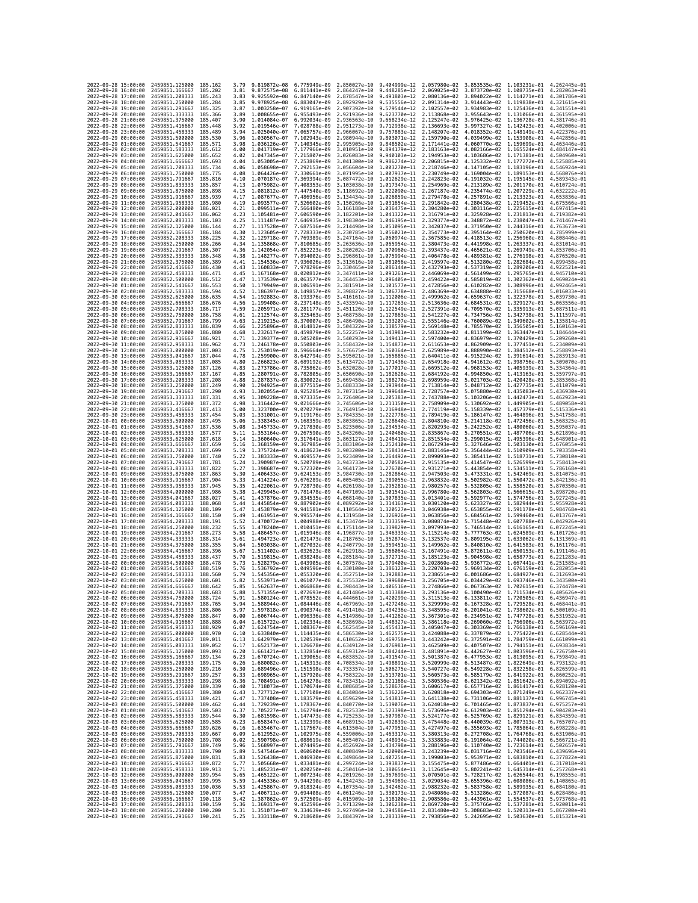| | | | | | | | | | | | |
|---|---|---|---|---|---|---|---|---|---|---|---|
| 2022-09-28 15:00:00 | 2459851.125000 | 185.162 | 3.79 | 9.819872e-08 | 6.775949e-09 | 2.850027e-10 | 9.404999e-12 | 2.057980e-02 | 3.853535e-02 | 1.103231e-01 | 4.262445e-01 |
| 2022-09-28 16:00:00 | 2459851.166667 | 185.202 | 3.81 | 9.872575e-08 | 6.811441e-09 | 2.864247e-10 | 9.448285e-12 | 2.069025e-02 | 3.873720e-02 | 1.108735e-01 | 4.282063e-01 |
| 2022-09-28 17:00:00 | 2459851.208333 | 185.243 | 3.83 | 9.925592e-08 | 6.847140e-09 | 2.878547e-10 | 9.491803e-12 | 2.080136e-02 | 3.894022e-02 | 1.114271e-01 | 4.301786e-01 |
| 2022-09-28 18:00:00 | 2459851.250000 | 185.284 | 3.85 | 9.978925e-08 | 6.883047e-09 | 2.892929e-10 | 9.535556e-12 | 2.091314e-02 | 3.914443e-02 | 1.119838e-01 | 4.321615e-01 |
| 2022-09-28 19:00:00 | 2459851.291667 | 185.325 | 3.87 | 1.003258e-07 | 6.919165e-09 | 2.907392e-10 | 9.579544e-12 | 2.102557e-02 | 3.934983e-02 | 1.125436e-01 | 4.341551e-01 |
| 2022-09-28 20:00:00 | 2459851.333333 | 185.366 | 3.89 | 1.008655e-07 | 6.955493e-09 | 2.921936e-10 | 9.623770e-12 | 2.113868e-02 | 3.955643e-02 | 1.131066e-01 | 4.361595e-01 |
| 2022-09-28 21:00:00 | 2459851.375000 | 185.407 | 3.90 | 1.014084e-07 | 6.992034e-09 | 2.936563e-10 | 9.668234e-12 | 2.125247e-02 | 3.976425e-02 | 1.136728e-01 | 4.381746e-01 |
| 2022-09-28 22:00:00 | 2459851.416667 | 185.448 | 3.92 | 1.019546e-07 | 7.028788e-09 | 2.951273e-10 | 9.712938e-12 | 2.136693e-02 | 3.997327e-02 | 1.142423e-01 | 4.402006e-01 |
| 2022-09-28 23:00:00 | 2459851.458333 | 185.489 | 3.94 | 1.025040e-07 | 7.065757e-09 | 2.966067e-10 | 9.757883e-12 | 2.148207e-02 | 4.018352e-02 | 1.148149e-01 | 4.422376e-01 |
| 2022-09-29 00:00:00 | 2459851.500000 | 185.530 | 3.96 | 1.030567e-07 | 7.102943e-09 | 2.980944e-10 | 9.803071e-12 | 2.159790e-02 | 4.039499e-02 | 1.153908e-01 | 4.442856e-01 |
| 2022-09-29 01:00:00 | 2459851.541667 | 185.571 | 3.98 | 1.036126e-07 | 7.140345e-09 | 2.995905e-10 | 9.848502e-12 | 2.171441e-02 | 4.060770e-02 | 1.159699e-01 | 4.463446e-01 |
| 2022-09-29 02:00:00 | 2459851.583333 | 185.612 | 4.00 | 1.041719e-07 | 7.177966e-09 | 3.010951e-10 | 9.894179e-12 | 2.183163e-02 | 4.082166e-02 | 1.165524e-01 | 4.484147e-01 |
| 2022-09-29 03:00:00 | 2459851.625000 | 185.652 | 4.02 | 1.047345e-07 | 7.215807e-09 | 3.026083e-10 | 9.940103e-12 | 2.194953e-02 | 4.103686e-02 | 1.171381e-01 | 4.504960e-01 |
| 2022-09-29 04:00:00 | 2459851.666667 | 185.693 | 4.04 | 1.053005e-07 | 7.253869e-09 | 3.041300e-10 | 9.986274e-12 | 2.206815e-02 | 4.125332e-02 | 1.177272e-01 | 4.525885e-01 |
| 2022-09-29 05:00:00 | 2459851.708333 | 185.734 | 4.06 | 1.058698e-07 | 7.292153e-09 | 3.056604e-10 | 1.003270e-11 | 2.218746e-02 | 4.147105e-02 | 1.183196e-01 | 4.546924e-01 |
| 2022-09-29 06:00:00 | 2459851.750000 | 185.775 | 4.08 | 1.064426e-07 | 7.330661e-09 | 3.071995e-10 | 1.007937e-11 | 2.230749e-02 | 4.169004e-02 | 1.189153e-01 | 4.568076e-01 |
| 2022-09-29 07:00:00 | 2459851.791667 | 185.816 | 4.10 | 1.070187e-07 | 7.369394e-09 | 3.087472e-10 | 1.012629e-11 | 2.242823e-02 | 4.191032e-02 | 1.195145e-01 | 4.589343e-01 |
| 2022-09-29 08:00:00 | 2459851.833333 | 185.857 | 4.13 | 1.075982e-07 | 7.408353e-09 | 3.103038e-10 | 1.017347e-11 | 2.254969e-02 | 4.213189e-02 | 1.201170e-01 | 4.610724e-01 |
| 2022-09-29 09:00:00 | 2459851.875000 | 185.898 | 4.15 | 1.081812e-07 | 7.447540e-09 | 3.118692e-10 | 1.022090e-11 | 2.267187e-02 | 4.235474e-02 | 1.207229e-01 | 4.632222e-01 |
| 2022-09-29 10:00:00 | 2459851.916667 | 185.939 | 4.17 | 1.087677e-07 | 7.486956e-09 | 3.134434e-10 | 1.026859e-11 | 2.279478e-02 | 4.257891e-02 | 1.213323e-01 | 4.653836e-01 |
| 2022-09-29 11:00:00 | 2459851.958333 | 185.980 | 4.19 | 1.093577e-07 | 7.526602e-09 | 3.150266e-10 | 1.031654e-11 | 2.291842e-02 | 4.280438e-02 | 1.219452e-01 | 4.675566e-01 |
| 2022-09-29 12:00:00 | 2459852.000000 | 186.021 | 4.21 | 1.099511e-07 | 7.566480e-09 | 3.166188e-10 | 1.036475e-11 | 2.304280e-02 | 4.303116e-02 | 1.225615e-01 | 4.697415e-01 |
| 2022-09-29 13:00:00 | 2459852.041667 | 186.062 | 4.23 | 1.105481e-07 | 7.606590e-09 | 3.182201e-10 | 1.041322e-11 | 2.316791e-02 | 4.325928e-02 | 1.231813e-01 | 4.719382e-01 |
| 2022-09-29 14:00:00 | 2459852.083333 | 186.103 | 4.25 | 1.111487e-07 | 7.646935e-09 | 3.198304e-10 | 1.046195e-11 | 2.329377e-02 | 4.348872e-02 | 1.238047e-01 | 4.741467e-01 |
| 2022-09-29 15:00:00 | 2459852.125000 | 186.144 | 4.27 | 1.117528e-07 | 7.687516e-09 | 3.214498e-10 | 1.051095e-11 | 2.342037e-02 | 4.371950e-02 | 1.244316e-01 | 4.763673e-01 |
| 2022-09-29 16:00:00 | 2459852.166667 | 186.184 | 4.30 | 1.123605e-07 | 7.728333e-09 | 3.230785e-10 | 1.056021e-11 | 2.354773e-02 | 4.395164e-02 | 1.250620e-01 | 4.785999e-01 |
| 2022-09-29 17:00:00 | 2459852.208333 | 186.225 | 4.32 | 1.129718e-07 | 7.769389e-09 | 3.247164e-10 | 1.060974e-11 | 2.367585e-02 | 4.418513e-02 | 1.256960e-01 | 4.808446e-01 |
| 2022-09-29 18:00:00 | 2459852.250000 | 186.266 | 4.34 | 1.135868e-07 | 7.810685e-09 | 3.263636e-10 | 1.065954e-11 | 2.380473e-02 | 4.441998e-02 | 1.263337e-01 | 4.831014e-01 |
| 2022-09-29 19:00:00 | 2459852.291667 | 186.307 | 4.36 | 1.142054e-07 | 7.852223e-09 | 3.280202e-10 | 1.070960e-11 | 2.393437e-02 | 4.465621e-02 | 1.269749e-01 | 4.853706e-01 |
| 2022-09-29 20:00:00 | 2459852.333333 | 186.348 | 4.38 | 1.148277e-07 | 7.894002e-09 | 3.296861e-10 | 1.075994e-11 | 2.406478e-02 | 4.489381e-02 | 1.276198e-01 | 4.876520e-01 |
| 2022-09-29 21:00:00 | 2459852.375000 | 186.389 | 4.41 | 1.154536e-07 | 7.936026e-09 | 3.313616e-10 | 1.081056e-11 | 2.419597e-02 | 4.513280e-02 | 1.282684e-01 | 4.899458e-01 |
| 2022-09-29 22:00:00 | 2459852.416667 | 186.430 | 4.43 | 1.160833e-07 | 7.978296e-09 | 3.330465e-10 | 1.086144e-11 | 2.432793e-02 | 4.537319e-02 | 1.289206e-01 | 4.922521e-01 |
| 2022-09-29 23:00:00 | 2459852.458333 | 186.471 | 4.45 | 1.167168e-07 | 8.020812e-09 | 3.347411e-10 | 1.091261e-11 | 2.446069e-02 | 4.561499e-02 | 1.295765e-01 | 4.945710e-01 |
| 2022-09-30 00:00:00 | 2459852.500000 | 186.512 | 4.47 | 1.173539e-07 | 8.063577e-09 | 3.364453e-10 | 1.096405e-11 | 2.459422e-02 | 4.585819e-02 | 1.302362e-01 | 4.969024e-01 |
| 2022-09-30 01:00:00 | 2459852.541667 | 186.553 | 4.50 | 1.179949e-07 | 8.106591e-09 | 3.381591e-10 | 1.101577e-11 | 2.472856e-02 | 4.610282e-02 | 1.308996e-01 | 4.992465e-01 |
| 2022-09-30 02:00:00 | 2459852.583333 | 186.594 | 4.52 | 1.186397e-07 | 8.149857e-09 | 3.398827e-10 | 1.106778e-11 | 2.486369e-02 | 4.634888e-02 | 1.315668e-01 | 5.016033e-01 |
| 2022-09-30 03:00:00 | 2459852.625000 | 186.635 | 4.54 | 1.192883e-07 | 8.193376e-09 | 3.416161e-10 | 1.112006e-11 | 2.499962e-02 | 4.659637e-02 | 1.322378e-01 | 5.039730e-01 |
| 2022-09-30 04:00:00 | 2459852.666667 | 186.676 | 4.56 | 1.199408e-07 | 8.237148e-09 | 3.433594e-10 | 1.117263e-11 | 2.513636e-02 | 4.684531e-02 | 1.329127e-01 | 5.063556e-01 |
| 2022-09-30 05:00:00 | 2459852.708333 | 186.717 | 4.59 | 1.205971e-07 | 8.281177e-09 | 3.451126e-10 | 1.122549e-11 | 2.527391e-02 | 4.709570e-02 | 1.335913e-01 | 5.087511e-01 |
| 2022-09-30 06:00:00 | 2459852.750000 | 186.758 | 4.61 | 1.212574e-07 | 8.325463e-09 | 3.468758e-10 | 1.127863e-11 | 2.541227e-02 | 4.734756e-02 | 1.342738e-01 | 5.111597e-01 |
| 2022-09-30 07:00:00 | 2459852.791667 | 186.799 | 4.63 | 1.219215e-07 | 8.370007e-09 | 3.486490e-10 | 1.133207e-11 | 2.555146e-02 | 4.760089e-02 | 1.349602e-01 | 5.135814e-01 |
| 2022-09-30 08:00:00 | 2459852.833333 | 186.839 | 4.66 | 1.225896e-07 | 8.414812e-09 | 3.504322e-10 | 1.138579e-11 | 2.569148e-02 | 4.785570e-02 | 1.356505e-01 | 5.160163e-01 |
| 2022-09-30 09:00:00 | 2459852.875000 | 186.880 | 4.68 | 1.232617e-07 | 8.459879e-09 | 3.522257e-10 | 1.143981e-11 | 2.583232e-02 | 4.811199e-02 | 1.363447e-01 | 5.184644e-01 |
| 2022-09-30 10:00:00 | 2459852.916667 | 186.921 | 4.71 | 1.239377e-07 | 8.505208e-09 | 3.540293e-10 | 1.149413e-11 | 2.597400e-02 | 4.836979e-02 | 1.370429e-01 | 5.209260e-01 |
| 2022-09-30 11:00:00 | 2459852.958333 | 186.962 | 4.73 | 1.246178e-07 | 8.550803e-09 | 3.558432e-10 | 1.154873e-11 | 2.611653e-02 | 4.862909e-02 | 1.377451e-01 | 5.234009e-01 |
| 2022-09-30 12:00:00 | 2459853.000000 | 187.003 | 4.75 | 1.253019e-07 | 8.596664e-09 | 3.576675e-10 | 1.160364e-11 | 2.625989e-02 | 4.888990e-02 | 1.384512e-01 | 5.258893e-01 |
| 2022-09-30 13:00:00 | 2459853.041667 | 187.044 | 4.78 | 1.259900e-07 | 8.642794e-09 | 3.595021e-10 | 1.165885e-11 | 2.640411e-02 | 4.915224e-02 | 1.391614e-01 | 5.283913e-01 |
| 2022-09-30 14:00:00 | 2459853.083333 | 187.085 | 4.80 | 1.266823e-07 | 8.689192e-09 | 3.613472e-10 | 1.171436e-11 | 2.654918e-02 | 4.941612e-02 | 1.398756e-01 | 5.309070e-01 |
| 2022-09-30 15:00:00 | 2459853.125000 | 187.126 | 4.83 | 1.273786e-07 | 8.735862e-09 | 3.632028e-10 | 1.177017e-11 | 2.669512e-02 | 4.968153e-02 | 1.405939e-01 | 5.334364e-01 |
| 2022-09-30 16:00:00 | 2459853.166667 | 187.167 | 4.85 | 1.280791e-07 | 8.782805e-09 | 3.650690e-10 | 1.182628e-11 | 2.684192e-02 | 4.994850e-02 | 1.413163e-01 | 5.359797e-01 |
| 2022-09-30 17:00:00 | 2459853.208333 | 187.208 | 4.88 | 1.287837e-07 | 8.830022e-09 | 3.669458e-10 | 1.188270e-11 | 2.698959e-02 | 5.021703e-02 | 1.420428e-01 | 5.385368e-01 |
| 2022-09-30 18:00:00 | 2459853.250000 | 187.249 | 4.90 | 1.294925e-07 | 8.877515e-09 | 3.688333e-10 | 1.193944e-11 | 2.713814e-02 | 5.048712e-02 | 1.427735e-01 | 5.411079e-01 |
| 2022-09-30 19:00:00 | 2459853.291667 | 187.290 | 4.93 | 1.302055e-07 | 8.925285e-09 | 3.707315e-10 | 1.199648e-11 | 2.728757e-02 | 5.075880e-02 | 1.435083e-01 | 5.436930e-01 |
| 2022-09-30 20:00:00 | 2459853.333333 | 187.331 | 4.95 | 1.309228e-07 | 8.973335e-09 | 3.726406e-10 | 1.205383e-11 | 2.743788e-02 | 5.103206e-02 | 1.442473e-01 | 5.462923e-01 |
| 2022-09-30 21:00:00 | 2459853.375000 | 187.372 | 4.98 | 1.316442e-07 | 9.021666e-09 | 3.745606e-10 | 1.211150e-11 | 2.758909e-02 | 5.130692e-02 | 1.449905e-01 | 5.489058e-01 |
| 2022-09-30 22:00:00 | 2459853.416667 | 187.413 | 5.00 | 1.323700e-07 | 9.070279e-09 | 3.764915e-10 | 1.216948e-11 | 2.774119e-02 | 5.158339e-02 | 1.457379e-01 | 5.515336e-01 |
| 2022-09-30 23:00:00 | 2459853.458333 | 187.454 | 5.03 | 1.331001e-07 | 9.119176e-09 | 3.784335e-10 | 1.222778e-11 | 2.789419e-02 | 5.186147e-02 | 1.464896e-01 | 5.541758e-01 |
| 2022-10-01 00:00:00 | 2459853.500000 | 187.495 | 5.06 | 1.338345e-07 | 9.168359e-09 | 3.803865e-10 | 1.228640e-11 | 2.804810e-02 | 5.214118e-02 | 1.472456e-01 | 5.568325e-01 |
| 2022-10-01 01:00:00 | 2459853.541667 | 187.536 | 5.08 | 1.345733e-07 | 9.217830e-09 | 3.823506e-10 | 1.234534e-11 | 2.820293e-02 | 5.242252e-02 | 1.480060e-01 | 5.595037e-01 |
| 2022-10-01 02:00:00 | 2459853.583333 | 187.577 | 5.11 | 1.353164e-07 | 9.267590e-09 | 3.843260e-10 | 1.240460e-11 | 2.835867e-02 | 5.270551e-02 | 1.487706e-01 | 5.621896e-01 |
| 2022-10-01 03:00:00 | 2459853.625000 | 187.618 | 5.14 | 1.360640e-07 | 9.317641e-09 | 3.863127e-10 | 1.246419e-11 | 2.851534e-02 | 5.299015e-02 | 1.495396e-01 | 5.648901e-01 |
| 2022-10-01 04:00:00 | 2459853.666667 | 187.658 | 5.16 | 1.368159e-07 | 9.367985e-09 | 3.883106e-10 | 1.252410e-11 | 2.867293e-02 | 5.327646e-02 | 1.503130e-01 | 5.676055e-01 |
| 2022-10-01 05:00:00 | 2459853.708333 | 187.699 | 5.19 | 1.375724e-07 | 9.418623e-09 | 3.903200e-10 | 1.258434e-11 | 2.883146e-02 | 5.356444e-02 | 1.510909e-01 | 5.703358e-01 |
| 2022-10-01 06:00:00 | 2459853.750000 | 187.740 | 5.22 | 1.383333e-07 | 9.469557e-09 | 3.923409e-10 | 1.264492e-11 | 2.899093e-02 | 5.385411e-02 | 1.518731e-01 | 5.730810e-01 |
| 2022-10-01 07:00:00 | 2459853.791667 | 187.781 | 5.24 | 1.390987e-07 | 9.520789e-09 | 3.943733e-10 | 1.270582e-11 | 2.915135e-02 | 5.414547e-02 | 1.526599e-01 | 5.758413e-01 |
| 2022-10-01 08:00:00 | 2459853.833333 | 187.822 | 5.27 | 1.398687e-07 | 9.572320e-09 | 3.964173e-10 | 1.276706e-11 | 2.931271e-02 | 5.443854e-02 | 1.534511e-01 | 5.786168e-01 |
| 2022-10-01 09:00:00 | 2459853.875000 | 187.863 | 5.30 | 1.406433e-07 | 9.624153e-09 | 3.984730e-10 | 1.282864e-11 | 2.947503e-02 | 5.473331e-02 | 1.542469e-01 | 5.814075e-01 |
| 2022-10-01 10:00:00 | 2459853.916667 | 187.904 | 5.33 | 1.414224e-07 | 9.676289e-09 | 4.005405e-10 | 1.289055e-11 | 2.963832e-02 | 5.502982e-02 | 1.550472e-01 | 5.842136e-01 |
| 2022-10-01 11:00:00 | 2459853.958333 | 187.945 | 5.35 | 1.422061e-07 | 9.728730e-09 | 4.026198e-10 | 1.295281e-11 | 2.980257e-02 | 5.532805e-02 | 1.558520e-01 | 5.870350e-01 |
| 2022-10-01 12:00:00 | 2459854.000000 | 187.986 | 5.38 | 1.429945e-07 | 9.781478e-09 | 4.047109e-10 | 1.301541e-11 | 2.996780e-02 | 5.562803e-02 | 1.566615e-01 | 5.898720e-01 |
| 2022-10-01 13:00:00 | 2459854.041667 | 188.027 | 5.41 | 1.437876e-07 | 9.834535e-09 | 4.068140e-10 | 1.307835e-11 | 3.013401e-02 | 5.592977e-02 | 1.574756e-01 | 5.927245e-01 |
| 2022-10-01 14:00:00 | 2459854.083333 | 188.068 | 5.44 | 1.445854e-07 | 9.887902e-09 | 4.089292e-10 | 1.314163e-11 | 3.030120e-02 | 5.623327e-02 | 1.582944e-01 | 5.955928e-01 |
| 2022-10-01 15:00:00 | 2459854.125000 | 188.109 | 5.47 | 1.453879e-07 | 9.941581e-09 | 4.110564e-10 | 1.320527e-11 | 3.046938e-02 | 5.653855e-02 | 1.591178e-01 | 5.984768e-01 |
| 2022-10-01 16:00:00 | 2459854.166667 | 188.150 | 5.49 | 1.461951e-07 | 9.995574e-09 | 4.131958e-10 | 1.326926e-11 | 3.063856e-02 | 5.684561e-02 | 1.599460e-01 | 6.013767e-01 |
| 2022-10-01 17:00:00 | 2459854.208333 | 188.191 | 5.52 | 1.470072e-07 | 1.004988e-08 | 4.153474e-10 | 1.333359e-11 | 3.080874e-02 | 5.715448e-02 | 1.607788e-01 | 6.042926e-01 |
| 2022-10-01 18:00:00 | 2459854.250000 | 188.232 | 5.55 | 1.478240e-07 | 1.010451e-08 | 4.175114e-10 | 1.339829e-11 | 3.097993e-02 | 5.746514e-02 | 1.616165e-01 | 6.072245e-01 |
| 2022-10-01 19:00:00 | 2459854.291667 | 188.273 | 5.58 | 1.486457e-07 | 1.015946e-08 | 4.196877e-10 | 1.346333e-11 | 3.115214e-02 | 5.777763e-02 | 1.624589e-01 | 6.101726e-01 |
| 2022-10-01 20:00:00 | 2459854.333333 | 188.314 | 5.61 | 1.494723e-07 | 1.021473e-08 | 4.218765e-10 | 1.352874e-11 | 3.132537e-02 | 5.809195e-02 | 1.633062e-01 | 6.131369e-01 |
| 2022-10-01 21:00:00 | 2459854.375000 | 188.355 | 5.64 | 1.503038e-07 | 1.027032e-08 | 4.240779e-10 | 1.359451e-11 | 3.149962e-02 | 5.840810e-02 | 1.641583e-01 | 6.161176e-01 |
| 2022-10-01 22:00:00 | 2459854.416667 | 188.396 | 5.67 | 1.511402e-07 | 1.032623e-08 | 4.262918e-10 | 1.366064e-11 | 3.167491e-02 | 5.872611e-02 | 1.650153e-01 | 6.191146e-01 |
| 2022-10-01 23:00:00 | 2459854.458333 | 188.437 | 5.70 | 1.519815e-07 | 1.038248e-08 | 4.285184e-10 | 1.372713e-11 | 3.185123e-02 | 5.904598e-02 | 1.658773e-01 | 6.221283e-01 |
| 2022-10-02 00:00:00 | 2459854.500000 | 188.478 | 5.73 | 1.528279e-07 | 1.043905e-08 | 4.307578e-10 | 1.379400e-11 | 3.202860e-02 | 5.936772e-02 | 1.667441e-01 | 6.251585e-01 |
| 2022-10-02 01:00:00 | 2459854.541667 | 188.519 | 5.76 | 1.536792e-07 | 1.049596e-08 | 4.330100e-10 | 1.386123e-11 | 3.220703e-02 | 5.969134e-02 | 1.676159e-01 | 6.282055e-01 |
| 2022-10-02 02:00:00 | 2459854.583333 | 188.560 | 5.79 | 1.545356e-07 | 1.055320e-08 | 4.352751e-10 | 1.392883e-11 | 3.238651e-02 | 6.001686e-02 | 1.684927e-01 | 6.312693e-01 |
| 2022-10-02 03:00:00 | 2459854.625000 | 188.601 | 5.82 | 1.553971e-07 | 1.061077e-08 | 4.375532e-10 | 1.399680e-11 | 3.256705e-02 | 6.034429e-02 | 1.693746e-01 | 6.343500e-01 |
| 2022-10-02 04:00:00 | 2459854.666667 | 188.642 | 5.85 | 1.562637e-07 | 1.066868e-08 | 4.398443e-10 | 1.406516e-11 | 3.274866e-02 | 6.067363e-02 | 1.702615e-01 | 6.374478e-01 |
| 2022-10-02 05:00:00 | 2459854.708333 | 188.683 | 5.88 | 1.571355e-07 | 1.072693e-08 | 4.421486e-10 | 1.413388e-11 | 3.293136e-02 | 6.100490e-02 | 1.711534e-01 | 6.405626e-01 |
| 2022-10-02 06:00:00 | 2459854.750000 | 188.724 | 5.91 | 1.580124e-07 | 1.078552e-08 | 4.444661e-10 | 1.420299e-11 | 3.311513e-02 | 6.133811e-02 | 1.720505e-01 | 6.436947e-01 |
| 2022-10-02 07:00:00 | 2459854.791667 | 188.765 | 5.94 | 1.588944e-07 | 1.084446e-08 | 4.467969e-10 | 1.427248e-11 | 3.329999e-02 | 6.167328e-02 | 1.729528e-01 | 6.468441e-01 |
| 2022-10-02 08:00:00 | 2459854.833333 | 188.806 | 5.97 | 1.597818e-07 | 1.090374e-08 | 4.491410e-10 | 1.434236e-11 | 3.348595e-02 | 6.201041e-02 | 1.738602e-01 | 6.500109e-01 |
| 2022-10-02 09:00:00 | 2459854.875000 | 188.847 | 6.00 | 1.606744e-07 | 1.096336e-08 | 4.514986e-10 | 1.441262e-11 | 3.367301e-02 | 6.234951e-02 | 1.747728e-01 | 6.531952e-01 |
| 2022-10-02 10:00:00 | 2459854.916667 | 188.888 | 6.04 | 1.615722e-07 | 1.102334e-08 | 4.538698e-10 | 1.448327e-11 | 3.386118e-02 | 6.269060e-02 | 1.756906e-01 | 6.563972e-01 |
| 2022-10-02 11:00:00 | 2459854.958333 | 188.929 | 6.07 | 1.624754e-07 | 1.108367e-08 | 4.562545e-10 | 1.455431e-11 | 3.405047e-02 | 6.303369e-02 | 1.766138e-01 | 6.596169e-01 |
| 2022-10-02 12:00:00 | 2459855.000000 | 188.970 | 6.10 | 1.633840e-07 | 1.114435e-08 | 4.586530e-10 | 1.462575e-11 | 3.424088e-02 | 6.337879e-02 | 1.775422e-01 | 6.628544e-01 |
| 2022-10-02 13:00:00 | 2459855.041667 | 189.011 | 6.13 | 1.642979e-07 | 1.120539e-08 | 4.610652e-10 | 1.469758e-11 | 3.443242e-02 | 6.372591e-02 | 1.784759e-01 | 6.661099e-01 |
| 2022-10-02 14:00:00 | 2459855.083333 | 189.052 | 6.17 | 1.652173e-07 | 1.126678e-08 | 4.634912e-10 | 1.476981e-11 | 3.462509e-02 | 6.407507e-02 | 1.794151e-01 | 6.693834e-01 |
| 2022-10-02 15:00:00 | 2459855.125000 | 189.093 | 6.20 | 1.661421e-07 | 1.132854e-08 | 4.659312e-10 | 1.484244e-11 | 3.481891e-02 | 6.442627e-02 | 1.803596e-01 | 6.726750e-01 |
| 2022-10-02 16:00:00 | 2459855.166667 | 189.134 | 6.23 | 1.670724e-07 | 1.139065e-08 | 4.683852e-10 | 1.491547e-11 | 3.501387e-02 | 6.477953e-02 | 1.813095e-01 | 6.759849e-01 |
| 2022-10-02 17:00:00 | 2459855.208333 | 189.175 | 6.26 | 1.680082e-07 | 1.145313e-08 | 4.708534e-10 | 1.498891e-11 | 3.520999e-02 | 6.513487e-02 | 1.822649e-01 | 6.793132e-01 |
| 2022-10-02 18:00:00 | 2459855.250000 | 189.216 | 6.30 | 1.689496e-07 | 1.151598e-08 | 4.733357e-10 | 1.506275e-11 | 3.540727e-02 | 6.549228e-02 | 1.832258e-01 | 6.826599e-01 |
| 2022-10-02 19:00:00 | 2459855.291667 | 189.257 | 6.33 | 1.698966e-07 | 1.157920e-08 | 4.758322e-10 | 1.513701e-11 | 3.560573e-02 | 6.585179e-02 | 1.841922e-01 | 6.860252e-01 |
| 2022-10-02 20:00:00 | 2459855.333333 | 189.298 | 6.36 | 1.708491e-07 | 1.164278e-08 | 4.783431e-10 | 1.521168e-11 | 3.580536e-02 | 6.621342e-02 | 1.851642e-01 | 6.894092e-01 |
| 2022-10-02 21:00:00 | 2459855.375000 | 189.339 | 6.40 | 1.718073e-07 | 1.170674e-08 | 4.808685e-10 | 1.528676e-11 | 3.600617e-02 | 6.657716e-02 | 1.861417e-01 | 6.928120e-01 |
| 2022-10-02 22:00:00 | 2459855.416667 | 189.380 | 6.43 | 1.727712e-07 | 1.177108e-08 | 4.834084e-10 | 1.536226e-11 | 3.620818e-02 | 6.694303e-02 | 1.871249e-01 | 6.962337e-01 |
| 2022-10-02 23:00:00 | 2459855.458333 | 189.421 | 6.47 | 1.737408e-07 | 1.183579e-08 | 4.859629e-10 | 1.543817e-11 | 3.641138e-02 | 6.731106e-02 | 1.881137e-01 | 6.996745e-01 |
| 2022-10-03 00:00:00 | 2459855.500000 | 189.462 | 6.44 | 1.729239e-07 | 1.178367e-08 | 4.840770e-10 | 1.539076e-11 | 3.624018e-02 | 6.701465e-02 | 1.873837e-01 | 6.975257e-01 |
| 2022-10-03 01:00:00 | 2459855.541667 | 189.503 | 6.37 | 1.705227e-07 | 1.162794e-08 | 4.782533e-10 | 1.523398e-11 | 3.573696e-02 | 6.612903e-02 | 1.851294e-01 | 6.904203e-01 |
| 2022-10-03 02:00:00 | 2459855.583333 | 189.544 | 6.30 | 1.681598e-07 | 1.147473e-08 | 4.725253e-10 | 1.507987e-11 | 3.524177e-02 | 6.525769e-02 | 1.829121e-01 | 6.834359e-01 |
| 2022-10-03 03:00:00 | 2459855.625000 | 189.585 | 6.23 | 1.658347e-07 | 1.132399e-08 | 4.668915e-10 | 1.492839e-11 | 3.475448e-02 | 6.440039e-02 | 1.807313e-01 | 6.765707e-01 |
| 2022-10-03 04:00:00 | 2459855.666667 | 189.626 | 6.16 | 1.635467e-07 | 1.117567e-08 | 4.613504e-10 | 1.477951e-11 | 3.427497e-02 | 6.355693e-02 | 1.785864e-01 | 6.698228e-01 |
| 2022-10-03 05:00:00 | 2459855.708333 | 189.667 | 6.09 | 1.612952e-07 | 1.102975e-08 | 4.559006e-10 | 1.463317e-11 | 3.380313e-02 | 6.272708e-02 | 1.764768e-01 | 6.631906e-01 |
| 2022-10-03 06:00:00 | 2459855.750000 | 189.708 | 6.02 | 1.590798e-07 | 1.088619e-08 | 4.505407e-10 | 1.448934e-11 | 3.333883e-02 | 6.191064e-02 | 1.744020e-01 | 6.566721e-01 |
| 2022-10-03 07:00:00 | 2459855.791667 | 189.749 | 5.96 | 1.568997e-07 | 1.074495e-08 | 4.452692e-10 | 1.434798e-11 | 3.288196e-02 | 6.110740e-02 | 1.723614e-01 | 6.502657e-01 |
| 2022-10-03 08:00:00 | 2459855.833333 | 189.790 | 5.89 | 1.547546e-07 | 1.060600e-08 | 4.400849e-10 | 1.420906e-11 | 3.243239e-02 | 6.031716e-02 | 1.703546e-01 | 6.439696e-01 |
| 2022-10-03 09:00:00 | 2459855.875000 | 189.831 | 5.83 | 1.526438e-07 | 1.046930e-08 | 4.349864e-10 | 1.407254e-11 | 3.199003e-02 | 5.953971e-02 | 1.683810e-01 | 6.377822e-01 |
| 2022-10-03 10:00:00 | 2459855.916667 | 189.872 | 5.77 | 1.505668e-07 | 1.033481e-08 | 4.299724e-10 | 1.393837e-11 | 3.155475e-02 | 5.877486e-02 | 1.664401e-01 | 6.317018e-01 |
| 2022-10-03 11:00:00 | 2459855.958333 | 189.913 | 5.71 | 1.485231e-07 | 1.020250e-08 | 4.250416e-10 | 1.380654e-11 | 3.112645e-02 | 5.802241e-02 | 1.645314e-01 | 6.257268e-01 |
| 2022-10-03 12:00:00 | 2459856.000000 | 189.954 | 5.65 | 1.465122e-07 | 1.007234e-08 | 4.201926e-10 | 1.367699e-11 | 3.070501e-02 | 5.728217e-02 | 1.626544e-01 | 6.198555e-01 |
| 2022-10-03 13:00:00 | 2459856.041667 | 189.995 | 5.59 | 1.445336e-07 | 9.944290e-09 | 4.154243e-10 | 1.354969e-11 | 3.029034e-02 | 5.655396e-02 | 1.608086e-01 | 6.140865e-01 |
| 2022-10-03 14:00:00 | 2459856.083333 | 190.036 | 5.53 | 1.425867e-07 | 9.818324e-09 | 4.107354e-10 | 1.342462e-11 | 2.988232e-02 | 5.583758e-02 | 1.589935e-01 | 6.084180e-01 |
| 2022-10-03 15:00:00 | 2459856.125000 | 190.077 | 5.47 | 1.406711e-07 | 9.694408e-09 | 4.061246e-10 | 1.330173e-11 | 2.948086e-02 | 5.513286e-02 | 1.572087e-01 | 6.028486e-01 |
| 2022-10-03 16:00:00 | 2459856.166667 | 190.118 | 5.42 | 1.387862e-07 | 9.572509e-09 | 4.015909e-10 | 1.318100e-11 | 2.908586e-02 | 5.443961e-02 | 1.554537e-01 | 5.973768e-01 |
| 2022-10-03 17:00:00 | 2459856.208333 | 190.159 | 5.36 | 1.369317e-07 | 9.452596e-09 | 3.971329e-10 | 1.306238e-11 | 2.869720e-02 | 5.375766e-02 | 1.537281e-01 | 5.920011e-01 |
| 2022-10-03 18:00:00 | 2459856.250000 | 190.200 | 5.31 | 1.351071e-07 | 9.334639e-09 | 3.927496e-10 | 1.294586e-11 | 2.831480e-02 | 5.308683e-02 | 1.520313e-01 | 5.867200e-01 |
| 2022-10-03 19:00:00 | 2459856.291667 | 190.241 | 5.25 | 1.333118e-07 | 9.218608e-09 | 3.884397e-10 | 1.283139e-11 | 2.793856e-02 | 5.242695e-02 | 1.503630e-01 | 5.815321e-01 |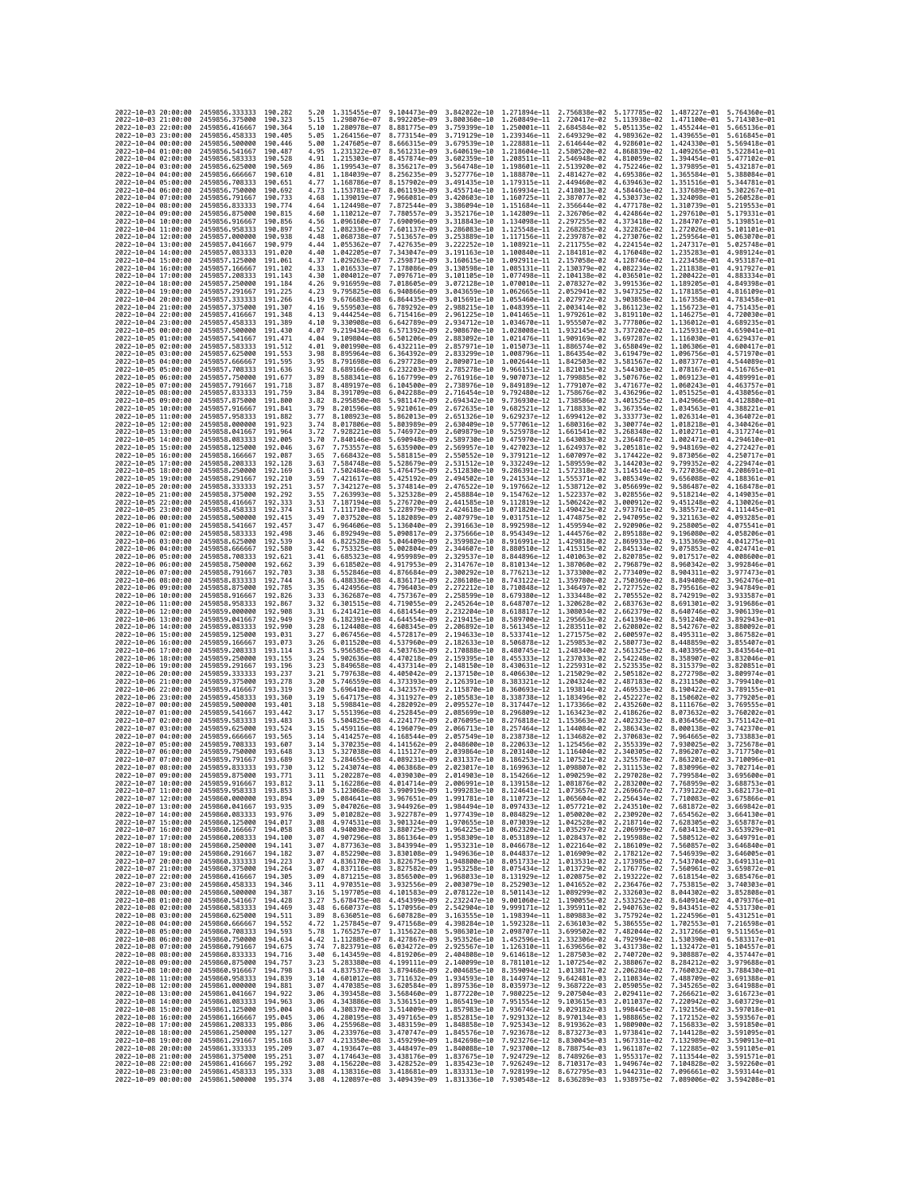```
2022-10-03 20:00:00  2459856.333333  190.282   5.20  1.315455e-07  9.104473e-09  3.842022e-10  1.271894e-11  2.756838e-02  5.177785e-02  1.487227e-01  5.764360e-01
2022-10-03 21:00:00  2459856.375000  190.323   5.15  1.298076e-07  8.992205e-09  3.800360e-10  1.260849e-11  2.720417e-02  5.113938e-02  1.471100e-01  5.714303e-01
2022-10-03 22:00:00  2459856.416667  190.364   5.10  1.280978e-07  8.881775e-09  3.759399e-10  1.250001e-11  2.684584e-02  5.051135e-02  1.455244e-01  5.665136e-01
2022-10-03 23:00:00  2459856.458333  190.405   5.05  1.264156e-07  8.773154e-09  3.719129e-10  1.239346e-11  2.649329e-02  4.989362e-02  1.439655e-01  5.616845e-01
2022-10-04 00:00:00  2459856.500000  190.446   5.00  1.247605e-07  8.666315e-09  3.679539e-10  1.228881e-11  2.614644e-02  4.928601e-02  1.424330e-01  5.569418e-01
2022-10-04 01:00:00  2459856.541667  190.487   4.95  1.231322e-07  8.561231e-09  3.640619e-10  1.218604e-11  2.580520e-02  4.868839e-02  1.409265e-01  5.522841e-01
2022-10-04 02:00:00  2459856.583333  190.528   4.91  1.215303e-07  8.457874e-09  3.602359e-10  1.208511e-11  2.546948e-02  4.810059e-02  1.394454e-01  5.477102e-01
2022-10-04 03:00:00  2459856.625000  190.569   4.86  1.199543e-07  8.356217e-09  3.564748e-10  1.198601e-11  2.513920e-02  4.752246e-02  1.379895e-01  5.432187e-01
2022-10-04 04:00:00  2459856.666667  190.610   4.81  1.184039e-07  8.256235e-09  3.527776e-10  1.188870e-11  2.481427e-02  4.695386e-02  1.365584e-01  5.388084e-01
2022-10-04 05:00:00  2459856.708333  190.651   4.77  1.168786e-07  8.157902e-09  3.491435e-10  1.179315e-11  2.449460e-02  4.639463e-02  1.351516e-01  5.344781e-01
2022-10-04 06:00:00  2459856.750000  190.692   4.73  1.153781e-07  8.061193e-09  3.455714e-10  1.169934e-11  2.418013e-02  4.584463e-02  1.337689e-01  5.302267e-01
2022-10-04 07:00:00  2459856.791667  190.733   4.68  1.139019e-07  7.966081e-09  3.420603e-10  1.160725e-11  2.387077e-02  4.530373e-02  1.324098e-01  5.260528e-01
2022-10-04 08:00:00  2459856.833333  190.774   4.64  1.124498e-07  7.872544e-09  3.386094e-10  1.151684e-11  2.356644e-02  4.477178e-02  1.310739e-01  5.219553e-01
2022-10-04 09:00:00  2459856.875000  190.815   4.60  1.110212e-07  7.780557e-09  3.352176e-10  1.142809e-11  2.326706e-02  4.424864e-02  1.297610e-01  5.179331e-01
2022-10-04 10:00:00  2459856.916667  190.856   4.56  1.096160e-07  7.690096e-09  3.318843e-10  1.134098e-11  2.297255e-02  4.373418e-02  1.284707e-01  5.139851e-01
2022-10-04 11:00:00  2459856.958333  190.897   4.52  1.082336e-07  7.601137e-09  3.286083e-10  1.125548e-11  2.268285e-02  4.322826e-02  1.272026e-01  5.101101e-01
2022-10-04 12:00:00  2459857.000000  190.938   4.48  1.068738e-07  7.513657e-09  3.253889e-10  1.117156e-11  2.239787e-02  4.273076e-02  1.259564e-01  5.063070e-01
2022-10-04 13:00:00  2459857.041667  190.979   4.44  1.055362e-07  7.427635e-09  3.222252e-10  1.108921e-11  2.211755e-02  4.224154e-02  1.247317e-01  5.025748e-01
2022-10-04 14:00:00  2459857.083333  191.020   4.40  1.042205e-07  7.343047e-09  3.191163e-10  1.100840e-11  2.184181e-02  4.176048e-02  1.235283e-01  4.989124e-01
2022-10-04 15:00:00  2459857.125000  191.061   4.37  1.029263e-07  7.259871e-09  3.160615e-10  1.092911e-11  2.157058e-02  4.128746e-02  1.223458e-01  4.953187e-01
2022-10-04 16:00:00  2459857.166667  191.102   4.33  1.016533e-07  7.178086e-09  3.130598e-10  1.085131e-11  2.130379e-02  4.082234e-02  1.211838e-01  4.917927e-01
2022-10-04 17:00:00  2459857.208333  191.143   4.30  1.004012e-07  7.097671e-09  3.101105e-10  1.077498e-11  2.104138e-02  4.036501e-02  1.200422e-01  4.883334e-01
2022-10-04 18:00:00  2459857.250000  191.184   4.26  9.916959e-08  7.018605e-09  3.072128e-10  1.070010e-11  2.078327e-02  3.991536e-02  1.189205e-01  4.849398e-01
2022-10-04 19:00:00  2459857.291667  191.225   4.23  9.795825e-08  6.940866e-09  3.043659e-10  1.062665e-11  2.052941e-02  3.947325e-02  1.178185e-01  4.816109e-01
2022-10-04 20:00:00  2459857.333333  191.266   4.19  9.676683e-08  6.864435e-09  3.015691e-10  1.055460e-11  2.027972e-02  3.903858e-02  1.167358e-01  4.783458e-01
2022-10-04 21:00:00  2459857.375000  191.307   4.16  9.559503e-08  6.789292e-09  2.988215e-10  1.048395e-11  2.003414e-02  3.861123e-02  1.156723e-01  4.751435e-01
2022-10-04 22:00:00  2459857.416667  191.348   4.13  9.444254e-08  6.715416e-09  2.961225e-10  1.041465e-11  1.979261e-02  3.819110e-02  1.146275e-01  4.720030e-01
2022-10-04 23:00:00  2459857.458333  191.389   4.10  9.330908e-08  6.642789e-09  2.934712e-10  1.034670e-11  1.955507e-02  3.777806e-02  1.136012e-01  4.689235e-01
2022-10-05 00:00:00  2459857.500000  191.430   4.07  9.219434e-08  6.571392e-09  2.908670e-10  1.028008e-11  1.932145e-02  3.737202e-02  1.125931e-01  4.659041e-01
2022-10-05 01:00:00  2459857.541667  191.471   4.04  9.109804e-08  6.501206e-09  2.883092e-10  1.021476e-11  1.909169e-02  3.697287e-02  1.116030e-01  4.629437e-01
2022-10-05 02:00:00  2459857.583333  191.512   4.01  9.001990e-08  6.432211e-09  2.857971e-10  1.015073e-11  1.886574e-02  3.658049e-02  1.106306e-01  4.600417e-01
2022-10-05 03:00:00  2459857.625000  191.553   3.98  8.895964e-08  6.364392e-09  2.833299e-10  1.008796e-11  1.864354e-02  3.619479e-02  1.096756e-01  4.571970e-01
2022-10-05 04:00:00  2459857.666667  191.595   3.95  8.791698e-08  6.297728e-09  2.809071e-10  1.002644e-11  1.842503e-02  3.581567e-02  1.087377e-01  4.544089e-01
2022-10-05 05:00:00  2459857.708333  191.636   3.92  8.689166e-08  6.232203e-09  2.785278e-10  9.966151e-12  1.821015e-02  3.544303e-02  1.078167e-01  4.516765e-01
2022-10-05 06:00:00  2459857.750000  191.677   3.89  8.588341e-08  6.167799e-09  2.761916e-10  9.907073e-12  1.799885e-02  3.507676e-02  1.069123e-01  4.489991e-01
2022-10-05 07:00:00  2459857.791667  191.718   3.87  8.489197e-08  6.104500e-09  2.738976e-10  9.849189e-12  1.779107e-02  3.471677e-02  1.060243e-01  4.463757e-01
2022-10-05 08:00:00  2459857.833333  191.759   3.84  8.391709e-08  6.042288e-09  2.716454e-10  9.792480e-12  1.758676e-02  3.436296e-02  1.051525e-01  4.438056e-01
2022-10-05 09:00:00  2459857.875000  191.800   3.82  8.295850e-08  5.981147e-09  2.694342e-10  9.736930e-12  1.738586e-02  3.401525e-02  1.042966e-01  4.412880e-01
2022-10-05 10:00:00  2459857.916667  191.841   3.79  8.201596e-08  5.921061e-09  2.672635e-10  9.682521e-12  1.718833e-02  3.367354e-02  1.034563e-01  4.388221e-01
2022-10-05 11:00:00  2459857.958333  191.882   3.77  8.108923e-08  5.862013e-09  2.651326e-10  9.629237e-12  1.699412e-02  3.333773e-02  1.026314e-01  4.364072e-01
2022-10-05 12:00:00  2459858.000000  191.923   3.74  8.017806e-08  5.803989e-09  2.630409e-10  9.577061e-12  1.680316e-02  3.300774e-02  1.018218e-01  4.340426e-01
2022-10-05 13:00:00  2459858.041667  191.964   3.72  7.928221e-08  5.746972e-09  2.609879e-10  9.525978e-12  1.661541e-02  3.268348e-02  1.010271e-01  4.317274e-01
2022-10-05 14:00:00  2459858.083333  192.005   3.70  7.840146e-08  5.690948e-09  2.589730e-10  9.475970e-12  1.643083e-02  3.236487e-02  1.002471e-01  4.294610e-01
2022-10-05 15:00:00  2459858.125000  192.046   3.67  7.753557e-08  5.635900e-09  2.569957e-10  9.427023e-12  1.624937e-02  3.205181e-02  9.948169e-02  4.272427e-01
2022-10-05 16:00:00  2459858.166667  192.087   3.65  7.668432e-08  5.581815e-09  2.550552e-10  9.379121e-12  1.607097e-02  3.174422e-02  9.873056e-02  4.250717e-01
2022-10-05 17:00:00  2459858.208333  192.128   3.63  7.584748e-08  5.528679e-09  2.531512e-10  9.332249e-12  1.589559e-02  3.144203e-02  9.799352e-02  4.229474e-01
2022-10-05 18:00:00  2459858.250000  192.169   3.61  7.502484e-08  5.476475e-09  2.512830e-10  9.286391e-12  1.572318e-02  3.114514e-02  9.727036e-02  4.208691e-01
2022-10-05 19:00:00  2459858.291667  192.210   3.59  7.421617e-08  5.425192e-09  2.494502e-10  9.241534e-12  1.555371e-02  3.085349e-02  9.656088e-02  4.188361e-01
2022-10-05 20:00:00  2459858.333333  192.251   3.57  7.342127e-08  5.374814e-09  2.476522e-10  9.197662e-12  1.538712e-02  3.056699e-02  9.586487e-02  4.168478e-01
2022-10-05 21:00:00  2459858.375000  192.292   3.55  7.263993e-08  5.325328e-09  2.458884e-10  9.154762e-12  1.522337e-02  3.028556e-02  9.518214e-02  4.149035e-01
2022-10-05 22:00:00  2459858.416667  192.333   3.53  7.187194e-08  5.276720e-09  2.441585e-10  9.112819e-12  1.506242e-02  3.000912e-02  9.451248e-02  4.130026e-01
2022-10-05 23:00:00  2459858.458333  192.374   3.51  7.111710e-08  5.228979e-09  2.424618e-10  9.071820e-12  1.490423e-02  2.973761e-02  9.385571e-02  4.111445e-01
2022-10-06 00:00:00  2459858.500000  192.415   3.49  7.037520e-08  5.182089e-09  2.407979e-10  9.031751e-12  1.474875e-02  2.947095e-02  9.321163e-02  4.093285e-01
2022-10-06 01:00:00  2459858.541667  192.457   3.47  6.964606e-08  5.136040e-09  2.391663e-10  8.992598e-12  1.459594e-02  2.920906e-02  9.258005e-02  4.075541e-01
2022-10-06 02:00:00  2459858.583333  192.498   3.46  6.892949e-08  5.090817e-09  2.375666e-10  8.954349e-12  1.444576e-02  2.895188e-02  9.196080e-02  4.058206e-01
2022-10-06 03:00:00  2459858.625000  192.539   3.44  6.822528e-08  5.046409e-09  2.359982e-10  8.916991e-12  1.429818e-02  2.869933e-02  9.135369e-02  4.041275e-01
2022-10-06 04:00:00  2459858.666667  192.580   3.42  6.753325e-08  5.002804e-09  2.344607e-10  8.880510e-12  1.415315e-02  2.845134e-02  9.075853e-02  4.024741e-01
2022-10-06 05:00:00  2459858.708333  192.621   3.41  6.685323e-08  4.959989e-09  2.329537e-10  8.844896e-12  1.401063e-02  2.820785e-02  9.017517e-02  4.008600e-01
2022-10-06 06:00:00  2459858.750000  192.662   3.39  6.618502e-08  4.917953e-09  2.314767e-10  8.810134e-12  1.387060e-02  2.796879e-02  8.960342e-02  3.992846e-01
2022-10-06 07:00:00  2459858.791667  192.703   3.38  6.552846e-08  4.876684e-09  2.300292e-10  8.776213e-12  1.373300e-02  2.773409e-02  8.904311e-02  3.977473e-01
2022-10-06 08:00:00  2459858.833333  192.744   3.36  6.488336e-08  4.836171e-09  2.286108e-10  8.743122e-12  1.359780e-02  2.750369e-02  8.849408e-02  3.962476e-01
2022-10-06 09:00:00  2459858.875000  192.785   3.35  6.424956e-08  4.796403e-09  2.272212e-10  8.710848e-12  1.346497e-02  2.727752e-02  8.795616e-02  3.947849e-01
2022-10-06 10:00:00  2459858.916667  192.826   3.33  6.362687e-08  4.757367e-09  2.258599e-10  8.679380e-12  1.333448e-02  2.705552e-02  8.742919e-02  3.933587e-01
2022-10-06 11:00:00  2459858.958333  192.867   3.32  6.301515e-08  4.719055e-09  2.245264e-10  8.648707e-12  1.320628e-02  2.683763e-02  8.691301e-02  3.919686e-01
2022-10-06 12:00:00  2459859.000000  192.908   3.31  6.241421e-08  4.681454e-09  2.232204e-10  8.618817e-12  1.308034e-02  2.662379e-02  8.640746e-02  3.906139e-01
2022-10-06 13:00:00  2459859.041667  192.949   3.29  6.182391e-08  4.644554e-09  2.219415e-10  8.589700e-12  1.295663e-02  2.641394e-02  8.591240e-02  3.892943e-01
2022-10-06 14:00:00  2459859.083333  192.990   3.28  6.124408e-08  4.608345e-09  2.206892e-10  8.561345e-12  1.283511e-02  2.620802e-02  8.542767e-02  3.880092e-01
2022-10-06 15:00:00  2459859.125000  193.031   3.27  6.067456e-08  4.572817e-09  2.194633e-10  8.533741e-12  1.271575e-02  2.600597e-02  8.495311e-02  3.867582e-01
2022-10-06 16:00:00  2459859.166667  193.073   3.26  6.011520e-08  4.537960e-09  2.182633e-10  8.506878e-12  1.259853e-02  2.580773e-02  8.448859e-02  3.855407e-01
2022-10-06 17:00:00  2459859.208333  193.114   3.25  5.956585e-08  4.503763e-09  2.170888e-10  8.480745e-12  1.248340e-02  2.561325e-02  8.403395e-02  3.843564e-01
2022-10-06 18:00:00  2459859.250000  193.155   3.24  5.902636e-08  4.470218e-09  2.159395e-10  8.455333e-12  1.237033e-02  2.542248e-02  8.358907e-02  3.832046e-01
2022-10-06 19:00:00  2459859.291667  193.196   3.23  5.849658e-08  4.437314e-09  2.148150e-10  8.430631e-12  1.225931e-02  2.523535e-02  8.315379e-02  3.820851e-01
2022-10-06 20:00:00  2459859.333333  193.237   3.21  5.797638e-08  4.405042e-09  2.137150e-10  8.406630e-12  1.215029e-02  2.505182e-02  8.272798e-02  3.809974e-01
2022-10-06 21:00:00  2459859.375000  193.278   3.20  5.746559e-08  4.373393e-09  2.126391e-10  8.383321e-12  1.204324e-02  2.487183e-02  8.231150e-02  3.799410e-01
2022-10-06 22:00:00  2459859.416667  193.319   3.20  5.696410e-08  4.342357e-09  2.115870e-10  8.360693e-12  1.193814e-02  2.469533e-02  8.190422e-02  3.789155e-01
2022-10-06 23:00:00  2459859.458333  193.360   3.19  5.647175e-08  4.311927e-09  2.105583e-10  8.338738e-12  1.183496e-02  2.452227e-02  8.150602e-02  3.779205e-01
2022-10-07 00:00:00  2459859.500000  193.401   3.18  5.598841e-08  4.282092e-09  2.095527e-10  8.317447e-12  1.173366e-02  2.435260e-02  8.111676e-02  3.769555e-01
2022-10-07 01:00:00  2459859.541667  193.442   3.17  5.551396e-08  4.252845e-09  2.085699e-10  8.296809e-12  1.163423e-02  2.418626e-02  8.073632e-02  3.760202e-01
2022-10-07 02:00:00  2459859.583333  193.483   3.16  5.504825e-08  4.224177e-09  2.076095e-10  8.276818e-12  1.153663e-02  2.402323e-02  8.036456e-02  3.751142e-01
2022-10-07 03:00:00  2459859.625000  193.524   3.15  5.459116e-08  4.196079e-09  2.066713e-10  8.257464e-12  1.144084e-02  2.386343e-02  8.000138e-02  3.742370e-01
2022-10-07 04:00:00  2459859.666667  193.565   3.14  5.414257e-08  4.168544e-09  2.057549e-10  8.238738e-12  1.134682e-02  2.370683e-02  7.964665e-02  3.733883e-01
2022-10-07 05:00:00  2459859.708333  193.607   3.14  5.370235e-08  4.141562e-09  2.048600e-10  8.220633e-12  1.125456e-02  2.355339e-02  7.930025e-02  3.725678e-01
2022-10-07 06:00:00  2459859.750000  193.648   3.13  5.327038e-08  4.115127e-09  2.039864e-10  8.203140e-12  1.116404e-02  2.340305e-02  7.896207e-02  3.717750e-01
2022-10-07 07:00:00  2459859.791667  193.689   3.12  5.284655e-08  4.089231e-09  2.031337e-10  8.186253e-12  1.107521e-02  2.325578e-02  7.863201e-02  3.710096e-01
2022-10-07 08:00:00  2459859.833333  193.730   3.12  5.243074e-08  4.063868e-09  2.023017e-10  8.169963e-12  1.098807e-02  2.311153e-02  7.830996e-02  3.702714e-01
2022-10-07 09:00:00  2459859.875000  193.771   3.11  5.202287e-08  4.039030e-09  2.014903e-10  8.154266e-12  1.090259e-02  2.297028e-02  7.799584e-02  3.695600e-01
2022-10-07 10:00:00  2459859.916667  193.812   3.11  5.162286e-08  4.014714e-09  2.006991e-10  8.139158e-12  1.081876e-02  2.283200e-02  7.768959e-02  3.688753e-01
2022-10-07 11:00:00  2459859.958333  193.853   3.10  5.123068e-08  3.990919e-09  1.999283e-10  8.124641e-12  1.073657e-02  2.269667e-02  7.739122e-02  3.682173e-01
2022-10-07 12:00:00  2459860.000000  193.894   3.09  5.084641e-08  3.967651e-09  1.991781e-10  8.110723e-12  1.065604e-02  2.256434e-02  7.710083e-02  3.675866e-01
2022-10-07 13:00:00  2459860.041667  193.935   3.09  5.047026e-08  3.944926e-09  1.984494e-10  8.097433e-12  1.057721e-02  2.243510e-02  7.681872e-02  3.669842e-01
2022-10-07 14:00:00  2459860.083333  193.976   3.09  5.010282e-08  3.922787e-09  1.977439e-10  8.084829e-12  1.050020e-02  2.230920e-02  7.654562e-02  3.664130e-01
2022-10-07 15:00:00  2459860.125000  194.017   3.08  4.974531e-08  3.901324e-09  1.970655e-10  8.073039e-12  1.042528e-02  2.218714e-02  7.628305e-02  3.658787e-01
2022-10-07 16:00:00  2459860.166667  194.058   3.08  4.940030e-08  3.880725e-09  1.964225e-10  8.062320e-12  1.035297e-02  2.206999e-02  7.603413e-02  3.653929e-01
2022-10-07 17:00:00  2459860.208333  194.100   3.07  4.907296e-08  3.861364e-09  1.958309e-10  8.053189e-12  1.028437e-02  2.195988e-02  7.580512e-02  3.649791e-01
2022-10-07 18:00:00  2459860.250000  194.141   3.07  4.877363e-08  3.843994e-09  1.953231e-10  8.046678e-12  1.022164e-02  2.186109e-02  7.560857e-02  3.646840e-01
2022-10-07 19:00:00  2459860.291667  194.182   3.07  4.852290e-08  3.830108e-09  1.949636e-10  8.044837e-12  1.016909e-02  2.178212e-02  7.546939e-02  3.646005e-01
2022-10-07 20:00:00  2459860.333333  194.223   3.07  4.836170e-08  3.822675e-09  1.948800e-10  8.051733e-12  1.013531e-02  2.173985e-02  7.543704e-02  3.649131e-01
2022-10-07 21:00:00  2459860.375000  194.264   3.07  4.837116e-08  3.827582e-09  1.953250e-10  8.075434e-12  1.013729e-02  2.176776e-02  7.560961e-02  3.659872e-01
2022-10-07 22:00:00  2459860.416667  194.305   3.09  4.871215e-08  3.856500e-09  1.968033e-10  8.131929e-12  1.020875e-02  2.193222e-02  7.618154e-02  3.685476e-01
2022-10-07 23:00:00  2459860.458333  194.346   3.11  4.970351e-08  3.932556e-09  2.003079e-10  8.252903e-12  1.041652e-02  2.236476e-02  7.753815e-02  3.740303e-01
2022-10-08 00:00:00  2459860.500000  194.387   3.16  5.197705e-08  4.101583e-09  2.078122e-10  8.501143e-12  1.089299e-02  2.332603e-02  8.044302e-02  3.852808e-01
2022-10-08 01:00:00  2459860.541667  194.428   3.27  5.678475e-08  4.454399e-09  2.232247e-10  9.001060e-12  1.190055e-02  2.533252e-02  8.640914e-02  4.079376e-01
2022-10-08 02:00:00  2459860.583333  194.469   3.48  6.660737e-08  5.170956e-09  2.542904e-10  9.999171e-12  1.395911e-02  2.940763e-02  9.843451e-02  4.531730e-01
2022-10-08 03:00:00  2459860.625000  194.511   3.89  8.636051e-08  6.607828e-09  3.163555e-10  1.198394e-11  1.809883e-02  3.757924e-02  1.224596e-01  5.431251e-01
2022-10-08 04:00:00  2459860.666667  194.552   4.72  1.257845e-07  9.471568e-09  4.398202e-10  1.592328e-11  2.636103e-02  5.386555e-02  1.702553e-01  7.216598e-01
2022-10-08 05:00:00  2459860.708333  194.593   5.78  1.765257e-07  1.315622e-08  5.986301e-10  2.098707e-11  3.699502e-02  7.482044e-02  2.317266e-01  9.511565e-01
2022-10-08 06:00:00  2459860.750000  194.634   4.42  1.112805e-07  8.427867e-09  3.953526e-10  1.455596e-11  2.332306e-02  4.792994e-02  1.530390e-01  6.583317e-01
2022-10-08 07:00:00  2459860.791667  194.675   3.74  7.823791e-08  6.034272e-09  2.925567e-10  1.126310e-11  1.639656e-02  3.431738e-02  1.132472e-01  5.104557e-01
2022-10-08 08:00:00  2459860.833333  194.716   3.40  6.143459e-08  4.819206e-09  2.404808e-10  9.614618e-12  1.287503e-02  2.740720e-02  9.308887e-02  4.357447e-01
2022-10-08 09:00:00  2459860.875000  194.757   3.23  5.283380e-08  4.199111e-09  2.140099e-10  8.781101e-12  1.107254e-02  2.388067e-02  8.284212e-02  3.979688e-01
2022-10-08 10:00:00  2459860.916667  194.798   3.14  4.837537e-08  3.879468e-09  2.004685e-10  8.359094e-12  1.013817e-02  2.206284e-02  7.760032e-02  3.788430e-01
2022-10-08 11:00:00  2459860.958333  194.839   3.10  4.601012e-08  3.711632e-09  1.934593e-10  8.144974e-12  9.642481e-03  2.110834e-02  7.488709e-02  3.691388e-01
2022-10-08 12:00:00  2459861.000000  194.881   3.07  4.470385e-08  3.620584e-09  1.897536e-10  8.035973e-12  9.368722e-03  2.059055e-02  7.345265e-02  3.641988e-01
2022-10-08 13:00:00  2459861.041667  194.922   3.06  4.393458e-08  3.568460e-09  1.877220e-10  7.980225e-12  9.207504e-03  2.029411e-02  7.266621e-02  3.616723e-01
2022-10-08 14:00:00  2459861.083333  194.963   3.06  4.343886e-08  3.536151e-09  1.865419e-10  7.951554e-12  9.103615e-03  2.011037e-02  7.220942e-02  3.603729e-01
2022-10-08 15:00:00  2459861.125000  195.004   3.06  4.308370e-08  3.514009e-09  1.857983e-10  7.936746e-12  9.029182e-03  1.998445e-02  7.192156e-02  3.597018e-01
2022-10-08 16:00:00  2459861.166667  195.045   3.06  4.280195e-08  3.497165e-09  1.852815e-10  7.929132e-12  8.970134e-03  1.988865e-02  7.172152e-02  3.593567e-01
2022-10-08 17:00:00  2459861.208333  195.086   3.06  4.255968e-08  3.483159e-09  1.848858e-10  7.925343e-12  8.919362e-03  1.980900e-02  7.156833e-02  3.591850e-01
2022-10-08 18:00:00  2459861.250000  195.127   3.06  4.233976e-08  3.470747e-09  1.845576e-10  7.923678e-12  8.873273e-03  1.973841e-02  7.144128e-02  3.591095e-01
2022-10-08 19:00:00  2459861.291667  195.168   3.07  4.213350e-08  3.459299e-09  1.842698e-10  7.923276e-12  8.830045e-03  1.967331e-02  7.132989e-02  3.590913e-01
2022-10-08 20:00:00  2459861.333333  195.209   3.07  4.193647e-08  3.448497e-09  1.840088e-10  7.923700e-12  8.788754e-03  1.961187e-02  7.122885e-02  3.591105e-01
2022-10-08 21:00:00  2459861.375000  195.251   3.07  4.174643e-08  3.438176e-09  1.837675e-10  7.924729e-12  8.748926e-03  1.955317e-02  7.113544e-02  3.591571e-01
2022-10-08 22:00:00  2459861.416667  195.292   3.08  4.156220e-08  3.428252e-09  1.835423e-10  7.926249e-12  8.710317e-03  1.949674e-02  7.104828e-02  3.592260e-01
2022-10-08 23:00:00  2459861.458333  195.333   3.08  4.138316e-08  3.418681e-09  1.833313e-10  7.928199e-12  8.672795e-03  1.944231e-02  7.096661e-02  3.593144e-01
2022-10-09 00:00:00  2459861.500000  195.374   3.08  4.120897e-08  3.409439e-09  1.831336e-10  7.930548e-12  8.636289e-03  1.938975e-02  7.089006e-02  3.594208e-01
```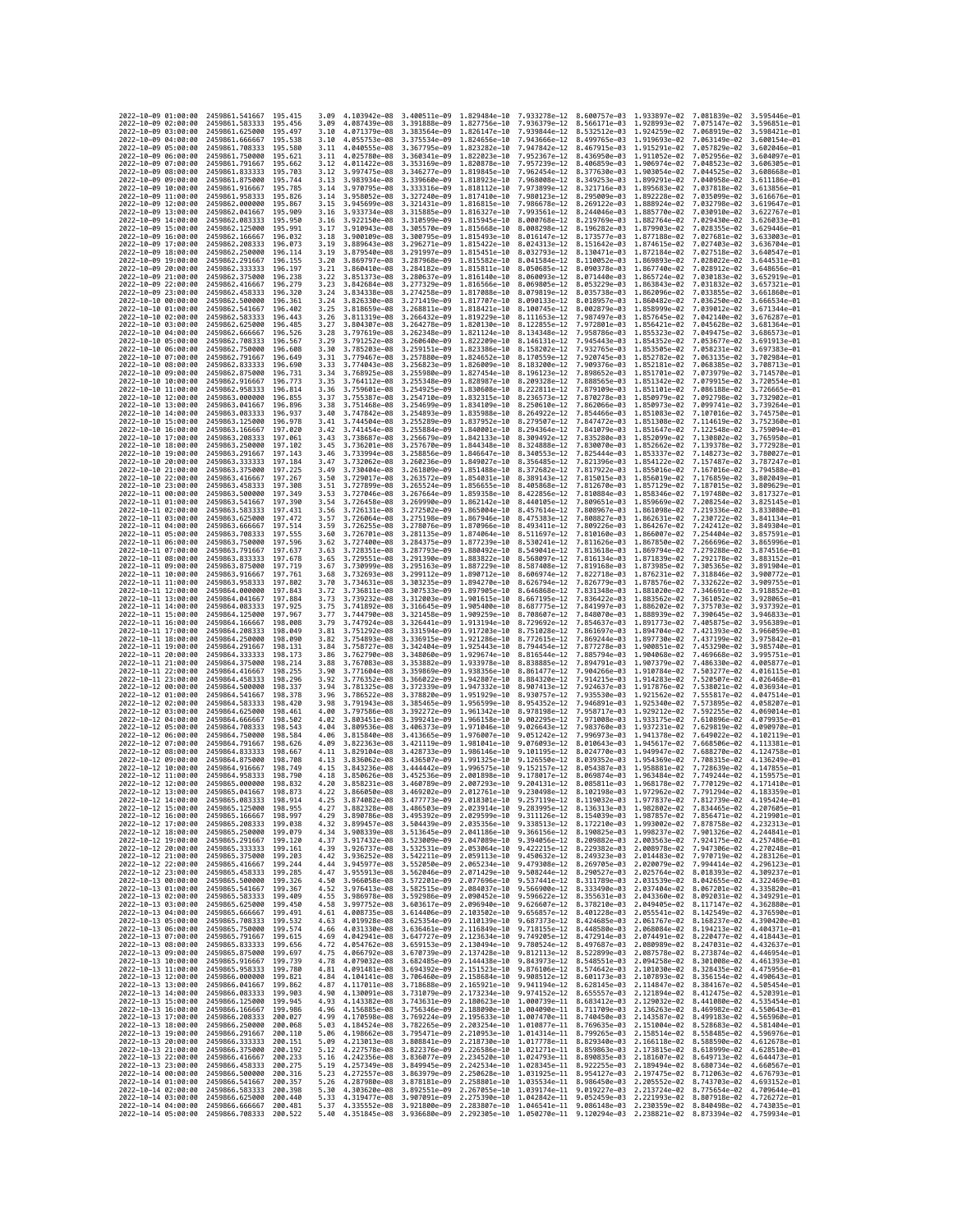| | | | | | | | | | | | |
|---|---|---|---|---|---|---|---|---|---|---|---|
| 2022-10-09 01:00:00 | 2459861.541667 | 195.415 | 3.09 | 4.103942e-08 | 3.400511e-09 | 1.829484e-10 | 7.933278e-12 | 8.600757e-03 | 1.933897e-02 | 7.081839e-02 | 3.595446e-01 |
| 2022-10-09 02:00:00 | 2459861.583333 | 195.456 | 3.09 | 4.087439e-08 | 3.391888e-09 | 1.827756e-10 | 7.936379e-12 | 8.566171e-03 | 1.928993e-02 | 7.075147e-02 | 3.596851e-01 |
| 2022-10-09 03:00:00 | 2459861.625000 | 195.497 | 3.10 | 4.071379e-08 | 3.383564e-09 | 1.826147e-10 | 7.939844e-12 | 8.532512e-03 | 1.924259e-02 | 7.068919e-02 | 3.598421e-01 |
| 2022-10-09 04:00:00 | 2459861.666667 | 195.538 | 3.10 | 4.055753e-08 | 3.375534e-09 | 1.824656e-10 | 7.943666e-12 | 8.499765e-03 | 1.919693e-02 | 7.063149e-02 | 3.600154e-01 |
| 2022-10-09 05:00:00 | 2459861.708333 | 195.580 | 3.11 | 4.040555e-08 | 3.367795e-09 | 1.823282e-10 | 7.947842e-12 | 8.467915e-03 | 1.915291e-02 | 7.057829e-02 | 3.602046e-01 |
| 2022-10-09 06:00:00 | 2459861.750000 | 195.621 | 3.11 | 4.025780e-08 | 3.360341e-09 | 1.822023e-10 | 7.952367e-12 | 8.436950e-03 | 1.911052e-02 | 7.052956e-02 | 3.604097e-01 |
| 2022-10-09 07:00:00 | 2459861.791667 | 195.662 | 3.12 | 4.011422e-08 | 3.353169e-09 | 1.820878e-10 | 7.957239e-12 | 8.406859e-03 | 1.906974e-02 | 7.048523e-02 | 3.606305e-01 |
| 2022-10-09 08:00:00 | 2459861.833333 | 195.703 | 3.12 | 3.997475e-08 | 3.346277e-09 | 1.819845e-10 | 7.962454e-12 | 8.377630e-03 | 1.903054e-02 | 7.044525e-02 | 3.608668e-01 |
| 2022-10-09 09:00:00 | 2459861.875000 | 195.744 | 3.13 | 3.983934e-08 | 3.339660e-09 | 1.818923e-10 | 7.968008e-12 | 8.349253e-03 | 1.899291e-02 | 7.040958e-02 | 3.611186e-01 |
| 2022-10-09 10:00:00 | 2459861.916667 | 195.785 | 3.14 | 3.970795e-08 | 3.333316e-09 | 1.818112e-10 | 7.973899e-12 | 8.321716e-03 | 1.895683e-02 | 7.037818e-02 | 3.613856e-01 |
| 2022-10-09 11:00:00 | 2459861.958333 | 195.826 | 3.14 | 3.958052e-08 | 3.327240e-09 | 1.817410e-10 | 7.980123e-12 | 8.295009e-03 | 1.892228e-02 | 7.035099e-02 | 3.616676e-01 |
| 2022-10-09 12:00:00 | 2459862.000000 | 195.867 | 3.15 | 3.945699e-08 | 3.321431e-09 | 1.816815e-10 | 7.986678e-12 | 8.269122e-03 | 1.888924e-02 | 7.032798e-02 | 3.619647e-01 |
| 2022-10-09 13:00:00 | 2459862.041667 | 195.909 | 3.16 | 3.933734e-08 | 3.315885e-09 | 1.816327e-10 | 7.993561e-12 | 8.244046e-03 | 1.885770e-02 | 7.030910e-02 | 3.622767e-01 |
| 2022-10-09 14:00:00 | 2459862.083333 | 195.950 | 3.16 | 3.922150e-08 | 3.310599e-09 | 1.815945e-10 | 8.000768e-12 | 8.219769e-03 | 1.882764e-02 | 7.029430e-02 | 3.626033e-01 |
| 2022-10-09 15:00:00 | 2459862.125000 | 195.991 | 3.17 | 3.910943e-08 | 3.305570e-09 | 1.815668e-10 | 8.008298e-12 | 8.196282e-03 | 1.879903e-02 | 7.028355e-02 | 3.629446e-01 |
| 2022-10-09 16:00:00 | 2459862.166667 | 196.032 | 3.18 | 3.900109e-08 | 3.300795e-09 | 1.815493e-10 | 8.016147e-12 | 8.173577e-03 | 1.877188e-02 | 7.027681e-02 | 3.633003e-01 |
| 2022-10-09 17:00:00 | 2459862.208333 | 196.073 | 3.19 | 3.889643e-08 | 3.296271e-09 | 1.815422e-10 | 8.024313e-12 | 8.151642e-03 | 1.874615e-02 | 7.027403e-02 | 3.636704e-01 |
| 2022-10-09 18:00:00 | 2459862.250000 | 196.114 | 3.19 | 3.879540e-08 | 3.291997e-09 | 1.815451e-10 | 8.032793e-12 | 8.130471e-03 | 1.872184e-02 | 7.027518e-02 | 3.640547e-01 |
| 2022-10-09 19:00:00 | 2459862.291667 | 196.155 | 3.20 | 3.869797e-08 | 3.287968e-09 | 1.815582e-10 | 8.041584e-12 | 8.110052e-03 | 1.869893e-02 | 7.028022e-02 | 3.644531e-01 |
| 2022-10-09 20:00:00 | 2459862.333333 | 196.197 | 3.21 | 3.860410e-08 | 3.284182e-09 | 1.815811e-10 | 8.050685e-12 | 8.090378e-03 | 1.867740e-02 | 7.028912e-02 | 3.648656e-01 |
| 2022-10-09 21:00:00 | 2459862.375000 | 196.238 | 3.22 | 3.851373e-08 | 3.280637e-09 | 1.816140e-10 | 8.060093e-12 | 8.071440e-03 | 1.865724e-02 | 7.030183e-02 | 3.652919e-01 |
| 2022-10-09 22:00:00 | 2459862.416667 | 196.279 | 3.23 | 3.842684e-08 | 3.277329e-09 | 1.816566e-10 | 8.069805e-12 | 8.053229e-03 | 1.863843e-02 | 7.031832e-02 | 3.657321e-01 |
| 2022-10-09 23:00:00 | 2459862.458333 | 196.320 | 3.24 | 3.834338e-08 | 3.274258e-09 | 1.817088e-10 | 8.079819e-12 | 8.035738e-03 | 1.862096e-02 | 7.033855e-02 | 3.661860e-01 |
| 2022-10-10 00:00:00 | 2459862.500000 | 196.361 | 3.24 | 3.826330e-08 | 3.271419e-09 | 1.817707e-10 | 8.090133e-12 | 8.018957e-03 | 1.860482e-02 | 7.036250e-02 | 3.666534e-01 |
| 2022-10-10 01:00:00 | 2459862.541667 | 196.402 | 3.25 | 3.818659e-08 | 3.268811e-09 | 1.818421e-10 | 8.100745e-12 | 8.002879e-03 | 1.858999e-02 | 7.039012e-02 | 3.671344e-01 |
| 2022-10-10 02:00:00 | 2459862.583333 | 196.443 | 3.26 | 3.811319e-08 | 3.266432e-09 | 1.819229e-10 | 8.111653e-12 | 7.987497e-03 | 1.857645e-02 | 7.042140e-02 | 3.676287e-01 |
| 2022-10-10 03:00:00 | 2459862.625000 | 196.485 | 3.27 | 3.804307e-08 | 3.264278e-09 | 1.820130e-10 | 8.122855e-12 | 7.972801e-03 | 1.856421e-02 | 7.045628e-02 | 3.681364e-01 |
| 2022-10-10 04:00:00 | 2459862.666667 | 196.526 | 3.28 | 3.797619e-08 | 3.262348e-09 | 1.821124e-10 | 8.134348e-12 | 7.958786e-03 | 1.855323e-02 | 7.049475e-02 | 3.686573e-01 |
| 2022-10-10 05:00:00 | 2459862.708333 | 196.567 | 3.29 | 3.791252e-08 | 3.260640e-09 | 1.822209e-10 | 8.146131e-12 | 7.945443e-03 | 1.854352e-02 | 7.053677e-02 | 3.691913e-01 |
| 2022-10-10 06:00:00 | 2459862.750000 | 196.608 | 3.30 | 3.785203e-08 | 3.259151e-09 | 1.823386e-10 | 8.158202e-12 | 7.932765e-03 | 1.853505e-02 | 7.058231e-02 | 3.697383e-01 |
| 2022-10-10 07:00:00 | 2459862.791667 | 196.649 | 3.31 | 3.779467e-08 | 3.257880e-09 | 1.824652e-10 | 8.170559e-12 | 7.920745e-03 | 1.852782e-02 | 7.063135e-02 | 3.702984e-01 |
| 2022-10-10 08:00:00 | 2459862.833333 | 196.690 | 3.33 | 3.774043e-08 | 3.256823e-09 | 1.826009e-10 | 8.183200e-12 | 7.909376e-03 | 1.852181e-02 | 7.068385e-02 | 3.708713e-01 |
| 2022-10-10 09:00:00 | 2459862.875000 | 196.731 | 3.34 | 3.768925e-08 | 3.255980e-09 | 1.827454e-10 | 8.196123e-12 | 7.898652e-03 | 1.851701e-02 | 7.073979e-02 | 3.714570e-01 |
| 2022-10-10 10:00:00 | 2459862.916667 | 196.773 | 3.35 | 3.764112e-08 | 3.255348e-09 | 1.828987e-10 | 8.209328e-12 | 7.888565e-03 | 1.851342e-02 | 7.079915e-02 | 3.720554e-01 |
| 2022-10-10 11:00:00 | 2459862.958333 | 196.814 | 3.36 | 3.759601e-08 | 3.254925e-09 | 1.830608e-10 | 8.222811e-12 | 7.879109e-03 | 1.851101e-02 | 7.086188e-02 | 3.726665e-01 |
| 2022-10-10 12:00:00 | 2459863.000000 | 196.855 | 3.37 | 3.755387e-08 | 3.254710e-09 | 1.832315e-10 | 8.236573e-12 | 7.870278e-03 | 1.850979e-02 | 7.092798e-02 | 3.732902e-01 |
| 2022-10-10 13:00:00 | 2459863.041667 | 196.896 | 3.38 | 3.751468e-08 | 3.254699e-09 | 1.834109e-10 | 8.250610e-12 | 7.862066e-03 | 1.850973e-02 | 7.099741e-02 | 3.739264e-01 |
| 2022-10-10 14:00:00 | 2459863.083333 | 196.937 | 3.40 | 3.747842e-08 | 3.254893e-09 | 1.835988e-10 | 8.264922e-12 | 7.854466e-03 | 1.851083e-02 | 7.107016e-02 | 3.745750e-01 |
| 2022-10-10 15:00:00 | 2459863.125000 | 196.978 | 3.41 | 3.744504e-08 | 3.255289e-09 | 1.837952e-10 | 8.279507e-12 | 7.847472e-03 | 1.851308e-02 | 7.114619e-02 | 3.752360e-01 |
| 2022-10-10 16:00:00 | 2459863.166667 | 197.020 | 3.42 | 3.741454e-08 | 3.255884e-09 | 1.840001e-10 | 8.294364e-12 | 7.841079e-03 | 1.851647e-02 | 7.122548e-02 | 3.759094e-01 |
| 2022-10-10 17:00:00 | 2459863.208333 | 197.061 | 3.43 | 3.738687e-08 | 3.256679e-09 | 1.842133e-10 | 8.309492e-12 | 7.835280e-03 | 1.852099e-02 | 7.130802e-02 | 3.765950e-01 |
| 2022-10-10 18:00:00 | 2459863.250000 | 197.102 | 3.45 | 3.736201e-08 | 3.257670e-09 | 1.844348e-10 | 8.324888e-12 | 7.830070e-03 | 1.852662e-02 | 7.139378e-02 | 3.772928e-01 |
| 2022-10-10 19:00:00 | 2459863.291667 | 197.143 | 3.46 | 3.733994e-08 | 3.258856e-09 | 1.846647e-10 | 8.340553e-12 | 7.825444e-03 | 1.853337e-02 | 7.148273e-02 | 3.780027e-01 |
| 2022-10-10 20:00:00 | 2459863.333333 | 197.184 | 3.47 | 3.732062e-08 | 3.260236e-09 | 1.849027e-10 | 8.356485e-12 | 7.821396e-03 | 1.854122e-02 | 7.157487e-02 | 3.787247e-01 |
| 2022-10-10 21:00:00 | 2459863.375000 | 197.225 | 3.49 | 3.730404e-08 | 3.261809e-09 | 1.851488e-10 | 8.372682e-12 | 7.817922e-03 | 1.855016e-02 | 7.167016e-02 | 3.794588e-01 |
| 2022-10-10 22:00:00 | 2459863.416667 | 197.267 | 3.50 | 3.729017e-08 | 3.263572e-09 | 1.854031e-10 | 8.389143e-12 | 7.815015e-03 | 1.856019e-02 | 7.176859e-02 | 3.802049e-01 |
| 2022-10-10 23:00:00 | 2459863.458333 | 197.308 | 3.51 | 3.727899e-08 | 3.265524e-09 | 1.856655e-10 | 8.405868e-12 | 7.812670e-03 | 1.857129e-02 | 7.187015e-02 | 3.809629e-01 |
| 2022-10-11 00:00:00 | 2459863.500000 | 197.349 | 3.53 | 3.727046e-08 | 3.267664e-09 | 1.859358e-10 | 8.422856e-12 | 7.810884e-03 | 1.858346e-02 | 7.197480e-02 | 3.817327e-01 |
| 2022-10-11 01:00:00 | 2459863.541667 | 197.390 | 3.54 | 3.726458e-08 | 3.269990e-09 | 1.862142e-10 | 8.440105e-12 | 7.809651e-03 | 1.859669e-02 | 7.208254e-02 | 3.825145e-01 |
| 2022-10-11 02:00:00 | 2459863.583333 | 197.431 | 3.56 | 3.726131e-08 | 3.272502e-09 | 1.865004e-10 | 8.457614e-12 | 7.808967e-03 | 1.861098e-02 | 7.219336e-02 | 3.833080e-01 |
| 2022-10-11 03:00:00 | 2459863.625000 | 197.472 | 3.57 | 3.726064e-08 | 3.275198e-09 | 1.867946e-10 | 8.475383e-12 | 7.808827e-03 | 1.862631e-02 | 7.230722e-02 | 3.841134e-01 |
| 2022-10-11 04:00:00 | 2459863.666667 | 197.514 | 3.59 | 3.726255e-08 | 3.278076e-09 | 1.870966e-10 | 8.493411e-12 | 7.809226e-03 | 1.864267e-02 | 7.242412e-02 | 3.849304e-01 |
| 2022-10-11 05:00:00 | 2459863.708333 | 197.555 | 3.60 | 3.726701e-08 | 3.281135e-09 | 1.874064e-10 | 8.511697e-12 | 7.810160e-03 | 1.866007e-02 | 7.254404e-02 | 3.857591e-01 |
| 2022-10-11 06:00:00 | 2459863.750000 | 197.596 | 3.62 | 3.727400e-08 | 3.284375e-09 | 1.877239e-10 | 8.530241e-12 | 7.811626e-03 | 1.867850e-02 | 7.266696e-02 | 3.865996e-01 |
| 2022-10-11 07:00:00 | 2459863.791667 | 197.637 | 3.63 | 3.728351e-08 | 3.287793e-09 | 1.880492e-10 | 8.549040e-12 | 7.813618e-03 | 1.869794e-02 | 7.279288e-02 | 3.874516e-01 |
| 2022-10-11 08:00:00 | 2459863.833333 | 197.678 | 3.65 | 3.729551e-08 | 3.291390e-09 | 1.883822e-10 | 8.568097e-12 | 7.816134e-03 | 1.871839e-02 | 7.292178e-02 | 3.883152e-01 |
| 2022-10-11 09:00:00 | 2459863.875000 | 197.719 | 3.67 | 3.730999e-08 | 3.295163e-09 | 1.887229e-10 | 8.587408e-12 | 7.819168e-03 | 1.873985e-02 | 7.305365e-02 | 3.891904e-01 |
| 2022-10-11 10:00:00 | 2459863.916667 | 197.761 | 3.68 | 3.732693e-08 | 3.299112e-09 | 1.890712e-10 | 8.606974e-12 | 7.822718e-03 | 1.876231e-02 | 7.318846e-02 | 3.900772e-01 |
| 2022-10-11 11:00:00 | 2459863.958333 | 197.802 | 3.70 | 3.734631e-08 | 3.303235e-09 | 1.894270e-10 | 8.626794e-12 | 7.826779e-03 | 1.878576e-02 | 7.332622e-02 | 3.909755e-01 |
| 2022-10-11 12:00:00 | 2459864.000000 | 197.843 | 3.72 | 3.736811e-08 | 3.307533e-09 | 1.897905e-10 | 8.646868e-12 | 7.831348e-03 | 1.881020e-02 | 7.346691e-02 | 3.918852e-01 |
| 2022-10-11 13:00:00 | 2459864.041667 | 197.884 | 3.73 | 3.739232e-08 | 3.312003e-09 | 1.901615e-10 | 8.667195e-12 | 7.836422e-03 | 1.883562e-02 | 7.361052e-02 | 3.928065e-01 |
| 2022-10-11 14:00:00 | 2459864.083333 | 197.925 | 3.75 | 3.741892e-08 | 3.316645e-09 | 1.905400e-10 | 8.687775e-12 | 7.841997e-03 | 1.886202e-02 | 7.375703e-02 | 3.937392e-01 |
| 2022-10-11 15:00:00 | 2459864.125000 | 197.967 | 3.77 | 3.744790e-08 | 3.321458e-09 | 1.909259e-10 | 8.708607e-12 | 7.848070e-03 | 1.888939e-02 | 7.390645e-02 | 3.946833e-01 |
| 2022-10-11 16:00:00 | 2459864.166667 | 198.008 | 3.79 | 3.747924e-08 | 3.326441e-09 | 1.913194e-10 | 8.729692e-12 | 7.854637e-03 | 1.891773e-02 | 7.405875e-02 | 3.956389e-01 |
| 2022-10-11 17:00:00 | 2459864.208333 | 198.049 | 3.81 | 3.751292e-08 | 3.331594e-09 | 1.917203e-10 | 8.751028e-12 | 7.861697e-03 | 1.894704e-02 | 7.421393e-02 | 3.966059e-01 |
| 2022-10-11 18:00:00 | 2459864.250000 | 198.090 | 3.82 | 3.754893e-08 | 3.336915e-09 | 1.921286e-10 | 8.772615e-12 | 7.869244e-03 | 1.897730e-02 | 7.437199e-02 | 3.975842e-01 |
| 2022-10-11 19:00:00 | 2459864.291667 | 198.131 | 3.84 | 3.758727e-08 | 3.342404e-09 | 1.925443e-10 | 8.794454e-12 | 7.877278e-03 | 1.900851e-02 | 7.453290e-02 | 3.985740e-01 |
| 2022-10-11 20:00:00 | 2459864.333333 | 198.173 | 3.86 | 3.762790e-08 | 3.348060e-09 | 1.929674e-10 | 8.816544e-12 | 7.885794e-03 | 1.904068e-02 | 7.469668e-02 | 3.995751e-01 |
| 2022-10-11 21:00:00 | 2459864.375000 | 198.214 | 3.88 | 3.767083e-08 | 3.353882e-09 | 1.933978e-10 | 8.838885e-12 | 7.894791e-03 | 1.907379e-02 | 7.486330e-02 | 4.005877e-01 |
| 2022-10-11 22:00:00 | 2459864.416667 | 198.255 | 3.90 | 3.771604e-08 | 3.359869e-09 | 1.938356e-10 | 8.861477e-12 | 7.904266e-03 | 1.910784e-02 | 7.503277e-02 | 4.016115e-01 |
| 2022-10-11 23:00:00 | 2459864.458333 | 198.296 | 3.92 | 3.776352e-08 | 3.366022e-09 | 1.942807e-10 | 8.884320e-12 | 7.914215e-03 | 1.914283e-02 | 7.520507e-02 | 4.026468e-01 |
| 2022-10-12 00:00:00 | 2459864.500000 | 198.337 | 3.94 | 3.781325e-08 | 3.372339e-09 | 1.947332e-10 | 8.907413e-12 | 7.924637e-03 | 1.917876e-02 | 7.538021e-02 | 4.036934e-01 |
| 2022-10-12 01:00:00 | 2459864.541667 | 198.378 | 3.96 | 3.786522e-08 | 3.378820e-09 | 1.951929e-10 | 8.930757e-12 | 7.935530e-03 | 1.921562e-02 | 7.555817e-02 | 4.047514e-01 |
| 2022-10-12 02:00:00 | 2459864.583333 | 198.420 | 3.98 | 3.791943e-08 | 3.385465e-09 | 1.956599e-10 | 8.954352e-12 | 7.946891e-03 | 1.925340e-02 | 7.573895e-02 | 4.058207e-01 |
| 2022-10-12 03:00:00 | 2459864.625000 | 198.461 | 4.00 | 3.797586e-08 | 3.392272e-09 | 1.961342e-10 | 8.978198e-12 | 7.958717e-03 | 1.929212e-02 | 7.592255e-02 | 4.069014e-01 |
| 2022-10-12 04:00:00 | 2459864.666667 | 198.502 | 4.02 | 3.803451e-08 | 3.399241e-09 | 1.966158e-10 | 9.002295e-12 | 7.971008e-03 | 1.933175e-02 | 7.610896e-02 | 4.079935e-01 |
| 2022-10-12 05:00:00 | 2459864.708333 | 198.543 | 4.04 | 3.809536e-08 | 3.406373e-09 | 1.971046e-10 | 9.026643e-12 | 7.983760e-03 | 1.937231e-02 | 7.629819e-02 | 4.090970e-01 |
| 2022-10-12 06:00:00 | 2459864.750000 | 198.584 | 4.06 | 3.815840e-08 | 3.413665e-09 | 1.976007e-10 | 9.051242e-12 | 7.996973e-03 | 1.941378e-02 | 7.649022e-02 | 4.102119e-01 |
| 2022-10-12 07:00:00 | 2459864.791667 | 198.626 | 4.09 | 3.822363e-08 | 3.421119e-09 | 1.981041e-10 | 9.076093e-12 | 8.010643e-03 | 1.945617e-02 | 7.668506e-02 | 4.113381e-01 |
| 2022-10-12 08:00:00 | 2459864.833333 | 198.667 | 4.11 | 3.829104e-08 | 3.428733e-09 | 1.986146e-10 | 9.101195e-12 | 8.024770e-03 | 1.949947e-02 | 7.688270e-02 | 4.124758e-01 |
| 2022-10-12 09:00:00 | 2459864.875000 | 198.708 | 4.13 | 3.836062e-08 | 3.436507e-09 | 1.991325e-10 | 9.126550e-12 | 8.039352e-03 | 1.954369e-02 | 7.708315e-02 | 4.136249e-01 |
| 2022-10-12 10:00:00 | 2459864.916667 | 198.749 | 4.15 | 3.843236e-08 | 3.444442e-09 | 1.996575e-10 | 9.152157e-12 | 8.054387e-03 | 1.958881e-02 | 7.728639e-02 | 4.147855e-01 |
| 2022-10-12 11:00:00 | 2459864.958333 | 198.790 | 4.18 | 3.850626e-08 | 3.452536e-09 | 2.001898e-10 | 9.178017e-12 | 8.069874e-03 | 1.963484e-02 | 7.749244e-02 | 4.159575e-01 |
| 2022-10-12 12:00:00 | 2459865.000000 | 198.832 | 4.20 | 3.858231e-08 | 3.460789e-09 | 2.007293e-10 | 9.204131e-12 | 8.085811e-03 | 1.968178e-02 | 7.770129e-02 | 4.171410e-01 |
| 2022-10-12 13:00:00 | 2459865.041667 | 198.873 | 4.22 | 3.866050e-08 | 3.469202e-09 | 2.012761e-10 | 9.230498e-12 | 8.102198e-03 | 1.972962e-02 | 7.791294e-02 | 4.183359e-01 |
| 2022-10-12 14:00:00 | 2459865.083333 | 198.914 | 4.25 | 3.874082e-08 | 3.477773e-09 | 2.018301e-10 | 9.257119e-12 | 8.119032e-03 | 1.977837e-02 | 7.812739e-02 | 4.195424e-01 |
| 2022-10-12 15:00:00 | 2459865.125000 | 198.955 | 4.27 | 3.882328e-08 | 3.486503e-09 | 2.023914e-10 | 9.283995e-12 | 8.136313e-03 | 1.982802e-02 | 7.834465e-02 | 4.207605e-01 |
| 2022-10-12 16:00:00 | 2459865.166667 | 198.997 | 4.29 | 3.890786e-08 | 3.495392e-09 | 2.029599e-10 | 9.311126e-12 | 8.154039e-03 | 1.987857e-02 | 7.856471e-02 | 4.219901e-01 |
| 2022-10-12 17:00:00 | 2459865.208333 | 199.038 | 4.32 | 3.899457e-08 | 3.504439e-09 | 2.035356e-10 | 9.338513e-12 | 8.172210e-03 | 1.993002e-02 | 7.878758e-02 | 4.232313e-01 |
| 2022-10-12 18:00:00 | 2459865.250000 | 199.079 | 4.34 | 3.908339e-08 | 3.513645e-09 | 2.041186e-10 | 9.366156e-12 | 8.190825e-03 | 1.998237e-02 | 7.901326e-02 | 4.244841e-01 |
| 2022-10-12 19:00:00 | 2459865.291667 | 199.120 | 4.37 | 3.917432e-08 | 3.523009e-09 | 2.047089e-10 | 9.394056e-12 | 8.209882e-03 | 2.003563e-02 | 7.924175e-02 | 4.257486e-01 |
| 2022-10-12 20:00:00 | 2459865.333333 | 199.161 | 4.39 | 3.926737e-08 | 3.532531e-09 | 2.053064e-10 | 9.422215e-12 | 8.229382e-03 | 2.008978e-02 | 7.947306e-02 | 4.270248e-01 |
| 2022-10-12 21:00:00 | 2459865.375000 | 199.203 | 4.42 | 3.936252e-08 | 3.542211e-09 | 2.059113e-10 | 9.450632e-12 | 8.249323e-03 | 2.014483e-02 | 7.970719e-02 | 4.283126e-01 |
| 2022-10-12 22:00:00 | 2459865.416667 | 199.244 | 4.44 | 3.945977e-08 | 3.552050e-09 | 2.065234e-10 | 9.479308e-12 | 8.269705e-03 | 2.020079e-02 | 7.994414e-02 | 4.296123e-01 |
| 2022-10-12 23:00:00 | 2459865.458333 | 199.285 | 4.47 | 3.955913e-08 | 3.562046e-09 | 2.071429e-10 | 9.508244e-12 | 8.290527e-03 | 2.025764e-02 | 8.018393e-02 | 4.309237e-01 |
| 2022-10-13 00:00:00 | 2459865.500000 | 199.326 | 4.50 | 3.966058e-08 | 3.572201e-09 | 2.077696e-10 | 9.537441e-12 | 8.311789e-03 | 2.031539e-02 | 8.042655e-02 | 4.322469e-01 |
| 2022-10-13 01:00:00 | 2459865.541667 | 199.367 | 4.52 | 3.976413e-08 | 3.582515e-09 | 2.084037e-10 | 9.566900e-12 | 8.333490e-03 | 2.037404e-02 | 8.067201e-02 | 4.335820e-01 |
| 2022-10-13 02:00:00 | 2459865.583333 | 199.409 | 4.55 | 3.986978e-08 | 3.592986e-09 | 2.090452e-10 | 9.596622e-12 | 8.355631e-03 | 2.043360e-02 | 8.092031e-02 | 4.349291e-01 |
| 2022-10-13 03:00:00 | 2459865.625000 | 199.450 | 4.58 | 3.997752e-08 | 3.603617e-09 | 2.096940e-10 | 9.626607e-12 | 8.378210e-03 | 2.049405e-02 | 8.117147e-02 | 4.362880e-01 |
| 2022-10-13 04:00:00 | 2459865.666667 | 199.491 | 4.61 | 4.008735e-08 | 3.614406e-09 | 2.103502e-10 | 9.656857e-12 | 8.401228e-03 | 2.055541e-02 | 8.142549e-02 | 4.376590e-01 |
| 2022-10-13 05:00:00 | 2459865.708333 | 199.532 | 4.63 | 4.019928e-08 | 3.625354e-09 | 2.110139e-10 | 9.687373e-12 | 8.424685e-03 | 2.061767e-02 | 8.168237e-02 | 4.390420e-01 |
| 2022-10-13 06:00:00 | 2459865.750000 | 199.574 | 4.66 | 4.031330e-08 | 3.636461e-09 | 2.116849e-10 | 9.718155e-12 | 8.448580e-03 | 2.068084e-02 | 8.194213e-02 | 4.404371e-01 |
| 2022-10-13 07:00:00 | 2459865.791667 | 199.615 | 4.69 | 4.042941e-08 | 3.647727e-09 | 2.123634e-10 | 9.749205e-12 | 8.472914e-03 | 2.074491e-02 | 8.220477e-02 | 4.418443e-01 |
| 2022-10-13 08:00:00 | 2459865.833333 | 199.656 | 4.72 | 4.054762e-08 | 3.659153e-09 | 2.130494e-10 | 9.780524e-12 | 8.497687e-03 | 2.080989e-02 | 8.247031e-02 | 4.432637e-01 |
| 2022-10-13 09:00:00 | 2459865.875000 | 199.697 | 4.75 | 4.066792e-08 | 3.670739e-09 | 2.137428e-10 | 9.812113e-12 | 8.522899e-03 | 2.087578e-02 | 8.273874e-02 | 4.446954e-01 |
| 2022-10-13 10:00:00 | 2459865.916667 | 199.739 | 4.78 | 4.079032e-08 | 3.682485e-09 | 2.144438e-10 | 9.843973e-12 | 8.548551e-03 | 2.094258e-02 | 8.301008e-02 | 4.461393e-01 |
| 2022-10-13 11:00:00 | 2459865.958333 | 199.780 | 4.81 | 4.091481e-08 | 3.694392e-09 | 2.151523e-10 | 9.876106e-12 | 8.574642e-03 | 2.101030e-02 | 8.328435e-02 | 4.475956e-01 |
| 2022-10-13 12:00:00 | 2459866.000000 | 199.821 | 4.84 | 4.104141e-08 | 3.706460e-09 | 2.158684e-10 | 9.908512e-12 | 8.601173e-03 | 2.107893e-02 | 8.356154e-02 | 4.490643e-01 |
| 2022-10-13 13:00:00 | 2459866.041667 | 199.862 | 4.87 | 4.117011e-08 | 3.718688e-09 | 2.165921e-10 | 9.941194e-12 | 8.628145e-03 | 2.114847e-02 | 8.384167e-02 | 4.505454e-01 |
| 2022-10-13 14:00:00 | 2459866.083333 | 199.903 | 4.90 | 4.130091e-08 | 3.731079e-09 | 2.173234e-10 | 9.974152e-12 | 8.655557e-03 | 2.121894e-02 | 8.412475e-02 | 4.520391e-01 |
| 2022-10-13 15:00:00 | 2459866.125000 | 199.945 | 4.93 | 4.143382e-08 | 3.743631e-09 | 2.180623e-10 | 1.000739e-11 | 8.683412e-03 | 2.129032e-02 | 8.441080e-02 | 4.535454e-01 |
| 2022-10-13 16:00:00 | 2459866.166667 | 199.986 | 4.96 | 4.156885e-08 | 3.756346e-09 | 2.188090e-10 | 1.004090e-11 | 8.711709e-03 | 2.136263e-02 | 8.469982e-02 | 4.550643e-01 |
| 2022-10-13 17:00:00 | 2459866.208333 | 200.027 | 4.99 | 4.170598e-08 | 3.769224e-09 | 2.195633e-10 | 1.007470e-11 | 8.740450e-03 | 2.143587e-02 | 8.499183e-02 | 4.565960e-01 |
| 2022-10-13 18:00:00 | 2459866.250000 | 200.068 | 5.03 | 4.184524e-08 | 3.782265e-09 | 2.203254e-10 | 1.010877e-11 | 8.769635e-03 | 2.151004e-02 | 8.528683e-02 | 4.581404e-01 |
| 2022-10-13 19:00:00 | 2459866.291667 | 200.110 | 5.06 | 4.198662e-08 | 3.795471e-09 | 2.210953e-10 | 1.014314e-11 | 8.799265e-03 | 2.158514e-02 | 8.558485e-02 | 4.596976e-01 |
| 2022-10-13 20:00:00 | 2459866.333333 | 200.151 | 5.09 | 4.213013e-08 | 3.808841e-09 | 2.218730e-10 | 1.017778e-11 | 8.829340e-03 | 2.166118e-02 | 8.588590e-02 | 4.612678e-01 |
| 2022-10-13 21:00:00 | 2459866.375000 | 200.192 | 5.12 | 4.227578e-08 | 3.822376e-09 | 2.226586e-10 | 1.021271e-11 | 8.859863e-03 | 2.173815e-02 | 8.618999e-02 | 4.628510e-01 |
| 2022-10-13 22:00:00 | 2459866.416667 | 200.233 | 5.16 | 4.242356e-08 | 3.836077e-09 | 2.234520e-10 | 1.024793e-11 | 8.890835e-03 | 2.181607e-02 | 8.649713e-02 | 4.644473e-01 |
| 2022-10-13 23:00:00 | 2459866.458333 | 200.275 | 5.19 | 4.257349e-08 | 3.849945e-09 | 2.242534e-10 | 1.028345e-11 | 8.922255e-03 | 2.189494e-02 | 8.680734e-02 | 4.660567e-01 |
| 2022-10-14 00:00:00 | 2459866.500000 | 200.316 | 5.23 | 4.272557e-08 | 3.863979e-09 | 2.250628e-10 | 1.031925e-11 | 8.954127e-03 | 2.197475e-02 | 8.712063e-02 | 4.676793e-01 |
| 2022-10-14 01:00:00 | 2459866.541667 | 200.357 | 5.26 | 4.287980e-08 | 3.878181e-09 | 2.258801e-10 | 1.035534e-11 | 8.986450e-03 | 2.205552e-02 | 8.743703e-02 | 4.693152e-01 |
| 2022-10-14 02:00:00 | 2459866.583333 | 200.398 | 5.30 | 4.303620e-08 | 3.892551e-09 | 2.267055e-10 | 1.039174e-11 | 9.019227e-03 | 2.213724e-02 | 8.775654e-02 | 4.709644e-01 |
| 2022-10-14 03:00:00 | 2459866.625000 | 200.440 | 5.33 | 4.319477e-08 | 3.907091e-09 | 2.275390e-10 | 1.042842e-11 | 9.052459e-03 | 2.221993e-02 | 8.807918e-02 | 4.726272e-01 |
| 2022-10-14 04:00:00 | 2459866.666667 | 200.481 | 5.37 | 4.335552e-08 | 3.921800e-09 | 2.283807e-10 | 1.046541e-11 | 9.086148e-03 | 2.230359e-02 | 8.840498e-02 | 4.743035e-01 |
| 2022-10-14 05:00:00 | 2459866.708333 | 200.522 | 5.40 | 4.351845e-08 | 3.936680e-09 | 2.292305e-10 | 1.050270e-11 | 9.120294e-03 | 2.238821e-02 | 8.873394e-02 | 4.759934e-01 |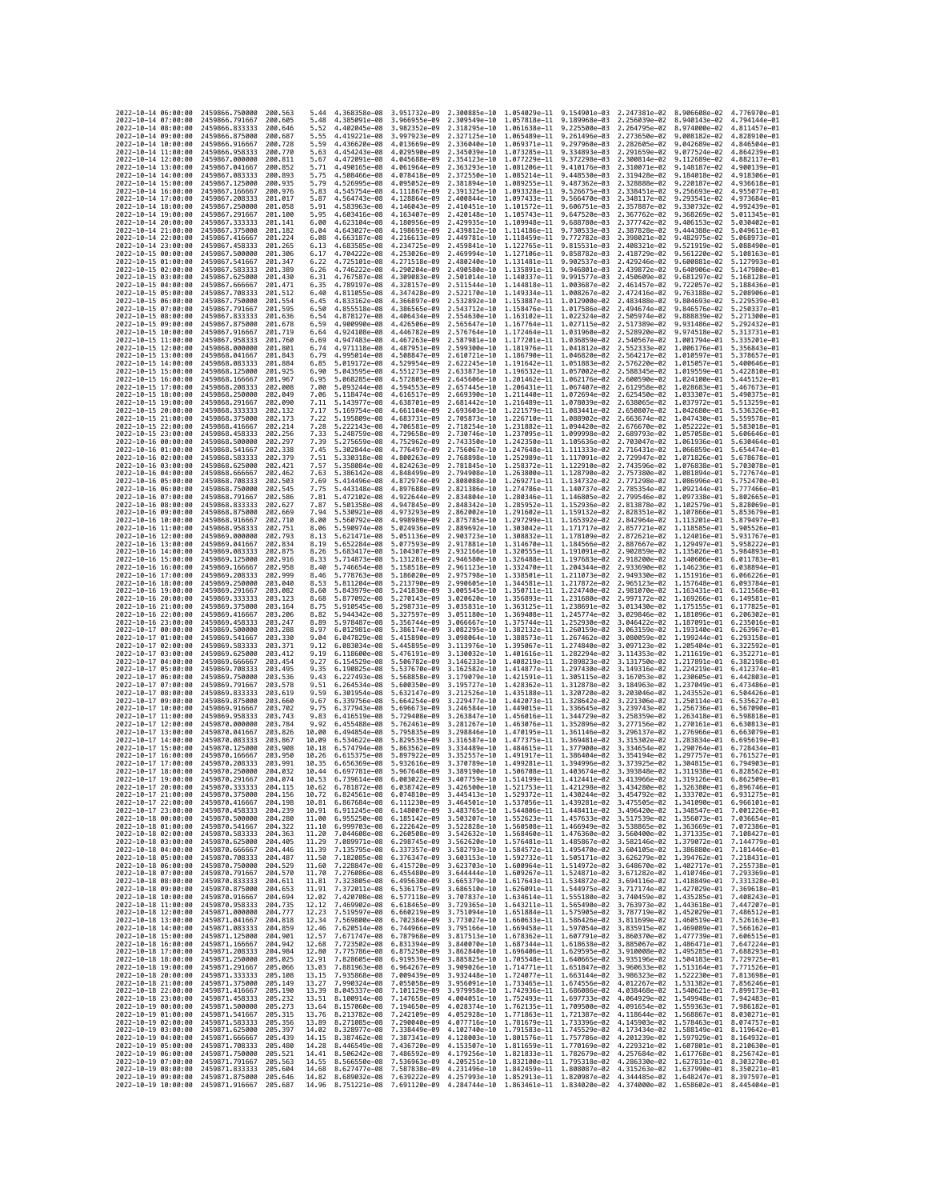| | | | | | | | | | | | |
|---|---|---|---|---|---|---|---|---|---|---|---|
| 2022-10-14 06:00:00 | 2459866.750000 | 200.563 | 5.44 | 4.368358e-08 | 3.951732e-09 | 2.300885e-10 | 1.054029e-11 | 9.154901e-03 | 2.247381e-02 | 8.906608e-02 | 4.776970e-01 |
| 2022-10-14 07:00:00 | 2459866.791667 | 200.605 | 5.48 | 4.385091e-08 | 3.966955e-09 | 2.309549e-10 | 1.057818e-11 | 9.189968e-03 | 2.256039e-02 | 8.940143e-02 | 4.794144e-01 |
| 2022-10-14 08:00:00 | 2459866.833333 | 200.646 | 5.52 | 4.402045e-08 | 3.982352e-09 | 2.318295e-10 | 1.061638e-11 | 9.225500e-03 | 2.264795e-02 | 8.974000e-02 | 4.811457e-01 |
| 2022-10-14 09:00:00 | 2459866.875000 | 200.687 | 5.55 | 4.419221e-08 | 3.997923e-09 | 2.327125e-10 | 1.065489e-11 | 9.261496e-03 | 2.273650e-02 | 9.008182e-02 | 4.828910e-01 |
| 2022-10-14 10:00:00 | 2459866.916667 | 200.728 | 5.59 | 4.436620e-08 | 4.013669e-09 | 2.336040e-10 | 1.069371e-11 | 9.297960e-03 | 2.282605e-02 | 9.042689e-02 | 4.846504e-01 |
| 2022-10-14 11:00:00 | 2459866.958333 | 200.770 | 5.63 | 4.454243e-08 | 4.029590e-09 | 2.345039e-10 | 1.073285e-11 | 9.334893e-03 | 2.291659e-02 | 9.077524e-02 | 4.864239e-01 |
| 2022-10-14 12:00:00 | 2459867.000000 | 200.811 | 5.67 | 4.472091e-08 | 4.045688e-09 | 2.354123e-10 | 1.077229e-11 | 9.372298e-03 | 2.300814e-02 | 9.112689e-02 | 4.882117e-01 |
| 2022-10-14 13:00:00 | 2459867.041667 | 200.852 | 5.71 | 4.490165e-08 | 4.061964e-09 | 2.363293e-10 | 1.081206e-11 | 9.410176e-03 | 2.310071e-02 | 9.148187e-02 | 4.900139e-01 |
| 2022-10-14 14:00:00 | 2459867.083333 | 200.893 | 5.75 | 4.508466e-08 | 4.078418e-09 | 2.372550e-10 | 1.085214e-11 | 9.448530e-03 | 2.319428e-02 | 9.184018e-02 | 4.918306e-01 |
| 2022-10-14 15:00:00 | 2459867.125000 | 200.935 | 5.79 | 4.526995e-08 | 4.095052e-09 | 2.381894e-10 | 1.089255e-11 | 9.487362e-03 | 2.328888e-02 | 9.220187e-02 | 4.936618e-01 |
| 2022-10-14 16:00:00 | 2459867.166667 | 200.976 | 5.83 | 4.545754e-08 | 4.111867e-09 | 2.391325e-10 | 1.093328e-11 | 9.526675e-03 | 2.338451e-02 | 9.256693e-02 | 4.955077e-01 |
| 2022-10-14 17:00:00 | 2459867.208333 | 201.017 | 5.87 | 4.564743e-08 | 4.128864e-09 | 2.400844e-10 | 1.097433e-11 | 9.566470e-03 | 2.348117e-02 | 9.293541e-02 | 4.973684e-01 |
| 2022-10-14 18:00:00 | 2459867.250000 | 201.058 | 5.91 | 4.583963e-08 | 4.146043e-09 | 2.410451e-10 | 1.101572e-11 | 9.606751e-03 | 2.357887e-02 | 9.330732e-02 | 4.992439e-01 |
| 2022-10-14 19:00:00 | 2459867.291667 | 201.100 | 5.95 | 4.603416e-08 | 4.163407e-09 | 2.420148e-10 | 1.105743e-11 | 9.647520e-03 | 2.367762e-02 | 9.368269e-02 | 5.011345e-01 |
| 2022-10-14 20:00:00 | 2459867.333333 | 201.141 | 6.00 | 4.623104e-08 | 4.180956e-09 | 2.429935e-10 | 1.109948e-11 | 9.688780e-03 | 2.377742e-02 | 9.406153e-02 | 5.030402e-01 |
| 2022-10-14 21:00:00 | 2459867.375000 | 201.182 | 6.04 | 4.643027e-08 | 4.198691e-09 | 2.439812e-10 | 1.114186e-11 | 9.730533e-03 | 2.387828e-02 | 9.444388e-02 | 5.049611e-01 |
| 2022-10-14 22:00:00 | 2459867.416667 | 201.224 | 6.08 | 4.663187e-08 | 4.216613e-09 | 2.449781e-10 | 1.118459e-11 | 9.772782e-03 | 2.398021e-02 | 9.482975e-02 | 5.068973e-01 |
| 2022-10-14 23:00:00 | 2459867.458333 | 201.265 | 6.13 | 4.683585e-08 | 4.234725e-09 | 2.459841e-10 | 1.122765e-11 | 9.815531e-03 | 2.408321e-02 | 9.521919e-02 | 5.088490e-01 |
| 2022-10-15 00:00:00 | 2459867.500000 | 201.306 | 6.17 | 4.704222e-08 | 4.253026e-09 | 2.469994e-10 | 1.127106e-11 | 9.858782e-03 | 2.418729e-02 | 9.561220e-02 | 5.108163e-01 |
| 2022-10-15 01:00:00 | 2459867.541667 | 201.347 | 6.22 | 4.725101e-08 | 4.271518e-09 | 2.480240e-10 | 1.131481e-11 | 9.902537e-03 | 2.429246e-02 | 9.600881e-02 | 5.127993e-01 |
| 2022-10-15 02:00:00 | 2459867.583333 | 201.389 | 6.26 | 4.746222e-08 | 4.290204e-09 | 2.490580e-10 | 1.135891e-11 | 9.946801e-03 | 2.439872e-02 | 9.640906e-02 | 5.147980e-01 |
| 2022-10-15 03:00:00 | 2459867.625000 | 201.430 | 6.31 | 4.767587e-08 | 4.309083e-09 | 2.501014e-10 | 1.140337e-11 | 9.991577e-03 | 2.450609e-02 | 9.681297e-02 | 5.168128e-01 |
| 2022-10-15 04:00:00 | 2459867.666667 | 201.471 | 6.35 | 4.789197e-08 | 4.328157e-09 | 2.511544e-10 | 1.144818e-11 | 1.003687e-02 | 2.461457e-02 | 9.722057e-02 | 5.188436e-01 |
| 2022-10-15 05:00:00 | 2459867.708333 | 201.512 | 6.40 | 4.811055e-08 | 4.347428e-09 | 2.522170e-10 | 1.149334e-11 | 1.008267e-02 | 2.472416e-02 | 9.763188e-02 | 5.208906e-01 |
| 2022-10-15 06:00:00 | 2459867.750000 | 201.554 | 6.45 | 4.833162e-08 | 4.366897e-09 | 2.532892e-10 | 1.153887e-11 | 1.012900e-02 | 2.483488e-02 | 9.804693e-02 | 5.229539e-01 |
| 2022-10-15 07:00:00 | 2459867.791667 | 201.595 | 6.50 | 4.855518e-08 | 4.386565e-09 | 2.543712e-10 | 1.158476e-11 | 1.017586e-02 | 2.494674e-02 | 9.846576e-02 | 5.250337e-01 |
| 2022-10-15 08:00:00 | 2459867.833333 | 201.636 | 6.54 | 4.878127e-08 | 4.406434e-09 | 2.554630e-10 | 1.163102e-11 | 1.022324e-02 | 2.505974e-02 | 9.888839e-02 | 5.271300e-01 |
| 2022-10-15 09:00:00 | 2459867.875000 | 201.678 | 6.59 | 4.900990e-08 | 4.426506e-09 | 2.565647e-10 | 1.167764e-11 | 1.027115e-02 | 2.517389e-02 | 9.931486e-02 | 5.292432e-01 |
| 2022-10-15 10:00:00 | 2459867.916667 | 201.719 | 6.64 | 4.924108e-08 | 4.446782e-09 | 2.576764e-10 | 1.172464e-11 | 1.031960e-02 | 2.528920e-02 | 9.974518e-02 | 5.313731e-01 |
| 2022-10-15 11:00:00 | 2459867.958333 | 201.760 | 6.69 | 4.947483e-08 | 4.467263e-09 | 2.587981e-10 | 1.177201e-11 | 1.036859e-02 | 2.540567e-02 | 1.001794e-01 | 5.335201e-01 |
| 2022-10-15 12:00:00 | 2459868.000000 | 201.801 | 6.74 | 4.971118e-08 | 4.487951e-09 | 2.599300e-10 | 1.181976e-11 | 1.041812e-02 | 2.552333e-02 | 1.006176e-01 | 5.356843e-01 |
| 2022-10-15 13:00:00 | 2459868.041667 | 201.843 | 6.79 | 4.995014e-08 | 4.508847e-09 | 2.610721e-10 | 1.186790e-11 | 1.046820e-02 | 2.564217e-02 | 1.010597e-01 | 5.378657e-01 |
| 2022-10-15 14:00:00 | 2459868.083333 | 201.884 | 6.85 | 5.019172e-08 | 4.529954e-09 | 2.622245e-10 | 1.191642e-11 | 1.051883e-02 | 2.576220e-02 | 1.015057e-01 | 5.400646e-01 |
| 2022-10-15 15:00:00 | 2459868.125000 | 201.925 | 6.90 | 5.043595e-08 | 4.551273e-09 | 2.633873e-10 | 1.196532e-11 | 1.057002e-02 | 2.588345e-02 | 1.019559e-01 | 5.422810e-01 |
| 2022-10-15 16:00:00 | 2459868.166667 | 201.967 | 6.95 | 5.068285e-08 | 4.572805e-09 | 2.645606e-10 | 1.201462e-11 | 1.062176e-02 | 2.600590e-02 | 1.024100e-01 | 5.445152e-01 |
| 2022-10-15 17:00:00 | 2459868.208333 | 202.008 | 7.00 | 5.093244e-08 | 4.594553e-09 | 2.657445e-10 | 1.206431e-11 | 1.067407e-02 | 2.612958e-02 | 1.028683e-01 | 5.467673e-01 |
| 2022-10-15 18:00:00 | 2459868.250000 | 202.049 | 7.06 | 5.118474e-08 | 4.616517e-09 | 2.669390e-10 | 1.211440e-11 | 1.072694e-02 | 2.625450e-02 | 1.033307e-01 | 5.490375e-01 |
| 2022-10-15 19:00:00 | 2459868.291667 | 202.090 | 7.11 | 5.143977e-08 | 4.638701e-09 | 2.681442e-10 | 1.216489e-11 | 1.078039e-02 | 2.638065e-02 | 1.037972e-01 | 5.513259e-01 |
| 2022-10-15 20:00:00 | 2459868.333333 | 202.132 | 7.17 | 5.169754e-08 | 4.661104e-09 | 2.693603e-10 | 1.221579e-11 | 1.083441e-02 | 2.650807e-02 | 1.042680e-01 | 5.536326e-01 |
| 2022-10-15 21:00:00 | 2459868.375000 | 202.173 | 7.22 | 5.195809e-08 | 4.683731e-09 | 2.705873e-10 | 1.226710e-11 | 1.088902e-02 | 2.663674e-02 | 1.047430e-01 | 5.559578e-01 |
| 2022-10-15 22:00:00 | 2459868.416667 | 202.214 | 7.28 | 5.222143e-08 | 4.706581e-09 | 2.718254e-10 | 1.231882e-11 | 1.094420e-02 | 2.676670e-02 | 1.052222e-01 | 5.583018e-01 |
| 2022-10-15 23:00:00 | 2459868.458333 | 202.256 | 7.33 | 5.248759e-08 | 4.729658e-09 | 2.730746e-10 | 1.237095e-11 | 1.099998e-02 | 2.689793e-02 | 1.057058e-01 | 5.606646e-01 |
| 2022-10-16 00:00:00 | 2459868.500000 | 202.297 | 7.39 | 5.275659e-08 | 4.752962e-09 | 2.743350e-10 | 1.242350e-11 | 1.105636e-02 | 2.703047e-02 | 1.061936e-01 | 5.630464e-01 |
| 2022-10-16 01:00:00 | 2459868.541667 | 202.338 | 7.45 | 5.302844e-08 | 4.776497e-09 | 2.756067e-10 | 1.247648e-11 | 1.111333e-02 | 2.716431e-02 | 1.066859e-01 | 5.654474e-01 |
| 2022-10-16 02:00:00 | 2459868.583333 | 202.379 | 7.51 | 5.330318e-08 | 4.800263e-09 | 2.768898e-10 | 1.252989e-11 | 1.117091e-02 | 2.729947e-02 | 1.071826e-01 | 5.678678e-01 |
| 2022-10-16 03:00:00 | 2459868.625000 | 202.421 | 7.57 | 5.358084e-08 | 4.824263e-09 | 2.781845e-10 | 1.258372e-11 | 1.122910e-02 | 2.743596e-02 | 1.076838e-01 | 5.703078e-01 |
| 2022-10-16 04:00:00 | 2459868.666667 | 202.462 | 7.63 | 5.386142e-08 | 4.848499e-09 | 2.794908e-10 | 1.263800e-11 | 1.128790e-02 | 2.757380e-02 | 1.081894e-01 | 5.727674e-01 |
| 2022-10-16 05:00:00 | 2459868.708333 | 202.503 | 7.69 | 5.414496e-08 | 4.872974e-09 | 2.808088e-10 | 1.269271e-11 | 1.134732e-02 | 2.771298e-02 | 1.086996e-01 | 5.752470e-01 |
| 2022-10-16 06:00:00 | 2459868.750000 | 202.545 | 7.75 | 5.443148e-08 | 4.897688e-09 | 2.821386e-10 | 1.274786e-11 | 1.140737e-02 | 2.785354e-02 | 1.092144e-01 | 5.777466e-01 |
| 2022-10-16 07:00:00 | 2459868.791667 | 202.586 | 7.81 | 5.472102e-08 | 4.922644e-09 | 2.834804e-10 | 1.280346e-11 | 1.146805e-02 | 2.799546e-02 | 1.097338e-01 | 5.802665e-01 |
| 2022-10-16 08:00:00 | 2459868.833333 | 202.627 | 7.87 | 5.501358e-08 | 4.947845e-09 | 2.848342e-10 | 1.285952e-11 | 1.152936e-02 | 2.813878e-02 | 1.102579e-01 | 5.828069e-01 |
| 2022-10-16 09:00:00 | 2459868.875000 | 202.669 | 7.94 | 5.530921e-08 | 4.973293e-09 | 2.862002e-10 | 1.291602e-11 | 1.159132e-02 | 2.828351e-02 | 1.107866e-01 | 5.853679e-01 |
| 2022-10-16 10:00:00 | 2459868.916667 | 202.710 | 8.00 | 5.560792e-08 | 4.998989e-09 | 2.875785e-10 | 1.297299e-11 | 1.165392e-02 | 2.842964e-02 | 1.113201e-01 | 5.879497e-01 |
| 2022-10-16 11:00:00 | 2459868.958333 | 202.751 | 8.06 | 5.590974e-08 | 5.024936e-09 | 2.889692e-10 | 1.303042e-11 | 1.171717e-02 | 2.857721e-02 | 1.118585e-01 | 5.905526e-01 |
| 2022-10-16 12:00:00 | 2459869.000000 | 202.793 | 8.13 | 5.621471e-08 | 5.051136e-09 | 2.903723e-10 | 1.308832e-11 | 1.178109e-02 | 2.872621e-02 | 1.124016e-01 | 5.931767e-01 |
| 2022-10-16 13:00:00 | 2459869.041667 | 202.834 | 8.19 | 5.652284e-08 | 5.077593e-09 | 2.917881e-10 | 1.314670e-11 | 1.184566e-02 | 2.887667e-02 | 1.129497e-01 | 5.958222e-01 |
| 2022-10-16 14:00:00 | 2459869.083333 | 202.875 | 8.26 | 5.683417e-08 | 5.104307e-09 | 2.932166e-10 | 1.320555e-11 | 1.191091e-02 | 2.902859e-02 | 1.135026e-01 | 5.984893e-01 |
| 2022-10-16 15:00:00 | 2459869.125000 | 202.916 | 8.33 | 5.714873e-08 | 5.131281e-09 | 2.946580e-10 | 1.326488e-11 | 1.197683e-02 | 2.918200e-02 | 1.140606e-01 | 6.011783e-01 |
| 2022-10-16 16:00:00 | 2459869.166667 | 202.958 | 8.40 | 5.746654e-08 | 5.158518e-09 | 2.961123e-10 | 1.332470e-11 | 1.204344e-02 | 2.933690e-02 | 1.146236e-01 | 6.038894e-01 |
| 2022-10-16 17:00:00 | 2459869.208333 | 202.999 | 8.46 | 5.778763e-08 | 5.186020e-09 | 2.975798e-10 | 1.338501e-11 | 1.211073e-02 | 2.949330e-02 | 1.151916e-01 | 6.066226e-01 |
| 2022-10-16 18:00:00 | 2459869.250000 | 203.040 | 8.53 | 5.811204e-08 | 5.213790e-09 | 2.990605e-10 | 1.344581e-11 | 1.217872e-02 | 2.965123e-02 | 1.157648e-01 | 6.093784e-01 |
| 2022-10-16 19:00:00 | 2459869.291667 | 203.082 | 8.60 | 5.843979e-08 | 5.241830e-09 | 3.005545e-10 | 1.350711e-11 | 1.224740e-02 | 2.981070e-02 | 1.163431e-01 | 6.121568e-01 |
| 2022-10-16 20:00:00 | 2459869.333333 | 203.123 | 8.68 | 5.877092e-08 | 5.270143e-09 | 3.020620e-10 | 1.356893e-11 | 1.231680e-02 | 2.997172e-02 | 1.169266e-01 | 6.149581e-01 |
| 2022-10-16 21:00:00 | 2459869.375000 | 203.164 | 8.75 | 5.910545e-08 | 5.298731e-09 | 3.035831e-10 | 1.363125e-11 | 1.238691e-02 | 3.013430e-02 | 1.175155e-01 | 6.177825e-01 |
| 2022-10-16 22:00:00 | 2459869.416667 | 203.206 | 8.82 | 5.944342e-08 | 5.327597e-09 | 3.051180e-10 | 1.369408e-11 | 1.245774e-02 | 3.029846e-02 | 1.181096e-01 | 6.206302e-01 |
| 2022-10-16 23:00:00 | 2459869.458333 | 203.247 | 8.89 | 5.978487e-08 | 5.356744e-09 | 3.066667e-10 | 1.375744e-11 | 1.252930e-02 | 3.046422e-02 | 1.187091e-01 | 6.235016e-01 |
| 2022-10-17 00:00:00 | 2459869.500000 | 203.288 | 8.97 | 6.012981e-08 | 5.386174e-09 | 3.082295e-10 | 1.382132e-11 | 1.260159e-02 | 3.063159e-02 | 1.193140e-01 | 6.263967e-01 |
| 2022-10-17 01:00:00 | 2459869.541667 | 203.330 | 9.04 | 6.047829e-08 | 5.415890e-09 | 3.098064e-10 | 1.388573e-11 | 1.267462e-02 | 3.080059e-02 | 1.199244e-01 | 6.293158e-01 |
| 2022-10-17 02:00:00 | 2459869.583333 | 203.371 | 9.12 | 6.083034e-08 | 5.445895e-09 | 3.113976e-10 | 1.395067e-11 | 1.274840e-02 | 3.097123e-02 | 1.205404e-01 | 6.322592e-01 |
| 2022-10-17 03:00:00 | 2459869.625000 | 203.412 | 9.19 | 6.118600e-08 | 5.476191e-09 | 3.130032e-10 | 1.401616e-11 | 1.282294e-02 | 3.114353e-02 | 1.211619e-01 | 6.352271e-01 |
| 2022-10-17 04:00:00 | 2459869.666667 | 203.454 | 9.27 | 6.154529e-08 | 5.506782e-09 | 3.146233e-10 | 1.408219e-11 | 1.289823e-02 | 3.131750e-02 | 1.217891e-01 | 6.382198e-01 |
| 2022-10-17 05:00:00 | 2459869.708333 | 203.495 | 9.35 | 6.190825e-08 | 5.537670e-09 | 3.162582e-10 | 1.414877e-11 | 1.297430e-02 | 3.149316e-02 | 1.224219e-01 | 6.412374e-01 |
| 2022-10-17 06:00:00 | 2459869.750000 | 203.536 | 9.43 | 6.227493e-08 | 5.568858e-09 | 3.179079e-10 | 1.421591e-11 | 1.305115e-02 | 3.167053e-02 | 1.230605e-01 | 6.442803e-01 |
| 2022-10-17 07:00:00 | 2459869.791667 | 203.578 | 9.51 | 6.264534e-08 | 5.600350e-09 | 3.195727e-10 | 1.428362e-11 | 1.312878e-02 | 3.184963e-02 | 1.237049e-01 | 6.473486e-01 |
| 2022-10-17 08:00:00 | 2459869.833333 | 203.619 | 9.59 | 6.301954e-08 | 5.632147e-09 | 3.212526e-10 | 1.435188e-11 | 1.320720e-02 | 3.203046e-02 | 1.243552e-01 | 6.504426e-01 |
| 2022-10-17 09:00:00 | 2459869.875000 | 203.660 | 9.67 | 6.339756e-08 | 5.664254e-09 | 3.229477e-10 | 1.442073e-11 | 1.328642e-02 | 3.221306e-02 | 1.250114e-01 | 6.535627e-01 |
| 2022-10-17 10:00:00 | 2459869.916667 | 203.702 | 9.75 | 6.377943e-08 | 5.696673e-09 | 3.246584e-10 | 1.449015e-11 | 1.336645e-02 | 3.239743e-02 | 1.256736e-01 | 6.567090e-01 |
| 2022-10-17 11:00:00 | 2459869.958333 | 203.743 | 9.83 | 6.416519e-08 | 5.729408e-09 | 3.263847e-10 | 1.456016e-11 | 1.344729e-02 | 3.258359e-02 | 1.263418e-01 | 6.598818e-01 |
| 2022-10-17 12:00:00 | 2459870.000000 | 203.784 | 9.92 | 6.455488e-08 | 5.762461e-09 | 3.281267e-10 | 1.463076e-11 | 1.352896e-02 | 3.277156e-02 | 1.270161e-01 | 6.630813e-01 |
| 2022-10-17 13:00:00 | 2459870.041667 | 203.826 | 10.00 | 6.494854e-08 | 5.795835e-09 | 3.298846e-10 | 1.470195e-11 | 1.361146e-02 | 3.296137e-02 | 1.276966e-01 | 6.663079e-01 |
| 2022-10-17 14:00:00 | 2459870.083333 | 203.867 | 10.09 | 6.534622e-08 | 5.829535e-09 | 3.316587e-10 | 1.477375e-11 | 1.369481e-02 | 3.315302e-02 | 1.283834e-01 | 6.695619e-01 |
| 2022-10-17 15:00:00 | 2459870.125000 | 203.908 | 10.18 | 6.574794e-08 | 5.863562e-09 | 3.334489e-10 | 1.484615e-11 | 1.377900e-02 | 3.334654e-02 | 1.290764e-01 | 6.728434e-01 |
| 2022-10-17 16:00:00 | 2459870.166667 | 203.950 | 10.26 | 6.615375e-08 | 5.897922e-09 | 3.352557e-10 | 1.491917e-11 | 1.386404e-02 | 3.354194e-02 | 1.297757e-01 | 6.761527e-01 |
| 2022-10-17 17:00:00 | 2459870.208333 | 203.991 | 10.35 | 6.656369e-08 | 5.932616e-09 | 3.370789e-10 | 1.499281e-11 | 1.394996e-02 | 3.373925e-02 | 1.304815e-01 | 6.794903e-01 |
| 2022-10-17 18:00:00 | 2459870.250000 | 204.032 | 10.44 | 6.697781e-08 | 5.967648e-09 | 3.389190e-10 | 1.506708e-11 | 1.403674e-02 | 3.393848e-02 | 1.311938e-01 | 6.828562e-01 |
| 2022-10-17 19:00:00 | 2459870.291667 | 204.074 | 10.53 | 6.739614e-08 | 6.003022e-09 | 3.407759e-10 | 1.514199e-11 | 1.412441e-02 | 3.413966e-02 | 1.319126e-01 | 6.862509e-01 |
| 2022-10-17 20:00:00 | 2459870.333333 | 204.115 | 10.62 | 6.781872e-08 | 6.038742e-09 | 3.426500e-10 | 1.521753e-11 | 1.421298e-02 | 3.434280e-02 | 1.326380e-01 | 6.896746e-01 |
| 2022-10-17 21:00:00 | 2459870.375000 | 204.156 | 10.72 | 6.824561e-08 | 6.074810e-09 | 3.445413e-10 | 1.529372e-11 | 1.430244e-02 | 3.454792e-02 | 1.333702e-01 | 6.931275e-01 |
| 2022-10-17 22:00:00 | 2459870.416667 | 204.198 | 10.81 | 6.867684e-08 | 6.111230e-09 | 3.464501e-10 | 1.537056e-11 | 1.439281e-02 | 3.475505e-02 | 1.341090e-01 | 6.966101e-01 |
| 2022-10-17 23:00:00 | 2459870.458333 | 204.239 | 10.91 | 6.911245e-08 | 6.148007e-09 | 3.483765e-10 | 1.544806e-11 | 1.448411e-02 | 3.496420e-02 | 1.348547e-01 | 7.001226e-01 |
| 2022-10-18 00:00:00 | 2459870.500000 | 204.280 | 11.00 | 6.955250e-08 | 6.185142e-09 | 3.503207e-10 | 1.552623e-11 | 1.457633e-02 | 3.517539e-02 | 1.356073e-01 | 7.036654e-01 |
| 2022-10-18 01:00:00 | 2459870.541667 | 204.322 | 11.10 | 6.999703e-08 | 6.222642e-09 | 3.522828e-10 | 1.560508e-11 | 1.466949e-02 | 3.538865e-02 | 1.363669e-01 | 7.072386e-01 |
| 2022-10-18 02:00:00 | 2459870.583333 | 204.363 | 11.20 | 7.044608e-08 | 6.260508e-09 | 3.542632e-10 | 1.568460e-11 | 1.476360e-02 | 3.560400e-02 | 1.371335e-01 | 7.108427e-01 |
| 2022-10-18 03:00:00 | 2459870.625000 | 204.405 | 11.29 | 7.089971e-08 | 6.298745e-09 | 3.562620e-10 | 1.576481e-11 | 1.485867e-02 | 3.582146e-02 | 1.379072e-01 | 7.144779e-01 |
| 2022-10-18 04:00:00 | 2459870.666667 | 204.446 | 11.39 | 7.135795e-08 | 6.337357e-09 | 3.582793e-10 | 1.584572e-11 | 1.495470e-02 | 3.604105e-02 | 1.386880e-01 | 7.181446e-01 |
| 2022-10-18 05:00:00 | 2459870.708333 | 204.487 | 11.50 | 7.182085e-08 | 6.376347e-09 | 3.603153e-10 | 1.592732e-11 | 1.505171e-02 | 3.626279e-02 | 1.394762e-01 | 7.218431e-01 |
| 2022-10-18 06:00:00 | 2459870.750000 | 204.529 | 11.60 | 7.228847e-08 | 6.415720e-09 | 3.623703e-10 | 1.600964e-11 | 1.514972e-02 | 3.648670e-02 | 1.402717e-01 | 7.255738e-01 |
| 2022-10-18 07:00:00 | 2459870.791667 | 204.570 | 11.70 | 7.276086e-08 | 6.455480e-09 | 3.644444e-10 | 1.609267e-11 | 1.524871e-02 | 3.671282e-02 | 1.410746e-01 | 7.293369e-01 |
| 2022-10-18 08:00:00 | 2459870.833333 | 204.611 | 11.81 | 7.323805e-08 | 6.495630e-09 | 3.665379e-10 | 1.617643e-11 | 1.534872e-02 | 3.694116e-02 | 1.418849e-01 | 7.331328e-01 |
| 2022-10-18 09:00:00 | 2459870.875000 | 204.653 | 11.91 | 7.372011e-08 | 6.536175e-09 | 3.686510e-10 | 1.626091e-11 | 1.544975e-02 | 3.717174e-02 | 1.427029e-01 | 7.369618e-01 |
| 2022-10-18 10:00:00 | 2459870.916667 | 204.694 | 12.02 | 7.420708e-08 | 6.577118e-09 | 3.707837e-10 | 1.634614e-11 | 1.555180e-02 | 3.740459e-02 | 1.435285e-01 | 7.408243e-01 |
| 2022-10-18 11:00:00 | 2459870.958333 | 204.735 | 12.12 | 7.469902e-08 | 6.618465e-09 | 3.729365e-10 | 1.643211e-11 | 1.565490e-02 | 3.763973e-02 | 1.443618e-01 | 7.447207e-01 |
| 2022-10-18 12:00:00 | 2459871.000000 | 204.777 | 12.23 | 7.519597e-08 | 6.660219e-09 | 3.751094e-10 | 1.651884e-11 | 1.575905e-02 | 3.787719e-02 | 1.452029e-01 | 7.486512e-01 |
| 2022-10-18 13:00:00 | 2459871.041667 | 204.818 | 12.34 | 7.569800e-08 | 6.702384e-09 | 3.773027e-10 | 1.660633e-11 | 1.586426e-02 | 3.811699e-02 | 1.460519e-01 | 7.526163e-01 |
| 2022-10-18 14:00:00 | 2459871.083333 | 204.859 | 12.46 | 7.620514e-08 | 6.744966e-09 | 3.795166e-10 | 1.669458e-11 | 1.597054e-02 | 3.835915e-02 | 1.469089e-01 | 7.566162e-01 |
| 2022-10-18 15:00:00 | 2459871.125000 | 204.901 | 12.57 | 7.671747e-08 | 6.787968e-09 | 3.817513e-10 | 1.678362e-11 | 1.607791e-02 | 3.860370e-02 | 1.477739e-01 | 7.606515e-01 |
| 2022-10-18 16:00:00 | 2459871.166667 | 204.942 | 12.68 | 7.723502e-08 | 6.831394e-09 | 3.840070e-10 | 1.687344e-11 | 1.618638e-02 | 3.885067e-02 | 1.486471e-01 | 7.647224e-01 |
| 2022-10-18 17:00:00 | 2459871.208333 | 204.984 | 12.80 | 7.775786e-08 | 6.875250e-09 | 3.862840e-10 | 1.696406e-11 | 1.629595e-02 | 3.910008e-02 | 1.495285e-01 | 7.688293e-01 |
| 2022-10-18 18:00:00 | 2459871.250000 | 205.025 | 12.91 | 7.828605e-08 | 6.919539e-09 | 3.885825e-10 | 1.705548e-11 | 1.640665e-02 | 3.935196e-02 | 1.504183e-01 | 7.729725e-01 |
| 2022-10-18 19:00:00 | 2459871.291667 | 205.066 | 13.03 | 7.881963e-08 | 6.964267e-09 | 3.909026e-10 | 1.714771e-11 | 1.651847e-02 | 3.960633e-02 | 1.513164e-01 | 7.771526e-01 |
| 2022-10-18 20:00:00 | 2459871.333333 | 205.108 | 13.15 | 7.935868e-08 | 7.009439e-09 | 3.932448e-10 | 1.724077e-11 | 1.663144e-02 | 3.986323e-02 | 1.522230e-01 | 7.813698e-01 |
| 2022-10-18 21:00:00 | 2459871.375000 | 205.149 | 13.27 | 7.990324e-08 | 7.055058e-09 | 3.956091e-10 | 1.733465e-11 | 1.674556e-02 | 4.012267e-02 | 1.531382e-01 | 7.856246e-01 |
| 2022-10-18 22:00:00 | 2459871.416667 | 205.190 | 13.39 | 8.045337e-08 | 7.101129e-09 | 3.979958e-10 | 1.742936e-11 | 1.686086e-02 | 4.038468e-02 | 1.540621e-01 | 7.899173e-01 |
| 2022-10-18 23:00:00 | 2459871.458333 | 205.232 | 13.51 | 8.100914e-08 | 7.147658e-09 | 4.004051e-10 | 1.752493e-11 | 1.697733e-02 | 4.064929e-02 | 1.549948e-01 | 7.942483e-01 |
| 2022-10-19 00:00:00 | 2459871.500000 | 205.273 | 13.64 | 8.157060e-08 | 7.194650e-09 | 4.028374e-10 | 1.762135e-11 | 1.709500e-02 | 4.091654e-02 | 1.559363e-01 | 7.986182e-01 |
| 2022-10-19 01:00:00 | 2459871.541667 | 205.315 | 13.76 | 8.213782e-08 | 7.242109e-09 | 4.052928e-10 | 1.771863e-11 | 1.721387e-02 | 4.118644e-02 | 1.568867e-01 | 8.030271e-01 |
| 2022-10-19 02:00:00 | 2459871.583333 | 205.356 | 13.89 | 8.271085e-08 | 7.290040e-09 | 4.077716e-10 | 1.781679e-11 | 1.733396e-02 | 4.145903e-02 | 1.578463e-01 | 8.074757e-01 |
| 2022-10-19 03:00:00 | 2459871.625000 | 205.397 | 14.02 | 8.328977e-08 | 7.338449e-09 | 4.102740e-10 | 1.791583e-11 | 1.745529e-02 | 4.173434e-02 | 1.588149e-01 | 8.119642e-01 |
| 2022-10-19 04:00:00 | 2459871.666667 | 205.439 | 14.15 | 8.387462e-08 | 7.387341e-09 | 4.128003e-10 | 1.801576e-11 | 1.757786e-02 | 4.201239e-02 | 1.597929e-01 | 8.164932e-01 |
| 2022-10-19 05:00:00 | 2459871.708333 | 205.480 | 14.28 | 8.446549e-08 | 7.436720e-09 | 4.153507e-10 | 1.811659e-11 | 1.770169e-02 | 4.229321e-02 | 1.607801e-01 | 8.210630e-01 |
| 2022-10-19 06:00:00 | 2459871.750000 | 205.521 | 14.41 | 8.506242e-08 | 7.486592e-09 | 4.179256e-10 | 1.821833e-11 | 1.782679e-02 | 4.257684e-02 | 1.617768e-01 | 8.256742e-01 |
| 2022-10-19 07:00:00 | 2459871.791667 | 205.563 | 14.55 | 8.566550e-08 | 7.536963e-09 | 4.205251e-10 | 1.832100e-11 | 1.795318e-02 | 4.286330e-02 | 1.627831e-01 | 8.303270e-01 |
| 2022-10-19 08:00:00 | 2459871.833333 | 205.604 | 14.68 | 8.627477e-08 | 7.587838e-09 | 4.231496e-10 | 1.842459e-11 | 1.808087e-02 | 4.315263e-02 | 1.637990e-01 | 8.350221e-01 |
| 2022-10-19 09:00:00 | 2459871.875000 | 205.646 | 14.82 | 8.689032e-08 | 7.639222e-09 | 4.257993e-10 | 1.852913e-11 | 1.820987e-02 | 4.344485e-02 | 1.648247e-01 | 8.397597e-01 |
| 2022-10-19 10:00:00 | 2459871.916667 | 205.687 | 14.96 | 8.751221e-08 | 7.691120e-09 | 4.284744e-10 | 1.863461e-11 | 1.834020e-02 | 4.374000e-02 | 1.658602e-01 | 8.445404e-01 |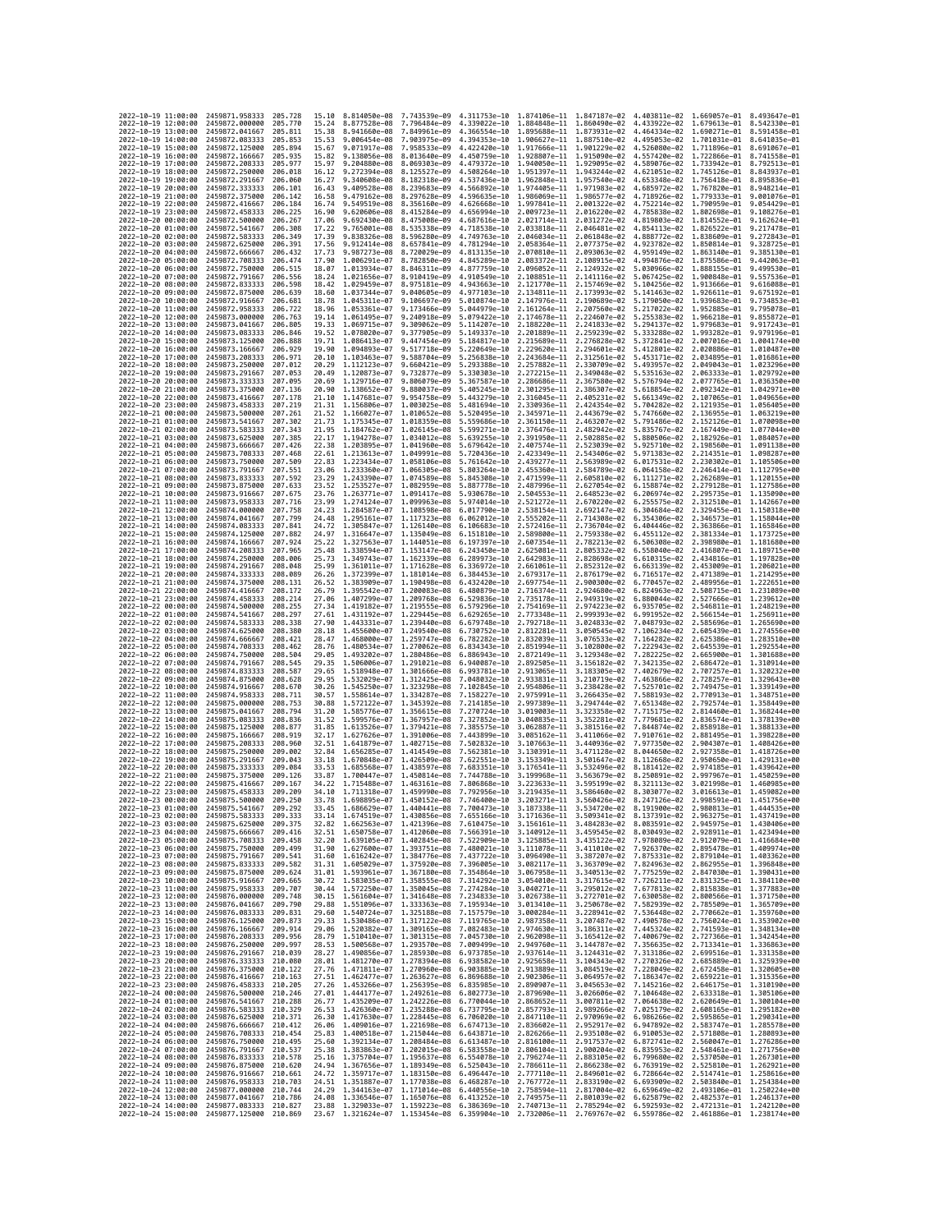```
2022-10-19 11:00:00  2459871.958333  205.728   15.10  8.814050e-08  7.743539e-09  4.311753e-10  1.874106e-11  1.847187e-02  4.403811e-02  1.669057e-01  8.493647e-01
2022-10-19 12:00:00  2459872.000000  205.770   15.24  8.877528e-08  7.796484e-09  4.339022e-10  1.884848e-11  1.860490e-02  4.433922e-02  1.679613e-01  8.542330e-01
2022-10-19 13:00:00  2459872.041667  205.811   15.38  8.941660e-08  7.849961e-09  4.366554e-10  1.895688e-11  1.873931e-02  4.464334e-02  1.690271e-01  8.591458e-01
2022-10-19 14:00:00  2459872.083333  205.853   15.53  9.006454e-08  7.903975e-09  4.394353e-10  1.906627e-11  1.887510e-02  4.495053e-02  1.701031e-01  8.641035e-01
2022-10-19 15:00:00  2459872.125000  205.894   15.67  9.071917e-08  7.958533e-09  4.422420e-10  1.917666e-11  1.901229e-02  4.526080e-02  1.711896e-01  8.691067e-01
2022-10-19 16:00:00  2459872.166667  205.935   15.82  9.138056e-08  8.013640e-09  4.450759e-10  1.928807e-11  1.915090e-02  4.557420e-02  1.722866e-01  8.741558e-01
2022-10-19 17:00:00  2459872.208333  205.977   15.97  9.204880e-08  8.069303e-09  4.479372e-10  1.940050e-11  1.929095e-02  4.589076e-02  1.733942e-01  8.792513e-01
2022-10-19 18:00:00  2459872.250000  206.018   16.12  9.272394e-08  8.125527e-09  4.508264e-10  1.951397e-11  1.943244e-02  4.621051e-02  1.745126e-01  8.843937e-01
2022-10-19 19:00:00  2459872.291667  206.060   16.27  9.340608e-08  8.182318e-09  4.537436e-10  1.962848e-11  1.957540e-02  4.653348e-02  1.756418e-01  8.895836e-01
2022-10-19 20:00:00  2459872.333333  206.101   16.43  9.409528e-08  8.239683e-09  4.566892e-10  1.974405e-11  1.971983e-02  4.685972e-02  1.767820e-01  8.948214e-01
2022-10-19 21:00:00  2459872.375000  206.142   16.58  9.479162e-08  8.297628e-09  4.596635e-10  1.986069e-11  1.986577e-02  4.718926e-02  1.779333e-01  9.001076e-01
2022-10-19 22:00:00  2459872.416667  206.184   16.74  9.549519e-08  8.356160e-09  4.626668e-10  1.997841e-11  2.001322e-02  4.752214e-02  1.790959e-01  9.054429e-01
2022-10-19 23:00:00  2459872.458333  206.225   16.90  9.620606e-08  8.415284e-09  4.656994e-10  2.009723e-11  2.016220e-02  4.785838e-02  1.802698e-01  9.108276e-01
2022-10-20 00:00:00  2459872.500000  206.267   17.06  9.692430e-08  8.475008e-09  4.687616e-10  2.021714e-11  2.031272e-02  4.819803e-02  1.814552e-01  9.162624e-01
2022-10-20 01:00:00  2459872.541667  206.308   17.22  9.765001e-08  8.535338e-09  4.718538e-10  2.033818e-11  2.046481e-02  4.854113e-02  1.826522e-01  9.217478e-01
2022-10-20 02:00:00  2459872.583333  206.349   17.39  9.838326e-08  8.596280e-09  4.749763e-10  2.046034e-11  2.061848e-02  4.888772e-02  1.838609e-01  9.272843e-01
2022-10-20 03:00:00  2459872.625000  206.391   17.56  9.912414e-08  8.657841e-09  4.781294e-10  2.058364e-11  2.077375e-02  4.923782e-02  1.850814e-01  9.328725e-01
2022-10-20 04:00:00  2459872.666667  206.432   17.73  9.987273e-08  8.720029e-09  4.813135e-10  2.070810e-11  2.093063e-02  4.959149e-02  1.863140e-01  9.385130e-01
2022-10-20 05:00:00  2459872.708333  206.474   17.90  1.006291e-07  8.782850e-09  4.845289e-10  2.083372e-11  2.108915e-02  4.994876e-02  1.875586e-01  9.442063e-01
2022-10-20 06:00:00  2459872.750000  206.515   18.07  1.013934e-07  8.846311e-09  4.877759e-10  2.096052e-11  2.124932e-02  5.030966e-02  1.888155e-01  9.499530e-01
2022-10-20 07:00:00  2459872.791667  206.556   18.24  1.021656e-07  8.910419e-09  4.910549e-10  2.108851e-11  2.141116e-02  5.067425e-02  1.900848e-01  9.557536e-01
2022-10-20 08:00:00  2459872.833333  206.598   18.42  1.029459e-07  8.975181e-09  4.943663e-10  2.121770e-11  2.157469e-02  5.104256e-02  1.913666e-01  9.616088e-01
2022-10-20 09:00:00  2459872.875000  206.639   18.60  1.037344e-07  9.040605e-09  4.977103e-10  2.134811e-11  2.173993e-02  5.141463e-02  1.926611e-01  9.675192e-01
2022-10-20 10:00:00  2459872.916667  206.681   18.78  1.045311e-07  9.106697e-09  5.010874e-10  2.147976e-11  2.190689e-02  5.179050e-02  1.939683e-01  9.734853e-01
2022-10-20 11:00:00  2459872.958333  206.722   18.96  1.053361e-07  9.173466e-09  5.044979e-10  2.161264e-11  2.207560e-02  5.217022e-02  1.952885e-01  9.795078e-01
2022-10-20 12:00:00  2459873.000000  206.763   19.14  1.061495e-07  9.240918e-09  5.079422e-10  2.174678e-11  2.224607e-02  5.255383e-02  1.966218e-01  9.855872e-01
2022-10-20 13:00:00  2459873.041667  206.805   19.33  1.069715e-07  9.309062e-09  5.114207e-10  2.188220e-11  2.241833e-02  5.294137e-02  1.979683e-01  9.917243e-01
2022-10-20 14:00:00  2459873.083333  206.846   19.52  1.078020e-07  9.377905e-09  5.149337e-10  2.201889e-11  2.259239e-02  5.333288e-02  1.993282e-01  9.979196e-01
2022-10-20 15:00:00  2459873.125000  206.888   19.71  1.086413e-07  9.447454e-09  5.184817e-10  2.215689e-11  2.276828e-02  5.372841e-02  2.007016e-01  1.004174e+00
2022-10-20 16:00:00  2459873.166667  206.929   19.90  1.094893e-07  9.517718e-09  5.220649e-10  2.229620e-11  2.294601e-02  5.412801e-02  2.020886e-01  1.010487e+00
2022-10-20 17:00:00  2459873.208333  206.971   20.10  1.103463e-07  9.588704e-09  5.256838e-10  2.243684e-11  2.312561e-02  5.453171e-02  2.034895e-01  1.016861e+00
2022-10-20 18:00:00  2459873.250000  207.012   20.29  1.112123e-07  9.660421e-09  5.293388e-10  2.257882e-11  2.330709e-02  5.493957e-02  2.049043e-01  1.023296e+00
2022-10-20 19:00:00  2459873.291667  207.053   20.49  1.120873e-07  9.732877e-09  5.330303e-10  2.272215e-11  2.349048e-02  5.535163e-02  2.063333e-01  1.029792e+00
2022-10-20 20:00:00  2459873.333333  207.095   20.69  1.129716e-07  9.806079e-09  5.367587e-10  2.286686e-11  2.367580e-02  5.576794e-02  2.077765e-01  1.036350e+00
2022-10-20 21:00:00  2459873.375000  207.136   20.90  1.138652e-07  9.880037e-09  5.405245e-10  2.301295e-11  2.386307e-02  5.618854e-02  2.092342e-01  1.042971e+00
2022-10-20 22:00:00  2459873.416667  207.178   21.10  1.147681e-07  9.954758e-09  5.443279e-10  2.316045e-11  2.405231e-02  5.661349e-02  2.107065e-01  1.049656e+00
2022-10-20 23:00:00  2459873.458333  207.219   21.31  1.156806e-07  1.003025e-08  5.481694e-10  2.330936e-11  2.424354e-02  5.704282e-02  2.121935e-01  1.056405e+00
2022-10-21 00:00:00  2459873.500000  207.261   21.52  1.166027e-07  1.010652e-08  5.520495e-10  2.345971e-11  2.443679e-02  5.747660e-02  2.136955e-01  1.063219e+00
2022-10-21 01:00:00  2459873.541667  207.302   21.73  1.175345e-07  1.018359e-08  5.559686e-10  2.361150e-11  2.463207e-02  5.791486e-02  2.152126e-01  1.070098e+00
2022-10-21 02:00:00  2459873.583333  207.343   21.95  1.184762e-07  1.026145e-08  5.599271e-10  2.376476e-11  2.482942e-02  5.835767e-02  2.167449e-01  1.077044e+00
2022-10-21 03:00:00  2459873.625000  207.385   22.17  1.194278e-07  1.034012e-08  5.639255e-10  2.391950e-11  2.502885e-02  5.880506e-02  2.182926e-01  1.084057e+00
2022-10-21 04:00:00  2459873.666667  207.426   22.38  1.203895e-07  1.041960e-08  5.679642e-10  2.407574e-11  2.523039e-02  5.925710e-02  2.198560e-01  1.091138e+00
2022-10-21 05:00:00  2459873.708333  207.468   22.61  1.213613e-07  1.049991e-08  5.720436e-10  2.423349e-11  2.543406e-02  5.971383e-02  2.214351e-01  1.098287e+00
2022-10-21 06:00:00  2459873.750000  207.509   22.83  1.223434e-07  1.058106e-08  5.761642e-10  2.439277e-11  2.563989e-02  6.017531e-02  2.230302e-01  1.105506e+00
2022-10-21 07:00:00  2459873.791667  207.551   23.06  1.233360e-07  1.066305e-08  5.803264e-10  2.455360e-11  2.584789e-02  6.064158e-02  2.246414e-01  1.112795e+00
2022-10-21 08:00:00  2459873.833333  207.592   23.29  1.243390e-07  1.074589e-08  5.845308e-10  2.471599e-11  2.605810e-02  6.111271e-02  2.262689e-01  1.120155e+00
2022-10-21 09:00:00  2459873.875000  207.633   23.52  1.253527e-07  1.082959e-08  5.887778e-10  2.487996e-11  2.627054e-02  6.158874e-02  2.279128e-01  1.127586e+00
2022-10-21 10:00:00  2459873.916667  207.675   23.76  1.263771e-07  1.091417e-08  5.930678e-10  2.504553e-11  2.648523e-02  6.206974e-02  2.295735e-01  1.135090e+00
2022-10-21 11:00:00  2459873.958333  207.716   23.99  1.274124e-07  1.099963e-08  5.974014e-10  2.521272e-11  2.670220e-02  6.255575e-02  2.312510e-01  1.142667e+00
2022-10-21 12:00:00  2459874.000000  207.758   24.23  1.284587e-07  1.108598e-08  6.017790e-10  2.538154e-11  2.692147e-02  6.304684e-02  2.329455e-01  1.150318e+00
2022-10-21 13:00:00  2459874.041667  207.799   24.48  1.295161e-07  1.117323e-08  6.062012e-10  2.555202e-11  2.714308e-02  6.354306e-02  2.346573e-01  1.158044e+00
2022-10-21 14:00:00  2459874.083333  207.841   24.72  1.305847e-07  1.126140e-08  6.106683e-10  2.572416e-11  2.736704e-02  6.404446e-02  2.363866e-01  1.165846e+00
2022-10-21 15:00:00  2459874.125000  207.882   24.97  1.316647e-07  1.135049e-08  6.151810e-10  2.589800e-11  2.759338e-02  6.455112e-02  2.381334e-01  1.173725e+00
2022-10-21 16:00:00  2459874.166667  207.924   25.22  1.327563e-07  1.144051e-08  6.197397e-10  2.607354e-11  2.782213e-02  6.506308e-02  2.398980e-01  1.181680e+00
2022-10-21 17:00:00  2459874.208333  207.965   25.48  1.338594e-07  1.153147e-08  6.243450e-10  2.625081e-11  2.805332e-02  6.558040e-02  2.416807e-01  1.189715e+00
2022-10-21 18:00:00  2459874.250000  208.006   25.73  1.349743e-07  1.162339e-08  6.289973e-10  2.642983e-11  2.828698e-02  6.610315e-02  2.434816e-01  1.197828e+00
2022-10-21 19:00:00  2459874.291667  208.048   25.99  1.361011e-07  1.171628e-08  6.336972e-10  2.661061e-11  2.852312e-02  6.663139e-02  2.453009e-01  1.206021e+00
2022-10-21 20:00:00  2459874.333333  208.089   26.26  1.372399e-07  1.181014e-08  6.384453e-10  2.679317e-11  2.876179e-02  6.716517e-02  2.471389e-01  1.214295e+00
2022-10-21 21:00:00  2459874.375000  208.131   26.52  1.383909e-07  1.190498e-08  6.432420e-10  2.697754e-11  2.900300e-02  6.770457e-02  2.489956e-01  1.222651e+00
2022-10-21 22:00:00  2459874.416667  208.172   26.79  1.395542e-07  1.200083e-08  6.480879e-10  2.716374e-11  2.924680e-02  6.824963e-02  2.508715e-01  1.231089e+00
2022-10-21 23:00:00  2459874.458333  208.214   27.06  1.407299e-07  1.209768e-08  6.529836e-10  2.735178e-11  2.949319e-02  6.880044e-02  2.527666e-01  1.239612e+00
2022-10-22 00:00:00  2459874.500000  208.255   27.34  1.419182e-07  1.219555e-08  6.579296e-10  2.754169e-11  2.974223e-02  6.935705e-02  2.546811e-01  1.248219e+00
2022-10-22 01:00:00  2459874.541667  208.297   27.61  1.431192e-07  1.229445e-08  6.629265e-10  2.773348e-11  2.999393e-02  6.991952e-02  2.566154e-01  1.256911e+00
2022-10-22 02:00:00  2459874.583333  208.338   27.90  1.443331e-07  1.239440e-08  6.679748e-10  2.792718e-11  3.024833e-02  7.048793e-02  2.585696e-01  1.265690e+00
2022-10-22 03:00:00  2459874.625000  208.380   28.18  1.455600e-07  1.249540e-08  6.730752e-10  2.812281e-11  3.050545e-02  7.106234e-02  2.605439e-01  1.274556e+00
2022-10-22 04:00:00  2459874.666667  208.421   28.47  1.468000e-07  1.259747e-08  6.782282e-10  2.832039e-11  3.076533e-02  7.164282e-02  2.625386e-01  1.283510e+00
2022-10-22 05:00:00  2459874.708333  208.462   28.76  1.480534e-07  1.270062e-08  6.834343e-10  2.851994e-11  3.102800e-02  7.222943e-02  2.645539e-01  1.292554e+00
2022-10-22 06:00:00  2459874.750000  208.504   29.05  1.493202e-07  1.280486e-08  6.886943e-10  2.872149e-11  3.129348e-02  7.282225e-02  2.665900e-01  1.301688e+00
2022-10-22 07:00:00  2459874.791667  208.545   29.35  1.506006e-07  1.291021e-08  6.940087e-10  2.892505e-11  3.156182e-02  7.342135e-02  2.686472e-01  1.310914e+00
2022-10-22 08:00:00  2459874.833333  208.587   29.65  1.518948e-07  1.301666e-08  6.993781e-10  2.913065e-11  3.183305e-02  7.402679e-02  2.707257e-01  1.320232e+00
2022-10-22 09:00:00  2459874.875000  208.628   29.95  1.532029e-07  1.312425e-08  7.048032e-10  2.933831e-11  3.210719e-02  7.463866e-02  2.728257e-01  1.329643e+00
2022-10-22 10:00:00  2459874.916667  208.670   30.26  1.545250e-07  1.323298e-08  7.102845e-10  2.954806e-11  3.238428e-02  7.525701e-02  2.749475e-01  1.339149e+00
2022-10-22 11:00:00  2459874.958333  208.711   30.57  1.558614e-07  1.334287e-08  7.158227e-10  2.975991e-11  3.266435e-02  7.588193e-02  2.770913e-01  1.348751e+00
2022-10-22 12:00:00  2459875.000000  208.753   30.88  1.572122e-07  1.345392e-08  7.214185e-10  2.997389e-11  3.294744e-02  7.651348e-02  2.792574e-01  1.358449e+00
2022-10-22 13:00:00  2459875.041667  208.794   31.20  1.585776e-07  1.356615e-08  7.270724e-10  3.019003e-11  3.323358e-02  7.715175e-02  2.814460e-01  1.368244e+00
2022-10-22 14:00:00  2459875.083333  208.836   31.52  1.599576e-07  1.367957e-08  7.327852e-10  3.040835e-11  3.352281e-02  7.779681e-02  2.836574e-01  1.378139e+00
2022-10-22 15:00:00  2459875.125000  208.877   31.85  1.613526e-07  1.379421e-08  7.385575e-10  3.062887e-11  3.381516e-02  7.844874e-02  2.858918e-01  1.388133e+00
2022-10-22 16:00:00  2459875.166667  208.919   32.17  1.627626e-07  1.391006e-08  7.443899e-10  3.085162e-11  3.411066e-02  7.910761e-02  2.881495e-01  1.398228e+00
2022-10-22 17:00:00  2459875.208333  208.960   32.51  1.641879e-07  1.402715e-08  7.502832e-10  3.107663e-11  3.440936e-02  7.977350e-02  2.904307e-01  1.408426e+00
2022-10-22 18:00:00  2459875.250000  209.002   32.84  1.656285e-07  1.414549e-08  7.562381e-10  3.130391e-11  3.471128e-02  8.044650e-02  2.927358e-01  1.418726e+00
2022-10-22 19:00:00  2459875.291667  209.043   33.18  1.670848e-07  1.426509e-08  7.622551e-10  3.153349e-11  3.501647e-02  8.112668e-02  2.950650e-01  1.429131e+00
2022-10-22 20:00:00  2459875.333333  209.084   33.53  1.685568e-07  1.438597e-08  7.683351e-10  3.176541e-11  3.532496e-02  8.181412e-02  2.974185e-01  1.439642e+00
2022-10-22 21:00:00  2459875.375000  209.126   33.87  1.700447e-07  1.450814e-08  7.744788e-10  3.199968e-11  3.563679e-02  8.250891e-02  2.997967e-01  1.450259e+00
2022-10-22 22:00:00  2459875.416667  209.167   34.22  1.715488e-07  1.463161e-08  7.806868e-10  3.223633e-11  3.595199e-02  8.321113e-02  3.021998e-01  1.460985e+00
2022-10-22 23:00:00  2459875.458333  209.209   34.10  1.711318e-07  1.459990e-08  7.792956e-10  3.219435e-11  3.586460e-02  8.303077e-02  3.016613e-01  1.459082e+00
2022-10-23 00:00:00  2459875.500000  209.250   33.78  1.698895e-07  1.450152e-08  7.746400e-10  3.203271e-11  3.560426e-02  8.247126e-02  2.998591e-01  1.451756e+00
2022-10-23 01:00:00  2459875.541667  209.292   33.45  1.686629e-07  1.440441e-08  7.700473e-10  3.187338e-11  3.534720e-02  8.191900e-02  2.980813e-01  1.444535e+00
2022-10-23 02:00:00  2459875.583333  209.333   33.14  1.674519e-07  1.430856e-08  7.655166e-10  3.171636e-11  3.509341e-02  8.137391e-02  2.963275e-01  1.437419e+00
2022-10-23 03:00:00  2459875.625000  209.375   32.82  1.662563e-07  1.421396e-08  7.610475e-10  3.156161e-11  3.484283e-02  8.083591e-02  2.945975e-01  1.430406e+00
2022-10-23 04:00:00  2459875.666667  209.416   32.51  1.650758e-07  1.412060e-08  7.566391e-10  3.140912e-11  3.459545e-02  8.030493e-02  2.928911e-01  1.423494e+00
2022-10-23 05:00:00  2459875.708333  209.458   32.20  1.639105e-07  1.402845e-08  7.522909e-10  3.125885e-11  3.435122e-02  7.978089e-02  2.912079e-01  1.416684e+00
2022-10-23 06:00:00  2459875.750000  209.499   31.90  1.627600e-07  1.393751e-08  7.480021e-10  3.111078e-11  3.411010e-02  7.926370e-02  2.895478e-01  1.409974e+00
2022-10-23 07:00:00  2459875.791667  209.541   31.60  1.616242e-07  1.384776e-08  7.437722e-10  3.096490e-11  3.387207e-02  7.875331e-02  2.879104e-01  1.403362e+00
2022-10-23 08:00:00  2459875.833333  209.582   31.31  1.605029e-07  1.375920e-08  7.396005e-10  3.082117e-11  3.363709e-02  7.824963e-02  2.862955e-01  1.396848e+00
2022-10-23 09:00:00  2459875.875000  209.624   31.01  1.593961e-07  1.367180e-08  7.354864e-10  3.067958e-11  3.340513e-02  7.775259e-02  2.847030e-01  1.390431e+00
2022-10-23 10:00:00  2459875.916667  209.665   30.72  1.583035e-07  1.358555e-08  7.314292e-10  3.054010e-11  3.317615e-02  7.726211e-02  2.831325e-01  1.384110e+00
2022-10-23 11:00:00  2459875.958333  209.707   30.44  1.572250e-07  1.350045e-08  7.274284e-10  3.040271e-11  3.295012e-02  7.677813e-02  2.815838e-01  1.377883e+00
2022-10-23 12:00:00  2459876.000000  209.748   30.15  1.561604e-07  1.341648e-08  7.234833e-10  3.026738e-11  3.272701e-02  7.630058e-02  2.800566e-01  1.371750e+00
2022-10-23 13:00:00  2459876.041667  209.790   29.88  1.551096e-07  1.333363e-08  7.195934e-10  3.013410e-11  3.250678e-02  7.582939e-02  2.785509e-01  1.365709e+00
2022-10-23 14:00:00  2459876.083333  209.831   29.60  1.540724e-07  1.325188e-08  7.157579e-10  3.000284e-11  3.228941e-02  7.536448e-02  2.770662e-01  1.359760e+00
2022-10-23 15:00:00  2459876.125000  209.873   29.33  1.530486e-07  1.317122e-08  7.119765e-10  2.987358e-11  3.207487e-02  7.490578e-02  2.756024e-01  1.353902e+00
2022-10-23 16:00:00  2459876.166667  209.914   29.06  1.520382e-07  1.309165e-08  7.082483e-10  2.974630e-11  3.186311e-02  7.445324e-02  2.741593e-01  1.348134e+00
2022-10-23 17:00:00  2459876.208333  209.956   28.79  1.510410e-07  1.301315e-08  7.045730e-10  2.962098e-11  3.165412e-02  7.400679e-02  2.727366e-01  1.342454e+00
2022-10-23 18:00:00  2459876.250000  209.997   28.53  1.500568e-07  1.293570e-08  7.009499e-10  2.949760e-11  3.144787e-02  7.356635e-02  2.713341e-01  1.336863e+00
2022-10-23 19:00:00  2459876.291667  210.039   28.27  1.490856e-07  1.285930e-08  6.973785e-10  2.937614e-11  3.124431e-02  7.313186e-02  2.699516e-01  1.331358e+00
2022-10-23 20:00:00  2459876.333333  210.080   28.01  1.481270e-07  1.278394e-08  6.938582e-10  2.925658e-11  3.104343e-02  7.270326e-02  2.685889e-01  1.325939e+00
2022-10-23 21:00:00  2459876.375000  210.122   27.76  1.471811e-07  1.270960e-08  6.903885e-10  2.913889e-11  3.084519e-02  7.228049e-02  2.672458e-01  1.320605e+00
2022-10-23 22:00:00  2459876.416667  210.163   27.51  1.462477e-07  1.263627e-08  6.869688e-10  2.902306e-11  3.064957e-02  7.186347e-02  2.659221e-01  1.315356e+00
2022-10-23 23:00:00  2459876.458333  210.205   27.26  1.453266e-07  1.256395e-08  6.835985e-10  2.890907e-11  3.045653e-02  7.145216e-02  2.646175e-01  1.310190e+00
2022-10-24 00:00:00  2459876.500000  210.246   27.01  1.444177e-07  1.249261e-08  6.802773e-10  2.879690e-11  3.026606e-02  7.104648e-02  2.633318e-01  1.305106e+00
2022-10-24 01:00:00  2459876.541667  210.288   26.77  1.435209e-07  1.242226e-08  6.770044e-10  2.868652e-11  3.007811e-02  7.064638e-02  2.620649e-01  1.300104e+00
2022-10-24 02:00:00  2459876.583333  210.329   26.53  1.426360e-07  1.235288e-08  6.737795e-10  2.857793e-11  2.989266e-02  7.025179e-02  2.608165e-01  1.295182e+00
2022-10-24 03:00:00  2459876.625000  210.371   26.30  1.417630e-07  1.228445e-08  6.706020e-10  2.847110e-11  2.970969e-02  6.986266e-02  2.595865e-01  1.290341e+00
2022-10-24 04:00:00  2459876.666667  210.412   26.06  1.409016e-07  1.221698e-08  6.674713e-10  2.836602e-11  2.952917e-02  6.947892e-02  2.583747e-01  1.285578e+00
2022-10-24 05:00:00  2459876.708333  210.454   25.83  1.400518e-07  1.215044e-08  6.643871e-10  2.826266e-11  2.935108e-02  6.910053e-02  2.571808e-01  1.280893e+00
2022-10-24 06:00:00  2459876.750000  210.495   25.60  1.392134e-07  1.208484e-08  6.613487e-10  2.816100e-11  2.917537e-02  6.872741e-02  2.560047e-01  1.276286e+00
2022-10-24 07:00:00  2459876.791667  210.537   25.38  1.383863e-07  1.202015e-08  6.583558e-10  2.806104e-11  2.900204e-02  6.835953e-02  2.548461e-01  1.271756e+00
2022-10-24 08:00:00  2459876.833333  210.578   25.16  1.375704e-07  1.195637e-08  6.554078e-10  2.796274e-11  2.883105e-02  6.799680e-02  2.537050e-01  1.267301e+00
2022-10-24 09:00:00  2459876.875000  210.620   24.94  1.367656e-07  1.189349e-08  6.525043e-10  2.786611e-11  2.866238e-02  6.763919e-02  2.525810e-01  1.262921e+00
2022-10-24 10:00:00  2459876.916667  210.661   24.72  1.359717e-07  1.183150e-08  6.496447e-10  2.777110e-11  2.849601e-02  6.728664e-02  2.514741e-01  1.258616e+00
2022-10-24 11:00:00  2459876.958333  210.703   24.51  1.351887e-07  1.177038e-08  6.468287e-10  2.767772e-11  2.833190e-02  6.693909e-02  2.503840e-01  1.254384e+00
2022-10-24 12:00:00  2459877.000000  210.744   24.29  1.344163e-07  1.171014e-08  6.440556e-10  2.758594e-11  2.817004e-02  6.659649e-02  2.493106e-01  1.250224e+00
2022-10-24 13:00:00  2459877.041667  210.786   24.08  1.336546e-07  1.165076e-08  6.413252e-10  2.749575e-11  2.801039e-02  6.625879e-02  2.482537e-01  1.246137e+00
2022-10-24 14:00:00  2459877.083333  210.827   23.88  1.329033e-07  1.159223e-08  6.386369e-10  2.740713e-11  2.785294e-02  6.592593e-02  2.472131e-01  1.242120e+00
2022-10-24 15:00:00  2459877.125000  210.869   23.67  1.321624e-07  1.153454e-08  6.359904e-10  2.732006e-11  2.769767e-02  6.559786e-02  2.461886e-01  1.238174e+00
```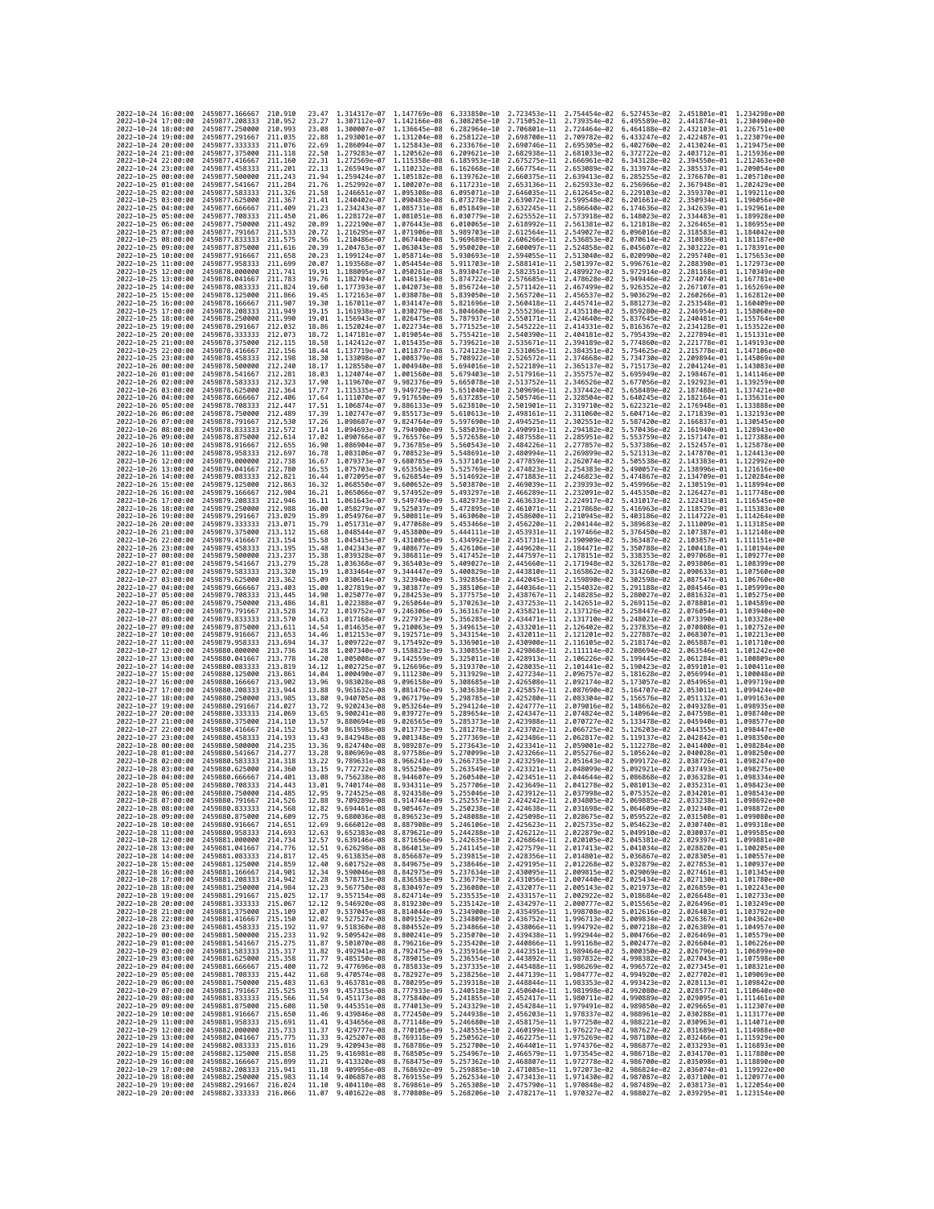| | | | | | | | | | | | | |
|---|---|---|---|---|---|---|---|---|---|---|---|---|
| 2022-10-24 16:00:00 | 2459877.166667 | 210.910 | 23.47 | 1.314317e-07 | 1.147769e-08 | 6.333850e-10 | 2.723453e-11 | 2.754454e-02 | 6.527453e-02 | 2.451801e-01 | 1.234298e+00 |
| 2022-10-24 17:00:00 | 2459877.208333 | 210.952 | 23.27 | 1.307112e-07 | 1.142166e-08 | 6.308205e-10 | 2.715052e-11 | 2.739354e-02 | 6.495589e-02 | 2.441874e-01 | 1.230490e+00 |
| 2022-10-24 18:00:00 | 2459877.250000 | 210.993 | 23.08 | 1.300007e-07 | 1.136645e-08 | 6.282964e-10 | 2.706801e-11 | 2.724464e-02 | 6.464188e-02 | 2.432103e-01 | 1.226751e+00 |
| 2022-10-24 19:00:00 | 2459877.291667 | 211.035 | 22.88 | 1.293001e-07 | 1.131204e-08 | 6.258122e-10 | 2.698700e-11 | 2.709782e-02 | 6.433247e-02 | 2.422487e-01 | 1.223079e+00 |
| 2022-10-24 20:00:00 | 2459877.333333 | 211.076 | 22.69 | 1.286094e-07 | 1.125843e-08 | 6.233676e-10 | 2.690746e-11 | 2.695305e-02 | 6.402760e-02 | 2.413024e-01 | 1.219475e+00 |
| 2022-10-24 21:00:00 | 2459877.375000 | 211.118 | 22.50 | 1.279283e-07 | 1.120562e-08 | 6.209621e-10 | 2.682938e-11 | 2.681033e-02 | 6.372722e-02 | 2.403712e-01 | 1.215936e+00 |
| 2022-10-24 22:00:00 | 2459877.416667 | 211.160 | 22.31 | 1.272569e-07 | 1.115358e-08 | 6.185953e-10 | 2.675275e-11 | 2.666961e-02 | 6.343128e-02 | 2.394550e-01 | 1.212463e+00 |
| 2022-10-24 23:00:00 | 2459877.458333 | 211.201 | 22.13 | 1.265949e-07 | 1.110232e-08 | 6.162668e-10 | 2.667754e-11 | 2.653089e-02 | 6.313974e-02 | 2.385537e-01 | 1.209054e+00 |
| 2022-10-25 00:00:00 | 2459877.500000 | 211.243 | 21.94 | 1.259424e-07 | 1.105182e-08 | 6.139762e-10 | 2.660375e-11 | 2.639413e-02 | 6.285255e-02 | 2.376670e-01 | 1.205710e+00 |
| 2022-10-25 01:00:00 | 2459877.541667 | 211.284 | 21.76 | 1.252992e-07 | 1.100207e-08 | 6.117231e-10 | 2.653136e-11 | 2.625933e-02 | 6.256966e-02 | 2.367948e-01 | 1.202429e+00 |
| 2022-10-25 02:00:00 | 2459877.583333 | 211.326 | 21.58 | 1.246651e-07 | 1.095308e-08 | 6.095071e-10 | 2.646035e-11 | 2.612645e-02 | 6.229103e-02 | 2.359370e-01 | 1.199211e+00 |
| 2022-10-25 03:00:00 | 2459877.625000 | 211.367 | 21.41 | 1.240402e-07 | 1.090483e-08 | 6.073278e-10 | 2.639072e-11 | 2.599548e-02 | 6.201661e-02 | 2.350934e-01 | 1.196056e+00 |
| 2022-10-25 04:00:00 | 2459877.666667 | 211.409 | 21.23 | 1.234243e-07 | 1.085731e-08 | 6.051849e-10 | 2.632245e-11 | 2.586640e-02 | 6.174636e-02 | 2.342639e-01 | 1.192961e+00 |
| 2022-10-25 05:00:00 | 2459877.708333 | 211.450 | 21.06 | 1.228172e-07 | 1.081051e-08 | 6.030779e-10 | 2.625552e-11 | 2.573918e-02 | 6.148023e-02 | 2.334483e-01 | 1.189928e+00 |
| 2022-10-25 06:00:00 | 2459877.750000 | 211.492 | 20.89 | 1.222190e-07 | 1.076443e-08 | 6.010065e-10 | 2.618992e-11 | 2.561381e-02 | 6.121818e-02 | 2.326465e-01 | 1.186955e+00 |
| 2022-10-25 07:00:00 | 2459877.791667 | 211.533 | 20.72 | 1.216295e-07 | 1.071906e-08 | 5.989703e-10 | 2.612564e-11 | 2.549027e-02 | 6.096016e-02 | 2.318583e-01 | 1.184042e+00 |
| 2022-10-25 08:00:00 | 2459877.833333 | 211.575 | 20.56 | 1.210486e-07 | 1.067440e-08 | 5.969689e-10 | 2.606266e-11 | 2.536853e-02 | 6.070614e-02 | 2.310836e-01 | 1.181187e+00 |
| 2022-10-25 09:00:00 | 2459877.875000 | 211.616 | 20.39 | 1.204763e-07 | 1.063043e-08 | 5.950020e-10 | 2.600097e-11 | 2.524858e-02 | 6.045607e-02 | 2.303222e-01 | 1.178391e+00 |
| 2022-10-25 10:00:00 | 2459877.916667 | 211.658 | 20.23 | 1.199124e-07 | 1.058714e-08 | 5.930693e-10 | 2.594055e-11 | 2.513040e-02 | 6.020990e-02 | 2.295740e-01 | 1.175653e+00 |
| 2022-10-25 11:00:00 | 2459877.958333 | 211.699 | 20.07 | 1.193568e-07 | 1.054454e-08 | 5.911703e-10 | 2.588141e-11 | 2.501397e-02 | 5.996761e-02 | 2.288390e-01 | 1.172973e+00 |
| 2022-10-25 12:00:00 | 2459878.000000 | 211.741 | 19.91 | 1.188095e-07 | 1.050261e-08 | 5.893047e-10 | 2.582351e-11 | 2.489927e-02 | 5.972914e-02 | 2.281168e-01 | 1.170349e+00 |
| 2022-10-25 13:00:00 | 2459878.041667 | 211.783 | 19.76 | 1.182704e-07 | 1.046134e-08 | 5.874722e-10 | 2.576685e-11 | 2.478628e-02 | 5.949446e-02 | 2.274074e-01 | 1.167781e+00 |
| 2022-10-25 14:00:00 | 2459878.083333 | 211.824 | 19.60 | 1.177393e-07 | 1.042073e-08 | 5.856724e-10 | 2.571142e-11 | 2.467499e-02 | 5.926352e-02 | 2.267107e-01 | 1.165269e+00 |
| 2022-10-25 15:00:00 | 2459878.125000 | 211.866 | 19.45 | 1.172163e-07 | 1.038078e-08 | 5.839050e-10 | 2.565720e-11 | 2.456537e-02 | 5.903629e-02 | 2.260266e-01 | 1.162812e+00 |
| 2022-10-25 16:00:00 | 2459878.166667 | 211.907 | 19.30 | 1.167011e-07 | 1.034147e-08 | 5.821696e-10 | 2.560418e-11 | 2.445741e-02 | 5.881273e-02 | 2.253548e-01 | 1.160409e+00 |
| 2022-10-25 17:00:00 | 2459878.208333 | 211.949 | 19.15 | 1.161938e-07 | 1.030279e-08 | 5.804660e-10 | 2.555236e-11 | 2.435110e-02 | 5.859280e-02 | 2.246954e-01 | 1.158060e+00 |
| 2022-10-25 18:00:00 | 2459878.250000 | 211.990 | 19.01 | 1.156943e-07 | 1.026475e-08 | 5.787937e-10 | 2.550171e-11 | 2.424640e-02 | 5.837645e-02 | 2.240481e-01 | 1.155764e+00 |
| 2022-10-25 19:00:00 | 2459878.291667 | 212.032 | 18.86 | 1.152024e-07 | 1.022734e-08 | 5.771525e-10 | 2.545222e-11 | 2.414331e-02 | 5.816367e-02 | 2.234128e-01 | 1.153522e+00 |
| 2022-10-25 20:00:00 | 2459878.333333 | 212.073 | 18.72 | 1.147181e-07 | 1.019054e-08 | 5.755421e-10 | 2.540390e-11 | 2.404181e-02 | 5.795439e-02 | 2.227894e-01 | 1.151331e+00 |
| 2022-10-25 21:00:00 | 2459878.375000 | 212.115 | 18.58 | 1.142412e-07 | 1.015435e-08 | 5.739621e-10 | 2.535671e-11 | 2.394189e-02 | 5.774860e-02 | 2.221778e-01 | 1.149193e+00 |
| 2022-10-25 22:00:00 | 2459878.416667 | 212.156 | 18.44 | 1.137719e-07 | 1.011877e-08 | 5.724123e-10 | 2.531065e-11 | 2.384351e-02 | 5.754625e-02 | 2.215778e-01 | 1.147106e+00 |
| 2022-10-25 23:00:00 | 2459878.458333 | 212.198 | 18.30 | 1.133098e-07 | 1.008379e-08 | 5.708922e-10 | 2.526572e-11 | 2.374668e-02 | 5.734730e-02 | 2.209894e-01 | 1.145069e+00 |
| 2022-10-26 00:00:00 | 2459878.500000 | 212.240 | 18.17 | 1.128550e-07 | 1.004940e-08 | 5.694016e-10 | 2.522189e-11 | 2.365137e-02 | 5.715173e-02 | 2.204124e-01 | 1.143083e+00 |
| 2022-10-26 01:00:00 | 2459878.541667 | 212.281 | 18.03 | 1.124074e-07 | 1.001560e-08 | 5.679403e-10 | 2.517916e-11 | 2.355757e-02 | 5.695949e-02 | 2.198467e-01 | 1.141146e+00 |
| 2022-10-26 02:00:00 | 2459878.583333 | 212.323 | 17.90 | 1.119670e-07 | 9.982376e-09 | 5.665078e-10 | 2.513752e-11 | 2.346526e-02 | 5.677056e-02 | 2.192923e-01 | 1.139259e+00 |
| 2022-10-26 03:00:00 | 2459878.625000 | 212.364 | 17.77 | 1.115335e-07 | 9.949729e-09 | 5.651040e-10 | 2.509696e-11 | 2.337442e-02 | 5.658489e-02 | 2.187488e-01 | 1.137421e+00 |
| 2022-10-26 04:00:00 | 2459878.666667 | 212.406 | 17.64 | 1.111070e-07 | 9.917650e-09 | 5.637285e-10 | 2.505746e-11 | 2.328504e-02 | 5.640245e-02 | 2.182164e-01 | 1.135631e+00 |
| 2022-10-26 05:00:00 | 2459878.708333 | 212.447 | 17.51 | 1.106874e-07 | 9.886133e-09 | 5.623810e-10 | 2.501901e-11 | 2.319710e-02 | 5.622321e-02 | 2.176948e-01 | 1.133888e+00 |
| 2022-10-26 06:00:00 | 2459878.750000 | 212.489 | 17.39 | 1.102747e-07 | 9.855173e-09 | 5.610613e-10 | 2.498161e-11 | 2.311060e-02 | 5.604714e-02 | 2.171839e-01 | 1.132193e+00 |
| 2022-10-26 07:00:00 | 2459878.791667 | 212.530 | 17.26 | 1.098687e-07 | 9.824764e-09 | 5.597690e-10 | 2.494525e-11 | 2.302551e-02 | 5.587420e-02 | 2.166837e-01 | 1.130545e+00 |
| 2022-10-26 08:00:00 | 2459878.833333 | 212.572 | 17.14 | 1.094693e-07 | 9.794900e-09 | 5.585039e-10 | 2.490991e-11 | 2.294182e-02 | 5.570436e-02 | 2.161940e-01 | 1.128943e+00 |
| 2022-10-26 09:00:00 | 2459878.875000 | 212.614 | 17.02 | 1.090766e-07 | 9.765576e-09 | 5.572658e-10 | 2.487558e-11 | 2.285951e-02 | 5.553759e-02 | 2.157147e-01 | 1.127388e+00 |
| 2022-10-26 10:00:00 | 2459878.916667 | 212.655 | 16.90 | 1.086904e-07 | 9.736785e-09 | 5.560543e-10 | 2.484226e-11 | 2.277857e-02 | 5.537386e-02 | 2.152457e-01 | 1.125878e+00 |
| 2022-10-26 11:00:00 | 2459878.958333 | 212.697 | 16.78 | 1.083106e-07 | 9.708523e-09 | 5.548691e-10 | 2.480994e-11 | 2.269899e-02 | 5.521313e-02 | 2.147870e-01 | 1.124413e+00 |
| 2022-10-26 12:00:00 | 2459879.000000 | 212.738 | 16.67 | 1.079373e-07 | 9.680785e-09 | 5.537101e-10 | 2.477859e-11 | 2.262074e-02 | 5.505538e-02 | 2.143383e-01 | 1.122992e+00 |
| 2022-10-26 13:00:00 | 2459879.041667 | 212.780 | 16.55 | 1.075703e-07 | 9.653563e-09 | 5.525769e-10 | 2.474823e-11 | 2.254383e-02 | 5.490057e-02 | 2.138996e-01 | 1.121616e+00 |
| 2022-10-26 14:00:00 | 2459879.083333 | 212.821 | 16.44 | 1.072095e-07 | 9.626854e-09 | 5.514692e-10 | 2.471883e-11 | 2.246823e-02 | 5.474867e-02 | 2.134709e-01 | 1.120284e+00 |
| 2022-10-26 15:00:00 | 2459879.125000 | 212.863 | 16.32 | 1.068550e-07 | 9.600652e-09 | 5.503870e-10 | 2.469039e-11 | 2.239393e-02 | 5.459966e-02 | 2.130519e-01 | 1.118994e+00 |
| 2022-10-26 16:00:00 | 2459879.166667 | 212.904 | 16.21 | 1.065066e-07 | 9.574952e-09 | 5.493297e-10 | 2.466289e-11 | 2.232091e-02 | 5.445350e-02 | 2.126427e-01 | 1.117748e+00 |
| 2022-10-26 17:00:00 | 2459879.208333 | 212.946 | 16.11 | 1.061643e-07 | 9.549749e-09 | 5.482973e-10 | 2.463633e-11 | 2.224917e-02 | 5.431017e-02 | 2.122431e-01 | 1.116545e+00 |
| 2022-10-26 18:00:00 | 2459879.250000 | 212.988 | 16.00 | 1.058279e-07 | 9.525037e-09 | 5.472895e-10 | 2.461071e-11 | 2.217868e-02 | 5.416963e-02 | 2.118529e-01 | 1.115383e+00 |
| 2022-10-26 19:00:00 | 2459879.291667 | 213.029 | 15.89 | 1.054976e-07 | 9.500811e-09 | 5.463060e-10 | 2.458600e-11 | 2.210945e-02 | 5.403186e-02 | 2.114722e-01 | 1.114264e+00 |
| 2022-10-26 20:00:00 | 2459879.333333 | 213.071 | 15.79 | 1.051731e-07 | 9.477068e-09 | 5.453466e-10 | 2.456220e-11 | 2.204144e-02 | 5.389683e-02 | 2.111009e-01 | 1.113185e+00 |
| 2022-10-26 21:00:00 | 2459879.375000 | 213.112 | 15.68 | 1.048544e-07 | 9.453800e-09 | 5.444111e-10 | 2.453931e-11 | 2.197466e-02 | 5.376450e-02 | 2.107387e-01 | 1.112148e+00 |
| 2022-10-26 22:00:00 | 2459879.416667 | 213.154 | 15.58 | 1.045415e-07 | 9.431005e-09 | 5.434992e-10 | 2.451731e-11 | 2.190909e-02 | 5.363487e-02 | 2.103857e-01 | 1.111151e+00 |
| 2022-10-26 23:00:00 | 2459879.458333 | 213.195 | 15.48 | 1.042343e-07 | 9.408677e-09 | 5.426106e-10 | 2.449620e-11 | 2.184471e-02 | 5.350788e-02 | 2.100418e-01 | 1.110194e+00 |
| 2022-10-27 00:00:00 | 2459879.500000 | 213.237 | 15.38 | 1.039328e-07 | 9.386811e-09 | 5.417452e-10 | 2.447597e-11 | 2.178151e-02 | 5.338353e-02 | 2.097068e-01 | 1.109277e+00 |
| 2022-10-27 01:00:00 | 2459879.541667 | 213.279 | 15.28 | 1.036368e-07 | 9.365403e-09 | 5.409027e-10 | 2.445660e-11 | 2.171948e-02 | 5.326178e-02 | 2.093806e-01 | 1.108399e+00 |
| 2022-10-27 02:00:00 | 2459879.583333 | 213.320 | 15.19 | 1.033464e-07 | 9.344447e-09 | 5.400829e-10 | 2.443810e-11 | 2.165862e-02 | 5.314260e-02 | 2.090633e-01 | 1.107560e+00 |
| 2022-10-27 03:00:00 | 2459879.625000 | 213.362 | 15.09 | 1.030614e-07 | 9.323940e-09 | 5.392856e-10 | 2.442045e-11 | 2.159890e-02 | 5.302598e-02 | 2.087547e-01 | 1.106760e+00 |
| 2022-10-27 04:00:00 | 2459879.666667 | 213.403 | 15.00 | 1.027819e-07 | 9.303877e-09 | 5.385106e-10 | 2.440364e-11 | 2.154032e-02 | 5.291188e-02 | 2.084546e-01 | 1.105999e+00 |
| 2022-10-27 05:00:00 | 2459879.708333 | 213.445 | 14.90 | 1.025077e-07 | 9.284253e-09 | 5.377575e-10 | 2.438767e-11 | 2.148285e-02 | 5.280027e-02 | 2.081632e-01 | 1.105275e+00 |
| 2022-10-27 06:00:00 | 2459879.750000 | 213.486 | 14.81 | 1.022388e-07 | 9.265064e-09 | 5.370263e-10 | 2.437253e-11 | 2.142651e-02 | 5.269115e-02 | 2.078801e-01 | 1.104589e+00 |
| 2022-10-27 07:00:00 | 2459879.791667 | 213.528 | 14.72 | 1.019752e-07 | 9.246306e-09 | 5.363167e-10 | 2.435821e-11 | 2.137126e-02 | 5.258447e-02 | 2.076054e-01 | 1.103940e+00 |
| 2022-10-27 08:00:00 | 2459879.833333 | 213.570 | 14.63 | 1.017168e-07 | 9.227973e-09 | 5.356285e-10 | 2.434471e-11 | 2.131710e-02 | 5.248021e-02 | 2.073390e-01 | 1.103328e+00 |
| 2022-10-27 09:00:00 | 2459879.875000 | 213.611 | 14.54 | 1.014635e-07 | 9.210063e-09 | 5.349615e-10 | 2.433201e-11 | 2.126402e-02 | 5.237835e-02 | 2.070808e-01 | 1.102752e+00 |
| 2022-10-27 10:00:00 | 2459879.916667 | 213.653 | 14.46 | 1.012153e-07 | 9.192571e-09 | 5.343154e-10 | 2.432011e-11 | 2.121201e-02 | 5.227887e-02 | 2.068307e-01 | 1.102213e+00 |
| 2022-10-27 11:00:00 | 2459879.958333 | 213.694 | 14.37 | 1.009722e-07 | 9.175492e-09 | 5.336901e-10 | 2.430900e-11 | 2.116105e-02 | 5.218174e-02 | 2.065887e-01 | 1.101710e+00 |
| 2022-10-27 12:00:00 | 2459880.000000 | 213.736 | 14.28 | 1.007340e-07 | 9.158823e-09 | 5.330855e-10 | 2.429868e-11 | 2.111114e-02 | 5.208694e-02 | 2.063546e-01 | 1.101242e+00 |
| 2022-10-27 13:00:00 | 2459880.041667 | 213.778 | 14.20 | 1.005008e-07 | 9.142559e-09 | 5.325011e-10 | 2.428913e-11 | 2.106226e-02 | 5.199445e-02 | 2.061284e-01 | 1.100809e+00 |
| 2022-10-27 14:00:00 | 2459880.083333 | 213.819 | 14.12 | 1.002725e-07 | 9.126696e-09 | 5.319370e-10 | 2.428035e-11 | 2.101441e-02 | 5.190423e-02 | 2.059101e-01 | 1.100411e+00 |
| 2022-10-27 15:00:00 | 2459880.125000 | 213.861 | 14.04 | 1.000490e-07 | 9.111230e-09 | 5.313929e-10 | 2.427234e-11 | 2.096757e-02 | 5.181628e-02 | 2.056994e-01 | 1.100048e+00 |
| 2022-10-27 16:00:00 | 2459880.166667 | 213.902 | 13.96 | 9.983028e-08 | 9.096158e-09 | 5.308685e-10 | 2.426508e-11 | 2.092174e-02 | 5.173057e-02 | 2.054965e-01 | 1.099719e+00 |
| 2022-10-27 17:00:00 | 2459880.208333 | 213.944 | 13.88 | 9.961632e-08 | 9.081476e-09 | 5.303638e-10 | 2.425857e-11 | 2.087690e-02 | 5.164707e-02 | 2.053011e-01 | 1.099424e+00 |
| 2022-10-27 18:00:00 | 2459880.250000 | 213.985 | 13.80 | 9.940705e-08 | 9.067179e-09 | 5.298785e-10 | 2.425280e-11 | 2.083304e-02 | 5.156576e-02 | 2.051132e-01 | 1.099163e+00 |
| 2022-10-27 19:00:00 | 2459880.291667 | 214.027 | 13.72 | 9.920243e-08 | 9.053264e-09 | 5.294124e-10 | 2.424777e-11 | 2.079016e-02 | 5.148662e-02 | 2.049328e-01 | 1.098935e+00 |
| 2022-10-27 20:00:00 | 2459880.333333 | 214.069 | 13.65 | 9.900241e-08 | 9.039727e-09 | 5.289654e-10 | 2.424347e-11 | 2.074824e-02 | 5.140964e-02 | 2.047598e-01 | 1.098740e+00 |
| 2022-10-27 21:00:00 | 2459880.375000 | 214.110 | 13.57 | 9.880694e-08 | 9.026565e-09 | 5.285373e-10 | 2.423988e-11 | 2.070727e-02 | 5.133478e-02 | 2.045940e-01 | 1.098577e+00 |
| 2022-10-27 22:00:00 | 2459880.416667 | 214.152 | 13.50 | 9.861598e-08 | 9.013773e-09 | 5.281278e-10 | 2.423702e-11 | 2.066725e-02 | 5.126203e-02 | 2.044355e-01 | 1.098447e+00 |
| 2022-10-27 23:00:00 | 2459880.458333 | 214.193 | 13.43 | 9.842948e-08 | 9.001348e-09 | 5.277369e-10 | 2.423486e-11 | 2.062817e-02 | 5.119137e-02 | 2.042842e-01 | 1.098350e+00 |
| 2022-10-28 00:00:00 | 2459880.500000 | 214.235 | 13.36 | 9.824740e-08 | 8.989287e-09 | 5.273643e-10 | 2.423341e-11 | 2.059001e-02 | 5.112278e-02 | 2.041400e-01 | 1.098284e+00 |
| 2022-10-28 01:00:00 | 2459880.541667 | 214.277 | 13.28 | 9.806969e-08 | 8.977586e-09 | 5.270099e-10 | 2.423266e-11 | 2.055276e-02 | 5.105624e-02 | 2.040028e-01 | 1.098250e+00 |
| 2022-10-28 02:00:00 | 2459880.583333 | 214.318 | 13.22 | 9.789631e-08 | 8.966241e-09 | 5.266735e-10 | 2.423259e-11 | 2.051643e-02 | 5.099172e-02 | 2.038726e-01 | 1.098247e+00 |
| 2022-10-28 03:00:00 | 2459880.625000 | 214.360 | 13.15 | 9.772722e-08 | 8.955250e-09 | 5.263549e-10 | 2.423321e-11 | 2.048099e-02 | 5.092921e-02 | 2.037493e-01 | 1.098275e+00 |
| 2022-10-28 04:00:00 | 2459880.666667 | 214.401 | 13.08 | 9.756238e-08 | 8.944607e-09 | 5.260540e-10 | 2.423451e-11 | 2.044644e-02 | 5.086868e-02 | 2.036328e-01 | 1.098334e+00 |
| 2022-10-28 05:00:00 | 2459880.708333 | 214.443 | 13.01 | 9.740174e-08 | 8.934311e-09 | 5.257706e-10 | 2.423649e-11 | 2.041278e-02 | 5.081013e-02 | 2.035231e-01 | 1.098423e+00 |
| 2022-10-28 06:00:00 | 2459880.750000 | 214.485 | 12.95 | 9.724525e-08 | 8.924358e-09 | 5.255046e-10 | 2.423912e-11 | 2.037998e-02 | 5.075352e-02 | 2.034201e-01 | 1.098543e+00 |
| 2022-10-28 07:00:00 | 2459880.791667 | 214.526 | 12.88 | 9.709289e-08 | 8.914744e-09 | 5.252557e-10 | 2.424242e-11 | 2.034805e-02 | 5.069885e-02 | 2.033238e-01 | 1.098692e+00 |
| 2022-10-28 08:00:00 | 2459880.833333 | 214.568 | 12.82 | 9.694461e-08 | 8.905467e-09 | 5.250238e-10 | 2.424638e-11 | 2.031698e-02 | 5.064609e-02 | 2.032340e-01 | 1.098872e+00 |
| 2022-10-28 09:00:00 | 2459880.875000 | 214.609 | 12.75 | 9.680036e-08 | 8.896523e-09 | 5.248088e-10 | 2.425098e-11 | 2.028675e-02 | 5.059522e-02 | 2.031508e-01 | 1.099080e+00 |
| 2022-10-28 10:00:00 | 2459880.916667 | 214.651 | 12.69 | 9.666012e-08 | 8.887908e-09 | 5.246106e-10 | 2.425623e-11 | 2.025735e-02 | 5.054623e-02 | 2.030740e-01 | 1.099318e+00 |
| 2022-10-28 11:00:00 | 2459880.958333 | 214.693 | 12.63 | 9.652383e-08 | 8.879621e-09 | 5.244288e-10 | 2.426212e-11 | 2.022879e-02 | 5.049910e-02 | 2.030037e-01 | 1.099585e+00 |
| 2022-10-28 12:00:00 | 2459881.000000 | 214.734 | 12.57 | 9.639146e-08 | 8.871656e-09 | 5.242635e-10 | 2.426864e-11 | 2.020105e-02 | 5.045381e-02 | 2.029397e-01 | 1.099881e+00 |
| 2022-10-28 13:00:00 | 2459881.041667 | 214.776 | 12.51 | 9.626298e-08 | 8.864013e-09 | 5.241145e-10 | 2.427579e-11 | 2.017413e-02 | 5.041034e-02 | 2.028820e-01 | 1.100205e+00 |
| 2022-10-28 14:00:00 | 2459881.083333 | 214.817 | 12.45 | 9.613835e-08 | 8.856687e-09 | 5.239815e-10 | 2.428356e-11 | 2.014801e-02 | 5.036867e-02 | 2.028305e-01 | 1.100557e+00 |
| 2022-10-28 15:00:00 | 2459881.125000 | 214.859 | 12.40 | 9.601752e-08 | 8.849675e-09 | 5.238646e-10 | 2.429195e-11 | 2.012268e-02 | 5.032879e-02 | 2.027853e-01 | 1.100937e+00 |
| 2022-10-28 16:00:00 | 2459881.166667 | 214.901 | 12.34 | 9.590046e-08 | 8.842975e-09 | 5.237634e-10 | 2.430095e-11 | 2.009815e-02 | 5.029069e-02 | 2.027461e-01 | 1.101345e+00 |
| 2022-10-28 17:00:00 | 2459881.208333 | 214.942 | 12.28 | 9.578713e-08 | 8.836583e-09 | 5.236779e-10 | 2.431056e-11 | 2.007440e-02 | 5.025434e-02 | 2.027130e-01 | 1.101780e+00 |
| 2022-10-28 18:00:00 | 2459881.250000 | 214.984 | 12.23 | 9.567750e-08 | 8.830497e-09 | 5.236080e-10 | 2.432077e-11 | 2.005143e-02 | 5.021973e-02 | 2.026859e-01 | 1.102243e+00 |
| 2022-10-28 19:00:00 | 2459881.291667 | 215.025 | 12.17 | 9.557154e-08 | 8.824714e-09 | 5.235535e-10 | 2.433157e-11 | 2.002922e-02 | 5.018684e-02 | 2.026648e-01 | 1.102733e+00 |
| 2022-10-28 20:00:00 | 2459881.333333 | 215.067 | 12.12 | 9.546920e-08 | 8.819230e-09 | 5.235142e-10 | 2.434297e-11 | 2.000777e-02 | 5.015565e-02 | 2.026496e-01 | 1.103249e+00 |
| 2022-10-28 21:00:00 | 2459881.375000 | 215.109 | 12.07 | 9.537045e-08 | 8.814044e-09 | 5.234900e-10 | 2.435495e-11 | 1.998708e-02 | 5.012616e-02 | 2.026403e-01 | 1.103792e+00 |
| 2022-10-28 22:00:00 | 2459881.416667 | 215.150 | 12.02 | 9.527527e-08 | 8.809152e-09 | 5.234809e-10 | 2.436752e-11 | 1.996713e-02 | 5.009834e-02 | 2.026367e-01 | 1.104362e+00 |
| 2022-10-28 23:00:00 | 2459881.458333 | 215.192 | 11.97 | 9.518360e-08 | 8.804552e-09 | 5.234866e-10 | 2.438066e-11 | 1.994792e-02 | 5.007218e-02 | 2.026389e-01 | 1.104957e+00 |
| 2022-10-29 00:00:00 | 2459881.500000 | 215.233 | 11.92 | 9.509542e-08 | 8.800241e-09 | 5.235070e-10 | 2.439438e-11 | 1.992944e-02 | 5.004766e-02 | 2.026469e-01 | 1.105579e+00 |
| 2022-10-29 01:00:00 | 2459881.541667 | 215.275 | 11.87 | 9.501070e-08 | 8.796216e-09 | 5.235420e-10 | 2.440866e-11 | 1.991168e-02 | 5.002477e-02 | 2.026604e-01 | 1.106226e+00 |
| 2022-10-29 02:00:00 | 2459881.583333 | 215.317 | 11.82 | 9.492941e-08 | 8.792475e-09 | 5.235916e-10 | 2.442351e-11 | 1.989464e-02 | 5.000350e-02 | 2.026796e-01 | 1.106899e+00 |
| 2022-10-29 03:00:00 | 2459881.625000 | 215.358 | 11.77 | 9.485150e-08 | 8.789015e-09 | 5.236554e-10 | 2.443892e-11 | 1.987832e-02 | 4.998382e-02 | 2.027043e-01 | 1.107598e+00 |
| 2022-10-29 04:00:00 | 2459881.666667 | 215.400 | 11.72 | 9.477696e-08 | 8.785833e-09 | 5.237335e-10 | 2.445488e-11 | 1.986269e-02 | 4.996572e-02 | 2.027345e-01 | 1.108321e+00 |
| 2022-10-29 05:00:00 | 2459881.708333 | 215.442 | 11.68 | 9.470574e-08 | 8.782927e-09 | 5.238256e-10 | 2.447139e-11 | 1.984777e-02 | 4.994920e-02 | 2.027702e-01 | 1.109069e+00 |
| 2022-10-29 06:00:00 | 2459881.750000 | 215.483 | 11.63 | 9.463781e-08 | 8.780295e-09 | 5.239318e-10 | 2.448844e-11 | 1.983353e-02 | 4.993423e-02 | 2.028113e-01 | 1.109842e+00 |
| 2022-10-29 07:00:00 | 2459881.791667 | 215.525 | 11.59 | 9.457315e-08 | 8.777933e-09 | 5.240518e-10 | 2.450604e-11 | 1.981998e-02 | 4.992080e-02 | 2.028577e-01 | 1.110640e+00 |
| 2022-10-29 08:00:00 | 2459881.833333 | 215.566 | 11.54 | 9.451173e-08 | 8.775840e-09 | 5.241855e-10 | 2.452417e-11 | 1.980711e-02 | 4.990889e-02 | 2.029095e-01 | 1.111461e+00 |
| 2022-10-29 09:00:00 | 2459881.875000 | 215.608 | 11.50 | 9.445351e-08 | 8.774013e-09 | 5.243329e-10 | 2.454284e-11 | 1.979491e-02 | 4.989850e-02 | 2.029665e-01 | 1.112307e+00 |
| 2022-10-29 10:00:00 | 2459881.916667 | 215.650 | 11.46 | 9.439846e-08 | 8.772450e-09 | 5.244938e-10 | 2.456203e-11 | 1.978337e-02 | 4.988961e-02 | 2.030288e-01 | 1.113177e+00 |
| 2022-10-29 11:00:00 | 2459881.958333 | 215.691 | 11.41 | 9.434656e-08 | 8.771148e-09 | 5.246680e-10 | 2.458175e-11 | 1.977250e-02 | 4.988221e-02 | 2.030963e-01 | 1.114071e+00 |
| 2022-10-29 12:00:00 | 2459882.000000 | 215.733 | 11.37 | 9.429777e-08 | 8.770105e-09 | 5.248555e-10 | 2.460199e-11 | 1.976227e-02 | 4.987627e-02 | 2.031689e-01 | 1.114988e+00 |
| 2022-10-29 13:00:00 | 2459882.041667 | 215.775 | 11.33 | 9.425207e-08 | 8.769318e-09 | 5.250562e-10 | 2.462275e-11 | 1.975269e-02 | 4.987180e-02 | 2.032466e-01 | 1.115929e+00 |
| 2022-10-29 14:00:00 | 2459882.083333 | 215.816 | 11.29 | 9.420943e-08 | 8.768786e-09 | 5.252700e-10 | 2.464401e-11 | 1.974376e-02 | 4.986877e-02 | 2.033293e-01 | 1.116893e+00 |
| 2022-10-29 15:00:00 | 2459882.125000 | 215.858 | 11.25 | 9.416981e-08 | 8.768505e-09 | 5.254967e-10 | 2.466579e-11 | 1.973545e-02 | 4.986718e-02 | 2.034170e-01 | 1.117880e+00 |
| 2022-10-29 16:00:00 | 2459882.166667 | 215.899 | 11.21 | 9.413320e-08 | 8.768475e-09 | 5.257362e-10 | 2.468807e-11 | 1.972778e-02 | 4.986700e-02 | 2.035098e-01 | 1.118890e+00 |
| 2022-10-29 17:00:00 | 2459882.208333 | 215.941 | 11.18 | 9.409956e-08 | 8.768692e-09 | 5.259885e-10 | 2.471085e-11 | 1.972073e-02 | 4.986824e-02 | 2.036074e-01 | 1.119922e+00 |
| 2022-10-29 18:00:00 | 2459882.250000 | 215.983 | 11.14 | 9.406887e-08 | 8.769155e-09 | 5.262534e-10 | 2.473413e-11 | 1.971430e-02 | 4.987087e-02 | 2.037100e-01 | 1.120977e+00 |
| 2022-10-29 19:00:00 | 2459882.291667 | 216.024 | 11.10 | 9.404110e-08 | 8.769861e-09 | 5.265308e-10 | 2.475790e-11 | 1.970848e-02 | 4.987489e-02 | 2.038173e-01 | 1.122054e+00 |
| 2022-10-29 20:00:00 | 2459882.333333 | 216.066 | 11.07 | 9.401622e-08 | 8.770808e-09 | 5.268206e-10 | 2.478217e-11 | 1.970327e-02 | 4.988027e-02 | 2.039295e-01 | 1.123154e+00 |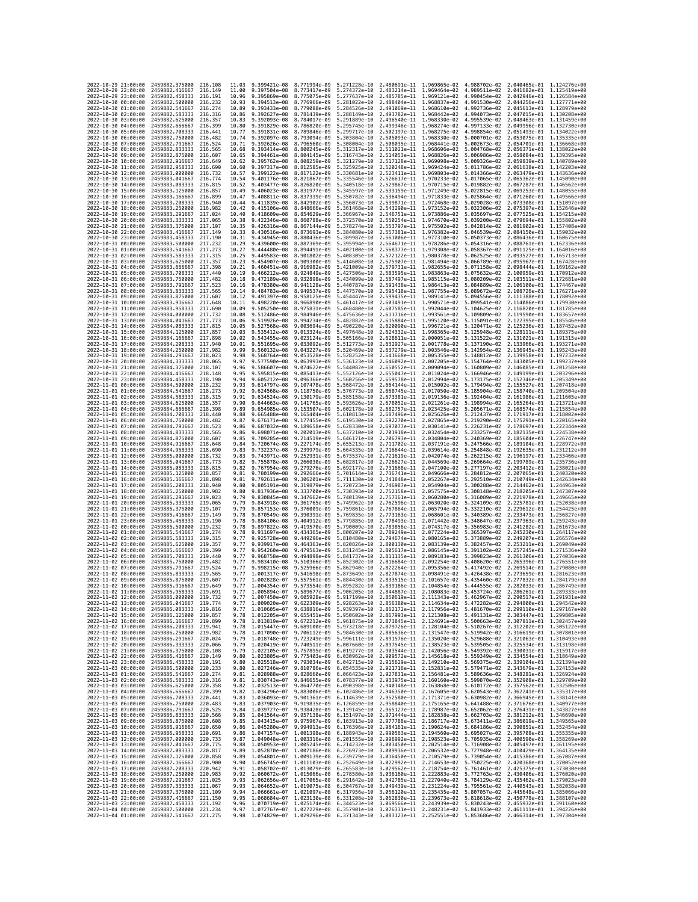| | | | | | | | | | | | |
|---|---|---|---|---|---|---|---|---|---|---|---|
| 2022-10-29 21:00:00 | 2459882.375000 | 216.108 | 11.03 | 9.399421e-08 | 8.771994e-09 | 5.271228e-10 | 2.480691e-11 | 1.969865e-02 | 4.988702e-02 | 2.040465e-01 | 1.124276e+00 |
| 2022-10-29 22:00:00 | 2459882.416667 | 216.149 | 11.00 | 9.397504e-08 | 8.773417e-09 | 5.274372e-10 | 2.483214e-11 | 1.969464e-02 | 4.989511e-02 | 2.041682e-01 | 1.125419e+00 |
| 2022-10-29 23:00:00 | 2459882.458333 | 216.191 | 10.96 | 9.395869e-08 | 8.775075e-09 | 5.277637e-10 | 2.485785e-11 | 1.969121e-02 | 4.990454e-02 | 2.042946e-01 | 1.126584e+00 |
| 2022-10-30 00:00:00 | 2459882.500000 | 216.232 | 10.93 | 9.394513e-08 | 8.776966e-09 | 5.281022e-10 | 2.488404e-11 | 1.968837e-02 | 4.991530e-02 | 2.044256e-01 | 1.127771e+00 |
| 2022-10-30 01:00:00 | 2459882.541667 | 216.274 | 10.89 | 9.393433e-08 | 8.779088e-09 | 5.284526e-10 | 2.491069e-11 | 1.968610e-02 | 4.992736e-02 | 2.045613e-01 | 1.128979e+00 |
| 2022-10-30 02:00:00 | 2459882.583333 | 216.316 | 10.86 | 9.392627e-08 | 8.781439e-09 | 5.288149e-10 | 2.493782e-11 | 1.968442e-02 | 4.994073e-02 | 2.047015e-01 | 1.130208e+00 |
| 2022-10-30 03:00:00 | 2459882.625000 | 216.357 | 10.83 | 9.392093e-08 | 8.784017e-09 | 5.291889e-10 | 2.496540e-11 | 1.968330e-02 | 4.995539e-02 | 2.048463e-01 | 1.131459e+00 |
| 2022-10-30 04:00:00 | 2459882.666667 | 216.399 | 10.80 | 9.391829e-08 | 8.786820e-09 | 5.295745e-10 | 2.499346e-11 | 1.968274e-02 | 4.997133e-02 | 2.049956e-01 | 1.132730e+00 |
| 2022-10-30 05:00:00 | 2459882.708333 | 216.441 | 10.77 | 9.391831e-08 | 8.789846e-09 | 5.299717e-10 | 2.502197e-11 | 1.968275e-02 | 4.998854e-02 | 2.051493e-01 | 1.134022e+00 |
| 2022-10-30 06:00:00 | 2459882.750000 | 216.482 | 10.74 | 9.392097e-08 | 8.793094e-09 | 5.303804e-10 | 2.505093e-11 | 1.968330e-02 | 5.000701e-02 | 2.053075e-01 | 1.135335e+00 |
| 2022-10-30 07:00:00 | 2459882.791667 | 216.524 | 10.71 | 9.392626e-08 | 8.796560e-09 | 5.308004e-10 | 2.508035e-11 | 1.968441e-02 | 5.002673e-02 | 2.054701e-01 | 1.136668e+00 |
| 2022-10-30 08:00:00 | 2459882.833333 | 216.565 | 10.68 | 9.393414e-08 | 8.800245e-09 | 5.312317e-10 | 2.511021e-11 | 1.968606e-02 | 5.004768e-02 | 2.056371e-01 | 1.138022e+00 |
| 2022-10-30 09:00:00 | 2459882.875000 | 216.607 | 10.65 | 9.394461e-08 | 8.804145e-09 | 5.316743e-10 | 2.514053e-11 | 1.968826e-02 | 5.006986e-02 | 2.058084e-01 | 1.139395e+00 |
| 2022-10-30 10:00:00 | 2459882.916667 | 216.649 | 10.62 | 9.395762e-08 | 8.808259e-09 | 5.321279e-10 | 2.517128e-11 | 1.969098e-02 | 5.009326e-02 | 2.059839e-01 | 1.140789e+00 |
| 2022-10-30 11:00:00 | 2459882.958333 | 216.690 | 10.60 | 9.397317e-08 | 8.812585e-09 | 5.325925e-10 | 2.520248e-11 | 1.969424e-02 | 5.011786e-02 | 2.061638e-01 | 1.142203e+00 |
| 2022-10-30 12:00:00 | 2459883.000000 | 216.732 | 10.57 | 9.399122e-08 | 8.817122e-09 | 5.330681e-10 | 2.523411e-11 | 1.969803e-02 | 5.014366e-02 | 2.063479e-01 | 1.143636e+00 |
| 2022-10-30 13:00:00 | 2459883.041667 | 216.774 | 10.54 | 9.401176e-08 | 8.821867e-09 | 5.335546e-10 | 2.526617e-11 | 1.970233e-02 | 5.017065e-02 | 2.065362e-01 | 1.145090e+00 |
| 2022-10-30 14:00:00 | 2459883.083333 | 216.815 | 10.52 | 9.403477e-08 | 8.826820e-09 | 5.340518e-10 | 2.529867e-11 | 1.970715e-02 | 5.019882e-02 | 2.067287e-01 | 1.146562e+00 |
| 2022-10-30 15:00:00 | 2459883.125000 | 216.857 | 10.49 | 9.406023e-08 | 8.831977e-09 | 5.345597e-10 | 2.533159e-11 | 1.971249e-02 | 5.022815e-02 | 2.069253e-01 | 1.148055e+00 |
| 2022-10-30 16:00:00 | 2459883.166667 | 216.899 | 10.47 | 9.408811e-08 | 8.837339e-09 | 5.350782e-10 | 2.536494e-11 | 1.971833e-02 | 5.025864e-02 | 2.071260e-01 | 1.149566e+00 |
| 2022-10-30 17:00:00 | 2459883.208333 | 216.940 | 10.44 | 9.411839e-08 | 8.842902e-09 | 5.356073e-10 | 2.539871e-11 | 1.972468e-02 | 5.029028e-02 | 2.073308e-01 | 1.151097e+00 |
| 2022-10-30 18:00:00 | 2459883.250000 | 216.982 | 10.42 | 9.415106e-08 | 8.848666e-09 | 5.361468e-10 | 2.543290e-11 | 1.973152e-02 | 5.032306e-02 | 2.075397e-01 | 1.152646e+00 |
| 2022-10-30 19:00:00 | 2459883.291667 | 217.024 | 10.40 | 9.418609e-08 | 8.854629e-09 | 5.366967e-10 | 2.546751e-11 | 1.973886e-02 | 5.035697e-02 | 2.077525e-01 | 1.154215e+00 |
| 2022-10-30 20:00:00 | 2459883.333333 | 217.065 | 10.38 | 9.422346e-08 | 8.860788e-09 | 5.372570e-10 | 2.550254e-11 | 1.974670e-02 | 5.039200e-02 | 2.079694e-01 | 1.155802e+00 |
| 2022-10-30 21:00:00 | 2459883.375000 | 217.107 | 10.35 | 9.426316e-08 | 8.867144e-09 | 5.378274e-10 | 2.553797e-11 | 1.975502e-02 | 5.042814e-02 | 2.081902e-01 | 1.157408e+00 |
| 2022-10-30 22:00:00 | 2459883.416667 | 217.149 | 10.33 | 9.430516e-08 | 8.873693e-09 | 5.384080e-10 | 2.557381e-11 | 1.976382e-02 | 5.046539e-02 | 2.084150e-01 | 1.159032e+00 |
| 2022-10-30 23:00:00 | 2459883.458333 | 217.190 | 10.31 | 9.434945e-08 | 8.880436e-09 | 5.389987e-10 | 2.561006e-11 | 1.977310e-02 | 5.050373e-02 | 2.086436e-01 | 1.160675e+00 |
| 2022-10-31 00:00:00 | 2459883.500000 | 217.232 | 10.29 | 9.439600e-08 | 8.887369e-09 | 5.395994e-10 | 2.564671e-11 | 1.978286e-02 | 5.054316e-02 | 2.088761e-01 | 1.162336e+00 |
| 2022-10-31 01:00:00 | 2459883.541667 | 217.273 | 10.27 | 9.444480e-08 | 8.894491e-09 | 5.402100e-10 | 2.568377e-11 | 1.979308e-02 | 5.058367e-02 | 2.091125e-01 | 1.164016e+00 |
| 2022-10-31 02:00:00 | 2459883.583333 | 217.315 | 10.25 | 9.449583e-08 | 8.901802e-09 | 5.408305e-10 | 2.572122e-11 | 1.980378e-02 | 5.062525e-02 | 2.093527e-01 | 1.165713e+00 |
| 2022-10-31 03:00:00 | 2459883.625000 | 217.357 | 10.23 | 9.454907e-08 | 8.909300e-09 | 5.414608e-10 | 2.575907e-11 | 1.981494e-02 | 5.066789e-02 | 2.095967e-01 | 1.167428e+00 |
| 2022-10-31 04:00:00 | 2459883.666667 | 217.398 | 10.21 | 9.460451e-08 | 8.916982e-09 | 5.421009e-10 | 2.579731e-11 | 1.982655e-02 | 5.071158e-02 | 2.098444e-01 | 1.169162e+00 |
| 2022-10-31 05:00:00 | 2459883.708333 | 217.440 | 10.19 | 9.466212e-08 | 8.924849e-09 | 5.427506e-10 | 2.583595e-11 | 1.983863e-02 | 5.075632e-02 | 2.100959e-01 | 1.170912e+00 |
| 2022-10-31 06:00:00 | 2459883.750000 | 217.482 | 10.18 | 9.472189e-08 | 8.932898e-09 | 5.434099e-10 | 2.587497e-11 | 1.985115e-02 | 5.080209e-02 | 2.103511e-01 | 1.172681e+00 |
| 2022-10-31 07:00:00 | 2459883.791667 | 217.523 | 10.16 | 9.478380e-08 | 8.941128e-09 | 5.440787e-10 | 2.591438e-11 | 1.986413e-02 | 5.084889e-02 | 2.106100e-01 | 1.174467e+00 |
| 2022-10-31 08:00:00 | 2459883.833333 | 217.565 | 10.14 | 9.484783e-08 | 8.949537e-09 | 5.447570e-10 | 2.595418e-11 | 1.987755e-02 | 5.089672e-02 | 2.108726e-01 | 1.176271e+00 |
| 2022-10-31 09:00:00 | 2459883.875000 | 217.607 | 10.12 | 9.491397e-08 | 8.958125e-09 | 5.454447e-10 | 2.599435e-11 | 1.989141e-02 | 5.094556e-02 | 2.111388e-01 | 1.178092e+00 |
| 2022-10-31 10:00:00 | 2459883.916667 | 217.648 | 10.11 | 9.498220e-08 | 8.966890e-09 | 5.461417e-10 | 2.603491e-11 | 1.990571e-02 | 5.099541e-02 | 2.114086e-01 | 1.179930e+00 |
| 2022-10-31 11:00:00 | 2459883.958333 | 217.690 | 10.09 | 9.505250e-08 | 8.975831e-09 | 5.468480e-10 | 2.607585e-11 | 1.992044e-02 | 5.104625e-02 | 2.116820e-01 | 1.181785e+00 |
| 2022-10-31 12:00:00 | 2459884.000000 | 217.732 | 10.08 | 9.512486e-08 | 8.984946e-09 | 5.475636e-10 | 2.611716e-11 | 1.993561e-02 | 5.109809e-02 | 2.119590e-01 | 1.183657e+00 |
| 2022-10-31 13:00:00 | 2459884.041667 | 217.773 | 10.06 | 9.519926e-08 | 8.994234e-09 | 5.482882e-10 | 2.615884e-11 | 1.995120e-02 | 5.115091e-02 | 2.122395e-01 | 1.185546e+00 |
| 2022-10-31 14:00:00 | 2459884.083333 | 217.815 | 10.05 | 9.527568e-08 | 9.003694e-09 | 5.490220e-10 | 2.620090e-11 | 1.996721e-02 | 5.120471e-02 | 2.125236e-01 | 1.187452e+00 |
| 2022-10-31 15:00:00 | 2459884.125000 | 217.857 | 10.03 | 9.535412e-08 | 9.013324e-09 | 5.497648e-10 | 2.624332e-11 | 1.998365e-02 | 5.125948e-02 | 2.128111e-01 | 1.189375e+00 |
| 2022-10-31 16:00:00 | 2459884.166667 | 217.898 | 10.02 | 9.543455e-08 | 9.023124e-09 | 5.505166e-10 | 2.628611e-11 | 2.000051e-02 | 5.131522e-02 | 2.131021e-01 | 1.191315e+00 |
| 2022-10-31 17:00:00 | 2459884.208333 | 217.940 | 10.01 | 9.551695e-08 | 9.033092e-09 | 5.512774e-10 | 2.632927e-11 | 2.001778e-02 | 5.137190e-02 | 2.133966e-01 | 1.193271e+00 |
| 2022-10-31 18:00:00 | 2459884.250000 | 217.982 | 9.99 | 9.560132e-08 | 9.043227e-09 | 5.520469e-10 | 2.637279e-11 | 2.003546e-02 | 5.142954e-02 | 2.136945e-01 | 1.195243e+00 |
| 2022-10-31 19:00:00 | 2459884.291667 | 218.023 | 9.98 | 9.568764e-08 | 9.053528e-09 | 5.528252e-10 | 2.641668e-11 | 2.005355e-02 | 5.148812e-02 | 2.139958e-01 | 1.197232e+00 |
| 2022-10-31 20:00:00 | 2459884.333333 | 218.065 | 9.97 | 9.577590e-08 | 9.063993e-09 | 5.536123e-10 | 2.646092e-11 | 2.007205e-02 | 5.154764e-02 | 2.143005e-01 | 1.199237e+00 |
| 2022-10-31 21:00:00 | 2459884.375000 | 218.107 | 9.96 | 9.586607e-08 | 9.074622e-09 | 5.544082e-10 | 2.650552e-11 | 2.009094e-02 | 5.160809e-02 | 2.146085e-01 | 1.201258e+00 |
| 2022-10-31 22:00:00 | 2459884.416667 | 218.148 | 9.95 | 9.595815e-08 | 9.085413e-09 | 5.552126e-10 | 2.655047e-11 | 2.011024e-02 | 5.166946e-02 | 2.149199e-01 | 1.203296e+00 |
| 2022-10-31 23:00:00 | 2459884.458333 | 218.190 | 9.94 | 9.605212e-08 | 9.096366e-09 | 5.560256e-10 | 2.659578e-11 | 2.012994e-02 | 5.173175e-02 | 2.152346e-01 | 1.205349e+00 |
| 2022-11-01 00:00:00 | 2459884.500000 | 218.232 | 9.93 | 9.614797e-08 | 9.107478e-09 | 5.568472e-10 | 2.664144e-11 | 2.015002e-02 | 5.179494e-02 | 2.155527e-01 | 1.207418e+00 |
| 2022-11-01 01:00:00 | 2459884.541667 | 218.273 | 9.92 | 9.624568e-08 | 9.118750e-09 | 5.576773e-10 | 2.668745e-11 | 2.017050e-02 | 5.185904e-02 | 2.158740e-01 | 1.209504e+00 |
| 2022-11-01 02:00:00 | 2459884.583333 | 218.315 | 9.91 | 9.634524e-08 | 9.130179e-09 | 5.585158e-10 | 2.673381e-11 | 2.019136e-02 | 5.192404e-02 | 2.161986e-01 | 1.211605e+00 |
| 2022-11-01 03:00:00 | 2459884.625000 | 218.357 | 9.90 | 9.644663e-08 | 9.141765e-09 | 5.593626e-10 | 2.678052e-11 | 2.021261e-02 | 5.198994e-02 | 2.165264e-01 | 1.213721e+00 |
| 2022-11-01 04:00:00 | 2459884.666667 | 218.398 | 9.89 | 9.654985e-08 | 9.153507e-09 | 5.602178e-10 | 2.682757e-11 | 2.023425e-02 | 5.205671e-02 | 2.168574e-01 | 1.215854e+00 |
| 2022-11-01 05:00:00 | 2459884.708333 | 218.440 | 9.88 | 9.665488e-08 | 9.165404e-09 | 5.610813e-10 | 2.687496e-11 | 2.025626e-02 | 5.212437e-02 | 2.171917e-01 | 1.218002e+00 |
| 2022-11-01 06:00:00 | 2459884.750000 | 218.482 | 9.87 | 9.676171e-08 | 9.177455e-09 | 5.619530e-10 | 2.692270e-11 | 2.027865e-02 | 5.219290e-02 | 2.175291e-01 | 1.220165e+00 |
| 2022-11-01 07:00:00 | 2459884.791667 | 218.523 | 9.86 | 9.687032e-08 | 9.189658e-09 | 5.628330e-10 | 2.697077e-11 | 2.030141e-02 | 5.226231e-02 | 2.178697e-01 | 1.222344e+00 |
| 2022-11-01 08:00:00 | 2459884.833333 | 218.565 | 9.86 | 9.698071e-08 | 9.202013e-09 | 5.637210e-10 | 2.701918e-11 | 2.032454e-02 | 5.233257e-02 | 2.182135e-01 | 1.224538e+00 |
| 2022-11-01 09:00:00 | 2459884.875000 | 218.607 | 9.85 | 9.709285e-08 | 9.214519e-09 | 5.646171e-10 | 2.706793e-11 | 2.034804e-02 | 5.240369e-02 | 2.185604e-01 | 1.226747e+00 |
| 2022-11-01 10:00:00 | 2459884.916667 | 218.648 | 9.84 | 9.720674e-08 | 9.227174e-09 | 5.655213e-10 | 2.711702e-11 | 2.037191e-02 | 5.247566e-02 | 2.189104e-01 | 1.228972e+00 |
| 2022-11-01 11:00:00 | 2459884.958333 | 218.690 | 9.83 | 9.732237e-08 | 9.239979e-09 | 5.664335e-10 | 2.716644e-11 | 2.039614e-02 | 5.254848e-02 | 2.192635e-01 | 1.231212e+00 |
| 2022-11-01 12:00:00 | 2459885.000000 | 218.732 | 9.83 | 9.743971e-08 | 9.252931e-09 | 5.673537e-10 | 2.721619e-11 | 2.042074e-02 | 5.262215e-02 | 2.196197e-01 | 1.233466e+00 |
| 2022-11-01 13:00:00 | 2459885.041667 | 218.773 | 9.82 | 9.755878e-08 | 9.266030e-09 | 5.682817e-10 | 2.726627e-11 | 2.044569e-02 | 5.269664e-02 | 2.199789e-01 | 1.235736e+00 |
| 2022-11-01 14:00:00 | 2459885.083333 | 218.815 | 9.82 | 9.767954e-08 | 9.279276e-09 | 5.692177e-10 | 2.731668e-11 | 2.047100e-02 | 5.277197e-02 | 2.203412e-01 | 1.238021e+00 |
| 2022-11-01 15:00:00 | 2459885.125000 | 218.857 | 9.81 | 9.780199e-08 | 9.292666e-09 | 5.701614e-10 | 2.736741e-11 | 2.049666e-02 | 5.284812e-02 | 2.207065e-01 | 1.240320e+00 |
| 2022-11-01 16:00:00 | 2459885.166667 | 218.898 | 9.81 | 9.792611e-08 | 9.306201e-09 | 5.711130e-10 | 2.741848e-11 | 2.052267e-02 | 5.292510e-02 | 2.210749e-01 | 1.242634e+00 |
| 2022-11-01 17:00:00 | 2459885.208333 | 218.940 | 9.80 | 9.805191e-08 | 9.319879e-09 | 5.720723e-10 | 2.746987e-11 | 2.054904e-02 | 5.300288e-02 | 2.214462e-01 | 1.244963e+00 |
| 2022-11-01 18:00:00 | 2459885.250000 | 218.982 | 9.80 | 9.817936e-08 | 9.333700e-09 | 5.730393e-10 | 2.752158e-11 | 2.057575e-02 | 5.308148e-02 | 2.218205e-01 | 1.247307e+00 |
| 2022-11-01 19:00:00 | 2459885.291667 | 219.023 | 9.79 | 9.830845e-08 | 9.347662e-09 | 5.740139e-10 | 2.757361e-11 | 2.060280e-02 | 5.316089e-02 | 2.221978e-01 | 1.249665e+00 |
| 2022-11-01 20:00:00 | 2459885.333333 | 219.065 | 9.79 | 9.843918e-08 | 9.361765e-09 | 5.749962e-10 | 2.762596e-11 | 2.063020e-02 | 5.324109e-02 | 2.225781e-01 | 1.252038e+00 |
| 2022-11-01 21:00:00 | 2459885.375000 | 219.107 | 9.79 | 9.857153e-08 | 9.376009e-09 | 5.759861e-10 | 2.767864e-11 | 2.065794e-02 | 5.332210e-02 | 2.229612e-01 | 1.254425e+00 |
| 2022-11-01 22:00:00 | 2459885.416667 | 219.149 | 9.78 | 9.870549e-08 | 9.390391e-09 | 5.769835e-10 | 2.773163e-11 | 2.068601e-02 | 5.340389e-02 | 2.233473e-01 | 1.256827e+00 |
| 2022-11-01 23:00:00 | 2459885.458333 | 219.190 | 9.78 | 9.884106e-08 | 9.404912e-09 | 5.779885e-10 | 2.778493e-11 | 2.071442e-02 | 5.348647e-02 | 2.237363e-01 | 1.259243e+00 |
| 2022-11-02 00:00:00 | 2459885.500000 | 219.232 | 9.78 | 9.897822e-08 | 9.419570e-09 | 5.790009e-10 | 2.783856e-11 | 2.074317e-02 | 5.356983e-02 | 2.241282e-01 | 1.261673e+00 |
| 2022-11-02 01:00:00 | 2459885.541667 | 219.274 | 9.78 | 9.911697e-08 | 9.434365e-09 | 5.800207e-10 | 2.789249e-11 | 2.077224e-02 | 5.365397e-02 | 2.245230e-01 | 1.264117e+00 |
| 2022-11-02 02:00:00 | 2459885.583333 | 219.315 | 9.77 | 9.925728e-08 | 9.449296e-09 | 5.810480e-10 | 2.794674e-11 | 2.080165e-02 | 5.373889e-02 | 2.249207e-01 | 1.266576e+00 |
| 2022-11-02 03:00:00 | 2459885.625000 | 219.357 | 9.77 | 9.939917e-08 | 9.464363e-09 | 5.820826e-10 | 2.800130e-11 | 2.083139e-02 | 5.382457e-02 | 2.253211e-01 | 1.269049e+00 |
| 2022-11-02 04:00:00 | 2459885.666667 | 219.399 | 9.77 | 9.954260e-08 | 9.479563e-09 | 5.831245e-10 | 2.805617e-11 | 2.086145e-02 | 5.391102e-02 | 2.257245e-01 | 1.271536e+00 |
| 2022-11-02 05:00:00 | 2459885.708333 | 219.440 | 9.77 | 9.968758e-08 | 9.494898e-09 | 5.841737e-10 | 2.811135e-11 | 2.089183e-02 | 5.399823e-02 | 2.261306e-01 | 1.274036e+00 |
| 2022-11-02 06:00:00 | 2459885.750000 | 219.482 | 9.77 | 9.983410e-08 | 9.510366e-09 | 5.852302e-10 | 2.816684e-11 | 2.092254e-02 | 5.408620e-02 | 2.265396e-01 | 1.276551e+00 |
| 2022-11-02 07:00:00 | 2459885.791667 | 219.524 | 9.77 | 9.998215e-08 | 9.525966e-09 | 5.862940e-10 | 2.822264e-11 | 2.095356e-02 | 5.417492e-02 | 2.269514e-01 | 1.279080e+00 |
| 2022-11-02 08:00:00 | 2459885.833333 | 219.565 | 9.77 | 1.001317e-07 | 9.541698e-09 | 5.873649e-10 | 2.827874e-11 | 2.098491e-02 | 5.426438e-02 | 2.273659e-01 | 1.281623e+00 |
| 2022-11-02 09:00:00 | 2459885.875000 | 219.607 | 9.77 | 1.002828e-07 | 9.557561e-09 | 5.884430e-10 | 2.833515e-11 | 2.101657e-02 | 5.435460e-02 | 2.277832e-01 | 1.284179e+00 |
| 2022-11-02 10:00:00 | 2459885.916667 | 219.649 | 9.77 | 1.004354e-07 | 9.573554e-09 | 5.895282e-10 | 2.839186e-11 | 2.104854e-02 | 5.444555e-02 | 2.282033e-01 | 1.286749e+00 |
| 2022-11-02 11:00:00 | 2459885.958333 | 219.691 | 9.77 | 1.005894e-07 | 9.589677e-09 | 5.906205e-10 | 2.844887e-11 | 2.108083e-02 | 5.453724e-02 | 2.286261e-01 | 1.289333e+00 |
| 2022-11-02 12:00:00 | 2459886.000000 | 219.732 | 9.77 | 1.007450e-07 | 9.605928e-09 | 5.917199e-10 | 2.850619e-11 | 2.111343e-02 | 5.462967e-02 | 2.290517e-01 | 1.291931e+00 |
| 2022-11-02 13:00:00 | 2459886.041667 | 219.774 | 9.77 | 1.009020e-07 | 9.622309e-09 | 5.928263e-10 | 2.856380e-11 | 2.114634e-02 | 5.472282e-02 | 2.294800e-01 | 1.294542e+00 |
| 2022-11-02 14:00:00 | 2459886.083333 | 219.816 | 9.77 | 1.010605e-07 | 9.638816e-09 | 5.939397e-10 | 2.862172e-11 | 2.117956e-02 | 5.481670e-02 | 2.299110e-01 | 1.297167e+00 |
| 2022-11-02 15:00:00 | 2459886.125000 | 219.857 | 9.78 | 1.012205e-07 | 9.655451e-09 | 5.950602e-10 | 2.867993e-11 | 2.121308e-02 | 5.491131e-02 | 2.303447e-01 | 1.299805e+00 |
| 2022-11-02 16:00:00 | 2459886.166667 | 219.899 | 9.78 | 1.013819e-07 | 9.672212e-09 | 5.961875e-10 | 2.873845e-11 | 2.124691e-02 | 5.500663e-02 | 2.307811e-01 | 1.302457e+00 |
| 2022-11-02 17:00:00 | 2459886.208333 | 219.941 | 9.78 | 1.015447e-07 | 9.689100e-09 | 5.973218e-10 | 2.879726e-11 | 2.128104e-02 | 5.510267e-02 | 2.312202e-01 | 1.305122e+00 |
| 2022-11-02 18:00:00 | 2459886.250000 | 219.982 | 9.79 | 1.017090e-07 | 9.706112e-09 | 5.984630e-10 | 2.885636e-11 | 2.131547e-02 | 5.519942e-02 | 2.316619e-01 | 1.307801e+00 |
| 2022-11-02 19:00:00 | 2459886.291667 | 220.024 | 9.79 | 1.018748e-07 | 9.723249e-09 | 5.996111e-10 | 2.891576e-11 | 2.135020e-02 | 5.529688e-02 | 2.321063e-01 | 1.310493e+00 |
| 2022-11-02 20:00:00 | 2459886.333333 | 220.066 | 9.79 | 1.020419e-07 | 9.740511e-09 | 6.007660e-10 | 2.897545e-11 | 2.138523e-02 | 5.539505e-02 | 2.325534e-01 | 1.313198e+00 |
| 2022-11-02 21:00:00 | 2459886.375000 | 220.108 | 9.79 | 1.022105e-07 | 9.757895e-09 | 6.019277e-10 | 2.903544e-11 | 2.142056e-02 | 5.549392e-02 | 2.330031e-01 | 1.315917e+00 |
| 2022-11-02 22:00:00 | 2459886.416667 | 220.149 | 9.80 | 1.023805e-07 | 9.775403e-09 | 6.030962e-10 | 2.909572e-11 | 2.145618e-02 | 5.559349e-02 | 2.334554e-01 | 1.318649e+00 |
| 2022-11-02 23:00:00 | 2459886.458333 | 220.191 | 9.80 | 1.025518e-07 | 9.793034e-09 | 6.042715e-10 | 2.915629e-11 | 2.149210e-02 | 5.569375e-02 | 2.339104e-01 | 1.321394e+00 |
| 2022-11-03 00:00:00 | 2459886.500000 | 220.233 | 9.80 | 1.027246e-07 | 9.810786e-09 | 6.054535e-10 | 2.921716e-11 | 2.152831e-02 | 5.579471e-02 | 2.343679e-01 | 1.324153e+00 |
| 2022-11-03 01:00:00 | 2459886.541667 | 220.274 | 9.81 | 1.028988e-07 | 9.828660e-09 | 6.066423e-10 | 2.927831e-11 | 2.156481e-02 | 5.589636e-02 | 2.348281e-01 | 1.326924e+00 |
| 2022-11-03 02:00:00 | 2459886.583333 | 220.316 | 9.81 | 1.030743e-07 | 9.846655e-09 | 6.078377e-10 | 2.933975e-11 | 2.160160e-02 | 5.599870e-02 | 2.352908e-01 | 1.329709e+00 |
| 2022-11-03 03:00:00 | 2459886.625000 | 220.358 | 9.82 | 1.032513e-07 | 9.864770e-09 | 6.090398e-10 | 2.940148e-11 | 2.163868e-02 | 5.610172e-02 | 2.357562e-01 | 1.332506e+00 |
| 2022-11-03 04:00:00 | 2459886.666667 | 220.399 | 9.82 | 1.034296e-07 | 9.883006e-09 | 6.102486e-10 | 2.946350e-11 | 2.167605e-02 | 5.620543e-02 | 2.362241e-01 | 1.335317e+00 |
| 2022-11-03 05:00:00 | 2459886.708333 | 220.441 | 9.83 | 1.036093e-07 | 9.901361e-09 | 6.114639e-10 | 2.952580e-11 | 2.171371e-02 | 5.630982e-02 | 2.366945e-01 | 1.338141e+00 |
| 2022-11-03 06:00:00 | 2459886.750000 | 220.483 | 9.83 | 1.037903e-07 | 9.919835e-09 | 6.126859e-10 | 2.958840e-11 | 2.175165e-02 | 5.641488e-02 | 2.371676e-01 | 1.340977e+00 |
| 2022-11-03 07:00:00 | 2459886.791667 | 220.525 | 9.84 | 1.039727e-07 | 9.938428e-09 | 6.139145e-10 | 2.965127e-11 | 2.178987e-02 | 5.652062e-02 | 2.376431e-01 | 1.343827e+00 |
| 2022-11-03 08:00:00 | 2459886.833333 | 220.566 | 9.85 | 1.041564e-07 | 9.957138e-09 | 6.151497e-10 | 2.971444e-11 | 2.182838e-02 | 5.662703e-02 | 2.381212e-01 | 1.346690e+00 |
| 2022-11-03 09:00:00 | 2459886.875000 | 220.608 | 9.85 | 1.043415e-07 | 9.975967e-09 | 6.163913e-10 | 2.977788e-11 | 2.186717e-02 | 5.673411e-02 | 2.386019e-01 | 1.349565e+00 |
| 2022-11-03 10:00:00 | 2459886.916667 | 220.650 | 9.86 | 1.045280e-07 | 9.994913e-09 | 6.176396e-10 | 2.984161e-11 | 2.190624e-02 | 5.684186e-02 | 2.390851e-01 | 1.352454e+00 |
| 2022-11-03 11:00:00 | 2459886.958333 | 220.691 | 9.86 | 1.047157e-07 | 1.001398e-08 | 6.188943e-10 | 2.990563e-11 | 2.194560e-02 | 5.695027e-02 | 2.395708e-01 | 1.355355e+00 |
| 2022-11-03 12:00:00 | 2459887.000000 | 220.733 | 9.87 | 1.049048e-07 | 1.003316e-08 | 6.201555e-10 | 2.996992e-11 | 2.198523e-02 | 5.705935e-02 | 2.400590e-01 | 1.358269e+00 |
| 2022-11-03 13:00:00 | 2459887.041667 | 220.775 | 9.88 | 1.050953e-07 | 1.005245e-08 | 6.214232e-10 | 3.003450e-11 | 2.202514e-02 | 5.716908e-02 | 2.405497e-01 | 1.361195e+00 |
| 2022-11-03 14:00:00 | 2459887.083333 | 220.817 | 9.89 | 1.052870e-07 | 1.007186e-08 | 6.226973e-10 | 3.009936e-11 | 2.206532e-02 | 5.727948e-02 | 2.410429e-01 | 1.364135e+00 |
| 2022-11-03 15:00:00 | 2459887.125000 | 220.858 | 9.89 | 1.054801e-07 | 1.009139e-08 | 6.239779e-10 | 3.016450e-11 | 2.210579e-02 | 5.739054e-02 | 2.415386e-01 | 1.367087e+00 |
| 2022-11-03 16:00:00 | 2459887.166667 | 220.900 | 9.90 | 1.056745e-07 | 1.011103e-08 | 6.252649e-10 | 3.022992e-11 | 2.214653e-02 | 5.750225e-02 | 2.420368e-01 | 1.370052e+00 |
| 2022-11-03 17:00:00 | 2459887.208333 | 220.942 | 9.91 | 1.058702e-07 | 1.013079e-08 | 6.265583e-10 | 3.029562e-11 | 2.218754e-02 | 5.761461e-02 | 2.425375e-01 | 1.373030e+00 |
| 2022-11-03 18:00:00 | 2459887.250000 | 220.983 | 9.92 | 1.060672e-07 | 1.015066e-08 | 6.278580e-10 | 3.036160e-11 | 2.222883e-02 | 5.772763e-02 | 2.430406e-01 | 1.376020e+00 |
| 2022-11-03 19:00:00 | 2459887.291667 | 221.025 | 9.93 | 1.062656e-07 | 1.017065e-08 | 6.291642e-10 | 3.042785e-11 | 2.227040e-02 | 5.784129e-02 | 2.435462e-01 | 1.379023e+00 |
| 2022-11-03 20:00:00 | 2459887.333333 | 221.067 | 9.93 | 1.064652e-07 | 1.019075e-08 | 6.304767e-10 | 3.049439e-11 | 2.231224e-02 | 5.795561e-02 | 2.440543e-01 | 1.382038e+00 |
| 2022-11-03 21:00:00 | 2459887.375000 | 221.109 | 9.94 | 1.066661e-07 | 1.021097e-08 | 6.317956e-10 | 3.056120e-11 | 2.235435e-02 | 5.807057e-02 | 2.445648e-01 | 1.385066e+00 |
| 2022-11-03 22:00:00 | 2459887.416667 | 221.150 | 9.95 | 1.068684e-07 | 1.023130e-08 | 6.331208e-10 | 3.062830e-11 | 2.239673e-02 | 5.818618e-02 | 2.450778e-01 | 1.388107e+00 |
| 2022-11-03 23:00:00 | 2459887.458333 | 221.192 | 9.96 | 1.070719e-07 | 1.025174e-08 | 6.344523e-10 | 3.069566e-11 | 2.243939e-02 | 5.830243e-02 | 2.455932e-01 | 1.391160e+00 |
| 2022-11-04 00:00:00 | 2459887.500000 | 221.234 | 9.97 | 1.072767e-07 | 1.027229e-08 | 6.357901e-10 | 3.076331e-11 | 2.248231e-02 | 5.841933e-02 | 2.461111e-01 | 1.394226e+00 |
| 2022-11-04 01:00:00 | 2459887.541667 | 221.275 | 9.98 | 1.074829e-07 | 1.029296e-08 | 6.371343e-10 | 3.083123e-11 | 2.252551e-02 | 5.853686e-02 | 2.466314e-01 | 1.397304e+00 |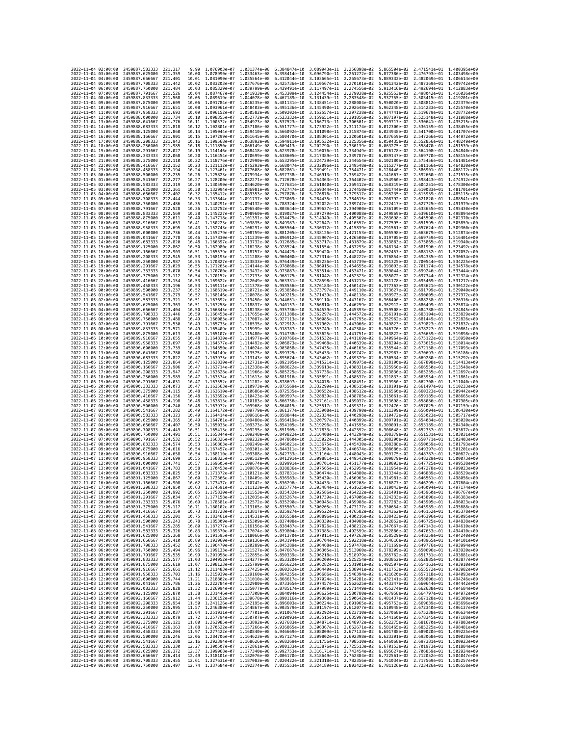| | | | | | | | | | | | |
|---|---|---|---|---|---|---|---|---|---|---|---|
| 2022-11-04 02:00:00 | 2459887.583333 | 221.317 | 9.99 | 1.076903e-07 | 1.031374e-08 | 6.384847e-10 | 3.089943e-11 | 2.256898e-02 | 5.865504e-02 | 2.471541e-01 | 1.400395e+00 |
| 2022-11-04 03:00:00 | 2459887.625000 | 221.359 | 10.00 | 1.078990e-07 | 1.033463e-08 | 6.398414e-10 | 3.096790e-11 | 2.261272e-02 | 5.877386e-02 | 2.476793e-01 | 1.403498e+00 |
| 2022-11-04 04:00:00 | 2459887.666667 | 221.401 | 10.01 | 1.081090e-07 | 1.035564e-08 | 6.412044e-10 | 3.103665e-11 | 2.265673e-02 | 5.889332e-02 | 2.482069e-01 | 1.406614e+00 |
| 2022-11-04 05:00:00 | 2459887.708333 | 221.442 | 10.02 | 1.083203e-07 | 1.037676e-08 | 6.425736e-10 | 3.110567e-11 | 2.270101e-02 | 5.901342e-02 | 2.487369e-01 | 1.409742e+00 |
| 2022-11-04 06:00:00 | 2459887.750000 | 221.484 | 10.03 | 1.085329e-07 | 1.039799e-08 | 6.439491e-10 | 3.117497e-11 | 2.274556e-02 | 5.913416e-02 | 2.492694e-01 | 1.412883e+00 |
| 2022-11-04 07:00:00 | 2459887.791667 | 221.526 | 10.04 | 1.087467e-07 | 1.041933e-08 | 6.453309e-10 | 3.124454e-11 | 2.279038e-02 | 5.925553e-02 | 2.498042e-01 | 1.416036e+00 |
| 2022-11-04 08:00:00 | 2459887.833333 | 221.568 | 10.05 | 1.089619e-07 | 1.044078e-08 | 6.467189e-10 | 3.131439e-11 | 2.283548e-02 | 5.937755e-02 | 2.503415e-01 | 1.419201e+00 |
| 2022-11-04 09:00:00 | 2459887.875000 | 221.609 | 10.06 | 1.091784e-07 | 1.046235e-08 | 6.481131e-10 | 3.138451e-11 | 2.288084e-02 | 5.950020e-02 | 2.508812e-01 | 1.422379e+00 |
| 2022-11-04 10:00:00 | 2459887.916667 | 221.651 | 10.08 | 1.093961e-07 | 1.048403e-08 | 6.495136e-10 | 3.145490e-11 | 2.292648e-02 | 5.962348e-02 | 2.514233e-01 | 1.425570e+00 |
| 2022-11-04 11:00:00 | 2459887.958333 | 221.693 | 10.09 | 1.096152e-07 | 1.050582e-08 | 6.509202e-10 | 3.152557e-11 | 2.297238e-02 | 5.974741e-02 | 2.519679e-01 | 1.428772e+00 |
| 2022-11-04 12:00:00 | 2459888.000000 | 221.734 | 10.10 | 1.098355e-07 | 1.052772e-08 | 6.523332e-10 | 3.159651e-11 | 2.301856e-02 | 5.987197e-02 | 2.525148e-01 | 1.431988e+00 |
| 2022-11-04 13:00:00 | 2459888.041667 | 221.776 | 10.11 | 1.100572e-07 | 1.054973e-08 | 6.537523e-10 | 3.166773e-11 | 2.306501e-02 | 5.999717e-02 | 2.530641e-01 | 1.435215e+00 |
| 2022-11-04 14:00:00 | 2459888.083333 | 221.818 | 10.12 | 1.102801e-07 | 1.057186e-08 | 6.551777e-10 | 3.173922e-11 | 2.311174e-02 | 6.012300e-02 | 2.536159e-01 | 1.438455e+00 |
| 2022-11-04 15:00:00 | 2459888.125000 | 221.860 | 10.14 | 1.105044e-07 | 1.059410e-08 | 6.566092e-10 | 3.181098e-11 | 2.315874e-02 | 6.024948e-02 | 2.541700e-01 | 1.441707e+00 |
| 2022-11-04 16:00:00 | 2459888.166667 | 221.901 | 10.15 | 1.107299e-07 | 1.061645e-08 | 6.580470e-10 | 3.188301e-11 | 2.320601e-02 | 6.037659e-02 | 2.547266e-01 | 1.444972e+00 |
| 2022-11-04 17:00:00 | 2459888.208333 | 221.943 | 10.16 | 1.109568e-07 | 1.063892e-08 | 6.594911e-10 | 3.195532e-11 | 2.325356e-02 | 6.050435e-02 | 2.552856e-01 | 1.448249e+00 |
| 2022-11-04 18:00:00 | 2459888.250000 | 221.985 | 10.18 | 1.111850e-07 | 1.066149e-08 | 6.609413e-10 | 3.202790e-11 | 2.330139e-02 | 6.063275e-02 | 2.558470e-01 | 1.451539e+00 |
| 2022-11-04 19:00:00 | 2459888.291667 | 222.027 | 10.19 | 1.114146e-07 | 1.068418e-08 | 6.623978e-10 | 3.210076e-11 | 2.334949e-02 | 6.076178e-02 | 2.564108e-01 | 1.454840e+00 |
| 2022-11-04 20:00:00 | 2459888.333333 | 222.068 | 10.20 | 1.116454e-07 | 1.070699e-08 | 6.638605e-10 | 3.217389e-11 | 2.339787e-02 | 6.089147e-02 | 2.569770e-01 | 1.458155e+00 |
| 2022-11-04 21:00:00 | 2459888.375000 | 222.110 | 10.22 | 1.118776e-07 | 1.072990e-08 | 6.653295e-10 | 3.224729e-11 | 2.344654e-02 | 6.102180e-02 | 2.575456e-01 | 1.461481e+00 |
| 2022-11-04 22:00:00 | 2459888.416667 | 222.152 | 10.23 | 1.121112e-07 | 1.075293e-08 | 6.668047e-10 | 3.232096e-11 | 2.349548e-02 | 6.115277e-02 | 2.581166e-01 | 1.464820e+00 |
| 2022-11-04 23:00:00 | 2459888.458333 | 222.194 | 10.24 | 1.123461e-07 | 1.077608e-08 | 6.682861e-10 | 3.239491e-11 | 2.354471e-02 | 6.128440e-02 | 2.586901e-01 | 1.468172e+00 |
| 2022-11-05 00:00:00 | 2459888.500000 | 222.235 | 10.26 | 1.125823e-07 | 1.079934e-08 | 6.697738e-10 | 3.246913e-11 | 2.359422e-02 | 6.141667e-02 | 2.592660e-01 | 1.471535e+00 |
| 2022-11-05 01:00:00 | 2459888.541667 | 222.277 | 10.27 | 1.128200e-07 | 1.082271e-08 | 6.712678e-10 | 3.254363e-11 | 2.364402e-02 | 6.154960e-02 | 2.598443e-01 | 1.474912e+00 |
| 2022-11-05 02:00:00 | 2459888.583333 | 222.319 | 10.29 | 1.130590e-07 | 1.084620e-08 | 6.727681e-10 | 3.261840e-11 | 2.369412e-02 | 6.168319e-02 | 2.604251e-01 | 1.478300e+00 |
| 2022-11-05 03:00:00 | 2459888.625000 | 222.361 | 10.30 | 1.132994e-07 | 1.086981e-08 | 6.742747e-10 | 3.269344e-11 | 2.374450e-02 | 6.181744e-02 | 2.610083e-01 | 1.481701e+00 |
| 2022-11-05 04:00:00 | 2459888.666667 | 222.402 | 10.32 | 1.135412e-07 | 1.089353e-08 | 6.757876e-10 | 3.276876e-11 | 2.379517e-02 | 6.195235e-02 | 2.615939e-01 | 1.485115e+00 |
| 2022-11-05 05:00:00 | 2459888.708333 | 222.444 | 10.33 | 1.137844e-07 | 1.091737e-08 | 6.773069e-10 | 3.284435e-11 | 2.384615e-02 | 6.208792e-02 | 2.621820e-01 | 1.488541e+00 |
| 2022-11-05 06:00:00 | 2459888.750000 | 222.486 | 10.35 | 1.140291e-07 | 1.094132e-08 | 6.788324e-10 | 3.292022e-11 | 2.389742e-02 | 6.222417e-02 | 2.627725e-01 | 1.491979e+00 |
| 2022-11-05 07:00:00 | 2459888.791667 | 222.528 | 10.36 | 1.142752e-07 | 1.096540e-08 | 6.803644e-10 | 3.299637e-11 | 2.394900e-02 | 6.236109e-02 | 2.633655e-01 | 1.495430e+00 |
| 2022-11-05 08:00:00 | 2459888.833333 | 222.569 | 10.38 | 1.145227e-07 | 1.098960e-08 | 6.819027e-10 | 3.307279e-11 | 2.400088e-02 | 6.249869e-02 | 2.639610e-01 | 1.498894e+00 |
| 2022-11-05 09:00:00 | 2459888.875000 | 222.611 | 10.40 | 1.147718e-07 | 1.101391e-08 | 6.834475e-10 | 3.314949e-11 | 2.405307e-02 | 6.263698e-02 | 2.645590e-01 | 1.502370e+00 |
| 2022-11-05 10:00:00 | 2459888.916667 | 222.653 | 10.41 | 1.150223e-07 | 1.103835e-08 | 6.849987e-10 | 3.322647e-11 | 2.410557e-02 | 6.277595e-02 | 2.651595e-01 | 1.505859e+00 |
| 2022-11-05 11:00:00 | 2459888.958333 | 222.695 | 10.43 | 1.152743e-07 | 1.106291e-08 | 6.865564e-10 | 3.330372e-11 | 2.415839e-02 | 6.291561e-02 | 2.657624e-01 | 1.509360e+00 |
| 2022-11-05 12:00:00 | 2459889.000000 | 222.736 | 10.44 | 1.155279e-07 | 1.108759e-08 | 6.881205e-10 | 3.338126e-11 | 2.421153e-02 | 6.305598e-02 | 2.663679e-01 | 1.512874e+00 |
| 2022-11-05 13:00:00 | 2459889.041667 | 222.778 | 10.46 | 1.157830e-07 | 1.111239e-08 | 6.896912e-10 | 3.345907e-11 | 2.426500e-02 | 6.319705e-02 | 2.669759e-01 | 1.516401e+00 |
| 2022-11-05 14:00:00 | 2459889.083333 | 222.820 | 10.48 | 1.160397e-07 | 1.113732e-08 | 6.912685e-10 | 3.353717e-11 | 2.431879e-02 | 6.333883e-02 | 2.675865e-01 | 1.519940e+00 |
| 2022-11-05 15:00:00 | 2459889.125000 | 222.862 | 10.50 | 1.162980e-07 | 1.116238e-08 | 6.928524e-10 | 3.361554e-11 | 2.437293e-02 | 6.348134e-02 | 2.681996e-01 | 1.523492e+00 |
| 2022-11-05 16:00:00 | 2459889.166667 | 222.903 | 10.51 | 1.165579e-07 | 1.118757e-08 | 6.944429e-10 | 3.369420e-11 | 2.442740e-02 | 6.362457e-02 | 2.688152e-01 | 1.527057e+00 |
| 2022-11-05 17:00:00 | 2459889.208333 | 222.945 | 10.53 | 1.168195e-07 | 1.121288e-08 | 6.960400e-10 | 3.377314e-11 | 2.448222e-02 | 6.376854e-02 | 2.694335e-01 | 1.530634e+00 |
| 2022-11-05 18:00:00 | 2459889.250000 | 222.987 | 10.55 | 1.170827e-07 | 1.123833e-08 | 6.976439e-10 | 3.385236e-11 | 2.453739e-02 | 6.391325e-02 | 2.700544e-01 | 1.534225e+00 |
| 2022-11-05 19:00:00 | 2459889.291667 | 223.029 | 10.55 | 1.171265e-07 | 1.124144e-08 | 6.978068e-10 | 3.386015e-11 | 2.454655e-02 | 6.393093e-02 | 2.701174e-01 | 1.534578e+00 |
| 2022-11-05 20:00:00 | 2459889.333333 | 223.070 | 10.54 | 1.170700e-07 | 1.123432e-08 | 6.973087e-10 | 3.383514e-11 | 2.453471e-02 | 6.389044e-02 | 2.699246e-01 | 1.533444e+00 |
| 2022-11-05 21:00:00 | 2459889.375000 | 223.112 | 10.54 | 1.170152e-07 | 1.122733e-08 | 6.968175e-10 | 3.381042e-11 | 2.452323e-02 | 6.385072e-02 | 2.697344e-01 | 1.532324e+00 |
| 2022-11-05 22:00:00 | 2459889.416667 | 223.154 | 10.53 | 1.169622e-07 | 1.122049e-08 | 6.963331e-10 | 3.378598e-11 | 2.451213e-02 | 6.381178e-02 | 2.695469e-01 | 1.531217e+00 |
| 2022-11-05 23:00:00 | 2459889.458333 | 223.196 | 10.53 | 1.169111e-07 | 1.121378e-08 | 6.958556e-10 | 3.376183e-11 | 2.450142e-02 | 6.377363e-02 | 2.693621e-01 | 1.530122e+00 |
| 2022-11-06 00:00:00 | 2459889.500000 | 223.237 | 10.52 | 1.168619e-07 | 1.120721e-08 | 6.953850e-10 | 3.373797e-11 | 2.449110e-02 | 6.373627e-02 | 2.691799e-01 | 1.529040e+00 |
| 2022-11-06 01:00:00 | 2459889.541667 | 223.279 | 10.52 | 1.168146e-07 | 1.120078e-08 | 6.949215e-10 | 3.371439e-11 | 2.448118e-02 | 6.369973e-02 | 2.690005e-01 | 1.527972e+00 |
| 2022-11-06 02:00:00 | 2459889.583333 | 223.321 | 10.51 | 1.167692e-07 | 1.119450e-08 | 6.944651e-10 | 3.369110e-11 | 2.447167e-02 | 6.366400e-02 | 2.688238e-01 | 1.526916e+00 |
| 2022-11-06 03:00:00 | 2459889.625000 | 223.363 | 10.51 | 1.167258e-07 | 1.118837e-08 | 6.940157e-10 | 3.366810e-11 | 2.446259e-02 | 6.362912e-02 | 2.686499e-01 | 1.525874e+00 |
| 2022-11-06 04:00:00 | 2459889.666667 | 223.404 | 10.50 | 1.166845e-07 | 1.118238e-08 | 6.935736e-10 | 3.364539e-11 | 2.445393e-02 | 6.359508e-02 | 2.684788e-01 | 1.524845e+00 |
| 2022-11-06 05:00:00 | 2459889.708333 | 223.446 | 10.50 | 1.166453e-07 | 1.117655e-08 | 6.931388e-10 | 3.362297e-11 | 2.444572e-02 | 6.356191e-02 | 2.683104e-01 | 1.523829e+00 |
| 2022-11-06 06:00:00 | 2459889.750000 | 223.488 | 10.49 | 1.166083e-07 | 1.117087e-08 | 6.927113e-10 | 3.360085e-11 | 2.443795e-02 | 6.352962e-02 | 2.681449e-01 | 1.522826e+00 |
| 2022-11-06 07:00:00 | 2459889.791667 | 223.530 | 10.49 | 1.165735e-07 | 1.116535e-08 | 6.922912e-10 | 3.357902e-11 | 2.443066e-02 | 6.349823e-02 | 2.679823e-01 | 1.521837e+00 |
| 2022-11-06 08:00:00 | 2459889.833333 | 223.571 | 10.49 | 1.165409e-07 | 1.115999e-08 | 6.918787e-10 | 3.355749e-11 | 2.442384e-02 | 6.346776e-02 | 2.678227e-01 | 1.520861e+00 |
| 2022-11-06 09:00:00 | 2459889.875000 | 223.613 | 10.48 | 1.165107e-07 | 1.115480e-08 | 6.914738e-10 | 3.353625e-11 | 2.441751e-02 | 6.343822e-02 | 2.676659e-01 | 1.519898e+00 |
| 2022-11-06 10:00:00 | 2459889.916667 | 223.655 | 10.48 | 1.164830e-07 | 1.114977e-08 | 6.910766e-10 | 3.351532e-11 | 2.441169e-02 | 6.340964e-02 | 2.675122e-01 | 1.518950e+00 |
| 2022-11-06 11:00:00 | 2459889.958333 | 223.697 | 10.48 | 1.164577e-07 | 1.114492e-08 | 6.906873e-10 | 3.349468e-11 | 2.440639e-02 | 6.338204e-02 | 2.673615e-01 | 1.518014e+00 |
| 2022-11-06 12:00:00 | 2459890.000000 | 223.739 | 10.48 | 1.164350e-07 | 1.114024e-08 | 6.903058e-10 | 3.347435e-11 | 2.440163e-02 | 6.335544e-02 | 2.672138e-01 | 1.517093e+00 |
| 2022-11-06 13:00:00 | 2459890.041667 | 223.780 | 10.47 | 1.164149e-07 | 1.113575e-08 | 6.899325e-10 | 3.345433e-11 | 2.439742e-02 | 6.332987e-02 | 2.670693e-01 | 1.516186e+00 |
| 2022-11-06 14:00:00 | 2459890.083333 | 223.822 | 10.47 | 1.163975e-07 | 1.113143e-08 | 6.895674e-10 | 3.343462e-11 | 2.439379e-02 | 6.330534e-02 | 2.669280e-01 | 1.515292e+00 |
| 2022-11-06 15:00:00 | 2459890.125000 | 223.864 | 10.47 | 1.163830e-07 | 1.112731e-08 | 6.892105e-10 | 3.341521e-11 | 2.439075e-02 | 6.328190e-02 | 2.667898e-01 | 1.514413e+00 |
| 2022-11-06 16:00:00 | 2459890.166667 | 223.906 | 10.47 | 1.163714e-07 | 1.112338e-08 | 6.888622e-10 | 3.339613e-11 | 2.438831e-02 | 6.325956e-02 | 2.666550e-01 | 1.513548e+00 |
| 2022-11-06 17:00:00 | 2459890.208333 | 223.947 | 10.47 | 1.163628e-07 | 1.111966e-08 | 6.885225e-10 | 3.337736e-11 | 2.438652e-02 | 6.323836e-02 | 2.665235e-01 | 1.512697e+00 |
| 2022-11-06 18:00:00 | 2459890.250000 | 223.989 | 10.47 | 1.163574e-07 | 1.111613e-08 | 6.881916e-10 | 3.335891e-11 | 2.438537e-02 | 6.321833e-02 | 2.663954e-01 | 1.511861e+00 |
| 2022-11-06 19:00:00 | 2459890.291667 | 224.031 | 10.47 | 1.163552e-07 | 1.111282e-08 | 6.878697e-10 | 3.334078e-11 | 2.438491e-02 | 6.319950e-02 | 2.662708e-01 | 1.511040e+00 |
| 2022-11-06 20:00:00 | 2459890.333333 | 224.073 | 10.47 | 1.163563e-07 | 1.110973e-08 | 6.875569e-10 | 3.332299e-11 | 2.438515e-02 | 6.318191e-02 | 2.661497e-01 | 1.510233e+00 |
| 2022-11-06 21:00:00 | 2459890.375000 | 224.115 | 10.48 | 1.163610e-07 | 1.110686e-08 | 6.872535e-10 | 3.330552e-11 | 2.438612e-02 | 6.316560e-02 | 2.660323e-01 | 1.509442e+00 |
| 2022-11-06 22:00:00 | 2459890.416667 | 224.156 | 10.48 | 1.163692e-07 | 1.110423e-08 | 6.869597e-10 | 3.328839e-11 | 2.438785e-02 | 6.315061e-02 | 2.659185e-01 | 1.508665e+00 |
| 2022-11-06 23:00:00 | 2459890.458333 | 224.198 | 10.48 | 1.163813e-07 | 1.110183e-08 | 6.866756e-10 | 3.327161e-11 | 2.439037e-02 | 6.313698e-02 | 2.658086e-01 | 1.507905e+00 |
| 2022-11-07 00:00:00 | 2459890.500000 | 224.240 | 10.48 | 1.163972e-07 | 1.109968e-08 | 6.864015e-10 | 3.325517e-11 | 2.439371e-02 | 6.312476e-02 | 2.657025e-01 | 1.507159e+00 |
| 2022-11-07 01:00:00 | 2459890.541667 | 224.282 | 10.49 | 1.164172e-07 | 1.109779e-08 | 6.861377e-10 | 3.323908e-11 | 2.439790e-02 | 6.311399e-02 | 2.656004e-01 | 1.506430e+00 |
| 2022-11-07 02:00:00 | 2459890.583333 | 224.323 | 10.49 | 1.164414e-07 | 1.109616e-08 | 6.858844e-10 | 3.322334e-11 | 2.440298e-02 | 6.310472e-02 | 2.655023e-01 | 1.505717e+00 |
| 2022-11-07 03:00:00 | 2459890.625000 | 224.365 | 10.49 | 1.164701e-07 | 1.109480e-08 | 6.856419e-10 | 3.320797e-11 | 2.440899e-02 | 6.309701e-02 | 2.654084e-01 | 1.505020e+00 |
| 2022-11-07 04:00:00 | 2459890.666667 | 224.407 | 10.50 | 1.165033e-07 | 1.109373e-08 | 6.854105e-10 | 3.319296e-11 | 2.441595e-02 | 6.309091e-02 | 2.653189e-01 | 1.504340e+00 |
| 2022-11-07 05:00:00 | 2459890.708333 | 224.449 | 10.51 | 1.165413e-07 | 1.109295e-08 | 6.851905e-10 | 3.317833e-11 | 2.442392e-02 | 6.308648e-02 | 2.652337e-01 | 1.503677e+00 |
| 2022-11-07 06:00:00 | 2459890.750000 | 224.491 | 10.51 | 1.165844e-07 | 1.109248e-08 | 6.849822e-10 | 3.316408e-11 | 2.443294e-02 | 6.308379e-02 | 2.651531e-01 | 1.503031e+00 |
| 2022-11-07 07:00:00 | 2459890.791667 | 224.532 | 10.52 | 1.166326e-07 | 1.109232e-08 | 6.847860e-10 | 3.315022e-11 | 2.444305e-02 | 6.308290e-02 | 2.650771e-01 | 1.502403e+00 |
| 2022-11-07 08:00:00 | 2459890.833333 | 224.574 | 10.53 | 1.166863e-07 | 1.109249e-08 | 6.846021e-10 | 3.313675e-11 | 2.445430e-02 | 6.308388e-02 | 2.650059e-01 | 1.501793e+00 |
| 2022-11-07 09:00:00 | 2459890.875000 | 224.616 | 10.54 | 1.167457e-07 | 1.109301e-08 | 6.844311e-10 | 3.312369e-11 | 2.446674e-02 | 6.308680e-02 | 2.649397e-01 | 1.501201e+00 |
| 2022-11-07 10:00:00 | 2459890.916667 | 224.658 | 10.54 | 1.168110e-07 | 1.109388e-08 | 6.842733e-10 | 3.311104e-11 | 2.448043e-02 | 6.309175e-02 | 2.648787e-01 | 1.500627e+00 |
| 2022-11-07 11:00:00 | 2459890.958333 | 224.699 | 10.55 | 1.168825e-07 | 1.109512e-08 | 6.841291e-10 | 3.309881e-11 | 2.449542e-02 | 6.309879e-02 | 2.648229e-01 | 1.500073e+00 |
| 2022-11-07 12:00:00 | 2459891.000000 | 224.741 | 10.57 | 1.169605e-07 | 1.109674e-08 | 6.839991e-10 | 3.308701e-11 | 2.451177e-02 | 6.310803e-02 | 2.647725e-01 | 1.499538e+00 |
| 2022-11-07 13:00:00 | 2459891.041667 | 224.783 | 10.58 | 1.170453e-07 | 1.109876e-08 | 6.838836e-10 | 3.307565e-11 | 2.452954e-02 | 6.311954e-02 | 2.647278e-01 | 1.499023e+00 |
| 2022-11-07 14:00:00 | 2459891.083333 | 224.825 | 10.59 | 1.171372e-07 | 1.110121e-08 | 6.837831e-10 | 3.306474e-11 | 2.454880e-02 | 6.313344e-02 | 2.646889e-01 | 1.498529e+00 |
| 2022-11-07 15:00:00 | 2459891.125000 | 224.867 | 10.60 | 1.172366e-07 | 1.110409e-08 | 6.836983e-10 | 3.305430e-11 | 2.456963e-02 | 6.314981e-02 | 2.646561e-01 | 1.498056e+00 |
| 2022-11-07 16:00:00 | 2459891.166667 | 224.908 | 10.62 | 1.173437e-07 | 1.110742e-08 | 6.836296e-10 | 3.304433e-11 | 2.459208e-02 | 6.316877e-02 | 2.646295e-01 | 1.497604e+00 |
| 2022-11-07 17:00:00 | 2459891.208333 | 224.950 | 10.63 | 1.174591e-07 | 1.111123e-08 | 6.835777e-10 | 3.303484e-11 | 2.461625e-02 | 6.319043e-02 | 2.646094e-01 | 1.497174e+00 |
| 2022-11-07 18:00:00 | 2459891.250000 | 224.992 | 10.65 | 1.175830e-07 | 1.111553e-08 | 6.835432e-10 | 3.302586e-11 | 2.464222e-02 | 6.321491e-02 | 2.645960e-01 | 1.496767e+00 |
| 2022-11-07 19:00:00 | 2459891.291667 | 225.034 | 10.67 | 1.177158e-07 | 1.112035e-08 | 6.835267e-10 | 3.301739e-11 | 2.467006e-02 | 6.324233e-02 | 2.645896e-01 | 1.496383e+00 |
| 2022-11-07 20:00:00 | 2459891.333333 | 225.076 | 10.69 | 1.178581e-07 | 1.112572e-08 | 6.835290e-10 | 3.300945e-11 | 2.469988e-02 | 6.327283e-02 | 2.645905e-01 | 1.496023e+00 |
| 2022-11-07 21:00:00 | 2459891.375000 | 225.117 | 10.71 | 1.180102e-07 | 1.113165e-08 | 6.835507e-10 | 3.300205e-11 | 2.473177e-02 | 6.330654e-02 | 2.645989e-01 | 1.495688e+00 |
| 2022-11-07 22:00:00 | 2459891.416667 | 225.159 | 10.73 | 1.181728e-07 | 1.113817e-08 | 6.835927e-10 | 3.299522e-11 | 2.476582e-02 | 6.334362e-02 | 2.646152e-01 | 1.495378e+00 |
| 2022-11-07 23:00:00 | 2459891.458333 | 225.201 | 10.75 | 1.183461e-07 | 1.114531e-08 | 6.836558e-10 | 3.298896e-11 | 2.480216e-02 | 6.338423e-02 | 2.646396e-01 | 1.495095e+00 |
| 2022-11-08 00:00:00 | 2459891.500000 | 225.243 | 10.78 | 1.185309e-07 | 1.115309e-08 | 6.837408e-10 | 3.298330e-11 | 2.484088e-02 | 6.342852e-02 | 2.646725e-01 | 1.494838e+00 |
| 2022-11-08 01:00:00 | 2459891.541667 | 225.285 | 10.80 | 1.187277e-07 | 1.116156e-08 | 6.838487e-10 | 3.297826e-11 | 2.488212e-02 | 6.347667e-02 | 2.647143e-01 | 1.494610e+00 |
| 2022-11-08 02:00:00 | 2459891.583333 | 225.326 | 10.83 | 1.189370e-07 | 1.117074e-08 | 6.839804e-10 | 3.297385e-11 | 2.492599e-02 | 6.352886e-02 | 2.647653e-01 | 1.494410e+00 |
| 2022-11-08 03:00:00 | 2459891.625000 | 225.368 | 10.86 | 1.191595e-07 | 1.118066e-08 | 6.841369e-10 | 3.297011e-11 | 2.497263e-02 | 6.358529e-02 | 2.648259e-01 | 1.494240e+00 |
| 2022-11-08 04:00:00 | 2459891.666667 | 225.410 | 10.89 | 1.193960e-07 | 1.119136e-08 | 6.843194e-10 | 3.296704e-11 | 2.502218e-02 | 6.364616e-02 | 2.648965e-01 | 1.494101e+00 |
| 2022-11-08 05:00:00 | 2459891.708333 | 225.452 | 10.92 | 1.196470e-07 | 1.120289e-08 | 6.845289e-10 | 3.296468e-11 | 2.507478e-02 | 6.371169e-02 | 2.649776e-01 | 1.493994e+00 |
| 2022-11-08 06:00:00 | 2459891.750000 | 225.494 | 10.96 | 1.199133e-07 | 1.121527e-08 | 6.847667e-10 | 3.296305e-11 | 2.513060e-02 | 6.378209e-02 | 2.650696e-01 | 1.493920e+00 |
| 2022-11-08 07:00:00 | 2459891.791667 | 225.535 | 10.99 | 1.201958e-07 | 1.122855e-08 | 6.850339e-10 | 3.296218e-11 | 2.518979e-02 | 6.385762e-02 | 2.651731e-01 | 1.493881e+00 |
| 2022-11-08 08:00:00 | 2459891.833333 | 225.577 | 11.03 | 1.204952e-07 | 1.124277e-08 | 6.853320e-10 | 3.296209e-11 | 2.525254e-02 | 6.393852e-02 | 2.652885e-01 | 1.493877e+00 |
| 2022-11-08 09:00:00 | 2459891.875000 | 225.619 | 11.07 | 1.208123e-07 | 1.125799e-08 | 6.856622e-10 | 3.296282e-11 | 2.531901e-02 | 6.402507e-02 | 2.654163e-01 | 1.493910e+00 |
| 2022-11-08 10:00:00 | 2459891.916667 | 225.661 | 11.12 | 1.211483e-07 | 1.127425e-08 | 6.860262e-10 | 3.296440e-11 | 2.538941e-02 | 6.411753e-02 | 2.655572e-01 | 1.493982e+00 |
| 2022-11-08 11:00:00 | 2459891.958333 | 225.703 | 11.16 | 1.215039e-07 | 1.129160e-08 | 6.864255e-10 | 3.296686e-11 | 2.546394e-02 | 6.421620e-02 | 2.657118e-01 | 1.494093e+00 |
| 2022-11-08 12:00:00 | 2459892.000000 | 225.744 | 11.21 | 1.218802e-07 | 1.131010e-08 | 6.868617e-10 | 3.297024e-11 | 2.554281e-02 | 6.432141e-02 | 2.658806e-01 | 1.494246e+00 |
| 2022-11-08 13:00:00 | 2459892.041667 | 225.786 | 11.26 | 1.222784e-07 | 1.132980e-08 | 6.873365e-10 | 3.297457e-11 | 2.562625e-02 | 6.443347e-02 | 2.660644e-01 | 1.494442e+00 |
| 2022-11-08 14:00:00 | 2459892.083333 | 225.828 | 11.32 | 1.226994e-07 | 1.135077e-08 | 6.878517e-10 | 3.297989e-11 | 2.571449e-02 | 6.455274e-02 | 2.662638e-01 | 1.494684e+00 |
| 2022-11-08 15:00:00 | 2459892.125000 | 225.870 | 11.38 | 1.231446e-07 | 1.137308e-08 | 6.884094e-10 | 3.298625e-11 | 2.580780e-02 | 6.467958e-02 | 2.664797e-01 | 1.494972e+00 |
| 2022-11-08 16:00:00 | 2459892.166667 | 225.912 | 11.44 | 1.236152e-07 | 1.139678e-08 | 6.890116e-10 | 3.299368e-11 | 2.590642e-02 | 6.481437e-02 | 2.667128e-01 | 1.495309e+00 |
| 2022-11-08 17:00:00 | 2459892.208333 | 225.954 | 11.50 | 1.241126e-07 | 1.142195e-08 | 6.896603e-10 | 3.300224e-11 | 2.601065e-02 | 6.495753e-02 | 2.669639e-01 | 1.495696e+00 |
| 2022-11-08 18:00:00 | 2459892.250000 | 225.995 | 11.57 | 1.246380e-07 | 1.144867e-08 | 6.903579e-10 | 3.301197e-11 | 2.612077e-02 | 6.510948e-02 | 2.672340e-01 | 1.496137e+00 |
| 2022-11-08 19:00:00 | 2459892.291667 | 226.037 | 11.64 | 1.251931e-07 | 1.147701e-08 | 6.911067e-10 | 3.302292e-11 | 2.623710e-02 | 6.527068e-02 | 2.675238e-01 | 1.496634e+00 |
| 2022-11-08 20:00:00 | 2459892.333333 | 226.079 | 11.72 | 1.257794e-07 | 1.150707e-08 | 6.919093e-10 | 3.303515e-11 | 2.635997e-02 | 6.544160e-02 | 2.678345e-01 | 1.497188e+00 |
| 2022-11-08 21:00:00 | 2459892.375000 | 226.121 | 11.80 | 1.263985e-07 | 1.153892e-08 | 6.927683e-10 | 3.304871e-11 | 2.648972e-02 | 6.562275e-02 | 2.681670e-01 | 1.497803e+00 |
| 2022-11-08 22:00:00 | 2459892.416667 | 226.163 | 11.88 | 1.270522e-07 | 1.157266e-08 | 6.936865e-10 | 3.306367e-11 | 2.662671e-02 | 6.581465e-02 | 2.685225e-01 | 1.498481e+00 |
| 2022-11-08 23:00:00 | 2459892.458333 | 226.204 | 11.97 | 1.277422e-07 | 1.160840e-08 | 6.946669e-10 | 3.308009e-11 | 2.677133e-02 | 6.601788e-02 | 2.689020e-01 | 1.499225e+00 |
| 2022-11-09 00:00:00 | 2459892.500000 | 226.246 | 12.06 | 1.284706e-07 | 1.164623e-08 | 6.957127e-10 | 3.309802e-11 | 2.692398e-02 | 6.623301e-02 | 2.693068e-01 | 1.500038e+00 |
| 2022-11-09 01:00:00 | 2459892.541667 | 226.288 | 12.16 | 1.292394e-07 | 1.168626e-08 | 6.968269e-10 | 3.311756e-11 | 2.708510e-02 | 6.646068e-02 | 2.697381e-01 | 1.500923e+00 |
| 2022-11-09 02:00:00 | 2459892.583333 | 226.330 | 12.27 | 1.300507e-07 | 1.172861e-08 | 6.980133e-10 | 3.313876e-11 | 2.725513e-02 | 6.670153e-02 | 2.701973e-01 | 1.501884e+00 |
| 2022-11-09 03:00:00 | 2459892.625000 | 226.372 | 12.37 | 1.309068e-07 | 1.177340e-08 | 6.992753e-10 | 3.316171e-11 | 2.743454e-02 | 6.695627e-02 | 2.706859e-01 | 1.502924e+00 |
| 2022-11-09 04:00:00 | 2459892.666667 | 226.414 | 12.49 | 1.318101e-07 | 1.182076e-08 | 7.006170e-10 | 3.318649e-11 | 2.762384e-02 | 6.722561e-02 | 2.712052e-01 | 1.504047e+00 |
| 2022-11-09 05:00:00 | 2459892.708333 | 226.455 | 12.61 | 1.327631e-07 | 1.187083e-08 | 7.020422e-10 | 3.321318e-11 | 2.782356e-02 | 6.751034e-02 | 2.717569e-01 | 1.505257e+00 |
| 2022-11-09 06:00:00 | 2459892.750000 | 226.497 | 12.74 | 1.337684e-07 | 1.192374e-08 | 7.035553e-10 | 3.324189e-11 | 2.803425e-02 | 6.781126e-02 | 2.723426e-01 | 1.506558e+00 |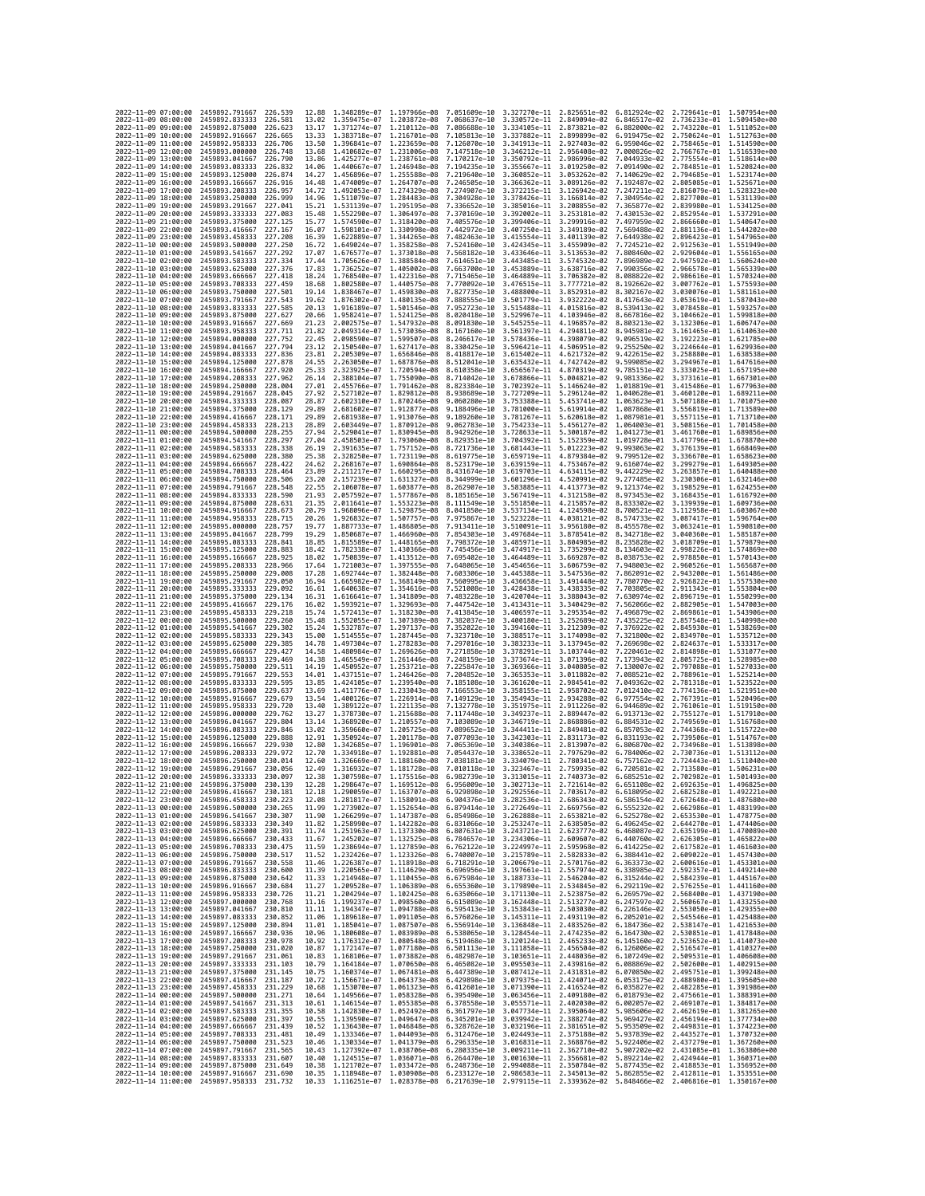```
2022-11-09 07:00:00  2459892.791667  226.539   12.88  1.348289e-07  1.197966e-08  7.051609e-10  3.327270e-11  2.825651e-02  6.812924e-02  2.729641e-01  1.507954e+00
2022-11-09 08:00:00  2459892.833333  226.581   13.02  1.359475e-07  1.203872e-08  7.068637e-10  3.330572e-11  2.849094e-02  6.846517e-02  2.736233e-01  1.509450e+00
2022-11-09 09:00:00  2459892.875000  226.623   13.17  1.371274e-07  1.210112e-08  7.086688e-10  3.334105e-11  2.873821e-02  6.882000e-02  2.743220e-01  1.511052e+00
2022-11-09 10:00:00  2459892.916667  226.665   13.33  1.383718e-07  1.216701e-08  7.105813e-10  3.337882e-11  2.899899e-02  6.919475e-02  2.750624e-01  1.512763e+00
2022-11-09 11:00:00  2459892.958333  226.706   13.50  1.396841e-07  1.223659e-08  7.126070e-10  3.341913e-11  2.927403e-02  6.959046e-02  2.758465e-01  1.514590e+00
2022-11-09 12:00:00  2459893.000000  226.748   13.68  1.410682e-07  1.231006e-08  7.147518e-10  3.346212e-11  2.956408e-02  7.000826e-02  2.766767e-01  1.516539e+00
2022-11-09 13:00:00  2459893.041667  226.790   13.86  1.425277e-07  1.238761e-08  7.170217e-10  3.350792e-11  2.986996e-02  7.044933e-02  2.775554e-01  1.518614e+00
2022-11-09 14:00:00  2459893.083333  226.832   14.06  1.440667e-07  1.246948e-08  7.194235e-10  3.355667e-11  3.019250e-02  7.091490e-02  2.784851e-01  1.520824e+00
2022-11-09 15:00:00  2459893.125000  226.874   14.27  1.456896e-07  1.255588e-08  7.219640e-10  3.360852e-11  3.053262e-02  7.140629e-02  2.794685e-01  1.523174e+00
2022-11-09 16:00:00  2459893.166667  226.916   14.48  1.474009e-07  1.264707e-08  7.246505e-10  3.366362e-11  3.089126e-02  7.192487e-02  2.805085e-01  1.525671e+00
2022-11-09 17:00:00  2459893.208333  226.957   14.72  1.492053e-07  1.274329e-08  7.274907e-10  3.372215e-11  3.126942e-02  7.247211e-02  2.816079e-01  1.528323e+00
2022-11-09 18:00:00  2459893.250000  226.999   14.96  1.511079e-07  1.284483e-08  7.304928e-10  3.378426e-11  3.166814e-02  7.304954e-02  2.827700e-01  1.531139e+00
2022-11-09 19:00:00  2459893.291667  227.041   15.21  1.531139e-07  1.295195e-08  7.336652e-10  3.385016e-11  3.208855e-02  7.365877e-02  2.839980e-01  1.534125e+00
2022-11-09 20:00:00  2459893.333333  227.083   15.48  1.552290e-07  1.306497e-08  7.370169e-10  3.392002e-11  3.253181e-02  7.430153e-02  2.852954e-01  1.537291e+00
2022-11-09 21:00:00  2459893.375000  227.125   15.77  1.574590e-07  1.318420e-08  7.405576e-10  3.399406e-11  3.299916e-02  7.497959e-02  2.866660e-01  1.540647e+00
2022-11-09 22:00:00  2459893.416667  227.167   16.07  1.598101e-07  1.330998e-08  7.442972e-10  3.407250e-11  3.349189e-02  7.569488e-02  2.881136e-01  1.544202e+00
2022-11-09 23:00:00  2459893.458333  227.208   16.39  1.622889e-07  1.344265e-08  7.482463e-10  3.415554e-11  3.401139e-02  7.644938e-02  2.896423e-01  1.547965e+00
2022-11-10 00:00:00  2459893.500000  227.250   16.72  1.649024e-07  1.358258e-08  7.524160e-10  3.424345e-11  3.455909e-02  7.724521e-02  2.912563e-01  1.551949e+00
2022-11-10 01:00:00  2459893.541667  227.292   17.07  1.676577e-07  1.373018e-08  7.568182e-10  3.433646e-11  3.513653e-02  7.808460e-02  2.929604e-01  1.556165e+00
2022-11-10 02:00:00  2459893.583333  227.334   17.44  1.705626e-07  1.388584e-08  7.614651e-10  3.443485e-11  3.574532e-02  7.896989e-02  2.947592e-01  1.560624e+00
2022-11-10 03:00:00  2459893.625000  227.376   17.83  1.736252e-07  1.405002e-08  7.663700e-10  3.453889e-11  3.638716e-02  7.990356e-02  2.966578e-01  1.565339e+00
2022-11-10 04:00:00  2459893.666667  227.418   18.24  1.768540e-07  1.422316e-08  7.715465e-10  3.464889e-11  3.706382e-02  8.088822e-02  2.986616e-01  1.570324e+00
2022-11-10 05:00:00  2459893.708333  227.459   18.68  1.802580e-07  1.440575e-08  7.770092e-10  3.476515e-11  3.777721e-02  8.192662e-02  3.007762e-01  1.575593e+00
2022-11-10 06:00:00  2459893.750000  227.501   19.14  1.838467e-07  1.459830e-08  7.827735e-10  3.488800e-11  3.852931e-02  8.302167e-02  3.030076e-01  1.581161e+00
2022-11-10 07:00:00  2459893.791667  227.543   19.62  1.876302e-07  1.480135e-08  7.888555e-10  3.501779e-11  3.932222e-02  8.417643e-02  3.053619e-01  1.587043e+00
2022-11-10 08:00:00  2459893.833333  227.585   20.13  1.916189e-07  1.501546e-08  7.952723e-10  3.515488e-11  4.015816e-02  8.539413e-02  3.078458e-01  1.593257e+00
2022-11-10 09:00:00  2459893.875000  227.627   20.66  1.958241e-07  1.524125e-08  8.020418e-10  3.529967e-11  4.103946e-02  8.667816e-02  3.104662e-01  1.599818e+00
2022-11-10 10:00:00  2459893.916667  227.669   21.23  2.002575e-07  1.547932e-08  8.091830e-10  3.545255e-11  4.196857e-02  8.803213e-02  3.132306e-01  1.606747e+00
2022-11-10 11:00:00  2459893.958333  227.711   21.82  2.049314e-07  1.573036e-08  8.167160e-10  3.561397e-11  4.294811e-02  8.945981e-02  3.161465e-01  1.614063e+00
2022-11-10 12:00:00  2459894.000000  227.752   22.45  2.098590e-07  1.599507e-08  8.246617e-10  3.578436e-11  4.398079e-02  9.096519e-02  3.192223e-01  1.621785e+00
2022-11-10 13:00:00  2459894.041667  227.794   23.12  2.150540e-07  1.627417e-08  8.330425e-10  3.596421e-11  4.506951e-02  9.255250e-02  3.224664e-01  1.629936e+00
2022-11-10 14:00:00  2459894.083333  227.836   23.81  2.205309e-07  1.656846e-08  8.418817e-10  3.615402e-11  4.621732e-02  9.422615e-02  3.258880e-01  1.638538e+00
2022-11-10 15:00:00  2459894.125000  227.878   24.55  2.263050e-07  1.687876e-08  8.512041e-10  3.635432e-11  4.742742e-02  9.599085e-02  3.294967e-01  1.647616e+00
2022-11-10 16:00:00  2459894.166667  227.920   25.33  2.323925e-07  1.720594e-08  8.610358e-10  3.656567e-11  4.870319e-02  9.785151e-02  3.333025e-01  1.657195e+00
2022-11-10 17:00:00  2459894.208333  227.962   26.14  2.388104e-07  1.755090e-08  8.714042e-10  3.678866e-11  5.004821e-02  9.981336e-02  3.373161e-01  1.667301e+00
2022-11-10 18:00:00  2459894.250000  228.004   27.01  2.455766e-07  1.791462e-08  8.823384e-10  3.702392e-11  5.146624e-02  1.018819e-01  3.415486e-01  1.677963e+00
2022-11-10 19:00:00  2459894.291667  228.045   27.92  2.527102e-07  1.829812e-08  8.938689e-10  3.727209e-11  5.296124e-02  1.040628e-01  3.460120e-01  1.689211e+00
2022-11-10 20:00:00  2459894.333333  228.087   28.87  2.602310e-07  1.870246e-08  9.060280e-10  3.753388e-11  5.453741e-02  1.063623e-01  3.507188e-01  1.701075e+00
2022-11-10 21:00:00  2459894.375000  228.129   29.89  2.681602e-07  1.912877e-08  9.188496e-10  3.781000e-11  5.619914e-02  1.087868e-01  3.556819e-01  1.713589e+00
2022-11-10 22:00:00  2459894.416667  228.171   29.89  2.681938e-07  1.913076e-08  9.189260e-10  3.781267e-11  5.620618e-02  1.087981e-01  3.557115e-01  1.713710e+00
2022-11-10 23:00:00  2459894.458333  228.213   28.89  2.603449e-07  1.870912e-08  9.062783e-10  3.754233e-11  5.456127e-02  1.064003e-01  3.508156e-01  1.701458e+00
2022-11-11 00:00:00  2459894.500000  228.255   27.94  2.529041e-07  1.830945e-08  8.942926e-10  3.728630e-11  5.300187e-02  1.041273e-01  3.461760e-01  1.689856e+00
2022-11-11 01:00:00  2459894.541667  228.297   27.04  2.458503e-07  1.793060e-08  8.829351e-10  3.704392e-11  5.152359e-02  1.019728e-01  3.417796e-01  1.678870e+00
2022-11-11 02:00:00  2459894.583333  228.338   26.19  2.391635e-07  1.757152e-08  8.721736e-10  3.681443e-11  5.012223e-02  9.993063e-02  3.376139e-01  1.668469e+00
2022-11-11 03:00:00  2459894.625000  228.380   25.38  2.328250e-07  1.723119e-08  8.619775e-10  3.659719e-11  4.879384e-02  9.799512e-02  3.336670e-01  1.658623e+00
2022-11-11 04:00:00  2459894.666667  228.422   24.62  2.268167e-07  1.690864e-08  8.523179e-10  3.639159e-11  4.753467e-02  9.616074e-02  3.299279e-01  1.649305e+00
2022-11-11 05:00:00  2459894.708333  228.464   23.89  2.211217e-07  1.660295e-08  8.431674e-10  3.619703e-11  4.634115e-02  9.442229e-02  3.263857e-01  1.640488e+00
2022-11-11 06:00:00  2459894.750000  228.506   23.20  2.157239e-07  1.631327e-08  8.344999e-10  3.601296e-11  4.520991e-02  9.277485e-02  3.230306e-01  1.632146e+00
2022-11-11 07:00:00  2459894.791667  228.548   22.55  2.106078e-07  1.603877e-08  8.262907e-10  3.583885e-11  4.413773e-02  9.121374e-02  3.198529e-01  1.624255e+00
2022-11-11 08:00:00  2459894.833333  228.590   21.93  2.057592e-07  1.577867e-08  8.185165e-10  3.567419e-11  4.312158e-02  8.973453e-02  3.168435e-01  1.616792e+00
2022-11-11 09:00:00  2459894.875000  228.631   21.35  2.011641e-07  1.553223e-08  8.111549e-10  3.551850e-11  4.215857e-02  8.833302e-02  3.139939e-01  1.609736e+00
2022-11-11 10:00:00  2459894.916667  228.673   20.79  1.968096e-07  1.529875e-08  8.041850e-10  3.537134e-11  4.124598e-02  8.700521e-02  3.112958e-01  1.603067e+00
2022-11-11 11:00:00  2459894.958333  228.715   20.26  1.926832e-07  1.507757e-08  7.975867e-10  3.523228e-11  4.038121e-02  8.574733e-02  3.087417e-01  1.596764e+00
2022-11-11 12:00:00  2459895.000000  228.757   19.77  1.887733e-07  1.486805e-08  7.913411e-10  3.510091e-11  3.956180e-02  8.455578e-02  3.063241e-01  1.590810e+00
2022-11-11 13:00:00  2459895.041667  228.799   19.29  1.850687e-07  1.466960e-08  7.854303e-10  3.497684e-11  3.878541e-02  8.342718e-02  3.040360e-01  1.585187e+00
2022-11-11 14:00:00  2459895.083333  228.841   18.85  1.815589e-07  1.448165e-08  7.798372e-10  3.485971e-11  3.804985e-02  8.235828e-02  3.018709e-01  1.579879e+00
2022-11-11 15:00:00  2459895.125000  228.883   18.42  1.782338e-07  1.430366e-08  7.745456e-10  3.474917e-11  3.735299e-02  8.134603e-02  2.998226e-01  1.574869e+00
2022-11-11 16:00:00  2459895.166667  228.925   18.02  1.750839e-07  1.413512e-08  7.695402e-10  3.464489e-11  3.669287e-02  8.038753e-02  2.978850e-01  1.570143e+00
2022-11-11 17:00:00  2459895.208333  228.966   17.64  1.721003e-07  1.397555e-08  7.648065e-10  3.454656e-11  3.606759e-02  7.948003e-02  2.960526e-01  1.565687e+00
2022-11-11 18:00:00  2459895.250000  229.008   17.28  1.692744e-07  1.382448e-08  7.603306e-10  3.445388e-11  3.547536e-02  7.862091e-02  2.943200e-01  1.561486e+00
2022-11-11 19:00:00  2459895.291667  229.050   16.94  1.665982e-07  1.368149e-08  7.560995e-10  3.436658e-11  3.491448e-02  7.780770e-02  2.926822e-01  1.557530e+00
2022-11-11 20:00:00  2459895.333333  229.092   16.61  1.640638e-07  1.354616e-08  7.521008e-10  3.428438e-11  3.438335e-02  7.703805e-02  2.911343e-01  1.553804e+00
2022-11-11 21:00:00  2459895.375000  229.134   16.31  1.616641e-07  1.341809e-08  7.483228e-10  3.420704e-11  3.388043e-02  7.630974e-02  2.896719e-01  1.550299e+00
2022-11-11 22:00:00  2459895.416667  229.176   16.02  1.593921e-07  1.329693e-08  7.447542e-10  3.413431e-11  3.340429e-02  7.562066e-02  2.882905e-01  1.547003e+00
2022-11-11 23:00:00  2459895.458333  229.218   15.74  1.572413e-07  1.318230e-08  7.413845e-10  3.406597e-11  3.295354e-02  7.496879e-02  2.869861e-01  1.543906e+00
2022-11-12 00:00:00  2459895.500000  229.260   15.48  1.552055e-07  1.307389e-08  7.382037e-10  3.400180e-11  3.252689e-02  7.435225e-02  2.857548e-01  1.540998e+00
2022-11-12 01:00:00  2459895.541667  229.302   15.24  1.532787e-07  1.297137e-08  7.352022e-10  3.394160e-11  3.212309e-02  7.376922e-02  2.845930e-01  1.538269e+00
2022-11-12 02:00:00  2459895.583333  229.343   15.00  1.514555e-07  1.287445e-08  7.323710e-10  3.388517e-11  3.174098e-02  7.321800e-02  2.834970e-01  1.535712e+00
2022-11-12 03:00:00  2459895.625000  229.385   14.78  1.497304e-07  1.278283e-08  7.297016e-10  3.383233e-11  3.137945e-02  7.269698e-02  2.824637e-01  1.533317e+00
2022-11-12 04:00:00  2459895.666667  229.427   14.58  1.480984e-07  1.269626e-08  7.271858e-10  3.378291e-11  3.103744e-02  7.220461e-02  2.814898e-01  1.531077e+00
2022-11-12 05:00:00  2459895.708333  229.469   14.38  1.465549e-07  1.261446e-08  7.248159e-10  3.373674e-11  3.071396e-02  7.173943e-02  2.805725e-01  1.528985e+00
2022-11-12 06:00:00  2459895.750000  229.511   14.19  1.450952e-07  1.253721e-08  7.225847e-10  3.369366e-11  3.040805e-02  7.130007e-02  2.797088e-01  1.527033e+00
2022-11-12 07:00:00  2459895.791667  229.553   14.01  1.437151e-07  1.246426e-08  7.204852e-10  3.365353e-11  3.011882e-02  7.088521e-02  2.788961e-01  1.525214e+00
2022-11-12 08:00:00  2459895.833333  229.595   13.85  1.424105e-07  1.239540e-08  7.185108e-10  3.361620e-11  2.984541e-02  7.049362e-02  2.781318e-01  1.523522e+00
2022-11-12 09:00:00  2459895.875000  229.637   13.69  1.411776e-07  1.233043e-08  7.166553e-10  3.358155e-11  2.958702e-02  7.012410e-02  2.774136e-01  1.521951e+00
2022-11-12 10:00:00  2459895.916667  229.679   13.54  1.400126e-07  1.226914e-08  7.149129e-10  3.354943e-11  2.934288e-02  6.977554e-02  2.767391e-01  1.520496e+00
2022-11-12 11:00:00  2459895.958333  229.720   13.40  1.389122e-07  1.221135e-08  7.132778e-10  3.351975e-11  2.911226e-02  6.944689e-02  2.761061e-01  1.519150e+00
2022-11-12 12:00:00  2459896.000000  229.762   13.27  1.378730e-07  1.215688e-08  7.117448e-10  3.349237e-11  2.889447e-02  6.913713e-02  2.755127e-01  1.517910e+00
2022-11-12 13:00:00  2459896.041667  229.804   13.14  1.368920e-07  1.210557e-08  7.103089e-10  3.346719e-11  2.868886e-02  6.884531e-02  2.749569e-01  1.516768e+00
2022-11-12 14:00:00  2459896.083333  229.846   13.02  1.359660e-07  1.205725e-08  7.089652e-10  3.344411e-11  2.849481e-02  6.857053e-02  2.744368e-01  1.515722e+00
2022-11-12 15:00:00  2459896.125000  229.888   12.91  1.350924e-07  1.201178e-08  7.077093e-10  3.342303e-11  2.831173e-02  6.831193e-02  2.739506e-01  1.514767e+00
2022-11-12 16:00:00  2459896.166667  229.930   12.80  1.342685e-07  1.196901e-08  7.065369e-10  3.340386e-11  2.813907e-02  6.806870e-02  2.734968e-01  1.513898e+00
2022-11-12 17:00:00  2459896.208333  229.972   12.70  1.334918e-07  1.192881e-08  7.054437e-10  3.338652e-11  2.797629e-02  6.784006e-02  2.730736e-01  1.513112e+00
2022-11-12 18:00:00  2459896.250000  230.014   12.60  1.326669e-07  1.188160e-08  7.038181e-10  3.334079e-11  2.780341e-02  6.757162e-02  2.724443e-01  1.511040e+00
2022-11-12 19:00:00  2459896.291667  230.056   12.49  1.316932e-07  1.181728e-08  7.010118e-10  3.323467e-11  2.759935e-02  6.720581e-02  2.713580e-01  1.506231e+00
2022-11-12 20:00:00  2459896.333333  230.097   12.38  1.307598e-07  1.175516e-08  6.982739e-10  3.313015e-11  2.740373e-02  6.685251e-02  2.702982e-01  1.501493e+00
2022-11-12 21:00:00  2459896.375000  230.139   12.28  1.298647e-07  1.169512e-08  6.956009e-10  3.302713e-11  2.721614e-02  6.651108e-02  2.692635e-01  1.496825e+00
2022-11-12 22:00:00  2459896.416667  230.181   12.18  1.290059e-07  1.163707e-08  6.929898e-10  3.292556e-11  2.703617e-02  6.618095e-02  2.682528e-01  1.492221e+00
2022-11-12 23:00:00  2459896.458333  230.223   12.08  1.281817e-07  1.158091e-08  6.904376e-10  3.282536e-11  2.686343e-02  6.586154e-02  2.672648e-01  1.487680e+00
2022-11-13 00:00:00  2459896.500000  230.265   11.99  1.273902e-07  1.152654e-08  6.879414e-10  3.272649e-11  2.669756e-02  6.555232e-02  2.662986e-01  1.483199e+00
2022-11-13 01:00:00  2459896.541667  230.307   11.90  1.266299e-07  1.147387e-08  6.854986e-10  3.262888e-11  2.653821e-02  6.525278e-02  2.653530e-01  1.478775e+00
2022-11-13 02:00:00  2459896.583333  230.349   11.82  1.258990e-07  1.142282e-08  6.831066e-10  3.253247e-11  2.638505e-02  6.496245e-02  2.644270e-01  1.474406e+00
2022-11-13 03:00:00  2459896.625000  230.391   11.74  1.251963e-07  1.137330e-08  6.807631e-10  3.243721e-11  2.623777e-02  6.468087e-02  2.635199e-01  1.470089e+00
2022-11-13 04:00:00  2459896.666667  230.433   11.67  1.245202e-07  1.132525e-08  6.784657e-10  3.234306e-11  2.609607e-02  6.440760e-02  2.626305e-01  1.465822e+00
2022-11-13 05:00:00  2459896.708333  230.475   11.59  1.238694e-07  1.127859e-08  6.762122e-10  3.224997e-11  2.595968e-02  6.414225e-02  2.617582e-01  1.461603e+00
2022-11-13 06:00:00  2459896.750000  230.517   11.52  1.232426e-07  1.123326e-08  6.740007e-10  3.215789e-11  2.582833e-02  6.388441e-02  2.609022e-01  1.457430e+00
2022-11-13 07:00:00  2459896.791667  230.558   11.46  1.226387e-07  1.118918e-08  6.718291e-10  3.206679e-11  2.570176e-02  6.363373e-02  2.600616e-01  1.453301e+00
2022-11-13 08:00:00  2459896.833333  230.600   11.39  1.220565e-07  1.114629e-08  6.696956e-10  3.197661e-11  2.557974e-02  6.338985e-02  2.592357e-01  1.449214e+00
2022-11-13 09:00:00  2459896.875000  230.642   11.33  1.214948e-07  1.110455e-08  6.675984e-10  3.188733e-11  2.546204e-02  6.315244e-02  2.584239e-01  1.445167e+00
2022-11-13 10:00:00  2459896.916667  230.684   11.27  1.209528e-07  1.106389e-08  6.655360e-10  3.179890e-11  2.534845e-02  6.292119e-02  2.576255e-01  1.441160e+00
2022-11-13 11:00:00  2459896.958333  230.726   11.21  1.204294e-07  1.102425e-08  6.635066e-10  3.171130e-11  2.523875e-02  6.269579e-02  2.568400e-01  1.437190e+00
2022-11-13 12:00:00  2459897.000000  230.768   11.16  1.199237e-07  1.098560e-08  6.615089e-10  3.162448e-11  2.513277e-02  6.247597e-02  2.560667e-01  1.433255e+00
2022-11-13 13:00:00  2459897.041667  230.810   11.11  1.194347e-07  1.094788e-08  6.595413e-10  3.153843e-11  2.503030e-02  6.226146e-02  2.553050e-01  1.429355e+00
2022-11-13 14:00:00  2459897.083333  230.852   11.06  1.189618e-07  1.091105e-08  6.576026e-10  3.145311e-11  2.493119e-02  6.205201e-02  2.545546e-01  1.425488e+00
2022-11-13 15:00:00  2459897.125000  230.894   11.01  1.185041e-07  1.087507e-08  6.556914e-10  3.136848e-11  2.483526e-02  6.184736e-02  2.538147e-01  1.421653e+00
2022-11-13 16:00:00  2459897.166667  230.936   10.96  1.180608e-07  1.083989e-08  6.538065e-10  3.128454e-11  2.474235e-02  6.164730e-02  2.530851e-01  1.417848e+00
2022-11-13 17:00:00  2459897.208333  230.978   10.92  1.176312e-07  1.080548e-08  6.519466e-10  3.120124e-11  2.465233e-02  6.145160e-02  2.523652e-01  1.414073e+00
2022-11-13 18:00:00  2459897.250000  231.020   10.87  1.172147e-07  1.077180e-08  6.501108e-10  3.111858e-11  2.456504e-02  6.126006e-02  2.516547e-01  1.410327e+00
2022-11-13 19:00:00  2459897.291667  231.061   10.83  1.168106e-07  1.073882e-08  6.482987e-10  3.103651e-11  2.448036e-02  6.107249e-02  2.509531e-01  1.406608e+00
2022-11-13 20:00:00  2459897.333333  231.103   10.79  1.164184e-07  1.070650e-08  6.465082e-10  3.095503e-11  2.439816e-02  6.088869e-02  2.502600e-01  1.402915e+00
2022-11-13 21:00:00  2459897.375000  231.145   10.75  1.160374e-07  1.067481e-08  6.447389e-10  3.087412e-11  2.431831e-02  6.070850e-02  2.495751e-01  1.399248e+00
2022-11-13 22:00:00  2459897.416667  231.187   10.72  1.156671e-07  1.064373e-08  6.429898e-10  3.079375e-11  2.424071e-02  6.053175e-02  2.488980e-01  1.395605e+00
2022-11-13 23:00:00  2459897.458333  231.229   10.68  1.153070e-07  1.061323e-08  6.412601e-10  3.071390e-11  2.416524e-02  6.035827e-02  2.482285e-01  1.391986e+00
2022-11-14 00:00:00  2459897.500000  231.271   10.64  1.149566e-07  1.058328e-08  6.395490e-10  3.063456e-11  2.409180e-02  6.018793e-02  2.475661e-01  1.388391e+00
2022-11-14 01:00:00  2459897.541667  231.313   10.61  1.146154e-07  1.055385e-08  6.378558e-10  3.055571e-11  2.402030e-02  6.002057e-02  2.469107e-01  1.384817e+00
2022-11-14 02:00:00  2459897.583333  231.355   10.58  1.142830e-07  1.052492e-08  6.361797e-10  3.047734e-11  2.395064e-02  5.985606e-02  2.462619e-01  1.381265e+00
2022-11-14 03:00:00  2459897.625000  231.397   10.55  1.139590e-07  1.049647e-08  6.345201e-10  3.039942e-11  2.388274e-02  5.969427e-02  2.456194e-01  1.377734e+00
2022-11-14 04:00:00  2459897.666667  231.439   10.52  1.136430e-07  1.046848e-08  6.328762e-10  3.032196e-11  2.381651e-02  5.953509e-02  2.449831e-01  1.374223e+00
2022-11-14 05:00:00  2459897.708333  231.481   10.49  1.133346e-07  1.044093e-08  6.312476e-10  3.024493e-11  2.375188e-02  5.937839e-02  2.443527e-01  1.370732e+00
2022-11-14 06:00:00  2459897.750000  231.523   10.46  1.130334e-07  1.041379e-08  6.296335e-10  3.016831e-11  2.368876e-02  5.922406e-02  2.437279e-01  1.367260e+00
2022-11-14 07:00:00  2459897.791667  231.565   10.43  1.127392e-07  1.038706e-08  6.280335e-10  3.009211e-11  2.362710e-02  5.907202e-02  2.431085e-01  1.363806e+00
2022-11-14 08:00:00  2459897.833333  231.607   10.40  1.124515e-07  1.036071e-08  6.264470e-10  3.001630e-11  2.356681e-02  5.892214e-02  2.424944e-01  1.360371e+00
2022-11-14 09:00:00  2459897.875000  231.649   10.38  1.121702e-07  1.033472e-08  6.248736e-10  2.994088e-11  2.350784e-02  5.877435e-02  2.418853e-01  1.356952e+00
2022-11-14 10:00:00  2459897.916667  231.690   10.35  1.118948e-07  1.030908e-08  6.233127e-10  2.986583e-11  2.345013e-02  5.862855e-02  2.412811e-01  1.353551e+00
2022-11-14 11:00:00  2459897.958333  231.732   10.33  1.116251e-07  1.028378e-08  6.217639e-10  2.979115e-11  2.339362e-02  5.848466e-02  2.406816e-01  1.350167e+00
```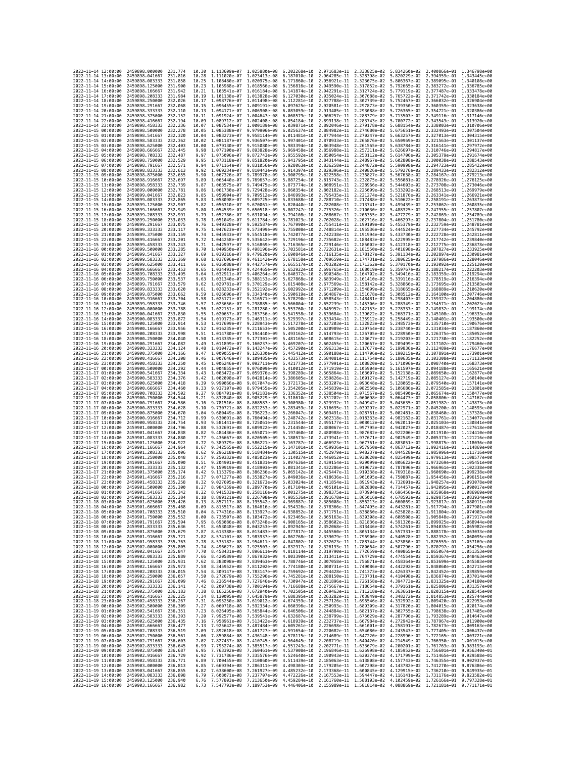| | | | | | | | | | | | |
|---|---|---|---|---|---|---|---|---|---|---|---|
| 2022-11-14 12:00:00 | 2459898.000000 | 231.774 | 10.30 | 1.113609e-07 | 1.025880e-08 | 6.202268e-10 | 2.971683e-11 | 2.333825e-02 | 5.834260e-02 | 2.400866e-01 | 1.346798e+00 |
| 2022-11-14 13:00:00 | 2459898.041667 | 231.816 | 10.28 | 1.111020e-07 | 1.023413e-08 | 6.187010e-10 | 2.964285e-11 | 2.328398e-02 | 5.820229e-02 | 2.394959e-01 | 1.343445e+00 |
| 2022-11-14 14:00:00 | 2459898.083333 | 231.858 | 10.25 | 1.108480e-07 | 1.020975e-08 | 6.171860e-10 | 2.956921e-11 | 2.323075e-02 | 5.806367e-02 | 2.389095e-01 | 1.340108e+00 |
| 2022-11-14 15:00:00 | 2459898.125000 | 231.900 | 10.23 | 1.105988e-07 | 1.018566e-08 | 6.156816e-10 | 2.949590e-11 | 2.317852e-02 | 5.792665e-02 | 2.383272e-01 | 1.336785e+00 |
| 2022-11-14 16:00:00 | 2459898.166667 | 231.942 | 10.21 | 1.103541e-07 | 1.016184e-08 | 6.141874e-10 | 2.942291e-11 | 2.312724e-02 | 5.779119e-02 | 2.377487e-01 | 1.333478e+00 |
| 2022-11-14 17:00:00 | 2459898.208333 | 231.984 | 10.19 | 1.101138e-07 | 1.013828e-08 | 6.127030e-10 | 2.935024e-11 | 2.307688e-02 | 5.765722e-02 | 2.371742e-01 | 1.330184e+00 |
| 2022-11-14 18:00:00 | 2459898.250000 | 232.026 | 10.17 | 1.098776e-07 | 1.011498e-08 | 6.112281e-10 | 2.927788e-11 | 2.302739e-02 | 5.752467e-02 | 2.366032e-01 | 1.326904e+00 |
| 2022-11-14 19:00:00 | 2459898.291667 | 232.068 | 10.15 | 1.096455e-07 | 1.009191e-08 | 6.097625e-10 | 2.920581e-11 | 2.297873e-02 | 5.739350e-02 | 2.360359e-01 | 1.323638e+00 |
| 2022-11-14 20:00:00 | 2459898.333333 | 232.110 | 10.13 | 1.094171e-07 | 1.006908e-08 | 6.083059e-10 | 2.913405e-11 | 2.293088e-02 | 5.726365e-02 | 2.354721e-01 | 1.320386e+00 |
| 2022-11-14 21:00:00 | 2459898.375000 | 232.152 | 10.11 | 1.091924e-07 | 1.004647e-08 | 6.068579e-10 | 2.906257e-11 | 2.288379e-02 | 5.713507e-02 | 2.349116e-01 | 1.317146e+00 |
| 2022-11-14 22:00:00 | 2459898.416667 | 232.194 | 10.09 | 1.089712e-07 | 1.002408e-08 | 6.054184e-10 | 2.899138e-11 | 2.283743e-02 | 5.700772e-02 | 2.343543e-01 | 1.313920e+00 |
| 2022-11-14 23:00:00 | 2459898.458333 | 232.236 | 10.07 | 1.087534e-07 | 1.000189e-08 | 6.039871e-10 | 2.892046e-11 | 2.279178e-02 | 5.688154e-02 | 2.338003e-01 | 1.310706e+00 |
| 2022-11-15 00:00:00 | 2459898.500000 | 232.278 | 10.05 | 1.085388e-07 | 9.979906e-09 | 6.025637e-10 | 2.884982e-11 | 2.274680e-02 | 5.675651e-02 | 2.332493e-01 | 1.307504e+00 |
| 2022-11-15 01:00:00 | 2459898.541667 | 232.320 | 10.04 | 1.083273e-07 | 9.958114e-09 | 6.011481e-10 | 2.877944e-11 | 2.270247e-02 | 5.663257e-02 | 2.327013e-01 | 1.304315e+00 |
| 2022-11-15 02:00:00 | 2459898.583333 | 232.362 | 10.02 | 1.081187e-07 | 9.936507e-09 | 5.997401e-10 | 2.870933e-11 | 2.265876e-02 | 5.650969e-02 | 2.321563e-01 | 1.301137e+00 |
| 2022-11-15 03:00:00 | 2459898.625000 | 232.403 | 10.00 | 1.079130e-07 | 9.915080e-09 | 5.983394e-10 | 2.863948e-11 | 2.261565e-02 | 5.638784e-02 | 2.316141e-01 | 1.297972e+00 |
| 2022-11-15 04:00:00 | 2459898.666667 | 232.445 | 9.98 | 1.077100e-07 | 9.893828e-09 | 5.969458e-10 | 2.856988e-11 | 2.257311e-02 | 5.626697e-02 | 2.310746e-01 | 1.294817e+00 |
| 2022-11-15 05:00:00 | 2459898.708333 | 232.487 | 9.97 | 1.075096e-07 | 9.872743e-09 | 5.955592e-10 | 2.850054e-11 | 2.253112e-02 | 5.614706e-02 | 2.305379e-01 | 1.291674e+00 |
| 2022-11-15 06:00:00 | 2459898.750000 | 232.529 | 9.95 | 1.073118e-07 | 9.851820e-09 | 5.941795e-10 | 2.843144e-11 | 2.248967e-02 | 5.602808e-02 | 2.300038e-01 | 1.288543e+00 |
| 2022-11-15 07:00:00 | 2459898.791667 | 232.571 | 9.94 | 1.071164e-07 | 9.831056e-09 | 5.928063e-10 | 2.836258e-11 | 2.244872e-02 | 5.590998e-02 | 2.294723e-01 | 1.285422e+00 |
| 2022-11-15 08:00:00 | 2459898.833333 | 232.613 | 9.92 | 1.069234e-07 | 9.810443e-09 | 5.914397e-10 | 2.829396e-11 | 2.240826e-02 | 5.579276e-02 | 2.289433e-01 | 1.282312e+00 |
| 2022-11-15 09:00:00 | 2459898.875000 | 232.655 | 9.90 | 1.067326e-07 | 9.789978e-09 | 5.900795e-10 | 2.822558e-11 | 2.236827e-02 | 5.567638e-02 | 2.284167e-01 | 1.279213e+00 |
| 2022-11-15 10:00:00 | 2459898.916667 | 232.697 | 9.89 | 1.065440e-07 | 9.769657e-09 | 5.887254e-10 | 2.815743e-11 | 2.232875e-02 | 5.556081e-02 | 2.278926e-01 | 1.276125e+00 |
| 2022-11-15 11:00:00 | 2459898.958333 | 232.739 | 9.87 | 1.063575e-07 | 9.749475e-09 | 5.873774e-10 | 2.808951e-11 | 2.228966e-02 | 5.544603e-02 | 2.273708e-01 | 1.273046e+00 |
| 2022-11-15 12:00:00 | 2459899.000000 | 232.781 | 9.86 | 1.061730e-07 | 9.729428e-09 | 5.860354e-10 | 2.802182e-11 | 2.225099e-02 | 5.533202e-02 | 2.268513e-01 | 1.269979e+00 |
| 2022-11-15 13:00:00 | 2459899.041667 | 232.823 | 9.85 | 1.059904e-07 | 9.709512e-09 | 5.846993e-10 | 2.795435e-11 | 2.221274e-02 | 5.521876e-02 | 2.263341e-01 | 1.266921e+00 |
| 2022-11-15 14:00:00 | 2459899.083333 | 232.865 | 9.83 | 1.058098e-07 | 9.689725e-09 | 5.833688e-10 | 2.788710e-11 | 2.217488e-02 | 5.510622e-02 | 2.258191e-01 | 1.263873e+00 |
| 2022-11-15 15:00:00 | 2459899.125000 | 232.907 | 9.82 | 1.056310e-07 | 9.670061e-09 | 5.820440e-10 | 2.782008e-11 | 2.213741e-02 | 5.499439e-02 | 2.253062e-01 | 1.260835e+00 |
| 2022-11-15 16:00:00 | 2459899.166667 | 232.949 | 9.80 | 1.054539e-07 | 9.650518e-09 | 5.807247e-10 | 2.775326e-11 | 2.210030e-02 | 5.488325e-02 | 2.247955e-01 | 1.257807e+00 |
| 2022-11-15 17:00:00 | 2459899.208333 | 232.991 | 9.79 | 1.052786e-07 | 9.631094e-09 | 5.794108e-10 | 2.768667e-11 | 2.206355e-02 | 5.477279e-02 | 2.242869e-01 | 1.254789e+00 |
| 2022-11-15 18:00:00 | 2459899.250000 | 233.033 | 9.78 | 1.051049e-07 | 9.611784e-09 | 5.781023e-10 | 2.762028e-11 | 2.202716e-02 | 5.466297e-02 | 2.237804e-01 | 1.251780e+00 |
| 2022-11-15 19:00:00 | 2459899.291667 | 233.075 | 9.76 | 1.049328e-07 | 9.592587e-09 | 5.767990e-10 | 2.755411e-11 | 2.199109e-02 | 5.455379e-02 | 2.232759e-01 | 1.248781e+00 |
| 2022-11-15 20:00:00 | 2459899.333333 | 233.117 | 9.75 | 1.047623e-07 | 9.573499e-09 | 5.755008e-10 | 2.748814e-11 | 2.195536e-02 | 5.444524e-02 | 2.227734e-01 | 1.245792e+00 |
| 2022-11-15 21:00:00 | 2459899.375000 | 233.159 | 9.74 | 1.045933e-07 | 9.554518e-09 | 5.742077e-10 | 2.742238e-11 | 2.191994e-02 | 5.433730e-02 | 2.222728e-01 | 1.242811e+00 |
| 2022-11-15 22:00:00 | 2459899.416667 | 233.201 | 9.72 | 1.044258e-07 | 9.535642e-09 | 5.729196e-10 | 2.735682e-11 | 2.188483e-02 | 5.422995e-02 | 2.217742e-01 | 1.239840e+00 |
| 2022-11-15 23:00:00 | 2459899.458333 | 233.243 | 9.71 | 1.042597e-07 | 9.516869e-09 | 5.716365e-10 | 2.729146e-11 | 2.185002e-02 | 5.412318e-02 | 2.212775e-01 | 1.236878e+00 |
| 2022-11-16 00:00:00 | 2459899.500000 | 233.285 | 9.70 | 1.040950e-07 | 9.498196e-09 | 5.703581e-10 | 2.722631e-11 | 2.181550e-02 | 5.401698e-02 | 2.207827e-01 | 1.233925e+00 |
| 2022-11-16 01:00:00 | 2459899.541667 | 233.327 | 9.69 | 1.039316e-07 | 9.479620e-09 | 5.690846e-10 | 2.716135e-11 | 2.178127e-02 | 5.391134e-02 | 2.202897e-01 | 1.230981e+00 |
| 2022-11-16 02:00:00 | 2459899.583333 | 233.369 | 9.68 | 1.037696e-07 | 9.461142e-09 | 5.678158e-10 | 2.709659e-11 | 2.174731e-02 | 5.380625e-02 | 2.197986e-01 | 1.228046e+00 |
| 2022-11-16 03:00:00 | 2459899.625000 | 233.411 | 9.66 | 1.036088e-07 | 9.442757e-09 | 5.665517e-10 | 2.703202e-11 | 2.171362e-02 | 5.370170e-02 | 2.193092e-01 | 1.225120e+00 |
| 2022-11-16 04:00:00 | 2459899.666667 | 233.453 | 9.65 | 1.034493e-07 | 9.424465e-09 | 5.652922e-10 | 2.696765e-11 | 2.168019e-02 | 5.359767e-02 | 2.188217e-01 | 1.222203e+00 |
| 2022-11-16 05:00:00 | 2459899.708333 | 233.495 | 9.64 | 1.032911e-07 | 9.406264e-09 | 5.640372e-10 | 2.690348e-11 | 2.164702e-02 | 5.349416e-02 | 2.183359e-01 | 1.219294e+00 |
| 2022-11-16 06:00:00 | 2459899.750000 | 233.537 | 9.63 | 1.031340e-07 | 9.388153e-09 | 5.627868e-10 | 2.683949e-11 | 2.161410e-02 | 5.339116e-02 | 2.178519e-01 | 1.216394e+00 |
| 2022-11-16 07:00:00 | 2459899.791667 | 233.579 | 9.62 | 1.029781e-07 | 9.370129e-09 | 5.615408e-10 | 2.677569e-11 | 2.158142e-02 | 5.328866e-02 | 2.173695e-01 | 1.213503e+00 |
| 2022-11-16 08:00:00 | 2459899.833333 | 233.620 | 9.61 | 1.028233e-07 | 9.352192e-09 | 5.602992e-10 | 2.671209e-11 | 2.154899e-02 | 5.318665e-02 | 2.168889e-01 | 1.210620e+00 |
| 2022-11-16 09:00:00 | 2459899.875000 | 233.662 | 9.59 | 1.026696e-07 | 9.334340e-09 | 5.590619e-10 | 2.664867e-11 | 2.151678e-02 | 5.308512e-02 | 2.164100e-01 | 1.207746e+00 |
| 2022-11-16 10:00:00 | 2459899.916667 | 233.704 | 9.58 | 1.025171e-07 | 9.316571e-09 | 5.578290e-10 | 2.658543e-11 | 2.148481e-02 | 5.298407e-02 | 2.159327e-01 | 1.204880e+00 |
| 2022-11-16 11:00:00 | 2459899.958333 | 233.746 | 9.57 | 1.023656e-07 | 9.298885e-09 | 5.566004e-10 | 2.652239e-11 | 2.145306e-02 | 5.288349e-02 | 2.154571e-01 | 1.202023e+00 |
| 2022-11-16 12:00:00 | 2459900.000000 | 233.788 | 9.56 | 1.022151e-07 | 9.281280e-09 | 5.553760e-10 | 2.645952e-11 | 2.142153e-02 | 5.278337e-02 | 2.149832e-01 | 1.199174e+00 |
| 2022-11-16 13:00:00 | 2459900.041667 | 233.830 | 9.55 | 1.020657e-07 | 9.263756e-09 | 5.541558e-10 | 2.639684e-11 | 2.139022e-02 | 5.268371e-02 | 2.145108e-01 | 1.196333e+00 |
| 2022-11-16 14:00:00 | 2459900.083333 | 233.872 | 9.54 | 1.019173e-07 | 9.246311e-09 | 5.529397e-10 | 2.633434e-11 | 2.135912e-02 | 5.258449e-02 | 2.140401e-01 | 1.193500e+00 |
| 2022-11-16 15:00:00 | 2459900.125000 | 233.914 | 9.53 | 1.017699e-07 | 9.228943e-09 | 5.517278e-10 | 2.627203e-11 | 2.132823e-02 | 5.248573e-02 | 2.135710e-01 | 1.190676e+00 |
| 2022-11-16 16:00:00 | 2459900.166667 | 233.956 | 9.52 | 1.016235e-07 | 9.211653e-09 | 5.505200e-10 | 2.620989e-11 | 2.129754e-02 | 5.238740e-02 | 2.131034e-01 | 1.187860e+00 |
| 2022-11-16 17:00:00 | 2459900.208333 | 233.998 | 9.51 | 1.014780e-07 | 9.194440e-09 | 5.493162e-10 | 2.614793e-11 | 2.126705e-02 | 5.228950e-02 | 2.126375e-01 | 1.185052e+00 |
| 2022-11-16 18:00:00 | 2459900.250000 | 234.040 | 9.50 | 1.013335e-07 | 9.177301e-09 | 5.481165e-10 | 2.608615e-11 | 2.123677e-02 | 5.219203e-02 | 2.121730e-01 | 1.182252e+00 |
| 2022-11-16 19:00:00 | 2459900.291667 | 234.082 | 9.49 | 1.011899e-07 | 9.160237e-09 | 5.469207e-10 | 2.602455e-11 | 2.120667e-02 | 5.209499e-02 | 2.117102e-01 | 1.179460e+00 |
| 2022-11-16 20:00:00 | 2459900.333333 | 234.124 | 9.48 | 1.010472e-07 | 9.143247e-09 | 5.457290e-10 | 2.596313e-11 | 2.117677e-02 | 5.199836e-02 | 2.112489e-01 | 1.176677e+00 |
| 2022-11-16 21:00:00 | 2459900.375000 | 234.166 | 9.47 | 1.009055e-07 | 9.126330e-09 | 5.445412e-10 | 2.590188e-11 | 2.114706e-02 | 5.190215e-02 | 2.107891e-01 | 1.173901e+00 |
| 2022-11-16 22:00:00 | 2459900.416667 | 234.208 | 9.46 | 1.007646e-07 | 9.109485e-09 | 5.433573e-10 | 2.584081e-11 | 2.111754e-02 | 5.180635e-02 | 2.103308e-01 | 1.171133e+00 |
| 2022-11-16 23:00:00 | 2459900.458333 | 234.250 | 9.45 | 1.006246e-07 | 9.092711e-09 | 5.421773e-10 | 2.577991e-11 | 2.108820e-02 | 5.171096e-02 | 2.098740e-01 | 1.168373e+00 |
| 2022-11-17 00:00:00 | 2459900.500000 | 234.292 | 9.44 | 1.004855e-07 | 9.076009e-09 | 5.410012e-10 | 2.571919e-11 | 2.105904e-02 | 5.161597e-02 | 2.094188e-01 | 1.165621e+00 |
| 2022-11-17 01:00:00 | 2459900.541667 | 234.334 | 9.43 | 1.003472e-07 | 9.059376e-09 | 5.398289e-10 | 2.565864e-11 | 2.103007e-02 | 5.152138e-02 | 2.089650e-01 | 1.162877e+00 |
| 2022-11-17 02:00:00 | 2459900.583333 | 234.376 | 9.42 | 1.002098e-07 | 9.042814e-09 | 5.386605e-10 | 2.559826e-11 | 2.100127e-02 | 5.142719e-02 | 2.085127e-01 | 1.160140e+00 |
| 2022-11-17 03:00:00 | 2459900.625000 | 234.418 | 9.39 | 9.990066e-08 | 9.017047e-09 | 5.372173e-10 | 2.553207e-11 | 2.093648e-02 | 5.128065e-02 | 2.079540e-01 | 1.157141e+00 |
| 2022-11-17 04:00:00 | 2459900.666667 | 234.460 | 9.33 | 9.937107e-08 | 8.979455e-09 | 5.354205e-10 | 2.545839e-11 | 2.082550e-02 | 5.106686e-02 | 2.072585e-01 | 1.153801e+00 |
| 2022-11-17 05:00:00 | 2459900.708333 | 234.502 | 9.27 | 9.884701e-08 | 8.942183e-09 | 5.336352e-10 | 2.538504e-11 | 2.071567e-02 | 5.085490e-02 | 2.065674e-01 | 1.150477e+00 |
| 2022-11-17 06:00:00 | 2459900.750000 | 234.544 | 9.21 | 9.832840e-08 | 8.905229e-09 | 5.318610e-10 | 2.531202e-11 | 2.060698e-02 | 5.064473e-02 | 2.058806e-01 | 1.147167e+00 |
| 2022-11-17 07:00:00 | 2459900.791667 | 234.586 | 9.16 | 9.781516e-08 | 8.868587e-09 | 5.300980e-10 | 2.523932e-11 | 2.049942e-02 | 5.043635e-02 | 2.051982e-01 | 1.143873e+00 |
| 2022-11-17 08:00:00 | 2459900.833333 | 234.628 | 9.10 | 9.730721e-08 | 8.832253e-09 | 5.283459e-10 | 2.516695e-11 | 2.039297e-02 | 5.022971e-02 | 2.045200e-01 | 1.140593e+00 |
| 2022-11-17 09:00:00 | 2459900.875000 | 234.670 | 9.04 | 9.680449e-08 | 8.796223e-09 | 5.266047e-10 | 2.509491e-11 | 2.028761e-02 | 5.002481e-02 | 2.038460e-01 | 1.137328e+00 |
| 2022-11-17 10:00:00 | 2459900.916667 | 234.712 | 8.99 | 9.630691e-08 | 8.760494e-09 | 5.248742e-10 | 2.502318e-11 | 2.018333e-02 | 4.982162e-02 | 2.031761e-01 | 1.134077e+00 |
| 2022-11-17 11:00:00 | 2459900.958333 | 234.754 | 8.93 | 9.581441e-08 | 8.725061e-09 | 5.231545e-10 | 2.495177e-11 | 2.008012e-02 | 4.962011e-02 | 2.025103e-01 | 1.130841e+00 |
| 2022-11-17 12:00:00 | 2459901.000000 | 234.796 | 8.88 | 9.532691e-08 | 8.689922e-09 | 5.214450e-10 | 2.488067e-11 | 1.997795e-02 | 4.942027e-02 | 2.018487e-01 | 1.127618e+00 |
| 2022-11-17 13:00:00 | 2459901.041667 | 234.838 | 8.82 | 9.484436e-08 | 8.655071e-09 | 5.197460e-10 | 2.480988e-11 | 1.987682e-02 | 4.922206e-02 | 2.011910e-01 | 1.124410e+00 |
| 2022-11-17 14:00:00 | 2459901.083333 | 234.880 | 8.77 | 9.436667e-08 | 8.620505e-09 | 5.180573e-10 | 2.473941e-11 | 1.977671e-02 | 4.902549e-02 | 2.005373e-01 | 1.121216e+00 |
| 2022-11-17 15:00:00 | 2459901.125000 | 234.922 | 8.72 | 9.389379e-08 | 8.586221e-09 | 5.163787e-10 | 2.466923e-11 | 1.967761e-02 | 4.883051e-02 | 1.998875e-01 | 1.118036e+00 |
| 2022-11-17 16:00:00 | 2459901.166667 | 234.964 | 8.67 | 9.342565e-08 | 8.552215e-09 | 5.147101e-10 | 2.459936e-11 | 1.957950e-02 | 4.863712e-02 | 1.992416e-01 | 1.114869e+00 |
| 2022-11-17 17:00:00 | 2459901.208333 | 235.006 | 8.62 | 9.296218e-08 | 8.518484e-09 | 5.130515e-10 | 2.452979e-11 | 1.948237e-02 | 4.844528e-02 | 1.985996e-01 | 1.111716e+00 |
| 2022-11-17 18:00:00 | 2459901.250000 | 235.048 | 8.57 | 9.250332e-08 | 8.485023e-09 | 5.114027e-10 | 2.446052e-11 | 1.938620e-02 | 4.825499e-02 | 1.979613e-01 | 1.108577e+00 |
| 2022-11-17 19:00:00 | 2459901.291667 | 235.090 | 8.51 | 9.204901e-08 | 8.451831e-09 | 5.097636e-10 | 2.439154e-11 | 1.929099e-02 | 4.806622e-02 | 1.973269e-01 | 1.105451e+00 |
| 2022-11-17 20:00:00 | 2459901.333333 | 235.132 | 8.47 | 9.159919e-08 | 8.418903e-09 | 5.081341e-10 | 2.432286e-11 | 1.919672e-02 | 4.787896e-02 | 1.966961e-01 | 1.102338e+00 |
| 2022-11-17 21:00:00 | 2459901.375000 | 235.174 | 8.42 | 9.115379e-08 | 8.386236e-09 | 5.065142e-10 | 2.425447e-11 | 1.910338e-02 | 4.769318e-02 | 1.960690e-01 | 1.099238e+00 |
| 2022-11-17 22:00:00 | 2459901.416667 | 235.216 | 8.37 | 9.071277e-08 | 8.353827e-09 | 5.049036e-10 | 2.418636e-11 | 1.901095e-02 | 4.750887e-02 | 1.954456e-01 | 1.096151e+00 |
| 2022-11-17 23:00:00 | 2459901.458333 | 235.258 | 8.32 | 9.027605e-08 | 8.321673e-09 | 5.033024e-10 | 2.411854e-11 | 1.891943e-02 | 4.732601e-02 | 1.948257e-01 | 1.093078e+00 |
| 2022-11-18 00:00:00 | 2459901.500000 | 235.300 | 8.27 | 8.984359e-08 | 8.289770e-09 | 5.017104e-10 | 2.405101e-11 | 1.882880e-02 | 4.714457e-02 | 1.942095e-01 | 1.090017e+00 |
| 2022-11-18 01:00:00 | 2459901.541667 | 235.342 | 8.22 | 8.941533e-08 | 8.258116e-09 | 5.001275e-10 | 2.398375e-11 | 1.873904e-02 | 4.696456e-02 | 1.935968e-01 | 1.086969e+00 |
| 2022-11-18 02:00:00 | 2459901.583333 | 235.384 | 8.18 | 8.899121e-08 | 8.226708e-09 | 4.985536e-10 | 2.391678e-11 | 1.865016e-02 | 4.678593e-02 | 1.929875e-01 | 1.083934e+00 |
| 2022-11-18 03:00:00 | 2459901.625000 | 235.426 | 8.13 | 8.857117e-08 | 8.195542e-09 | 4.969887e-10 | 2.385008e-11 | 1.856213e-02 | 4.660869e-02 | 1.923817e-01 | 1.080911e+00 |
| 2022-11-18 04:00:00 | 2459901.666667 | 235.468 | 8.09 | 8.815517e-08 | 8.164616e-09 | 4.954326e-10 | 2.378366e-11 | 1.847495e-02 | 4.643281e-02 | 1.917794e-01 | 1.077901e+00 |
| 2022-11-18 05:00:00 | 2459901.708333 | 235.510 | 8.04 | 8.774316e-08 | 8.133927e-09 | 4.938852e-10 | 2.371751e-11 | 1.838860e-02 | 4.625828e-02 | 1.911804e-01 | 1.074903e+00 |
| 2022-11-18 06:00:00 | 2459901.750000 | 235.552 | 8.00 | 8.733507e-08 | 8.103472e-09 | 4.923465e-10 | 2.365163e-11 | 1.830308e-02 | 4.608508e-02 | 1.905848e-01 | 1.071917e+00 |
| 2022-11-18 07:00:00 | 2459901.791667 | 235.594 | 7.95 | 8.693086e-08 | 8.073248e-09 | 4.908165e-10 | 2.358602e-11 | 1.821836e-02 | 4.591320e-02 | 1.899925e-01 | 1.068944e+00 |
| 2022-11-18 08:00:00 | 2459901.833333 | 235.636 | 7.91 | 8.653048e-08 | 8.043253e-09 | 4.892949e-10 | 2.352068e-11 | 1.813446e-02 | 4.574261e-02 | 1.894035e-01 | 1.065982e+00 |
| 2022-11-18 09:00:00 | 2459901.875000 | 235.679 | 7.87 | 8.613388e-08 | 8.013483e-09 | 4.877817e-10 | 2.345560e-11 | 1.805134e-02 | 4.557331e-02 | 1.888178e-01 | 1.063033e+00 |
| 2022-11-18 10:00:00 | 2459901.916667 | 235.721 | 7.82 | 8.574101e-08 | 7.983937e-09 | 4.862768e-10 | 2.339079e-11 | 1.796900e-02 | 4.540528e-02 | 1.882352e-01 | 1.060095e+00 |
| 2022-11-18 11:00:00 | 2459901.958333 | 235.763 | 7.78 | 8.535182e-08 | 7.954611e-09 | 4.847802e-10 | 2.332623e-11 | 1.788744e-02 | 4.523850e-02 | 1.876559e-01 | 1.057169e+00 |
| 2022-11-18 12:00:00 | 2459902.000000 | 235.805 | 7.74 | 8.496627e-08 | 7.925503e-09 | 4.832917e-10 | 2.326193e-11 | 1.780664e-02 | 4.507296e-02 | 1.870797e-01 | 1.054256e+00 |
| 2022-11-18 13:00:00 | 2459902.041667 | 235.847 | 7.70 | 8.458431e-08 | 7.896611e-09 | 4.818114e-10 | 2.319790e-11 | 1.772659e-02 | 4.490865e-02 | 1.865067e-01 | 1.051353e+00 |
| 2022-11-18 14:00:00 | 2459902.083333 | 235.889 | 7.66 | 8.420589e-08 | 7.867932e-09 | 4.803390e-10 | 2.313411e-11 | 1.764729e-02 | 4.474554e-02 | 1.859367e-01 | 1.048463e+00 |
| 2022-11-18 15:00:00 | 2459902.125000 | 235.931 | 7.62 | 8.383098e-08 | 7.839463e-09 | 4.788746e-10 | 2.307058e-11 | 1.756871e-02 | 4.458364e-02 | 1.853699e-01 | 1.045583e+00 |
| 2022-11-18 16:00:00 | 2459902.166667 | 235.973 | 7.58 | 8.345952e-08 | 7.811202e-09 | 4.774180e-10 | 2.300731e-11 | 1.749086e-02 | 4.442292e-02 | 1.848060e-01 | 1.042715e+00 |
| 2022-11-18 17:00:00 | 2459902.208333 | 236.015 | 7.54 | 8.309147e-08 | 7.783147e-09 | 4.759692e-10 | 2.294428e-11 | 1.741373e-02 | 4.426337e-02 | 1.842452e-01 | 1.039859e+00 |
| 2022-11-18 18:00:00 | 2459902.250000 | 236.057 | 7.50 | 8.272679e-08 | 7.755296e-09 | 4.745281e-10 | 2.288150e-11 | 1.733731e-02 | 4.410498e-02 | 1.836874e-01 | 1.037014e+00 |
| 2022-11-18 19:00:00 | 2459902.291667 | 236.099 | 7.46 | 8.236544e-08 | 7.727646e-09 | 4.730947e-10 | 2.281896e-11 | 1.726158e-02 | 4.394773e-02 | 1.831325e-01 | 1.034180e+00 |
| 2022-11-18 20:00:00 | 2459902.333333 | 236.141 | 7.42 | 8.200738e-08 | 7.700194e-09 | 4.716688e-10 | 2.275667e-11 | 1.718654e-02 | 4.379161e-02 | 1.825806e-01 | 1.031357e+00 |
| 2022-11-18 21:00:00 | 2459902.375000 | 236.183 | 7.38 | 8.165256e-08 | 7.672940e-09 | 4.702505e-10 | 2.269463e-11 | 1.711218e-02 | 4.363661e-02 | 1.820315e-01 | 1.028545e+00 |
| 2022-11-18 22:00:00 | 2459902.416667 | 236.225 | 7.34 | 8.130095e-08 | 7.645879e-09 | 4.688395e-10 | 2.263282e-11 | 1.703849e-02 | 4.348272e-02 | 1.814853e-01 | 1.025744e+00 |
| 2022-11-18 23:00:00 | 2459902.458333 | 236.267 | 7.31 | 8.095250e-08 | 7.619012e-09 | 4.674359e-10 | 2.257126e-11 | 1.696546e-02 | 4.332992e-02 | 1.809420e-01 | 1.022953e+00 |
| 2022-11-19 00:00:00 | 2459902.500000 | 236.309 | 7.27 | 8.060718e-08 | 7.592334e-09 | 4.660396e-10 | 2.250993e-11 | 1.689309e-02 | 4.317820e-02 | 1.804015e-01 | 1.020174e+00 |
| 2022-11-19 01:00:00 | 2459902.541667 | 236.351 | 7.23 | 8.026495e-08 | 7.565844e-09 | 4.646506e-10 | 2.244884e-11 | 1.682137e-02 | 4.302755e-02 | 1.798638e-01 | 1.017405e+00 |
| 2022-11-19 02:00:00 | 2459902.583333 | 236.393 | 7.20 | 7.992577e-08 | 7.539541e-09 | 4.632687e-10 | 2.238799e-11 | 1.675029e-02 | 4.287796e-02 | 1.793289e-01 | 1.014647e+00 |
| 2022-11-19 03:00:00 | 2459902.625000 | 236.435 | 7.16 | 7.958961e-08 | 7.513422e-09 | 4.618939e-10 | 2.232737e-11 | 1.667984e-02 | 4.272942e-02 | 1.787967e-01 | 1.011900e+00 |
| 2022-11-19 04:00:00 | 2459902.666667 | 236.477 | 7.13 | 7.925642e-08 | 7.487484e-09 | 4.605261e-10 | 2.226698e-11 | 1.661001e-02 | 4.258191e-02 | 1.782673e-01 | 1.009163e+00 |
| 2022-11-19 05:00:00 | 2459902.708333 | 236.519 | 7.09 | 7.892618e-08 | 7.461727e-09 | 4.591654e-10 | 2.220682e-11 | 1.654080e-02 | 4.243543e-02 | 1.777405e-01 | 1.006437e+00 |
| 2022-11-19 06:00:00 | 2459902.750000 | 236.561 | 7.06 | 7.859884e-08 | 7.436148e-09 | 4.578115e-10 | 2.214689e-11 | 1.647220e-02 | 4.228996e-02 | 1.772165e-01 | 1.003721e+00 |
| 2022-11-19 07:00:00 | 2459902.791667 | 236.603 | 7.02 | 7.827437e-08 | 7.410745e-09 | 4.564645e-10 | 2.208719e-11 | 1.640420e-02 | 4.214549e-02 | 1.766950e-01 | 1.001015e+00 |
| 2022-11-19 08:00:00 | 2459902.833333 | 236.645 | 6.99 | 7.795274e-08 | 7.385517e-09 | 4.551243e-10 | 2.202771e-11 | 1.633679e-02 | 4.200201e-02 | 1.761763e-01 | 9.983193e-01 |
| 2022-11-19 09:00:00 | 2459902.875000 | 236.687 | 6.95 | 7.763392e-08 | 7.360461e-09 | 4.537908e-10 | 2.196846e-11 | 1.626998e-02 | 4.185952e-02 | 1.756601e-01 | 9.956340e-01 |
| 2022-11-19 10:00:00 | 2459902.916667 | 236.729 | 6.92 | 7.731786e-08 | 7.335576e-09 | 4.524640e-10 | 2.190943e-11 | 1.620374e-02 | 4.171799e-02 | 1.751465e-01 | 9.929588e-01 |
| 2022-11-19 11:00:00 | 2459902.958333 | 236.771 | 6.89 | 7.700455e-08 | 7.310860e-09 | 4.511439e-10 | 2.185063e-11 | 1.613808e-02 | 4.157743e-02 | 1.746355e-01 | 9.902937e-01 |
| 2022-11-19 12:00:00 | 2459903.000000 | 236.813 | 6.85 | 7.669394e-08 | 7.286311e-09 | 4.498303e-10 | 2.179205e-11 | 1.607298e-02 | 4.143782e-02 | 1.741270e-01 | 9.876386e-01 |
| 2022-11-19 13:00:00 | 2459903.041667 | 236.855 | 6.82 | 7.638600e-08 | 7.261927e-09 | 4.485232e-10 | 2.173368e-11 | 1.600845e-02 | 4.129915e-02 | 1.736210e-01 | 9.849935e-01 |
| 2022-11-19 14:00:00 | 2459903.083333 | 236.898 | 6.79 | 7.608071e-08 | 7.237707e-09 | 4.472226e-10 | 2.167553e-11 | 1.594447e-02 | 4.116141e-02 | 1.731176e-01 | 9.823582e-01 |
| 2022-11-19 15:00:00 | 2459903.125000 | 236.940 | 6.76 | 7.577803e-08 | 7.213650e-09 | 4.459284e-10 | 2.161760e-11 | 1.588103e-02 | 4.102459e-02 | 1.726166e-01 | 9.797328e-01 |
| 2022-11-19 16:00:00 | 2459903.166667 | 236.982 | 6.73 | 7.547793e-08 | 7.189753e-09 | 4.446406e-10 | 2.155989e-11 | 1.581814e-02 | 4.088869e-02 | 1.721181e-01 | 9.771171e-01 |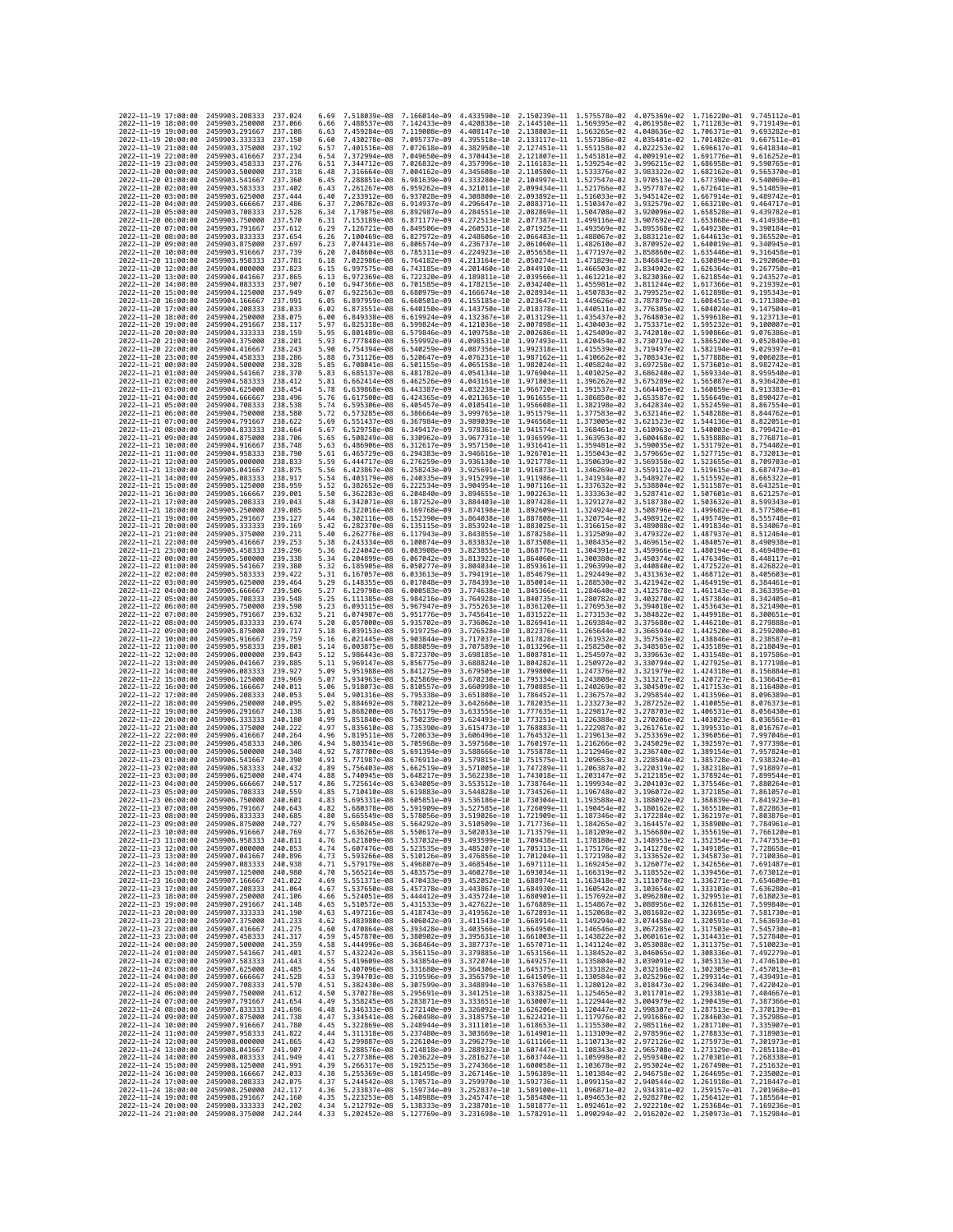| | | | | | | | | | | | |
|---|---|---|---|---|---|---|---|---|---|---|---|
| 2022-11-19 17:00:00 | 2459903.208333 | 237.024 | 6.69 | 7.518039e-08 | 7.166014e-09 | 4.433590e-10 | 2.150239e-11 | 1.575578e-02 | 4.075369e-02 | 1.716220e-01 | 9.745112e-01 |
| 2022-11-19 18:00:00 | 2459903.250000 | 237.066 | 6.66 | 7.488537e-08 | 7.142433e-09 | 4.420838e-10 | 2.144510e-11 | 1.569395e-02 | 4.061958e-02 | 1.711283e-01 | 9.719149e-01 |
| 2022-11-19 19:00:00 | 2459903.291667 | 237.108 | 6.63 | 7.459284e-08 | 7.119008e-09 | 4.408147e-10 | 2.138803e-11 | 1.563265e-02 | 4.048636e-02 | 1.706371e-01 | 9.693282e-01 |
| 2022-11-19 20:00:00 | 2459903.333333 | 237.150 | 6.60 | 7.430278e-08 | 7.095737e-09 | 4.395518e-10 | 2.133117e-11 | 1.557186e-02 | 4.035401e-02 | 1.701482e-01 | 9.667511e-01 |
| 2022-11-19 21:00:00 | 2459903.375000 | 237.192 | 6.57 | 7.401516e-08 | 7.072618e-09 | 4.382950e-10 | 2.127451e-11 | 1.551158e-02 | 4.022253e-02 | 1.696617e-01 | 9.641834e-01 |
| 2022-11-19 22:00:00 | 2459903.416667 | 237.234 | 6.54 | 7.372994e-08 | 7.049650e-09 | 4.370443e-10 | 2.121807e-11 | 1.545181e-02 | 4.009191e-02 | 1.691776e-01 | 9.616252e-01 |
| 2022-11-19 23:00:00 | 2459903.458333 | 237.276 | 6.51 | 7.344712e-08 | 7.026832e-09 | 4.357996e-10 | 2.116183e-11 | 1.539254e-02 | 3.996215e-02 | 1.686958e-01 | 9.590765e-01 |
| 2022-11-20 00:00:00 | 2459903.500000 | 237.318 | 6.48 | 7.316664e-08 | 7.004162e-09 | 4.345608e-10 | 2.110580e-11 | 1.533376e-02 | 3.983322e-02 | 1.682162e-01 | 9.565370e-01 |
| 2022-11-20 01:00:00 | 2459903.541667 | 237.360 | 6.45 | 7.288851e-08 | 6.981639e-09 | 4.333280e-10 | 2.104997e-11 | 1.527547e-02 | 3.970513e-02 | 1.677390e-01 | 9.540069e-01 |
| 2022-11-20 02:00:00 | 2459903.583333 | 237.402 | 6.43 | 7.261267e-08 | 6.959262e-09 | 4.321011e-10 | 2.099434e-11 | 1.521766e-02 | 3.957787e-02 | 1.672641e-01 | 9.514859e-01 |
| 2022-11-20 03:00:00 | 2459903.625000 | 237.444 | 6.40 | 7.233912e-08 | 6.937028e-09 | 4.308800e-10 | 2.093892e-11 | 1.516033e-02 | 3.945142e-02 | 1.667914e-01 | 9.489742e-01 |
| 2022-11-20 04:00:00 | 2459903.666667 | 237.486 | 6.37 | 7.206782e-08 | 6.914937e-09 | 4.296647e-10 | 2.088371e-11 | 1.510347e-02 | 3.932579e-02 | 1.663210e-01 | 9.464717e-01 |
| 2022-11-20 05:00:00 | 2459903.708333 | 237.528 | 6.34 | 7.179875e-08 | 6.892987e-09 | 4.284551e-10 | 2.082869e-11 | 1.504708e-02 | 3.920096e-02 | 1.658528e-01 | 9.439782e-01 |
| 2022-11-20 06:00:00 | 2459903.750000 | 237.570 | 6.31 | 7.153189e-08 | 6.871177e-09 | 4.272513e-10 | 2.077387e-11 | 1.499116e-02 | 3.907692e-02 | 1.653868e-01 | 9.414938e-01 |
| 2022-11-20 07:00:00 | 2459903.791667 | 237.612 | 6.29 | 7.126721e-08 | 6.849506e-09 | 4.260531e-10 | 2.071925e-11 | 1.493569e-02 | 3.895368e-02 | 1.649230e-01 | 9.390184e-01 |
| 2022-11-20 08:00:00 | 2459903.833333 | 237.654 | 6.26 | 7.100469e-08 | 6.827972e-09 | 4.248606e-10 | 2.066483e-11 | 1.488067e-02 | 3.883121e-02 | 1.644613e-01 | 9.365520e-01 |
| 2022-11-20 09:00:00 | 2459903.875000 | 237.697 | 6.23 | 7.074431e-08 | 6.806574e-09 | 4.236737e-10 | 2.061060e-11 | 1.482610e-02 | 3.870952e-02 | 1.640019e-01 | 9.340945e-01 |
| 2022-11-20 10:00:00 | 2459903.916667 | 237.739 | 6.20 | 7.048604e-08 | 6.785311e-09 | 4.224923e-10 | 2.055658e-11 | 1.477197e-02 | 3.858860e-02 | 1.635446e-01 | 9.316458e-01 |
| 2022-11-20 11:00:00 | 2459903.958333 | 237.781 | 6.18 | 7.022986e-08 | 6.764182e-09 | 4.213164e-10 | 2.050274e-11 | 1.471829e-02 | 3.846843e-02 | 1.630894e-01 | 9.292060e-01 |
| 2022-11-20 12:00:00 | 2459904.000000 | 237.823 | 6.15 | 6.997575e-08 | 6.743185e-09 | 4.201460e-10 | 2.044910e-11 | 1.466503e-02 | 3.834902e-02 | 1.626364e-01 | 9.267750e-01 |
| 2022-11-20 13:00:00 | 2459904.041667 | 237.865 | 6.13 | 6.972369e-08 | 6.722320e-09 | 4.189811e-10 | 2.039566e-11 | 1.461221e-02 | 3.823036e-02 | 1.621854e-01 | 9.243527e-01 |
| 2022-11-20 14:00:00 | 2459904.083333 | 237.907 | 6.10 | 6.947366e-08 | 6.701585e-09 | 4.178215e-10 | 2.034240e-11 | 1.455981e-02 | 3.811244e-02 | 1.617366e-01 | 9.219392e-01 |
| 2022-11-20 15:00:00 | 2459904.125000 | 237.949 | 6.07 | 6.922563e-08 | 6.680979e-09 | 4.166674e-10 | 2.028934e-11 | 1.450783e-02 | 3.799525e-02 | 1.612898e-01 | 9.195343e-01 |
| 2022-11-20 16:00:00 | 2459904.166667 | 237.991 | 6.05 | 6.897959e-08 | 6.660501e-09 | 4.155185e-10 | 2.023647e-11 | 1.445626e-02 | 3.787879e-02 | 1.608451e-01 | 9.171380e-01 |
| 2022-11-20 17:00:00 | 2459904.208333 | 238.033 | 6.02 | 6.873551e-08 | 6.640150e-09 | 4.143750e-10 | 2.018378e-11 | 1.440511e-02 | 3.776305e-02 | 1.604024e-01 | 9.147504e-01 |
| 2022-11-20 18:00:00 | 2459904.250000 | 238.075 | 6.00 | 6.849338e-08 | 6.619924e-09 | 4.132367e-10 | 2.013129e-11 | 1.435437e-02 | 3.764803e-02 | 1.599618e-01 | 9.123713e-01 |
| 2022-11-20 19:00:00 | 2459904.291667 | 238.117 | 5.97 | 6.825318e-08 | 6.599824e-09 | 4.121036e-10 | 2.007898e-11 | 1.430403e-02 | 3.753371e-02 | 1.595232e-01 | 9.100007e-01 |
| 2022-11-20 20:00:00 | 2459904.333333 | 238.159 | 5.95 | 6.801489e-08 | 6.579846e-09 | 4.109758e-10 | 2.002686e-11 | 1.425409e-02 | 3.742010e-02 | 1.590866e-01 | 9.076386e-01 |
| 2022-11-20 21:00:00 | 2459904.375000 | 238.201 | 5.93 | 6.777848e-08 | 6.559992e-09 | 4.098531e-10 | 1.997493e-11 | 1.420454e-02 | 3.730719e-02 | 1.586520e-01 | 9.052849e-01 |
| 2022-11-20 22:00:00 | 2459904.416667 | 238.243 | 5.90 | 6.754394e-08 | 6.540259e-09 | 4.087356e-10 | 1.992318e-11 | 1.415539e-02 | 3.719497e-02 | 1.582194e-01 | 9.029397e-01 |
| 2022-11-20 23:00:00 | 2459904.458333 | 238.286 | 5.88 | 6.731126e-08 | 6.520647e-09 | 4.076231e-10 | 1.987162e-11 | 1.410662e-02 | 3.708343e-02 | 1.577888e-01 | 9.006028e-01 |
| 2022-11-21 00:00:00 | 2459904.500000 | 238.328 | 5.85 | 6.708041e-08 | 6.501155e-09 | 4.065158e-10 | 1.982024e-11 | 1.405824e-02 | 3.697258e-02 | 1.573601e-01 | 8.982742e-01 |
| 2022-11-21 01:00:00 | 2459904.541667 | 238.370 | 5.83 | 6.685137e-08 | 6.481782e-09 | 4.054134e-10 | 1.976904e-11 | 1.401025e-02 | 3.686240e-02 | 1.569334e-01 | 8.959540e-01 |
| 2022-11-21 02:00:00 | 2459904.583333 | 238.412 | 5.81 | 6.662414e-08 | 6.462526e-09 | 4.043161e-10 | 1.971803e-11 | 1.396262e-02 | 3.675289e-02 | 1.565087e-01 | 8.936420e-01 |
| 2022-11-21 03:00:00 | 2459904.625000 | 238.454 | 5.78 | 6.639868e-08 | 6.443387e-09 | 4.032238e-10 | 1.966720e-11 | 1.391537e-02 | 3.664405e-02 | 1.560859e-01 | 8.913383e-01 |
| 2022-11-21 04:00:00 | 2459904.666667 | 238.496 | 5.76 | 6.617500e-08 | 6.424365e-09 | 4.021365e-10 | 1.961655e-11 | 1.386850e-02 | 3.653587e-02 | 1.556649e-01 | 8.890427e-01 |
| 2022-11-21 05:00:00 | 2459904.708333 | 238.538 | 5.74 | 6.595306e-08 | 6.405457e-09 | 4.010541e-10 | 1.956608e-11 | 1.382198e-02 | 3.642834e-02 | 1.552459e-01 | 8.867554e-01 |
| 2022-11-21 06:00:00 | 2459904.750000 | 238.580 | 5.72 | 6.573285e-08 | 6.386664e-09 | 3.999765e-10 | 1.951579e-11 | 1.377583e-02 | 3.632146e-02 | 1.548288e-01 | 8.844762e-01 |
| 2022-11-21 07:00:00 | 2459904.791667 | 238.622 | 5.69 | 6.551437e-08 | 6.367984e-09 | 3.989039e-10 | 1.946568e-11 | 1.373005e-02 | 3.621523e-02 | 1.544136e-01 | 8.822051e-01 |
| 2022-11-21 08:00:00 | 2459904.833333 | 238.664 | 5.67 | 6.529758e-08 | 6.349417e-09 | 3.978361e-10 | 1.941574e-11 | 1.368461e-02 | 3.610963e-02 | 1.540003e-01 | 8.799421e-01 |
| 2022-11-21 09:00:00 | 2459904.875000 | 238.706 | 5.65 | 6.508249e-08 | 6.330962e-09 | 3.967731e-10 | 1.936599e-11 | 1.363953e-02 | 3.600468e-02 | 1.535888e-01 | 8.776871e-01 |
| 2022-11-21 10:00:00 | 2459904.916667 | 238.748 | 5.63 | 6.486906e-08 | 6.312617e-09 | 3.957150e-10 | 1.931641e-11 | 1.359481e-02 | 3.590035e-02 | 1.531792e-01 | 8.754402e-01 |
| 2022-11-21 11:00:00 | 2459904.958333 | 238.790 | 5.61 | 6.465729e-08 | 6.294383e-09 | 3.946616e-10 | 1.926701e-11 | 1.355043e-02 | 3.579665e-02 | 1.527715e-01 | 8.732013e-01 |
| 2022-11-21 12:00:00 | 2459905.000000 | 238.833 | 5.59 | 6.444717e-08 | 6.276259e-09 | 3.936130e-10 | 1.921778e-11 | 1.350639e-02 | 3.569358e-02 | 1.523655e-01 | 8.709703e-01 |
| 2022-11-21 13:00:00 | 2459905.041667 | 238.875 | 5.56 | 6.423867e-08 | 6.258243e-09 | 3.925691e-10 | 1.916873e-11 | 1.346269e-02 | 3.559112e-02 | 1.519615e-01 | 8.687473e-01 |
| 2022-11-21 14:00:00 | 2459905.083333 | 238.917 | 5.54 | 6.403179e-08 | 6.240335e-09 | 3.915299e-10 | 1.911986e-11 | 1.341934e-02 | 3.548927e-02 | 1.515592e-01 | 8.665322e-01 |
| 2022-11-21 15:00:00 | 2459905.125000 | 238.959 | 5.52 | 6.382652e-08 | 6.222534e-09 | 3.904954e-10 | 1.907116e-11 | 1.337632e-02 | 3.538804e-02 | 1.511587e-01 | 8.643251e-01 |
| 2022-11-21 16:00:00 | 2459905.166667 | 239.001 | 5.50 | 6.362283e-08 | 6.204840e-09 | 3.894655e-10 | 1.902263e-11 | 1.333363e-02 | 3.528741e-02 | 1.507601e-01 | 8.621257e-01 |
| 2022-11-21 17:00:00 | 2459905.208333 | 239.043 | 5.48 | 6.342071e-08 | 6.187252e-09 | 3.884403e-10 | 1.897428e-11 | 1.329127e-02 | 3.518738e-02 | 1.503632e-01 | 8.599343e-01 |
| 2022-11-21 18:00:00 | 2459905.250000 | 239.085 | 5.46 | 6.322016e-08 | 6.169768e-09 | 3.874198e-10 | 1.892609e-11 | 1.324924e-02 | 3.508796e-02 | 1.499682e-01 | 8.577506e-01 |
| 2022-11-21 19:00:00 | 2459905.291667 | 239.127 | 5.44 | 6.302116e-08 | 6.152390e-09 | 3.864038e-10 | 1.887808e-11 | 1.320754e-02 | 3.498912e-02 | 1.495749e-01 | 8.555748e-01 |
| 2022-11-21 20:00:00 | 2459905.333333 | 239.169 | 5.42 | 6.282370e-08 | 6.135115e-09 | 3.853924e-10 | 1.883025e-11 | 1.316615e-02 | 3.489088e-02 | 1.491834e-01 | 8.534067e-01 |
| 2022-11-21 21:00:00 | 2459905.375000 | 239.211 | 5.40 | 6.262776e-08 | 6.117943e-09 | 3.843855e-10 | 1.878258e-11 | 1.312509e-02 | 3.479322e-02 | 1.487937e-01 | 8.512464e-01 |
| 2022-11-21 22:00:00 | 2459905.416667 | 239.253 | 5.38 | 6.243334e-08 | 6.100874e-09 | 3.833832e-10 | 1.873508e-11 | 1.308435e-02 | 3.469615e-02 | 1.484057e-01 | 8.490938e-01 |
| 2022-11-21 23:00:00 | 2459905.458333 | 239.296 | 5.36 | 6.224042e-08 | 6.083906e-09 | 3.823855e-10 | 1.868776e-11 | 1.304391e-02 | 3.459966e-02 | 1.480194e-01 | 8.469489e-01 |
| 2022-11-22 00:00:00 | 2459905.500000 | 239.338 | 5.34 | 6.204899e-08 | 6.067042e-09 | 3.813922e-10 | 1.864060e-11 | 1.300380e-02 | 3.450374e-02 | 1.476349e-01 | 8.448117e-01 |
| 2022-11-22 01:00:00 | 2459905.541667 | 239.380 | 5.32 | 6.185905e-08 | 6.050277e-09 | 3.804034e-10 | 1.859361e-11 | 1.296399e-02 | 3.440840e-02 | 1.472522e-01 | 8.426822e-01 |
| 2022-11-22 02:00:00 | 2459905.583333 | 239.422 | 5.31 | 6.167057e-08 | 6.033613e-09 | 3.794191e-10 | 1.854679e-11 | 1.292449e-02 | 3.431363e-02 | 1.468712e-01 | 8.405603e-01 |
| 2022-11-22 03:00:00 | 2459905.625000 | 239.464 | 5.29 | 6.148355e-08 | 6.017048e-09 | 3.784393e-10 | 1.850014e-11 | 1.288530e-02 | 3.421942e-02 | 1.464919e-01 | 8.384461e-01 |
| 2022-11-22 04:00:00 | 2459905.666667 | 239.506 | 5.27 | 6.129798e-08 | 6.000583e-09 | 3.774638e-10 | 1.845366e-11 | 1.284640e-02 | 3.412578e-02 | 1.461143e-01 | 8.363395e-01 |
| 2022-11-22 05:00:00 | 2459905.708333 | 239.548 | 5.25 | 6.111385e-08 | 5.984216e-09 | 3.764928e-10 | 1.840735e-11 | 1.280782e-02 | 3.403270e-02 | 1.457384e-01 | 8.342405e-01 |
| 2022-11-22 06:00:00 | 2459905.750000 | 239.590 | 5.23 | 6.093115e-08 | 5.967947e-09 | 3.755263e-10 | 1.836120e-11 | 1.276953e-02 | 3.394018e-02 | 1.453643e-01 | 8.321490e-01 |
| 2022-11-22 07:00:00 | 2459905.791667 | 239.632 | 5.21 | 6.074987e-08 | 5.951776e-09 | 3.745641e-10 | 1.831522e-11 | 1.273153e-02 | 3.384822e-02 | 1.449918e-01 | 8.300651e-01 |
| 2022-11-22 08:00:00 | 2459905.833333 | 239.674 | 5.20 | 6.057000e-08 | 5.935702e-09 | 3.736062e-10 | 1.826941e-11 | 1.269384e-02 | 3.375680e-02 | 1.446210e-01 | 8.279888e-01 |
| 2022-11-22 09:00:00 | 2459905.875000 | 239.717 | 5.18 | 6.039153e-08 | 5.919725e-09 | 3.726528e-10 | 1.822376e-11 | 1.265644e-02 | 3.366594e-02 | 1.442520e-01 | 8.259200e-01 |
| 2022-11-22 10:00:00 | 2459905.916667 | 239.759 | 5.16 | 6.021445e-08 | 5.903844e-09 | 3.717037e-10 | 1.817828e-11 | 1.261932e-02 | 3.357563e-02 | 1.438846e-01 | 8.238587e-01 |
| 2022-11-22 11:00:00 | 2459905.958333 | 239.801 | 5.14 | 6.003875e-08 | 5.888059e-09 | 3.707589e-10 | 1.813296e-11 | 1.258250e-02 | 3.348585e-02 | 1.435189e-01 | 8.218049e-01 |
| 2022-11-22 12:00:00 | 2459906.000000 | 239.843 | 5.12 | 5.986443e-08 | 5.872370e-09 | 3.698185e-10 | 1.808781e-11 | 1.254597e-02 | 3.339663e-02 | 1.431548e-01 | 8.197586e-01 |
| 2022-11-22 13:00:00 | 2459906.041667 | 239.885 | 5.11 | 5.969147e-08 | 5.856775e-09 | 3.688824e-10 | 1.804282e-11 | 1.250972e-02 | 3.330794e-02 | 1.427925e-01 | 8.177198e-01 |
| 2022-11-22 14:00:00 | 2459906.083333 | 239.927 | 5.09 | 5.951988e-08 | 5.841275e-09 | 3.679505e-10 | 1.799800e-11 | 1.247376e-02 | 3.321979e-02 | 1.424318e-01 | 8.156884e-01 |
| 2022-11-22 15:00:00 | 2459906.125000 | 239.969 | 5.07 | 5.934963e-08 | 5.825869e-09 | 3.670230e-10 | 1.795334e-11 | 1.243808e-02 | 3.313217e-02 | 1.420727e-01 | 8.136645e-01 |
| 2022-11-22 16:00:00 | 2459906.166667 | 240.011 | 5.06 | 5.918073e-08 | 5.810557e-09 | 3.660998e-10 | 1.790885e-11 | 1.240269e-02 | 3.304509e-02 | 1.417153e-01 | 8.116480e-01 |
| 2022-11-22 17:00:00 | 2459906.208333 | 240.053 | 5.04 | 5.901316e-08 | 5.795338e-09 | 3.651808e-10 | 1.786452e-11 | 1.236757e-02 | 3.295854e-02 | 1.413596e-01 | 8.096389e-01 |
| 2022-11-22 18:00:00 | 2459906.250000 | 240.095 | 5.02 | 5.884692e-08 | 5.780212e-09 | 3.642660e-10 | 1.782035e-11 | 1.233273e-02 | 3.287252e-02 | 1.410055e-01 | 8.076373e-01 |
| 2022-11-22 19:00:00 | 2459906.291667 | 240.138 | 5.01 | 5.868200e-08 | 5.765179e-09 | 3.633556e-10 | 1.777635e-11 | 1.229817e-02 | 3.278703e-02 | 1.406531e-01 | 8.056430e-01 |
| 2022-11-22 20:00:00 | 2459906.333333 | 240.180 | 4.99 | 5.851840e-08 | 5.750239e-09 | 3.624493e-10 | 1.773251e-11 | 1.226388e-02 | 3.270206e-02 | 1.403023e-01 | 8.036561e-01 |
| 2022-11-22 21:00:00 | 2459906.375000 | 240.222 | 4.97 | 5.835610e-08 | 5.735390e-09 | 3.615473e-10 | 1.768883e-11 | 1.222987e-02 | 3.261761e-02 | 1.399531e-01 | 8.016767e-01 |
| 2022-11-22 22:00:00 | 2459906.416667 | 240.264 | 4.96 | 5.819511e-08 | 5.720633e-09 | 3.606496e-10 | 1.764532e-11 | 1.219613e-02 | 3.253369e-02 | 1.396056e-01 | 7.997046e-01 |
| 2022-11-22 23:00:00 | 2459906.458333 | 240.306 | 4.94 | 5.803541e-08 | 5.705968e-09 | 3.597560e-10 | 1.760197e-11 | 1.216266e-02 | 3.245029e-02 | 1.392597e-01 | 7.977398e-01 |
| 2022-11-23 00:00:00 | 2459906.500000 | 240.348 | 4.92 | 5.787700e-08 | 5.691394e-09 | 3.588666e-10 | 1.755878e-11 | 1.212946e-02 | 3.236740e-02 | 1.389154e-01 | 7.957824e-01 |
| 2022-11-23 01:00:00 | 2459906.541667 | 240.390 | 4.91 | 5.771987e-08 | 5.676911e-09 | 3.579815e-10 | 1.751575e-11 | 1.209653e-02 | 3.228504e-02 | 1.385728e-01 | 7.938324e-01 |
| 2022-11-23 02:00:00 | 2459906.583333 | 240.432 | 4.89 | 5.756403e-08 | 5.662519e-09 | 3.571005e-10 | 1.747289e-11 | 1.206387e-02 | 3.220319e-02 | 1.382318e-01 | 7.918897e-01 |
| 2022-11-23 03:00:00 | 2459906.625000 | 240.474 | 4.88 | 5.740945e-08 | 5.648217e-09 | 3.562238e-10 | 1.743018e-11 | 1.203147e-02 | 3.212185e-02 | 1.378924e-01 | 7.899544e-01 |
| 2022-11-23 04:00:00 | 2459906.666667 | 240.517 | 4.86 | 5.725614e-08 | 5.634005e-09 | 3.553512e-10 | 1.738764e-11 | 1.199934e-02 | 3.204103e-02 | 1.375546e-01 | 7.880264e-01 |
| 2022-11-23 05:00:00 | 2459906.708333 | 240.559 | 4.85 | 5.710410e-08 | 5.619883e-09 | 3.544828e-10 | 1.734526e-11 | 1.196748e-02 | 3.196072e-02 | 1.372185e-01 | 7.861057e-01 |
| 2022-11-23 06:00:00 | 2459906.750000 | 240.601 | 4.83 | 5.695331e-08 | 5.605851e-09 | 3.536186e-10 | 1.730304e-11 | 1.193588e-02 | 3.188092e-02 | 1.368839e-01 | 7.841923e-01 |
| 2022-11-23 07:00:00 | 2459906.791667 | 240.643 | 4.82 | 5.680378e-08 | 5.591909e-09 | 3.527585e-10 | 1.726099e-11 | 1.190454e-02 | 3.180162e-02 | 1.365510e-01 | 7.822863e-01 |
| 2022-11-23 08:00:00 | 2459906.833333 | 240.685 | 4.80 | 5.665549e-08 | 5.578056e-09 | 3.519026e-10 | 1.721909e-11 | 1.187346e-02 | 3.172284e-02 | 1.362197e-01 | 7.803876e-01 |
| 2022-11-23 09:00:00 | 2459906.875000 | 240.727 | 4.79 | 5.650845e-08 | 5.564292e-09 | 3.510509e-10 | 1.717736e-11 | 1.184265e-02 | 3.164457e-02 | 1.358900e-01 | 7.784961e-01 |
| 2022-11-23 10:00:00 | 2459906.916667 | 240.769 | 4.77 | 5.636265e-08 | 5.550617e-09 | 3.502033e-10 | 1.713579e-11 | 1.181209e-02 | 3.156680e-02 | 1.355619e-01 | 7.766120e-01 |
| 2022-11-23 11:00:00 | 2459906.958333 | 240.811 | 4.76 | 5.621809e-08 | 5.537032e-09 | 3.493599e-10 | 1.709438e-11 | 1.178180e-02 | 3.148953e-02 | 1.352354e-01 | 7.747353e-01 |
| 2022-11-23 12:00:00 | 2459907.000000 | 240.853 | 4.74 | 5.607476e-08 | 5.523535e-09 | 3.485207e-10 | 1.705313e-11 | 1.175176e-02 | 3.141278e-02 | 1.349105e-01 | 7.728658e-01 |
| 2022-11-23 13:00:00 | 2459907.041667 | 240.896 | 4.73 | 5.593266e-08 | 5.510126e-09 | 3.476856e-10 | 1.701204e-11 | 1.172198e-02 | 3.133652e-02 | 1.345873e-01 | 7.710036e-01 |
| 2022-11-23 14:00:00 | 2459907.083333 | 240.938 | 4.71 | 5.579179e-08 | 5.496807e-09 | 3.468546e-10 | 1.697111e-11 | 1.169245e-02 | 3.126077e-02 | 1.342656e-01 | 7.691487e-01 |
| 2022-11-23 15:00:00 | 2459907.125000 | 240.980 | 4.70 | 5.565214e-08 | 5.483575e-09 | 3.460278e-10 | 1.693034e-11 | 1.166319e-02 | 3.118552e-02 | 1.339456e-01 | 7.673012e-01 |
| 2022-11-23 16:00:00 | 2459907.166667 | 241.022 | 4.69 | 5.551371e-08 | 5.470433e-09 | 3.452052e-10 | 1.688974e-11 | 1.163418e-02 | 3.111078e-02 | 1.336271e-01 | 7.654609e-01 |
| 2022-11-23 17:00:00 | 2459907.208333 | 241.064 | 4.67 | 5.537650e-08 | 5.457378e-09 | 3.443867e-10 | 1.684930e-11 | 1.160542e-02 | 3.103654e-02 | 1.333103e-01 | 7.636280e-01 |
| 2022-11-23 18:00:00 | 2459907.250000 | 241.106 | 4.66 | 5.524051e-08 | 5.444412e-09 | 3.435724e-10 | 1.680901e-11 | 1.157692e-02 | 3.096280e-02 | 1.329951e-01 | 7.618023e-01 |
| 2022-11-23 19:00:00 | 2459907.291667 | 241.148 | 4.65 | 5.510572e-08 | 5.431533e-09 | 3.427622e-10 | 1.676889e-11 | 1.154867e-02 | 3.088956e-02 | 1.326815e-01 | 7.599840e-01 |
| 2022-11-23 20:00:00 | 2459907.333333 | 241.190 | 4.63 | 5.497216e-08 | 5.418743e-09 | 3.419562e-10 | 1.672893e-11 | 1.152068e-02 | 3.081682e-02 | 1.323695e-01 | 7.581730e-01 |
| 2022-11-23 21:00:00 | 2459907.375000 | 241.233 | 4.62 | 5.483980e-08 | 5.406042e-09 | 3.411543e-10 | 1.668914e-11 | 1.149294e-02 | 3.074458e-02 | 1.320591e-01 | 7.563693e-01 |
| 2022-11-23 22:00:00 | 2459907.416667 | 241.275 | 4.60 | 5.470864e-08 | 5.393428e-09 | 3.403566e-10 | 1.664950e-11 | 1.146546e-02 | 3.067285e-02 | 1.317503e-01 | 7.545730e-01 |
| 2022-11-23 23:00:00 | 2459907.458333 | 241.317 | 4.59 | 5.457870e-08 | 5.380902e-09 | 3.395631e-10 | 1.661003e-11 | 1.143822e-02 | 3.060161e-02 | 1.314431e-01 | 7.527840e-01 |
| 2022-11-24 00:00:00 | 2459907.500000 | 241.359 | 4.58 | 5.444996e-08 | 5.368464e-09 | 3.387737e-10 | 1.657071e-11 | 1.141124e-02 | 3.053088e-02 | 1.311375e-01 | 7.510023e-01 |
| 2022-11-24 01:00:00 | 2459907.541667 | 241.401 | 4.57 | 5.432242e-08 | 5.356115e-09 | 3.379885e-10 | 1.653156e-11 | 1.138452e-02 | 3.046065e-02 | 1.308336e-01 | 7.492279e-01 |
| 2022-11-24 02:00:00 | 2459907.583333 | 241.443 | 4.55 | 5.419609e-08 | 5.343854e-09 | 3.372074e-10 | 1.649257e-11 | 1.135804e-02 | 3.039091e-02 | 1.305313e-01 | 7.474610e-01 |
| 2022-11-24 03:00:00 | 2459907.625000 | 241.485 | 4.54 | 5.407096e-08 | 5.331680e-09 | 3.364306e-10 | 1.645375e-11 | 1.133182e-02 | 3.032168e-02 | 1.302305e-01 | 7.457013e-01 |
| 2022-11-24 04:00:00 | 2459907.666667 | 241.528 | 4.53 | 5.394703e-08 | 5.319596e-09 | 3.356579e-10 | 1.641509e-11 | 1.130584e-02 | 3.025296e-02 | 1.299314e-01 | 7.439491e-01 |
| 2022-11-24 05:00:00 | 2459907.708333 | 241.570 | 4.51 | 5.382430e-08 | 5.307599e-09 | 3.348894e-10 | 1.637658e-11 | 1.128012e-02 | 3.018473e-02 | 1.296340e-01 | 7.422042e-01 |
| 2022-11-24 06:00:00 | 2459907.750000 | 241.612 | 4.50 | 5.370278e-08 | 5.295691e-09 | 3.341251e-10 | 1.633825e-11 | 1.125465e-02 | 3.011701e-02 | 1.293381e-01 | 7.404667e-01 |
| 2022-11-24 07:00:00 | 2459907.791667 | 241.654 | 4.49 | 5.358245e-08 | 5.283871e-09 | 3.333651e-10 | 1.630007e-11 | 1.122944e-02 | 3.004979e-02 | 1.290439e-01 | 7.387366e-01 |
| 2022-11-24 08:00:00 | 2459907.833333 | 241.696 | 4.48 | 5.346333e-08 | 5.272140e-09 | 3.326092e-10 | 1.626206e-11 | 1.120447e-02 | 2.998307e-02 | 1.287513e-01 | 7.370139e-01 |
| 2022-11-24 09:00:00 | 2459907.875000 | 241.738 | 4.47 | 5.334541e-08 | 5.260498e-09 | 3.318575e-10 | 1.622421e-11 | 1.117976e-02 | 2.991686e-02 | 1.284603e-01 | 7.352986e-01 |
| 2022-11-24 10:00:00 | 2459907.916667 | 241.780 | 4.45 | 5.322869e-08 | 5.248944e-09 | 3.311101e-10 | 1.618653e-11 | 1.115530e-02 | 2.985116e-02 | 1.281710e-01 | 7.335907e-01 |
| 2022-11-24 11:00:00 | 2459907.958333 | 241.822 | 4.44 | 5.311318e-08 | 5.237480e-09 | 3.303669e-10 | 1.614901e-11 | 1.113109e-02 | 2.978596e-02 | 1.278833e-01 | 7.318903e-01 |
| 2022-11-24 12:00:00 | 2459908.000000 | 241.865 | 4.43 | 5.299887e-08 | 5.226104e-09 | 3.296279e-10 | 1.611166e-11 | 1.110713e-02 | 2.972126e-02 | 1.275973e-01 | 7.301973e-01 |
| 2022-11-24 13:00:00 | 2459908.041667 | 241.907 | 4.42 | 5.288576e-08 | 5.214818e-09 | 3.288932e-10 | 1.607447e-11 | 1.108343e-02 | 2.965708e-02 | 1.273129e-01 | 7.285118e-01 |
| 2022-11-24 14:00:00 | 2459908.083333 | 241.949 | 4.41 | 5.277386e-08 | 5.203622e-09 | 3.281627e-10 | 1.603744e-11 | 1.105998e-02 | 2.959340e-02 | 1.270301e-01 | 7.268338e-01 |
| 2022-11-24 15:00:00 | 2459908.125000 | 241.991 | 4.39 | 5.266317e-08 | 5.192515e-09 | 3.274366e-10 | 1.600058e-11 | 1.103678e-02 | 2.953024e-02 | 1.267490e-01 | 7.251632e-01 |
| 2022-11-24 16:00:00 | 2459908.166667 | 242.033 | 4.38 | 5.255369e-08 | 5.181498e-09 | 3.267146e-10 | 1.596389e-11 | 1.101384e-02 | 2.946758e-02 | 1.264695e-01 | 7.235002e-01 |
| 2022-11-24 17:00:00 | 2459908.208333 | 242.075 | 4.37 | 5.244542e-08 | 5.170571e-09 | 3.259970e-10 | 1.592736e-11 | 1.099115e-02 | 2.940544e-02 | 1.261918e-01 | 7.218447e-01 |
| 2022-11-24 18:00:00 | 2459908.250000 | 242.117 | 4.36 | 5.233837e-08 | 5.159734e-09 | 3.252837e-10 | 1.589100e-11 | 1.096871e-02 | 2.934381e-02 | 1.259157e-01 | 7.201968e-01 |
| 2022-11-24 19:00:00 | 2459908.291667 | 242.160 | 4.35 | 5.223253e-08 | 5.148988e-09 | 3.245747e-10 | 1.585480e-11 | 1.094653e-02 | 2.928270e-02 | 1.256412e-01 | 7.185564e-01 |
| 2022-11-24 20:00:00 | 2459908.333333 | 242.202 | 4.34 | 5.212792e-08 | 5.138333e-09 | 3.238701e-10 | 1.581877e-11 | 1.092461e-02 | 2.922210e-02 | 1.253684e-01 | 7.169236e-01 |
| 2022-11-24 21:00:00 | 2459908.375000 | 242.244 | 4.33 | 5.202452e-08 | 5.127769e-09 | 3.231698e-10 | 1.578291e-11 | 1.090294e-02 | 2.916202e-02 | 1.250973e-01 | 7.152984e-01 |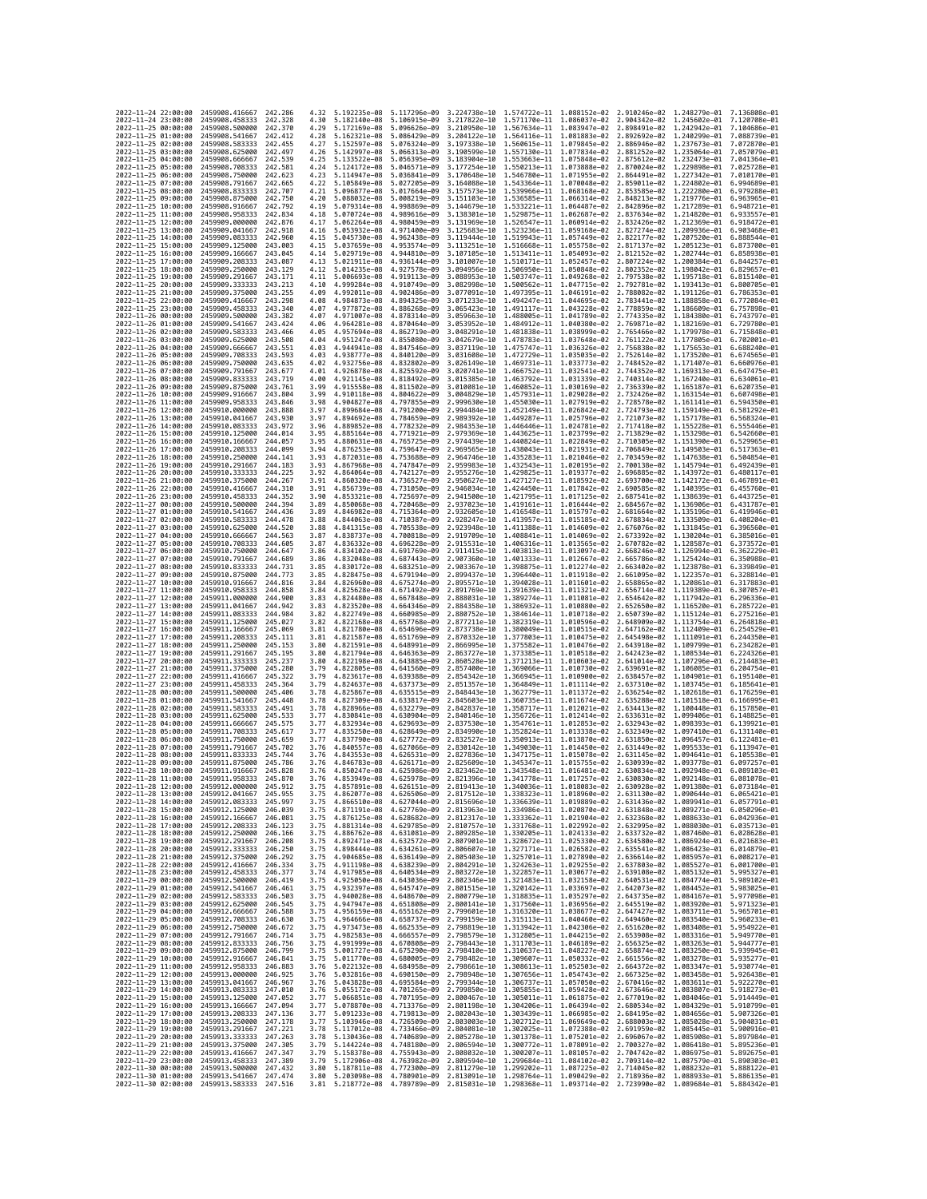| | | | | | | | | | | | | |
|---|---|---|---|---|---|---|---|---|---|---|---|---|
| 2022-11-24 22:00:00 | 2459908.416667 | 242.286 | 4.32 | 5.192235e-08 | 5.117296e-09 | 3.224738e-10 | 1.574722e-11 | 1.088152e-02 | 2.910246e-02 | 1.248279e-01 | 7.136808e-01 |
| 2022-11-24 23:00:00 | 2459908.458333 | 242.328 | 4.30 | 5.182140e-08 | 5.106915e-09 | 3.217822e-10 | 1.571170e-11 | 1.086037e-02 | 2.904342e-02 | 1.245602e-01 | 7.120708e-01 |
| 2022-11-25 00:00:00 | 2459908.500000 | 242.370 | 4.29 | 5.172169e-08 | 5.096626e-09 | 3.210950e-10 | 1.567634e-11 | 1.083947e-02 | 2.898491e-02 | 1.242942e-01 | 7.104686e-01 |
| 2022-11-25 01:00:00 | 2459908.541667 | 242.412 | 4.28 | 5.162321e-08 | 5.086429e-09 | 3.204122e-10 | 1.564116e-11 | 1.081883e-02 | 2.892692e-02 | 1.240299e-01 | 7.088739e-01 |
| 2022-11-25 02:00:00 | 2459908.583333 | 242.455 | 4.27 | 5.152597e-08 | 5.076324e-09 | 3.197338e-10 | 1.560615e-11 | 1.079845e-02 | 2.886946e-02 | 1.237673e-01 | 7.072870e-01 |
| 2022-11-25 03:00:00 | 2459908.625000 | 242.497 | 4.26 | 5.142997e-08 | 5.066313e-09 | 3.190599e-10 | 1.557130e-11 | 1.077834e-02 | 2.881252e-02 | 1.235064e-01 | 7.057079e-01 |
| 2022-11-25 04:00:00 | 2459908.666667 | 242.539 | 4.25 | 5.133522e-08 | 5.056395e-09 | 3.183904e-10 | 1.553663e-11 | 1.075848e-02 | 2.875612e-02 | 1.232473e-01 | 7.041364e-01 |
| 2022-11-25 05:00:00 | 2459908.708333 | 242.581 | 4.24 | 5.124172e-08 | 5.046571e-09 | 3.177254e-10 | 1.550213e-11 | 1.073888e-02 | 2.870024e-02 | 1.229898e-01 | 7.025728e-01 |
| 2022-11-25 06:00:00 | 2459908.750000 | 242.623 | 4.23 | 5.114947e-08 | 5.036841e-09 | 3.170648e-10 | 1.546780e-11 | 1.071955e-02 | 2.864491e-02 | 1.227342e-01 | 7.010170e-01 |
| 2022-11-25 07:00:00 | 2459908.791667 | 242.665 | 4.22 | 5.105849e-08 | 5.027205e-09 | 3.164088e-10 | 1.543364e-11 | 1.070048e-02 | 2.859011e-02 | 1.224802e-01 | 6.994689e-01 |
| 2022-11-25 08:00:00 | 2459908.833333 | 242.707 | 4.21 | 5.096877e-08 | 5.017664e-09 | 3.157573e-10 | 1.539966e-11 | 1.068168e-02 | 2.853585e-02 | 1.222280e-01 | 6.979288e-01 |
| 2022-11-25 09:00:00 | 2459908.875000 | 242.750 | 4.20 | 5.088032e-08 | 5.008219e-09 | 3.151103e-10 | 1.536585e-11 | 1.066314e-02 | 2.848213e-02 | 1.219776e-01 | 6.963965e-01 |
| 2022-11-25 10:00:00 | 2459908.916667 | 242.792 | 4.19 | 5.079314e-08 | 4.998869e-09 | 3.144679e-10 | 1.533221e-11 | 1.064487e-02 | 2.842896e-02 | 1.217289e-01 | 6.948721e-01 |
| 2022-11-25 11:00:00 | 2459908.958333 | 242.834 | 4.18 | 5.070724e-08 | 4.989616e-09 | 3.138301e-10 | 1.529875e-11 | 1.062687e-02 | 2.837634e-02 | 1.214820e-01 | 6.933557e-01 |
| 2022-11-25 12:00:00 | 2459909.000000 | 242.876 | 4.17 | 5.062264e-08 | 4.980459e-09 | 3.131969e-10 | 1.526547e-11 | 1.060914e-02 | 2.832426e-02 | 1.212369e-01 | 6.918472e-01 |
| 2022-11-25 13:00:00 | 2459909.041667 | 242.918 | 4.16 | 5.053932e-08 | 4.971400e-09 | 3.125683e-10 | 1.523236e-11 | 1.059168e-02 | 2.827274e-02 | 1.209936e-01 | 6.903468e-01 |
| 2022-11-25 14:00:00 | 2459909.083333 | 242.960 | 4.15 | 5.045730e-08 | 4.962438e-09 | 3.119444e-10 | 1.519943e-11 | 1.057449e-02 | 2.822177e-02 | 1.207520e-01 | 6.888544e-01 |
| 2022-11-25 15:00:00 | 2459909.125000 | 243.003 | 4.15 | 5.037659e-08 | 4.953574e-09 | 3.113251e-10 | 1.516668e-11 | 1.055758e-02 | 2.817137e-02 | 1.205123e-01 | 6.873700e-01 |
| 2022-11-25 16:00:00 | 2459909.166667 | 243.045 | 4.14 | 5.029719e-08 | 4.944810e-09 | 3.107105e-10 | 1.513411e-11 | 1.054093e-02 | 2.812152e-02 | 1.202744e-01 | 6.858938e-01 |
| 2022-11-25 17:00:00 | 2459909.208333 | 243.087 | 4.13 | 5.021911e-08 | 4.936144e-09 | 3.101007e-10 | 1.510171e-11 | 1.052457e-02 | 2.807224e-02 | 1.200384e-01 | 6.844257e-01 |
| 2022-11-25 18:00:00 | 2459909.250000 | 243.129 | 4.12 | 5.014235e-08 | 4.927578e-09 | 3.094956e-10 | 1.506950e-11 | 1.050848e-02 | 2.802352e-02 | 1.198042e-01 | 6.829657e-01 |
| 2022-11-25 19:00:00 | 2459909.291667 | 243.171 | 4.11 | 5.006693e-08 | 4.919113e-09 | 3.088953e-10 | 1.503747e-11 | 1.049268e-02 | 2.797538e-02 | 1.195718e-01 | 6.815140e-01 |
| 2022-11-25 20:00:00 | 2459909.333333 | 243.213 | 4.10 | 4.999284e-08 | 4.910749e-09 | 3.082998e-10 | 1.500562e-11 | 1.047715e-02 | 2.792781e-02 | 1.193413e-01 | 6.800705e-01 |
| 2022-11-25 21:00:00 | 2459909.375000 | 243.255 | 4.09 | 4.992011e-08 | 4.902486e-09 | 3.077091e-10 | 1.497395e-11 | 1.046191e-02 | 2.788082e-02 | 1.191126e-01 | 6.786353e-01 |
| 2022-11-25 22:00:00 | 2459909.416667 | 243.298 | 4.08 | 4.984873e-08 | 4.894325e-09 | 3.071233e-10 | 1.494247e-11 | 1.044695e-02 | 2.783441e-02 | 1.188858e-01 | 6.772084e-01 |
| 2022-11-25 23:00:00 | 2459909.458333 | 243.340 | 4.07 | 4.977872e-08 | 4.886268e-09 | 3.065423e-10 | 1.491117e-11 | 1.043228e-02 | 2.778859e-02 | 1.186609e-01 | 6.757898e-01 |
| 2022-11-26 00:00:00 | 2459909.500000 | 243.382 | 4.07 | 4.971007e-08 | 4.878314e-09 | 3.059663e-10 | 1.488005e-11 | 1.041789e-02 | 2.774335e-02 | 1.184380e-01 | 6.743797e-01 |
| 2022-11-26 01:00:00 | 2459909.541667 | 243.424 | 4.06 | 4.964281e-08 | 4.870464e-09 | 3.053952e-10 | 1.484912e-11 | 1.040380e-02 | 2.769871e-02 | 1.182169e-01 | 6.729780e-01 |
| 2022-11-26 02:00:00 | 2459909.583333 | 243.466 | 4.05 | 4.957694e-08 | 4.862719e-09 | 3.048291e-10 | 1.481838e-11 | 1.038999e-02 | 2.765466e-02 | 1.179978e-01 | 6.715848e-01 |
| 2022-11-26 03:00:00 | 2459909.625000 | 243.508 | 4.04 | 4.951247e-08 | 4.855080e-09 | 3.042679e-10 | 1.478783e-11 | 1.037648e-02 | 2.761122e-02 | 1.177805e-01 | 6.702001e-01 |
| 2022-11-26 04:00:00 | 2459909.666667 | 243.551 | 4.03 | 4.944941e-08 | 4.847546e-09 | 3.037119e-10 | 1.475747e-11 | 1.036326e-02 | 2.756838e-02 | 1.175653e-01 | 6.688240e-01 |
| 2022-11-26 05:00:00 | 2459909.708333 | 243.593 | 4.03 | 4.938777e-08 | 4.840120e-09 | 3.031608e-10 | 1.472729e-11 | 1.035035e-02 | 2.752614e-02 | 1.173520e-01 | 6.674565e-01 |
| 2022-11-26 06:00:00 | 2459909.750000 | 243.635 | 4.02 | 4.932756e-08 | 4.832802e-09 | 3.026149e-10 | 1.469731e-11 | 1.033773e-02 | 2.748452e-02 | 1.171407e-01 | 6.660976e-01 |
| 2022-11-26 07:00:00 | 2459909.791667 | 243.677 | 4.01 | 4.926878e-08 | 4.825592e-09 | 3.020741e-10 | 1.466752e-11 | 1.032541e-02 | 2.744352e-02 | 1.169313e-01 | 6.647475e-01 |
| 2022-11-26 08:00:00 | 2459909.833333 | 243.719 | 4.00 | 4.921145e-08 | 4.818492e-09 | 3.015385e-10 | 1.463792e-11 | 1.031339e-02 | 2.740314e-02 | 1.167240e-01 | 6.634061e-01 |
| 2022-11-26 09:00:00 | 2459909.875000 | 243.761 | 3.99 | 4.915558e-08 | 4.811502e-09 | 3.010081e-10 | 1.460852e-11 | 1.030169e-02 | 2.736339e-02 | 1.165187e-01 | 6.620735e-01 |
| 2022-11-26 10:00:00 | 2459909.916667 | 243.804 | 3.99 | 4.910118e-08 | 4.804622e-09 | 3.004829e-10 | 1.457931e-11 | 1.029028e-02 | 2.732426e-02 | 1.163154e-01 | 6.607498e-01 |
| 2022-11-26 11:00:00 | 2459909.958333 | 243.846 | 3.98 | 4.904827e-08 | 4.797855e-09 | 2.999630e-10 | 1.455030e-11 | 1.027919e-02 | 2.728578e-02 | 1.161141e-01 | 6.594350e-01 |
| 2022-11-26 12:00:00 | 2459910.000000 | 243.888 | 3.97 | 4.899684e-08 | 4.791200e-09 | 2.994484e-10 | 1.452149e-11 | 1.026842e-02 | 2.724793e-02 | 1.159149e-01 | 6.581292e-01 |
| 2022-11-26 13:00:00 | 2459910.041667 | 243.930 | 3.97 | 4.894692e-08 | 4.784659e-09 | 2.989392e-10 | 1.449287e-11 | 1.025796e-02 | 2.721073e-02 | 1.157178e-01 | 6.568324e-01 |
| 2022-11-26 14:00:00 | 2459910.083333 | 243.972 | 3.96 | 4.889852e-08 | 4.778232e-09 | 2.984353e-10 | 1.446446e-11 | 1.024781e-02 | 2.717418e-02 | 1.155228e-01 | 6.555446e-01 |
| 2022-11-26 15:00:00 | 2459910.125000 | 244.014 | 3.95 | 4.885164e-08 | 4.771921e-09 | 2.979369e-10 | 1.443625e-11 | 1.023799e-02 | 2.713829e-02 | 1.153298e-01 | 6.542660e-01 |
| 2022-11-26 16:00:00 | 2459910.166667 | 244.057 | 3.95 | 4.880631e-08 | 4.765725e-09 | 2.974439e-10 | 1.440824e-11 | 1.022849e-02 | 2.710305e-02 | 1.151390e-01 | 6.529965e-01 |
| 2022-11-26 17:00:00 | 2459910.208333 | 244.099 | 3.94 | 4.876253e-08 | 4.759647e-09 | 2.969565e-10 | 1.438043e-11 | 1.021931e-02 | 2.706849e-02 | 1.149503e-01 | 6.517363e-01 |
| 2022-11-26 18:00:00 | 2459910.250000 | 244.141 | 3.93 | 4.872031e-08 | 4.753688e-09 | 2.964746e-10 | 1.435283e-11 | 1.021046e-02 | 2.703459e-02 | 1.147638e-01 | 6.504854e-01 |
| 2022-11-26 19:00:00 | 2459910.291667 | 244.183 | 3.93 | 4.867968e-08 | 4.747847e-09 | 2.959983e-10 | 1.432543e-11 | 1.020195e-02 | 2.700138e-02 | 1.145794e-01 | 6.492439e-01 |
| 2022-11-26 20:00:00 | 2459910.333333 | 244.225 | 3.92 | 4.864064e-08 | 4.742127e-09 | 2.955276e-10 | 1.429825e-11 | 1.019377e-02 | 2.696885e-02 | 1.143972e-01 | 6.480117e-01 |
| 2022-11-26 21:00:00 | 2459910.375000 | 244.267 | 3.91 | 4.860320e-08 | 4.736527e-09 | 2.950627e-10 | 1.427127e-11 | 1.018592e-02 | 2.693700e-02 | 1.142172e-01 | 6.467891e-01 |
| 2022-11-26 22:00:00 | 2459910.416667 | 244.310 | 3.91 | 4.856739e-08 | 4.731050e-09 | 2.946034e-10 | 1.424450e-11 | 1.017842e-02 | 2.690585e-02 | 1.140395e-01 | 6.455760e-01 |
| 2022-11-26 23:00:00 | 2459910.458333 | 244.352 | 3.90 | 4.853321e-08 | 4.725697e-09 | 2.941500e-10 | 1.421795e-11 | 1.017125e-02 | 2.687541e-02 | 1.138639e-01 | 6.443725e-01 |
| 2022-11-27 00:00:00 | 2459910.500000 | 244.394 | 3.89 | 4.850068e-08 | 4.720468e-09 | 2.937023e-10 | 1.419161e-11 | 1.016444e-02 | 2.684567e-02 | 1.136906e-01 | 6.431787e-01 |
| 2022-11-27 01:00:00 | 2459910.541667 | 244.436 | 3.89 | 4.846982e-08 | 4.715364e-09 | 2.932605e-10 | 1.416548e-11 | 1.015797e-02 | 2.681664e-02 | 1.135196e-01 | 6.419946e-01 |
| 2022-11-27 02:00:00 | 2459910.583333 | 244.478 | 3.88 | 4.844063e-08 | 4.710387e-09 | 2.928247e-10 | 1.413957e-11 | 1.015185e-02 | 2.678834e-02 | 1.133509e-01 | 6.408204e-01 |
| 2022-11-27 03:00:00 | 2459910.625000 | 244.520 | 3.88 | 4.841315e-08 | 4.705538e-09 | 2.923948e-10 | 1.411388e-11 | 1.014609e-02 | 2.676076e-02 | 1.131845e-01 | 6.396560e-01 |
| 2022-11-27 04:00:00 | 2459910.666667 | 244.563 | 3.87 | 4.838737e-08 | 4.700818e-09 | 2.919709e-10 | 1.408841e-11 | 1.014069e-02 | 2.673392e-02 | 1.130204e-01 | 6.385016e-01 |
| 2022-11-27 05:00:00 | 2459910.708333 | 244.605 | 3.87 | 4.836332e-08 | 4.696228e-09 | 2.915531e-10 | 1.406316e-11 | 1.013565e-02 | 2.670782e-02 | 1.128587e-01 | 6.373572e-01 |
| 2022-11-27 06:00:00 | 2459910.750000 | 244.647 | 3.86 | 4.834102e-08 | 4.691769e-09 | 2.911415e-10 | 1.403813e-11 | 1.013097e-02 | 2.668246e-02 | 1.126994e-01 | 6.362229e-01 |
| 2022-11-27 07:00:00 | 2459910.791667 | 244.689 | 3.86 | 4.832048e-08 | 4.687443e-09 | 2.907360e-10 | 1.401333e-11 | 1.012667e-02 | 2.665786e-02 | 1.125424e-01 | 6.350988e-01 |
| 2022-11-27 08:00:00 | 2459910.833333 | 244.731 | 3.85 | 4.830172e-08 | 4.683251e-09 | 2.903367e-10 | 1.398875e-11 | 1.012274e-02 | 2.663402e-02 | 1.123878e-01 | 6.339849e-01 |
| 2022-11-27 09:00:00 | 2459910.875000 | 244.773 | 3.85 | 4.828475e-08 | 4.679194e-09 | 2.899437e-10 | 1.396440e-11 | 1.011918e-02 | 2.661095e-02 | 1.122357e-01 | 6.328814e-01 |
| 2022-11-27 10:00:00 | 2459910.916667 | 244.816 | 3.84 | 4.826960e-08 | 4.675274e-09 | 2.895571e-10 | 1.394028e-11 | 1.011601e-02 | 2.658865e-02 | 1.120861e-01 | 6.317883e-01 |
| 2022-11-27 11:00:00 | 2459910.958333 | 244.858 | 3.84 | 4.825628e-08 | 4.671492e-09 | 2.891769e-10 | 1.391639e-11 | 1.011321e-02 | 2.656714e-02 | 1.119389e-01 | 6.307057e-01 |
| 2022-11-27 12:00:00 | 2459911.000000 | 244.900 | 3.83 | 4.824480e-08 | 4.667848e-09 | 2.888031e-10 | 1.389274e-11 | 1.011081e-02 | 2.654642e-02 | 1.117942e-01 | 6.296336e-01 |
| 2022-11-27 13:00:00 | 2459911.041667 | 244.942 | 3.83 | 4.823520e-08 | 4.664346e-09 | 2.884358e-10 | 1.386932e-11 | 1.010880e-02 | 2.652650e-02 | 1.116520e-01 | 6.285722e-01 |
| 2022-11-27 14:00:00 | 2459911.083333 | 244.984 | 3.82 | 4.822749e-08 | 4.660985e-09 | 2.880752e-10 | 1.384614e-11 | 1.010718e-02 | 2.650739e-02 | 1.115124e-01 | 6.275216e-01 |
| 2022-11-27 15:00:00 | 2459911.125000 | 245.027 | 3.82 | 4.822168e-08 | 4.657768e-09 | 2.877211e-10 | 1.382319e-11 | 1.010596e-02 | 2.648909e-02 | 1.113754e-01 | 6.264818e-01 |
| 2022-11-27 16:00:00 | 2459911.166667 | 245.069 | 3.81 | 4.821780e-08 | 4.654696e-09 | 2.873738e-10 | 1.380049e-11 | 1.010515e-02 | 2.647162e-02 | 1.112409e-01 | 6.254529e-01 |
| 2022-11-27 17:00:00 | 2459911.208333 | 245.111 | 3.81 | 4.821587e-08 | 4.651769e-09 | 2.870332e-10 | 1.377803e-11 | 1.010475e-02 | 2.645498e-02 | 1.111091e-01 | 6.244350e-01 |
| 2022-11-27 18:00:00 | 2459911.250000 | 245.153 | 3.80 | 4.821591e-08 | 4.648991e-09 | 2.866995e-10 | 1.375582e-11 | 1.010476e-02 | 2.643918e-02 | 1.109799e-01 | 6.234282e-01 |
| 2022-11-27 19:00:00 | 2459911.291667 | 245.195 | 3.80 | 4.821794e-08 | 4.646363e-09 | 2.863727e-10 | 1.373385e-11 | 1.010518e-02 | 2.642423e-02 | 1.108534e-01 | 6.224326e-01 |
| 2022-11-27 20:00:00 | 2459911.333333 | 245.237 | 3.80 | 4.822198e-08 | 4.643885e-09 | 2.860528e-10 | 1.371213e-11 | 1.010603e-02 | 2.641014e-02 | 1.107296e-01 | 6.214483e-01 |
| 2022-11-27 21:00:00 | 2459911.375000 | 245.280 | 3.79 | 4.822805e-08 | 4.641560e-09 | 2.857400e-10 | 1.369066e-11 | 1.010730e-02 | 2.639691e-02 | 1.106085e-01 | 6.204754e-01 |
| 2022-11-27 22:00:00 | 2459911.416667 | 245.322 | 3.79 | 4.823617e-08 | 4.639388e-09 | 2.854342e-10 | 1.366945e-11 | 1.010900e-02 | 2.638457e-02 | 1.104901e-01 | 6.195140e-01 |
| 2022-11-27 23:00:00 | 2459911.458333 | 245.364 | 3.79 | 4.824637e-08 | 4.637373e-09 | 2.851357e-10 | 1.364849e-11 | 1.011114e-02 | 2.637310e-02 | 1.103745e-01 | 6.185641e-01 |
| 2022-11-28 00:00:00 | 2459911.500000 | 245.406 | 3.78 | 4.825867e-08 | 4.635515e-09 | 2.848443e-10 | 1.362779e-11 | 1.011372e-02 | 2.636254e-02 | 1.102618e-01 | 6.176259e-01 |
| 2022-11-28 01:00:00 | 2459911.541667 | 245.448 | 3.78 | 4.827309e-08 | 4.633817e-09 | 2.845603e-10 | 1.360735e-11 | 1.011674e-02 | 2.635288e-02 | 1.101518e-01 | 6.166995e-01 |
| 2022-11-28 02:00:00 | 2459911.583333 | 245.491 | 3.78 | 4.828966e-08 | 4.632279e-09 | 2.842837e-10 | 1.358717e-11 | 1.012021e-02 | 2.634413e-02 | 1.100448e-01 | 6.157850e-01 |
| 2022-11-28 03:00:00 | 2459911.625000 | 245.533 | 3.77 | 4.830841e-08 | 4.630904e-09 | 2.840146e-10 | 1.356726e-11 | 1.012414e-02 | 2.633631e-02 | 1.099406e-01 | 6.148825e-01 |
| 2022-11-28 04:00:00 | 2459911.666667 | 245.575 | 3.77 | 4.832934e-08 | 4.629693e-09 | 2.837530e-10 | 1.354761e-11 | 1.012853e-02 | 2.632943e-02 | 1.098393e-01 | 6.139921e-01 |
| 2022-11-28 05:00:00 | 2459911.708333 | 245.617 | 3.77 | 4.835250e-08 | 4.628649e-09 | 2.834990e-10 | 1.352824e-11 | 1.013338e-02 | 2.632349e-02 | 1.097410e-01 | 6.131140e-01 |
| 2022-11-28 06:00:00 | 2459911.750000 | 245.659 | 3.77 | 4.837790e-08 | 4.627772e-09 | 2.832527e-10 | 1.350913e-11 | 1.013870e-02 | 2.631850e-02 | 1.096457e-01 | 6.122481e-01 |
| 2022-11-28 07:00:00 | 2459911.791667 | 245.702 | 3.76 | 4.840557e-08 | 4.627066e-09 | 2.830142e-10 | 1.349030e-11 | 1.014450e-02 | 2.631449e-02 | 1.095533e-01 | 6.113947e-01 |
| 2022-11-28 08:00:00 | 2459911.833333 | 245.744 | 3.76 | 4.843553e-08 | 4.626531e-09 | 2.827836e-10 | 1.347175e-11 | 1.015078e-02 | 2.631145e-02 | 1.094641e-01 | 6.105538e-01 |
| 2022-11-28 09:00:00 | 2459911.875000 | 245.786 | 3.76 | 4.846783e-08 | 4.626171e-09 | 2.825609e-10 | 1.345347e-11 | 1.015755e-02 | 2.630939e-02 | 1.093778e-01 | 6.097257e-01 |
| 2022-11-28 10:00:00 | 2459911.916667 | 245.828 | 3.76 | 4.850247e-08 | 4.625986e-09 | 2.823462e-10 | 1.343548e-11 | 1.016481e-02 | 2.630834e-02 | 1.092948e-01 | 6.089103e-01 |
| 2022-11-28 11:00:00 | 2459911.958333 | 245.870 | 3.76 | 4.853949e-08 | 4.625978e-09 | 2.821396e-10 | 1.341778e-11 | 1.017257e-02 | 2.630830e-02 | 1.092148e-01 | 6.081078e-01 |
| 2022-11-28 12:00:00 | 2459912.000000 | 245.912 | 3.75 | 4.857891e-08 | 4.626151e-09 | 2.819413e-10 | 1.340036e-11 | 1.018083e-02 | 2.630928e-02 | 1.091380e-01 | 6.073184e-01 |
| 2022-11-28 13:00:00 | 2459912.041667 | 245.955 | 3.75 | 4.862077e-08 | 4.626506e-09 | 2.817512e-10 | 1.338323e-11 | 1.018960e-02 | 2.631130e-02 | 1.090644e-01 | 6.065421e-01 |
| 2022-11-28 14:00:00 | 2459912.083333 | 245.997 | 3.75 | 4.866510e-08 | 4.627044e-09 | 2.815696e-10 | 1.336639e-11 | 1.019889e-02 | 2.631436e-02 | 1.089941e-01 | 6.057791e-01 |
| 2022-11-28 15:00:00 | 2459912.125000 | 246.039 | 3.75 | 4.871191e-08 | 4.627769e-09 | 2.813963e-10 | 1.334986e-11 | 1.020870e-02 | 2.631848e-02 | 1.089271e-01 | 6.050296e-01 |
| 2022-11-28 16:00:00 | 2459912.166667 | 246.081 | 3.75 | 4.876125e-08 | 4.628682e-09 | 2.812317e-10 | 1.333362e-11 | 1.021904e-02 | 2.632368e-02 | 1.088633e-01 | 6.042936e-01 |
| 2022-11-28 17:00:00 | 2459912.208333 | 246.123 | 3.75 | 4.881314e-08 | 4.629785e-09 | 2.810757e-10 | 1.331768e-11 | 1.022992e-02 | 2.632995e-02 | 1.088030e-01 | 6.035713e-01 |
| 2022-11-28 18:00:00 | 2459912.250000 | 246.166 | 3.75 | 4.886762e-08 | 4.631081e-09 | 2.809285e-10 | 1.330205e-11 | 1.024133e-02 | 2.633732e-02 | 1.087460e-01 | 6.028628e-01 |
| 2022-11-28 19:00:00 | 2459912.291667 | 246.208 | 3.75 | 4.892471e-08 | 4.632572e-09 | 2.807901e-10 | 1.328672e-11 | 1.025330e-02 | 2.634580e-02 | 1.086924e-01 | 6.021683e-01 |
| 2022-11-28 20:00:00 | 2459912.333333 | 246.250 | 3.75 | 4.898444e-08 | 4.634261e-09 | 2.806607e-10 | 1.327171e-11 | 1.026582e-02 | 2.635541e-02 | 1.086423e-01 | 6.014879e-01 |
| 2022-11-28 21:00:00 | 2459912.375000 | 246.292 | 3.75 | 4.904685e-08 | 4.636149e-09 | 2.805403e-10 | 1.325701e-11 | 1.027890e-02 | 2.636614e-02 | 1.085957e-01 | 6.008217e-01 |
| 2022-11-28 22:00:00 | 2459912.416667 | 246.334 | 3.75 | 4.911198e-08 | 4.638239e-09 | 2.804291e-10 | 1.324263e-11 | 1.029255e-02 | 2.637803e-02 | 1.085527e-01 | 6.001700e-01 |
| 2022-11-28 23:00:00 | 2459912.458333 | 246.377 | 3.75 | 4.917985e-08 | 4.640534e-09 | 2.803272e-10 | 1.322857e-11 | 1.030677e-02 | 2.639108e-02 | 1.085132e-01 | 5.995327e-01 |
| 2022-11-29 00:00:00 | 2459912.500000 | 246.419 | 3.75 | 4.925050e-08 | 4.643036e-09 | 2.802346e-10 | 1.321483e-11 | 1.032158e-02 | 2.640531e-02 | 1.084774e-01 | 5.989102e-01 |
| 2022-11-29 01:00:00 | 2459912.541667 | 246.461 | 3.75 | 4.932397e-08 | 4.645747e-09 | 2.801515e-10 | 1.320142e-11 | 1.033697e-02 | 2.642073e-02 | 1.084452e-01 | 5.983025e-01 |
| 2022-11-29 02:00:00 | 2459912.583333 | 246.503 | 3.75 | 4.940028e-08 | 4.648670e-09 | 2.800779e-10 | 1.318835e-11 | 1.035297e-02 | 2.643735e-02 | 1.084167e-01 | 5.977098e-01 |
| 2022-11-29 03:00:00 | 2459912.625000 | 246.545 | 3.75 | 4.947947e-08 | 4.651808e-09 | 2.800141e-10 | 1.317560e-11 | 1.036956e-02 | 2.645519e-02 | 1.083920e-01 | 5.971323e-01 |
| 2022-11-29 04:00:00 | 2459912.666667 | 246.588 | 3.75 | 4.956159e-08 | 4.655162e-09 | 2.799601e-10 | 1.316320e-11 | 1.038677e-02 | 2.647427e-02 | 1.083711e-01 | 5.965701e-01 |
| 2022-11-29 05:00:00 | 2459912.708333 | 246.630 | 3.75 | 4.964666e-08 | 4.658737e-09 | 2.799159e-10 | 1.315113e-11 | 1.040460e-02 | 2.649460e-02 | 1.083540e-01 | 5.960233e-01 |
| 2022-11-29 06:00:00 | 2459912.750000 | 246.672 | 3.75 | 4.973473e-08 | 4.662535e-09 | 2.798819e-10 | 1.313942e-11 | 1.042306e-02 | 2.651620e-02 | 1.083408e-01 | 5.954922e-01 |
| 2022-11-29 07:00:00 | 2459912.791667 | 246.714 | 3.75 | 4.982583e-08 | 4.666557e-09 | 2.798579e-10 | 1.312805e-11 | 1.044215e-02 | 2.653908e-02 | 1.083316e-01 | 5.949770e-01 |
| 2022-11-29 08:00:00 | 2459912.833333 | 246.756 | 3.75 | 4.991999e-08 | 4.670808e-09 | 2.798443e-10 | 1.311703e-11 | 1.046189e-02 | 2.656325e-02 | 1.083263e-01 | 5.944777e-01 |
| 2022-11-29 09:00:00 | 2459912.875000 | 246.799 | 3.75 | 5.001727e-08 | 4.675290e-09 | 2.798410e-10 | 1.310637e-11 | 1.048227e-02 | 2.658874e-02 | 1.083250e-01 | 5.939945e-01 |
| 2022-11-29 10:00:00 | 2459912.916667 | 246.841 | 3.75 | 5.011770e-08 | 4.680005e-09 | 2.798482e-10 | 1.309607e-11 | 1.050332e-02 | 2.661556e-02 | 1.083278e-01 | 5.935277e-01 |
| 2022-11-29 11:00:00 | 2459912.958333 | 246.883 | 3.76 | 5.022132e-08 | 4.684958e-09 | 2.798661e-10 | 1.308613e-11 | 1.052503e-02 | 2.664372e-02 | 1.083347e-01 | 5.930774e-01 |
| 2022-11-29 12:00:00 | 2459913.000000 | 246.925 | 3.76 | 5.032816e-08 | 4.690150e-09 | 2.798948e-10 | 1.307656e-11 | 1.054743e-02 | 2.667325e-02 | 1.083458e-01 | 5.926438e-01 |
| 2022-11-29 13:00:00 | 2459913.041667 | 246.967 | 3.76 | 5.043828e-08 | 4.695584e-09 | 2.799344e-10 | 1.306737e-11 | 1.057050e-02 | 2.670416e-02 | 1.083611e-01 | 5.922270e-01 |
| 2022-11-29 14:00:00 | 2459913.083333 | 247.010 | 3.76 | 5.055172e-08 | 4.701265e-09 | 2.799850e-10 | 1.305855e-11 | 1.059428e-02 | 2.673646e-02 | 1.083807e-01 | 5.918273e-01 |
| 2022-11-29 15:00:00 | 2459913.125000 | 247.052 | 3.77 | 5.066851e-08 | 4.707195e-09 | 2.800467e-10 | 1.305011e-11 | 1.061875e-02 | 2.677019e-02 | 1.084046e-01 | 5.914449e-01 |
| 2022-11-29 16:00:00 | 2459913.166667 | 247.094 | 3.77 | 5.078870e-08 | 4.713376e-09 | 2.801198e-10 | 1.304206e-11 | 1.064394e-02 | 2.680534e-02 | 1.084329e-01 | 5.910800e-01 |
| 2022-11-29 17:00:00 | 2459913.208333 | 247.136 | 3.77 | 5.091233e-08 | 4.719813e-09 | 2.802043e-10 | 1.303439e-11 | 1.066985e-02 | 2.684195e-02 | 1.084656e-01 | 5.907326e-01 |
| 2022-11-29 18:00:00 | 2459913.250000 | 247.178 | 3.77 | 5.103946e-08 | 4.726509e-09 | 2.803003e-10 | 1.302712e-11 | 1.069649e-02 | 2.688003e-02 | 1.085028e-01 | 5.904031e-01 |
| 2022-11-29 19:00:00 | 2459913.291667 | 247.221 | 3.78 | 5.117012e-08 | 4.733466e-09 | 2.804081e-10 | 1.302025e-11 | 1.072388e-02 | 2.691959e-02 | 1.085445e-01 | 5.900916e-01 |
| 2022-11-29 20:00:00 | 2459913.333333 | 247.263 | 3.78 | 5.130436e-08 | 4.740689e-09 | 2.805278e-10 | 1.301378e-11 | 1.075201e-02 | 2.696067e-02 | 1.085908e-01 | 5.897984e-01 |
| 2022-11-29 21:00:00 | 2459913.375000 | 247.305 | 3.79 | 5.144224e-08 | 4.748180e-09 | 2.806594e-10 | 1.300772e-11 | 1.078091e-02 | 2.700327e-02 | 1.086418e-01 | 5.895236e-01 |
| 2022-11-29 22:00:00 | 2459913.416667 | 247.347 | 3.79 | 5.158378e-08 | 4.755943e-09 | 2.808032e-10 | 1.300207e-11 | 1.081057e-02 | 2.704742e-02 | 1.086975e-01 | 5.892675e-01 |
| 2022-11-29 23:00:00 | 2459913.458333 | 247.389 | 3.79 | 5.172906e-08 | 4.763982e-09 | 2.809594e-10 | 1.299684e-11 | 1.084102e-02 | 2.709314e-02 | 1.087579e-01 | 5.890303e-01 |
| 2022-11-30 00:00:00 | 2459913.500000 | 247.432 | 3.80 | 5.187811e-08 | 4.772300e-09 | 2.811279e-10 | 1.299202e-11 | 1.087225e-02 | 2.714045e-02 | 1.088232e-01 | 5.888122e-01 |
| 2022-11-30 01:00:00 | 2459913.541667 | 247.474 | 3.80 | 5.203098e-08 | 4.780901e-09 | 2.813091e-10 | 1.298764e-11 | 1.090429e-02 | 2.718936e-02 | 1.088933e-01 | 5.886135e-01 |
| 2022-11-30 02:00:00 | 2459913.583333 | 247.516 | 3.81 | 5.218772e-08 | 4.789789e-09 | 2.815031e-10 | 1.298368e-11 | 1.093714e-02 | 2.723990e-02 | 1.089684e-01 | 5.884342e-01 |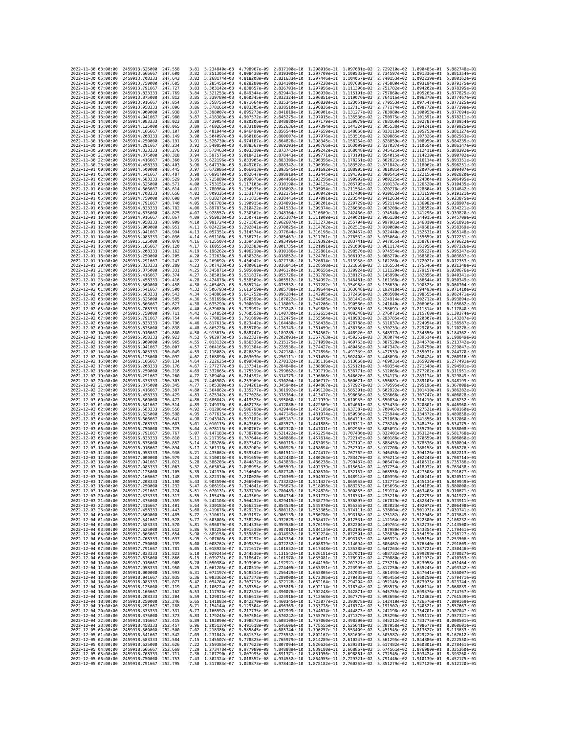| | | | | | | | | | | | |
|---|---|---|---|---|---|---|---|---|---|---|---|
| 2022-11-30 03:00:00 | 2459913.625000 | 247.558 | 3.81 | 5.234840e-08 | 4.798967e-09 | 2.817100e-10 | 1.298016e-11 | 1.097081e-02 | 2.729210e-02 | 1.090485e-01 | 5.882748e-01 |
| 2022-11-30 04:00:00 | 2459913.666667 | 247.600 | 3.82 | 5.251305e-08 | 4.808438e-09 | 2.819300e-10 | 1.297709e-11 | 1.100532e-02 | 2.734597e-02 | 1.091336e-01 | 5.881354e-01 |
| 2022-11-30 05:00:00 | 2459913.708333 | 247.643 | 3.82 | 5.268174e-08 | 4.818208e-09 | 2.821633e-10 | 1.297446e-11 | 1.104067e-02 | 2.740153e-02 | 1.092239e-01 | 5.880162e-01 |
| 2022-11-30 06:00:00 | 2459913.750000 | 247.685 | 3.83 | 5.285451e-08 | 4.828280e-09 | 2.824100e-10 | 1.297228e-11 | 1.107688e-02 | 2.745880e-02 | 1.093194e-01 | 5.879175e-01 |
| 2022-11-30 07:00:00 | 2459913.791667 | 247.727 | 3.83 | 5.303142e-08 | 4.838657e-09 | 2.826703e-10 | 1.297056e-11 | 1.111396e-02 | 2.751782e-02 | 1.094202e-01 | 5.878395e-01 |
| 2022-11-30 08:00:00 | 2459913.833333 | 247.769 | 3.84 | 5.321253e-08 | 4.849344e-09 | 2.829443e-10 | 1.296930e-11 | 1.115191e-02 | 2.757860e-02 | 1.095263e-01 | 5.877825e-01 |
| 2022-11-30 09:00:00 | 2459913.875000 | 247.812 | 3.85 | 5.339789e-08 | 4.860345e-09 | 2.832324e-10 | 1.296851e-11 | 1.119076e-02 | 2.764116e-02 | 1.096378e-01 | 5.877467e-01 |
| 2022-11-30 10:00:00 | 2459913.916667 | 247.854 | 3.85 | 5.358756e-08 | 4.871664e-09 | 2.835345e-10 | 1.296820e-11 | 1.123051e-02 | 2.770553e-02 | 1.097547e-01 | 5.877325e-01 |
| 2022-11-30 11:00:00 | 2459913.958333 | 247.896 | 3.86 | 5.378161e-08 | 4.883305e-09 | 2.838510e-10 | 1.296836e-11 | 1.127117e-02 | 2.777174e-02 | 1.098772e-01 | 5.877399e-01 |
| 2022-11-30 12:00:00 | 2459914.000000 | 247.938 | 3.87 | 5.398007e-08 | 4.895273e-09 | 2.841819e-10 | 1.296901e-11 | 1.131277e-02 | 2.783980e-02 | 1.100053e-01 | 5.877694e-01 |
| 2022-11-30 13:00:00 | 2459914.041667 | 247.980 | 3.87 | 5.418303e-08 | 4.907572e-09 | 2.845275e-10 | 1.297015e-11 | 1.135530e-02 | 2.790975e-02 | 1.101391e-01 | 5.878211e-01 |
| 2022-11-30 14:00:00 | 2459914.083333 | 248.023 | 3.88 | 5.439054e-08 | 4.920206e-09 | 2.848880e-10 | 1.297179e-11 | 1.139879e-02 | 2.798160e-02 | 1.102787e-01 | 5.878954e-01 |
| 2022-11-30 15:00:00 | 2459914.125000 | 248.065 | 3.89 | 5.460265e-08 | 4.933180e-09 | 2.852636e-10 | 1.297394e-11 | 1.144324e-02 | 2.805538e-02 | 1.104241e-01 | 5.879925e-01 |
| 2022-11-30 16:00:00 | 2459914.166667 | 248.107 | 3.90 | 5.481944e-08 | 4.946499e-09 | 2.856544e-10 | 1.297659e-11 | 1.148868e-02 | 2.813113e-02 | 1.105753e-01 | 5.881127e-01 |
| 2022-11-30 17:00:00 | 2459914.208333 | 248.149 | 3.90 | 5.504097e-08 | 4.960166e-09 | 2.860607e-10 | 1.297976e-11 | 1.153510e-02 | 2.820885e-02 | 1.107326e-01 | 5.882563e-01 |
| 2022-11-30 18:00:00 | 2459914.250000 | 248.191 | 3.91 | 5.526730e-08 | 4.974187e-09 | 2.864826e-10 | 1.298345e-11 | 1.158254e-02 | 2.828859e-02 | 1.108959e-01 | 5.884235e-01 |
| 2022-11-30 19:00:00 | 2459914.291667 | 248.234 | 3.92 | 5.549850e-08 | 4.988567e-09 | 2.869203e-10 | 1.298766e-11 | 1.163099e-02 | 2.837037e-02 | 1.110654e-01 | 5.886147e-01 |
| 2022-11-30 20:00:00 | 2459914.333333 | 248.276 | 3.93 | 5.573463e-08 | 5.003310e-09 | 2.873742e-10 | 1.299242e-11 | 1.168048e-02 | 2.845421e-02 | 1.112411e-01 | 5.888302e-01 |
| 2022-11-30 21:00:00 | 2459914.375000 | 248.318 | 3.94 | 5.597576e-08 | 5.018421e-09 | 2.878443e-10 | 1.299771e-11 | 1.173101e-02 | 2.854015e-02 | 1.114230e-01 | 5.890702e-01 |
| 2022-11-30 22:00:00 | 2459914.416667 | 248.360 | 3.95 | 5.622196e-08 | 5.033905e-09 | 2.883309e-10 | 1.300356e-11 | 1.178261e-02 | 2.862821e-02 | 1.116114e-01 | 5.893351e-01 |
| 2022-11-30 23:00:00 | 2459914.458333 | 248.403 | 3.96 | 5.647330e-08 | 5.049767e-09 | 2.888342e-10 | 1.300996e-11 | 1.183528e-02 | 2.871842e-02 | 1.118062e-01 | 5.896251e-01 |
| 2022-12-01 00:00:00 | 2459914.500000 | 248.445 | 3.97 | 5.672986e-08 | 5.066013e-09 | 2.893545e-10 | 1.301692e-11 | 1.188905e-02 | 2.881081e-02 | 1.120076e-01 | 5.899407e-01 |
| 2022-12-01 01:00:00 | 2459914.541667 | 248.487 | 3.98 | 5.699170e-08 | 5.082647e-09 | 2.898919e-10 | 1.302445e-11 | 1.194392e-02 | 2.890541e-02 | 1.122156e-01 | 5.902820e-01 |
| 2022-12-01 02:00:00 | 2459914.583333 | 248.529 | 3.99 | 5.725889e-08 | 5.099676e-09 | 2.904466e-10 | 1.303256e-11 | 1.199992e-02 | 2.900225e-02 | 1.124304e-01 | 5.906495e-01 |
| 2022-12-01 03:00:00 | 2459914.625000 | 248.571 | 4.00 | 5.753151e-08 | 5.117103e-09 | 2.910190e-10 | 1.304125e-11 | 1.205705e-02 | 2.910137e-02 | 1.126520e-01 | 5.910435e-01 |
| 2022-12-01 04:00:00 | 2459914.666667 | 248.614 | 4.01 | 5.780964e-08 | 5.134935e-09 | 2.916092e-10 | 1.305054e-11 | 1.211534e-02 | 2.920278e-02 | 1.128804e-01 | 5.914642e-01 |
| 2022-12-01 05:00:00 | 2459914.708333 | 248.656 | 4.02 | 5.809335e-08 | 5.151177e-09 | 2.922175e-10 | 1.306042e-11 | 1.217480e-02 | 2.930652e-02 | 1.131159e-01 | 5.919121e-01 |
| 2022-12-01 06:00:00 | 2459914.750000 | 248.698 | 4.04 | 5.838272e-08 | 5.171835e-09 | 2.928441e-10 | 1.307091e-11 | 1.223544e-02 | 2.941263e-02 | 1.133585e-01 | 5.923875e-01 |
| 2022-12-01 07:00:00 | 2459914.791667 | 248.740 | 4.05 | 5.867783e-08 | 5.190915e-09 | 2.934893e-10 | 1.308201e-11 | 1.229729e-02 | 2.952114e-02 | 1.136082e-01 | 5.928907e-01 |
| 2022-12-01 08:00:00 | 2459914.833333 | 248.782 | 4.06 | 5.897875e-08 | 5.210422e-09 | 2.941533e-10 | 1.309374e-11 | 1.236036e-02 | 2.963208e-02 | 1.138652e-01 | 5.934221e-01 |
| 2022-12-01 09:00:00 | 2459914.875000 | 248.825 | 4.07 | 5.928557e-08 | 5.230362e-09 | 2.948364e-10 | 1.310609e-11 | 1.242466e-02 | 2.974548e-02 | 1.141296e-01 | 5.939820e-01 |
| 2022-12-01 10:00:00 | 2459914.916667 | 248.867 | 4.09 | 5.959838e-08 | 5.250741e-09 | 2.955387e-10 | 1.311909e-11 | 1.249021e-02 | 2.986138e-02 | 1.144015e-01 | 5.945709e-01 |
| 2022-12-01 11:00:00 | 2459914.958333 | 248.909 | 4.10 | 5.991724e-08 | 5.271565e-09 | 2.962607e-10 | 1.313273e-11 | 1.255704e-02 | 2.997981e-02 | 1.146810e-01 | 5.951891e-01 |
| 2022-12-01 12:00:00 | 2459915.000000 | 248.951 | 4.11 | 6.024226e-08 | 5.292841e-09 | 2.970025e-10 | 1.314702e-11 | 1.262515e-02 | 3.010080e-02 | 1.149681e-01 | 5.958369e-01 |
| 2022-12-01 13:00:00 | 2459915.041667 | 248.994 | 4.13 | 6.057351e-08 | 5.314574e-09 | 2.977644e-10 | 1.316198e-11 | 1.269457e-02 | 3.022440e-02 | 1.152631e-01 | 5.965148e-01 |
| 2022-12-01 14:00:00 | 2459915.083333 | 249.036 | 4.14 | 6.091108e-08 | 5.336771e-09 | 2.985467e-10 | 1.317761e-11 | 1.276532e-02 | 3.035064e-02 | 1.155659e-01 | 5.972231e-01 |
| 2022-12-01 15:00:00 | 2459915.125000 | 249.078 | 4.16 | 6.125507e-08 | 5.359438e-09 | 2.993496e-10 | 1.319392e-11 | 1.283741e-02 | 3.047955e-02 | 1.158767e-01 | 5.979622e-01 |
| 2022-12-01 16:00:00 | 2459915.166667 | 249.120 | 4.17 | 6.160555e-08 | 5.382583e-09 | 3.001735e-10 | 1.321091e-11 | 1.291086e-02 | 3.061117e-02 | 1.161956e-01 | 5.987326e-01 |
| 2022-12-01 17:00:00 | 2459915.208333 | 249.162 | 4.19 | 6.196262e-08 | 5.406210e-09 | 3.010186e-10 | 1.322861e-11 | 1.298570e-02 | 3.074554e-02 | 1.165227e-01 | 5.995347e-01 |
| 2022-12-01 18:00:00 | 2459915.250000 | 249.205 | 4.20 | 6.232638e-08 | 5.430328e-09 | 3.018852e-10 | 1.324701e-11 | 1.306193e-02 | 3.088270e-02 | 1.168582e-01 | 6.003687e-01 |
| 2022-12-01 19:00:00 | 2459915.291667 | 249.247 | 4.22 | 6.269692e-08 | 5.454942e-09 | 3.027736e-10 | 1.326614e-11 | 1.313958e-02 | 3.102268e-02 | 1.172021e-01 | 6.012353e-01 |
| 2022-12-01 20:00:00 | 2459915.333333 | 249.289 | 4.23 | 6.307433e-08 | 5.480061e-09 | 3.036841e-10 | 1.328598e-11 | 1.321868e-02 | 3.116553e-02 | 1.175546e-01 | 6.021348e-01 |
| 2022-12-01 21:00:00 | 2459915.375000 | 249.331 | 4.25 | 6.345871e-08 | 5.505690e-09 | 3.046170e-10 | 1.330656e-11 | 1.329924e-02 | 3.131129e-02 | 1.179157e-01 | 6.030676e-01 |
| 2022-12-01 22:00:00 | 2459915.416667 | 249.374 | 4.27 | 6.385016e-08 | 5.531837e-09 | 3.055726e-10 | 1.332789e-11 | 1.338127e-02 | 3.145999e-02 | 1.182856e-01 | 6.040341e-01 |
| 2022-12-01 23:00:00 | 2459915.458333 | 249.416 | 4.28 | 6.424878e-08 | 5.558509e-09 | 3.065512e-10 | 1.334997e-11 | 1.346481e-02 | 3.161168e-02 | 1.186644e-01 | 6.050349e-01 |
| 2022-12-02 00:00:00 | 2459915.500000 | 249.458 | 4.30 | 6.465467e-08 | 5.585714e-09 | 3.075532e-10 | 1.337282e-11 | 1.354988e-02 | 3.176639e-02 | 1.190523e-01 | 6.060704e-01 |
| 2022-12-02 01:00:00 | 2459915.541667 | 249.500 | 4.32 | 6.506793e-08 | 5.613459e-09 | 3.085788e-10 | 1.339644e-11 | 1.363648e-02 | 3.192418e-02 | 1.194493e-01 | 6.071410e-01 |
| 2022-12-02 02:00:00 | 2459915.583333 | 249.543 | 4.34 | 6.548866e-08 | 5.641752e-09 | 3.096284e-10 | 1.342085e-11 | 1.372466e-02 | 3.208508e-02 | 1.198555e-01 | 6.082471e-01 |
| 2022-12-02 03:00:00 | 2459915.625000 | 249.585 | 4.36 | 6.591698e-08 | 5.670599e-09 | 3.107022e-10 | 1.344605e-11 | 1.381442e-02 | 3.224914e-02 | 1.202712e-01 | 6.093894e-01 |
| 2022-12-02 04:00:00 | 2459915.666667 | 249.627 | 4.38 | 6.635299e-08 | 5.700010e-09 | 3.118007e-10 | 1.347206e-11 | 1.390580e-02 | 3.241640e-02 | 1.206965e-01 | 6.105682e-01 |
| 2022-12-02 05:00:00 | 2459915.708333 | 249.669 | 4.40 | 6.679680e-08 | 5.729992e-09 | 3.129242e-10 | 1.349889e-11 | 1.399881e-02 | 3.258691e-02 | 1.211314e-01 | 6.117840e-01 |
| 2022-12-02 06:00:00 | 2459915.750000 | 249.711 | 4.42 | 6.724852e-08 | 5.760552e-09 | 3.140730e-10 | 1.352655e-11 | 1.409348e-02 | 3.276071e-02 | 1.215760e-01 | 6.130374e-01 |
| 2022-12-02 07:00:00 | 2459915.791667 | 249.754 | 4.44 | 6.770826e-08 | 5.791699e-09 | 3.152475e-10 | 1.355504e-11 | 1.418983e-02 | 3.293785e-02 | 1.220307e-01 | 6.143287e-01 |
| 2022-12-02 08:00:00 | 2459915.833333 | 249.796 | 4.46 | 6.817613e-08 | 5.823442e-09 | 3.164480e-10 | 1.358438e-11 | 1.428788e-02 | 3.311837e-02 | 1.224954e-01 | 6.156587e-01 |
| 2022-12-02 09:00:00 | 2459915.875000 | 249.838 | 4.48 | 6.865226e-08 | 5.855789e-09 | 3.176749e-10 | 1.361459e-11 | 1.438766e-02 | 3.330233e-02 | 1.229703e-01 | 6.170276e-01 |
| 2022-12-02 10:00:00 | 2459915.916667 | 249.880 | 4.50 | 6.913675e-08 | 5.888747e-09 | 3.189285e-10 | 1.364567e-11 | 1.448920e-02 | 3.348977e-02 | 1.234556e-01 | 6.184362e-01 |
| 2022-12-02 11:00:00 | 2459915.958333 | 249.923 | 4.52 | 6.962973e-08 | 5.922327e-09 | 3.202093e-10 | 1.367763e-11 | 1.459252e-02 | 3.368074e-02 | 1.239514e-01 | 6.198849e-01 |
| 2022-12-02 12:00:00 | 2459916.000000 | 249.965 | 4.55 | 7.013132e-08 | 5.956536e-09 | 3.215175e-10 | 1.371050e-11 | 1.469763e-02 | 3.387529e-02 | 1.244578e-01 | 6.213742e-01 |
| 2022-12-02 13:00:00 | 2459916.041667 | 250.007 | 4.57 | 7.064165e-08 | 5.991384e-09 | 3.228536e-10 | 1.374427e-11 | 1.480458e-02 | 3.407347e-02 | 1.249750e-01 | 6.229047e-01 |
| 2022-12-02 14:00:00 | 2459916.083333 | 250.049 | 4.59 | 7.116082e-08 | 6.026879e-09 | 3.242180e-10 | 1.377896e-11 | 1.491339e-02 | 3.427533e-02 | 1.255031e-01 | 6.244770e-01 |
| 2022-12-02 15:00:00 | 2459916.125000 | 250.092 | 4.62 | 7.168898e-08 | 6.063030e-09 | 3.256111e-10 | 1.381458e-11 | 1.502408e-02 | 3.448093e-02 | 1.260424e-01 | 6.260916e-01 |
| 2022-12-02 16:00:00 | 2459916.166667 | 250.134 | 4.64 | 7.222625e-08 | 6.099848e-09 | 3.270332e-10 | 1.385116e-11 | 1.513668e-02 | 3.469031e-02 | 1.265929e-01 | 6.277491e-01 |
| 2022-12-02 17:00:00 | 2459916.208333 | 250.176 | 4.67 | 7.277277e-08 | 6.137341e-09 | 3.284848e-10 | 1.388869e-11 | 1.525121e-02 | 3.490354e-02 | 1.271548e-01 | 6.294501e-01 |
| 2022-12-02 18:00:00 | 2459916.250000 | 250.218 | 4.69 | 7.332865e-08 | 6.175519e-09 | 3.299662e-10 | 1.392719e-11 | 1.536771e-02 | 3.512066e-02 | 1.277282e-01 | 6.311951e-01 |
| 2022-12-02 19:00:00 | 2459916.291667 | 250.260 | 4.72 | 7.389404e-08 | 6.214392e-09 | 3.314779e-10 | 1.396668e-11 | 1.548620e-02 | 3.534173e-02 | 1.283134e-01 | 6.329849e-01 |
| 2022-12-02 20:00:00 | 2459916.333333 | 250.303 | 4.75 | 7.446907e-08 | 6.253969e-09 | 3.330204e-10 | 1.400717e-11 | 1.560671e-02 | 3.556681e-02 | 1.289105e-01 | 6.348199e-01 |
| 2022-12-02 21:00:00 | 2459916.375000 | 250.345 | 4.77 | 7.505380e-08 | 6.294261e-09 | 3.345940e-10 | 1.404867e-11 | 1.572927e-02 | 3.579595e-02 | 1.295196e-01 | 6.367008e-01 |
| 2022-12-02 22:00:00 | 2459916.416667 | 250.387 | 4.80 | 7.564862e-08 | 6.335277e-09 | 3.361992e-10 | 1.409120e-11 | 1.585391e-02 | 3.602922e-02 | 1.301410e-01 | 6.386282e-01 |
| 2022-12-02 23:00:00 | 2459916.458333 | 250.429 | 4.83 | 7.625342e-08 | 6.377028e-09 | 3.378364e-10 | 1.413477e-11 | 1.598066e-02 | 3.626666e-02 | 1.307747e-01 | 6.406028e-01 |
| 2022-12-03 00:00:00 | 2459916.500000 | 250.472 | 4.86 | 7.686842e-08 | 6.419525e-09 | 3.395060e-10 | 1.417939e-11 | 1.610955e-02 | 3.650834e-02 | 1.314210e-01 | 6.426252e-01 |
| 2022-12-03 01:00:00 | 2459916.541667 | 250.514 | 4.89 | 7.749378e-08 | 6.462778e-09 | 3.412086e-10 | 1.422509e-11 | 1.624061e-02 | 3.675433e-02 | 1.320801e-01 | 6.446960e-01 |
| 2022-12-03 02:00:00 | 2459916.583333 | 250.556 | 4.92 | 7.812964e-08 | 6.506798e-09 | 3.429446e-10 | 1.427186e-11 | 1.637387e-02 | 3.700467e-02 | 1.327521e-01 | 6.468160e-01 |
| 2022-12-03 03:00:00 | 2459916.625000 | 250.598 | 4.95 | 7.877615e-08 | 6.551596e-09 | 3.447145e-10 | 1.431974e-11 | 1.650936e-02 | 3.725944e-02 | 1.334372e-01 | 6.489858e-01 |
| 2022-12-03 04:00:00 | 2459916.666667 | 250.641 | 4.98 | 7.943347e-08 | 6.597182e-09 | 3.465187e-10 | 1.436873e-11 | 1.664711e-02 | 3.751869e-02 | 1.341356e-01 | 6.512060e-01 |
| 2022-12-03 05:00:00 | 2459916.708333 | 250.683 | 5.01 | 8.010175e-08 | 6.643568e-09 | 3.483577e-10 | 1.441885e-11 | 1.678717e-02 | 3.778249e-02 | 1.348475e-01 | 6.534775e-01 |
| 2022-12-03 06:00:00 | 2459916.750000 | 250.725 | 5.04 | 8.078115e-08 | 6.690767e-09 | 3.502320e-10 | 1.447011e-11 | 1.692955e-02 | 3.805091e-02 | 1.355730e-01 | 6.558008e-01 |
| 2022-12-03 07:00:00 | 2459916.791667 | 250.767 | 5.07 | 8.147183e-08 | 6.738788e-09 | 3.521422e-10 | 1.452254e-11 | 1.707430e-02 | 3.832401e-02 | 1.363124e-01 | 6.581768e-01 |
| 2022-12-03 08:00:00 | 2459916.833333 | 250.810 | 5.11 | 8.217395e-08 | 6.787644e-09 | 3.540886e-10 | 1.457614e-11 | 1.722145e-02 | 3.860186e-02 | 1.370659e-01 | 6.606060e-01 |
| 2022-12-03 09:00:00 | 2459916.875000 | 250.852 | 5.14 | 8.288768e-08 | 6.837347e-09 | 3.560719e-10 | 1.463093e-11 | 1.737102e-02 | 3.888453e-02 | 1.378336e-01 | 6.630894e-01 |
| 2022-12-03 10:00:00 | 2459916.916667 | 250.894 | 5.17 | 8.361318e-08 | 6.887909e-09 | 3.580925e-10 | 1.468694e-11 | 1.752307e-02 | 3.917208e-02 | 1.386158e-01 | 6.656276e-01 |
| 2022-12-03 11:00:00 | 2459916.958333 | 250.936 | 5.21 | 8.435062e-08 | 6.939342e-09 | 3.601511e-10 | 1.474417e-11 | 1.767762e-02 | 3.946458e-02 | 1.394126e-01 | 6.682213e-01 |
| 2022-12-03 12:00:00 | 2459917.000000 | 250.979 | 5.24 | 8.510018e-08 | 6.991659e-09 | 3.622480e-10 | 1.480264e-11 | 1.783470e-02 | 3.976211e-02 | 1.402243e-01 | 6.708714e-01 |
| 2022-12-03 13:00:00 | 2459917.041667 | 251.021 | 5.28 | 8.586203e-08 | 7.044872e-09 | 3.643839e-10 | 1.486238e-11 | 1.799437e-02 | 4.006474e-02 | 1.410511e-01 | 6.735786e-01 |
| 2022-12-03 14:00:00 | 2459917.083333 | 251.063 | 5.32 | 8.663634e-08 | 7.098995e-09 | 3.665593e-10 | 1.492339e-11 | 1.815664e-02 | 4.037254e-02 | 1.418932e-01 | 6.763438e-01 |
| 2022-12-03 15:00:00 | 2459917.125000 | 251.105 | 5.35 | 8.742330e-08 | 7.154040e-09 | 3.687748e-10 | 1.498570e-11 | 1.832157e-02 | 4.068558e-02 | 1.427508e-01 | 6.791677e-01 |
| 2022-12-03 16:00:00 | 2459917.166667 | 251.148 | 5.39 | 8.822310e-08 | 7.210020e-09 | 3.710309e-10 | 1.504932e-11 | 1.848918e-02 | 4.100395e-02 | 1.436241e-01 | 6.820511e-01 |
| 2022-12-03 17:00:00 | 2459917.208333 | 251.190 | 5.43 | 8.903590e-08 | 7.266949e-09 | 3.733282e-10 | 1.511427e-11 | 1.865952e-02 | 4.132771e-02 | 1.445134e-01 | 6.849949e-01 |
| 2022-12-03 18:00:00 | 2459917.250000 | 251.232 | 5.47 | 8.986191e-08 | 7.324841e-09 | 3.756673e-10 | 1.518058e-11 | 1.883263e-02 | 4.165695e-02 | 1.454189e-01 | 6.880000e-01 |
| 2022-12-03 19:00:00 | 2459917.291667 | 251.274 | 5.51 | 9.070131e-08 | 7.383710e-09 | 3.780489e-10 | 1.524826e-11 | 1.900855e-02 | 4.199174e-02 | 1.463408e-01 | 6.910671e-01 |
| 2022-12-03 20:00:00 | 2459917.333333 | 251.317 | 5.55 | 9.155430e-08 | 7.443569e-09 | 3.804734e-10 | 1.531732e-11 | 1.918731e-02 | 4.233216e-02 | 1.472793e-01 | 6.941972e-01 |
| 2022-12-03 21:00:00 | 2459917.375000 | 251.359 | 5.59 | 9.242108e-08 | 7.504432e-09 | 3.829415e-10 | 1.538779e-11 | 1.936897e-02 | 4.267829e-02 | 1.482347e-01 | 6.973911e-01 |
| 2022-12-03 22:00:00 | 2459917.416667 | 251.401 | 5.64 | 9.330183e-08 | 7.566315e-09 | 3.854539e-10 | 1.545970e-11 | 1.955355e-02 | 4.303023e-02 | 1.492072e-01 | 7.006498e-01 |
| 2022-12-03 23:00:00 | 2459917.458333 | 251.443 | 5.68 | 9.419678e-08 | 7.629232e-09 | 3.880112e-10 | 1.553305e-11 | 1.974111e-02 | 4.338804e-02 | 1.501971e-01 | 7.039741e-01 |
| 2022-12-04 00:00:00 | 2459917.500000 | 251.485 | 5.72 | 9.510611e-08 | 7.693197e-09 | 3.906139e-10 | 1.560786e-11 | 1.993168e-02 | 4.375182e-02 | 1.512046e-01 | 7.073649e-01 |
| 2022-12-04 01:00:00 | 2459917.541667 | 251.528 | 5.77 | 9.603005e-08 | 7.758226e-09 | 3.932629e-10 | 1.568417e-11 | 2.012531e-02 | 4.412164e-02 | 1.522300e-01 | 7.108232e-01 |
| 2022-12-04 02:00:00 | 2459917.583333 | 251.570 | 5.81 | 9.696879e-08 | 7.824335e-09 | 3.959586e-10 | 1.576199e-11 | 2.032204e-02 | 4.449761e-02 | 1.532735e-01 | 7.143500e-01 |
| 2022-12-04 03:00:00 | 2459917.625000 | 251.612 | 5.86 | 9.792256e-08 | 7.891538e-09 | 3.987018e-10 | 1.584134e-11 | 2.052193e-02 | 4.487980e-02 | 1.543354e-01 | 7.179461e-01 |
| 2022-12-04 04:00:00 | 2459917.666667 | 251.654 | 5.90 | 9.889158e-08 | 7.959852e-09 | 4.014932e-10 | 1.592224e-11 | 2.072501e-02 | 4.526830e-02 | 1.554159e-01 | 7.216127e-01 |
| 2022-12-04 05:00:00 | 2459917.708333 | 251.697 | 5.95 | 9.987605e-08 | 8.029292e-09 | 4.043334e-10 | 1.600471e-11 | 2.093133e-02 | 4.566321e-02 | 1.565154e-01 | 7.253506e-01 |
| 2022-12-04 06:00:00 | 2459917.750000 | 251.739 | 6.00 | 1.008762e-07 | 8.099875e-09 | 4.072232e-10 | 1.608879e-11 | 2.114094e-02 | 4.606462e-02 | 1.576340e-01 | 7.291609e-01 |
| 2022-12-04 07:00:00 | 2459917.791667 | 251.781 | 6.05 | 1.018923e-07 | 8.171617e-09 | 4.101632e-10 | 1.617448e-11 | 2.135388e-02 | 4.647263e-02 | 1.587721e-01 | 7.330446e-01 |
| 2022-12-04 08:00:00 | 2459917.833333 | 251.823 | 6.10 | 1.029245e-07 | 8.244536e-09 | 4.131542e-10 | 1.626181e-11 | 2.157021e-02 | 4.688732e-02 | 1.599299e-01 | 7.370027e-01 |
| 2022-12-04 09:00:00 | 2459917.875000 | 251.866 | 6.15 | 1.039731e-07 | 8.318647e-09 | 4.161970e-10 | 1.635081e-11 | 2.178997e-02 | 4.730880e-02 | 1.611077e-01 | 7.410363e-01 |
| 2022-12-04 10:00:00 | 2459917.916667 | 251.908 | 6.20 | 1.050384e-07 | 8.393969e-09 | 4.192921e-10 | 1.644150e-11 | 2.201321e-02 | 4.773716e-02 | 1.623058e-01 | 7.451464e-01 |
| 2022-12-04 11:00:00 | 2459917.958333 | 251.950 | 6.25 | 1.061205e-07 | 8.470519e-09 | 4.224405e-10 | 1.653391e-11 | 2.223999e-02 | 4.817250e-02 | 1.635245e-01 | 7.493342e-01 |
| 2022-12-04 12:00:00 | 2459918.000000 | 251.993 | 6.31 | 1.072197e-07 | 8.548314e-09 | 4.256429e-10 | 1.662805e-11 | 2.247035e-02 | 4.861493e-02 | 1.647641e-01 | 7.536007e-01 |
| 2022-12-04 13:00:00 | 2459918.041667 | 252.035 | 6.36 | 1.083362e-07 | 8.627373e-09 | 4.289000e-10 | 1.672395e-11 | 2.270435e-02 | 4.906455e-02 | 1.660250e-01 | 7.579471e-01 |
| 2022-12-04 14:00:00 | 2459918.083333 | 252.077 | 6.42 | 1.094704e-07 | 8.707713e-09 | 4.322126e-10 | 1.682164e-11 | 2.294204e-02 | 4.952145e-02 | 1.673073e-01 | 7.623744e-01 |
| 2022-12-04 15:00:00 | 2459918.125000 | 252.119 | 6.47 | 1.106224e-07 | 8.789354e-09 | 4.355815e-10 | 1.692114e-11 | 2.318348e-02 | 4.998575e-02 | 1.686114e-01 | 7.668839e-01 |
| 2022-12-04 16:00:00 | 2459918.166667 | 252.162 | 6.53 | 1.117926e-07 | 8.872315e-09 | 4.390076e-10 | 1.702248e-11 | 2.342871e-02 | 5.045755e-02 | 1.699376e-01 | 7.714767e-01 |
| 2022-12-04 17:00:00 | 2459918.208333 | 252.204 | 6.59 | 1.129811e-07 | 8.956613e-09 | 4.424916e-10 | 1.712568e-11 | 2.367779e-02 | 5.093696e-02 | 1.712862e-01 | 7.761539e-01 |
| 2022-12-04 18:00:00 | 2459918.250000 | 252.246 | 6.65 | 1.141883e-07 | 9.042270e-09 | 4.460345e-10 | 1.723077e-11 | 2.393078e-02 | 5.142410e-02 | 1.726576e-01 | 7.809169e-01 |
| 2022-12-04 19:00:00 | 2459918.291667 | 252.288 | 6.71 | 1.154144e-07 | 9.129304e-09 | 4.496369e-10 | 1.733778e-11 | 2.418774e-02 | 5.191907e-02 | 1.740521e-01 | 7.857667e-01 |
| 2022-12-04 20:00:00 | 2459918.333333 | 252.331 | 6.77 | 1.166597e-07 | 9.217735e-09 | 4.532999e-10 | 1.744674e-11 | 2.444873e-02 | 5.242198e-02 | 1.754701e-01 | 7.907047e-01 |
| 2022-12-04 21:00:00 | 2459918.375000 | 252.373 | 6.83 | 1.179245e-07 | 9.307584e-09 | 4.570242e-10 | 1.755767e-11 | 2.471379e-02 | 5.293296e-02 | 1.769117e-01 | 7.957321e-01 |
| 2022-12-04 22:00:00 | 2459918.416667 | 252.415 | 6.89 | 1.192090e-07 | 9.398872e-09 | 4.608108e-10 | 1.767060e-11 | 2.498300e-02 | 5.345212e-02 | 1.783775e-01 | 8.008501e-01 |
| 2022-12-04 23:00:00 | 2459918.458333 | 252.457 | 6.96 | 1.205137e-07 | 9.491618e-09 | 4.646606e-10 | 1.778555e-11 | 2.525641e-02 | 5.397958e-02 | 1.798677e-01 | 8.060601e-01 |
| 2022-12-05 00:00:00 | 2459918.500000 | 252.500 | 7.02 | 1.218386e-07 | 9.585845e-09 | 4.685744e-10 | 1.790257e-11 | 2.553409e-02 | 5.451545e-02 | 1.813827e-01 | 8.113633e-01 |
| 2022-12-05 01:00:00 | 2459918.541667 | 252.542 | 7.09 | 1.231842e-07 | 9.681573e-09 | 4.725532e-10 | 1.802167e-11 | 2.581609e-02 | 5.505987e-02 | 1.829229e-01 | 8.167612e-01 |
| 2022-12-05 02:00:00 | 2459918.583333 | 252.584 | 7.15 | 1.245507e-07 | 9.778825e-09 | 4.765979e-10 | 1.814289e-11 | 2.610247e-02 | 5.561295e-02 | 1.844886e-01 | 8.222550e-01 |
| 2022-12-05 03:00:00 | 2459918.625000 | 252.626 | 7.22 | 1.259385e-07 | 9.877623e-09 | 4.807094e-10 | 1.826626e-11 | 2.639331e-02 | 5.617482e-02 | 1.860801e-01 | 8.278461e-01 |
| 2022-12-05 04:00:00 | 2459918.666667 | 252.669 | 7.29 | 1.273478e-07 | 9.977989e-09 | 4.848889e-10 | 1.839180e-11 | 2.668867e-02 | 5.674561e-02 | 1.876980e-01 | 8.335360e-01 |
| 2022-12-05 05:00:00 | 2459918.708333 | 252.711 | 7.36 | 1.287790e-07 | 1.007995e-08 | 4.891371e-10 | 1.851956e-11 | 2.698861e-02 | 5.732545e-02 | 1.893424e-01 | 8.393260e-01 |
| 2022-12-05 06:00:00 | 2459918.750000 | 252.753 | 7.43 | 1.302324e-07 | 1.018352e-08 | 4.934552e-10 | 1.864955e-11 | 2.729321e-02 | 5.791446e-02 | 1.910139e-01 | 8.452175e-01 |
| 2022-12-05 07:00:00 | 2459918.791667 | 252.795 | 7.50 | 1.317083e-07 | 1.028873e-08 | 4.978440e-10 | 1.878182e-11 | 2.760252e-02 | 5.851279e-02 | 1.927129e-01 | 8.512120e-01 |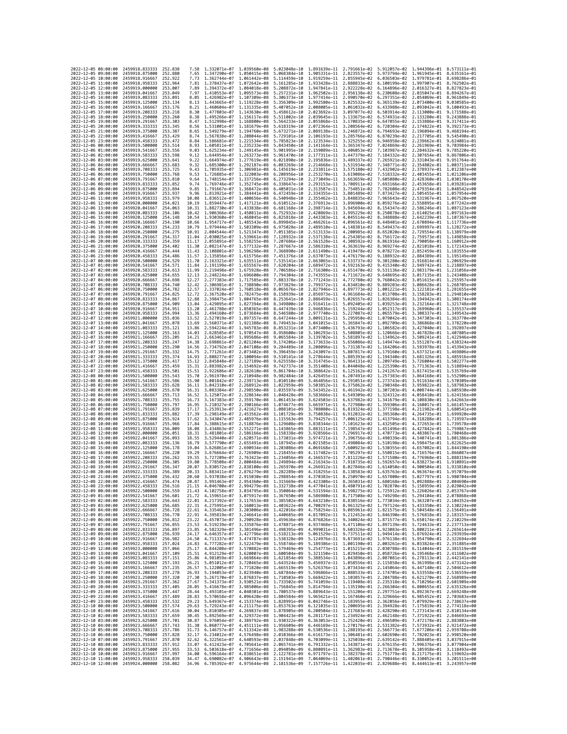```
2022-12-05 08:00:00  2459918.833333  252.838    7.58  1.332071e-07  1.039560e-08  5.023048e-10  1.891639e-11  2.791661e-02  5.912057e-02  1.944396e-01  8.573111e-01
2022-12-05 09:00:00  2459918.875000  252.880    7.65  1.347290e-07  1.050415e-08  5.068384e-10  1.905331e-11  2.823557e-02  5.973794e-02  1.961945e-01  8.635161e-01
2022-12-05 10:00:00  2459918.916667  252.922    7.73  1.362744e-07  1.061442e-08  5.114459e-10  1.919259e-11  2.855945e-02  6.036503e-02  1.979781e-01  8.698286e-01
2022-12-05 11:00:00  2459918.958333  252.964    7.81  1.378437e-07  1.072642e-08  5.161285e-10  1.933428e-11  2.888833e-02  6.100199e-02  1.997907e-01  8.762502e-01
2022-12-05 12:00:00  2459919.000000  253.007    7.89  1.394372e-07  1.084018e-08  5.208872e-10  1.947841e-11  2.922228e-02  6.164896e-02  2.016327e-01  8.827823e-01
2022-12-05 13:00:00  2459919.041667  253.049    7.97  1.410553e-07  1.095573e-08  5.257231e-10  1.962502e-11  2.956138e-02  6.230608e-02  2.035047e-01  8.894267e-01
2022-12-05 14:00:00  2459919.083333  253.091    8.05  1.426982e-07  1.107309e-08  5.306373e-10  1.977414e-11  2.990570e-02  6.297351e-02  2.054069e-01  8.961849e-01
2022-12-05 15:00:00  2459919.125000  253.134    8.13  1.443665e-07  1.119228e-08  5.356309e-10  1.992580e-11  3.025532e-02  6.365139e-02  2.073400e-01  9.030585e-01
2022-12-05 16:00:00  2459919.166667  253.176    8.21  1.460604e-07  1.131335e-08  5.407052e-10  2.008005e-11  3.061032e-02  6.433988e-02  2.093042e-01  9.100493e-01
2022-12-05 17:00:00  2459919.208333  253.218    8.30  1.477803e-07  1.143630e-08  5.458612e-10  2.023692e-11  3.097077e-02  6.503914e-02  2.113000e-01  9.171588e-01
2022-12-05 18:00:00  2459919.250000  253.260    8.38  1.495266e-07  1.156117e-08  5.511002e-10  2.039645e-11  3.133675e-02  6.574931e-02  2.133280e-01  9.243888e-01
2022-12-05 19:00:00  2459919.291667  253.303    8.47  1.512998e-07  1.168800e-08  5.564233e-10  2.055868e-11  3.170835e-02  6.647055e-02  2.153886e-01  9.317411e-01
2022-12-05 20:00:00  2459919.333333  253.345    8.56  1.531001e-07  1.181679e-08  5.618319e-10  2.072364e-11  3.208564e-02  6.720304e-02  2.174822e-01  9.392173e-01
2022-12-05 21:00:00  2459919.375000  253.387    8.65  1.549279e-07  1.194760e-08  5.673271e-10  2.089138e-11  3.246872e-02  6.794693e-02  2.196094e-01  9.468194e-01
2022-12-05 22:00:00  2459919.416667  253.429    8.74  1.567838e-07  1.208044e-08  5.729101e-10  2.106193e-11  3.285766e-02  6.870239e-02  2.217705e-01  9.545490e-01
2022-12-05 23:00:00  2459919.458333  253.472    8.84  1.586681e-07  1.221534e-08  5.785823e-10  2.123534e-11  3.325255e-02  6.946958e-02  2.239662e-01  9.624081e-01
2022-12-06 00:00:00  2459919.500000  253.514    8.93  1.605811e-07  1.235233e-08  5.843450e-10  2.141164e-11  3.365347e-02  7.024869e-02  2.261969e-01  9.703984e-01
2022-12-06 01:00:00  2459919.541667  253.556    9.03  1.625234e-07  1.249145e-08  5.901995e-10  2.159089e-11  3.406053e-02  7.103987e-02  2.284632e-01  9.785220e-01
2022-12-06 02:00:00  2459919.583333  253.598    9.12  1.644954e-07  1.263273e-08  5.961470e-10  2.177311e-11  3.447379e-02  7.184332e-02  2.307654e-01  9.867806e-01
2022-12-06 03:00:00  2459919.625000  253.641    9.22  1.664974e-07  1.277619e-08  6.021890e-10  2.195836e-11  3.489337e-02  7.265921e-02  2.331043e-01  9.951764e-01
2022-12-06 04:00:00  2459919.666667  253.683    9.32  1.685300e-07  1.292187e-08  6.083269e-10  2.214668e-11  3.531934e-02  7.348771e-02  2.354802e-01  1.003711e+00
2022-12-06 05:00:00  2459919.708333  253.725    9.43  1.705935e-07  1.306981e-08  6.145619e-10  2.233811e-11  3.575180e-02  7.432902e-02  2.378937e-01  1.012387e+00
2022-12-06 06:00:00  2459919.750000  253.768    9.53  1.726885e-07  1.322003e-08  6.208956e-10  2.253270e-11  3.619086e-02  7.518332e-02  2.403455e-01  1.021206e+00
2022-12-06 07:00:00  2459919.791667  253.810    9.64  1.748154e-07  1.337256e-08  6.273294e-10  2.273049e-11  3.663659e-02  7.605080e-02  2.428360e-01  1.030170e+00
2022-12-06 08:00:00  2459919.833333  253.852    9.74  1.769746e-07  1.352745e-08  6.338647e-10  2.293153e-11  3.708911e-02  7.693166e-02  2.453658e-01  1.039281e+00
2022-12-06 09:00:00  2459919.875000  253.894    9.85  1.791667e-07  1.368472e-08  6.405031e-10  2.313587e-11  3.754851e-02  7.782608e-02  2.479354e-01  1.048542e+00
2022-12-06 10:00:00  2459919.916667  253.937    9.96  1.813921e-07  1.384441e-08  6.472459e-10  2.334355e-11  3.801489e-02  7.873427e-02  2.505455e-01  1.057954e+00
2022-12-06 11:00:00  2459919.958333  253.979   10.08  1.836512e-07  1.400656e-08  6.540948e-10  2.355462e-11  3.848835e-02  7.965643e-02  2.531967e-01  1.067520e+00
2022-12-06 12:00:00  2459920.000000  254.021   10.19  1.859447e-07  1.417121e-08  6.610512e-10  2.376913e-11  3.896900e-02  8.059276e-02  2.558895e-01  1.077242e+00
2022-12-06 13:00:00  2459920.041667  254.063   10.31  1.882730e-07  1.433838e-08  6.681168e-10  2.398714e-11  3.945694e-02  8.154347e-02  2.586246e-01  1.087123e+00
2022-12-06 14:00:00  2459920.083333  254.106   10.42  1.906366e-07  1.450811e-08  6.752932e-10  2.420869e-11  3.995229e-02  8.250878e-02  2.614025e-01  1.097163e+00
2022-12-06 15:00:00  2459920.125000  254.148   10.54  1.930360e-07  1.468045e-08  6.825818e-10  2.443383e-11  4.045514e-02  8.348888e-02  2.642239e-01  1.107367e+00
2022-12-06 16:00:00  2459920.166667  254.190   10.66  1.954717e-07  1.485543e-08  6.899845e-10  2.466261e-11  4.096561e-02  8.448401e-02  2.670894e-01  1.117736e+00
2022-12-06 17:00:00  2459920.208333  254.233   10.79  1.979444e-07  1.503309e-08  6.975028e-10  2.489510e-11  4.148381e-02  8.549437e-02  2.699997e-01  1.128272e+00
2022-12-06 18:00:00  2459920.250000  254.275   10.91  2.004544e-07  1.521347e-08  7.051385e-10  2.513133e-11  4.200985e-02  8.652020e-02  2.729554e-01  1.138979e+00
2022-12-06 19:00:00  2459920.291667  254.317   11.04  2.030025e-07  1.539661e-08  7.128932e-10  2.537138e-11  4.254385e-02  8.756172e-02  2.759573e-01  1.149858e+00
2022-12-06 20:00:00  2459920.333333  254.359   11.17  2.055891e-07  1.558255e-08  7.207686e-10  2.561528e-11  4.308592e-02  8.861916e-02  2.790058e-01  1.160912e+00
2022-12-06 21:00:00  2459920.375000  254.402   11.30  2.082147e-07  1.577132e-08  7.287667e-10  2.586310e-11  4.363619e-02  8.969274e-02  2.821018e-01  1.172143e+00
2022-12-06 22:00:00  2459920.416667  254.444   11.43  2.108801e-07  1.596298e-08  7.368890e-10  2.611490e-11  4.419478e-02  9.078272e-02  2.852459e-01  1.183555e+00
2022-12-06 23:00:00  2459920.458333  254.486   11.57  2.135856e-07  1.615756e-08  7.451376e-10  2.637073e-11  4.476179e-02  9.188932e-02  2.884389e-01  1.195149e+00
2022-12-07 00:00:00  2459920.500000  254.529   11.70  2.163321e-07  1.635511e-08  7.535141e-10  2.663065e-11  4.533737e-02  9.301280e-02  2.916814e-01  1.206929e+00
2022-12-07 01:00:00  2459920.541667  254.571   11.84  2.191199e-07  1.655567e-08  7.620204e-10  2.689472e-11  4.592163e-02  9.415340e-02  2.949742e-01  1.218897e+00
2022-12-07 02:00:00  2459920.583333  254.613   11.99  2.219498e-07  1.675928e-08  7.706586e-10  2.716300e-11  4.651470e-02  9.531136e-02  2.983179e-01  1.231056e+00
2022-12-07 03:00:00  2459920.625000  254.655   12.13  2.248224e-07  1.696600e-08  7.794304e-10  2.743555e-11  4.711672e-02  9.648695e-02  3.017135e-01  1.243408e+00
2022-12-07 04:00:00  2459920.666667  254.698   12.27  2.277383e-07  1.717585e-08  7.883378e-10  2.771243e-11  4.772780e-02  9.768042e-02  3.051615e-01  1.255957e+00
2022-12-07 05:00:00  2459920.708333  254.740   12.42  2.306981e-07  1.738890e-08  7.973829e-10  2.799372e-11  4.834810e-02  9.889203e-02  3.086628e-01  1.268705e+00
2022-12-07 06:00:00  2459920.750000  254.782   12.57  2.337024e-07  1.760518e-08  8.065676e-10  2.827946e-11  4.897773e-02  1.001221e-01  3.122181e-01  1.281655e+00
2022-12-07 07:00:00  2459920.791667  254.825   12.72  2.367520e-07  1.782475e-08  8.158939e-10  2.856973e-11  4.961684e-02  1.013708e-01  3.158283e-01  1.294810e+00
2022-12-07 08:00:00  2459920.833333  254.867   12.88  2.398475e-07  1.804765e-08  8.253641e-10  2.886459e-11  5.026557e-02  1.026384e-01  3.194942e-01  1.308174e+00
2022-12-07 09:00:00  2459920.875000  254.909   13.04  2.429895e-07  1.827394e-08  8.349800e-10  2.916411e-11  5.092405e-02  1.039253e-01  3.232164e-01  1.321748e+00
2022-12-07 10:00:00  2459920.916667  254.951   13.20  2.461788e-07  1.850365e-08  8.447439e-10  2.946836e-11  5.159244e-02  1.052317e-01  3.269960e-01  1.335537e+00
2022-12-07 11:00:00  2459920.958333  254.994   13.36  2.494160e-07  1.873684e-08  8.546580e-10  2.977740e-11  5.227087e-02  1.065579e-01  3.308337e-01  1.349543e+00
2022-12-07 12:00:00  2459921.000000  255.036   13.52  2.527019e-07  1.897357e-08  8.647244e-10  3.009131e-11  5.295950e-02  1.079042e-01  3.347303e-01  1.363770e+00
2022-12-07 13:00:00  2459921.041667  255.078   13.69  2.560371e-07  1.921388e-08  8.749453e-10  3.041015e-11  5.365847e-02  1.092709e-01  3.386868e-01  1.378220e+00
2022-12-07 14:00:00  2459921.083333  255.121   13.86  2.594224e-07  1.945783e-08  8.853231e-10  3.073400e-11  5.436793e-02  1.106582e-01  3.427040e-01  1.392897e+00
2022-12-07 15:00:00  2459921.125000  255.163   14.03  2.628585e-07  1.970547e-08  8.958600e-10  3.106293e-11  5.508805e-02  1.120666e-01  3.467828e-01  1.407805e+00
2022-12-07 16:00:00  2459921.166667  255.205   14.21  2.663461e-07  1.995686e-08  9.065584e-10  3.139702e-11  5.581897e-02  1.134962e-01  3.509241e-01  1.422946e+00
2022-12-07 17:00:00  2459921.208333  255.247   14.38  2.698861e-07  2.021204e-08  9.174206e-10  3.173633e-11  5.656086e-02  1.149474e-01  3.551287e-01  1.438324e+00
2022-12-07 18:00:00  2459921.250000  255.290   14.56  2.734792e-07  2.047108e-08  9.284489e-10  3.208096e-11  5.731387e-02  1.164206e-01  3.593978e-01  1.453943e+00
2022-12-07 19:00:00  2459921.291667  255.332   14.75  2.771261e-07  2.073402e-08  9.396459e-10  3.243097e-11  5.807817e-02  1.179160e-01  3.637321e-01  1.469806e+00
2022-12-07 20:00:00  2459921.333333  255.374   14.93  2.808277e-07  2.100094e-08  9.510141e-10  3.278644e-11  5.885393e-02  1.194340e-01  3.681326e-01  1.485916e+00
2022-12-07 21:00:00  2459921.375000  255.417   15.12  2.845848e-07  2.127189e-08  9.625558e-10  3.314745e-11  5.964131e-02  1.209749e-01  3.726004e-01  1.502277e+00
2022-12-07 22:00:00  2459921.416667  255.459   15.31  2.883982e-07  2.154692e-08  9.742737e-10  3.351408e-11  6.044048e-02  1.225390e-01  3.771363e-01  1.518894e+00
2022-12-07 23:00:00  2459921.458333  255.501   15.51  2.922686e-07  2.182610e-08  9.861704e-10  3.388642e-11  6.125162e-02  1.241267e-01  3.817415e-01  1.535769e+00
2022-12-08 00:00:00  2459921.500000  255.543   15.70  2.961970e-07  2.210948e-08  9.982484e-10  3.426455e-11  6.207491e-02  1.257383e-01  3.864168e-01  1.552906e+00
2022-12-08 01:00:00  2459921.541667  255.586   15.90  3.001842e-07  2.239713e-08  1.010510e-09  3.464856e-11  6.291051e-02  1.273743e-01  3.911634e-01  1.570309e+00
2022-12-08 02:00:00  2459921.583333  255.628   16.11  3.042310e-07  2.268912e-08  1.022959e-09  3.503852e-11  6.375862e-02  1.290348e-01  3.959822e-01  1.587983e+00
2022-12-08 03:00:00  2459921.625000  255.670   16.31  3.083384e-07  2.298550e-08  1.035597e-09  3.543452e-11  6.461942e-02  1.307203e-01  4.008744e-01  1.605930e+00
2022-12-08 04:00:00  2459921.666667  255.713   16.52  3.125072e-07  2.328634e-08  1.048428e-09  3.583666e-11  6.549309e-02  1.324312e-01  4.058410e-01  1.624156e+00
2022-12-08 05:00:00  2459921.708333  255.755   16.73  3.167383e-07  2.359170e-08  1.061453e-09  3.624503e-11  6.637982e-02  1.341679e-01  4.108830e-01  1.642663e+00
2022-12-08 06:00:00  2459921.750000  255.797   16.95  3.210327e-07  2.390166e-08  1.074677e-09  3.665971e-11  6.727980e-02  1.359306e-01  4.160017e-01  1.661457e+00
2022-12-08 07:00:00  2459921.791667  255.839   17.17  3.253913e-07  2.421627e-08  1.088101e-09  3.708080e-11  6.819324e-02  1.377198e-01  4.211982e-01  1.680541e+00
2022-12-08 08:00:00  2459921.833333  255.882   17.39  3.298149e-07  2.453562e-08  1.101729e-09  3.750838e-11  6.912032e-02  1.395360e-01  4.264735e-01  1.699920e+00
2022-12-08 09:00:00  2459921.875000  255.924   17.62  3.343047e-07  2.485976e-08  1.115563e-09  3.794257e-11  7.006125e-02  1.413794e-01  4.318288e-01  1.719597e+00
2022-12-08 10:00:00  2459921.916667  255.966   17.84  3.388615e-07  2.518876e-08  1.129608e-09  3.838344e-11  7.101623e-02  1.432505e-01  4.372653e-01  1.739578e+00
2022-12-08 11:00:00  2459921.958333  256.009   18.08  3.434863e-07  2.552271e-08  1.143865e-09  3.883111e-11  7.198547e-02  1.451496e-01  4.427842e-01  1.759867e+00
2022-12-08 12:00:00  2459922.000000  256.051   18.31  3.481801e-07  2.586166e-08  1.158338e-09  3.928566e-11  7.296917e-02  1.470773e-01  4.483867e-01  1.780468e+00
2022-12-08 13:00:00  2459922.041667  256.093   18.55  3.529440e-07  2.620571e-08  1.173031e-09  3.974721e-11  7.396756e-02  1.490339e-01  4.540741e-01  1.801386e+00
2022-12-08 14:00:00  2459922.083333  256.136   18.79  3.577790e-07  2.655491e-08  1.187945e-09  4.021585e-11  7.498084e-02  1.510198e-01  4.598475e-01  1.822625e+00
2022-12-08 15:00:00  2459922.125000  256.178   19.04  3.626861e-07  2.690934e-08  1.203086e-09  4.069168e-11  7.600923e-02  1.530355e-01  4.657082e-01  1.844190e+00
2022-12-08 16:00:00  2459922.166667  256.220   19.29  3.676664e-07  2.726909e-08  1.218455e-09  4.117482e-11  7.705297e-02  1.550815e-01  4.716576e-01  1.866087e+00
2022-12-08 17:00:00  2459922.208333  256.262   19.55  3.727209e-07  2.763423e-08  1.234056e-09  4.166537e-11  7.811226e-02  1.571580e-01  4.776968e-01  1.888319e+00
2022-12-08 18:00:00  2459922.250000  256.305   19.80  3.778508e-07  2.800484e-08  1.249894e-09  4.216343e-11  7.918735e-02  1.592657e-01  4.838273e-01  1.910891e+00
2022-12-08 19:00:00  2459922.291667  256.347   20.07  3.830572e-07  2.838100e-08  1.265970e-09  4.266912e-11  8.027846e-02  1.614050e-01  4.900504e-01  1.933810e+00
2022-12-08 20:00:00  2459922.333333  256.389   20.33  3.883411e-07  2.876279e-08  1.282289e-09  4.318255e-11  8.138583e-02  1.635763e-01  4.963674e-01  1.957079e+00
2022-12-08 21:00:00  2459922.375000  256.432   20.60  3.937038e-07  2.915030e-08  1.298854e-09  4.370383e-11  8.250970e-02  1.657800e-01  5.027797e-01  1.980704e+00
2022-12-08 22:00:00  2459922.416667  256.474   20.87  3.991463e-07  2.954360e-08  1.315669e-09  4.423308e-11  8.365031e-02  1.680168e-01  5.092888e-01  2.004690e+00
2022-12-08 23:00:00  2459922.458333  256.516   21.15  4.046700e-07  2.994279e-08  1.332738e-09  4.477041e-11  8.480791e-02  1.702870e-01  5.158959e-01  2.029042e+00
2022-12-09 00:00:00  2459922.500000  256.559   21.43  4.102758e-07  3.034795e-08  1.350064e-09  4.531594e-11  8.598275e-02  1.725912e-01  5.226026e-01  2.053767e+00
2022-12-09 01:00:00  2459922.541667  256.601   21.72  4.159651e-07  3.075917e-08  1.367650e-09  4.586980e-11  8.717508e-02  1.749298e-01  5.294104e-01  2.078868e+00
2022-12-09 02:00:00  2459922.583333  256.643   22.01  4.217392e-07  3.117653e-08  1.385502e-09  4.643210e-11  8.838516e-02  1.773034e-01  5.363207e-01  2.104352e+00
2022-12-09 03:00:00  2459922.625000  256.685   22.31  4.275991e-07  3.160013e-08  1.403622e-09  4.700297e-11  8.961325e-02  1.797124e-01  5.433350e-01  2.130224e+00
2022-12-09 04:00:00  2459922.666667  256.728   22.61  4.335463e-07  3.203006e-08  1.422016e-09  4.758254e-11  9.085961e-02  1.821575e-01  5.504548e-01  2.156491e+00
2022-12-09 05:00:00  2459922.708333  256.770   22.91  4.395819e-07  3.246641e-08  1.440685e-09  4.817092e-11  9.212452e-02  1.846390e-01  5.576818e-01  2.183157e+00
2022-12-09 06:00:00  2459922.750000  256.812   23.22  4.457073e-07  3.290928e-08  1.459636e-09  4.876826e-11  9.340824e-02  1.871577e-01  5.650174e-01  2.210229e+00
2022-12-09 07:00:00  2459922.791667  256.855   23.53  4.519239e-07  3.335876e-08  1.478871e-09  4.937468e-11  9.471106e-02  1.897139e-01  5.724633e-01  2.237713e+00
2022-12-09 08:00:00  2459922.833333  256.897   23.85  4.582329e-07  3.381496e-08  1.498395e-09  4.999031e-11  9.603326e-02  1.923083e-01  5.800211e-01  2.265614e+00
2022-12-09 09:00:00  2459922.875000  256.939   24.17  4.646357e-07  3.427796e-08  1.518213e-09  5.061529e-11  9.737511e-02  1.949414e-01  5.876924e-01  2.293939e+00
2022-12-09 10:00:00  2459922.916667  256.982   24.50  4.711337e-07  3.474787e-08  1.538328e-09  5.124976e-11  9.873691e-02  1.976138e-01  5.954790e-01  2.322694e+00
2022-12-09 11:00:00  2459922.958333  257.024   24.83  4.777282e-07  3.522479e-08  1.558746e-09  5.189386e-11  1.001190e-01  2.003261e-01  6.033824e-01  2.351885e+00
2022-12-09 12:00:00  2459923.000000  257.066   25.17  4.844208e-07  3.570882e-08  1.579469e-09  5.254773e-11  1.015215e-01  2.030788e-01  6.114044e-01  2.381519e+00
2022-12-09 13:00:00  2459923.041667  257.109   25.51  4.912129e-07  3.620007e-08  1.600504e-09  5.321150e-11  1.029450e-01  2.058726e-01  6.195468e-01  2.411602e+00
2022-12-09 14:00:00  2459923.083333  257.151   25.86  4.981059e-07  3.669864e-08  1.621854e-09  5.388534e-11  1.043896e-01  2.087081e-01  6.278113e-01  2.442141e+00
2022-12-09 15:00:00  2459923.125000  257.193   26.21  5.051012e-07  3.720465e-08  1.643524e-09  5.456937e-11  1.058556e-01  2.115858e-01  6.361998e-01  2.473142e+00
2022-12-09 16:00:00  2459923.166667  257.235   26.57  5.122005e-07  3.771820e-08  1.665519e-09  5.526376e-11  1.073434e-01  2.145064e-01  6.447140e-01  2.504612e+00
2022-12-09 17:00:00  2459923.208333  257.278   26.93  5.194053e-07  3.823940e-08  1.687844e-09  5.596866e-11  1.088533e-01  2.174705e-01  6.533558e-01  2.536559e+00
2022-12-09 18:00:00  2459923.250000  257.320   27.30  5.267170e-07  3.876837e-08  1.710503e-09  5.668422e-11  1.103857e-01  2.204788e-01  6.621270e-01  2.568989e+00
2022-12-09 19:00:00  2459923.291667  257.362   27.67  5.341373e-07  3.930521e-08  1.733502e-09  5.741059e-11  1.119408e-01  2.235318e-01  6.710296e-01  2.601909e+00
2022-12-09 20:00:00  2459923.333333  257.405   28.05  5.416678e-07  3.985006e-08  1.756845e-09  5.814794e-11  1.135190e-01  2.266304e-01  6.800655e-01  2.635326e+00
2022-12-09 21:00:00  2459923.375000  257.447   28.44  5.493101e-07  4.040301e-08  1.780537e-09  5.889643e-11  1.151206e-01  2.297751e-01  6.892367e-01  2.669248e+00
2022-12-09 22:00:00  2459923.416667  257.489   28.83  5.570658e-07  4.096420e-08  1.804584e-09  5.965621e-11  1.167460e-01  2.329666e-01  6.985452e-01  2.703683e+00
2022-12-09 23:00:00  2459923.458333  257.532   29.23  5.649367e-07  4.153374e-08  1.828991e-09  6.042746e-11  1.183955e-01  2.362056e-01  7.079929e-01  2.738637e+00
2022-12-10 00:00:00  2459923.500000  257.574   29.63  5.729243e-07  4.211175e-08  1.853763e-09  6.121035e-11  1.200695e-01  2.394928e-01  7.175819e-01  2.774118e+00
2022-12-10 01:00:00  2459923.541667  257.616   30.04  5.810305e-07  4.269837e-08  1.878905e-09  6.200504e-11  1.217683e-01  2.428290e-01  7.273143e-01  2.810134e+00
2022-12-10 02:00:00  2459923.583333  257.659   30.45  5.892569e-07  4.329372e-08  1.904423e-09  6.281171e-11  1.234924e-01  2.462148e-01  7.371922e-01  2.846693e+00
2022-12-10 03:00:00  2459923.625000  257.701   30.87  5.976054e-07  4.389792e-08  1.930322e-09  6.363053e-11  1.252420e-01  2.496509e-01  7.472178e-01  2.883803e+00
2022-12-10 04:00:00  2459923.666667  257.743   31.30  6.060777e-07  4.451111e-08  1.956609e-09  6.446169e-11  1.270176e-01  2.531382e-01  7.573932e-01  2.921472e+00
2022-12-10 05:00:00  2459923.708333  257.786   31.73  6.146757e-07  4.513342e-08  1.983288e-09  6.530536e-11  1.288195e-01  2.566773e-01  7.677206e-01  2.959708e+00
2022-12-10 06:00:00  2459923.750000  257.828   32.17  6.234012e-07  4.576498e-08  2.010366e-09  6.616173e-11  1.306481e-01  2.602690e-01  7.782023e-01  2.998520e+00
2022-12-10 07:00:00  2459923.791667  257.870   32.62  6.322561e-07  4.640593e-08  2.037848e-09  6.703099e-11  1.325038e-01  2.639142e-01  7.888405e-01  3.037915e+00
2022-12-10 08:00:00  2459923.833333  257.912   33.07  6.412423e-07  4.705641e-08  2.065741e-09  6.791332e-11  1.343871e-01  2.676135e-01  7.996376e-01  3.077904e+00
2022-12-10 09:00:00  2459923.875000  257.955   33.53  6.503618e-07  4.771656e-08  2.094050e-09  6.880891e-11  1.362983e-01  2.713678e-01  8.105958e-01  3.118493e+00
2022-12-10 10:00:00  2459923.916667  257.997   34.00  6.596164e-07  4.838651e-08  2.122781e-09  6.971797e-11  1.382378e-01  2.751779e-01  8.217175e-01  3.159692e+00
2022-12-10 11:00:00  2459923.958333  258.039   34.47  6.690082e-07  4.906643e-08  2.151941e-09  7.064069e-11  1.402061e-01  2.790446e-01  8.330052e-01  3.201511e+00
2022-12-10 12:00:00  2459924.000000  258.082   34.96  6.785392e-07  4.975644e-08  2.181536e-09  7.157726e-11  1.422035e-01  2.829688e-01  8.444613e-01  3.243957e+00
```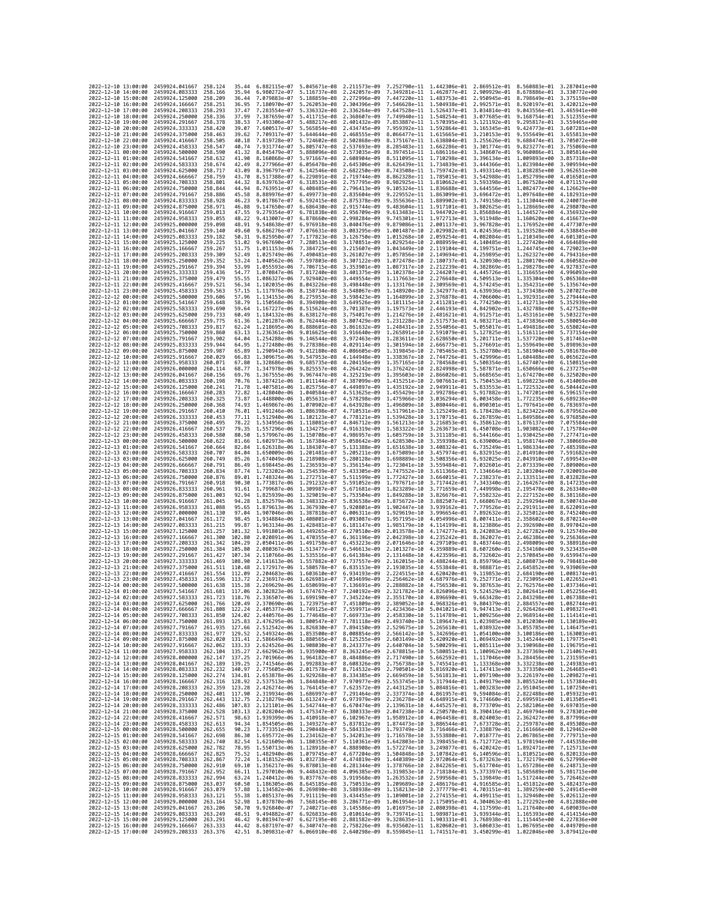| | | | | | | | | | | | | |
|---|---|---|---|---|---|---|---|---|---|---|---|---|
| 2022-12-10 13:00:00 | 2459924.041667 | 258.124 | 35.44 | 6.882115e-07 | 5.045671e-08 | 2.211573e-09 | 7.252790e-11 | 1.442306e-01 | 2.869512e-01 | 8.560883e-01 | 3.287041e+00 |
| 2022-12-10 14:00:00 | 2459924.083333 | 258.166 | 35.94 | 6.980272e-07 | 5.116737e-08 | 2.242057e-09 | 7.349281e-11 | 1.462877e-01 | 2.909929e-01 | 8.678886e-01 | 3.330772e+00 |
| 2022-12-10 15:00:00 | 2459924.125000 | 258.209 | 36.44 | 7.079883e-07 | 5.188859e-08 | 2.272996e-09 | 7.447220e-11 | 1.483753e-01 | 2.950945e-01 | 8.798649e-01 | 3.375159e+00 |
| 2022-12-10 16:00:00 | 2459924.166667 | 258.251 | 36.95 | 7.180970e-07 | 5.262053e-08 | 2.304396e-09 | 7.546628e-11 | 1.504938e-01 | 2.992571e-01 | 8.920197e-01 | 3.420212e+00 |
| 2022-12-10 17:00:00 | 2459924.208333 | 258.293 | 37.47 | 7.283554e-07 | 5.336332e-08 | 2.336264e-09 | 7.647528e-11 | 1.526437e-01 | 3.034814e-01 | 9.043556e-01 | 3.465941e+00 |
| 2022-12-10 18:00:00 | 2459924.250000 | 258.336 | 37.99 | 7.387659e-07 | 5.411715e-08 | 2.368607e-09 | 7.749940e-11 | 1.548254e-01 | 3.077685e-01 | 9.168754e-01 | 3.512355e+00 |
| 2022-12-10 19:00:00 | 2459924.291667 | 258.378 | 38.53 | 7.493306e-07 | 5.488217e-08 | 2.401432e-09 | 7.853887e-11 | 1.570395e-01 | 3.121192e-01 | 9.295817e-01 | 3.559465e+00 |
| 2022-12-10 20:00:00 | 2459924.333333 | 258.420 | 39.07 | 7.600517e-07 | 5.565854e-08 | 2.434745e-09 | 7.959392e-11 | 1.592864e-01 | 3.165345e-01 | 9.424773e-01 | 3.607281e+00 |
| 2022-12-10 21:00:00 | 2459924.375000 | 258.463 | 39.62 | 7.709317e-07 | 5.644644e-08 | 2.468555e-09 | 8.066477e-11 | 1.615665e-01 | 3.210153e-01 | 9.555649e-01 | 3.655813e+00 |
| 2022-12-10 22:00:00 | 2459924.416667 | 258.505 | 40.18 | 7.819728e-07 | 5.724602e-08 | 2.502868e-09 | 8.175167e-11 | 1.638804e-01 | 3.255626e-01 | 9.688474e-01 | 3.705072e+00 |
| 2022-12-10 23:00:00 | 2459924.458333 | 258.547 | 40.74 | 7.931774e-07 | 5.805747e-08 | 2.537693e-09 | 8.285483e-11 | 1.662286e-01 | 3.301774e-01 | 9.823277e-01 | 3.755069e+00 |
| 2022-12-11 00:00:00 | 2459924.500000 | 258.590 | 41.32 | 8.045479e-07 | 5.888096e-08 | 2.573035e-09 | 8.397451e-11 | 1.686116e-01 | 3.348607e-01 | 9.960086e-01 | 3.805814e+00 |
| 2022-12-11 01:00:00 | 2459924.541667 | 258.632 | 41.90 | 8.160868e-07 | 5.971667e-08 | 2.608904e-09 | 8.511095e-11 | 1.710298e-01 | 3.396134e-01 | 1.009893e+00 | 3.857318e+00 |
| 2022-12-11 02:00:00 | 2459924.583333 | 258.674 | 42.49 | 8.277966e-07 | 6.056478e-08 | 2.645306e-09 | 8.626439e-11 | 1.734839e-01 | 3.444366e-01 | 1.023984e+00 | 3.909594e+00 |
| 2022-12-11 03:00:00 | 2459924.625000 | 258.717 | 43.09 | 8.396797e-07 | 6.142546e-08 | 2.682250e-09 | 8.743508e-11 | 1.759742e-01 | 3.493314e-01 | 1.038285e+00 | 3.962651e+00 |
| 2022-12-11 04:00:00 | 2459924.666667 | 258.759 | 43.70 | 8.517388e-07 | 6.229891e-08 | 2.719744e-09 | 8.862328e-11 | 1.785015e-01 | 3.542988e-01 | 1.052799e+00 | 4.016501e+00 |
| 2022-12-11 05:00:00 | 2459924.708333 | 258.801 | 44.32 | 8.639763e-07 | 6.318531e-08 | 2.757795e-09 | 8.982925e-11 | 1.810662e-01 | 3.593398e-01 | 1.067528e+00 | 4.071157e+00 |
| 2022-12-11 06:00:00 | 2459924.750000 | 258.844 | 44.94 | 8.763951e-07 | 6.408485e-08 | 2.796413e-09 | 9.105324e-11 | 1.836688e-01 | 3.644556e-01 | 1.082477e+00 | 4.126629e+00 |
| 2022-12-11 07:00:00 | 2459924.791667 | 258.886 | 45.58 | 8.889976e-07 | 6.499773e-08 | 2.835604e-09 | 9.229552e-11 | 1.863099e-01 | 3.696472e-01 | 1.097648e+00 | 4.182931e+00 |
| 2022-12-11 08:00:00 | 2459924.833333 | 258.928 | 46.23 | 9.017867e-07 | 6.592415e-08 | 2.875378e-09 | 9.355636e-11 | 1.889902e-01 | 3.749158e-01 | 1.113044e+00 | 4.240073e+00 |
| 2022-12-11 09:00:00 | 2459924.875000 | 258.971 | 46.88 | 9.147650e-07 | 6.686430e-08 | 2.915744e-09 | 9.483604e-11 | 1.917101e-01 | 3.802625e-01 | 1.128669e+00 | 4.298070e+00 |
| 2022-12-11 10:00:00 | 2459924.916667 | 259.013 | 47.55 | 9.279354e-07 | 6.781838e-08 | 2.956709e-09 | 9.613483e-11 | 1.944702e-01 | 3.856884e-01 | 1.144527e+00 | 4.356932e+00 |
| 2022-12-11 11:00:00 | 2459924.958333 | 259.055 | 48.22 | 9.413007e-07 | 6.878660e-08 | 2.998284e-09 | 9.745301e-11 | 1.972713e-01 | 3.911948e-01 | 1.160620e+00 | 4.416673e+00 |
| 2022-12-11 12:00:00 | 2459925.000000 | 259.098 | 48.91 | 9.548638e-07 | 6.976918e-08 | 3.040476e-09 | 9.879086e-11 | 2.001137e-01 | 3.967828e-01 | 1.176952e+00 | 4.477307e+00 |
| 2022-12-11 13:00:00 | 2459925.041667 | 259.140 | 49.60 | 9.686276e-07 | 7.076631e-08 | 3.083295e-09 | 1.001487e-10 | 2.029982e-01 | 4.024536e-01 | 1.193528e+00 | 4.538845e+00 |
| 2022-12-11 14:00:00 | 2459925.083333 | 259.182 | 50.31 | 9.825950e-07 | 7.177823e-08 | 3.126750e-09 | 1.015268e-10 | 2.059254e-01 | 4.082084e-01 | 1.210349e+00 | 4.601301e+00 |
| 2022-12-11 15:00:00 | 2459925.125000 | 259.225 | 51.02 | 9.967690e-07 | 7.280513e-08 | 3.170851e-09 | 1.029254e-10 | 2.088959e-01 | 4.140485e-01 | 1.227420e+00 | 4.664689e+00 |
| 2022-12-11 16:00:00 | 2459925.166667 | 259.267 | 51.75 | 1.011153e-06 | 7.384725e-08 | 3.215607e-09 | 1.043449e-10 | 2.119104e-01 | 4.199751e-01 | 1.244745e+00 | 4.729023e+00 |
| 2022-12-11 17:00:00 | 2459925.208333 | 259.309 | 52.49 | 1.025749e-06 | 7.490481e-08 | 3.261027e-09 | 1.057856e-10 | 2.149694e-01 | 4.259895e-01 | 1.262327e+00 | 4.794316e+00 |
| 2022-12-11 18:00:00 | 2459925.250000 | 259.352 | 53.24 | 1.040562e-06 | 7.597803e-08 | 3.307122e-09 | 1.072478e-10 | 2.180737e-01 | 4.320930e-01 | 1.280170e+00 | 4.860582e+00 |
| 2022-12-11 19:00:00 | 2459925.291667 | 259.394 | 53.99 | 1.055593e-06 | 7.706715e-08 | 3.353901e-09 | 1.087317e-10 | 2.212239e-01 | 4.382869e-01 | 1.298278e+00 | 4.927837e+00 |
| 2022-12-11 20:00:00 | 2459925.333333 | 259.436 | 54.77 | 1.070847e-06 | 7.817240e-08 | 3.401375e-09 | 1.102378e-10 | 2.244207e-01 | 4.445726e-01 | 1.316655e+00 | 4.996093e+00 |
| 2022-12-11 21:00:00 | 2459925.375000 | 259.479 | 55.55 | 1.086327e-06 | 7.929402e-08 | 3.449554e-09 | 1.117663e-10 | 2.276648e-01 | 4.509513e-01 | 1.335304e+00 | 5.065368e+00 |
| 2022-12-11 22:00:00 | 2459925.416667 | 259.521 | 56.34 | 1.102035e-06 | 8.043226e-08 | 3.498448e-09 | 1.133176e-10 | 2.309569e-01 | 4.574245e-01 | 1.354231e+00 | 5.135674e+00 |
| 2022-12-11 23:00:00 | 2459925.458333 | 259.563 | 57.15 | 1.117976e-06 | 8.158734e-08 | 3.548067e-09 | 1.148920e-10 | 2.342977e-01 | 4.639936e-01 | 1.373438e+00 | 5.207027e+00 |
| 2022-12-12 00:00:00 | 2459925.500000 | 259.606 | 57.96 | 1.134153e-06 | 8.275953e-08 | 3.598423e-09 | 1.164899e-10 | 2.376878e-01 | 4.706600e-01 | 1.392931e+00 | 5.279444e+00 |
| 2022-12-12 01:00:00 | 2459925.541667 | 259.648 | 58.79 | 1.150568e-06 | 8.394908e-08 | 3.649526e-09 | 1.181115e-10 | 2.411281e-01 | 4.774250e-01 | 1.412713e+00 | 5.352939e+00 |
| 2022-12-12 02:00:00 | 2459925.583333 | 259.690 | 59.64 | 1.167227e-06 | 8.515624e-08 | 3.701387e-09 | 1.197573e-10 | 2.446193e-01 | 4.842902e-01 | 1.432788e+00 | 5.427528e+00 |
| 2022-12-12 03:00:00 | 2459925.625000 | 259.733 | 60.49 | 1.184132e-06 | 8.638127e-08 | 3.754017e-09 | 1.214276e-10 | 2.481621e-01 | 4.912571e-01 | 1.453161e+00 | 5.503227e+00 |
| 2022-12-12 04:00:00 | 2459925.666667 | 259.775 | 61.36 | 1.201287e-06 | 8.762444e-08 | 3.807429e-09 | 1.231228e-10 | 2.517573e-01 | 4.983271e-01 | 1.473836e+00 | 5.580054e+00 |
| 2022-12-12 05:00:00 | 2459925.708333 | 259.817 | 62.24 | 1.218695e-06 | 8.888601e-08 | 3.861632e-09 | 1.248431e-10 | 2.554056e-01 | 5.055017e-01 | 1.494818e+00 | 5.658024e+00 |
| 2022-12-12 06:00:00 | 2459925.750000 | 259.860 | 63.13 | 1.236361e-06 | 9.016625e-08 | 3.916640e-09 | 1.265891e-10 | 2.591079e-01 | 5.127825e-01 | 1.516111e+00 | 5.737154e+00 |
| 2022-12-12 07:00:00 | 2459925.791667 | 259.902 | 64.04 | 1.254288e-06 | 9.146544e-08 | 3.972463e-09 | 1.283611e-10 | 2.628650e-01 | 5.201711e-01 | 1.537720e+00 | 5.817461e+00 |
| 2022-12-12 08:00:00 | 2459925.833333 | 259.944 | 64.95 | 1.272480e-06 | 9.278386e-08 | 4.029114e-09 | 1.301594e-10 | 2.666775e-01 | 5.276691e-01 | 1.559649e+00 | 5.898963e+00 |
| 2022-12-12 09:00:00 | 2459925.875000 | 259.987 | 65.89 | 1.290941e-06 | 9.412180e-08 | 4.086605e-09 | 1.319845e-10 | 2.705465e-01 | 5.352780e-01 | 1.581904e+00 | 5.981678e+00 |
| 2022-12-12 10:00:00 | 2459925.916667 | 260.029 | 66.83 | 1.309675e-06 | 9.547953e-08 | 4.144948e-09 | 1.338367e-10 | 2.744726e-01 | 5.429996e-01 | 1.604488e+00 | 6.065622e+00 |
| 2022-12-12 11:00:00 | 2459925.958333 | 260.071 | 67.80 | 1.328686e-06 | 9.685735e-08 | 4.204156e-09 | 1.357165e-10 | 2.784568e-01 | 5.508354e-01 | 1.627407e+00 | 6.150815e+00 |
| 2022-12-12 12:00:00 | 2459926.000000 | 260.114 | 68.77 | 1.347978e-06 | 9.825557e-08 | 4.264242e-09 | 1.376242e-10 | 2.824998e-01 | 5.587871e-01 | 1.650666e+00 | 6.237275e+00 |
| 2022-12-12 13:00:00 | 2459926.041667 | 260.156 | 69.76 | 1.367555e-06 | 9.967447e-08 | 4.325219e-09 | 1.395603e-10 | 2.866026e-01 | 5.668565e-01 | 1.674270e+00 | 6.325020e+00 |
| 2022-12-12 14:00:00 | 2459926.083333 | 260.198 | 70.76 | 1.387421e-06 | 1.011144e-07 | 4.387099e-09 | 1.415251e-10 | 2.907661e-01 | 5.750453e-01 | 1.698223e+00 | 6.414069e+00 |
| 2022-12-12 15:00:00 | 2459926.125000 | 260.241 | 71.78 | 1.407581e-06 | 1.025756e-07 | 4.449897e-09 | 1.435192e-10 | 2.949911e-01 | 5.833553e-01 | 1.722532e+00 | 6.504442e+00 |
| 2022-12-12 16:00:00 | 2459926.166667 | 260.283 | 72.82 | 1.428040e-06 | 1.040584e-07 | 4.513625e-09 | 1.455429e-10 | 2.992786e-01 | 5.917882e-01 | 1.747201e+00 | 6.596157e+00 |
| 2022-12-12 17:00:00 | 2459926.208333 | 260.325 | 73.87 | 1.448800e-06 | 1.055631e-07 | 4.578298e-09 | 1.475966e-10 | 3.036294e-01 | 6.003458e-01 | 1.772235e+00 | 6.689236e+00 |
| 2022-12-12 18:00:00 | 2459926.250000 | 260.368 | 74.93 | 1.469867e-06 | 1.070902e-07 | 4.643928e-09 | 1.496809e-10 | 3.080446e-01 | 6.090301e-01 | 1.797641e+00 | 6.783697e+00 |
| 2022-12-12 19:00:00 | 2459926.291667 | 260.410 | 76.01 | 1.491246e-06 | 1.086398e-07 | 4.710531e-09 | 1.517961e-10 | 3.125249e-01 | 6.178428e-01 | 1.823422e+00 | 6.879562e+00 |
| 2022-12-12 20:00:00 | 2459926.333333 | 260.453 | 77.11 | 1.512940e-06 | 1.102123e-07 | 4.778121e-09 | 1.539428e-10 | 3.170715e-01 | 6.267859e-01 | 1.849586e+00 | 6.976850e+00 |
| 2022-12-12 21:00:00 | 2459926.375000 | 260.495 | 78.22 | 1.534956e-06 | 1.118081e-07 | 4.846712e-09 | 1.561213e-10 | 3.216853e-01 | 6.358612e-01 | 1.876137e+00 | 7.075584e+00 |
| 2022-12-12 22:00:00 | 2459926.416667 | 260.537 | 79.35 | 1.557296e-06 | 1.134275e-07 | 4.916319e-09 | 1.583322e-10 | 3.263673e-01 | 6.450708e-01 | 1.903082e+00 | 7.175784e+00 |
| 2022-12-12 23:00:00 | 2459926.458333 | 260.580 | 80.50 | 1.579967e-06 | 1.150708e-07 | 4.986957e-09 | 1.605759e-10 | 3.311185e-01 | 6.544166e-01 | 1.930425e+00 | 7.277471e+00 |
| 2022-12-13 00:00:00 | 2459926.500000 | 260.622 | 81.66 | 1.602973e-06 | 1.167384e-07 | 5.058642e-09 | 1.628530e-10 | 3.359398e-01 | 6.639006e-01 | 1.958174e+00 | 7.380669e+00 |
| 2022-12-13 01:00:00 | 2459926.541667 | 260.664 | 82.84 | 1.626318e-06 | 1.184307e-07 | 5.131388e-09 | 1.651638e-10 | 3.408324e-01 | 6.735249e-01 | 1.986334e+00 | 7.485398e+00 |
| 2022-12-13 02:00:00 | 2459926.583333 | 260.707 | 84.04 | 1.650009e-06 | 1.201481e-07 | 5.205211e-09 | 1.675089e-10 | 3.457974e-01 | 6.832915e-01 | 2.014910e+00 | 7.591682e+00 |
| 2022-12-13 03:00:00 | 2459926.625000 | 260.749 | 85.26 | 1.674049e-06 | 1.218908e-07 | 5.280128e-09 | 1.698889e-10 | 3.508356e-01 | 6.932025e-01 | 2.043910e+00 | 7.699543e+00 |
| 2022-12-13 04:00:00 | 2459926.666667 | 260.791 | 86.49 | 1.698445e-06 | 1.236593e-07 | 5.356154e-09 | 1.723041e-10 | 3.559484e-01 | 7.032601e-01 | 2.073339e+00 | 7.809006e+00 |
| 2022-12-13 05:00:00 | 2459926.708333 | 260.834 | 87.74 | 1.723202e-06 | 1.254539e-07 | 5.433305e-09 | 1.747552e-10 | 3.611366e-01 | 7.134664e-01 | 2.103204e+00 | 7.920093e+00 |
| 2022-12-13 06:00:00 | 2459926.750000 | 260.876 | 89.01 | 1.748324e-06 | 1.272751e-07 | 5.511599e-09 | 1.772427e-10 | 3.664015e-01 | 7.238237e-01 | 2.133511e+00 | 8.032828e+00 |
| 2022-12-13 07:00:00 | 2459926.791667 | 260.918 | 90.30 | 1.773817e-06 | 1.291232e-07 | 5.591052e-09 | 1.797671e-10 | 3.717442e-01 | 7.343340e-01 | 2.164267e+00 | 8.147235e+00 |
| 2022-12-13 08:00:00 | 2459926.833333 | 260.961 | 91.61 | 1.799687e-06 | 1.309987e-07 | 5.671681e-09 | 1.823289e-10 | 3.771659e-01 | 7.449998e-01 | 2.195478e+00 | 8.263340e+00 |
| 2022-12-13 09:00:00 | 2459926.875000 | 261.003 | 92.94 | 1.825939e-06 | 1.329019e-07 | 5.753504e-09 | 1.849288e-10 | 3.826676e-01 | 7.558232e-01 | 2.227152e+00 | 8.381168e+00 |
| 2022-12-13 10:00:00 | 2459926.916667 | 261.045 | 94.28 | 1.852579e-06 | 1.348332e-07 | 5.836538e-09 | 1.875672e-10 | 3.882507e-01 | 7.668067e-01 | 2.259294e+00 | 8.500743e+00 |
| 2022-12-13 11:00:00 | 2459926.958333 | 261.088 | 95.65 | 1.879613e-06 | 1.367930e-07 | 5.920801e-09 | 1.902447e-10 | 3.939162e-01 | 7.779526e-01 | 2.291911e+00 | 8.622091e+00 |
| 2022-12-13 12:00:00 | 2459927.000000 | 261.130 | 97.04 | 1.907046e-06 | 1.387818e-07 | 6.006311e-09 | 1.929619e-10 | 3.996654e-01 | 7.892632e-01 | 2.325012e+00 | 8.745240e+00 |
| 2022-12-13 13:00:00 | 2459927.041667 | 261.172 | 98.45 | 1.934884e-06 | 1.408001e-07 | 6.093087e-09 | 1.957195e-10 | 4.054996e-01 | 8.007411e-01 | 2.358602e+00 | 8.870214e+00 |
| 2022-12-13 14:00:00 | 2459927.083333 | 261.215 | 99.87 | 1.963134e-06 | 1.428481e-07 | 6.181147e-09 | 1.985179e-10 | 4.114199e-01 | 8.123886e-01 | 2.392690e+00 | 8.997042e+00 |
| 2022-12-13 15:00:00 | 2459927.125000 | 261.257 | 101.32 | 1.991801e-06 | 1.449265e-07 | 6.270510e-09 | 2.013578e-10 | 4.174277e-01 | 8.242083e-01 | 2.427282e+00 | 9.125749e+00 |
| 2022-12-13 16:00:00 | 2459927.166667 | 261.300 | 102.80 | 2.020891e-06 | 1.470355e-07 | 6.361196e-09 | 2.042398e-10 | 4.235242e-01 | 8.362027e-01 | 2.462386e+00 | 9.256366e+00 |
| 2022-12-13 17:00:00 | 2459927.208333 | 261.342 | 104.29 | 2.050411e-06 | 1.491758e-07 | 6.453223e-09 | 2.071646e-10 | 4.297109e-01 | 8.483744e-01 | 2.498009e+00 | 9.388918e+00 |
| 2022-12-13 18:00:00 | 2459927.250000 | 261.384 | 105.80 | 2.080367e-06 | 1.513477e-07 | 6.546613e-09 | 2.101327e-10 | 4.359889e-01 | 8.607260e-01 | 2.534160e+00 | 9.523435e+00 |
| 2022-12-13 19:00:00 | 2459927.291667 | 261.427 | 107.34 | 2.110766e-06 | 1.535516e-07 | 6.641384e-09 | 2.131448e-10 | 4.423596e-01 | 8.732602e-01 | 2.570845e+00 | 9.659947e+00 |
| 2022-12-13 20:00:00 | 2459927.333333 | 261.469 | 108.90 | 2.141613e-06 | 1.557882e-07 | 6.737557e-09 | 2.162015e-10 | 4.488244e-01 | 8.859796e-01 | 2.608073e+00 | 9.798481e+00 |
| 2022-12-13 21:00:00 | 2459927.375000 | 261.511 | 110.48 | 2.172917e-06 | 1.580578e-07 | 6.835153e-09 | 2.193035e-10 | 4.553848e-01 | 8.988871e-01 | 2.645852e+00 | 9.939069e+00 |
| 2022-12-13 22:00:00 | 2459927.416667 | 261.554 | 112.09 | 2.204683e-06 | 1.603610e-07 | 6.934193e-09 | 2.224515e-10 | 4.620420e-01 | 9.119853e-01 | 2.684190e+00 | 1.008174e+01 |
| 2022-12-13 23:00:00 | 2459927.458333 | 261.596 | 113.72 | 2.236917e-06 | 1.626981e-07 | 7.034699e-09 | 2.256462e-10 | 4.687976e-01 | 9.252771e-01 | 2.723095e+00 | 1.022652e+01 |
| 2022-12-14 00:00:00 | 2459927.500000 | 261.638 | 115.38 | 2.269629e-06 | 1.650699e-07 | 7.136691e-09 | 2.288882e-10 | 4.756530e-01 | 9.387653e-01 | 2.762576e+00 | 1.037346e+01 |
| 2022-12-14 01:00:00 | 2459927.541667 | 261.681 | 117.06 | 2.302823e-06 | 1.674767e-07 | 7.240192e-09 | 2.321782e-10 | 4.826096e-01 | 9.524529e-01 | 2.802641e+00 | 1.052256e+01 |
| 2022-12-14 02:00:00 | 2459927.583333 | 261.723 | 118.76 | 2.336507e-06 | 1.699190e-07 | 7.345224e-09 | 2.355170e-10 | 4.896690e-01 | 9.663428e-01 | 2.843298e+00 | 1.067388e+01 |
| 2022-12-14 03:00:00 | 2459927.625000 | 261.766 | 120.49 | 2.370690e-06 | 1.723975e-07 | 7.451809e-09 | 2.389052e-10 | 4.968326e-01 | 9.804379e-01 | 2.884557e+00 | 1.082744e+01 |
| 2022-12-14 04:00:00 | 2459927.666667 | 261.808 | 122.24 | 2.405377e-06 | 1.749127e-07 | 7.559971e-09 | 2.423436e-10 | 5.041021e-01 | 9.947413e-01 | 2.926426e+00 | 1.098327e+01 |
| 2022-12-14 05:00:00 | 2459927.708333 | 261.850 | 124.02 | 2.440576e-06 | 1.774648e-07 | 7.669733e-09 | 2.458330e-10 | 5.114789e-01 | 1.009256e+00 | 2.968914e+00 | 1.114141e+01 |
| 2022-12-14 06:00:00 | 2459927.750000 | 261.893 | 125.83 | 2.476295e-06 | 1.800547e-07 | 7.781118e-09 | 2.493740e-10 | 5.189647e-01 | 1.023985e+00 | 3.012030e+00 | 1.130189e+01 |
| 2022-12-14 07:00:00 | 2459927.791667 | 261.935 | 127.66 | 2.512542e-06 | 1.826830e-07 | 7.894150e-09 | 2.529675e-10 | 5.265610e-01 | 1.038932e+00 | 3.055785e+00 | 1.146475e+01 |
| 2022-12-14 08:00:00 | 2459927.833333 | 261.977 | 129.52 | 2.549324e-06 | 1.853500e-07 | 8.008854e-09 | 2.566142e-10 | 5.342696e-01 | 1.054100e+00 | 3.100186e+00 | 1.163003e+01 |
| 2022-12-14 09:00:00 | 2459927.875000 | 262.020 | 131.41 | 2.586649e-06 | 1.880565e-07 | 8.125255e-09 | 2.603149e-10 | 5.420920e-01 | 1.069492e+00 | 3.145244e+00 | 1.179775e+01 |
| 2022-12-14 10:00:00 | 2459927.916667 | 262.062 | 133.33 | 2.624526e-06 | 1.908030e-07 | 8.243377e-09 | 2.640704e-10 | 5.500299e-01 | 1.085111e+00 | 3.190968e+00 | 1.196795e+01 |
| 2022-12-14 11:00:00 | 2459927.958333 | 262.104 | 135.27 | 2.662962e-06 | 1.935900e-07 | 8.363245e-09 | 2.678815e-10 | 5.580851e-01 | 1.100962e+00 | 3.237369e+00 | 1.214067e+01 |
| 2022-12-14 12:00:00 | 2459928.000000 | 262.147 | 137.25 | 2.701966e-06 | 1.964182e-07 | 8.484886e-09 | 2.717490e-10 | 5.662592e-01 | 1.117046e+00 | 3.284456e+00 | 1.231595e+01 |
| 2022-12-14 13:00:00 | 2459928.041667 | 262.189 | 139.25 | 2.741546e-06 | 1.992883e-07 | 8.608326e-09 | 2.756738e-10 | 5.745541e-01 | 1.133368e+00 | 3.332238e+00 | 1.249383e+01 |
| 2022-12-14 14:00:00 | 2459928.083333 | 262.232 | 140.97 | 2.775605e-06 | 2.017578e-07 | 8.714532e-09 | 2.790501e-10 | 5.816920e-01 | 1.147413e+00 | 3.373350e+00 | 1.264685e+01 |
| 2022-12-14 15:00:00 | 2459928.125000 | 262.274 | 134.81 | 2.653878e-06 | 1.929268e-07 | 8.334385e-09 | 2.669459e-10 | 5.561813e-01 | 1.097190e+00 | 3.226197e+00 | 1.209827e+01 |
| 2022-12-14 16:00:00 | 2459928.166667 | 262.316 | 128.92 | 2.537513e-06 | 1.844848e-07 | 7.970977e-09 | 2.553745e-10 | 5.317944e-01 | 1.049179e+00 | 3.085524e+00 | 1.157384e+01 |
| 2022-12-14 17:00:00 | 2459928.208333 | 262.359 | 123.28 | 2.426274e-06 | 1.764145e-07 | 7.623572e-09 | 2.443125e-10 | 5.084816e-01 | 1.003283e+00 | 2.951045e+00 | 1.107250e+01 |
| 2022-12-14 18:00:00 | 2459928.250000 | 262.401 | 117.90 | 2.319934e-06 | 1.686997e-07 | 7.291464e-09 | 2.337374e-10 | 4.861957e-01 | 9.594084e-01 | 2.822488e+00 | 1.059323e+01 |
| 2022-12-14 19:00:00 | 2459928.291667 | 262.443 | 112.75 | 2.218279e-06 | 1.613247e-07 | 6.973979e-09 | 2.236278e-10 | 4.648915e-01 | 9.174660e-01 | 2.699591e+00 | 1.013505e+01 |
| 2022-12-14 20:00:00 | 2459928.333333 | 262.486 | 107.83 | 2.121101e-06 | 1.542744e-07 | 6.670474e-09 | 2.139631e-10 | 4.445257e-01 | 8.773709e-01 | 2.582106e+00 | 9.697035e+00 |
| 2022-12-14 21:00:00 | 2459928.375000 | 262.528 | 103.13 | 2.028204e-06 | 1.475347e-07 | 6.380332e-09 | 2.047238e-10 | 4.250570e-01 | 8.390416e-01 | 2.469794e+00 | 9.278301e+00 |
| 2022-12-14 22:00:00 | 2459928.416667 | 262.571 | 98.63 | 1.939399e-06 | 1.410918e-07 | 6.102967e-09 | 1.958912e-10 | 4.064458e-01 | 8.024003e-01 | 2.362427e+00 | 8.877996e+00 |
| 2022-12-14 23:00:00 | 2459928.458333 | 262.613 | 94.34 | 1.854505e-06 | 1.349327e-07 | 5.837812e-09 | 1.874473e-10 | 3.886544e-01 | 7.673728e-01 | 2.259787e+00 | 8.495308e+00 |
| 2022-12-15 00:00:00 | 2459928.500000 | 262.655 | 90.23 | 1.773351e-06 | 1.290448e-07 | 5.584322e-09 | 1.793749e-10 | 3.716466e-01 | 7.338879e-01 | 2.161666e+00 | 8.129462e+00 |
| 2022-12-15 01:00:00 | 2459928.541667 | 262.698 | 86.30 | 1.695772e-06 | 1.234162e-07 | 5.342013e-09 | 1.716578e-10 | 3.553880e-01 | 7.018777e-01 | 2.067865e+00 | 7.779715e+00 |
| 2022-12-15 02:00:00 | 2459928.583333 | 262.740 | 82.54 | 1.621609e-06 | 1.180355e-07 | 5.110361e-09 | 1.642803e-10 | 3.398455e-01 | 6.712772e-01 | 1.978194e+00 | 7.445358e+00 |
| 2022-12-15 03:00:00 | 2459928.625000 | 262.782 | 78.95 | 1.550713e-06 | 1.128918e-07 | 4.888908e-09 | 1.572274e-10 | 3.249877e-01 | 6.420242e-01 | 1.892471e+00 | 7.125713e+00 |
| 2022-12-15 04:00:00 | 2459928.666667 | 262.825 | 75.52 | 1.482940e-06 | 1.079745e-07 | 4.677204e-09 | 1.504848e-10 | 3.107842e-01 | 6.140596e-01 | 1.810521e+00 | 6.820133e+00 |
| 2022-12-15 05:00:00 | 2459928.708333 | 262.867 | 72.24 | 1.418152e-06 | 1.032738e-07 | 4.474819e-09 | 1.440389e-10 | 2.972064e-01 | 5.873263e-01 | 1.732179e+00 | 6.527996e+00 |
| 2022-12-15 06:00:00 | 2459928.750000 | 262.910 | 69.10 | 1.356217e-06 | 9.878013e-08 | 4.281344e-09 | 1.378766e-10 | 2.842265e-01 | 5.617704e-01 | 1.657286e+00 | 6.248713e+00 |
| 2022-12-15 07:00:00 | 2459928.791667 | 262.952 | 66.11 | 1.297010e-06 | 9.448432e-08 | 4.096385e-09 | 1.319853e-10 | 2.718184e-01 | 5.373397e-01 | 1.585689e+00 | 5.981715e+00 |
| 2022-12-15 08:00:00 | 2459928.833333 | 262.994 | 63.24 | 1.240412e-06 | 9.037767e-08 | 3.919568e-09 | 1.263532e-10 | 2.599568e-01 | 5.139849e-01 | 1.517244e+00 | 5.726462e+00 |
| 2022-12-15 09:00:00 | 2459928.875000 | 263.037 | 60.50 | 1.186305e-06 | 8.645185e-08 | 3.750533e-09 | 1.209689e-10 | 2.486176e-01 | 4.916585e-01 | 1.451812e+00 | 5.482437e+00 |
| 2022-12-15 10:00:00 | 2459928.916667 | 263.079 | 57.88 | 1.134582e-06 | 8.269890e-08 | 3.588938e-09 | 1.158213e-10 | 2.377779e-01 | 4.703151e-01 | 1.389259e+00 | 5.249145e+00 |
| 2022-12-15 11:00:00 | 2459928.958333 | 263.121 | 55.38 | 1.085137e-06 | 7.911119e-08 | 3.434455e-09 | 1.109001e-10 | 2.274155e-01 | 4.499115e-01 | 1.329460e+00 | 5.026112e+00 |
| 2022-12-15 12:00:00 | 2459929.000000 | 263.164 | 52.98 | 1.037870e-06 | 7.568145e-08 | 3.286771e-09 | 1.061954e-10 | 2.175095e-01 | 4.304063e-01 | 1.272292e+00 | 4.812888e+00 |
| 2022-12-15 13:00:00 | 2459929.041667 | 263.206 | 50.70 | 9.926840e-07 | 7.240271e-08 | 3.145586e-09 | 1.016975e-10 | 2.080398e-01 | 4.117599e-01 | 1.217640e+00 | 4.609039e+00 |
| 2022-12-15 14:00:00 | 2459929.083333 | 263.249 | 48.51 | 9.494882e-07 | 6.926833e-08 | 3.010614e-09 | 9.739741e-11 | 1.989871e-01 | 3.939344e-01 | 1.165393e+00 | 4.414154e+00 |
| 2022-12-15 15:00:00 | 2459929.125000 | 263.291 | 46.42 | 9.081947e-07 | 6.627195e-08 | 2.881582e-09 | 9.328635e-11 | 1.903331e-01 | 3.768938e-01 | 1.115445e+00 | 4.227836e+00 |
| 2022-12-15 16:00:00 | 2459929.166667 | 263.333 | 44.42 | 8.687197e-07 | 6.340747e-08 | 2.758226e-09 | 8.935602e-11 | 1.820602e-01 | 3.606033e-01 | 1.067695e+00 | 4.049709e+00 |
| 2022-12-15 17:00:00 | 2459929.208333 | 263.376 | 42.51 | 8.309831e-07 | 6.066910e-08 | 2.640298e-09 | 8.559845e-11 | 1.741517e-01 | 3.450299e-01 | 1.022046e+00 | 3.879412e+00 |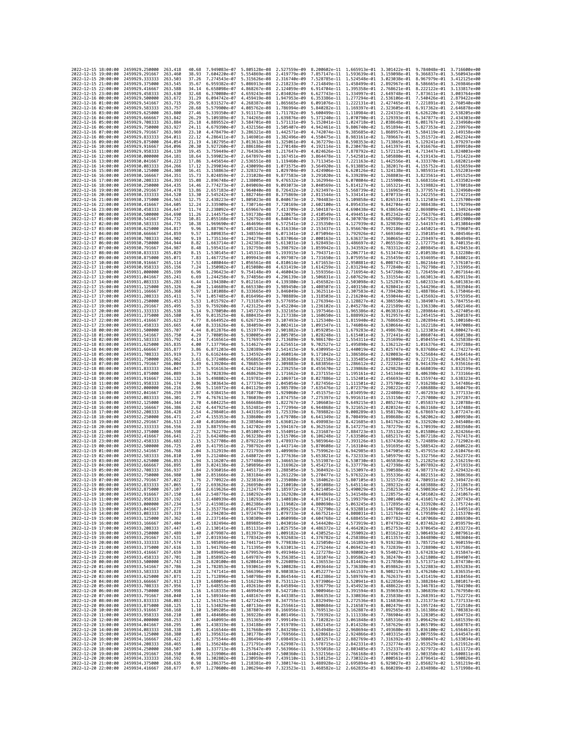| | | | | | | | | | | | |
|---|---|---|---|---|---|---|---|---|---|---|---|
| 2022-12-15 18:00:00 | 2459929.250000 | 263.418 | 40.68 | 7.949083e-07 | 5.805128e-08 | 2.527559e-09 | 8.200602e-11 | 1.665913e-01 | 3.301422e-01 | 9.784048e-01 | 3.716600e+00 |
| 2022-12-15 19:00:00 | 2459929.291667 | 263.460 | 38.93 | 7.604220e-07 | 5.554869e-08 | 2.419779e-09 | 7.857147e-11 | 1.593639e-01 | 3.159098e-01 | 9.366837e-01 | 3.560943e+00 |
| 2022-12-15 20:00:00 | 2459929.333333 | 263.503 | 37.26 | 7.274543e-07 | 5.315626e-08 | 2.316740e-09 | 7.528785e-11 | 1.524548e-01 | 3.023038e-01 | 8.967979e-01 | 3.412125e+00 |
| 2022-12-15 21:00:00 | 2459929.375000 | 263.545 | 35.67 | 6.959382e-07 | 5.086913e-08 | 2.218233e-09 | 7.214849e-11 | 1.458499e-01 | 2.892967e-01 | 8.586665e-01 | 3.269846e+00 |
| 2022-12-15 22:00:00 | 2459929.416667 | 263.588 | 34.14 | 6.658098e-07 | 4.868267e-08 | 2.124059e-09 | 6.914704e-11 | 1.395358e-01 | 2.768621e-01 | 8.222122e-01 | 3.133817e+00 |
| 2022-12-15 23:00:00 | 2459929.458333 | 263.630 | 32.68 | 6.370080e-07 | 4.659243e-08 | 2.034026e-09 | 6.627743e-11 | 1.334997e-01 | 2.649748e-01 | 7.873611e-01 | 3.003764e+00 |
| 2022-12-16 00:00:00 | 2459929.500000 | 263.672 | 31.29 | 6.094742e-07 | 4.459419e-08 | 1.947953e-09 | 6.353386e-11 | 1.277294e-01 | 2.536106e-01 | 7.540426e-01 | 2.879422e+00 |
| 2022-12-16 01:00:00 | 2459929.541667 | 263.715 | 29.95 | 5.831527e-07 | 4.268387e-08 | 1.865665e-09 | 6.091076e-11 | 1.222131e-01 | 2.427465e-01 | 7.221891e-01 | 2.760540e+00 |
| 2022-12-16 02:00:00 | 2459929.583333 | 263.757 | 28.68 | 5.579900e-07 | 4.085762e-08 | 1.786994e-09 | 5.840282e-11 | 1.169397e-01 | 2.323605e-01 | 6.917362e-01 | 2.646878e+00 |
| 2022-12-16 03:00:00 | 2459929.625000 | 263.800 | 27.46 | 5.339350e-07 | 3.911173e-08 | 1.711782e-09 | 5.600499e-11 | 1.118984e-01 | 2.224315e-01 | 6.626220e-01 | 2.538205e+00 |
| 2022-12-16 04:00:00 | 2459929.666667 | 263.842 | 26.29 | 5.109389e-07 | 3.744265e-08 | 1.639876e-09 | 5.371240e-11 | 1.070790e-01 | 2.129393e-01 | 6.347877e-01 | 2.434303e+00 |
| 2022-12-16 05:00:00 | 2459929.708333 | 263.884 | 25.18 | 4.889552e-07 | 3.584701e-08 | 1.571131e-09 | 5.152041e-11 | 1.024718e-01 | 2.038648e-01 | 6.081767e-01 | 2.334960e+00 |
| 2022-12-16 06:00:00 | 2459929.750000 | 263.927 | 24.11 | 4.679390e-07 | 3.432156e-08 | 1.505407e-09 | 4.942461e-11 | 9.806740e-02 | 1.951894e-01 | 5.827353e-01 | 2.239976e+00 |
| 2022-12-16 07:00:00 | 2459929.791667 | 263.969 | 23.10 | 4.478479e-07 | 3.286321e-08 | 1.442571e-09 | 4.742074e-11 | 9.385685e-02 | 1.868957e-01 | 5.584119e-01 | 2.149158e+00 |
| 2022-12-16 08:00:00 | 2459929.833333 | 264.011 | 22.12 | 4.286411e-07 | 3.146901e-08 | 1.382496e-09 | 4.550475e-11 | 8.983161e-02 | 1.789667e-01 | 5.351572e-01 | 2.062324e+00 |
| 2022-12-16 09:00:00 | 2459929.875000 | 264.054 | 21.19 | 4.102795e-07 | 3.013613e-08 | 1.325061e-09 | 4.367279e-11 | 8.598353e-02 | 1.713865e-01 | 5.129241e-01 | 1.979297e+00 |
| 2022-12-16 10:00:00 | 2459929.916667 | 264.096 | 20.30 | 3.927260e-07 | 2.886186e-08 | 1.270148e-09 | 4.192114e-11 | 8.230478e-02 | 1.641397e-01 | 4.916676e-01 | 1.899910e+00 |
| 2022-12-16 11:00:00 | 2459929.958333 | 264.139 | 19.45 | 3.759449e-07 | 2.764363e-08 | 1.217647e-09 | 4.024626e-11 | 7.878792e-02 | 1.572115e-01 | 4.713447e-01 | 1.824003e+00 |
| 2022-12-16 12:00:00 | 2459930.000000 | 264.181 | 18.64 | 3.599023e-07 | 2.647897e-08 | 1.167451e-09 | 3.864478e-11 | 7.542581e-02 | 1.505880e-01 | 4.519143e-01 | 1.751422e+00 |
| 2022-12-16 13:00:00 | 2459930.041667 | 264.223 | 17.86 | 3.445654e-07 | 2.536551e-08 | 1.119460e-09 | 3.711345e-11 | 7.221163e-02 | 1.442556e-01 | 4.333370e-01 | 1.682021e+00 |
| 2022-12-16 14:00:00 | 2459930.083333 | 264.266 | 17.12 | 3.299034e-07 | 2.430099e-08 | 1.073575e-09 | 3.564920e-11 | 6.913885e-02 | 1.382017e-01 | 4.155752e-01 | 1.615659e+00 |
| 2022-12-16 15:00:00 | 2459930.125000 | 264.308 | 16.41 | 3.158863e-07 | 2.328327e-08 | 1.029704e-09 | 3.424906e-11 | 6.620126e-02 | 1.324138e-01 | 3.985931e-01 | 1.552203e+00 |
| 2022-12-16 16:00:00 | 2459930.166667 | 264.351 | 15.73 | 3.024859e-07 | 2.231028e-08 | 9.877583e-10 | 3.291020e-11 | 6.339289e-02 | 1.268803e-01 | 3.823561e-01 | 1.491525e+00 |
| 2022-12-16 17:00:00 | 2459930.208333 | 264.393 | 15.08 | 2.896748e-07 | 2.138005e-08 | 9.476532e-10 | 3.162994e-11 | 6.070804e-02 | 1.215900e-01 | 3.668316e-01 | 1.433502e+00 |
| 2022-12-16 18:00:00 | 2459930.250000 | 264.435 | 14.46 | 2.774273e-07 | 2.049069e-08 | 9.093073e-10 | 3.040569e-11 | 5.814127e-02 | 1.165321e-01 | 3.519882e-01 | 1.378018e+00 |
| 2022-12-16 19:00:00 | 2459930.291667 | 264.478 | 13.86 | 2.657183e-07 | 1.964040e-08 | 8.726432e-10 | 2.923497e-11 | 5.568739e-02 | 1.116965e-01 | 3.377957e-01 | 1.324960e+00 |
| 2022-12-16 20:00:00 | 2459930.333333 | 264.520 | 13.30 | 2.545242e-07 | 1.882746e-08 | 8.375869e-10 | 2.811544e-11 | 5.334141e-02 | 1.070733e-01 | 3.242255e-01 | 1.274221e+00 |
| 2022-12-16 21:00:00 | 2459930.375000 | 264.563 | 12.75 | 2.438223e-07 | 1.805023e-08 | 8.040673e-10 | 2.704483e-11 | 5.109858e-02 | 1.026531e-01 | 3.112503e-01 | 1.225700e+00 |
| 2022-12-16 22:00:00 | 2459930.416667 | 264.605 | 12.24 | 2.335909e-07 | 1.730714e-08 | 7.720169e-10 | 2.602100e-11 | 4.895435e-02 | 9.842704e-02 | 2.988438e-01 | 1.179299e+00 |
| 2022-12-16 23:00:00 | 2459930.458333 | 264.647 | 11.74 | 2.238092e-07 | 1.659667e-08 | 7.413709e-10 | 2.504187e-11 | 4.690438e-02 | 9.438654e-02 | 2.869809e-01 | 1.134924e+00 |
| 2022-12-17 00:00:00 | 2459930.500000 | 264.690 | 11.26 | 2.144575e-07 | 1.591738e-08 | 7.120675e-10 | 2.410549e-11 | 4.494451e-02 | 9.052342e-02 | 2.756376e-01 | 1.092486e+00 |
| 2022-12-17 01:00:00 | 2459930.541667 | 264.732 | 10.81 | 2.055168e-07 | 1.526792e-08 | 6.840474e-10 | 2.320997e-11 | 4.307078e-02 | 8.682986e-02 | 2.647912e-01 | 1.051900e+00 |
| 2022-12-17 02:00:00 | 2459930.583333 | 264.775 | 10.38 | 1.969690e-07 | 1.464696e-08 | 6.572541e-10 | 2.235350e-11 | 4.127939e-02 | 8.329839e-02 | 2.544197e-01 | 1.013084e+00 |
| 2022-12-17 03:00:00 | 2459930.625000 | 264.817 | 9.96 | 1.887967e-07 | 1.405324e-08 | 6.316336e-10 | 2.153437e-11 | 3.956670e-02 | 7.992186e-02 | 2.445021e-01 | 9.759607e-01 |
| 2022-12-17 04:00:00 | 2459930.666667 | 264.859 | 9.57 | 1.809835e-07 | 1.348556e-08 | 6.071341e-10 | 2.075094e-11 | 3.792926e-02 | 7.669346e-02 | 2.350185e-01 | 9.404546e-01 |
| 2022-12-17 05:00:00 | 2459930.708333 | 264.902 | 9.19 | 1.735134e-07 | 1.294279e-08 | 5.837064e-10 | 2.000163e-11 | 3.636373e-02 | 7.360665e-02 | 2.259497e-01 | 9.064949e-01 |
| 2022-12-17 06:00:00 | 2459930.750000 | 264.944 | 8.82 | 1.663714e-07 | 1.242381e-08 | 5.613031e-10 | 1.928493e-11 | 3.486697e-02 | 7.065519e-02 | 2.172775e-01 | 8.740135e-01 |
| 2022-12-17 07:00:00 | 2459930.791667 | 264.987 | 8.48 | 1.595431e-07 | 1.192759e-08 | 5.398792e-10 | 1.859942e-11 | 3.343592e-02 | 6.783312e-02 | 2.089845e-01 | 8.429453e-01 |
| 2022-12-17 08:00:00 | 2459930.833333 | 265.029 | 8.15 | 1.530145e-07 | 1.145311e-08 | 5.193915e-10 | 1.794371e-11 | 3.206771e-02 | 6.513474e-02 | 2.010538e-01 | 8.132280e-01 |
| 2022-12-17 09:00:00 | 2459930.875000 | 265.071 | 7.83 | 1.467725e-07 | 1.099943e-08 | 4.997987e-10 | 1.731650e-11 | 3.075955e-02 | 6.255459e-02 | 1.934695e-01 | 7.848021e-01 |
| 2022-12-17 10:00:00 | 2459930.916667 | 265.114 | 7.53 | 1.408044e-07 | 1.056561e-08 | 4.810614e-10 | 1.671653e-11 | 2.950881e-02 | 6.008747e-02 | 1.862164e-01 | 7.576107e-01 |
| 2022-12-17 11:00:00 | 2459930.958333 | 265.156 | 7.24 | 1.350982e-07 | 1.015080e-08 | 4.631419e-10 | 1.614259e-11 | 2.831294e-02 | 5.772840e-02 | 1.792798e-01 | 7.315995e-01 |
| 2022-12-17 12:00:00 | 2459931.000000 | 265.199 | 6.96 | 1.296423e-07 | 9.754148e-09 | 4.460043e-10 | 1.559356e-11 | 2.716954e-02 | 5.547260e-02 | 1.726459e-01 | 7.067164e-01 |
| 2022-12-17 13:00:00 | 2459931.041667 | 265.241 | 6.69 | 1.244258e-07 | 9.374856e-09 | 4.296139e-10 | 1.506831e-11 | 2.607629e-02 | 5.331554e-02 | 1.663013e-01 | 6.829119e-01 |
| 2022-12-17 14:00:00 | 2459931.083333 | 265.283 | 6.44 | 1.194380e-07 | 9.012161e-09 | 4.139380e-10 | 1.456582e-11 | 2.503098e-02 | 5.125287e-02 | 1.602333e-01 | 6.601383e-01 |
| 2022-12-17 15:00:00 | 2459931.125000 | 265.326 | 6.20 | 1.146689e-07 | 8.665330e-09 | 3.989450e-10 | 1.408507e-11 | 2.403150e-02 | 4.928041e-02 | 1.544296e-01 | 6.383504e-01 |
| 2022-12-17 16:00:00 | 2459931.166667 | 265.368 | 5.97 | 1.101088e-07 | 8.333665e-09 | 3.846049e-10 | 1.362511e-11 | 2.307583e-02 | 4.739420e-02 | 1.488786e-01 | 6.175046e-01 |
| 2022-12-17 17:00:00 | 2459931.208333 | 265.411 | 5.74 | 1.057485e-07 | 8.016496e-09 | 3.708889e-10 | 1.318503e-11 | 2.216204e-02 | 4.559044e-02 | 1.435692e-01 | 5.975595e-01 |
| 2022-12-17 18:00:00 | 2459931.250000 | 265.453 | 5.53 | 1.015792e-07 | 7.713187e-09 | 3.577695e-10 | 1.276394e-11 | 2.128827e-02 | 4.386550e-02 | 1.384907e-01 | 5.784755e-01 |
| 2022-12-17 19:00:00 | 2459931.291667 | 265.495 | 5.33 | 9.759260e-08 | 7.423125e-09 | 3.452204e-10 | 1.236102e-11 | 2.045278e-02 | 4.221589e-02 | 1.336330e-01 | 5.602146e-01 |
| 2022-12-17 20:00:00 | 2459931.333333 | 265.538 | 5.14 | 9.378050e-08 | 7.145727e-09 | 3.332165e-10 | 1.197546e-11 | 1.965386e-02 | 4.063831e-02 | 1.289864e-01 | 5.427405e-01 |
| 2022-12-17 21:00:00 | 2459931.375000 | 265.580 | 4.95 | 9.013525e-08 | 6.880435e-09 | 3.217338e-10 | 1.160650e-11 | 1.888992e-02 | 3.912957e-02 | 1.245415e-01 | 5.260187e-01 |
| 2022-12-17 22:00:00 | 2459931.416667 | 265.623 | 4.77 | 8.664952e-08 | 6.626715e-09 | 3.107493e-10 | 1.125340e-11 | 1.815940e-02 | 3.768665e-02 | 1.202894e-01 | 5.100160e-01 |
| 2022-12-17 23:00:00 | 2459931.458333 | 265.665 | 4.60 | 8.331626e-08 | 6.384059e-09 | 3.002411e-10 | 1.091547e-11 | 1.746084e-02 | 3.630664e-02 | 1.162218e-01 | 4.947008e-01 |
| 2022-12-18 00:00:00 | 2459931.500000 | 265.707 | 4.44 | 8.012876e-08 | 6.151977e-09 | 2.901882e-10 | 1.059205e-11 | 1.679283e-02 | 3.498678e-02 | 1.123303e-01 | 4.800427e-01 |
| 2022-12-18 01:00:00 | 2459931.541667 | 265.750 | 4.29 | 7.708059e-08 | 5.930005e-09 | 2.805705e-10 | 1.028248e-11 | 1.615401e-02 | 3.372441e-02 | 1.086074e-01 | 4.660130e-01 |
| 2022-12-18 02:00:00 | 2459931.583333 | 265.792 | 4.14 | 7.416561e-08 | 5.717697e-09 | 2.713680e-10 | 9.986170e-12 | 1.554311e-02 | 3.251699e-02 | 1.050455e-01 | 4.525838e-01 |
| 2022-12-18 03:00:00 | 2459931.625000 | 265.835 | 4.00 | 7.137796e-08 | 5.514627e-09 | 2.625651e-10 | 9.702527e-12 | 1.495890e-02 | 3.136212e-02 | 1.016376e-01 | 4.397288e-01 |
| 2022-12-18 04:00:00 | 2459931.666667 | 265.877 | 3.86 | 6.871203e-08 | 5.320389e-09 | 2.541415e-10 | 9.430995e-12 | 1.440019e-02 | 3.025747e-02 | 9.837686e-02 | 4.274227e-01 |
| 2022-12-18 05:00:00 | 2459931.708333 | 265.919 | 3.73 | 6.616244e-08 | 5.134592e-09 | 2.460814e-10 | 9.171042e-12 | 1.386586e-02 | 2.920083e-02 | 9.525684e-02 | 4.156414e-01 |
| 2022-12-18 06:00:00 | 2459931.750000 | 265.962 | 3.61 | 6.372408e-08 | 4.956865e-09 | 2.383688e-10 | 8.922158e-12 | 1.335485e-02 | 2.819008e-02 | 9.227132e-02 | 4.043617e-01 |
| 2022-12-18 07:00:00 | 2459931.791667 | 266.004 | 3.49 | 6.139204e-08 | 4.786853e-09 | 2.309883e-10 | 8.683856e-12 | 1.286612e-02 | 2.722321e-02 | 8.941439e-02 | 3.935616e-01 |
| 2022-12-18 08:00:00 | 2459931.833333 | 266.047 | 3.37 | 5.916163e-08 | 4.624216e-09 | 2.239255e-10 | 8.455670e-12 | 1.239868e-02 | 2.629828e-02 | 8.668039e-02 | 3.832199e-01 |
| 2022-12-18 09:00:00 | 2459931.875000 | 266.089 | 3.26 | 5.702839e-08 | 4.468629e-09 | 2.171662e-10 | 8.237155e-12 | 1.195161e-02 | 2.541344e-02 | 8.406390e-02 | 3.733166e-01 |
| 2022-12-18 10:00:00 | 2459931.916667 | 266.132 | 3.16 | 5.498802e-08 | 4.319781e-09 | 2.106971e-10 | 8.027886e-12 | 1.152401e-02 | 2.456693e-02 | 8.155974e-02 | 3.638323e-01 |
| 2022-12-18 11:00:00 | 2459931.958333 | 266.174 | 3.06 | 5.303643e-08 | 4.177376e-09 | 2.045054e-10 | 7.827456e-12 | 1.111501e-02 | 2.375706e-02 | 7.916298e-02 | 3.547486e-01 |
| 2022-12-18 12:00:00 | 2459932.000000 | 266.216 | 2.96 | 5.116972e-08 | 4.041129e-09 | 1.985789e-10 | 7.635476e-12 | 1.072379e-02 | 2.298222e-02 | 7.686888e-02 | 3.460479e-01 |
| 2022-12-18 13:00:00 | 2459932.041667 | 266.259 | 2.87 | 4.938415e-08 | 3.910770e-09 | 1.929060e-10 | 7.451575e-12 | 1.034959e-02 | 2.224086e-02 | 7.467293e-02 | 3.377133e-01 |
| 2022-12-18 14:00:00 | 2459932.083333 | 266.301 | 2.79 | 4.767613e-08 | 3.786039e-09 | 1.874755e-10 | 7.275397e-12 | 9.991631e-03 | 2.153150e-02 | 7.257080e-02 | 3.297287e-01 |
| 2022-12-18 15:00:00 | 2459932.125000 | 266.344 | 2.70 | 4.604225e-08 | 3.666688e-09 | 1.822767e-10 | 7.106603e-12 | 9.649215e-03 | 2.085274e-02 | 7.055837e-02 | 3.220788e-01 |
| 2022-12-18 16:00:00 | 2459932.166667 | 266.386 | 2.62 | 4.447925e-08 | 3.552481e-09 | 1.772994e-10 | 6.944868e-12 | 9.321652e-03 | 2.020324e-02 | 6.863168e-02 | 3.147488e-01 |
| 2022-12-18 17:00:00 | 2459932.208333 | 266.428 | 2.54 | 4.298401e-08 | 3.443191e-09 | 1.725339e-10 | 6.789882e-12 | 9.008289e-03 | 1.958170e-02 | 6.678697e-02 | 3.077247e-01 |
| 2022-12-18 18:00:00 | 2459932.250000 | 266.471 | 2.47 | 4.155353e-08 | 3.338600e-09 | 1.679708e-10 | 6.641349e-12 | 8.708499e-03 | 1.898688e-02 | 6.502062e-02 | 3.009930e-01 |
| 2022-12-18 19:00:00 | 2459932.291667 | 266.513 | 2.40 | 4.018496e-08 | 3.238504e-09 | 1.636012e-10 | 6.498983e-12 | 8.421685e-03 | 1.841762e-02 | 6.332920e-02 | 2.945408e-01 |
| 2022-12-18 20:00:00 | 2459932.333333 | 266.556 | 2.33 | 3.887559e-08 | 3.142702e-09 | 1.594167e-10 | 6.362516e-12 | 8.147275e-03 | 1.787279e-02 | 6.170939e-02 | 2.883560e-01 |
| 2022-12-18 21:00:00 | 2459932.375000 | 266.598 | 2.27 | 3.762279e-08 | 3.051007e-09 | 1.554091e-10 | 6.231687e-12 | 7.884723e-03 | 1.735132e-02 | 6.015806e-02 | 2.824266e-01 |
| 2022-12-18 22:00:00 | 2459932.416667 | 266.641 | 2.21 | 3.642408e-08 | 2.963238e-09 | 1.515706e-10 | 6.106248e-12 | 7.633506e-03 | 1.685217e-02 | 5.867218e-02 | 2.767417e-01 |
| 2022-12-18 23:00:00 | 2459932.458333 | 266.683 | 2.15 | 3.527708e-08 | 2.879221e-09 | 1.478937e-10 | 5.985964e-12 | 7.393126e-03 | 1.637436e-02 | 5.724889e-02 | 2.712902e-01 |
| 2022-12-19 00:00:00 | 2459932.500000 | 266.725 | 2.09 | 3.417951e-08 | 2.798792e-09 | 1.443714e-10 | 5.870608e-12 | 7.163104e-03 | 1.591695e-02 | 5.588542e-02 | 2.660622e-01 |
| 2022-12-19 01:00:00 | 2459932.541667 | 266.768 | 2.04 | 3.312919e-08 | 2.721793e-09 | 1.409969e-10 | 5.759962e-12 | 6.942985e-03 | 1.547905e-02 | 5.457915e-02 | 2.610476e-01 |
| 2022-12-19 02:00:00 | 2459932.583333 | 266.810 | 1.99 | 3.212404e-08 | 2.648072e-09 | 1.377636e-10 | 5.653821e-12 | 6.732333e-03 | 1.505979e-02 | 5.332756e-02 | 2.562372e-01 |
| 2022-12-19 03:00:00 | 2459932.625000 | 266.853 | 1.94 | 3.116207e-08 | 2.577486e-09 | 1.346653e-10 | 5.551987e-12 | 6.530730e-03 | 1.465836e-02 | 5.212825e-02 | 2.516219e-01 |
| 2022-12-19 04:00:00 | 2459932.666667 | 266.895 | 1.89 | 3.024138e-08 | 2.509896e-09 | 1.316962e-10 | 5.454271e-12 | 6.337779e-03 | 1.427398e-02 | 5.097892e-02 | 2.471933e-01 |
| 2022-12-19 05:00:00 | 2459932.708333 | 266.937 | 1.84 | 2.936016e-08 | 2.445171e-09 | 1.288505e-10 | 5.360492e-12 | 6.153097e-03 | 1.390588e-02 | 4.987737e-02 | 2.429432e-01 |
| 2022-12-19 06:00:00 | 2459932.750000 | 266.980 | 1.80 | 2.851666e-08 | 2.383184e-09 | 1.261229e-10 | 5.270477e-12 | 5.976322e-03 | 1.355336e-02 | 4.882151e-02 | 2.388636e-01 |
| 2022-12-19 07:00:00 | 2459932.791667 | 267.022 | 1.76 | 2.770922e-08 | 2.323816e-09 | 1.235080e-10 | 5.184062e-12 | 5.807105e-03 | 1.321572e-02 | 4.780931e-02 | 2.349472e-01 |
| 2022-12-19 08:00:00 | 2459932.833333 | 267.065 | 1.72 | 2.693626e-08 | 2.266950e-09 | 1.210010e-10 | 5.101088e-12 | 5.645114e-03 | 1.289232e-02 | 4.683888e-02 | 2.311867e-01 |
| 2022-12-19 09:00:00 | 2459932.875000 | 267.107 | 1.68 | 2.619626e-08 | 2.212477e-09 | 1.185972e-10 | 5.021405e-12 | 5.490029e-03 | 1.258253e-02 | 4.590836e-02 | 2.275754e-01 |
| 2022-12-19 10:00:00 | 2459932.916667 | 267.150 | 1.64 | 2.548776e-08 | 2.160292e-09 | 1.162920e-10 | 4.944869e-12 | 5.341548e-03 | 1.228575e-02 | 4.501602e-02 | 2.241067e-01 |
| 2022-12-19 11:00:00 | 2459932.958333 | 267.192 | 1.61 | 2.480939e-08 | 2.110293e-09 | 1.140810e-10 | 4.871341e-12 | 5.199379e-03 | 1.200140e-02 | 4.416017e-02 | 2.207743e-01 |
| 2022-12-19 12:00:00 | 2459933.000000 | 267.234 | 1.57 | 2.415981e-08 | 2.062386e-09 | 1.119602e-10 | 4.800690e-12 | 5.063245e-03 | 1.172895e-02 | 4.333920e-02 | 2.175724e-01 |
| 2022-12-19 13:00:00 | 2459933.041667 | 267.277 | 1.54 | 2.353776e-08 | 2.016477e-09 | 1.099255e-10 | 4.732790e-12 | 4.932881e-03 | 1.146786e-02 | 4.255160e-02 | 2.144951e-01 |
| 2022-12-19 14:00:00 | 2459933.083333 | 267.319 | 1.51 | 2.294203e-08 | 1.972479e-09 | 1.079733e-10 | 4.667521e-12 | 4.808031e-03 | 1.121764e-02 | 4.179589e-02 | 2.115370e-01 |
| 2022-12-19 15:00:00 | 2459933.125000 | 267.362 | 1.48 | 2.237146e-08 | 1.930309e-09 | 1.060998e-10 | 4.604768e-12 | 4.688455e-03 | 1.097782e-02 | 4.107068e-02 | 2.086930e-01 |
| 2022-12-19 16:00:00 | 2459933.166667 | 267.404 | 1.45 | 2.182494e-08 | 1.889885e-09 | 1.043016e-10 | 4.544420e-12 | 4.573919e-03 | 1.074792e-02 | 4.037462e-02 | 2.059579e-01 |
| 2022-12-19 17:00:00 | 2459933.208333 | 267.447 | 1.43 | 2.130141e-08 | 1.851131e-09 | 1.025756e-10 | 4.486372e-12 | 4.464202e-03 | 1.052753e-02 | 3.970645e-02 | 2.033272e-01 |
| 2022-12-19 18:00:00 | 2459933.250000 | 267.489 | 1.40 | 2.079987e-08 | 1.813973e-09 | 1.009182e-10 | 4.430525e-12 | 4.359092e-03 | 1.031621e-02 | 3.906493e-02 | 2.007961e-01 |
| 2022-12-19 19:00:00 | 2459933.291667 | 267.531 | 1.37 | 2.031934e-08 | 1.778342e-09 | 9.932683e-11 | 4.376782e-12 | 4.258386e-03 | 1.011357e-02 | 3.844890e-02 | 1.983604e-01 |
| 2022-12-19 20:00:00 | 2459933.333333 | 267.574 | 1.35 | 1.985891e-08 | 1.744171e-09 | 9.779838e-11 | 4.325050e-12 | 4.161892e-03 | 9.919238e-03 | 3.785725e-02 | 1.960159e-01 |
| 2022-12-19 21:00:00 | 2459933.375000 | 267.616 | 1.33 | 1.941768e-08 | 1.711395e-09 | 9.633013e-11 | 4.275244e-12 | 4.069423e-03 | 9.732839e-03 | 3.728890e-02 | 1.937586e-01 |
| 2022-12-19 22:00:00 | 2459933.416667 | 267.659 | 1.30 | 1.899482e-08 | 1.679953e-09 | 9.491946e-11 | 4.227278e-12 | 3.980802e-03 | 9.554027e-03 | 3.674283e-02 | 1.915847e-01 |
| 2022-12-19 23:00:00 | 2459933.458333 | 267.701 | 1.28 | 1.858952e-08 | 1.649787e-09 | 9.356385e-11 | 4.181074e-12 | 3.895862e-03 | 9.382470e-03 | 3.621808e-02 | 1.894907e-01 |
| 2022-12-20 00:00:00 | 2459933.500000 | 267.743 | 1.26 | 1.820100e-08 | 1.620841e-09 | 9.226089e-11 | 4.136553e-12 | 3.814439e-03 | 9.217850e-03 | 3.571371e-02 | 1.874730e-01 |
| 2022-12-20 01:00:00 | 2459933.541667 | 267.786 | 1.24 | 1.782853e-08 | 1.593061e-09 | 9.100828e-11 | 4.093644e-12 | 3.736380e-03 | 9.059862e-03 | 3.522883e-02 | 1.855283e-01 |
| 2022-12-20 02:00:00 | 2459933.583333 | 267.828 | 1.22 | 1.747141e-08 | 1.566396e-09 | 8.980383e-11 | 4.052277e-12 | 3.661537e-03 | 8.908217e-03 | 3.476260e-02 | 1.836535e-01 |
| 2022-12-20 03:00:00 | 2459933.625000 | 267.871 | 1.21 | 1.712896e-08 | 1.540798e-09 | 8.864544e-11 | 4.012386e-12 | 3.589769e-03 | 8.762637e-03 | 3.431419e-02 | 1.818456e-01 |
| 2022-12-20 04:00:00 | 2459933.666667 | 267.913 | 1.19 | 1.680054e-08 | 1.516219e-09 | 8.753112e-11 | 3.973906e-12 | 3.520941e-03 | 8.622856e-03 | 3.388284e-02 | 1.801017e-01 |
| 2022-12-20 05:00:00 | 2459933.708333 | 267.956 | 1.17 | 1.648553e-08 | 1.492616e-09 | 8.645894e-11 | 3.936779e-12 | 3.454923e-03 | 8.488622e-03 | 3.346781e-02 | 1.784190e-01 |
| 2022-12-20 06:00:00 | 2459933.750000 | 267.998 | 1.16 | 1.618335e-08 | 1.469945e-09 | 8.542710e-11 | 3.900946e-12 | 3.391594e-03 | 8.359693e-03 | 3.306839e-02 | 1.767950e-01 |
| 2022-12-20 07:00:00 | 2459933.791667 | 268.040 | 1.14 | 1.589344e-08 | 1.448167e-09 | 8.443385e-11 | 3.866353e-12 | 3.330836e-03 | 8.235838e-03 | 3.268391e-02 | 1.752272e-01 |
| 2022-12-20 08:00:00 | 2459933.833333 | 268.083 | 1.12 | 1.561525e-08 | 1.427242e-09 | 8.347755e-11 | 3.832949e-12 | 3.272536e-03 | 8.116836e-03 | 3.231373e-02 | 1.737133e-01 |
| 2022-12-20 09:00:00 | 2459933.875000 | 268.125 | 1.11 | 1.534829e-08 | 1.407134e-09 | 8.255661e-11 | 3.800684e-12 | 3.216587e-03 | 8.002479e-03 | 3.195724e-02 | 1.722510e-01 |
| 2022-12-20 10:00:00 | 2459933.916667 | 268.168 | 1.10 | 1.509205e-08 | 1.387807e-09 | 8.166956e-11 | 3.769513e-12 | 3.162887e-03 | 7.892565e-03 | 3.161386e-02 | 1.708383e-01 |
| 2022-12-20 11:00:00 | 2459933.958333 | 268.210 | 1.08 | 1.484608e-08 | 1.369228e-09 | 8.081496e-11 | 3.739392e-12 | 3.111338e-03 | 7.786904e-03 | 3.128305e-02 | 1.694732e-01 |
| 2022-12-20 12:00:00 | 2459934.000000 | 268.253 | 1.07 | 1.460993e-08 | 1.351365e-09 | 7.999149e-11 | 3.710282e-12 | 3.061848e-03 | 7.685316e-03 | 3.096429e-02 | 1.681539e-01 |
| 2022-12-20 13:00:00 | 2459934.041667 | 268.295 | 1.06 | 1.438319e-08 | 1.334188e-09 | 7.919789e-11 | 3.682145e-12 | 3.014328e-03 | 7.587629e-03 | 3.065709e-02 | 1.668787e-01 |
| 2022-12-20 14:00:00 | 2459934.083333 | 268.338 | 1.05 | 1.416544e-08 | 1.317668e-09 | 7.843298e-11 | 3.654948e-12 | 2.968694e-03 | 7.493680e-03 | 3.036100e-02 | 1.656461e-01 |
| 2022-12-20 15:00:00 | 2459934.125000 | 268.380 | 1.03 | 1.395631e-08 | 1.301778e-09 | 7.769566e-11 | 3.628661e-12 | 2.924866e-03 | 7.403315e-03 | 3.007559e-02 | 1.644547e-01 |
| 2022-12-20 16:00:00 | 2459934.166667 | 268.422 | 1.02 | 1.375544e-08 | 1.286494e-09 | 7.698493e-11 | 3.603257e-12 | 2.882769e-03 | 7.316392e-03 | 2.980047e-02 | 1.633034e-01 |
| 2022-12-20 17:00:00 | 2459934.208333 | 268.465 | 1.01 | 1.356248e-08 | 1.271791e-09 | 7.629987e-11 | 3.578715e-12 | 2.842331e-03 | 7.232774e-03 | 2.953529e-02 | 1.621912e-01 |
| 2022-12-20 18:00:00 | 2459934.250000 | 268.507 | 1.00 | 1.337713e-08 | 1.257647e-09 | 7.563966e-11 | 3.555018e-12 | 2.803485e-03 | 7.152337e-03 | 2.927972e-02 | 1.611172e-01 |
| 2022-12-20 19:00:00 | 2459934.291667 | 268.550 | 0.99 | 1.319906e-08 | 1.244042e-09 | 7.500360e-11 | 3.532156e-12 | 2.766168e-03 | 7.074967e-03 | 2.903350e-02 | 1.600811e-01 |
| 2022-12-20 20:00:00 | 2459934.333333 | 268.592 | 0.98 | 1.302802e-08 | 1.230959e-09 | 7.439110e-11 | 3.510125e-12 | 2.730322e-03 | 7.000561e-03 | 2.879641e-02 | 1.590826e-01 |
| 2022-12-20 21:00:00 | 2459934.375000 | 268.635 | 0.98 | 1.286375e-08 | 1.218381e-09 | 7.380174e-11 | 3.488928e-12 | 2.695894e-03 | 6.929027e-03 | 2.856827e-02 | 1.581219e-01 |
| 2022-12-20 22:00:00 | 2459934.416667 | 268.677 | 0.97 | 1.270600e-08 | 1.206294e-09 | 7.323523e-11 | 3.468582e-12 | 2.662835e-03 | 6.860289e-03 | 2.834898e-02 | 1.571998e-01 |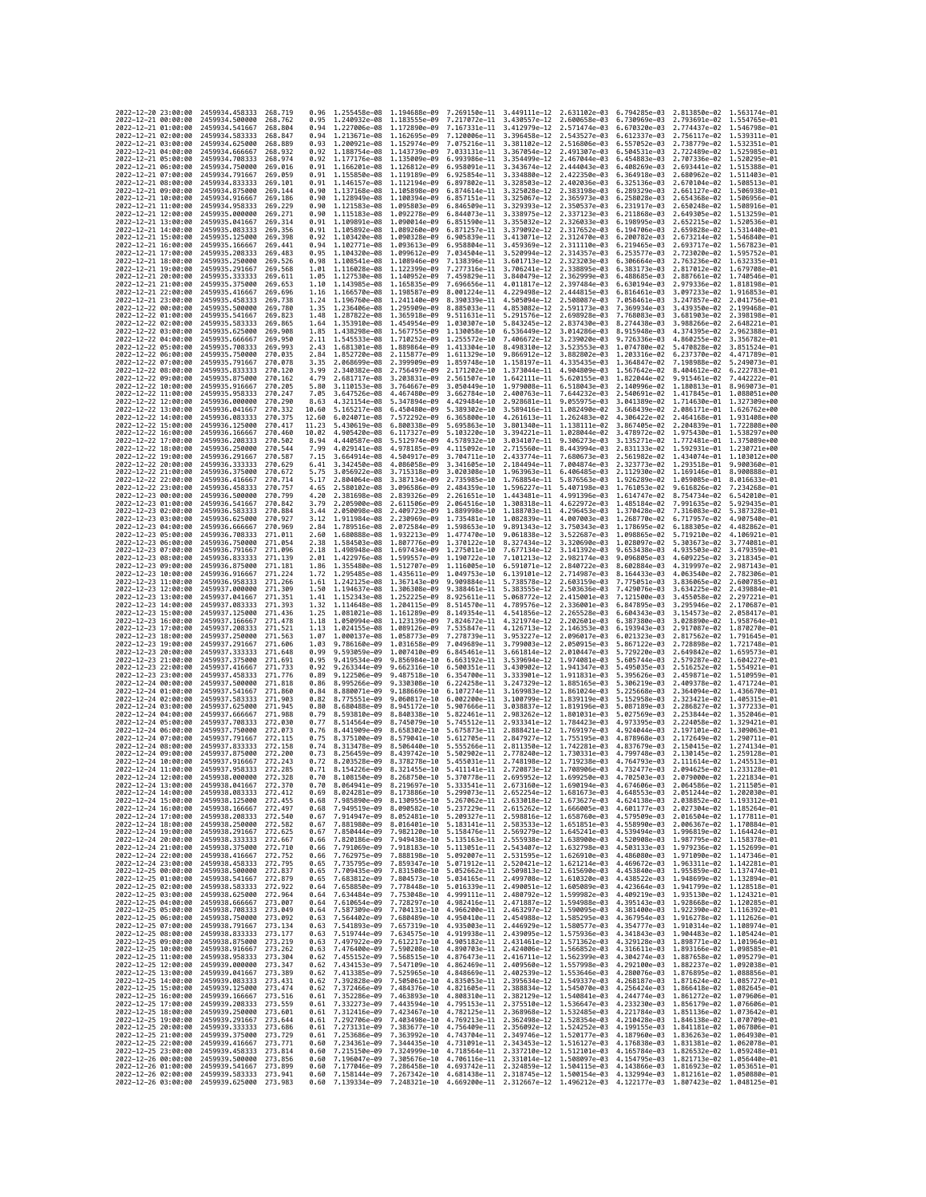| | | | | | | | | | | | |
|---|---|---|---|---|---|---|---|---|---|---|---|
| 2022-12-20 23:00:00 | 2459934.458333 | 268.719 | 0.96 | 1.255458e-08 | 1.194688e-09 | 7.269150e-11 | 3.449111e-12 | 2.631102e-03 | 6.794285e-03 | 2.813850e-02 | 1.563174e-01 |
| 2022-12-21 00:00:00 | 2459934.500000 | 268.762 | 0.95 | 1.240932e-08 | 1.183555e-09 | 7.217072e-11 | 3.430557e-12 | 2.600658e-03 | 6.730969e-03 | 2.793691e-02 | 1.554765e-01 |
| 2022-12-21 01:00:00 | 2459934.541667 | 268.804 | 0.94 | 1.227006e-08 | 1.172890e-09 | 7.167331e-11 | 3.412979e-12 | 2.571474e-03 | 6.670320e-03 | 2.774437e-02 | 1.546798e-01 |
| 2022-12-21 02:00:00 | 2459934.583333 | 268.847 | 0.94 | 1.213671e-08 | 1.162695e-09 | 7.120006e-11 | 3.396458e-12 | 2.543527e-03 | 6.612337e-03 | 2.756117e-02 | 1.539311e-01 |
| 2022-12-21 03:00:00 | 2459934.625000 | 268.889 | 0.93 | 1.200921e-08 | 1.152974e-09 | 7.075216e-11 | 3.381102e-12 | 2.516806e-03 | 6.557052e-03 | 2.738779e-02 | 1.532351e-01 |
| 2022-12-21 04:00:00 | 2459934.666667 | 268.932 | 0.92 | 1.188754e-08 | 1.143739e-09 | 7.033131e-11 | 3.367054e-12 | 2.491307e-03 | 6.504531e-03 | 2.722489e-02 | 1.525985e-01 |
| 2022-12-21 05:00:00 | 2459934.708333 | 268.974 | 0.92 | 1.177176e-08 | 1.135009e-09 | 6.993986e-11 | 3.354499e-12 | 2.467044e-03 | 6.454883e-03 | 2.707336e-02 | 1.520295e-01 |
| 2022-12-21 06:00:00 | 2459934.750000 | 269.016 | 0.91 | 1.166201e-08 | 1.126812e-09 | 6.958091e-11 | 3.343674e-12 | 2.444043e-03 | 6.408269e-03 | 2.693441e-02 | 1.515388e-01 |
| 2022-12-21 07:00:00 | 2459934.791667 | 269.059 | 0.91 | 1.155850e-08 | 1.119189e-09 | 6.925854e-11 | 3.334880e-12 | 2.422350e-03 | 6.364918e-03 | 2.680962e-02 | 1.511403e-01 |
| 2022-12-21 08:00:00 | 2459934.833333 | 269.101 | 0.91 | 1.146157e-08 | 1.112194e-09 | 6.897802e-11 | 3.328503e-12 | 2.402036e-03 | 6.325136e-03 | 2.670104e-02 | 1.508513e-01 |
| 2022-12-21 09:00:00 | 2459934.875000 | 269.144 | 0.90 | 1.137168e-08 | 1.105898e-09 | 6.874614e-11 | 3.325028e-12 | 2.383198e-03 | 6.289329e-03 | 2.661127e-02 | 1.506938e-01 |
| 2022-12-21 10:00:00 | 2459934.916667 | 269.186 | 0.90 | 1.128949e-08 | 1.100394e-09 | 6.857151e-11 | 3.325067e-12 | 2.365973e-03 | 6.258028e-03 | 2.654368e-02 | 1.506956e-01 |
| 2022-12-21 11:00:00 | 2459934.958333 | 269.229 | 0.90 | 1.121583e-08 | 1.095803e-09 | 6.846509e-11 | 3.329393e-12 | 2.350537e-03 | 6.231917e-03 | 2.650248e-02 | 1.508916e-01 |
| 2022-12-21 12:00:00 | 2459935.000000 | 269.271 | 0.90 | 1.115183e-08 | 1.092278e-09 | 6.844073e-11 | 3.338975e-12 | 2.337123e-03 | 6.211868e-03 | 2.649305e-02 | 1.513259e-01 |
| 2022-12-21 13:00:00 | 2459935.041667 | 269.314 | 0.91 | 1.109891e-08 | 1.090014e-09 | 6.851590e-11 | 3.355032e-12 | 2.326033e-03 | 6.198995e-03 | 2.652215e-02 | 1.520536e-01 |
| 2022-12-21 14:00:00 | 2459935.083333 | 269.356 | 0.91 | 1.105892e-08 | 1.089260e-09 | 6.871257e-11 | 3.379092e-12 | 2.317652e-03 | 6.194706e-03 | 2.659828e-02 | 1.531440e-01 |
| 2022-12-21 15:00:00 | 2459935.125000 | 269.398 | 0.92 | 1.103420e-08 | 1.090328e-09 | 6.905839e-11 | 3.413071e-12 | 2.312470e-03 | 6.200782e-03 | 2.673214e-02 | 1.546840e-01 |
| 2022-12-21 16:00:00 | 2459935.166667 | 269.441 | 0.94 | 1.102771e-08 | 1.093613e-09 | 6.958804e-11 | 3.459369e-12 | 2.311110e-03 | 6.219465e-03 | 2.693717e-02 | 1.567823e-01 |
| 2022-12-21 17:00:00 | 2459935.208333 | 269.483 | 0.95 | 1.104320e-08 | 1.099612e-09 | 7.034504e-11 | 3.520994e-12 | 2.314357e-03 | 6.253577e-03 | 2.723020e-02 | 1.595752e-01 |
| 2022-12-21 18:00:00 | 2459935.250000 | 269.526 | 0.98 | 1.108541e-08 | 1.108946e-09 | 7.138396e-11 | 3.601713e-12 | 2.323203e-03 | 6.306664e-03 | 2.763236e-02 | 1.632335e-01 |
| 2022-12-21 19:00:00 | 2459935.291667 | 269.568 | 1.01 | 1.116028e-08 | 1.122399e-09 | 7.277316e-11 | 3.706241e-12 | 2.338895e-03 | 6.383173e-03 | 2.817012e-02 | 1.679708e-01 |
| 2022-12-21 20:00:00 | 2459935.333333 | 269.611 | 1.05 | 1.127530e-08 | 1.140952e-09 | 7.459829e-11 | 3.840479e-12 | 2.362999e-03 | 6.488685e-03 | 2.887661e-02 | 1.740546e-01 |
| 2022-12-21 21:00:00 | 2459935.375000 | 269.653 | 1.10 | 1.143985e-08 | 1.165835e-09 | 7.696656e-11 | 4.011817e-12 | 2.397484e-03 | 6.630194e-03 | 2.979336e-02 | 1.818198e-01 |
| 2022-12-21 22:00:00 | 2459935.416667 | 269.696 | 1.16 | 1.166570e-08 | 1.198587e-09 | 8.001224e-11 | 4.229498e-12 | 2.444815e-03 | 6.816461e-03 | 3.097233e-02 | 1.916853e-01 |
| 2022-12-21 23:00:00 | 2459935.458333 | 269.738 | 1.24 | 1.196760e-08 | 1.241140e-09 | 8.390339e-11 | 4.505094e-12 | 2.508087e-03 | 7.058461e-03 | 3.247857e-02 | 2.041756e-01 |
| 2022-12-22 00:00:00 | 2459935.500000 | 269.780 | 1.35 | 1.236406e-08 | 1.295909e-09 | 8.885033e-11 | 4.853082e-12 | 2.591173e-03 | 7.369934e-03 | 3.439350e-02 | 2.199468e-01 |
| 2022-12-22 01:00:00 | 2459935.541667 | 269.823 | 1.48 | 1.287822e-08 | 1.365918e-09 | 9.511631e-11 | 5.291576e-12 | 2.698928e-03 | 7.768083e-03 | 3.681903e-02 | 2.398198e-01 |
| 2022-12-22 02:00:00 | 2459935.583333 | 269.865 | 1.64 | 1.353910e-08 | 1.454954e-09 | 1.030307e-10 | 5.843245e-12 | 2.837430e-03 | 8.274438e-03 | 3.988266e-02 | 2.648221e-01 |
| 2022-12-22 03:00:00 | 2459935.625000 | 269.908 | 1.85 | 1.438298e-08 | 1.567755e-09 | 1.130058e-10 | 6.536449e-12 | 3.014286e-03 | 8.915948e-03 | 4.374395e-02 | 2.962388e-01 |
| 2022-12-22 04:00:00 | 2459935.666667 | 269.950 | 2.11 | 1.545533e-08 | 1.710252e-09 | 1.255572e-10 | 7.406672e-12 | 3.239020e-03 | 9.726336e-03 | 4.860255e-02 | 3.356782e-01 |
| 2022-12-22 05:00:00 | 2459935.708333 | 269.993 | 2.43 | 1.681301e-08 | 1.889864e-09 | 1.413304e-10 | 8.498310e-12 | 3.523553e-03 | 1.074780e-02 | 5.470828e-02 | 3.851524e-01 |
| 2022-12-22 06:00:00 | 2459935.750000 | 270.035 | 2.84 | 1.852720e-08 | 2.115877e-09 | 1.611329e-10 | 9.866912e-12 | 3.882802e-03 | 1.203316e-02 | 6.237370e-02 | 4.471789e-01 |
| 2022-12-22 07:00:00 | 2459935.791667 | 270.078 | 3.35 | 2.068699e-08 | 2.399909e-09 | 1.859748e-10 | 1.158197e-11 | 4.335435e-03 | 1.364847e-02 | 7.198988e-02 | 5.249073e-01 |
| 2022-12-22 08:00:00 | 2459935.833333 | 270.120 | 3.99 | 2.340382e-08 | 2.756497e-09 | 2.171202e-10 | 1.373044e-11 | 4.904809e-03 | 1.567642e-02 | 8.404612e-02 | 6.222783e-01 |
| 2022-12-22 09:00:00 | 2459935.875000 | 270.162 | 4.79 | 2.681717e-08 | 3.203831e-09 | 2.561507e-10 | 1.642111e-11 | 5.620155e-03 | 1.822044e-02 | 9.915461e-02 | 7.442222e-01 |
| 2022-12-22 10:00:00 | 2459935.916667 | 270.205 | 5.80 | 3.110153e-08 | 3.764667e-09 | 3.050449e-10 | 1.979008e-11 | 6.518043e-03 | 2.140996e-02 | 1.180813e-01 | 8.969073e-01 |
| 2022-12-22 11:00:00 | 2459935.958333 | 270.247 | 7.05 | 3.647526e-08 | 4.467480e-09 | 3.662784e-10 | 2.400763e-11 | 7.644232e-03 | 2.540691e-02 | 1.417845e-01 | 1.088051e+00 |
| 2022-12-22 12:00:00 | 2459936.000000 | 270.290 | 8.63 | 4.321154e-08 | 5.347894e-09 | 4.429484e-10 | 2.928681e-11 | 9.055975e-03 | 3.041389e-02 | 1.714630e-01 | 1.327309e+00 |
| 2022-12-22 13:00:00 | 2459936.041667 | 270.332 | 10.60 | 5.165217e-08 | 6.450480e-09 | 5.389302e-10 | 3.589416e-11 | 1.082490e-02 | 3.668439e-02 | 2.086171e-01 | 1.626762e+00 |
| 2022-12-22 14:00:00 | 2459936.083333 | 270.375 | 12.60 | 6.024071e-08 | 7.572292e-09 | 6.365800e-10 | 4.261613e-11 | 1.262483e-02 | 4.306422e-02 | 2.464168e-01 | 1.931408e+00 |
| 2022-12-22 15:00:00 | 2459936.125000 | 270.417 | 11.23 | 5.430619e-08 | 6.800338e-09 | 5.695863e-10 | 3.801340e-11 | 1.138111e-02 | 3.867405e-02 | 2.204839e-01 | 1.722808e+00 |
| 2022-12-22 16:00:00 | 2459936.166667 | 270.460 | 10.02 | 4.905420e-08 | 6.117327e-09 | 5.103220e-10 | 3.394221e-11 | 1.028044e-02 | 3.478972e-02 | 1.975430e-01 | 1.538297e+00 |
| 2022-12-22 17:00:00 | 2459936.208333 | 270.502 | 8.94 | 4.440587e-08 | 5.512974e-09 | 4.578932e-10 | 3.034107e-11 | 9.306273e-03 | 3.135271e-02 | 1.772481e-01 | 1.375089e+00 |
| 2022-12-22 18:00:00 | 2459936.250000 | 270.544 | 7.99 | 4.029141e-08 | 4.978185e-09 | 4.115092e-10 | 2.715560e-11 | 8.443994e-03 | 2.831133e-02 | 1.592931e-01 | 1.230721e+00 |
| 2022-12-22 19:00:00 | 2459936.291667 | 270.587 | 7.15 | 3.664914e-08 | 4.504917e-09 | 3.704711e-10 | 2.433774e-11 | 7.680673e-03 | 2.561982e-02 | 1.434074e-01 | 1.103012e+00 |
| 2022-12-22 20:00:00 | 2459936.333333 | 270.629 | 6.41 | 3.342450e-08 | 4.086058e-09 | 3.341605e-10 | 2.184494e-11 | 7.004874e-03 | 2.323773e-02 | 1.293518e-01 | 9.900360e-01 |
| 2022-12-22 21:00:00 | 2459936.375000 | 270.672 | 5.75 | 3.056922e-08 | 3.715318e-09 | 3.020308e-10 | 1.963963e-11 | 6.406485e-03 | 2.112930e-02 | 1.169146e-01 | 8.900888e-01 |
| 2022-12-22 22:00:00 | 2459936.416667 | 270.714 | 5.17 | 2.804064e-08 | 3.387134e-09 | 2.735945e-10 | 1.768854e-11 | 5.876563e-03 | 1.926289e-02 | 1.059085e-01 | 8.016633e-01 |
| 2022-12-22 23:00:00 | 2459936.458333 | 270.757 | 4.65 | 2.580102e-08 | 3.096586e-09 | 2.484359e-10 | 1.596227e-11 | 5.407198e-03 | 1.761053e-02 | 9.616826e-02 | 7.234268e-01 |
| 2022-12-23 00:00:00 | 2459936.500000 | 270.799 | 4.20 | 2.381698e-08 | 2.839326e-09 | 2.261651e-10 | 1.443481e-11 | 4.991396e-03 | 1.614747e-02 | 8.754734e-02 | 6.542010e-01 |
| 2022-12-23 01:00:00 | 2459936.541667 | 270.842 | 3.79 | 2.205908e-08 | 2.611506e-09 | 2.064516e-10 | 1.308318e-11 | 4.622972e-03 | 1.485184e-02 | 7.991635e-02 | 5.929435e-01 |
| 2022-12-23 02:00:00 | 2459936.583333 | 270.884 | 3.44 | 2.050098e-08 | 2.409723e-09 | 1.889998e-10 | 1.188703e-11 | 4.296453e-03 | 1.370428e-02 | 7.316083e-02 | 5.387328e-01 |
| 2022-12-23 03:00:00 | 2459936.625000 | 270.927 | 3.12 | 1.911984e-08 | 2.230969e-09 | 1.735481e-10 | 1.082839e-11 | 4.007003e-03 | 1.268770e-02 | 6.717957e-02 | 4.907540e-01 |
| 2022-12-23 04:00:00 | 2459936.666667 | 270.969 | 2.84 | 1.789516e-08 | 2.072584e-09 | 1.598653e-10 | 9.891343e-12 | 3.750343e-03 | 1.178695e-02 | 6.188305e-02 | 4.482862e-01 |
| 2022-12-23 05:00:00 | 2459936.708333 | 271.011 | 2.60 | 1.680888e-08 | 1.932213e-09 | 1.477470e-10 | 9.061838e-12 | 3.522687e-03 | 1.098865e-02 | 5.719210e-02 | 4.106921e-01 |
| 2022-12-23 06:00:00 | 2459936.750000 | 271.054 | 2.38 | 1.584503e-08 | 1.807776e-09 | 1.370122e-10 | 8.327434e-12 | 3.320690e-03 | 1.028097e-02 | 5.303673e-02 | 3.774081e-01 |
| 2022-12-23 07:00:00 | 2459936.791667 | 271.096 | 2.18 | 1.498948e-08 | 1.697434e-09 | 1.275011e-10 | 7.677134e-12 | 3.141392e-03 | 9.653438e-03 | 4.935503e-02 | 3.479359e-01 |
| 2022-12-23 08:00:00 | 2459936.833333 | 271.139 | 2.01 | 1.422976e-08 | 1.599557e-09 | 1.190722e-10 | 7.101213e-12 | 2.982174e-03 | 9.096805e-03 | 4.609225e-02 | 3.218345e-01 |
| 2022-12-23 09:00:00 | 2459936.875000 | 271.181 | 1.86 | 1.355480e-08 | 1.512707e-09 | 1.116005e-10 | 6.591071e-12 | 2.840722e-03 | 8.602884e-03 | 4.319997e-02 | 2.987143e-01 |
| 2022-12-23 10:00:00 | 2459936.916667 | 271.224 | 1.72 | 1.295485e-08 | 1.435611e-09 | 1.049753e-10 | 6.139101e-12 | 2.714987e-03 | 8.164433e-03 | 4.063540e-02 | 2.782306e-01 |
| 2022-12-23 11:00:00 | 2459936.958333 | 271.266 | 1.61 | 1.242125e-08 | 1.367143e-09 | 9.909884e-11 | 5.738578e-12 | 2.603159e-03 | 7.775051e-03 | 3.836065e-02 | 2.600785e-01 |
| 2022-12-23 12:00:00 | 2459937.000000 | 271.309 | 1.50 | 1.194637e-08 | 1.306308e-09 | 9.388461e-11 | 5.383555e-12 | 2.503636e-03 | 7.429076e-03 | 3.634225e-02 | 2.439884e-01 |
| 2022-12-23 13:00:00 | 2459937.041667 | 271.351 | 1.41 | 1.152343e-08 | 1.252225e-09 | 8.925611e-11 | 5.068772e-12 | 2.415001e-03 | 7.121500e-03 | 3.455058e-02 | 2.297221e-01 |
| 2022-12-23 14:00:00 | 2459937.083333 | 271.393 | 1.32 | 1.114648e-08 | 1.204115e-09 | 8.514570e-11 | 4.789576e-12 | 2.336001e-03 | 6.847895e-03 | 3.295946e-02 | 2.170687e-01 |
| 2022-12-23 15:00:00 | 2459937.125000 | 271.436 | 1.25 | 1.081021e-08 | 1.161289e-09 | 8.149354e-11 | 4.541856e-12 | 2.265528e-03 | 6.604343e-03 | 3.154573e-02 | 2.058417e-01 |
| 2022-12-23 16:00:00 | 2459937.166667 | 271.478 | 1.18 | 1.050994e-08 | 1.123139e-09 | 7.824672e-11 | 4.321974e-12 | 2.202601e-03 | 6.387380e-03 | 3.028890e-02 | 1.958764e-01 |
| 2022-12-23 17:00:00 | 2459937.208333 | 271.521 | 1.13 | 1.024155e-08 | 1.089126e-09 | 7.535847e-11 | 4.126713e-12 | 2.146353e-03 | 6.193943e-03 | 2.917087e-02 | 1.870270e-01 |
| 2022-12-23 18:00:00 | 2459937.250000 | 271.563 | 1.07 | 1.000137e-08 | 1.058773e-09 | 7.278739e-11 | 3.953277e-12 | 2.096017e-03 | 6.021323e-03 | 2.817562e-02 | 1.791645e-01 |
| 2022-12-23 19:00:00 | 2459937.291667 | 271.606 | 1.03 | 9.786160e-09 | 1.031658e-09 | 7.049689e-11 | 3.799003e-12 | 2.050915e-03 | 5.867122e-03 | 2.728898e-02 | 1.721748e-01 |
| 2022-12-23 20:00:00 | 2459937.333333 | 271.648 | 0.99 | 9.593059e-09 | 1.007410e-09 | 6.845461e-11 | 3.661814e-12 | 2.010447e-03 | 5.729220e-03 | 2.649842e-02 | 1.659573e-01 |
| 2022-12-23 21:00:00 | 2459937.375000 | 271.691 | 0.95 | 9.419534e-09 | 9.856984e-10 | 6.663192e-11 | 3.539694e-12 | 1.974081e-03 | 5.605744e-03 | 2.579287e-02 | 1.604227e-01 |
| 2022-12-23 22:00:00 | 2459937.416667 | 271.733 | 0.92 | 9.263344e-09 | 9.662316e-10 | 6.500351e-11 | 3.430902e-12 | 1.941347e-03 | 5.495035e-03 | 2.516252e-02 | 1.554921e-01 |
| 2022-12-23 23:00:00 | 2459937.458333 | 271.776 | 0.89 | 9.122506e-09 | 9.487518e-10 | 6.354700e-11 | 3.333901e-12 | 1.911831e-03 | 5.395626e-03 | 2.459871e-02 | 1.510959e-01 |
| 2022-12-24 00:00:00 | 2459937.500000 | 271.818 | 0.86 | 8.995266e-09 | 9.330308e-10 | 6.224258e-11 | 3.247329e-12 | 1.885165e-03 | 5.306219e-03 | 2.409378e-02 | 1.471724e-01 |
| 2022-12-24 01:00:00 | 2459937.541667 | 271.860 | 0.84 | 8.880071e-09 | 9.188669e-10 | 6.107274e-11 | 3.169983e-12 | 1.861024e-03 | 5.225668e-03 | 2.364094e-02 | 1.436670e-01 |
| 2022-12-24 02:00:00 | 2459937.583333 | 271.903 | 0.82 | 8.775551e-09 | 9.060817e-10 | 6.002200e-11 | 3.100799e-12 | 1.839119e-03 | 5.152958e-03 | 2.323421e-02 | 1.405315e-01 |
| 2022-12-24 03:00:00 | 2459937.625000 | 271.945 | 0.80 | 8.680488e-09 | 8.945172e-10 | 5.907666e-11 | 3.038837e-12 | 1.819196e-03 | 5.087189e-03 | 2.286827e-02 | 1.377233e-01 |
| 2022-12-24 04:00:00 | 2459937.666667 | 271.988 | 0.79 | 8.593810e-09 | 8.840338e-10 | 5.822461e-11 | 2.983262e-12 | 1.801031e-03 | 5.027569e-03 | 2.253844e-02 | 1.352046e-01 |
| 2022-12-24 05:00:00 | 2459937.708333 | 272.030 | 0.77 | 8.514564e-09 | 8.745079e-10 | 5.745512e-11 | 2.933341e-12 | 1.784423e-03 | 4.973395e-03 | 2.224058e-02 | 1.329421e-01 |
| 2022-12-24 06:00:00 | 2459937.750000 | 272.073 | 0.76 | 8.441909e-09 | 8.658302e-10 | 5.675873e-11 | 2.888421e-12 | 1.769197e-03 | 4.924044e-03 | 2.197101e-02 | 1.309063e-01 |
| 2022-12-24 07:00:00 | 2459937.791667 | 272.115 | 0.75 | 8.375108e-09 | 8.579041e-10 | 5.612705e-11 | 2.847927e-12 | 1.755195e-03 | 4.878968e-03 | 2.172649e-02 | 1.290711e-01 |
| 2022-12-24 08:00:00 | 2459937.833333 | 272.158 | 0.74 | 8.313478e-09 | 8.506440e-10 | 5.555266e-11 | 2.811350e-12 | 1.742281e-03 | 4.837679e-03 | 2.150415e-02 | 1.274134e-01 |
| 2022-12-24 09:00:00 | 2459937.875000 | 272.200 | 0.73 | 8.256459e-09 | 8.439742e-10 | 5.502902e-11 | 2.778240e-12 | 1.730331e-03 | 4.799748e-03 | 2.130145e-02 | 1.259128e-01 |
| 2022-12-24 10:00:00 | 2459937.916667 | 272.243 | 0.72 | 8.203528e-09 | 8.378278e-10 | 5.455031e-11 | 2.748198e-12 | 1.719238e-03 | 4.764793e-03 | 2.111614e-02 | 1.245513e-01 |
| 2022-12-24 11:00:00 | 2459937.958333 | 272.285 | 0.71 | 8.154225e-09 | 8.321455e-10 | 5.411141e-11 | 2.720873e-12 | 1.708906e-03 | 4.732477e-03 | 2.094625e-02 | 1.233128e-01 |
| 2022-12-24 12:00:00 | 2459938.000000 | 272.328 | 0.70 | 8.108150e-09 | 8.268750e-10 | 5.370778e-11 | 2.695952e-12 | 1.699250e-03 | 4.702503e-03 | 2.079000e-02 | 1.221834e-01 |
| 2022-12-24 13:00:00 | 2459938.041667 | 272.370 | 0.70 | 8.064941e-09 | 8.219697e-10 | 5.333541e-11 | 2.673160e-12 | 1.690194e-03 | 4.674606e-03 | 2.064586e-02 | 1.211505e-01 |
| 2022-12-24 14:00:00 | 2459938.083333 | 272.412 | 0.69 | 8.024281e-09 | 8.173886e-10 | 5.299073e-11 | 2.652254e-12 | 1.681673e-03 | 4.648553e-03 | 2.051244e-02 | 1.202030e-01 |
| 2022-12-24 15:00:00 | 2459938.125000 | 272.455 | 0.68 | 7.985890e-09 | 8.130955e-10 | 5.267062e-11 | 2.633018e-12 | 1.673627e-03 | 4.624138e-03 | 2.038852e-02 | 1.193312e-01 |
| 2022-12-24 16:00:00 | 2459938.166667 | 272.497 | 0.68 | 7.949519e-09 | 8.090582e-10 | 5.237229e-11 | 2.615262e-12 | 1.666005e-03 | 4.601177e-03 | 2.027304e-02 | 1.185264e-01 |
| 2022-12-24 17:00:00 | 2459938.208333 | 272.540 | 0.67 | 7.914947e-09 | 8.052481e-10 | 5.209327e-11 | 2.598816e-12 | 1.658760e-03 | 4.579509e-03 | 2.016504e-02 | 1.177811e-01 |
| 2022-12-24 18:00:00 | 2459938.250000 | 272.582 | 0.67 | 7.881980e-09 | 8.016401e-10 | 5.183141e-11 | 2.583533e-12 | 1.651851e-03 | 4.558990e-03 | 2.006367e-02 | 1.170884e-01 |
| 2022-12-24 19:00:00 | 2459938.291667 | 272.625 | 0.67 | 7.850444e-09 | 7.982120e-10 | 5.158476e-11 | 2.569279e-12 | 1.645241e-03 | 4.539494e-03 | 1.996819e-02 | 1.164424e-01 |
| 2022-12-24 20:00:00 | 2459938.333333 | 272.667 | 0.66 | 7.820186e-09 | 7.949438e-10 | 5.135161e-11 | 2.555938e-12 | 1.638900e-03 | 4.520908e-03 | 1.987795e-02 | 1.158378e-01 |
| 2022-12-24 21:00:00 | 2459938.375000 | 272.710 | 0.66 | 7.791069e-09 | 7.918183e-10 | 5.113051e-11 | 2.543407e-12 | 1.632798e-03 | 4.503133e-03 | 1.979236e-02 | 1.152699e-01 |
| 2022-12-24 22:00:00 | 2459938.416667 | 272.752 | 0.66 | 7.762975e-09 | 7.888198e-10 | 5.092007e-11 | 2.531595e-12 | 1.626910e-03 | 4.486080e-03 | 1.971090e-02 | 1.147346e-01 |
| 2022-12-24 23:00:00 | 2459938.458333 | 272.795 | 0.65 | 7.735795e-09 | 7.859347e-10 | 5.071912e-11 | 2.520421e-12 | 1.621214e-03 | 4.469672e-03 | 1.963311e-02 | 1.142281e-01 |
| 2022-12-25 00:00:00 | 2459938.500000 | 272.837 | 0.65 | 7.709435e-09 | 7.831508e-10 | 5.052662e-11 | 2.509813e-12 | 1.615690e-03 | 4.453840e-03 | 1.955859e-02 | 1.137474e-01 |
| 2022-12-25 01:00:00 | 2459938.541667 | 272.879 | 0.65 | 7.683812e-09 | 7.804573e-10 | 5.034165e-11 | 2.499708e-12 | 1.610320e-03 | 4.438522e-03 | 1.948699e-02 | 1.132894e-01 |
| 2022-12-25 02:00:00 | 2459938.583333 | 272.922 | 0.64 | 7.658850e-09 | 7.778448e-10 | 5.016339e-11 | 2.490051e-12 | 1.605089e-03 | 4.423664e-03 | 1.941799e-02 | 1.128518e-01 |
| 2022-12-25 03:00:00 | 2459938.625000 | 272.964 | 0.64 | 7.634484e-09 | 7.753048e-10 | 4.999111e-11 | 2.480792e-12 | 1.599982e-03 | 4.409219e-03 | 1.935130e-02 | 1.124321e-01 |
| 2022-12-25 04:00:00 | 2459938.666667 | 273.007 | 0.64 | 7.610654e-09 | 7.728297e-10 | 4.982416e-11 | 2.471887e-12 | 1.594988e-03 | 4.395143e-03 | 1.928668e-02 | 1.120285e-01 |
| 2022-12-25 05:00:00 | 2459938.708333 | 273.049 | 0.64 | 7.587309e-09 | 7.704131e-10 | 4.966200e-11 | 2.463297e-12 | 1.590095e-03 | 4.381400e-03 | 1.922390e-02 | 1.116392e-01 |
| 2022-12-25 06:00:00 | 2459938.750000 | 273.092 | 0.63 | 7.564402e-09 | 7.680489e-10 | 4.950410e-11 | 2.454988e-12 | 1.585295e-03 | 4.367954e-03 | 1.916278e-02 | 1.112626e-01 |
| 2022-12-25 07:00:00 | 2459938.791667 | 273.134 | 0.63 | 7.541893e-09 | 7.657319e-10 | 4.935003e-11 | 2.446929e-12 | 1.580577e-03 | 4.354777e-03 | 1.910314e-02 | 1.108974e-01 |
| 2022-12-25 08:00:00 | 2459938.833333 | 273.177 | 0.63 | 7.519744e-09 | 7.634575e-10 | 4.919938e-11 | 2.439095e-12 | 1.575936e-03 | 4.341843e-03 | 1.904483e-02 | 1.105424e-01 |
| 2022-12-25 09:00:00 | 2459938.875000 | 273.219 | 0.63 | 7.497922e-09 | 7.612217e-10 | 4.905182e-11 | 2.431461e-12 | 1.571362e-03 | 4.329128e-03 | 1.898771e-02 | 1.101964e-01 |
| 2022-12-25 10:00:00 | 2459938.916667 | 273.262 | 0.63 | 7.476400e-09 | 7.590208e-10 | 4.890703e-11 | 2.424006e-12 | 1.566852e-03 | 4.316611e-03 | 1.893166e-02 | 1.098585e-01 |
| 2022-12-25 11:00:00 | 2459938.958333 | 273.304 | 0.62 | 7.455152e-09 | 7.568515e-10 | 4.876473e-11 | 2.416711e-12 | 1.562399e-03 | 4.304274e-03 | 1.887658e-02 | 1.095279e-01 |
| 2022-12-25 12:00:00 | 2459939.000000 | 273.347 | 0.62 | 7.434153e-09 | 7.547109e-10 | 4.862469e-11 | 2.409560e-12 | 1.557998e-03 | 4.292100e-03 | 1.882237e-02 | 1.092038e-01 |
| 2022-12-25 13:00:00 | 2459939.041667 | 273.389 | 0.62 | 7.413385e-09 | 7.525965e-10 | 4.848669e-11 | 2.402539e-12 | 1.553646e-03 | 4.280076e-03 | 1.876895e-02 | 1.088856e-01 |
| 2022-12-25 14:00:00 | 2459939.083333 | 273.431 | 0.62 | 7.392828e-09 | 7.505061e-10 | 4.835053e-11 | 2.395634e-12 | 1.549337e-03 | 4.268187e-03 | 1.871624e-02 | 1.085727e-01 |
| 2022-12-25 15:00:00 | 2459939.125000 | 273.474 | 0.62 | 7.372466e-09 | 7.484376e-10 | 4.821605e-11 | 2.388834e-12 | 1.545070e-03 | 4.256424e-03 | 1.866418e-02 | 1.082645e-01 |
| 2022-12-25 16:00:00 | 2459939.166667 | 273.516 | 0.61 | 7.352286e-09 | 7.463893e-10 | 4.808310e-11 | 2.382129e-12 | 1.540841e-03 | 4.244774e-03 | 1.861272e-02 | 1.079606e-01 |
| 2022-12-25 17:00:00 | 2459939.208333 | 273.559 | 0.61 | 7.332273e-09 | 7.443594e-10 | 4.795153e-11 | 2.375510e-12 | 1.536647e-03 | 4.233230e-03 | 1.856179e-02 | 1.076606e-01 |
| 2022-12-25 18:00:00 | 2459939.250000 | 273.601 | 0.61 | 7.312416e-09 | 7.423467e-10 | 4.782125e-11 | 2.368968e-12 | 1.532485e-03 | 4.221784e-03 | 1.851136e-02 | 1.073642e-01 |
| 2022-12-25 19:00:00 | 2459939.291667 | 273.644 | 0.61 | 7.292706e-09 | 7.403498e-10 | 4.769213e-11 | 2.362498e-12 | 1.528354e-03 | 4.210428e-03 | 1.846138e-02 | 1.070709e-01 |
| 2022-12-25 20:00:00 | 2459939.333333 | 273.686 | 0.61 | 7.273131e-09 | 7.383677e-10 | 4.756409e-11 | 2.356092e-12 | 1.524252e-03 | 4.199155e-03 | 1.841181e-02 | 1.067806e-01 |
| 2022-12-25 21:00:00 | 2459939.375000 | 273.729 | 0.61 | 7.253686e-09 | 7.363992e-10 | 4.743704e-11 | 2.349746e-12 | 1.520177e-03 | 4.187960e-03 | 1.836263e-02 | 1.064930e-01 |
| 2022-12-25 22:00:00 | 2459939.416667 | 273.771 | 0.60 | 7.234361e-09 | 7.344435e-10 | 4.731091e-11 | 2.343453e-12 | 1.516127e-03 | 4.176838e-03 | 1.831381e-02 | 1.062078e-01 |
| 2022-12-25 23:00:00 | 2459939.458333 | 273.814 | 0.60 | 7.215150e-09 | 7.324999e-10 | 4.718564e-11 | 2.337210e-12 | 1.512101e-03 | 4.165784e-03 | 1.826532e-02 | 1.059248e-01 |
| 2022-12-26 00:00:00 | 2459939.500000 | 273.856 | 0.60 | 7.196047e-09 | 7.305676e-10 | 4.706116e-11 | 2.331014e-12 | 1.508097e-03 | 4.154795e-03 | 1.821713e-02 | 1.056440e-01 |
| 2022-12-26 01:00:00 | 2459939.541667 | 273.899 | 0.60 | 7.177046e-09 | 7.286458e-10 | 4.693742e-11 | 2.324859e-12 | 1.504115e-03 | 4.143866e-03 | 1.816923e-02 | 1.053651e-01 |
| 2022-12-26 02:00:00 | 2459939.583333 | 273.941 | 0.60 | 7.158144e-09 | 7.267342e-10 | 4.681438e-11 | 2.318745e-12 | 1.500154e-03 | 4.132994e-03 | 1.812161e-02 | 1.050880e-01 |
| 2022-12-26 03:00:00 | 2459939.625000 | 273.983 | 0.60 | 7.139334e-09 | 7.248321e-10 | 4.669200e-11 | 2.312667e-12 | 1.496212e-03 | 4.122177e-03 | 1.807423e-02 | 1.048125e-01 |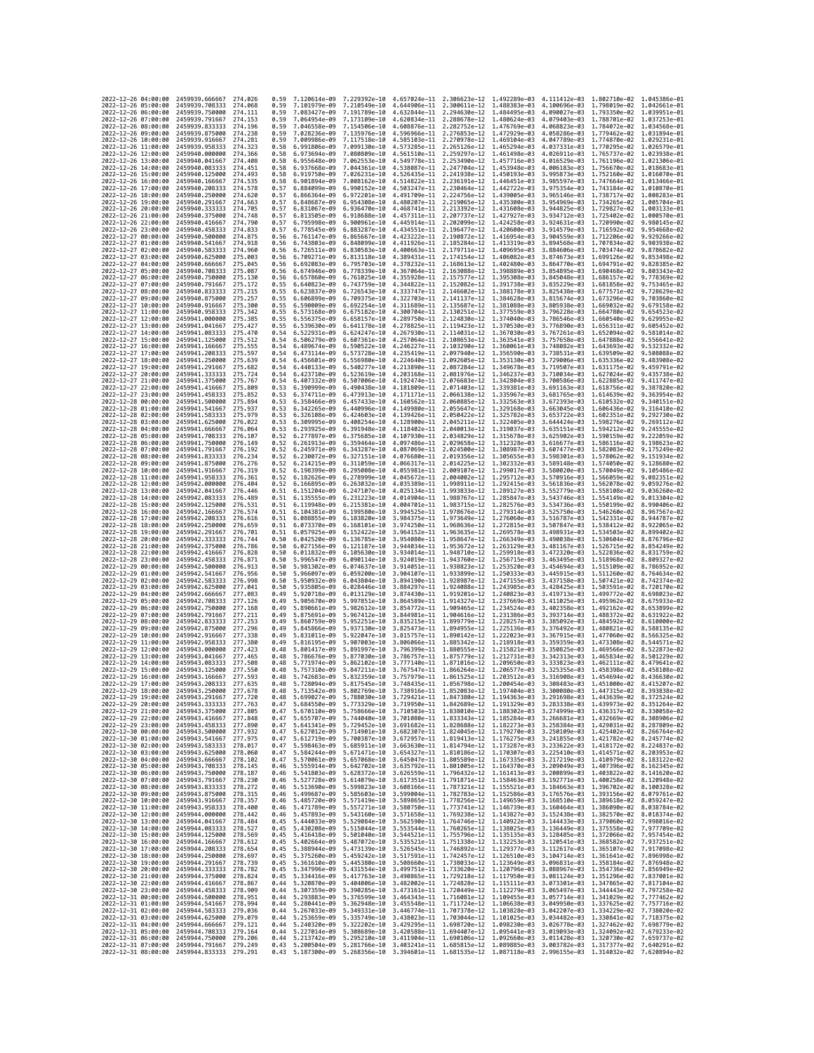| | | | | | | | | | | | |
|---|---|---|---|---|---|---|---|---|---|---|---|
| 2022-12-26 04:00:00 | 2459939.666667 | 274.026 | 0.59 | 7.120614e-09 | 7.229392e-10 | 4.657024e-11 | 2.306623e-12 | 1.492289e-03 | 4.111412e-03 | 1.802710e-02 | 1.045386e-01 |
| 2022-12-26 05:00:00 | 2459939.708333 | 274.068 | 0.59 | 7.101979e-09 | 7.210549e-10 | 4.644906e-11 | 2.300611e-12 | 1.488383e-03 | 4.100696e-03 | 1.798019e-02 | 1.042661e-01 |
| 2022-12-26 06:00:00 | 2459939.750000 | 274.111 | 0.59 | 7.083427e-09 | 7.191789e-10 | 4.632844e-11 | 2.294630e-12 | 1.484495e-03 | 4.090027e-03 | 1.793350e-02 | 1.039951e-01 |
| 2022-12-26 07:00:00 | 2459939.791667 | 274.153 | 0.59 | 7.064954e-09 | 7.173109e-10 | 4.620834e-11 | 2.288678e-12 | 1.480624e-03 | 4.079403e-03 | 1.788701e-02 | 1.037253e-01 |
| 2022-12-26 08:00:00 | 2459939.833333 | 274.196 | 0.59 | 7.046558e-09 | 7.154506e-10 | 4.608876e-11 | 2.282752e-12 | 1.476769e-03 | 4.068823e-03 | 1.784072e-02 | 1.034568e-01 |
| 2022-12-26 09:00:00 | 2459939.875000 | 274.238 | 0.59 | 7.028236e-09 | 7.135976e-10 | 4.596966e-11 | 2.276853e-12 | 1.472929e-03 | 4.058286e-03 | 1.779462e-02 | 1.031894e-01 |
| 2022-12-26 10:00:00 | 2459939.916667 | 274.281 | 0.59 | 7.009986e-09 | 7.117518e-10 | 4.585103e-11 | 2.270978e-12 | 1.469104e-03 | 4.047789e-03 | 1.774870e-02 | 1.029231e-01 |
| 2022-12-26 11:00:00 | 2459939.958333 | 274.323 | 0.58 | 6.991806e-09 | 7.099130e-10 | 4.573285e-11 | 2.265126e-12 | 1.465294e-03 | 4.037331e-03 | 1.770295e-02 | 1.026579e-01 |
| 2022-12-26 12:00:00 | 2459940.000000 | 274.366 | 0.58 | 6.973694e-09 | 7.080809e-10 | 4.561510e-11 | 2.259297e-12 | 1.461498e-03 | 4.026911e-03 | 1.765737e-02 | 1.023938e-01 |
| 2022-12-26 13:00:00 | 2459940.041667 | 274.408 | 0.58 | 6.955648e-09 | 7.062553e-10 | 4.549778e-11 | 2.253490e-12 | 1.457716e-03 | 4.016529e-03 | 1.761196e-02 | 1.021306e-01 |
| 2022-12-26 14:00:00 | 2459940.083333 | 274.451 | 0.58 | 6.937668e-09 | 7.044361e-10 | 4.538087e-11 | 2.247704e-12 | 1.453948e-03 | 4.006183e-03 | 1.756670e-02 | 1.018683e-01 |
| 2022-12-26 15:00:00 | 2459940.125000 | 274.493 | 0.58 | 6.919750e-09 | 7.026231e-10 | 4.526435e-11 | 2.241938e-12 | 1.450193e-03 | 3.995873e-03 | 1.752160e-02 | 1.016070e-01 |
| 2022-12-26 16:00:00 | 2459940.166667 | 274.535 | 0.58 | 6.901894e-09 | 7.008162e-10 | 4.514822e-11 | 2.236191e-12 | 1.446451e-03 | 3.985597e-03 | 1.747664e-02 | 1.013466e-01 |
| 2022-12-26 17:00:00 | 2459940.208333 | 274.578 | 0.57 | 6.884099e-09 | 6.990152e-10 | 4.503247e-11 | 2.230464e-12 | 1.442722e-03 | 3.975354e-03 | 1.743184e-02 | 1.010870e-01 |
| 2022-12-26 18:00:00 | 2459940.250000 | 274.620 | 0.57 | 6.866364e-09 | 6.972201e-10 | 4.491709e-11 | 2.224756e-12 | 1.439005e-03 | 3.965146e-03 | 1.738717e-02 | 1.008283e-01 |
| 2022-12-26 19:00:00 | 2459940.291667 | 274.663 | 0.57 | 6.848687e-09 | 6.954308e-10 | 4.480207e-11 | 2.219065e-12 | 1.435300e-03 | 3.954969e-03 | 1.734265e-02 | 1.005704e-01 |
| 2022-12-26 20:00:00 | 2459940.333333 | 274.705 | 0.57 | 6.831067e-09 | 6.936470e-10 | 4.468741e-11 | 2.213392e-12 | 1.431608e-03 | 3.944825e-03 | 1.729827e-02 | 1.003133e-01 |
| 2022-12-26 21:00:00 | 2459940.375000 | 274.748 | 0.57 | 6.813505e-09 | 6.918688e-10 | 4.457311e-11 | 2.207737e-12 | 1.427927e-03 | 3.934712e-03 | 1.725402e-02 | 1.000570e-01 |
| 2022-12-26 22:00:00 | 2459940.416667 | 274.790 | 0.57 | 6.795998e-09 | 6.900961e-10 | 4.445914e-11 | 2.202099e-12 | 1.424258e-03 | 3.924631e-03 | 1.720990e-02 | 9.980145e-02 |
| 2022-12-26 23:00:00 | 2459940.458333 | 274.833 | 0.57 | 6.778545e-09 | 6.883287e-10 | 4.434551e-11 | 2.196477e-12 | 1.420600e-03 | 3.914579e-03 | 1.716592e-02 | 9.954668e-02 |
| 2022-12-27 00:00:00 | 2459940.500000 | 274.875 | 0.56 | 6.761147e-09 | 6.865667e-10 | 4.423222e-11 | 2.190872e-12 | 1.416954e-03 | 3.904559e-03 | 1.712206e-02 | 9.929266e-02 |
| 2022-12-27 01:00:00 | 2459940.541667 | 274.918 | 0.56 | 6.743803e-09 | 6.848099e-10 | 4.411926e-11 | 2.185284e-12 | 1.413319e-03 | 3.894568e-03 | 1.707834e-02 | 9.903938e-02 |
| 2022-12-27 02:00:00 | 2459940.583333 | 274.960 | 0.56 | 6.726511e-09 | 6.830583e-10 | 4.400663e-11 | 2.179711e-12 | 1.409695e-03 | 3.884606e-03 | 1.703474e-02 | 9.878682e-02 |
| 2022-12-27 03:00:00 | 2459940.625000 | 275.003 | 0.56 | 6.709271e-09 | 6.813118e-10 | 4.389431e-11 | 2.174154e-12 | 1.406082e-03 | 3.874673e-03 | 1.699126e-02 | 9.853498e-02 |
| 2022-12-27 04:00:00 | 2459940.666667 | 275.045 | 0.56 | 6.692083e-09 | 6.795703e-10 | 4.378232e-11 | 2.168613e-12 | 1.402480e-03 | 3.864770e-03 | 1.694791e-02 | 9.828385e-02 |
| 2022-12-27 05:00:00 | 2459940.708333 | 275.087 | 0.56 | 6.674946e-09 | 6.778339e-10 | 4.367064e-11 | 2.163088e-12 | 1.398889e-03 | 3.854895e-03 | 1.690468e-02 | 9.803343e-02 |
| 2022-12-27 06:00:00 | 2459940.750000 | 275.130 | 0.56 | 6.657860e-09 | 6.761025e-10 | 4.355928e-11 | 2.157577e-12 | 1.395308e-03 | 3.845048e-03 | 1.686157e-02 | 9.778369e-02 |
| 2022-12-27 07:00:00 | 2459940.791667 | 275.172 | 0.55 | 6.640823e-09 | 6.743759e-10 | 4.344822e-11 | 2.152082e-12 | 1.391738e-03 | 3.835229e-03 | 1.681858e-02 | 9.753465e-02 |
| 2022-12-27 08:00:00 | 2459940.833333 | 275.215 | 0.55 | 6.623837e-09 | 6.726543e-10 | 4.333747e-11 | 2.146602e-12 | 1.388178e-03 | 3.825438e-03 | 1.677571e-02 | 9.728629e-02 |
| 2022-12-27 09:00:00 | 2459940.875000 | 275.257 | 0.55 | 6.606899e-09 | 6.709375e-10 | 4.322703e-11 | 2.141137e-12 | 1.384628e-03 | 3.815674e-03 | 1.673296e-02 | 9.703860e-02 |
| 2022-12-27 10:00:00 | 2459940.916667 | 275.300 | 0.55 | 6.590009e-09 | 6.692254e-10 | 4.311689e-11 | 2.135687e-12 | 1.381088e-03 | 3.805938e-03 | 1.669032e-02 | 9.679158e-02 |
| 2022-12-27 11:00:00 | 2459940.958333 | 275.342 | 0.55 | 6.573168e-09 | 6.675182e-10 | 4.300704e-11 | 2.130251e-12 | 1.377559e-03 | 3.796228e-03 | 1.664780e-02 | 9.654523e-02 |
| 2022-12-27 12:00:00 | 2459941.000000 | 275.385 | 0.55 | 6.556375e-09 | 6.658157e-10 | 4.289750e-11 | 2.124830e-12 | 1.374040e-03 | 3.786546e-03 | 1.660540e-02 | 9.629955e-02 |
| 2022-12-27 13:00:00 | 2459941.041667 | 275.427 | 0.55 | 6.539630e-09 | 6.641178e-10 | 4.278825e-11 | 2.119423e-12 | 1.370530e-03 | 3.776890e-03 | 1.656311e-02 | 9.605452e-02 |
| 2022-12-27 14:00:00 | 2459941.083333 | 275.470 | 0.54 | 6.522931e-09 | 6.624247e-10 | 4.267930e-11 | 2.114031e-12 | 1.367030e-03 | 3.767261e-03 | 1.652094e-02 | 9.581014e-02 |
| 2022-12-27 15:00:00 | 2459941.125000 | 275.512 | 0.54 | 6.506279e-09 | 6.607361e-10 | 4.257064e-11 | 2.108653e-12 | 1.363541e-03 | 3.757658e-03 | 1.647888e-02 | 9.556641e-02 |
| 2022-12-27 16:00:00 | 2459941.166667 | 275.555 | 0.54 | 6.489674e-09 | 6.590522e-10 | 4.246227e-11 | 2.103290e-12 | 1.360061e-03 | 3.748082e-03 | 1.643693e-02 | 9.532332e-02 |
| 2022-12-27 17:00:00 | 2459941.208333 | 275.597 | 0.54 | 6.473114e-09 | 6.573728e-10 | 4.235419e-11 | 2.097940e-12 | 1.356590e-03 | 3.738531e-03 | 1.639509e-02 | 9.508088e-02 |
| 2022-12-27 18:00:00 | 2459941.250000 | 275.639 | 0.54 | 6.456601e-09 | 6.556980e-10 | 4.224640e-11 | 2.092605e-12 | 1.353130e-03 | 3.729006e-03 | 1.635336e-02 | 9.483908e-02 |
| 2022-12-27 19:00:00 | 2459941.291667 | 275.682 | 0.54 | 6.440133e-09 | 6.540277e-10 | 4.213890e-11 | 2.087284e-12 | 1.349678e-03 | 3.719507e-03 | 1.631175e-02 | 9.459791e-02 |
| 2022-12-27 20:00:00 | 2459941.333333 | 275.724 | 0.54 | 6.423710e-09 | 6.523619e-10 | 4.203168e-11 | 2.081976e-12 | 1.346237e-03 | 3.710034e-03 | 1.627024e-02 | 9.435738e-02 |
| 2022-12-27 21:00:00 | 2459941.375000 | 275.767 | 0.54 | 6.407332e-09 | 6.507006e-10 | 4.192474e-11 | 2.076683e-12 | 1.342804e-03 | 3.700586e-03 | 1.622885e-02 | 9.411747e-02 |
| 2022-12-27 22:00:00 | 2459941.416667 | 275.809 | 0.53 | 6.390999e-09 | 6.490438e-10 | 4.181809e-11 | 2.071403e-12 | 1.339381e-03 | 3.691163e-03 | 1.618756e-02 | 9.387820e-02 |
| 2022-12-27 23:00:00 | 2459941.458333 | 275.852 | 0.53 | 6.374711e-09 | 6.473913e-10 | 4.171171e-11 | 2.066138e-12 | 1.335967e-03 | 3.681765e-03 | 1.614639e-02 | 9.363954e-02 |
| 2022-12-28 00:00:00 | 2459941.500000 | 275.894 | 0.53 | 6.358466e-09 | 6.457433e-10 | 4.160562e-11 | 2.060885e-12 | 1.332563e-03 | 3.672393e-03 | 1.610532e-02 | 9.340151e-02 |
| 2022-12-28 01:00:00 | 2459941.541667 | 275.937 | 0.53 | 6.342265e-09 | 6.440996e-10 | 4.149980e-11 | 2.055647e-12 | 1.329168e-03 | 3.663045e-03 | 1.606436e-02 | 9.316410e-02 |
| 2022-12-28 02:00:00 | 2459941.583333 | 275.979 | 0.53 | 6.326108e-09 | 6.424603e-10 | 4.139426e-11 | 2.050422e-12 | 1.325782e-03 | 3.653722e-03 | 1.602351e-02 | 9.292730e-02 |
| 2022-12-28 03:00:00 | 2459941.625000 | 276.022 | 0.53 | 6.309995e-09 | 6.408254e-10 | 4.128900e-11 | 2.045211e-12 | 1.322405e-03 | 3.644424e-03 | 1.598276e-02 | 9.269112e-02 |
| 2022-12-28 04:00:00 | 2459941.666667 | 276.064 | 0.53 | 6.293925e-09 | 6.391948e-10 | 4.118402e-11 | 2.040013e-12 | 1.319037e-03 | 3.635151e-03 | 1.594212e-02 | 9.245555e-02 |
| 2022-12-28 05:00:00 | 2459941.708333 | 276.107 | 0.52 | 6.277897e-09 | 6.375685e-10 | 4.107930e-11 | 2.034829e-12 | 1.315678e-03 | 3.625902e-03 | 1.590159e-02 | 9.222059e-02 |
| 2022-12-28 06:00:00 | 2459941.750000 | 276.149 | 0.52 | 6.261913e-09 | 6.359464e-10 | 4.097486e-11 | 2.029658e-12 | 1.312328e-03 | 3.616677e-03 | 1.586116e-02 | 9.198623e-02 |
| 2022-12-28 07:00:00 | 2459941.791667 | 276.192 | 0.52 | 6.245971e-09 | 6.343287e-10 | 4.087069e-11 | 2.024500e-12 | 1.308987e-03 | 3.607477e-03 | 1.582083e-02 | 9.175249e-02 |
| 2022-12-28 08:00:00 | 2459941.833333 | 276.234 | 0.52 | 6.230072e-09 | 6.327151e-10 | 4.076680e-11 | 2.019356e-12 | 1.305655e-03 | 3.598301e-03 | 1.578062e-02 | 9.151934e-02 |
| 2022-12-28 09:00:00 | 2459941.875000 | 276.276 | 0.52 | 6.214215e-09 | 6.311059e-10 | 4.066317e-11 | 2.014225e-12 | 1.302332e-03 | 3.589148e-03 | 1.574050e-02 | 9.128680e-02 |
| 2022-12-28 10:00:00 | 2459941.916667 | 276.319 | 0.52 | 6.198399e-09 | 6.295008e-10 | 4.055981e-11 | 2.009107e-12 | 1.299017e-03 | 3.580020e-03 | 1.570049e-02 | 9.105486e-02 |
| 2022-12-28 11:00:00 | 2459941.958333 | 276.361 | 0.52 | 6.182626e-09 | 6.278999e-10 | 4.045672e-11 | 2.004002e-12 | 1.295712e-03 | 3.570916e-03 | 1.566059e-02 | 9.082351e-02 |
| 2022-12-28 12:00:00 | 2459942.000000 | 276.404 | 0.52 | 6.166895e-09 | 6.263032e-10 | 4.035389e-11 | 1.998911e-12 | 1.292415e-03 | 3.561836e-03 | 1.562078e-02 | 9.059276e-02 |
| 2022-12-28 13:00:00 | 2459942.041667 | 276.446 | 0.51 | 6.151204e-09 | 6.247107e-10 | 4.025134e-11 | 1.993833e-12 | 1.289127e-03 | 3.552779e-03 | 1.558108e-02 | 9.036260e-02 |
| 2022-12-28 14:00:00 | 2459942.083333 | 276.489 | 0.51 | 6.135555e-09 | 6.231223e-10 | 4.014904e-11 | 1.988767e-12 | 1.285847e-03 | 3.543746e-03 | 1.554149e-02 | 9.013304e-02 |
| 2022-12-28 15:00:00 | 2459942.125000 | 276.531 | 0.51 | 6.119948e-09 | 6.215381e-10 | 4.004701e-11 | 1.983715e-12 | 1.282576e-03 | 3.534736e-03 | 1.550199e-02 | 8.990406e-02 |
| 2022-12-28 16:00:00 | 2459942.166667 | 276.574 | 0.51 | 6.104381e-09 | 6.199580e-10 | 3.994525e-11 | 1.978676e-12 | 1.279314e-03 | 3.525750e-03 | 1.546260e-02 | 8.967567e-02 |
| 2022-12-28 17:00:00 | 2459942.208333 | 276.616 | 0.51 | 6.088855e-09 | 6.183820e-10 | 3.984375e-11 | 1.973649e-12 | 1.276060e-03 | 3.516787e-03 | 1.542331e-02 | 8.944787e-02 |
| 2022-12-28 18:00:00 | 2459942.250000 | 276.659 | 0.51 | 6.073370e-09 | 6.168101e-10 | 3.974250e-11 | 1.968636e-12 | 1.272815e-03 | 3.507847e-03 | 1.538412e-02 | 8.922065e-02 |
| 2022-12-28 19:00:00 | 2459942.291667 | 276.701 | 0.51 | 6.057925e-09 | 6.152422e-10 | 3.964152e-11 | 1.963635e-12 | 1.269578e-03 | 3.498931e-03 | 1.534503e-02 | 8.899402e-02 |
| 2022-12-28 20:00:00 | 2459942.333333 | 276.744 | 0.50 | 6.042520e-09 | 6.136785e-10 | 3.954080e-11 | 1.958647e-12 | 1.266349e-03 | 3.490038e-03 | 1.530604e-02 | 8.876796e-02 |
| 2022-12-28 21:00:00 | 2459942.375000 | 276.786 | 0.50 | 6.027156e-09 | 6.121187e-10 | 3.944034e-11 | 1.953672e-12 | 1.263129e-03 | 3.481167e-03 | 1.526715e-02 | 8.854249e-02 |
| 2022-12-28 22:00:00 | 2459942.416667 | 276.828 | 0.50 | 6.011832e-09 | 6.105630e-10 | 3.934014e-11 | 1.948710e-12 | 1.259918e-03 | 3.472320e-03 | 1.522836e-02 | 8.831759e-02 |
| 2022-12-28 23:00:00 | 2459942.458333 | 276.871 | 0.50 | 5.996547e-09 | 6.090114e-10 | 3.924019e-11 | 1.943760e-12 | 1.256715e-03 | 3.463495e-03 | 1.518968e-02 | 8.809327e-02 |
| 2022-12-29 00:00:00 | 2459942.500000 | 276.913 | 0.50 | 5.981302e-09 | 6.074637e-10 | 3.914051e-11 | 1.938823e-12 | 1.253520e-03 | 3.454694e-03 | 1.515109e-02 | 8.786952e-02 |
| 2022-12-29 01:00:00 | 2459942.541667 | 276.956 | 0.50 | 5.966097e-09 | 6.059200e-10 | 3.904107e-11 | 1.933899e-12 | 1.250333e-03 | 3.445915e-03 | 1.511260e-02 | 8.764634e-02 |
| 2022-12-29 02:00:00 | 2459942.583333 | 276.998 | 0.50 | 5.950932e-09 | 6.043804e-10 | 3.894190e-11 | 1.928987e-12 | 1.247155e-03 | 3.437158e-03 | 1.507421e-02 | 8.742374e-02 |
| 2022-12-29 03:00:00 | 2459942.625000 | 277.041 | 0.50 | 5.935805e-09 | 6.028446e-10 | 3.884297e-11 | 1.924088e-12 | 1.243985e-03 | 3.428425e-03 | 1.503591e-02 | 8.720170e-02 |
| 2022-12-29 04:00:00 | 2459942.666667 | 277.083 | 0.49 | 5.920718e-09 | 6.013129e-10 | 3.874430e-11 | 1.919201e-12 | 1.240823e-03 | 3.419713e-03 | 1.499772e-02 | 8.698023e-02 |
| 2022-12-29 05:00:00 | 2459942.708333 | 277.126 | 0.49 | 5.905670e-09 | 5.997851e-10 | 3.864589e-11 | 1.914327e-12 | 1.237669e-03 | 3.411025e-03 | 1.495962e-02 | 8.675933e-02 |
| 2022-12-29 06:00:00 | 2459942.750000 | 277.168 | 0.49 | 5.890661e-09 | 5.982612e-10 | 3.854772e-11 | 1.909465e-12 | 1.234524e-03 | 3.402358e-03 | 1.492162e-02 | 8.653899e-02 |
| 2022-12-29 07:00:00 | 2459942.791667 | 277.211 | 0.49 | 5.875691e-09 | 5.967412e-10 | 3.844981e-11 | 1.904616e-12 | 1.231386e-03 | 3.393714e-03 | 1.488372e-02 | 8.631922e-02 |
| 2022-12-29 08:00:00 | 2459942.833333 | 277.253 | 0.49 | 5.860759e-09 | 5.952251e-10 | 3.835215e-11 | 1.899779e-12 | 1.228257e-03 | 3.385092e-03 | 1.484592e-02 | 8.610000e-02 |
| 2022-12-29 09:00:00 | 2459942.875000 | 277.296 | 0.49 | 5.845866e-09 | 5.937130e-10 | 3.825474e-11 | 1.894955e-12 | 1.225136e-03 | 3.376492e-03 | 1.480821e-02 | 8.588135e-02 |
| 2022-12-29 10:00:00 | 2459942.916667 | 277.338 | 0.49 | 5.831011e-09 | 5.922047e-10 | 3.815757e-11 | 1.890142e-12 | 1.222023e-03 | 3.367915e-03 | 1.477060e-02 | 8.566325e-02 |
| 2022-12-29 11:00:00 | 2459942.958333 | 277.380 | 0.49 | 5.816195e-09 | 5.907003e-10 | 3.806066e-11 | 1.885342e-12 | 1.218918e-03 | 3.359359e-03 | 1.473308e-02 | 8.544571e-02 |
| 2022-12-29 12:00:00 | 2459943.000000 | 277.423 | 0.48 | 5.801417e-09 | 5.891997e-10 | 3.796399e-11 | 1.880555e-12 | 1.215821e-03 | 3.350825e-03 | 1.469566e-02 | 8.522873e-02 |
| 2022-12-29 13:00:00 | 2459943.041667 | 277.465 | 0.48 | 5.786676e-09 | 5.877030e-10 | 3.786757e-11 | 1.875779e-12 | 1.212731e-03 | 3.342313e-03 | 1.465834e-02 | 8.501229e-02 |
| 2022-12-29 14:00:00 | 2459943.083333 | 277.508 | 0.48 | 5.771974e-09 | 5.862102e-10 | 3.777140e-11 | 1.871016e-12 | 1.209650e-03 | 3.333823e-03 | 1.462111e-02 | 8.479641e-02 |
| 2022-12-29 15:00:00 | 2459943.125000 | 277.550 | 0.48 | 5.757310e-09 | 5.847211e-10 | 3.767547e-11 | 1.866264e-12 | 1.206577e-03 | 3.325355e-03 | 1.458398e-02 | 8.458108e-02 |
| 2022-12-29 16:00:00 | 2459943.166667 | 277.593 | 0.48 | 5.742683e-09 | 5.832359e-10 | 3.757979e-11 | 1.861525e-12 | 1.203512e-03 | 3.316908e-03 | 1.454694e-02 | 8.436630e-02 |
| 2022-12-29 17:00:00 | 2459943.208333 | 277.635 | 0.48 | 5.728094e-09 | 5.817545e-10 | 3.748435e-11 | 1.856798e-12 | 1.200454e-03 | 3.308483e-03 | 1.451000e-02 | 8.415207e-02 |
| 2022-12-29 18:00:00 | 2459943.250000 | 277.678 | 0.48 | 5.713542e-09 | 5.802769e-10 | 3.738916e-11 | 1.852083e-12 | 1.197404e-03 | 3.300080e-03 | 1.447315e-02 | 8.393838e-02 |
| 2022-12-29 19:00:00 | 2459943.291667 | 277.720 | 0.48 | 5.699027e-09 | 5.788030e-10 | 3.729421e-11 | 1.847380e-12 | 1.194363e-03 | 3.291698e-03 | 1.443639e-02 | 8.372524e-02 |
| 2022-12-29 20:00:00 | 2459943.333333 | 277.763 | 0.47 | 5.684550e-09 | 5.773329e-10 | 3.719950e-11 | 1.842689e-12 | 1.191329e-03 | 3.283338e-03 | 1.439973e-02 | 8.351264e-02 |
| 2022-12-29 21:00:00 | 2459943.375000 | 277.805 | 0.47 | 5.670110e-09 | 5.758666e-10 | 3.710503e-11 | 1.838010e-12 | 1.188302e-03 | 3.274999e-03 | 1.436317e-02 | 8.330058e-02 |
| 2022-12-29 22:00:00 | 2459943.416667 | 277.848 | 0.47 | 5.655707e-09 | 5.744040e-10 | 3.701080e-11 | 1.833343e-12 | 1.185284e-03 | 3.266681e-03 | 1.432669e-02 | 8.308906e-02 |
| 2022-12-29 23:00:00 | 2459943.458333 | 277.890 | 0.47 | 5.641341e-09 | 5.729452e-10 | 3.691682e-11 | 1.828688e-12 | 1.182273e-03 | 3.258384e-03 | 1.429031e-02 | 8.287809e-02 |
| 2022-12-30 00:00:00 | 2459943.500000 | 277.932 | 0.47 | 5.627012e-09 | 5.714901e-10 | 3.682307e-11 | 1.824045e-12 | 1.179270e-03 | 3.250109e-03 | 1.425402e-02 | 8.266764e-02 |
| 2022-12-30 01:00:00 | 2459943.541667 | 277.975 | 0.47 | 5.612719e-09 | 5.700387e-10 | 3.672957e-11 | 1.819413e-12 | 1.176275e-03 | 3.241855e-03 | 1.421782e-02 | 8.245774e-02 |
| 2022-12-30 02:00:00 | 2459943.583333 | 278.017 | 0.47 | 5.598463e-09 | 5.685911e-10 | 3.663630e-11 | 1.814794e-12 | 1.173287e-03 | 3.233622e-03 | 1.418172e-02 | 8.224837e-02 |
| 2022-12-30 03:00:00 | 2459943.625000 | 278.060 | 0.47 | 5.584244e-09 | 5.671471e-10 | 3.654327e-11 | 1.810186e-12 | 1.170307e-03 | 3.225410e-03 | 1.414571e-02 | 8.203953e-02 |
| 2022-12-30 04:00:00 | 2459943.666667 | 278.102 | 0.47 | 5.570061e-09 | 5.657068e-10 | 3.645047e-11 | 1.805589e-12 | 1.167335e-03 | 3.217219e-03 | 1.410979e-02 | 8.183122e-02 |
| 2022-12-30 05:00:00 | 2459943.708333 | 278.145 | 0.46 | 5.555914e-09 | 5.642702e-10 | 3.635792e-11 | 1.801005e-12 | 1.164370e-03 | 3.209049e-03 | 1.407396e-02 | 8.162345e-02 |
| 2022-12-30 06:00:00 | 2459943.750000 | 278.187 | 0.46 | 5.541803e-09 | 5.628372e-10 | 3.626559e-11 | 1.796432e-12 | 1.161413e-03 | 3.200899e-03 | 1.403822e-02 | 8.141620e-02 |
| 2022-12-30 07:00:00 | 2459943.791667 | 278.230 | 0.46 | 5.527728e-09 | 5.614079e-10 | 3.617351e-11 | 1.791871e-12 | 1.158463e-03 | 3.192771e-03 | 1.400258e-02 | 8.120948e-02 |
| 2022-12-30 08:00:00 | 2459943.833333 | 278.272 | 0.46 | 5.513690e-09 | 5.599823e-10 | 3.608166e-11 | 1.787321e-12 | 1.155521e-03 | 3.184663e-03 | 1.396702e-02 | 8.100328e-02 |
| 2022-12-30 09:00:00 | 2459943.875000 | 278.315 | 0.46 | 5.499687e-09 | 5.585603e-10 | 3.599004e-11 | 1.782783e-12 | 1.152586e-03 | 3.176576e-03 | 1.393156e-02 | 8.079761e-02 |
| 2022-12-30 10:00:00 | 2459943.916667 | 278.357 | 0.46 | 5.485720e-09 | 5.571419e-10 | 3.589865e-11 | 1.778256e-12 | 1.149659e-03 | 3.168510e-03 | 1.389618e-02 | 8.059247e-02 |
| 2022-12-30 11:00:00 | 2459943.958333 | 278.400 | 0.46 | 5.471789e-09 | 5.557271e-10 | 3.580750e-11 | 1.773741e-12 | 1.146739e-03 | 3.160464e-03 | 1.386090e-02 | 8.038784e-02 |
| 2022-12-30 12:00:00 | 2459944.000000 | 278.442 | 0.45 | 5.457893e-09 | 5.543160e-10 | 3.571658e-11 | 1.769238e-12 | 1.143827e-03 | 3.152438e-03 | 1.382570e-02 | 8.018374e-02 |
| 2022-12-30 13:00:00 | 2459944.041667 | 278.484 | 0.45 | 5.444033e-09 | 5.529084e-10 | 3.562590e-11 | 1.764746e-12 | 1.140922e-03 | 3.144433e-03 | 1.379060e-02 | 7.998016e-02 |
| 2022-12-30 14:00:00 | 2459944.083333 | 278.527 | 0.45 | 5.430208e-09 | 5.515044e-10 | 3.553544e-11 | 1.760265e-12 | 1.138025e-03 | 3.136449e-03 | 1.375558e-02 | 7.977709e-02 |
| 2022-12-30 15:00:00 | 2459944.125000 | 278.569 | 0.45 | 5.416418e-09 | 5.501040e-10 | 3.544522e-11 | 1.755796e-12 | 1.135135e-03 | 3.128485e-03 | 1.372066e-02 | 7.957454e-02 |
| 2022-12-30 16:00:00 | 2459944.166667 | 278.612 | 0.45 | 5.402664e-09 | 5.487072e-10 | 3.535521e-11 | 1.751338e-12 | 1.132253e-03 | 3.120541e-03 | 1.368582e-02 | 7.937251e-02 |
| 2022-12-30 17:00:00 | 2459944.208333 | 278.654 | 0.45 | 5.388944e-09 | 5.473139e-10 | 3.526545e-11 | 1.746892e-12 | 1.129377e-03 | 3.112617e-03 | 1.365107e-02 | 7.917098e-02 |
| 2022-12-30 18:00:00 | 2459944.250000 | 278.697 | 0.45 | 5.375260e-09 | 5.459242e-10 | 3.517591e-11 | 1.742457e-12 | 1.126510e-03 | 3.104714e-03 | 1.361641e-02 | 7.896998e-02 |
| 2022-12-30 19:00:00 | 2459944.291667 | 278.739 | 0.45 | 5.361610e-09 | 5.445380e-10 | 3.508660e-11 | 1.738033e-12 | 1.123649e-03 | 3.096831e-03 | 1.358184e-02 | 7.876948e-02 |
| 2022-12-30 20:00:00 | 2459944.333333 | 278.782 | 0.45 | 5.347996e-09 | 5.431554e-10 | 3.499751e-11 | 1.733620e-12 | 1.120796e-03 | 3.088967e-03 | 1.354736e-02 | 7.856949e-02 |
| 2022-12-30 21:00:00 | 2459944.375000 | 278.824 | 0.45 | 5.334416e-09 | 5.417763e-10 | 3.490865e-11 | 1.729218e-12 | 1.117950e-03 | 3.081124e-03 | 1.351296e-02 | 7.837001e-02 |
| 2022-12-30 22:00:00 | 2459944.416667 | 278.867 | 0.44 | 5.320870e-09 | 5.404006e-10 | 3.482002e-11 | 1.724828e-12 | 1.115111e-03 | 3.073301e-03 | 1.347865e-02 | 7.817104e-02 |
| 2022-12-30 23:00:00 | 2459944.458333 | 278.909 | 0.44 | 5.307359e-09 | 5.390285e-10 | 3.473161e-11 | 1.720449e-12 | 1.112279e-03 | 3.065497e-03 | 1.344443e-02 | 7.797258e-02 |
| 2022-12-31 00:00:00 | 2459944.500000 | 278.951 | 0.44 | 5.293883e-09 | 5.376599e-10 | 3.464343e-11 | 1.716081e-12 | 1.109455e-03 | 3.057714e-03 | 1.341029e-02 | 7.777462e-02 |
| 2022-12-31 01:00:00 | 2459944.541667 | 278.994 | 0.44 | 5.280441e-09 | 5.362948e-10 | 3.455548e-11 | 1.711724e-12 | 1.106638e-03 | 3.049950e-03 | 1.337625e-02 | 7.757716e-02 |
| 2022-12-31 02:00:00 | 2459944.583333 | 279.036 | 0.44 | 5.267033e-09 | 5.349331e-10 | 3.446774e-11 | 1.707378e-12 | 1.103828e-03 | 3.042207e-03 | 1.334229e-02 | 7.738020e-02 |
| 2022-12-31 03:00:00 | 2459944.625000 | 279.079 | 0.44 | 5.253659e-09 | 5.335749e-10 | 3.438023e-11 | 1.703044e-12 | 1.101025e-03 | 3.034482e-03 | 1.330841e-02 | 7.718375e-02 |
| 2022-12-31 04:00:00 | 2459944.666667 | 279.121 | 0.44 | 5.240320e-09 | 5.322202e-10 | 3.429295e-11 | 1.698720e-12 | 1.098230e-03 | 3.026778e-03 | 1.327462e-02 | 7.698779e-02 |
| 2022-12-31 05:00:00 | 2459944.708333 | 279.164 | 0.44 | 5.227014e-09 | 5.308689e-10 | 3.420588e-11 | 1.694407e-12 | 1.095441e-03 | 3.019093e-03 | 1.324092e-02 | 7.679233e-02 |
| 2022-12-31 06:00:00 | 2459944.750000 | 279.206 | 0.44 | 5.213742e-09 | 5.295210e-10 | 3.411904e-11 | 1.690106e-12 | 1.092660e-03 | 3.011428e-03 | 1.320730e-02 | 7.659737e-02 |
| 2022-12-31 07:00:00 | 2459944.791667 | 279.249 | 0.43 | 5.200504e-09 | 5.281766e-10 | 3.403241e-11 | 1.685815e-12 | 1.089885e-03 | 3.003782e-03 | 1.317377e-02 | 7.640291e-02 |
| 2022-12-31 08:00:00 | 2459944.833333 | 279.291 | 0.43 | 5.187300e-09 | 5.268356e-10 | 3.394601e-11 | 1.681535e-12 | 1.087118e-03 | 2.996155e-03 | 1.314032e-02 | 7.620894e-02 |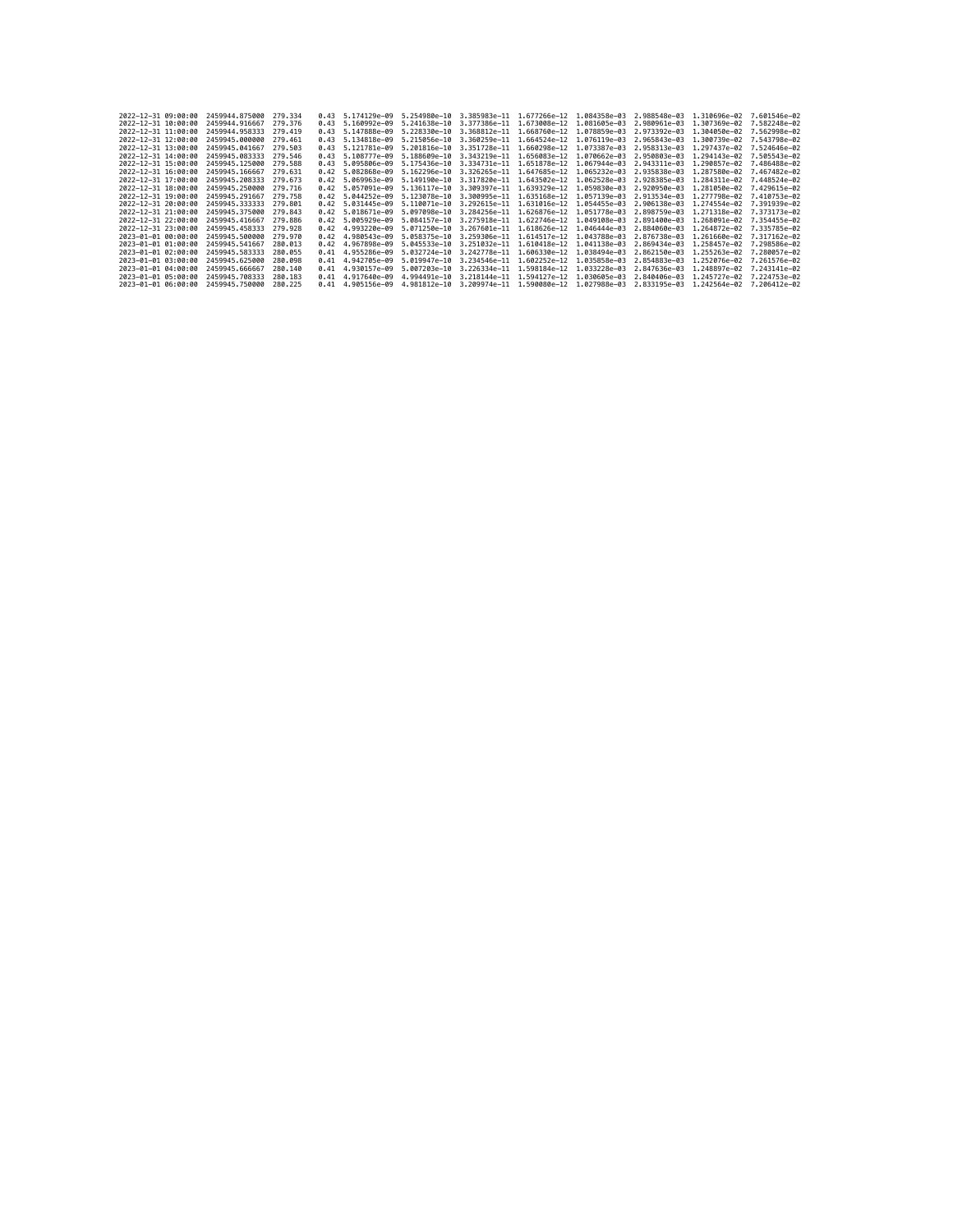| | | | | | | | | | | | |
|---|---|---|---|---|---|---|---|---|---|---|---|
| 2022-12-31 09:00:00 | 2459944.875000 | 279.334 | 0.43 | 5.174129e-09 | 5.254980e-10 | 3.385983e-11 | 1.677266e-12 | 1.084358e-03 | 2.988548e-03 | 1.310696e-02 | 7.601546e-02 |
| 2022-12-31 10:00:00 | 2459944.916667 | 279.376 | 0.43 | 5.160992e-09 | 5.241638e-10 | 3.377386e-11 | 1.673008e-12 | 1.081605e-03 | 2.980961e-03 | 1.307369e-02 | 7.582248e-02 |
| 2022-12-31 11:00:00 | 2459944.958333 | 279.419 | 0.43 | 5.147888e-09 | 5.228330e-10 | 3.368812e-11 | 1.668760e-12 | 1.078859e-03 | 2.973392e-03 | 1.304050e-02 | 7.562998e-02 |
| 2022-12-31 12:00:00 | 2459945.000000 | 279.461 | 0.43 | 5.134818e-09 | 5.215056e-10 | 3.360259e-11 | 1.664524e-12 | 1.076119e-03 | 2.965843e-03 | 1.300739e-02 | 7.543798e-02 |
| 2022-12-31 13:00:00 | 2459945.041667 | 279.503 | 0.43 | 5.121781e-09 | 5.201816e-10 | 3.351728e-11 | 1.660298e-12 | 1.073387e-03 | 2.958313e-03 | 1.297437e-02 | 7.524646e-02 |
| 2022-12-31 14:00:00 | 2459945.083333 | 279.546 | 0.43 | 5.108777e-09 | 5.188609e-10 | 3.343219e-11 | 1.656083e-12 | 1.070662e-03 | 2.950803e-03 | 1.294143e-02 | 7.505543e-02 |
| 2022-12-31 15:00:00 | 2459945.125000 | 279.588 | 0.43 | 5.095806e-09 | 5.175436e-10 | 3.334731e-11 | 1.651878e-12 | 1.067944e-03 | 2.943311e-03 | 1.290857e-02 | 7.486488e-02 |
| 2022-12-31 16:00:00 | 2459945.166667 | 279.631 | 0.42 | 5.082868e-09 | 5.162296e-10 | 3.326265e-11 | 1.647685e-12 | 1.065232e-03 | 2.935838e-03 | 1.287580e-02 | 7.467482e-02 |
| 2022-12-31 17:00:00 | 2459945.208333 | 279.673 | 0.42 | 5.069963e-09 | 5.149190e-10 | 3.317820e-11 | 1.643502e-12 | 1.062528e-03 | 2.928385e-03 | 1.284311e-02 | 7.448524e-02 |
| 2022-12-31 18:00:00 | 2459945.250000 | 279.716 | 0.42 | 5.057091e-09 | 5.136117e-10 | 3.309397e-11 | 1.639329e-12 | 1.059830e-03 | 2.920950e-03 | 1.281050e-02 | 7.429615e-02 |
| 2022-12-31 19:00:00 | 2459945.291667 | 279.758 | 0.42 | 5.044252e-09 | 5.123078e-10 | 3.300995e-11 | 1.635168e-12 | 1.057139e-03 | 2.913534e-03 | 1.277798e-02 | 7.410753e-02 |
| 2022-12-31 20:00:00 | 2459945.333333 | 279.801 | 0.42 | 5.031445e-09 | 5.110071e-10 | 3.292615e-11 | 1.631016e-12 | 1.054455e-03 | 2.906138e-03 | 1.274554e-02 | 7.391939e-02 |
| 2022-12-31 21:00:00 | 2459945.375000 | 279.843 | 0.42 | 5.018671e-09 | 5.097098e-10 | 3.284256e-11 | 1.626876e-12 | 1.051778e-03 | 2.898759e-03 | 1.271318e-02 | 7.373173e-02 |
| 2022-12-31 22:00:00 | 2459945.416667 | 279.886 | 0.42 | 5.005929e-09 | 5.084157e-10 | 3.275918e-11 | 1.622746e-12 | 1.049108e-03 | 2.891400e-03 | 1.268091e-02 | 7.354455e-02 |
| 2022-12-31 23:00:00 | 2459945.458333 | 279.928 | 0.42 | 4.993220e-09 | 5.071250e-10 | 3.267601e-11 | 1.618626e-12 | 1.046444e-03 | 2.884060e-03 | 1.264872e-02 | 7.335785e-02 |
| 2023-01-01 00:00:00 | 2459945.500000 | 279.970 | 0.42 | 4.980543e-09 | 5.058375e-10 | 3.259306e-11 | 1.614517e-12 | 1.043788e-03 | 2.876738e-03 | 1.261660e-02 | 7.317162e-02 |
| 2023-01-01 01:00:00 | 2459945.541667 | 280.013 | 0.42 | 4.967898e-09 | 5.045533e-10 | 3.251032e-11 | 1.610418e-12 | 1.041138e-03 | 2.869434e-03 | 1.258457e-02 | 7.298586e-02 |
| 2023-01-01 02:00:00 | 2459945.583333 | 280.055 | 0.41 | 4.955286e-09 | 5.032724e-10 | 3.242778e-11 | 1.606330e-12 | 1.038494e-03 | 2.862150e-03 | 1.255263e-02 | 7.280057e-02 |
| 2023-01-01 03:00:00 | 2459945.625000 | 280.098 | 0.41 | 4.942705e-09 | 5.019947e-10 | 3.234546e-11 | 1.602252e-12 | 1.035858e-03 | 2.854883e-03 | 1.252076e-02 | 7.261576e-02 |
| 2023-01-01 04:00:00 | 2459945.666667 | 280.140 | 0.41 | 4.930157e-09 | 5.007203e-10 | 3.226334e-11 | 1.598184e-12 | 1.033228e-03 | 2.847636e-03 | 1.248897e-02 | 7.243141e-02 |
| 2023-01-01 05:00:00 | 2459945.708333 | 280.183 | 0.41 | 4.917640e-09 | 4.994491e-10 | 3.218144e-11 | 1.594127e-12 | 1.030605e-03 | 2.840406e-03 | 1.245727e-02 | 7.224753e-02 |
| 2023-01-01 06:00:00 | 2459945.750000 | 280.225 | 0.41 | 4.905156e-09 | 4.981812e-10 | 3.209974e-11 | 1.590080e-12 | 1.027988e-03 | 2.833195e-03 | 1.242564e-02 | 7.206412e-02 |